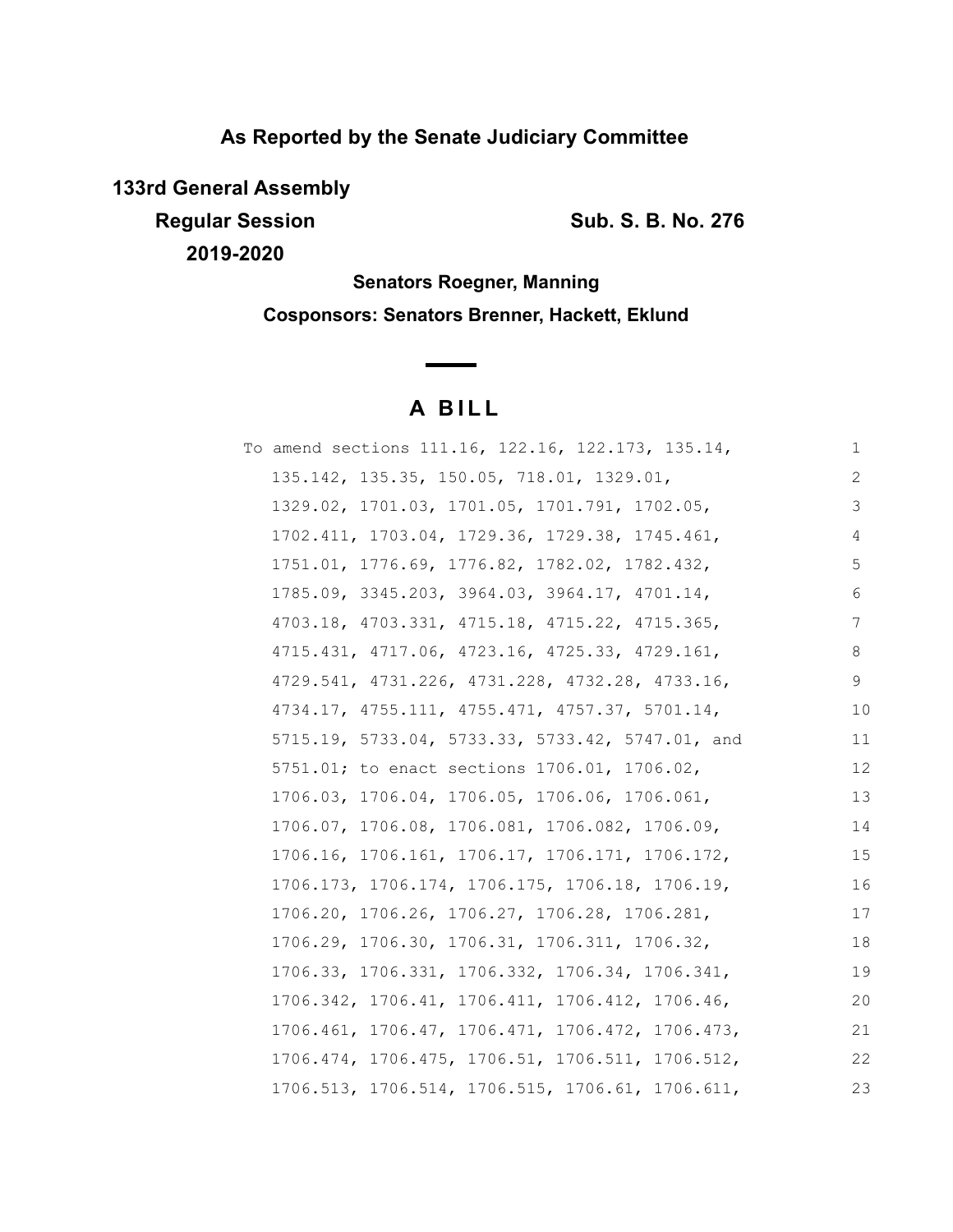**As Reported by the Senate Judiciary Committee**

**133rd General Assembly**

**Regular Session** **Sub. S. B. No. 276**

**2019-2020**

**Senators Roegner, Manning**

**Cosponsors: Senators Brenner, Hackett, Eklund**

# A BILL

| | |
|---|---|
| To amend sections 111.16, 122.16, 122.173, 135.14, | 1 |
| 135.142, 135.35, 150.05, 718.01, 1329.01, | 2 |
| 1329.02, 1701.03, 1701.05, 1701.791, 1702.05, | 3 |
| 1702.411, 1703.04, 1729.36, 1729.38, 1745.461, | 4 |
| 1751.01, 1776.69, 1776.82, 1782.02, 1782.432, | 5 |
| 1785.09, 3345.203, 3964.03, 3964.17, 4701.14, | 6 |
| 4703.18, 4703.331, 4715.18, 4715.22, 4715.365, | 7 |
| 4715.431, 4717.06, 4723.16, 4725.33, 4729.161, | 8 |
| 4729.541, 4731.226, 4731.228, 4732.28, 4733.16, | 9 |
| 4734.17, 4755.111, 4755.471, 4757.37, 5701.14, | 10 |
| 5715.19, 5733.04, 5733.33, 5733.42, 5747.01, and | 11 |
| 5751.01; to enact sections 1706.01, 1706.02, | 12 |
| 1706.03, 1706.04, 1706.05, 1706.06, 1706.061, | 13 |
| 1706.07, 1706.08, 1706.081, 1706.082, 1706.09, | 14 |
| 1706.16, 1706.161, 1706.17, 1706.171, 1706.172, | 15 |
| 1706.173, 1706.174, 1706.175, 1706.18, 1706.19, | 16 |
| 1706.20, 1706.26, 1706.27, 1706.28, 1706.281, | 17 |
| 1706.29, 1706.30, 1706.31, 1706.311, 1706.32, | 18 |
| 1706.33, 1706.331, 1706.332, 1706.34, 1706.341, | 19 |
| 1706.342, 1706.41, 1706.411, 1706.412, 1706.46, | 20 |
| 1706.461, 1706.47, 1706.471, 1706.472, 1706.473, | 21 |
| 1706.474, 1706.475, 1706.51, 1706.511, 1706.512, | 22 |
| 1706.513, 1706.514, 1706.515, 1706.61, 1706.611, | 23 |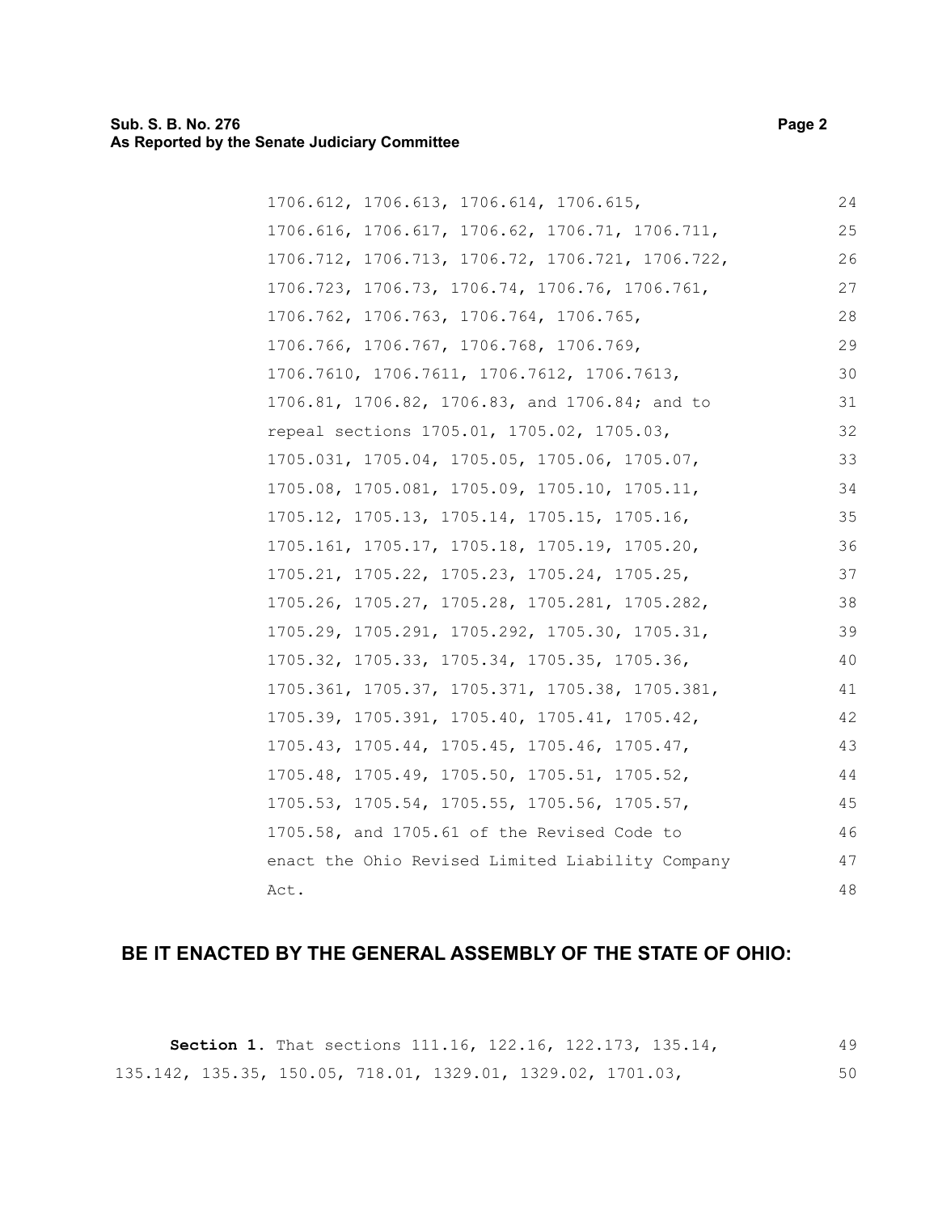1706.612, 1706.613, 1706.614, 1706.615, 1706.616, 1706.617, 1706.62, 1706.71, 1706.711, 1706.712, 1706.713, 1706.72, 1706.721, 1706.722, 1706.723, 1706.73, 1706.74, 1706.76, 1706.761, 1706.762, 1706.763, 1706.764, 1706.765, 1706.766, 1706.767, 1706.768, 1706.769, 1706.7610, 1706.7611, 1706.7612, 1706.7613, 1706.81, 1706.82, 1706.83, and 1706.84; and to repeal sections 1705.01, 1705.02, 1705.03, 1705.031, 1705.04, 1705.05, 1705.06, 1705.07, 1705.08, 1705.081, 1705.09, 1705.10, 1705.11, 1705.12, 1705.13, 1705.14, 1705.15, 1705.16, 1705.161, 1705.17, 1705.18, 1705.19, 1705.20, 1705.21, 1705.22, 1705.23, 1705.24, 1705.25, 1705.26, 1705.27, 1705.28, 1705.281, 1705.282, 1705.29, 1705.291, 1705.292, 1705.30, 1705.31, 1705.32, 1705.33, 1705.34, 1705.35, 1705.36, 1705.361, 1705.37, 1705.371, 1705.38, 1705.381, 1705.39, 1705.391, 1705.40, 1705.41, 1705.42, 1705.43, 1705.44, 1705.45, 1705.46, 1705.47, 1705.48, 1705.49, 1705.50, 1705.51, 1705.52, 1705.53, 1705.54, 1705.55, 1705.56, 1705.57, 1705.58, and 1705.61 of the Revised Code to enact the Ohio Revised Limited Liability Company Act.

**BE IT ENACTED BY THE GENERAL ASSEMBLY OF THE STATE OF OHIO:**

**Section 1.** That sections 111.16, 122.16, 122.173, 135.14, 135.142, 135.35, 150.05, 718.01, 1329.01, 1329.02, 1701.03,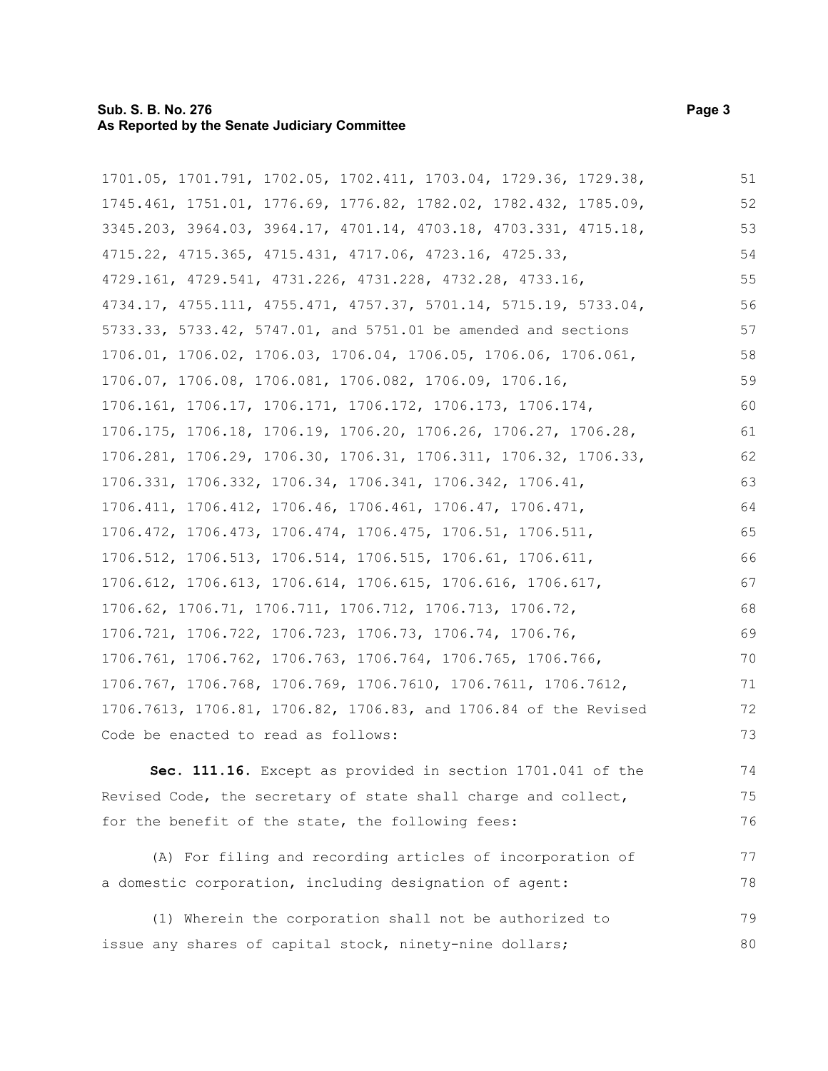1701.05, 1701.791, 1702.05, 1702.411, 1703.04, 1729.36, 1729.38, 1745.461, 1751.01, 1776.69, 1776.82, 1782.02, 1782.432, 1785.09, 3345.203, 3964.03, 3964.17, 4701.14, 4703.18, 4703.331, 4715.18, 4715.22, 4715.365, 4715.431, 4717.06, 4723.16, 4725.33, 4729.161, 4729.541, 4731.226, 4731.228, 4732.28, 4733.16, 4734.17, 4755.111, 4755.471, 4757.37, 5701.14, 5715.19, 5733.04, 5733.33, 5733.42, 5747.01, and 5751.01 be amended and sections 1706.01, 1706.02, 1706.03, 1706.04, 1706.05, 1706.06, 1706.061, 1706.07, 1706.08, 1706.081, 1706.082, 1706.09, 1706.16, 1706.161, 1706.17, 1706.171, 1706.172, 1706.173, 1706.174, 1706.175, 1706.18, 1706.19, 1706.20, 1706.26, 1706.27, 1706.28, 1706.281, 1706.29, 1706.30, 1706.31, 1706.311, 1706.32, 1706.33, 1706.331, 1706.332, 1706.34, 1706.341, 1706.342, 1706.41, 1706.411, 1706.412, 1706.46, 1706.461, 1706.47, 1706.471, 1706.472, 1706.473, 1706.474, 1706.475, 1706.51, 1706.511, 1706.512, 1706.513, 1706.514, 1706.515, 1706.61, 1706.611, 1706.612, 1706.613, 1706.614, 1706.615, 1706.616, 1706.617, 1706.62, 1706.71, 1706.711, 1706.712, 1706.713, 1706.72, 1706.721, 1706.722, 1706.723, 1706.73, 1706.74, 1706.76, 1706.761, 1706.762, 1706.763, 1706.764, 1706.765, 1706.766, 1706.767, 1706.768, 1706.769, 1706.7610, 1706.7611, 1706.7612, 1706.7613, 1706.81, 1706.82, 1706.83, and 1706.84 of the Revised Code be enacted to read as follows:

**Sec. 111.16.** Except as provided in section 1701.041 of the Revised Code, the secretary of state shall charge and collect, for the benefit of the state, the following fees:

(A) For filing and recording articles of incorporation of a domestic corporation, including designation of agent:

(1) Wherein the corporation shall not be authorized to issue any shares of capital stock, ninety-nine dollars;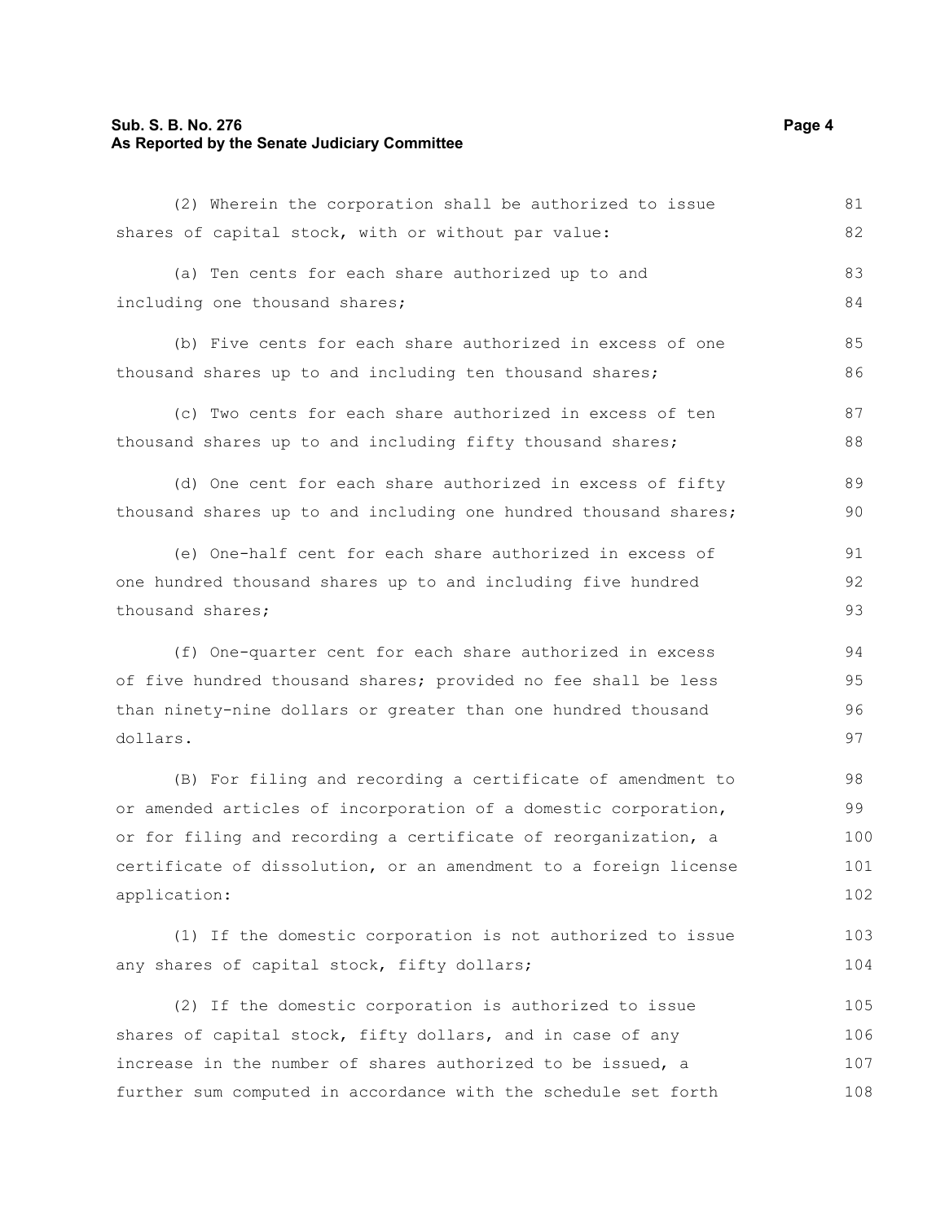(2) Wherein the corporation shall be authorized to issue shares of capital stock, with or without par value:

(a) Ten cents for each share authorized up to and including one thousand shares;

(b) Five cents for each share authorized in excess of one thousand shares up to and including ten thousand shares;

(c) Two cents for each share authorized in excess of ten thousand shares up to and including fifty thousand shares;

(d) One cent for each share authorized in excess of fifty thousand shares up to and including one hundred thousand shares;

(e) One-half cent for each share authorized in excess of one hundred thousand shares up to and including five hundred thousand shares;

(f) One-quarter cent for each share authorized in excess of five hundred thousand shares; provided no fee shall be less than ninety-nine dollars or greater than one hundred thousand dollars.

(B) For filing and recording a certificate of amendment to or amended articles of incorporation of a domestic corporation, or for filing and recording a certificate of reorganization, a certificate of dissolution, or an amendment to a foreign license application:

(1) If the domestic corporation is not authorized to issue any shares of capital stock, fifty dollars;

(2) If the domestic corporation is authorized to issue shares of capital stock, fifty dollars, and in case of any increase in the number of shares authorized to be issued, a further sum computed in accordance with the schedule set forth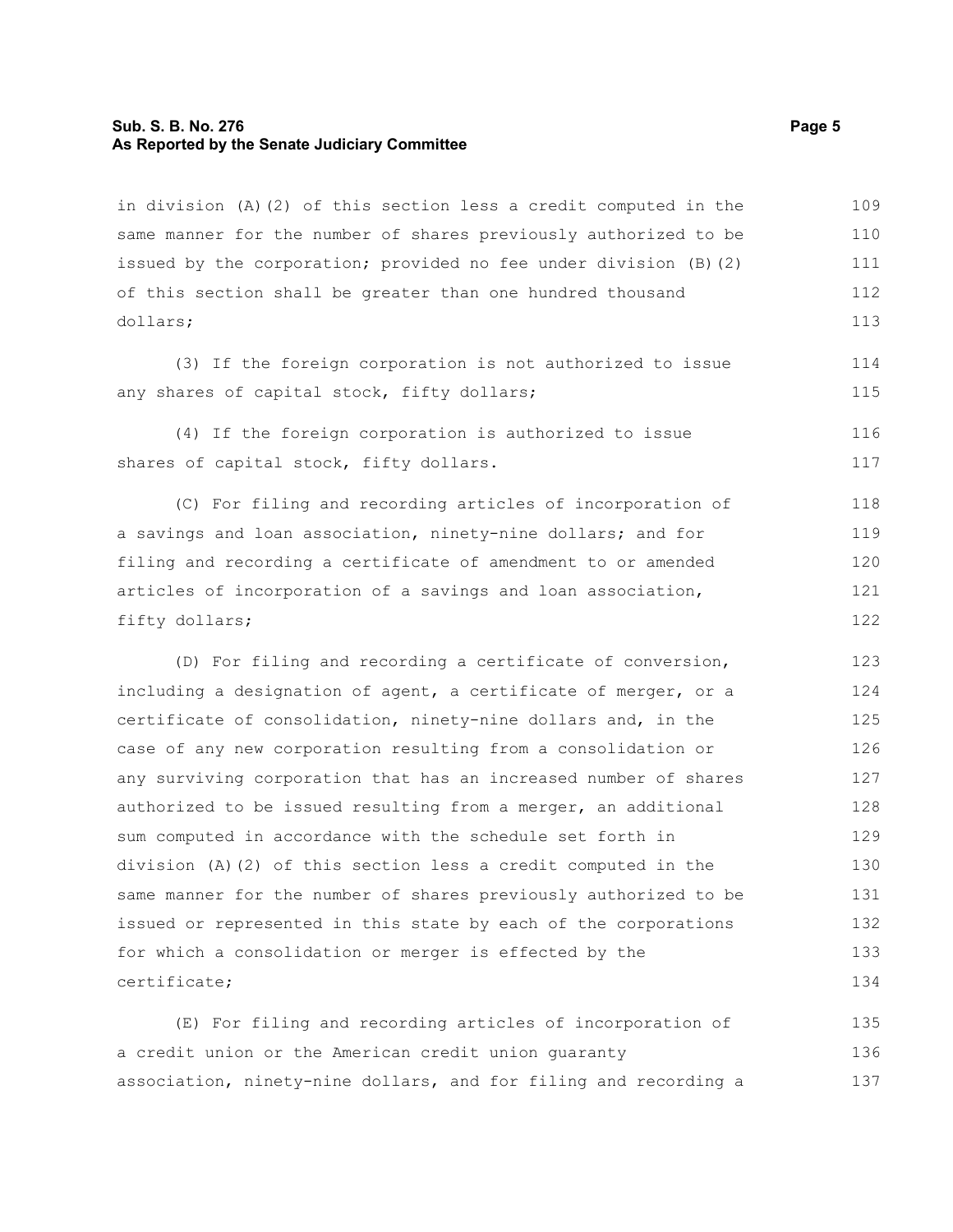in division (A)(2) of this section less a credit computed in the same manner for the number of shares previously authorized to be issued by the corporation; provided no fee under division (B)(2) of this section shall be greater than one hundred thousand dollars;

(3) If the foreign corporation is not authorized to issue any shares of capital stock, fifty dollars;

(4) If the foreign corporation is authorized to issue shares of capital stock, fifty dollars.

(C) For filing and recording articles of incorporation of a savings and loan association, ninety-nine dollars; and for filing and recording a certificate of amendment to or amended articles of incorporation of a savings and loan association, fifty dollars;

(D) For filing and recording a certificate of conversion, including a designation of agent, a certificate of merger, or a certificate of consolidation, ninety-nine dollars and, in the case of any new corporation resulting from a consolidation or any surviving corporation that has an increased number of shares authorized to be issued resulting from a merger, an additional sum computed in accordance with the schedule set forth in division (A)(2) of this section less a credit computed in the same manner for the number of shares previously authorized to be issued or represented in this state by each of the corporations for which a consolidation or merger is effected by the certificate;

(E) For filing and recording articles of incorporation of a credit union or the American credit union guaranty association, ninety-nine dollars, and for filing and recording a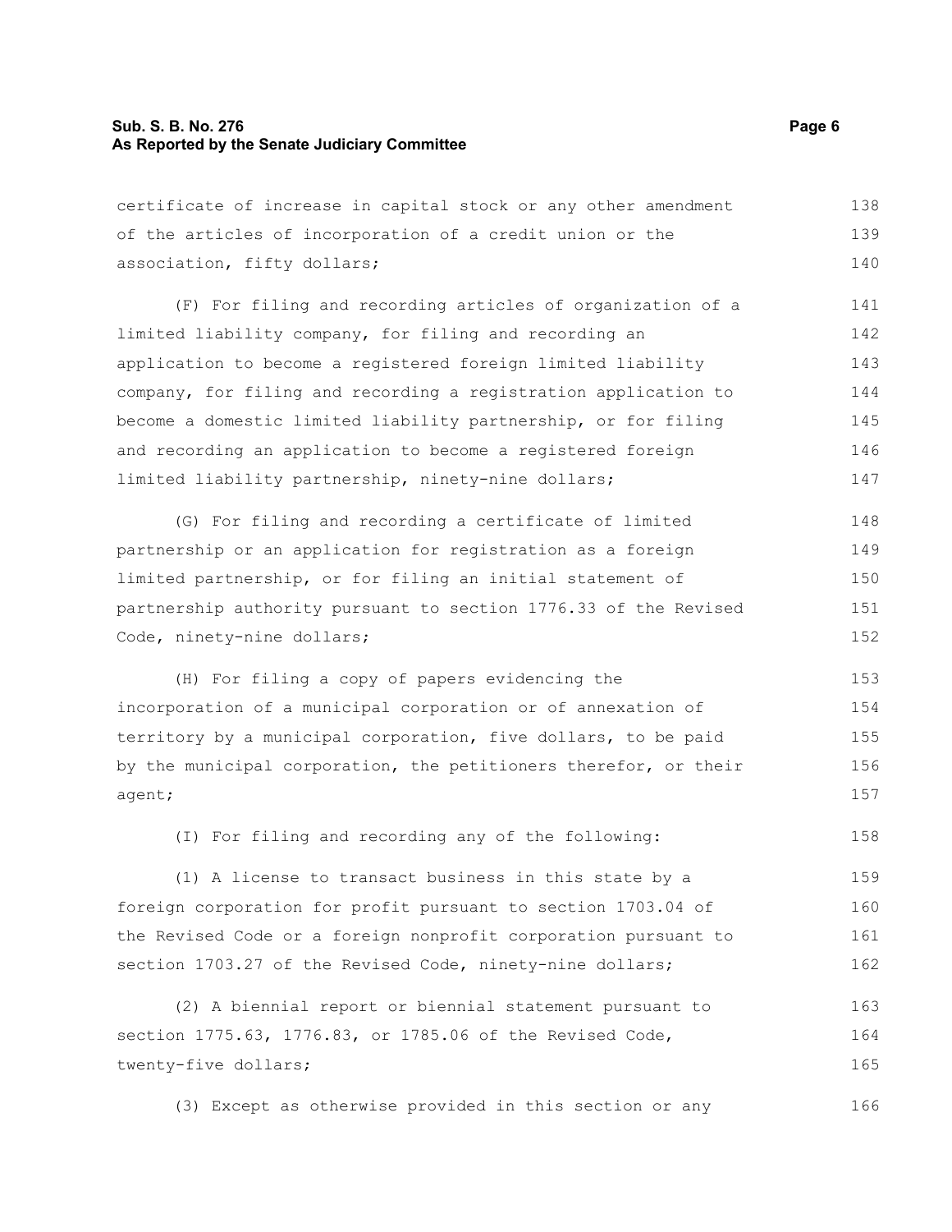certificate of increase in capital stock or any other amendment of the articles of incorporation of a credit union or the association, fifty dollars;

(F) For filing and recording articles of organization of a limited liability company, for filing and recording an application to become a registered foreign limited liability company, for filing and recording a registration application to become a domestic limited liability partnership, or for filing and recording an application to become a registered foreign limited liability partnership, ninety-nine dollars;

(G) For filing and recording a certificate of limited partnership or an application for registration as a foreign limited partnership, or for filing an initial statement of partnership authority pursuant to section 1776.33 of the Revised Code, ninety-nine dollars;

(H) For filing a copy of papers evidencing the incorporation of a municipal corporation or of annexation of territory by a municipal corporation, five dollars, to be paid by the municipal corporation, the petitioners therefor, or their agent;

(I) For filing and recording any of the following:

(1) A license to transact business in this state by a foreign corporation for profit pursuant to section 1703.04 of the Revised Code or a foreign nonprofit corporation pursuant to section 1703.27 of the Revised Code, ninety-nine dollars;

(2) A biennial report or biennial statement pursuant to section 1775.63, 1776.83, or 1785.06 of the Revised Code, twenty-five dollars;

(3) Except as otherwise provided in this section or any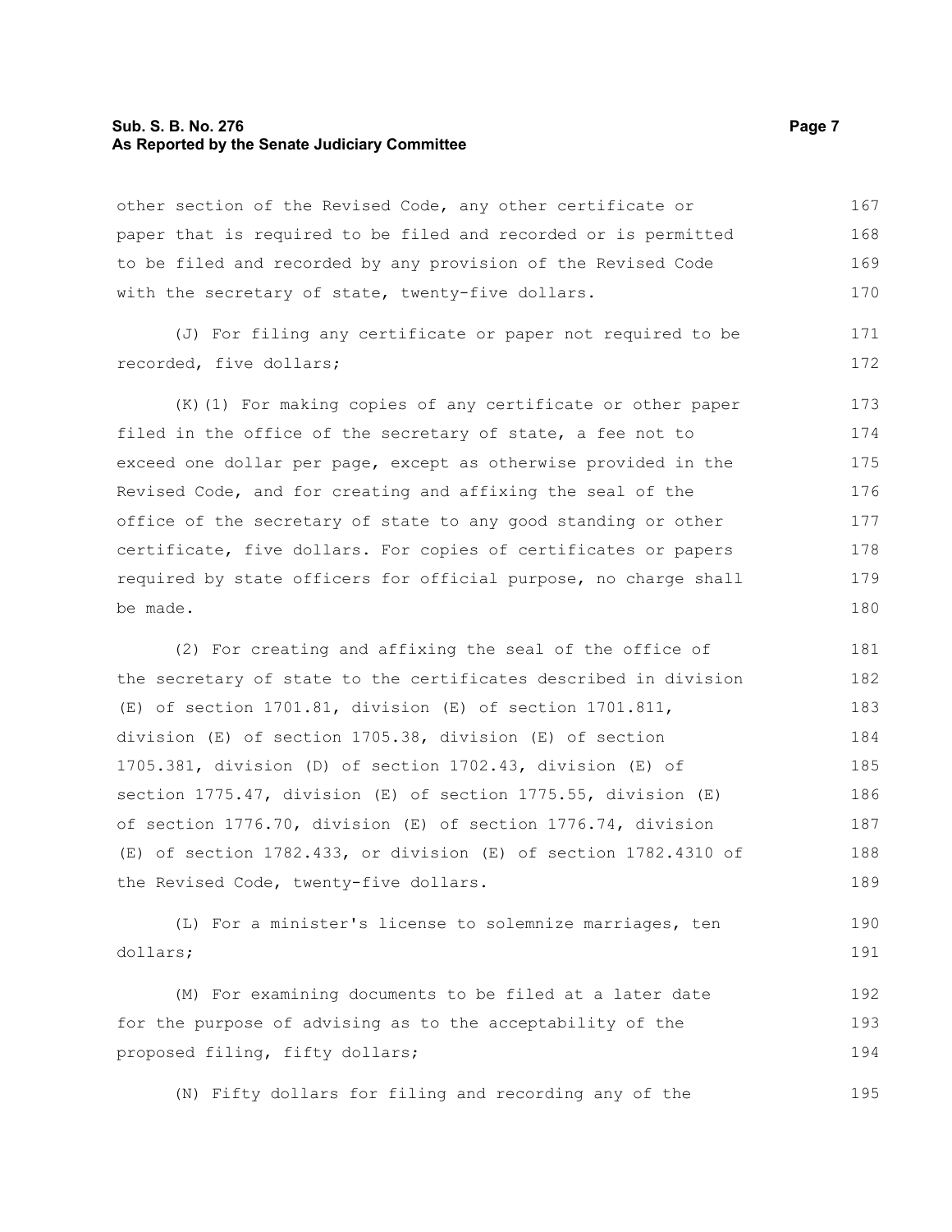other section of the Revised Code, any other certificate or paper that is required to be filed and recorded or is permitted to be filed and recorded by any provision of the Revised Code with the secretary of state, twenty-five dollars.

(J) For filing any certificate or paper not required to be recorded, five dollars;

(K)(1) For making copies of any certificate or other paper filed in the office of the secretary of state, a fee not to exceed one dollar per page, except as otherwise provided in the Revised Code, and for creating and affixing the seal of the office of the secretary of state to any good standing or other certificate, five dollars. For copies of certificates or papers required by state officers for official purpose, no charge shall be made.

(2) For creating and affixing the seal of the office of the secretary of state to the certificates described in division (E) of section 1701.81, division (E) of section 1701.811, division (E) of section 1705.38, division (E) of section 1705.381, division (D) of section 1702.43, division (E) of section 1775.47, division (E) of section 1775.55, division (E) of section 1776.70, division (E) of section 1776.74, division (E) of section 1782.433, or division (E) of section 1782.4310 of the Revised Code, twenty-five dollars.

(L) For a minister's license to solemnize marriages, ten dollars;

(M) For examining documents to be filed at a later date for the purpose of advising as to the acceptability of the proposed filing, fifty dollars;

(N) Fifty dollars for filing and recording any of the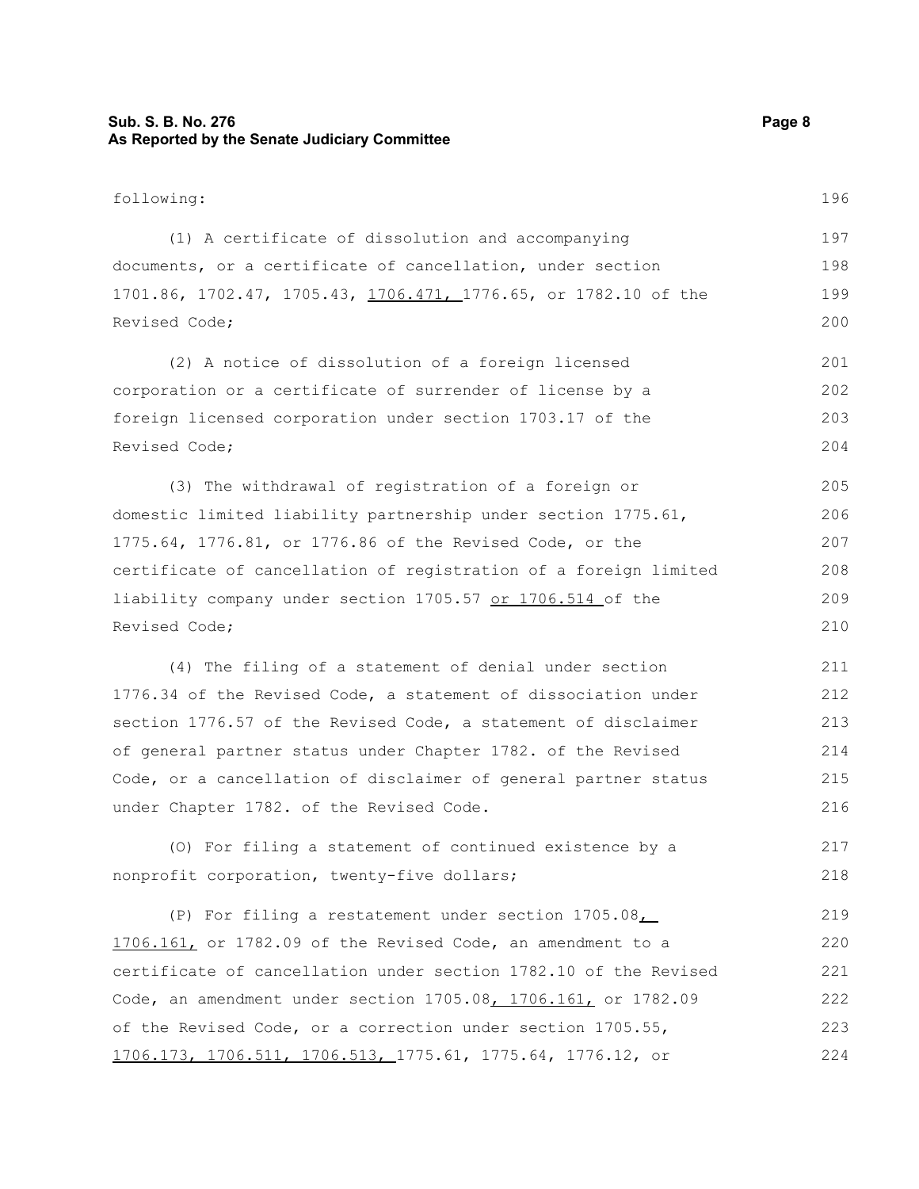following:

(1) A certificate of dissolution and accompanying documents, or a certificate of cancellation, under section 1701.86, 1702.47, 1705.43, 1706.471, 1776.65, or 1782.10 of the Revised Code;

(2) A notice of dissolution of a foreign licensed corporation or a certificate of surrender of license by a foreign licensed corporation under section 1703.17 of the Revised Code;

(3) The withdrawal of registration of a foreign or domestic limited liability partnership under section 1775.61, 1775.64, 1776.81, or 1776.86 of the Revised Code, or the certificate of cancellation of registration of a foreign limited liability company under section 1705.57 or 1706.514 of the Revised Code;

(4) The filing of a statement of denial under section 1776.34 of the Revised Code, a statement of dissociation under section 1776.57 of the Revised Code, a statement of disclaimer of general partner status under Chapter 1782. of the Revised Code, or a cancellation of disclaimer of general partner status under Chapter 1782. of the Revised Code.

(O) For filing a statement of continued existence by a nonprofit corporation, twenty-five dollars;

(P) For filing a restatement under section 1705.08, 1706.161, or 1782.09 of the Revised Code, an amendment to a certificate of cancellation under section 1782.10 of the Revised Code, an amendment under section 1705.08, 1706.161, or 1782.09 of the Revised Code, or a correction under section 1705.55, 1706.173, 1706.511, 1706.513, 1775.61, 1775.64, 1776.12, or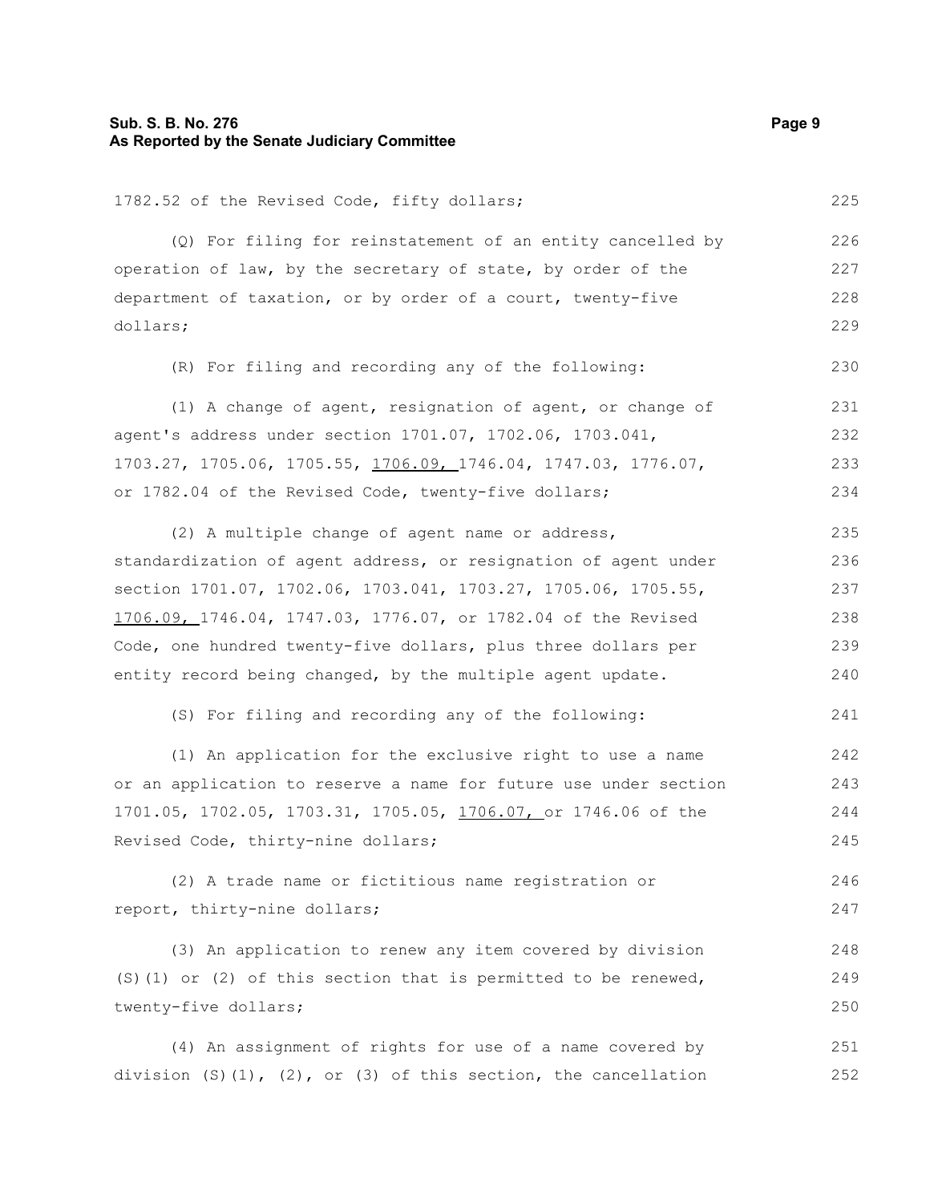1782.52 of the Revised Code, fifty dollars;

(Q) For filing for reinstatement of an entity cancelled by operation of law, by the secretary of state, by order of the department of taxation, or by order of a court, twenty-five dollars;

(R) For filing and recording any of the following:

(1) A change of agent, resignation of agent, or change of agent's address under section 1701.07, 1702.06, 1703.041, 1703.27, 1705.06, 1705.55, 1706.09, 1746.04, 1747.03, 1776.07, or 1782.04 of the Revised Code, twenty-five dollars;

(2) A multiple change of agent name or address, standardization of agent address, or resignation of agent under section 1701.07, 1702.06, 1703.041, 1703.27, 1705.06, 1705.55, 1706.09, 1746.04, 1747.03, 1776.07, or 1782.04 of the Revised Code, one hundred twenty-five dollars, plus three dollars per entity record being changed, by the multiple agent update.

(S) For filing and recording any of the following:

(1) An application for the exclusive right to use a name or an application to reserve a name for future use under section 1701.05, 1702.05, 1703.31, 1705.05, 1706.07, or 1746.06 of the Revised Code, thirty-nine dollars;

(2) A trade name or fictitious name registration or report, thirty-nine dollars;

(3) An application to renew any item covered by division (S)(1) or (2) of this section that is permitted to be renewed, twenty-five dollars;

(4) An assignment of rights for use of a name covered by division (S)(1), (2), or (3) of this section, the cancellation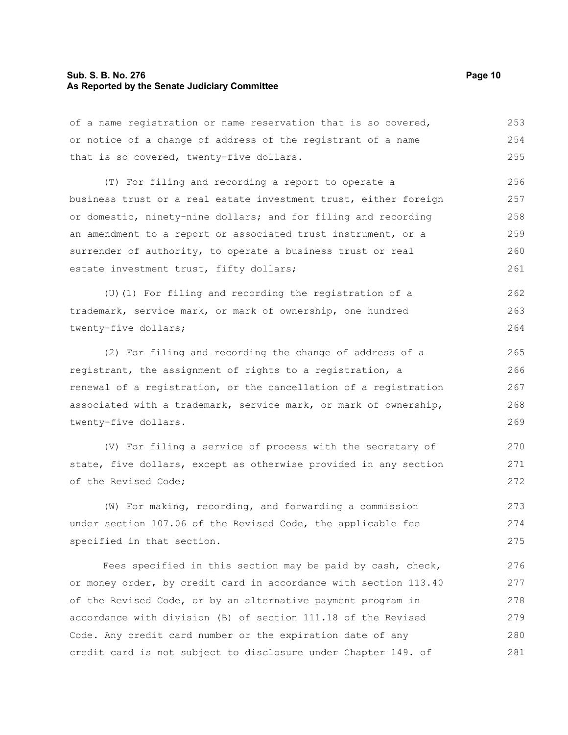of a name registration or name reservation that is so covered, or notice of a change of address of the registrant of a name that is so covered, twenty-five dollars.

(T) For filing and recording a report to operate a business trust or a real estate investment trust, either foreign or domestic, ninety-nine dollars; and for filing and recording an amendment to a report or associated trust instrument, or a surrender of authority, to operate a business trust or real estate investment trust, fifty dollars;

(U)(1) For filing and recording the registration of a trademark, service mark, or mark of ownership, one hundred twenty-five dollars;

(2) For filing and recording the change of address of a registrant, the assignment of rights to a registration, a renewal of a registration, or the cancellation of a registration associated with a trademark, service mark, or mark of ownership, twenty-five dollars.

(V) For filing a service of process with the secretary of state, five dollars, except as otherwise provided in any section of the Revised Code;

(W) For making, recording, and forwarding a commission under section 107.06 of the Revised Code, the applicable fee specified in that section.

Fees specified in this section may be paid by cash, check, or money order, by credit card in accordance with section 113.40 of the Revised Code, or by an alternative payment program in accordance with division (B) of section 111.18 of the Revised Code. Any credit card number or the expiration date of any credit card is not subject to disclosure under Chapter 149. of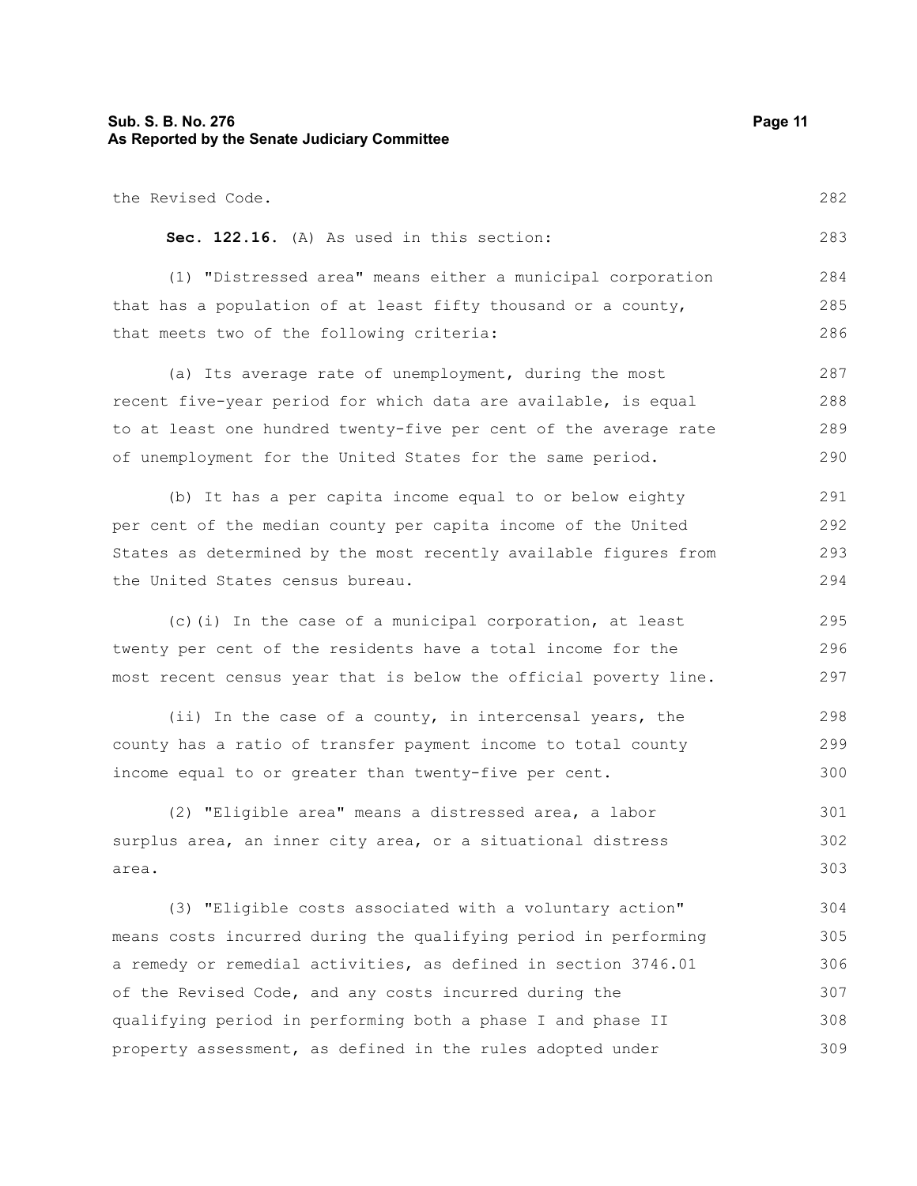the Revised Code.

**Sec. 122.16.** (A) As used in this section:

(1) "Distressed area" means either a municipal corporation that has a population of at least fifty thousand or a county, that meets two of the following criteria:

(a) Its average rate of unemployment, during the most recent five-year period for which data are available, is equal to at least one hundred twenty-five per cent of the average rate of unemployment for the United States for the same period.

(b) It has a per capita income equal to or below eighty per cent of the median county per capita income of the United States as determined by the most recently available figures from the United States census bureau.

(c)(i) In the case of a municipal corporation, at least twenty per cent of the residents have a total income for the most recent census year that is below the official poverty line.

(ii) In the case of a county, in intercensal years, the county has a ratio of transfer payment income to total county income equal to or greater than twenty-five per cent.

(2) "Eligible area" means a distressed area, a labor surplus area, an inner city area, or a situational distress area.

(3) "Eligible costs associated with a voluntary action" means costs incurred during the qualifying period in performing a remedy or remedial activities, as defined in section 3746.01 of the Revised Code, and any costs incurred during the qualifying period in performing both a phase I and phase II property assessment, as defined in the rules adopted under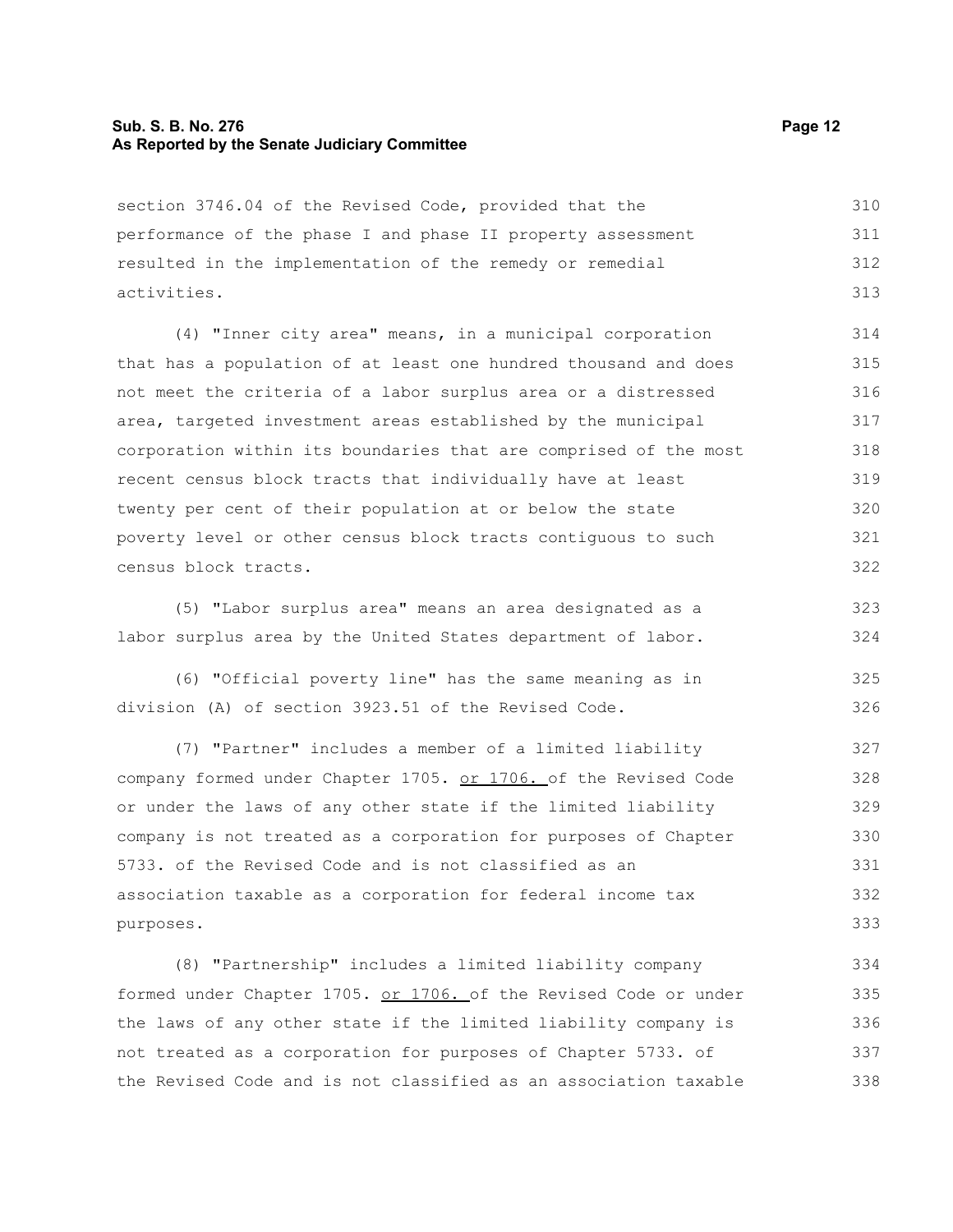section 3746.04 of the Revised Code, provided that the performance of the phase I and phase II property assessment resulted in the implementation of the remedy or remedial activities.

(4) "Inner city area" means, in a municipal corporation that has a population of at least one hundred thousand and does not meet the criteria of a labor surplus area or a distressed area, targeted investment areas established by the municipal corporation within its boundaries that are comprised of the most recent census block tracts that individually have at least twenty per cent of their population at or below the state poverty level or other census block tracts contiguous to such census block tracts.

(5) "Labor surplus area" means an area designated as a labor surplus area by the United States department of labor.

(6) "Official poverty line" has the same meaning as in division (A) of section 3923.51 of the Revised Code.

(7) "Partner" includes a member of a limited liability company formed under Chapter 1705. <u>or 1706.</u> of the Revised Code or under the laws of any other state if the limited liability company is not treated as a corporation for purposes of Chapter 5733. of the Revised Code and is not classified as an association taxable as a corporation for federal income tax purposes.

(8) "Partnership" includes a limited liability company formed under Chapter 1705. <u>or 1706.</u> of the Revised Code or under the laws of any other state if the limited liability company is not treated as a corporation for purposes of Chapter 5733. of the Revised Code and is not classified as an association taxable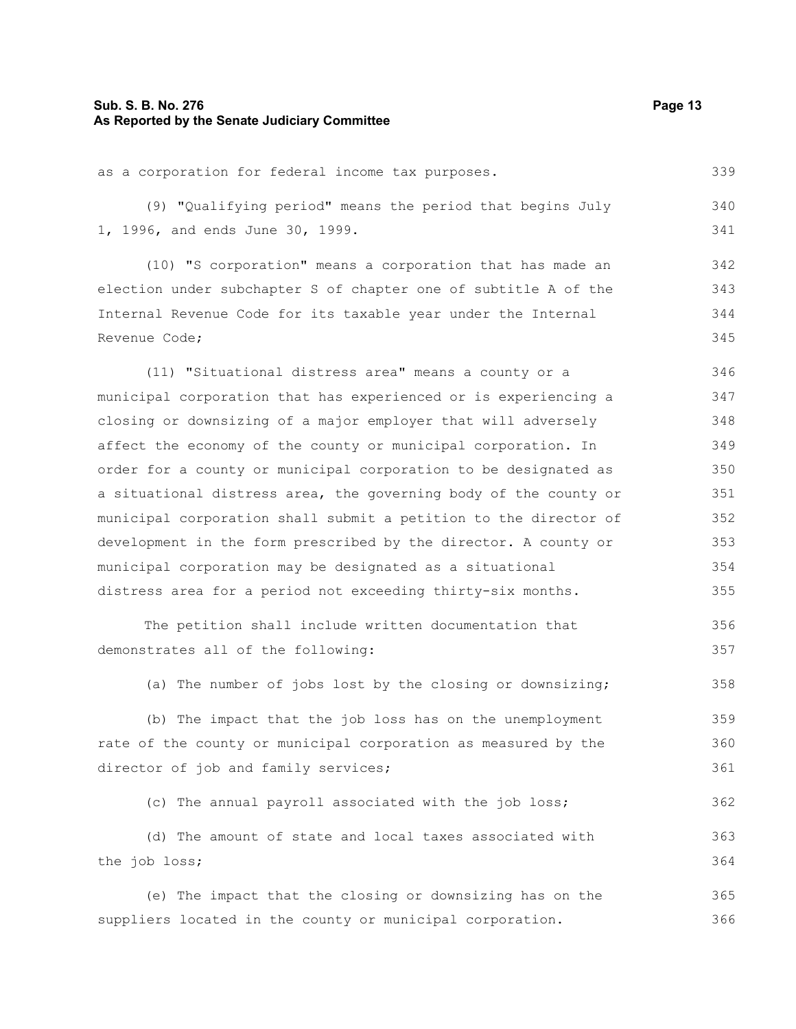as a corporation for federal income tax purposes.

(9) "Qualifying period" means the period that begins July 1, 1996, and ends June 30, 1999.

(10) "S corporation" means a corporation that has made an election under subchapter S of chapter one of subtitle A of the Internal Revenue Code for its taxable year under the Internal Revenue Code;

(11) "Situational distress area" means a county or a municipal corporation that has experienced or is experiencing a closing or downsizing of a major employer that will adversely affect the economy of the county or municipal corporation. In order for a county or municipal corporation to be designated as a situational distress area, the governing body of the county or municipal corporation shall submit a petition to the director of development in the form prescribed by the director. A county or municipal corporation may be designated as a situational distress area for a period not exceeding thirty-six months.

The petition shall include written documentation that demonstrates all of the following:

(a) The number of jobs lost by the closing or downsizing;

(b) The impact that the job loss has on the unemployment rate of the county or municipal corporation as measured by the director of job and family services;

(c) The annual payroll associated with the job loss;

(d) The amount of state and local taxes associated with the job loss;

(e) The impact that the closing or downsizing has on the suppliers located in the county or municipal corporation.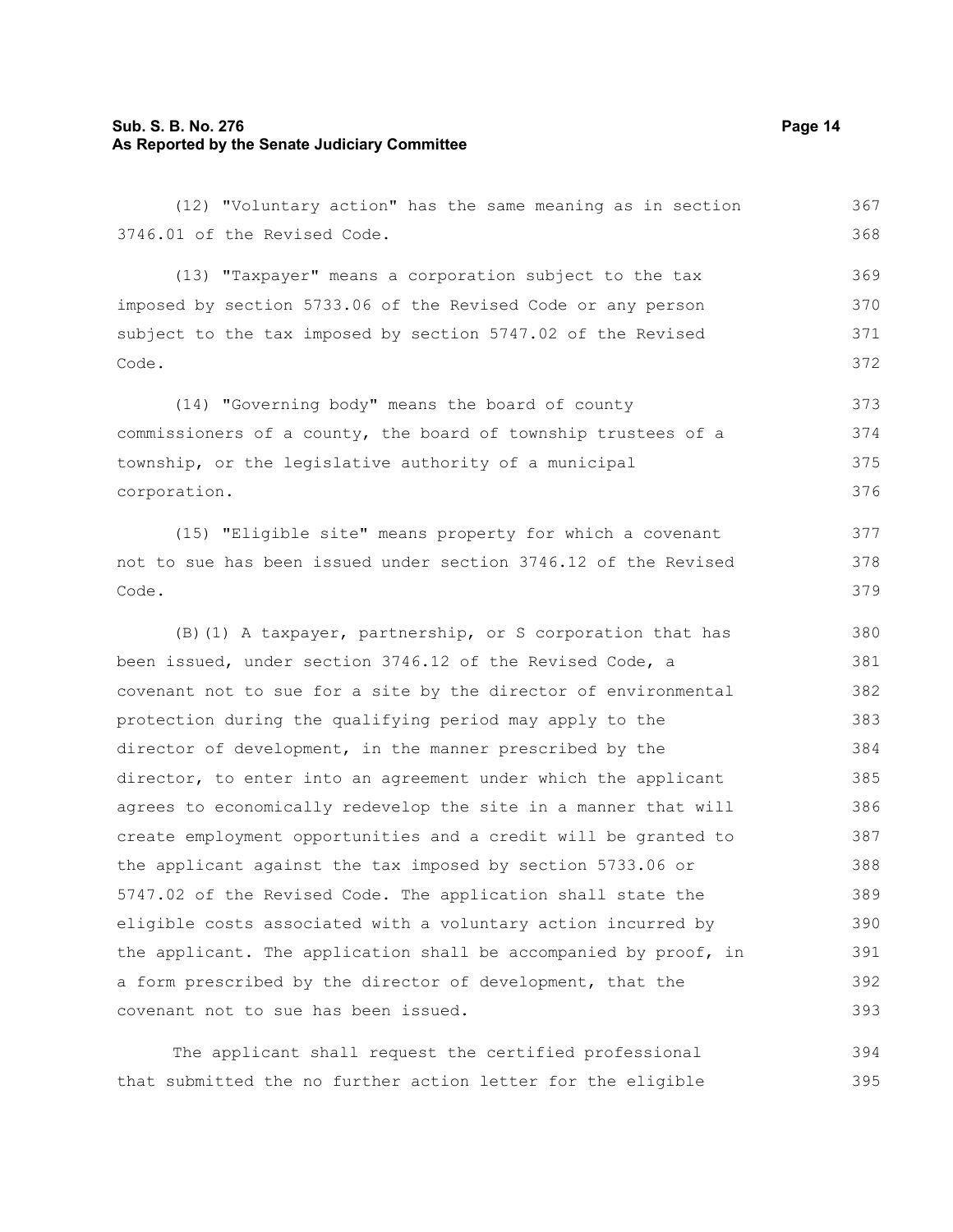(12) "Voluntary action" has the same meaning as in section 3746.01 of the Revised Code.

(13) "Taxpayer" means a corporation subject to the tax imposed by section 5733.06 of the Revised Code or any person subject to the tax imposed by section 5747.02 of the Revised Code.

(14) "Governing body" means the board of county commissioners of a county, the board of township trustees of a township, or the legislative authority of a municipal corporation.

(15) "Eligible site" means property for which a covenant not to sue has been issued under section 3746.12 of the Revised Code.

(B)(1) A taxpayer, partnership, or S corporation that has been issued, under section 3746.12 of the Revised Code, a covenant not to sue for a site by the director of environmental protection during the qualifying period may apply to the director of development, in the manner prescribed by the director, to enter into an agreement under which the applicant agrees to economically redevelop the site in a manner that will create employment opportunities and a credit will be granted to the applicant against the tax imposed by section 5733.06 or 5747.02 of the Revised Code. The application shall state the eligible costs associated with a voluntary action incurred by the applicant. The application shall be accompanied by proof, in a form prescribed by the director of development, that the covenant not to sue has been issued.

The applicant shall request the certified professional that submitted the no further action letter for the eligible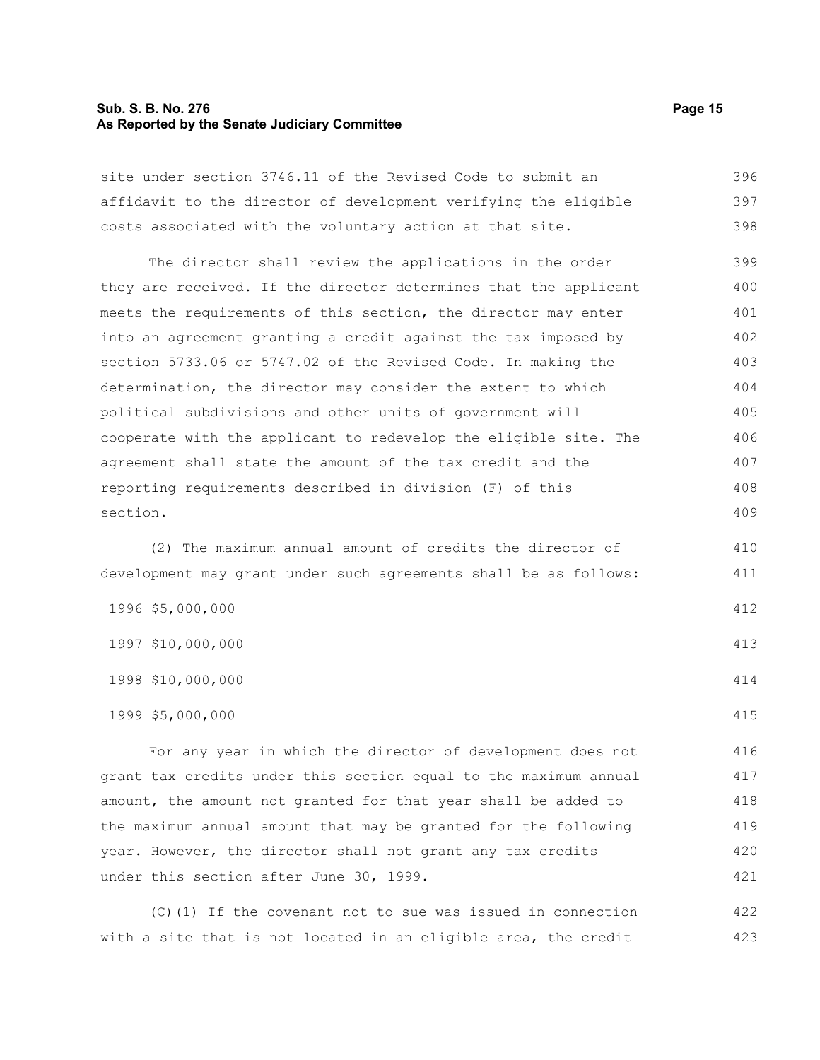site under section 3746.11 of the Revised Code to submit an affidavit to the director of development verifying the eligible costs associated with the voluntary action at that site.

The director shall review the applications in the order they are received. If the director determines that the applicant meets the requirements of this section, the director may enter into an agreement granting a credit against the tax imposed by section 5733.06 or 5747.02 of the Revised Code. In making the determination, the director may consider the extent to which political subdivisions and other units of government will cooperate with the applicant to redevelop the eligible site. The agreement shall state the amount of the tax credit and the reporting requirements described in division (F) of this section.

(2) The maximum annual amount of credits the director of development may grant under such agreements shall be as follows:

| | |
|---|---|
| 1996 | $5,000,000 |
| 1997 | $10,000,000 |
| 1998 | $10,000,000 |
| 1999 | $5,000,000 |

For any year in which the director of development does not grant tax credits under this section equal to the maximum annual amount, the amount not granted for that year shall be added to the maximum annual amount that may be granted for the following year. However, the director shall not grant any tax credits under this section after June 30, 1999.

(C)(1) If the covenant not to sue was issued in connection with a site that is not located in an eligible area, the credit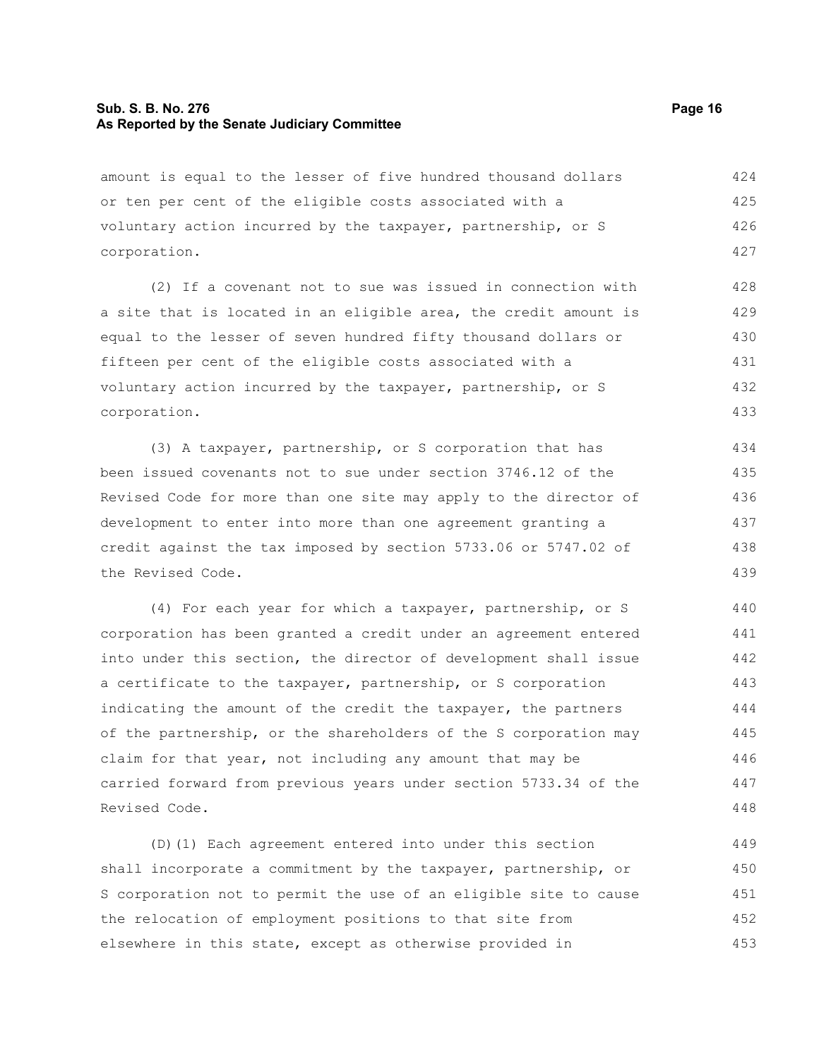amount is equal to the lesser of five hundred thousand dollars or ten per cent of the eligible costs associated with a voluntary action incurred by the taxpayer, partnership, or S corporation.

(2) If a covenant not to sue was issued in connection with a site that is located in an eligible area, the credit amount is equal to the lesser of seven hundred fifty thousand dollars or fifteen per cent of the eligible costs associated with a voluntary action incurred by the taxpayer, partnership, or S corporation.

(3) A taxpayer, partnership, or S corporation that has been issued covenants not to sue under section 3746.12 of the Revised Code for more than one site may apply to the director of development to enter into more than one agreement granting a credit against the tax imposed by section 5733.06 or 5747.02 of the Revised Code.

(4) For each year for which a taxpayer, partnership, or S corporation has been granted a credit under an agreement entered into under this section, the director of development shall issue a certificate to the taxpayer, partnership, or S corporation indicating the amount of the credit the taxpayer, the partners of the partnership, or the shareholders of the S corporation may claim for that year, not including any amount that may be carried forward from previous years under section 5733.34 of the Revised Code.

(D)(1) Each agreement entered into under this section shall incorporate a commitment by the taxpayer, partnership, or S corporation not to permit the use of an eligible site to cause the relocation of employment positions to that site from elsewhere in this state, except as otherwise provided in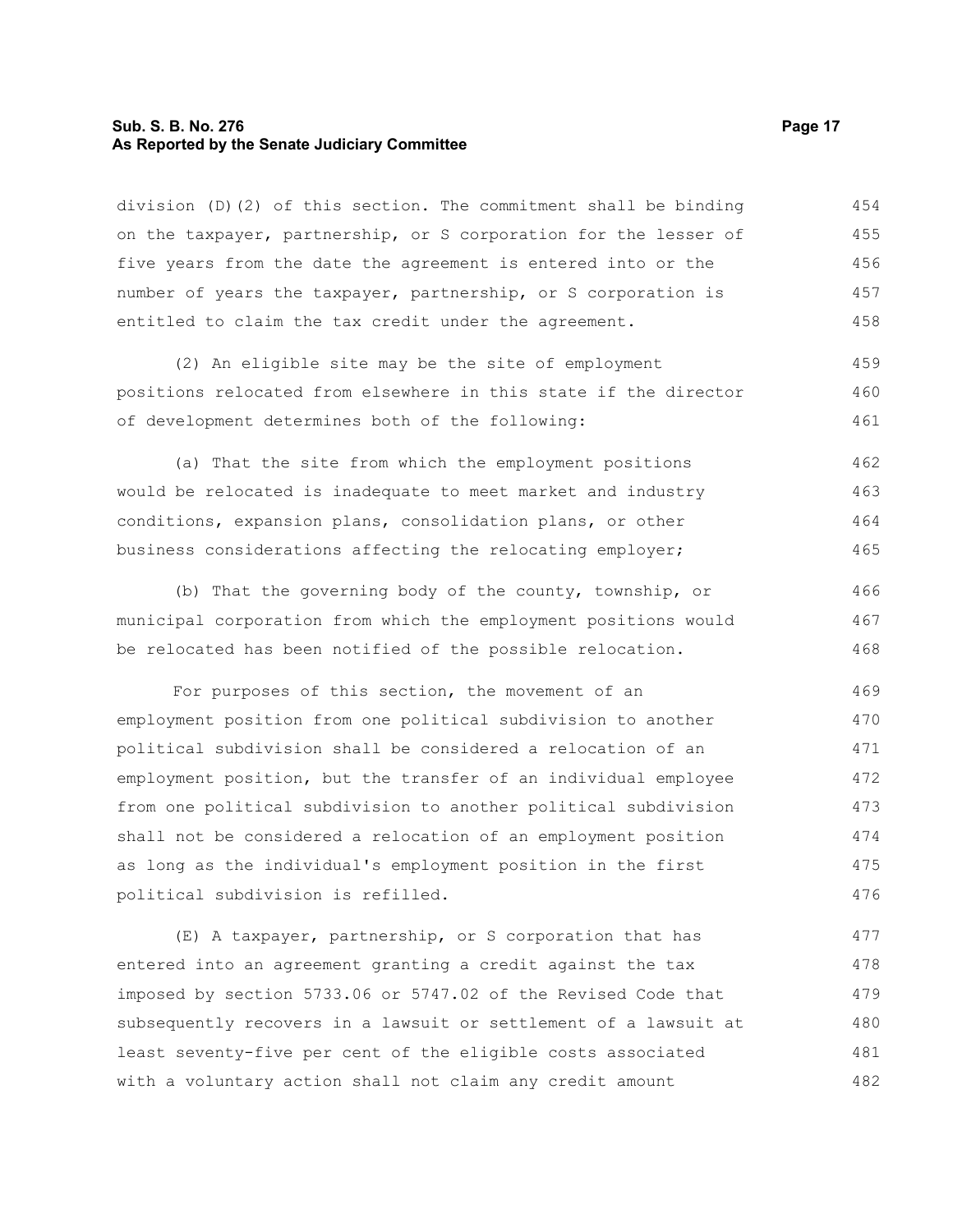division (D)(2) of this section. The commitment shall be binding on the taxpayer, partnership, or S corporation for the lesser of five years from the date the agreement is entered into or the number of years the taxpayer, partnership, or S corporation is entitled to claim the tax credit under the agreement.

(2) An eligible site may be the site of employment positions relocated from elsewhere in this state if the director of development determines both of the following:

(a) That the site from which the employment positions would be relocated is inadequate to meet market and industry conditions, expansion plans, consolidation plans, or other business considerations affecting the relocating employer;

(b) That the governing body of the county, township, or municipal corporation from which the employment positions would be relocated has been notified of the possible relocation.

For purposes of this section, the movement of an employment position from one political subdivision to another political subdivision shall be considered a relocation of an employment position, but the transfer of an individual employee from one political subdivision to another political subdivision shall not be considered a relocation of an employment position as long as the individual's employment position in the first political subdivision is refilled.

(E) A taxpayer, partnership, or S corporation that has entered into an agreement granting a credit against the tax imposed by section 5733.06 or 5747.02 of the Revised Code that subsequently recovers in a lawsuit or settlement of a lawsuit at least seventy-five per cent of the eligible costs associated with a voluntary action shall not claim any credit amount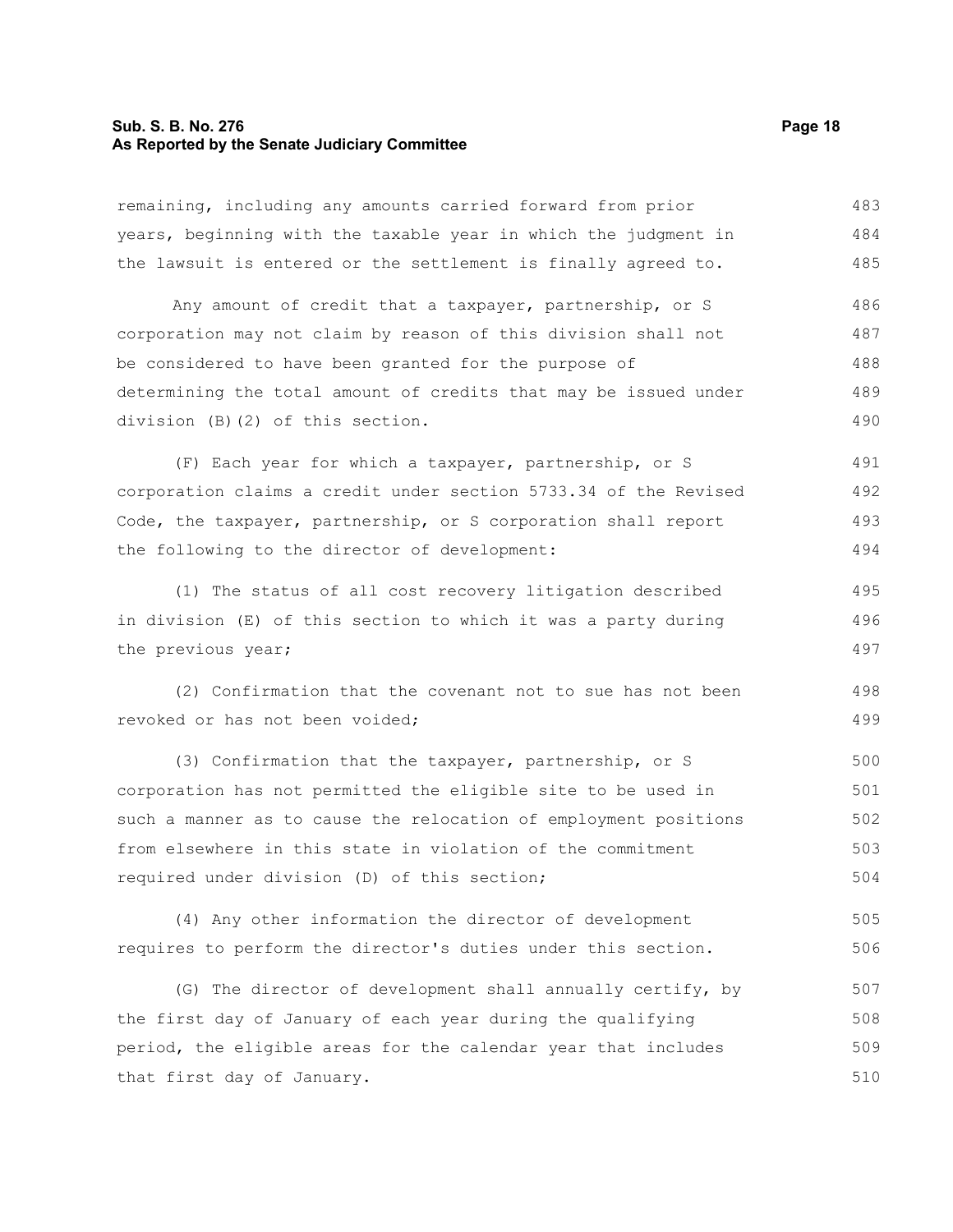remaining, including any amounts carried forward from prior years, beginning with the taxable year in which the judgment in the lawsuit is entered or the settlement is finally agreed to.

Any amount of credit that a taxpayer, partnership, or S corporation may not claim by reason of this division shall not be considered to have been granted for the purpose of determining the total amount of credits that may be issued under division (B)(2) of this section.

(F) Each year for which a taxpayer, partnership, or S corporation claims a credit under section 5733.34 of the Revised Code, the taxpayer, partnership, or S corporation shall report the following to the director of development:

(1) The status of all cost recovery litigation described in division (E) of this section to which it was a party during the previous year;

(2) Confirmation that the covenant not to sue has not been revoked or has not been voided;

(3) Confirmation that the taxpayer, partnership, or S corporation has not permitted the eligible site to be used in such a manner as to cause the relocation of employment positions from elsewhere in this state in violation of the commitment required under division (D) of this section;

(4) Any other information the director of development requires to perform the director's duties under this section.

(G) The director of development shall annually certify, by the first day of January of each year during the qualifying period, the eligible areas for the calendar year that includes that first day of January.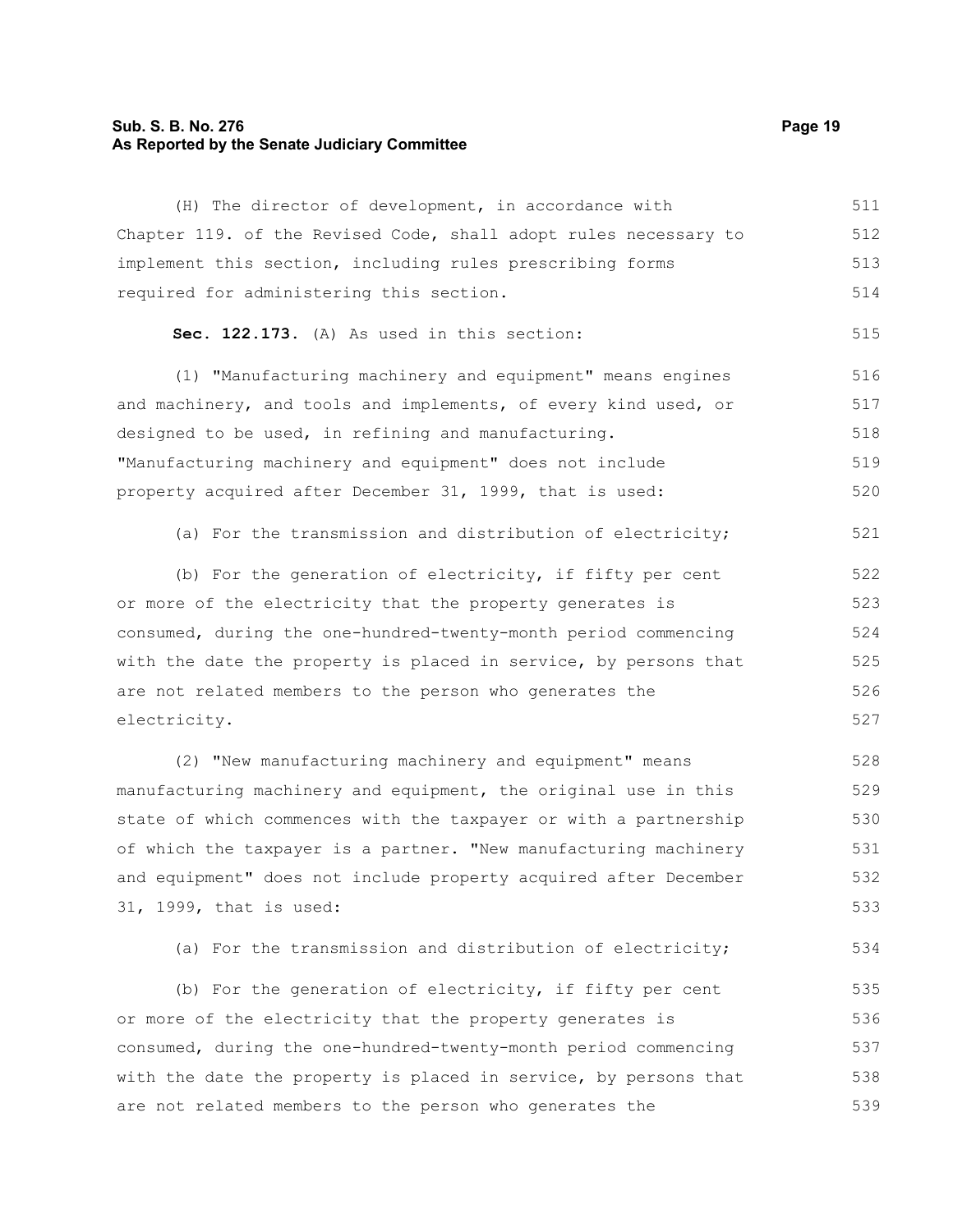(H) The director of development, in accordance with Chapter 119. of the Revised Code, shall adopt rules necessary to implement this section, including rules prescribing forms required for administering this section.

**Sec. 122.173.** (A) As used in this section:

(1) "Manufacturing machinery and equipment" means engines and machinery, and tools and implements, of every kind used, or designed to be used, in refining and manufacturing. "Manufacturing machinery and equipment" does not include property acquired after December 31, 1999, that is used:

(a) For the transmission and distribution of electricity;

(b) For the generation of electricity, if fifty per cent or more of the electricity that the property generates is consumed, during the one-hundred-twenty-month period commencing with the date the property is placed in service, by persons that are not related members to the person who generates the electricity.

(2) "New manufacturing machinery and equipment" means manufacturing machinery and equipment, the original use in this state of which commences with the taxpayer or with a partnership of which the taxpayer is a partner. "New manufacturing machinery and equipment" does not include property acquired after December 31, 1999, that is used:

(a) For the transmission and distribution of electricity;

(b) For the generation of electricity, if fifty per cent or more of the electricity that the property generates is consumed, during the one-hundred-twenty-month period commencing with the date the property is placed in service, by persons that are not related members to the person who generates the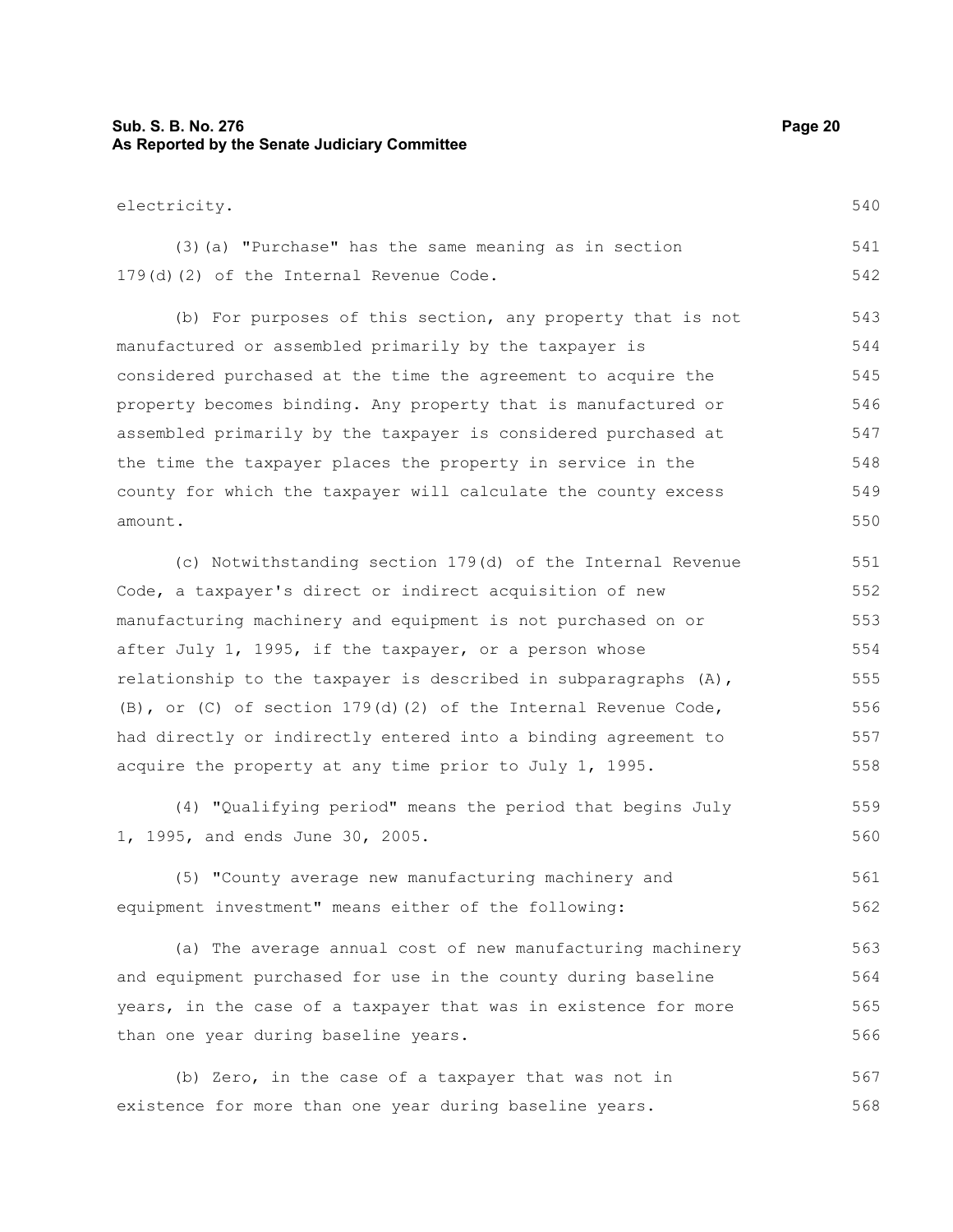electricity.

(3)(a) "Purchase" has the same meaning as in section 179(d)(2) of the Internal Revenue Code.

(b) For purposes of this section, any property that is not manufactured or assembled primarily by the taxpayer is considered purchased at the time the agreement to acquire the property becomes binding. Any property that is manufactured or assembled primarily by the taxpayer is considered purchased at the time the taxpayer places the property in service in the county for which the taxpayer will calculate the county excess amount.

(c) Notwithstanding section 179(d) of the Internal Revenue Code, a taxpayer's direct or indirect acquisition of new manufacturing machinery and equipment is not purchased on or after July 1, 1995, if the taxpayer, or a person whose relationship to the taxpayer is described in subparagraphs (A), (B), or (C) of section 179(d)(2) of the Internal Revenue Code, had directly or indirectly entered into a binding agreement to acquire the property at any time prior to July 1, 1995.

(4) "Qualifying period" means the period that begins July 1, 1995, and ends June 30, 2005.

(5) "County average new manufacturing machinery and equipment investment" means either of the following:

(a) The average annual cost of new manufacturing machinery and equipment purchased for use in the county during baseline years, in the case of a taxpayer that was in existence for more than one year during baseline years.

(b) Zero, in the case of a taxpayer that was not in existence for more than one year during baseline years.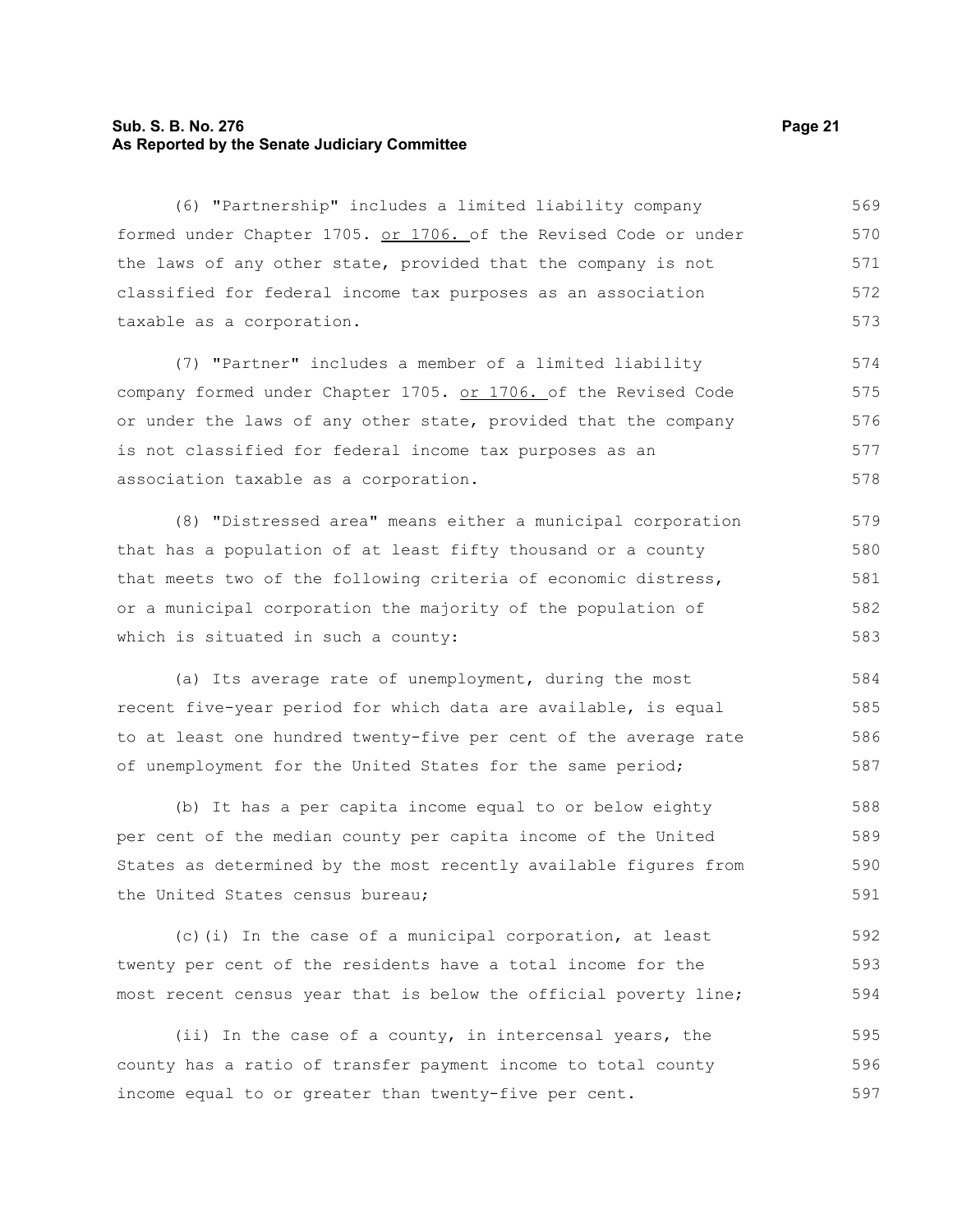(6) "Partnership" includes a limited liability company formed under Chapter 1705. <u>or 1706.</u> of the Revised Code or under the laws of any other state, provided that the company is not classified for federal income tax purposes as an association taxable as a corporation.

(7) "Partner" includes a member of a limited liability company formed under Chapter 1705. <u>or 1706.</u> of the Revised Code or under the laws of any other state, provided that the company is not classified for federal income tax purposes as an association taxable as a corporation.

(8) "Distressed area" means either a municipal corporation that has a population of at least fifty thousand or a county that meets two of the following criteria of economic distress, or a municipal corporation the majority of the population of which is situated in such a county:

(a) Its average rate of unemployment, during the most recent five-year period for which data are available, is equal to at least one hundred twenty-five per cent of the average rate of unemployment for the United States for the same period;

(b) It has a per capita income equal to or below eighty per cent of the median county per capita income of the United States as determined by the most recently available figures from the United States census bureau;

(c)(i) In the case of a municipal corporation, at least twenty per cent of the residents have a total income for the most recent census year that is below the official poverty line;

(ii) In the case of a county, in intercensal years, the county has a ratio of transfer payment income to total county income equal to or greater than twenty-five per cent.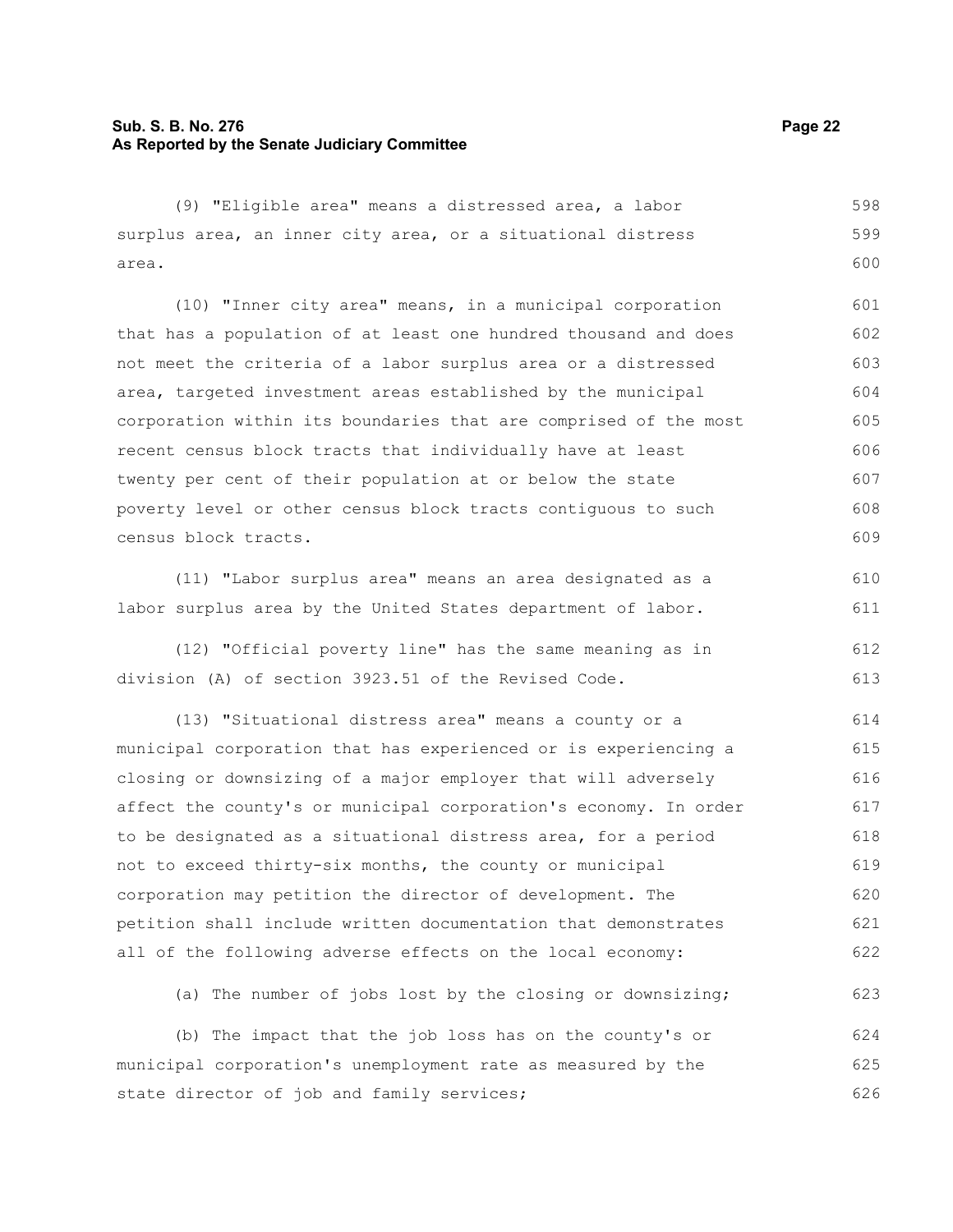(9) "Eligible area" means a distressed area, a labor surplus area, an inner city area, or a situational distress area.

(10) "Inner city area" means, in a municipal corporation that has a population of at least one hundred thousand and does not meet the criteria of a labor surplus area or a distressed area, targeted investment areas established by the municipal corporation within its boundaries that are comprised of the most recent census block tracts that individually have at least twenty per cent of their population at or below the state poverty level or other census block tracts contiguous to such census block tracts.

(11) "Labor surplus area" means an area designated as a labor surplus area by the United States department of labor.

(12) "Official poverty line" has the same meaning as in division (A) of section 3923.51 of the Revised Code.

(13) "Situational distress area" means a county or a municipal corporation that has experienced or is experiencing a closing or downsizing of a major employer that will adversely affect the county's or municipal corporation's economy. In order to be designated as a situational distress area, for a period not to exceed thirty-six months, the county or municipal corporation may petition the director of development. The petition shall include written documentation that demonstrates all of the following adverse effects on the local economy:

(a) The number of jobs lost by the closing or downsizing;

(b) The impact that the job loss has on the county's or municipal corporation's unemployment rate as measured by the state director of job and family services;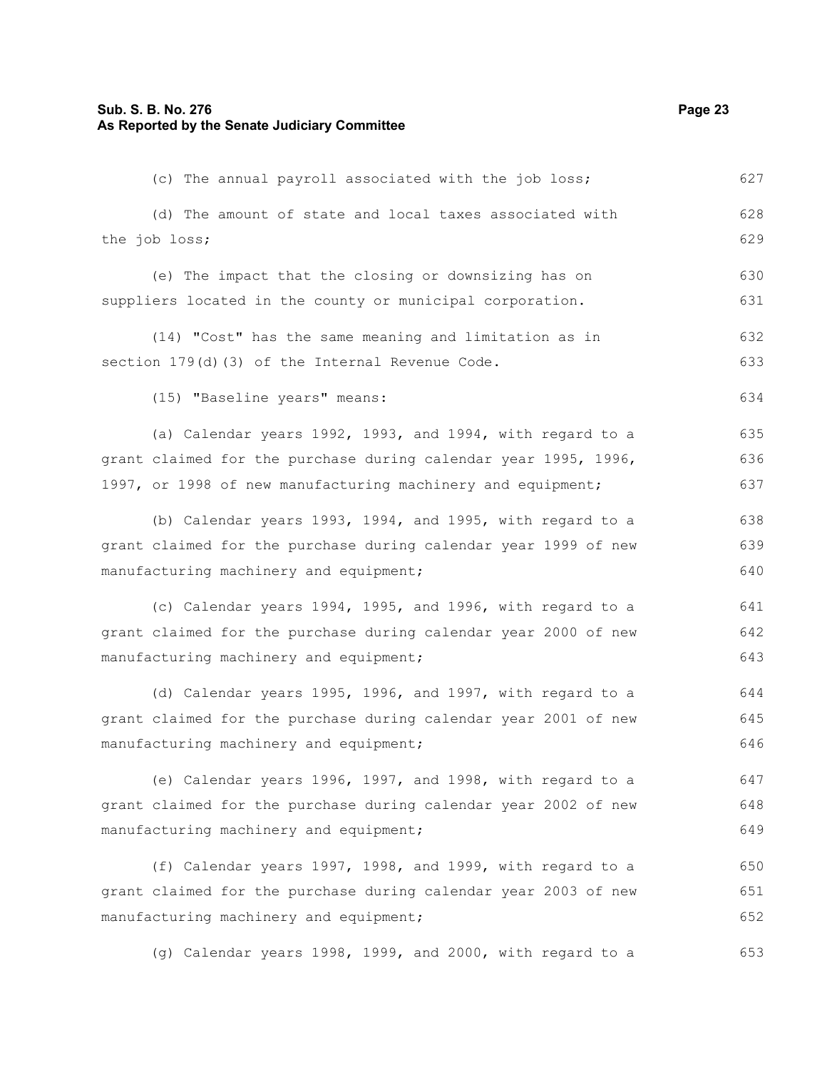(c) The annual payroll associated with the job loss;

(d) The amount of state and local taxes associated with the job loss;

(e) The impact that the closing or downsizing has on suppliers located in the county or municipal corporation.

(14) "Cost" has the same meaning and limitation as in section 179(d)(3) of the Internal Revenue Code.

(15) "Baseline years" means:

(a) Calendar years 1992, 1993, and 1994, with regard to a grant claimed for the purchase during calendar year 1995, 1996, 1997, or 1998 of new manufacturing machinery and equipment;

(b) Calendar years 1993, 1994, and 1995, with regard to a grant claimed for the purchase during calendar year 1999 of new manufacturing machinery and equipment;

(c) Calendar years 1994, 1995, and 1996, with regard to a grant claimed for the purchase during calendar year 2000 of new manufacturing machinery and equipment;

(d) Calendar years 1995, 1996, and 1997, with regard to a grant claimed for the purchase during calendar year 2001 of new manufacturing machinery and equipment;

(e) Calendar years 1996, 1997, and 1998, with regard to a grant claimed for the purchase during calendar year 2002 of new manufacturing machinery and equipment;

(f) Calendar years 1997, 1998, and 1999, with regard to a grant claimed for the purchase during calendar year 2003 of new manufacturing machinery and equipment;

(g) Calendar years 1998, 1999, and 2000, with regard to a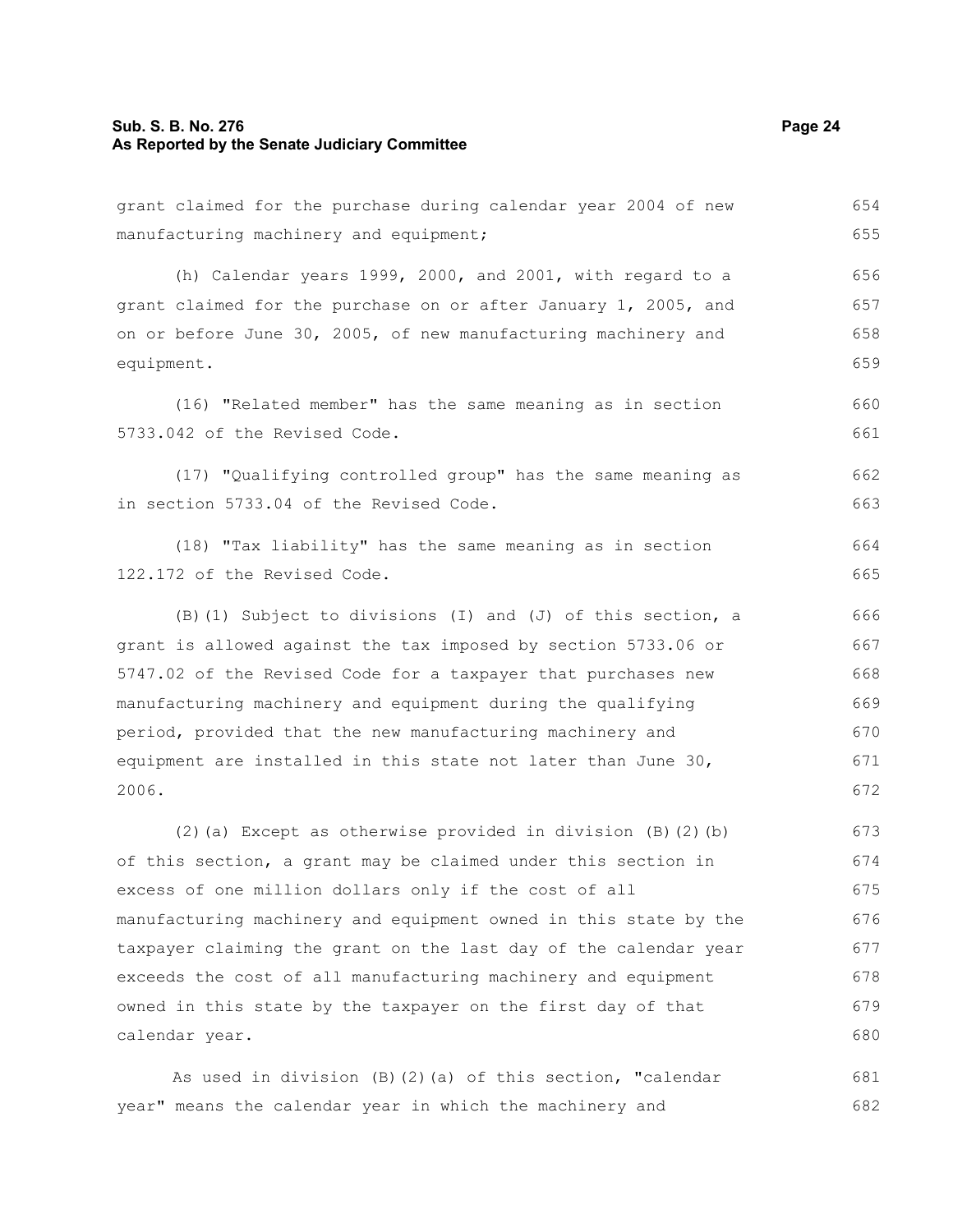grant claimed for the purchase during calendar year 2004 of new manufacturing machinery and equipment;

(h) Calendar years 1999, 2000, and 2001, with regard to a grant claimed for the purchase on or after January 1, 2005, and on or before June 30, 2005, of new manufacturing machinery and equipment.

(16) "Related member" has the same meaning as in section 5733.042 of the Revised Code.

(17) "Qualifying controlled group" has the same meaning as in section 5733.04 of the Revised Code.

(18) "Tax liability" has the same meaning as in section 122.172 of the Revised Code.

(B)(1) Subject to divisions (I) and (J) of this section, a grant is allowed against the tax imposed by section 5733.06 or 5747.02 of the Revised Code for a taxpayer that purchases new manufacturing machinery and equipment during the qualifying period, provided that the new manufacturing machinery and equipment are installed in this state not later than June 30, 2006.

(2)(a) Except as otherwise provided in division (B)(2)(b) of this section, a grant may be claimed under this section in excess of one million dollars only if the cost of all manufacturing machinery and equipment owned in this state by the taxpayer claiming the grant on the last day of the calendar year exceeds the cost of all manufacturing machinery and equipment owned in this state by the taxpayer on the first day of that calendar year.

As used in division (B)(2)(a) of this section, "calendar year" means the calendar year in which the machinery and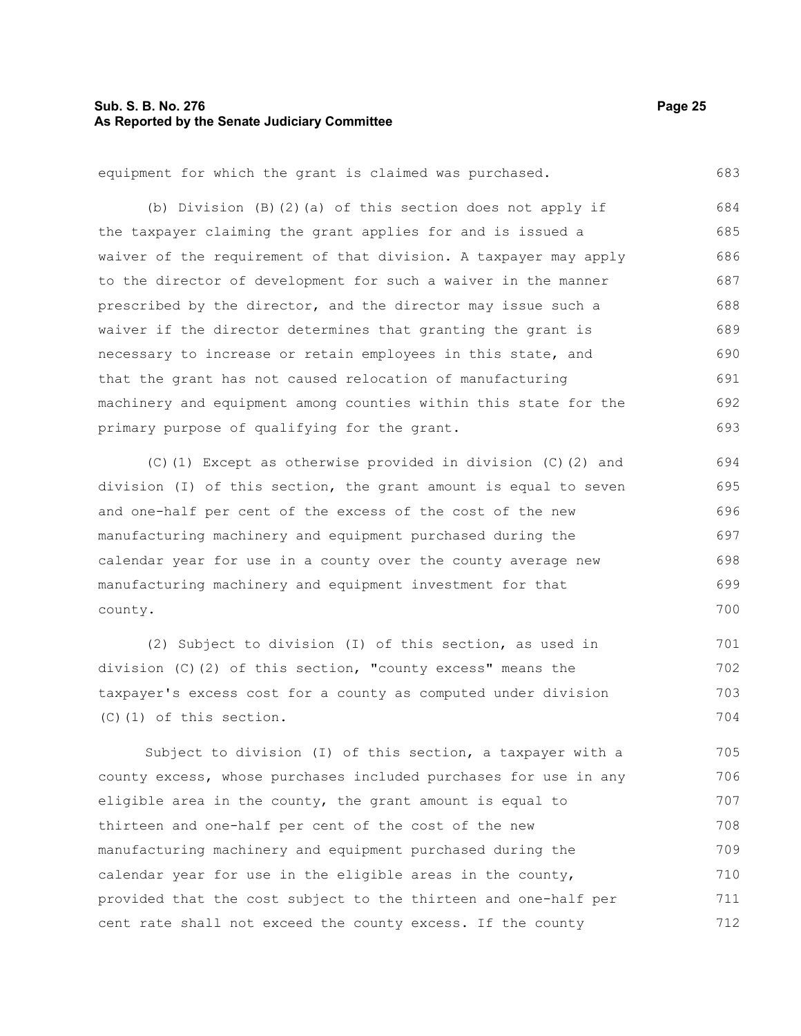equipment for which the grant is claimed was purchased.

(b) Division (B)(2)(a) of this section does not apply if the taxpayer claiming the grant applies for and is issued a waiver of the requirement of that division. A taxpayer may apply to the director of development for such a waiver in the manner prescribed by the director, and the director may issue such a waiver if the director determines that granting the grant is necessary to increase or retain employees in this state, and that the grant has not caused relocation of manufacturing machinery and equipment among counties within this state for the primary purpose of qualifying for the grant.

(C)(1) Except as otherwise provided in division (C)(2) and division (I) of this section, the grant amount is equal to seven and one-half per cent of the excess of the cost of the new manufacturing machinery and equipment purchased during the calendar year for use in a county over the county average new manufacturing machinery and equipment investment for that county.

(2) Subject to division (I) of this section, as used in division (C)(2) of this section, "county excess" means the taxpayer's excess cost for a county as computed under division (C)(1) of this section.

Subject to division (I) of this section, a taxpayer with a county excess, whose purchases included purchases for use in any eligible area in the county, the grant amount is equal to thirteen and one-half per cent of the cost of the new manufacturing machinery and equipment purchased during the calendar year for use in the eligible areas in the county, provided that the cost subject to the thirteen and one-half per cent rate shall not exceed the county excess. If the county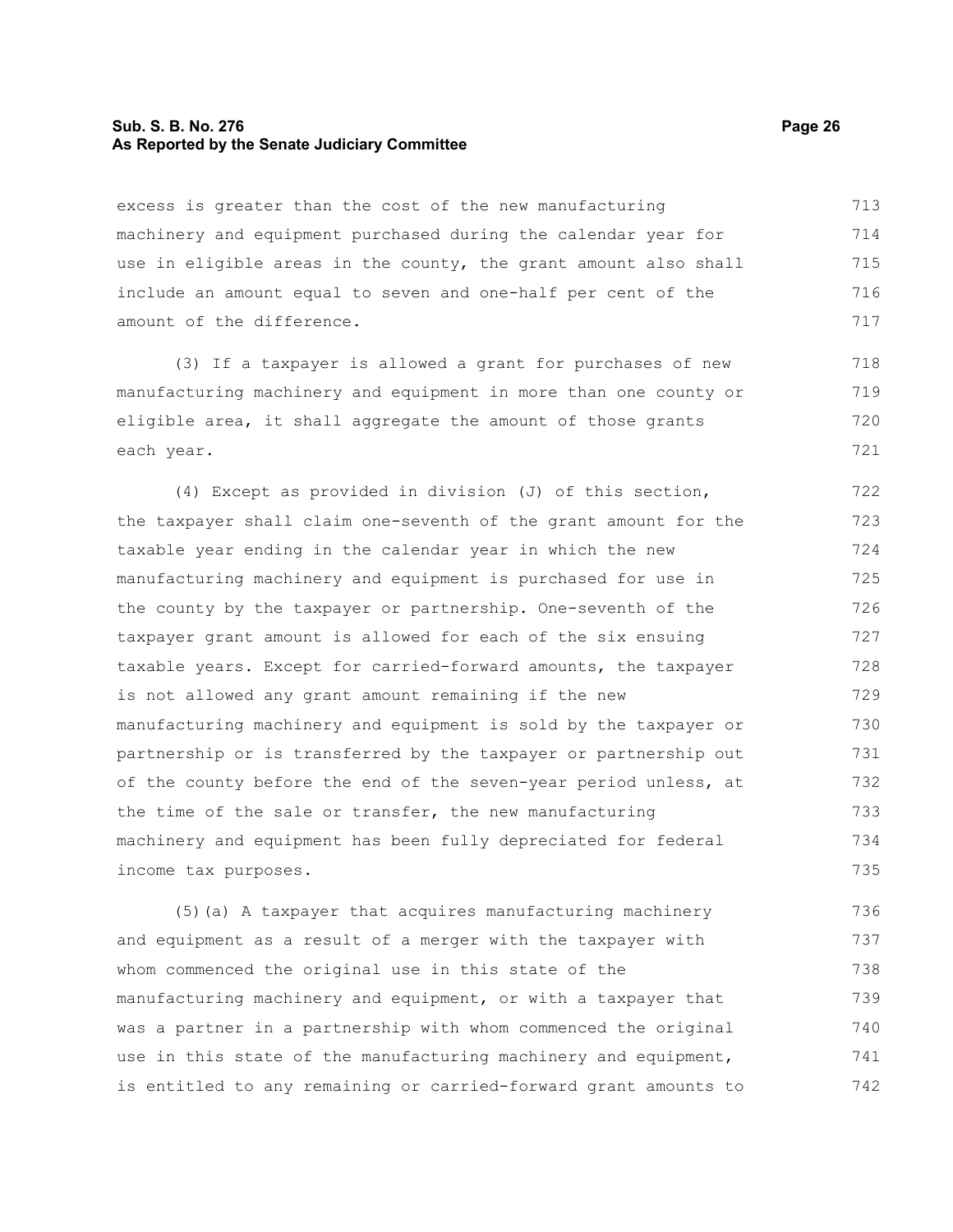excess is greater than the cost of the new manufacturing machinery and equipment purchased during the calendar year for use in eligible areas in the county, the grant amount also shall include an amount equal to seven and one-half per cent of the amount of the difference.

(3) If a taxpayer is allowed a grant for purchases of new manufacturing machinery and equipment in more than one county or eligible area, it shall aggregate the amount of those grants each year.

(4) Except as provided in division (J) of this section, the taxpayer shall claim one-seventh of the grant amount for the taxable year ending in the calendar year in which the new manufacturing machinery and equipment is purchased for use in the county by the taxpayer or partnership. One-seventh of the taxpayer grant amount is allowed for each of the six ensuing taxable years. Except for carried-forward amounts, the taxpayer is not allowed any grant amount remaining if the new manufacturing machinery and equipment is sold by the taxpayer or partnership or is transferred by the taxpayer or partnership out of the county before the end of the seven-year period unless, at the time of the sale or transfer, the new manufacturing machinery and equipment has been fully depreciated for federal income tax purposes.

(5)(a) A taxpayer that acquires manufacturing machinery and equipment as a result of a merger with the taxpayer with whom commenced the original use in this state of the manufacturing machinery and equipment, or with a taxpayer that was a partner in a partnership with whom commenced the original use in this state of the manufacturing machinery and equipment, is entitled to any remaining or carried-forward grant amounts to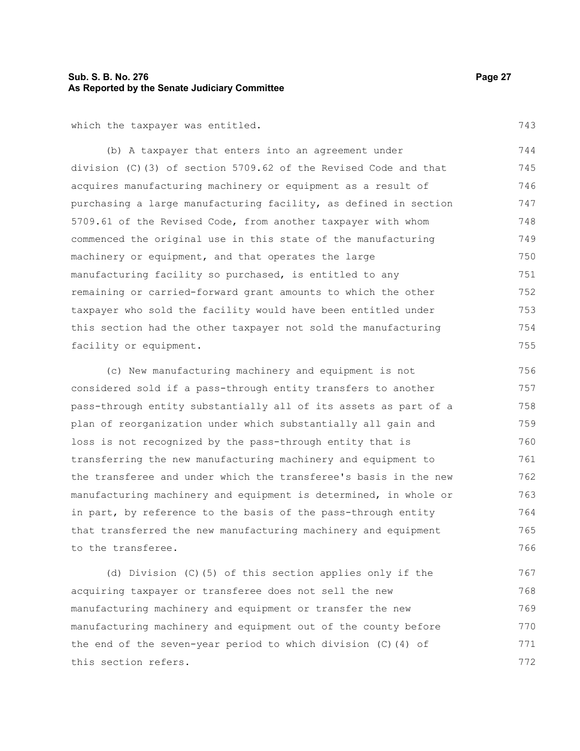which the taxpayer was entitled.

(b) A taxpayer that enters into an agreement under division (C)(3) of section 5709.62 of the Revised Code and that acquires manufacturing machinery or equipment as a result of purchasing a large manufacturing facility, as defined in section 5709.61 of the Revised Code, from another taxpayer with whom commenced the original use in this state of the manufacturing machinery or equipment, and that operates the large manufacturing facility so purchased, is entitled to any remaining or carried-forward grant amounts to which the other taxpayer who sold the facility would have been entitled under this section had the other taxpayer not sold the manufacturing facility or equipment.

(c) New manufacturing machinery and equipment is not considered sold if a pass-through entity transfers to another pass-through entity substantially all of its assets as part of a plan of reorganization under which substantially all gain and loss is not recognized by the pass-through entity that is transferring the new manufacturing machinery and equipment to the transferee and under which the transferee's basis in the new manufacturing machinery and equipment is determined, in whole or in part, by reference to the basis of the pass-through entity that transferred the new manufacturing machinery and equipment to the transferee.

(d) Division (C)(5) of this section applies only if the acquiring taxpayer or transferee does not sell the new manufacturing machinery and equipment or transfer the new manufacturing machinery and equipment out of the county before the end of the seven-year period to which division (C)(4) of this section refers.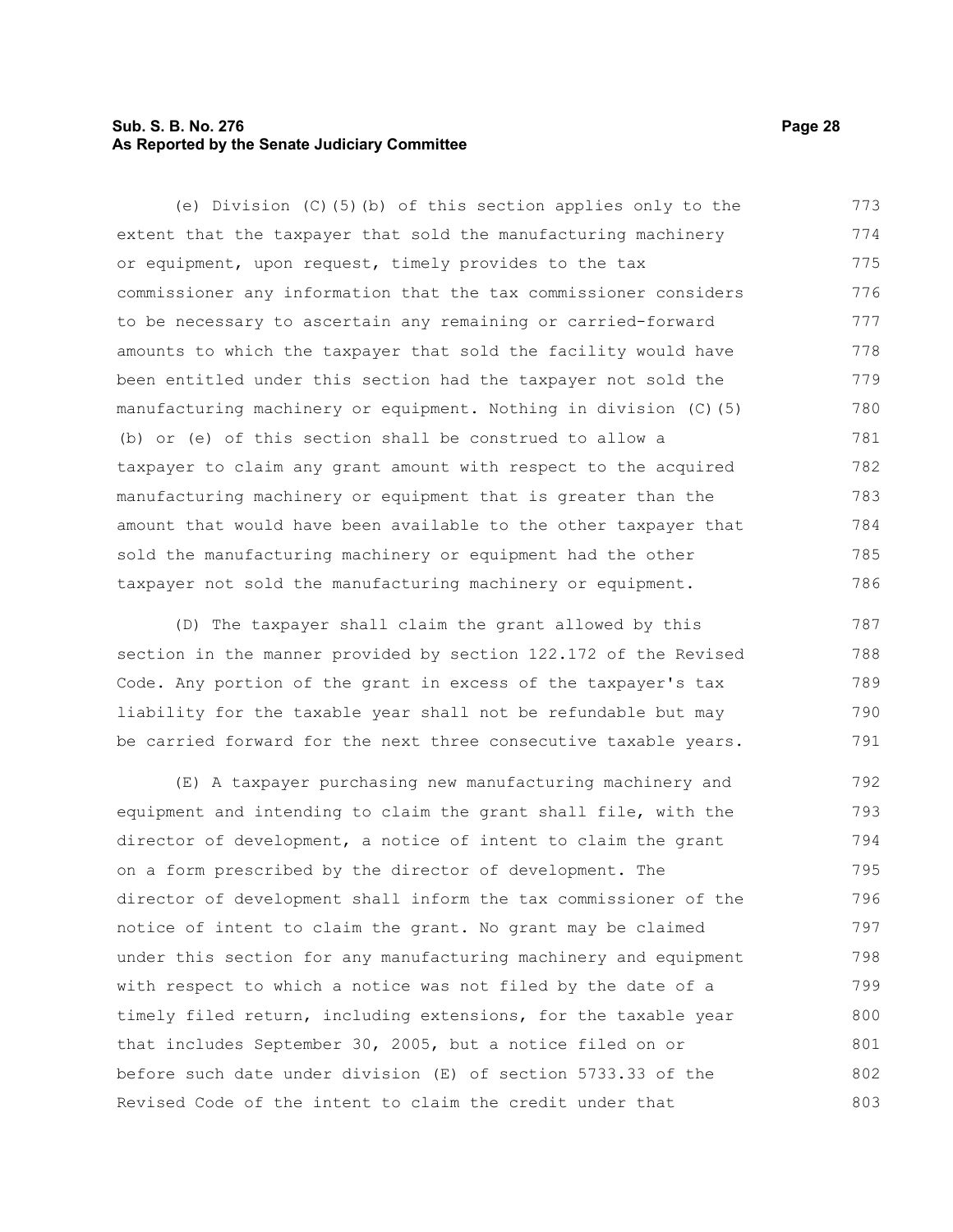(e) Division (C)(5)(b) of this section applies only to the extent that the taxpayer that sold the manufacturing machinery or equipment, upon request, timely provides to the tax commissioner any information that the tax commissioner considers to be necessary to ascertain any remaining or carried-forward amounts to which the taxpayer that sold the facility would have been entitled under this section had the taxpayer not sold the manufacturing machinery or equipment. Nothing in division (C)(5)(b) or (e) of this section shall be construed to allow a taxpayer to claim any grant amount with respect to the acquired manufacturing machinery or equipment that is greater than the amount that would have been available to the other taxpayer that sold the manufacturing machinery or equipment had the other taxpayer not sold the manufacturing machinery or equipment.

(D) The taxpayer shall claim the grant allowed by this section in the manner provided by section 122.172 of the Revised Code. Any portion of the grant in excess of the taxpayer's tax liability for the taxable year shall not be refundable but may be carried forward for the next three consecutive taxable years.

(E) A taxpayer purchasing new manufacturing machinery and equipment and intending to claim the grant shall file, with the director of development, a notice of intent to claim the grant on a form prescribed by the director of development. The director of development shall inform the tax commissioner of the notice of intent to claim the grant. No grant may be claimed under this section for any manufacturing machinery and equipment with respect to which a notice was not filed by the date of a timely filed return, including extensions, for the taxable year that includes September 30, 2005, but a notice filed on or before such date under division (E) of section 5733.33 of the Revised Code of the intent to claim the credit under that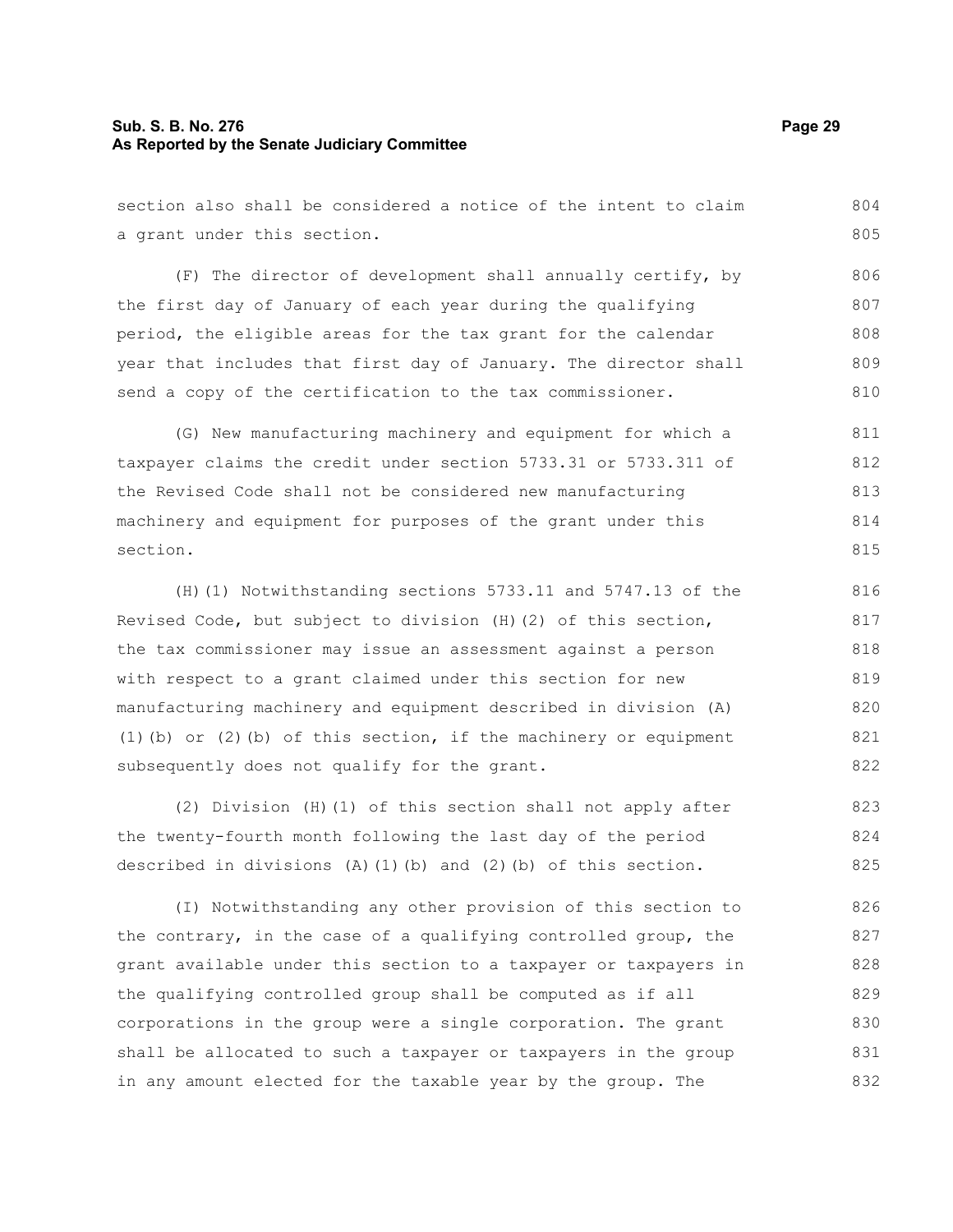section also shall be considered a notice of the intent to claim a grant under this section.

(F) The director of development shall annually certify, by the first day of January of each year during the qualifying period, the eligible areas for the tax grant for the calendar year that includes that first day of January. The director shall send a copy of the certification to the tax commissioner.

(G) New manufacturing machinery and equipment for which a taxpayer claims the credit under section 5733.31 or 5733.311 of the Revised Code shall not be considered new manufacturing machinery and equipment for purposes of the grant under this section.

(H)(1) Notwithstanding sections 5733.11 and 5747.13 of the Revised Code, but subject to division (H)(2) of this section, the tax commissioner may issue an assessment against a person with respect to a grant claimed under this section for new manufacturing machinery and equipment described in division (A)(1)(b) or (2)(b) of this section, if the machinery or equipment subsequently does not qualify for the grant.

(2) Division (H)(1) of this section shall not apply after the twenty-fourth month following the last day of the period described in divisions (A)(1)(b) and (2)(b) of this section.

(I) Notwithstanding any other provision of this section to the contrary, in the case of a qualifying controlled group, the grant available under this section to a taxpayer or taxpayers in the qualifying controlled group shall be computed as if all corporations in the group were a single corporation. The grant shall be allocated to such a taxpayer or taxpayers in the group in any amount elected for the taxable year by the group. The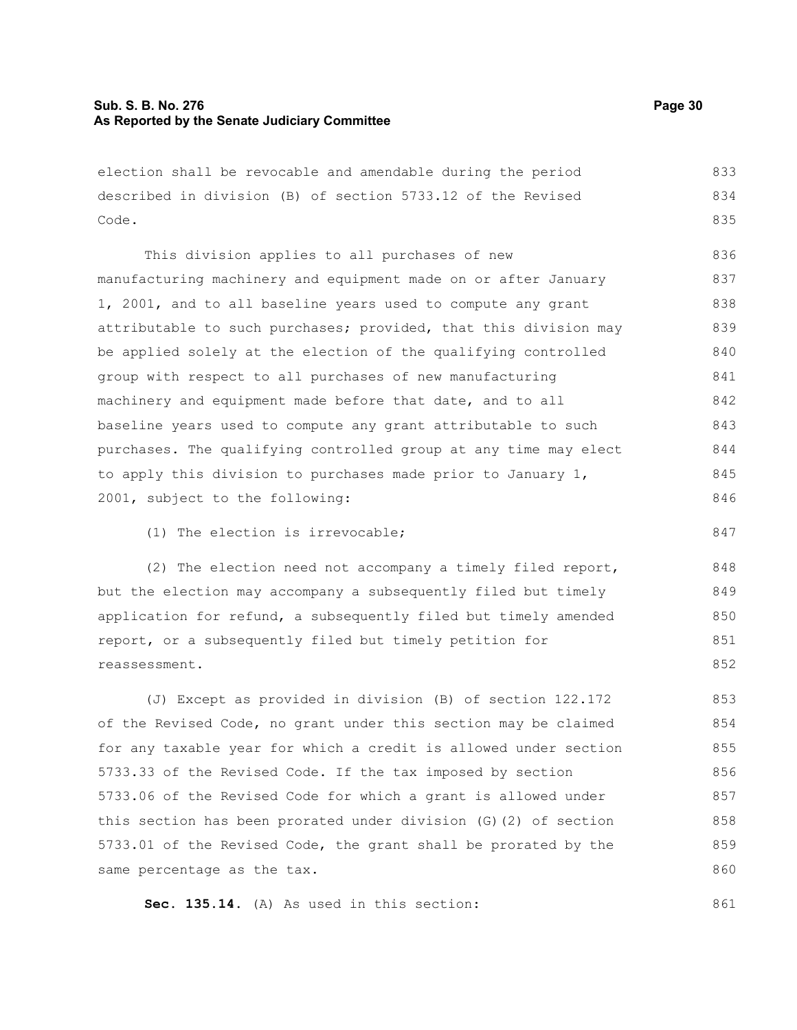election shall be revocable and amendable during the period described in division (B) of section 5733.12 of the Revised Code.

This division applies to all purchases of new manufacturing machinery and equipment made on or after January 1, 2001, and to all baseline years used to compute any grant attributable to such purchases; provided, that this division may be applied solely at the election of the qualifying controlled group with respect to all purchases of new manufacturing machinery and equipment made before that date, and to all baseline years used to compute any grant attributable to such purchases. The qualifying controlled group at any time may elect to apply this division to purchases made prior to January 1, 2001, subject to the following:

(1) The election is irrevocable;

(2) The election need not accompany a timely filed report, but the election may accompany a subsequently filed but timely application for refund, a subsequently filed but timely amended report, or a subsequently filed but timely petition for reassessment.

(J) Except as provided in division (B) of section 122.172 of the Revised Code, no grant under this section may be claimed for any taxable year for which a credit is allowed under section 5733.33 of the Revised Code. If the tax imposed by section 5733.06 of the Revised Code for which a grant is allowed under this section has been prorated under division (G)(2) of section 5733.01 of the Revised Code, the grant shall be prorated by the same percentage as the tax.

**Sec. 135.14.** (A) As used in this section: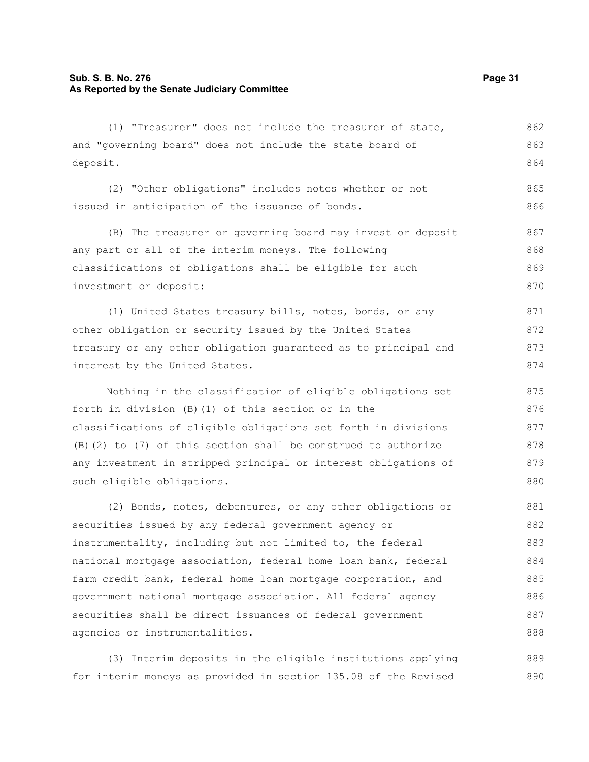(1) "Treasurer" does not include the treasurer of state, and "governing board" does not include the state board of deposit.

(2) "Other obligations" includes notes whether or not issued in anticipation of the issuance of bonds.

(B) The treasurer or governing board may invest or deposit any part or all of the interim moneys. The following classifications of obligations shall be eligible for such investment or deposit:

(1) United States treasury bills, notes, bonds, or any other obligation or security issued by the United States treasury or any other obligation guaranteed as to principal and interest by the United States.

Nothing in the classification of eligible obligations set forth in division (B)(1) of this section or in the classifications of eligible obligations set forth in divisions (B)(2) to (7) of this section shall be construed to authorize any investment in stripped principal or interest obligations of such eligible obligations.

(2) Bonds, notes, debentures, or any other obligations or securities issued by any federal government agency or instrumentality, including but not limited to, the federal national mortgage association, federal home loan bank, federal farm credit bank, federal home loan mortgage corporation, and government national mortgage association. All federal agency securities shall be direct issuances of federal government agencies or instrumentalities.

(3) Interim deposits in the eligible institutions applying for interim moneys as provided in section 135.08 of the Revised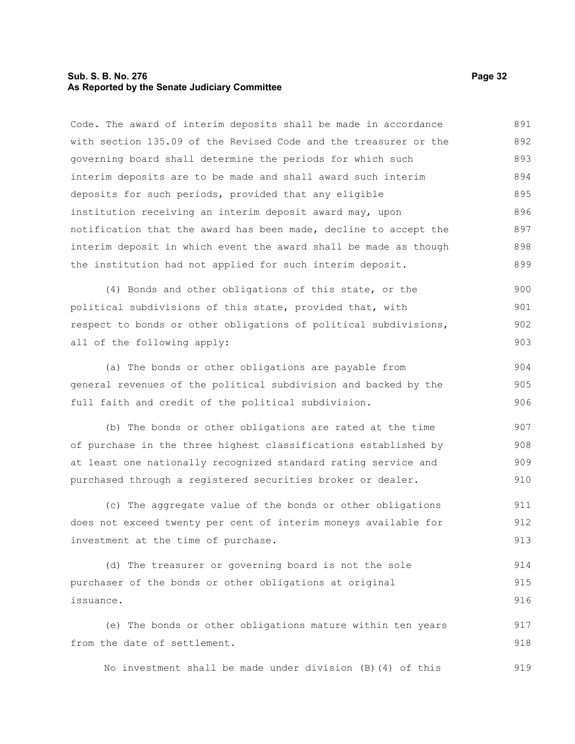Code. The award of interim deposits shall be made in accordance with section 135.09 of the Revised Code and the treasurer or the governing board shall determine the periods for which such interim deposits are to be made and shall award such interim deposits for such periods, provided that any eligible institution receiving an interim deposit award may, upon notification that the award has been made, decline to accept the interim deposit in which event the award shall be made as though the institution had not applied for such interim deposit.

(4) Bonds and other obligations of this state, or the political subdivisions of this state, provided that, with respect to bonds or other obligations of political subdivisions, all of the following apply:

(a) The bonds or other obligations are payable from general revenues of the political subdivision and backed by the full faith and credit of the political subdivision.

(b) The bonds or other obligations are rated at the time of purchase in the three highest classifications established by at least one nationally recognized standard rating service and purchased through a registered securities broker or dealer.

(c) The aggregate value of the bonds or other obligations does not exceed twenty per cent of interim moneys available for investment at the time of purchase.

(d) The treasurer or governing board is not the sole purchaser of the bonds or other obligations at original issuance.

(e) The bonds or other obligations mature within ten years from the date of settlement.

No investment shall be made under division (B)(4) of this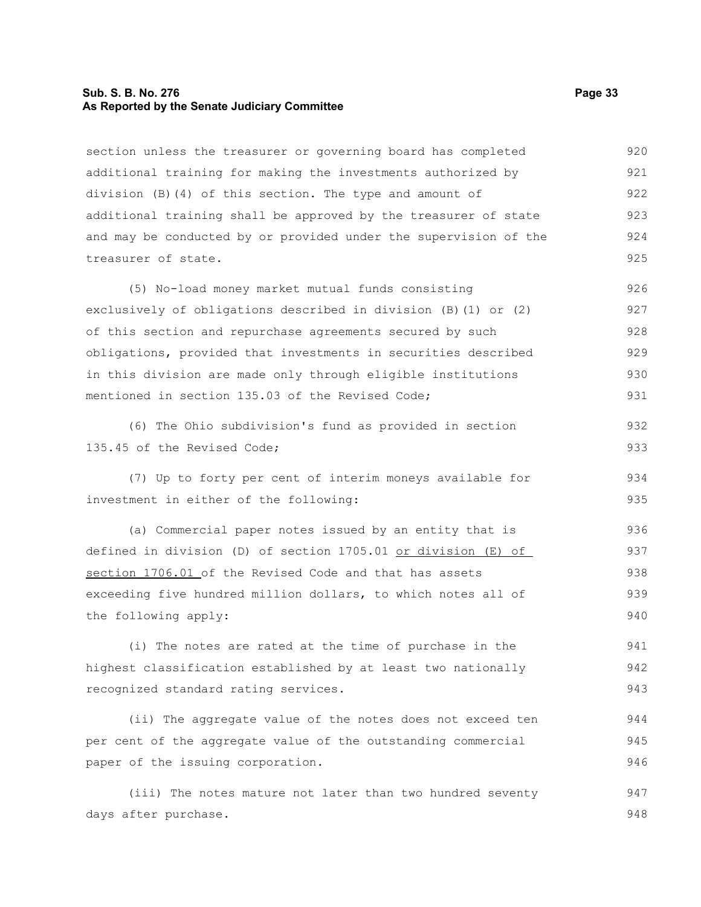section unless the treasurer or governing board has completed additional training for making the investments authorized by division (B)(4) of this section. The type and amount of additional training shall be approved by the treasurer of state and may be conducted by or provided under the supervision of the treasurer of state.

(5) No-load money market mutual funds consisting exclusively of obligations described in division (B)(1) or (2) of this section and repurchase agreements secured by such obligations, provided that investments in securities described in this division are made only through eligible institutions mentioned in section 135.03 of the Revised Code;

(6) The Ohio subdivision's fund as provided in section 135.45 of the Revised Code;

(7) Up to forty per cent of interim moneys available for investment in either of the following:

(a) Commercial paper notes issued by an entity that is defined in division (D) of section 1705.01 <u>or division (E) of section 1706.01</u> of the Revised Code and that has assets exceeding five hundred million dollars, to which notes all of the following apply:

(i) The notes are rated at the time of purchase in the highest classification established by at least two nationally recognized standard rating services.

(ii) The aggregate value of the notes does not exceed ten per cent of the aggregate value of the outstanding commercial paper of the issuing corporation.

(iii) The notes mature not later than two hundred seventy days after purchase.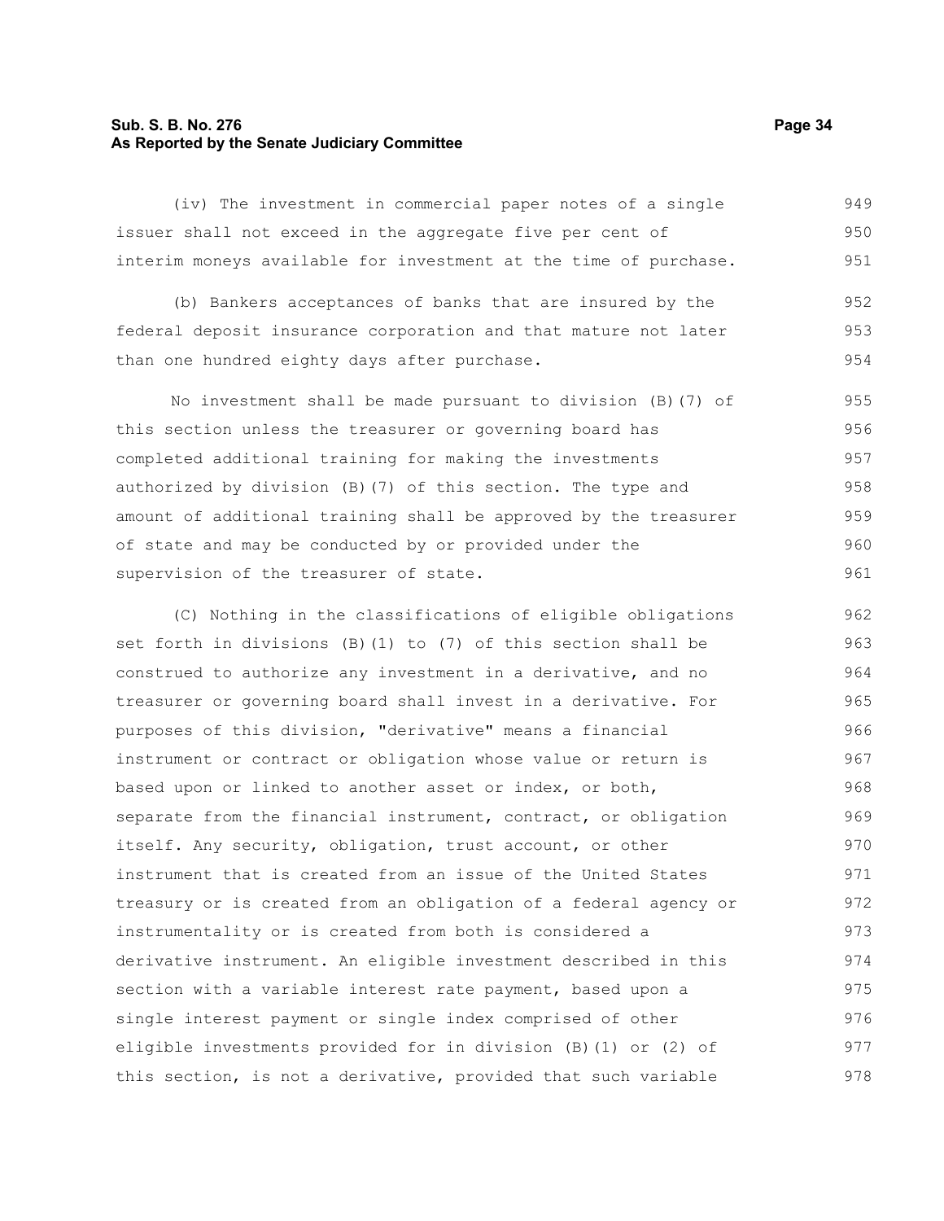(iv) The investment in commercial paper notes of a single issuer shall not exceed in the aggregate five per cent of interim moneys available for investment at the time of purchase.

(b) Bankers acceptances of banks that are insured by the federal deposit insurance corporation and that mature not later than one hundred eighty days after purchase.

No investment shall be made pursuant to division (B)(7) of this section unless the treasurer or governing board has completed additional training for making the investments authorized by division (B)(7) of this section. The type and amount of additional training shall be approved by the treasurer of state and may be conducted by or provided under the supervision of the treasurer of state.

(C) Nothing in the classifications of eligible obligations set forth in divisions (B)(1) to (7) of this section shall be construed to authorize any investment in a derivative, and no treasurer or governing board shall invest in a derivative. For purposes of this division, "derivative" means a financial instrument or contract or obligation whose value or return is based upon or linked to another asset or index, or both, separate from the financial instrument, contract, or obligation itself. Any security, obligation, trust account, or other instrument that is created from an issue of the United States treasury or is created from an obligation of a federal agency or instrumentality or is created from both is considered a derivative instrument. An eligible investment described in this section with a variable interest rate payment, based upon a single interest payment or single index comprised of other eligible investments provided for in division (B)(1) or (2) of this section, is not a derivative, provided that such variable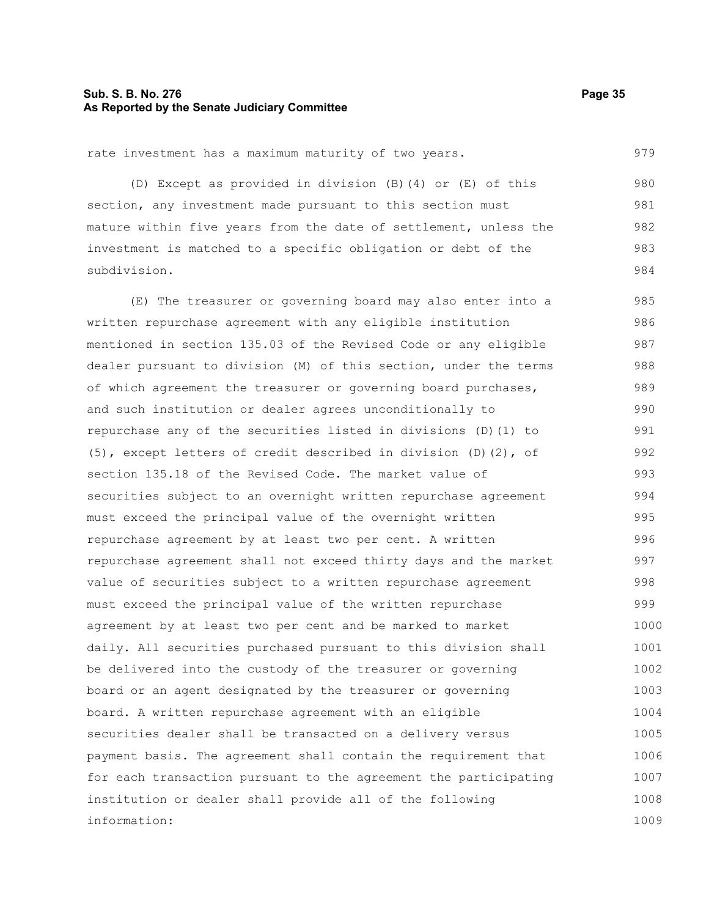rate investment has a maximum maturity of two years.

(D) Except as provided in division (B)(4) or (E) of this section, any investment made pursuant to this section must mature within five years from the date of settlement, unless the investment is matched to a specific obligation or debt of the subdivision.

(E) The treasurer or governing board may also enter into a written repurchase agreement with any eligible institution mentioned in section 135.03 of the Revised Code or any eligible dealer pursuant to division (M) of this section, under the terms of which agreement the treasurer or governing board purchases, and such institution or dealer agrees unconditionally to repurchase any of the securities listed in divisions (D)(1) to (5), except letters of credit described in division (D)(2), of section 135.18 of the Revised Code. The market value of securities subject to an overnight written repurchase agreement must exceed the principal value of the overnight written repurchase agreement by at least two per cent. A written repurchase agreement shall not exceed thirty days and the market value of securities subject to a written repurchase agreement must exceed the principal value of the written repurchase agreement by at least two per cent and be marked to market daily. All securities purchased pursuant to this division shall be delivered into the custody of the treasurer or governing board or an agent designated by the treasurer or governing board. A written repurchase agreement with an eligible securities dealer shall be transacted on a delivery versus payment basis. The agreement shall contain the requirement that for each transaction pursuant to the agreement the participating institution or dealer shall provide all of the following information: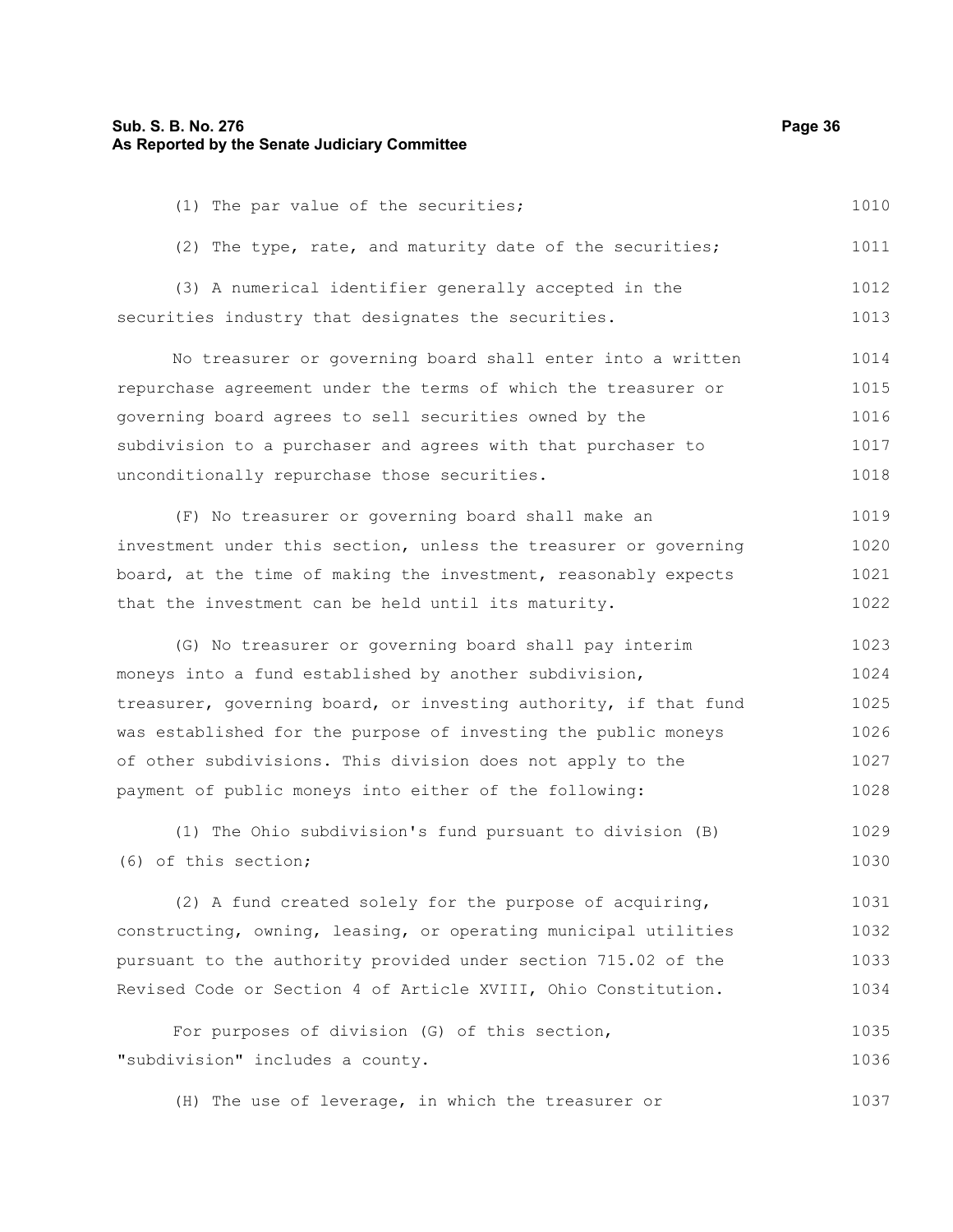(1) The par value of the securities;

(2) The type, rate, and maturity date of the securities;

(3) A numerical identifier generally accepted in the securities industry that designates the securities.

No treasurer or governing board shall enter into a written repurchase agreement under the terms of which the treasurer or governing board agrees to sell securities owned by the subdivision to a purchaser and agrees with that purchaser to unconditionally repurchase those securities.

(F) No treasurer or governing board shall make an investment under this section, unless the treasurer or governing board, at the time of making the investment, reasonably expects that the investment can be held until its maturity.

(G) No treasurer or governing board shall pay interim moneys into a fund established by another subdivision, treasurer, governing board, or investing authority, if that fund was established for the purpose of investing the public moneys of other subdivisions. This division does not apply to the payment of public moneys into either of the following:

(1) The Ohio subdivision's fund pursuant to division (B)(6) of this section;

(2) A fund created solely for the purpose of acquiring, constructing, owning, leasing, or operating municipal utilities pursuant to the authority provided under section 715.02 of the Revised Code or Section 4 of Article XVIII, Ohio Constitution.

For purposes of division (G) of this section, "subdivision" includes a county.

(H) The use of leverage, in which the treasurer or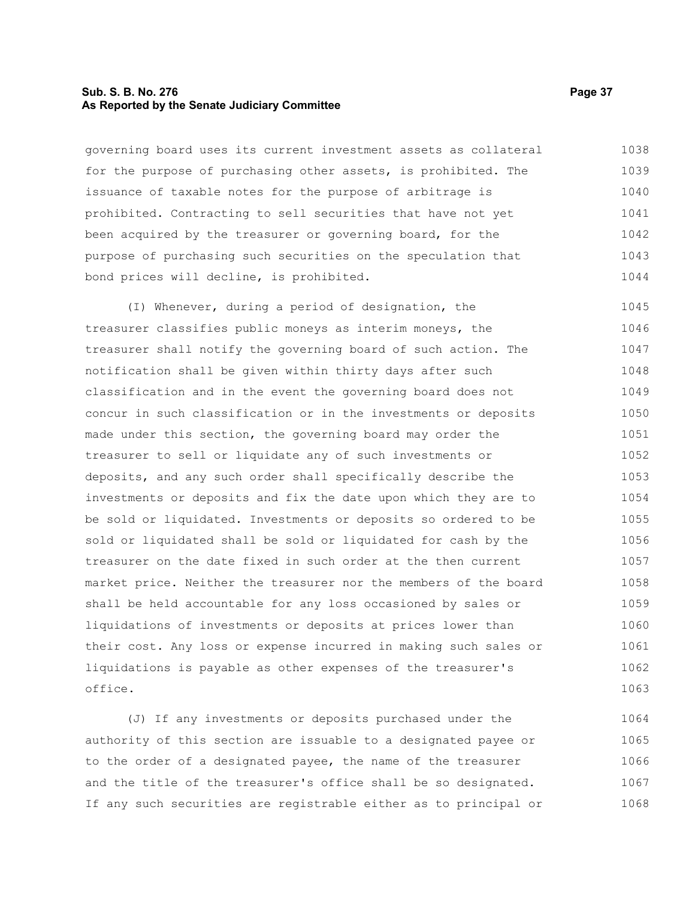governing board uses its current investment assets as collateral for the purpose of purchasing other assets, is prohibited. The issuance of taxable notes for the purpose of arbitrage is prohibited. Contracting to sell securities that have not yet been acquired by the treasurer or governing board, for the purpose of purchasing such securities on the speculation that bond prices will decline, is prohibited.

(I) Whenever, during a period of designation, the treasurer classifies public moneys as interim moneys, the treasurer shall notify the governing board of such action. The notification shall be given within thirty days after such classification and in the event the governing board does not concur in such classification or in the investments or deposits made under this section, the governing board may order the treasurer to sell or liquidate any of such investments or deposits, and any such order shall specifically describe the investments or deposits and fix the date upon which they are to be sold or liquidated. Investments or deposits so ordered to be sold or liquidated shall be sold or liquidated for cash by the treasurer on the date fixed in such order at the then current market price. Neither the treasurer nor the members of the board shall be held accountable for any loss occasioned by sales or liquidations of investments or deposits at prices lower than their cost. Any loss or expense incurred in making such sales or liquidations is payable as other expenses of the treasurer's office.

(J) If any investments or deposits purchased under the authority of this section are issuable to a designated payee or to the order of a designated payee, the name of the treasurer and the title of the treasurer's office shall be so designated. If any such securities are registrable either as to principal or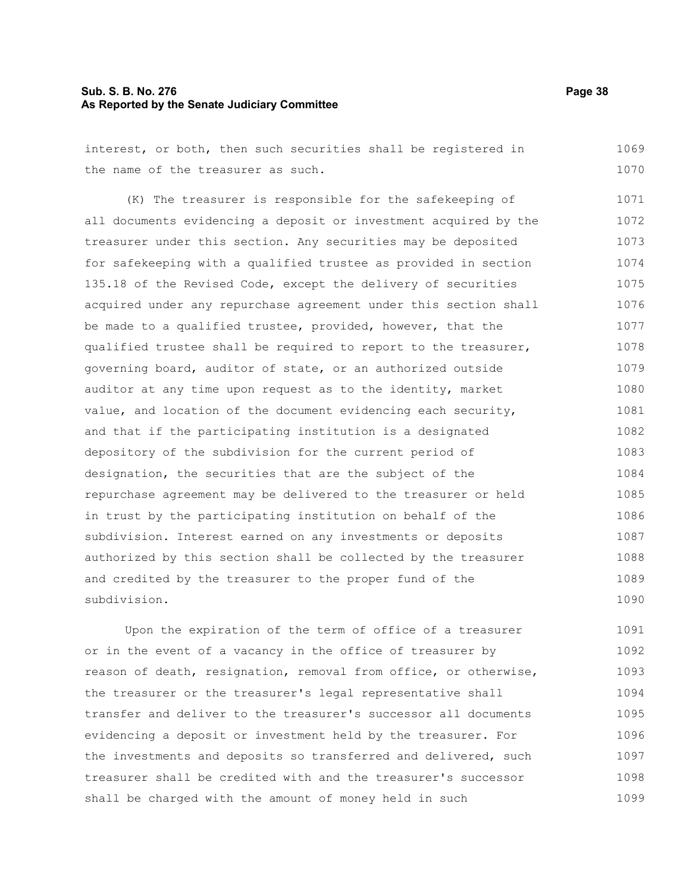interest, or both, then such securities shall be registered in the name of the treasurer as such.

(K) The treasurer is responsible for the safekeeping of all documents evidencing a deposit or investment acquired by the treasurer under this section. Any securities may be deposited for safekeeping with a qualified trustee as provided in section 135.18 of the Revised Code, except the delivery of securities acquired under any repurchase agreement under this section shall be made to a qualified trustee, provided, however, that the qualified trustee shall be required to report to the treasurer, governing board, auditor of state, or an authorized outside auditor at any time upon request as to the identity, market value, and location of the document evidencing each security, and that if the participating institution is a designated depository of the subdivision for the current period of designation, the securities that are the subject of the repurchase agreement may be delivered to the treasurer or held in trust by the participating institution on behalf of the subdivision. Interest earned on any investments or deposits authorized by this section shall be collected by the treasurer and credited by the treasurer to the proper fund of the subdivision.

Upon the expiration of the term of office of a treasurer or in the event of a vacancy in the office of treasurer by reason of death, resignation, removal from office, or otherwise, the treasurer or the treasurer's legal representative shall transfer and deliver to the treasurer's successor all documents evidencing a deposit or investment held by the treasurer. For the investments and deposits so transferred and delivered, such treasurer shall be credited with and the treasurer's successor shall be charged with the amount of money held in such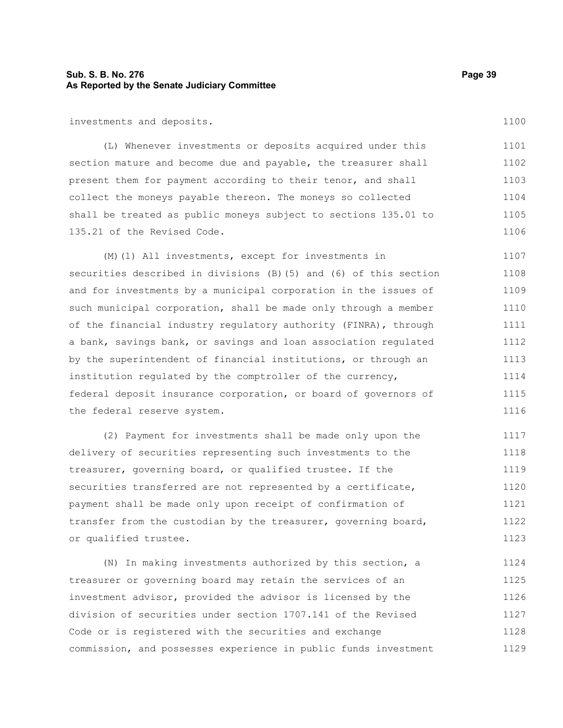investments and deposits.

(L) Whenever investments or deposits acquired under this section mature and become due and payable, the treasurer shall present them for payment according to their tenor, and shall collect the moneys payable thereon. The moneys so collected shall be treated as public moneys subject to sections 135.01 to 135.21 of the Revised Code.

(M)(1) All investments, except for investments in securities described in divisions (B)(5) and (6) of this section and for investments by a municipal corporation in the issues of such municipal corporation, shall be made only through a member of the financial industry regulatory authority (FINRA), through a bank, savings bank, or savings and loan association regulated by the superintendent of financial institutions, or through an institution regulated by the comptroller of the currency, federal deposit insurance corporation, or board of governors of the federal reserve system.

(2) Payment for investments shall be made only upon the delivery of securities representing such investments to the treasurer, governing board, or qualified trustee. If the securities transferred are not represented by a certificate, payment shall be made only upon receipt of confirmation of transfer from the custodian by the treasurer, governing board, or qualified trustee.

(N) In making investments authorized by this section, a treasurer or governing board may retain the services of an investment advisor, provided the advisor is licensed by the division of securities under section 1707.141 of the Revised Code or is registered with the securities and exchange commission, and possesses experience in public funds investment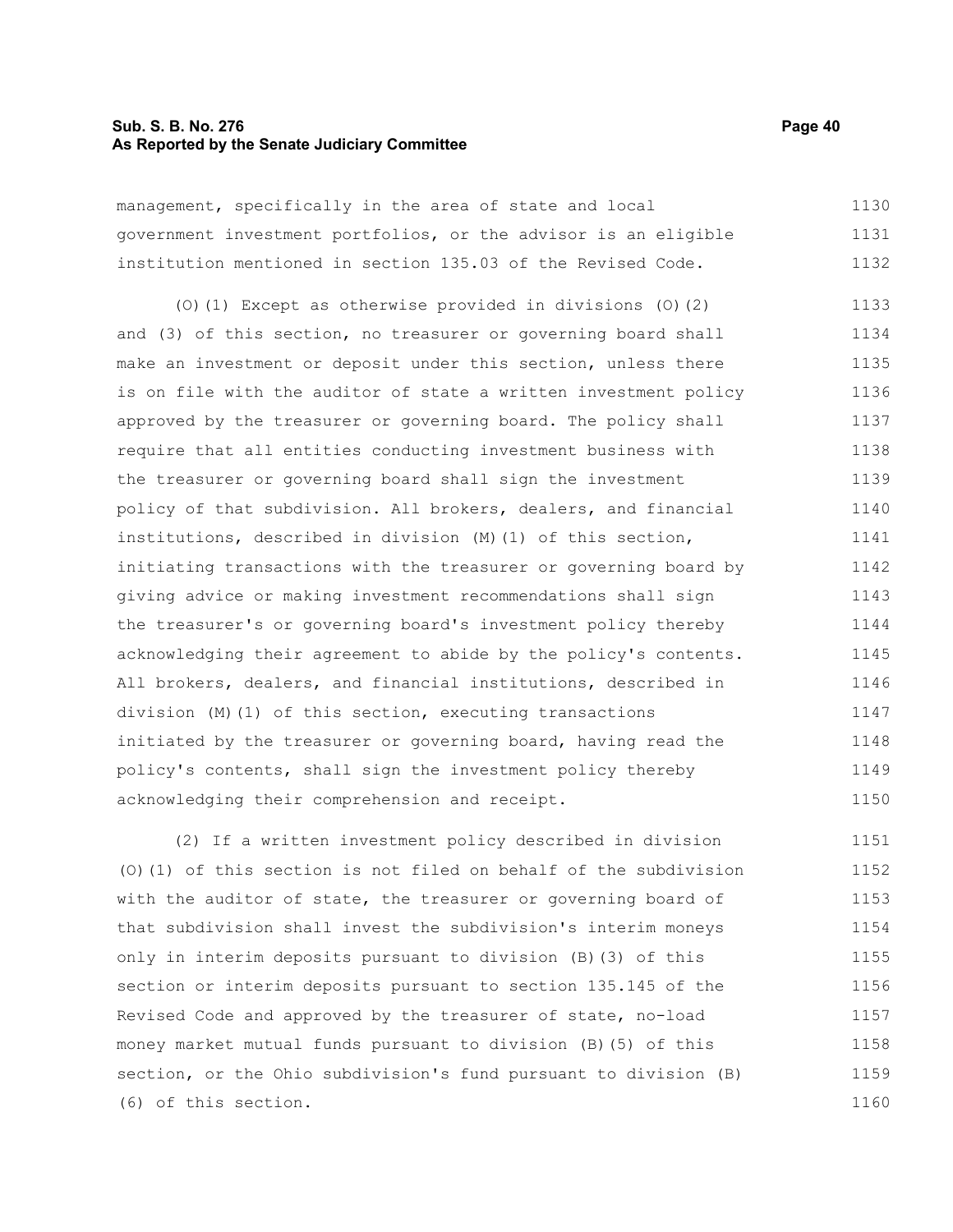management, specifically in the area of state and local government investment portfolios, or the advisor is an eligible institution mentioned in section 135.03 of the Revised Code.

(O)(1) Except as otherwise provided in divisions (O)(2) and (3) of this section, no treasurer or governing board shall make an investment or deposit under this section, unless there is on file with the auditor of state a written investment policy approved by the treasurer or governing board. The policy shall require that all entities conducting investment business with the treasurer or governing board shall sign the investment policy of that subdivision. All brokers, dealers, and financial institutions, described in division (M)(1) of this section, initiating transactions with the treasurer or governing board by giving advice or making investment recommendations shall sign the treasurer's or governing board's investment policy thereby acknowledging their agreement to abide by the policy's contents. All brokers, dealers, and financial institutions, described in division (M)(1) of this section, executing transactions initiated by the treasurer or governing board, having read the policy's contents, shall sign the investment policy thereby acknowledging their comprehension and receipt.

(2) If a written investment policy described in division (O)(1) of this section is not filed on behalf of the subdivision with the auditor of state, the treasurer or governing board of that subdivision shall invest the subdivision's interim moneys only in interim deposits pursuant to division (B)(3) of this section or interim deposits pursuant to section 135.145 of the Revised Code and approved by the treasurer of state, no-load money market mutual funds pursuant to division (B)(5) of this section, or the Ohio subdivision's fund pursuant to division (B)(6) of this section.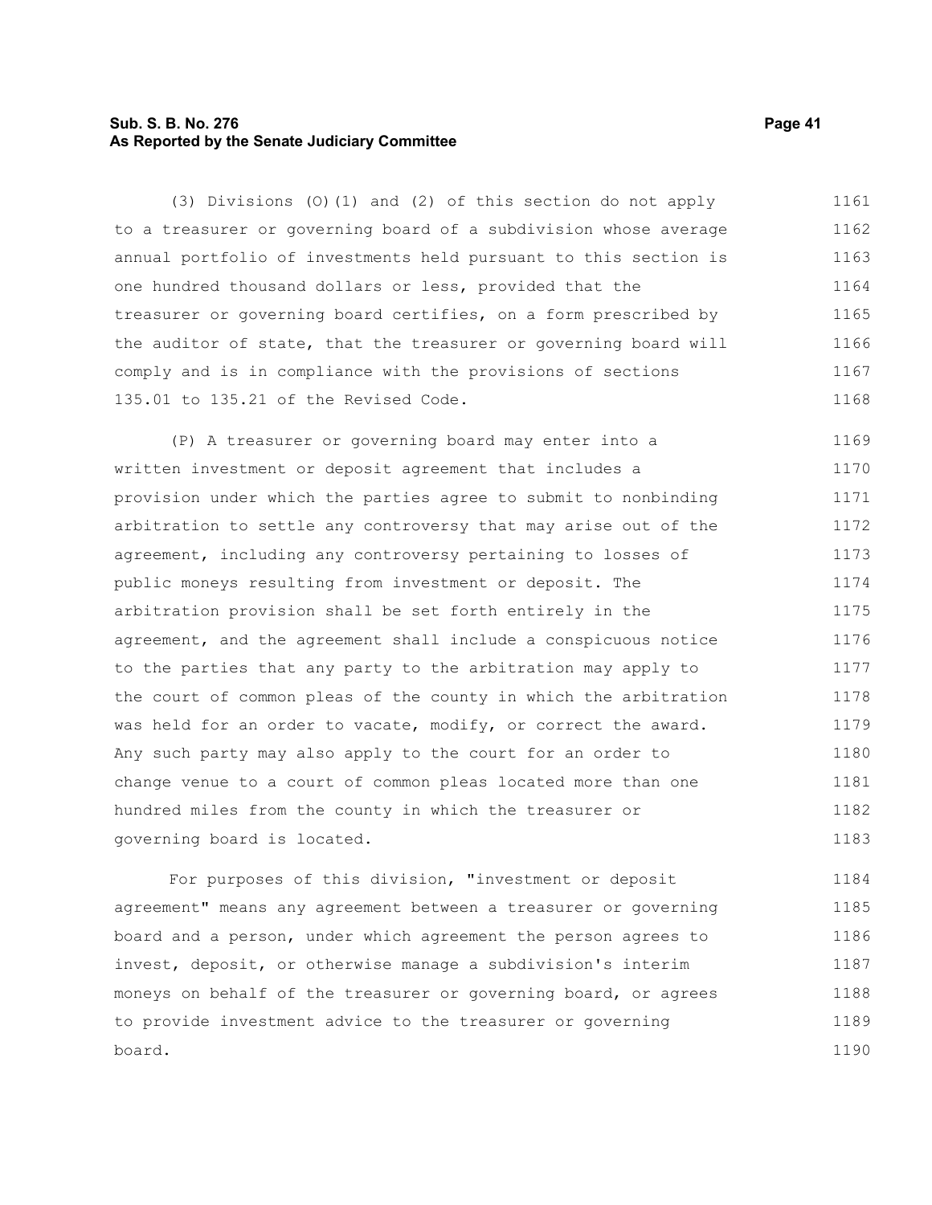(3) Divisions (O)(1) and (2) of this section do not apply to a treasurer or governing board of a subdivision whose average annual portfolio of investments held pursuant to this section is one hundred thousand dollars or less, provided that the treasurer or governing board certifies, on a form prescribed by the auditor of state, that the treasurer or governing board will comply and is in compliance with the provisions of sections 135.01 to 135.21 of the Revised Code.

(P) A treasurer or governing board may enter into a written investment or deposit agreement that includes a provision under which the parties agree to submit to nonbinding arbitration to settle any controversy that may arise out of the agreement, including any controversy pertaining to losses of public moneys resulting from investment or deposit. The arbitration provision shall be set forth entirely in the agreement, and the agreement shall include a conspicuous notice to the parties that any party to the arbitration may apply to the court of common pleas of the county in which the arbitration was held for an order to vacate, modify, or correct the award. Any such party may also apply to the court for an order to change venue to a court of common pleas located more than one hundred miles from the county in which the treasurer or governing board is located.

For purposes of this division, "investment or deposit agreement" means any agreement between a treasurer or governing board and a person, under which agreement the person agrees to invest, deposit, or otherwise manage a subdivision's interim moneys on behalf of the treasurer or governing board, or agrees to provide investment advice to the treasurer or governing board.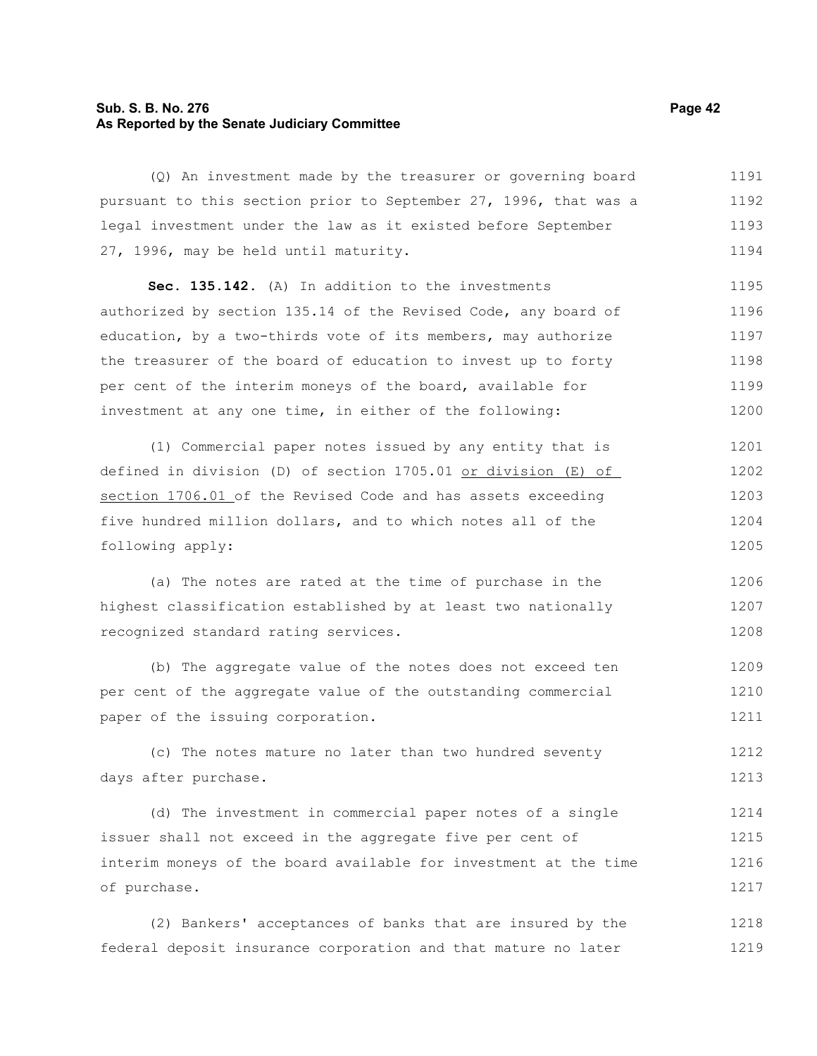(Q) An investment made by the treasurer or governing board pursuant to this section prior to September 27, 1996, that was a legal investment under the law as it existed before September 27, 1996, may be held until maturity.

**Sec. 135.142.** (A) In addition to the investments authorized by section 135.14 of the Revised Code, any board of education, by a two-thirds vote of its members, may authorize the treasurer of the board of education to invest up to forty per cent of the interim moneys of the board, available for investment at any one time, in either of the following:

(1) Commercial paper notes issued by any entity that is defined in division (D) of section 1705.01 <u>or division (E) of section 1706.01</u> of the Revised Code and has assets exceeding five hundred million dollars, and to which notes all of the following apply:

(a) The notes are rated at the time of purchase in the highest classification established by at least two nationally recognized standard rating services.

(b) The aggregate value of the notes does not exceed ten per cent of the aggregate value of the outstanding commercial paper of the issuing corporation.

(c) The notes mature no later than two hundred seventy days after purchase.

(d) The investment in commercial paper notes of a single issuer shall not exceed in the aggregate five per cent of interim moneys of the board available for investment at the time of purchase.

(2) Bankers' acceptances of banks that are insured by the federal deposit insurance corporation and that mature no later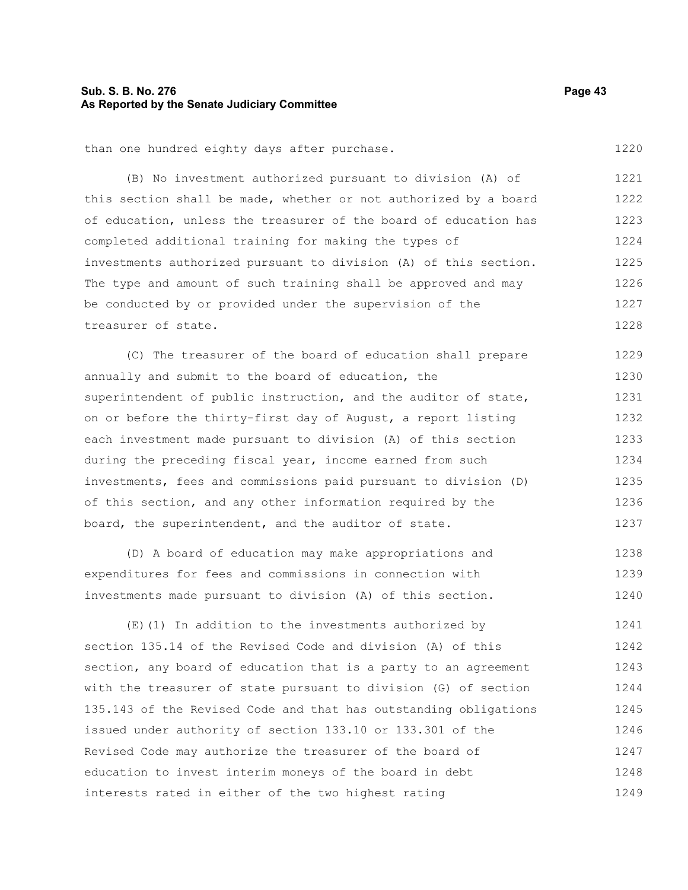than one hundred eighty days after purchase.

(B) No investment authorized pursuant to division (A) of this section shall be made, whether or not authorized by a board of education, unless the treasurer of the board of education has completed additional training for making the types of investments authorized pursuant to division (A) of this section. The type and amount of such training shall be approved and may be conducted by or provided under the supervision of the treasurer of state.

(C) The treasurer of the board of education shall prepare annually and submit to the board of education, the superintendent of public instruction, and the auditor of state, on or before the thirty-first day of August, a report listing each investment made pursuant to division (A) of this section during the preceding fiscal year, income earned from such investments, fees and commissions paid pursuant to division (D) of this section, and any other information required by the board, the superintendent, and the auditor of state.

(D) A board of education may make appropriations and expenditures for fees and commissions in connection with investments made pursuant to division (A) of this section.

(E)(1) In addition to the investments authorized by section 135.14 of the Revised Code and division (A) of this section, any board of education that is a party to an agreement with the treasurer of state pursuant to division (G) of section 135.143 of the Revised Code and that has outstanding obligations issued under authority of section 133.10 or 133.301 of the Revised Code may authorize the treasurer of the board of education to invest interim moneys of the board in debt interests rated in either of the two highest rating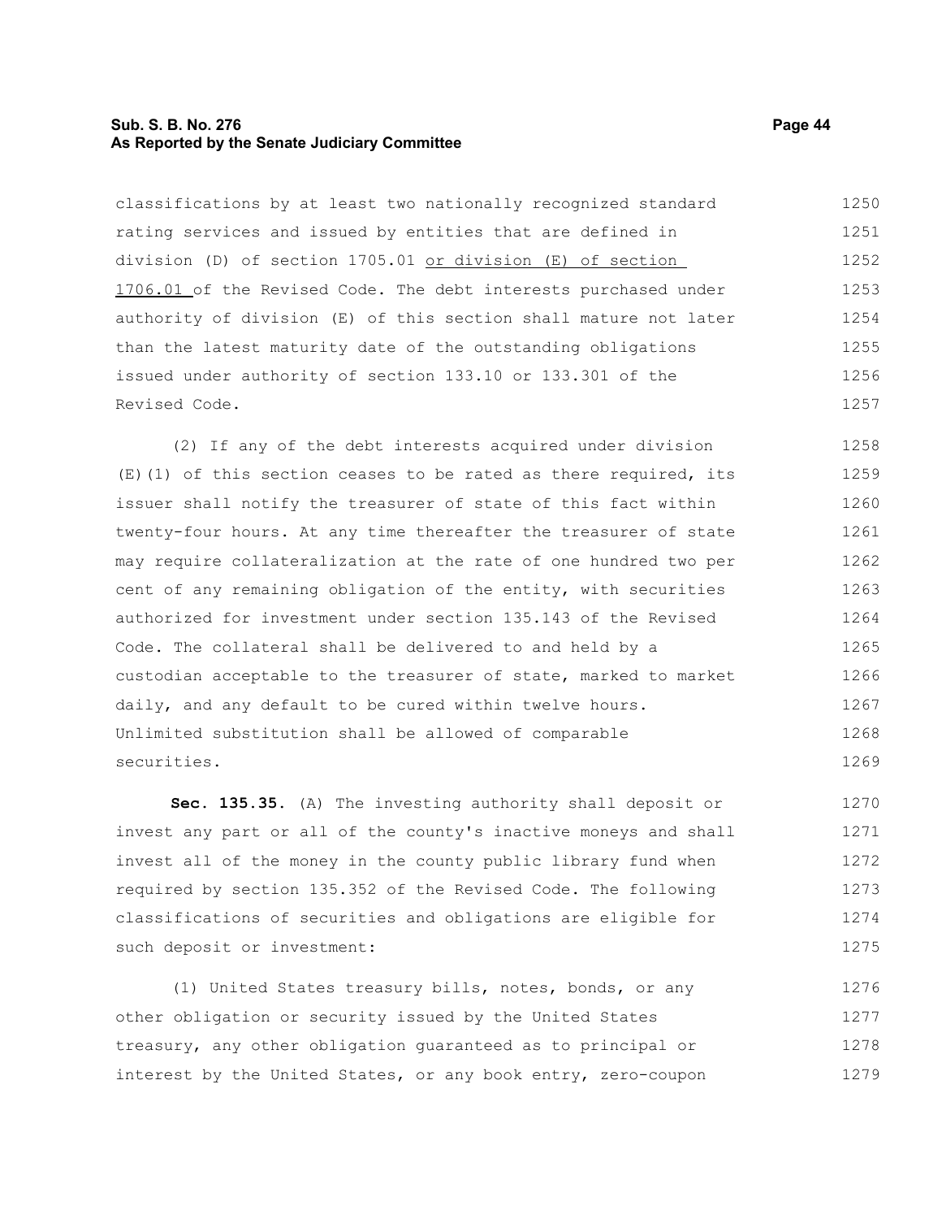classifications by at least two nationally recognized standard rating services and issued by entities that are defined in division (D) of section 1705.01 <u>or division (E) of section 1706.01</u> of the Revised Code. The debt interests purchased under authority of division (E) of this section shall mature not later than the latest maturity date of the outstanding obligations issued under authority of section 133.10 or 133.301 of the Revised Code.

(2) If any of the debt interests acquired under division (E)(1) of this section ceases to be rated as there required, its issuer shall notify the treasurer of state of this fact within twenty-four hours. At any time thereafter the treasurer of state may require collateralization at the rate of one hundred two per cent of any remaining obligation of the entity, with securities authorized for investment under section 135.143 of the Revised Code. The collateral shall be delivered to and held by a custodian acceptable to the treasurer of state, marked to market daily, and any default to be cured within twelve hours. Unlimited substitution shall be allowed of comparable securities.

**Sec. 135.35.** (A) The investing authority shall deposit or invest any part or all of the county's inactive moneys and shall invest all of the money in the county public library fund when required by section 135.352 of the Revised Code. The following classifications of securities and obligations are eligible for such deposit or investment:

(1) United States treasury bills, notes, bonds, or any other obligation or security issued by the United States treasury, any other obligation guaranteed as to principal or interest by the United States, or any book entry, zero-coupon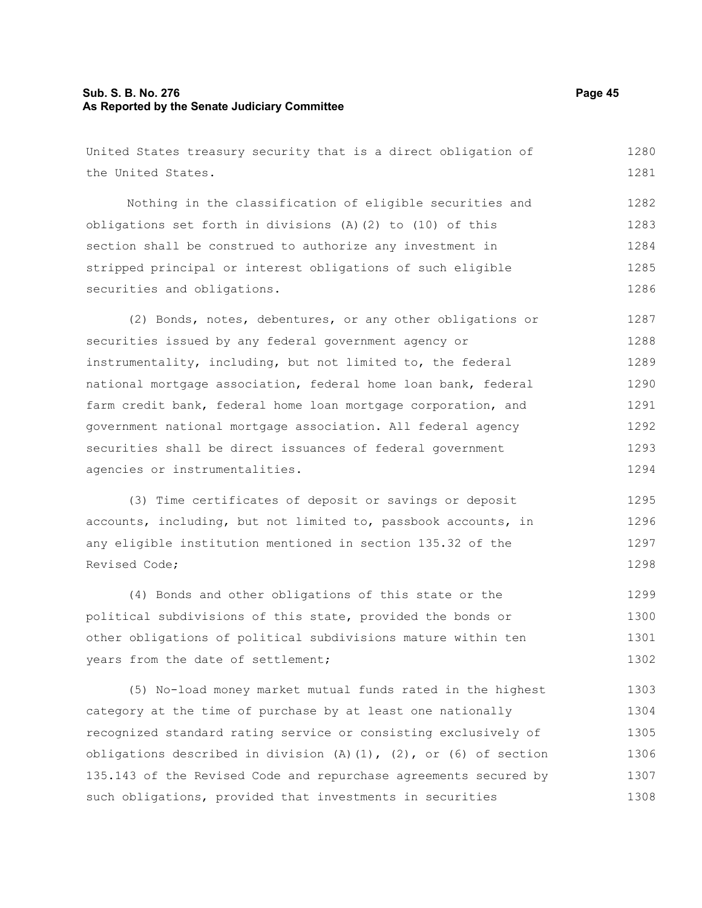United States treasury security that is a direct obligation of the United States.

Nothing in the classification of eligible securities and obligations set forth in divisions (A)(2) to (10) of this section shall be construed to authorize any investment in stripped principal or interest obligations of such eligible securities and obligations.

(2) Bonds, notes, debentures, or any other obligations or securities issued by any federal government agency or instrumentality, including, but not limited to, the federal national mortgage association, federal home loan bank, federal farm credit bank, federal home loan mortgage corporation, and government national mortgage association. All federal agency securities shall be direct issuances of federal government agencies or instrumentalities.

(3) Time certificates of deposit or savings or deposit accounts, including, but not limited to, passbook accounts, in any eligible institution mentioned in section 135.32 of the Revised Code;

(4) Bonds and other obligations of this state or the political subdivisions of this state, provided the bonds or other obligations of political subdivisions mature within ten years from the date of settlement;

(5) No-load money market mutual funds rated in the highest category at the time of purchase by at least one nationally recognized standard rating service or consisting exclusively of obligations described in division (A)(1), (2), or (6) of section 135.143 of the Revised Code and repurchase agreements secured by such obligations, provided that investments in securities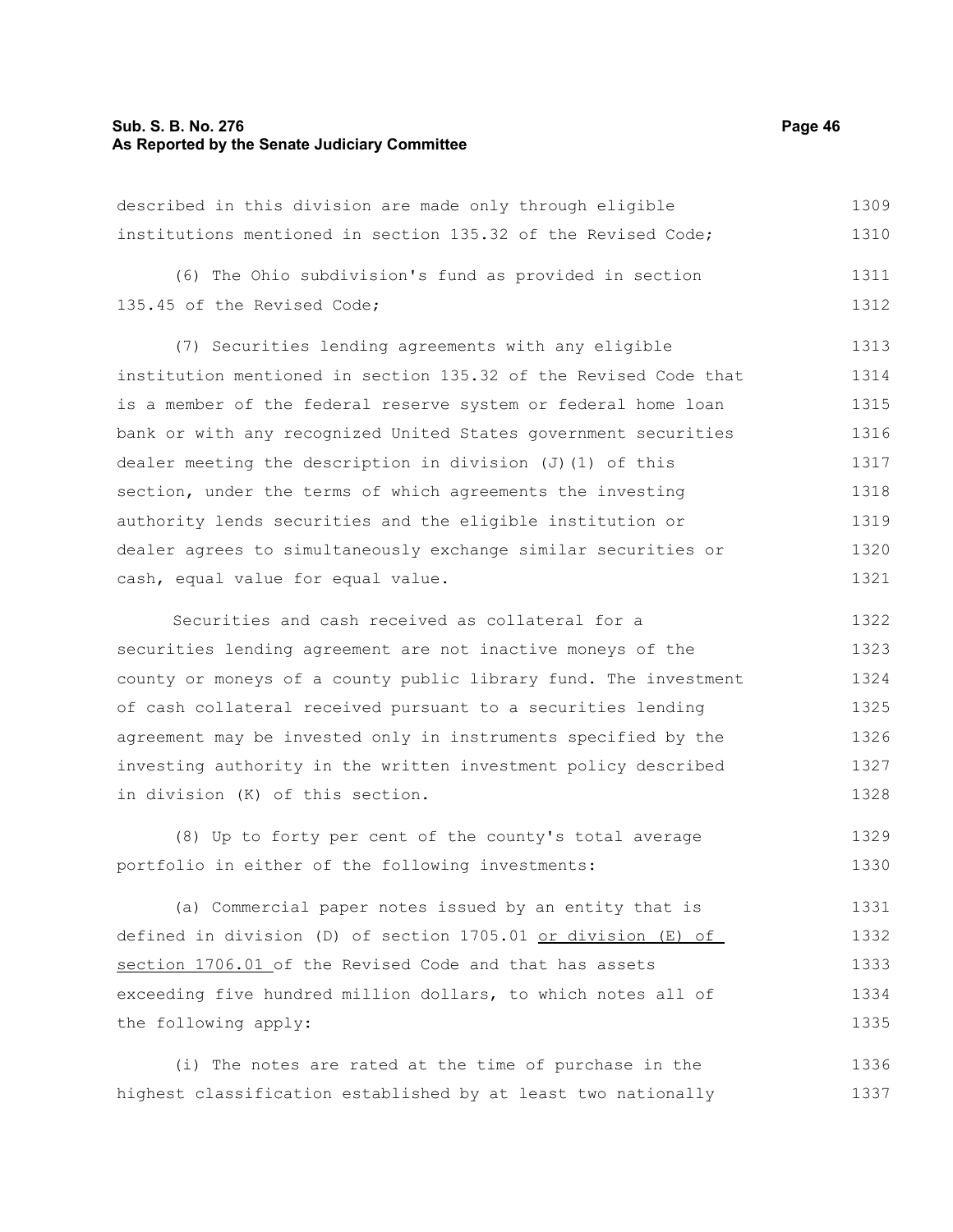described in this division are made only through eligible institutions mentioned in section 135.32 of the Revised Code;

(6) The Ohio subdivision's fund as provided in section 135.45 of the Revised Code;

(7) Securities lending agreements with any eligible institution mentioned in section 135.32 of the Revised Code that is a member of the federal reserve system or federal home loan bank or with any recognized United States government securities dealer meeting the description in division (J)(1) of this section, under the terms of which agreements the investing authority lends securities and the eligible institution or dealer agrees to simultaneously exchange similar securities or cash, equal value for equal value.

Securities and cash received as collateral for a securities lending agreement are not inactive moneys of the county or moneys of a county public library fund. The investment of cash collateral received pursuant to a securities lending agreement may be invested only in instruments specified by the investing authority in the written investment policy described in division (K) of this section.

(8) Up to forty per cent of the county's total average portfolio in either of the following investments:

(a) Commercial paper notes issued by an entity that is defined in division (D) of section 1705.01 <u>or division (E) of section 1706.01</u> of the Revised Code and that has assets exceeding five hundred million dollars, to which notes all of the following apply:

(i) The notes are rated at the time of purchase in the highest classification established by at least two nationally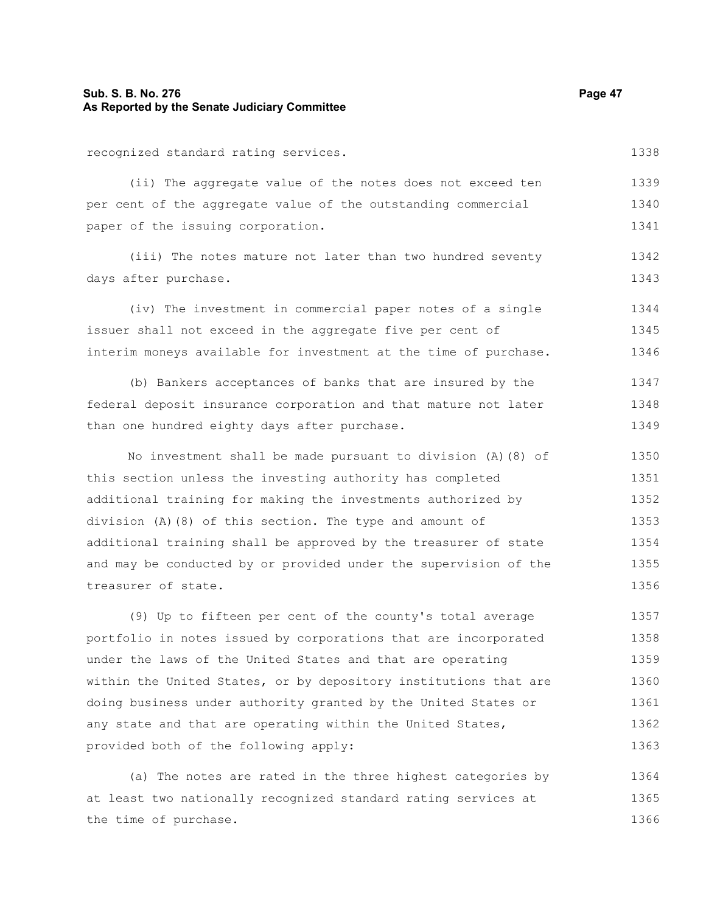recognized standard rating services.

(ii) The aggregate value of the notes does not exceed ten per cent of the aggregate value of the outstanding commercial paper of the issuing corporation.

(iii) The notes mature not later than two hundred seventy days after purchase.

(iv) The investment in commercial paper notes of a single issuer shall not exceed in the aggregate five per cent of interim moneys available for investment at the time of purchase.

(b) Bankers acceptances of banks that are insured by the federal deposit insurance corporation and that mature not later than one hundred eighty days after purchase.

No investment shall be made pursuant to division (A)(8) of this section unless the investing authority has completed additional training for making the investments authorized by division (A)(8) of this section. The type and amount of additional training shall be approved by the treasurer of state and may be conducted by or provided under the supervision of the treasurer of state.

(9) Up to fifteen per cent of the county's total average portfolio in notes issued by corporations that are incorporated under the laws of the United States and that are operating within the United States, or by depository institutions that are doing business under authority granted by the United States or any state and that are operating within the United States, provided both of the following apply:

(a) The notes are rated in the three highest categories by at least two nationally recognized standard rating services at the time of purchase.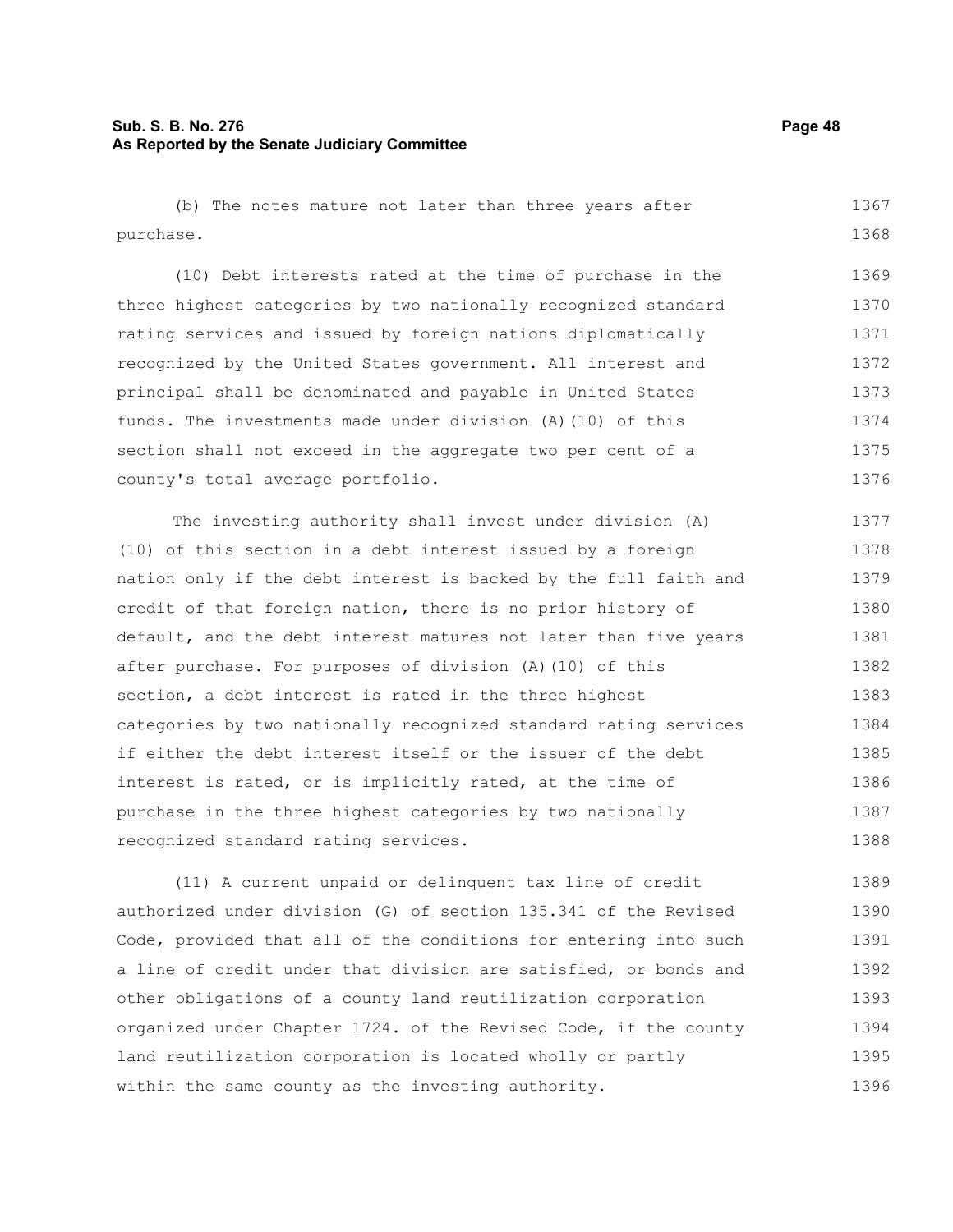(b) The notes mature not later than three years after purchase.

(10) Debt interests rated at the time of purchase in the three highest categories by two nationally recognized standard rating services and issued by foreign nations diplomatically recognized by the United States government. All interest and principal shall be denominated and payable in United States funds. The investments made under division (A)(10) of this section shall not exceed in the aggregate two per cent of a county's total average portfolio.

The investing authority shall invest under division (A)(10) of this section in a debt interest issued by a foreign nation only if the debt interest is backed by the full faith and credit of that foreign nation, there is no prior history of default, and the debt interest matures not later than five years after purchase. For purposes of division (A)(10) of this section, a debt interest is rated in the three highest categories by two nationally recognized standard rating services if either the debt interest itself or the issuer of the debt interest is rated, or is implicitly rated, at the time of purchase in the three highest categories by two nationally recognized standard rating services.

(11) A current unpaid or delinquent tax line of credit authorized under division (G) of section 135.341 of the Revised Code, provided that all of the conditions for entering into such a line of credit under that division are satisfied, or bonds and other obligations of a county land reutilization corporation organized under Chapter 1724. of the Revised Code, if the county land reutilization corporation is located wholly or partly within the same county as the investing authority.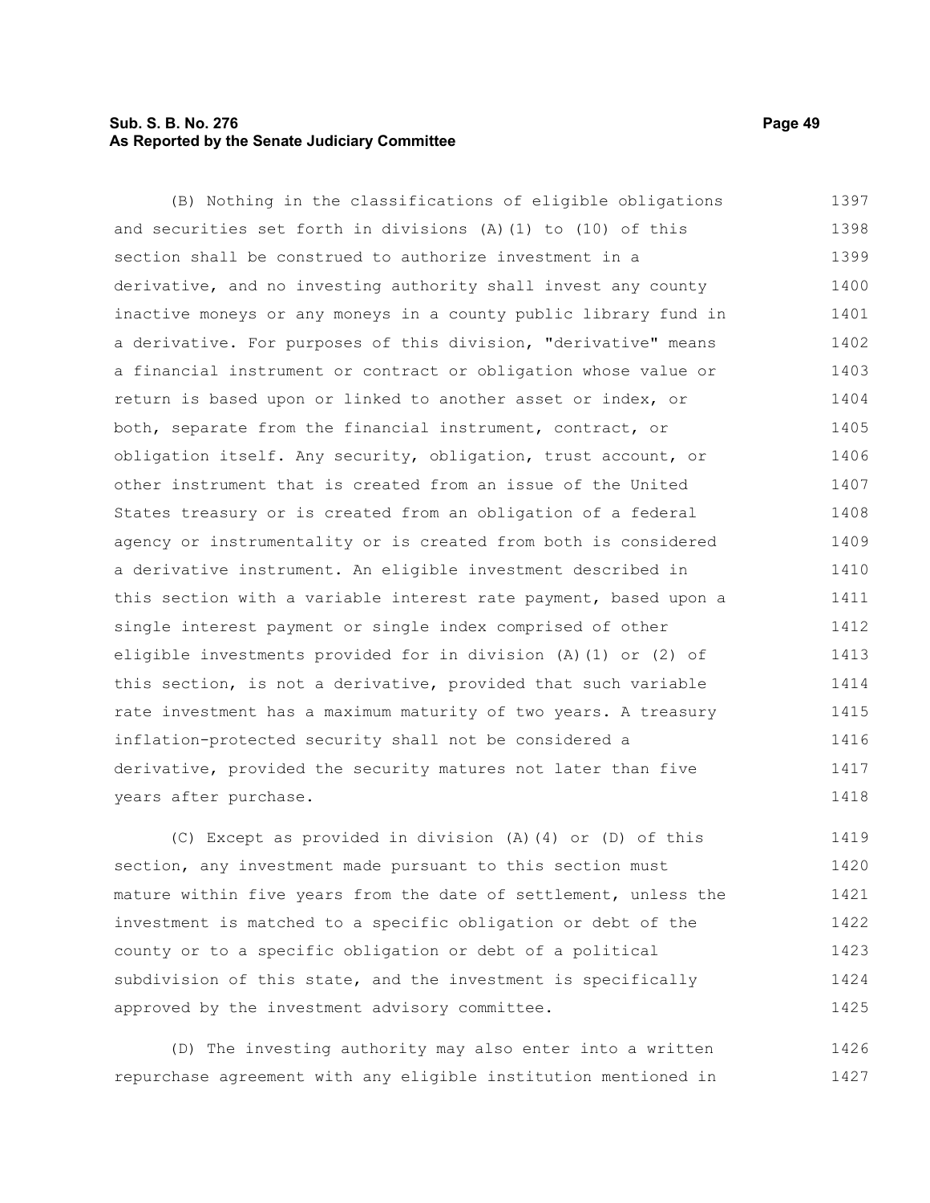(B) Nothing in the classifications of eligible obligations and securities set forth in divisions (A)(1) to (10) of this section shall be construed to authorize investment in a derivative, and no investing authority shall invest any county inactive moneys or any moneys in a county public library fund in a derivative. For purposes of this division, "derivative" means a financial instrument or contract or obligation whose value or return is based upon or linked to another asset or index, or both, separate from the financial instrument, contract, or obligation itself. Any security, obligation, trust account, or other instrument that is created from an issue of the United States treasury or is created from an obligation of a federal agency or instrumentality or is created from both is considered a derivative instrument. An eligible investment described in this section with a variable interest rate payment, based upon a single interest payment or single index comprised of other eligible investments provided for in division (A)(1) or (2) of this section, is not a derivative, provided that such variable rate investment has a maximum maturity of two years. A treasury inflation-protected security shall not be considered a derivative, provided the security matures not later than five years after purchase.

(C) Except as provided in division (A)(4) or (D) of this section, any investment made pursuant to this section must mature within five years from the date of settlement, unless the investment is matched to a specific obligation or debt of the county or to a specific obligation or debt of a political subdivision of this state, and the investment is specifically approved by the investment advisory committee.

(D) The investing authority may also enter into a written repurchase agreement with any eligible institution mentioned in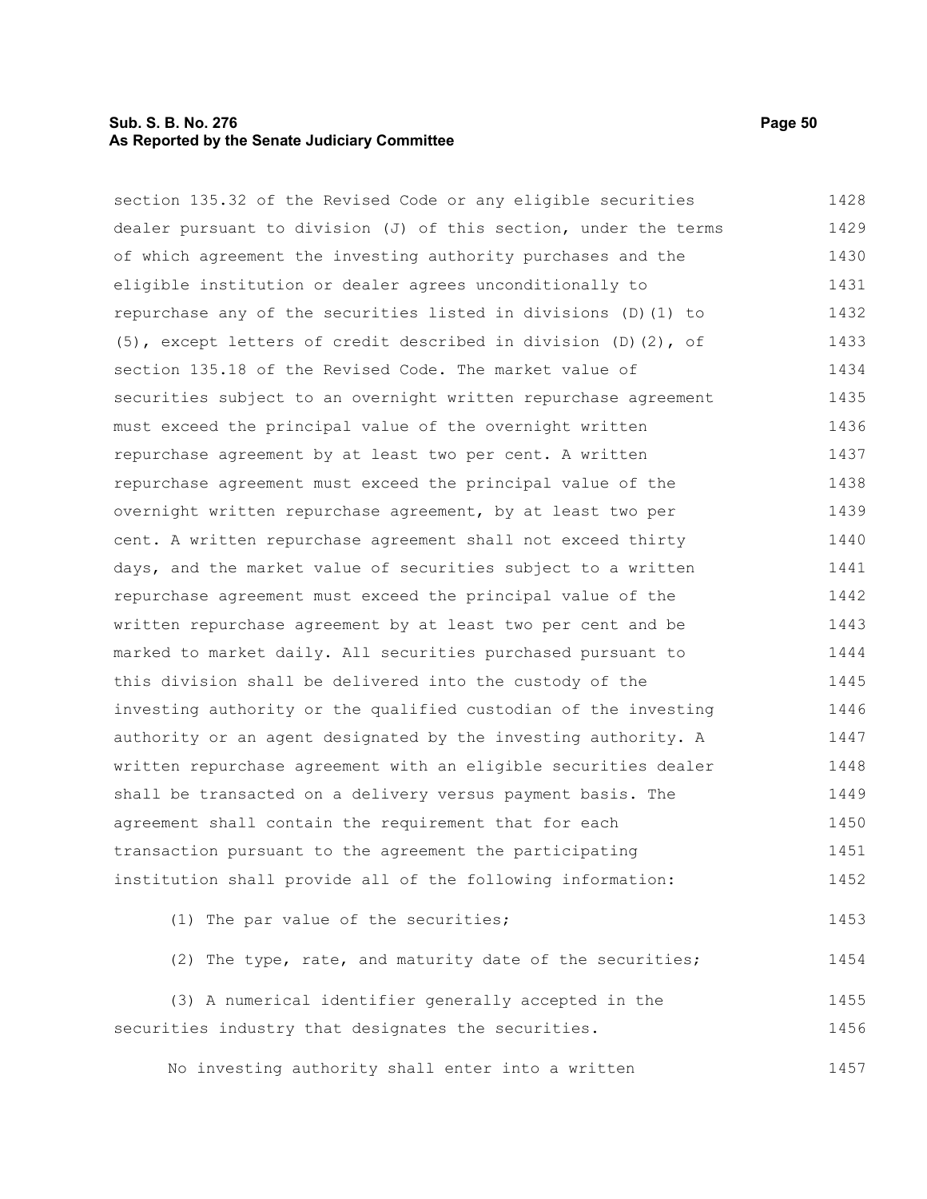section 135.32 of the Revised Code or any eligible securities dealer pursuant to division (J) of this section, under the terms of which agreement the investing authority purchases and the eligible institution or dealer agrees unconditionally to repurchase any of the securities listed in divisions (D)(1) to (5), except letters of credit described in division (D)(2), of section 135.18 of the Revised Code. The market value of securities subject to an overnight written repurchase agreement must exceed the principal value of the overnight written repurchase agreement by at least two per cent. A written repurchase agreement must exceed the principal value of the overnight written repurchase agreement, by at least two per cent. A written repurchase agreement shall not exceed thirty days, and the market value of securities subject to a written repurchase agreement must exceed the principal value of the written repurchase agreement by at least two per cent and be marked to market daily. All securities purchased pursuant to this division shall be delivered into the custody of the investing authority or the qualified custodian of the investing authority or an agent designated by the investing authority. A written repurchase agreement with an eligible securities dealer shall be transacted on a delivery versus payment basis. The agreement shall contain the requirement that for each transaction pursuant to the agreement the participating institution shall provide all of the following information:

(1) The par value of the securities;

(2) The type, rate, and maturity date of the securities;

(3) A numerical identifier generally accepted in the securities industry that designates the securities.

No investing authority shall enter into a written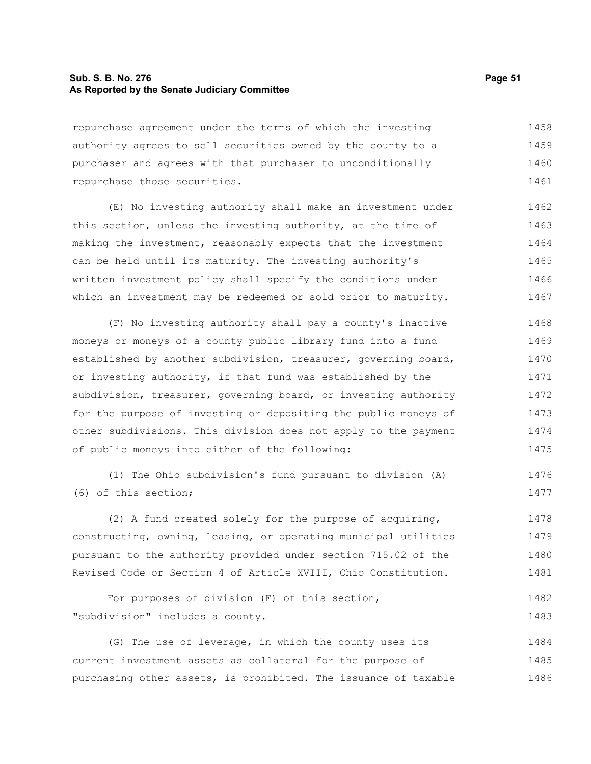repurchase agreement under the terms of which the investing authority agrees to sell securities owned by the county to a purchaser and agrees with that purchaser to unconditionally repurchase those securities.

(E) No investing authority shall make an investment under this section, unless the investing authority, at the time of making the investment, reasonably expects that the investment can be held until its maturity. The investing authority's written investment policy shall specify the conditions under which an investment may be redeemed or sold prior to maturity.

(F) No investing authority shall pay a county's inactive moneys or moneys of a county public library fund into a fund established by another subdivision, treasurer, governing board, or investing authority, if that fund was established by the subdivision, treasurer, governing board, or investing authority for the purpose of investing or depositing the public moneys of other subdivisions. This division does not apply to the payment of public moneys into either of the following:

(1) The Ohio subdivision's fund pursuant to division (A)(6) of this section;

(2) A fund created solely for the purpose of acquiring, constructing, owning, leasing, or operating municipal utilities pursuant to the authority provided under section 715.02 of the Revised Code or Section 4 of Article XVIII, Ohio Constitution.

For purposes of division (F) of this section, "subdivision" includes a county.

(G) The use of leverage, in which the county uses its current investment assets as collateral for the purpose of purchasing other assets, is prohibited. The issuance of taxable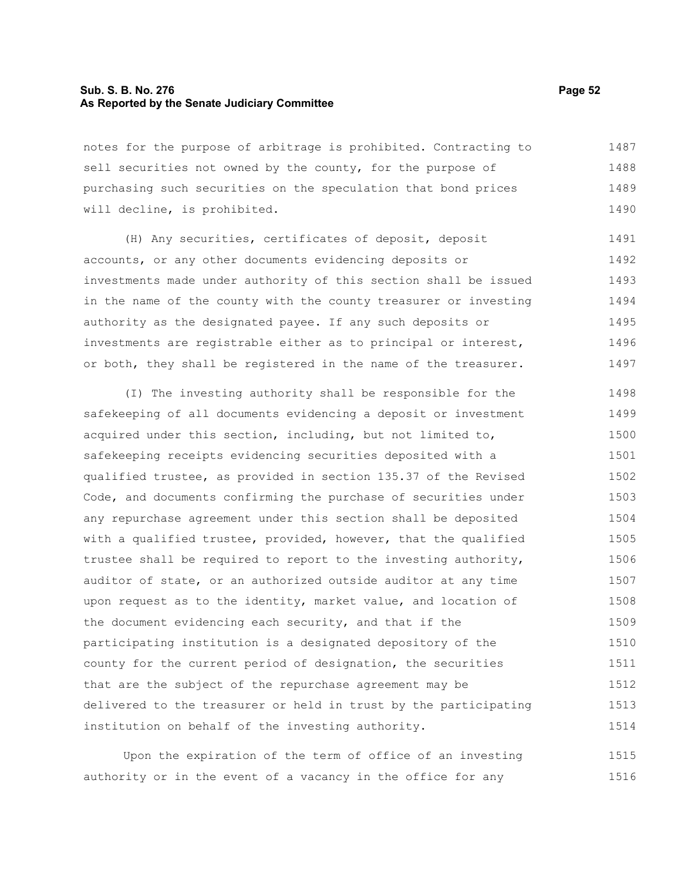notes for the purpose of arbitrage is prohibited. Contracting to sell securities not owned by the county, for the purpose of purchasing such securities on the speculation that bond prices will decline, is prohibited.

(H) Any securities, certificates of deposit, deposit accounts, or any other documents evidencing deposits or investments made under authority of this section shall be issued in the name of the county with the county treasurer or investing authority as the designated payee. If any such deposits or investments are registrable either as to principal or interest, or both, they shall be registered in the name of the treasurer.

(I) The investing authority shall be responsible for the safekeeping of all documents evidencing a deposit or investment acquired under this section, including, but not limited to, safekeeping receipts evidencing securities deposited with a qualified trustee, as provided in section 135.37 of the Revised Code, and documents confirming the purchase of securities under any repurchase agreement under this section shall be deposited with a qualified trustee, provided, however, that the qualified trustee shall be required to report to the investing authority, auditor of state, or an authorized outside auditor at any time upon request as to the identity, market value, and location of the document evidencing each security, and that if the participating institution is a designated depository of the county for the current period of designation, the securities that are the subject of the repurchase agreement may be delivered to the treasurer or held in trust by the participating institution on behalf of the investing authority.

Upon the expiration of the term of office of an investing authority or in the event of a vacancy in the office for any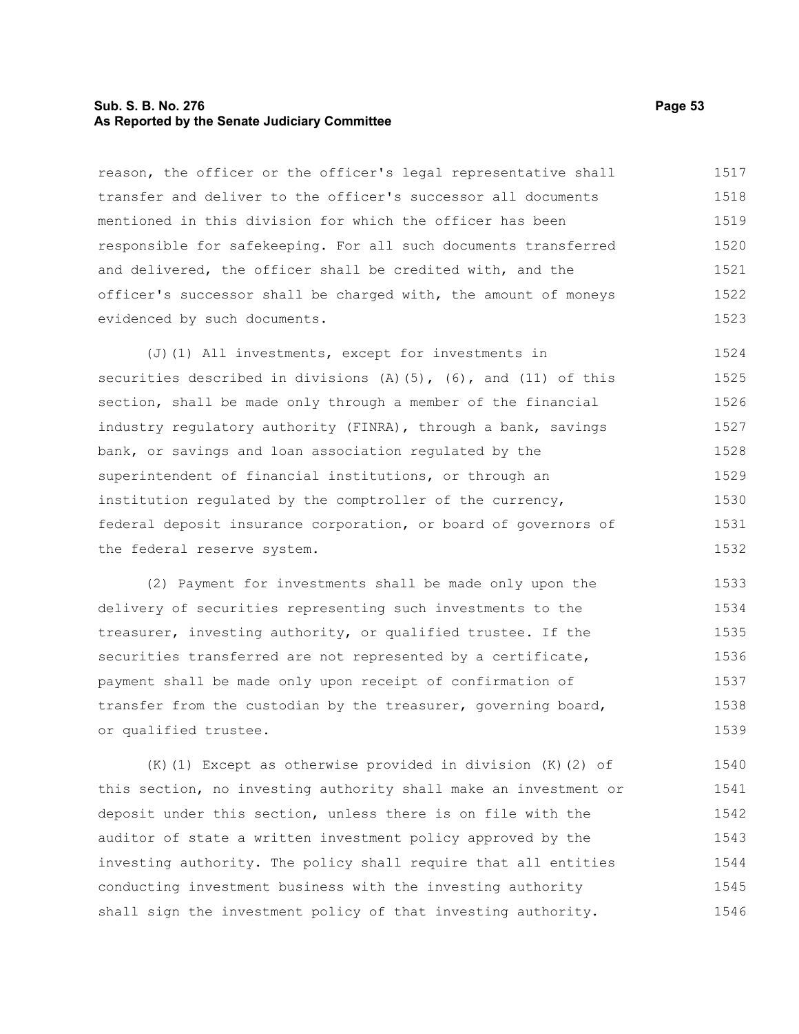reason, the officer or the officer's legal representative shall transfer and deliver to the officer's successor all documents mentioned in this division for which the officer has been responsible for safekeeping. For all such documents transferred and delivered, the officer shall be credited with, and the officer's successor shall be charged with, the amount of moneys evidenced by such documents.

(J)(1) All investments, except for investments in securities described in divisions (A)(5), (6), and (11) of this section, shall be made only through a member of the financial industry regulatory authority (FINRA), through a bank, savings bank, or savings and loan association regulated by the superintendent of financial institutions, or through an institution regulated by the comptroller of the currency, federal deposit insurance corporation, or board of governors of the federal reserve system.

(2) Payment for investments shall be made only upon the delivery of securities representing such investments to the treasurer, investing authority, or qualified trustee. If the securities transferred are not represented by a certificate, payment shall be made only upon receipt of confirmation of transfer from the custodian by the treasurer, governing board, or qualified trustee.

(K)(1) Except as otherwise provided in division (K)(2) of this section, no investing authority shall make an investment or deposit under this section, unless there is on file with the auditor of state a written investment policy approved by the investing authority. The policy shall require that all entities conducting investment business with the investing authority shall sign the investment policy of that investing authority.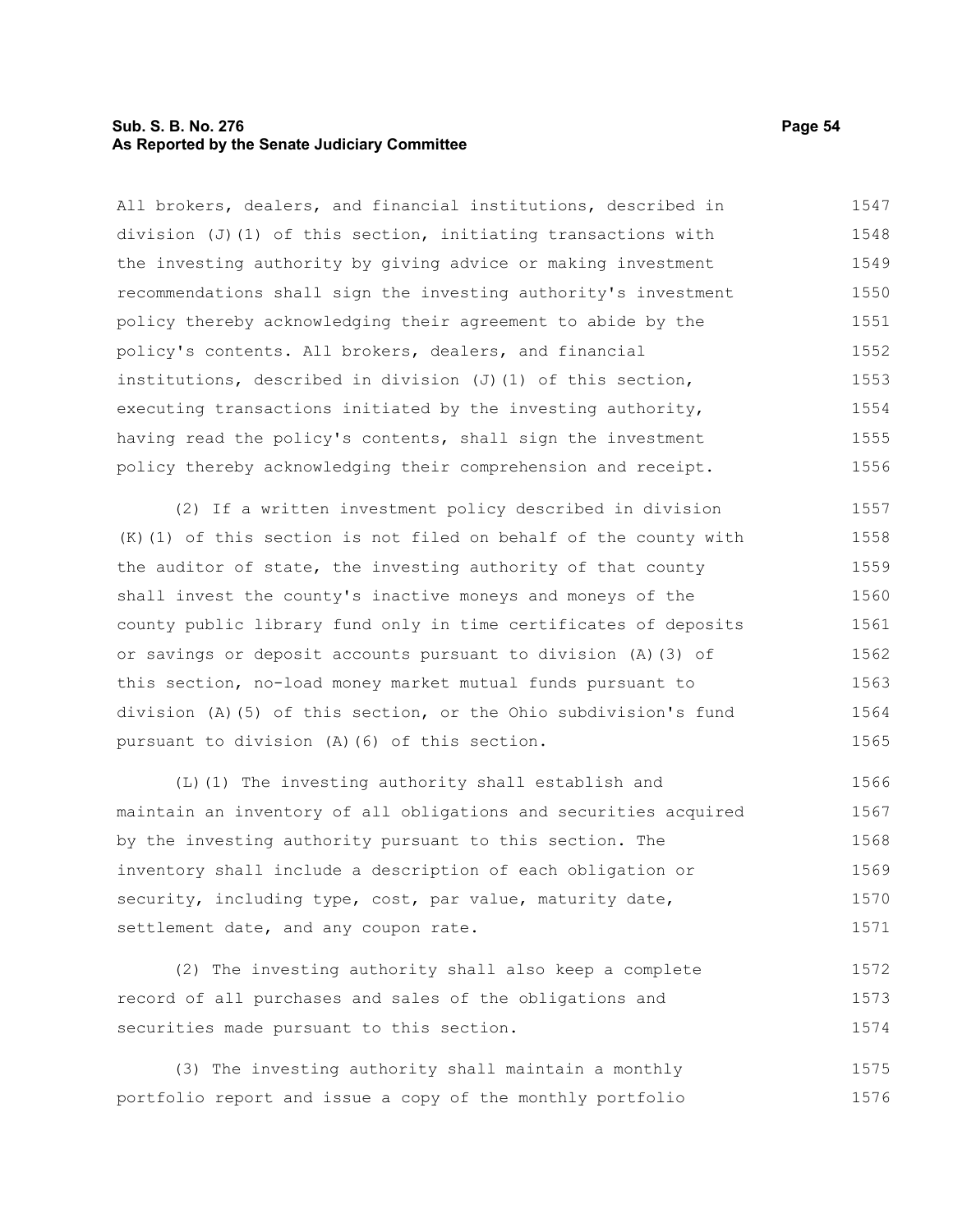All brokers, dealers, and financial institutions, described in division (J)(1) of this section, initiating transactions with the investing authority by giving advice or making investment recommendations shall sign the investing authority's investment policy thereby acknowledging their agreement to abide by the policy's contents. All brokers, dealers, and financial institutions, described in division (J)(1) of this section, executing transactions initiated by the investing authority, having read the policy's contents, shall sign the investment policy thereby acknowledging their comprehension and receipt.

(2) If a written investment policy described in division (K)(1) of this section is not filed on behalf of the county with the auditor of state, the investing authority of that county shall invest the county's inactive moneys and moneys of the county public library fund only in time certificates of deposits or savings or deposit accounts pursuant to division (A)(3) of this section, no-load money market mutual funds pursuant to division (A)(5) of this section, or the Ohio subdivision's fund pursuant to division (A)(6) of this section.

(L)(1) The investing authority shall establish and maintain an inventory of all obligations and securities acquired by the investing authority pursuant to this section. The inventory shall include a description of each obligation or security, including type, cost, par value, maturity date, settlement date, and any coupon rate.

(2) The investing authority shall also keep a complete record of all purchases and sales of the obligations and securities made pursuant to this section.

(3) The investing authority shall maintain a monthly portfolio report and issue a copy of the monthly portfolio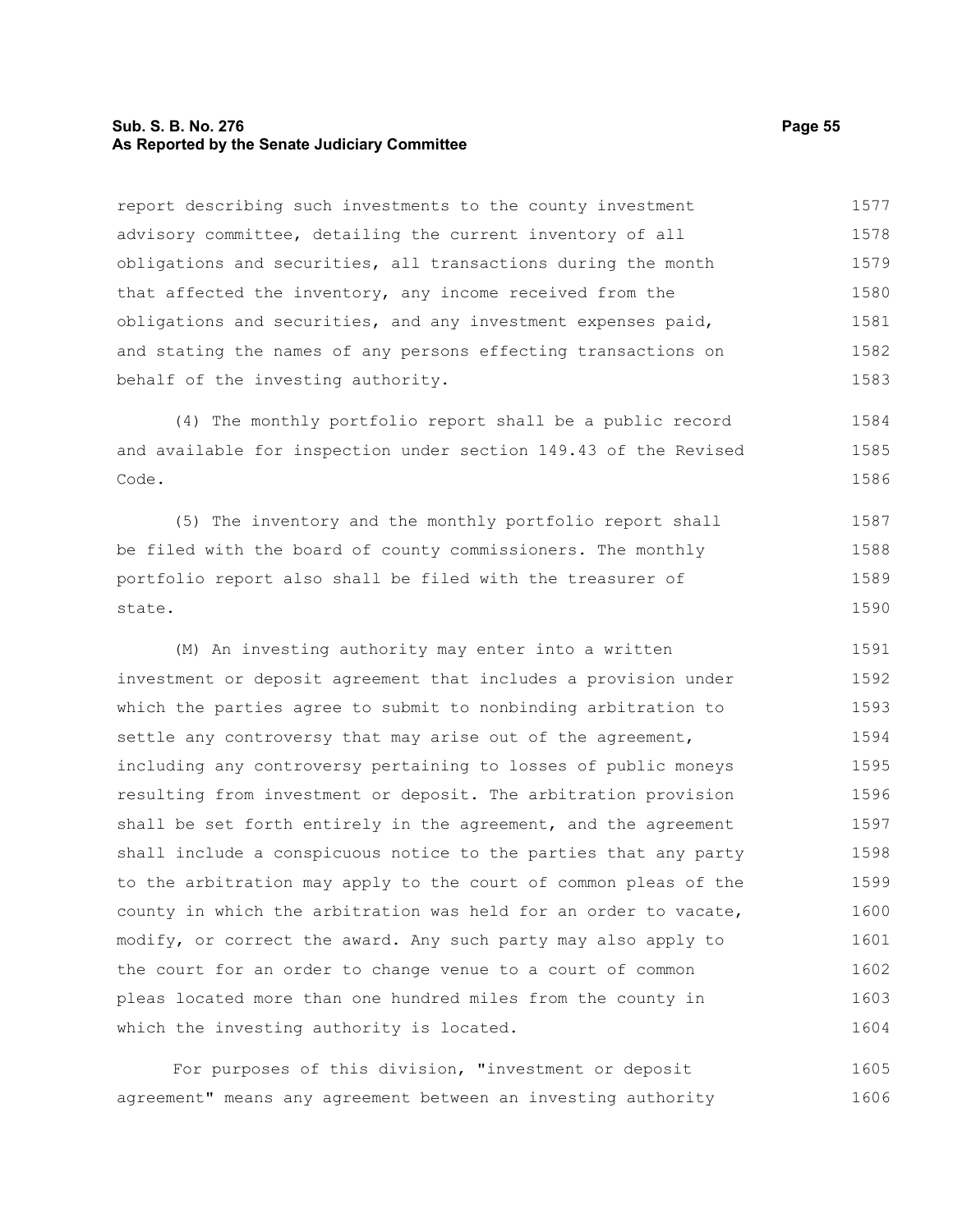report describing such investments to the county investment advisory committee, detailing the current inventory of all obligations and securities, all transactions during the month that affected the inventory, any income received from the obligations and securities, and any investment expenses paid, and stating the names of any persons effecting transactions on behalf of the investing authority.

(4) The monthly portfolio report shall be a public record and available for inspection under section 149.43 of the Revised Code.

(5) The inventory and the monthly portfolio report shall be filed with the board of county commissioners. The monthly portfolio report also shall be filed with the treasurer of state.

(M) An investing authority may enter into a written investment or deposit agreement that includes a provision under which the parties agree to submit to nonbinding arbitration to settle any controversy that may arise out of the agreement, including any controversy pertaining to losses of public moneys resulting from investment or deposit. The arbitration provision shall be set forth entirely in the agreement, and the agreement shall include a conspicuous notice to the parties that any party to the arbitration may apply to the court of common pleas of the county in which the arbitration was held for an order to vacate, modify, or correct the award. Any such party may also apply to the court for an order to change venue to a court of common pleas located more than one hundred miles from the county in which the investing authority is located.

For purposes of this division, "investment or deposit agreement" means any agreement between an investing authority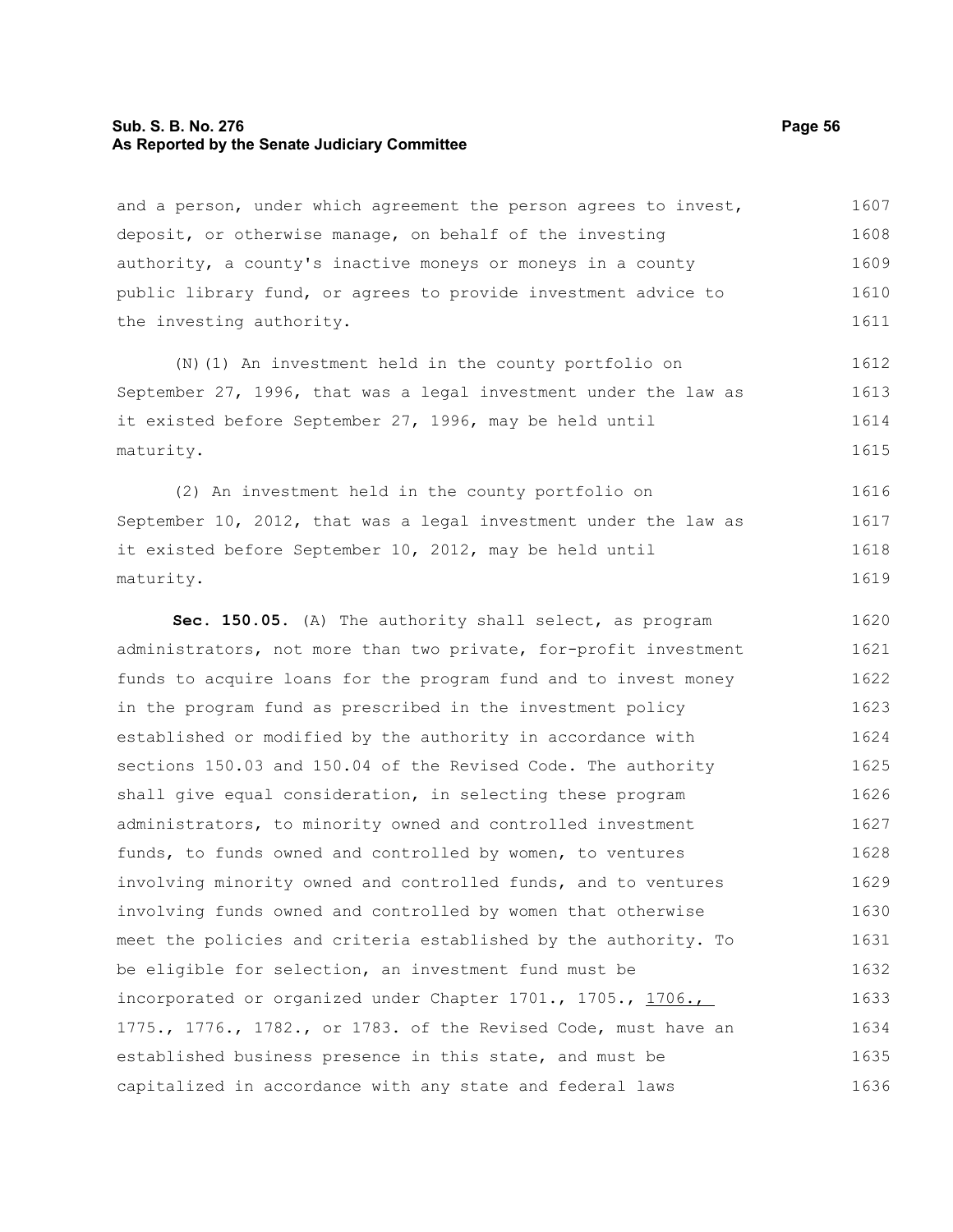and a person, under which agreement the person agrees to invest, deposit, or otherwise manage, on behalf of the investing authority, a county's inactive moneys or moneys in a county public library fund, or agrees to provide investment advice to the investing authority.

(N)(1) An investment held in the county portfolio on September 27, 1996, that was a legal investment under the law as it existed before September 27, 1996, may be held until maturity.

(2) An investment held in the county portfolio on September 10, 2012, that was a legal investment under the law as it existed before September 10, 2012, may be held until maturity.

**Sec. 150.05.** (A) The authority shall select, as program administrators, not more than two private, for-profit investment funds to acquire loans for the program fund and to invest money in the program fund as prescribed in the investment policy established or modified by the authority in accordance with sections 150.03 and 150.04 of the Revised Code. The authority shall give equal consideration, in selecting these program administrators, to minority owned and controlled investment funds, to funds owned and controlled by women, to ventures involving minority owned and controlled funds, and to ventures involving funds owned and controlled by women that otherwise meet the policies and criteria established by the authority. To be eligible for selection, an investment fund must be incorporated or organized under Chapter 1701., 1705., <u>1706.,</u> 1775., 1776., 1782., or 1783. of the Revised Code, must have an established business presence in this state, and must be capitalized in accordance with any state and federal laws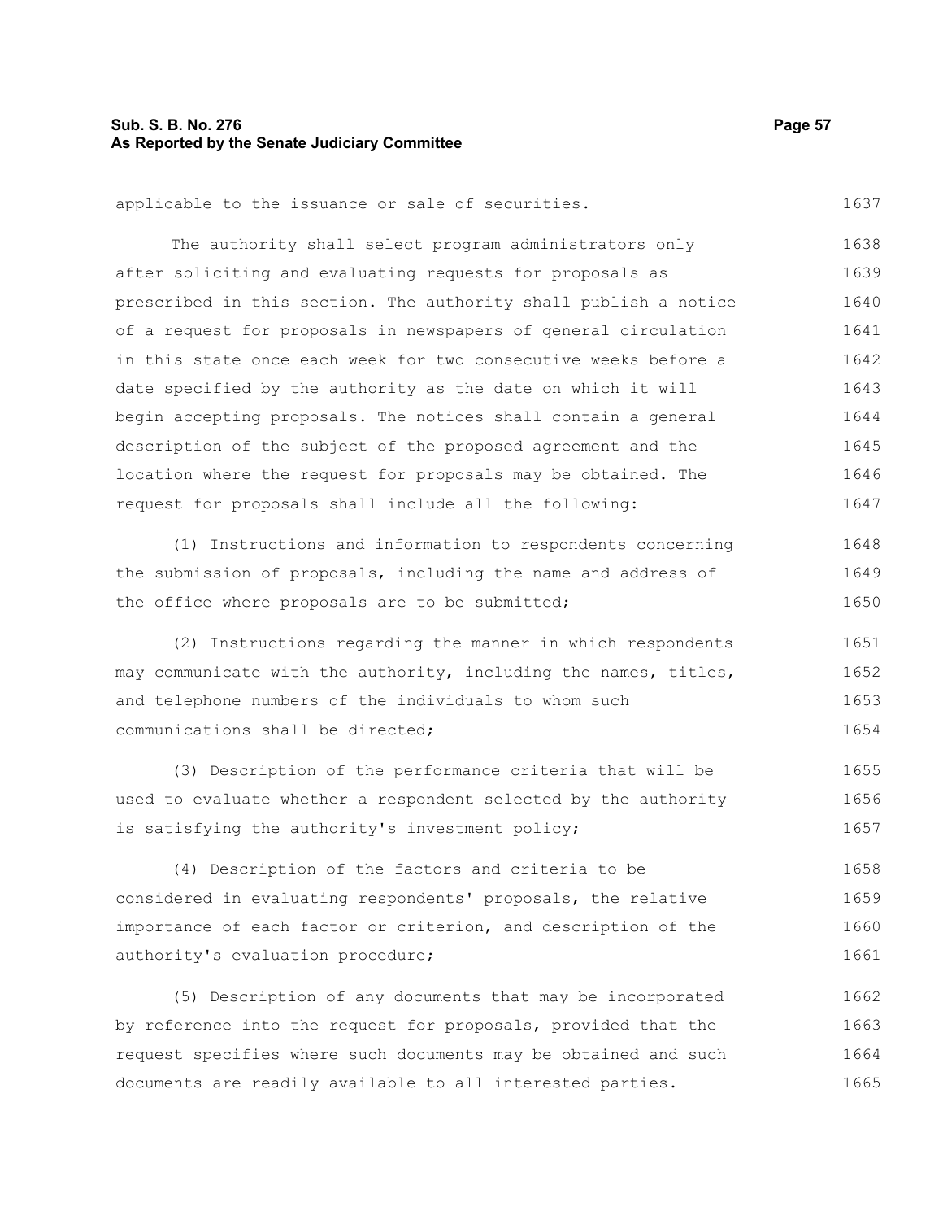applicable to the issuance or sale of securities.

The authority shall select program administrators only after soliciting and evaluating requests for proposals as prescribed in this section. The authority shall publish a notice of a request for proposals in newspapers of general circulation in this state once each week for two consecutive weeks before a date specified by the authority as the date on which it will begin accepting proposals. The notices shall contain a general description of the subject of the proposed agreement and the location where the request for proposals may be obtained. The request for proposals shall include all the following:

(1) Instructions and information to respondents concerning the submission of proposals, including the name and address of the office where proposals are to be submitted;

(2) Instructions regarding the manner in which respondents may communicate with the authority, including the names, titles, and telephone numbers of the individuals to whom such communications shall be directed;

(3) Description of the performance criteria that will be used to evaluate whether a respondent selected by the authority is satisfying the authority's investment policy;

(4) Description of the factors and criteria to be considered in evaluating respondents' proposals, the relative importance of each factor or criterion, and description of the authority's evaluation procedure;

(5) Description of any documents that may be incorporated by reference into the request for proposals, provided that the request specifies where such documents may be obtained and such documents are readily available to all interested parties.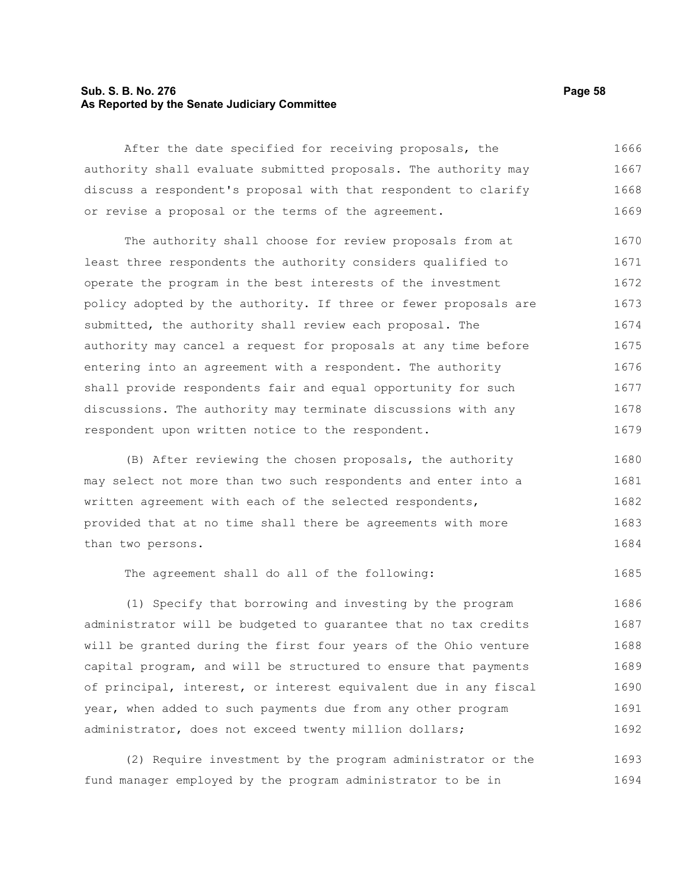After the date specified for receiving proposals, the authority shall evaluate submitted proposals. The authority may discuss a respondent's proposal with that respondent to clarify or revise a proposal or the terms of the agreement.

The authority shall choose for review proposals from at least three respondents the authority considers qualified to operate the program in the best interests of the investment policy adopted by the authority. If three or fewer proposals are submitted, the authority shall review each proposal. The authority may cancel a request for proposals at any time before entering into an agreement with a respondent. The authority shall provide respondents fair and equal opportunity for such discussions. The authority may terminate discussions with any respondent upon written notice to the respondent.

(B) After reviewing the chosen proposals, the authority may select not more than two such respondents and enter into a written agreement with each of the selected respondents, provided that at no time shall there be agreements with more than two persons.

The agreement shall do all of the following:

(1) Specify that borrowing and investing by the program administrator will be budgeted to guarantee that no tax credits will be granted during the first four years of the Ohio venture capital program, and will be structured to ensure that payments of principal, interest, or interest equivalent due in any fiscal year, when added to such payments due from any other program administrator, does not exceed twenty million dollars;

(2) Require investment by the program administrator or the fund manager employed by the program administrator to be in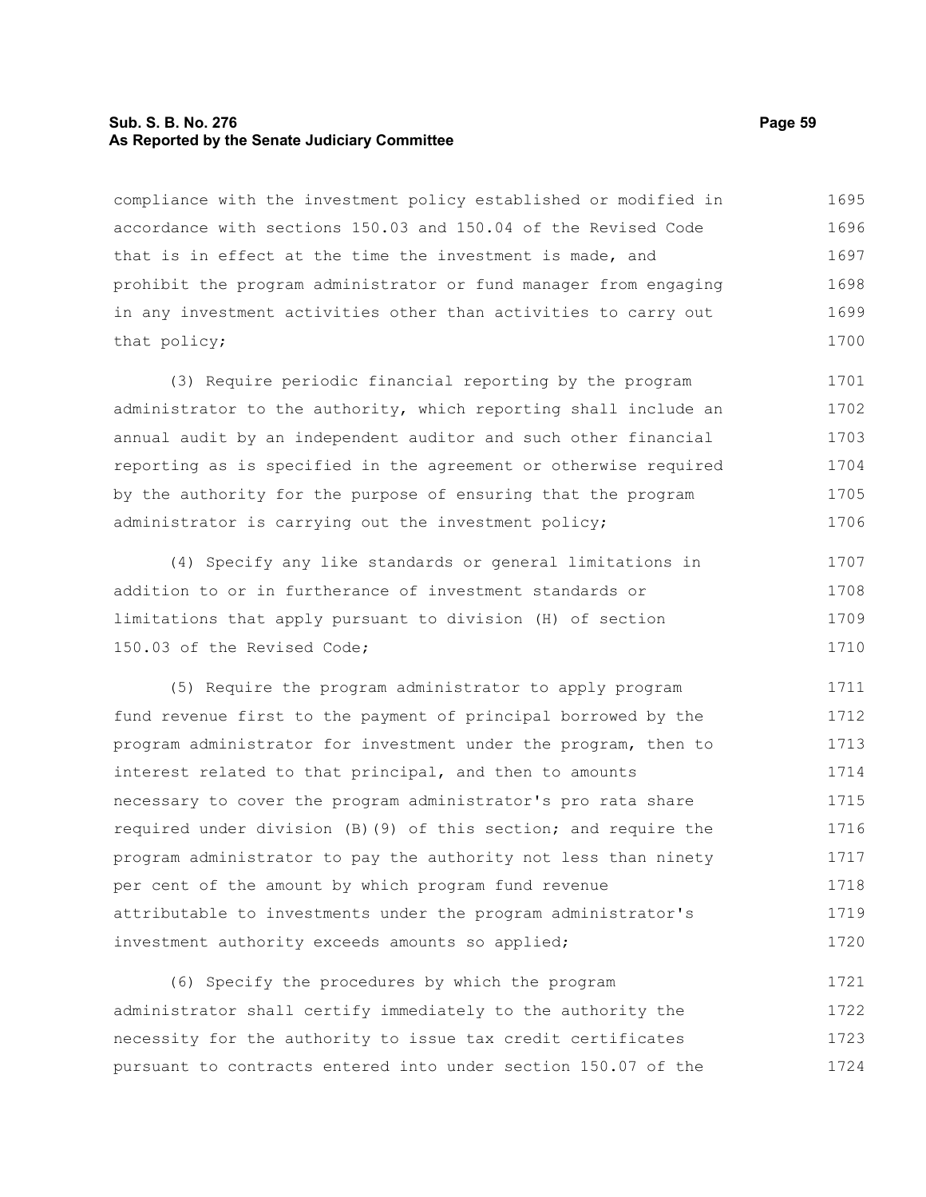compliance with the investment policy established or modified in accordance with sections 150.03 and 150.04 of the Revised Code that is in effect at the time the investment is made, and prohibit the program administrator or fund manager from engaging in any investment activities other than activities to carry out that policy;

(3) Require periodic financial reporting by the program administrator to the authority, which reporting shall include an annual audit by an independent auditor and such other financial reporting as is specified in the agreement or otherwise required by the authority for the purpose of ensuring that the program administrator is carrying out the investment policy;

(4) Specify any like standards or general limitations in addition to or in furtherance of investment standards or limitations that apply pursuant to division (H) of section 150.03 of the Revised Code;

(5) Require the program administrator to apply program fund revenue first to the payment of principal borrowed by the program administrator for investment under the program, then to interest related to that principal, and then to amounts necessary to cover the program administrator's pro rata share required under division (B)(9) of this section; and require the program administrator to pay the authority not less than ninety per cent of the amount by which program fund revenue attributable to investments under the program administrator's investment authority exceeds amounts so applied;

(6) Specify the procedures by which the program administrator shall certify immediately to the authority the necessity for the authority to issue tax credit certificates pursuant to contracts entered into under section 150.07 of the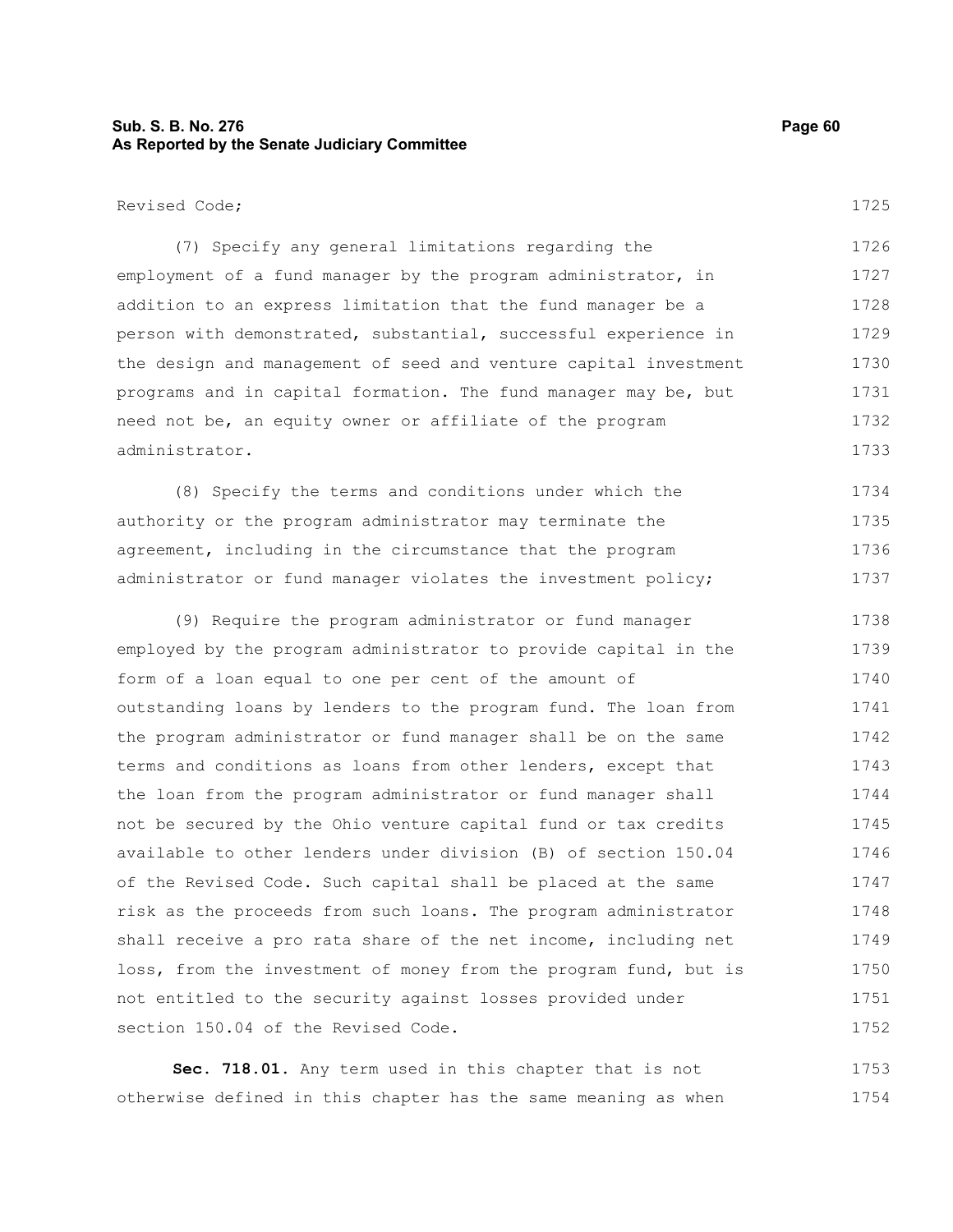Revised Code;

(7) Specify any general limitations regarding the employment of a fund manager by the program administrator, in addition to an express limitation that the fund manager be a person with demonstrated, substantial, successful experience in the design and management of seed and venture capital investment programs and in capital formation. The fund manager may be, but need not be, an equity owner or affiliate of the program administrator.

(8) Specify the terms and conditions under which the authority or the program administrator may terminate the agreement, including in the circumstance that the program administrator or fund manager violates the investment policy;

(9) Require the program administrator or fund manager employed by the program administrator to provide capital in the form of a loan equal to one per cent of the amount of outstanding loans by lenders to the program fund. The loan from the program administrator or fund manager shall be on the same terms and conditions as loans from other lenders, except that the loan from the program administrator or fund manager shall not be secured by the Ohio venture capital fund or tax credits available to other lenders under division (B) of section 150.04 of the Revised Code. Such capital shall be placed at the same risk as the proceeds from such loans. The program administrator shall receive a pro rata share of the net income, including net loss, from the investment of money from the program fund, but is not entitled to the security against losses provided under section 150.04 of the Revised Code.

**Sec. 718.01.** Any term used in this chapter that is not otherwise defined in this chapter has the same meaning as when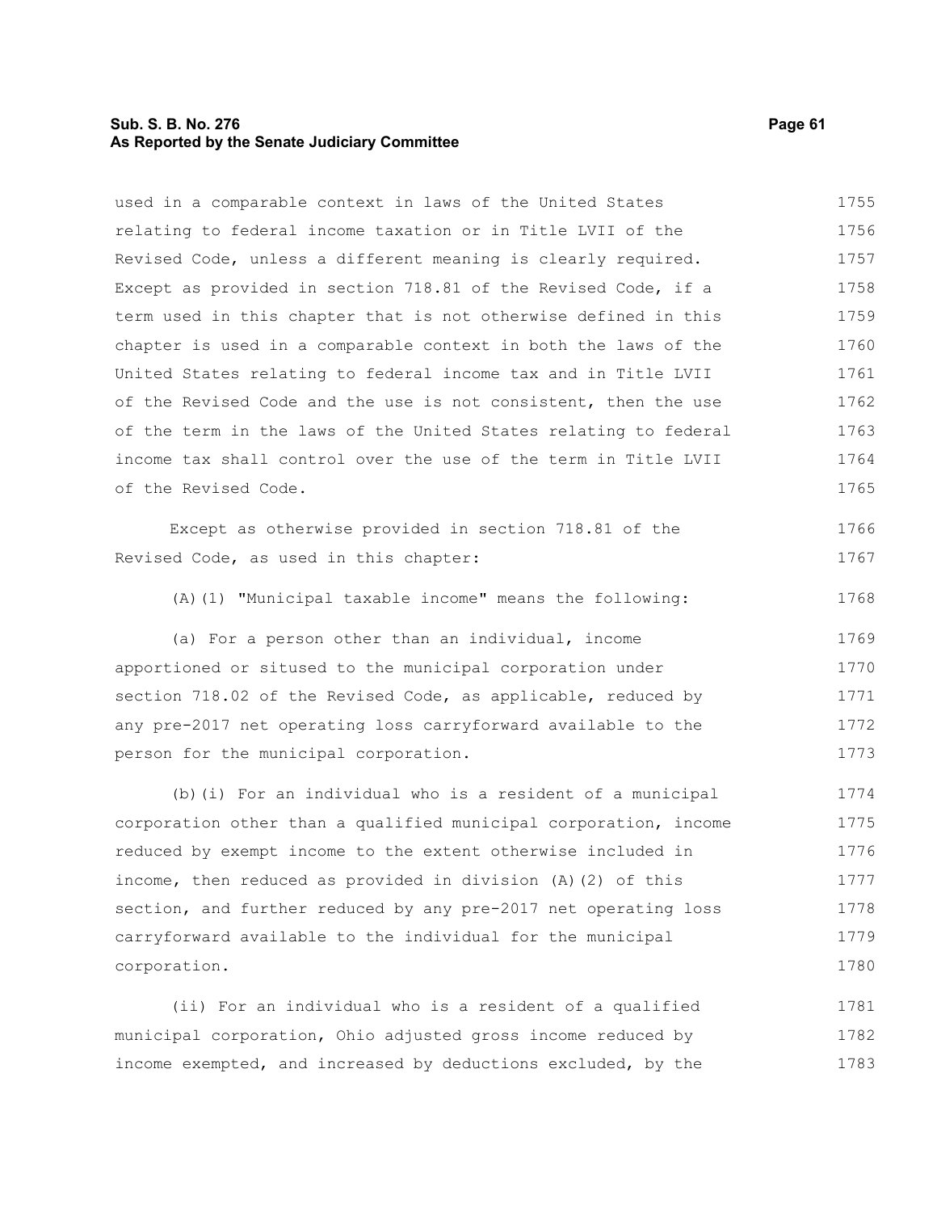used in a comparable context in laws of the United States relating to federal income taxation or in Title LVII of the Revised Code, unless a different meaning is clearly required. Except as provided in section 718.81 of the Revised Code, if a term used in this chapter that is not otherwise defined in this chapter is used in a comparable context in both the laws of the United States relating to federal income tax and in Title LVII of the Revised Code and the use is not consistent, then the use of the term in the laws of the United States relating to federal income tax shall control over the use of the term in Title LVII of the Revised Code.

Except as otherwise provided in section 718.81 of the Revised Code, as used in this chapter:

(A)(1) "Municipal taxable income" means the following:

(a) For a person other than an individual, income apportioned or sitused to the municipal corporation under section 718.02 of the Revised Code, as applicable, reduced by any pre-2017 net operating loss carryforward available to the person for the municipal corporation.

(b)(i) For an individual who is a resident of a municipal corporation other than a qualified municipal corporation, income reduced by exempt income to the extent otherwise included in income, then reduced as provided in division (A)(2) of this section, and further reduced by any pre-2017 net operating loss carryforward available to the individual for the municipal corporation.

(ii) For an individual who is a resident of a qualified municipal corporation, Ohio adjusted gross income reduced by income exempted, and increased by deductions excluded, by the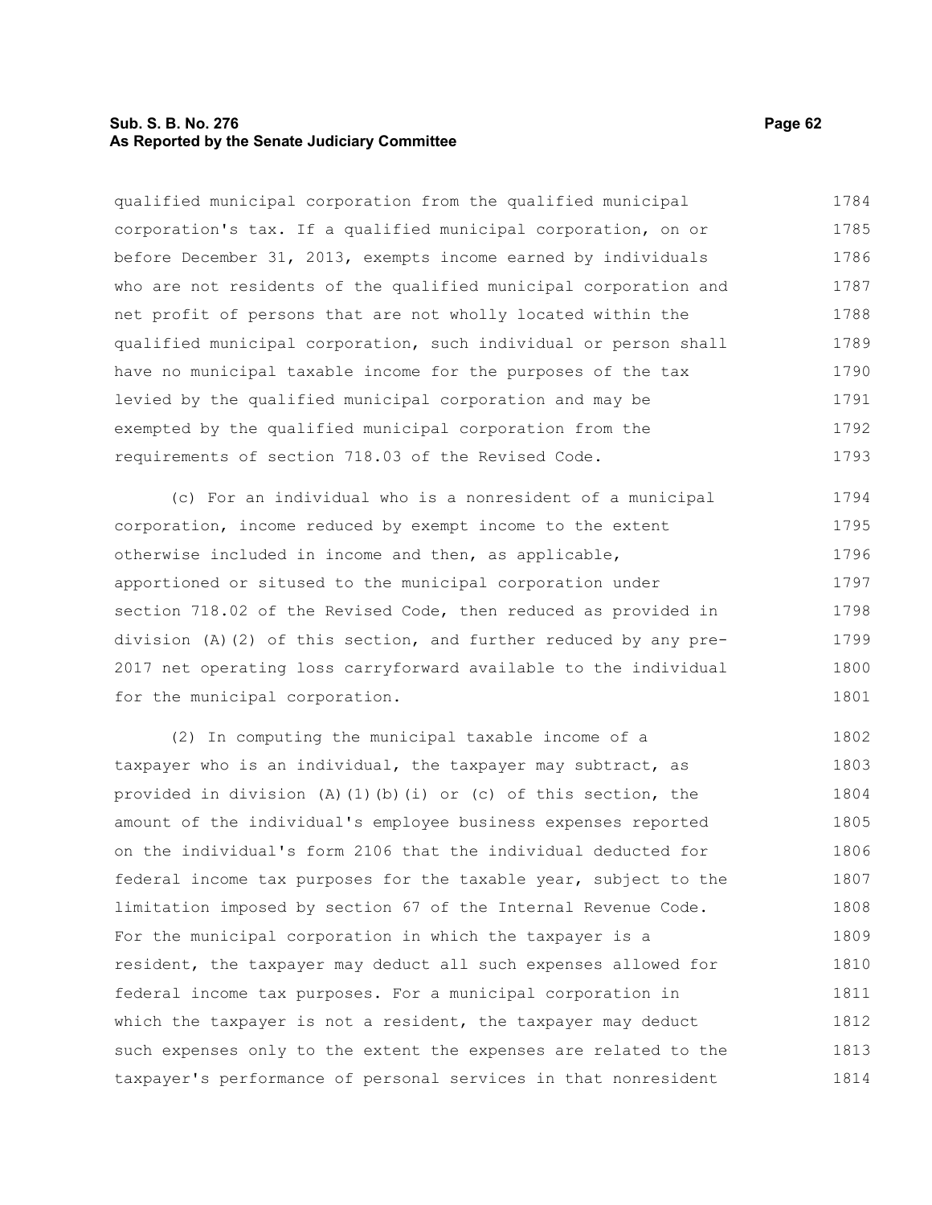qualified municipal corporation from the qualified municipal corporation's tax. If a qualified municipal corporation, on or before December 31, 2013, exempts income earned by individuals who are not residents of the qualified municipal corporation and net profit of persons that are not wholly located within the qualified municipal corporation, such individual or person shall have no municipal taxable income for the purposes of the tax levied by the qualified municipal corporation and may be exempted by the qualified municipal corporation from the requirements of section 718.03 of the Revised Code.

(c) For an individual who is a nonresident of a municipal corporation, income reduced by exempt income to the extent otherwise included in income and then, as applicable, apportioned or sitused to the municipal corporation under section 718.02 of the Revised Code, then reduced as provided in division (A)(2) of this section, and further reduced by any pre-2017 net operating loss carryforward available to the individual for the municipal corporation.

(2) In computing the municipal taxable income of a taxpayer who is an individual, the taxpayer may subtract, as provided in division (A)(1)(b)(i) or (c) of this section, the amount of the individual's employee business expenses reported on the individual's form 2106 that the individual deducted for federal income tax purposes for the taxable year, subject to the limitation imposed by section 67 of the Internal Revenue Code. For the municipal corporation in which the taxpayer is a resident, the taxpayer may deduct all such expenses allowed for federal income tax purposes. For a municipal corporation in which the taxpayer is not a resident, the taxpayer may deduct such expenses only to the extent the expenses are related to the taxpayer's performance of personal services in that nonresident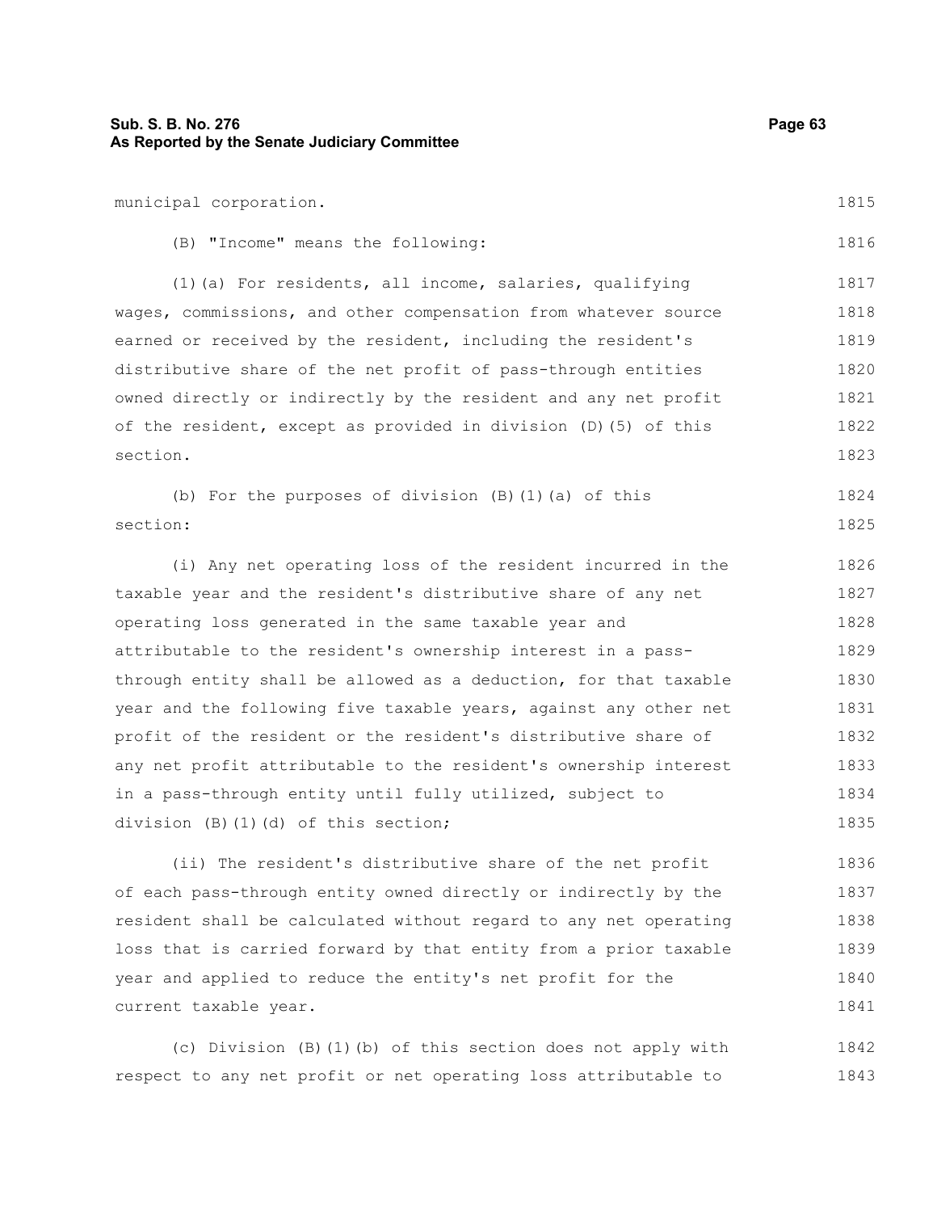municipal corporation.

(B) "Income" means the following:

(1)(a) For residents, all income, salaries, qualifying wages, commissions, and other compensation from whatever source earned or received by the resident, including the resident's distributive share of the net profit of pass-through entities owned directly or indirectly by the resident and any net profit of the resident, except as provided in division (D)(5) of this section.

(b) For the purposes of division (B)(1)(a) of this section:

(i) Any net operating loss of the resident incurred in the taxable year and the resident's distributive share of any net operating loss generated in the same taxable year and attributable to the resident's ownership interest in a pass-through entity shall be allowed as a deduction, for that taxable year and the following five taxable years, against any other net profit of the resident or the resident's distributive share of any net profit attributable to the resident's ownership interest in a pass-through entity until fully utilized, subject to division (B)(1)(d) of this section;

(ii) The resident's distributive share of the net profit of each pass-through entity owned directly or indirectly by the resident shall be calculated without regard to any net operating loss that is carried forward by that entity from a prior taxable year and applied to reduce the entity's net profit for the current taxable year.

(c) Division (B)(1)(b) of this section does not apply with respect to any net profit or net operating loss attributable to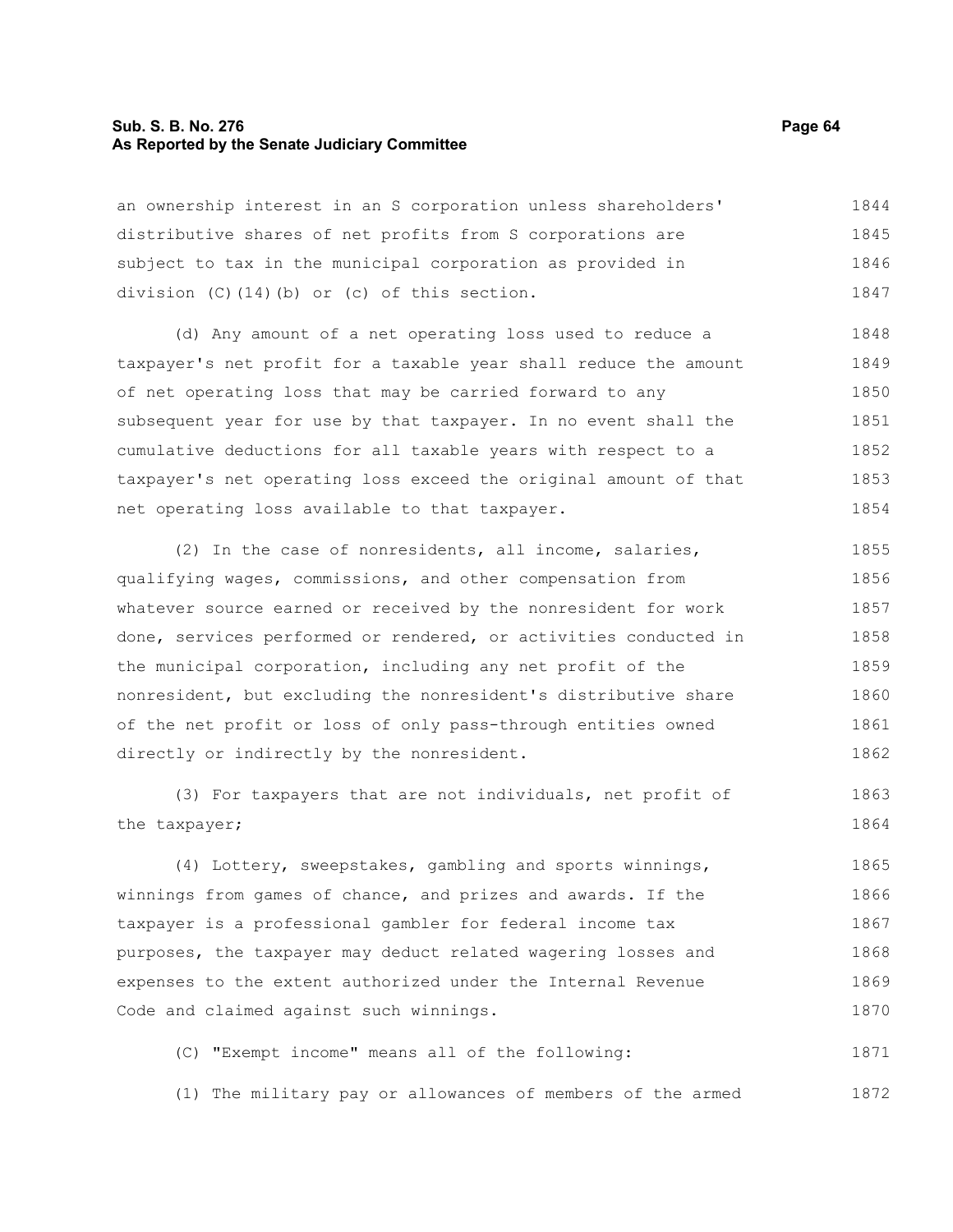an ownership interest in an S corporation unless shareholders' distributive shares of net profits from S corporations are subject to tax in the municipal corporation as provided in division (C)(14)(b) or (c) of this section.

(d) Any amount of a net operating loss used to reduce a taxpayer's net profit for a taxable year shall reduce the amount of net operating loss that may be carried forward to any subsequent year for use by that taxpayer. In no event shall the cumulative deductions for all taxable years with respect to a taxpayer's net operating loss exceed the original amount of that net operating loss available to that taxpayer.

(2) In the case of nonresidents, all income, salaries, qualifying wages, commissions, and other compensation from whatever source earned or received by the nonresident for work done, services performed or rendered, or activities conducted in the municipal corporation, including any net profit of the nonresident, but excluding the nonresident's distributive share of the net profit or loss of only pass-through entities owned directly or indirectly by the nonresident.

(3) For taxpayers that are not individuals, net profit of the taxpayer;

(4) Lottery, sweepstakes, gambling and sports winnings, winnings from games of chance, and prizes and awards. If the taxpayer is a professional gambler for federal income tax purposes, the taxpayer may deduct related wagering losses and expenses to the extent authorized under the Internal Revenue Code and claimed against such winnings.

(C) "Exempt income" means all of the following:

(1) The military pay or allowances of members of the armed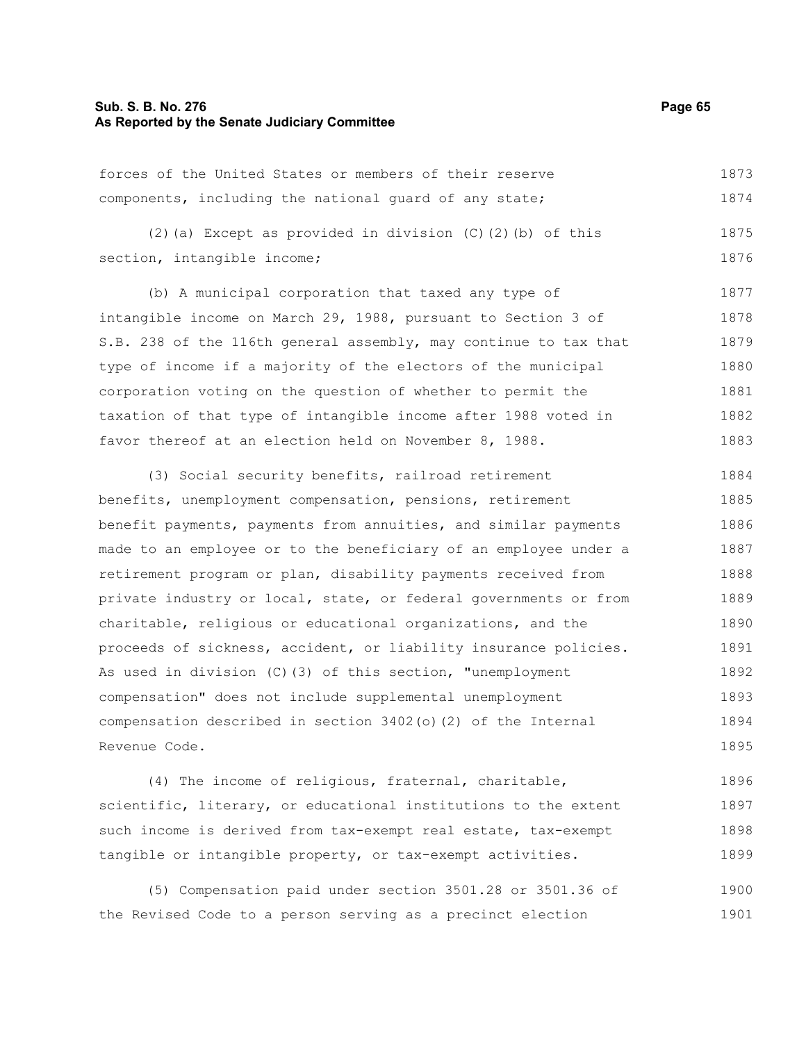forces of the United States or members of their reserve components, including the national guard of any state;

(2)(a) Except as provided in division (C)(2)(b) of this section, intangible income;

(b) A municipal corporation that taxed any type of intangible income on March 29, 1988, pursuant to Section 3 of S.B. 238 of the 116th general assembly, may continue to tax that type of income if a majority of the electors of the municipal corporation voting on the question of whether to permit the taxation of that type of intangible income after 1988 voted in favor thereof at an election held on November 8, 1988.

(3) Social security benefits, railroad retirement benefits, unemployment compensation, pensions, retirement benefit payments, payments from annuities, and similar payments made to an employee or to the beneficiary of an employee under a retirement program or plan, disability payments received from private industry or local, state, or federal governments or from charitable, religious or educational organizations, and the proceeds of sickness, accident, or liability insurance policies. As used in division (C)(3) of this section, "unemployment compensation" does not include supplemental unemployment compensation described in section 3402(o)(2) of the Internal Revenue Code.

(4) The income of religious, fraternal, charitable, scientific, literary, or educational institutions to the extent such income is derived from tax-exempt real estate, tax-exempt tangible or intangible property, or tax-exempt activities.

(5) Compensation paid under section 3501.28 or 3501.36 of the Revised Code to a person serving as a precinct election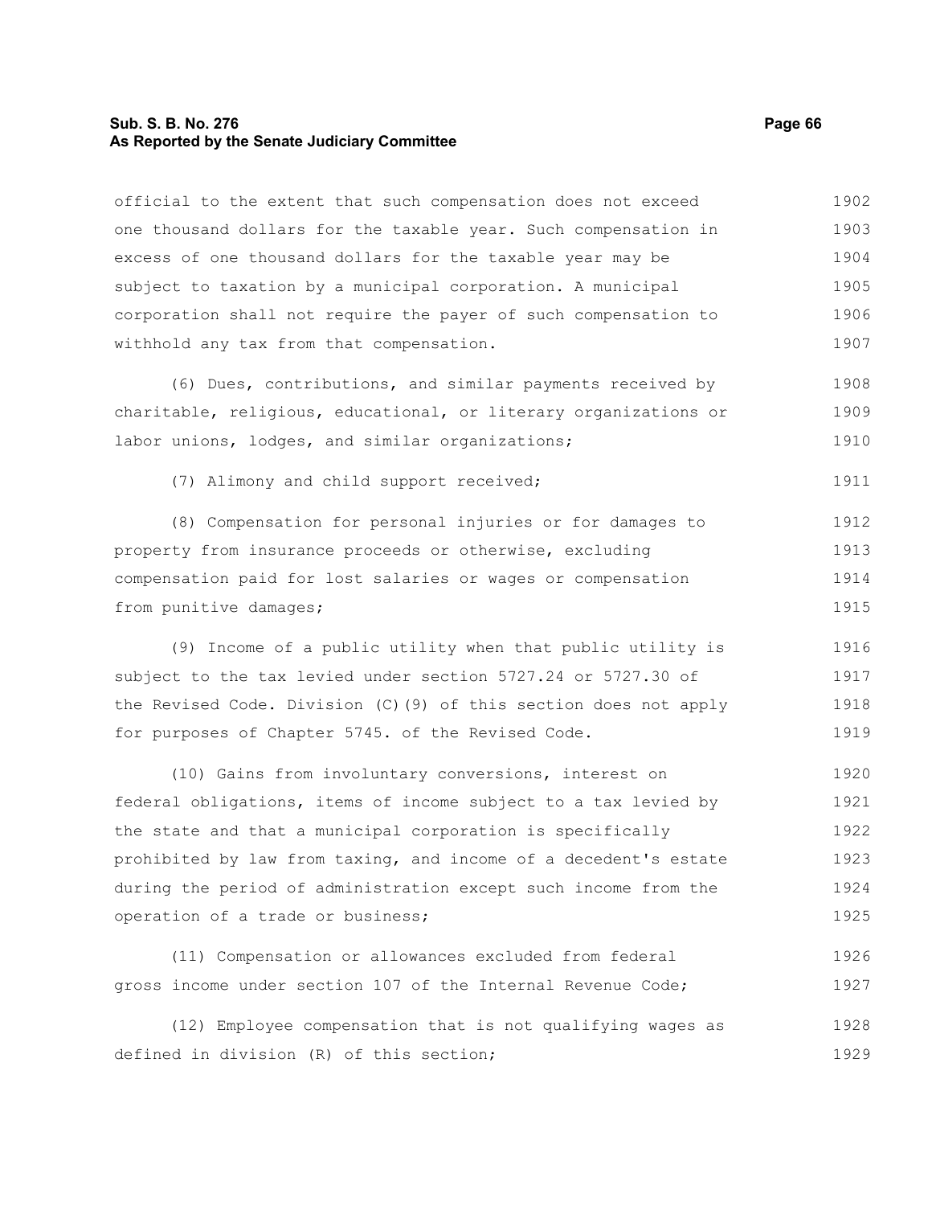official to the extent that such compensation does not exceed one thousand dollars for the taxable year. Such compensation in excess of one thousand dollars for the taxable year may be subject to taxation by a municipal corporation. A municipal corporation shall not require the payer of such compensation to withhold any tax from that compensation.

(6) Dues, contributions, and similar payments received by charitable, religious, educational, or literary organizations or labor unions, lodges, and similar organizations;

(7) Alimony and child support received;

(8) Compensation for personal injuries or for damages to property from insurance proceeds or otherwise, excluding compensation paid for lost salaries or wages or compensation from punitive damages;

(9) Income of a public utility when that public utility is subject to the tax levied under section 5727.24 or 5727.30 of the Revised Code. Division (C)(9) of this section does not apply for purposes of Chapter 5745. of the Revised Code.

(10) Gains from involuntary conversions, interest on federal obligations, items of income subject to a tax levied by the state and that a municipal corporation is specifically prohibited by law from taxing, and income of a decedent's estate during the period of administration except such income from the operation of a trade or business;

(11) Compensation or allowances excluded from federal gross income under section 107 of the Internal Revenue Code;

(12) Employee compensation that is not qualifying wages as defined in division (R) of this section;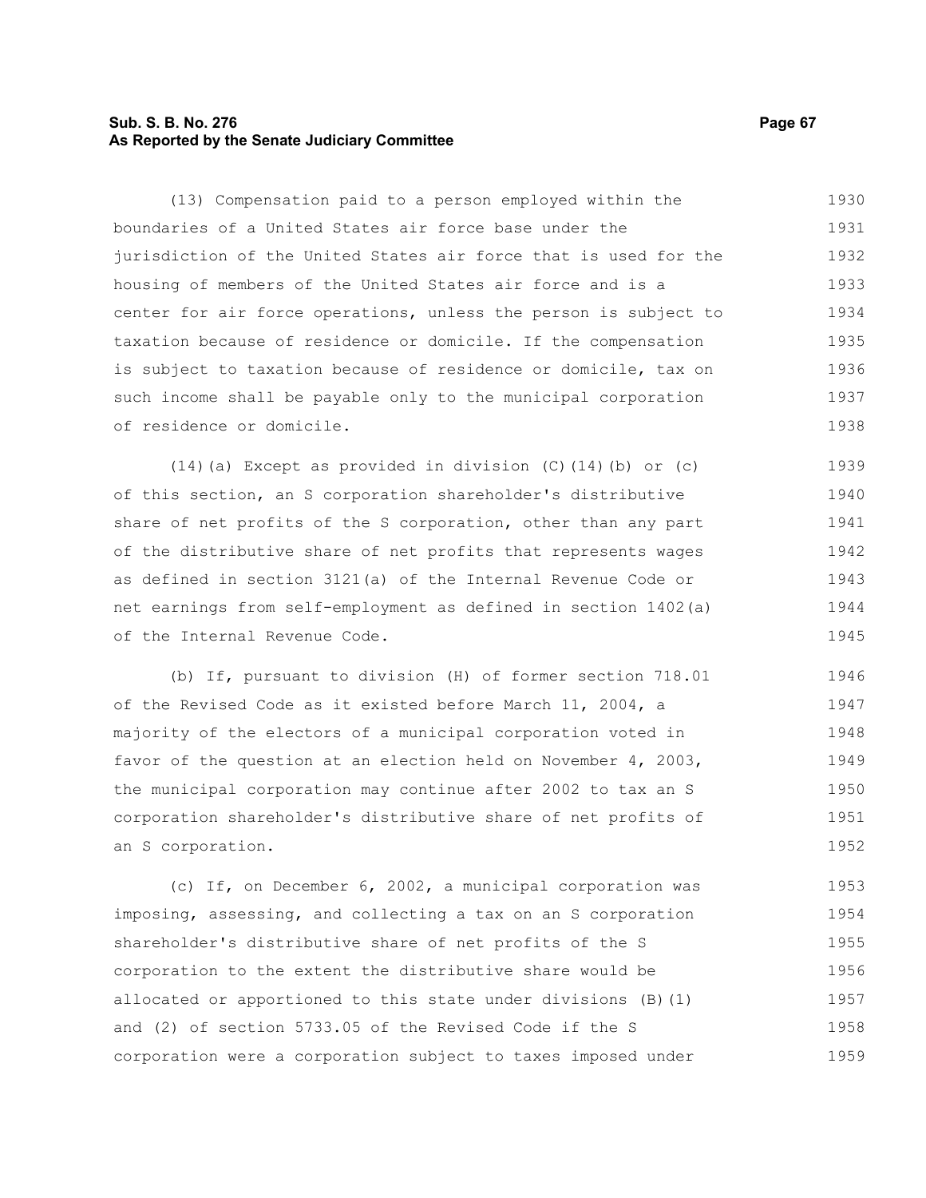(13) Compensation paid to a person employed within the boundaries of a United States air force base under the jurisdiction of the United States air force that is used for the housing of members of the United States air force and is a center for air force operations, unless the person is subject to taxation because of residence or domicile. If the compensation is subject to taxation because of residence or domicile, tax on such income shall be payable only to the municipal corporation of residence or domicile.

(14)(a) Except as provided in division (C)(14)(b) or (c) of this section, an S corporation shareholder's distributive share of net profits of the S corporation, other than any part of the distributive share of net profits that represents wages as defined in section 3121(a) of the Internal Revenue Code or net earnings from self-employment as defined in section 1402(a) of the Internal Revenue Code.

(b) If, pursuant to division (H) of former section 718.01 of the Revised Code as it existed before March 11, 2004, a majority of the electors of a municipal corporation voted in favor of the question at an election held on November 4, 2003, the municipal corporation may continue after 2002 to tax an S corporation shareholder's distributive share of net profits of an S corporation.

(c) If, on December 6, 2002, a municipal corporation was imposing, assessing, and collecting a tax on an S corporation shareholder's distributive share of net profits of the S corporation to the extent the distributive share would be allocated or apportioned to this state under divisions (B)(1) and (2) of section 5733.05 of the Revised Code if the S corporation were a corporation subject to taxes imposed under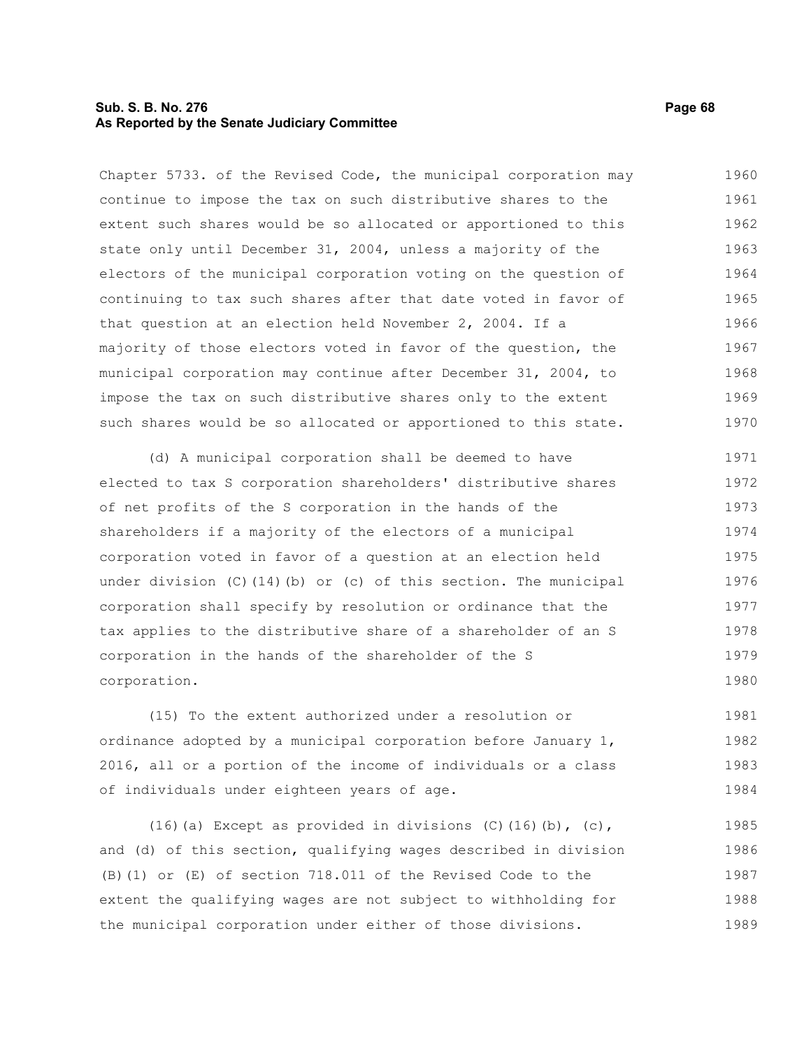Chapter 5733. of the Revised Code, the municipal corporation may continue to impose the tax on such distributive shares to the extent such shares would be so allocated or apportioned to this state only until December 31, 2004, unless a majority of the electors of the municipal corporation voting on the question of continuing to tax such shares after that date voted in favor of that question at an election held November 2, 2004. If a majority of those electors voted in favor of the question, the municipal corporation may continue after December 31, 2004, to impose the tax on such distributive shares only to the extent such shares would be so allocated or apportioned to this state.

(d) A municipal corporation shall be deemed to have elected to tax S corporation shareholders' distributive shares of net profits of the S corporation in the hands of the shareholders if a majority of the electors of a municipal corporation voted in favor of a question at an election held under division (C)(14)(b) or (c) of this section. The municipal corporation shall specify by resolution or ordinance that the tax applies to the distributive share of a shareholder of an S corporation in the hands of the shareholder of the S corporation.

(15) To the extent authorized under a resolution or ordinance adopted by a municipal corporation before January 1, 2016, all or a portion of the income of individuals or a class of individuals under eighteen years of age.

(16)(a) Except as provided in divisions (C)(16)(b), (c), and (d) of this section, qualifying wages described in division (B)(1) or (E) of section 718.011 of the Revised Code to the extent the qualifying wages are not subject to withholding for the municipal corporation under either of those divisions.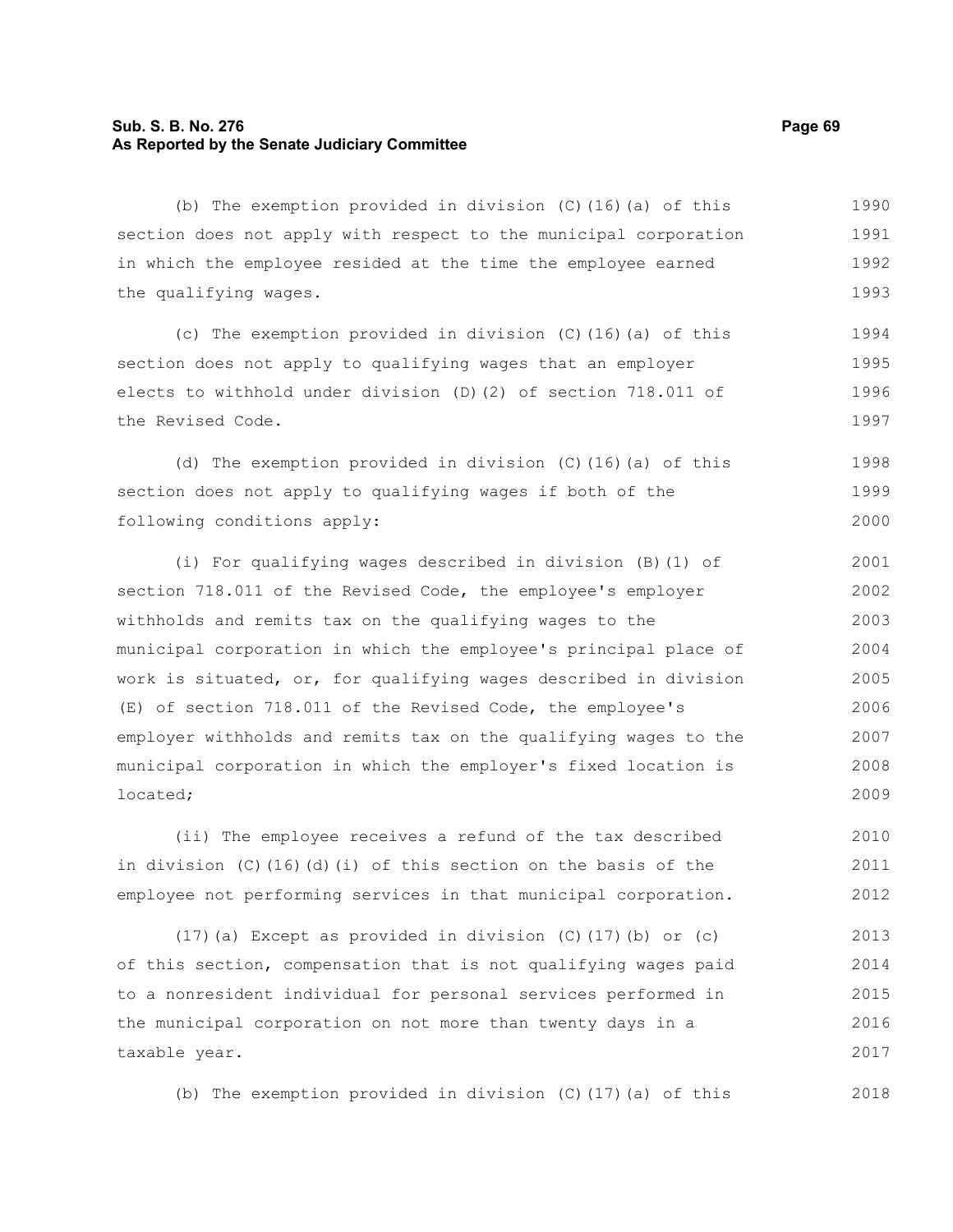(b) The exemption provided in division (C)(16)(a) of this section does not apply with respect to the municipal corporation in which the employee resided at the time the employee earned the qualifying wages.

(c) The exemption provided in division (C)(16)(a) of this section does not apply to qualifying wages that an employer elects to withhold under division (D)(2) of section 718.011 of the Revised Code.

(d) The exemption provided in division (C)(16)(a) of this section does not apply to qualifying wages if both of the following conditions apply:

(i) For qualifying wages described in division (B)(1) of section 718.011 of the Revised Code, the employee's employer withholds and remits tax on the qualifying wages to the municipal corporation in which the employee's principal place of work is situated, or, for qualifying wages described in division (E) of section 718.011 of the Revised Code, the employee's employer withholds and remits tax on the qualifying wages to the municipal corporation in which the employer's fixed location is located;

(ii) The employee receives a refund of the tax described in division (C)(16)(d)(i) of this section on the basis of the employee not performing services in that municipal corporation.

(17)(a) Except as provided in division (C)(17)(b) or (c) of this section, compensation that is not qualifying wages paid to a nonresident individual for personal services performed in the municipal corporation on not more than twenty days in a taxable year.

(b) The exemption provided in division (C)(17)(a) of this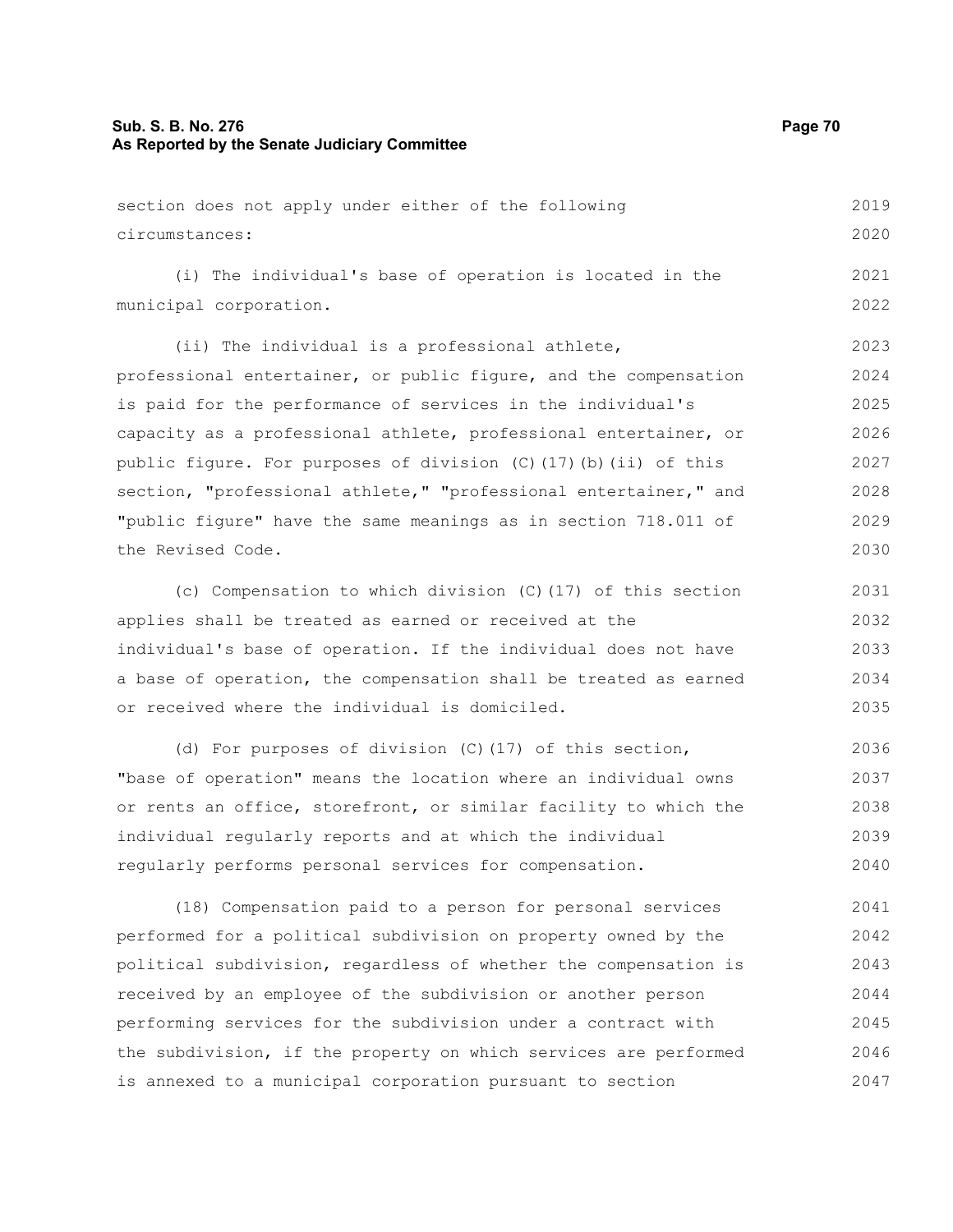section does not apply under either of the following circumstances:

(i) The individual's base of operation is located in the municipal corporation.

(ii) The individual is a professional athlete, professional entertainer, or public figure, and the compensation is paid for the performance of services in the individual's capacity as a professional athlete, professional entertainer, or public figure. For purposes of division (C)(17)(b)(ii) of this section, "professional athlete," "professional entertainer," and "public figure" have the same meanings as in section 718.011 of the Revised Code.

(c) Compensation to which division (C)(17) of this section applies shall be treated as earned or received at the individual's base of operation. If the individual does not have a base of operation, the compensation shall be treated as earned or received where the individual is domiciled.

(d) For purposes of division (C)(17) of this section, "base of operation" means the location where an individual owns or rents an office, storefront, or similar facility to which the individual regularly reports and at which the individual regularly performs personal services for compensation.

(18) Compensation paid to a person for personal services performed for a political subdivision on property owned by the political subdivision, regardless of whether the compensation is received by an employee of the subdivision or another person performing services for the subdivision under a contract with the subdivision, if the property on which services are performed is annexed to a municipal corporation pursuant to section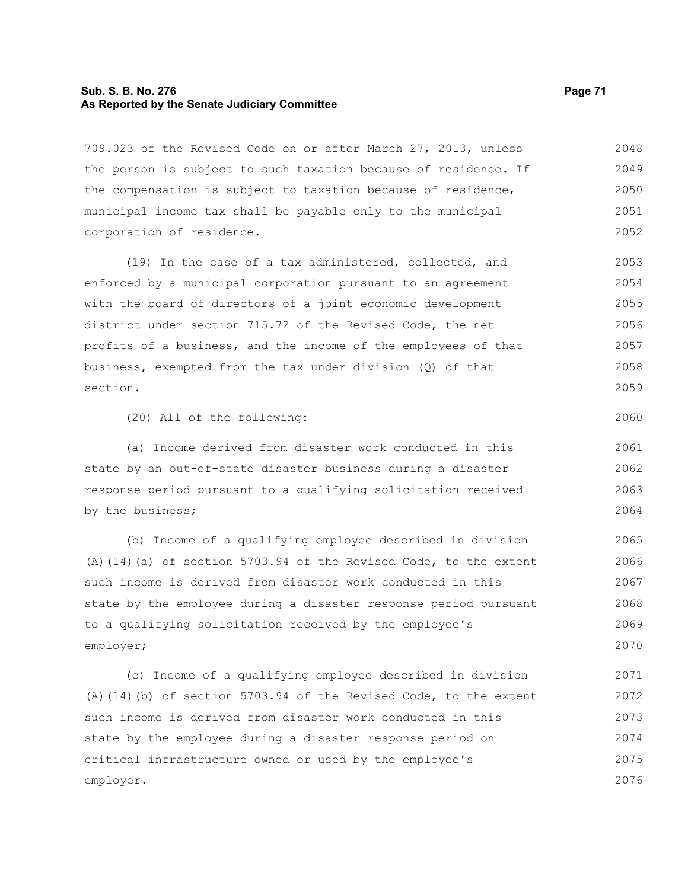709.023 of the Revised Code on or after March 27, 2013, unless the person is subject to such taxation because of residence. If the compensation is subject to taxation because of residence, municipal income tax shall be payable only to the municipal corporation of residence.

(19) In the case of a tax administered, collected, and enforced by a municipal corporation pursuant to an agreement with the board of directors of a joint economic development district under section 715.72 of the Revised Code, the net profits of a business, and the income of the employees of that business, exempted from the tax under division (Q) of that section.

(20) All of the following:

(a) Income derived from disaster work conducted in this state by an out-of-state disaster business during a disaster response period pursuant to a qualifying solicitation received by the business;

(b) Income of a qualifying employee described in division (A)(14)(a) of section 5703.94 of the Revised Code, to the extent such income is derived from disaster work conducted in this state by the employee during a disaster response period pursuant to a qualifying solicitation received by the employee's employer;

(c) Income of a qualifying employee described in division (A)(14)(b) of section 5703.94 of the Revised Code, to the extent such income is derived from disaster work conducted in this state by the employee during a disaster response period on critical infrastructure owned or used by the employee's employer.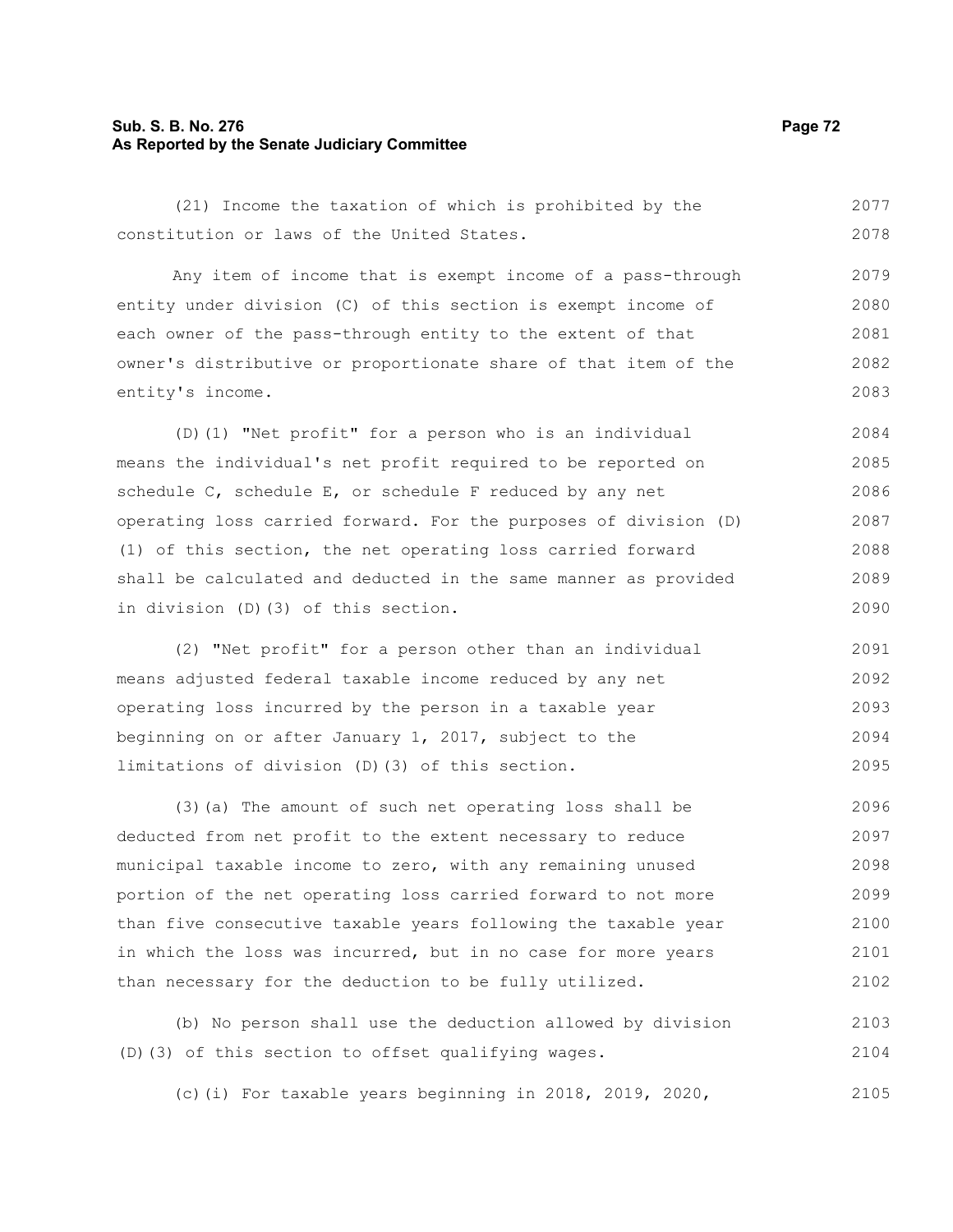(21) Income the taxation of which is prohibited by the constitution or laws of the United States.

Any item of income that is exempt income of a pass-through entity under division (C) of this section is exempt income of each owner of the pass-through entity to the extent of that owner's distributive or proportionate share of that item of the entity's income.

(D)(1) "Net profit" for a person who is an individual means the individual's net profit required to be reported on schedule C, schedule E, or schedule F reduced by any net operating loss carried forward. For the purposes of division (D)(1) of this section, the net operating loss carried forward shall be calculated and deducted in the same manner as provided in division (D)(3) of this section.

(2) "Net profit" for a person other than an individual means adjusted federal taxable income reduced by any net operating loss incurred by the person in a taxable year beginning on or after January 1, 2017, subject to the limitations of division (D)(3) of this section.

(3)(a) The amount of such net operating loss shall be deducted from net profit to the extent necessary to reduce municipal taxable income to zero, with any remaining unused portion of the net operating loss carried forward to not more than five consecutive taxable years following the taxable year in which the loss was incurred, but in no case for more years than necessary for the deduction to be fully utilized.

(b) No person shall use the deduction allowed by division (D)(3) of this section to offset qualifying wages.

(c)(i) For taxable years beginning in 2018, 2019, 2020,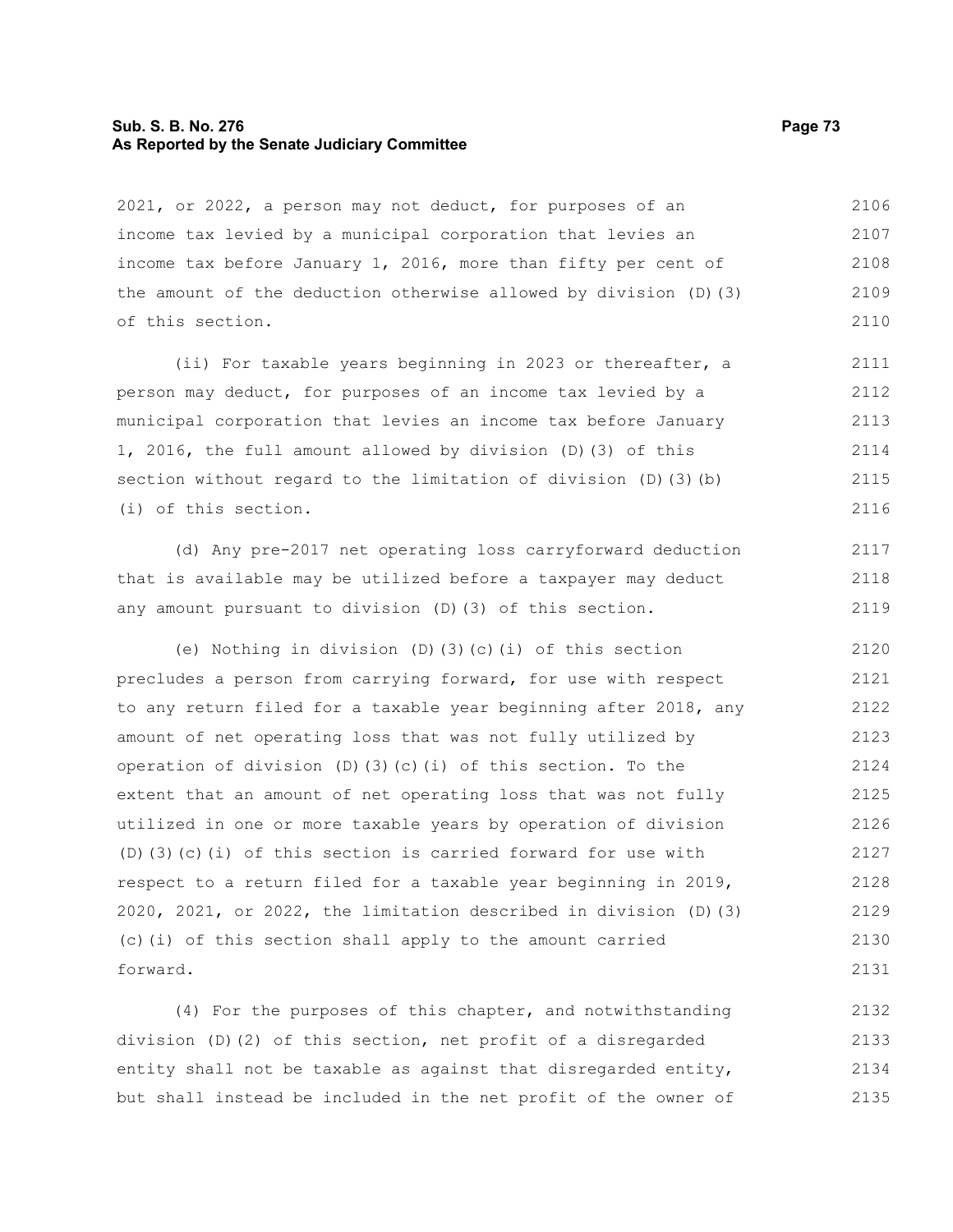2021, or 2022, a person may not deduct, for purposes of an income tax levied by a municipal corporation that levies an income tax before January 1, 2016, more than fifty per cent of the amount of the deduction otherwise allowed by division (D)(3) of this section.

(ii) For taxable years beginning in 2023 or thereafter, a person may deduct, for purposes of an income tax levied by a municipal corporation that levies an income tax before January 1, 2016, the full amount allowed by division (D)(3) of this section without regard to the limitation of division (D)(3)(b)(i) of this section.

(d) Any pre-2017 net operating loss carryforward deduction that is available may be utilized before a taxpayer may deduct any amount pursuant to division (D)(3) of this section.

(e) Nothing in division (D)(3)(c)(i) of this section precludes a person from carrying forward, for use with respect to any return filed for a taxable year beginning after 2018, any amount of net operating loss that was not fully utilized by operation of division (D)(3)(c)(i) of this section. To the extent that an amount of net operating loss that was not fully utilized in one or more taxable years by operation of division (D)(3)(c)(i) of this section is carried forward for use with respect to a return filed for a taxable year beginning in 2019, 2020, 2021, or 2022, the limitation described in division (D)(3)(c)(i) of this section shall apply to the amount carried forward.

(4) For the purposes of this chapter, and notwithstanding division (D)(2) of this section, net profit of a disregarded entity shall not be taxable as against that disregarded entity, but shall instead be included in the net profit of the owner of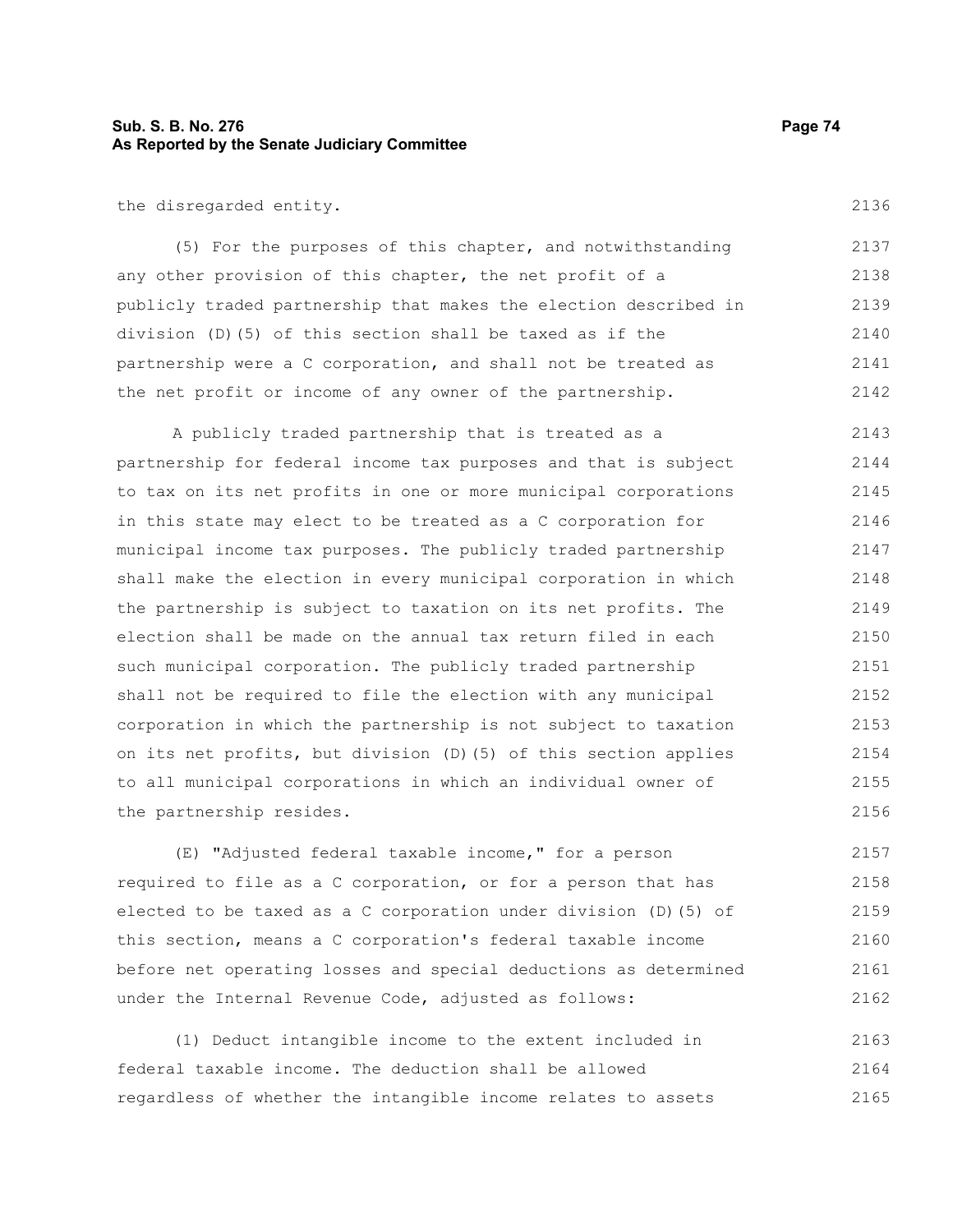the disregarded entity.

(5) For the purposes of this chapter, and notwithstanding any other provision of this chapter, the net profit of a publicly traded partnership that makes the election described in division (D)(5) of this section shall be taxed as if the partnership were a C corporation, and shall not be treated as the net profit or income of any owner of the partnership.

A publicly traded partnership that is treated as a partnership for federal income tax purposes and that is subject to tax on its net profits in one or more municipal corporations in this state may elect to be treated as a C corporation for municipal income tax purposes. The publicly traded partnership shall make the election in every municipal corporation in which the partnership is subject to taxation on its net profits. The election shall be made on the annual tax return filed in each such municipal corporation. The publicly traded partnership shall not be required to file the election with any municipal corporation in which the partnership is not subject to taxation on its net profits, but division (D)(5) of this section applies to all municipal corporations in which an individual owner of the partnership resides.

(E) "Adjusted federal taxable income," for a person required to file as a C corporation, or for a person that has elected to be taxed as a C corporation under division (D)(5) of this section, means a C corporation's federal taxable income before net operating losses and special deductions as determined under the Internal Revenue Code, adjusted as follows:

(1) Deduct intangible income to the extent included in federal taxable income. The deduction shall be allowed regardless of whether the intangible income relates to assets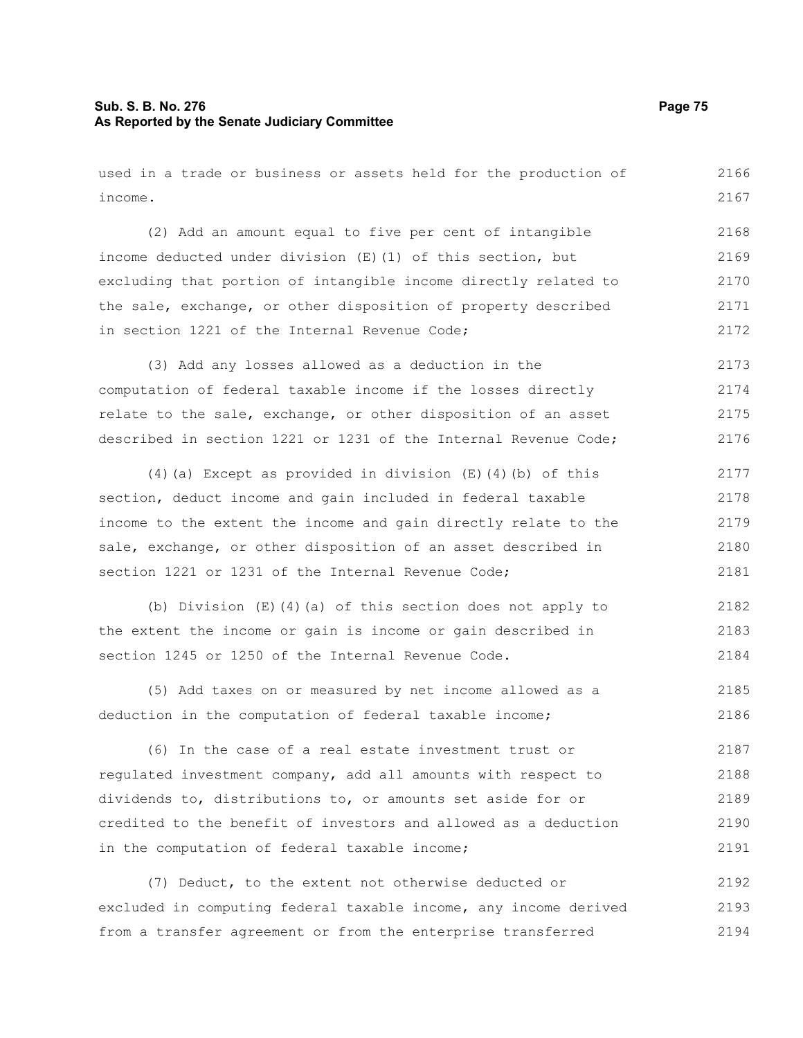used in a trade or business or assets held for the production of income.

(2) Add an amount equal to five per cent of intangible income deducted under division (E)(1) of this section, but excluding that portion of intangible income directly related to the sale, exchange, or other disposition of property described in section 1221 of the Internal Revenue Code;

(3) Add any losses allowed as a deduction in the computation of federal taxable income if the losses directly relate to the sale, exchange, or other disposition of an asset described in section 1221 or 1231 of the Internal Revenue Code;

(4)(a) Except as provided in division (E)(4)(b) of this section, deduct income and gain included in federal taxable income to the extent the income and gain directly relate to the sale, exchange, or other disposition of an asset described in section 1221 or 1231 of the Internal Revenue Code;

(b) Division (E)(4)(a) of this section does not apply to the extent the income or gain is income or gain described in section 1245 or 1250 of the Internal Revenue Code.

(5) Add taxes on or measured by net income allowed as a deduction in the computation of federal taxable income;

(6) In the case of a real estate investment trust or regulated investment company, add all amounts with respect to dividends to, distributions to, or amounts set aside for or credited to the benefit of investors and allowed as a deduction in the computation of federal taxable income;

(7) Deduct, to the extent not otherwise deducted or excluded in computing federal taxable income, any income derived from a transfer agreement or from the enterprise transferred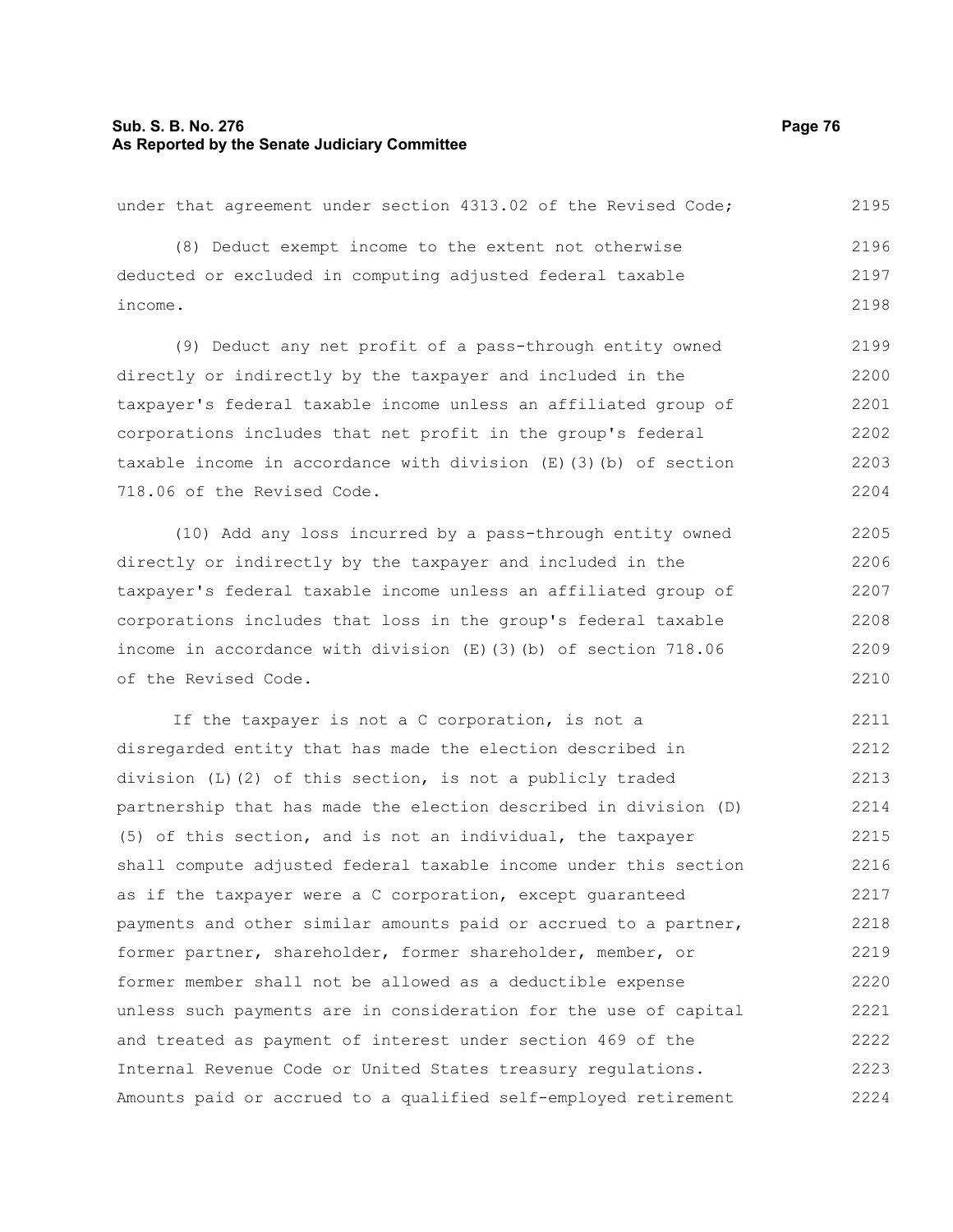under that agreement under section 4313.02 of the Revised Code;

(8) Deduct exempt income to the extent not otherwise deducted or excluded in computing adjusted federal taxable income.

(9) Deduct any net profit of a pass-through entity owned directly or indirectly by the taxpayer and included in the taxpayer's federal taxable income unless an affiliated group of corporations includes that net profit in the group's federal taxable income in accordance with division (E)(3)(b) of section 718.06 of the Revised Code.

(10) Add any loss incurred by a pass-through entity owned directly or indirectly by the taxpayer and included in the taxpayer's federal taxable income unless an affiliated group of corporations includes that loss in the group's federal taxable income in accordance with division (E)(3)(b) of section 718.06 of the Revised Code.

If the taxpayer is not a C corporation, is not a disregarded entity that has made the election described in division (L)(2) of this section, is not a publicly traded partnership that has made the election described in division (D)(5) of this section, and is not an individual, the taxpayer shall compute adjusted federal taxable income under this section as if the taxpayer were a C corporation, except guaranteed payments and other similar amounts paid or accrued to a partner, former partner, shareholder, former shareholder, member, or former member shall not be allowed as a deductible expense unless such payments are in consideration for the use of capital and treated as payment of interest under section 469 of the Internal Revenue Code or United States treasury regulations. Amounts paid or accrued to a qualified self-employed retirement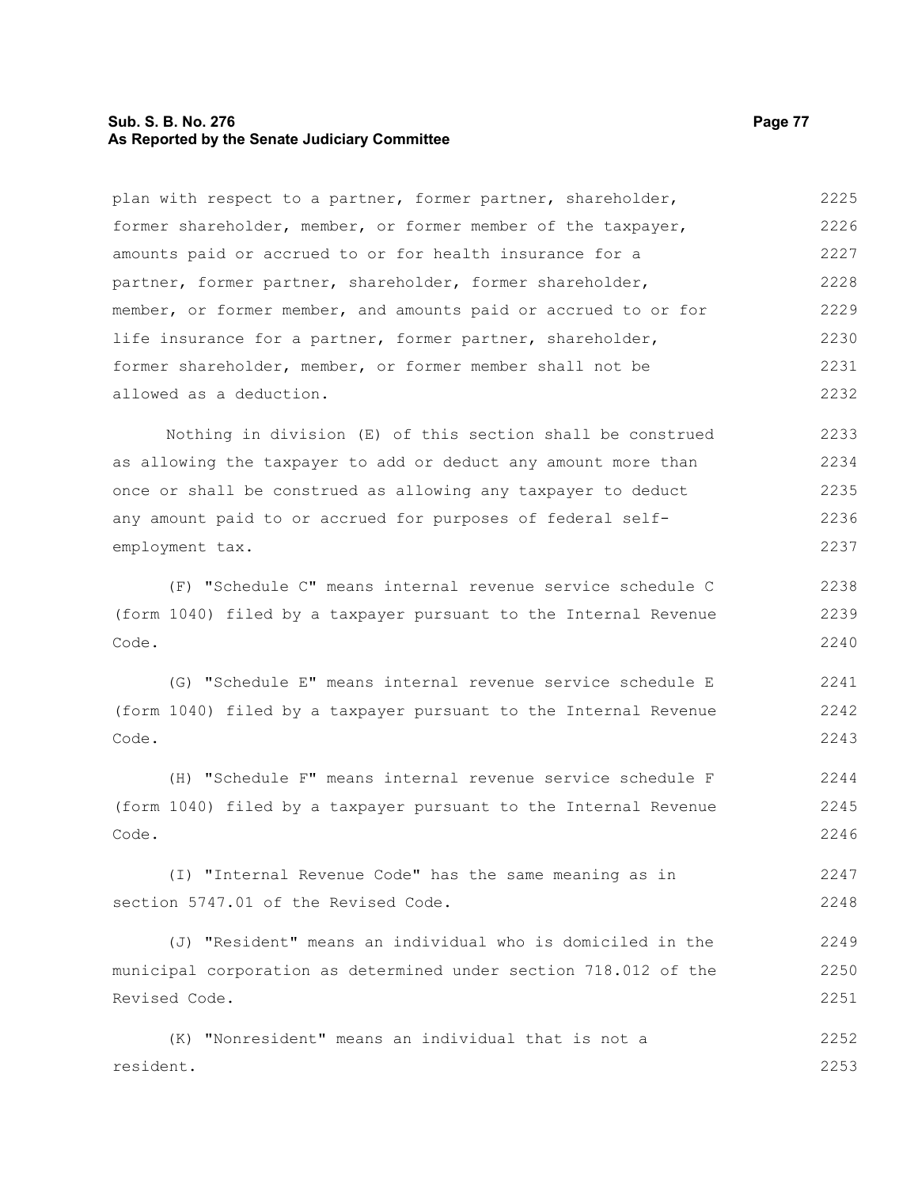plan with respect to a partner, former partner, shareholder, former shareholder, member, or former member of the taxpayer, amounts paid or accrued to or for health insurance for a partner, former partner, shareholder, former shareholder, member, or former member, and amounts paid or accrued to or for life insurance for a partner, former partner, shareholder, former shareholder, member, or former member shall not be allowed as a deduction.

Nothing in division (E) of this section shall be construed as allowing the taxpayer to add or deduct any amount more than once or shall be construed as allowing any taxpayer to deduct any amount paid to or accrued for purposes of federal self-employment tax.

(F) "Schedule C" means internal revenue service schedule C (form 1040) filed by a taxpayer pursuant to the Internal Revenue Code.

(G) "Schedule E" means internal revenue service schedule E (form 1040) filed by a taxpayer pursuant to the Internal Revenue Code.

(H) "Schedule F" means internal revenue service schedule F (form 1040) filed by a taxpayer pursuant to the Internal Revenue Code.

(I) "Internal Revenue Code" has the same meaning as in section 5747.01 of the Revised Code.

(J) "Resident" means an individual who is domiciled in the municipal corporation as determined under section 718.012 of the Revised Code.

(K) "Nonresident" means an individual that is not a resident.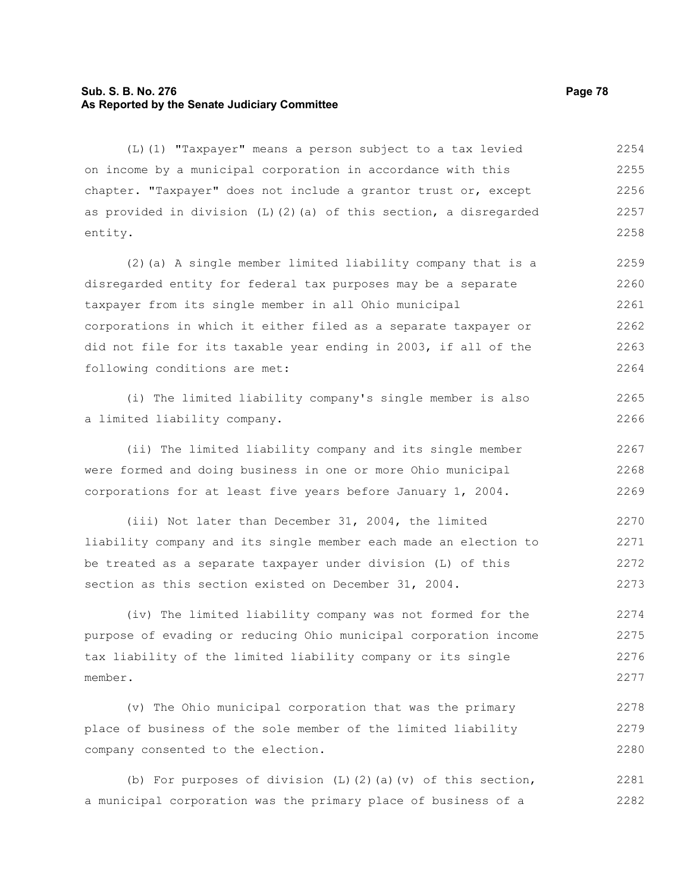(L)(1) "Taxpayer" means a person subject to a tax levied on income by a municipal corporation in accordance with this chapter. "Taxpayer" does not include a grantor trust or, except as provided in division (L)(2)(a) of this section, a disregarded entity.

(2)(a) A single member limited liability company that is a disregarded entity for federal tax purposes may be a separate taxpayer from its single member in all Ohio municipal corporations in which it either filed as a separate taxpayer or did not file for its taxable year ending in 2003, if all of the following conditions are met:

(i) The limited liability company's single member is also a limited liability company.

(ii) The limited liability company and its single member were formed and doing business in one or more Ohio municipal corporations for at least five years before January 1, 2004.

(iii) Not later than December 31, 2004, the limited liability company and its single member each made an election to be treated as a separate taxpayer under division (L) of this section as this section existed on December 31, 2004.

(iv) The limited liability company was not formed for the purpose of evading or reducing Ohio municipal corporation income tax liability of the limited liability company or its single member.

(v) The Ohio municipal corporation that was the primary place of business of the sole member of the limited liability company consented to the election.

(b) For purposes of division (L)(2)(a)(v) of this section, a municipal corporation was the primary place of business of a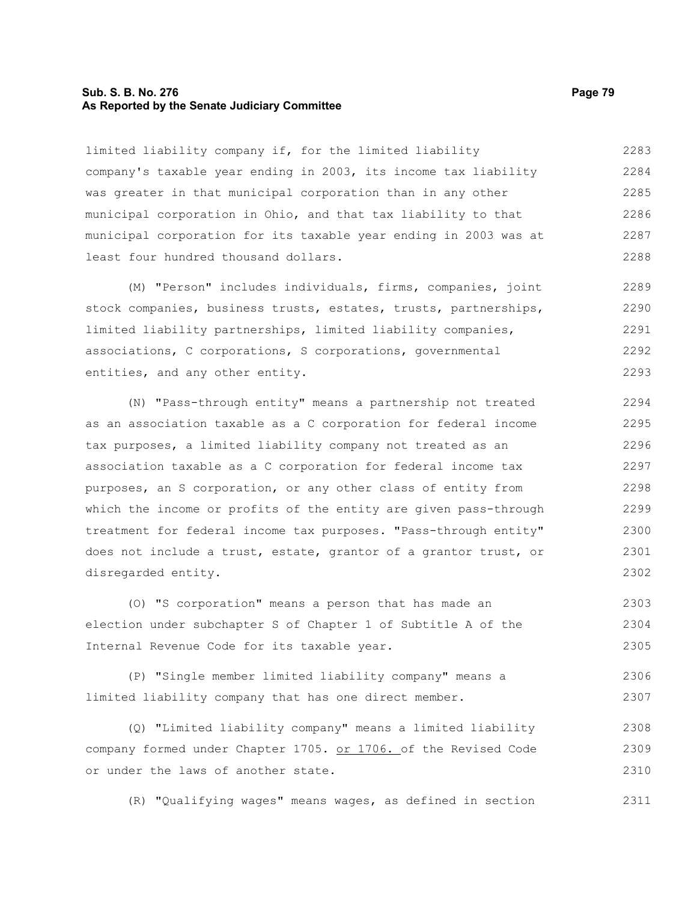limited liability company if, for the limited liability company's taxable year ending in 2003, its income tax liability was greater in that municipal corporation than in any other municipal corporation in Ohio, and that tax liability to that municipal corporation for its taxable year ending in 2003 was at least four hundred thousand dollars.

(M) "Person" includes individuals, firms, companies, joint stock companies, business trusts, estates, trusts, partnerships, limited liability partnerships, limited liability companies, associations, C corporations, S corporations, governmental entities, and any other entity.

(N) "Pass-through entity" means a partnership not treated as an association taxable as a C corporation for federal income tax purposes, a limited liability company not treated as an association taxable as a C corporation for federal income tax purposes, an S corporation, or any other class of entity from which the income or profits of the entity are given pass-through treatment for federal income tax purposes. "Pass-through entity" does not include a trust, estate, grantor of a grantor trust, or disregarded entity.

(O) "S corporation" means a person that has made an election under subchapter S of Chapter 1 of Subtitle A of the Internal Revenue Code for its taxable year.

(P) "Single member limited liability company" means a limited liability company that has one direct member.

(Q) "Limited liability company" means a limited liability company formed under Chapter 1705. <u>or 1706.</u> of the Revised Code or under the laws of another state.

(R) "Qualifying wages" means wages, as defined in section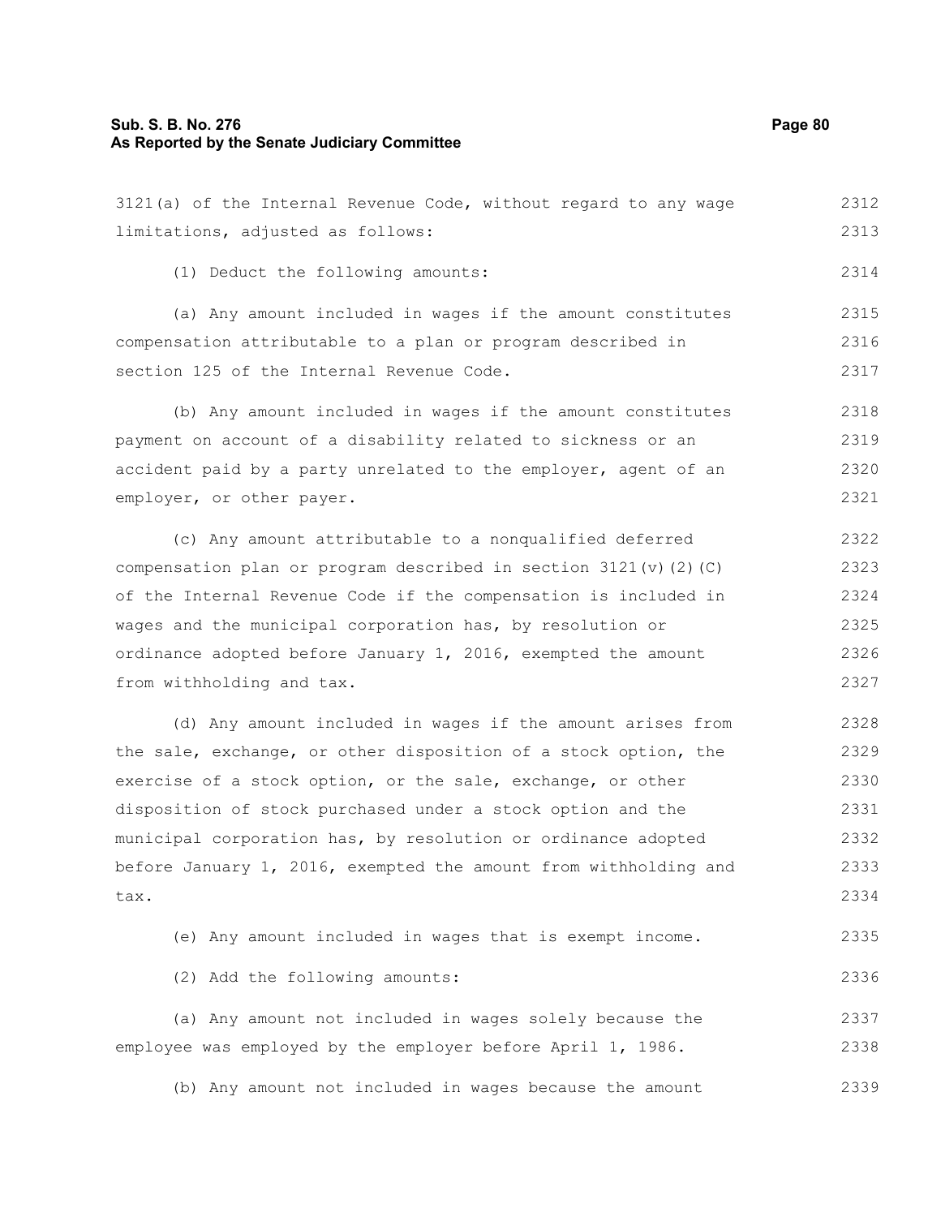3121(a) of the Internal Revenue Code, without regard to any wage limitations, adjusted as follows:

(1) Deduct the following amounts:

(a) Any amount included in wages if the amount constitutes compensation attributable to a plan or program described in section 125 of the Internal Revenue Code.

(b) Any amount included in wages if the amount constitutes payment on account of a disability related to sickness or an accident paid by a party unrelated to the employer, agent of an employer, or other payer.

(c) Any amount attributable to a nonqualified deferred compensation plan or program described in section 3121(v)(2)(C) of the Internal Revenue Code if the compensation is included in wages and the municipal corporation has, by resolution or ordinance adopted before January 1, 2016, exempted the amount from withholding and tax.

(d) Any amount included in wages if the amount arises from the sale, exchange, or other disposition of a stock option, the exercise of a stock option, or the sale, exchange, or other disposition of stock purchased under a stock option and the municipal corporation has, by resolution or ordinance adopted before January 1, 2016, exempted the amount from withholding and tax.

(e) Any amount included in wages that is exempt income.

(2) Add the following amounts:

(a) Any amount not included in wages solely because the employee was employed by the employer before April 1, 1986.

(b) Any amount not included in wages because the amount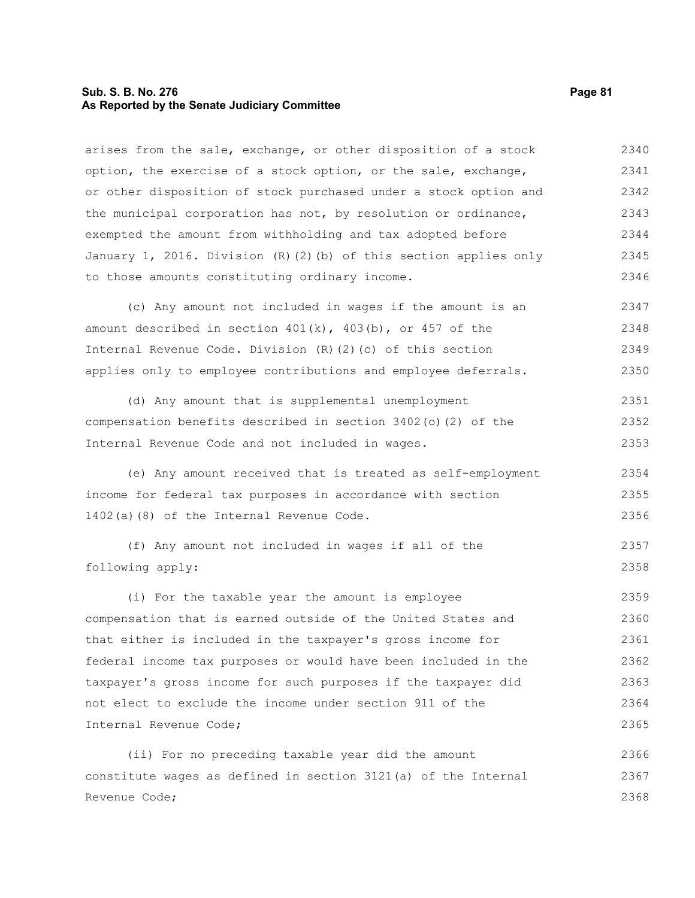arises from the sale, exchange, or other disposition of a stock option, the exercise of a stock option, or the sale, exchange, or other disposition of stock purchased under a stock option and the municipal corporation has not, by resolution or ordinance, exempted the amount from withholding and tax adopted before January 1, 2016. Division (R)(2)(b) of this section applies only to those amounts constituting ordinary income.

(c) Any amount not included in wages if the amount is an amount described in section 401(k), 403(b), or 457 of the Internal Revenue Code. Division (R)(2)(c) of this section applies only to employee contributions and employee deferrals.

(d) Any amount that is supplemental unemployment compensation benefits described in section 3402(o)(2) of the Internal Revenue Code and not included in wages.

(e) Any amount received that is treated as self-employment income for federal tax purposes in accordance with section 1402(a)(8) of the Internal Revenue Code.

(f) Any amount not included in wages if all of the following apply:

(i) For the taxable year the amount is employee compensation that is earned outside of the United States and that either is included in the taxpayer's gross income for federal income tax purposes or would have been included in the taxpayer's gross income for such purposes if the taxpayer did not elect to exclude the income under section 911 of the Internal Revenue Code;

(ii) For no preceding taxable year did the amount constitute wages as defined in section 3121(a) of the Internal Revenue Code;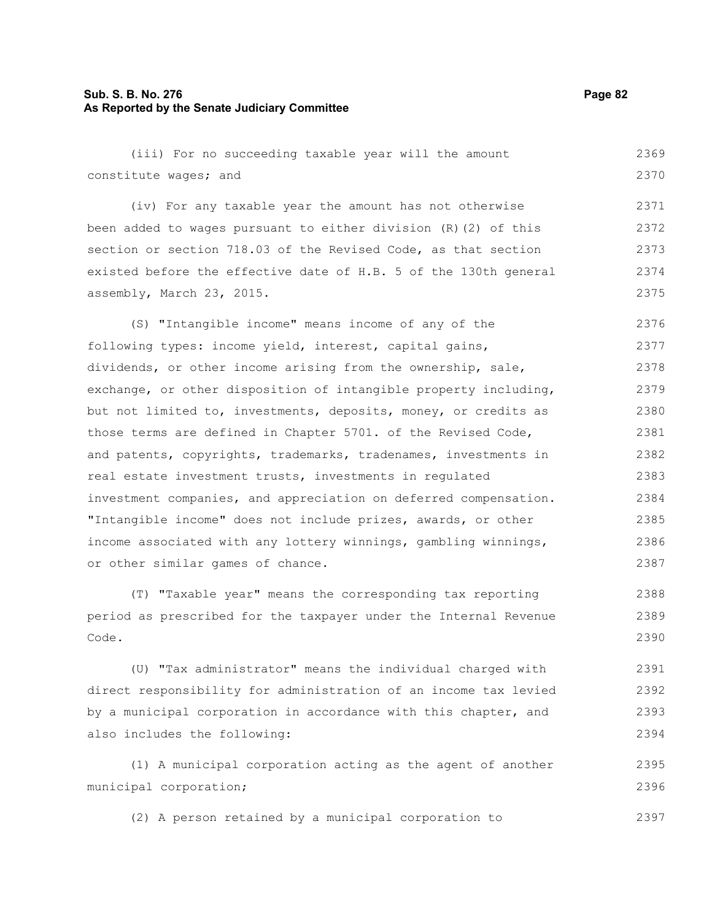(iii) For no succeeding taxable year will the amount constitute wages; and

(iv) For any taxable year the amount has not otherwise been added to wages pursuant to either division (R)(2) of this section or section 718.03 of the Revised Code, as that section existed before the effective date of H.B. 5 of the 130th general assembly, March 23, 2015.

(S) "Intangible income" means income of any of the following types: income yield, interest, capital gains, dividends, or other income arising from the ownership, sale, exchange, or other disposition of intangible property including, but not limited to, investments, deposits, money, or credits as those terms are defined in Chapter 5701. of the Revised Code, and patents, copyrights, trademarks, tradenames, investments in real estate investment trusts, investments in regulated investment companies, and appreciation on deferred compensation. "Intangible income" does not include prizes, awards, or other income associated with any lottery winnings, gambling winnings, or other similar games of chance.

(T) "Taxable year" means the corresponding tax reporting period as prescribed for the taxpayer under the Internal Revenue Code.

(U) "Tax administrator" means the individual charged with direct responsibility for administration of an income tax levied by a municipal corporation in accordance with this chapter, and also includes the following:

(1) A municipal corporation acting as the agent of another municipal corporation;

(2) A person retained by a municipal corporation to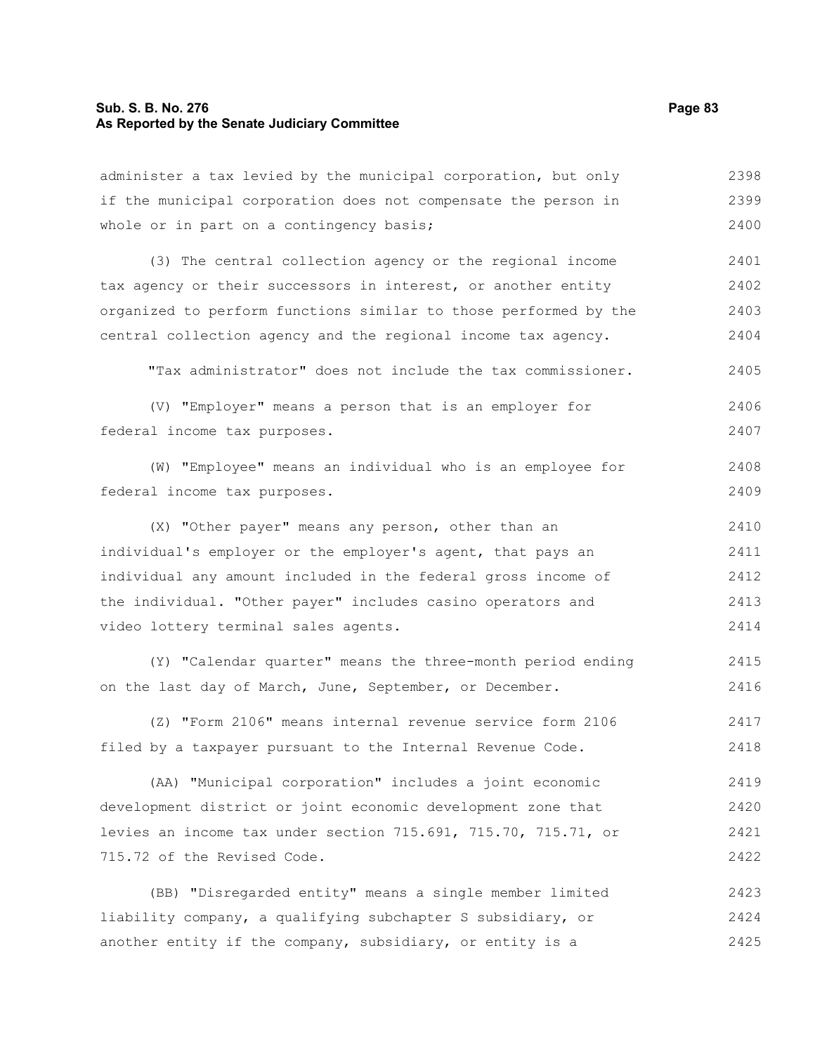administer a tax levied by the municipal corporation, but only if the municipal corporation does not compensate the person in whole or in part on a contingency basis;

(3) The central collection agency or the regional income tax agency or their successors in interest, or another entity organized to perform functions similar to those performed by the central collection agency and the regional income tax agency.

"Tax administrator" does not include the tax commissioner.

(V) "Employer" means a person that is an employer for federal income tax purposes.

(W) "Employee" means an individual who is an employee for federal income tax purposes.

(X) "Other payer" means any person, other than an individual's employer or the employer's agent, that pays an individual any amount included in the federal gross income of the individual. "Other payer" includes casino operators and video lottery terminal sales agents.

(Y) "Calendar quarter" means the three-month period ending on the last day of March, June, September, or December.

(Z) "Form 2106" means internal revenue service form 2106 filed by a taxpayer pursuant to the Internal Revenue Code.

(AA) "Municipal corporation" includes a joint economic development district or joint economic development zone that levies an income tax under section 715.691, 715.70, 715.71, or 715.72 of the Revised Code.

(BB) "Disregarded entity" means a single member limited liability company, a qualifying subchapter S subsidiary, or another entity if the company, subsidiary, or entity is a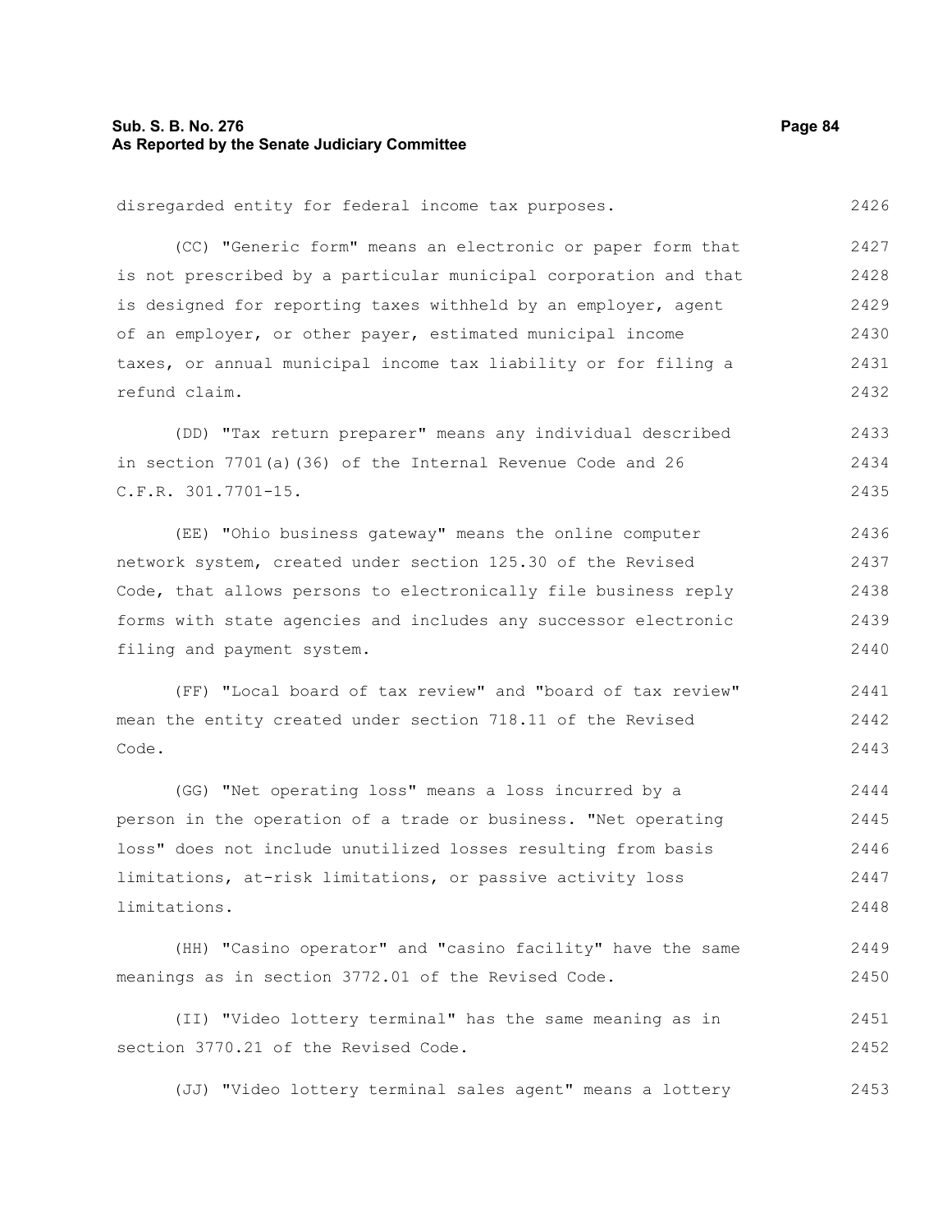disregarded entity for federal income tax purposes.

(CC) "Generic form" means an electronic or paper form that is not prescribed by a particular municipal corporation and that is designed for reporting taxes withheld by an employer, agent of an employer, or other payer, estimated municipal income taxes, or annual municipal income tax liability or for filing a refund claim.

(DD) "Tax return preparer" means any individual described in section 7701(a)(36) of the Internal Revenue Code and 26 C.F.R. 301.7701-15.

(EE) "Ohio business gateway" means the online computer network system, created under section 125.30 of the Revised Code, that allows persons to electronically file business reply forms with state agencies and includes any successor electronic filing and payment system.

(FF) "Local board of tax review" and "board of tax review" mean the entity created under section 718.11 of the Revised Code.

(GG) "Net operating loss" means a loss incurred by a person in the operation of a trade or business. "Net operating loss" does not include unutilized losses resulting from basis limitations, at-risk limitations, or passive activity loss limitations.

(HH) "Casino operator" and "casino facility" have the same meanings as in section 3772.01 of the Revised Code.

(II) "Video lottery terminal" has the same meaning as in section 3770.21 of the Revised Code.

(JJ) "Video lottery terminal sales agent" means a lottery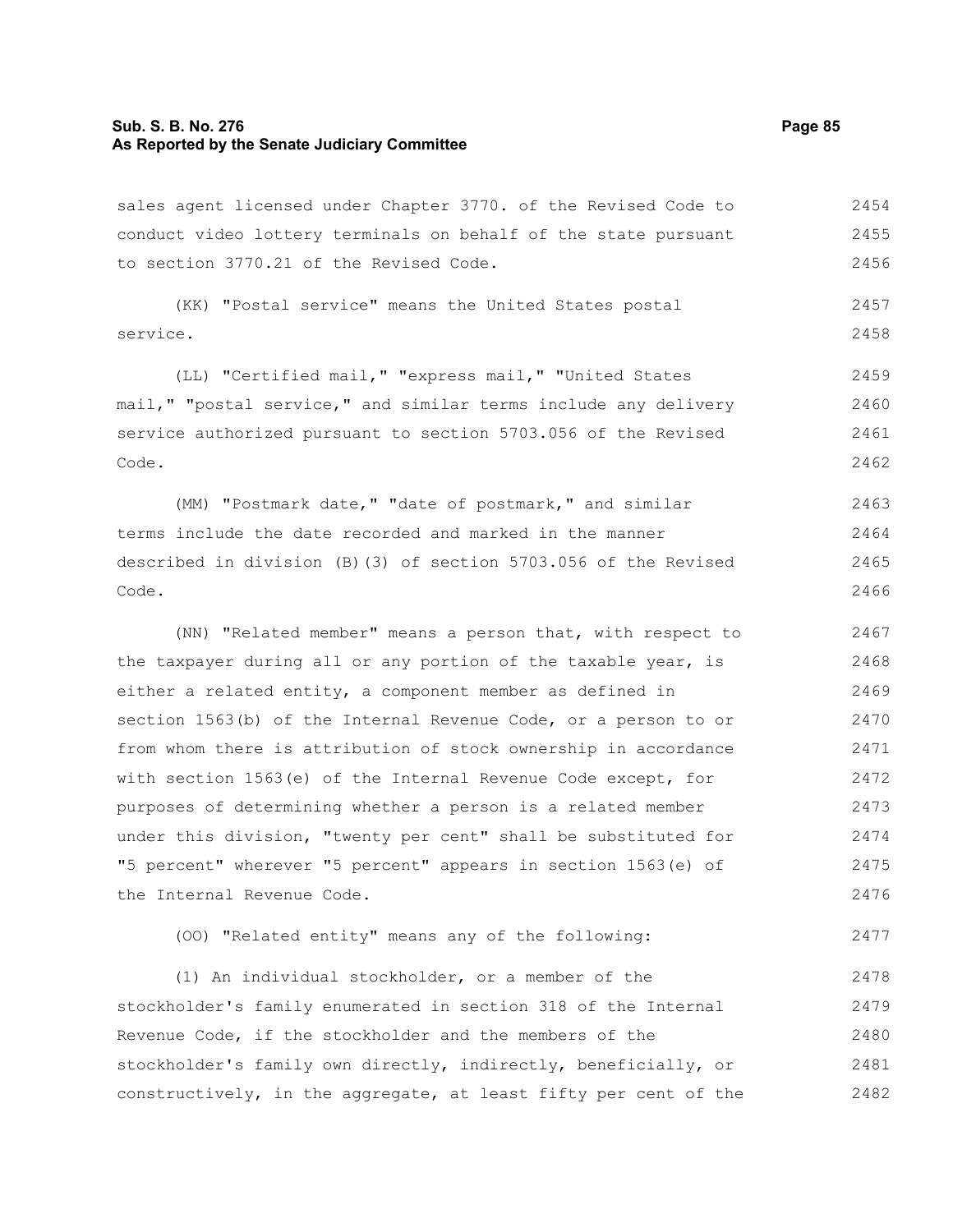sales agent licensed under Chapter 3770. of the Revised Code to conduct video lottery terminals on behalf of the state pursuant to section 3770.21 of the Revised Code.

(KK) "Postal service" means the United States postal service.

(LL) "Certified mail," "express mail," "United States mail," "postal service," and similar terms include any delivery service authorized pursuant to section 5703.056 of the Revised Code.

(MM) "Postmark date," "date of postmark," and similar terms include the date recorded and marked in the manner described in division (B)(3) of section 5703.056 of the Revised Code.

(NN) "Related member" means a person that, with respect to the taxpayer during all or any portion of the taxable year, is either a related entity, a component member as defined in section 1563(b) of the Internal Revenue Code, or a person to or from whom there is attribution of stock ownership in accordance with section 1563(e) of the Internal Revenue Code except, for purposes of determining whether a person is a related member under this division, "twenty per cent" shall be substituted for "5 percent" wherever "5 percent" appears in section 1563(e) of the Internal Revenue Code.

(OO) "Related entity" means any of the following:

(1) An individual stockholder, or a member of the stockholder's family enumerated in section 318 of the Internal Revenue Code, if the stockholder and the members of the stockholder's family own directly, indirectly, beneficially, or constructively, in the aggregate, at least fifty per cent of the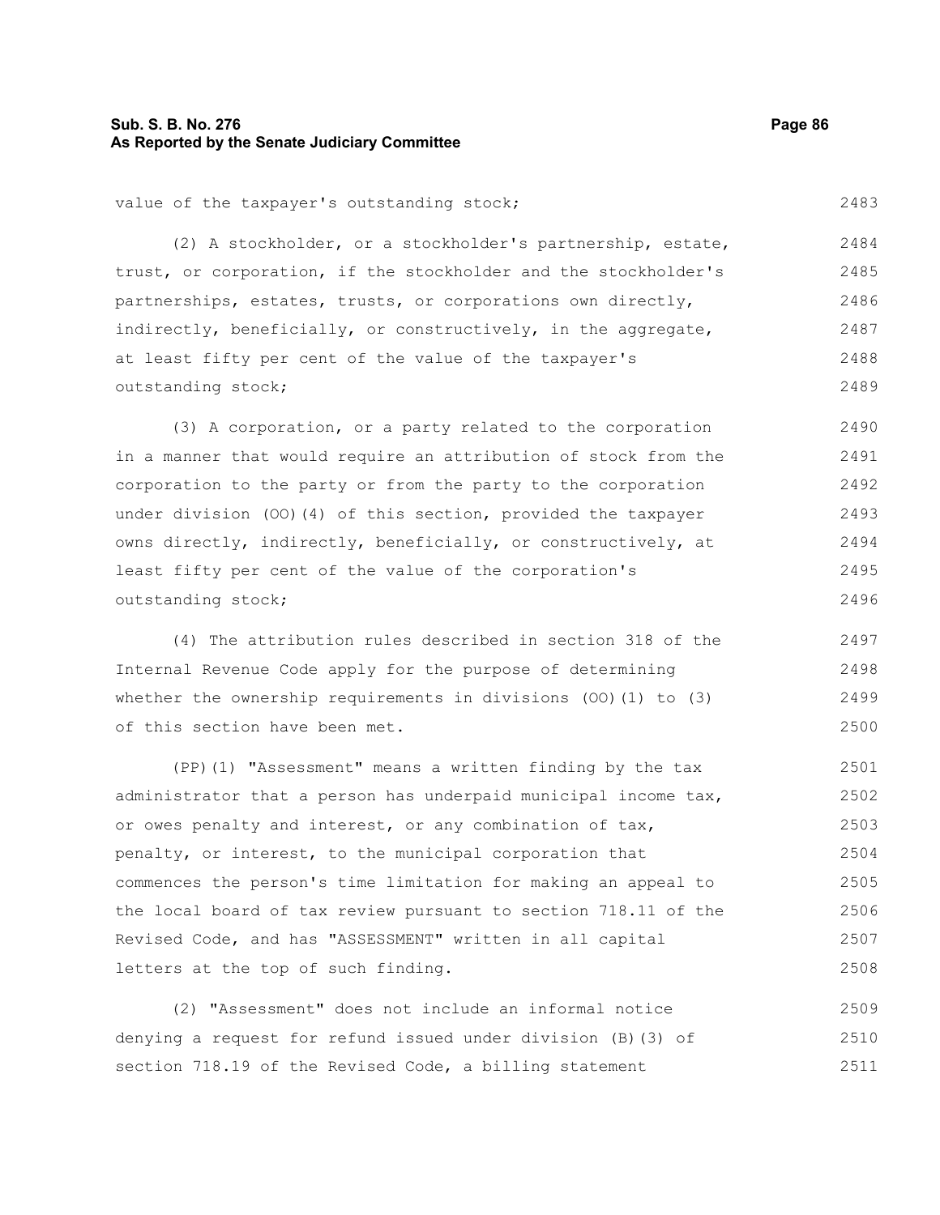value of the taxpayer's outstanding stock;

(2) A stockholder, or a stockholder's partnership, estate, trust, or corporation, if the stockholder and the stockholder's partnerships, estates, trusts, or corporations own directly, indirectly, beneficially, or constructively, in the aggregate, at least fifty per cent of the value of the taxpayer's outstanding stock;

(3) A corporation, or a party related to the corporation in a manner that would require an attribution of stock from the corporation to the party or from the party to the corporation under division (OO)(4) of this section, provided the taxpayer owns directly, indirectly, beneficially, or constructively, at least fifty per cent of the value of the corporation's outstanding stock;

(4) The attribution rules described in section 318 of the Internal Revenue Code apply for the purpose of determining whether the ownership requirements in divisions (OO)(1) to (3) of this section have been met.

(PP)(1) "Assessment" means a written finding by the tax administrator that a person has underpaid municipal income tax, or owes penalty and interest, or any combination of tax, penalty, or interest, to the municipal corporation that commences the person's time limitation for making an appeal to the local board of tax review pursuant to section 718.11 of the Revised Code, and has "ASSESSMENT" written in all capital letters at the top of such finding.

(2) "Assessment" does not include an informal notice denying a request for refund issued under division (B)(3) of section 718.19 of the Revised Code, a billing statement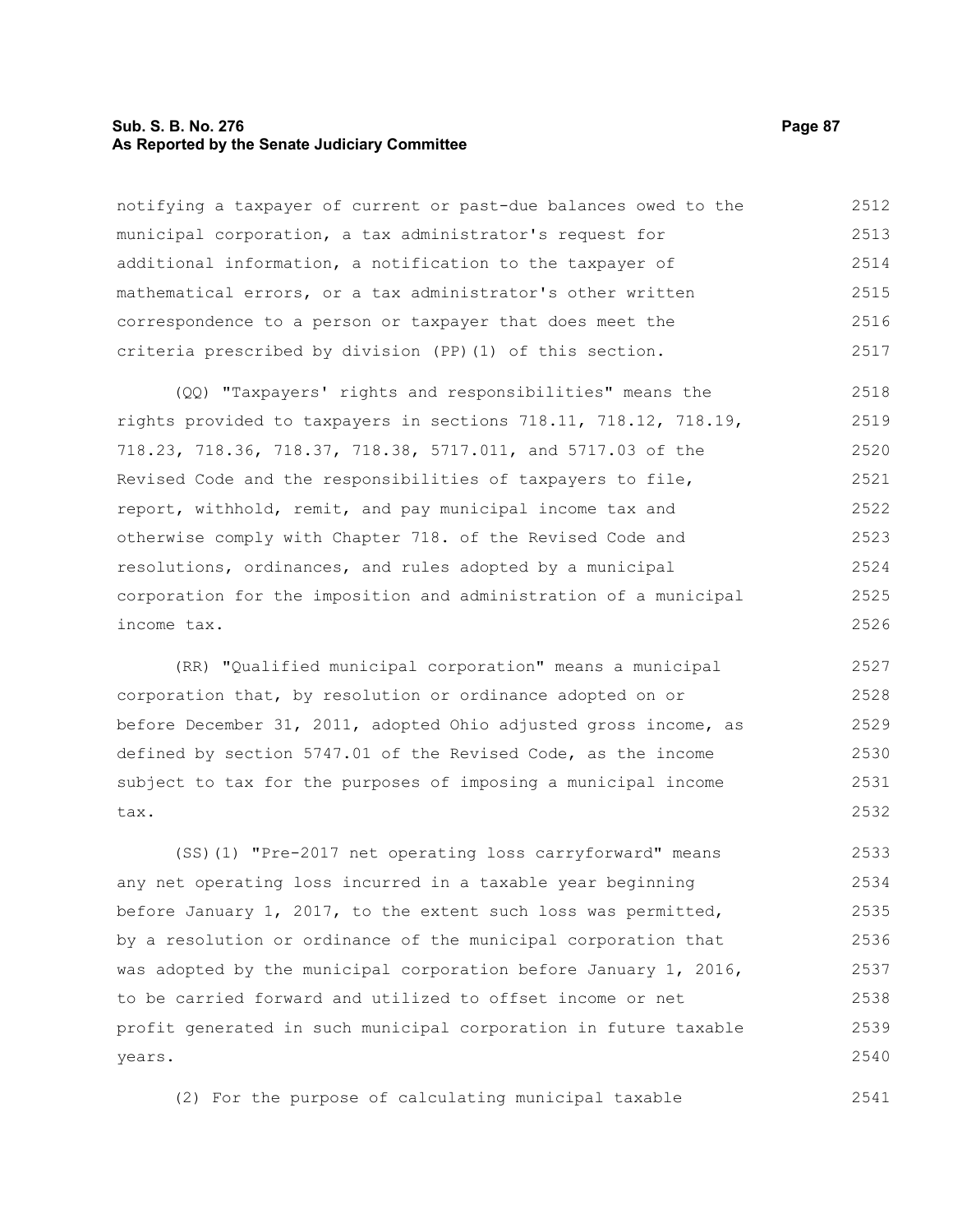notifying a taxpayer of current or past-due balances owed to the municipal corporation, a tax administrator's request for additional information, a notification to the taxpayer of mathematical errors, or a tax administrator's other written correspondence to a person or taxpayer that does meet the criteria prescribed by division (PP)(1) of this section.

(QQ) "Taxpayers' rights and responsibilities" means the rights provided to taxpayers in sections 718.11, 718.12, 718.19, 718.23, 718.36, 718.37, 718.38, 5717.011, and 5717.03 of the Revised Code and the responsibilities of taxpayers to file, report, withhold, remit, and pay municipal income tax and otherwise comply with Chapter 718. of the Revised Code and resolutions, ordinances, and rules adopted by a municipal corporation for the imposition and administration of a municipal income tax.

(RR) "Qualified municipal corporation" means a municipal corporation that, by resolution or ordinance adopted on or before December 31, 2011, adopted Ohio adjusted gross income, as defined by section 5747.01 of the Revised Code, as the income subject to tax for the purposes of imposing a municipal income tax.

(SS)(1) "Pre-2017 net operating loss carryforward" means any net operating loss incurred in a taxable year beginning before January 1, 2017, to the extent such loss was permitted, by a resolution or ordinance of the municipal corporation that was adopted by the municipal corporation before January 1, 2016, to be carried forward and utilized to offset income or net profit generated in such municipal corporation in future taxable years.

(2) For the purpose of calculating municipal taxable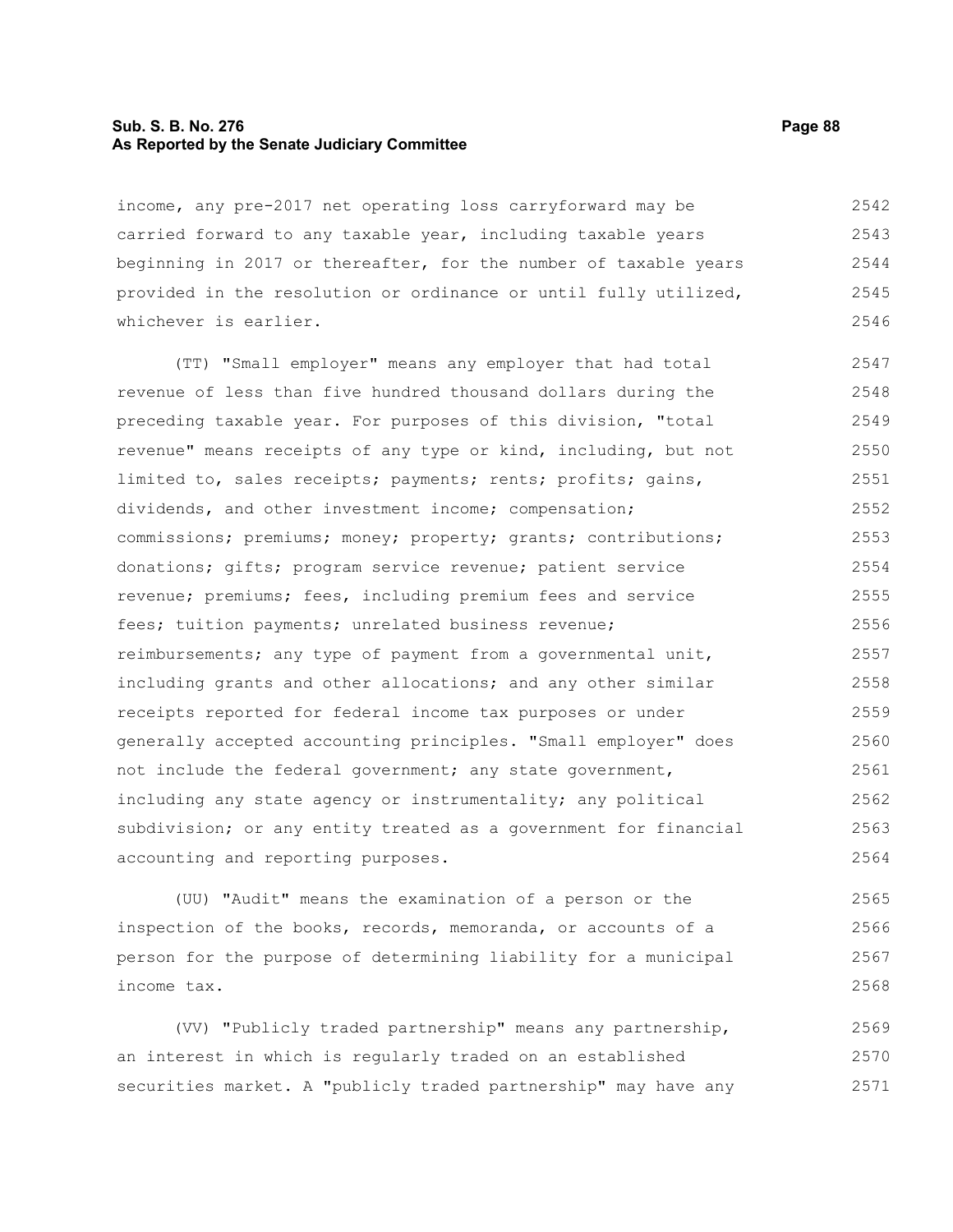income, any pre-2017 net operating loss carryforward may be carried forward to any taxable year, including taxable years beginning in 2017 or thereafter, for the number of taxable years provided in the resolution or ordinance or until fully utilized, whichever is earlier.

(TT) "Small employer" means any employer that had total revenue of less than five hundred thousand dollars during the preceding taxable year. For purposes of this division, "total revenue" means receipts of any type or kind, including, but not limited to, sales receipts; payments; rents; profits; gains, dividends, and other investment income; compensation; commissions; premiums; money; property; grants; contributions; donations; gifts; program service revenue; patient service revenue; premiums; fees, including premium fees and service fees; tuition payments; unrelated business revenue; reimbursements; any type of payment from a governmental unit, including grants and other allocations; and any other similar receipts reported for federal income tax purposes or under generally accepted accounting principles. "Small employer" does not include the federal government; any state government, including any state agency or instrumentality; any political subdivision; or any entity treated as a government for financial accounting and reporting purposes.

(UU) "Audit" means the examination of a person or the inspection of the books, records, memoranda, or accounts of a person for the purpose of determining liability for a municipal income tax.

(VV) "Publicly traded partnership" means any partnership, an interest in which is regularly traded on an established securities market. A "publicly traded partnership" may have any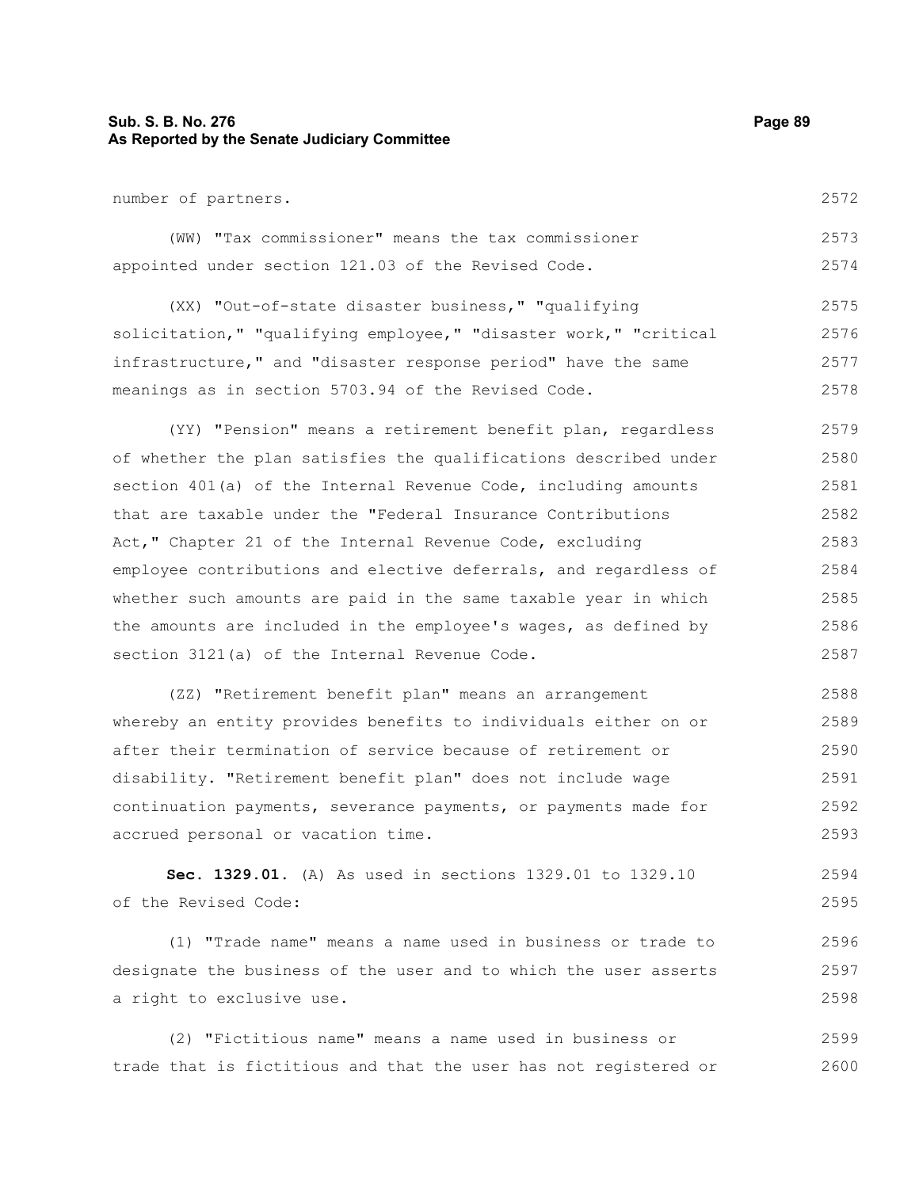number of partners.

(WW) "Tax commissioner" means the tax commissioner appointed under section 121.03 of the Revised Code.

(XX) "Out-of-state disaster business," "qualifying solicitation," "qualifying employee," "disaster work," "critical infrastructure," and "disaster response period" have the same meanings as in section 5703.94 of the Revised Code.

(YY) "Pension" means a retirement benefit plan, regardless of whether the plan satisfies the qualifications described under section 401(a) of the Internal Revenue Code, including amounts that are taxable under the "Federal Insurance Contributions Act," Chapter 21 of the Internal Revenue Code, excluding employee contributions and elective deferrals, and regardless of whether such amounts are paid in the same taxable year in which the amounts are included in the employee's wages, as defined by section 3121(a) of the Internal Revenue Code.

(ZZ) "Retirement benefit plan" means an arrangement whereby an entity provides benefits to individuals either on or after their termination of service because of retirement or disability. "Retirement benefit plan" does not include wage continuation payments, severance payments, or payments made for accrued personal or vacation time.

**Sec. 1329.01.** (A) As used in sections 1329.01 to 1329.10 of the Revised Code:

(1) "Trade name" means a name used in business or trade to designate the business of the user and to which the user asserts a right to exclusive use.

(2) "Fictitious name" means a name used in business or trade that is fictitious and that the user has not registered or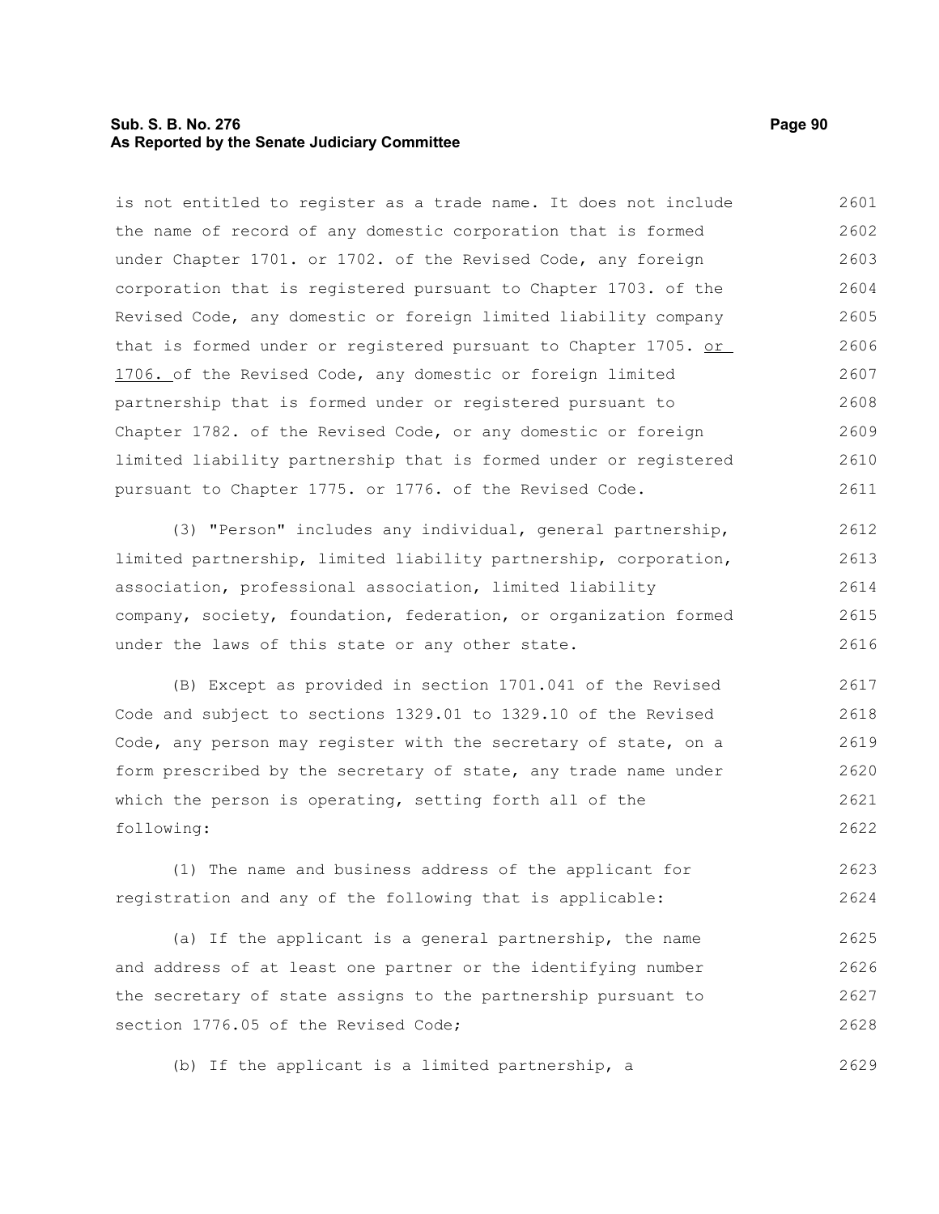is not entitled to register as a trade name. It does not include the name of record of any domestic corporation that is formed under Chapter 1701. or 1702. of the Revised Code, any foreign corporation that is registered pursuant to Chapter 1703. of the Revised Code, any domestic or foreign limited liability company that is formed under or registered pursuant to Chapter 1705. <u>or 1706.</u> of the Revised Code, any domestic or foreign limited partnership that is formed under or registered pursuant to Chapter 1782. of the Revised Code, or any domestic or foreign limited liability partnership that is formed under or registered pursuant to Chapter 1775. or 1776. of the Revised Code.

(3) "Person" includes any individual, general partnership, limited partnership, limited liability partnership, corporation, association, professional association, limited liability company, society, foundation, federation, or organization formed under the laws of this state or any other state.

(B) Except as provided in section 1701.041 of the Revised Code and subject to sections 1329.01 to 1329.10 of the Revised Code, any person may register with the secretary of state, on a form prescribed by the secretary of state, any trade name under which the person is operating, setting forth all of the following:

(1) The name and business address of the applicant for registration and any of the following that is applicable:

(a) If the applicant is a general partnership, the name and address of at least one partner or the identifying number the secretary of state assigns to the partnership pursuant to section 1776.05 of the Revised Code;

(b) If the applicant is a limited partnership, a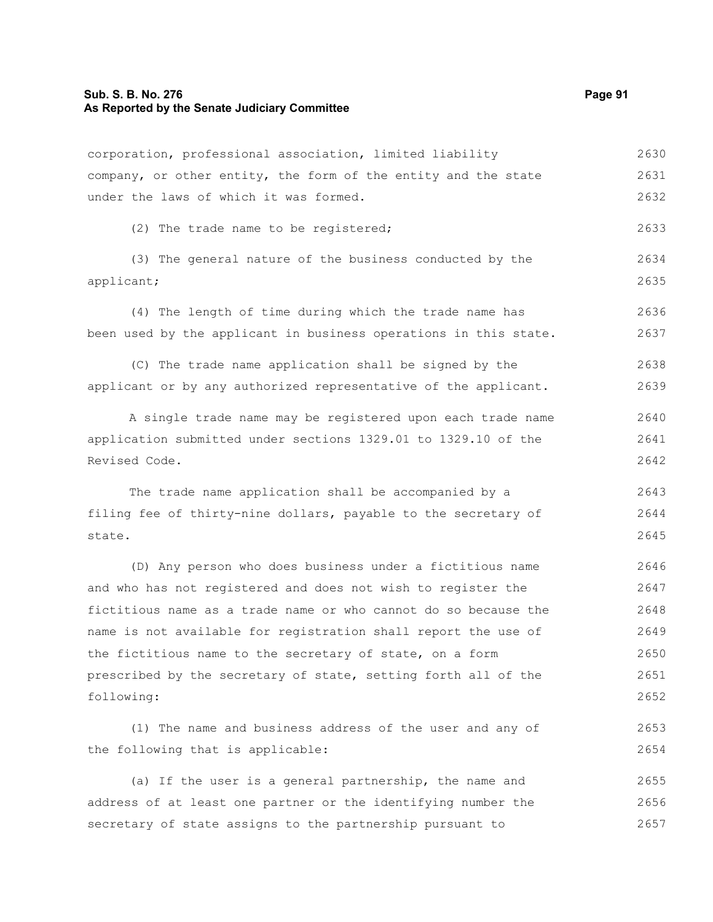corporation, professional association, limited liability company, or other entity, the form of the entity and the state under the laws of which it was formed.

(2) The trade name to be registered;

(3) The general nature of the business conducted by the applicant;

(4) The length of time during which the trade name has been used by the applicant in business operations in this state.

(C) The trade name application shall be signed by the applicant or by any authorized representative of the applicant.

A single trade name may be registered upon each trade name application submitted under sections 1329.01 to 1329.10 of the Revised Code.

The trade name application shall be accompanied by a filing fee of thirty-nine dollars, payable to the secretary of state.

(D) Any person who does business under a fictitious name and who has not registered and does not wish to register the fictitious name as a trade name or who cannot do so because the name is not available for registration shall report the use of the fictitious name to the secretary of state, on a form prescribed by the secretary of state, setting forth all of the following:

(1) The name and business address of the user and any of the following that is applicable:

(a) If the user is a general partnership, the name and address of at least one partner or the identifying number the secretary of state assigns to the partnership pursuant to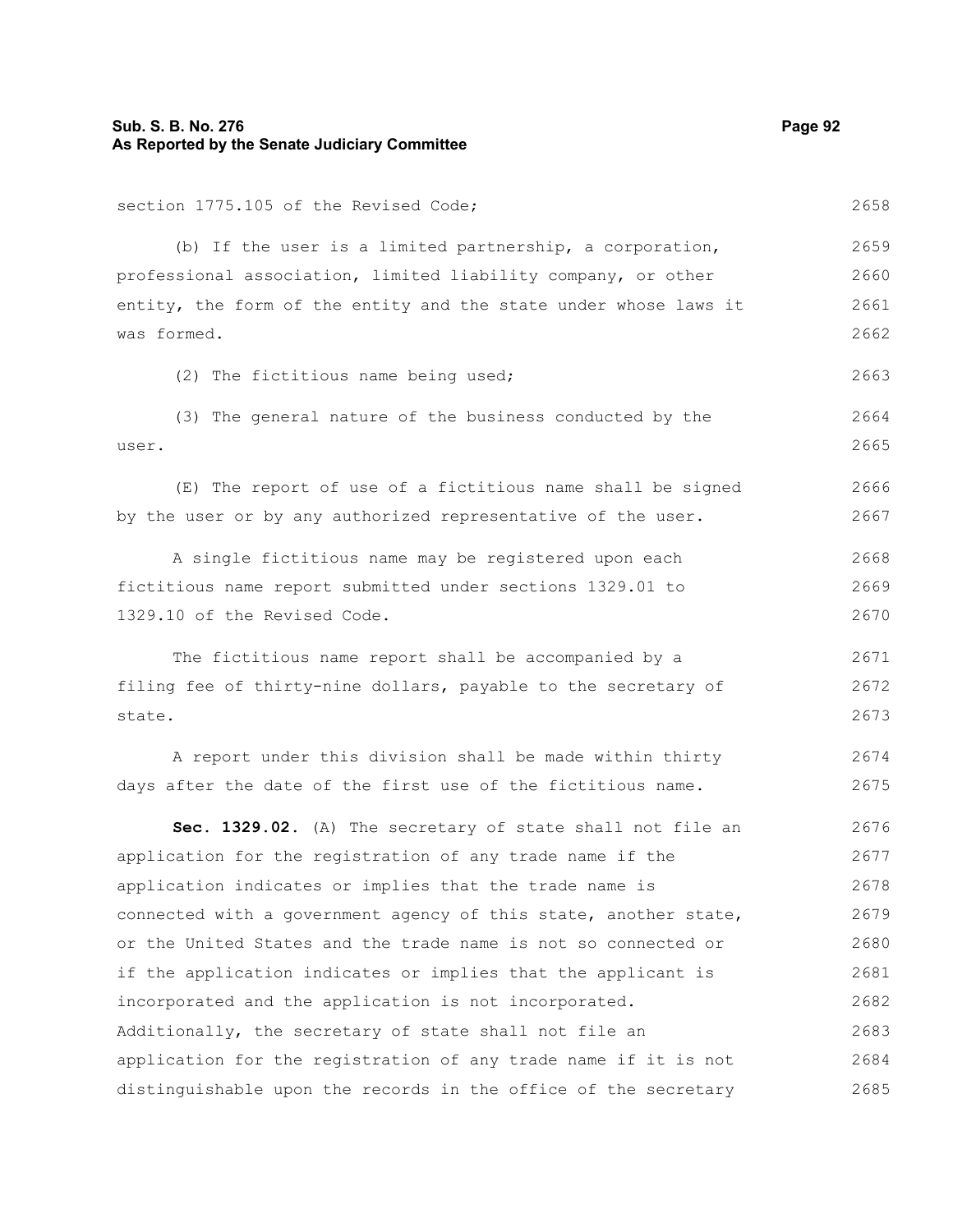section 1775.105 of the Revised Code;

(b) If the user is a limited partnership, a corporation, professional association, limited liability company, or other entity, the form of the entity and the state under whose laws it was formed.

(2) The fictitious name being used;

(3) The general nature of the business conducted by the user.

(E) The report of use of a fictitious name shall be signed by the user or by any authorized representative of the user.

A single fictitious name may be registered upon each fictitious name report submitted under sections 1329.01 to 1329.10 of the Revised Code.

The fictitious name report shall be accompanied by a filing fee of thirty-nine dollars, payable to the secretary of state.

A report under this division shall be made within thirty days after the date of the first use of the fictitious name.

**Sec. 1329.02.** (A) The secretary of state shall not file an application for the registration of any trade name if the application indicates or implies that the trade name is connected with a government agency of this state, another state, or the United States and the trade name is not so connected or if the application indicates or implies that the applicant is incorporated and the application is not incorporated. Additionally, the secretary of state shall not file an application for the registration of any trade name if it is not distinguishable upon the records in the office of the secretary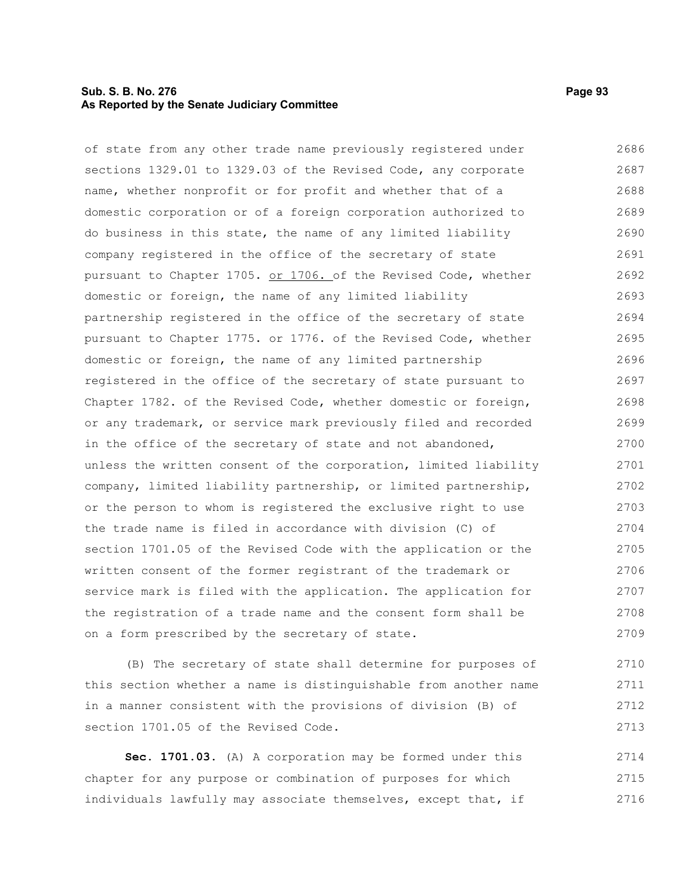of state from any other trade name previously registered under sections 1329.01 to 1329.03 of the Revised Code, any corporate name, whether nonprofit or for profit and whether that of a domestic corporation or of a foreign corporation authorized to do business in this state, the name of any limited liability company registered in the office of the secretary of state pursuant to Chapter 1705. <u>or 1706.</u> of the Revised Code, whether domestic or foreign, the name of any limited liability partnership registered in the office of the secretary of state pursuant to Chapter 1775. or 1776. of the Revised Code, whether domestic or foreign, the name of any limited partnership registered in the office of the secretary of state pursuant to Chapter 1782. of the Revised Code, whether domestic or foreign, or any trademark, or service mark previously filed and recorded in the office of the secretary of state and not abandoned, unless the written consent of the corporation, limited liability company, limited liability partnership, or limited partnership, or the person to whom is registered the exclusive right to use the trade name is filed in accordance with division (C) of section 1701.05 of the Revised Code with the application or the written consent of the former registrant of the trademark or service mark is filed with the application. The application for the registration of a trade name and the consent form shall be on a form prescribed by the secretary of state.

(B) The secretary of state shall determine for purposes of this section whether a name is distinguishable from another name in a manner consistent with the provisions of division (B) of section 1701.05 of the Revised Code.

**Sec. 1701.03.** (A) A corporation may be formed under this chapter for any purpose or combination of purposes for which individuals lawfully may associate themselves, except that, if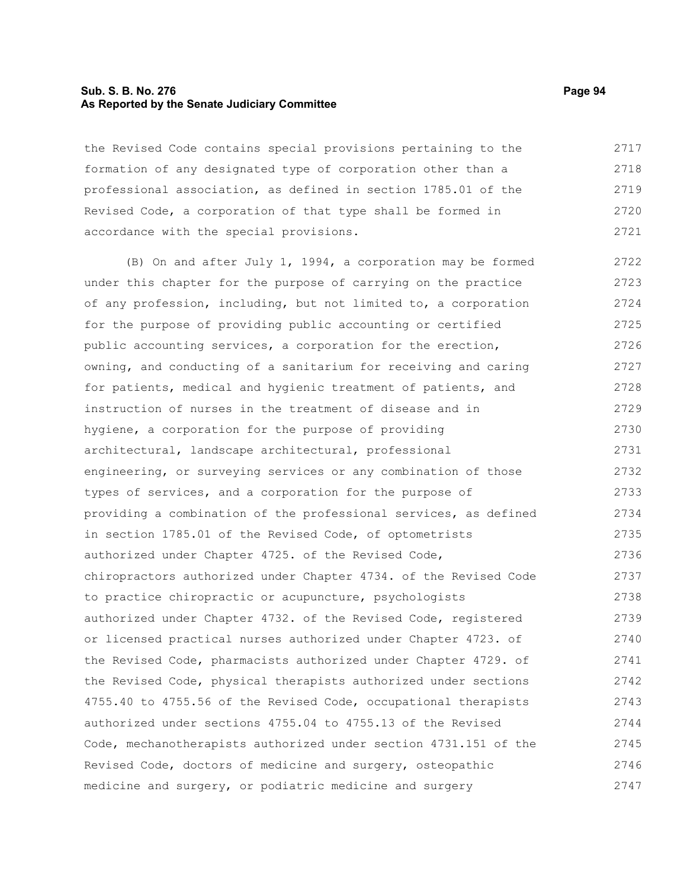the Revised Code contains special provisions pertaining to the formation of any designated type of corporation other than a professional association, as defined in section 1785.01 of the Revised Code, a corporation of that type shall be formed in accordance with the special provisions.

(B) On and after July 1, 1994, a corporation may be formed under this chapter for the purpose of carrying on the practice of any profession, including, but not limited to, a corporation for the purpose of providing public accounting or certified public accounting services, a corporation for the erection, owning, and conducting of a sanitarium for receiving and caring for patients, medical and hygienic treatment of patients, and instruction of nurses in the treatment of disease and in hygiene, a corporation for the purpose of providing architectural, landscape architectural, professional engineering, or surveying services or any combination of those types of services, and a corporation for the purpose of providing a combination of the professional services, as defined in section 1785.01 of the Revised Code, of optometrists authorized under Chapter 4725. of the Revised Code, chiropractors authorized under Chapter 4734. of the Revised Code to practice chiropractic or acupuncture, psychologists authorized under Chapter 4732. of the Revised Code, registered or licensed practical nurses authorized under Chapter 4723. of the Revised Code, pharmacists authorized under Chapter 4729. of the Revised Code, physical therapists authorized under sections 4755.40 to 4755.56 of the Revised Code, occupational therapists authorized under sections 4755.04 to 4755.13 of the Revised Code, mechanotherapists authorized under section 4731.151 of the Revised Code, doctors of medicine and surgery, osteopathic medicine and surgery, or podiatric medicine and surgery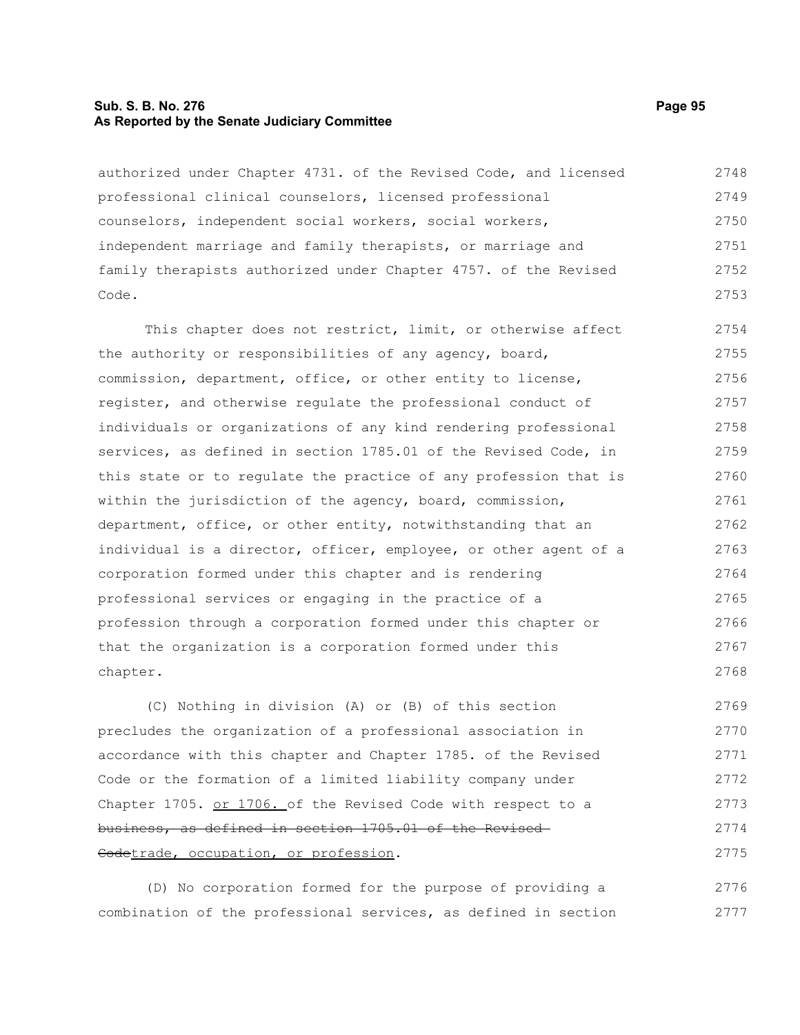authorized under Chapter 4731. of the Revised Code, and licensed professional clinical counselors, licensed professional counselors, independent social workers, social workers, independent marriage and family therapists, or marriage and family therapists authorized under Chapter 4757. of the Revised Code.

This chapter does not restrict, limit, or otherwise affect the authority or responsibilities of any agency, board, commission, department, office, or other entity to license, register, and otherwise regulate the professional conduct of individuals or organizations of any kind rendering professional services, as defined in section 1785.01 of the Revised Code, in this state or to regulate the practice of any profession that is within the jurisdiction of the agency, board, commission, department, office, or other entity, notwithstanding that an individual is a director, officer, employee, or other agent of a corporation formed under this chapter and is rendering professional services or engaging in the practice of a profession through a corporation formed under this chapter or that the organization is a corporation formed under this chapter.

(C) Nothing in division (A) or (B) of this section precludes the organization of a professional association in accordance with this chapter and Chapter 1785. of the Revised Code or the formation of a limited liability company under Chapter 1705. <u>or 1706.</u> of the Revised Code with respect to a ~~business, as defined in section 1705.01 of the Revised Code~~<u>trade, occupation, or profession</u>.

(D) No corporation formed for the purpose of providing a combination of the professional services, as defined in section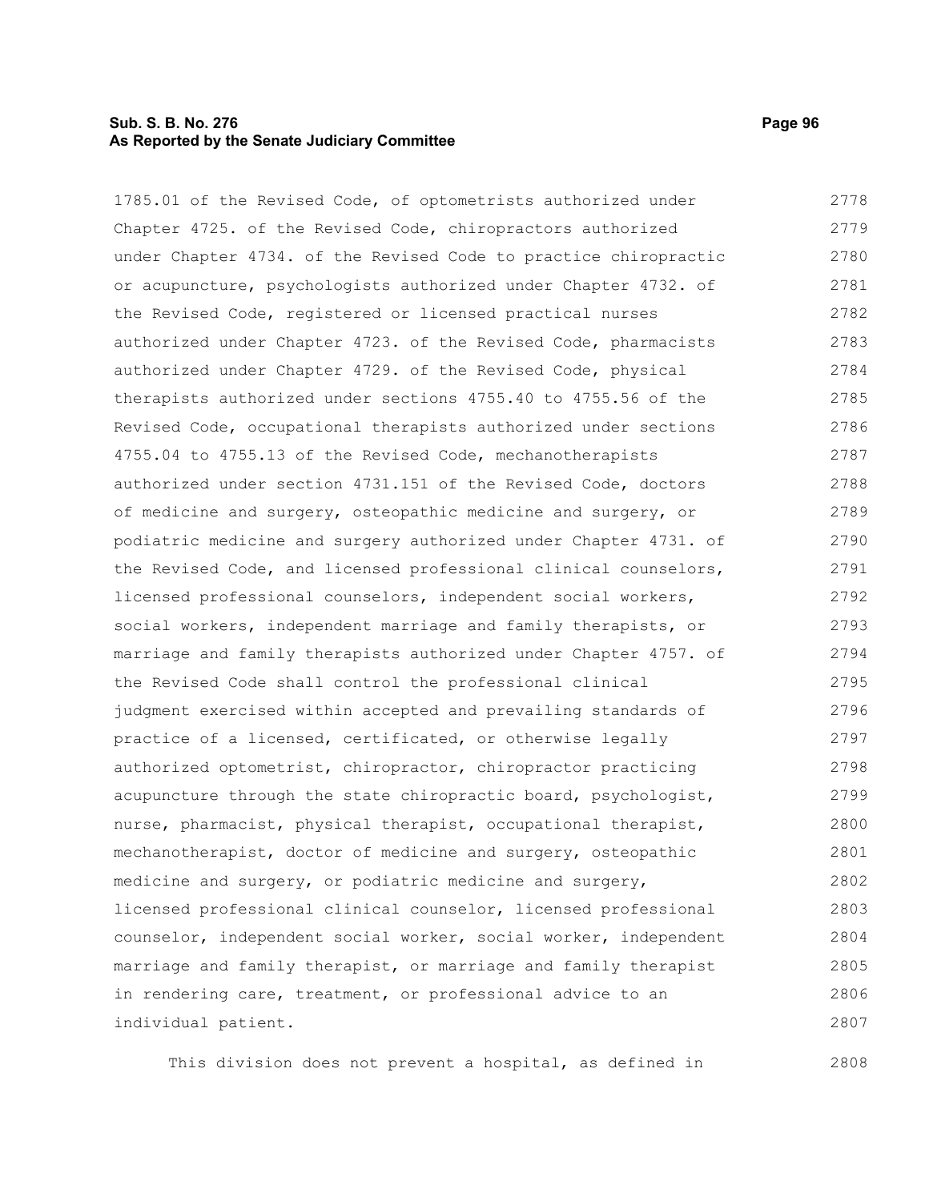1785.01 of the Revised Code, of optometrists authorized under Chapter 4725. of the Revised Code, chiropractors authorized under Chapter 4734. of the Revised Code to practice chiropractic or acupuncture, psychologists authorized under Chapter 4732. of the Revised Code, registered or licensed practical nurses authorized under Chapter 4723. of the Revised Code, pharmacists authorized under Chapter 4729. of the Revised Code, physical therapists authorized under sections 4755.40 to 4755.56 of the Revised Code, occupational therapists authorized under sections 4755.04 to 4755.13 of the Revised Code, mechanotherapists authorized under section 4731.151 of the Revised Code, doctors of medicine and surgery, osteopathic medicine and surgery, or podiatric medicine and surgery authorized under Chapter 4731. of the Revised Code, and licensed professional clinical counselors, licensed professional counselors, independent social workers, social workers, independent marriage and family therapists, or marriage and family therapists authorized under Chapter 4757. of the Revised Code shall control the professional clinical judgment exercised within accepted and prevailing standards of practice of a licensed, certificated, or otherwise legally authorized optometrist, chiropractor, chiropractor practicing acupuncture through the state chiropractic board, psychologist, nurse, pharmacist, physical therapist, occupational therapist, mechanotherapist, doctor of medicine and surgery, osteopathic medicine and surgery, or podiatric medicine and surgery, licensed professional clinical counselor, licensed professional counselor, independent social worker, social worker, independent marriage and family therapist, or marriage and family therapist in rendering care, treatment, or professional advice to an individual patient.

This division does not prevent a hospital, as defined in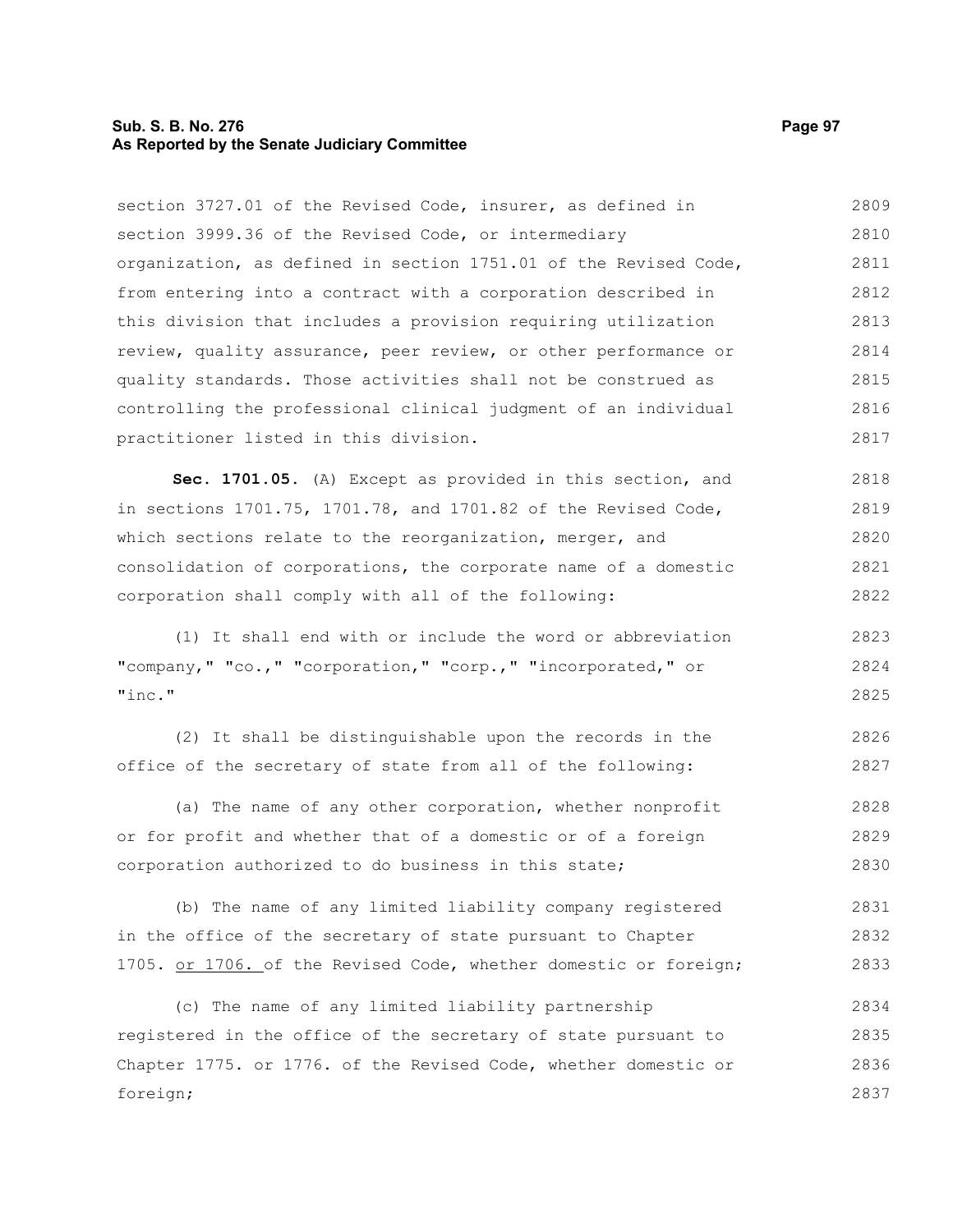section 3727.01 of the Revised Code, insurer, as defined in section 3999.36 of the Revised Code, or intermediary organization, as defined in section 1751.01 of the Revised Code, from entering into a contract with a corporation described in this division that includes a provision requiring utilization review, quality assurance, peer review, or other performance or quality standards. Those activities shall not be construed as controlling the professional clinical judgment of an individual practitioner listed in this division.

**Sec. 1701.05.** (A) Except as provided in this section, and in sections 1701.75, 1701.78, and 1701.82 of the Revised Code, which sections relate to the reorganization, merger, and consolidation of corporations, the corporate name of a domestic corporation shall comply with all of the following:

(1) It shall end with or include the word or abbreviation "company," "co.," "corporation," "corp.," "incorporated," or "inc."

(2) It shall be distinguishable upon the records in the office of the secretary of state from all of the following:

(a) The name of any other corporation, whether nonprofit or for profit and whether that of a domestic or of a foreign corporation authorized to do business in this state;

(b) The name of any limited liability company registered in the office of the secretary of state pursuant to Chapter 1705. <u>or 1706.</u> of the Revised Code, whether domestic or foreign;

(c) The name of any limited liability partnership registered in the office of the secretary of state pursuant to Chapter 1775. or 1776. of the Revised Code, whether domestic or foreign;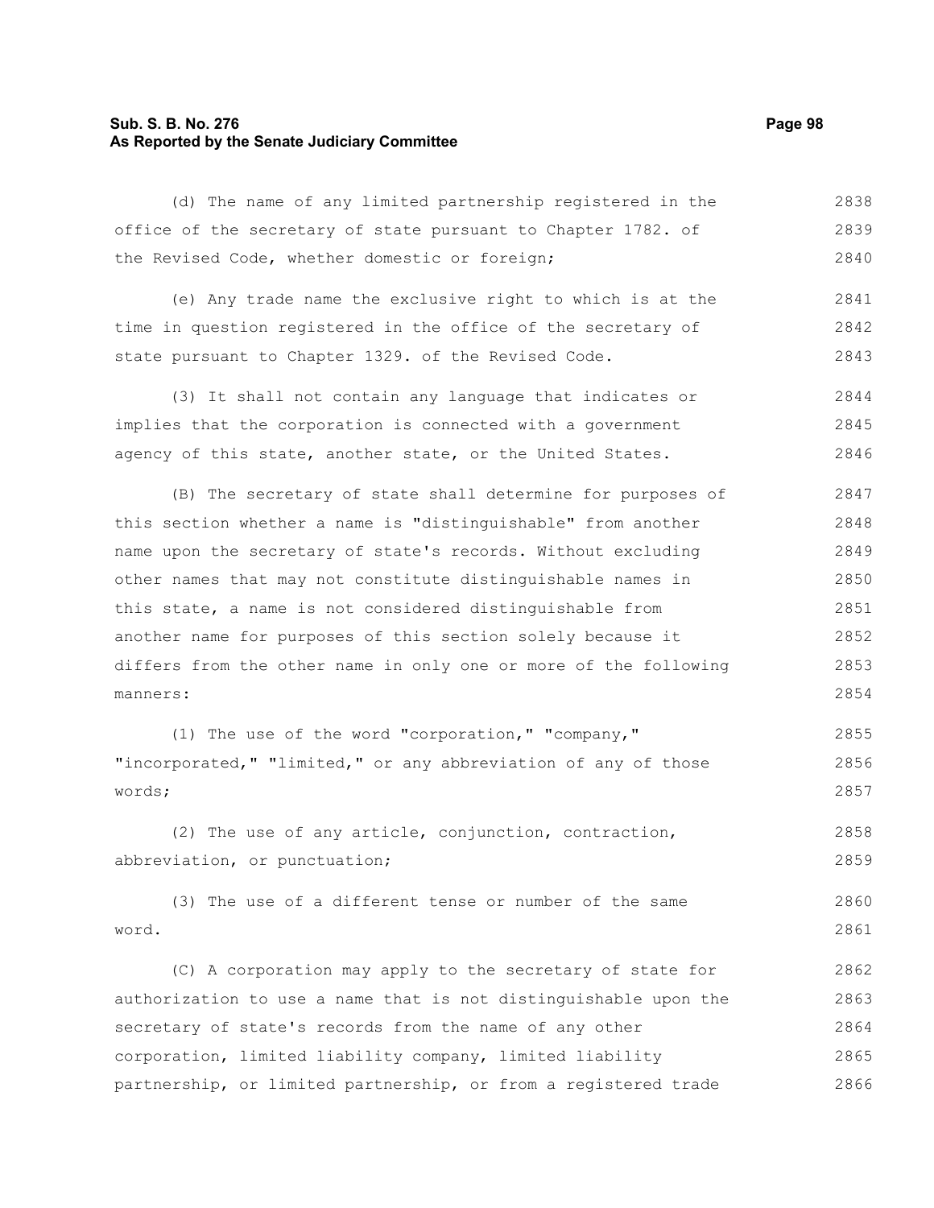(d) The name of any limited partnership registered in the office of the secretary of state pursuant to Chapter 1782. of the Revised Code, whether domestic or foreign;

(e) Any trade name the exclusive right to which is at the time in question registered in the office of the secretary of state pursuant to Chapter 1329. of the Revised Code.

(3) It shall not contain any language that indicates or implies that the corporation is connected with a government agency of this state, another state, or the United States.

(B) The secretary of state shall determine for purposes of this section whether a name is "distinguishable" from another name upon the secretary of state's records. Without excluding other names that may not constitute distinguishable names in this state, a name is not considered distinguishable from another name for purposes of this section solely because it differs from the other name in only one or more of the following manners:

(1) The use of the word "corporation," "company," "incorporated," "limited," or any abbreviation of any of those words;

(2) The use of any article, conjunction, contraction, abbreviation, or punctuation;

(3) The use of a different tense or number of the same word.

(C) A corporation may apply to the secretary of state for authorization to use a name that is not distinguishable upon the secretary of state's records from the name of any other corporation, limited liability company, limited liability partnership, or limited partnership, or from a registered trade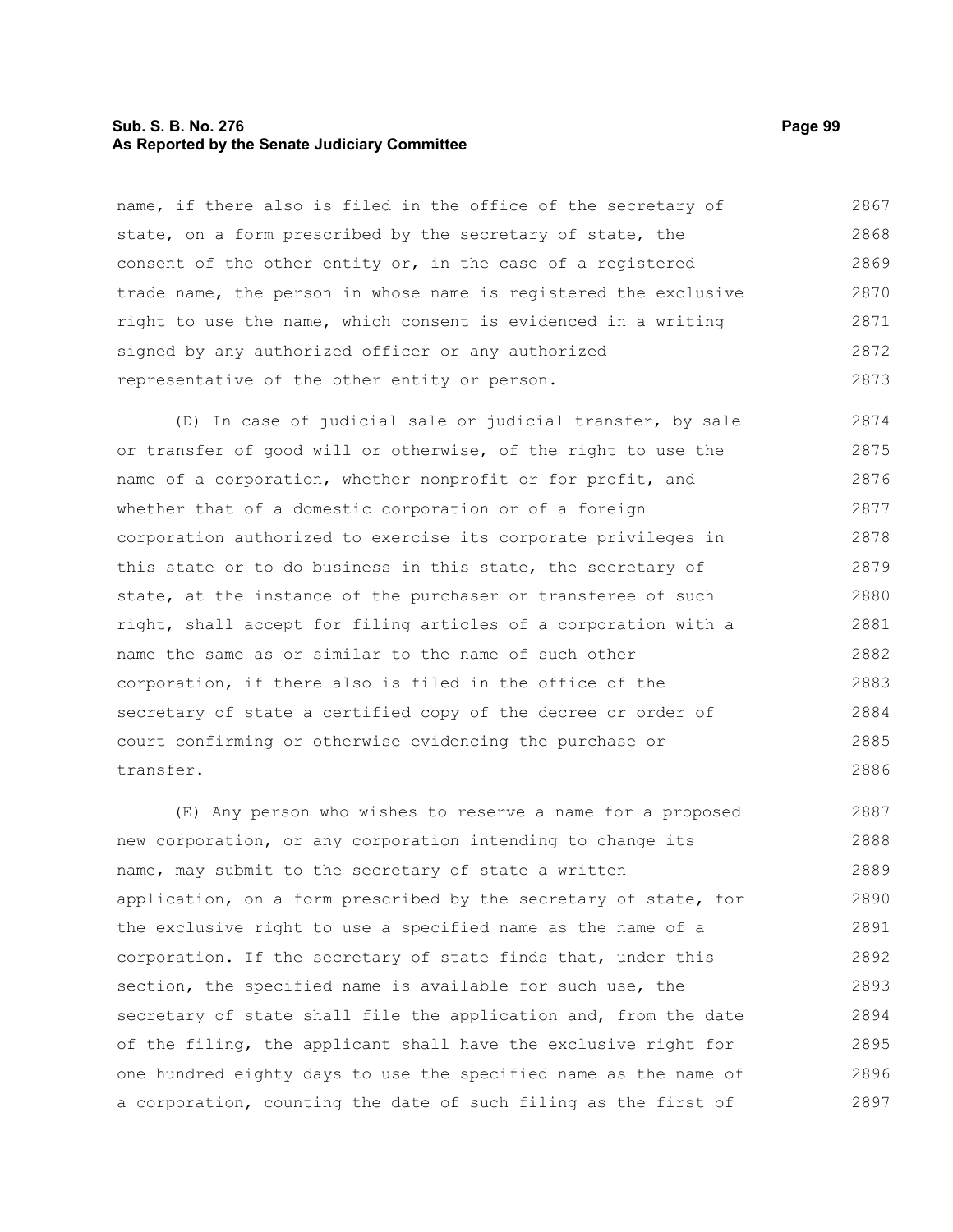name, if there also is filed in the office of the secretary of state, on a form prescribed by the secretary of state, the consent of the other entity or, in the case of a registered trade name, the person in whose name is registered the exclusive right to use the name, which consent is evidenced in a writing signed by any authorized officer or any authorized representative of the other entity or person.

(D) In case of judicial sale or judicial transfer, by sale or transfer of good will or otherwise, of the right to use the name of a corporation, whether nonprofit or for profit, and whether that of a domestic corporation or of a foreign corporation authorized to exercise its corporate privileges in this state or to do business in this state, the secretary of state, at the instance of the purchaser or transferee of such right, shall accept for filing articles of a corporation with a name the same as or similar to the name of such other corporation, if there also is filed in the office of the secretary of state a certified copy of the decree or order of court confirming or otherwise evidencing the purchase or transfer.

(E) Any person who wishes to reserve a name for a proposed new corporation, or any corporation intending to change its name, may submit to the secretary of state a written application, on a form prescribed by the secretary of state, for the exclusive right to use a specified name as the name of a corporation. If the secretary of state finds that, under this section, the specified name is available for such use, the secretary of state shall file the application and, from the date of the filing, the applicant shall have the exclusive right for one hundred eighty days to use the specified name as the name of a corporation, counting the date of such filing as the first of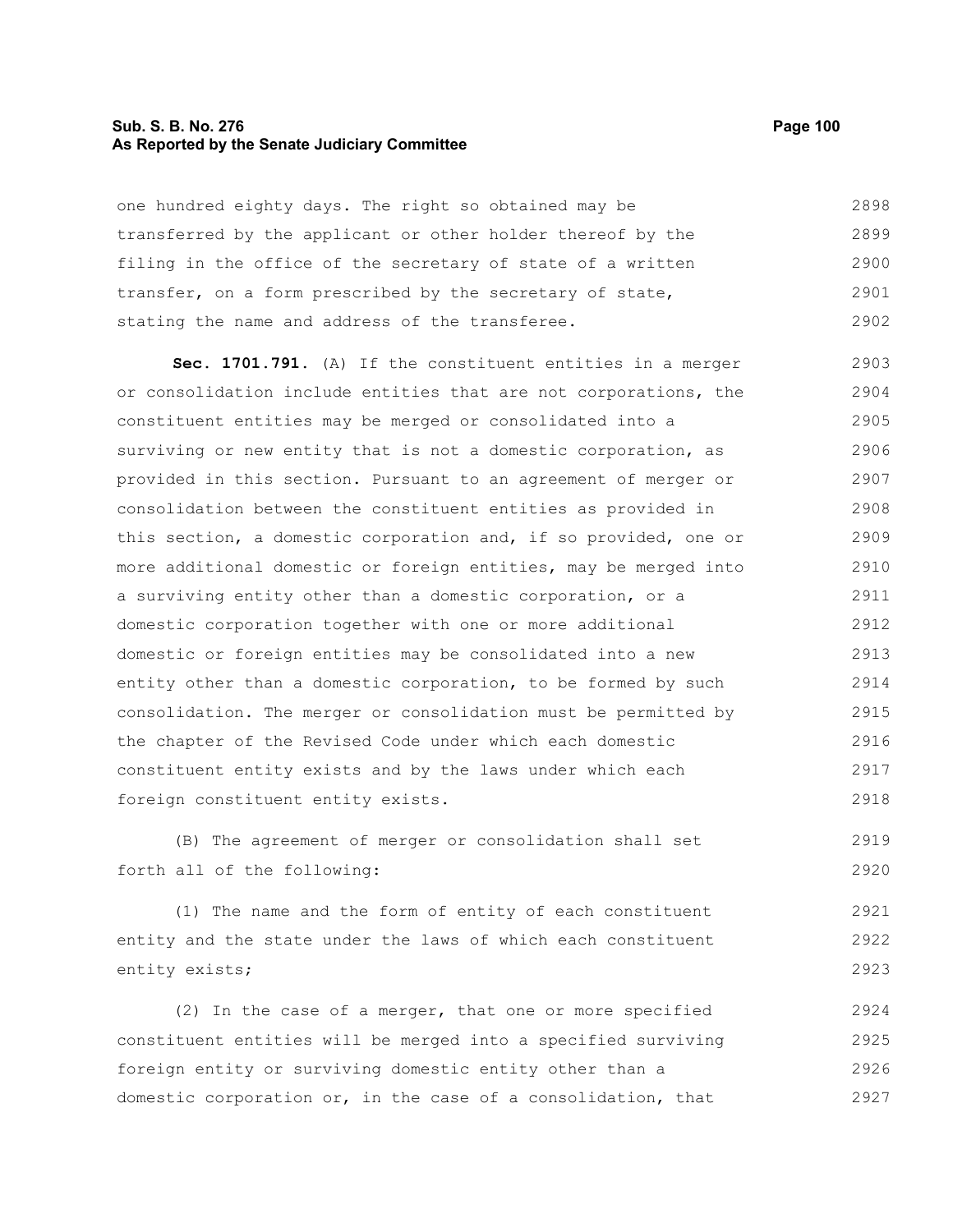one hundred eighty days. The right so obtained may be transferred by the applicant or other holder thereof by the filing in the office of the secretary of state of a written transfer, on a form prescribed by the secretary of state, stating the name and address of the transferee.

**Sec. 1701.791.** (A) If the constituent entities in a merger or consolidation include entities that are not corporations, the constituent entities may be merged or consolidated into a surviving or new entity that is not a domestic corporation, as provided in this section. Pursuant to an agreement of merger or consolidation between the constituent entities as provided in this section, a domestic corporation and, if so provided, one or more additional domestic or foreign entities, may be merged into a surviving entity other than a domestic corporation, or a domestic corporation together with one or more additional domestic or foreign entities may be consolidated into a new entity other than a domestic corporation, to be formed by such consolidation. The merger or consolidation must be permitted by the chapter of the Revised Code under which each domestic constituent entity exists and by the laws under which each foreign constituent entity exists.

(B) The agreement of merger or consolidation shall set forth all of the following:

(1) The name and the form of entity of each constituent entity and the state under the laws of which each constituent entity exists;

(2) In the case of a merger, that one or more specified constituent entities will be merged into a specified surviving foreign entity or surviving domestic entity other than a domestic corporation or, in the case of a consolidation, that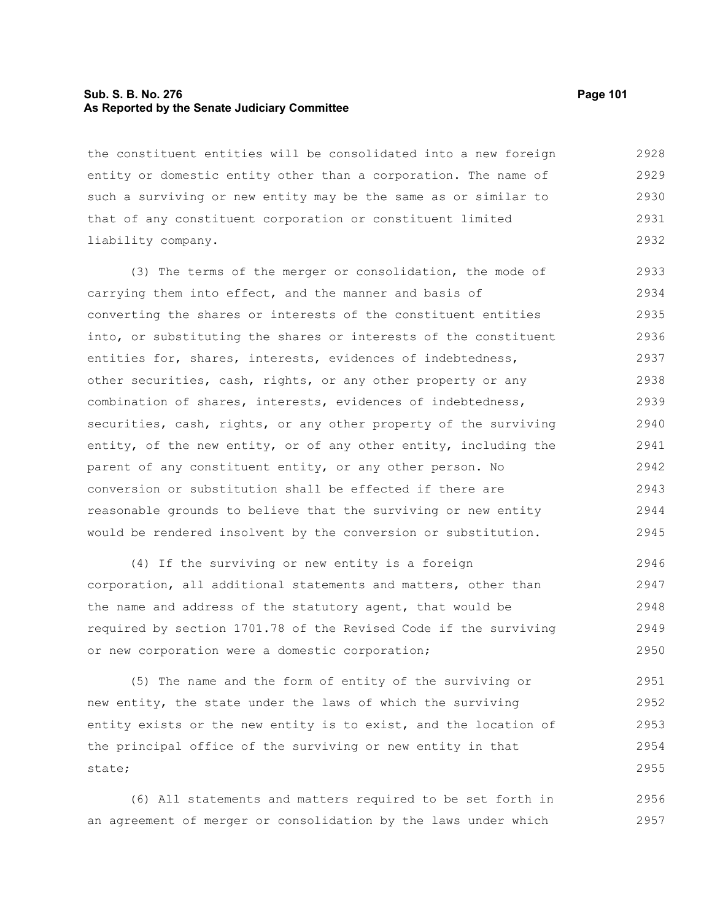the constituent entities will be consolidated into a new foreign entity or domestic entity other than a corporation. The name of such a surviving or new entity may be the same as or similar to that of any constituent corporation or constituent limited liability company.

(3) The terms of the merger or consolidation, the mode of carrying them into effect, and the manner and basis of converting the shares or interests of the constituent entities into, or substituting the shares or interests of the constituent entities for, shares, interests, evidences of indebtedness, other securities, cash, rights, or any other property or any combination of shares, interests, evidences of indebtedness, securities, cash, rights, or any other property of the surviving entity, of the new entity, or of any other entity, including the parent of any constituent entity, or any other person. No conversion or substitution shall be effected if there are reasonable grounds to believe that the surviving or new entity would be rendered insolvent by the conversion or substitution.

(4) If the surviving or new entity is a foreign corporation, all additional statements and matters, other than the name and address of the statutory agent, that would be required by section 1701.78 of the Revised Code if the surviving or new corporation were a domestic corporation;

(5) The name and the form of entity of the surviving or new entity, the state under the laws of which the surviving entity exists or the new entity is to exist, and the location of the principal office of the surviving or new entity in that state;

(6) All statements and matters required to be set forth in an agreement of merger or consolidation by the laws under which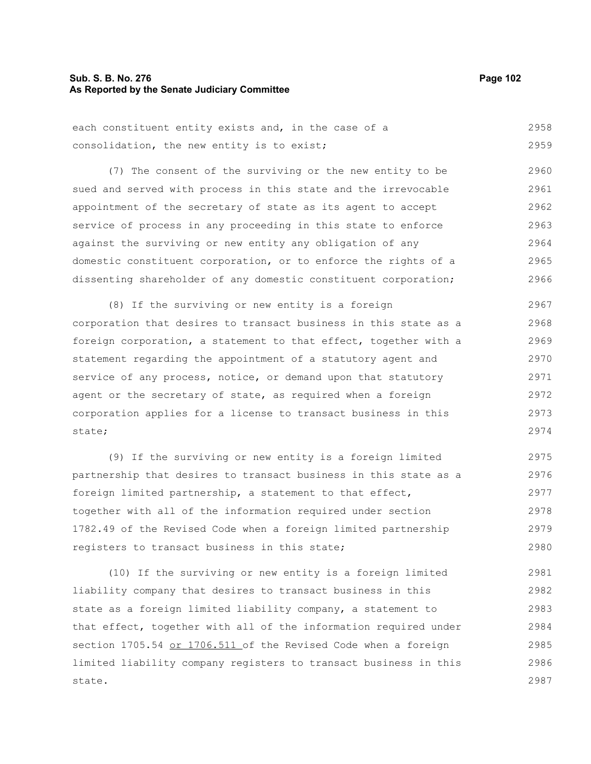each constituent entity exists and, in the case of a consolidation, the new entity is to exist;

(7) The consent of the surviving or the new entity to be sued and served with process in this state and the irrevocable appointment of the secretary of state as its agent to accept service of process in any proceeding in this state to enforce against the surviving or new entity any obligation of any domestic constituent corporation, or to enforce the rights of a dissenting shareholder of any domestic constituent corporation;

(8) If the surviving or new entity is a foreign corporation that desires to transact business in this state as a foreign corporation, a statement to that effect, together with a statement regarding the appointment of a statutory agent and service of any process, notice, or demand upon that statutory agent or the secretary of state, as required when a foreign corporation applies for a license to transact business in this state;

(9) If the surviving or new entity is a foreign limited partnership that desires to transact business in this state as a foreign limited partnership, a statement to that effect, together with all of the information required under section 1782.49 of the Revised Code when a foreign limited partnership registers to transact business in this state;

(10) If the surviving or new entity is a foreign limited liability company that desires to transact business in this state as a foreign limited liability company, a statement to that effect, together with all of the information required under section 1705.54 <u>or 1706.511</u> of the Revised Code when a foreign limited liability company registers to transact business in this state.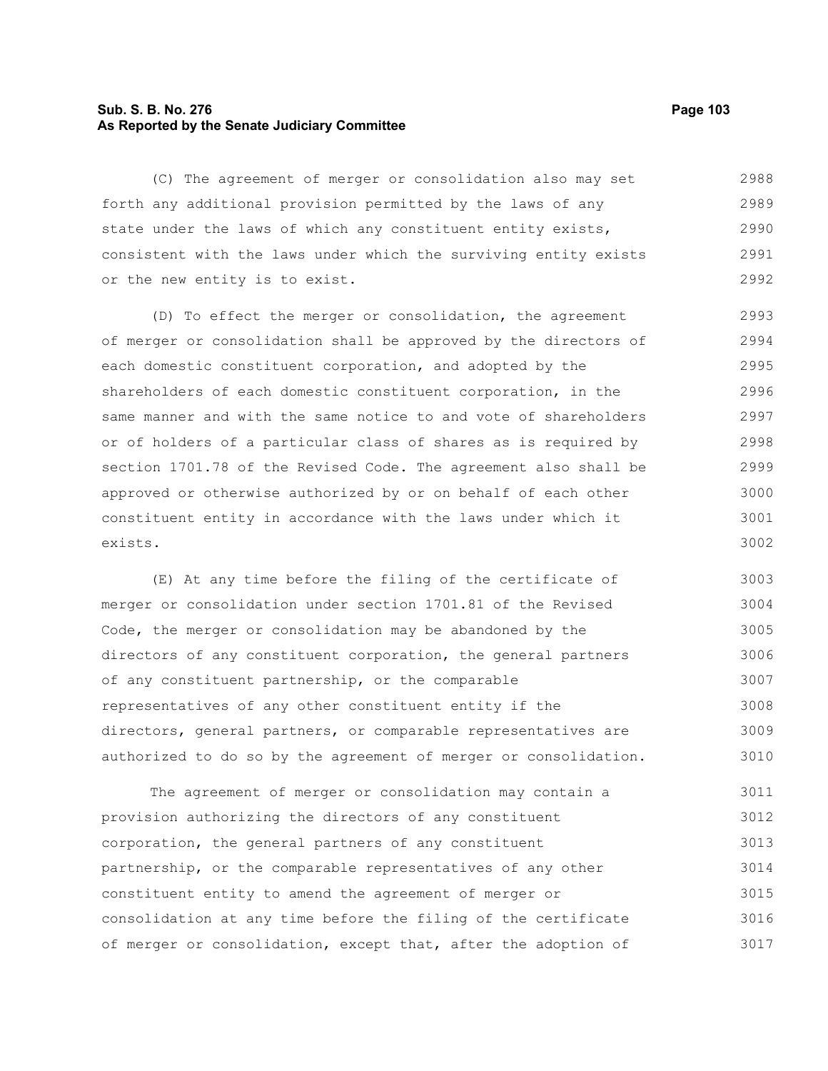(C) The agreement of merger or consolidation also may set forth any additional provision permitted by the laws of any state under the laws of which any constituent entity exists, consistent with the laws under which the surviving entity exists or the new entity is to exist.

(D) To effect the merger or consolidation, the agreement of merger or consolidation shall be approved by the directors of each domestic constituent corporation, and adopted by the shareholders of each domestic constituent corporation, in the same manner and with the same notice to and vote of shareholders or of holders of a particular class of shares as is required by section 1701.78 of the Revised Code. The agreement also shall be approved or otherwise authorized by or on behalf of each other constituent entity in accordance with the laws under which it exists.

(E) At any time before the filing of the certificate of merger or consolidation under section 1701.81 of the Revised Code, the merger or consolidation may be abandoned by the directors of any constituent corporation, the general partners of any constituent partnership, or the comparable representatives of any other constituent entity if the directors, general partners, or comparable representatives are authorized to do so by the agreement of merger or consolidation.

The agreement of merger or consolidation may contain a provision authorizing the directors of any constituent corporation, the general partners of any constituent partnership, or the comparable representatives of any other constituent entity to amend the agreement of merger or consolidation at any time before the filing of the certificate of merger or consolidation, except that, after the adoption of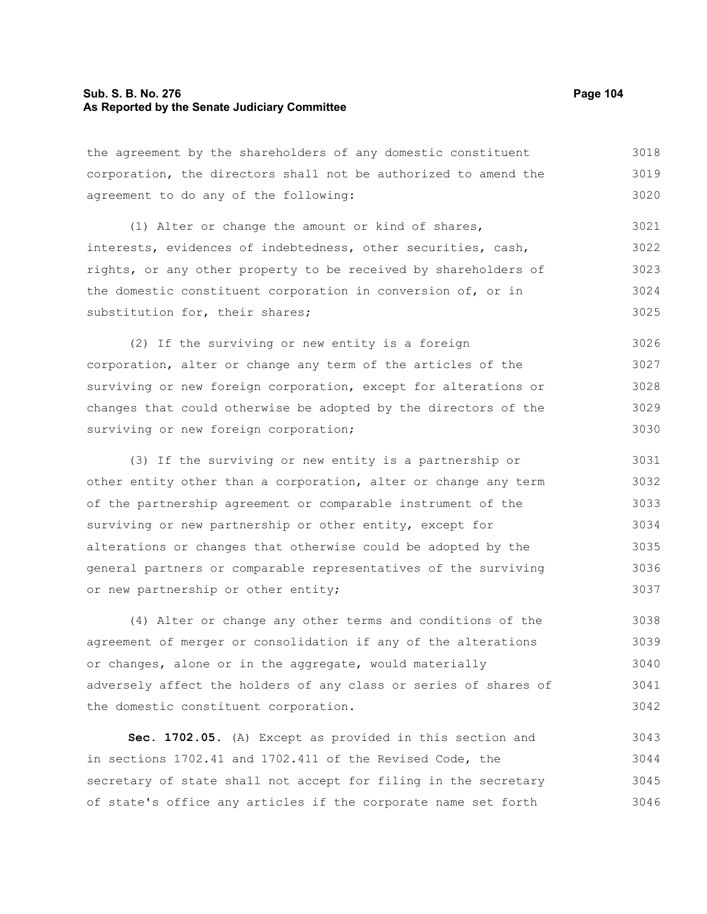the agreement by the shareholders of any domestic constituent corporation, the directors shall not be authorized to amend the agreement to do any of the following:

(1) Alter or change the amount or kind of shares, interests, evidences of indebtedness, other securities, cash, rights, or any other property to be received by shareholders of the domestic constituent corporation in conversion of, or in substitution for, their shares;

(2) If the surviving or new entity is a foreign corporation, alter or change any term of the articles of the surviving or new foreign corporation, except for alterations or changes that could otherwise be adopted by the directors of the surviving or new foreign corporation;

(3) If the surviving or new entity is a partnership or other entity other than a corporation, alter or change any term of the partnership agreement or comparable instrument of the surviving or new partnership or other entity, except for alterations or changes that otherwise could be adopted by the general partners or comparable representatives of the surviving or new partnership or other entity;

(4) Alter or change any other terms and conditions of the agreement of merger or consolidation if any of the alterations or changes, alone or in the aggregate, would materially adversely affect the holders of any class or series of shares of the domestic constituent corporation.

**Sec. 1702.05.** (A) Except as provided in this section and in sections 1702.41 and 1702.411 of the Revised Code, the secretary of state shall not accept for filing in the secretary of state's office any articles if the corporate name set forth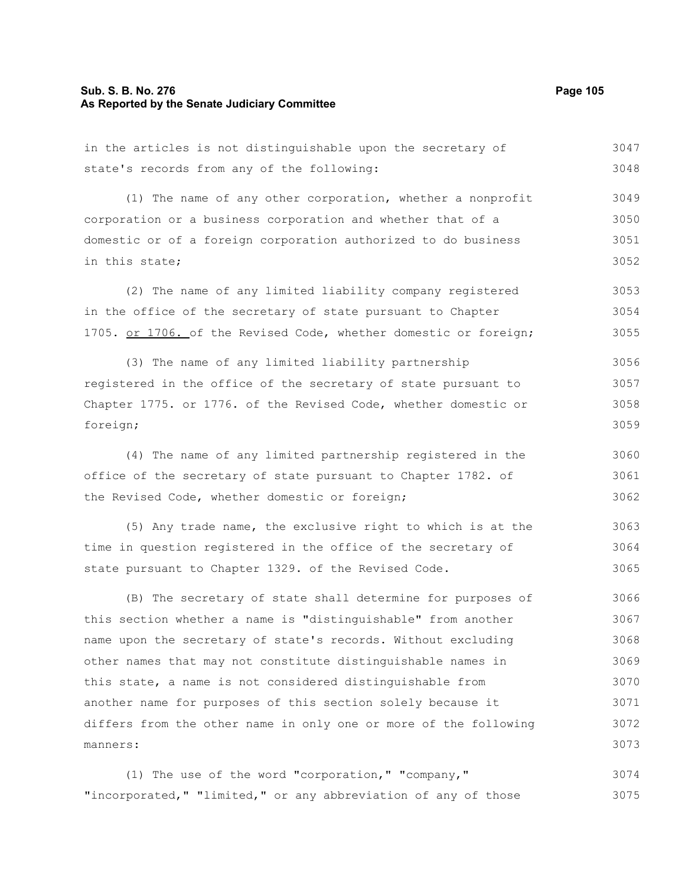in the articles is not distinguishable upon the secretary of state's records from any of the following:

(1) The name of any other corporation, whether a nonprofit corporation or a business corporation and whether that of a domestic or of a foreign corporation authorized to do business in this state;

(2) The name of any limited liability company registered in the office of the secretary of state pursuant to Chapter 1705. or 1706. of the Revised Code, whether domestic or foreign;

(3) The name of any limited liability partnership registered in the office of the secretary of state pursuant to Chapter 1775. or 1776. of the Revised Code, whether domestic or foreign;

(4) The name of any limited partnership registered in the office of the secretary of state pursuant to Chapter 1782. of the Revised Code, whether domestic or foreign;

(5) Any trade name, the exclusive right to which is at the time in question registered in the office of the secretary of state pursuant to Chapter 1329. of the Revised Code.

(B) The secretary of state shall determine for purposes of this section whether a name is "distinguishable" from another name upon the secretary of state's records. Without excluding other names that may not constitute distinguishable names in this state, a name is not considered distinguishable from another name for purposes of this section solely because it differs from the other name in only one or more of the following manners:

(1) The use of the word "corporation," "company," "incorporated," "limited," or any abbreviation of any of those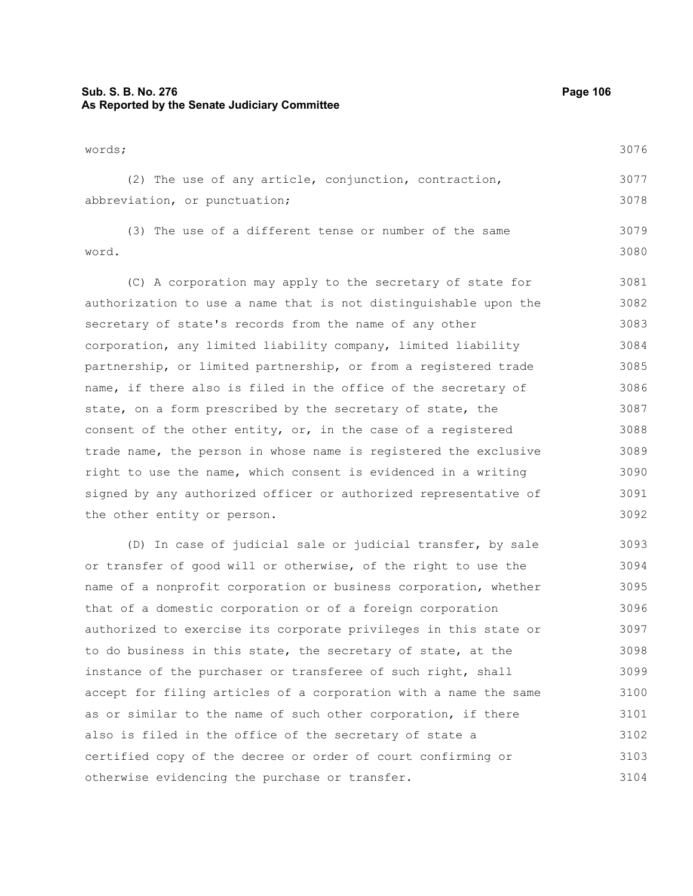words;

(2) The use of any article, conjunction, contraction, abbreviation, or punctuation;

(3) The use of a different tense or number of the same word.

(C) A corporation may apply to the secretary of state for authorization to use a name that is not distinguishable upon the secretary of state's records from the name of any other corporation, any limited liability company, limited liability partnership, or limited partnership, or from a registered trade name, if there also is filed in the office of the secretary of state, on a form prescribed by the secretary of state, the consent of the other entity, or, in the case of a registered trade name, the person in whose name is registered the exclusive right to use the name, which consent is evidenced in a writing signed by any authorized officer or authorized representative of the other entity or person.

(D) In case of judicial sale or judicial transfer, by sale or transfer of good will or otherwise, of the right to use the name of a nonprofit corporation or business corporation, whether that of a domestic corporation or of a foreign corporation authorized to exercise its corporate privileges in this state or to do business in this state, the secretary of state, at the instance of the purchaser or transferee of such right, shall accept for filing articles of a corporation with a name the same as or similar to the name of such other corporation, if there also is filed in the office of the secretary of state a certified copy of the decree or order of court confirming or otherwise evidencing the purchase or transfer.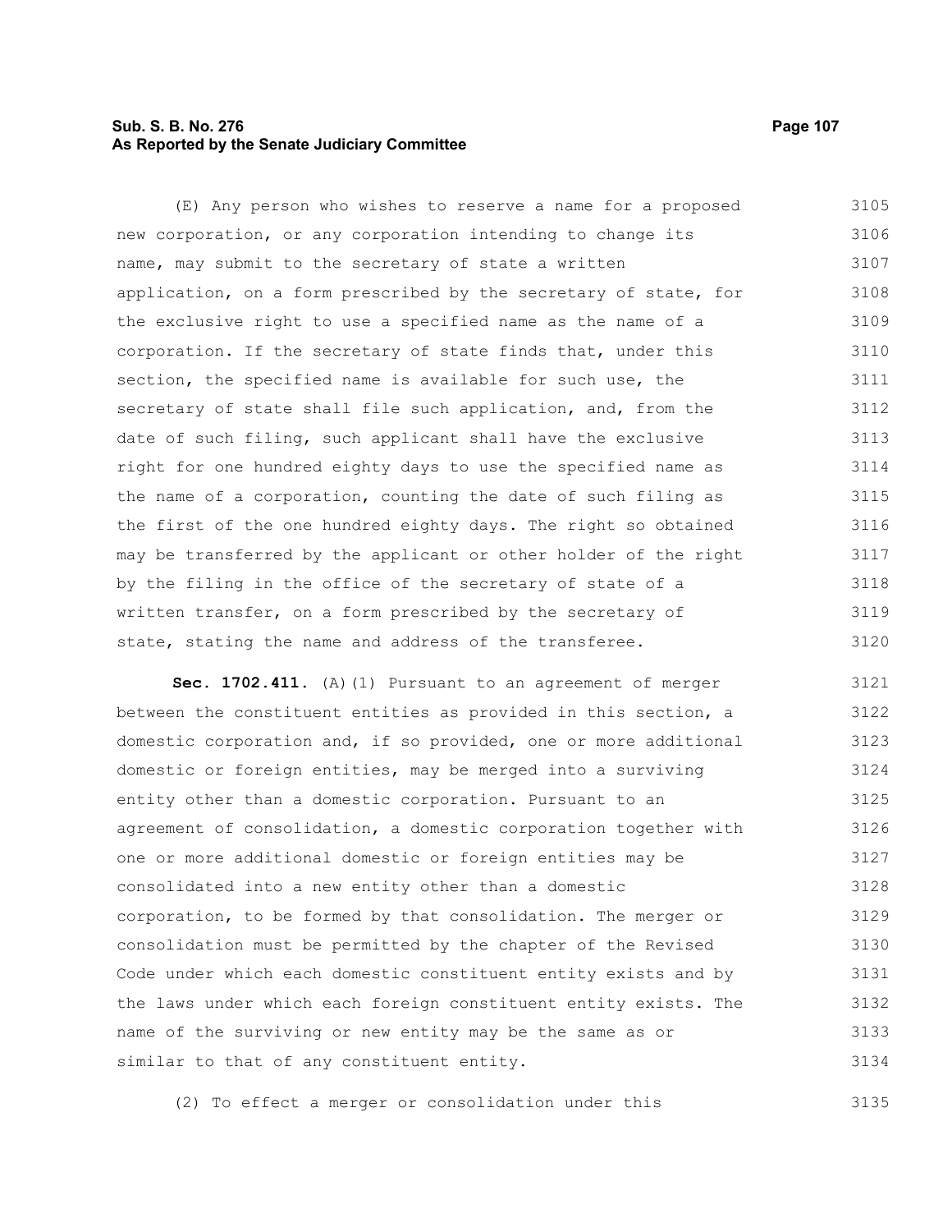(E) Any person who wishes to reserve a name for a proposed new corporation, or any corporation intending to change its name, may submit to the secretary of state a written application, on a form prescribed by the secretary of state, for the exclusive right to use a specified name as the name of a corporation. If the secretary of state finds that, under this section, the specified name is available for such use, the secretary of state shall file such application, and, from the date of such filing, such applicant shall have the exclusive right for one hundred eighty days to use the specified name as the name of a corporation, counting the date of such filing as the first of the one hundred eighty days. The right so obtained may be transferred by the applicant or other holder of the right by the filing in the office of the secretary of state of a written transfer, on a form prescribed by the secretary of state, stating the name and address of the transferee.

**Sec. 1702.411.** (A)(1) Pursuant to an agreement of merger between the constituent entities as provided in this section, a domestic corporation and, if so provided, one or more additional domestic or foreign entities, may be merged into a surviving entity other than a domestic corporation. Pursuant to an agreement of consolidation, a domestic corporation together with one or more additional domestic or foreign entities may be consolidated into a new entity other than a domestic corporation, to be formed by that consolidation. The merger or consolidation must be permitted by the chapter of the Revised Code under which each domestic constituent entity exists and by the laws under which each foreign constituent entity exists. The name of the surviving or new entity may be the same as or similar to that of any constituent entity.

(2) To effect a merger or consolidation under this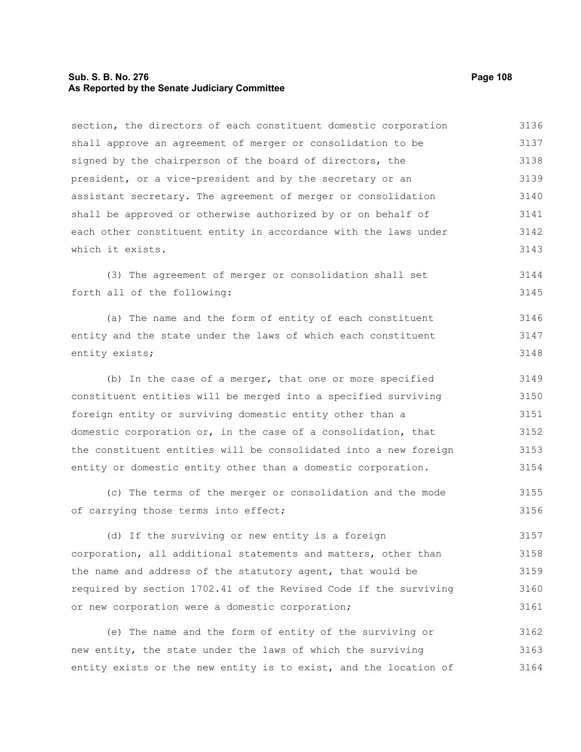section, the directors of each constituent domestic corporation shall approve an agreement of merger or consolidation to be signed by the chairperson of the board of directors, the president, or a vice-president and by the secretary or an assistant secretary. The agreement of merger or consolidation shall be approved or otherwise authorized by or on behalf of each other constituent entity in accordance with the laws under which it exists.

(3) The agreement of merger or consolidation shall set forth all of the following:

(a) The name and the form of entity of each constituent entity and the state under the laws of which each constituent entity exists;

(b) In the case of a merger, that one or more specified constituent entities will be merged into a specified surviving foreign entity or surviving domestic entity other than a domestic corporation or, in the case of a consolidation, that the constituent entities will be consolidated into a new foreign entity or domestic entity other than a domestic corporation.

(c) The terms of the merger or consolidation and the mode of carrying those terms into effect;

(d) If the surviving or new entity is a foreign corporation, all additional statements and matters, other than the name and address of the statutory agent, that would be required by section 1702.41 of the Revised Code if the surviving or new corporation were a domestic corporation;

(e) The name and the form of entity of the surviving or new entity, the state under the laws of which the surviving entity exists or the new entity is to exist, and the location of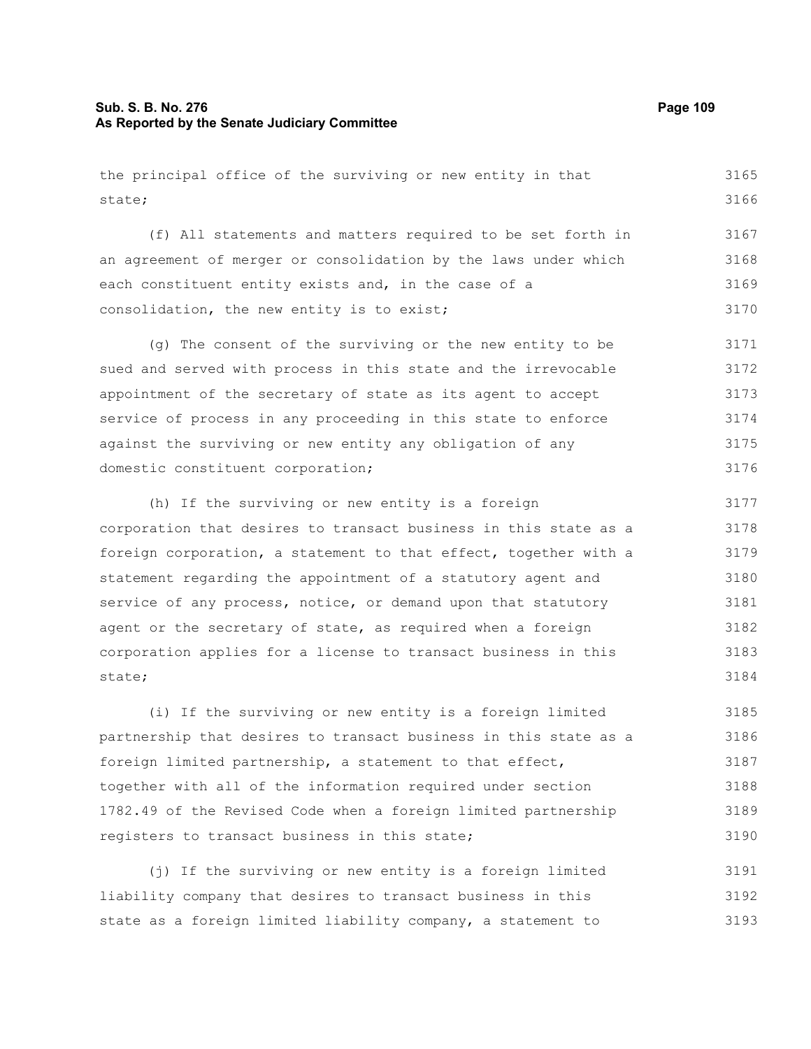the principal office of the surviving or new entity in that state;

(f) All statements and matters required to be set forth in an agreement of merger or consolidation by the laws under which each constituent entity exists and, in the case of a consolidation, the new entity is to exist;

(g) The consent of the surviving or the new entity to be sued and served with process in this state and the irrevocable appointment of the secretary of state as its agent to accept service of process in any proceeding in this state to enforce against the surviving or new entity any obligation of any domestic constituent corporation;

(h) If the surviving or new entity is a foreign corporation that desires to transact business in this state as a foreign corporation, a statement to that effect, together with a statement regarding the appointment of a statutory agent and service of any process, notice, or demand upon that statutory agent or the secretary of state, as required when a foreign corporation applies for a license to transact business in this state;

(i) If the surviving or new entity is a foreign limited partnership that desires to transact business in this state as a foreign limited partnership, a statement to that effect, together with all of the information required under section 1782.49 of the Revised Code when a foreign limited partnership registers to transact business in this state;

(j) If the surviving or new entity is a foreign limited liability company that desires to transact business in this state as a foreign limited liability company, a statement to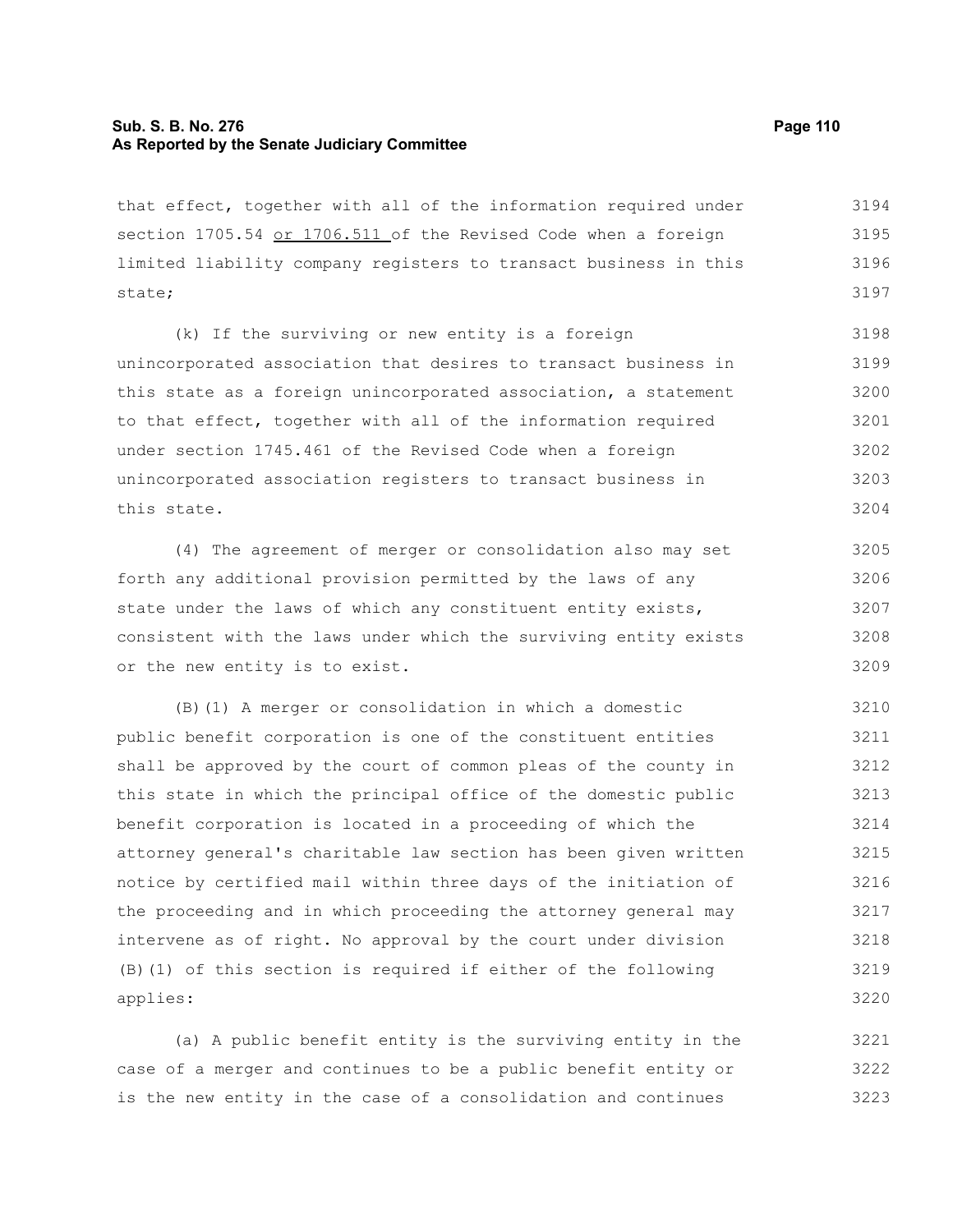that effect, together with all of the information required under section 1705.54 or 1706.511 of the Revised Code when a foreign limited liability company registers to transact business in this state;

(k) If the surviving or new entity is a foreign unincorporated association that desires to transact business in this state as a foreign unincorporated association, a statement to that effect, together with all of the information required under section 1745.461 of the Revised Code when a foreign unincorporated association registers to transact business in this state.

(4) The agreement of merger or consolidation also may set forth any additional provision permitted by the laws of any state under the laws of which any constituent entity exists, consistent with the laws under which the surviving entity exists or the new entity is to exist.

(B)(1) A merger or consolidation in which a domestic public benefit corporation is one of the constituent entities shall be approved by the court of common pleas of the county in this state in which the principal office of the domestic public benefit corporation is located in a proceeding of which the attorney general's charitable law section has been given written notice by certified mail within three days of the initiation of the proceeding and in which proceeding the attorney general may intervene as of right. No approval by the court under division (B)(1) of this section is required if either of the following applies:

(a) A public benefit entity is the surviving entity in the case of a merger and continues to be a public benefit entity or is the new entity in the case of a consolidation and continues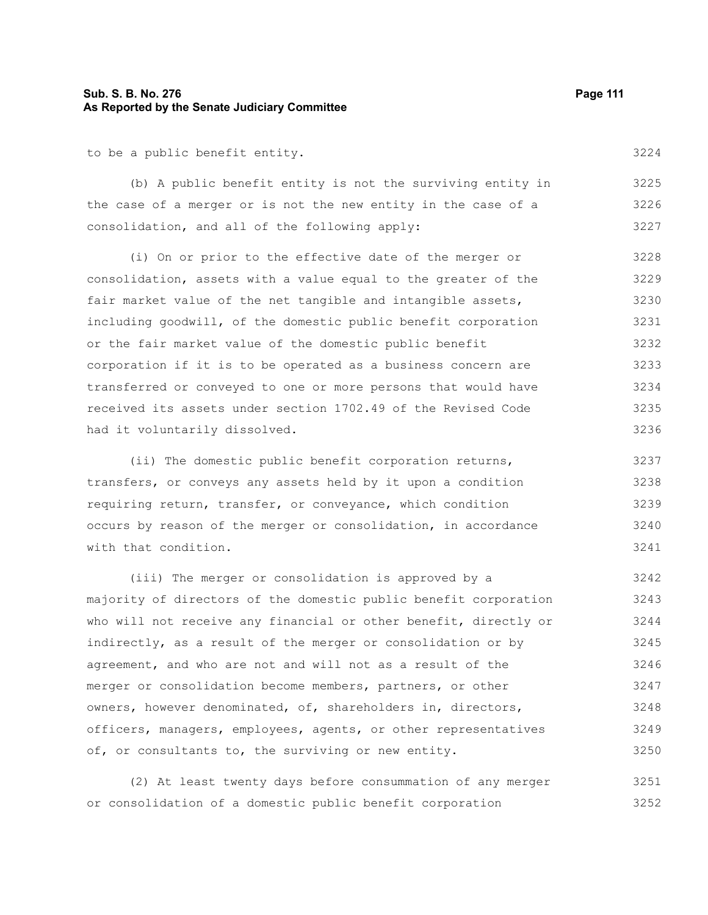to be a public benefit entity.

(b) A public benefit entity is not the surviving entity in the case of a merger or is not the new entity in the case of a consolidation, and all of the following apply:

(i) On or prior to the effective date of the merger or consolidation, assets with a value equal to the greater of the fair market value of the net tangible and intangible assets, including goodwill, of the domestic public benefit corporation or the fair market value of the domestic public benefit corporation if it is to be operated as a business concern are transferred or conveyed to one or more persons that would have received its assets under section 1702.49 of the Revised Code had it voluntarily dissolved.

(ii) The domestic public benefit corporation returns, transfers, or conveys any assets held by it upon a condition requiring return, transfer, or conveyance, which condition occurs by reason of the merger or consolidation, in accordance with that condition.

(iii) The merger or consolidation is approved by a majority of directors of the domestic public benefit corporation who will not receive any financial or other benefit, directly or indirectly, as a result of the merger or consolidation or by agreement, and who are not and will not as a result of the merger or consolidation become members, partners, or other owners, however denominated, of, shareholders in, directors, officers, managers, employees, agents, or other representatives of, or consultants to, the surviving or new entity.

(2) At least twenty days before consummation of any merger or consolidation of a domestic public benefit corporation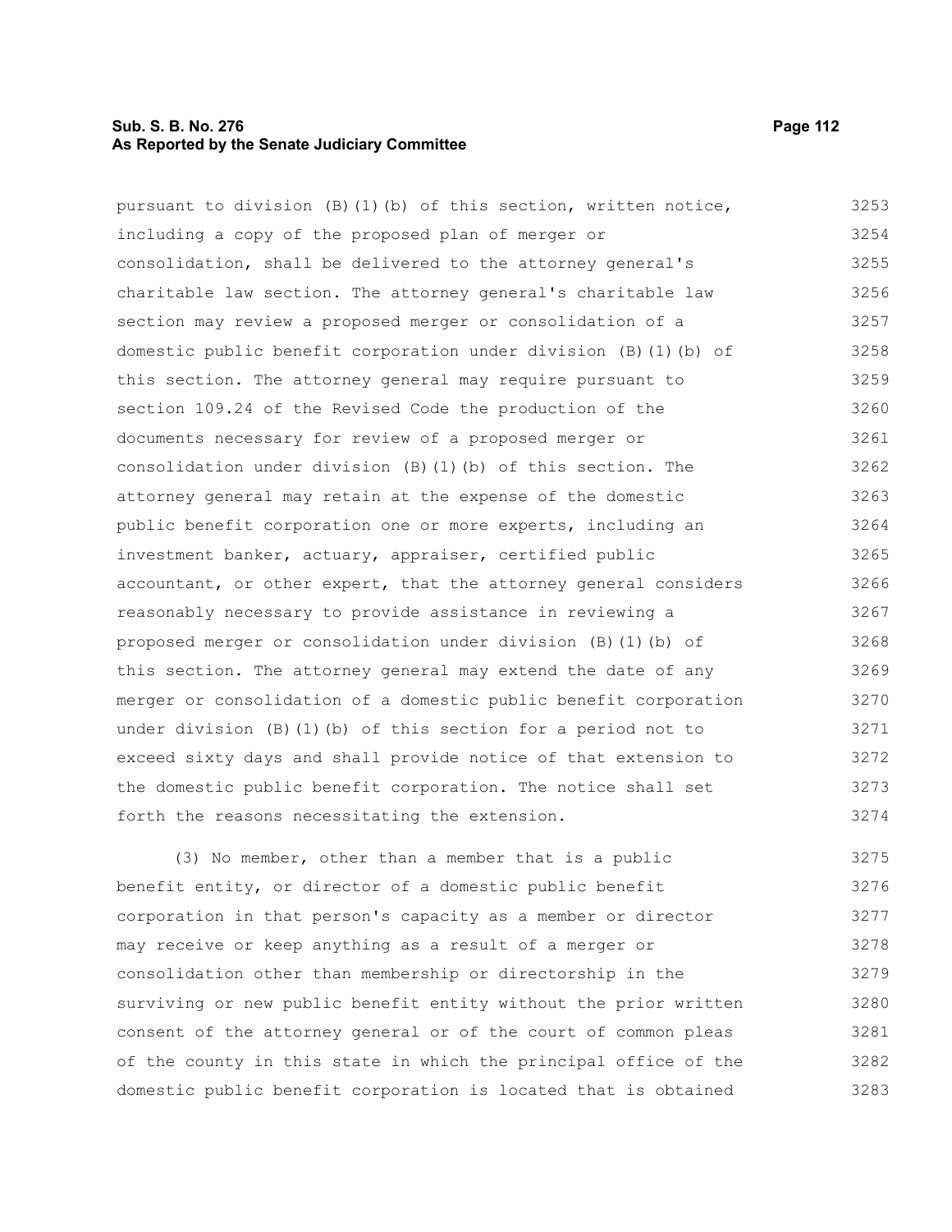pursuant to division (B)(1)(b) of this section, written notice, including a copy of the proposed plan of merger or consolidation, shall be delivered to the attorney general's charitable law section. The attorney general's charitable law section may review a proposed merger or consolidation of a domestic public benefit corporation under division (B)(1)(b) of this section. The attorney general may require pursuant to section 109.24 of the Revised Code the production of the documents necessary for review of a proposed merger or consolidation under division (B)(1)(b) of this section. The attorney general may retain at the expense of the domestic public benefit corporation one or more experts, including an investment banker, actuary, appraiser, certified public accountant, or other expert, that the attorney general considers reasonably necessary to provide assistance in reviewing a proposed merger or consolidation under division (B)(1)(b) of this section. The attorney general may extend the date of any merger or consolidation of a domestic public benefit corporation under division (B)(1)(b) of this section for a period not to exceed sixty days and shall provide notice of that extension to the domestic public benefit corporation. The notice shall set forth the reasons necessitating the extension.

(3) No member, other than a member that is a public benefit entity, or director of a domestic public benefit corporation in that person's capacity as a member or director may receive or keep anything as a result of a merger or consolidation other than membership or directorship in the surviving or new public benefit entity without the prior written consent of the attorney general or of the court of common pleas of the county in this state in which the principal office of the domestic public benefit corporation is located that is obtained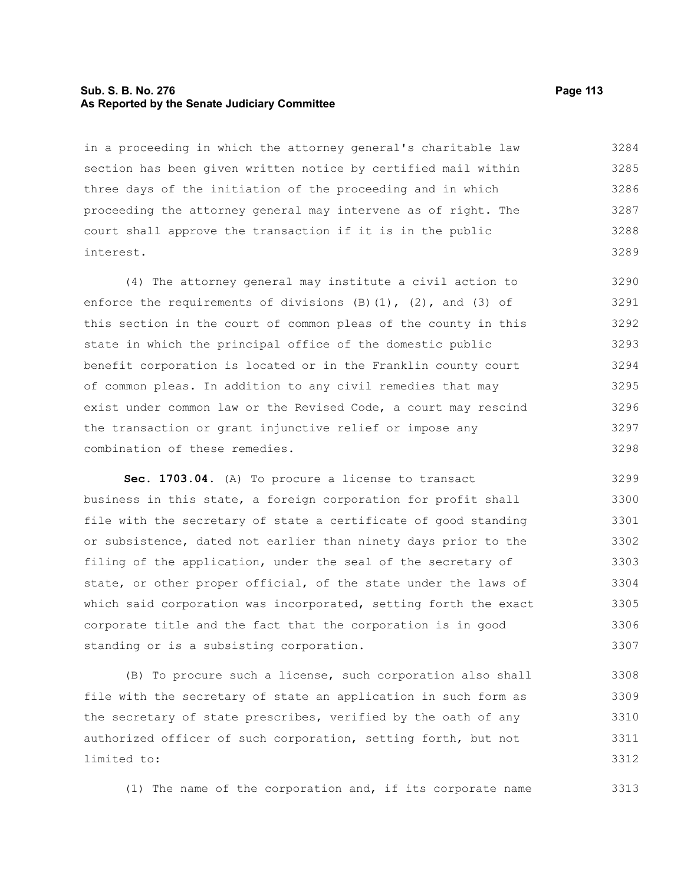in a proceeding in which the attorney general's charitable law section has been given written notice by certified mail within three days of the initiation of the proceeding and in which proceeding the attorney general may intervene as of right. The court shall approve the transaction if it is in the public interest.

(4) The attorney general may institute a civil action to enforce the requirements of divisions (B)(1), (2), and (3) of this section in the court of common pleas of the county in this state in which the principal office of the domestic public benefit corporation is located or in the Franklin county court of common pleas. In addition to any civil remedies that may exist under common law or the Revised Code, a court may rescind the transaction or grant injunctive relief or impose any combination of these remedies.

**Sec. 1703.04.** (A) To procure a license to transact business in this state, a foreign corporation for profit shall file with the secretary of state a certificate of good standing or subsistence, dated not earlier than ninety days prior to the filing of the application, under the seal of the secretary of state, or other proper official, of the state under the laws of which said corporation was incorporated, setting forth the exact corporate title and the fact that the corporation is in good standing or is a subsisting corporation.

(B) To procure such a license, such corporation also shall file with the secretary of state an application in such form as the secretary of state prescribes, verified by the oath of any authorized officer of such corporation, setting forth, but not limited to:

(1) The name of the corporation and, if its corporate name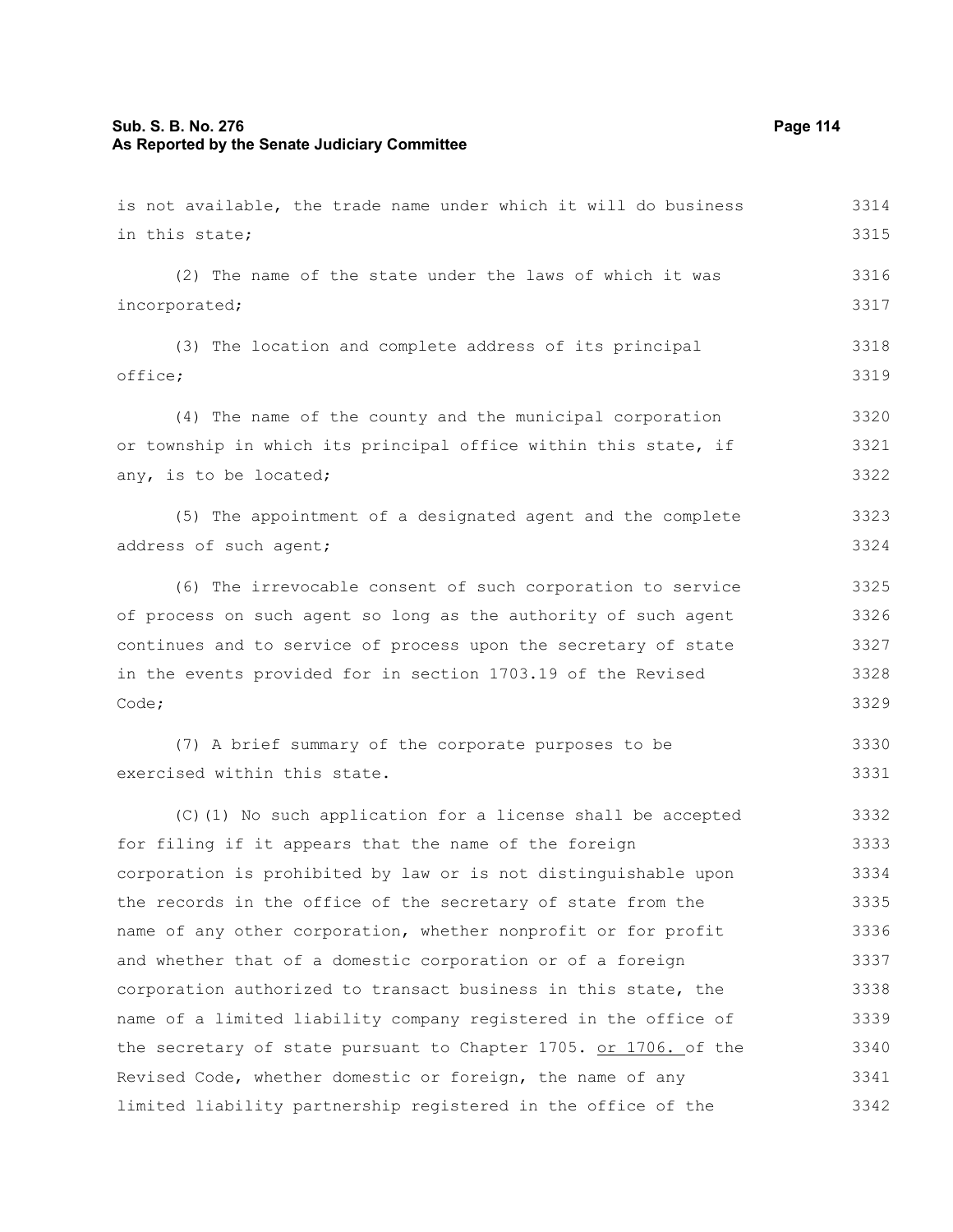is not available, the trade name under which it will do business in this state;

(2) The name of the state under the laws of which it was incorporated;

(3) The location and complete address of its principal office;

(4) The name of the county and the municipal corporation or township in which its principal office within this state, if any, is to be located;

(5) The appointment of a designated agent and the complete address of such agent;

(6) The irrevocable consent of such corporation to service of process on such agent so long as the authority of such agent continues and to service of process upon the secretary of state in the events provided for in section 1703.19 of the Revised Code;

(7) A brief summary of the corporate purposes to be exercised within this state.

(C)(1) No such application for a license shall be accepted for filing if it appears that the name of the foreign corporation is prohibited by law or is not distinguishable upon the records in the office of the secretary of state from the name of any other corporation, whether nonprofit or for profit and whether that of a domestic corporation or of a foreign corporation authorized to transact business in this state, the name of a limited liability company registered in the office of the secretary of state pursuant to Chapter 1705. or 1706. of the Revised Code, whether domestic or foreign, the name of any limited liability partnership registered in the office of the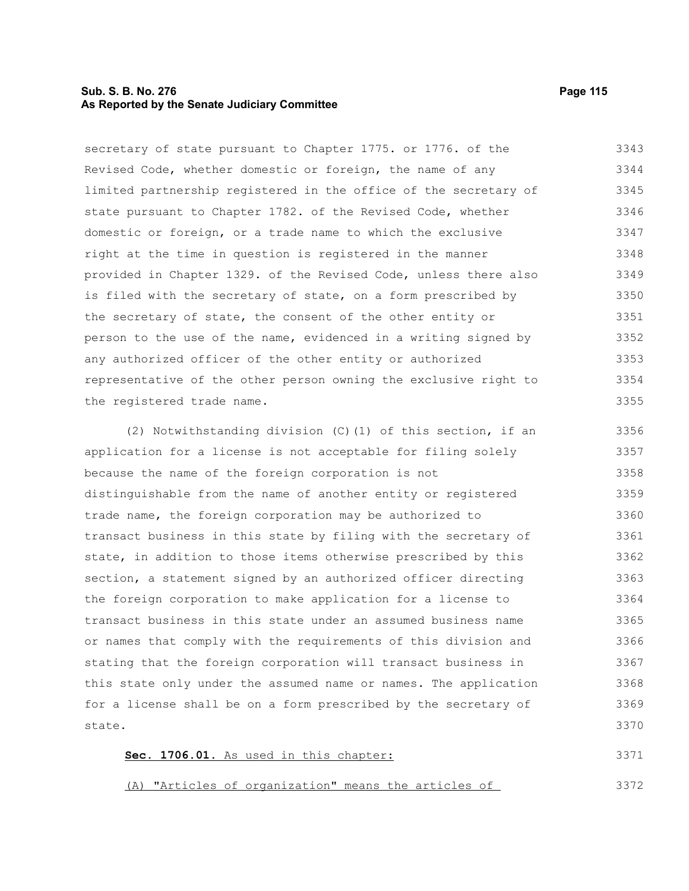secretary of state pursuant to Chapter 1775. or 1776. of the Revised Code, whether domestic or foreign, the name of any limited partnership registered in the office of the secretary of state pursuant to Chapter 1782. of the Revised Code, whether domestic or foreign, or a trade name to which the exclusive right at the time in question is registered in the manner provided in Chapter 1329. of the Revised Code, unless there also is filed with the secretary of state, on a form prescribed by the secretary of state, the consent of the other entity or person to the use of the name, evidenced in a writing signed by any authorized officer of the other entity or authorized representative of the other person owning the exclusive right to the registered trade name.

(2) Notwithstanding division (C)(1) of this section, if an application for a license is not acceptable for filing solely because the name of the foreign corporation is not distinguishable from the name of another entity or registered trade name, the foreign corporation may be authorized to transact business in this state by filing with the secretary of state, in addition to those items otherwise prescribed by this section, a statement signed by an authorized officer directing the foreign corporation to make application for a license to transact business in this state under an assumed business name or names that comply with the requirements of this division and stating that the foreign corporation will transact business in this state only under the assumed name or names. The application for a license shall be on a form prescribed by the secretary of state.

<u>**Sec. 1706.01.** As used in this chapter:</u>

<u>(A) "Articles of organization" means the articles of</u>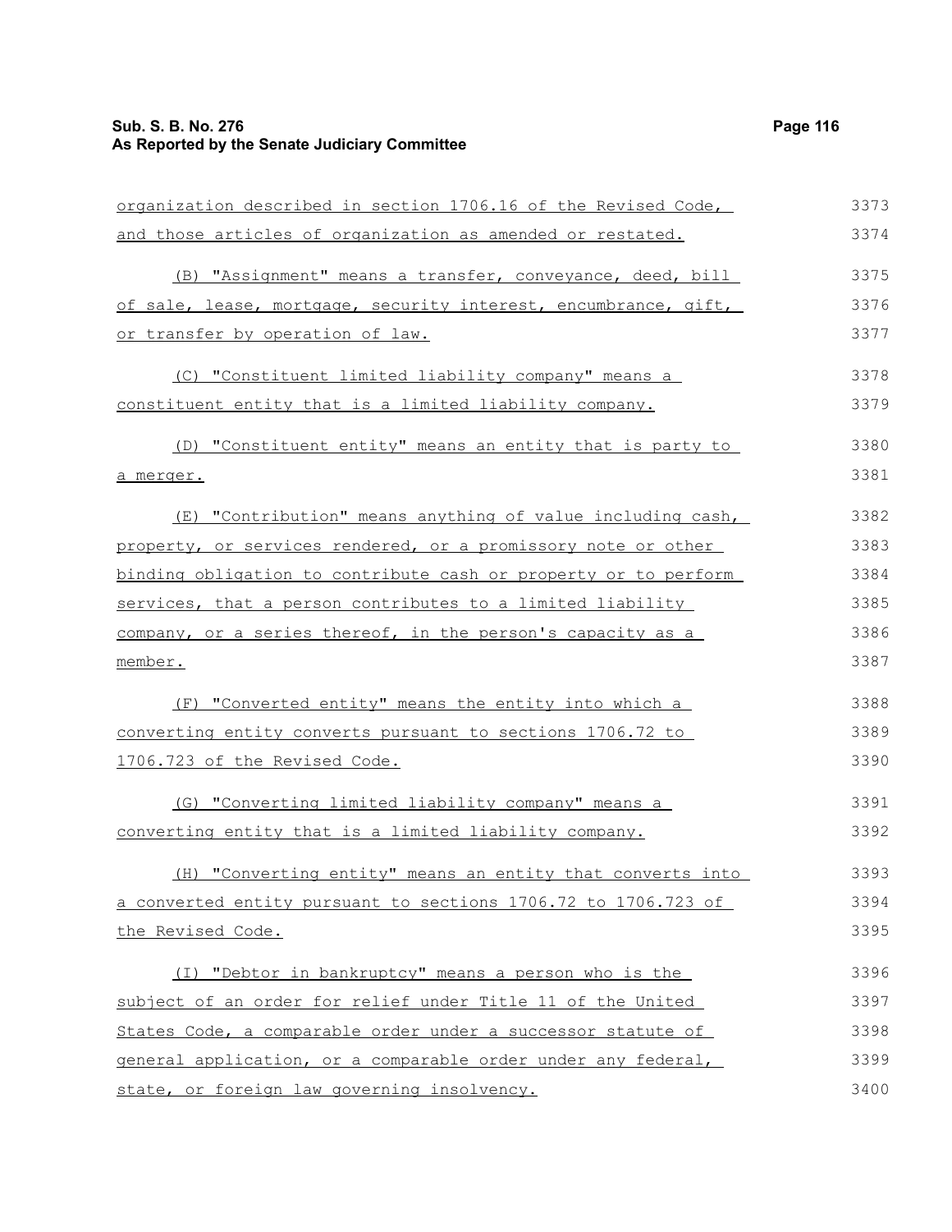organization described in section 1706.16 of the Revised Code, and those articles of organization as amended or restated.

(B) "Assignment" means a transfer, conveyance, deed, bill of sale, lease, mortgage, security interest, encumbrance, gift, or transfer by operation of law.

(C) "Constituent limited liability company" means a constituent entity that is a limited liability company.

(D) "Constituent entity" means an entity that is party to a merger.

(E) "Contribution" means anything of value including cash, property, or services rendered, or a promissory note or other binding obligation to contribute cash or property or to perform services, that a person contributes to a limited liability company, or a series thereof, in the person's capacity as a member.

(F) "Converted entity" means the entity into which a converting entity converts pursuant to sections 1706.72 to 1706.723 of the Revised Code.

(G) "Converting limited liability company" means a converting entity that is a limited liability company.

(H) "Converting entity" means an entity that converts into a converted entity pursuant to sections 1706.72 to 1706.723 of the Revised Code.

(I) "Debtor in bankruptcy" means a person who is the subject of an order for relief under Title 11 of the United States Code, a comparable order under a successor statute of general application, or a comparable order under any federal, state, or foreign law governing insolvency.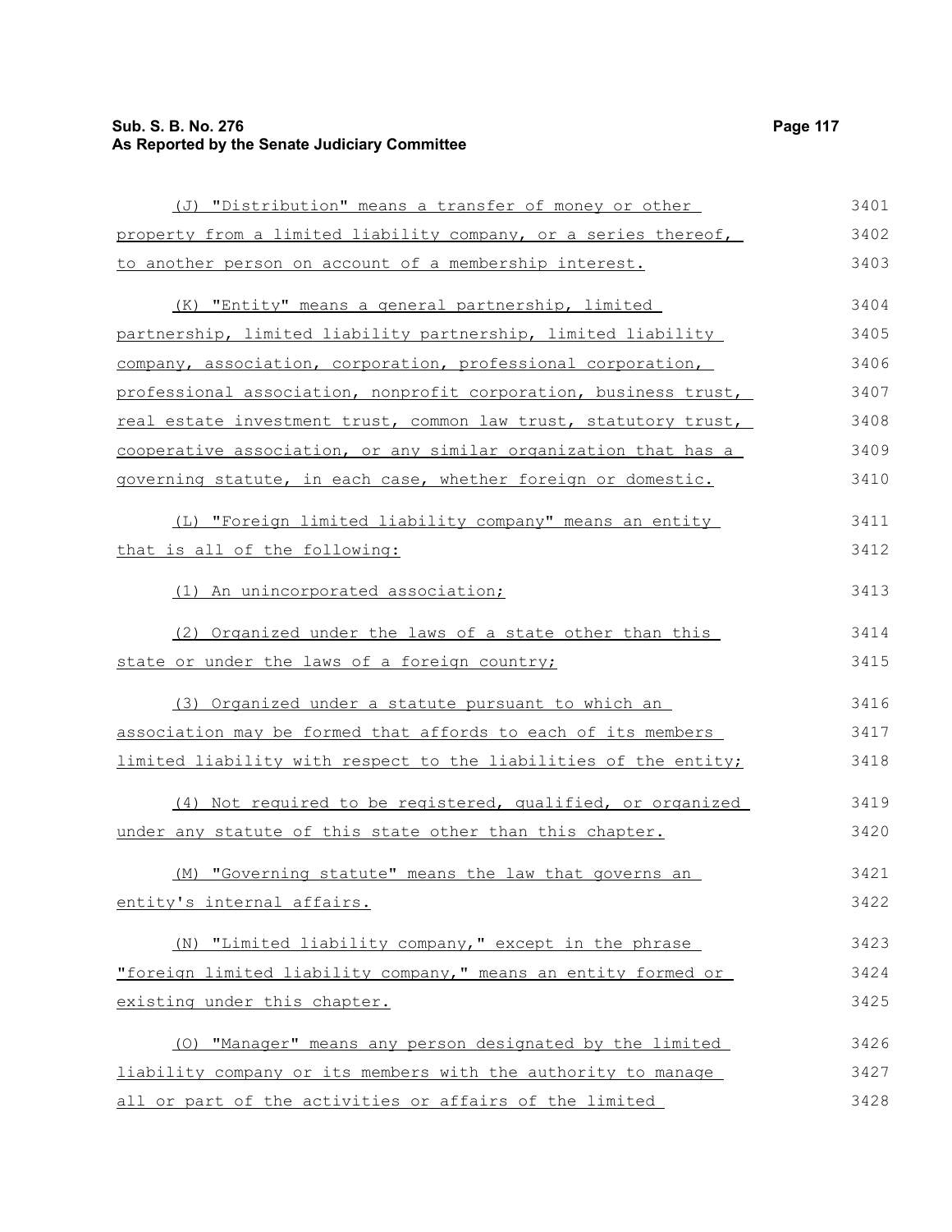(J) "Distribution" means a transfer of money or other property from a limited liability company, or a series thereof, to another person on account of a membership interest.

(K) "Entity" means a general partnership, limited partnership, limited liability partnership, limited liability company, association, corporation, professional corporation, professional association, nonprofit corporation, business trust, real estate investment trust, common law trust, statutory trust, cooperative association, or any similar organization that has a governing statute, in each case, whether foreign or domestic.

(L) "Foreign limited liability company" means an entity that is all of the following:

(1) An unincorporated association;

(2) Organized under the laws of a state other than this state or under the laws of a foreign country;

(3) Organized under a statute pursuant to which an association may be formed that affords to each of its members limited liability with respect to the liabilities of the entity;

(4) Not required to be registered, qualified, or organized under any statute of this state other than this chapter.

(M) "Governing statute" means the law that governs an entity's internal affairs.

(N) "Limited liability company," except in the phrase "foreign limited liability company," means an entity formed or existing under this chapter.

(O) "Manager" means any person designated by the limited liability company or its members with the authority to manage all or part of the activities or affairs of the limited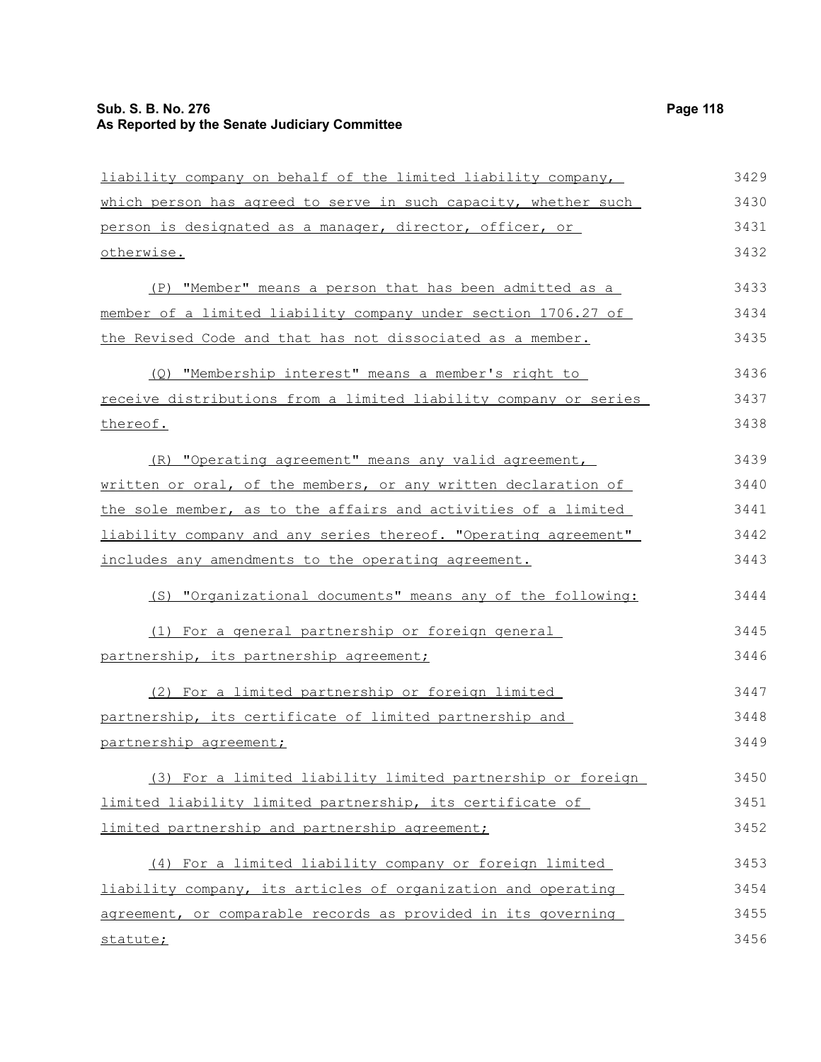liability company on behalf of the limited liability company, which person has agreed to serve in such capacity, whether such person is designated as a manager, director, officer, or otherwise.

(P) "Member" means a person that has been admitted as a member of a limited liability company under section 1706.27 of the Revised Code and that has not dissociated as a member.

(Q) "Membership interest" means a member's right to receive distributions from a limited liability company or series thereof.

(R) "Operating agreement" means any valid agreement, written or oral, of the members, or any written declaration of the sole member, as to the affairs and activities of a limited liability company and any series thereof. "Operating agreement" includes any amendments to the operating agreement.

(S) "Organizational documents" means any of the following:

(1) For a general partnership or foreign general partnership, its partnership agreement;

(2) For a limited partnership or foreign limited partnership, its certificate of limited partnership and partnership agreement;

(3) For a limited liability limited partnership or foreign limited liability limited partnership, its certificate of limited partnership and partnership agreement;

(4) For a limited liability company or foreign limited liability company, its articles of organization and operating agreement, or comparable records as provided in its governing statute;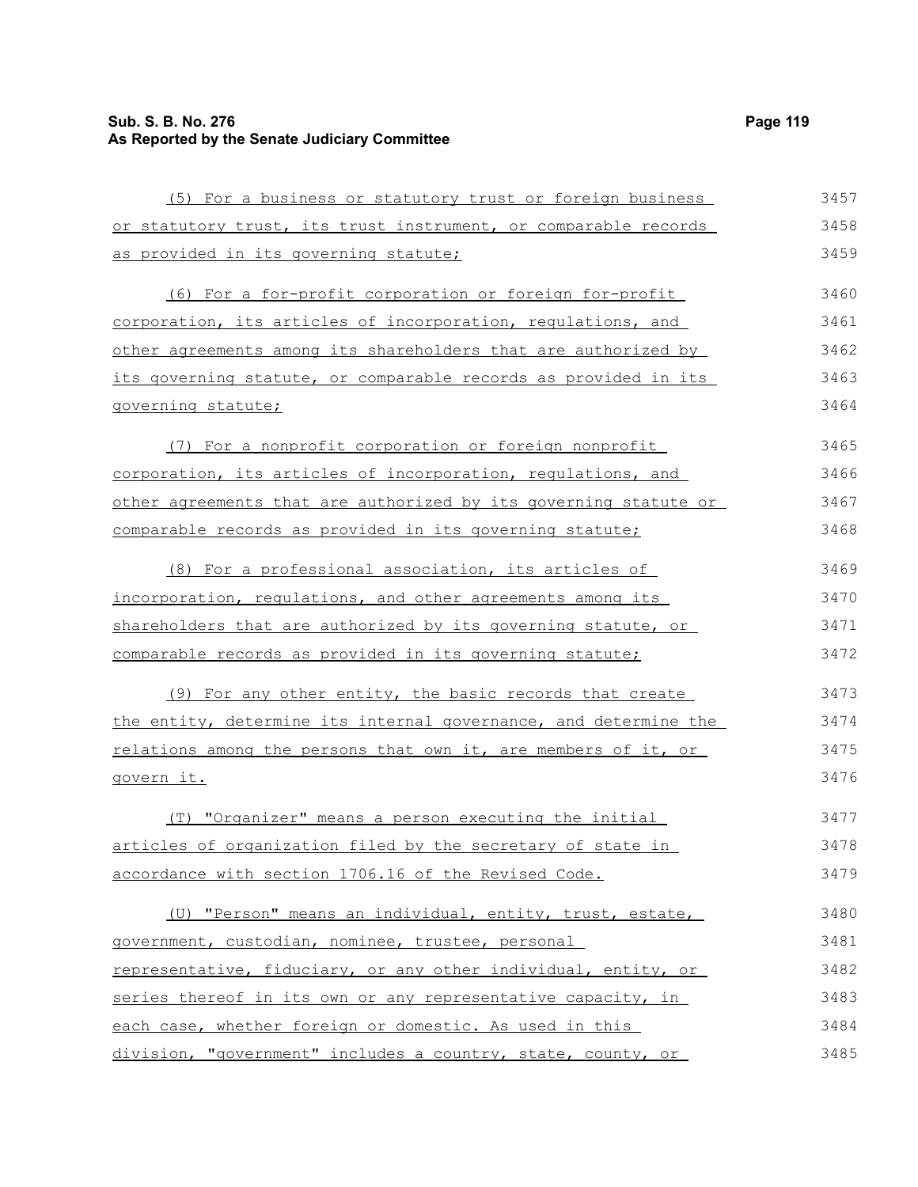(5) For a business or statutory trust or foreign business or statutory trust, its trust instrument, or comparable records as provided in its governing statute;

(6) For a for-profit corporation or foreign for-profit corporation, its articles of incorporation, regulations, and other agreements among its shareholders that are authorized by its governing statute, or comparable records as provided in its governing statute;

(7) For a nonprofit corporation or foreign nonprofit corporation, its articles of incorporation, regulations, and other agreements that are authorized by its governing statute or comparable records as provided in its governing statute;

(8) For a professional association, its articles of incorporation, regulations, and other agreements among its shareholders that are authorized by its governing statute, or comparable records as provided in its governing statute;

(9) For any other entity, the basic records that create the entity, determine its internal governance, and determine the relations among the persons that own it, are members of it, or govern it.

(T) "Organizer" means a person executing the initial articles of organization filed by the secretary of state in accordance with section 1706.16 of the Revised Code.

(U) "Person" means an individual, entity, trust, estate, government, custodian, nominee, trustee, personal representative, fiduciary, or any other individual, entity, or series thereof in its own or any representative capacity, in each case, whether foreign or domestic. As used in this division, "government" includes a country, state, county, or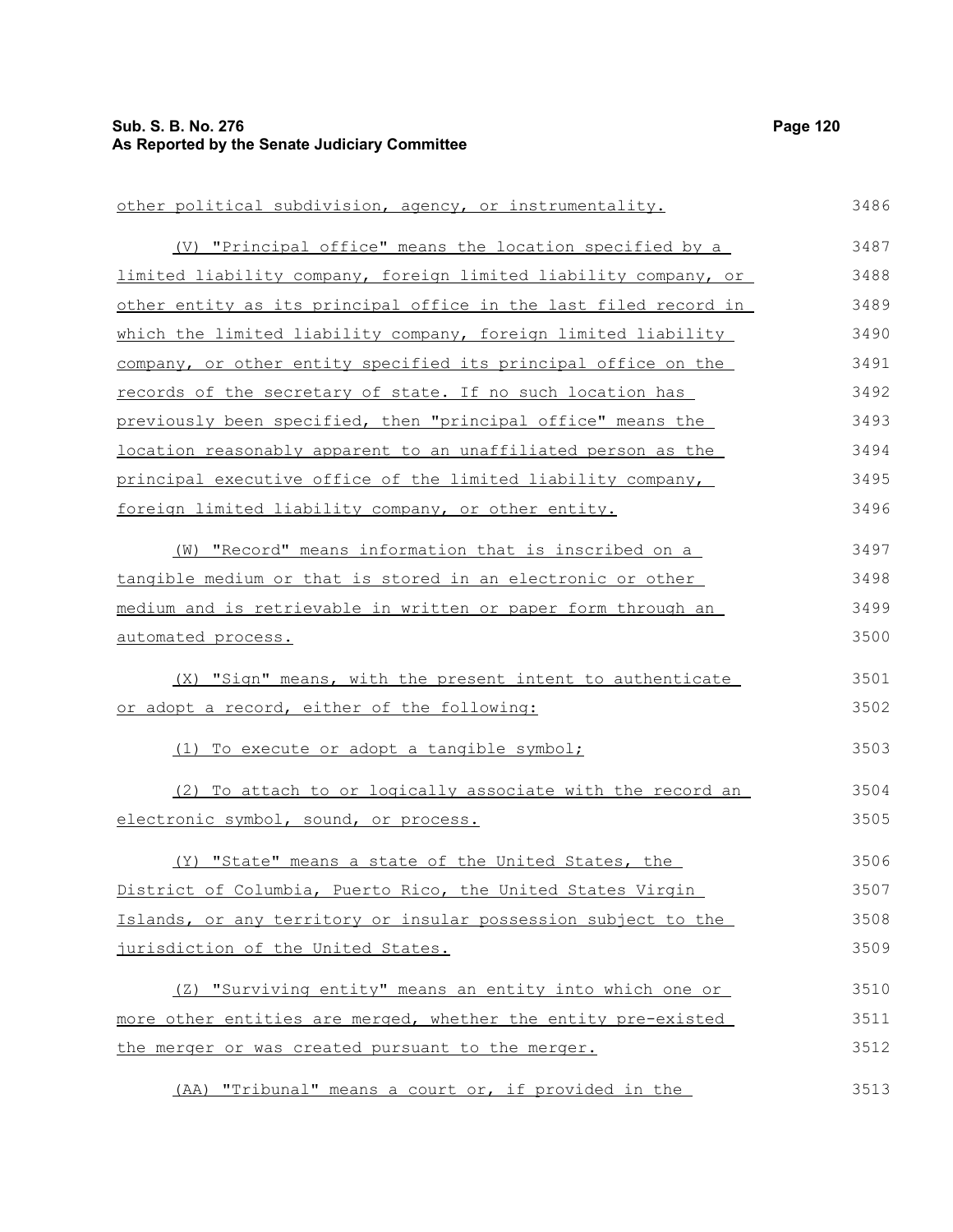other political subdivision, agency, or instrumentality.

(V) "Principal office" means the location specified by a limited liability company, foreign limited liability company, or other entity as its principal office in the last filed record in which the limited liability company, foreign limited liability company, or other entity specified its principal office on the records of the secretary of state. If no such location has previously been specified, then "principal office" means the location reasonably apparent to an unaffiliated person as the principal executive office of the limited liability company, foreign limited liability company, or other entity.

(W) "Record" means information that is inscribed on a tangible medium or that is stored in an electronic or other medium and is retrievable in written or paper form through an automated process.

(X) "Sign" means, with the present intent to authenticate or adopt a record, either of the following:

(1) To execute or adopt a tangible symbol;

(2) To attach to or logically associate with the record an electronic symbol, sound, or process.

(Y) "State" means a state of the United States, the District of Columbia, Puerto Rico, the United States Virgin Islands, or any territory or insular possession subject to the jurisdiction of the United States.

(Z) "Surviving entity" means an entity into which one or more other entities are merged, whether the entity pre-existed the merger or was created pursuant to the merger.

(AA) "Tribunal" means a court or, if provided in the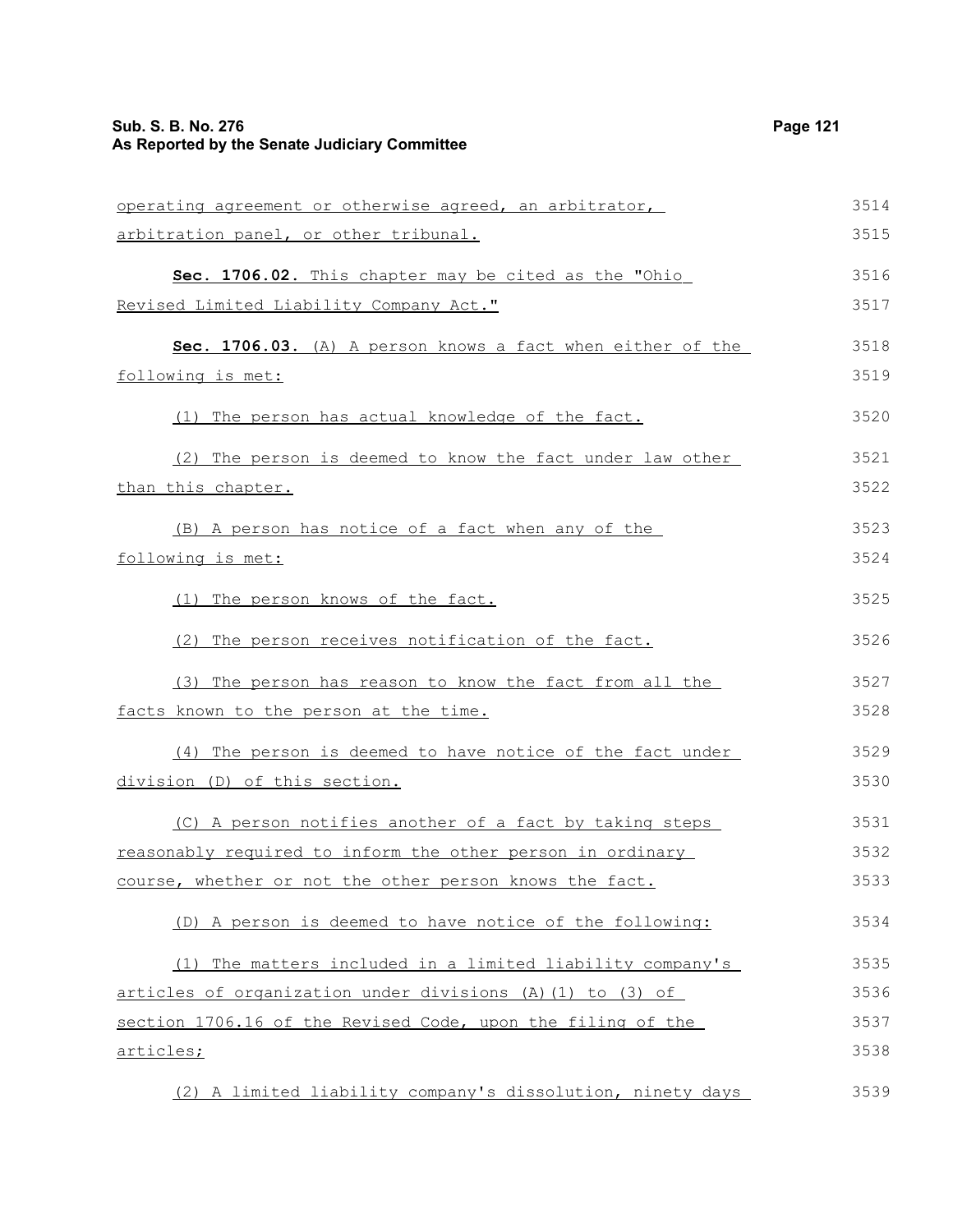operating agreement or otherwise agreed, an arbitrator, arbitration panel, or other tribunal.

**Sec. 1706.02.** This chapter may be cited as the "Ohio Revised Limited Liability Company Act."

**Sec. 1706.03.** (A) A person knows a fact when either of the following is met:

(1) The person has actual knowledge of the fact.

(2) The person is deemed to know the fact under law other than this chapter.

(B) A person has notice of a fact when any of the following is met:

(1) The person knows of the fact.

(2) The person receives notification of the fact.

(3) The person has reason to know the fact from all the facts known to the person at the time.

(4) The person is deemed to have notice of the fact under division (D) of this section.

(C) A person notifies another of a fact by taking steps reasonably required to inform the other person in ordinary course, whether or not the other person knows the fact.

(D) A person is deemed to have notice of the following:

(1) The matters included in a limited liability company's articles of organization under divisions (A)(1) to (3) of section 1706.16 of the Revised Code, upon the filing of the articles;

(2) A limited liability company's dissolution, ninety days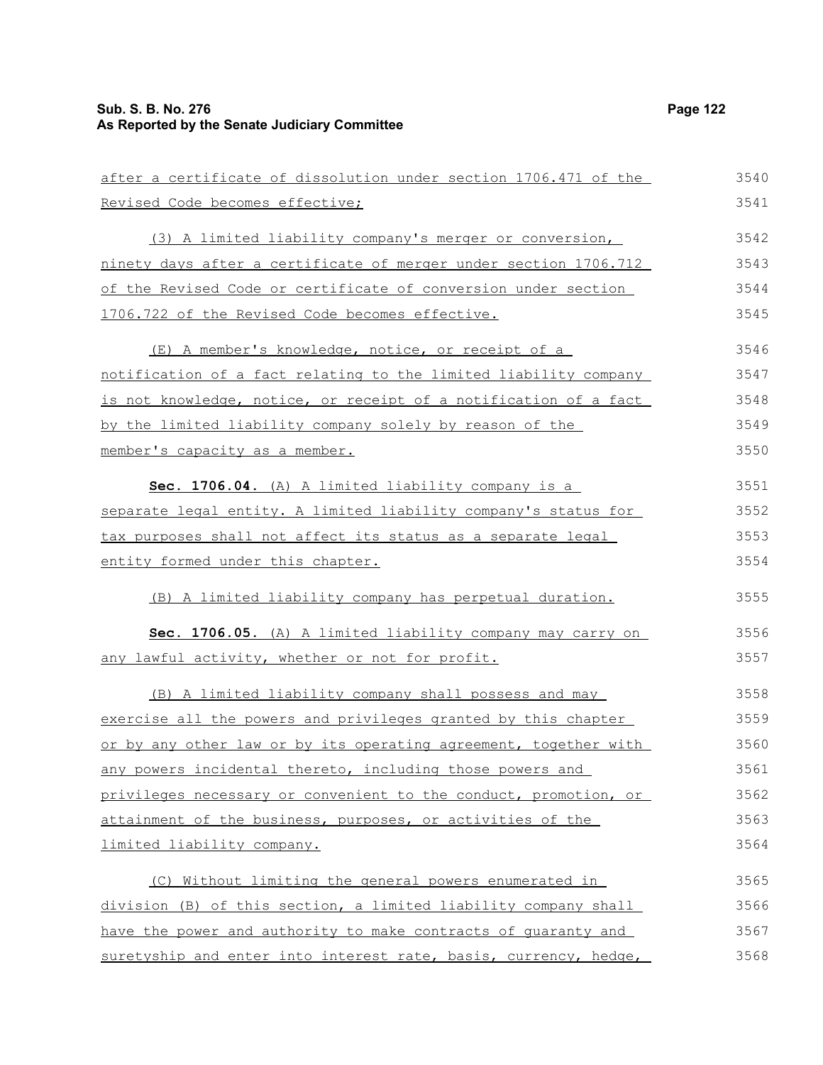after a certificate of dissolution under section 1706.471 of the Revised Code becomes effective;

(3) A limited liability company's merger or conversion, ninety days after a certificate of merger under section 1706.712 of the Revised Code or certificate of conversion under section 1706.722 of the Revised Code becomes effective.

(E) A member's knowledge, notice, or receipt of a notification of a fact relating to the limited liability company is not knowledge, notice, or receipt of a notification of a fact by the limited liability company solely by reason of the member's capacity as a member.

**Sec. 1706.04.** (A) A limited liability company is a separate legal entity. A limited liability company's status for tax purposes shall not affect its status as a separate legal entity formed under this chapter.

(B) A limited liability company has perpetual duration.

**Sec. 1706.05.** (A) A limited liability company may carry on any lawful activity, whether or not for profit.

(B) A limited liability company shall possess and may exercise all the powers and privileges granted by this chapter or by any other law or by its operating agreement, together with any powers incidental thereto, including those powers and privileges necessary or convenient to the conduct, promotion, or attainment of the business, purposes, or activities of the limited liability company.

(C) Without limiting the general powers enumerated in division (B) of this section, a limited liability company shall have the power and authority to make contracts of guaranty and suretyship and enter into interest rate, basis, currency, hedge,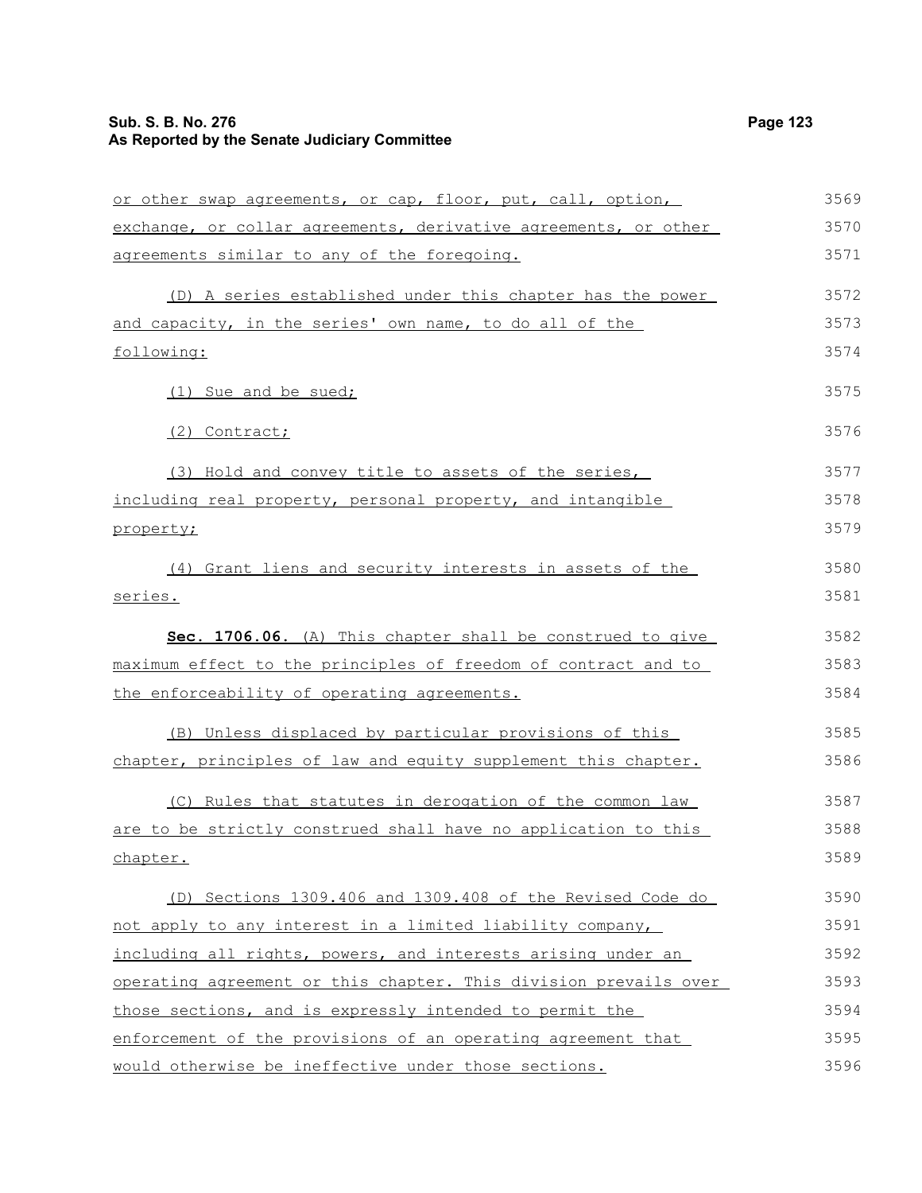or other swap agreements, or cap, floor, put, call, option, exchange, or collar agreements, derivative agreements, or other agreements similar to any of the foregoing.

(D) A series established under this chapter has the power and capacity, in the series' own name, to do all of the following:

(1) Sue and be sued;

(2) Contract;

(3) Hold and convey title to assets of the series, including real property, personal property, and intangible property;

(4) Grant liens and security interests in assets of the series.

**Sec. 1706.06.** (A) This chapter shall be construed to give maximum effect to the principles of freedom of contract and to the enforceability of operating agreements.

(B) Unless displaced by particular provisions of this chapter, principles of law and equity supplement this chapter.

(C) Rules that statutes in derogation of the common law are to be strictly construed shall have no application to this chapter.

(D) Sections 1309.406 and 1309.408 of the Revised Code do not apply to any interest in a limited liability company, including all rights, powers, and interests arising under an operating agreement or this chapter. This division prevails over those sections, and is expressly intended to permit the enforcement of the provisions of an operating agreement that would otherwise be ineffective under those sections.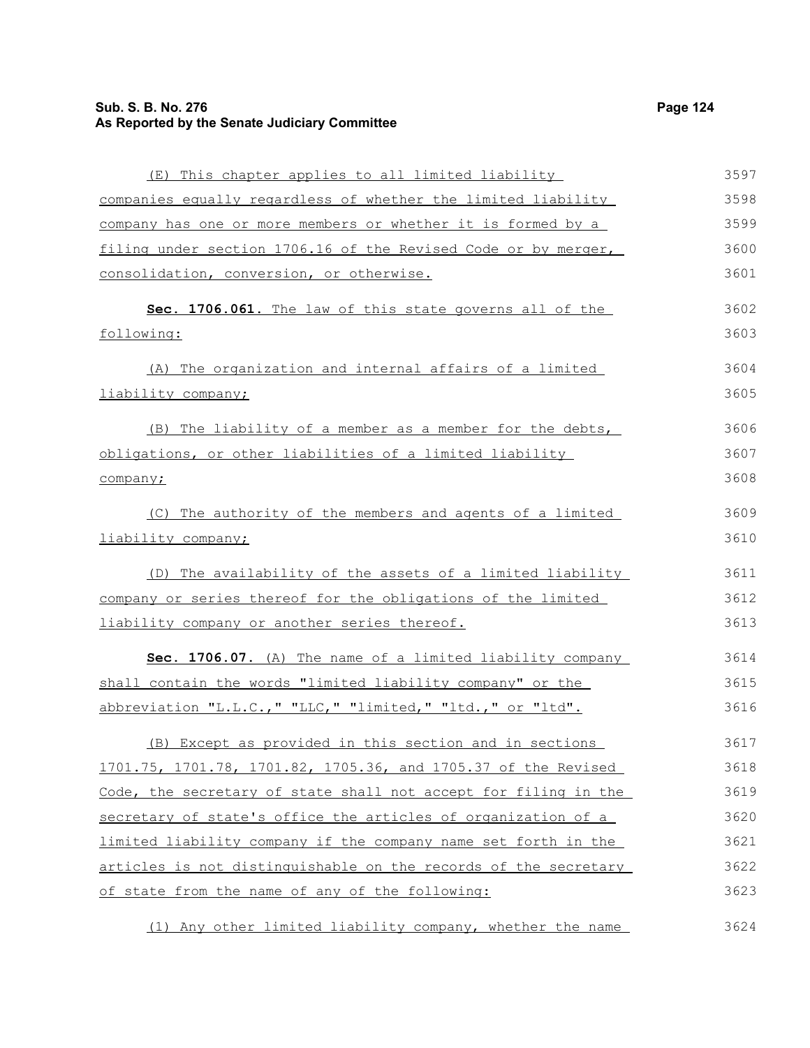(E) This chapter applies to all limited liability companies equally regardless of whether the limited liability company has one or more members or whether it is formed by a filing under section 1706.16 of the Revised Code or by merger, consolidation, conversion, or otherwise.

**Sec. 1706.061.** The law of this state governs all of the following:

(A) The organization and internal affairs of a limited liability company;

(B) The liability of a member as a member for the debts, obligations, or other liabilities of a limited liability company;

(C) The authority of the members and agents of a limited liability company;

(D) The availability of the assets of a limited liability company or series thereof for the obligations of the limited liability company or another series thereof.

**Sec. 1706.07.** (A) The name of a limited liability company shall contain the words "limited liability company" or the abbreviation "L.L.C.," "LLC," "limited," "ltd.," or "ltd".

(B) Except as provided in this section and in sections 1701.75, 1701.78, 1701.82, 1705.36, and 1705.37 of the Revised Code, the secretary of state shall not accept for filing in the secretary of state's office the articles of organization of a limited liability company if the company name set forth in the articles is not distinguishable on the records of the secretary of state from the name of any of the following:

(1) Any other limited liability company, whether the name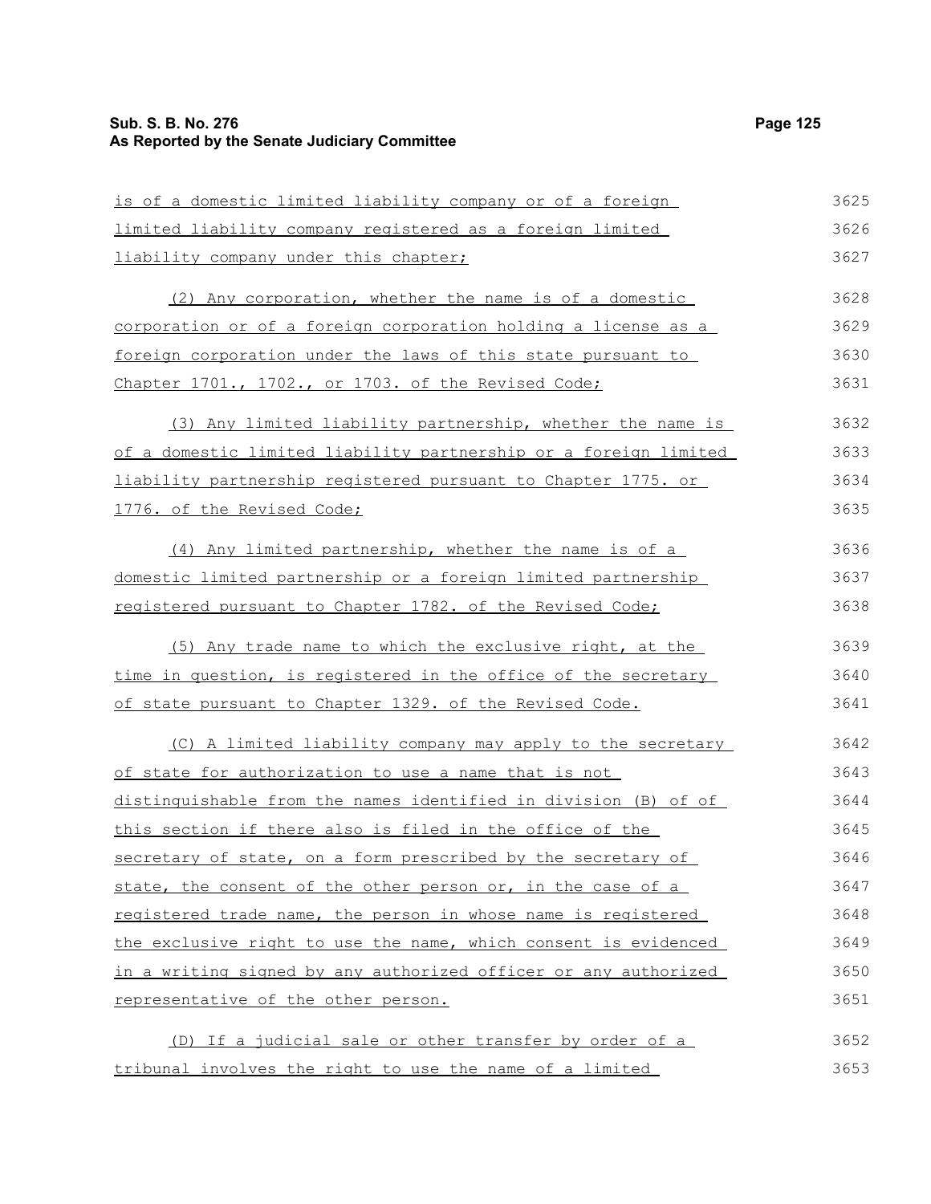is of a domestic limited liability company or of a foreign limited liability company registered as a foreign limited liability company under this chapter;

(2) Any corporation, whether the name is of a domestic corporation or of a foreign corporation holding a license as a foreign corporation under the laws of this state pursuant to Chapter 1701., 1702., or 1703. of the Revised Code;

(3) Any limited liability partnership, whether the name is of a domestic limited liability partnership or a foreign limited liability partnership registered pursuant to Chapter 1775. or 1776. of the Revised Code;

(4) Any limited partnership, whether the name is of a domestic limited partnership or a foreign limited partnership registered pursuant to Chapter 1782. of the Revised Code;

(5) Any trade name to which the exclusive right, at the time in question, is registered in the office of the secretary of state pursuant to Chapter 1329. of the Revised Code.

(C) A limited liability company may apply to the secretary of state for authorization to use a name that is not distinguishable from the names identified in division (B) of of this section if there also is filed in the office of the secretary of state, on a form prescribed by the secretary of state, the consent of the other person or, in the case of a registered trade name, the person in whose name is registered the exclusive right to use the name, which consent is evidenced in a writing signed by any authorized officer or any authorized representative of the other person.

(D) If a judicial sale or other transfer by order of a tribunal involves the right to use the name of a limited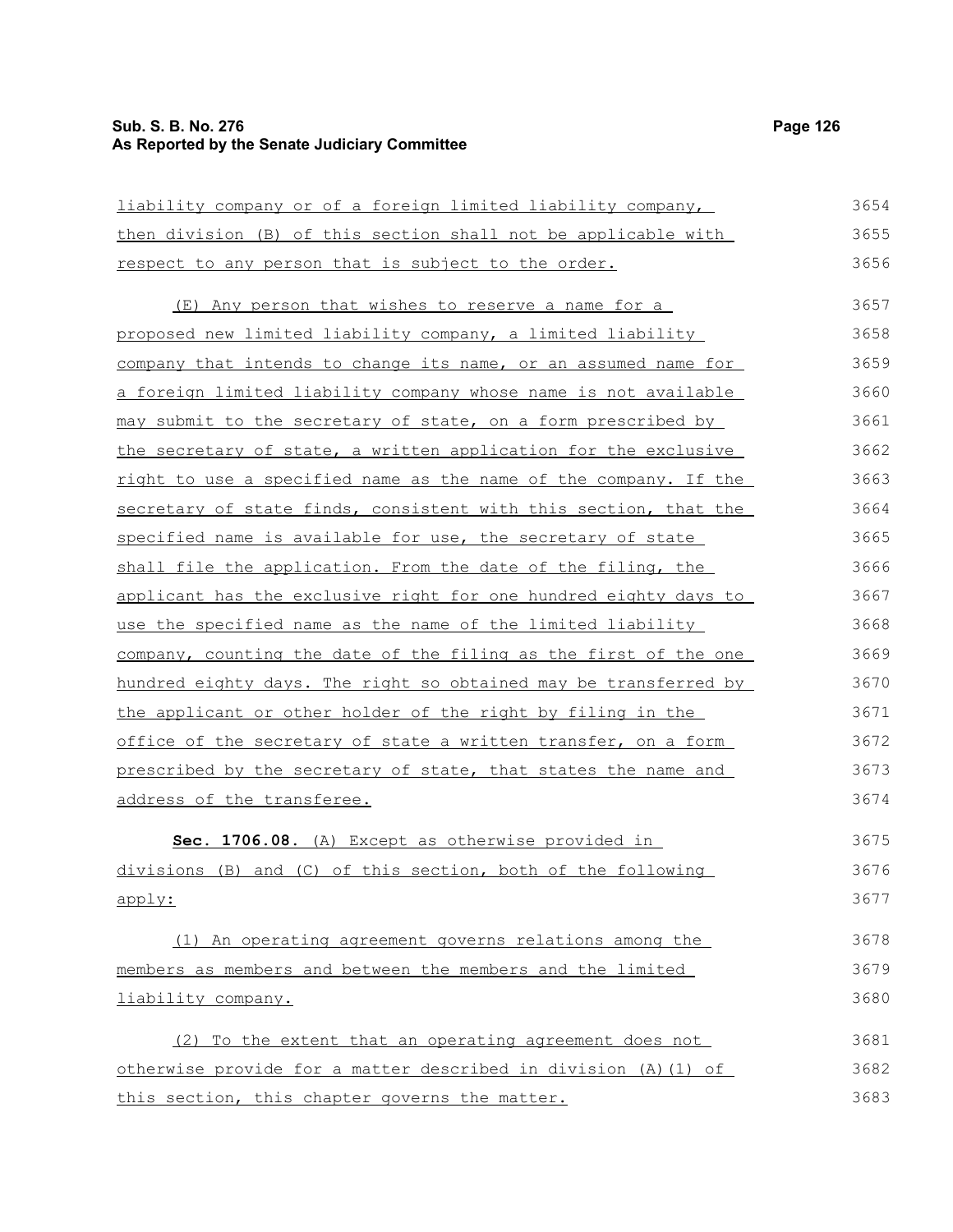liability company or of a foreign limited liability company, then division (B) of this section shall not be applicable with respect to any person that is subject to the order.

(E) Any person that wishes to reserve a name for a proposed new limited liability company, a limited liability company that intends to change its name, or an assumed name for a foreign limited liability company whose name is not available may submit to the secretary of state, on a form prescribed by the secretary of state, a written application for the exclusive right to use a specified name as the name of the company. If the secretary of state finds, consistent with this section, that the specified name is available for use, the secretary of state shall file the application. From the date of the filing, the applicant has the exclusive right for one hundred eighty days to use the specified name as the name of the limited liability company, counting the date of the filing as the first of the one hundred eighty days. The right so obtained may be transferred by the applicant or other holder of the right by filing in the office of the secretary of state a written transfer, on a form prescribed by the secretary of state, that states the name and address of the transferee.

**Sec. 1706.08.** (A) Except as otherwise provided in divisions (B) and (C) of this section, both of the following apply:

(1) An operating agreement governs relations among the members as members and between the members and the limited liability company.

(2) To the extent that an operating agreement does not otherwise provide for a matter described in division (A)(1) of this section, this chapter governs the matter.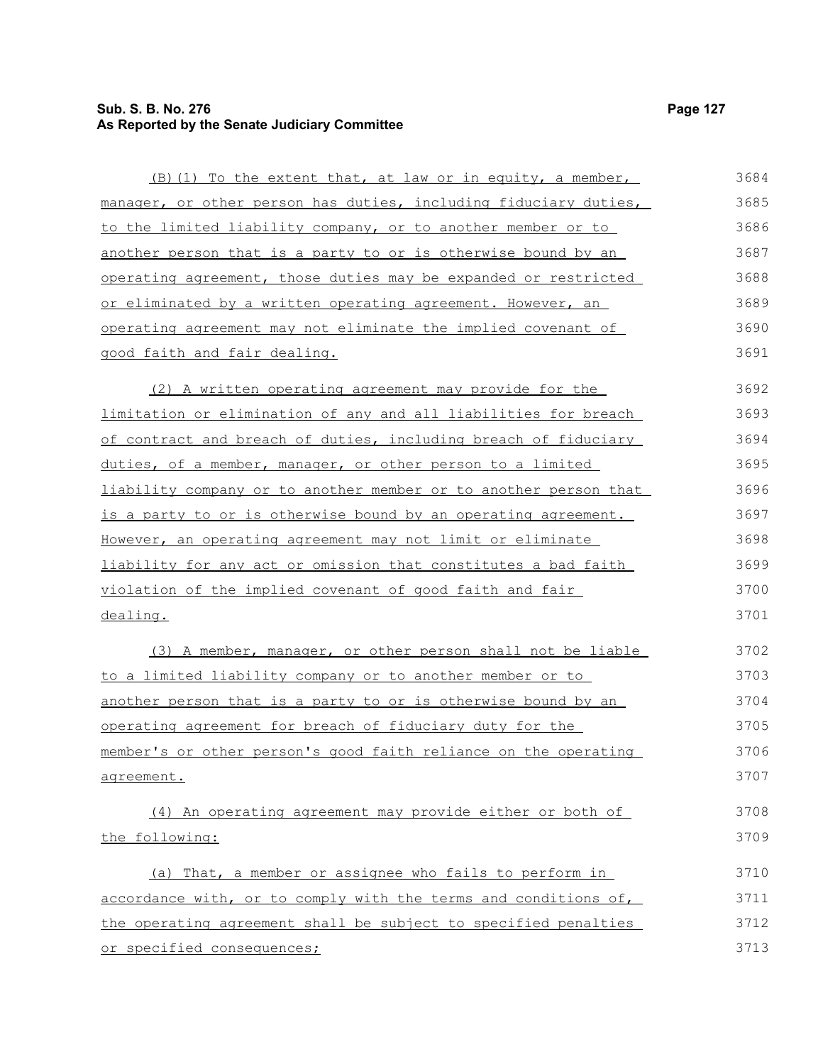(B)(1) To the extent that, at law or in equity, a member, manager, or other person has duties, including fiduciary duties, to the limited liability company, or to another member or to another person that is a party to or is otherwise bound by an operating agreement, those duties may be expanded or restricted or eliminated by a written operating agreement. However, an operating agreement may not eliminate the implied covenant of good faith and fair dealing.

(2) A written operating agreement may provide for the limitation or elimination of any and all liabilities for breach of contract and breach of duties, including breach of fiduciary duties, of a member, manager, or other person to a limited liability company or to another member or to another person that is a party to or is otherwise bound by an operating agreement. However, an operating agreement may not limit or eliminate liability for any act or omission that constitutes a bad faith violation of the implied covenant of good faith and fair dealing.

(3) A member, manager, or other person shall not be liable to a limited liability company or to another member or to another person that is a party to or is otherwise bound by an operating agreement for breach of fiduciary duty for the member's or other person's good faith reliance on the operating agreement.

(4) An operating agreement may provide either or both of the following:

(a) That, a member or assignee who fails to perform in accordance with, or to comply with the terms and conditions of, the operating agreement shall be subject to specified penalties or specified consequences;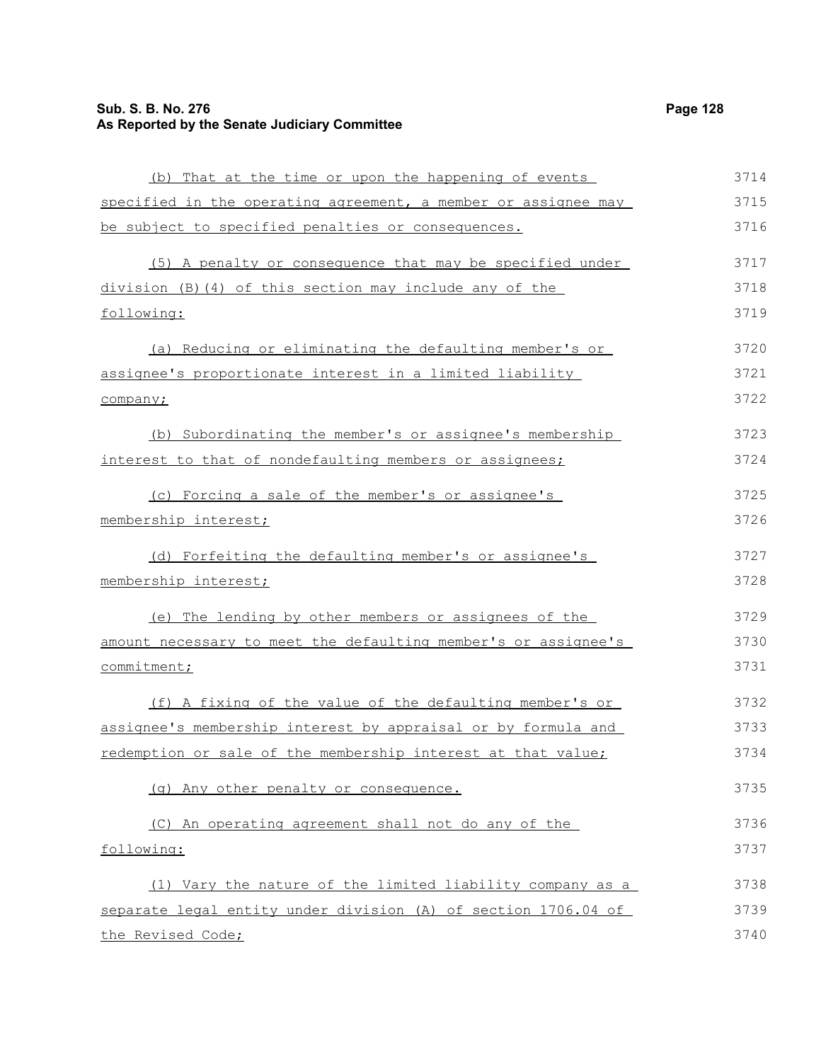(b) That at the time or upon the happening of events specified in the operating agreement, a member or assignee may be subject to specified penalties or consequences.

(5) A penalty or consequence that may be specified under division (B)(4) of this section may include any of the following:

(a) Reducing or eliminating the defaulting member's or assignee's proportionate interest in a limited liability company;

(b) Subordinating the member's or assignee's membership interest to that of nondefaulting members or assignees;

(c) Forcing a sale of the member's or assignee's membership interest;

(d) Forfeiting the defaulting member's or assignee's membership interest;

(e) The lending by other members or assignees of the amount necessary to meet the defaulting member's or assignee's commitment;

(f) A fixing of the value of the defaulting member's or assignee's membership interest by appraisal or by formula and redemption or sale of the membership interest at that value;

(g) Any other penalty or consequence.

(C) An operating agreement shall not do any of the following:

(1) Vary the nature of the limited liability company as a separate legal entity under division (A) of section 1706.04 of the Revised Code;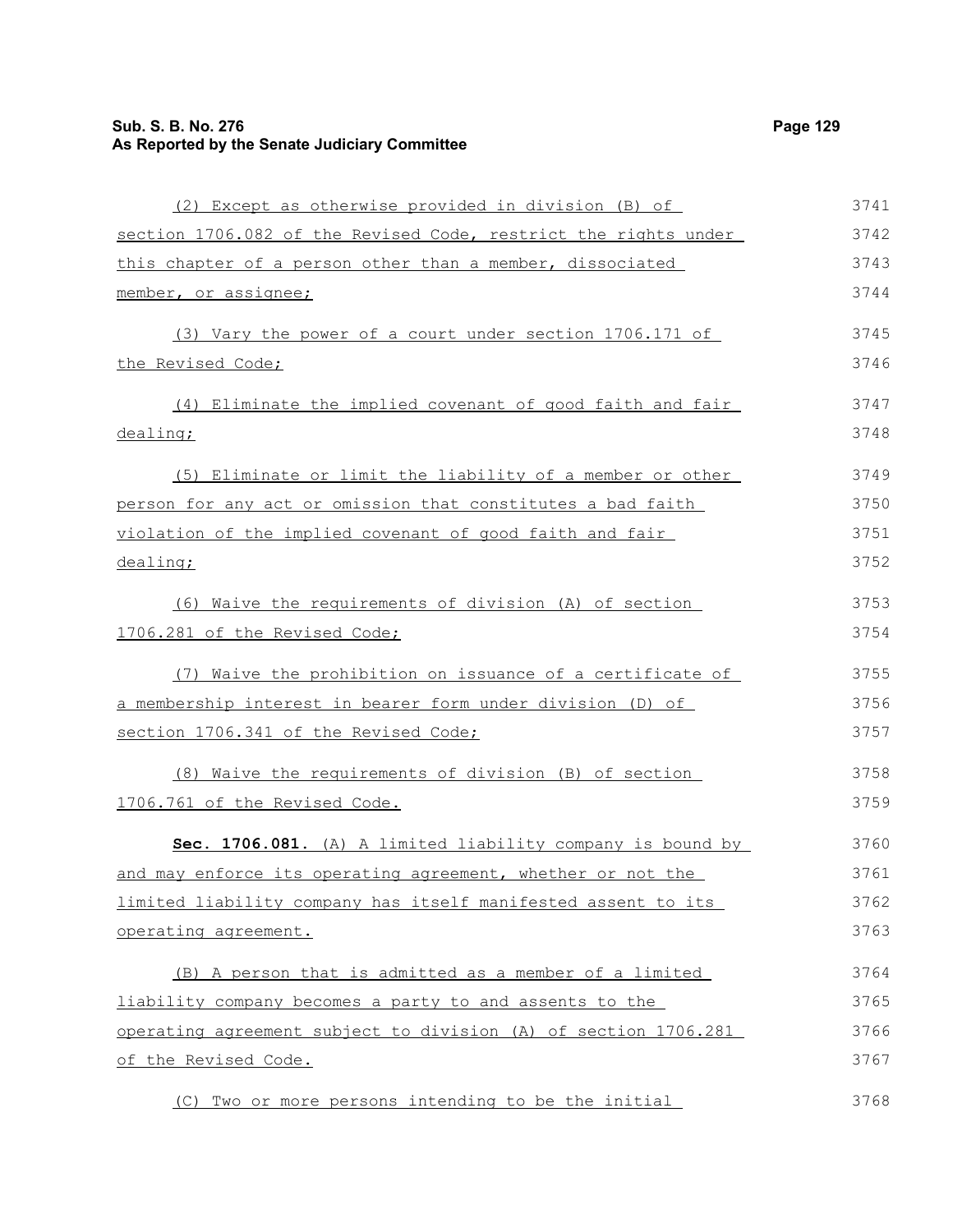(2) Except as otherwise provided in division (B) of section 1706.082 of the Revised Code, restrict the rights under this chapter of a person other than a member, dissociated member, or assignee;

(3) Vary the power of a court under section 1706.171 of the Revised Code;

(4) Eliminate the implied covenant of good faith and fair dealing;

(5) Eliminate or limit the liability of a member or other person for any act or omission that constitutes a bad faith violation of the implied covenant of good faith and fair dealing;

(6) Waive the requirements of division (A) of section 1706.281 of the Revised Code;

(7) Waive the prohibition on issuance of a certificate of a membership interest in bearer form under division (D) of section 1706.341 of the Revised Code;

(8) Waive the requirements of division (B) of section 1706.761 of the Revised Code.

**Sec. 1706.081.** (A) A limited liability company is bound by and may enforce its operating agreement, whether or not the limited liability company has itself manifested assent to its operating agreement.

(B) A person that is admitted as a member of a limited liability company becomes a party to and assents to the operating agreement subject to division (A) of section 1706.281 of the Revised Code.

(C) Two or more persons intending to be the initial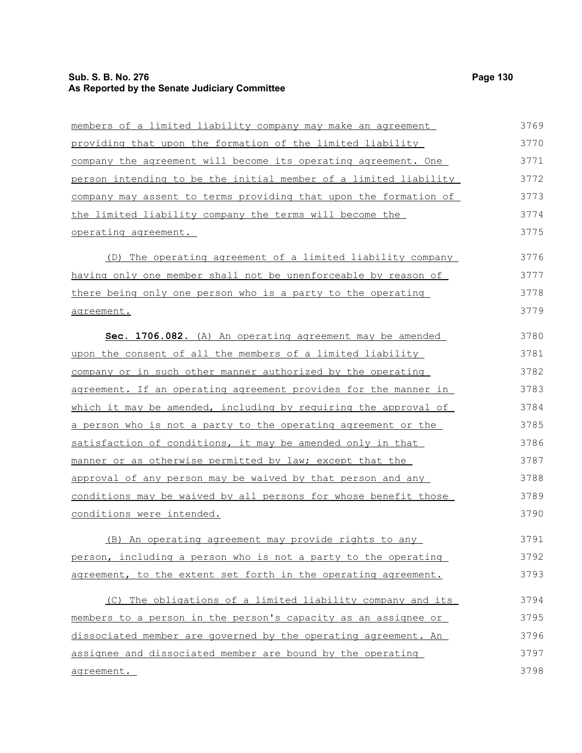members of a limited liability company may make an agreement providing that upon the formation of the limited liability company the agreement will become its operating agreement. One person intending to be the initial member of a limited liability company may assent to terms providing that upon the formation of the limited liability company the terms will become the operating agreement.

(D) The operating agreement of a limited liability company having only one member shall not be unenforceable by reason of there being only one person who is a party to the operating agreement.

**Sec. 1706.082.** (A) An operating agreement may be amended upon the consent of all the members of a limited liability company or in such other manner authorized by the operating agreement. If an operating agreement provides for the manner in which it may be amended, including by requiring the approval of a person who is not a party to the operating agreement or the satisfaction of conditions, it may be amended only in that manner or as otherwise permitted by law; except that the approval of any person may be waived by that person and any conditions may be waived by all persons for whose benefit those conditions were intended.

(B) An operating agreement may provide rights to any person, including a person who is not a party to the operating agreement, to the extent set forth in the operating agreement.

(C) The obligations of a limited liability company and its members to a person in the person's capacity as an assignee or dissociated member are governed by the operating agreement. An assignee and dissociated member are bound by the operating agreement.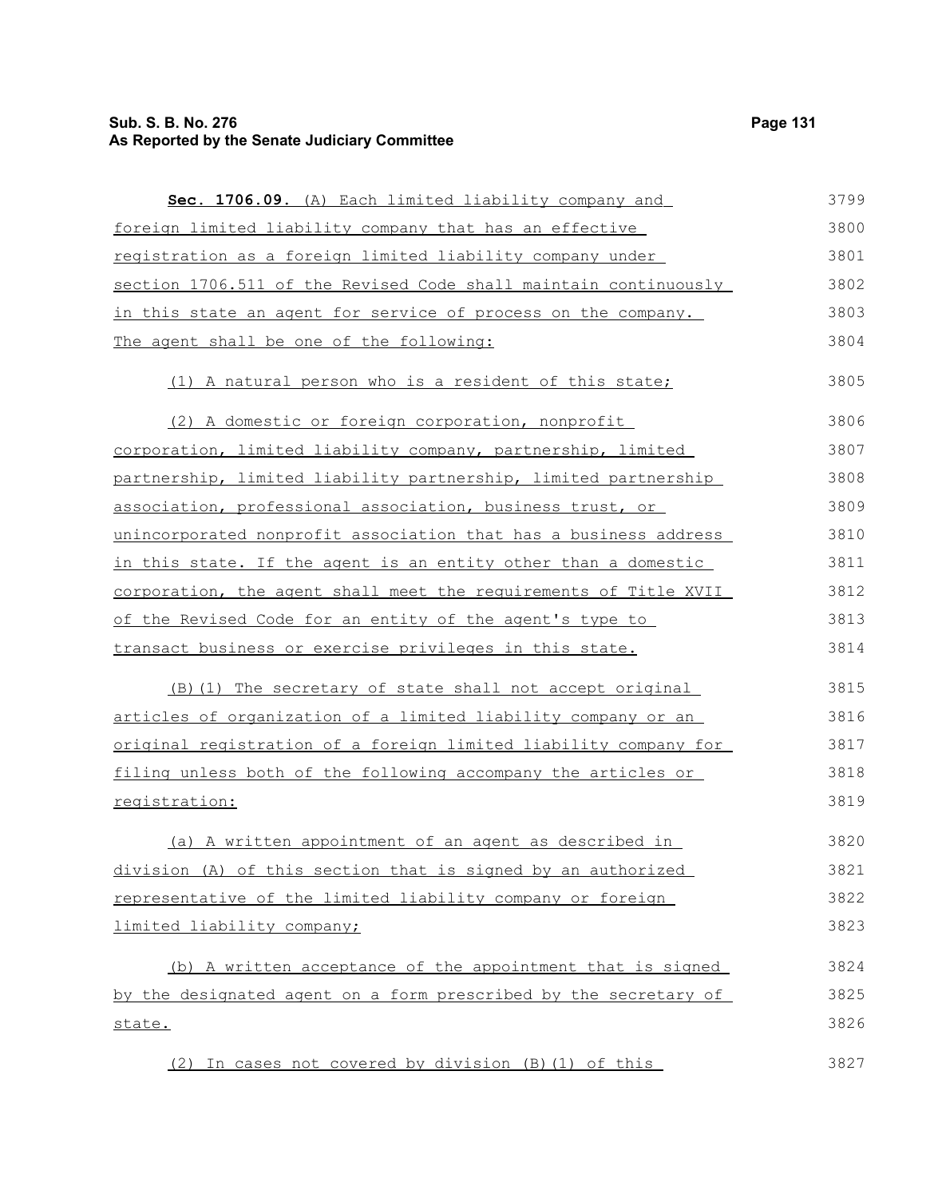**Sec. 1706.09.** (A) Each limited liability company and foreign limited liability company that has an effective registration as a foreign limited liability company under section 1706.511 of the Revised Code shall maintain continuously in this state an agent for service of process on the company. The agent shall be one of the following:

(1) A natural person who is a resident of this state;

(2) A domestic or foreign corporation, nonprofit corporation, limited liability company, partnership, limited partnership, limited liability partnership, limited partnership association, professional association, business trust, or unincorporated nonprofit association that has a business address in this state. If the agent is an entity other than a domestic corporation, the agent shall meet the requirements of Title XVII of the Revised Code for an entity of the agent's type to transact business or exercise privileges in this state.

(B)(1) The secretary of state shall not accept original articles of organization of a limited liability company or an original registration of a foreign limited liability company for filing unless both of the following accompany the articles or registration:

(a) A written appointment of an agent as described in division (A) of this section that is signed by an authorized representative of the limited liability company or foreign limited liability company;

(b) A written acceptance of the appointment that is signed by the designated agent on a form prescribed by the secretary of state.

(2) In cases not covered by division (B)(1) of this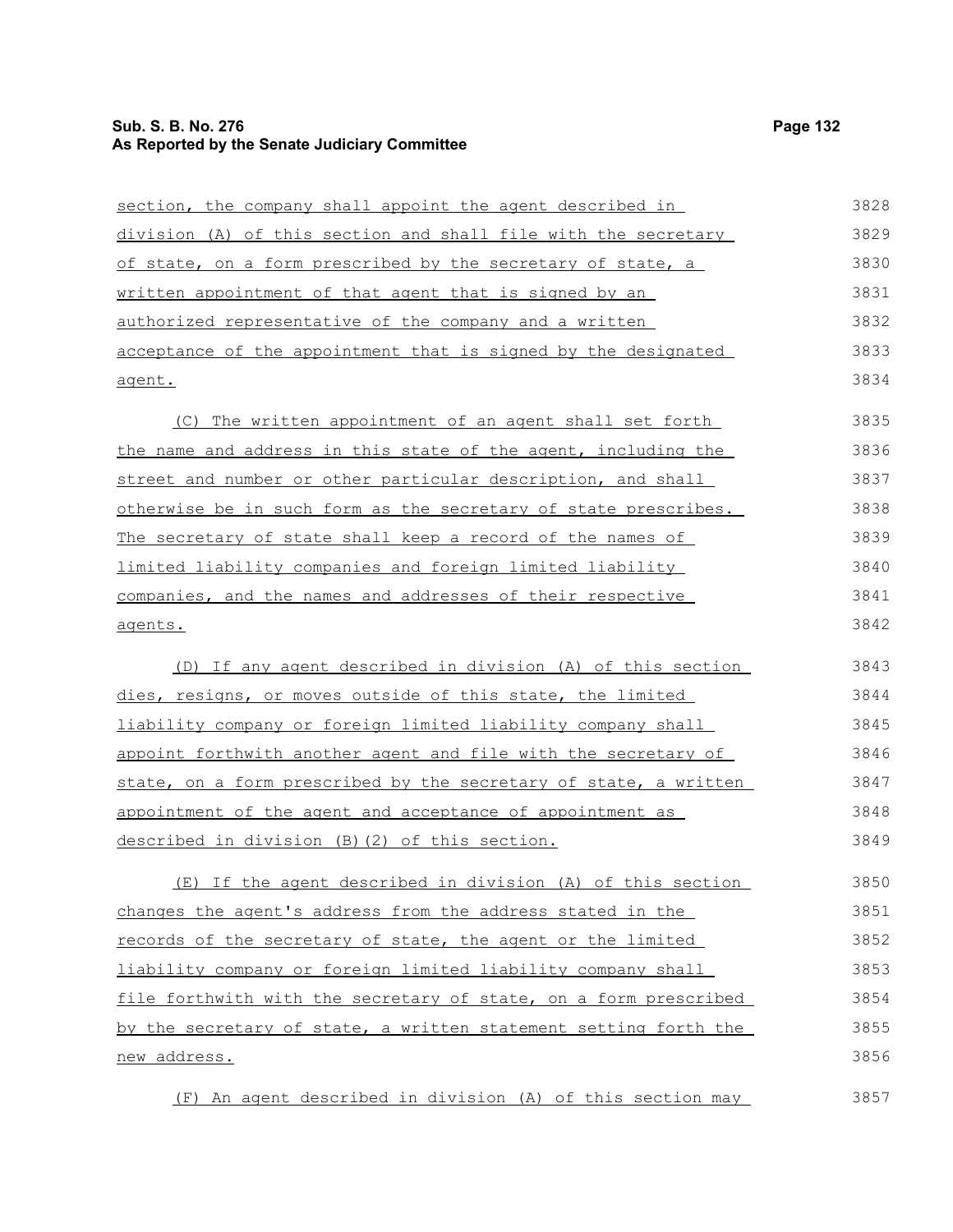section, the company shall appoint the agent described in division (A) of this section and shall file with the secretary of state, on a form prescribed by the secretary of state, a written appointment of that agent that is signed by an authorized representative of the company and a written acceptance of the appointment that is signed by the designated agent.

(C) The written appointment of an agent shall set forth the name and address in this state of the agent, including the street and number or other particular description, and shall otherwise be in such form as the secretary of state prescribes. The secretary of state shall keep a record of the names of limited liability companies and foreign limited liability companies, and the names and addresses of their respective agents.

(D) If any agent described in division (A) of this section dies, resigns, or moves outside of this state, the limited liability company or foreign limited liability company shall appoint forthwith another agent and file with the secretary of state, on a form prescribed by the secretary of state, a written appointment of the agent and acceptance of appointment as described in division (B)(2) of this section.

(E) If the agent described in division (A) of this section changes the agent's address from the address stated in the records of the secretary of state, the agent or the limited liability company or foreign limited liability company shall file forthwith with the secretary of state, on a form prescribed by the secretary of state, a written statement setting forth the new address.

(F) An agent described in division (A) of this section may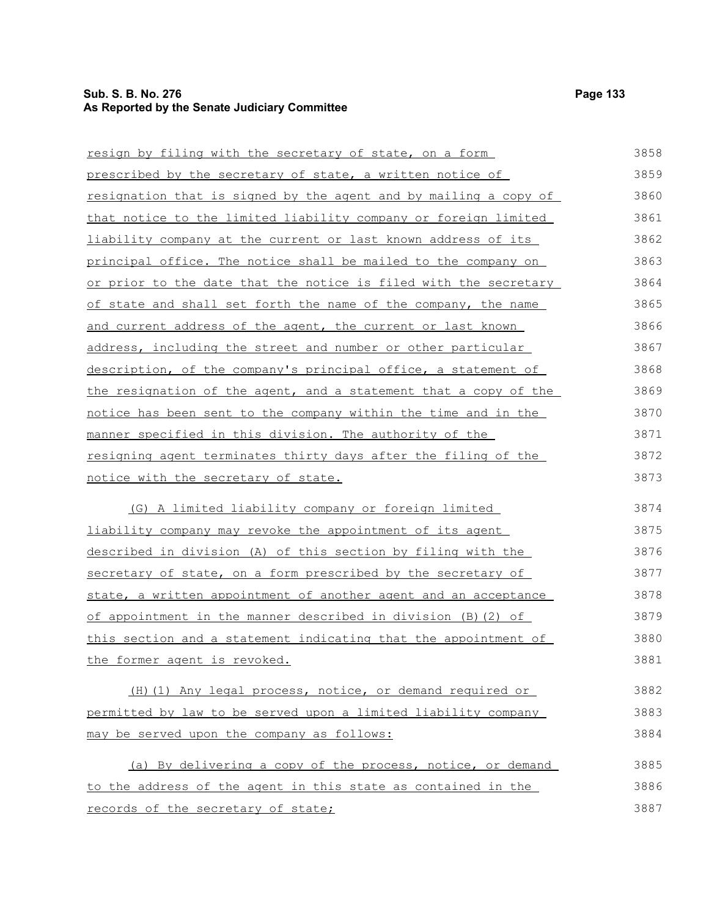resign by filing with the secretary of state, on a form prescribed by the secretary of state, a written notice of resignation that is signed by the agent and by mailing a copy of that notice to the limited liability company or foreign limited liability company at the current or last known address of its principal office. The notice shall be mailed to the company on or prior to the date that the notice is filed with the secretary of state and shall set forth the name of the company, the name and current address of the agent, the current or last known address, including the street and number or other particular description, of the company's principal office, a statement of the resignation of the agent, and a statement that a copy of the notice has been sent to the company within the time and in the manner specified in this division. The authority of the resigning agent terminates thirty days after the filing of the notice with the secretary of state.

(G) A limited liability company or foreign limited liability company may revoke the appointment of its agent described in division (A) of this section by filing with the secretary of state, on a form prescribed by the secretary of state, a written appointment of another agent and an acceptance of appointment in the manner described in division (B)(2) of this section and a statement indicating that the appointment of the former agent is revoked.

(H)(1) Any legal process, notice, or demand required or permitted by law to be served upon a limited liability company may be served upon the company as follows:

(a) By delivering a copy of the process, notice, or demand to the address of the agent in this state as contained in the records of the secretary of state;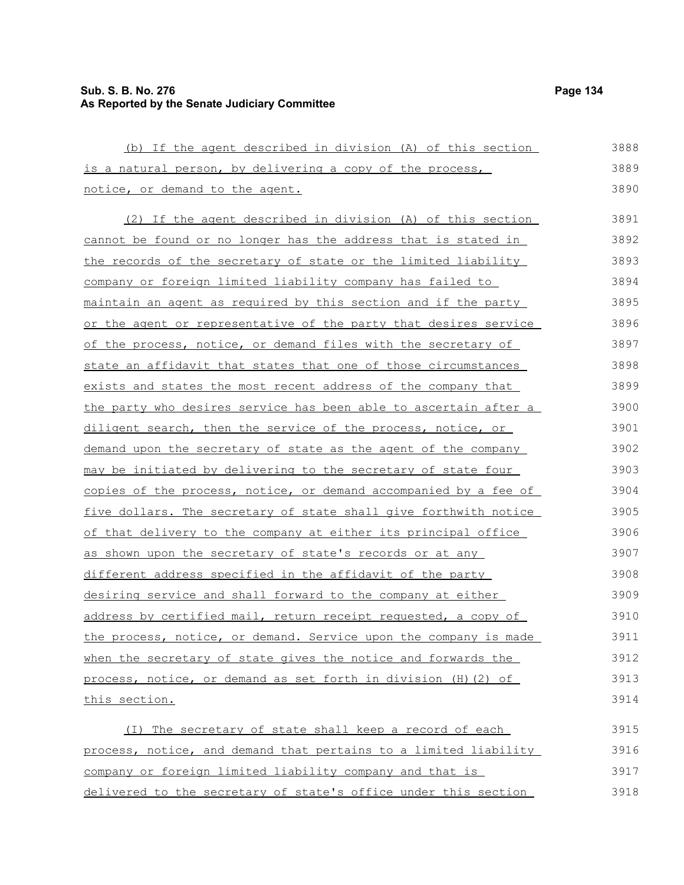(b) If the agent described in division (A) of this section is a natural person, by delivering a copy of the process, notice, or demand to the agent.

(2) If the agent described in division (A) of this section cannot be found or no longer has the address that is stated in the records of the secretary of state or the limited liability company or foreign limited liability company has failed to maintain an agent as required by this section and if the party or the agent or representative of the party that desires service of the process, notice, or demand files with the secretary of state an affidavit that states that one of those circumstances exists and states the most recent address of the company that the party who desires service has been able to ascertain after a diligent search, then the service of the process, notice, or demand upon the secretary of state as the agent of the company may be initiated by delivering to the secretary of state four copies of the process, notice, or demand accompanied by a fee of five dollars. The secretary of state shall give forthwith notice of that delivery to the company at either its principal office as shown upon the secretary of state's records or at any different address specified in the affidavit of the party desiring service and shall forward to the company at either address by certified mail, return receipt requested, a copy of the process, notice, or demand. Service upon the company is made when the secretary of state gives the notice and forwards the process, notice, or demand as set forth in division (H)(2) of this section.

(I) The secretary of state shall keep a record of each process, notice, and demand that pertains to a limited liability company or foreign limited liability company and that is delivered to the secretary of state's office under this section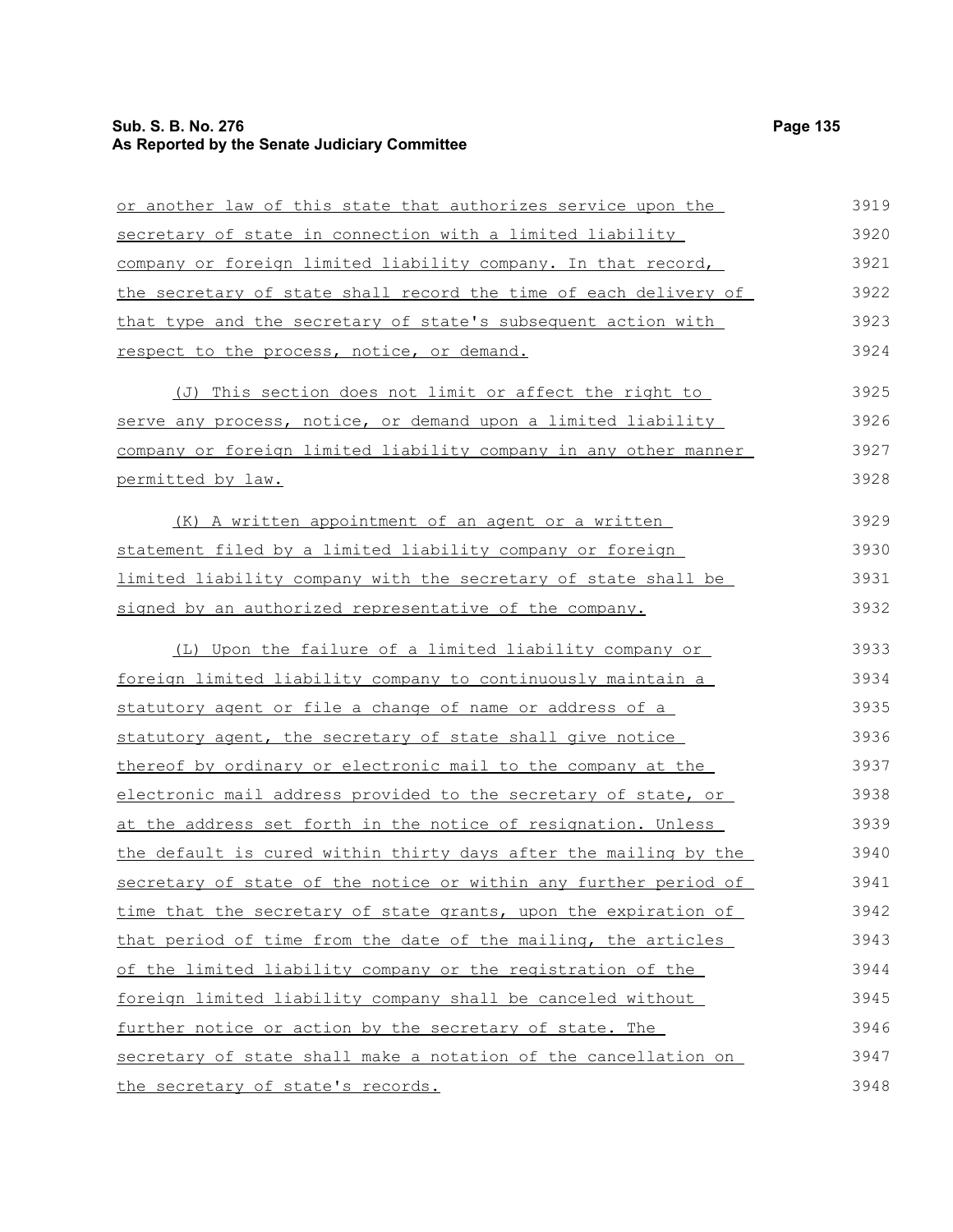or another law of this state that authorizes service upon the secretary of state in connection with a limited liability company or foreign limited liability company. In that record, the secretary of state shall record the time of each delivery of that type and the secretary of state's subsequent action with respect to the process, notice, or demand.

(J) This section does not limit or affect the right to serve any process, notice, or demand upon a limited liability company or foreign limited liability company in any other manner permitted by law.

(K) A written appointment of an agent or a written statement filed by a limited liability company or foreign limited liability company with the secretary of state shall be signed by an authorized representative of the company.

(L) Upon the failure of a limited liability company or foreign limited liability company to continuously maintain a statutory agent or file a change of name or address of a statutory agent, the secretary of state shall give notice thereof by ordinary or electronic mail to the company at the electronic mail address provided to the secretary of state, or at the address set forth in the notice of resignation. Unless the default is cured within thirty days after the mailing by the secretary of state of the notice or within any further period of time that the secretary of state grants, upon the expiration of that period of time from the date of the mailing, the articles of the limited liability company or the registration of the foreign limited liability company shall be canceled without further notice or action by the secretary of state. The secretary of state shall make a notation of the cancellation on the secretary of state's records.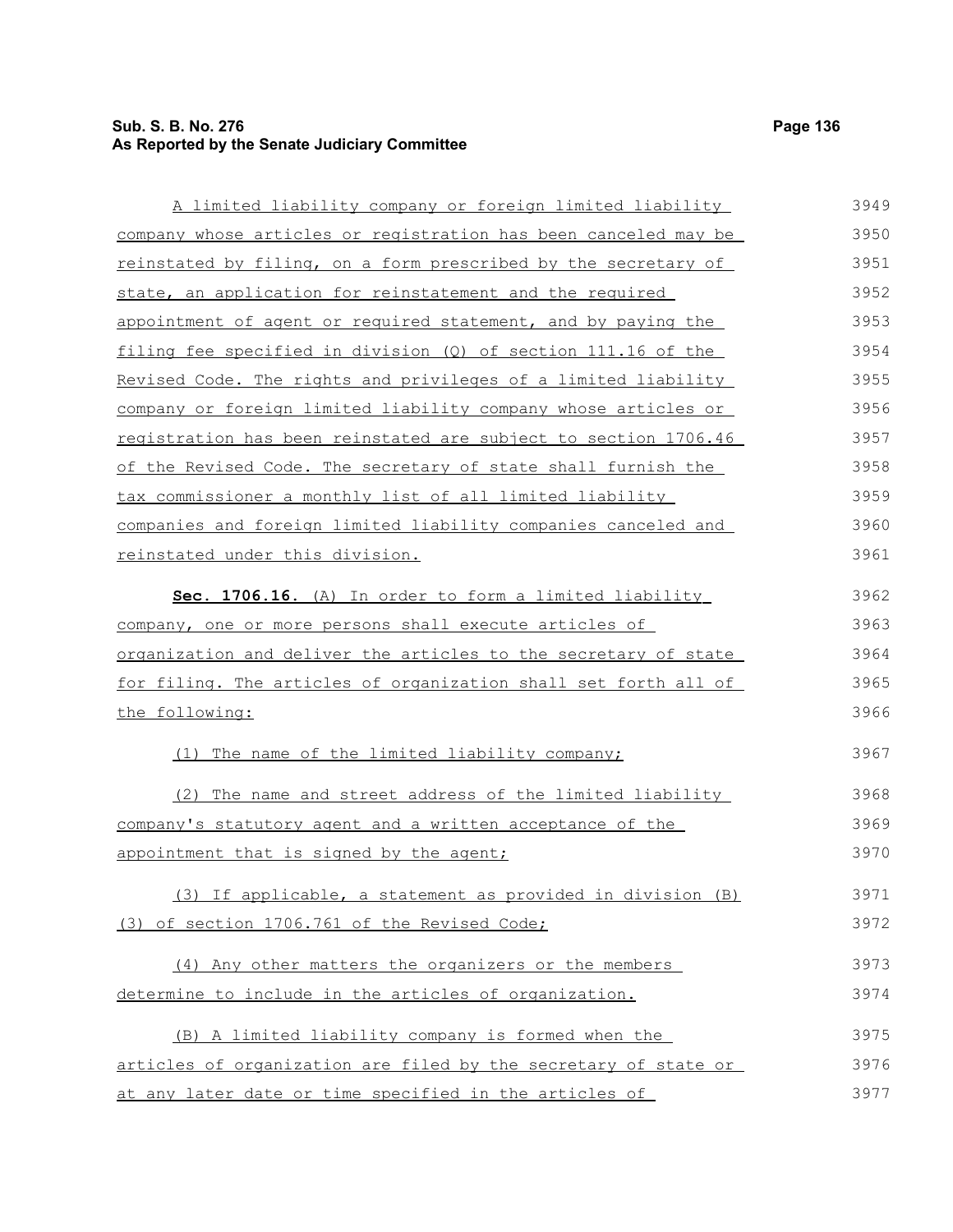A limited liability company or foreign limited liability company whose articles or registration has been canceled may be reinstated by filing, on a form prescribed by the secretary of state, an application for reinstatement and the required appointment of agent or required statement, and by paying the filing fee specified in division (Q) of section 111.16 of the Revised Code. The rights and privileges of a limited liability company or foreign limited liability company whose articles or registration has been reinstated are subject to section 1706.46 of the Revised Code. The secretary of state shall furnish the tax commissioner a monthly list of all limited liability companies and foreign limited liability companies canceled and reinstated under this division.

**Sec. 1706.16.** (A) In order to form a limited liability company, one or more persons shall execute articles of organization and deliver the articles to the secretary of state for filing. The articles of organization shall set forth all of the following:

(1) The name of the limited liability company;

(2) The name and street address of the limited liability company's statutory agent and a written acceptance of the appointment that is signed by the agent;

(3) If applicable, a statement as provided in division (B)(3) of section 1706.761 of the Revised Code;

(4) Any other matters the organizers or the members determine to include in the articles of organization.

(B) A limited liability company is formed when the articles of organization are filed by the secretary of state or at any later date or time specified in the articles of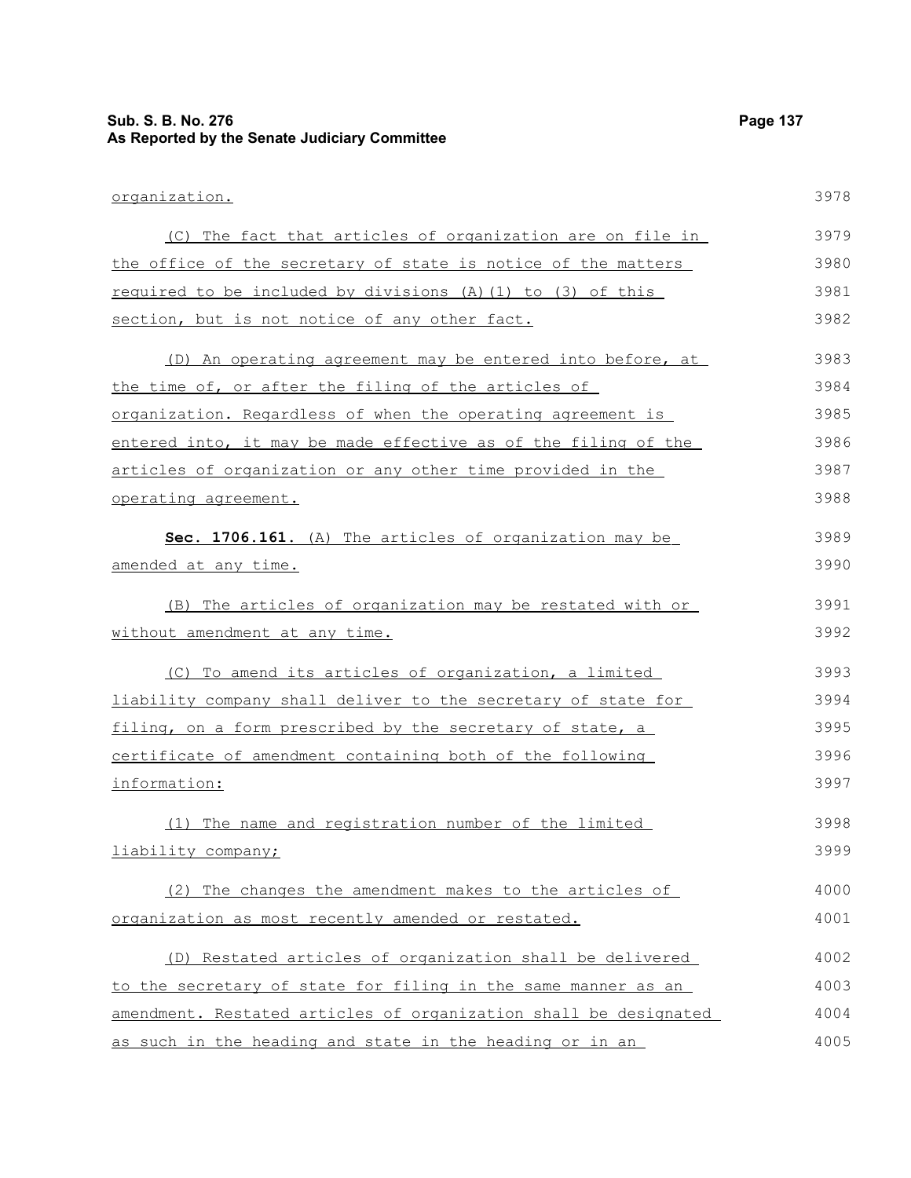organization.

(C) The fact that articles of organization are on file in the office of the secretary of state is notice of the matters required to be included by divisions (A)(1) to (3) of this section, but is not notice of any other fact.

(D) An operating agreement may be entered into before, at the time of, or after the filing of the articles of organization. Regardless of when the operating agreement is entered into, it may be made effective as of the filing of the articles of organization or any other time provided in the operating agreement.

**Sec. 1706.161.** (A) The articles of organization may be amended at any time.

(B) The articles of organization may be restated with or without amendment at any time.

(C) To amend its articles of organization, a limited liability company shall deliver to the secretary of state for filing, on a form prescribed by the secretary of state, a certificate of amendment containing both of the following information:

(1) The name and registration number of the limited liability company;

(2) The changes the amendment makes to the articles of organization as most recently amended or restated.

(D) Restated articles of organization shall be delivered to the secretary of state for filing in the same manner as an amendment. Restated articles of organization shall be designated as such in the heading and state in the heading or in an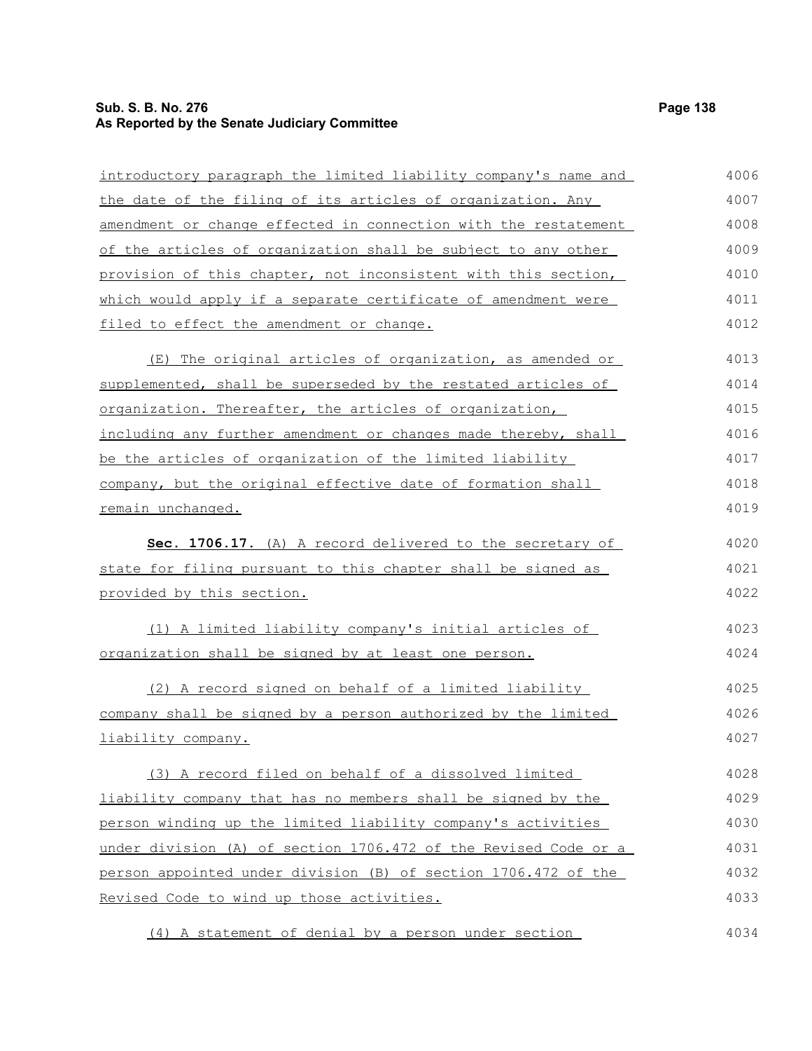introductory paragraph the limited liability company's name and the date of the filing of its articles of organization. Any amendment or change effected in connection with the restatement of the articles of organization shall be subject to any other provision of this chapter, not inconsistent with this section, which would apply if a separate certificate of amendment were filed to effect the amendment or change.

(E) The original articles of organization, as amended or supplemented, shall be superseded by the restated articles of organization. Thereafter, the articles of organization, including any further amendment or changes made thereby, shall be the articles of organization of the limited liability company, but the original effective date of formation shall remain unchanged.

**Sec. 1706.17.** (A) A record delivered to the secretary of state for filing pursuant to this chapter shall be signed as provided by this section.

(1) A limited liability company's initial articles of organization shall be signed by at least one person.

(2) A record signed on behalf of a limited liability company shall be signed by a person authorized by the limited liability company.

(3) A record filed on behalf of a dissolved limited liability company that has no members shall be signed by the person winding up the limited liability company's activities under division (A) of section 1706.472 of the Revised Code or a person appointed under division (B) of section 1706.472 of the Revised Code to wind up those activities.

(4) A statement of denial by a person under section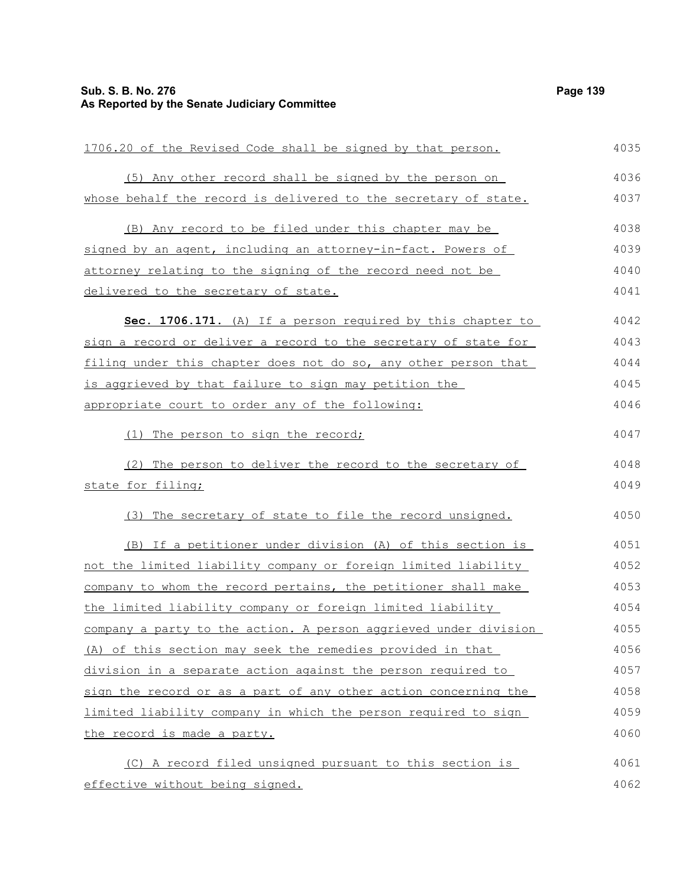1706.20 of the Revised Code shall be signed by that person.

(5) Any other record shall be signed by the person on whose behalf the record is delivered to the secretary of state.

(B) Any record to be filed under this chapter may be signed by an agent, including an attorney-in-fact. Powers of attorney relating to the signing of the record need not be delivered to the secretary of state.

**Sec. 1706.171.** (A) If a person required by this chapter to sign a record or deliver a record to the secretary of state for filing under this chapter does not do so, any other person that is aggrieved by that failure to sign may petition the appropriate court to order any of the following:

(1) The person to sign the record;

(2) The person to deliver the record to the secretary of state for filing;

(3) The secretary of state to file the record unsigned.

(B) If a petitioner under division (A) of this section is not the limited liability company or foreign limited liability company to whom the record pertains, the petitioner shall make the limited liability company or foreign limited liability company a party to the action. A person aggrieved under division (A) of this section may seek the remedies provided in that division in a separate action against the person required to sign the record or as a part of any other action concerning the limited liability company in which the person required to sign the record is made a party.

(C) A record filed unsigned pursuant to this section is effective without being signed.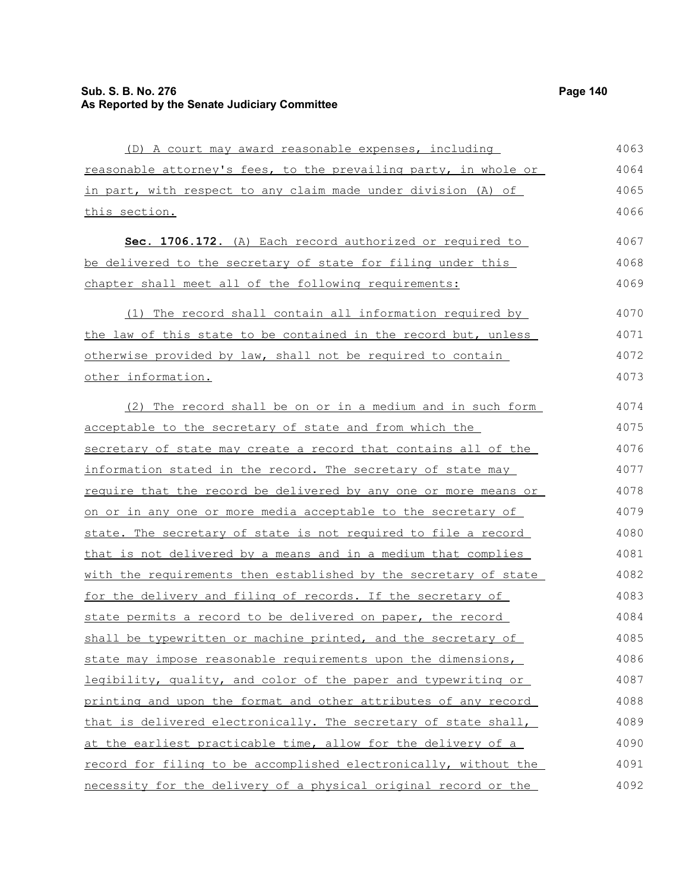(D) A court may award reasonable expenses, including reasonable attorney's fees, to the prevailing party, in whole or in part, with respect to any claim made under division (A) of this section.

**Sec. 1706.172.** (A) Each record authorized or required to be delivered to the secretary of state for filing under this chapter shall meet all of the following requirements:

(1) The record shall contain all information required by the law of this state to be contained in the record but, unless otherwise provided by law, shall not be required to contain other information.

(2) The record shall be on or in a medium and in such form acceptable to the secretary of state and from which the secretary of state may create a record that contains all of the information stated in the record. The secretary of state may require that the record be delivered by any one or more means or on or in any one or more media acceptable to the secretary of state. The secretary of state is not required to file a record that is not delivered by a means and in a medium that complies with the requirements then established by the secretary of state for the delivery and filing of records. If the secretary of state permits a record to be delivered on paper, the record shall be typewritten or machine printed, and the secretary of state may impose reasonable requirements upon the dimensions, legibility, quality, and color of the paper and typewriting or printing and upon the format and other attributes of any record that is delivered electronically. The secretary of state shall, at the earliest practicable time, allow for the delivery of a record for filing to be accomplished electronically, without the necessity for the delivery of a physical original record or the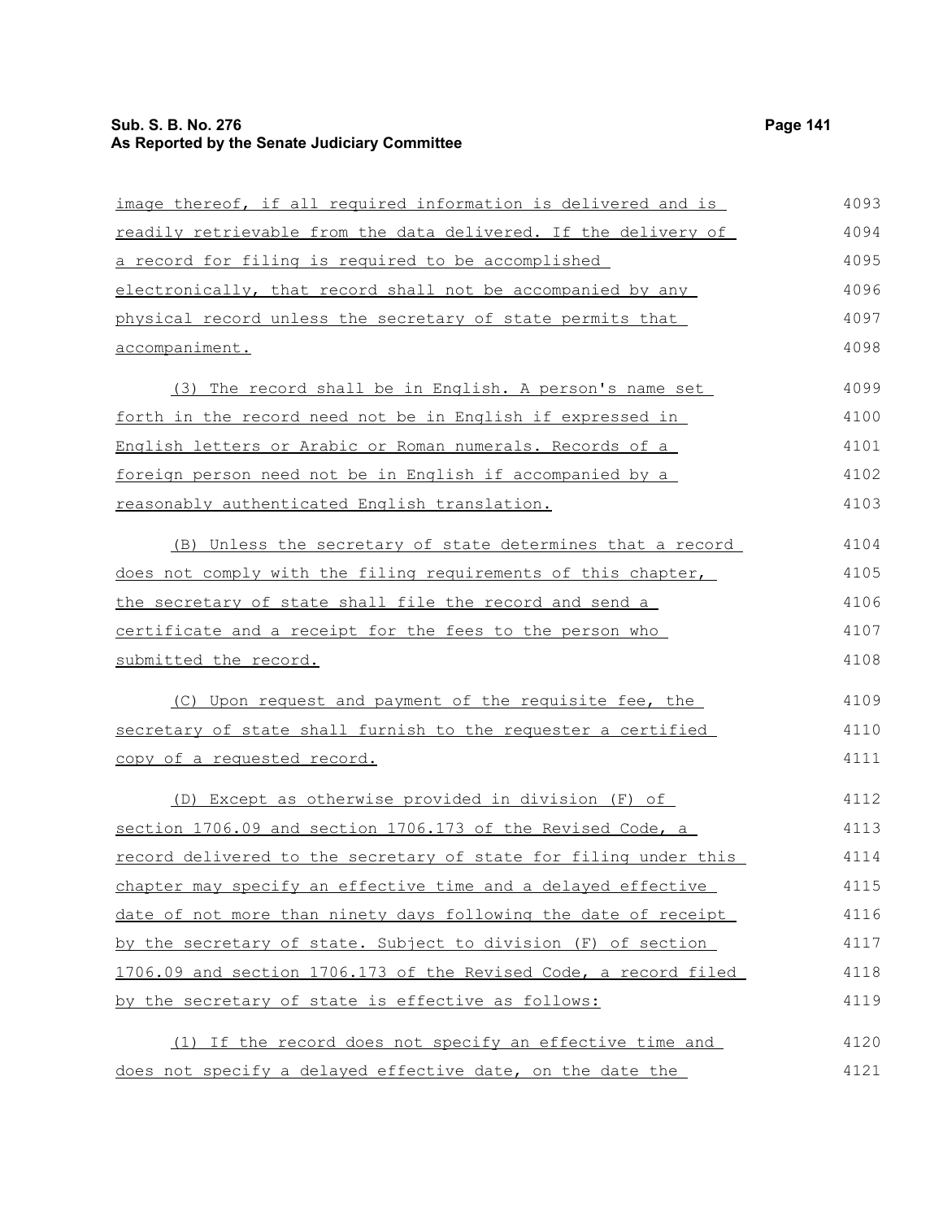image thereof, if all required information is delivered and is readily retrievable from the data delivered. If the delivery of a record for filing is required to be accomplished electronically, that record shall not be accompanied by any physical record unless the secretary of state permits that accompaniment.

(3) The record shall be in English. A person's name set forth in the record need not be in English if expressed in English letters or Arabic or Roman numerals. Records of a foreign person need not be in English if accompanied by a reasonably authenticated English translation.

(B) Unless the secretary of state determines that a record does not comply with the filing requirements of this chapter, the secretary of state shall file the record and send a certificate and a receipt for the fees to the person who submitted the record.

(C) Upon request and payment of the requisite fee, the secretary of state shall furnish to the requester a certified copy of a requested record.

(D) Except as otherwise provided in division (F) of section 1706.09 and section 1706.173 of the Revised Code, a record delivered to the secretary of state for filing under this chapter may specify an effective time and a delayed effective date of not more than ninety days following the date of receipt by the secretary of state. Subject to division (F) of section 1706.09 and section 1706.173 of the Revised Code, a record filed by the secretary of state is effective as follows:

(1) If the record does not specify an effective time and does not specify a delayed effective date, on the date the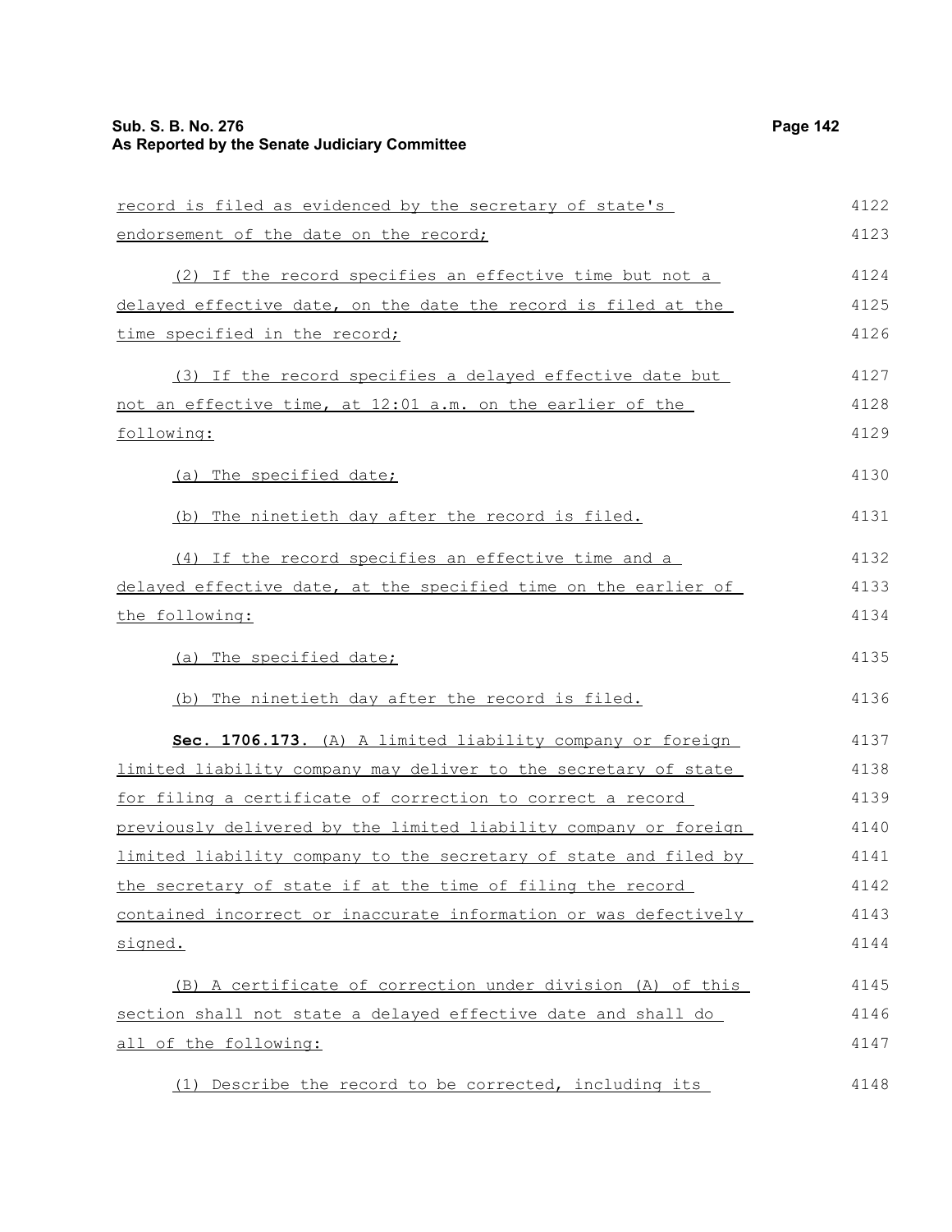record is filed as evidenced by the secretary of state's endorsement of the date on the record;

(2) If the record specifies an effective time but not a delayed effective date, on the date the record is filed at the time specified in the record;

(3) If the record specifies a delayed effective date but not an effective time, at 12:01 a.m. on the earlier of the following:

(a) The specified date;

(b) The ninetieth day after the record is filed.

(4) If the record specifies an effective time and a delayed effective date, at the specified time on the earlier of the following:

(a) The specified date;

(b) The ninetieth day after the record is filed.

**Sec. 1706.173.** (A) A limited liability company or foreign limited liability company may deliver to the secretary of state for filing a certificate of correction to correct a record previously delivered by the limited liability company or foreign limited liability company to the secretary of state and filed by the secretary of state if at the time of filing the record contained incorrect or inaccurate information or was defectively signed.

(B) A certificate of correction under division (A) of this section shall not state a delayed effective date and shall do all of the following:

(1) Describe the record to be corrected, including its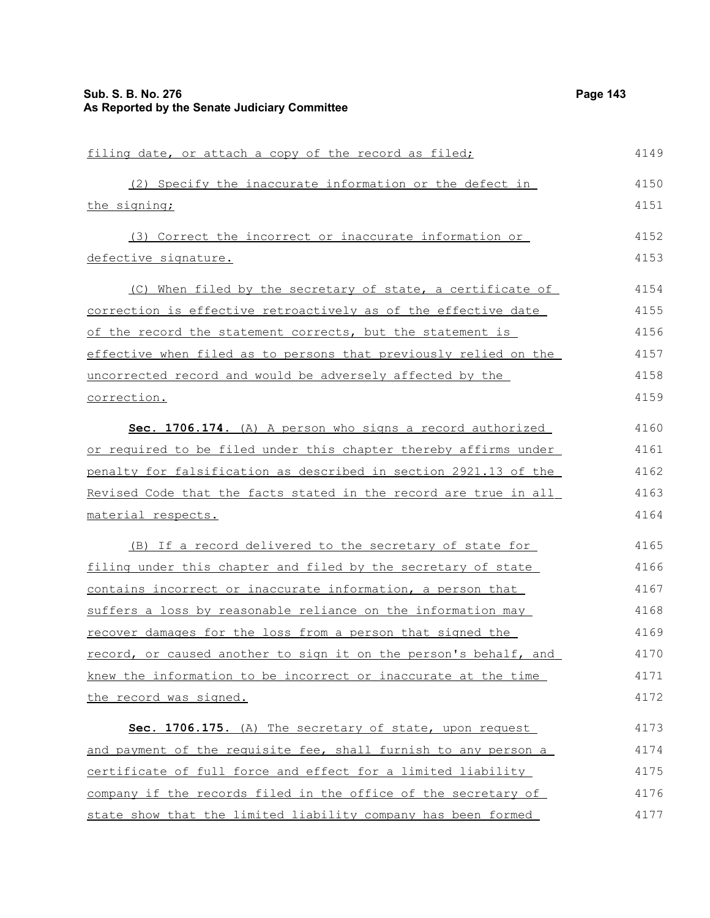filing date, or attach a copy of the record as filed;

(2) Specify the inaccurate information or the defect in the signing;

(3) Correct the incorrect or inaccurate information or defective signature.

(C) When filed by the secretary of state, a certificate of correction is effective retroactively as of the effective date of the record the statement corrects, but the statement is effective when filed as to persons that previously relied on the uncorrected record and would be adversely affected by the correction.

**Sec. 1706.174.** (A) A person who signs a record authorized or required to be filed under this chapter thereby affirms under penalty for falsification as described in section 2921.13 of the Revised Code that the facts stated in the record are true in all material respects.

(B) If a record delivered to the secretary of state for filing under this chapter and filed by the secretary of state contains incorrect or inaccurate information, a person that suffers a loss by reasonable reliance on the information may recover damages for the loss from a person that signed the record, or caused another to sign it on the person's behalf, and knew the information to be incorrect or inaccurate at the time the record was signed.

**Sec. 1706.175.** (A) The secretary of state, upon request and payment of the requisite fee, shall furnish to any person a certificate of full force and effect for a limited liability company if the records filed in the office of the secretary of state show that the limited liability company has been formed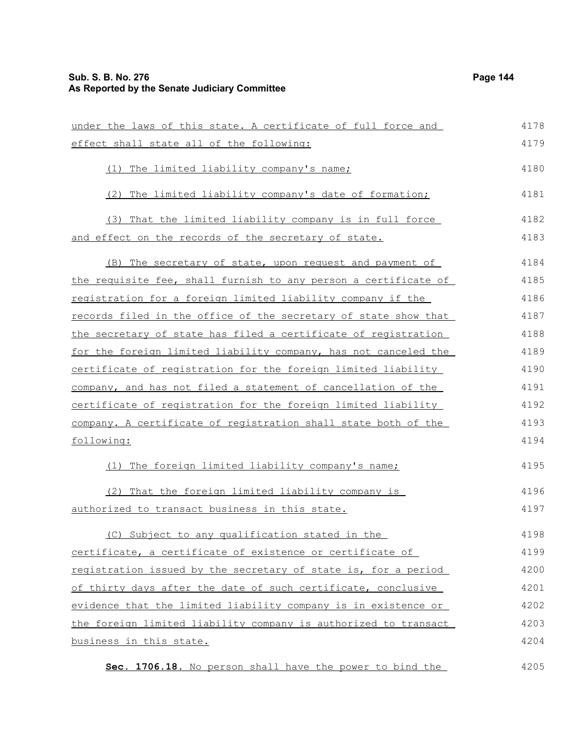under the laws of this state. A certificate of full force and effect shall state all of the following:

(1) The limited liability company's name;

(2) The limited liability company's date of formation;

(3) That the limited liability company is in full force and effect on the records of the secretary of state.

(B) The secretary of state, upon request and payment of the requisite fee, shall furnish to any person a certificate of registration for a foreign limited liability company if the records filed in the office of the secretary of state show that the secretary of state has filed a certificate of registration for the foreign limited liability company, has not canceled the certificate of registration for the foreign limited liability company, and has not filed a statement of cancellation of the certificate of registration for the foreign limited liability company. A certificate of registration shall state both of the following:

(1) The foreign limited liability company's name;

(2) That the foreign limited liability company is authorized to transact business in this state.

(C) Subject to any qualification stated in the certificate, a certificate of existence or certificate of registration issued by the secretary of state is, for a period of thirty days after the date of such certificate, conclusive evidence that the limited liability company is in existence or the foreign limited liability company is authorized to transact business in this state.

**Sec. 1706.18.** No person shall have the power to bind the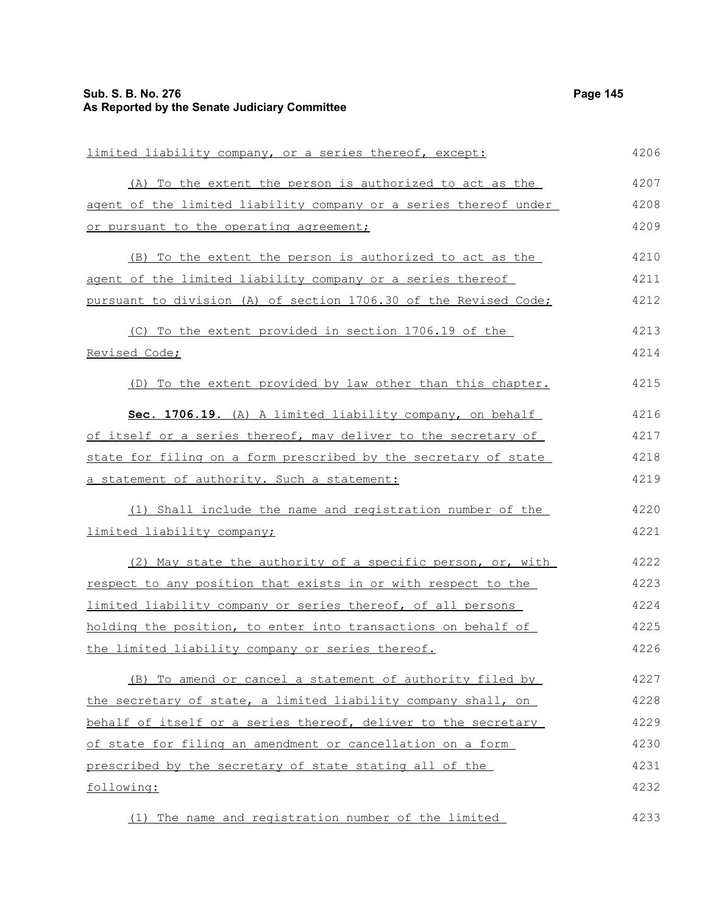limited liability company, or a series thereof, except:

(A) To the extent the person is authorized to act as the agent of the limited liability company or a series thereof under or pursuant to the operating agreement;

(B) To the extent the person is authorized to act as the agent of the limited liability company or a series thereof pursuant to division (A) of section 1706.30 of the Revised Code;

(C) To the extent provided in section 1706.19 of the Revised Code;

(D) To the extent provided by law other than this chapter.

**Sec. 1706.19.** (A) A limited liability company, on behalf of itself or a series thereof, may deliver to the secretary of state for filing on a form prescribed by the secretary of state a statement of authority. Such a statement:

(1) Shall include the name and registration number of the limited liability company;

(2) May state the authority of a specific person, or, with respect to any position that exists in or with respect to the limited liability company or series thereof, of all persons holding the position, to enter into transactions on behalf of the limited liability company or series thereof.

(B) To amend or cancel a statement of authority filed by the secretary of state, a limited liability company shall, on behalf of itself or a series thereof, deliver to the secretary of state for filing an amendment or cancellation on a form prescribed by the secretary of state stating all of the following:

(1) The name and registration number of the limited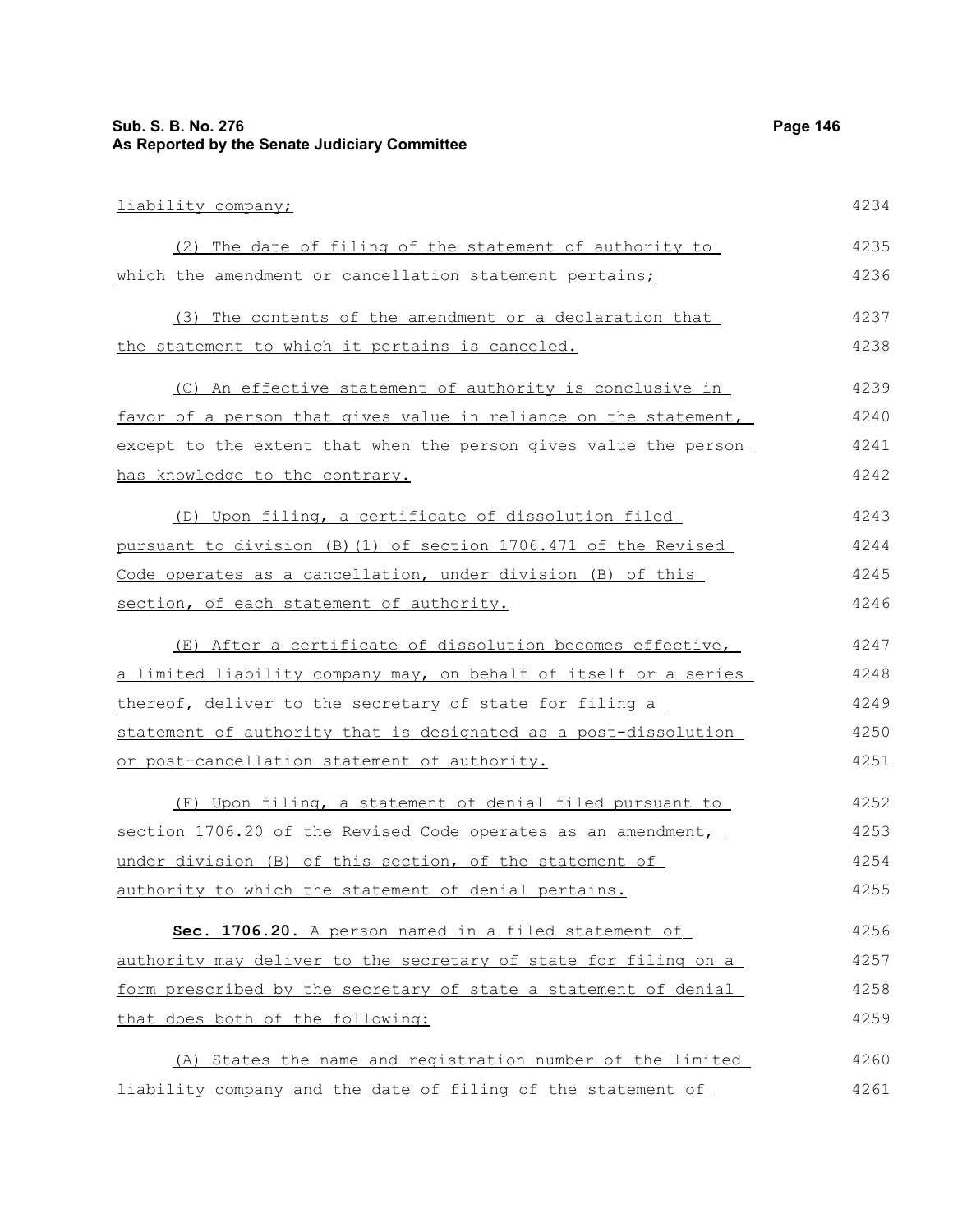liability company;

(2) The date of filing of the statement of authority to which the amendment or cancellation statement pertains;

(3) The contents of the amendment or a declaration that the statement to which it pertains is canceled.

(C) An effective statement of authority is conclusive in favor of a person that gives value in reliance on the statement, except to the extent that when the person gives value the person has knowledge to the contrary.

(D) Upon filing, a certificate of dissolution filed pursuant to division (B)(1) of section 1706.471 of the Revised Code operates as a cancellation, under division (B) of this section, of each statement of authority.

(E) After a certificate of dissolution becomes effective, a limited liability company may, on behalf of itself or a series thereof, deliver to the secretary of state for filing a statement of authority that is designated as a post-dissolution or post-cancellation statement of authority.

(F) Upon filing, a statement of denial filed pursuant to section 1706.20 of the Revised Code operates as an amendment, under division (B) of this section, of the statement of authority to which the statement of denial pertains.

**Sec. 1706.20.** A person named in a filed statement of authority may deliver to the secretary of state for filing on a form prescribed by the secretary of state a statement of denial that does both of the following:

(A) States the name and registration number of the limited liability company and the date of filing of the statement of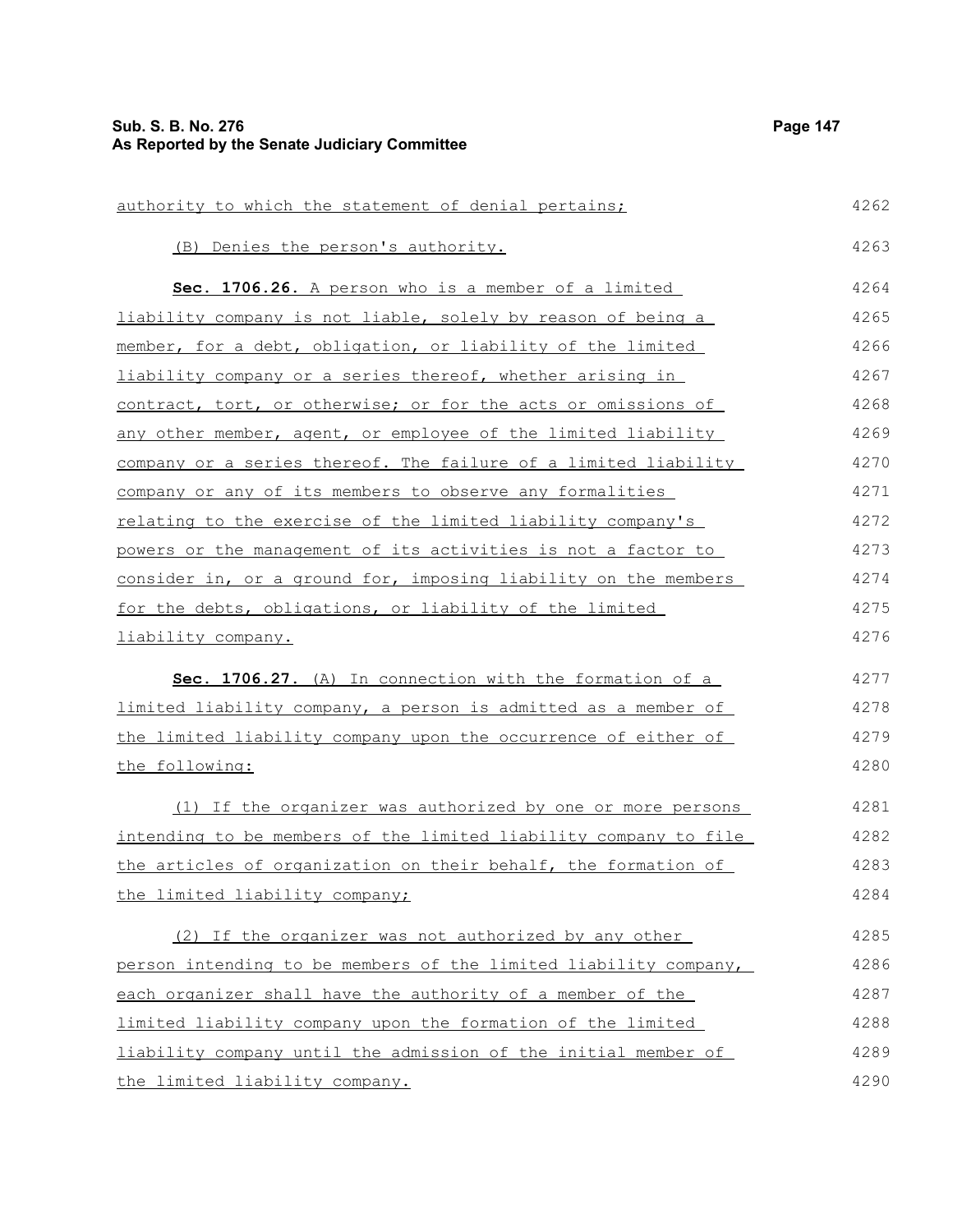authority to which the statement of denial pertains;

(B) Denies the person's authority.

**Sec. 1706.26.** A person who is a member of a limited liability company is not liable, solely by reason of being a member, for a debt, obligation, or liability of the limited liability company or a series thereof, whether arising in contract, tort, or otherwise; or for the acts or omissions of any other member, agent, or employee of the limited liability company or a series thereof. The failure of a limited liability company or any of its members to observe any formalities relating to the exercise of the limited liability company's powers or the management of its activities is not a factor to consider in, or a ground for, imposing liability on the members for the debts, obligations, or liability of the limited liability company.

**Sec. 1706.27.** (A) In connection with the formation of a limited liability company, a person is admitted as a member of the limited liability company upon the occurrence of either of the following:

(1) If the organizer was authorized by one or more persons intending to be members of the limited liability company to file the articles of organization on their behalf, the formation of the limited liability company;

(2) If the organizer was not authorized by any other person intending to be members of the limited liability company, each organizer shall have the authority of a member of the limited liability company upon the formation of the limited liability company until the admission of the initial member of the limited liability company.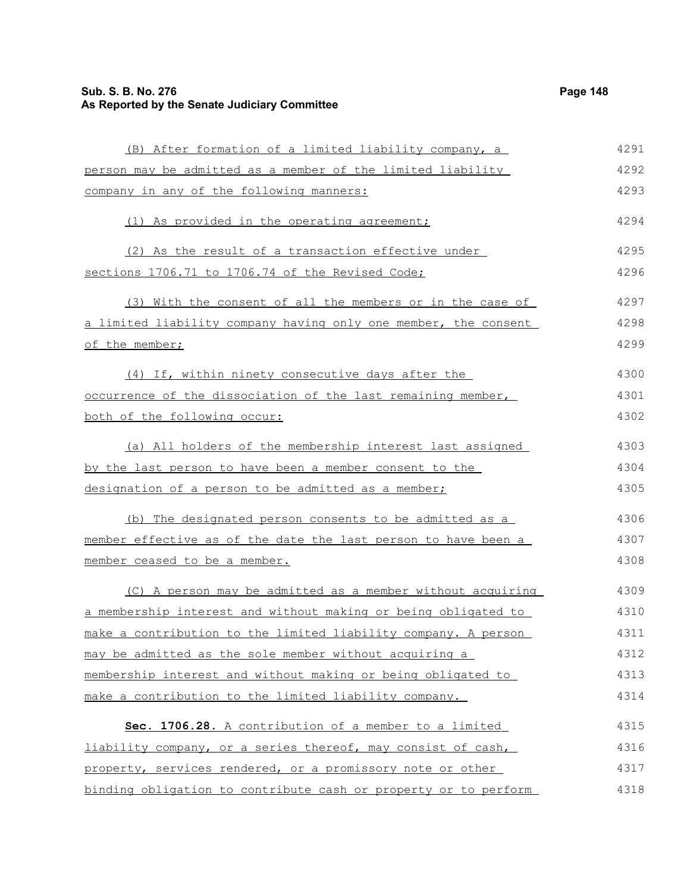(B) After formation of a limited liability company, a person may be admitted as a member of the limited liability company in any of the following manners:

(1) As provided in the operating agreement;

(2) As the result of a transaction effective under sections 1706.71 to 1706.74 of the Revised Code;

(3) With the consent of all the members or in the case of a limited liability company having only one member, the consent of the member;

(4) If, within ninety consecutive days after the occurrence of the dissociation of the last remaining member, both of the following occur:

(a) All holders of the membership interest last assigned by the last person to have been a member consent to the designation of a person to be admitted as a member;

(b) The designated person consents to be admitted as a member effective as of the date the last person to have been a member ceased to be a member.

(C) A person may be admitted as a member without acquiring a membership interest and without making or being obligated to make a contribution to the limited liability company. A person may be admitted as the sole member without acquiring a membership interest and without making or being obligated to make a contribution to the limited liability company.

**Sec. 1706.28.** A contribution of a member to a limited liability company, or a series thereof, may consist of cash, property, services rendered, or a promissory note or other binding obligation to contribute cash or property or to perform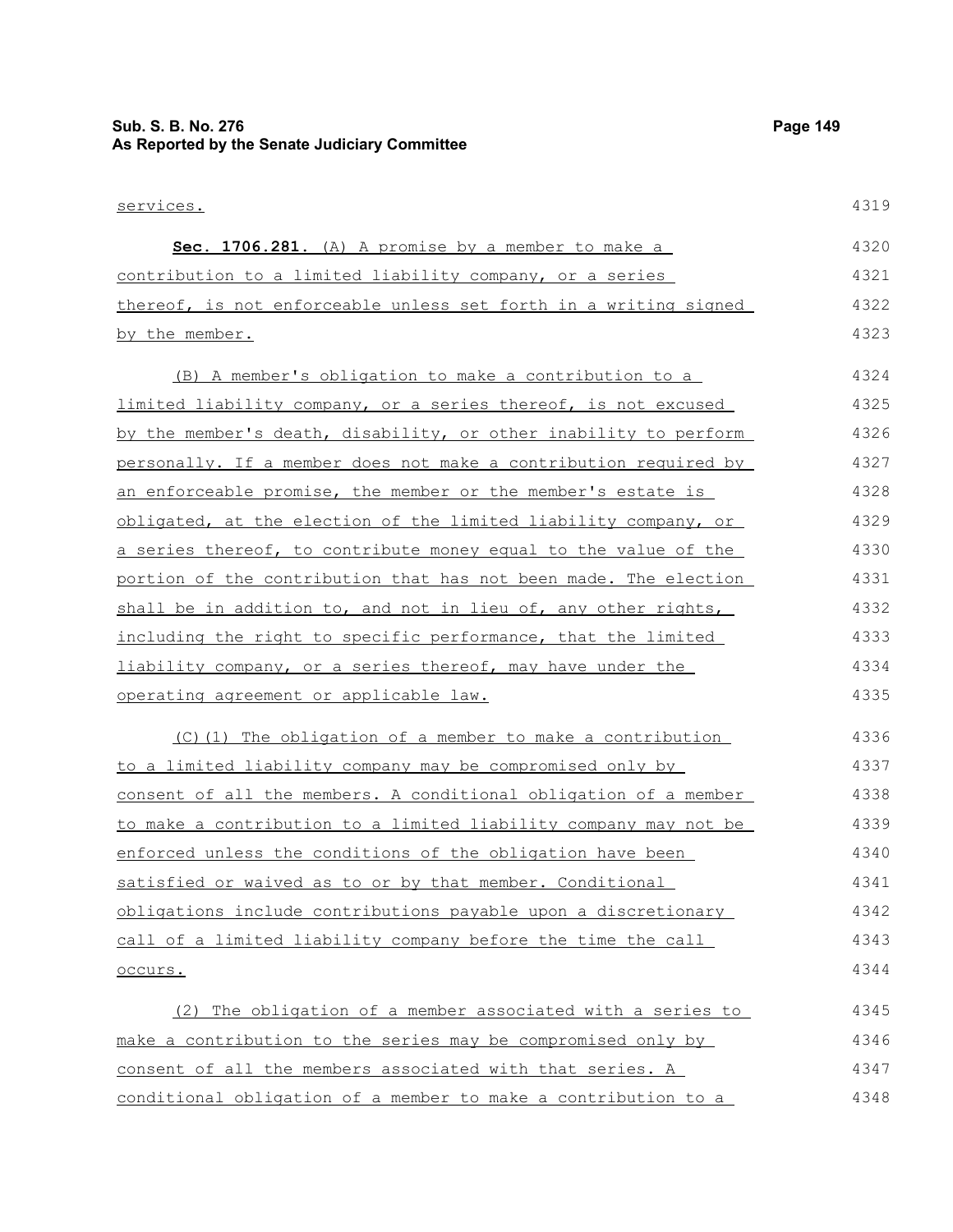services.

**Sec. 1706.281.** (A) A promise by a member to make a contribution to a limited liability company, or a series thereof, is not enforceable unless set forth in a writing signed by the member.

(B) A member's obligation to make a contribution to a limited liability company, or a series thereof, is not excused by the member's death, disability, or other inability to perform personally. If a member does not make a contribution required by an enforceable promise, the member or the member's estate is obligated, at the election of the limited liability company, or a series thereof, to contribute money equal to the value of the portion of the contribution that has not been made. The election shall be in addition to, and not in lieu of, any other rights, including the right to specific performance, that the limited liability company, or a series thereof, may have under the operating agreement or applicable law.

(C)(1) The obligation of a member to make a contribution to a limited liability company may be compromised only by consent of all the members. A conditional obligation of a member to make a contribution to a limited liability company may not be enforced unless the conditions of the obligation have been satisfied or waived as to or by that member. Conditional obligations include contributions payable upon a discretionary call of a limited liability company before the time the call occurs.

(2) The obligation of a member associated with a series to make a contribution to the series may be compromised only by consent of all the members associated with that series. A conditional obligation of a member to make a contribution to a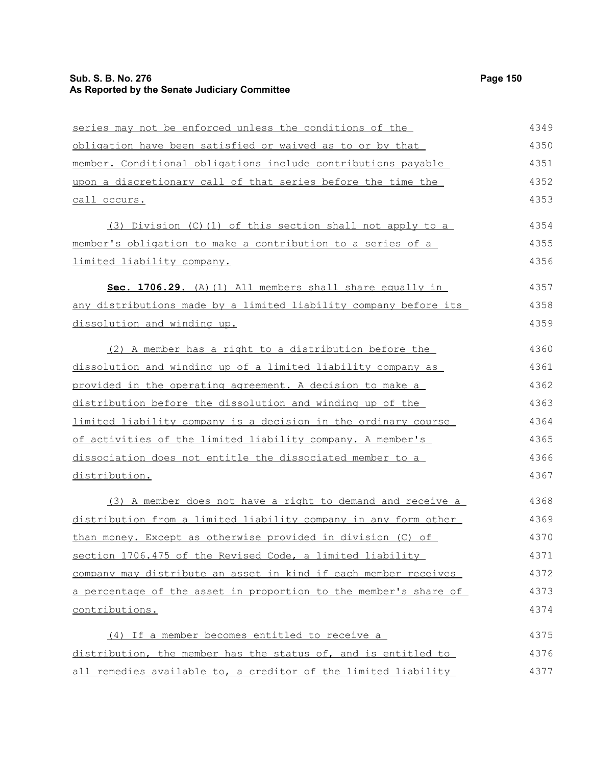series may not be enforced unless the conditions of the obligation have been satisfied or waived as to or by that member. Conditional obligations include contributions payable upon a discretionary call of that series before the time the call occurs.

(3) Division (C)(1) of this section shall not apply to a member's obligation to make a contribution to a series of a limited liability company.

**Sec. 1706.29.** (A)(1) All members shall share equally in any distributions made by a limited liability company before its dissolution and winding up.

(2) A member has a right to a distribution before the dissolution and winding up of a limited liability company as provided in the operating agreement. A decision to make a distribution before the dissolution and winding up of the limited liability company is a decision in the ordinary course of activities of the limited liability company. A member's dissociation does not entitle the dissociated member to a distribution.

(3) A member does not have a right to demand and receive a distribution from a limited liability company in any form other than money. Except as otherwise provided in division (C) of section 1706.475 of the Revised Code, a limited liability company may distribute an asset in kind if each member receives a percentage of the asset in proportion to the member's share of contributions.

(4) If a member becomes entitled to receive a distribution, the member has the status of, and is entitled to all remedies available to, a creditor of the limited liability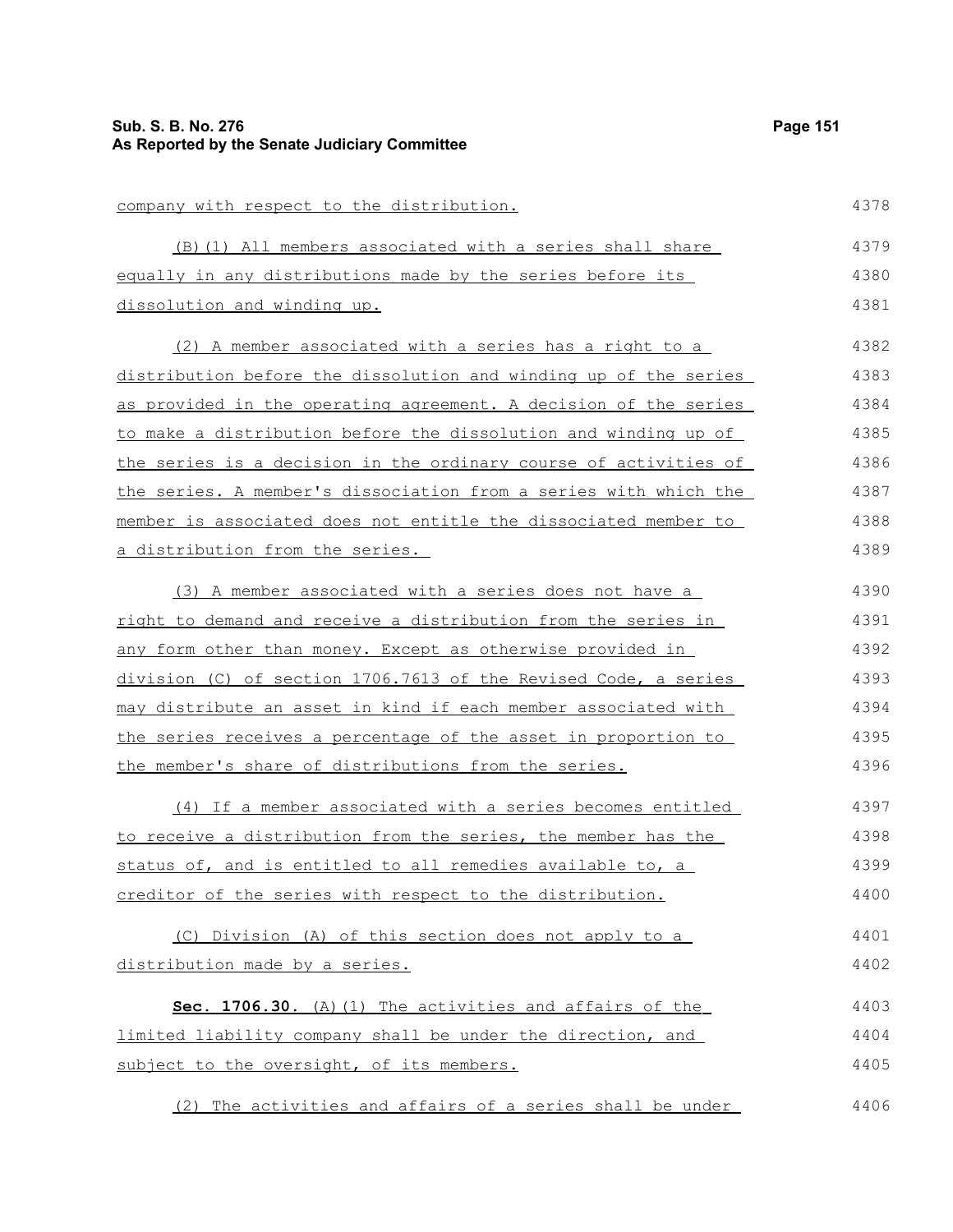company with respect to the distribution.

(B)(1) All members associated with a series shall share equally in any distributions made by the series before its dissolution and winding up.

(2) A member associated with a series has a right to a distribution before the dissolution and winding up of the series as provided in the operating agreement. A decision of the series to make a distribution before the dissolution and winding up of the series is a decision in the ordinary course of activities of the series. A member's dissociation from a series with which the member is associated does not entitle the dissociated member to a distribution from the series.

(3) A member associated with a series does not have a right to demand and receive a distribution from the series in any form other than money. Except as otherwise provided in division (C) of section 1706.7613 of the Revised Code, a series may distribute an asset in kind if each member associated with the series receives a percentage of the asset in proportion to the member's share of distributions from the series.

(4) If a member associated with a series becomes entitled to receive a distribution from the series, the member has the status of, and is entitled to all remedies available to, a creditor of the series with respect to the distribution.

(C) Division (A) of this section does not apply to a distribution made by a series.

**Sec. 1706.30.** (A)(1) The activities and affairs of the limited liability company shall be under the direction, and subject to the oversight, of its members.

(2) The activities and affairs of a series shall be under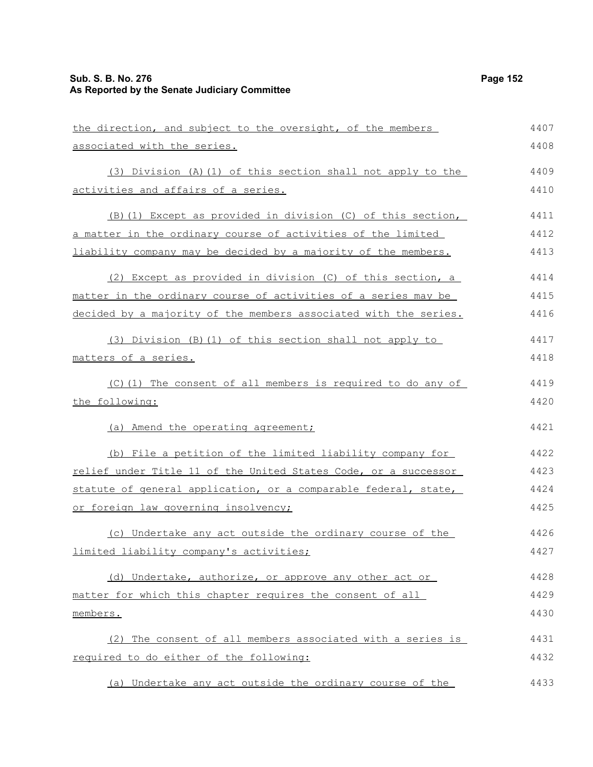the direction, and subject to the oversight, of the members associated with the series.

(3) Division (A)(1) of this section shall not apply to the activities and affairs of a series.

(B)(1) Except as provided in division (C) of this section, a matter in the ordinary course of activities of the limited liability company may be decided by a majority of the members.

(2) Except as provided in division (C) of this section, a matter in the ordinary course of activities of a series may be decided by a majority of the members associated with the series.

(3) Division (B)(1) of this section shall not apply to matters of a series.

(C)(1) The consent of all members is required to do any of the following:

(a) Amend the operating agreement;

(b) File a petition of the limited liability company for relief under Title 11 of the United States Code, or a successor statute of general application, or a comparable federal, state, or foreign law governing insolvency;

(c) Undertake any act outside the ordinary course of the limited liability company's activities;

(d) Undertake, authorize, or approve any other act or matter for which this chapter requires the consent of all members.

(2) The consent of all members associated with a series is required to do either of the following:

(a) Undertake any act outside the ordinary course of the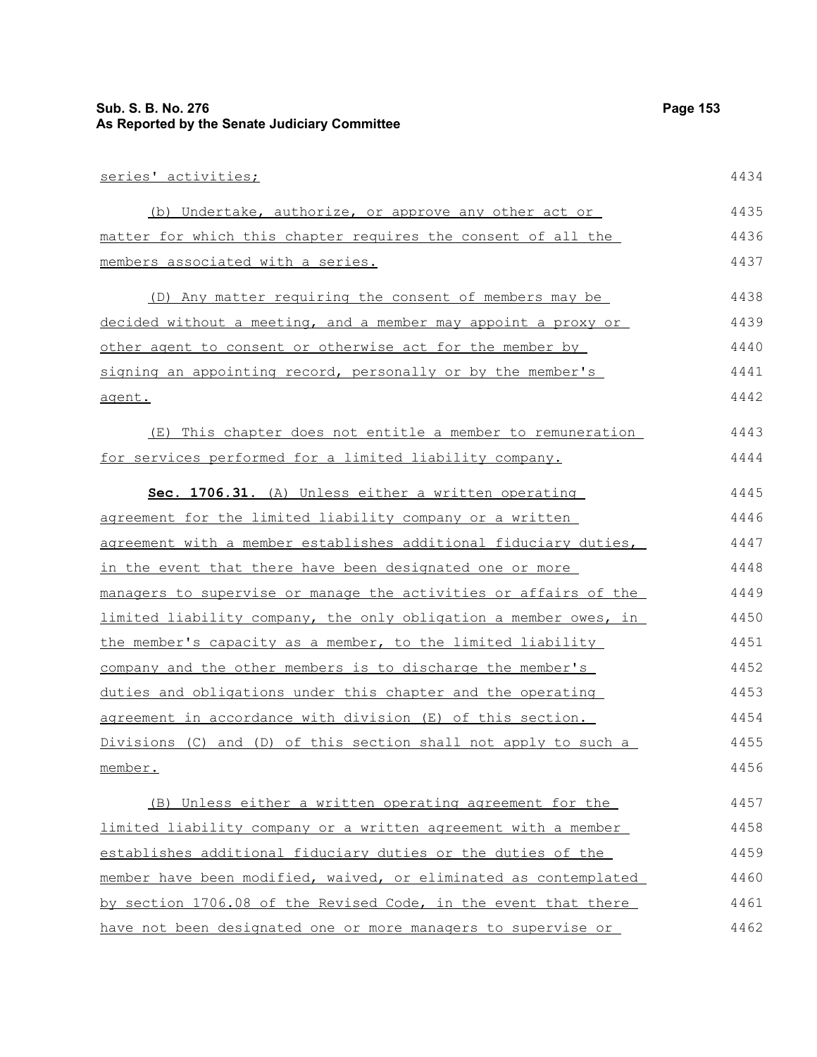series' activities;

(b) Undertake, authorize, or approve any other act or matter for which this chapter requires the consent of all the members associated with a series.

(D) Any matter requiring the consent of members may be decided without a meeting, and a member may appoint a proxy or other agent to consent or otherwise act for the member by signing an appointing record, personally or by the member's agent.

(E) This chapter does not entitle a member to remuneration for services performed for a limited liability company.

**Sec. 1706.31.** (A) Unless either a written operating agreement for the limited liability company or a written agreement with a member establishes additional fiduciary duties, in the event that there have been designated one or more managers to supervise or manage the activities or affairs of the limited liability company, the only obligation a member owes, in the member's capacity as a member, to the limited liability company and the other members is to discharge the member's duties and obligations under this chapter and the operating agreement in accordance with division (E) of this section. Divisions (C) and (D) of this section shall not apply to such a member.

(B) Unless either a written operating agreement for the limited liability company or a written agreement with a member establishes additional fiduciary duties or the duties of the member have been modified, waived, or eliminated as contemplated by section 1706.08 of the Revised Code, in the event that there have not been designated one or more managers to supervise or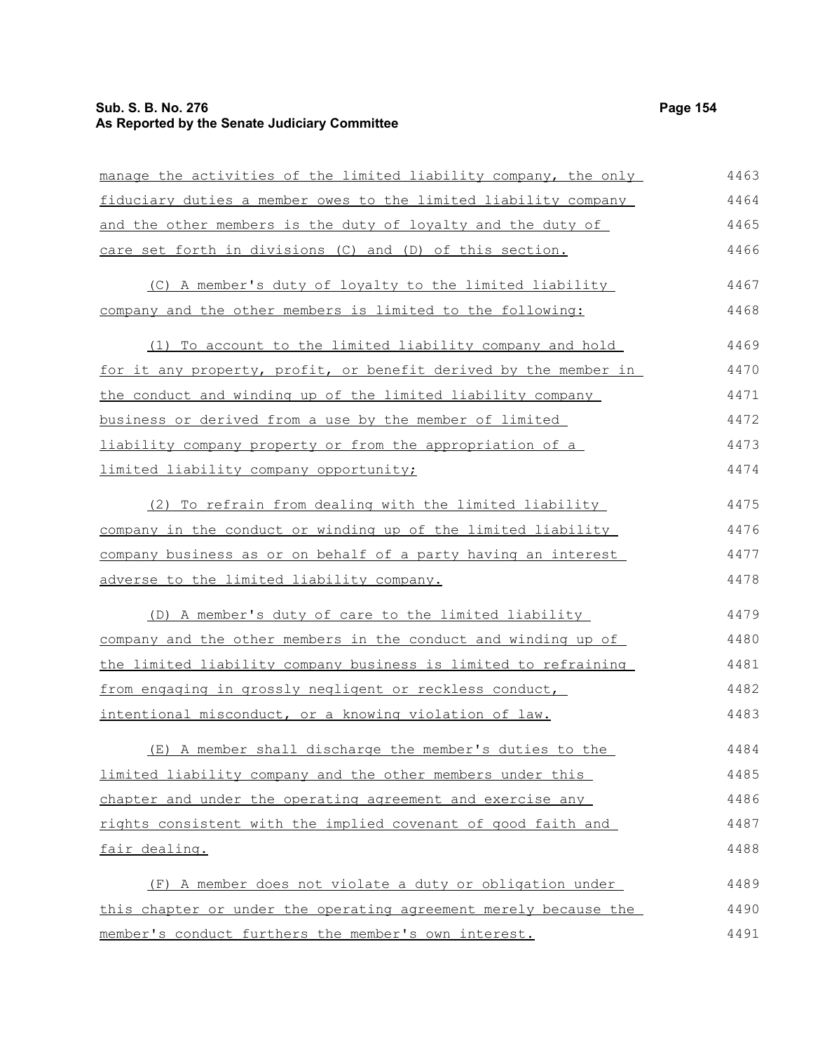manage the activities of the limited liability company, the only fiduciary duties a member owes to the limited liability company and the other members is the duty of loyalty and the duty of care set forth in divisions (C) and (D) of this section.

(C) A member's duty of loyalty to the limited liability company and the other members is limited to the following:

(1) To account to the limited liability company and hold for it any property, profit, or benefit derived by the member in the conduct and winding up of the limited liability company business or derived from a use by the member of limited liability company property or from the appropriation of a limited liability company opportunity;

(2) To refrain from dealing with the limited liability company in the conduct or winding up of the limited liability company business as or on behalf of a party having an interest adverse to the limited liability company.

(D) A member's duty of care to the limited liability company and the other members in the conduct and winding up of the limited liability company business is limited to refraining from engaging in grossly negligent or reckless conduct, intentional misconduct, or a knowing violation of law.

(E) A member shall discharge the member's duties to the limited liability company and the other members under this chapter and under the operating agreement and exercise any rights consistent with the implied covenant of good faith and fair dealing.

(F) A member does not violate a duty or obligation under this chapter or under the operating agreement merely because the member's conduct furthers the member's own interest.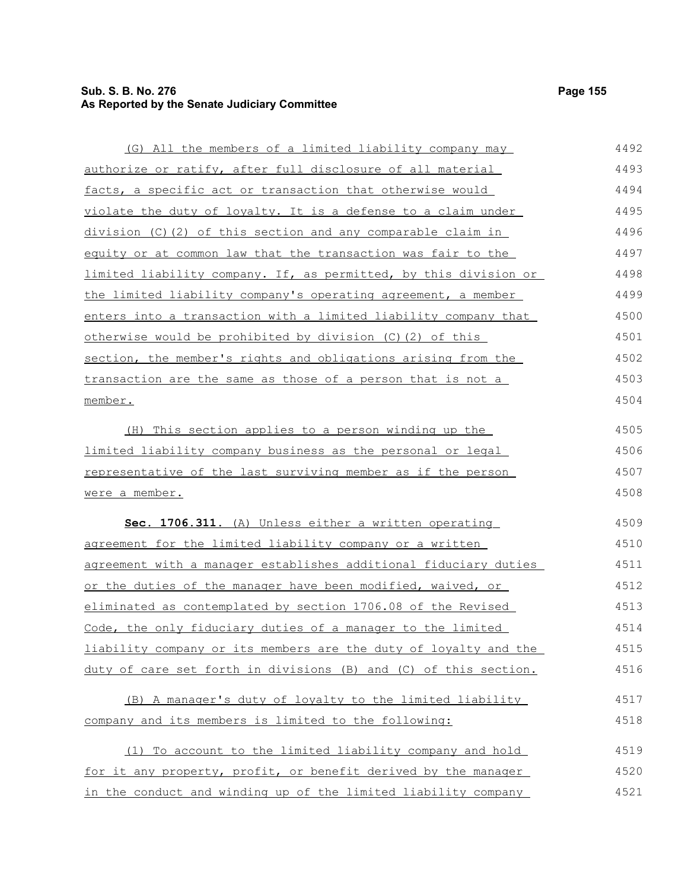(G) All the members of a limited liability company may authorize or ratify, after full disclosure of all material facts, a specific act or transaction that otherwise would violate the duty of loyalty. It is a defense to a claim under division (C)(2) of this section and any comparable claim in equity or at common law that the transaction was fair to the limited liability company. If, as permitted, by this division or the limited liability company's operating agreement, a member enters into a transaction with a limited liability company that otherwise would be prohibited by division (C)(2) of this section, the member's rights and obligations arising from the transaction are the same as those of a person that is not a member.

(H) This section applies to a person winding up the limited liability company business as the personal or legal representative of the last surviving member as if the person were a member.

**Sec. 1706.311.** (A) Unless either a written operating agreement for the limited liability company or a written agreement with a manager establishes additional fiduciary duties or the duties of the manager have been modified, waived, or eliminated as contemplated by section 1706.08 of the Revised Code, the only fiduciary duties of a manager to the limited liability company or its members are the duty of loyalty and the duty of care set forth in divisions (B) and (C) of this section.

(B) A manager's duty of loyalty to the limited liability company and its members is limited to the following:

(1) To account to the limited liability company and hold for it any property, profit, or benefit derived by the manager in the conduct and winding up of the limited liability company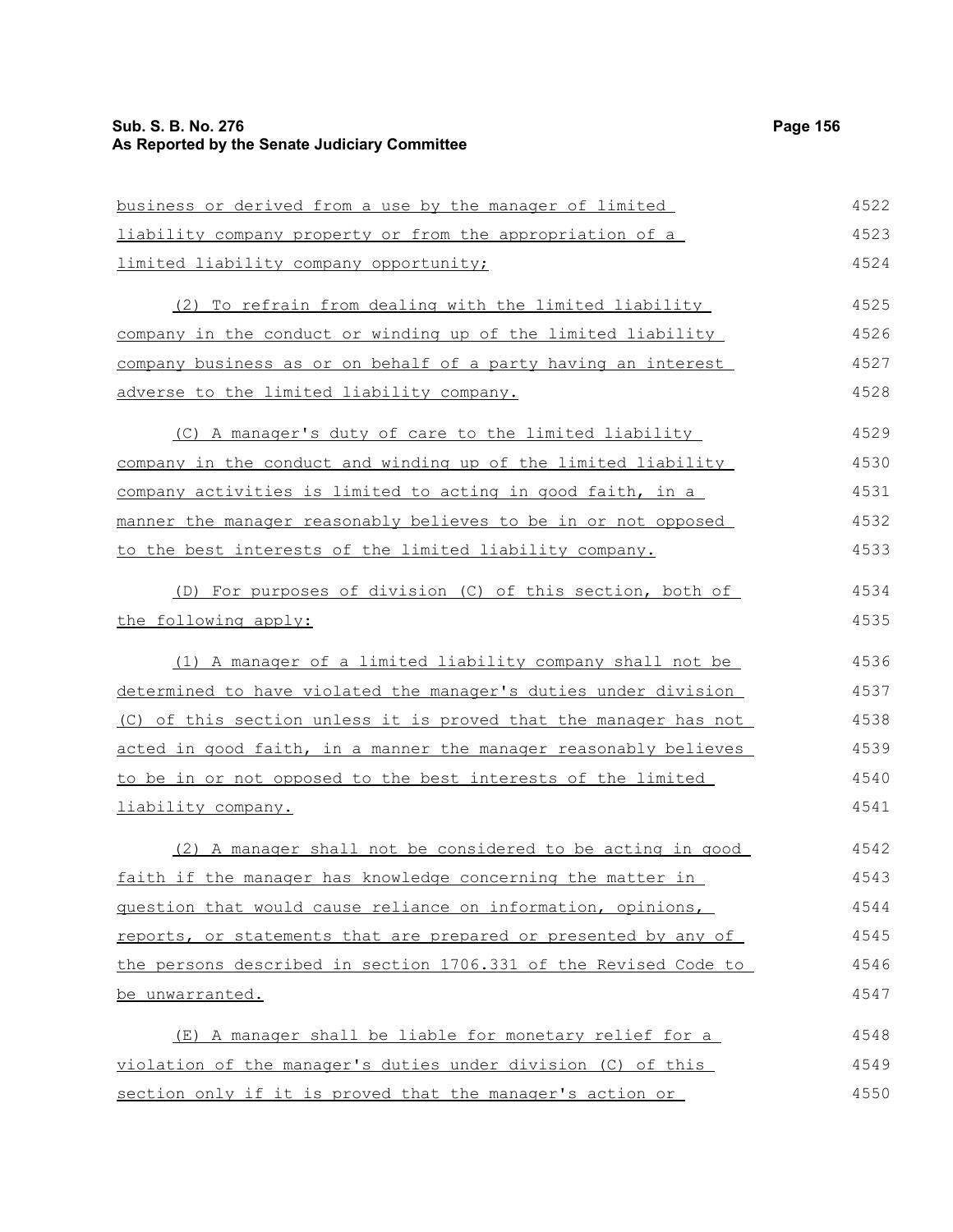business or derived from a use by the manager of limited liability company property or from the appropriation of a limited liability company opportunity;

(2) To refrain from dealing with the limited liability company in the conduct or winding up of the limited liability company business as or on behalf of a party having an interest adverse to the limited liability company.

(C) A manager's duty of care to the limited liability company in the conduct and winding up of the limited liability company activities is limited to acting in good faith, in a manner the manager reasonably believes to be in or not opposed to the best interests of the limited liability company.

(D) For purposes of division (C) of this section, both of the following apply:

(1) A manager of a limited liability company shall not be determined to have violated the manager's duties under division (C) of this section unless it is proved that the manager has not acted in good faith, in a manner the manager reasonably believes to be in or not opposed to the best interests of the limited liability company.

(2) A manager shall not be considered to be acting in good faith if the manager has knowledge concerning the matter in question that would cause reliance on information, opinions, reports, or statements that are prepared or presented by any of the persons described in section 1706.331 of the Revised Code to be unwarranted.

(E) A manager shall be liable for monetary relief for a violation of the manager's duties under division (C) of this section only if it is proved that the manager's action or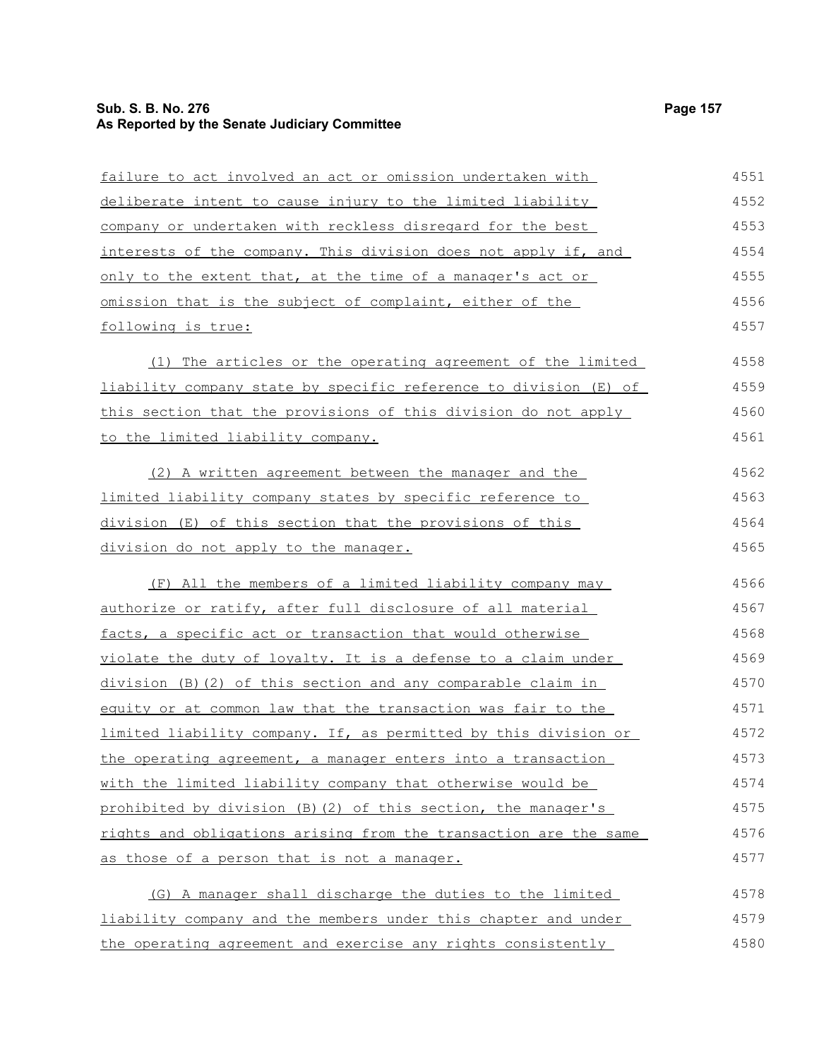failure to act involved an act or omission undertaken with deliberate intent to cause injury to the limited liability company or undertaken with reckless disregard for the best interests of the company. This division does not apply if, and only to the extent that, at the time of a manager's act or omission that is the subject of complaint, either of the following is true:

(1) The articles or the operating agreement of the limited liability company state by specific reference to division (E) of this section that the provisions of this division do not apply to the limited liability company.

(2) A written agreement between the manager and the limited liability company states by specific reference to division (E) of this section that the provisions of this division do not apply to the manager.

(F) All the members of a limited liability company may authorize or ratify, after full disclosure of all material facts, a specific act or transaction that would otherwise violate the duty of loyalty. It is a defense to a claim under division (B)(2) of this section and any comparable claim in equity or at common law that the transaction was fair to the limited liability company. If, as permitted by this division or the operating agreement, a manager enters into a transaction with the limited liability company that otherwise would be prohibited by division (B)(2) of this section, the manager's rights and obligations arising from the transaction are the same as those of a person that is not a manager.

(G) A manager shall discharge the duties to the limited liability company and the members under this chapter and under the operating agreement and exercise any rights consistently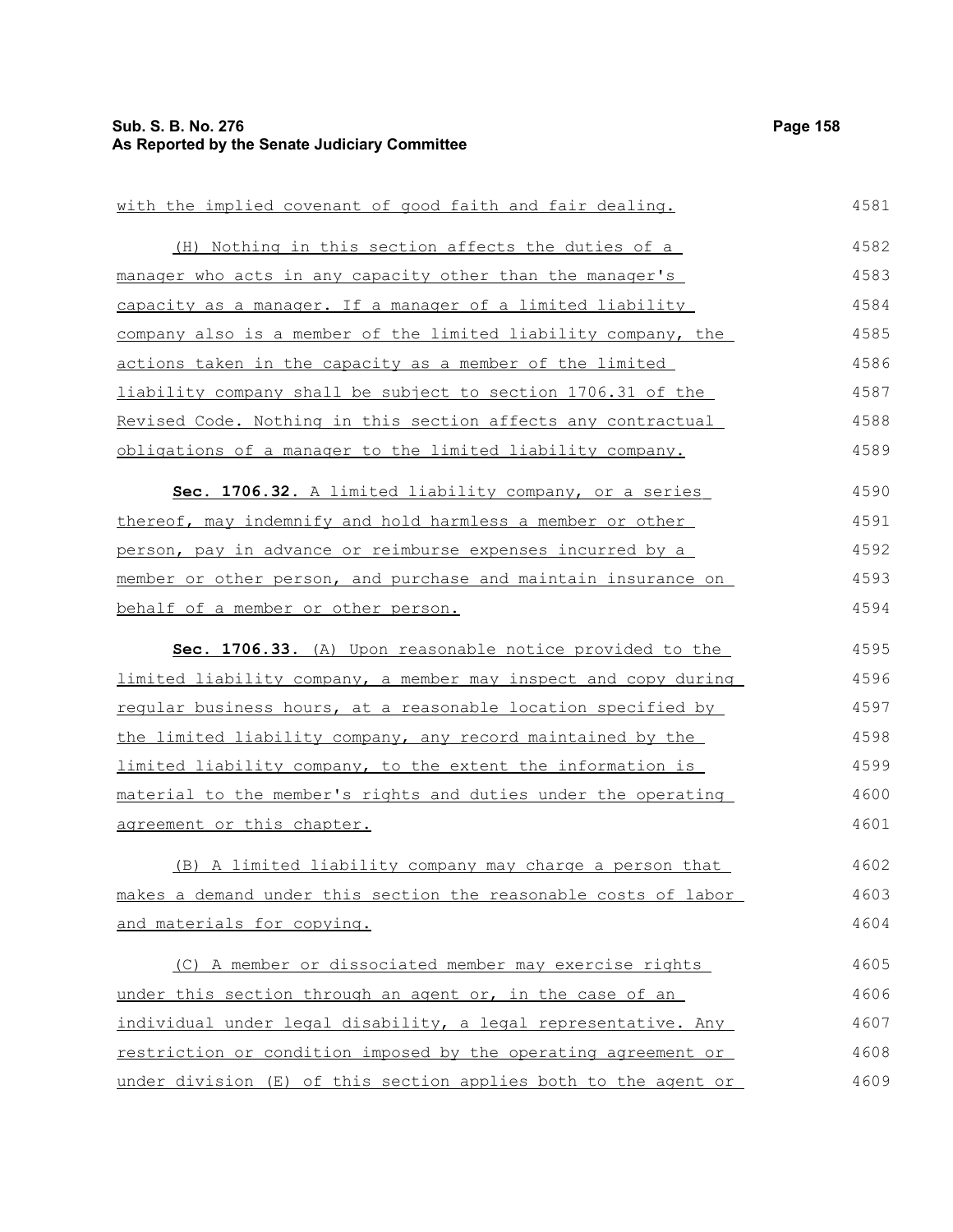with the implied covenant of good faith and fair dealing.

(H) Nothing in this section affects the duties of a manager who acts in any capacity other than the manager's capacity as a manager. If a manager of a limited liability company also is a member of the limited liability company, the actions taken in the capacity as a member of the limited liability company shall be subject to section 1706.31 of the Revised Code. Nothing in this section affects any contractual obligations of a manager to the limited liability company.

**Sec. 1706.32.** A limited liability company, or a series thereof, may indemnify and hold harmless a member or other person, pay in advance or reimburse expenses incurred by a member or other person, and purchase and maintain insurance on behalf of a member or other person.

**Sec. 1706.33.** (A) Upon reasonable notice provided to the limited liability company, a member may inspect and copy during regular business hours, at a reasonable location specified by the limited liability company, any record maintained by the limited liability company, to the extent the information is material to the member's rights and duties under the operating agreement or this chapter.

(B) A limited liability company may charge a person that makes a demand under this section the reasonable costs of labor and materials for copying.

(C) A member or dissociated member may exercise rights under this section through an agent or, in the case of an individual under legal disability, a legal representative. Any restriction or condition imposed by the operating agreement or under division (E) of this section applies both to the agent or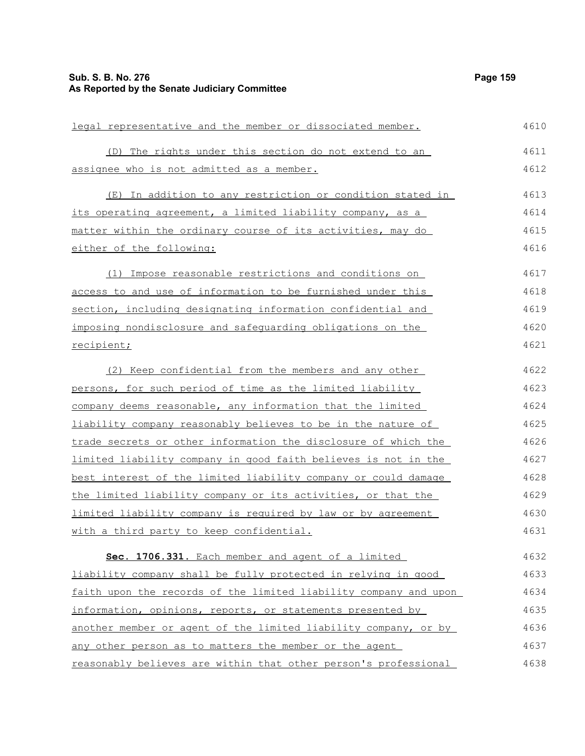legal representative and the member or dissociated member.

(D) The rights under this section do not extend to an assignee who is not admitted as a member.

(E) In addition to any restriction or condition stated in its operating agreement, a limited liability company, as a matter within the ordinary course of its activities, may do either of the following:

(1) Impose reasonable restrictions and conditions on access to and use of information to be furnished under this section, including designating information confidential and imposing nondisclosure and safeguarding obligations on the recipient;

(2) Keep confidential from the members and any other persons, for such period of time as the limited liability company deems reasonable, any information that the limited liability company reasonably believes to be in the nature of trade secrets or other information the disclosure of which the limited liability company in good faith believes is not in the best interest of the limited liability company or could damage the limited liability company or its activities, or that the limited liability company is required by law or by agreement with a third party to keep confidential.

**Sec. 1706.331.** Each member and agent of a limited liability company shall be fully protected in relying in good faith upon the records of the limited liability company and upon information, opinions, reports, or statements presented by another member or agent of the limited liability company, or by any other person as to matters the member or the agent reasonably believes are within that other person's professional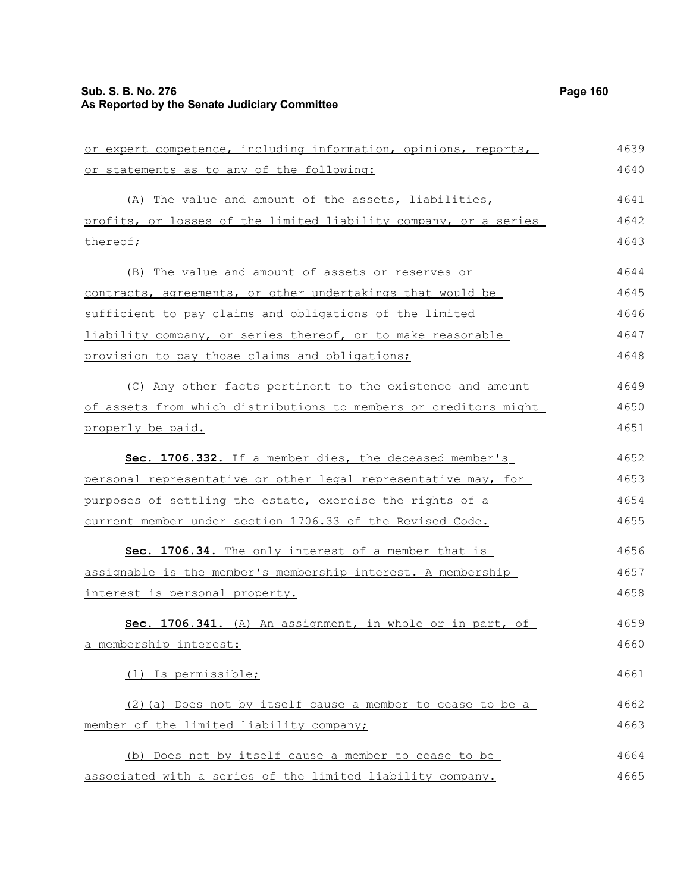or expert competence, including information, opinions, reports, or statements as to any of the following:

(A) The value and amount of the assets, liabilities, profits, or losses of the limited liability company, or a series thereof;

(B) The value and amount of assets or reserves or contracts, agreements, or other undertakings that would be sufficient to pay claims and obligations of the limited liability company, or series thereof, or to make reasonable provision to pay those claims and obligations;

(C) Any other facts pertinent to the existence and amount of assets from which distributions to members or creditors might properly be paid.

**Sec. 1706.332.** If a member dies, the deceased member's personal representative or other legal representative may, for purposes of settling the estate, exercise the rights of a current member under section 1706.33 of the Revised Code.

**Sec. 1706.34.** The only interest of a member that is assignable is the member's membership interest. A membership interest is personal property.

**Sec. 1706.341.** (A) An assignment, in whole or in part, of a membership interest:

(1) Is permissible;

(2)(a) Does not by itself cause a member to cease to be a member of the limited liability company;

(b) Does not by itself cause a member to cease to be associated with a series of the limited liability company.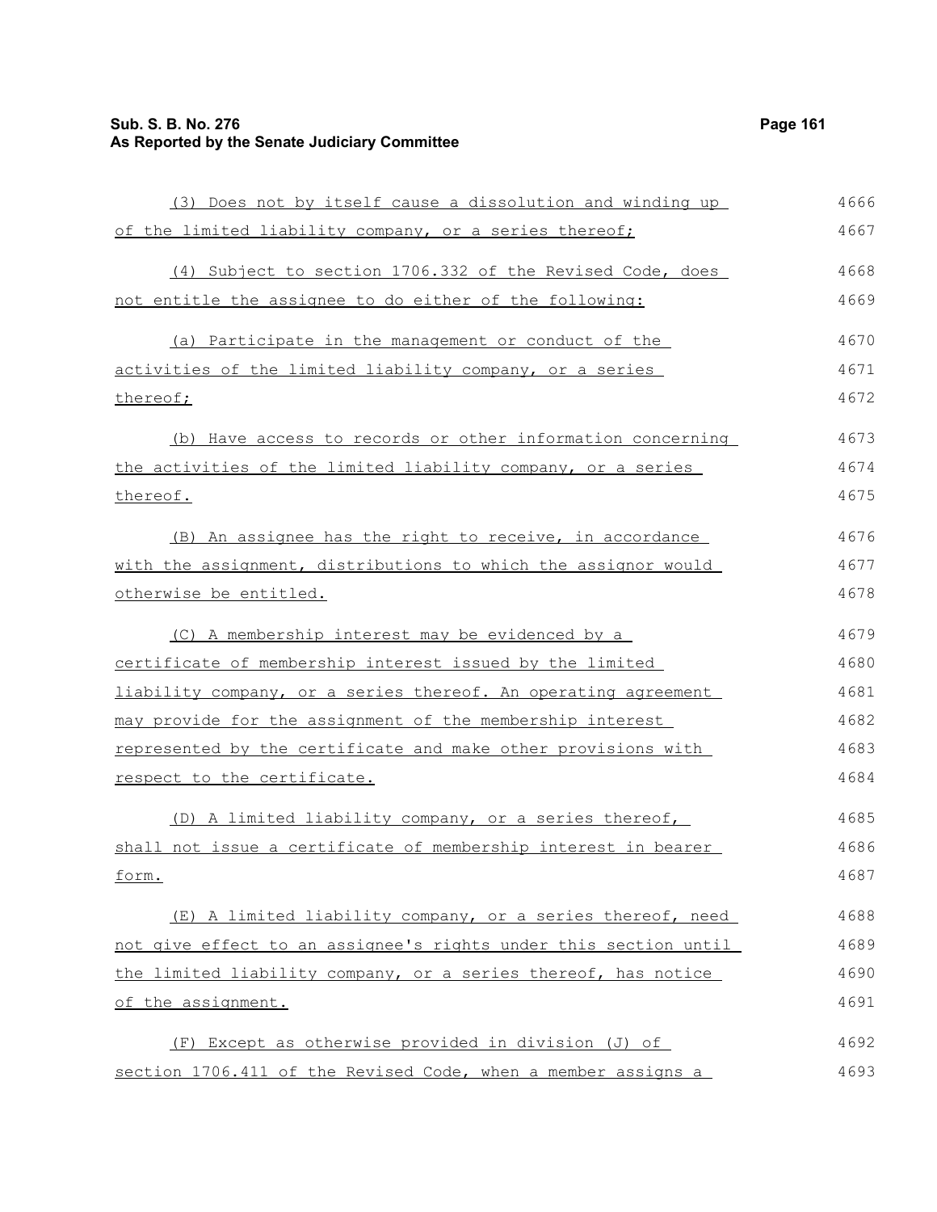(3) Does not by itself cause a dissolution and winding up of the limited liability company, or a series thereof;

(4) Subject to section 1706.332 of the Revised Code, does not entitle the assignee to do either of the following:

(a) Participate in the management or conduct of the activities of the limited liability company, or a series thereof;

(b) Have access to records or other information concerning the activities of the limited liability company, or a series thereof.

(B) An assignee has the right to receive, in accordance with the assignment, distributions to which the assignor would otherwise be entitled.

(C) A membership interest may be evidenced by a certificate of membership interest issued by the limited liability company, or a series thereof. An operating agreement may provide for the assignment of the membership interest represented by the certificate and make other provisions with respect to the certificate.

(D) A limited liability company, or a series thereof, shall not issue a certificate of membership interest in bearer form.

(E) A limited liability company, or a series thereof, need not give effect to an assignee's rights under this section until the limited liability company, or a series thereof, has notice of the assignment.

(F) Except as otherwise provided in division (J) of section 1706.411 of the Revised Code, when a member assigns a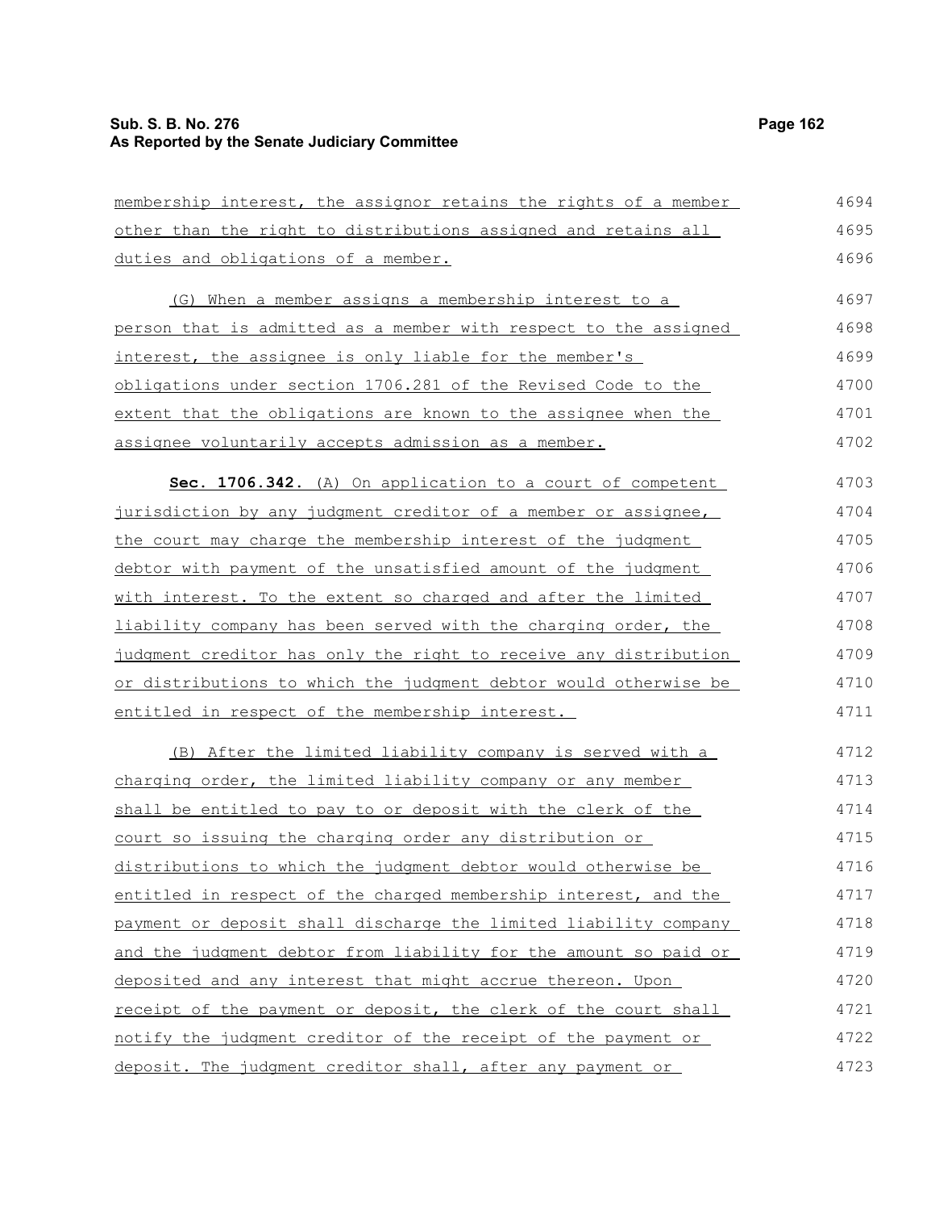membership interest, the assignor retains the rights of a member other than the right to distributions assigned and retains all duties and obligations of a member.

(G) When a member assigns a membership interest to a person that is admitted as a member with respect to the assigned interest, the assignee is only liable for the member's obligations under section 1706.281 of the Revised Code to the extent that the obligations are known to the assignee when the assignee voluntarily accepts admission as a member.

**Sec. 1706.342.** (A) On application to a court of competent jurisdiction by any judgment creditor of a member or assignee, the court may charge the membership interest of the judgment debtor with payment of the unsatisfied amount of the judgment with interest. To the extent so charged and after the limited liability company has been served with the charging order, the judgment creditor has only the right to receive any distribution or distributions to which the judgment debtor would otherwise be entitled in respect of the membership interest.

(B) After the limited liability company is served with a charging order, the limited liability company or any member shall be entitled to pay to or deposit with the clerk of the court so issuing the charging order any distribution or distributions to which the judgment debtor would otherwise be entitled in respect of the charged membership interest, and the payment or deposit shall discharge the limited liability company and the judgment debtor from liability for the amount so paid or deposited and any interest that might accrue thereon. Upon receipt of the payment or deposit, the clerk of the court shall notify the judgment creditor of the receipt of the payment or deposit. The judgment creditor shall, after any payment or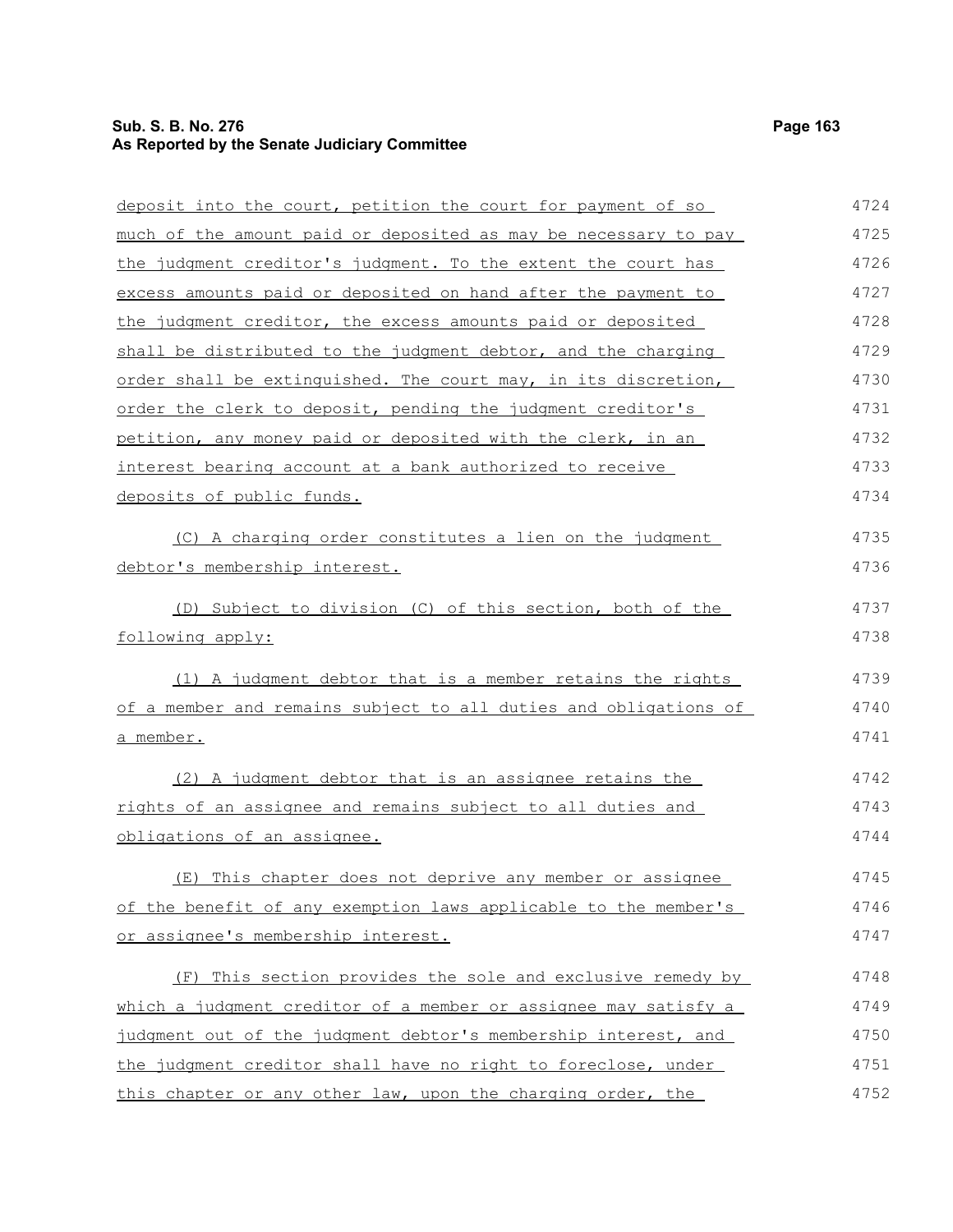deposit into the court, petition the court for payment of so much of the amount paid or deposited as may be necessary to pay the judgment creditor's judgment. To the extent the court has excess amounts paid or deposited on hand after the payment to the judgment creditor, the excess amounts paid or deposited shall be distributed to the judgment debtor, and the charging order shall be extinguished. The court may, in its discretion, order the clerk to deposit, pending the judgment creditor's petition, any money paid or deposited with the clerk, in an interest bearing account at a bank authorized to receive deposits of public funds.

(C) A charging order constitutes a lien on the judgment debtor's membership interest.

(D) Subject to division (C) of this section, both of the following apply:

(1) A judgment debtor that is a member retains the rights of a member and remains subject to all duties and obligations of a member.

(2) A judgment debtor that is an assignee retains the rights of an assignee and remains subject to all duties and obligations of an assignee.

(E) This chapter does not deprive any member or assignee of the benefit of any exemption laws applicable to the member's or assignee's membership interest.

(F) This section provides the sole and exclusive remedy by which a judgment creditor of a member or assignee may satisfy a judgment out of the judgment debtor's membership interest, and the judgment creditor shall have no right to foreclose, under this chapter or any other law, upon the charging order, the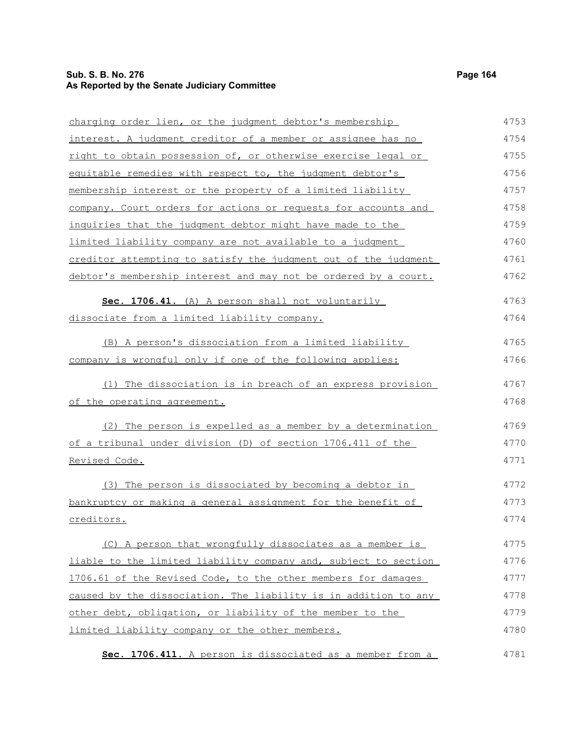charging order lien, or the judgment debtor's membership interest. A judgment creditor of a member or assignee has no right to obtain possession of, or otherwise exercise legal or equitable remedies with respect to, the judgment debtor's membership interest or the property of a limited liability company. Court orders for actions or requests for accounts and inquiries that the judgment debtor might have made to the limited liability company are not available to a judgment creditor attempting to satisfy the judgment out of the judgment debtor's membership interest and may not be ordered by a court.

**Sec. 1706.41.** (A) A person shall not voluntarily dissociate from a limited liability company.

(B) A person's dissociation from a limited liability company is wrongful only if one of the following applies:

(1) The dissociation is in breach of an express provision of the operating agreement.

(2) The person is expelled as a member by a determination of a tribunal under division (D) of section 1706.411 of the Revised Code.

(3) The person is dissociated by becoming a debtor in bankruptcy or making a general assignment for the benefit of creditors.

(C) A person that wrongfully dissociates as a member is liable to the limited liability company and, subject to section 1706.61 of the Revised Code, to the other members for damages caused by the dissociation. The liability is in addition to any other debt, obligation, or liability of the member to the limited liability company or the other members.

**Sec. 1706.411.** A person is dissociated as a member from a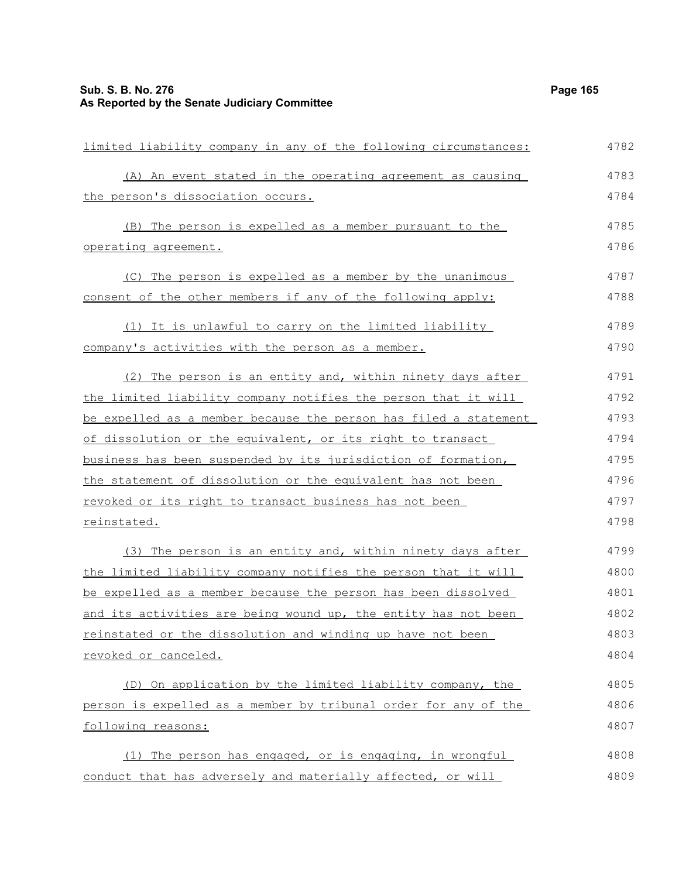limited liability company in any of the following circumstances:

(A) An event stated in the operating agreement as causing the person's dissociation occurs.

(B) The person is expelled as a member pursuant to the operating agreement.

(C) The person is expelled as a member by the unanimous consent of the other members if any of the following apply:

(1) It is unlawful to carry on the limited liability company's activities with the person as a member.

(2) The person is an entity and, within ninety days after the limited liability company notifies the person that it will be expelled as a member because the person has filed a statement of dissolution or the equivalent, or its right to transact business has been suspended by its jurisdiction of formation, the statement of dissolution or the equivalent has not been revoked or its right to transact business has not been reinstated.

(3) The person is an entity and, within ninety days after the limited liability company notifies the person that it will be expelled as a member because the person has been dissolved and its activities are being wound up, the entity has not been reinstated or the dissolution and winding up have not been revoked or canceled.

(D) On application by the limited liability company, the person is expelled as a member by tribunal order for any of the following reasons:

(1) The person has engaged, or is engaging, in wrongful conduct that has adversely and materially affected, or will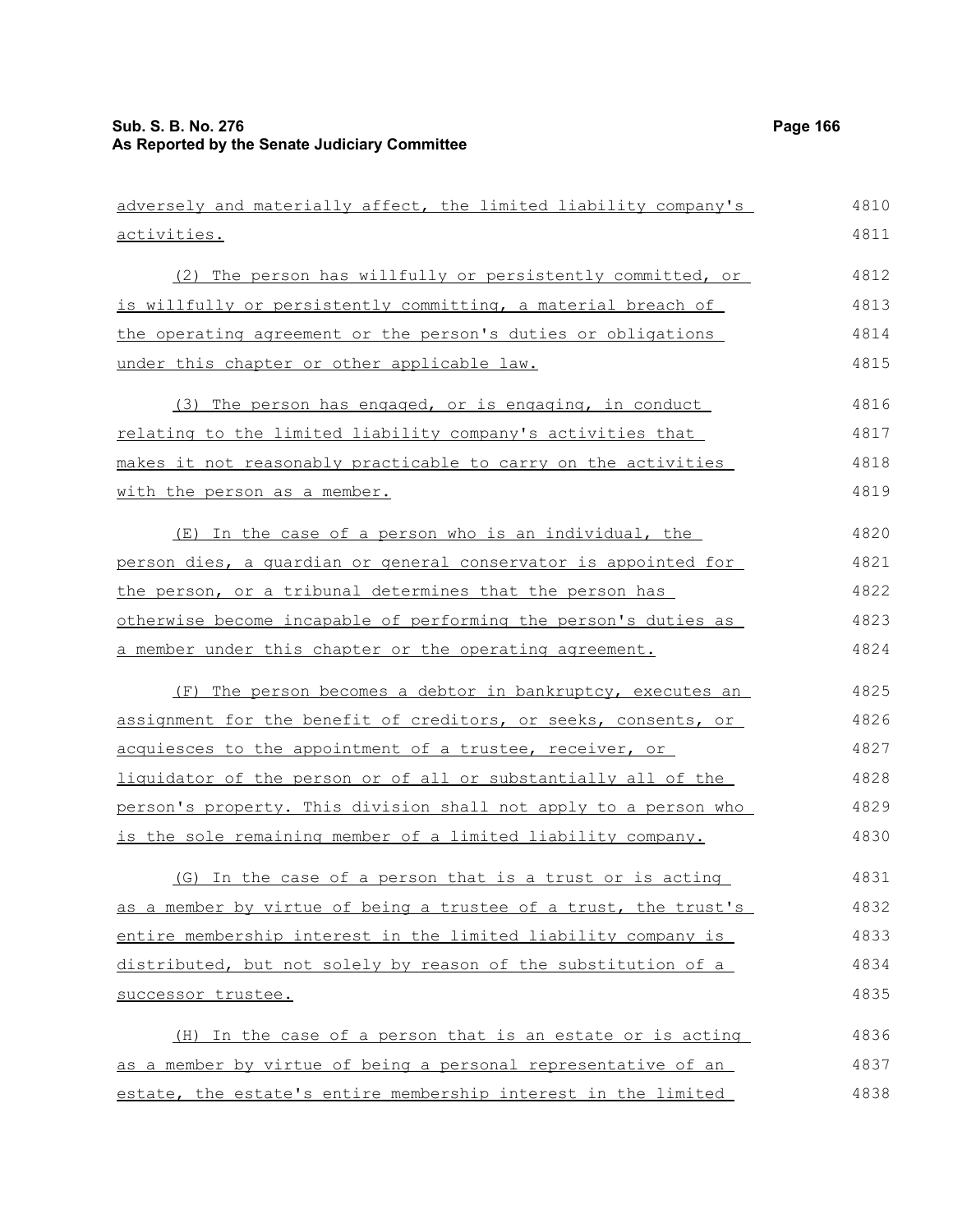adversely and materially affect, the limited liability company's activities.

(2) The person has willfully or persistently committed, or is willfully or persistently committing, a material breach of the operating agreement or the person's duties or obligations under this chapter or other applicable law.

(3) The person has engaged, or is engaging, in conduct relating to the limited liability company's activities that makes it not reasonably practicable to carry on the activities with the person as a member.

(E) In the case of a person who is an individual, the person dies, a guardian or general conservator is appointed for the person, or a tribunal determines that the person has otherwise become incapable of performing the person's duties as a member under this chapter or the operating agreement.

(F) The person becomes a debtor in bankruptcy, executes an assignment for the benefit of creditors, or seeks, consents, or acquiesces to the appointment of a trustee, receiver, or liquidator of the person or of all or substantially all of the person's property. This division shall not apply to a person who is the sole remaining member of a limited liability company.

(G) In the case of a person that is a trust or is acting as a member by virtue of being a trustee of a trust, the trust's entire membership interest in the limited liability company is distributed, but not solely by reason of the substitution of a successor trustee.

(H) In the case of a person that is an estate or is acting as a member by virtue of being a personal representative of an estate, the estate's entire membership interest in the limited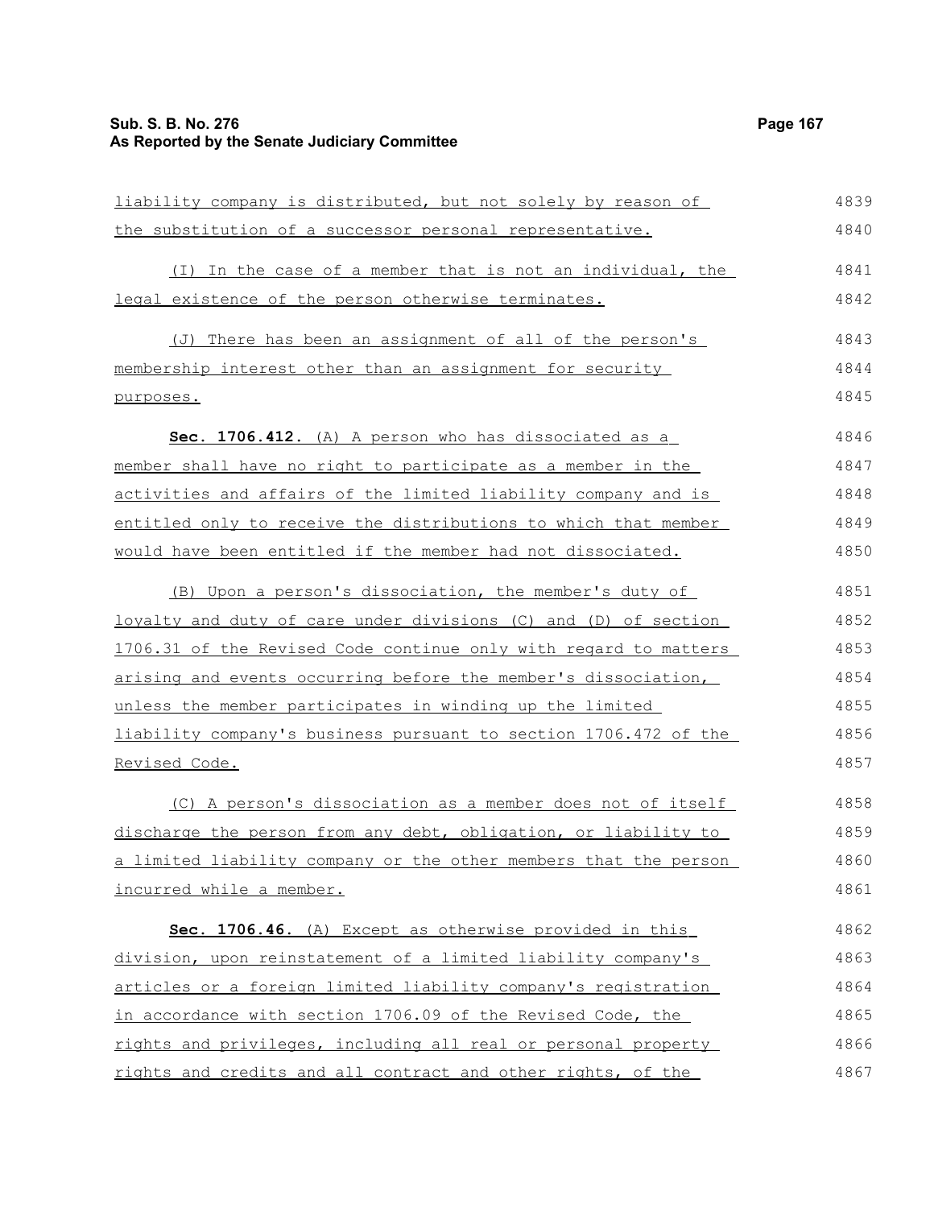liability company is distributed, but not solely by reason of the substitution of a successor personal representative.

(I) In the case of a member that is not an individual, the legal existence of the person otherwise terminates.

(J) There has been an assignment of all of the person's membership interest other than an assignment for security purposes.

**Sec. 1706.412.** (A) A person who has dissociated as a member shall have no right to participate as a member in the activities and affairs of the limited liability company and is entitled only to receive the distributions to which that member would have been entitled if the member had not dissociated.

(B) Upon a person's dissociation, the member's duty of loyalty and duty of care under divisions (C) and (D) of section 1706.31 of the Revised Code continue only with regard to matters arising and events occurring before the member's dissociation, unless the member participates in winding up the limited liability company's business pursuant to section 1706.472 of the Revised Code.

(C) A person's dissociation as a member does not of itself discharge the person from any debt, obligation, or liability to a limited liability company or the other members that the person incurred while a member.

**Sec. 1706.46.** (A) Except as otherwise provided in this division, upon reinstatement of a limited liability company's articles or a foreign limited liability company's registration in accordance with section 1706.09 of the Revised Code, the rights and privileges, including all real or personal property rights and credits and all contract and other rights, of the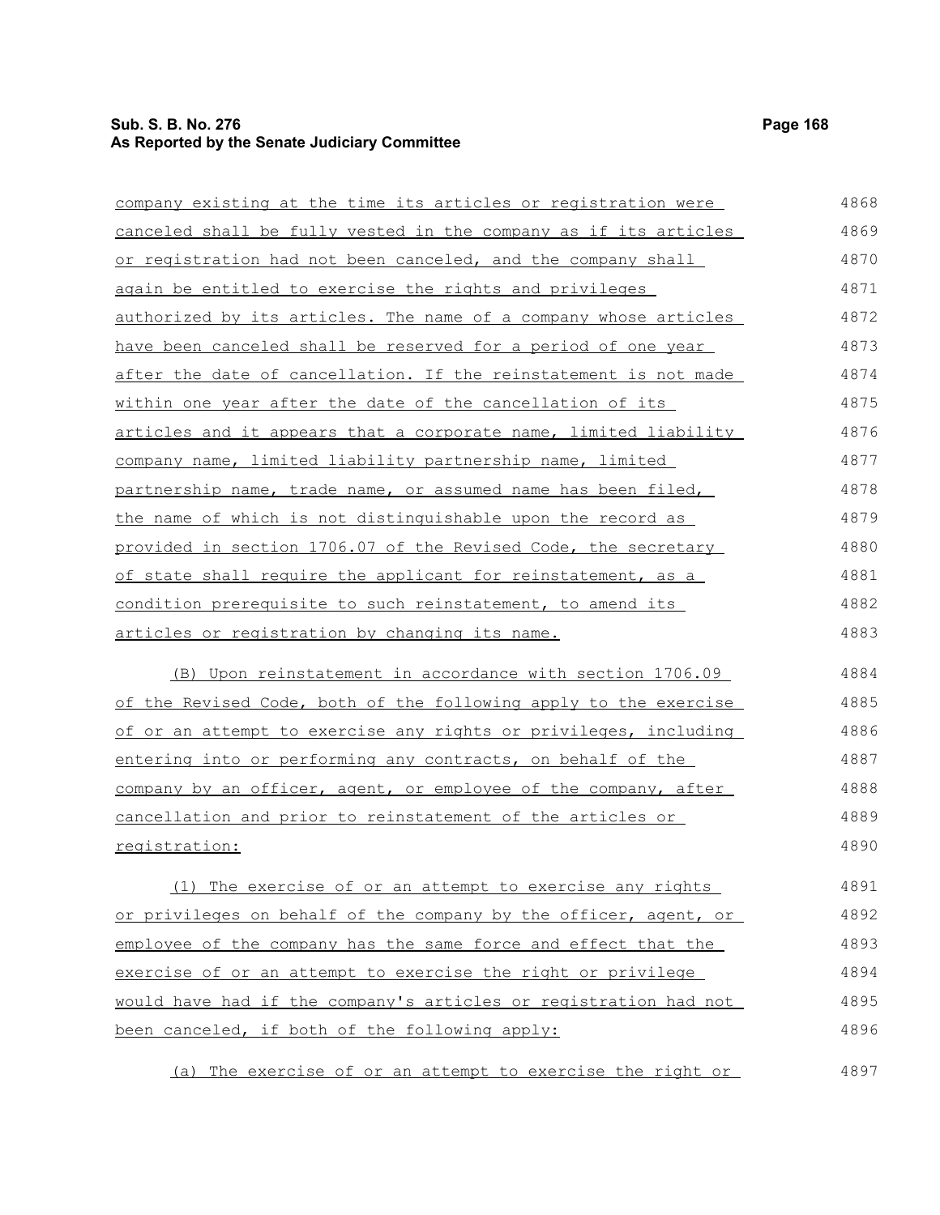company existing at the time its articles or registration were canceled shall be fully vested in the company as if its articles or registration had not been canceled, and the company shall again be entitled to exercise the rights and privileges authorized by its articles. The name of a company whose articles have been canceled shall be reserved for a period of one year after the date of cancellation. If the reinstatement is not made within one year after the date of the cancellation of its articles and it appears that a corporate name, limited liability company name, limited liability partnership name, limited partnership name, trade name, or assumed name has been filed, the name of which is not distinguishable upon the record as provided in section 1706.07 of the Revised Code, the secretary of state shall require the applicant for reinstatement, as a condition prerequisite to such reinstatement, to amend its articles or registration by changing its name.

(B) Upon reinstatement in accordance with section 1706.09 of the Revised Code, both of the following apply to the exercise of or an attempt to exercise any rights or privileges, including entering into or performing any contracts, on behalf of the company by an officer, agent, or employee of the company, after cancellation and prior to reinstatement of the articles or registration:

(1) The exercise of or an attempt to exercise any rights or privileges on behalf of the company by the officer, agent, or employee of the company has the same force and effect that the exercise of or an attempt to exercise the right or privilege would have had if the company's articles or registration had not been canceled, if both of the following apply:

(a) The exercise of or an attempt to exercise the right or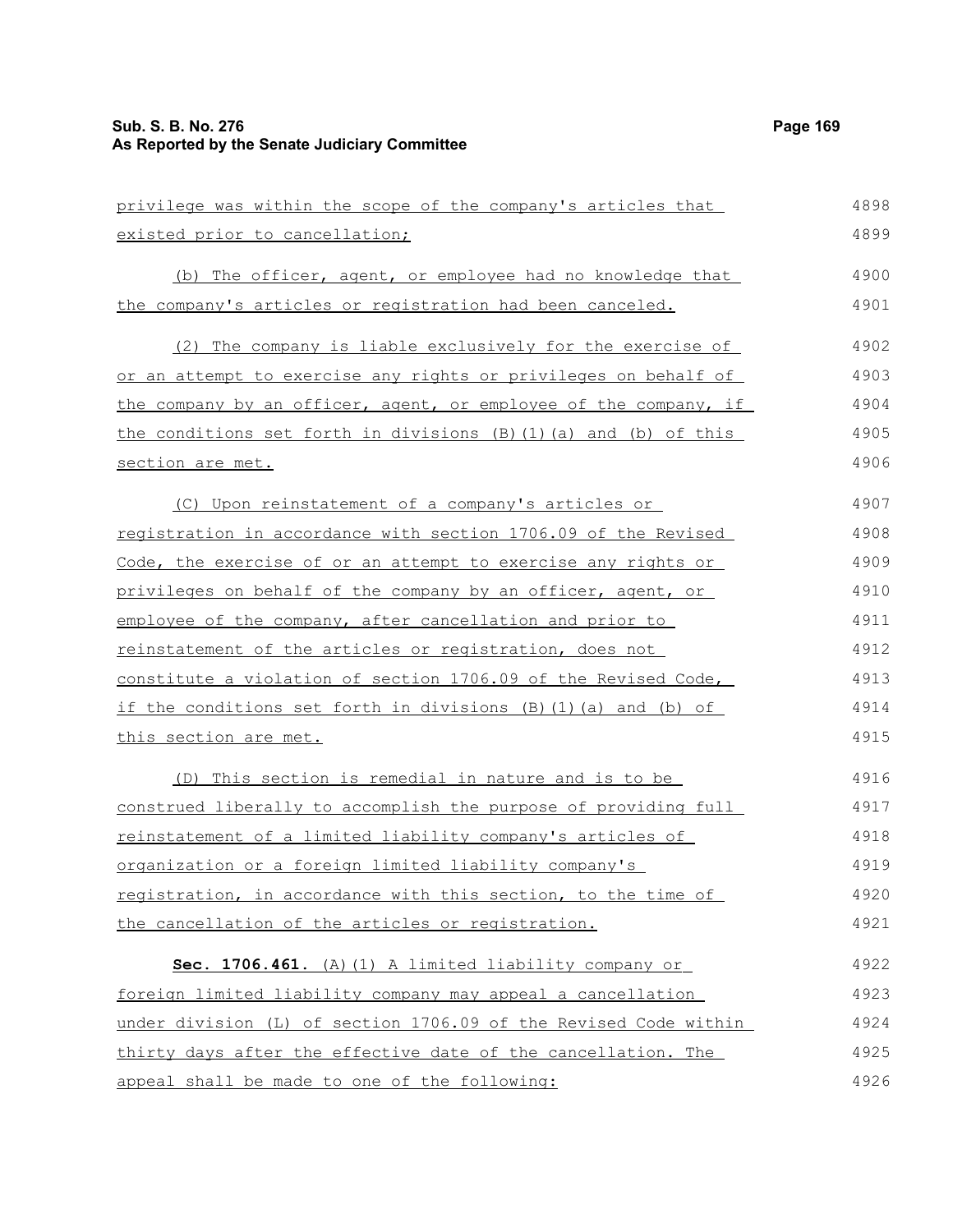privilege was within the scope of the company's articles that existed prior to cancellation;

(b) The officer, agent, or employee had no knowledge that the company's articles or registration had been canceled.

(2) The company is liable exclusively for the exercise of or an attempt to exercise any rights or privileges on behalf of the company by an officer, agent, or employee of the company, if the conditions set forth in divisions (B)(1)(a) and (b) of this section are met.

(C) Upon reinstatement of a company's articles or registration in accordance with section 1706.09 of the Revised Code, the exercise of or an attempt to exercise any rights or privileges on behalf of the company by an officer, agent, or employee of the company, after cancellation and prior to reinstatement of the articles or registration, does not constitute a violation of section 1706.09 of the Revised Code, if the conditions set forth in divisions (B)(1)(a) and (b) of this section are met.

(D) This section is remedial in nature and is to be construed liberally to accomplish the purpose of providing full reinstatement of a limited liability company's articles of organization or a foreign limited liability company's registration, in accordance with this section, to the time of the cancellation of the articles or registration.

**Sec. 1706.461.** (A)(1) A limited liability company or foreign limited liability company may appeal a cancellation under division (L) of section 1706.09 of the Revised Code within thirty days after the effective date of the cancellation. The appeal shall be made to one of the following: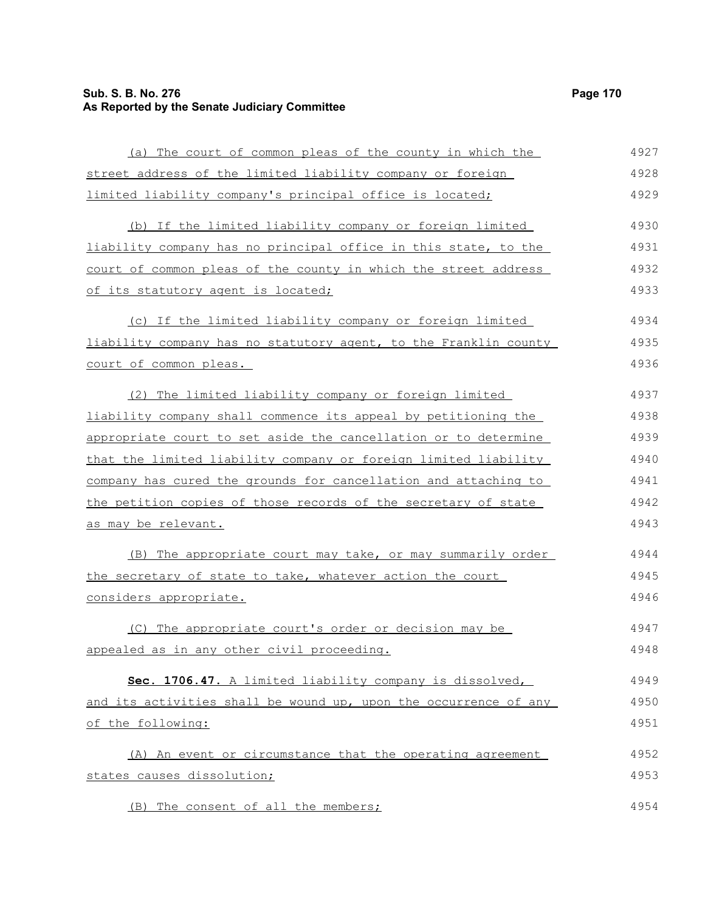(a) The court of common pleas of the county in which the street address of the limited liability company or foreign limited liability company's principal office is located;

(b) If the limited liability company or foreign limited liability company has no principal office in this state, to the court of common pleas of the county in which the street address of its statutory agent is located;

(c) If the limited liability company or foreign limited liability company has no statutory agent, to the Franklin county court of common pleas.

(2) The limited liability company or foreign limited liability company shall commence its appeal by petitioning the appropriate court to set aside the cancellation or to determine that the limited liability company or foreign limited liability company has cured the grounds for cancellation and attaching to the petition copies of those records of the secretary of state as may be relevant.

(B) The appropriate court may take, or may summarily order the secretary of state to take, whatever action the court considers appropriate.

(C) The appropriate court's order or decision may be appealed as in any other civil proceeding.

**Sec. 1706.47.** A limited liability company is dissolved, and its activities shall be wound up, upon the occurrence of any of the following:

(A) An event or circumstance that the operating agreement states causes dissolution;

(B) The consent of all the members;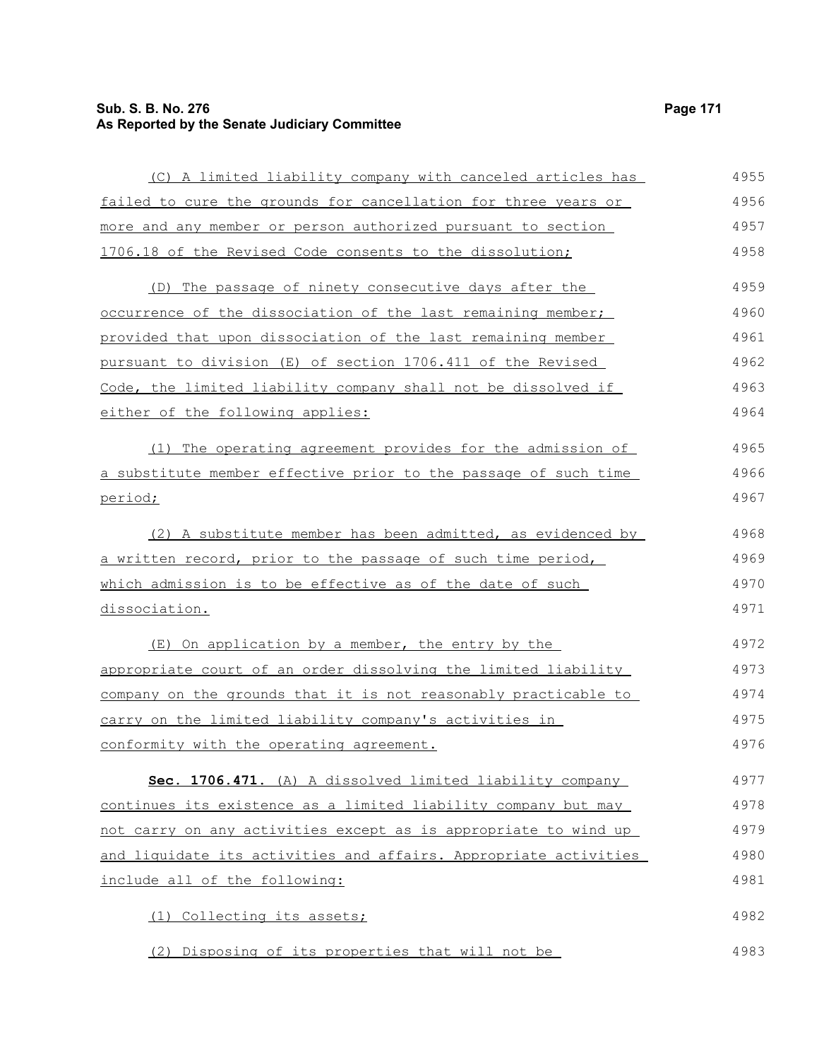(C) A limited liability company with canceled articles has failed to cure the grounds for cancellation for three years or more and any member or person authorized pursuant to section 1706.18 of the Revised Code consents to the dissolution;

(D) The passage of ninety consecutive days after the occurrence of the dissociation of the last remaining member; provided that upon dissociation of the last remaining member pursuant to division (E) of section 1706.411 of the Revised Code, the limited liability company shall not be dissolved if either of the following applies:

(1) The operating agreement provides for the admission of a substitute member effective prior to the passage of such time period;

(2) A substitute member has been admitted, as evidenced by a written record, prior to the passage of such time period, which admission is to be effective as of the date of such dissociation.

(E) On application by a member, the entry by the appropriate court of an order dissolving the limited liability company on the grounds that it is not reasonably practicable to carry on the limited liability company's activities in conformity with the operating agreement.

**Sec. 1706.471.** (A) A dissolved limited liability company continues its existence as a limited liability company but may not carry on any activities except as is appropriate to wind up and liquidate its activities and affairs. Appropriate activities include all of the following:

(1) Collecting its assets;

(2) Disposing of its properties that will not be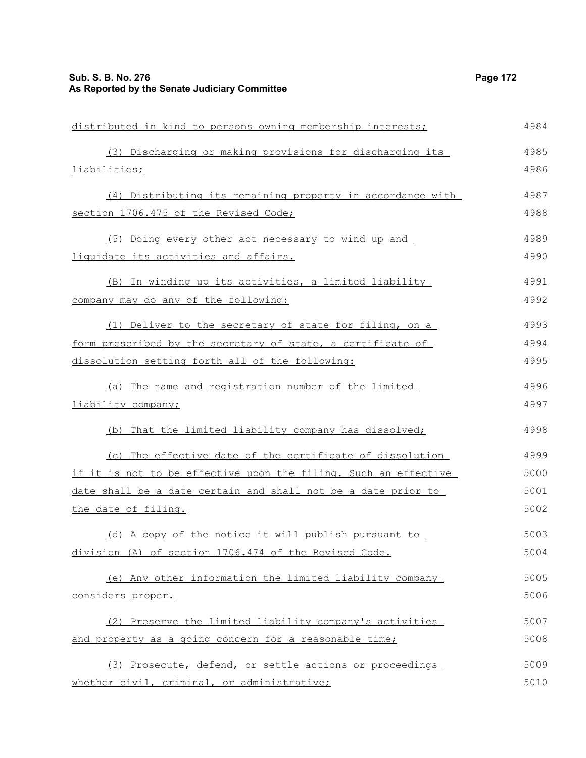distributed in kind to persons owning membership interests;

(3) Discharging or making provisions for discharging its liabilities;

(4) Distributing its remaining property in accordance with section 1706.475 of the Revised Code;

(5) Doing every other act necessary to wind up and liquidate its activities and affairs.

(B) In winding up its activities, a limited liability company may do any of the following:

(1) Deliver to the secretary of state for filing, on a form prescribed by the secretary of state, a certificate of dissolution setting forth all of the following:

(a) The name and registration number of the limited liability company;

(b) That the limited liability company has dissolved;

(c) The effective date of the certificate of dissolution if it is not to be effective upon the filing. Such an effective date shall be a date certain and shall not be a date prior to the date of filing.

(d) A copy of the notice it will publish pursuant to division (A) of section 1706.474 of the Revised Code.

(e) Any other information the limited liability company considers proper.

(2) Preserve the limited liability company's activities and property as a going concern for a reasonable time;

(3) Prosecute, defend, or settle actions or proceedings whether civil, criminal, or administrative;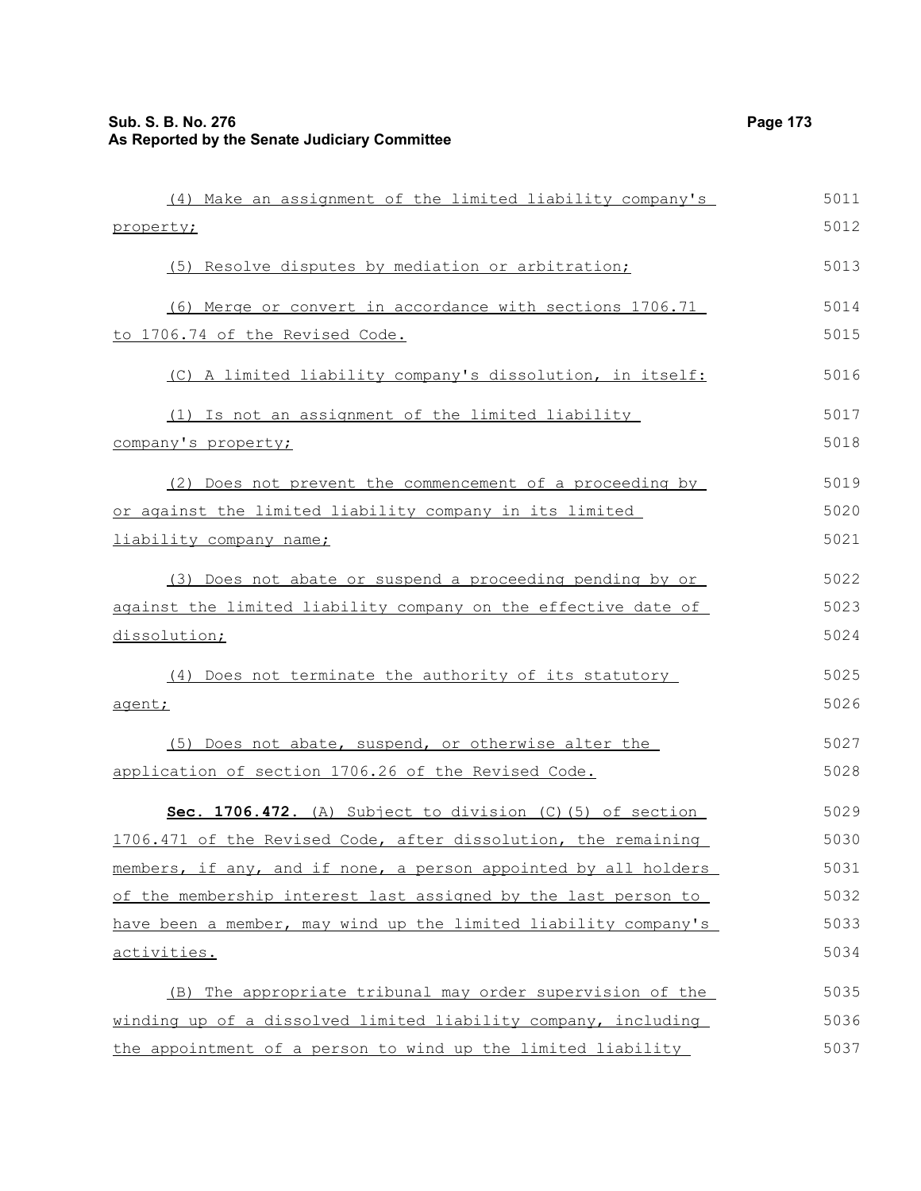(4) Make an assignment of the limited liability company's property;

(5) Resolve disputes by mediation or arbitration;

(6) Merge or convert in accordance with sections 1706.71 to 1706.74 of the Revised Code.

(C) A limited liability company's dissolution, in itself:

(1) Is not an assignment of the limited liability company's property;

(2) Does not prevent the commencement of a proceeding by or against the limited liability company in its limited liability company name;

(3) Does not abate or suspend a proceeding pending by or against the limited liability company on the effective date of dissolution;

(4) Does not terminate the authority of its statutory agent;

(5) Does not abate, suspend, or otherwise alter the application of section 1706.26 of the Revised Code.

**Sec. 1706.472.** (A) Subject to division (C)(5) of section 1706.471 of the Revised Code, after dissolution, the remaining members, if any, and if none, a person appointed by all holders of the membership interest last assigned by the last person to have been a member, may wind up the limited liability company's activities.

(B) The appropriate tribunal may order supervision of the winding up of a dissolved limited liability company, including the appointment of a person to wind up the limited liability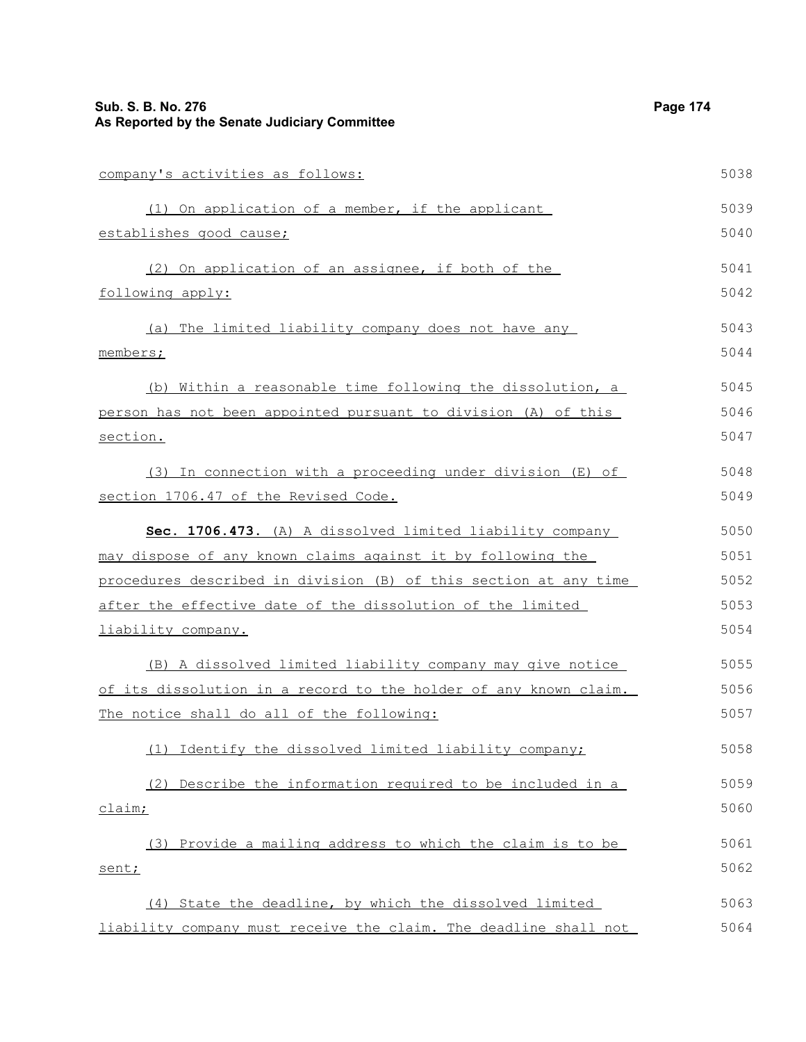company's activities as follows:

(1) On application of a member, if the applicant establishes good cause;

(2) On application of an assignee, if both of the following apply:

(a) The limited liability company does not have any members;

(b) Within a reasonable time following the dissolution, a person has not been appointed pursuant to division (A) of this section.

(3) In connection with a proceeding under division (E) of section 1706.47 of the Revised Code.

**Sec. 1706.473.** (A) A dissolved limited liability company may dispose of any known claims against it by following the procedures described in division (B) of this section at any time after the effective date of the dissolution of the limited liability company.

(B) A dissolved limited liability company may give notice of its dissolution in a record to the holder of any known claim. The notice shall do all of the following:

(1) Identify the dissolved limited liability company;

(2) Describe the information required to be included in a claim;

(3) Provide a mailing address to which the claim is to be sent;

(4) State the deadline, by which the dissolved limited liability company must receive the claim. The deadline shall not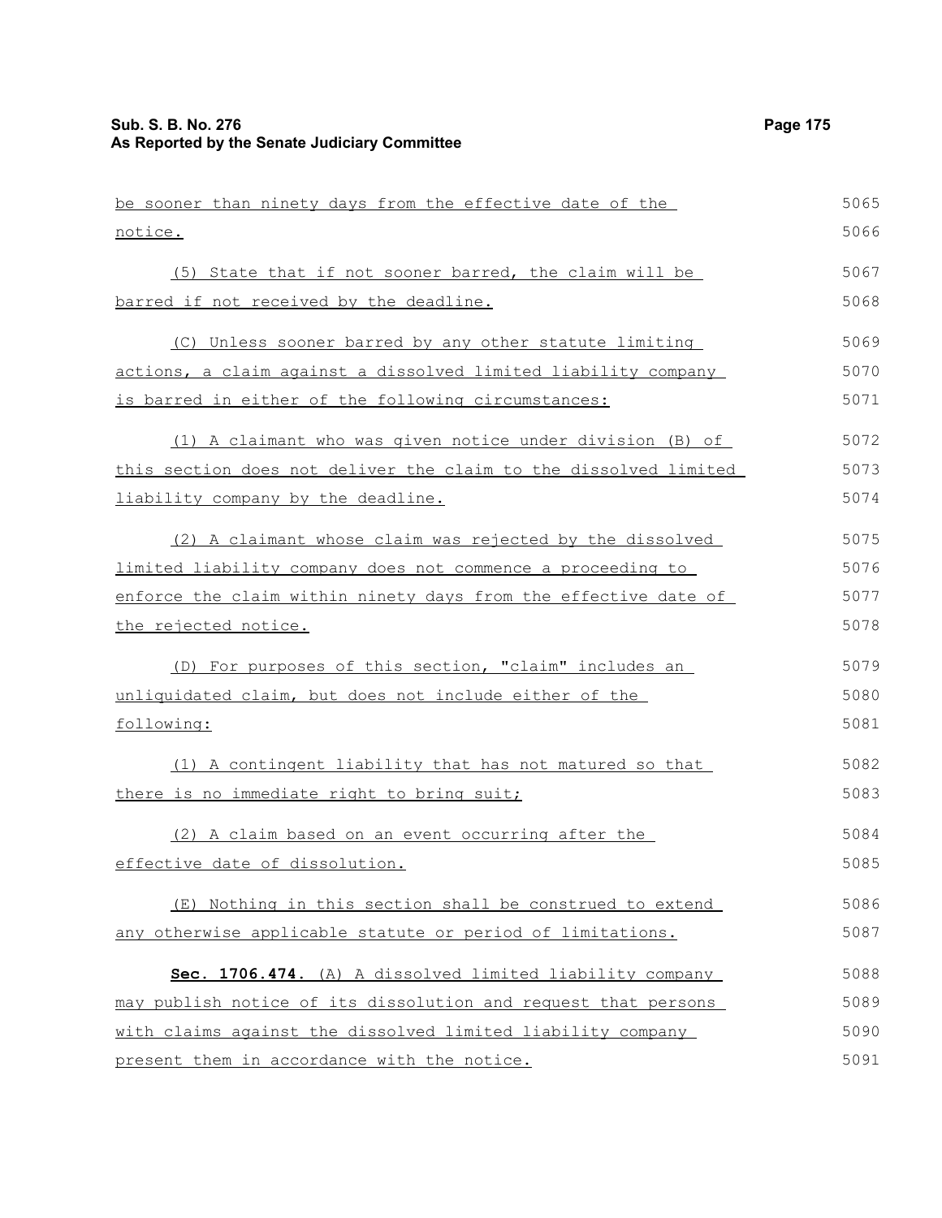be sooner than ninety days from the effective date of the notice.

(5) State that if not sooner barred, the claim will be barred if not received by the deadline.

(C) Unless sooner barred by any other statute limiting actions, a claim against a dissolved limited liability company is barred in either of the following circumstances:

(1) A claimant who was given notice under division (B) of this section does not deliver the claim to the dissolved limited liability company by the deadline.

(2) A claimant whose claim was rejected by the dissolved limited liability company does not commence a proceeding to enforce the claim within ninety days from the effective date of the rejected notice.

(D) For purposes of this section, "claim" includes an unliquidated claim, but does not include either of the following:

(1) A contingent liability that has not matured so that there is no immediate right to bring suit;

(2) A claim based on an event occurring after the effective date of dissolution.

(E) Nothing in this section shall be construed to extend any otherwise applicable statute or period of limitations.

**Sec. 1706.474.** (A) A dissolved limited liability company may publish notice of its dissolution and request that persons with claims against the dissolved limited liability company present them in accordance with the notice.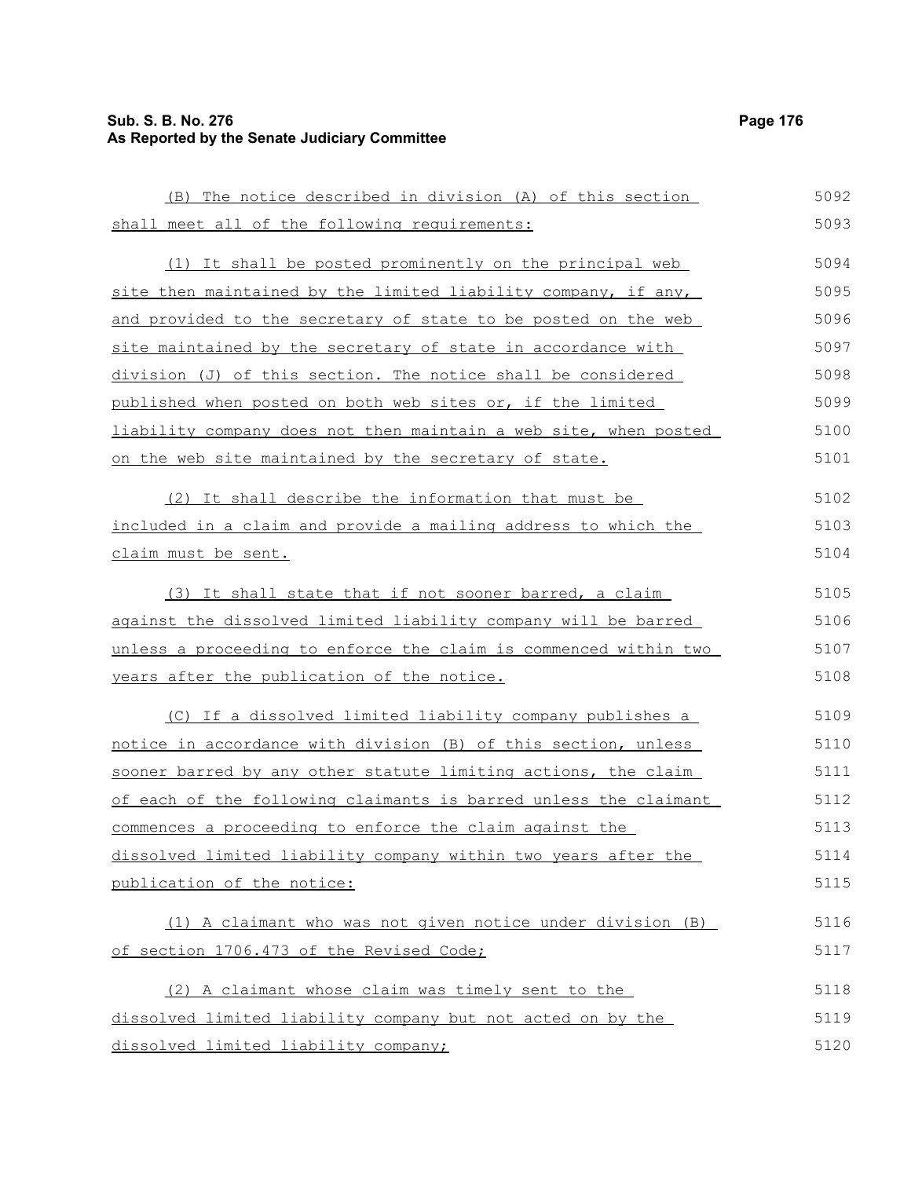(B) The notice described in division (A) of this section shall meet all of the following requirements:

(1) It shall be posted prominently on the principal web site then maintained by the limited liability company, if any, and provided to the secretary of state to be posted on the web site maintained by the secretary of state in accordance with division (J) of this section. The notice shall be considered published when posted on both web sites or, if the limited liability company does not then maintain a web site, when posted on the web site maintained by the secretary of state.

(2) It shall describe the information that must be included in a claim and provide a mailing address to which the claim must be sent.

(3) It shall state that if not sooner barred, a claim against the dissolved limited liability company will be barred unless a proceeding to enforce the claim is commenced within two years after the publication of the notice.

(C) If a dissolved limited liability company publishes a notice in accordance with division (B) of this section, unless sooner barred by any other statute limiting actions, the claim of each of the following claimants is barred unless the claimant commences a proceeding to enforce the claim against the dissolved limited liability company within two years after the publication of the notice:

(1) A claimant who was not given notice under division (B) of section 1706.473 of the Revised Code;

(2) A claimant whose claim was timely sent to the dissolved limited liability company but not acted on by the dissolved limited liability company;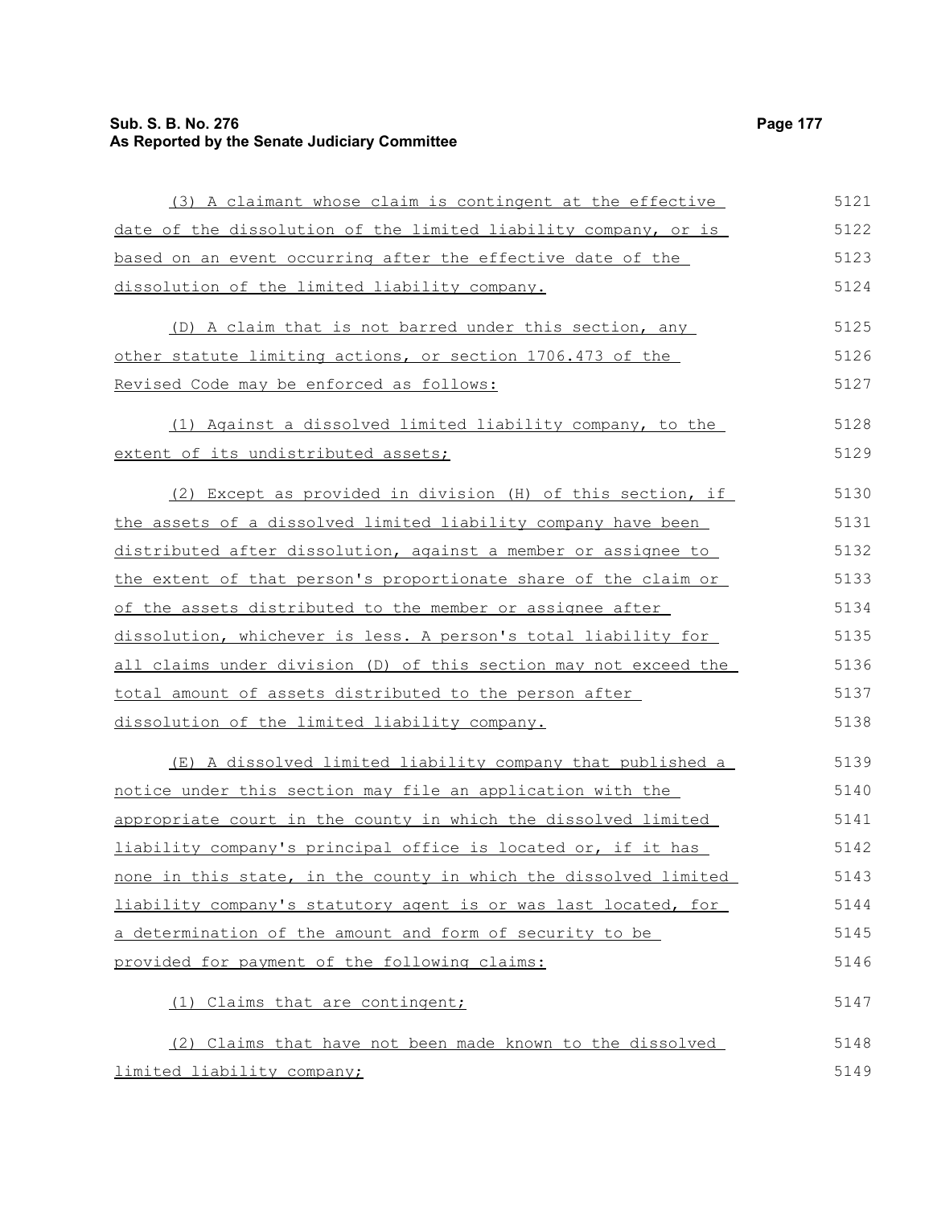(3) A claimant whose claim is contingent at the effective date of the dissolution of the limited liability company, or is based on an event occurring after the effective date of the dissolution of the limited liability company.

(D) A claim that is not barred under this section, any other statute limiting actions, or section 1706.473 of the Revised Code may be enforced as follows:

(1) Against a dissolved limited liability company, to the extent of its undistributed assets;

(2) Except as provided in division (H) of this section, if the assets of a dissolved limited liability company have been distributed after dissolution, against a member or assignee to the extent of that person's proportionate share of the claim or of the assets distributed to the member or assignee after dissolution, whichever is less. A person's total liability for all claims under division (D) of this section may not exceed the total amount of assets distributed to the person after dissolution of the limited liability company.

(E) A dissolved limited liability company that published a notice under this section may file an application with the appropriate court in the county in which the dissolved limited liability company's principal office is located or, if it has none in this state, in the county in which the dissolved limited liability company's statutory agent is or was last located, for a determination of the amount and form of security to be provided for payment of the following claims:

(1) Claims that are contingent;

(2) Claims that have not been made known to the dissolved limited liability company;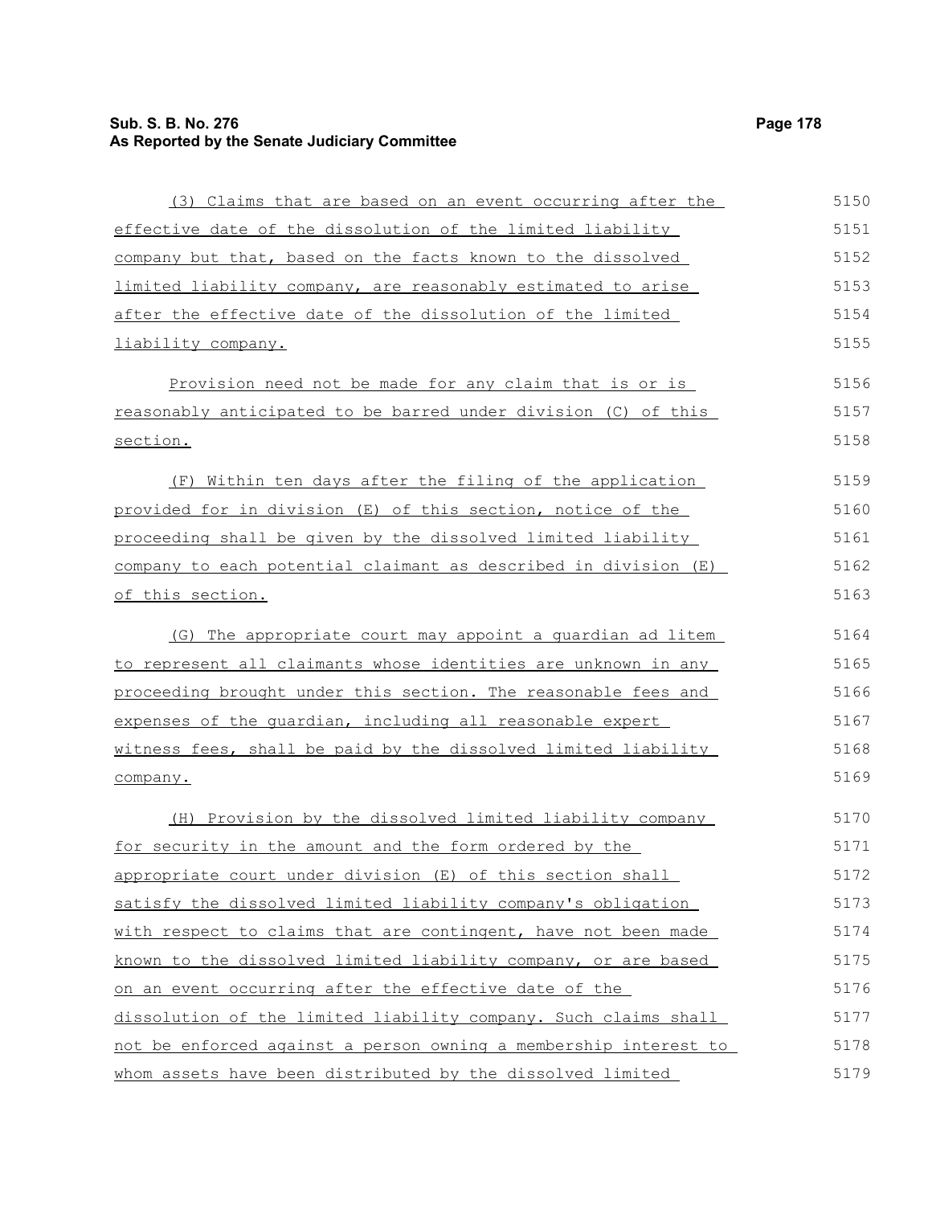(3) Claims that are based on an event occurring after the effective date of the dissolution of the limited liability company but that, based on the facts known to the dissolved limited liability company, are reasonably estimated to arise after the effective date of the dissolution of the limited liability company.

Provision need not be made for any claim that is or is reasonably anticipated to be barred under division (C) of this section.

(F) Within ten days after the filing of the application provided for in division (E) of this section, notice of the proceeding shall be given by the dissolved limited liability company to each potential claimant as described in division (E) of this section.

(G) The appropriate court may appoint a guardian ad litem to represent all claimants whose identities are unknown in any proceeding brought under this section. The reasonable fees and expenses of the guardian, including all reasonable expert witness fees, shall be paid by the dissolved limited liability company.

(H) Provision by the dissolved limited liability company for security in the amount and the form ordered by the appropriate court under division (E) of this section shall satisfy the dissolved limited liability company's obligation with respect to claims that are contingent, have not been made known to the dissolved limited liability company, or are based on an event occurring after the effective date of the dissolution of the limited liability company. Such claims shall not be enforced against a person owning a membership interest to whom assets have been distributed by the dissolved limited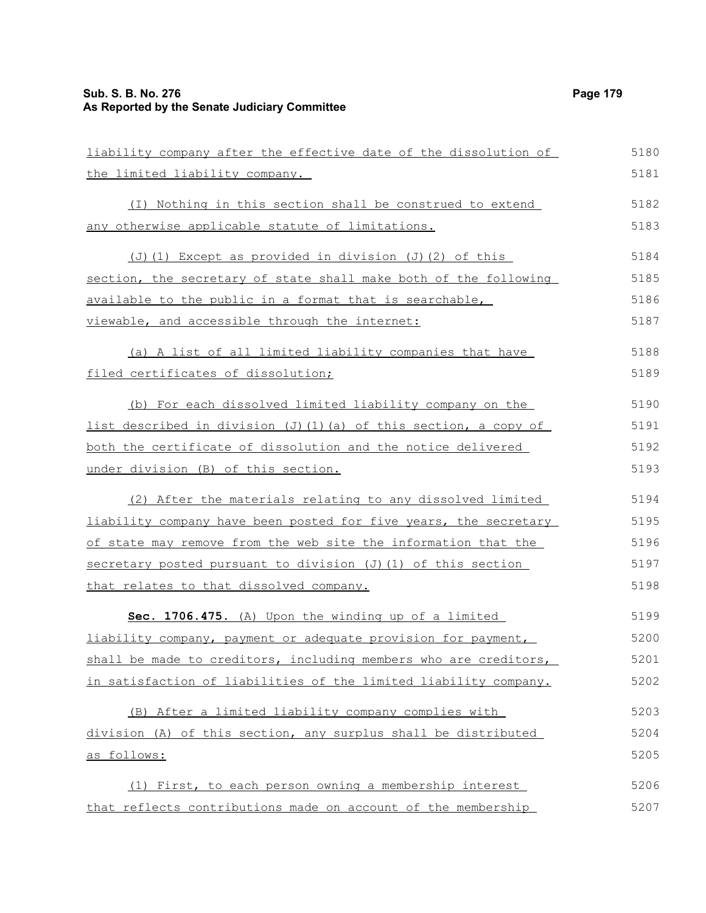liability company after the effective date of the dissolution of the limited liability company.

(I) Nothing in this section shall be construed to extend any otherwise applicable statute of limitations.

(J)(1) Except as provided in division (J)(2) of this section, the secretary of state shall make both of the following available to the public in a format that is searchable, viewable, and accessible through the internet:

(a) A list of all limited liability companies that have filed certificates of dissolution;

(b) For each dissolved limited liability company on the list described in division (J)(1)(a) of this section, a copy of both the certificate of dissolution and the notice delivered under division (B) of this section.

(2) After the materials relating to any dissolved limited liability company have been posted for five years, the secretary of state may remove from the web site the information that the secretary posted pursuant to division (J)(1) of this section that relates to that dissolved company.

**Sec. 1706.475.** (A) Upon the winding up of a limited liability company, payment or adequate provision for payment, shall be made to creditors, including members who are creditors, in satisfaction of liabilities of the limited liability company.

(B) After a limited liability company complies with division (A) of this section, any surplus shall be distributed as follows:

(1) First, to each person owning a membership interest that reflects contributions made on account of the membership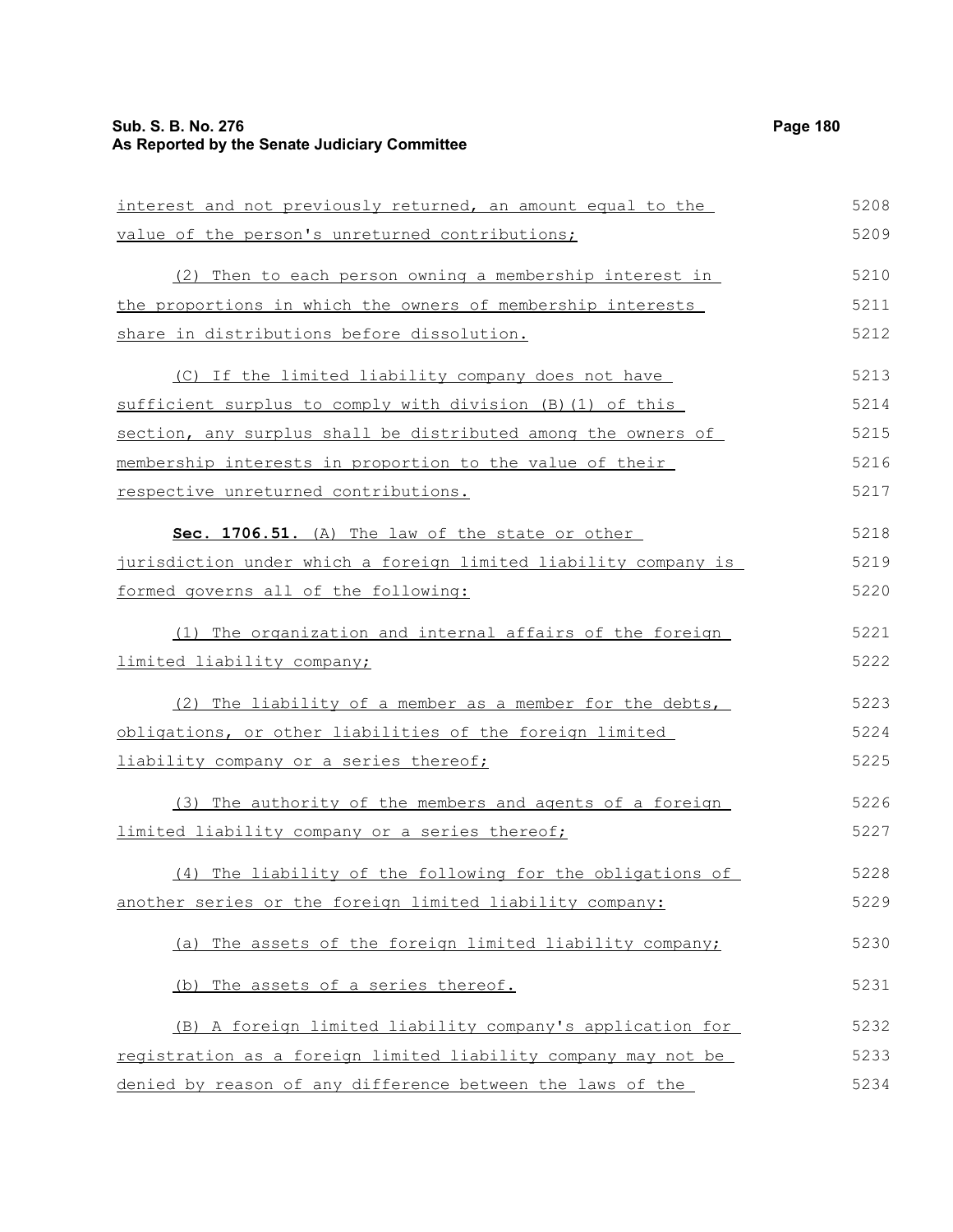interest and not previously returned, an amount equal to the value of the person's unreturned contributions;

(2) Then to each person owning a membership interest in the proportions in which the owners of membership interests share in distributions before dissolution.

(C) If the limited liability company does not have sufficient surplus to comply with division (B)(1) of this section, any surplus shall be distributed among the owners of membership interests in proportion to the value of their respective unreturned contributions.

**Sec. 1706.51.** (A) The law of the state or other jurisdiction under which a foreign limited liability company is formed governs all of the following:

(1) The organization and internal affairs of the foreign limited liability company;

(2) The liability of a member as a member for the debts, obligations, or other liabilities of the foreign limited liability company or a series thereof;

(3) The authority of the members and agents of a foreign limited liability company or a series thereof;

(4) The liability of the following for the obligations of another series or the foreign limited liability company:

(a) The assets of the foreign limited liability company;

(b) The assets of a series thereof.

(B) A foreign limited liability company's application for registration as a foreign limited liability company may not be denied by reason of any difference between the laws of the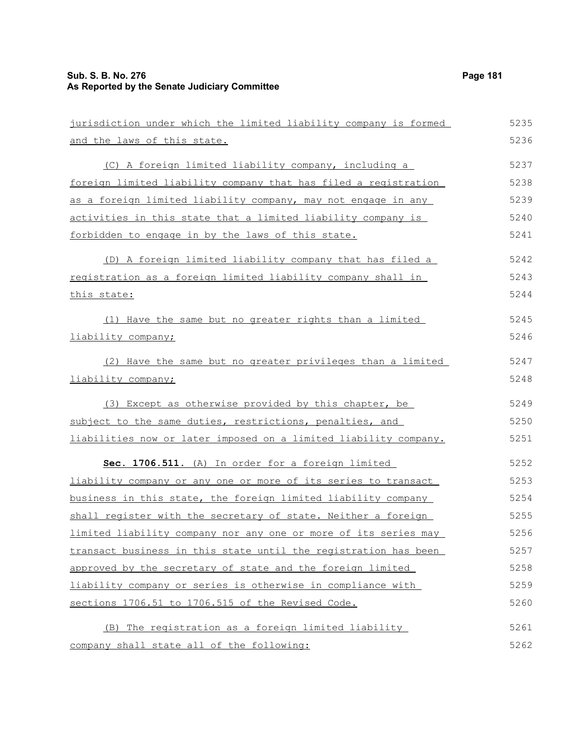jurisdiction under which the limited liability company is formed and the laws of this state.

(C) A foreign limited liability company, including a foreign limited liability company that has filed a registration as a foreign limited liability company, may not engage in any activities in this state that a limited liability company is forbidden to engage in by the laws of this state.

(D) A foreign limited liability company that has filed a registration as a foreign limited liability company shall in this state:

(1) Have the same but no greater rights than a limited liability company;

(2) Have the same but no greater privileges than a limited liability company;

(3) Except as otherwise provided by this chapter, be subject to the same duties, restrictions, penalties, and liabilities now or later imposed on a limited liability company.

**Sec. 1706.511.** (A) In order for a foreign limited liability company or any one or more of its series to transact business in this state, the foreign limited liability company shall register with the secretary of state. Neither a foreign limited liability company nor any one or more of its series may transact business in this state until the registration has been approved by the secretary of state and the foreign limited liability company or series is otherwise in compliance with sections 1706.51 to 1706.515 of the Revised Code.

(B) The registration as a foreign limited liability company shall state all of the following: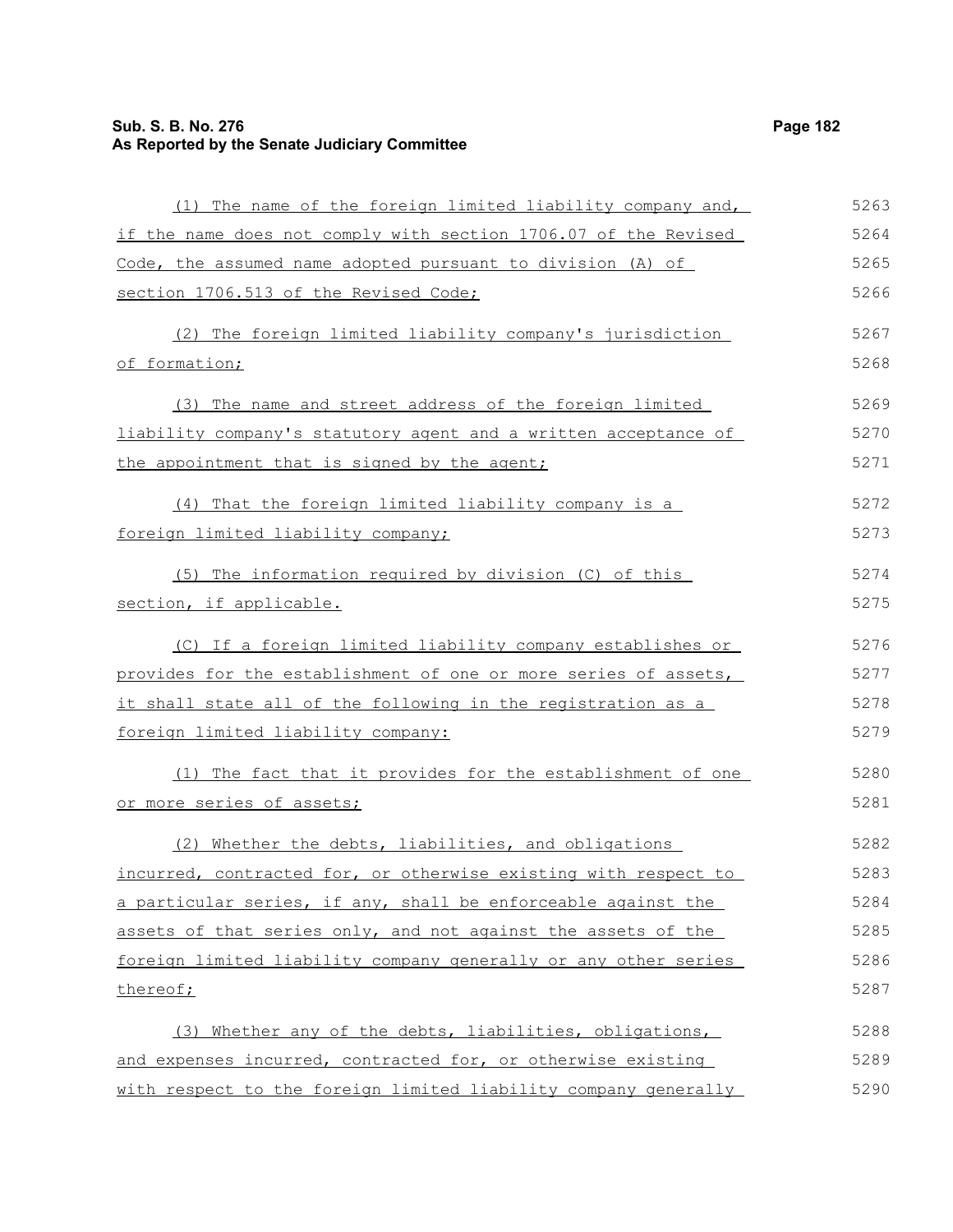(1) The name of the foreign limited liability company and, if the name does not comply with section 1706.07 of the Revised Code, the assumed name adopted pursuant to division (A) of section 1706.513 of the Revised Code;

(2) The foreign limited liability company's jurisdiction of formation;

(3) The name and street address of the foreign limited liability company's statutory agent and a written acceptance of the appointment that is signed by the agent;

(4) That the foreign limited liability company is a foreign limited liability company;

(5) The information required by division (C) of this section, if applicable.

(C) If a foreign limited liability company establishes or provides for the establishment of one or more series of assets, it shall state all of the following in the registration as a foreign limited liability company:

(1) The fact that it provides for the establishment of one or more series of assets;

(2) Whether the debts, liabilities, and obligations incurred, contracted for, or otherwise existing with respect to a particular series, if any, shall be enforceable against the assets of that series only, and not against the assets of the foreign limited liability company generally or any other series thereof;

(3) Whether any of the debts, liabilities, obligations, and expenses incurred, contracted for, or otherwise existing with respect to the foreign limited liability company generally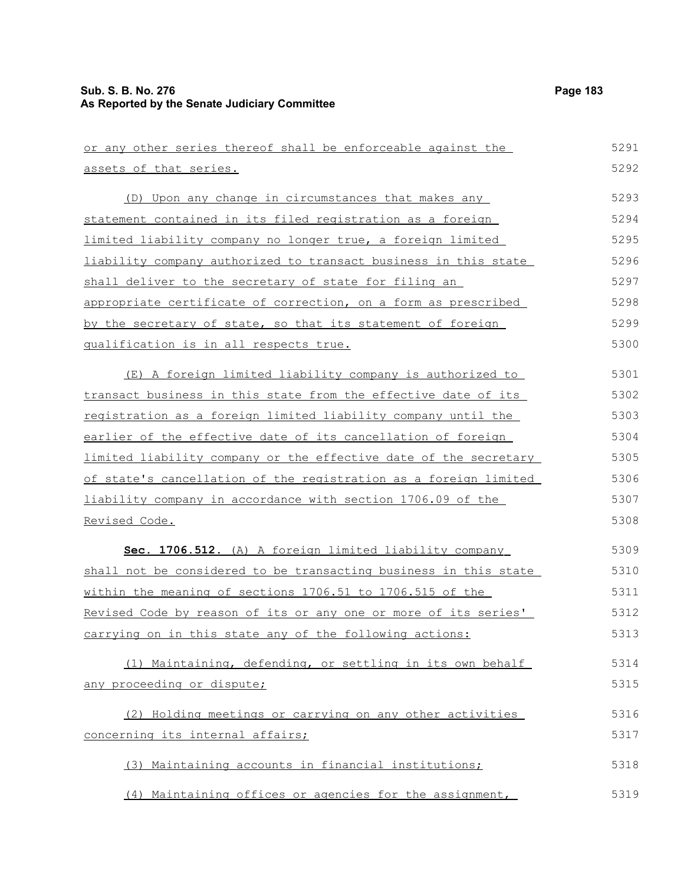or any other series thereof shall be enforceable against the assets of that series.

(D) Upon any change in circumstances that makes any statement contained in its filed registration as a foreign limited liability company no longer true, a foreign limited liability company authorized to transact business in this state shall deliver to the secretary of state for filing an appropriate certificate of correction, on a form as prescribed by the secretary of state, so that its statement of foreign qualification is in all respects true.

(E) A foreign limited liability company is authorized to transact business in this state from the effective date of its registration as a foreign limited liability company until the earlier of the effective date of its cancellation of foreign limited liability company or the effective date of the secretary of state's cancellation of the registration as a foreign limited liability company in accordance with section 1706.09 of the Revised Code.

**Sec. 1706.512.** (A) A foreign limited liability company shall not be considered to be transacting business in this state within the meaning of sections 1706.51 to 1706.515 of the Revised Code by reason of its or any one or more of its series' carrying on in this state any of the following actions:

(1) Maintaining, defending, or settling in its own behalf any proceeding or dispute;

(2) Holding meetings or carrying on any other activities concerning its internal affairs;

(3) Maintaining accounts in financial institutions;

(4) Maintaining offices or agencies for the assignment,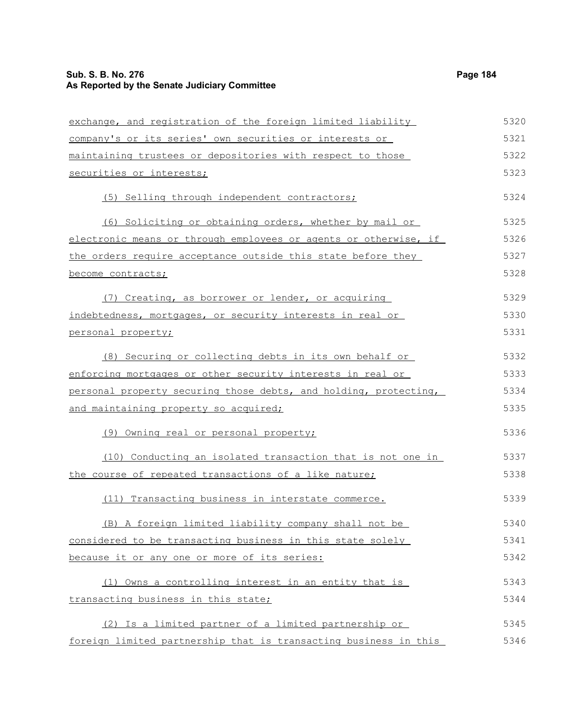exchange, and registration of the foreign limited liability company's or its series' own securities or interests or maintaining trustees or depositories with respect to those securities or interests;

(5) Selling through independent contractors;

(6) Soliciting or obtaining orders, whether by mail or electronic means or through employees or agents or otherwise, if the orders require acceptance outside this state before they become contracts;

(7) Creating, as borrower or lender, or acquiring indebtedness, mortgages, or security interests in real or personal property;

(8) Securing or collecting debts in its own behalf or enforcing mortgages or other security interests in real or personal property securing those debts, and holding, protecting, and maintaining property so acquired;

(9) Owning real or personal property;

(10) Conducting an isolated transaction that is not one in the course of repeated transactions of a like nature;

(11) Transacting business in interstate commerce.

(B) A foreign limited liability company shall not be considered to be transacting business in this state solely because it or any one or more of its series:

(1) Owns a controlling interest in an entity that is transacting business in this state;

(2) Is a limited partner of a limited partnership or foreign limited partnership that is transacting business in this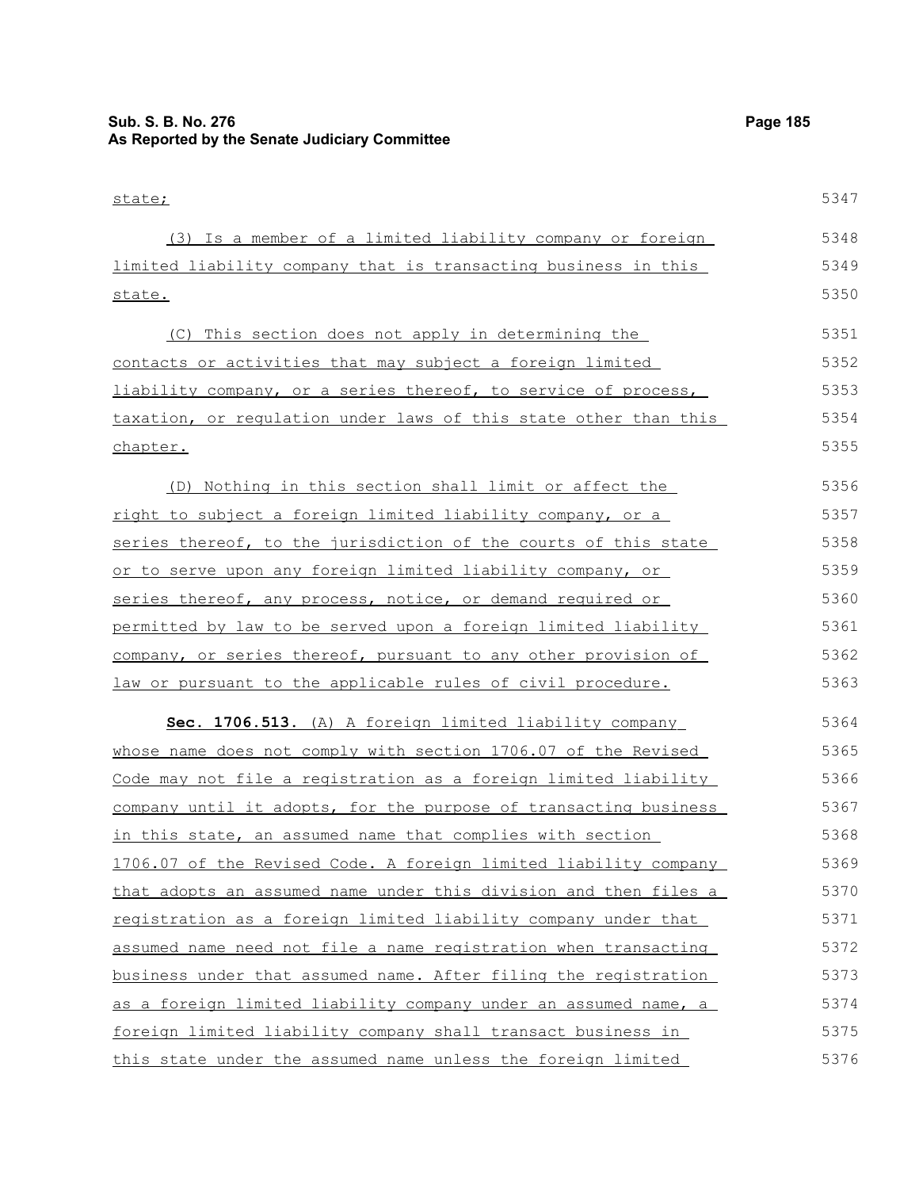state;

(3) Is a member of a limited liability company or foreign limited liability company that is transacting business in this state.

(C) This section does not apply in determining the contacts or activities that may subject a foreign limited liability company, or a series thereof, to service of process, taxation, or regulation under laws of this state other than this chapter.

(D) Nothing in this section shall limit or affect the right to subject a foreign limited liability company, or a series thereof, to the jurisdiction of the courts of this state or to serve upon any foreign limited liability company, or series thereof, any process, notice, or demand required or permitted by law to be served upon a foreign limited liability company, or series thereof, pursuant to any other provision of law or pursuant to the applicable rules of civil procedure.

**Sec. 1706.513.** (A) A foreign limited liability company whose name does not comply with section 1706.07 of the Revised Code may not file a registration as a foreign limited liability company until it adopts, for the purpose of transacting business in this state, an assumed name that complies with section 1706.07 of the Revised Code. A foreign limited liability company that adopts an assumed name under this division and then files a registration as a foreign limited liability company under that assumed name need not file a name registration when transacting business under that assumed name. After filing the registration as a foreign limited liability company under an assumed name, a foreign limited liability company shall transact business in this state under the assumed name unless the foreign limited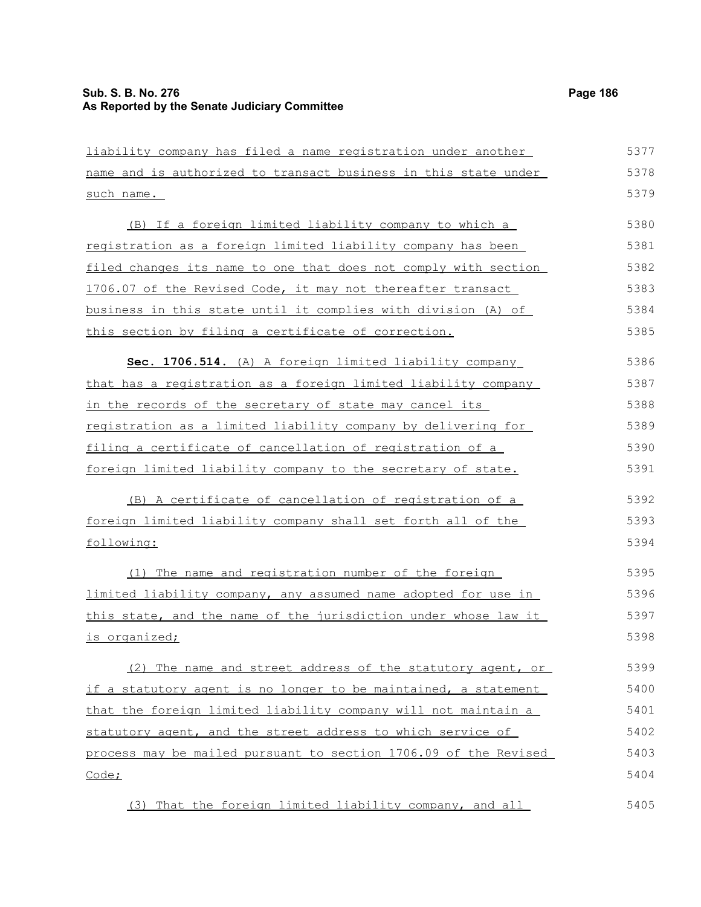liability company has filed a name registration under another name and is authorized to transact business in this state under such name.

(B) If a foreign limited liability company to which a registration as a foreign limited liability company has been filed changes its name to one that does not comply with section 1706.07 of the Revised Code, it may not thereafter transact business in this state until it complies with division (A) of this section by filing a certificate of correction.

**Sec. 1706.514.** (A) A foreign limited liability company that has a registration as a foreign limited liability company in the records of the secretary of state may cancel its registration as a limited liability company by delivering for filing a certificate of cancellation of registration of a foreign limited liability company to the secretary of state.

(B) A certificate of cancellation of registration of a foreign limited liability company shall set forth all of the following:

(1) The name and registration number of the foreign limited liability company, any assumed name adopted for use in this state, and the name of the jurisdiction under whose law it is organized;

(2) The name and street address of the statutory agent, or if a statutory agent is no longer to be maintained, a statement that the foreign limited liability company will not maintain a statutory agent, and the street address to which service of process may be mailed pursuant to section 1706.09 of the Revised Code;

(3) That the foreign limited liability company, and all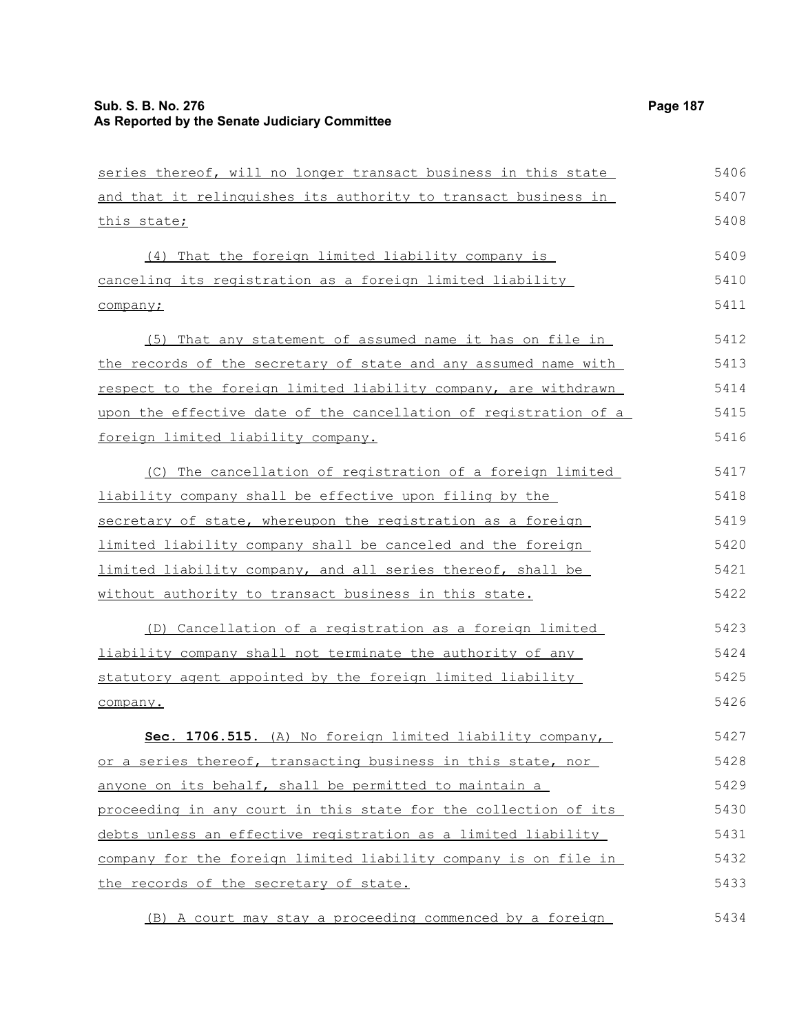series thereof, will no longer transact business in this state and that it relinquishes its authority to transact business in this state;

(4) That the foreign limited liability company is canceling its registration as a foreign limited liability company;

(5) That any statement of assumed name it has on file in the records of the secretary of state and any assumed name with respect to the foreign limited liability company, are withdrawn upon the effective date of the cancellation of registration of a foreign limited liability company.

(C) The cancellation of registration of a foreign limited liability company shall be effective upon filing by the secretary of state, whereupon the registration as a foreign limited liability company shall be canceled and the foreign limited liability company, and all series thereof, shall be without authority to transact business in this state.

(D) Cancellation of a registration as a foreign limited liability company shall not terminate the authority of any statutory agent appointed by the foreign limited liability company.

**Sec. 1706.515.** (A) No foreign limited liability company, or a series thereof, transacting business in this state, nor anyone on its behalf, shall be permitted to maintain a proceeding in any court in this state for the collection of its debts unless an effective registration as a limited liability company for the foreign limited liability company is on file in the records of the secretary of state.

(B) A court may stay a proceeding commenced by a foreign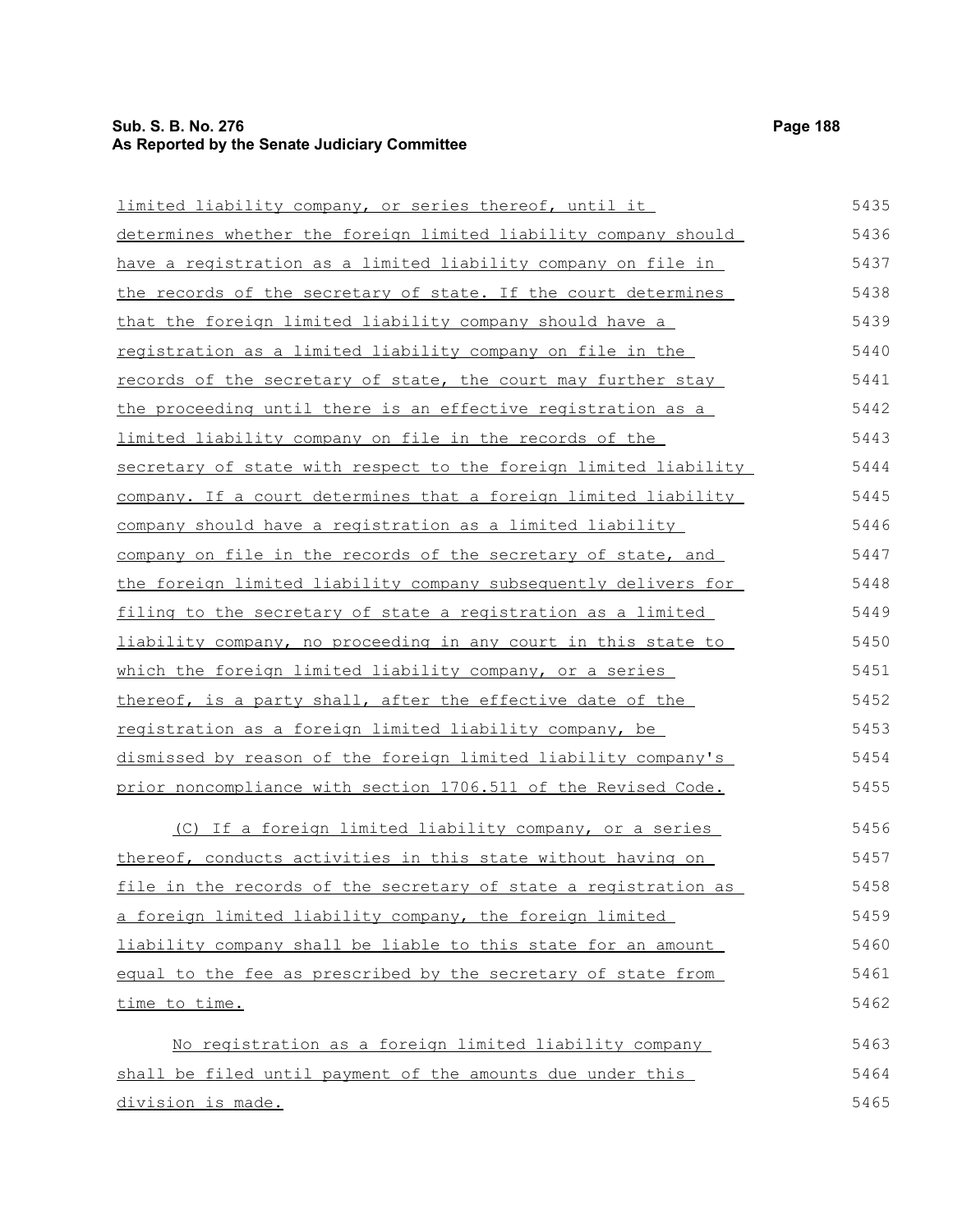limited liability company, or series thereof, until it determines whether the foreign limited liability company should have a registration as a limited liability company on file in the records of the secretary of state. If the court determines that the foreign limited liability company should have a registration as a limited liability company on file in the records of the secretary of state, the court may further stay the proceeding until there is an effective registration as a limited liability company on file in the records of the secretary of state with respect to the foreign limited liability company. If a court determines that a foreign limited liability company should have a registration as a limited liability company on file in the records of the secretary of state, and the foreign limited liability company subsequently delivers for filing to the secretary of state a registration as a limited liability company, no proceeding in any court in this state to which the foreign limited liability company, or a series thereof, is a party shall, after the effective date of the registration as a foreign limited liability company, be dismissed by reason of the foreign limited liability company's prior noncompliance with section 1706.511 of the Revised Code.

(C) If a foreign limited liability company, or a series thereof, conducts activities in this state without having on file in the records of the secretary of state a registration as a foreign limited liability company, the foreign limited liability company shall be liable to this state for an amount equal to the fee as prescribed by the secretary of state from time to time.

No registration as a foreign limited liability company shall be filed until payment of the amounts due under this division is made.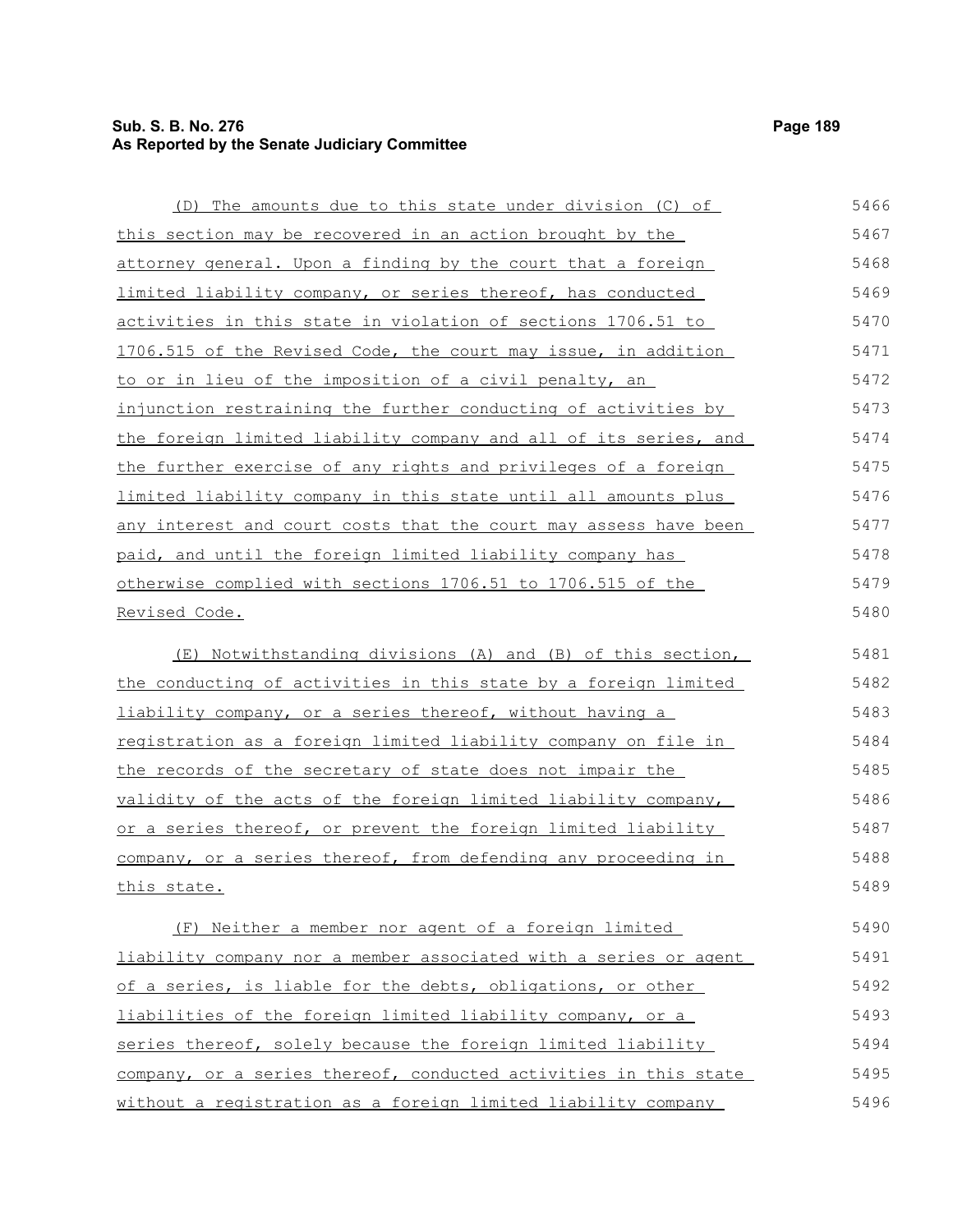(D) The amounts due to this state under division (C) of this section may be recovered in an action brought by the attorney general. Upon a finding by the court that a foreign limited liability company, or series thereof, has conducted activities in this state in violation of sections 1706.51 to 1706.515 of the Revised Code, the court may issue, in addition to or in lieu of the imposition of a civil penalty, an injunction restraining the further conducting of activities by the foreign limited liability company and all of its series, and the further exercise of any rights and privileges of a foreign limited liability company in this state until all amounts plus any interest and court costs that the court may assess have been paid, and until the foreign limited liability company has otherwise complied with sections 1706.51 to 1706.515 of the Revised Code.

(E) Notwithstanding divisions (A) and (B) of this section, the conducting of activities in this state by a foreign limited liability company, or a series thereof, without having a registration as a foreign limited liability company on file in the records of the secretary of state does not impair the validity of the acts of the foreign limited liability company, or a series thereof, or prevent the foreign limited liability company, or a series thereof, from defending any proceeding in this state.

(F) Neither a member nor agent of a foreign limited liability company nor a member associated with a series or agent of a series, is liable for the debts, obligations, or other liabilities of the foreign limited liability company, or a series thereof, solely because the foreign limited liability company, or a series thereof, conducted activities in this state without a registration as a foreign limited liability company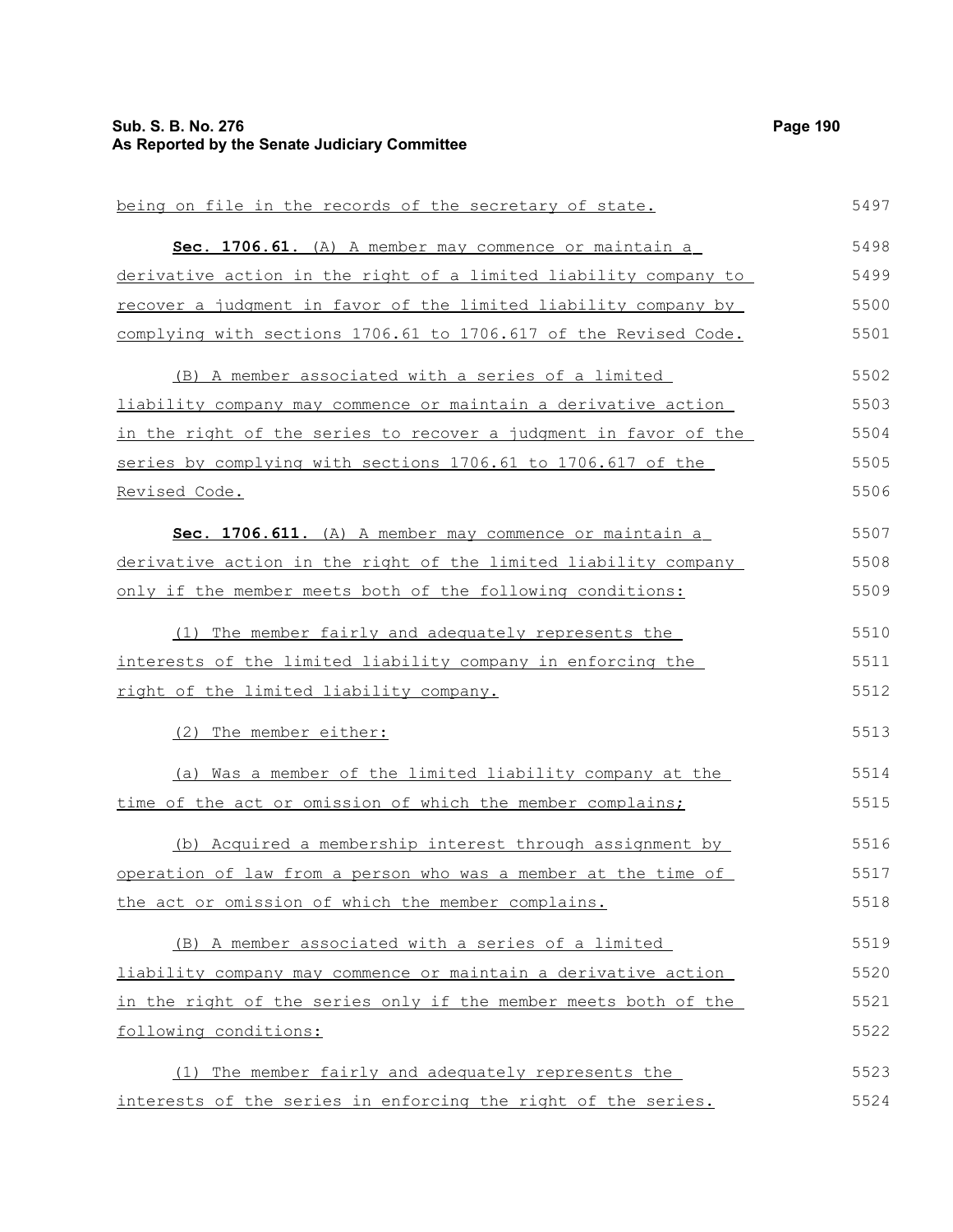being on file in the records of the secretary of state.

**Sec. 1706.61.** (A) A member may commence or maintain a derivative action in the right of a limited liability company to recover a judgment in favor of the limited liability company by complying with sections 1706.61 to 1706.617 of the Revised Code.

(B) A member associated with a series of a limited liability company may commence or maintain a derivative action in the right of the series to recover a judgment in favor of the series by complying with sections 1706.61 to 1706.617 of the Revised Code.

**Sec. 1706.611.** (A) A member may commence or maintain a derivative action in the right of the limited liability company only if the member meets both of the following conditions:

(1) The member fairly and adequately represents the interests of the limited liability company in enforcing the right of the limited liability company.

(2) The member either:

(a) Was a member of the limited liability company at the time of the act or omission of which the member complains;

(b) Acquired a membership interest through assignment by operation of law from a person who was a member at the time of the act or omission of which the member complains.

(B) A member associated with a series of a limited liability company may commence or maintain a derivative action in the right of the series only if the member meets both of the following conditions:

(1) The member fairly and adequately represents the interests of the series in enforcing the right of the series.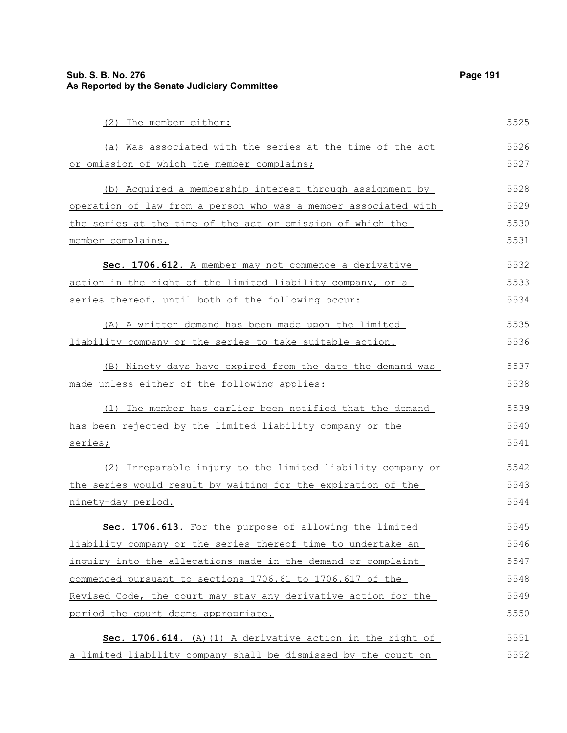(2) The member either:

(a) Was associated with the series at the time of the act or omission of which the member complains;

(b) Acquired a membership interest through assignment by operation of law from a person who was a member associated with the series at the time of the act or omission of which the member complains.

**Sec. 1706.612.** A member may not commence a derivative action in the right of the limited liability company, or a series thereof, until both of the following occur:

(A) A written demand has been made upon the limited liability company or the series to take suitable action.

(B) Ninety days have expired from the date the demand was made unless either of the following applies:

(1) The member has earlier been notified that the demand has been rejected by the limited liability company or the series;

(2) Irreparable injury to the limited liability company or the series would result by waiting for the expiration of the ninety-day period.

**Sec. 1706.613.** For the purpose of allowing the limited liability company or the series thereof time to undertake an inquiry into the allegations made in the demand or complaint commenced pursuant to sections 1706.61 to 1706.617 of the Revised Code, the court may stay any derivative action for the period the court deems appropriate.

**Sec. 1706.614.** (A)(1) A derivative action in the right of a limited liability company shall be dismissed by the court on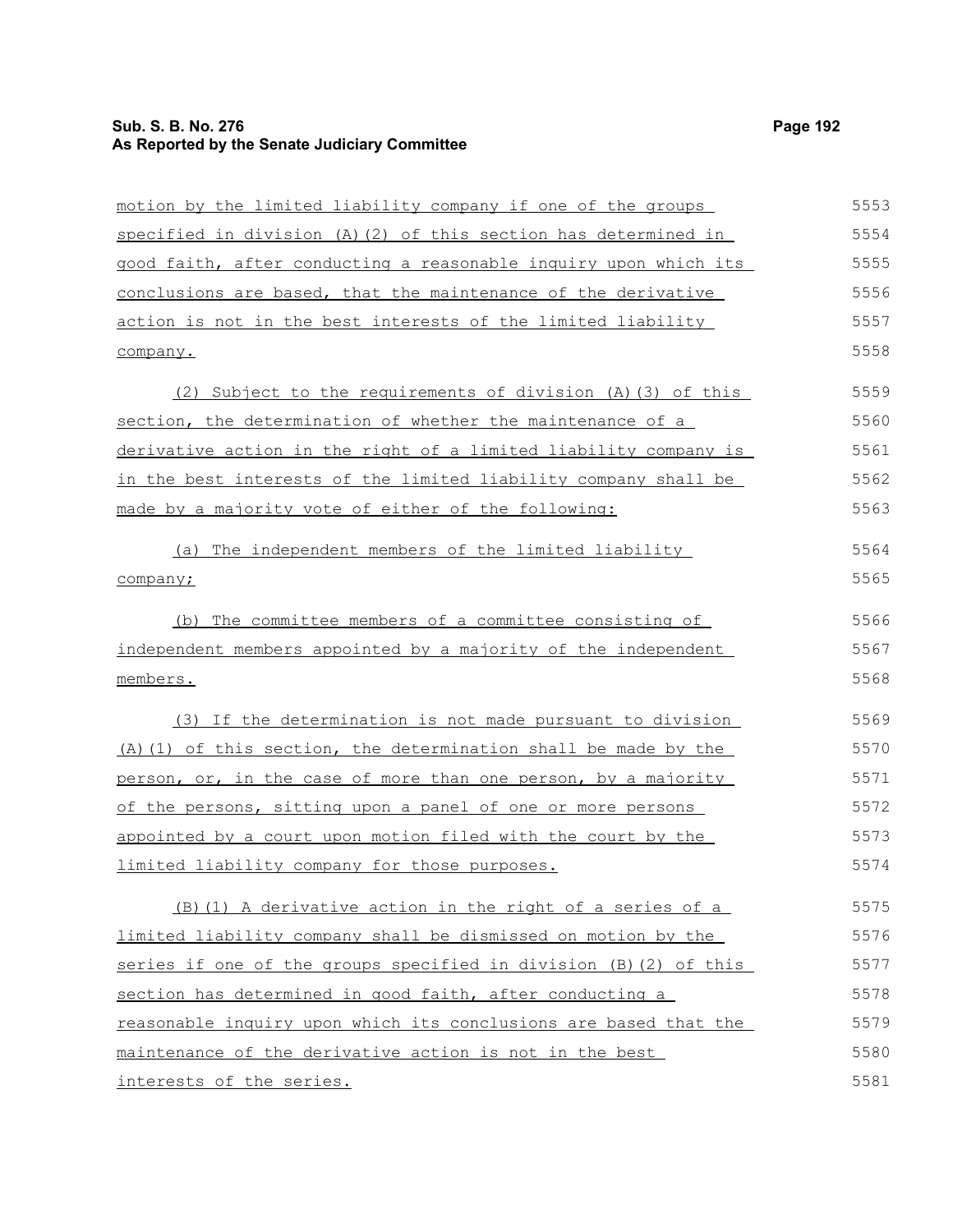motion by the limited liability company if one of the groups specified in division (A)(2) of this section has determined in good faith, after conducting a reasonable inquiry upon which its conclusions are based, that the maintenance of the derivative action is not in the best interests of the limited liability company.

(2) Subject to the requirements of division (A)(3) of this section, the determination of whether the maintenance of a derivative action in the right of a limited liability company is in the best interests of the limited liability company shall be made by a majority vote of either of the following:

(a) The independent members of the limited liability company;

(b) The committee members of a committee consisting of independent members appointed by a majority of the independent members.

(3) If the determination is not made pursuant to division (A)(1) of this section, the determination shall be made by the person, or, in the case of more than one person, by a majority of the persons, sitting upon a panel of one or more persons appointed by a court upon motion filed with the court by the limited liability company for those purposes.

(B)(1) A derivative action in the right of a series of a limited liability company shall be dismissed on motion by the series if one of the groups specified in division (B)(2) of this section has determined in good faith, after conducting a reasonable inquiry upon which its conclusions are based that the maintenance of the derivative action is not in the best interests of the series.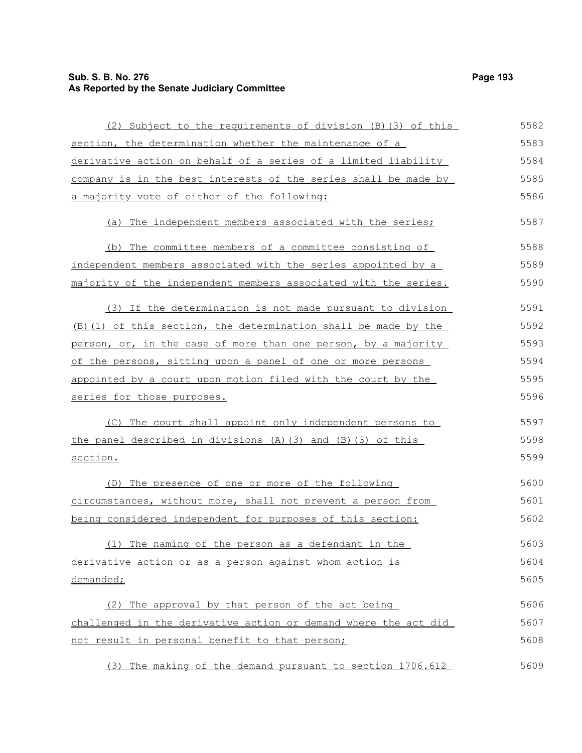(2) Subject to the requirements of division (B)(3) of this section, the determination whether the maintenance of a derivative action on behalf of a series of a limited liability company is in the best interests of the series shall be made by a majority vote of either of the following:

(a) The independent members associated with the series;

(b) The committee members of a committee consisting of independent members associated with the series appointed by a majority of the independent members associated with the series.

(3) If the determination is not made pursuant to division (B)(1) of this section, the determination shall be made by the person, or, in the case of more than one person, by a majority of the persons, sitting upon a panel of one or more persons appointed by a court upon motion filed with the court by the series for those purposes.

(C) The court shall appoint only independent persons to the panel described in divisions (A)(3) and (B)(3) of this section.

(D) The presence of one or more of the following circumstances, without more, shall not prevent a person from being considered independent for purposes of this section:

(1) The naming of the person as a defendant in the derivative action or as a person against whom action is demanded;

(2) The approval by that person of the act being challenged in the derivative action or demand where the act did not result in personal benefit to that person;

(3) The making of the demand pursuant to section 1706.612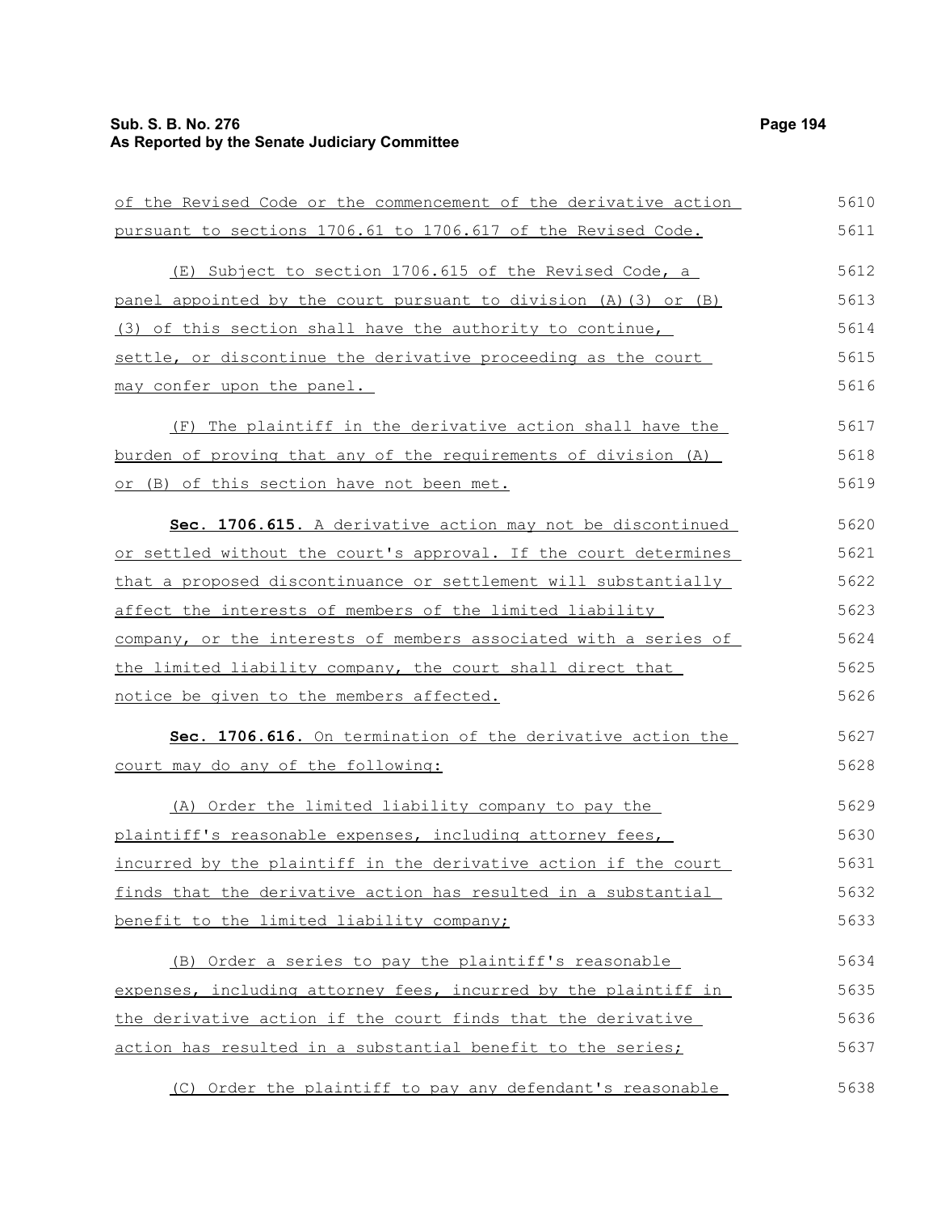of the Revised Code or the commencement of the derivative action pursuant to sections 1706.61 to 1706.617 of the Revised Code.

(E) Subject to section 1706.615 of the Revised Code, a panel appointed by the court pursuant to division (A)(3) or (B)(3) of this section shall have the authority to continue, settle, or discontinue the derivative proceeding as the court may confer upon the panel.

(F) The plaintiff in the derivative action shall have the burden of proving that any of the requirements of division (A) or (B) of this section have not been met.

**Sec. 1706.615.** A derivative action may not be discontinued or settled without the court's approval. If the court determines that a proposed discontinuance or settlement will substantially affect the interests of members of the limited liability company, or the interests of members associated with a series of the limited liability company, the court shall direct that notice be given to the members affected.

**Sec. 1706.616.** On termination of the derivative action the court may do any of the following:

(A) Order the limited liability company to pay the plaintiff's reasonable expenses, including attorney fees, incurred by the plaintiff in the derivative action if the court finds that the derivative action has resulted in a substantial benefit to the limited liability company;

(B) Order a series to pay the plaintiff's reasonable expenses, including attorney fees, incurred by the plaintiff in the derivative action if the court finds that the derivative action has resulted in a substantial benefit to the series;

(C) Order the plaintiff to pay any defendant's reasonable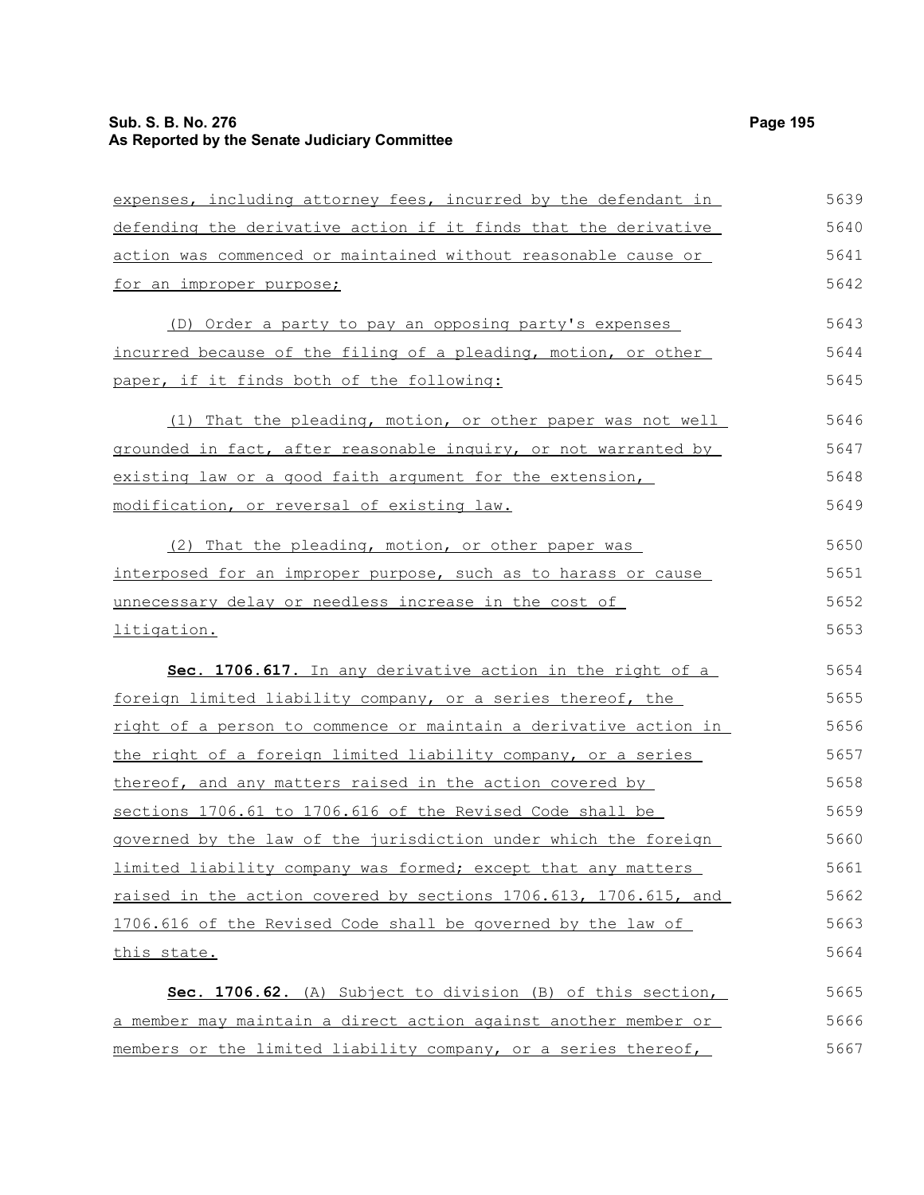expenses, including attorney fees, incurred by the defendant in defending the derivative action if it finds that the derivative action was commenced or maintained without reasonable cause or for an improper purpose;

(D) Order a party to pay an opposing party's expenses incurred because of the filing of a pleading, motion, or other paper, if it finds both of the following:

(1) That the pleading, motion, or other paper was not well grounded in fact, after reasonable inquiry, or not warranted by existing law or a good faith argument for the extension, modification, or reversal of existing law.

(2) That the pleading, motion, or other paper was interposed for an improper purpose, such as to harass or cause unnecessary delay or needless increase in the cost of litigation.

**Sec. 1706.617.** In any derivative action in the right of a foreign limited liability company, or a series thereof, the right of a person to commence or maintain a derivative action in the right of a foreign limited liability company, or a series thereof, and any matters raised in the action covered by sections 1706.61 to 1706.616 of the Revised Code shall be governed by the law of the jurisdiction under which the foreign limited liability company was formed; except that any matters raised in the action covered by sections 1706.613, 1706.615, and 1706.616 of the Revised Code shall be governed by the law of this state.

**Sec. 1706.62.** (A) Subject to division (B) of this section, a member may maintain a direct action against another member or members or the limited liability company, or a series thereof,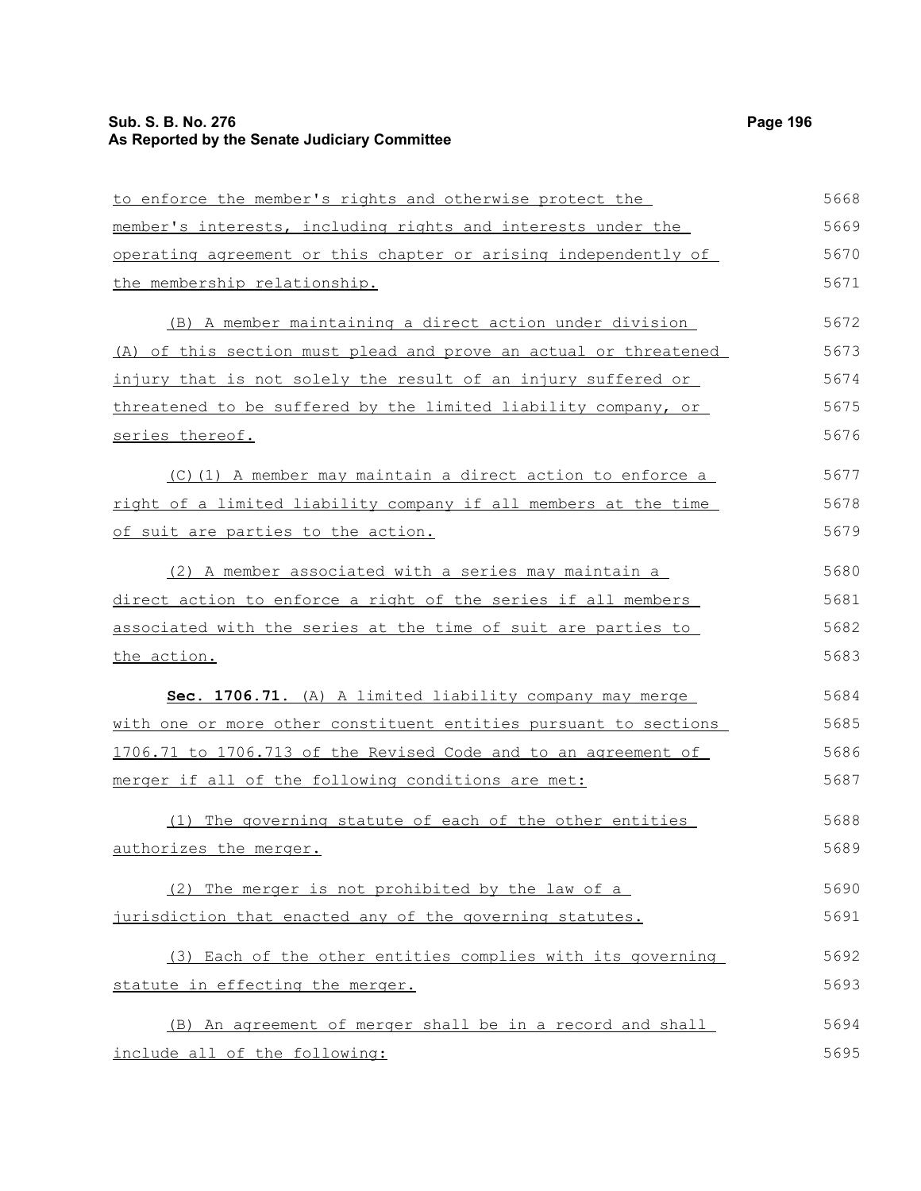to enforce the member's rights and otherwise protect the member's interests, including rights and interests under the operating agreement or this chapter or arising independently of the membership relationship.

(B) A member maintaining a direct action under division (A) of this section must plead and prove an actual or threatened injury that is not solely the result of an injury suffered or threatened to be suffered by the limited liability company, or series thereof.

(C)(1) A member may maintain a direct action to enforce a right of a limited liability company if all members at the time of suit are parties to the action.

(2) A member associated with a series may maintain a direct action to enforce a right of the series if all members associated with the series at the time of suit are parties to the action.

**Sec. 1706.71.** (A) A limited liability company may merge with one or more other constituent entities pursuant to sections 1706.71 to 1706.713 of the Revised Code and to an agreement of merger if all of the following conditions are met:

(1) The governing statute of each of the other entities authorizes the merger.

(2) The merger is not prohibited by the law of a jurisdiction that enacted any of the governing statutes.

(3) Each of the other entities complies with its governing statute in effecting the merger.

(B) An agreement of merger shall be in a record and shall include all of the following: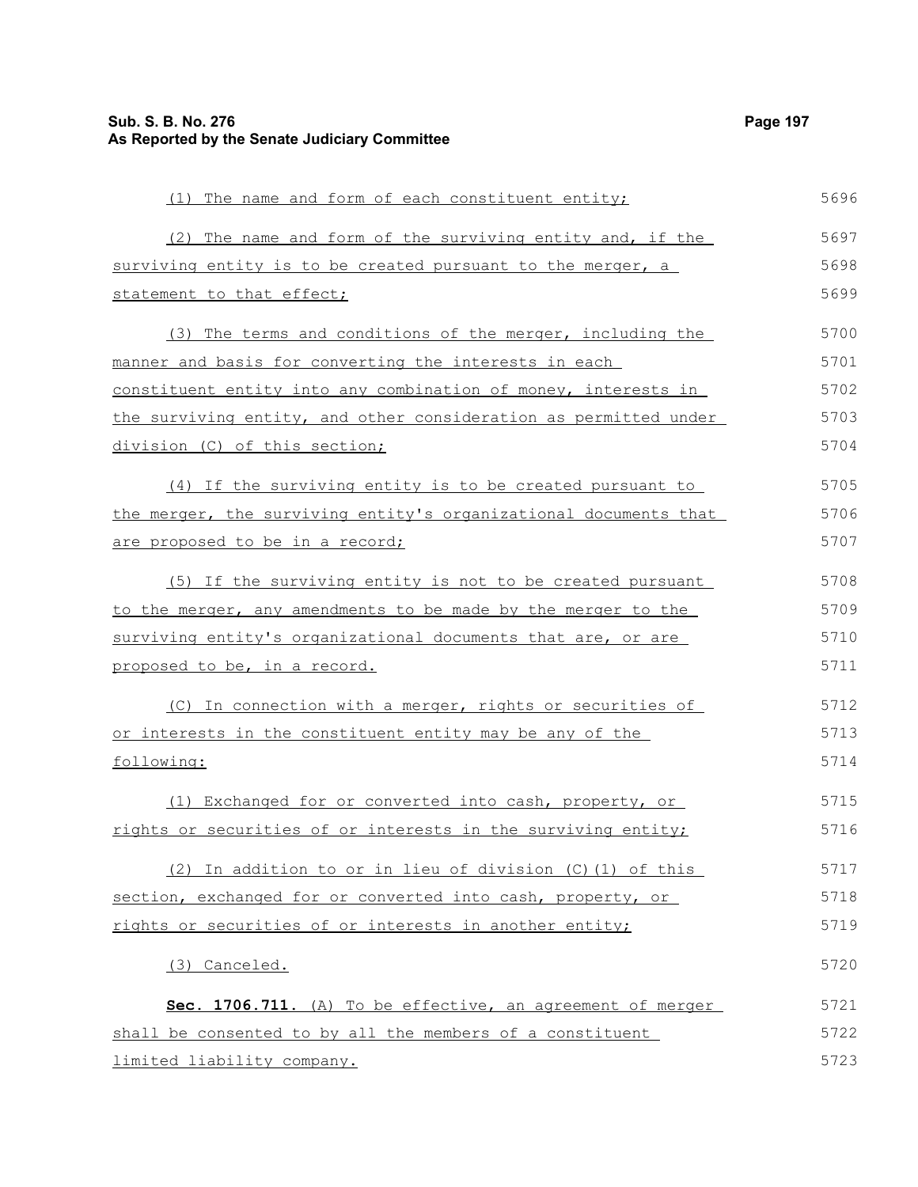(1) The name and form of each constituent entity;

(2) The name and form of the surviving entity and, if the surviving entity is to be created pursuant to the merger, a statement to that effect;

(3) The terms and conditions of the merger, including the manner and basis for converting the interests in each constituent entity into any combination of money, interests in the surviving entity, and other consideration as permitted under division (C) of this section;

(4) If the surviving entity is to be created pursuant to the merger, the surviving entity's organizational documents that are proposed to be in a record;

(5) If the surviving entity is not to be created pursuant to the merger, any amendments to be made by the merger to the surviving entity's organizational documents that are, or are proposed to be, in a record.

(C) In connection with a merger, rights or securities of or interests in the constituent entity may be any of the following:

(1) Exchanged for or converted into cash, property, or rights or securities of or interests in the surviving entity;

(2) In addition to or in lieu of division (C)(1) of this section, exchanged for or converted into cash, property, or rights or securities of or interests in another entity;

(3) Canceled.

**Sec. 1706.711.** (A) To be effective, an agreement of merger shall be consented to by all the members of a constituent limited liability company.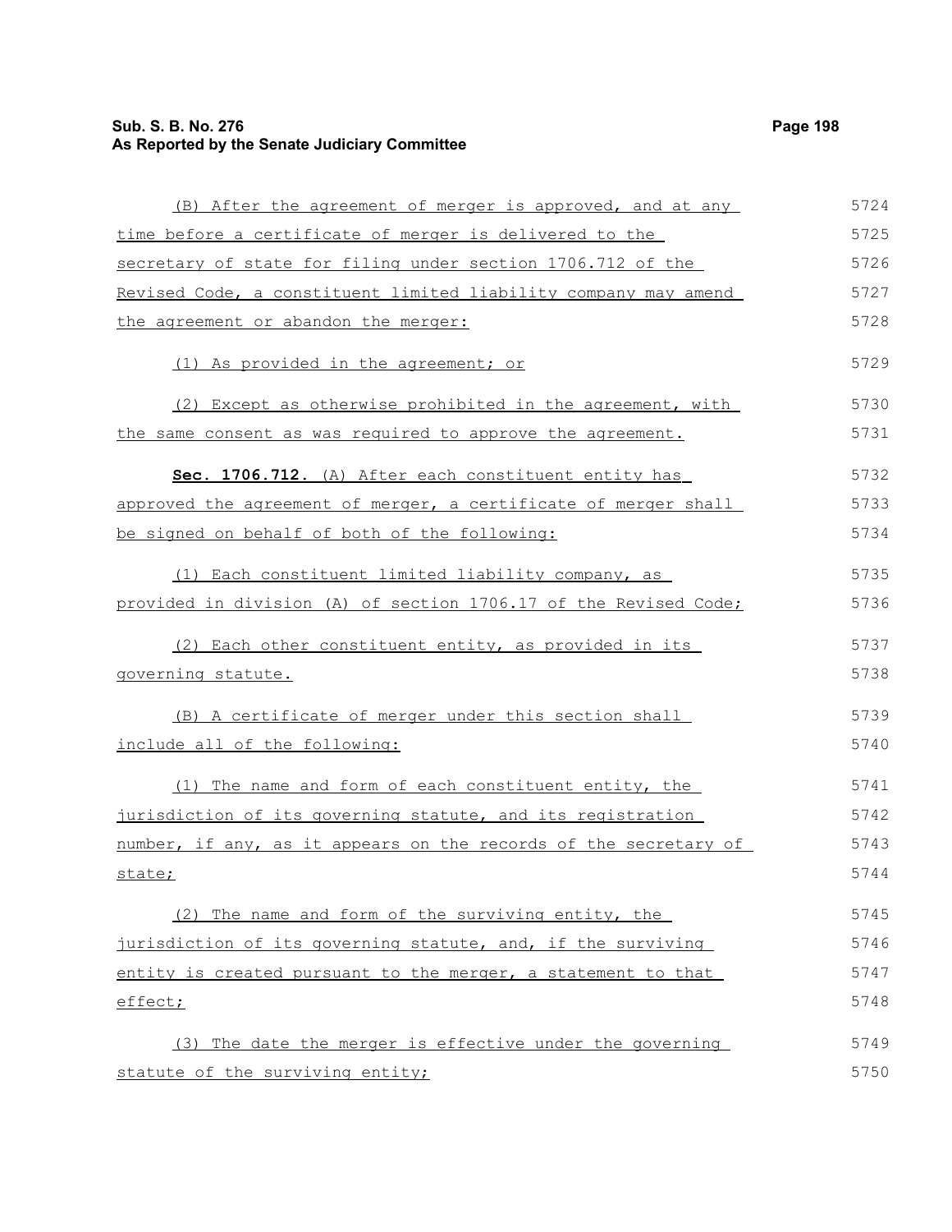(B) After the agreement of merger is approved, and at any time before a certificate of merger is delivered to the secretary of state for filing under section 1706.712 of the Revised Code, a constituent limited liability company may amend the agreement or abandon the merger:

(1) As provided in the agreement; or

(2) Except as otherwise prohibited in the agreement, with the same consent as was required to approve the agreement.

**Sec. 1706.712.** (A) After each constituent entity has approved the agreement of merger, a certificate of merger shall be signed on behalf of both of the following:

(1) Each constituent limited liability company, as provided in division (A) of section 1706.17 of the Revised Code;

(2) Each other constituent entity, as provided in its governing statute.

(B) A certificate of merger under this section shall include all of the following:

(1) The name and form of each constituent entity, the jurisdiction of its governing statute, and its registration number, if any, as it appears on the records of the secretary of state;

(2) The name and form of the surviving entity, the jurisdiction of its governing statute, and, if the surviving entity is created pursuant to the merger, a statement to that effect;

(3) The date the merger is effective under the governing statute of the surviving entity;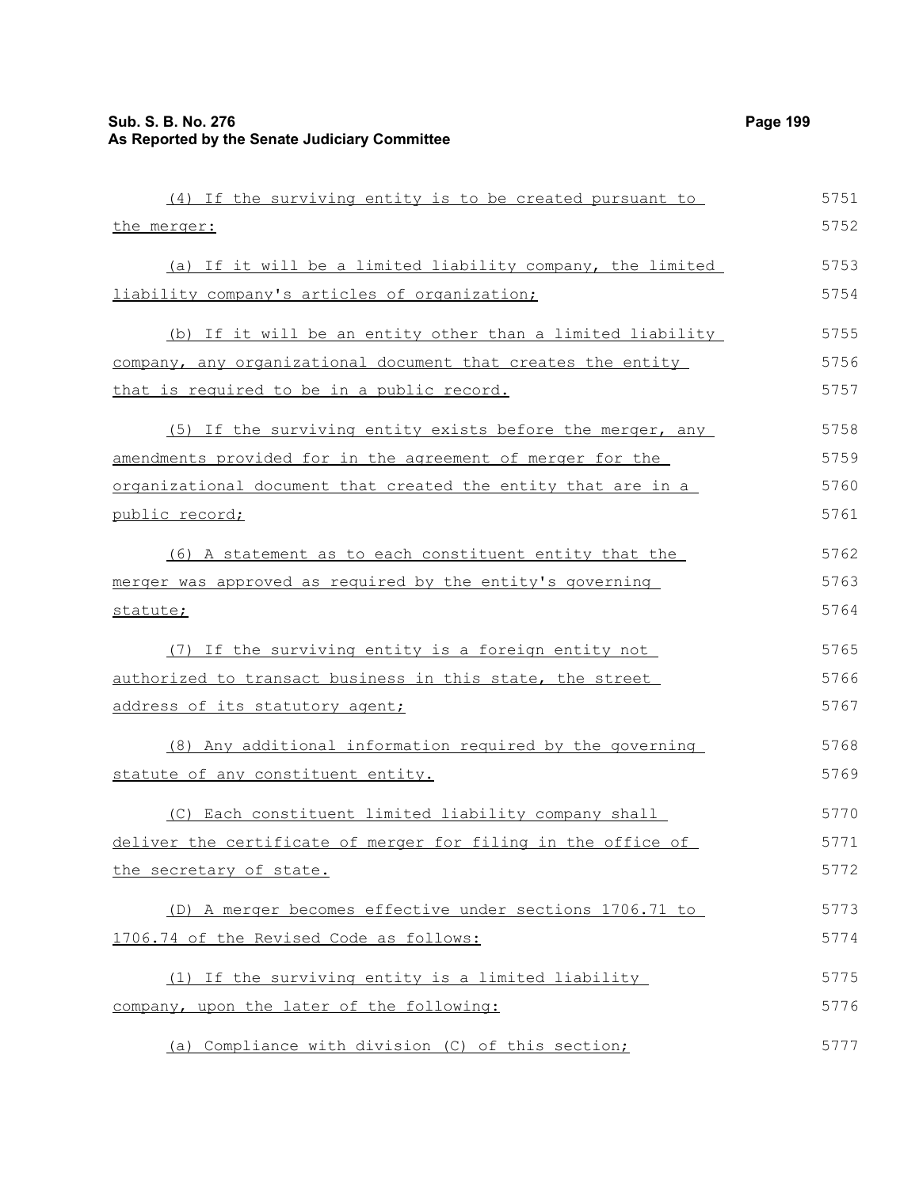(4) If the surviving entity is to be created pursuant to the merger:

(a) If it will be a limited liability company, the limited liability company's articles of organization;

(b) If it will be an entity other than a limited liability company, any organizational document that creates the entity that is required to be in a public record.

(5) If the surviving entity exists before the merger, any amendments provided for in the agreement of merger for the organizational document that created the entity that are in a public record;

(6) A statement as to each constituent entity that the merger was approved as required by the entity's governing statute;

(7) If the surviving entity is a foreign entity not authorized to transact business in this state, the street address of its statutory agent;

(8) Any additional information required by the governing statute of any constituent entity.

(C) Each constituent limited liability company shall deliver the certificate of merger for filing in the office of the secretary of state.

(D) A merger becomes effective under sections 1706.71 to 1706.74 of the Revised Code as follows:

(1) If the surviving entity is a limited liability company, upon the later of the following:

(a) Compliance with division (C) of this section;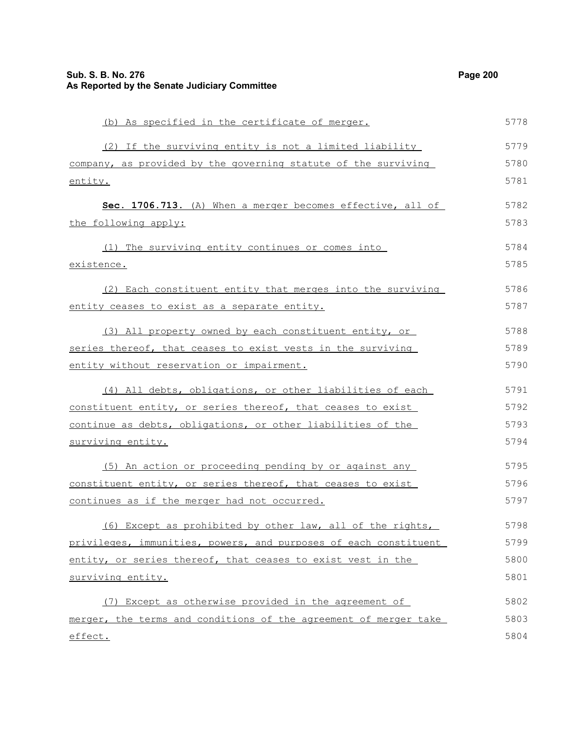(b) As specified in the certificate of merger.

(2) If the surviving entity is not a limited liability company, as provided by the governing statute of the surviving entity.

**Sec. 1706.713.** (A) When a merger becomes effective, all of the following apply:

(1) The surviving entity continues or comes into existence.

(2) Each constituent entity that merges into the surviving entity ceases to exist as a separate entity.

(3) All property owned by each constituent entity, or series thereof, that ceases to exist vests in the surviving entity without reservation or impairment.

(4) All debts, obligations, or other liabilities of each constituent entity, or series thereof, that ceases to exist continue as debts, obligations, or other liabilities of the surviving entity.

(5) An action or proceeding pending by or against any constituent entity, or series thereof, that ceases to exist continues as if the merger had not occurred.

(6) Except as prohibited by other law, all of the rights, privileges, immunities, powers, and purposes of each constituent entity, or series thereof, that ceases to exist vest in the surviving entity.

(7) Except as otherwise provided in the agreement of merger, the terms and conditions of the agreement of merger take effect.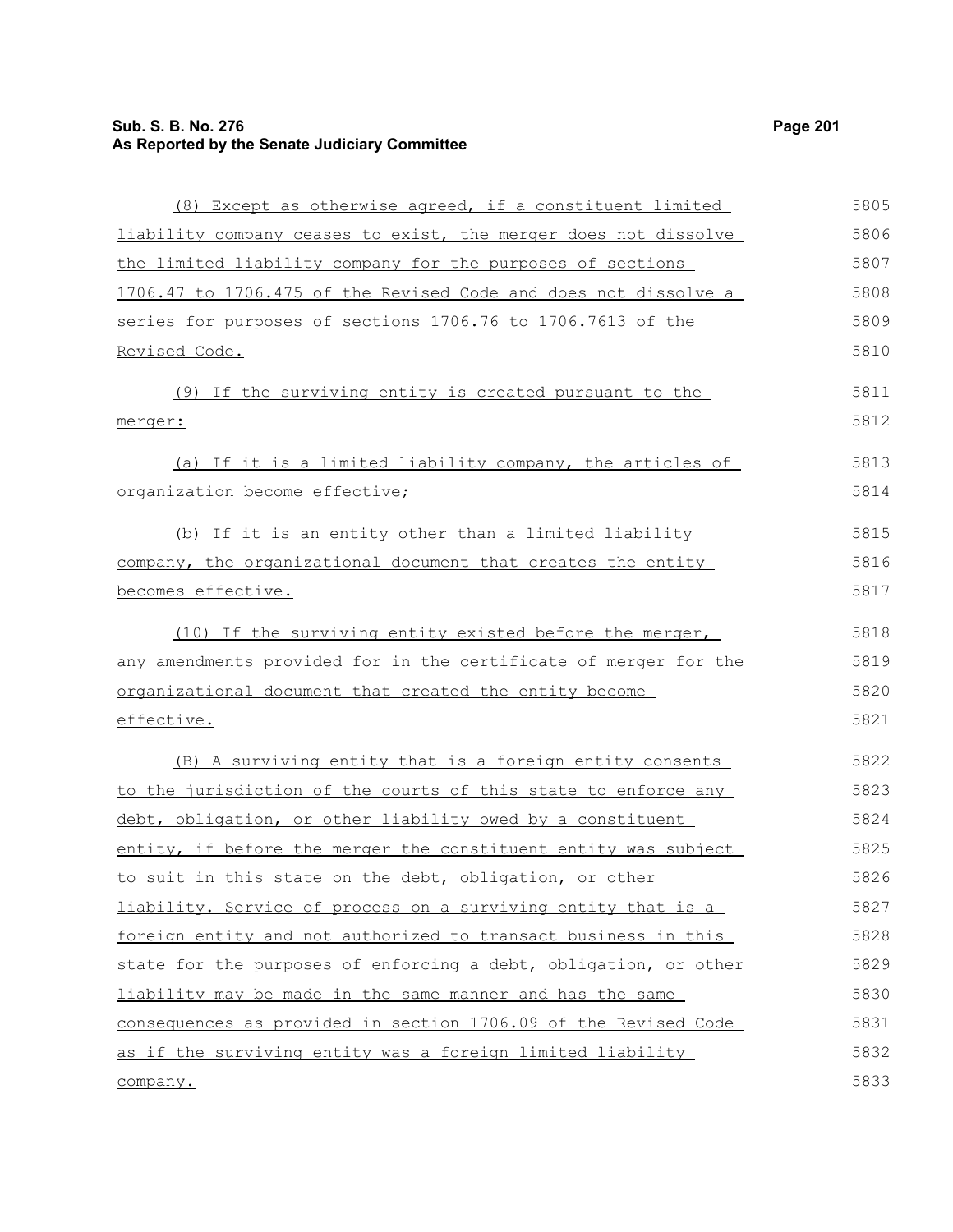(8) Except as otherwise agreed, if a constituent limited liability company ceases to exist, the merger does not dissolve the limited liability company for the purposes of sections 1706.47 to 1706.475 of the Revised Code and does not dissolve a series for purposes of sections 1706.76 to 1706.7613 of the Revised Code.

(9) If the surviving entity is created pursuant to the merger:

(a) If it is a limited liability company, the articles of organization become effective;

(b) If it is an entity other than a limited liability company, the organizational document that creates the entity becomes effective.

(10) If the surviving entity existed before the merger, any amendments provided for in the certificate of merger for the organizational document that created the entity become effective.

(B) A surviving entity that is a foreign entity consents to the jurisdiction of the courts of this state to enforce any debt, obligation, or other liability owed by a constituent entity, if before the merger the constituent entity was subject to suit in this state on the debt, obligation, or other liability. Service of process on a surviving entity that is a foreign entity and not authorized to transact business in this state for the purposes of enforcing a debt, obligation, or other liability may be made in the same manner and has the same consequences as provided in section 1706.09 of the Revised Code as if the surviving entity was a foreign limited liability company.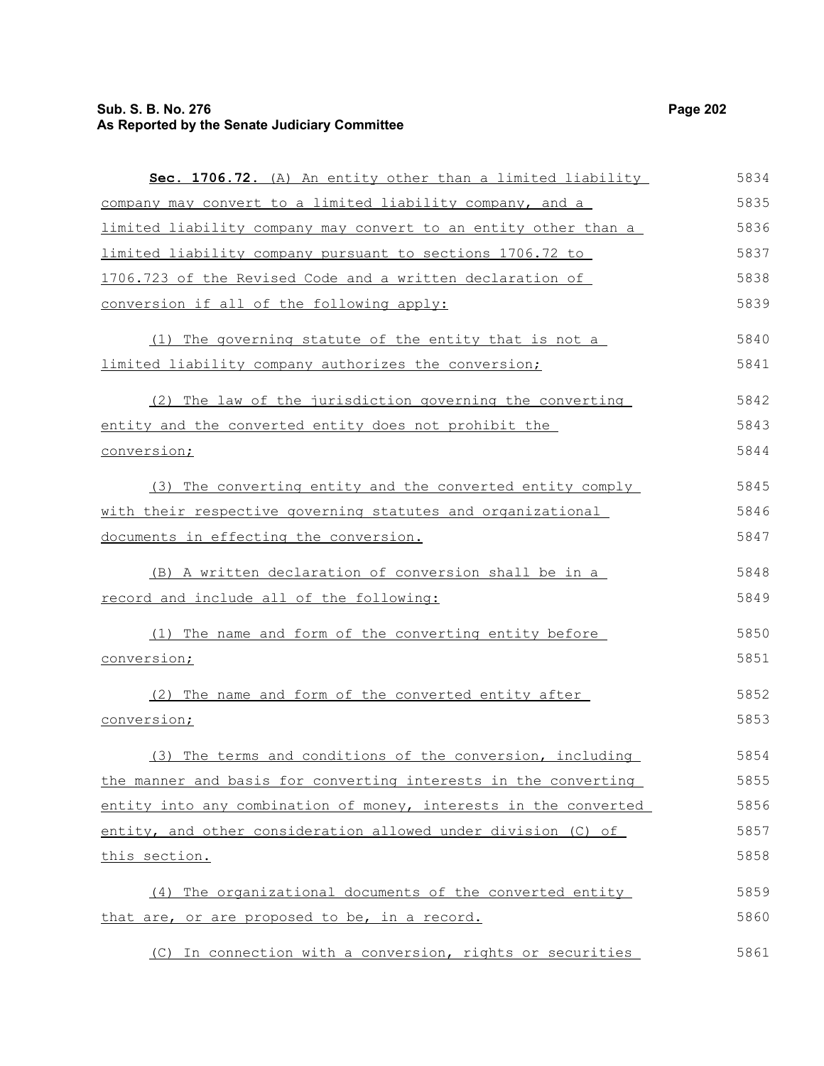**Sec. 1706.72.** (A) An entity other than a limited liability company may convert to a limited liability company, and a limited liability company may convert to an entity other than a limited liability company pursuant to sections 1706.72 to 1706.723 of the Revised Code and a written declaration of conversion if all of the following apply:

(1) The governing statute of the entity that is not a limited liability company authorizes the conversion;

(2) The law of the jurisdiction governing the converting entity and the converted entity does not prohibit the conversion;

(3) The converting entity and the converted entity comply with their respective governing statutes and organizational documents in effecting the conversion.

(B) A written declaration of conversion shall be in a record and include all of the following:

(1) The name and form of the converting entity before conversion;

(2) The name and form of the converted entity after conversion;

(3) The terms and conditions of the conversion, including the manner and basis for converting interests in the converting entity into any combination of money, interests in the converted entity, and other consideration allowed under division (C) of this section.

(4) The organizational documents of the converted entity that are, or are proposed to be, in a record.

(C) In connection with a conversion, rights or securities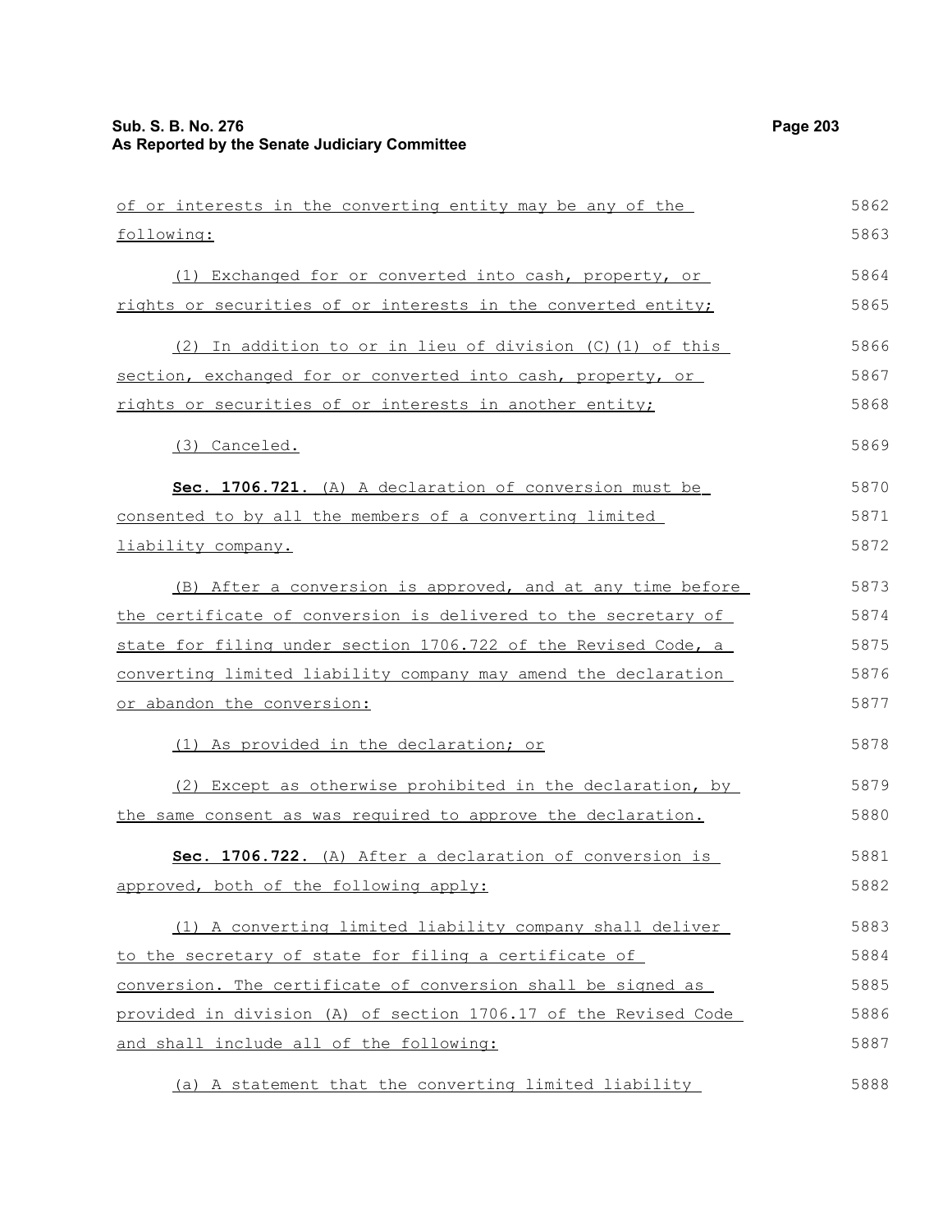of or interests in the converting entity may be any of the following:

(1) Exchanged for or converted into cash, property, or rights or securities of or interests in the converted entity;

(2) In addition to or in lieu of division (C)(1) of this section, exchanged for or converted into cash, property, or rights or securities of or interests in another entity;

(3) Canceled.

**Sec. 1706.721.** (A) A declaration of conversion must be consented to by all the members of a converting limited liability company.

(B) After a conversion is approved, and at any time before the certificate of conversion is delivered to the secretary of state for filing under section 1706.722 of the Revised Code, a converting limited liability company may amend the declaration or abandon the conversion:

(1) As provided in the declaration; or

(2) Except as otherwise prohibited in the declaration, by the same consent as was required to approve the declaration.

**Sec. 1706.722.** (A) After a declaration of conversion is approved, both of the following apply:

(1) A converting limited liability company shall deliver to the secretary of state for filing a certificate of conversion. The certificate of conversion shall be signed as provided in division (A) of section 1706.17 of the Revised Code and shall include all of the following:

(a) A statement that the converting limited liability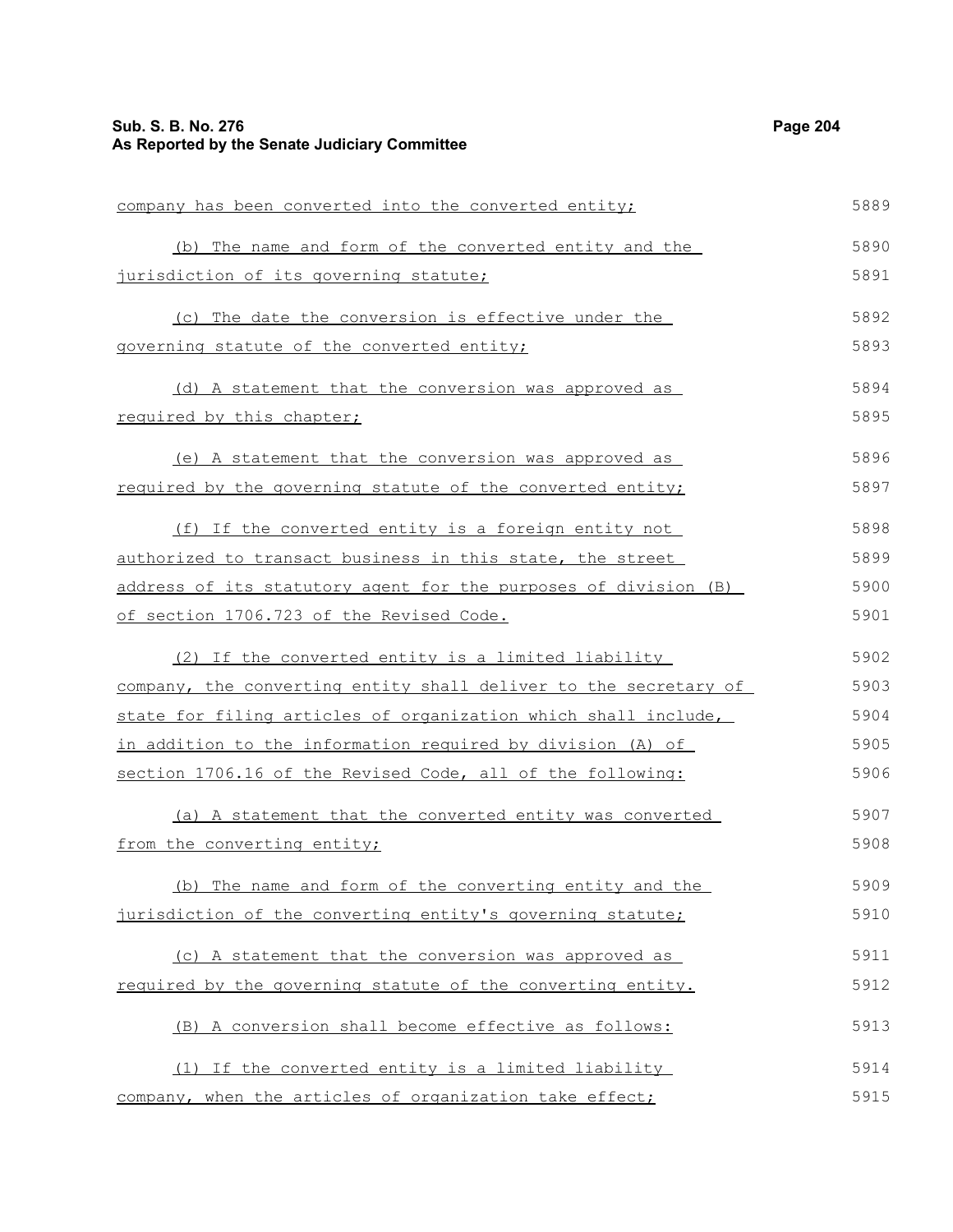company has been converted into the converted entity;

(b) The name and form of the converted entity and the jurisdiction of its governing statute;

(c) The date the conversion is effective under the governing statute of the converted entity;

(d) A statement that the conversion was approved as required by this chapter;

(e) A statement that the conversion was approved as required by the governing statute of the converted entity;

(f) If the converted entity is a foreign entity not authorized to transact business in this state, the street address of its statutory agent for the purposes of division (B) of section 1706.723 of the Revised Code.

(2) If the converted entity is a limited liability company, the converting entity shall deliver to the secretary of state for filing articles of organization which shall include, in addition to the information required by division (A) of section 1706.16 of the Revised Code, all of the following:

(a) A statement that the converted entity was converted from the converting entity;

(b) The name and form of the converting entity and the jurisdiction of the converting entity's governing statute;

(c) A statement that the conversion was approved as required by the governing statute of the converting entity.

(B) A conversion shall become effective as follows:

(1) If the converted entity is a limited liability company, when the articles of organization take effect;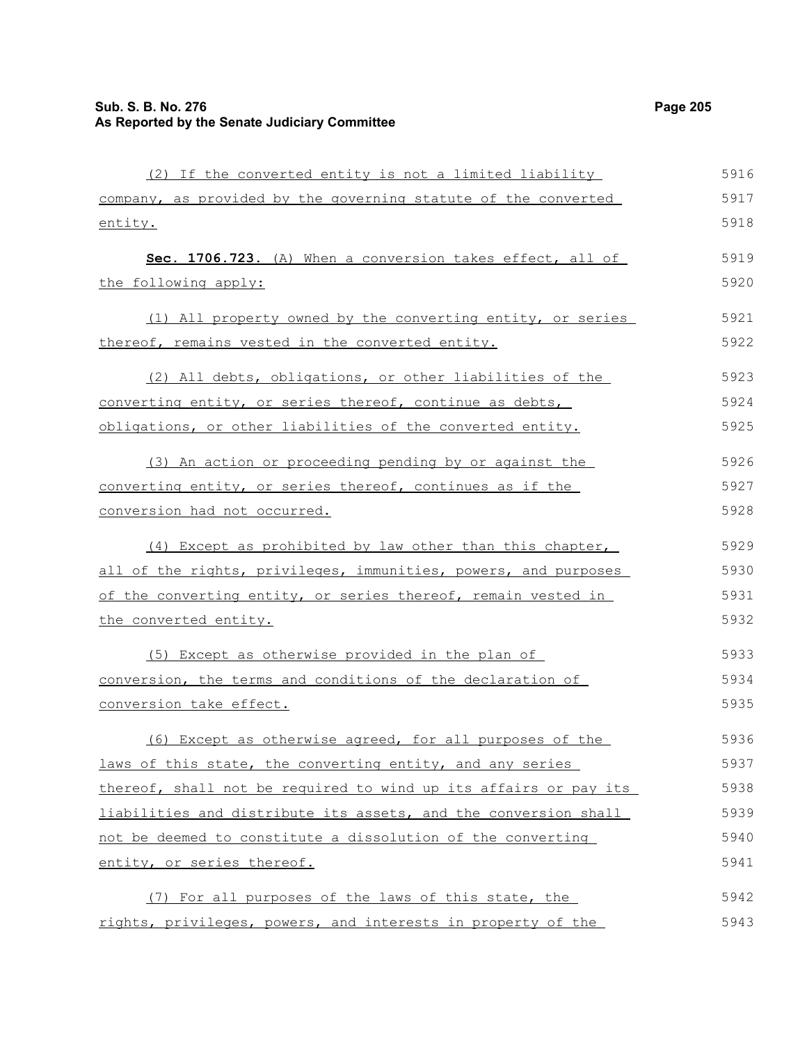(2) If the converted entity is not a limited liability company, as provided by the governing statute of the converted entity.

**Sec. 1706.723.** (A) When a conversion takes effect, all of the following apply:

(1) All property owned by the converting entity, or series thereof, remains vested in the converted entity.

(2) All debts, obligations, or other liabilities of the converting entity, or series thereof, continue as debts, obligations, or other liabilities of the converted entity.

(3) An action or proceeding pending by or against the converting entity, or series thereof, continues as if the conversion had not occurred.

(4) Except as prohibited by law other than this chapter, all of the rights, privileges, immunities, powers, and purposes of the converting entity, or series thereof, remain vested in the converted entity.

(5) Except as otherwise provided in the plan of conversion, the terms and conditions of the declaration of conversion take effect.

(6) Except as otherwise agreed, for all purposes of the laws of this state, the converting entity, and any series thereof, shall not be required to wind up its affairs or pay its liabilities and distribute its assets, and the conversion shall not be deemed to constitute a dissolution of the converting entity, or series thereof.

(7) For all purposes of the laws of this state, the rights, privileges, powers, and interests in property of the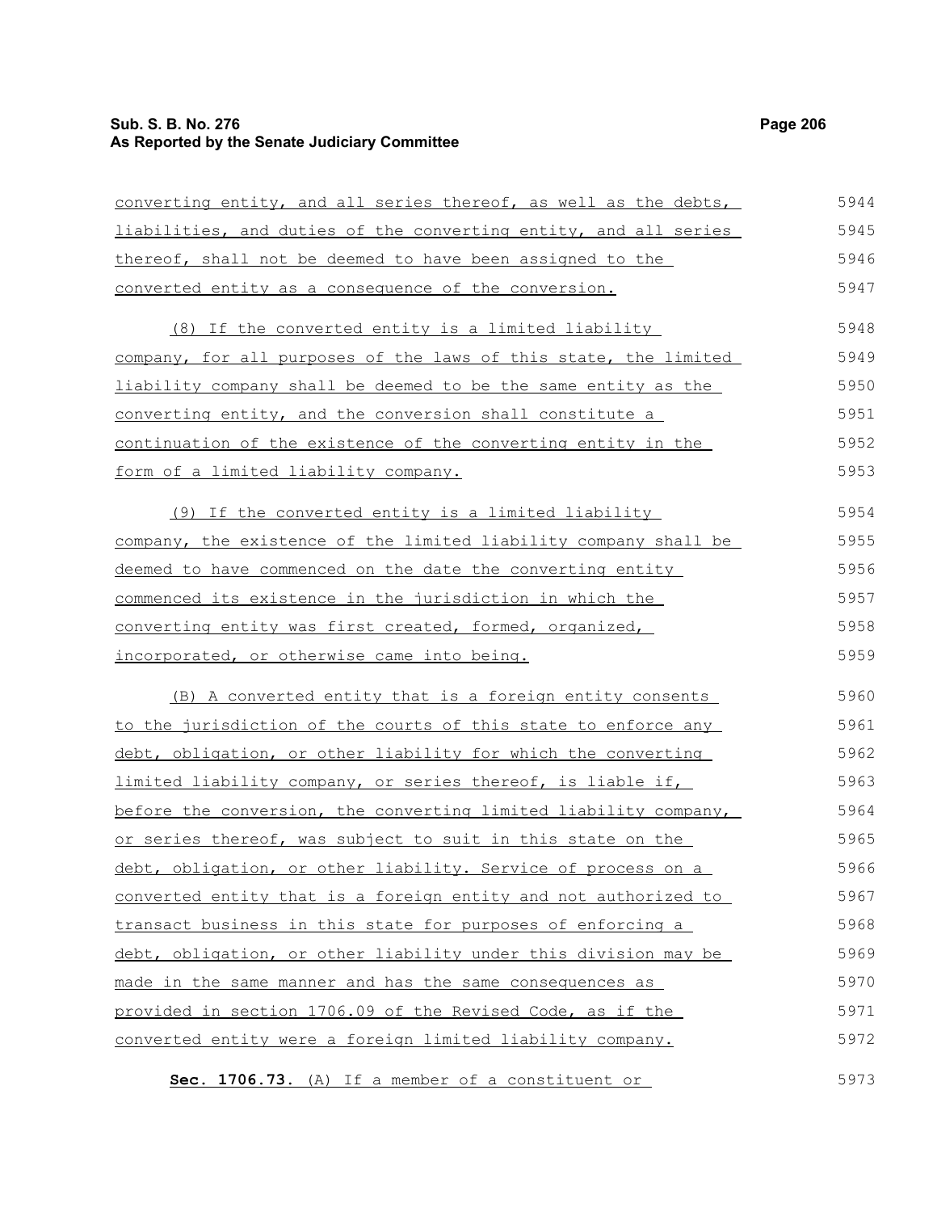converting entity, and all series thereof, as well as the debts, liabilities, and duties of the converting entity, and all series thereof, shall not be deemed to have been assigned to the converted entity as a consequence of the conversion.

(8) If the converted entity is a limited liability company, for all purposes of the laws of this state, the limited liability company shall be deemed to be the same entity as the converting entity, and the conversion shall constitute a continuation of the existence of the converting entity in the form of a limited liability company.

(9) If the converted entity is a limited liability company, the existence of the limited liability company shall be deemed to have commenced on the date the converting entity commenced its existence in the jurisdiction in which the converting entity was first created, formed, organized, incorporated, or otherwise came into being.

(B) A converted entity that is a foreign entity consents to the jurisdiction of the courts of this state to enforce any debt, obligation, or other liability for which the converting limited liability company, or series thereof, is liable if, before the conversion, the converting limited liability company, or series thereof, was subject to suit in this state on the debt, obligation, or other liability. Service of process on a converted entity that is a foreign entity and not authorized to transact business in this state for purposes of enforcing a debt, obligation, or other liability under this division may be made in the same manner and has the same consequences as provided in section 1706.09 of the Revised Code, as if the converted entity were a foreign limited liability company.

**Sec. 1706.73.** (A) If a member of a constituent or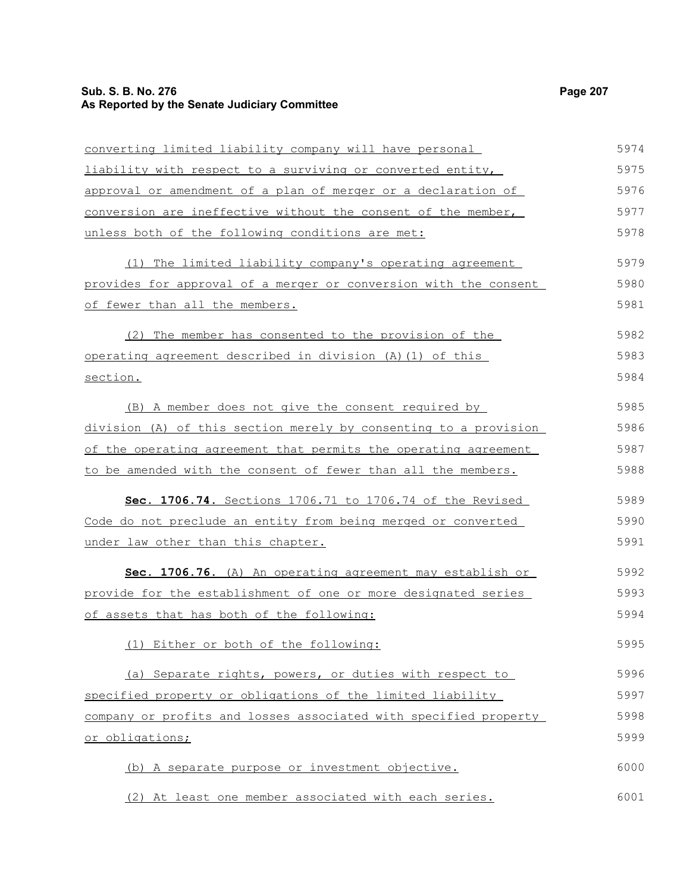converting limited liability company will have personal liability with respect to a surviving or converted entity, approval or amendment of a plan of merger or a declaration of conversion are ineffective without the consent of the member, unless both of the following conditions are met:

(1) The limited liability company's operating agreement provides for approval of a merger or conversion with the consent of fewer than all the members.

(2) The member has consented to the provision of the operating agreement described in division (A)(1) of this section.

(B) A member does not give the consent required by division (A) of this section merely by consenting to a provision of the operating agreement that permits the operating agreement to be amended with the consent of fewer than all the members.

**Sec. 1706.74.** Sections 1706.71 to 1706.74 of the Revised Code do not preclude an entity from being merged or converted under law other than this chapter.

**Sec. 1706.76.** (A) An operating agreement may establish or provide for the establishment of one or more designated series of assets that has both of the following:

(1) Either or both of the following:

(a) Separate rights, powers, or duties with respect to specified property or obligations of the limited liability company or profits and losses associated with specified property or obligations;

(b) A separate purpose or investment objective.

(2) At least one member associated with each series.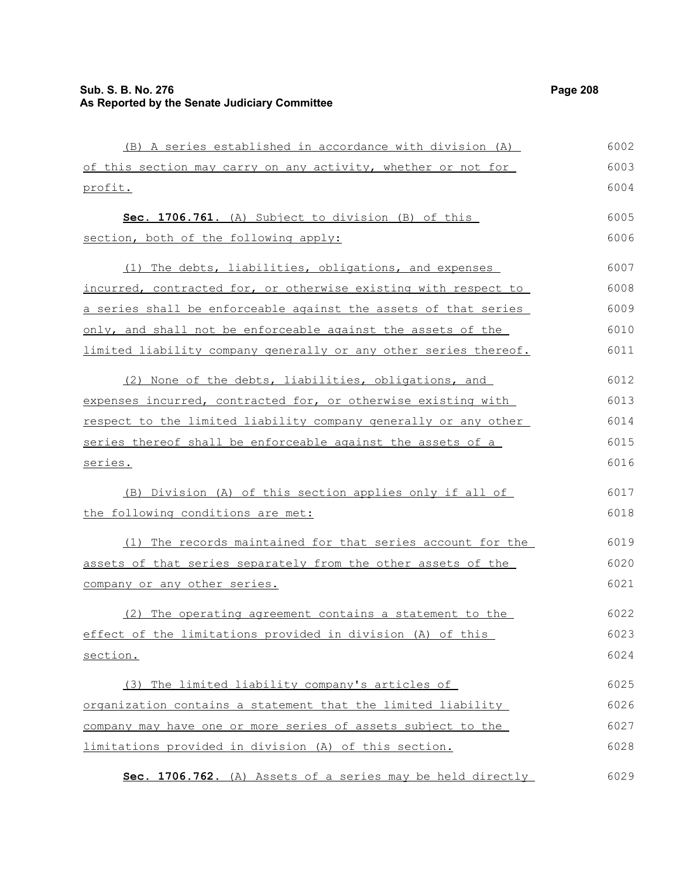(B) A series established in accordance with division (A) of this section may carry on any activity, whether or not for profit.

**Sec. 1706.761.** (A) Subject to division (B) of this section, both of the following apply:

(1) The debts, liabilities, obligations, and expenses incurred, contracted for, or otherwise existing with respect to a series shall be enforceable against the assets of that series only, and shall not be enforceable against the assets of the limited liability company generally or any other series thereof.

(2) None of the debts, liabilities, obligations, and expenses incurred, contracted for, or otherwise existing with respect to the limited liability company generally or any other series thereof shall be enforceable against the assets of a series.

(B) Division (A) of this section applies only if all of the following conditions are met:

(1) The records maintained for that series account for the assets of that series separately from the other assets of the company or any other series.

(2) The operating agreement contains a statement to the effect of the limitations provided in division (A) of this section.

(3) The limited liability company's articles of organization contains a statement that the limited liability company may have one or more series of assets subject to the limitations provided in division (A) of this section.

**Sec. 1706.762.** (A) Assets of a series may be held directly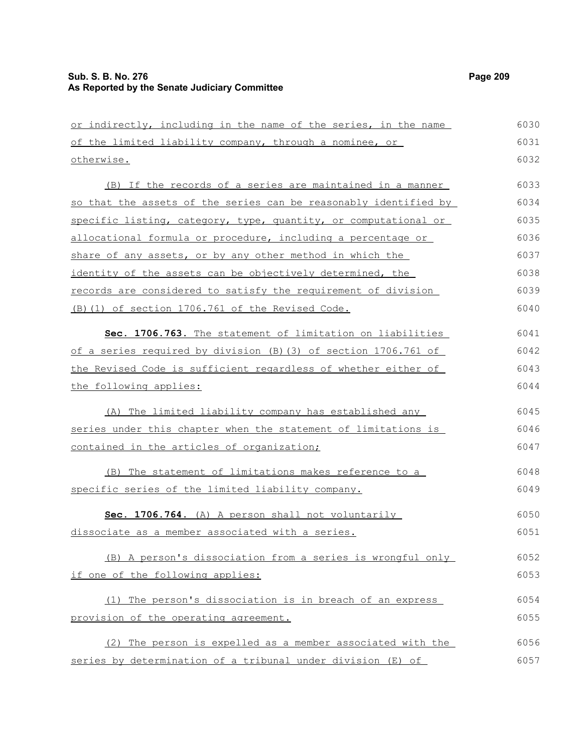or indirectly, including in the name of the series, in the name of the limited liability company, through a nominee, or otherwise.

(B) If the records of a series are maintained in a manner so that the assets of the series can be reasonably identified by specific listing, category, type, quantity, or computational or allocational formula or procedure, including a percentage or share of any assets, or by any other method in which the identity of the assets can be objectively determined, the records are considered to satisfy the requirement of division (B)(1) of section 1706.761 of the Revised Code.

**Sec. 1706.763.** The statement of limitation on liabilities of a series required by division (B)(3) of section 1706.761 of the Revised Code is sufficient regardless of whether either of the following applies:

(A) The limited liability company has established any series under this chapter when the statement of limitations is contained in the articles of organization;

(B) The statement of limitations makes reference to a specific series of the limited liability company.

**Sec. 1706.764.** (A) A person shall not voluntarily dissociate as a member associated with a series.

(B) A person's dissociation from a series is wrongful only if one of the following applies:

(1) The person's dissociation is in breach of an express provision of the operating agreement.

(2) The person is expelled as a member associated with the series by determination of a tribunal under division (E) of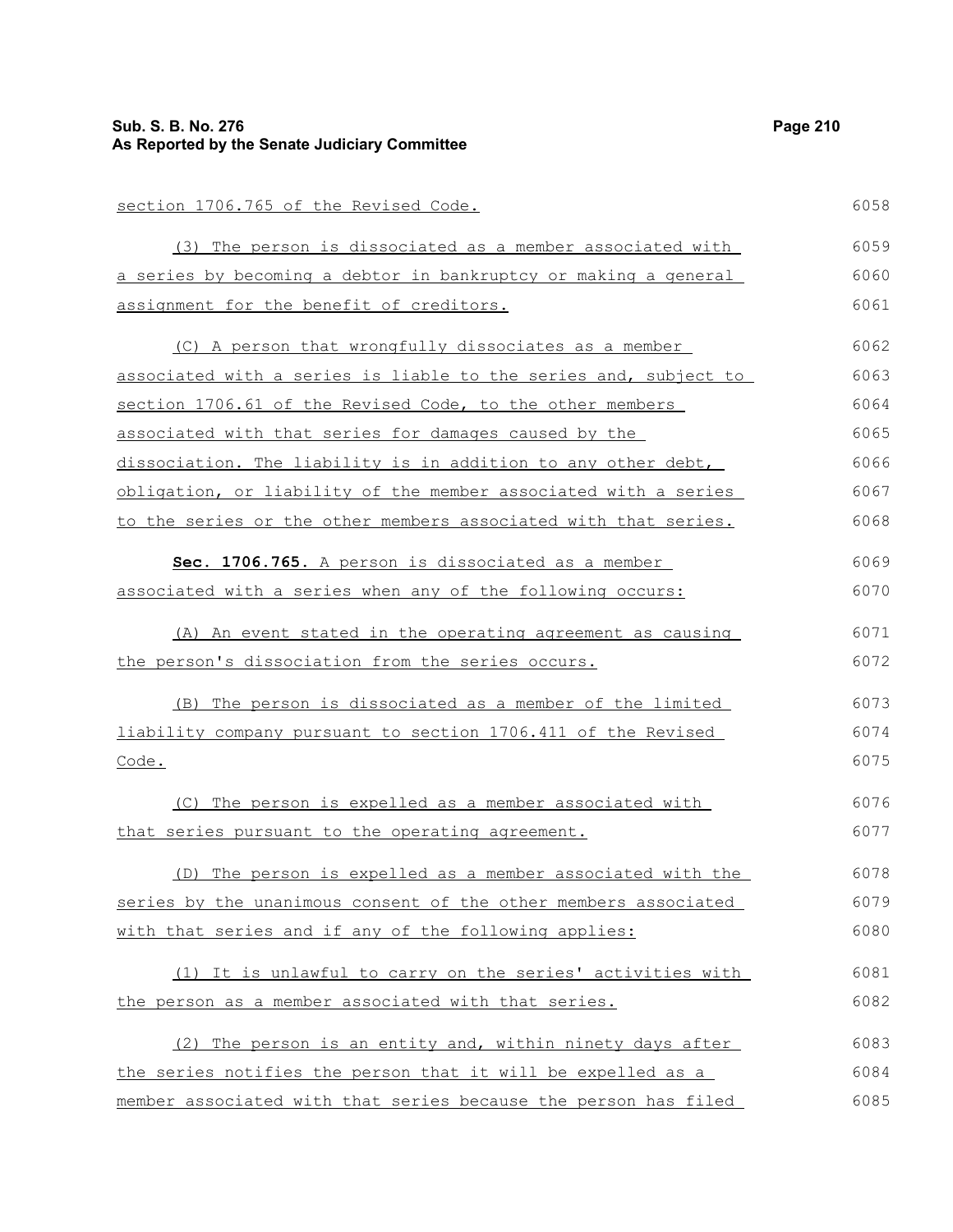section 1706.765 of the Revised Code.

(3) The person is dissociated as a member associated with a series by becoming a debtor in bankruptcy or making a general assignment for the benefit of creditors.

(C) A person that wrongfully dissociates as a member associated with a series is liable to the series and, subject to section 1706.61 of the Revised Code, to the other members associated with that series for damages caused by the dissociation. The liability is in addition to any other debt, obligation, or liability of the member associated with a series to the series or the other members associated with that series.

**Sec. 1706.765.** A person is dissociated as a member associated with a series when any of the following occurs:

(A) An event stated in the operating agreement as causing the person's dissociation from the series occurs.

(B) The person is dissociated as a member of the limited liability company pursuant to section 1706.411 of the Revised Code.

(C) The person is expelled as a member associated with that series pursuant to the operating agreement.

(D) The person is expelled as a member associated with the series by the unanimous consent of the other members associated with that series and if any of the following applies:

(1) It is unlawful to carry on the series' activities with the person as a member associated with that series.

(2) The person is an entity and, within ninety days after the series notifies the person that it will be expelled as a member associated with that series because the person has filed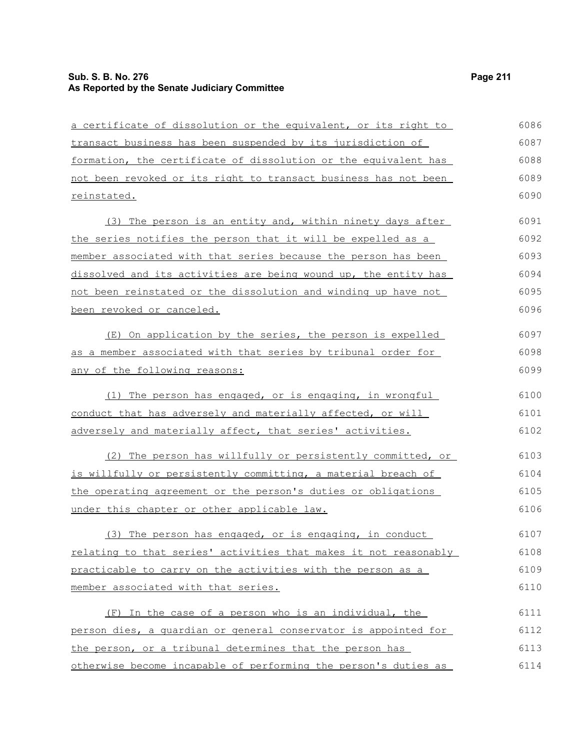a certificate of dissolution or the equivalent, or its right to transact business has been suspended by its jurisdiction of formation, the certificate of dissolution or the equivalent has not been revoked or its right to transact business has not been reinstated.

(3) The person is an entity and, within ninety days after the series notifies the person that it will be expelled as a member associated with that series because the person has been dissolved and its activities are being wound up, the entity has not been reinstated or the dissolution and winding up have not been revoked or canceled.

(E) On application by the series, the person is expelled as a member associated with that series by tribunal order for any of the following reasons:

(1) The person has engaged, or is engaging, in wrongful conduct that has adversely and materially affected, or will adversely and materially affect, that series' activities.

(2) The person has willfully or persistently committed, or is willfully or persistently committing, a material breach of the operating agreement or the person's duties or obligations under this chapter or other applicable law.

(3) The person has engaged, or is engaging, in conduct relating to that series' activities that makes it not reasonably practicable to carry on the activities with the person as a member associated with that series.

(F) In the case of a person who is an individual, the person dies, a guardian or general conservator is appointed for the person, or a tribunal determines that the person has otherwise become incapable of performing the person's duties as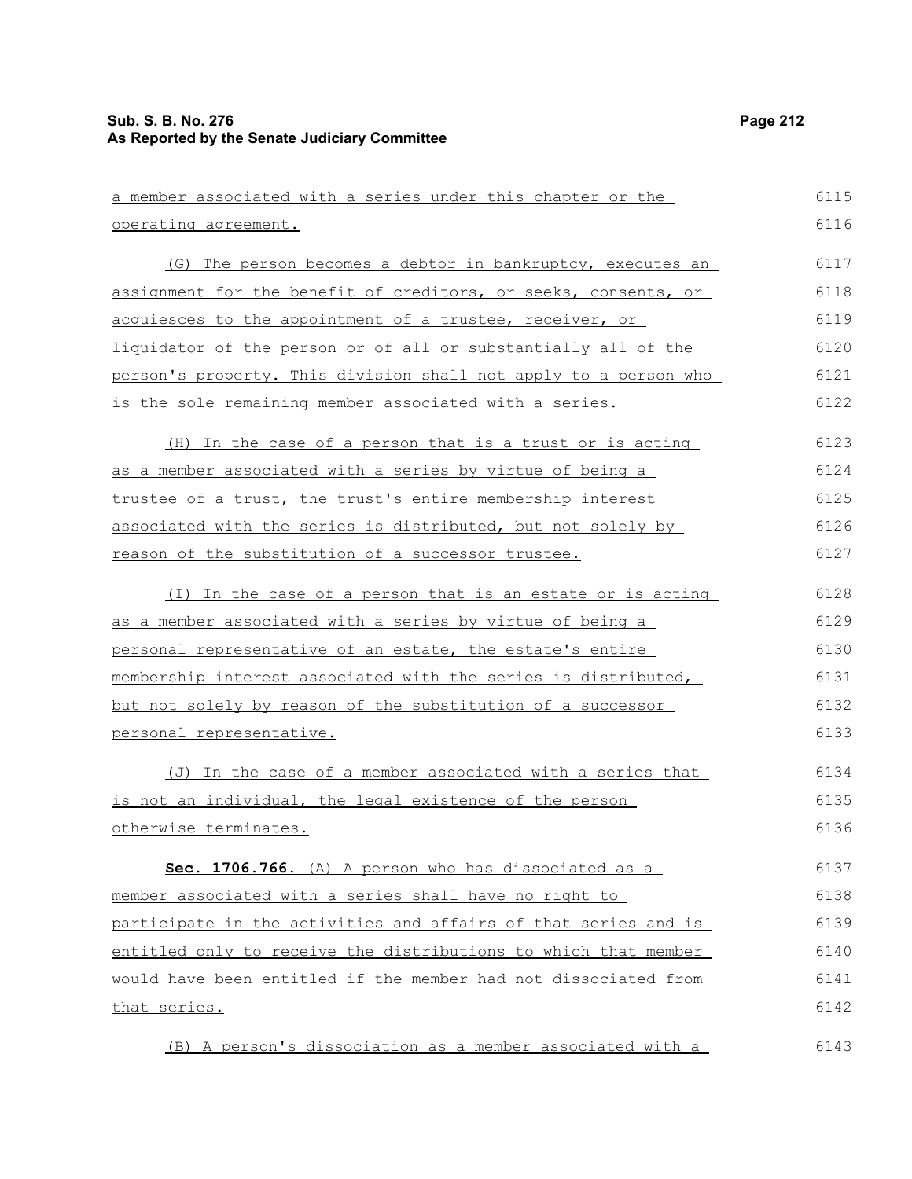a member associated with a series under this chapter or the operating agreement.

(G) The person becomes a debtor in bankruptcy, executes an assignment for the benefit of creditors, or seeks, consents, or acquiesces to the appointment of a trustee, receiver, or liquidator of the person or of all or substantially all of the person's property. This division shall not apply to a person who is the sole remaining member associated with a series.

(H) In the case of a person that is a trust or is acting as a member associated with a series by virtue of being a trustee of a trust, the trust's entire membership interest associated with the series is distributed, but not solely by reason of the substitution of a successor trustee.

(I) In the case of a person that is an estate or is acting as a member associated with a series by virtue of being a personal representative of an estate, the estate's entire membership interest associated with the series is distributed, but not solely by reason of the substitution of a successor personal representative.

(J) In the case of a member associated with a series that is not an individual, the legal existence of the person otherwise terminates.

**Sec. 1706.766.** (A) A person who has dissociated as a member associated with a series shall have no right to participate in the activities and affairs of that series and is entitled only to receive the distributions to which that member would have been entitled if the member had not dissociated from that series.

(B) A person's dissociation as a member associated with a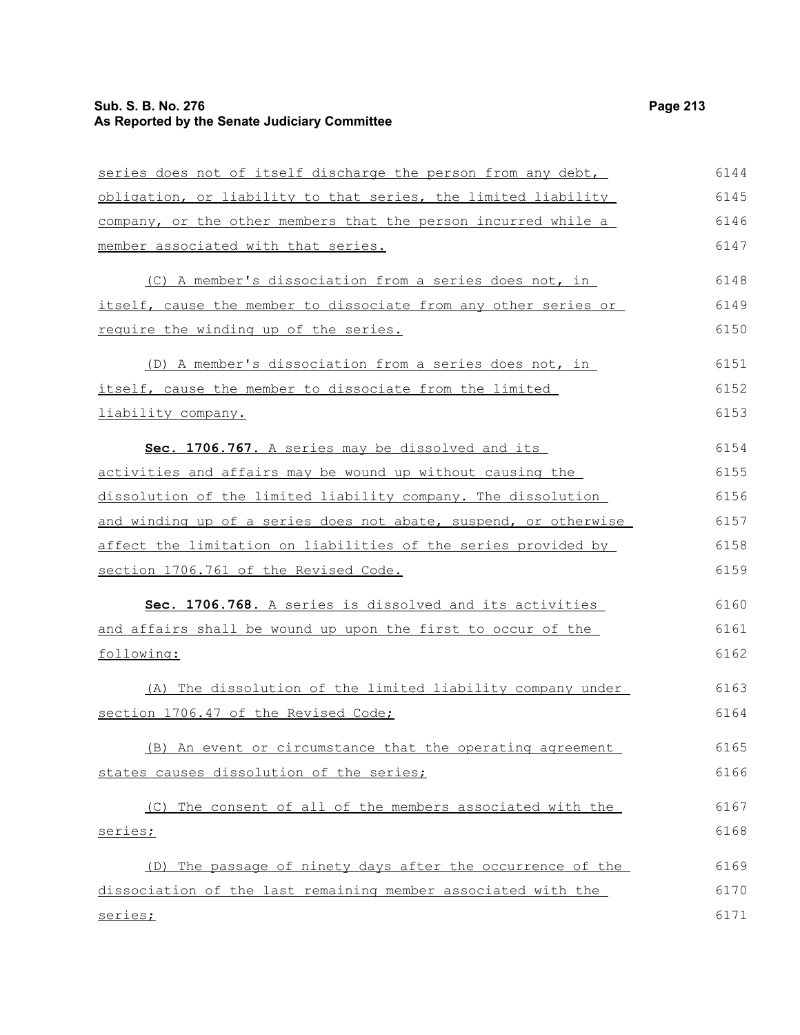series does not of itself discharge the person from any debt, obligation, or liability to that series, the limited liability company, or the other members that the person incurred while a member associated with that series.

(C) A member's dissociation from a series does not, in itself, cause the member to dissociate from any other series or require the winding up of the series.

(D) A member's dissociation from a series does not, in itself, cause the member to dissociate from the limited liability company.

**Sec. 1706.767.** A series may be dissolved and its activities and affairs may be wound up without causing the dissolution of the limited liability company. The dissolution and winding up of a series does not abate, suspend, or otherwise affect the limitation on liabilities of the series provided by section 1706.761 of the Revised Code.

**Sec. 1706.768.** A series is dissolved and its activities and affairs shall be wound up upon the first to occur of the following:

(A) The dissolution of the limited liability company under section 1706.47 of the Revised Code;

(B) An event or circumstance that the operating agreement states causes dissolution of the series;

(C) The consent of all of the members associated with the series;

(D) The passage of ninety days after the occurrence of the dissociation of the last remaining member associated with the series;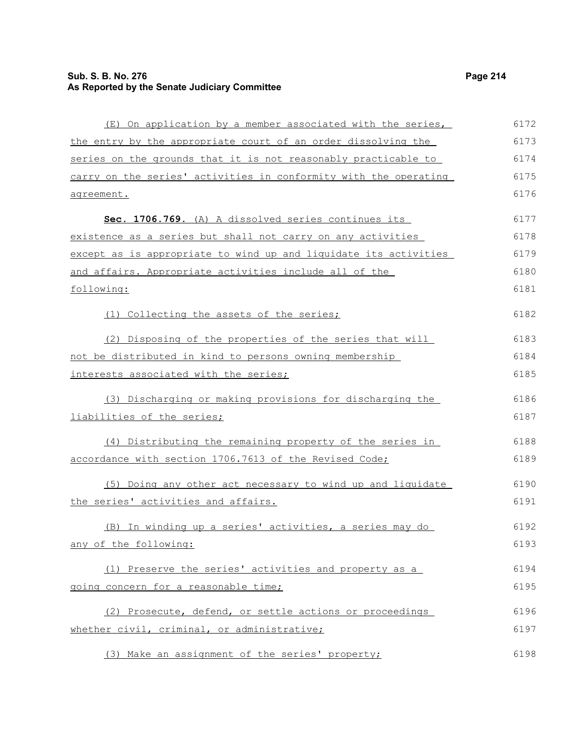(E) On application by a member associated with the series, the entry by the appropriate court of an order dissolving the series on the grounds that it is not reasonably practicable to carry on the series' activities in conformity with the operating agreement.

**Sec. 1706.769.** (A) A dissolved series continues its existence as a series but shall not carry on any activities except as is appropriate to wind up and liquidate its activities and affairs. Appropriate activities include all of the following:

(1) Collecting the assets of the series;

(2) Disposing of the properties of the series that will not be distributed in kind to persons owning membership interests associated with the series;

(3) Discharging or making provisions for discharging the liabilities of the series;

(4) Distributing the remaining property of the series in accordance with section 1706.7613 of the Revised Code;

(5) Doing any other act necessary to wind up and liquidate the series' activities and affairs.

(B) In winding up a series' activities, a series may do any of the following:

(1) Preserve the series' activities and property as a going concern for a reasonable time;

(2) Prosecute, defend, or settle actions or proceedings whether civil, criminal, or administrative;

(3) Make an assignment of the series' property;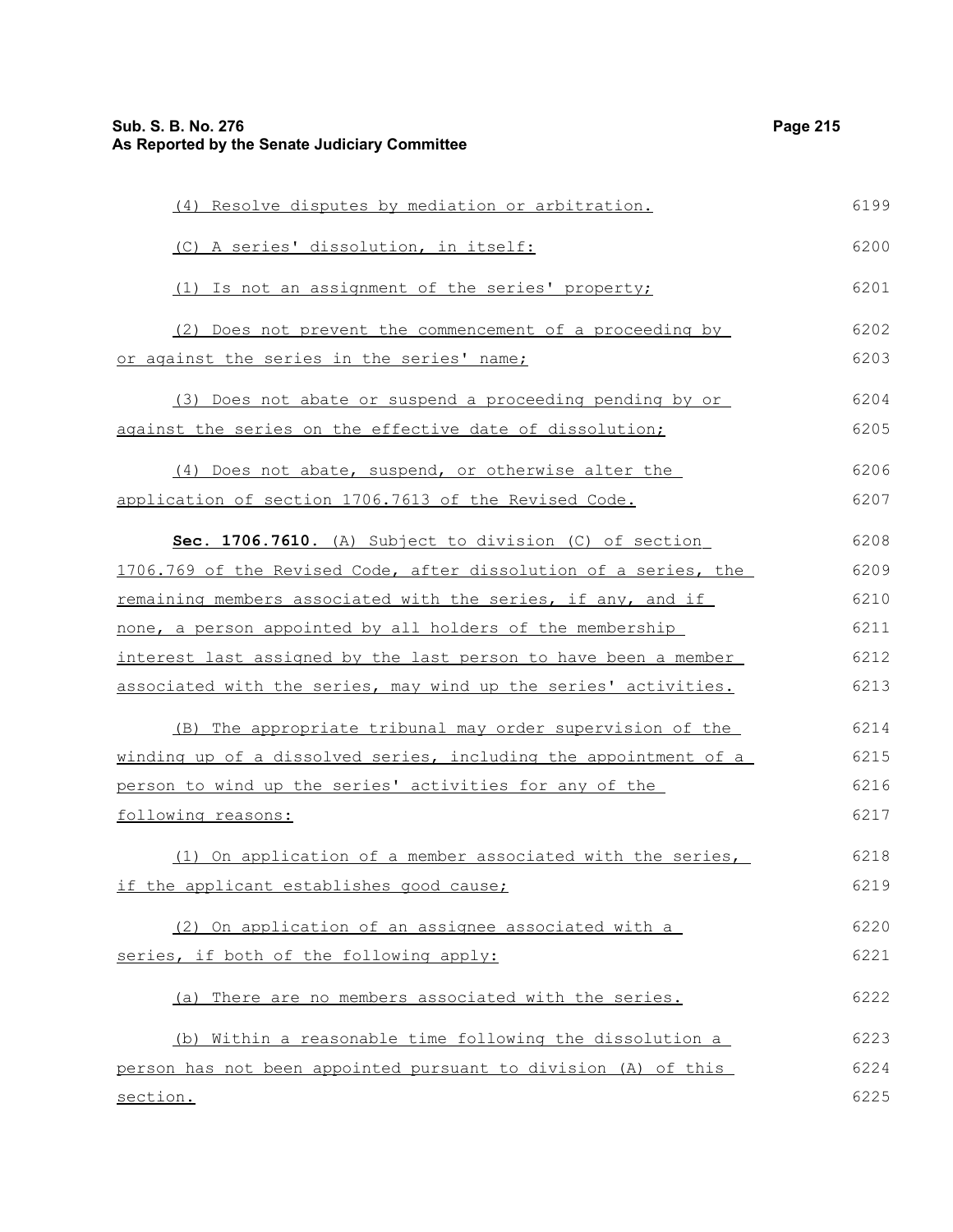(4) Resolve disputes by mediation or arbitration.

(C) A series' dissolution, in itself:

(1) Is not an assignment of the series' property;

(2) Does not prevent the commencement of a proceeding by or against the series in the series' name;

(3) Does not abate or suspend a proceeding pending by or against the series on the effective date of dissolution;

(4) Does not abate, suspend, or otherwise alter the application of section 1706.7613 of the Revised Code.

**Sec. 1706.7610.** (A) Subject to division (C) of section 1706.769 of the Revised Code, after dissolution of a series, the remaining members associated with the series, if any, and if none, a person appointed by all holders of the membership interest last assigned by the last person to have been a member associated with the series, may wind up the series' activities.

(B) The appropriate tribunal may order supervision of the winding up of a dissolved series, including the appointment of a person to wind up the series' activities for any of the following reasons:

(1) On application of a member associated with the series, if the applicant establishes good cause;

(2) On application of an assignee associated with a series, if both of the following apply:

(a) There are no members associated with the series.

(b) Within a reasonable time following the dissolution a person has not been appointed pursuant to division (A) of this section.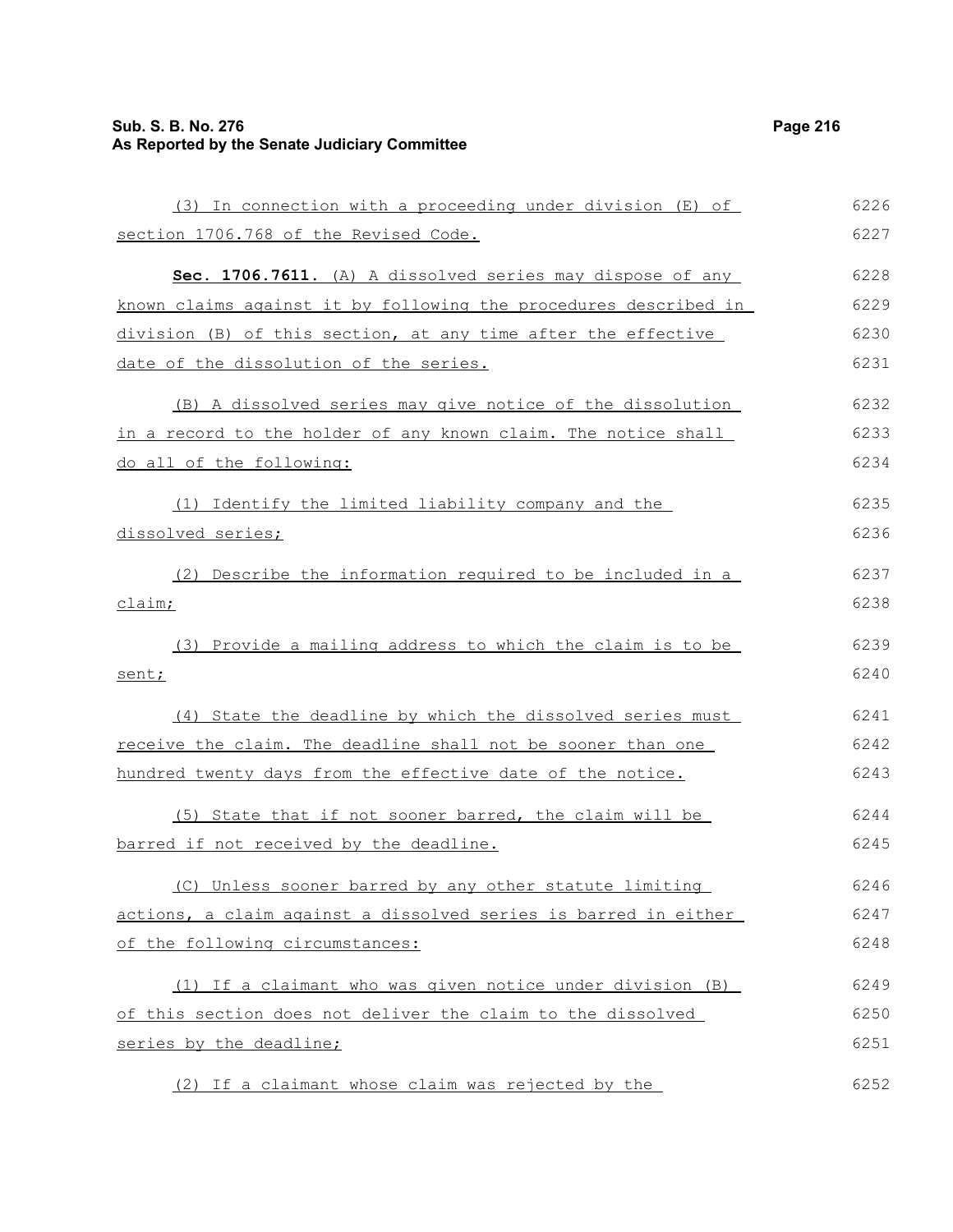(3) In connection with a proceeding under division (E) of section 1706.768 of the Revised Code.

**Sec. 1706.7611.** (A) A dissolved series may dispose of any known claims against it by following the procedures described in division (B) of this section, at any time after the effective date of the dissolution of the series.

(B) A dissolved series may give notice of the dissolution in a record to the holder of any known claim. The notice shall do all of the following:

(1) Identify the limited liability company and the dissolved series;

(2) Describe the information required to be included in a claim;

(3) Provide a mailing address to which the claim is to be sent;

(4) State the deadline by which the dissolved series must receive the claim. The deadline shall not be sooner than one hundred twenty days from the effective date of the notice.

(5) State that if not sooner barred, the claim will be barred if not received by the deadline.

(C) Unless sooner barred by any other statute limiting actions, a claim against a dissolved series is barred in either of the following circumstances:

(1) If a claimant who was given notice under division (B) of this section does not deliver the claim to the dissolved series by the deadline;

(2) If a claimant whose claim was rejected by the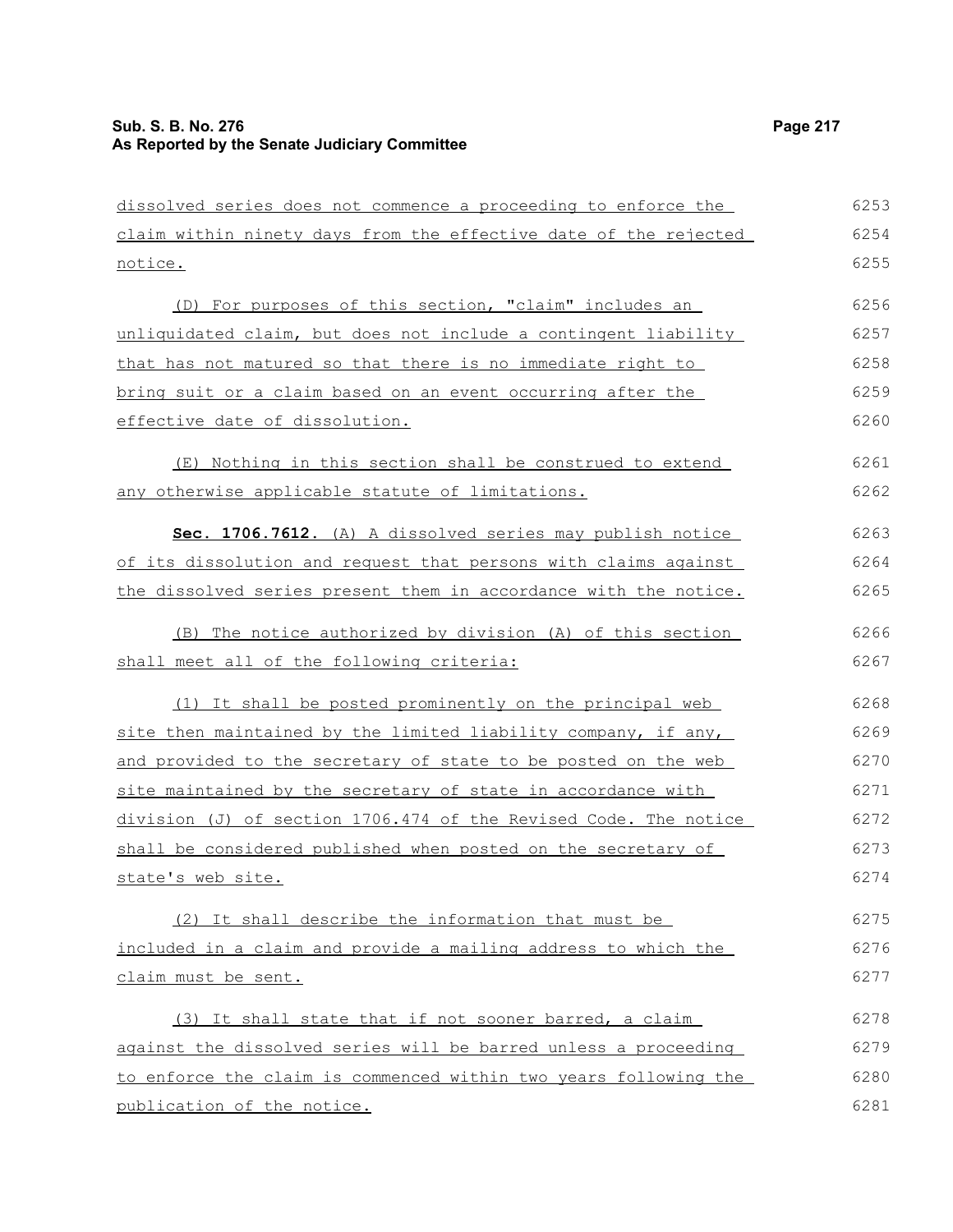dissolved series does not commence a proceeding to enforce the claim within ninety days from the effective date of the rejected notice.

(D) For purposes of this section, "claim" includes an unliquidated claim, but does not include a contingent liability that has not matured so that there is no immediate right to bring suit or a claim based on an event occurring after the effective date of dissolution.

(E) Nothing in this section shall be construed to extend any otherwise applicable statute of limitations.

**Sec. 1706.7612.** (A) A dissolved series may publish notice of its dissolution and request that persons with claims against the dissolved series present them in accordance with the notice.

(B) The notice authorized by division (A) of this section shall meet all of the following criteria:

(1) It shall be posted prominently on the principal web site then maintained by the limited liability company, if any, and provided to the secretary of state to be posted on the web site maintained by the secretary of state in accordance with division (J) of section 1706.474 of the Revised Code. The notice shall be considered published when posted on the secretary of state's web site.

(2) It shall describe the information that must be included in a claim and provide a mailing address to which the claim must be sent.

(3) It shall state that if not sooner barred, a claim against the dissolved series will be barred unless a proceeding to enforce the claim is commenced within two years following the publication of the notice.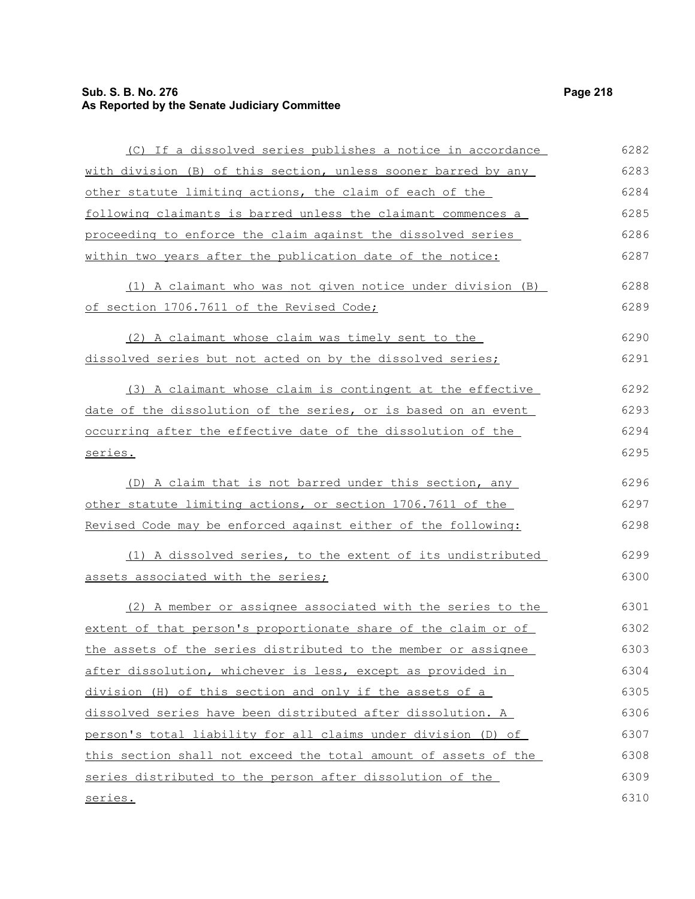(C) If a dissolved series publishes a notice in accordance with division (B) of this section, unless sooner barred by any other statute limiting actions, the claim of each of the following claimants is barred unless the claimant commences a proceeding to enforce the claim against the dissolved series within two years after the publication date of the notice:

(1) A claimant who was not given notice under division (B) of section 1706.7611 of the Revised Code;

(2) A claimant whose claim was timely sent to the dissolved series but not acted on by the dissolved series;

(3) A claimant whose claim is contingent at the effective date of the dissolution of the series, or is based on an event occurring after the effective date of the dissolution of the series.

(D) A claim that is not barred under this section, any other statute limiting actions, or section 1706.7611 of the Revised Code may be enforced against either of the following:

(1) A dissolved series, to the extent of its undistributed assets associated with the series;

(2) A member or assignee associated with the series to the extent of that person's proportionate share of the claim or of the assets of the series distributed to the member or assignee after dissolution, whichever is less, except as provided in division (H) of this section and only if the assets of a dissolved series have been distributed after dissolution. A person's total liability for all claims under division (D) of this section shall not exceed the total amount of assets of the series distributed to the person after dissolution of the series.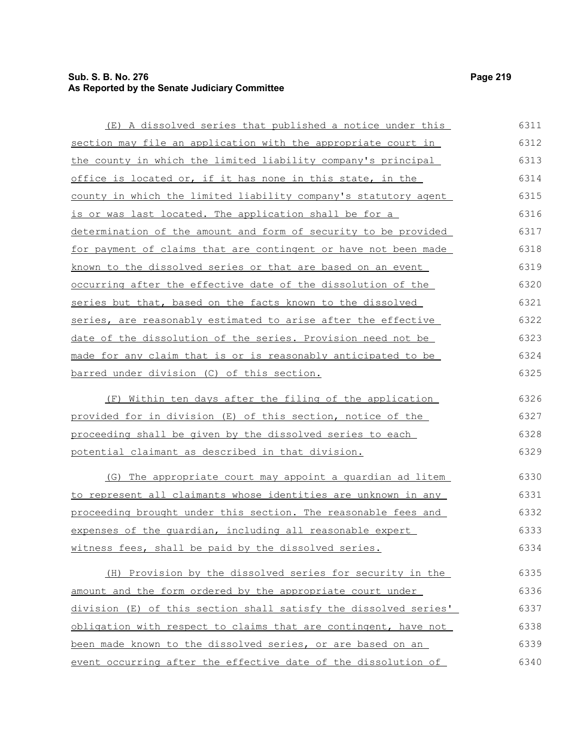(E) A dissolved series that published a notice under this section may file an application with the appropriate court in the county in which the limited liability company's principal office is located or, if it has none in this state, in the county in which the limited liability company's statutory agent is or was last located. The application shall be for a determination of the amount and form of security to be provided for payment of claims that are contingent or have not been made known to the dissolved series or that are based on an event occurring after the effective date of the dissolution of the series but that, based on the facts known to the dissolved series, are reasonably estimated to arise after the effective date of the dissolution of the series. Provision need not be made for any claim that is or is reasonably anticipated to be barred under division (C) of this section.

(F) Within ten days after the filing of the application provided for in division (E) of this section, notice of the proceeding shall be given by the dissolved series to each potential claimant as described in that division.

(G) The appropriate court may appoint a guardian ad litem to represent all claimants whose identities are unknown in any proceeding brought under this section. The reasonable fees and expenses of the guardian, including all reasonable expert witness fees, shall be paid by the dissolved series.

(H) Provision by the dissolved series for security in the amount and the form ordered by the appropriate court under division (E) of this section shall satisfy the dissolved series' obligation with respect to claims that are contingent, have not been made known to the dissolved series, or are based on an event occurring after the effective date of the dissolution of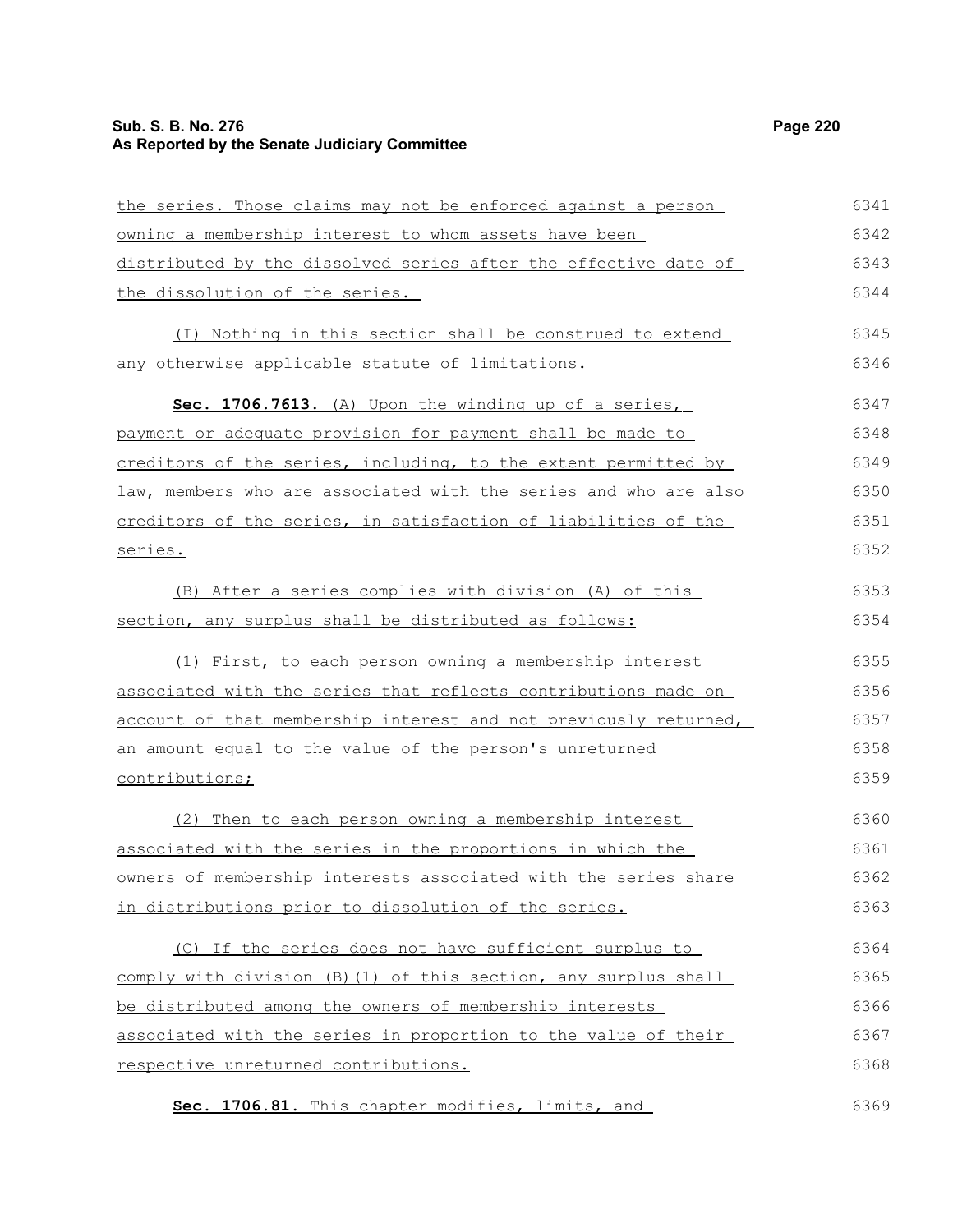the series. Those claims may not be enforced against a person owning a membership interest to whom assets have been distributed by the dissolved series after the effective date of the dissolution of the series.

(I) Nothing in this section shall be construed to extend any otherwise applicable statute of limitations.

**Sec. 1706.7613.** (A) Upon the winding up of a series, payment or adequate provision for payment shall be made to creditors of the series, including, to the extent permitted by law, members who are associated with the series and who are also creditors of the series, in satisfaction of liabilities of the series.

(B) After a series complies with division (A) of this section, any surplus shall be distributed as follows:

(1) First, to each person owning a membership interest associated with the series that reflects contributions made on account of that membership interest and not previously returned, an amount equal to the value of the person's unreturned contributions;

(2) Then to each person owning a membership interest associated with the series in the proportions in which the owners of membership interests associated with the series share in distributions prior to dissolution of the series.

(C) If the series does not have sufficient surplus to comply with division (B)(1) of this section, any surplus shall be distributed among the owners of membership interests associated with the series in proportion to the value of their respective unreturned contributions.

**Sec. 1706.81.** This chapter modifies, limits, and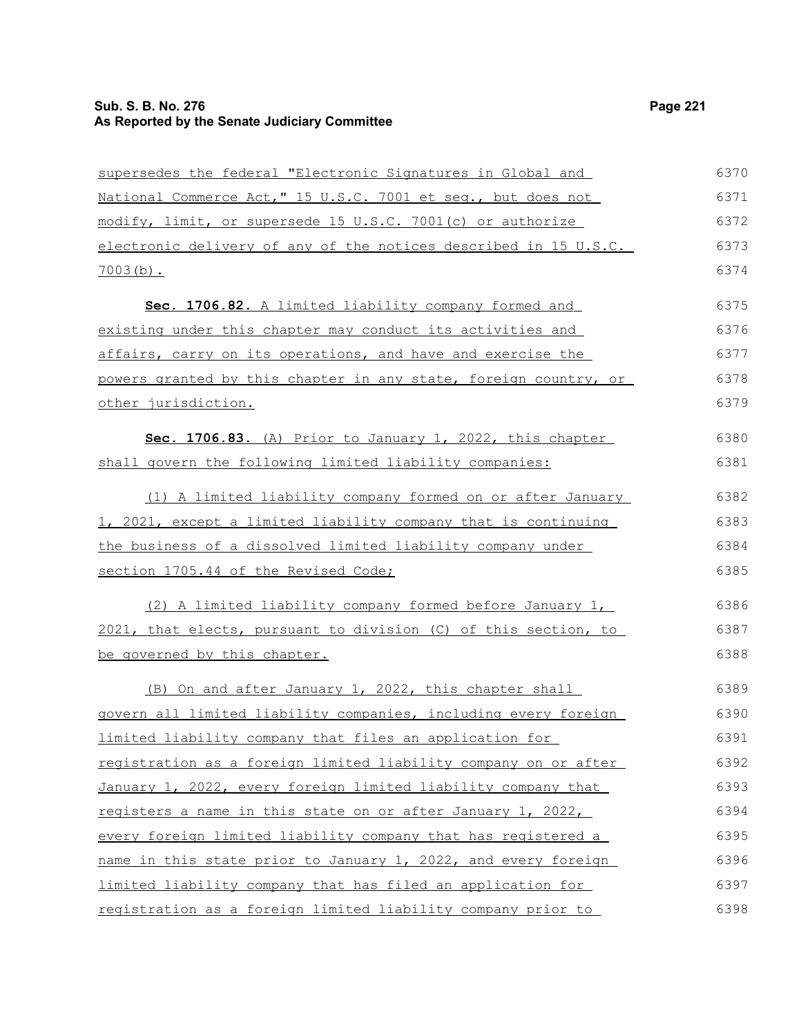supersedes the federal "Electronic Signatures in Global and National Commerce Act," 15 U.S.C. 7001 et seq., but does not modify, limit, or supersede 15 U.S.C. 7001(c) or authorize electronic delivery of any of the notices described in 15 U.S.C. 7003(b).

**Sec. 1706.82.** A limited liability company formed and existing under this chapter may conduct its activities and affairs, carry on its operations, and have and exercise the powers granted by this chapter in any state, foreign country, or other jurisdiction.

**Sec. 1706.83.** (A) Prior to January 1, 2022, this chapter shall govern the following limited liability companies:

(1) A limited liability company formed on or after January 1, 2021, except a limited liability company that is continuing the business of a dissolved limited liability company under section 1705.44 of the Revised Code;

(2) A limited liability company formed before January 1, 2021, that elects, pursuant to division (C) of this section, to be governed by this chapter.

(B) On and after January 1, 2022, this chapter shall govern all limited liability companies, including every foreign limited liability company that files an application for registration as a foreign limited liability company on or after January 1, 2022, every foreign limited liability company that registers a name in this state on or after January 1, 2022, every foreign limited liability company that has registered a name in this state prior to January 1, 2022, and every foreign limited liability company that has filed an application for registration as a foreign limited liability company prior to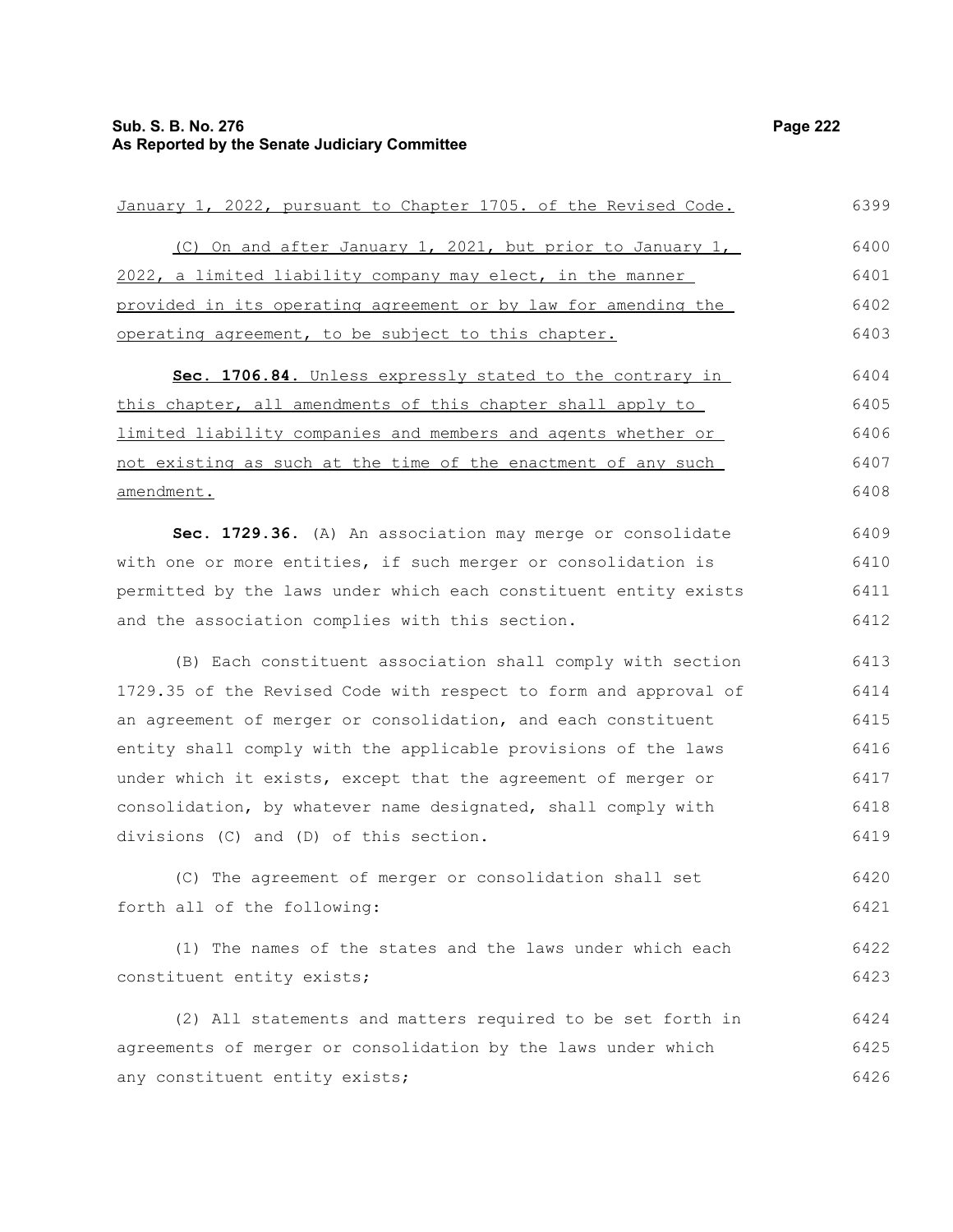January 1, 2022, pursuant to Chapter 1705. of the Revised Code.

(C) On and after January 1, 2021, but prior to January 1, 2022, a limited liability company may elect, in the manner provided in its operating agreement or by law for amending the operating agreement, to be subject to this chapter.

**Sec. 1706.84.** Unless expressly stated to the contrary in this chapter, all amendments of this chapter shall apply to limited liability companies and members and agents whether or not existing as such at the time of the enactment of any such amendment.

**Sec. 1729.36.** (A) An association may merge or consolidate with one or more entities, if such merger or consolidation is permitted by the laws under which each constituent entity exists and the association complies with this section.

(B) Each constituent association shall comply with section 1729.35 of the Revised Code with respect to form and approval of an agreement of merger or consolidation, and each constituent entity shall comply with the applicable provisions of the laws under which it exists, except that the agreement of merger or consolidation, by whatever name designated, shall comply with divisions (C) and (D) of this section.

(C) The agreement of merger or consolidation shall set forth all of the following:

(1) The names of the states and the laws under which each constituent entity exists;

(2) All statements and matters required to be set forth in agreements of merger or consolidation by the laws under which any constituent entity exists;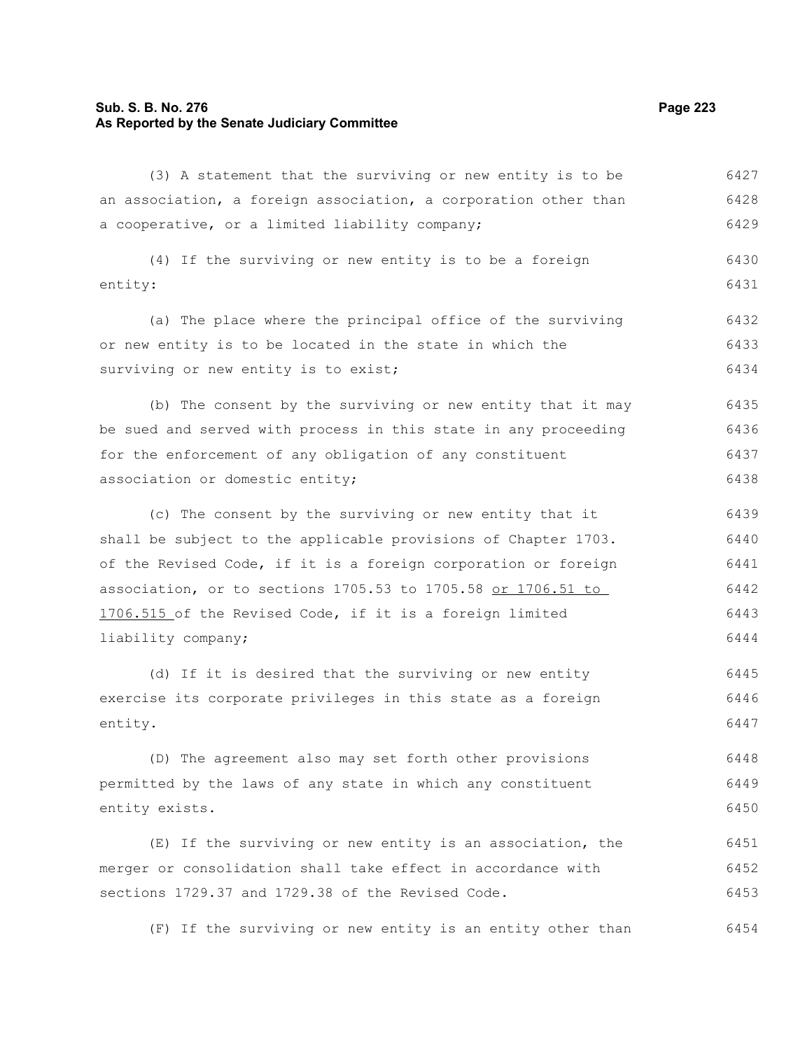(3) A statement that the surviving or new entity is to be an association, a foreign association, a corporation other than a cooperative, or a limited liability company;

(4) If the surviving or new entity is to be a foreign entity:

(a) The place where the principal office of the surviving or new entity is to be located in the state in which the surviving or new entity is to exist;

(b) The consent by the surviving or new entity that it may be sued and served with process in this state in any proceeding for the enforcement of any obligation of any constituent association or domestic entity;

(c) The consent by the surviving or new entity that it shall be subject to the applicable provisions of Chapter 1703. of the Revised Code, if it is a foreign corporation or foreign association, or to sections 1705.53 to 1705.58 or 1706.51 to 1706.515 of the Revised Code, if it is a foreign limited liability company;

(d) If it is desired that the surviving or new entity exercise its corporate privileges in this state as a foreign entity.

(D) The agreement also may set forth other provisions permitted by the laws of any state in which any constituent entity exists.

(E) If the surviving or new entity is an association, the merger or consolidation shall take effect in accordance with sections 1729.37 and 1729.38 of the Revised Code.

(F) If the surviving or new entity is an entity other than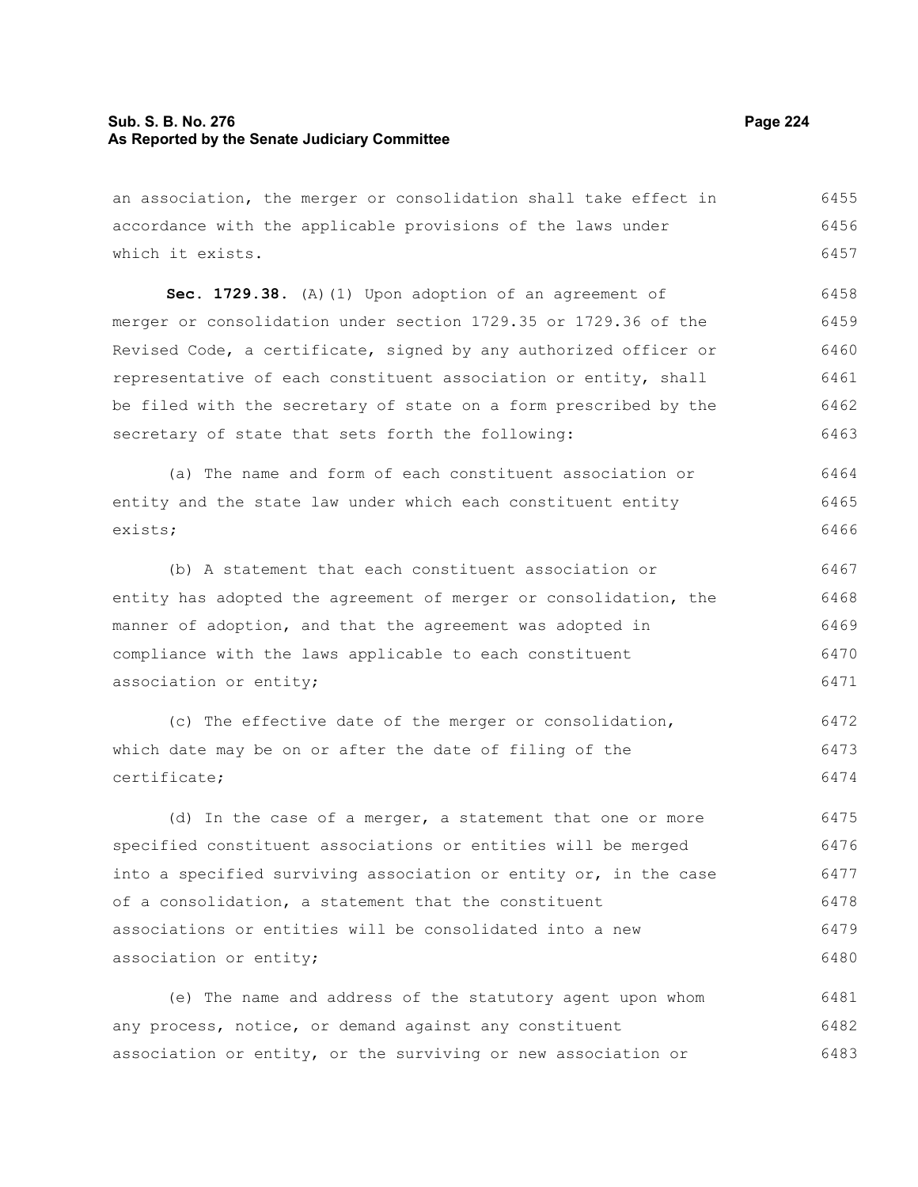an association, the merger or consolidation shall take effect in accordance with the applicable provisions of the laws under which it exists.

**Sec. 1729.38.** (A)(1) Upon adoption of an agreement of merger or consolidation under section 1729.35 or 1729.36 of the Revised Code, a certificate, signed by any authorized officer or representative of each constituent association or entity, shall be filed with the secretary of state on a form prescribed by the secretary of state that sets forth the following:

(a) The name and form of each constituent association or entity and the state law under which each constituent entity exists;

(b) A statement that each constituent association or entity has adopted the agreement of merger or consolidation, the manner of adoption, and that the agreement was adopted in compliance with the laws applicable to each constituent association or entity;

(c) The effective date of the merger or consolidation, which date may be on or after the date of filing of the certificate;

(d) In the case of a merger, a statement that one or more specified constituent associations or entities will be merged into a specified surviving association or entity or, in the case of a consolidation, a statement that the constituent associations or entities will be consolidated into a new association or entity;

(e) The name and address of the statutory agent upon whom any process, notice, or demand against any constituent association or entity, or the surviving or new association or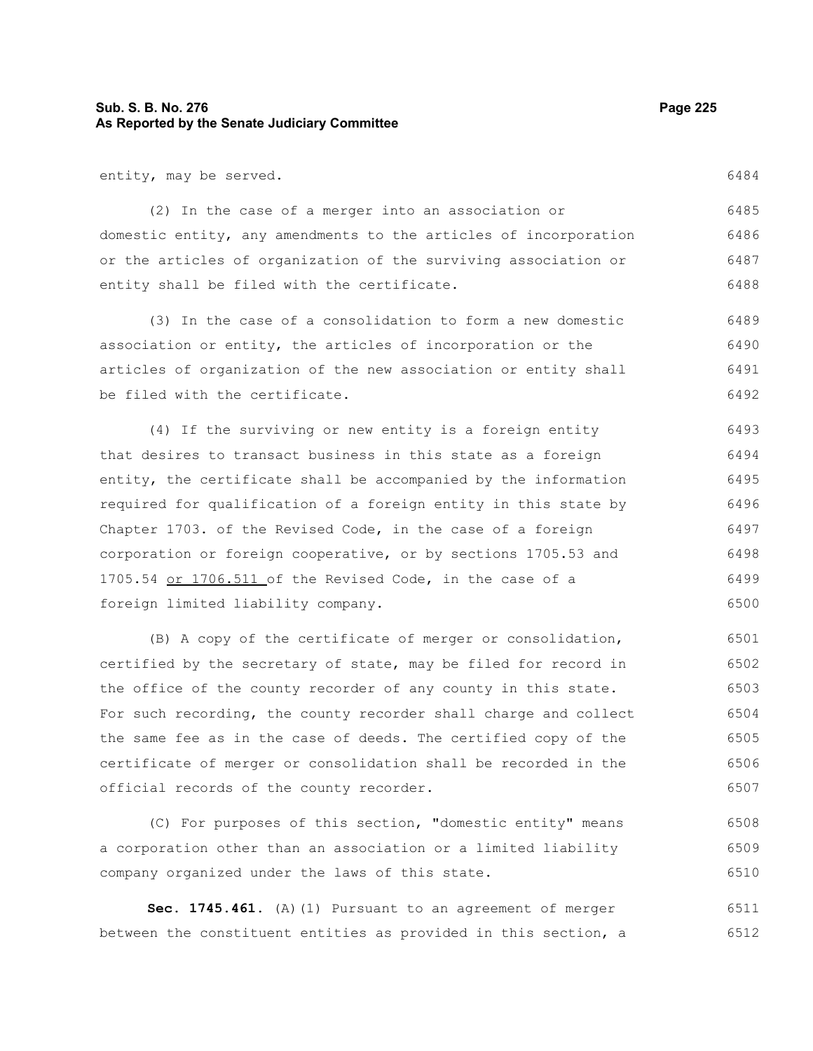entity, may be served.

(2) In the case of a merger into an association or domestic entity, any amendments to the articles of incorporation or the articles of organization of the surviving association or entity shall be filed with the certificate.

(3) In the case of a consolidation to form a new domestic association or entity, the articles of incorporation or the articles of organization of the new association or entity shall be filed with the certificate.

(4) If the surviving or new entity is a foreign entity that desires to transact business in this state as a foreign entity, the certificate shall be accompanied by the information required for qualification of a foreign entity in this state by Chapter 1703. of the Revised Code, in the case of a foreign corporation or foreign cooperative, or by sections 1705.53 and 1705.54 <u>or 1706.511</u> of the Revised Code, in the case of a foreign limited liability company.

(B) A copy of the certificate of merger or consolidation, certified by the secretary of state, may be filed for record in the office of the county recorder of any county in this state. For such recording, the county recorder shall charge and collect the same fee as in the case of deeds. The certified copy of the certificate of merger or consolidation shall be recorded in the official records of the county recorder.

(C) For purposes of this section, "domestic entity" means a corporation other than an association or a limited liability company organized under the laws of this state.

**Sec. 1745.461.** (A)(1) Pursuant to an agreement of merger between the constituent entities as provided in this section, a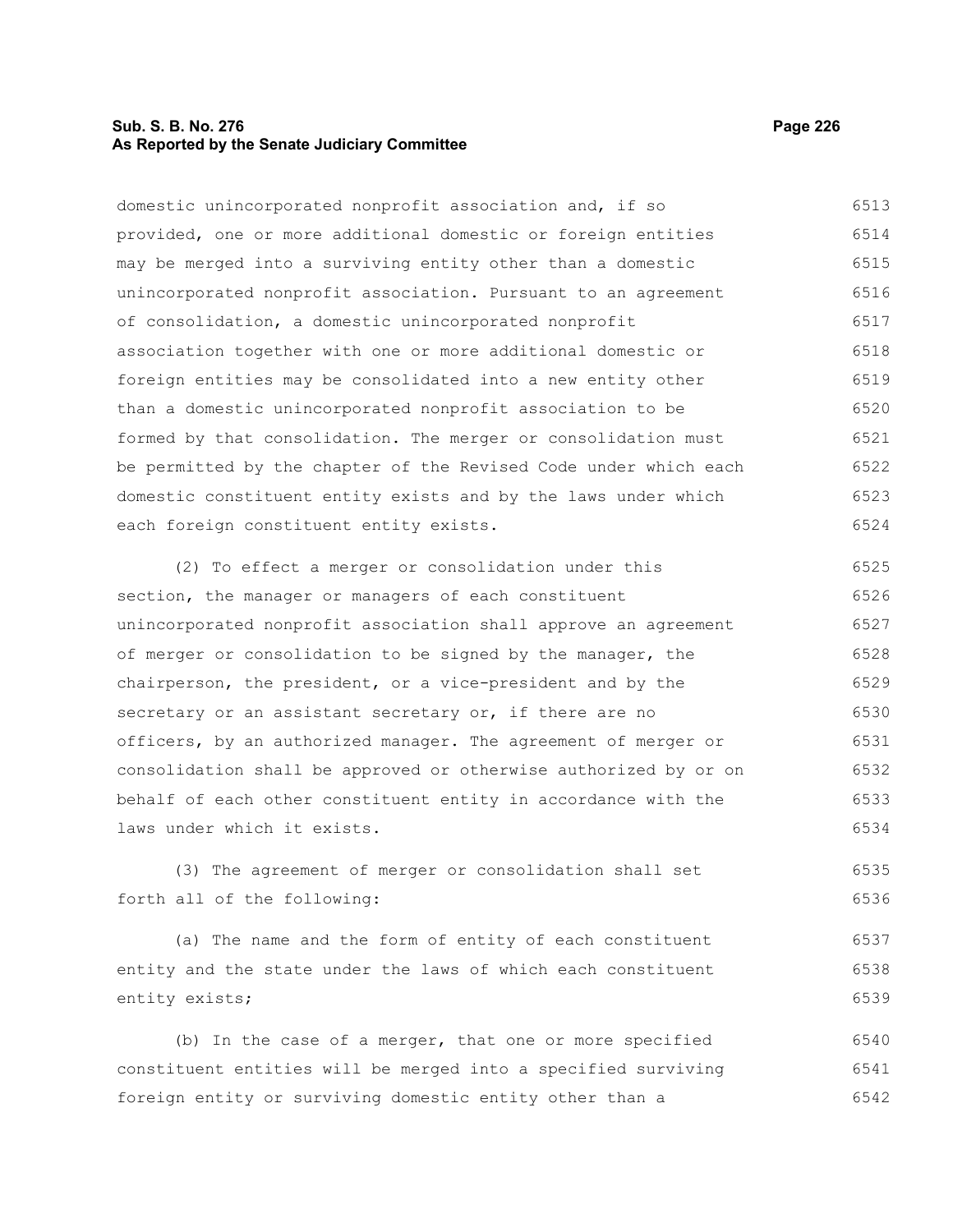domestic unincorporated nonprofit association and, if so provided, one or more additional domestic or foreign entities may be merged into a surviving entity other than a domestic unincorporated nonprofit association. Pursuant to an agreement of consolidation, a domestic unincorporated nonprofit association together with one or more additional domestic or foreign entities may be consolidated into a new entity other than a domestic unincorporated nonprofit association to be formed by that consolidation. The merger or consolidation must be permitted by the chapter of the Revised Code under which each domestic constituent entity exists and by the laws under which each foreign constituent entity exists.

(2) To effect a merger or consolidation under this section, the manager or managers of each constituent unincorporated nonprofit association shall approve an agreement of merger or consolidation to be signed by the manager, the chairperson, the president, or a vice-president and by the secretary or an assistant secretary or, if there are no officers, by an authorized manager. The agreement of merger or consolidation shall be approved or otherwise authorized by or on behalf of each other constituent entity in accordance with the laws under which it exists.

(3) The agreement of merger or consolidation shall set forth all of the following:

(a) The name and the form of entity of each constituent entity and the state under the laws of which each constituent entity exists;

(b) In the case of a merger, that one or more specified constituent entities will be merged into a specified surviving foreign entity or surviving domestic entity other than a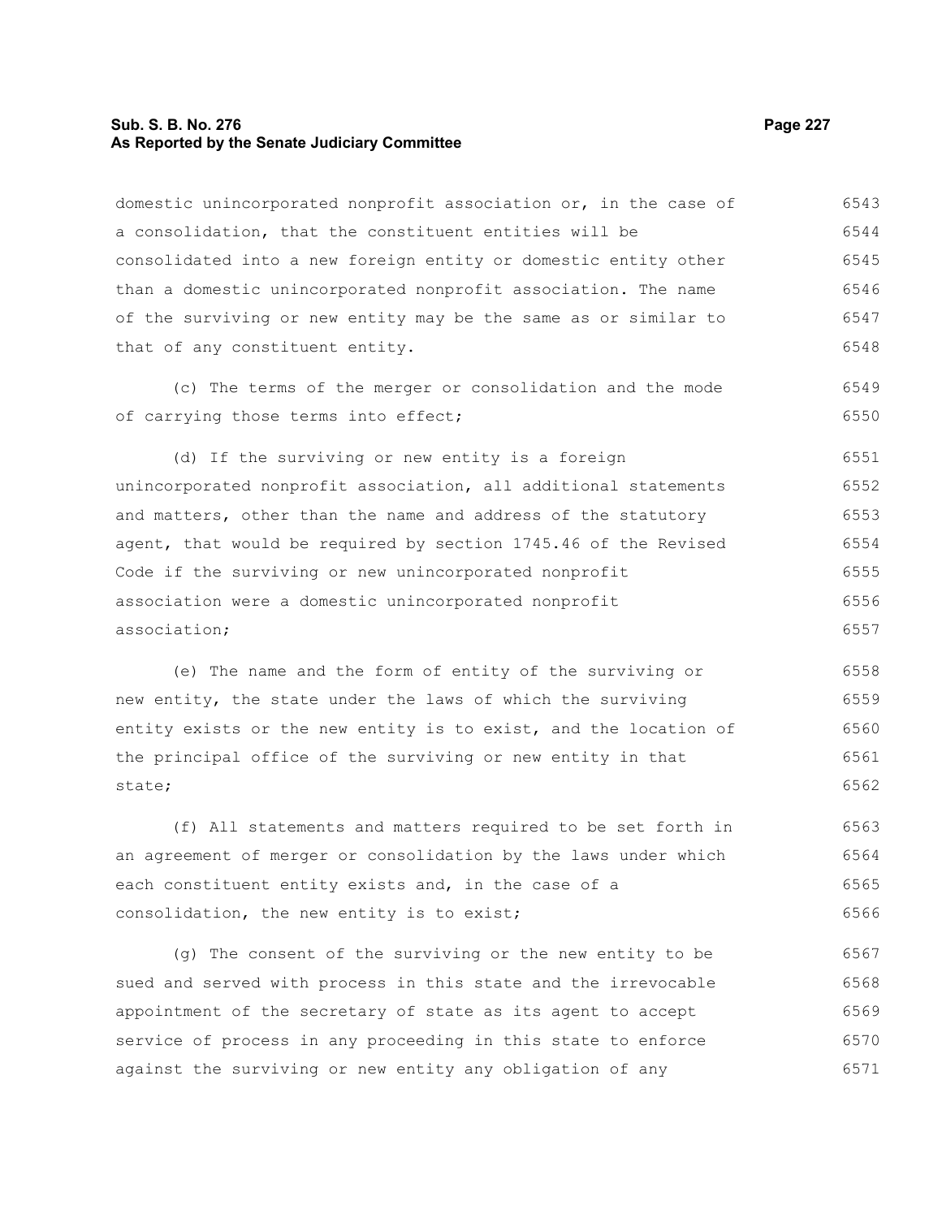domestic unincorporated nonprofit association or, in the case of a consolidation, that the constituent entities will be consolidated into a new foreign entity or domestic entity other than a domestic unincorporated nonprofit association. The name of the surviving or new entity may be the same as or similar to that of any constituent entity.

(c) The terms of the merger or consolidation and the mode of carrying those terms into effect;

(d) If the surviving or new entity is a foreign unincorporated nonprofit association, all additional statements and matters, other than the name and address of the statutory agent, that would be required by section 1745.46 of the Revised Code if the surviving or new unincorporated nonprofit association were a domestic unincorporated nonprofit association;

(e) The name and the form of entity of the surviving or new entity, the state under the laws of which the surviving entity exists or the new entity is to exist, and the location of the principal office of the surviving or new entity in that state;

(f) All statements and matters required to be set forth in an agreement of merger or consolidation by the laws under which each constituent entity exists and, in the case of a consolidation, the new entity is to exist;

(g) The consent of the surviving or the new entity to be sued and served with process in this state and the irrevocable appointment of the secretary of state as its agent to accept service of process in any proceeding in this state to enforce against the surviving or new entity any obligation of any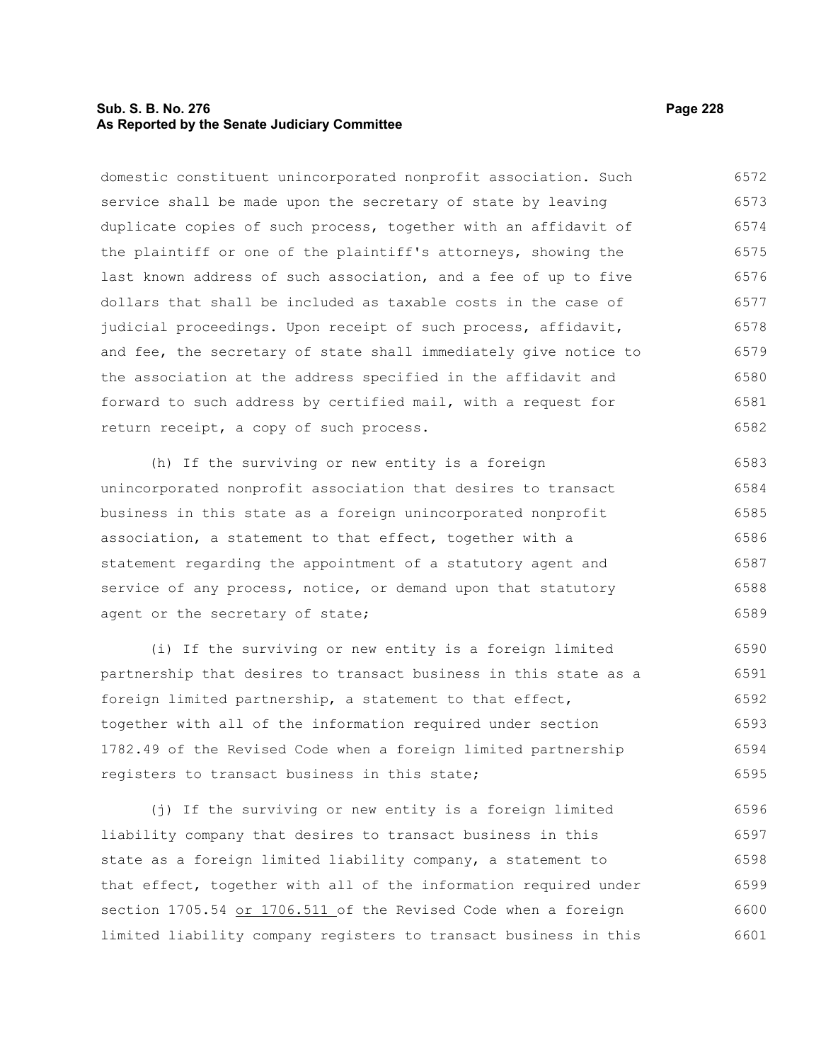domestic constituent unincorporated nonprofit association. Such service shall be made upon the secretary of state by leaving duplicate copies of such process, together with an affidavit of the plaintiff or one of the plaintiff's attorneys, showing the last known address of such association, and a fee of up to five dollars that shall be included as taxable costs in the case of judicial proceedings. Upon receipt of such process, affidavit, and fee, the secretary of state shall immediately give notice to the association at the address specified in the affidavit and forward to such address by certified mail, with a request for return receipt, a copy of such process.

(h) If the surviving or new entity is a foreign unincorporated nonprofit association that desires to transact business in this state as a foreign unincorporated nonprofit association, a statement to that effect, together with a statement regarding the appointment of a statutory agent and service of any process, notice, or demand upon that statutory agent or the secretary of state;

(i) If the surviving or new entity is a foreign limited partnership that desires to transact business in this state as a foreign limited partnership, a statement to that effect, together with all of the information required under section 1782.49 of the Revised Code when a foreign limited partnership registers to transact business in this state;

(j) If the surviving or new entity is a foreign limited liability company that desires to transact business in this state as a foreign limited liability company, a statement to that effect, together with all of the information required under section 1705.54 or 1706.511 of the Revised Code when a foreign limited liability company registers to transact business in this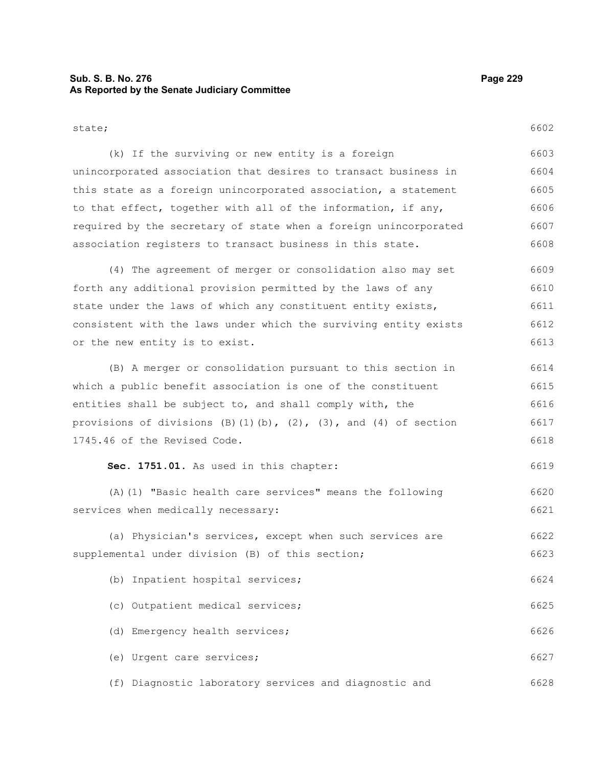state;

(k) If the surviving or new entity is a foreign unincorporated association that desires to transact business in this state as a foreign unincorporated association, a statement to that effect, together with all of the information, if any, required by the secretary of state when a foreign unincorporated association registers to transact business in this state.

(4) The agreement of merger or consolidation also may set forth any additional provision permitted by the laws of any state under the laws of which any constituent entity exists, consistent with the laws under which the surviving entity exists or the new entity is to exist.

(B) A merger or consolidation pursuant to this section in which a public benefit association is one of the constituent entities shall be subject to, and shall comply with, the provisions of divisions (B)(1)(b), (2), (3), and (4) of section 1745.46 of the Revised Code.

**Sec. 1751.01.** As used in this chapter:

(A)(1) "Basic health care services" means the following services when medically necessary:

(a) Physician's services, except when such services are supplemental under division (B) of this section;

(b) Inpatient hospital services;

(c) Outpatient medical services;

(d) Emergency health services;

(e) Urgent care services;

(f) Diagnostic laboratory services and diagnostic and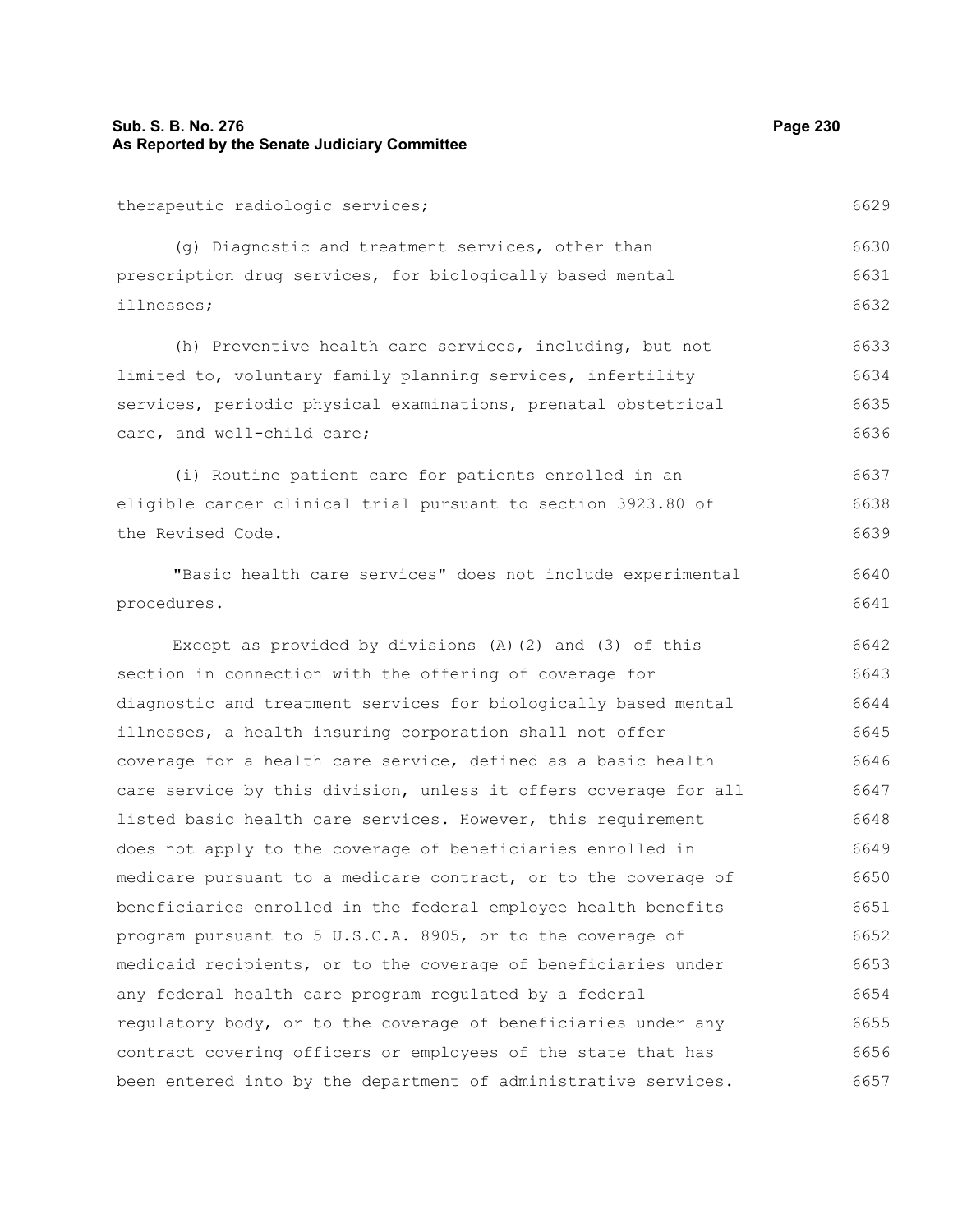therapeutic radiologic services;

(g) Diagnostic and treatment services, other than prescription drug services, for biologically based mental illnesses;

(h) Preventive health care services, including, but not limited to, voluntary family planning services, infertility services, periodic physical examinations, prenatal obstetrical care, and well-child care;

(i) Routine patient care for patients enrolled in an eligible cancer clinical trial pursuant to section 3923.80 of the Revised Code.

"Basic health care services" does not include experimental procedures.

Except as provided by divisions (A)(2) and (3) of this section in connection with the offering of coverage for diagnostic and treatment services for biologically based mental illnesses, a health insuring corporation shall not offer coverage for a health care service, defined as a basic health care service by this division, unless it offers coverage for all listed basic health care services. However, this requirement does not apply to the coverage of beneficiaries enrolled in medicare pursuant to a medicare contract, or to the coverage of beneficiaries enrolled in the federal employee health benefits program pursuant to 5 U.S.C.A. 8905, or to the coverage of medicaid recipients, or to the coverage of beneficiaries under any federal health care program regulated by a federal regulatory body, or to the coverage of beneficiaries under any contract covering officers or employees of the state that has been entered into by the department of administrative services.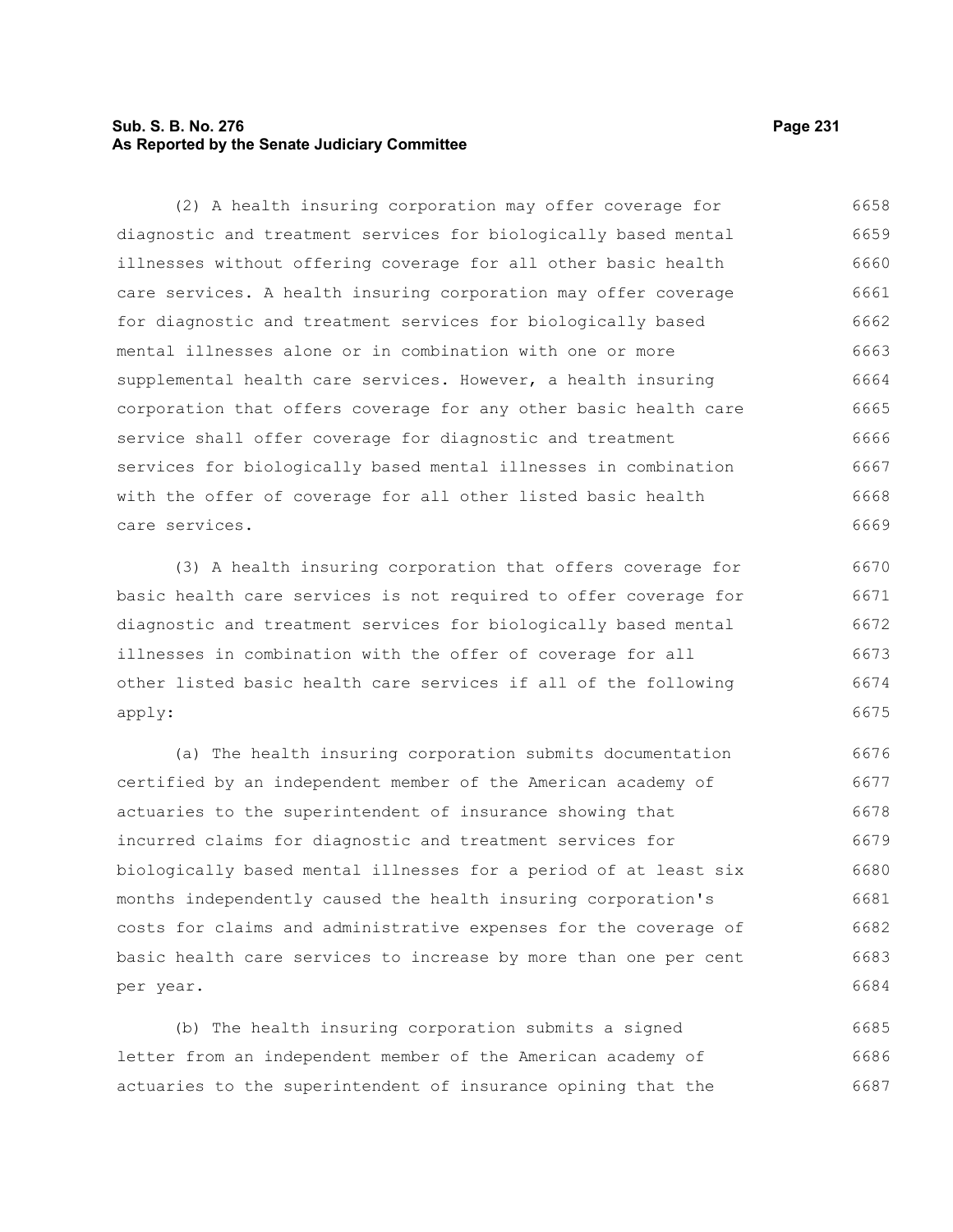(2) A health insuring corporation may offer coverage for diagnostic and treatment services for biologically based mental illnesses without offering coverage for all other basic health care services. A health insuring corporation may offer coverage for diagnostic and treatment services for biologically based mental illnesses alone or in combination with one or more supplemental health care services. However, a health insuring corporation that offers coverage for any other basic health care service shall offer coverage for diagnostic and treatment services for biologically based mental illnesses in combination with the offer of coverage for all other listed basic health care services.

(3) A health insuring corporation that offers coverage for basic health care services is not required to offer coverage for diagnostic and treatment services for biologically based mental illnesses in combination with the offer of coverage for all other listed basic health care services if all of the following apply:

(a) The health insuring corporation submits documentation certified by an independent member of the American academy of actuaries to the superintendent of insurance showing that incurred claims for diagnostic and treatment services for biologically based mental illnesses for a period of at least six months independently caused the health insuring corporation's costs for claims and administrative expenses for the coverage of basic health care services to increase by more than one per cent per year.

(b) The health insuring corporation submits a signed letter from an independent member of the American academy of actuaries to the superintendent of insurance opining that the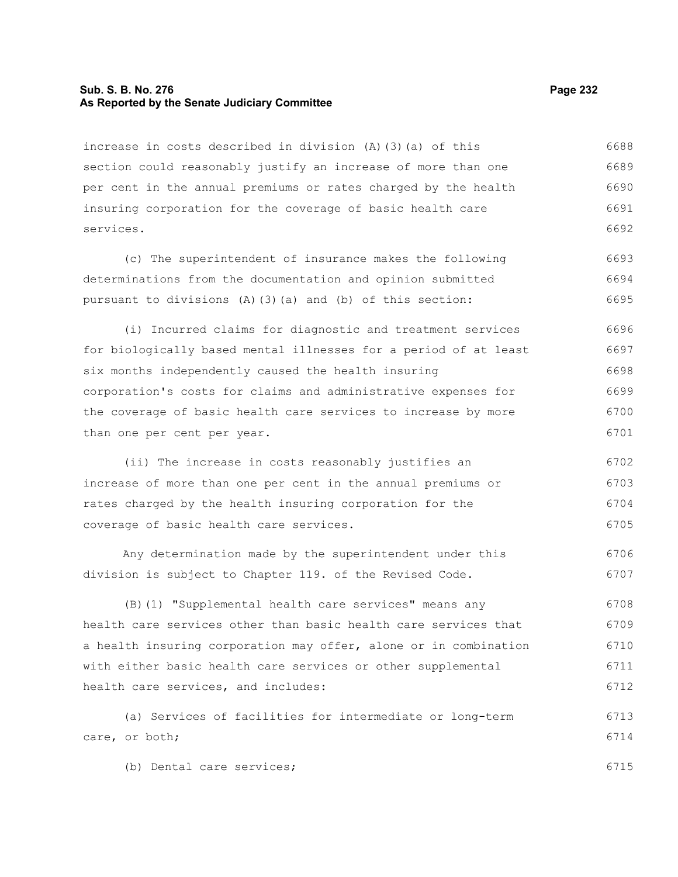increase in costs described in division (A)(3)(a) of this section could reasonably justify an increase of more than one per cent in the annual premiums or rates charged by the health insuring corporation for the coverage of basic health care services.

(c) The superintendent of insurance makes the following determinations from the documentation and opinion submitted pursuant to divisions (A)(3)(a) and (b) of this section:

(i) Incurred claims for diagnostic and treatment services for biologically based mental illnesses for a period of at least six months independently caused the health insuring corporation's costs for claims and administrative expenses for the coverage of basic health care services to increase by more than one per cent per year.

(ii) The increase in costs reasonably justifies an increase of more than one per cent in the annual premiums or rates charged by the health insuring corporation for the coverage of basic health care services.

Any determination made by the superintendent under this division is subject to Chapter 119. of the Revised Code.

(B)(1) "Supplemental health care services" means any health care services other than basic health care services that a health insuring corporation may offer, alone or in combination with either basic health care services or other supplemental health care services, and includes:

(a) Services of facilities for intermediate or long-term care, or both;

(b) Dental care services;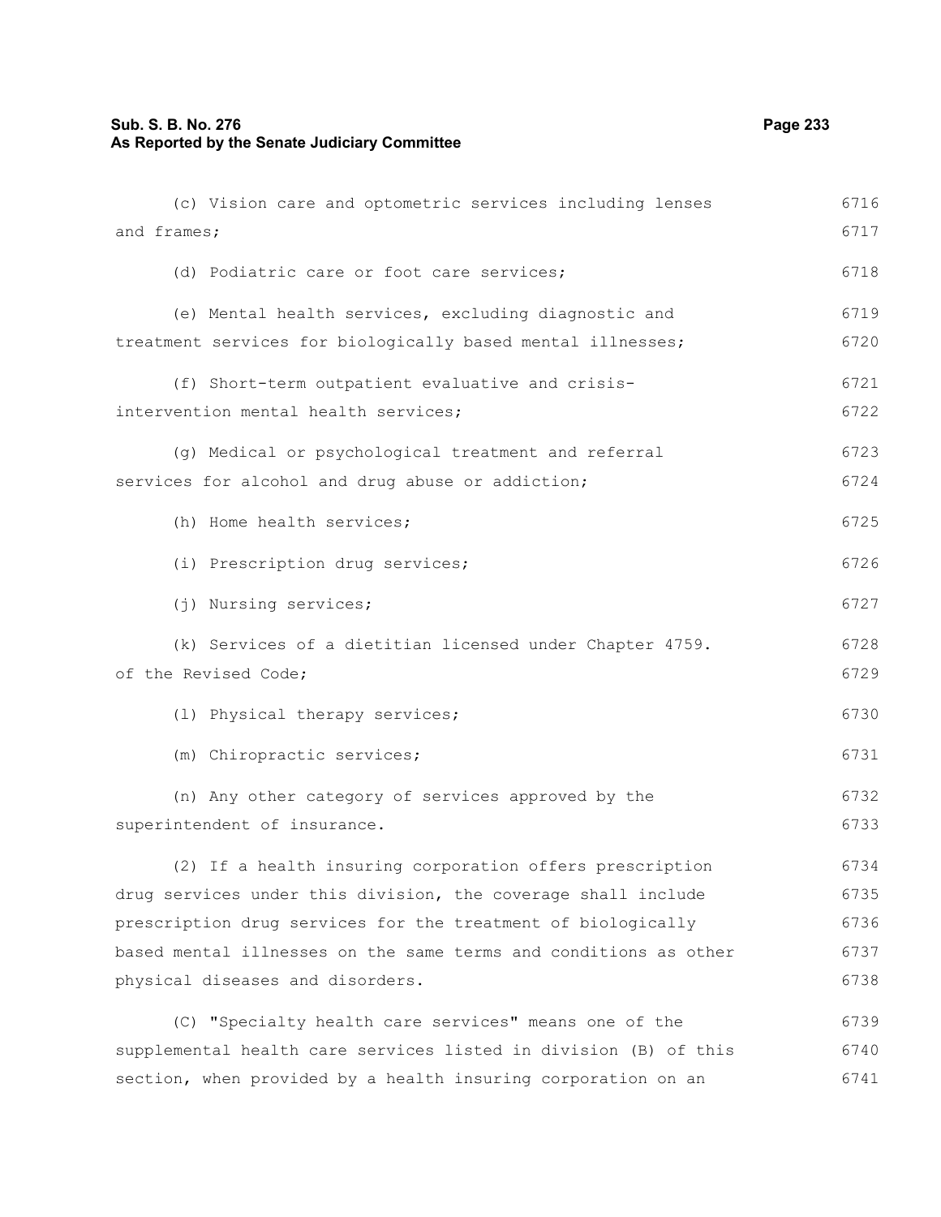(c) Vision care and optometric services including lenses and frames;

(d) Podiatric care or foot care services;

(e) Mental health services, excluding diagnostic and treatment services for biologically based mental illnesses;

(f) Short-term outpatient evaluative and crisis-intervention mental health services;

(g) Medical or psychological treatment and referral services for alcohol and drug abuse or addiction;

(h) Home health services;

(i) Prescription drug services;

(j) Nursing services;

(k) Services of a dietitian licensed under Chapter 4759. of the Revised Code;

(l) Physical therapy services;

(m) Chiropractic services;

(n) Any other category of services approved by the superintendent of insurance.

(2) If a health insuring corporation offers prescription drug services under this division, the coverage shall include prescription drug services for the treatment of biologically based mental illnesses on the same terms and conditions as other physical diseases and disorders.

(C) "Specialty health care services" means one of the supplemental health care services listed in division (B) of this section, when provided by a health insuring corporation on an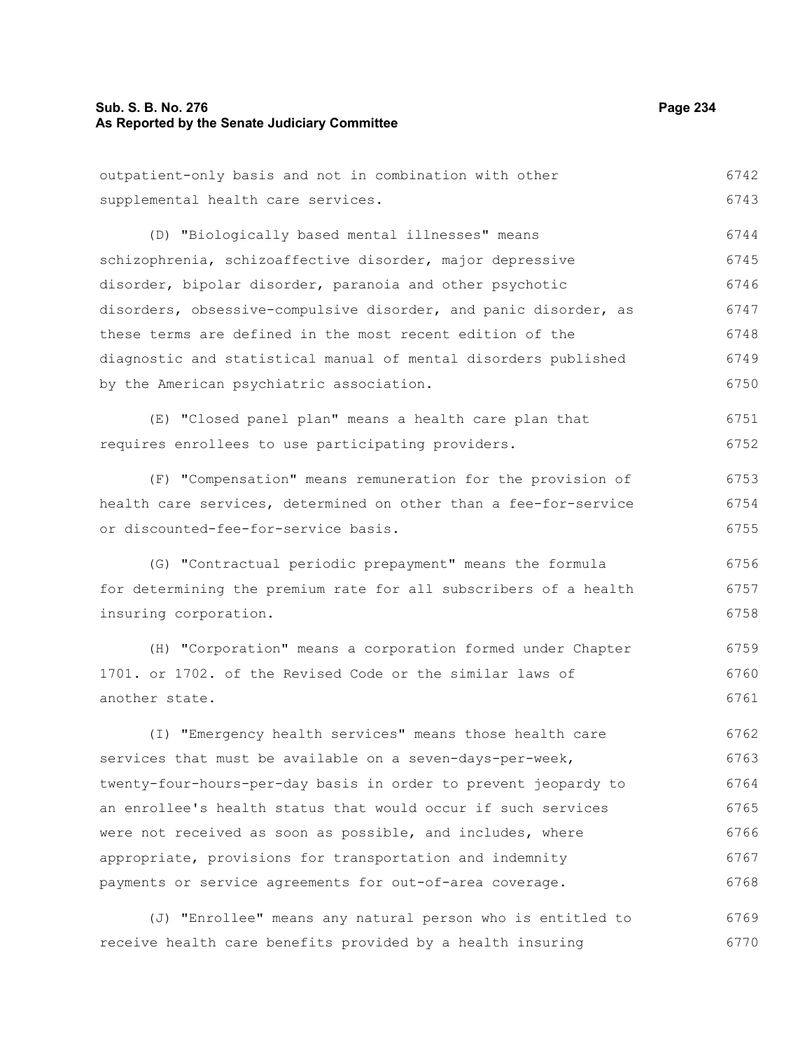outpatient-only basis and not in combination with other supplemental health care services.

(D) "Biologically based mental illnesses" means schizophrenia, schizoaffective disorder, major depressive disorder, bipolar disorder, paranoia and other psychotic disorders, obsessive-compulsive disorder, and panic disorder, as these terms are defined in the most recent edition of the diagnostic and statistical manual of mental disorders published by the American psychiatric association.

(E) "Closed panel plan" means a health care plan that requires enrollees to use participating providers.

(F) "Compensation" means remuneration for the provision of health care services, determined on other than a fee-for-service or discounted-fee-for-service basis.

(G) "Contractual periodic prepayment" means the formula for determining the premium rate for all subscribers of a health insuring corporation.

(H) "Corporation" means a corporation formed under Chapter 1701. or 1702. of the Revised Code or the similar laws of another state.

(I) "Emergency health services" means those health care services that must be available on a seven-days-per-week, twenty-four-hours-per-day basis in order to prevent jeopardy to an enrollee's health status that would occur if such services were not received as soon as possible, and includes, where appropriate, provisions for transportation and indemnity payments or service agreements for out-of-area coverage.

(J) "Enrollee" means any natural person who is entitled to receive health care benefits provided by a health insuring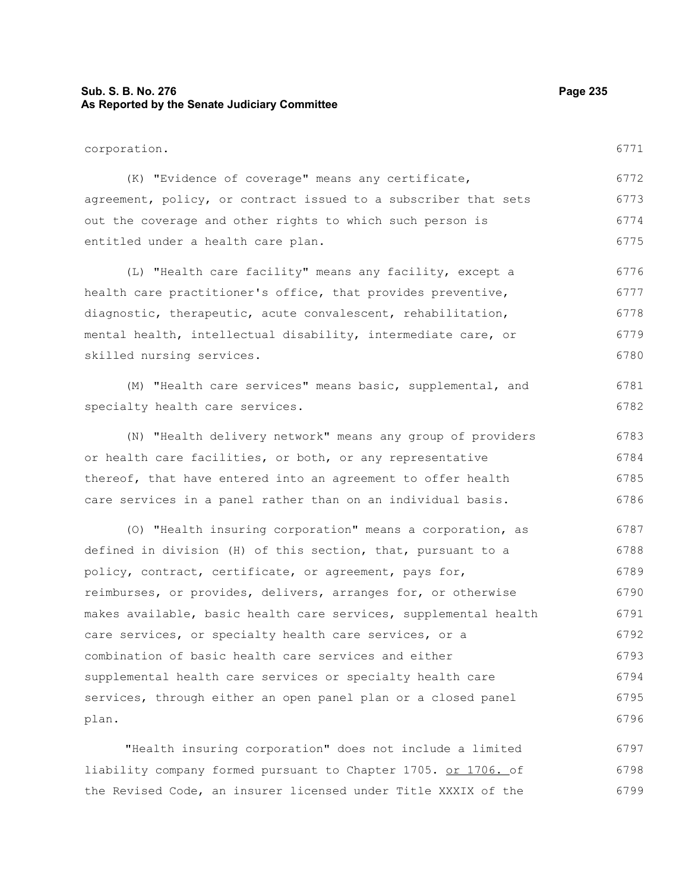corporation.

(K) "Evidence of coverage" means any certificate, agreement, policy, or contract issued to a subscriber that sets out the coverage and other rights to which such person is entitled under a health care plan.

(L) "Health care facility" means any facility, except a health care practitioner's office, that provides preventive, diagnostic, therapeutic, acute convalescent, rehabilitation, mental health, intellectual disability, intermediate care, or skilled nursing services.

(M) "Health care services" means basic, supplemental, and specialty health care services.

(N) "Health delivery network" means any group of providers or health care facilities, or both, or any representative thereof, that have entered into an agreement to offer health care services in a panel rather than on an individual basis.

(O) "Health insuring corporation" means a corporation, as defined in division (H) of this section, that, pursuant to a policy, contract, certificate, or agreement, pays for, reimburses, or provides, delivers, arranges for, or otherwise makes available, basic health care services, supplemental health care services, or specialty health care services, or a combination of basic health care services and either supplemental health care services or specialty health care services, through either an open panel plan or a closed panel plan.

"Health insuring corporation" does not include a limited liability company formed pursuant to Chapter 1705. or 1706. of the Revised Code, an insurer licensed under Title XXXIX of the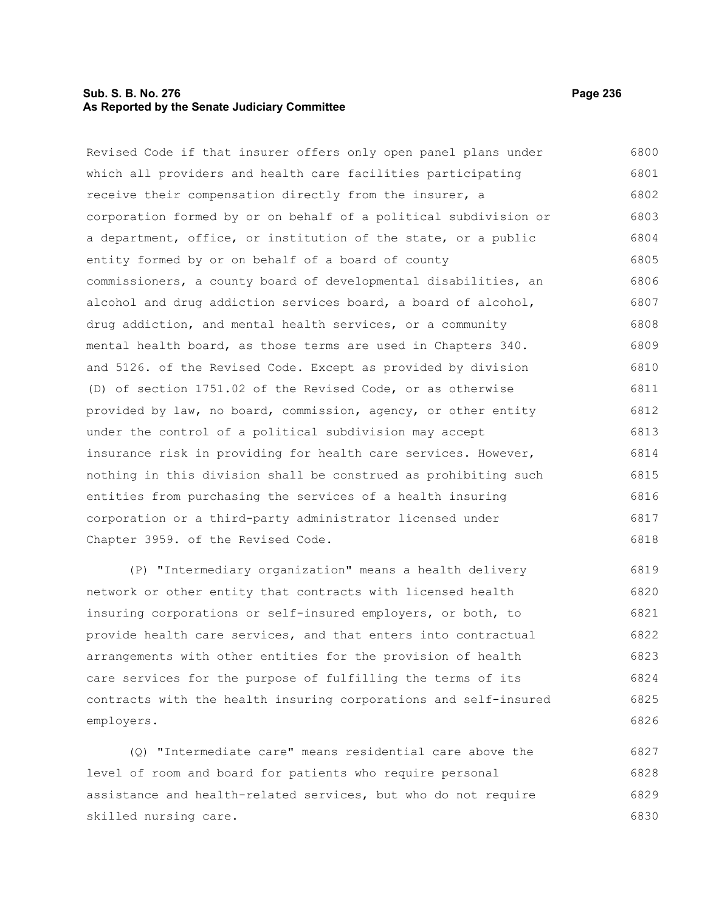Revised Code if that insurer offers only open panel plans under which all providers and health care facilities participating receive their compensation directly from the insurer, a corporation formed by or on behalf of a political subdivision or a department, office, or institution of the state, or a public entity formed by or on behalf of a board of county commissioners, a county board of developmental disabilities, an alcohol and drug addiction services board, a board of alcohol, drug addiction, and mental health services, or a community mental health board, as those terms are used in Chapters 340. and 5126. of the Revised Code. Except as provided by division (D) of section 1751.02 of the Revised Code, or as otherwise provided by law, no board, commission, agency, or other entity under the control of a political subdivision may accept insurance risk in providing for health care services. However, nothing in this division shall be construed as prohibiting such entities from purchasing the services of a health insuring corporation or a third-party administrator licensed under Chapter 3959. of the Revised Code.

(P) "Intermediary organization" means a health delivery network or other entity that contracts with licensed health insuring corporations or self-insured employers, or both, to provide health care services, and that enters into contractual arrangements with other entities for the provision of health care services for the purpose of fulfilling the terms of its contracts with the health insuring corporations and self-insured employers.

(Q) "Intermediate care" means residential care above the level of room and board for patients who require personal assistance and health-related services, but who do not require skilled nursing care.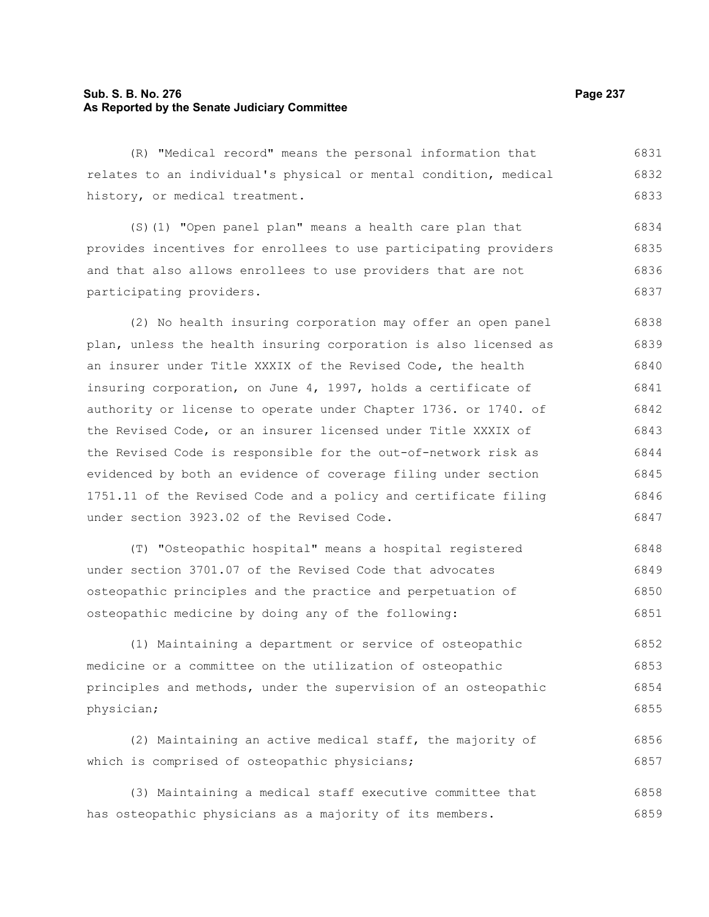(R) "Medical record" means the personal information that relates to an individual's physical or mental condition, medical history, or medical treatment.

(S)(1) "Open panel plan" means a health care plan that provides incentives for enrollees to use participating providers and that also allows enrollees to use providers that are not participating providers.

(2) No health insuring corporation may offer an open panel plan, unless the health insuring corporation is also licensed as an insurer under Title XXXIX of the Revised Code, the health insuring corporation, on June 4, 1997, holds a certificate of authority or license to operate under Chapter 1736. or 1740. of the Revised Code, or an insurer licensed under Title XXXIX of the Revised Code is responsible for the out-of-network risk as evidenced by both an evidence of coverage filing under section 1751.11 of the Revised Code and a policy and certificate filing under section 3923.02 of the Revised Code.

(T) "Osteopathic hospital" means a hospital registered under section 3701.07 of the Revised Code that advocates osteopathic principles and the practice and perpetuation of osteopathic medicine by doing any of the following:

(1) Maintaining a department or service of osteopathic medicine or a committee on the utilization of osteopathic principles and methods, under the supervision of an osteopathic physician;

(2) Maintaining an active medical staff, the majority of which is comprised of osteopathic physicians;

(3) Maintaining a medical staff executive committee that has osteopathic physicians as a majority of its members.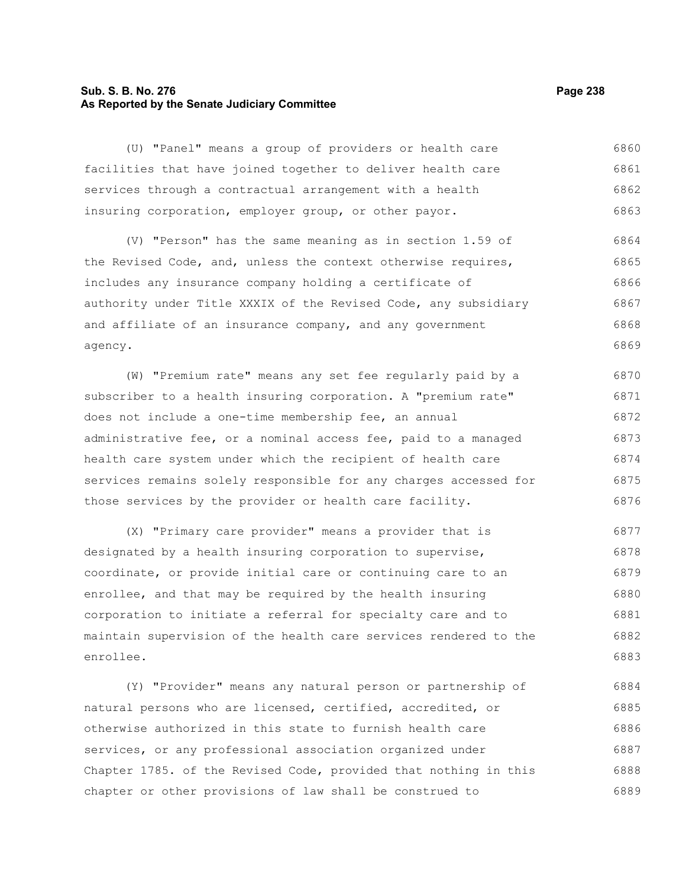(U) "Panel" means a group of providers or health care facilities that have joined together to deliver health care services through a contractual arrangement with a health insuring corporation, employer group, or other payor.

(V) "Person" has the same meaning as in section 1.59 of the Revised Code, and, unless the context otherwise requires, includes any insurance company holding a certificate of authority under Title XXXIX of the Revised Code, any subsidiary and affiliate of an insurance company, and any government agency.

(W) "Premium rate" means any set fee regularly paid by a subscriber to a health insuring corporation. A "premium rate" does not include a one-time membership fee, an annual administrative fee, or a nominal access fee, paid to a managed health care system under which the recipient of health care services remains solely responsible for any charges accessed for those services by the provider or health care facility.

(X) "Primary care provider" means a provider that is designated by a health insuring corporation to supervise, coordinate, or provide initial care or continuing care to an enrollee, and that may be required by the health insuring corporation to initiate a referral for specialty care and to maintain supervision of the health care services rendered to the enrollee.

(Y) "Provider" means any natural person or partnership of natural persons who are licensed, certified, accredited, or otherwise authorized in this state to furnish health care services, or any professional association organized under Chapter 1785. of the Revised Code, provided that nothing in this chapter or other provisions of law shall be construed to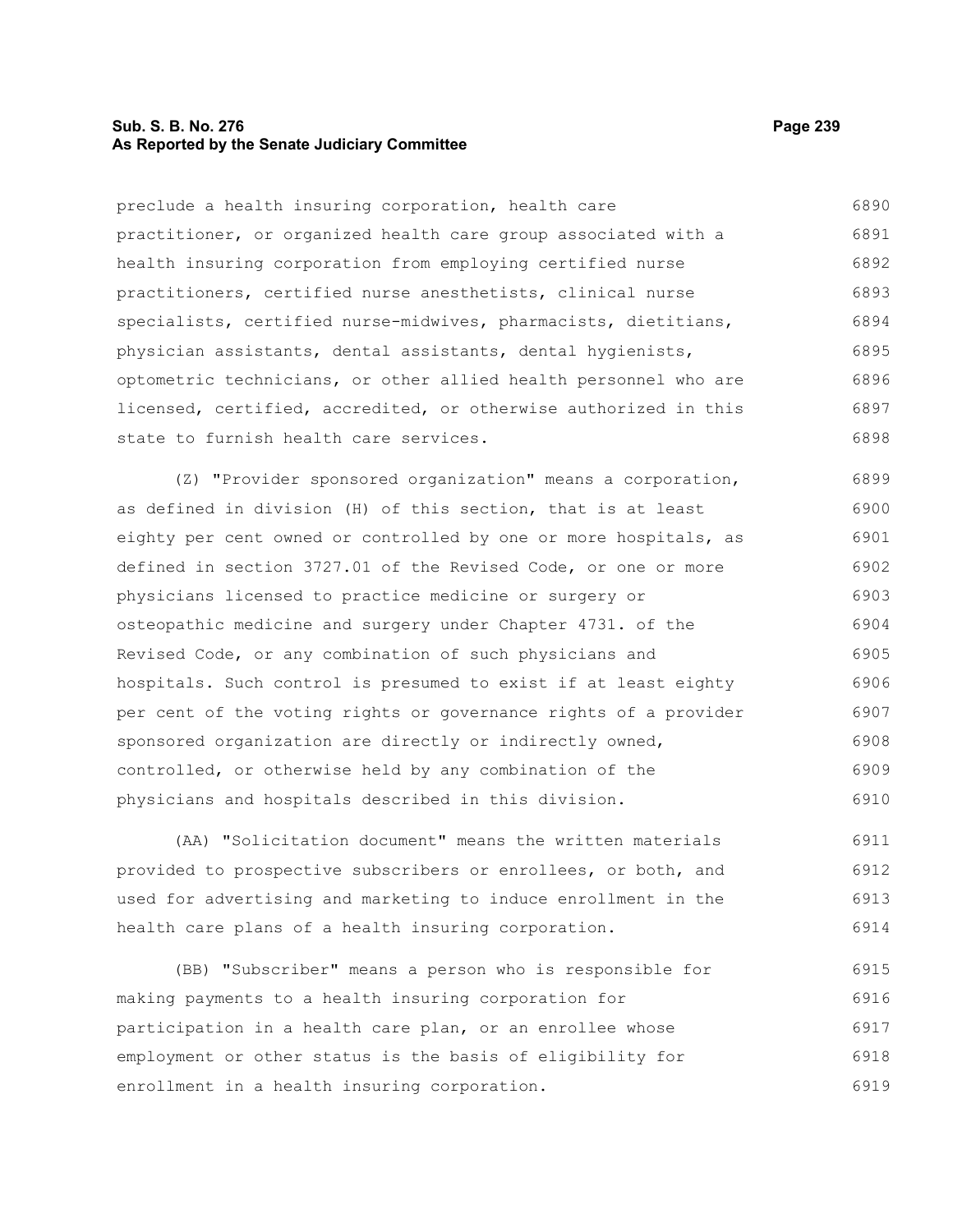preclude a health insuring corporation, health care practitioner, or organized health care group associated with a health insuring corporation from employing certified nurse practitioners, certified nurse anesthetists, clinical nurse specialists, certified nurse-midwives, pharmacists, dietitians, physician assistants, dental assistants, dental hygienists, optometric technicians, or other allied health personnel who are licensed, certified, accredited, or otherwise authorized in this state to furnish health care services.

(Z) "Provider sponsored organization" means a corporation, as defined in division (H) of this section, that is at least eighty per cent owned or controlled by one or more hospitals, as defined in section 3727.01 of the Revised Code, or one or more physicians licensed to practice medicine or surgery or osteopathic medicine and surgery under Chapter 4731. of the Revised Code, or any combination of such physicians and hospitals. Such control is presumed to exist if at least eighty per cent of the voting rights or governance rights of a provider sponsored organization are directly or indirectly owned, controlled, or otherwise held by any combination of the physicians and hospitals described in this division.

(AA) "Solicitation document" means the written materials provided to prospective subscribers or enrollees, or both, and used for advertising and marketing to induce enrollment in the health care plans of a health insuring corporation.

(BB) "Subscriber" means a person who is responsible for making payments to a health insuring corporation for participation in a health care plan, or an enrollee whose employment or other status is the basis of eligibility for enrollment in a health insuring corporation.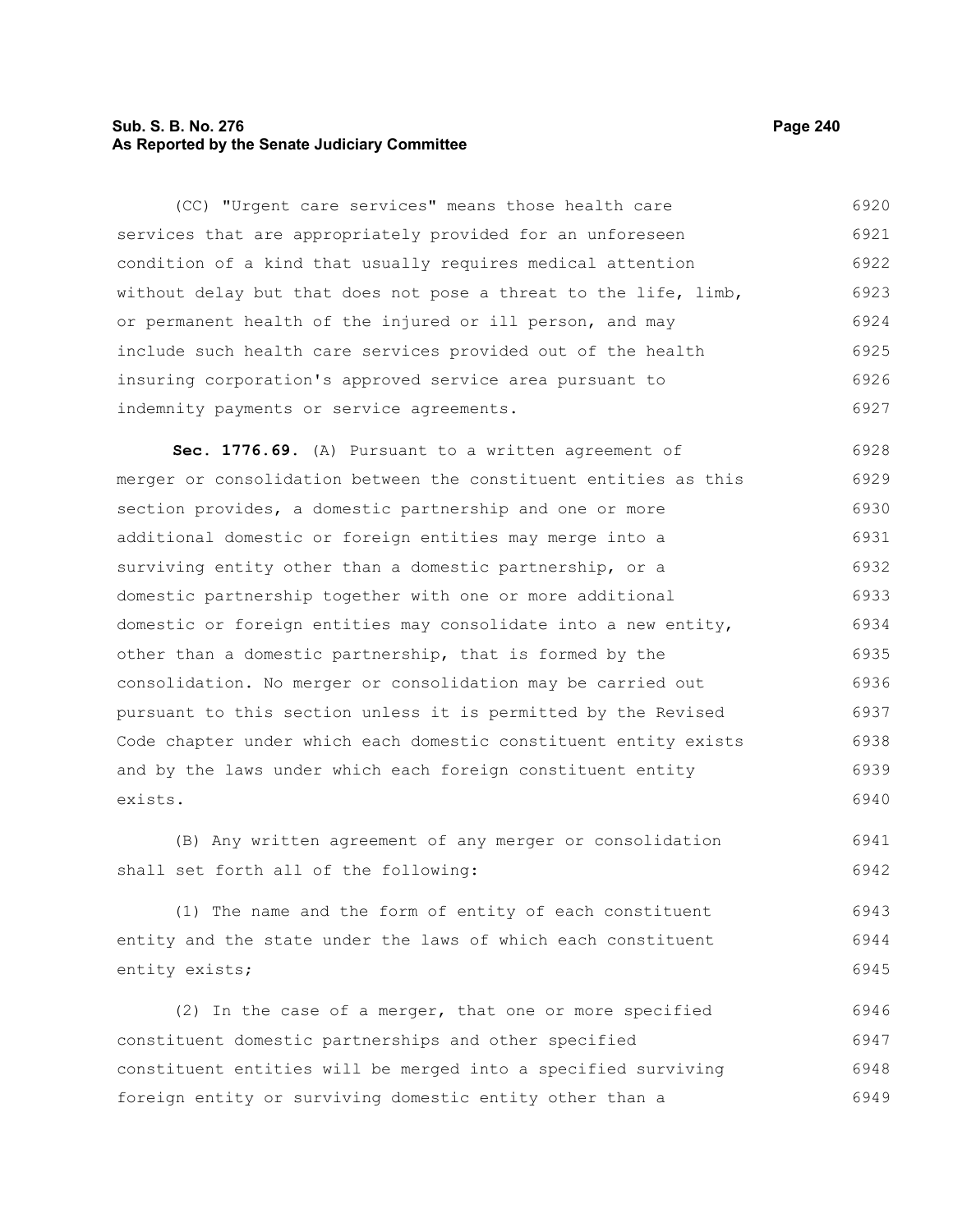(CC) "Urgent care services" means those health care services that are appropriately provided for an unforeseen condition of a kind that usually requires medical attention without delay but that does not pose a threat to the life, limb, or permanent health of the injured or ill person, and may include such health care services provided out of the health insuring corporation's approved service area pursuant to indemnity payments or service agreements.

**Sec. 1776.69.** (A) Pursuant to a written agreement of merger or consolidation between the constituent entities as this section provides, a domestic partnership and one or more additional domestic or foreign entities may merge into a surviving entity other than a domestic partnership, or a domestic partnership together with one or more additional domestic or foreign entities may consolidate into a new entity, other than a domestic partnership, that is formed by the consolidation. No merger or consolidation may be carried out pursuant to this section unless it is permitted by the Revised Code chapter under which each domestic constituent entity exists and by the laws under which each foreign constituent entity exists.

(B) Any written agreement of any merger or consolidation shall set forth all of the following:

(1) The name and the form of entity of each constituent entity and the state under the laws of which each constituent entity exists;

(2) In the case of a merger, that one or more specified constituent domestic partnerships and other specified constituent entities will be merged into a specified surviving foreign entity or surviving domestic entity other than a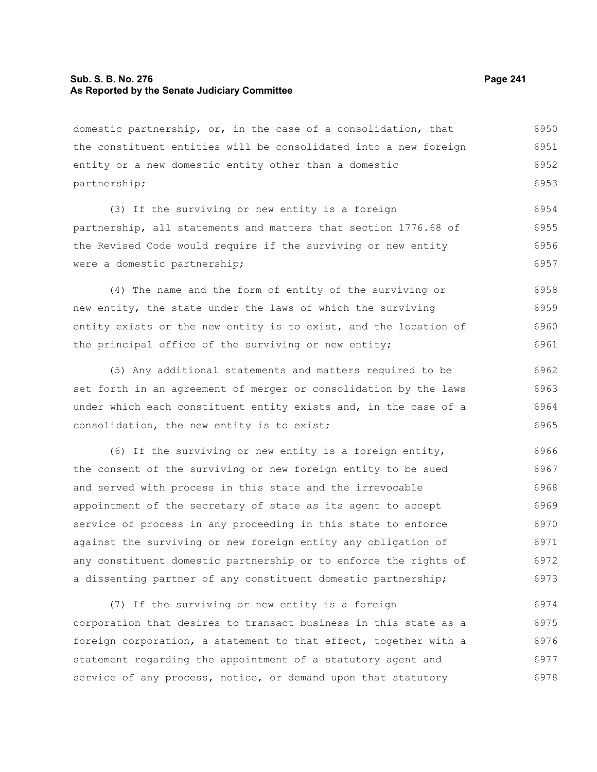domestic partnership, or, in the case of a consolidation, that the constituent entities will be consolidated into a new foreign entity or a new domestic entity other than a domestic partnership;

(3) If the surviving or new entity is a foreign partnership, all statements and matters that section 1776.68 of the Revised Code would require if the surviving or new entity were a domestic partnership;

(4) The name and the form of entity of the surviving or new entity, the state under the laws of which the surviving entity exists or the new entity is to exist, and the location of the principal office of the surviving or new entity;

(5) Any additional statements and matters required to be set forth in an agreement of merger or consolidation by the laws under which each constituent entity exists and, in the case of a consolidation, the new entity is to exist;

(6) If the surviving or new entity is a foreign entity, the consent of the surviving or new foreign entity to be sued and served with process in this state and the irrevocable appointment of the secretary of state as its agent to accept service of process in any proceeding in this state to enforce against the surviving or new foreign entity any obligation of any constituent domestic partnership or to enforce the rights of a dissenting partner of any constituent domestic partnership;

(7) If the surviving or new entity is a foreign corporation that desires to transact business in this state as a foreign corporation, a statement to that effect, together with a statement regarding the appointment of a statutory agent and service of any process, notice, or demand upon that statutory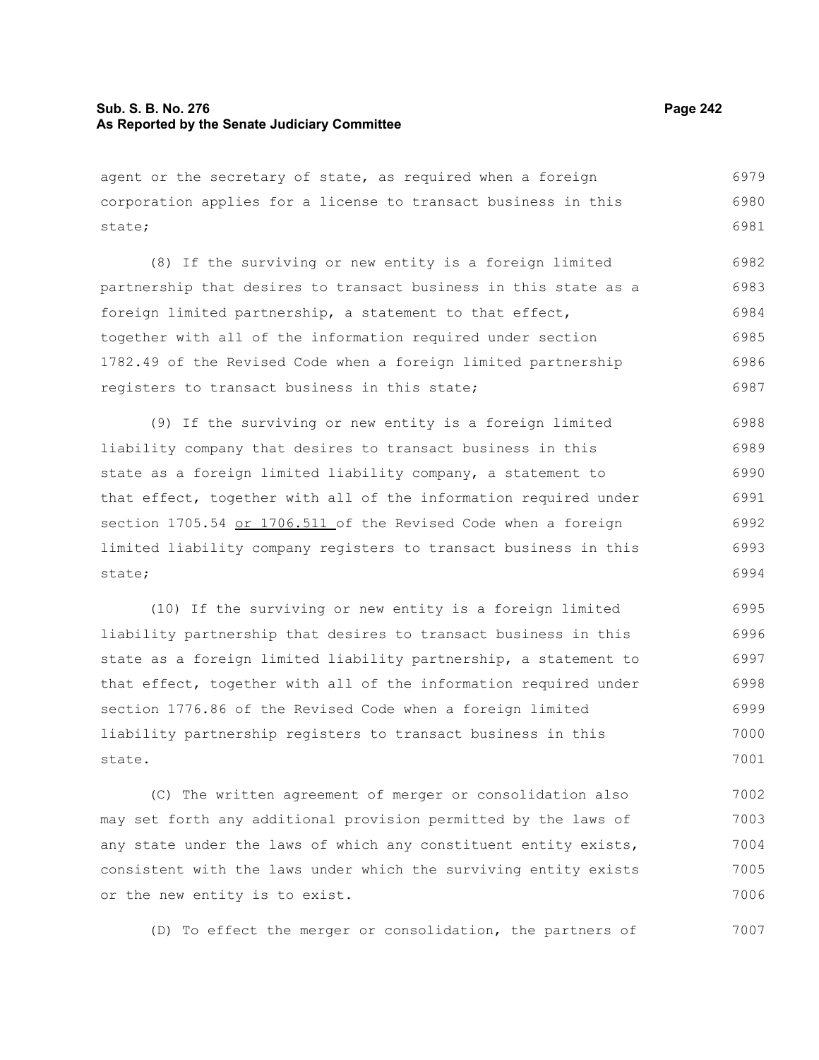agent or the secretary of state, as required when a foreign corporation applies for a license to transact business in this state;

(8) If the surviving or new entity is a foreign limited partnership that desires to transact business in this state as a foreign limited partnership, a statement to that effect, together with all of the information required under section 1782.49 of the Revised Code when a foreign limited partnership registers to transact business in this state;

(9) If the surviving or new entity is a foreign limited liability company that desires to transact business in this state as a foreign limited liability company, a statement to that effect, together with all of the information required under section 1705.54 <u>or 1706.511</u> of the Revised Code when a foreign limited liability company registers to transact business in this state;

(10) If the surviving or new entity is a foreign limited liability partnership that desires to transact business in this state as a foreign limited liability partnership, a statement to that effect, together with all of the information required under section 1776.86 of the Revised Code when a foreign limited liability partnership registers to transact business in this state.

(C) The written agreement of merger or consolidation also may set forth any additional provision permitted by the laws of any state under the laws of which any constituent entity exists, consistent with the laws under which the surviving entity exists or the new entity is to exist.

(D) To effect the merger or consolidation, the partners of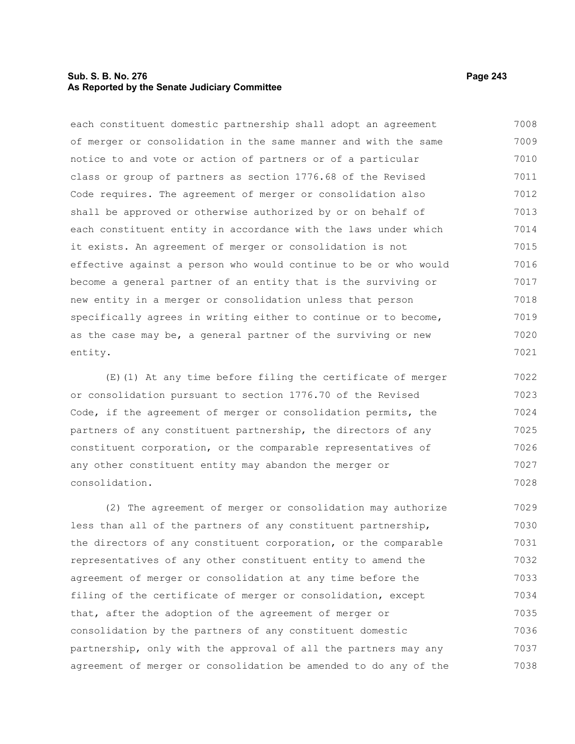each constituent domestic partnership shall adopt an agreement of merger or consolidation in the same manner and with the same notice to and vote or action of partners or of a particular class or group of partners as section 1776.68 of the Revised Code requires. The agreement of merger or consolidation also shall be approved or otherwise authorized by or on behalf of each constituent entity in accordance with the laws under which it exists. An agreement of merger or consolidation is not effective against a person who would continue to be or who would become a general partner of an entity that is the surviving or new entity in a merger or consolidation unless that person specifically agrees in writing either to continue or to become, as the case may be, a general partner of the surviving or new entity.

(E)(1) At any time before filing the certificate of merger or consolidation pursuant to section 1776.70 of the Revised Code, if the agreement of merger or consolidation permits, the partners of any constituent partnership, the directors of any constituent corporation, or the comparable representatives of any other constituent entity may abandon the merger or consolidation.

(2) The agreement of merger or consolidation may authorize less than all of the partners of any constituent partnership, the directors of any constituent corporation, or the comparable representatives of any other constituent entity to amend the agreement of merger or consolidation at any time before the filing of the certificate of merger or consolidation, except that, after the adoption of the agreement of merger or consolidation by the partners of any constituent domestic partnership, only with the approval of all the partners may any agreement of merger or consolidation be amended to do any of the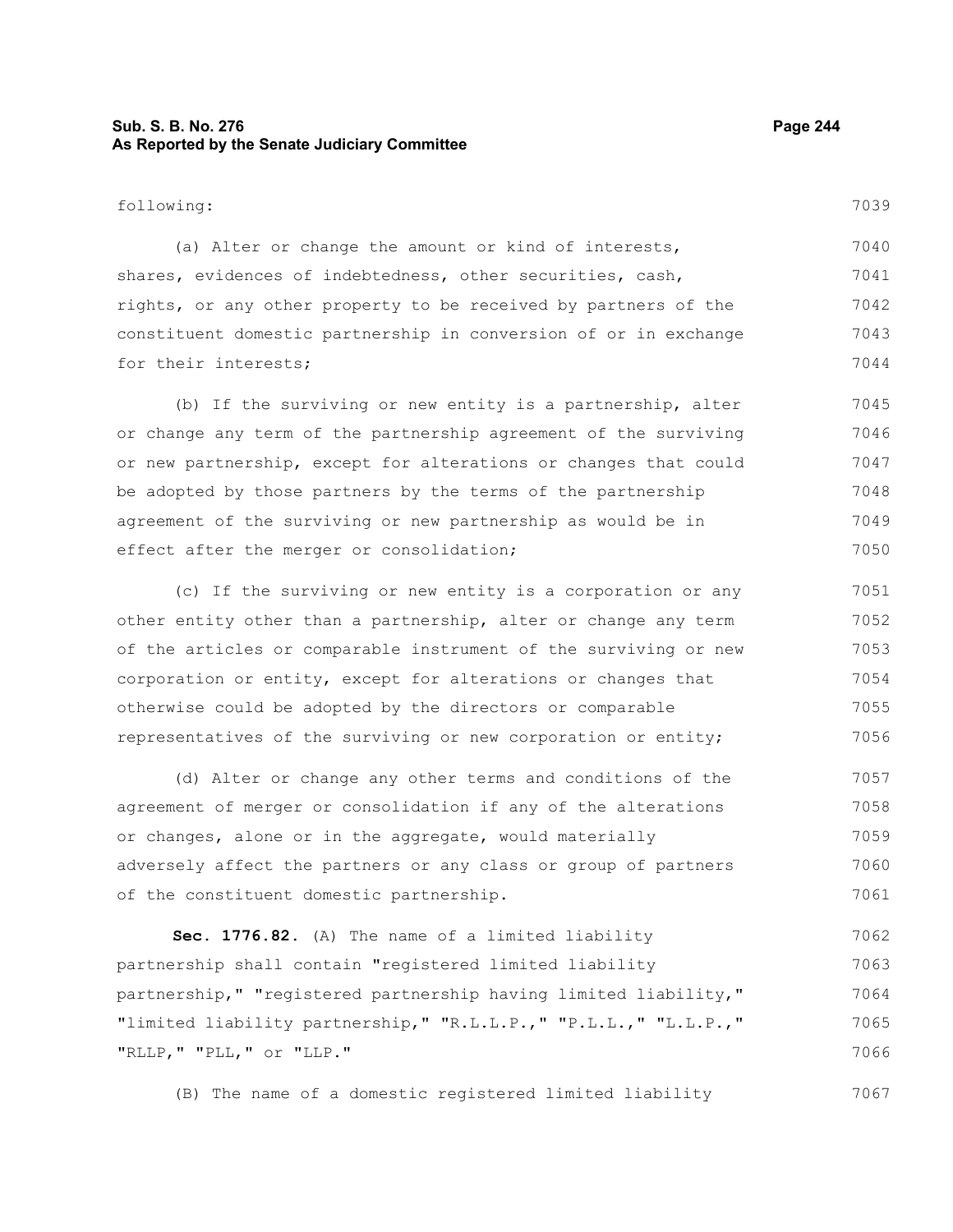following:

(a) Alter or change the amount or kind of interests, shares, evidences of indebtedness, other securities, cash, rights, or any other property to be received by partners of the constituent domestic partnership in conversion of or in exchange for their interests;

(b) If the surviving or new entity is a partnership, alter or change any term of the partnership agreement of the surviving or new partnership, except for alterations or changes that could be adopted by those partners by the terms of the partnership agreement of the surviving or new partnership as would be in effect after the merger or consolidation;

(c) If the surviving or new entity is a corporation or any other entity other than a partnership, alter or change any term of the articles or comparable instrument of the surviving or new corporation or entity, except for alterations or changes that otherwise could be adopted by the directors or comparable representatives of the surviving or new corporation or entity;

(d) Alter or change any other terms and conditions of the agreement of merger or consolidation if any of the alterations or changes, alone or in the aggregate, would materially adversely affect the partners or any class or group of partners of the constituent domestic partnership.

**Sec. 1776.82.** (A) The name of a limited liability partnership shall contain "registered limited liability partnership," "registered partnership having limited liability," "limited liability partnership," "R.L.L.P.," "P.L.L.," "L.L.P.," "RLLP," "PLL," or "LLP."

(B) The name of a domestic registered limited liability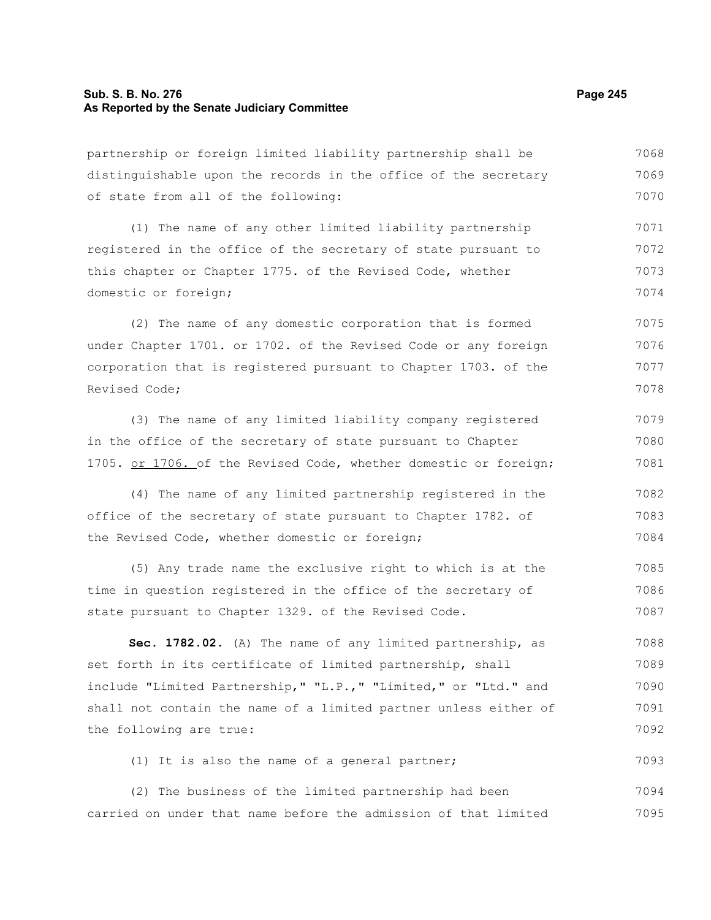partnership or foreign limited liability partnership shall be distinguishable upon the records in the office of the secretary of state from all of the following:

(1) The name of any other limited liability partnership registered in the office of the secretary of state pursuant to this chapter or Chapter 1775. of the Revised Code, whether domestic or foreign;

(2) The name of any domestic corporation that is formed under Chapter 1701. or 1702. of the Revised Code or any foreign corporation that is registered pursuant to Chapter 1703. of the Revised Code;

(3) The name of any limited liability company registered in the office of the secretary of state pursuant to Chapter 1705. or 1706. of the Revised Code, whether domestic or foreign;

(4) The name of any limited partnership registered in the office of the secretary of state pursuant to Chapter 1782. of the Revised Code, whether domestic or foreign;

(5) Any trade name the exclusive right to which is at the time in question registered in the office of the secretary of state pursuant to Chapter 1329. of the Revised Code.

**Sec. 1782.02.** (A) The name of any limited partnership, as set forth in its certificate of limited partnership, shall include "Limited Partnership," "L.P.," "Limited," or "Ltd." and shall not contain the name of a limited partner unless either of the following are true:

(1) It is also the name of a general partner;

(2) The business of the limited partnership had been carried on under that name before the admission of that limited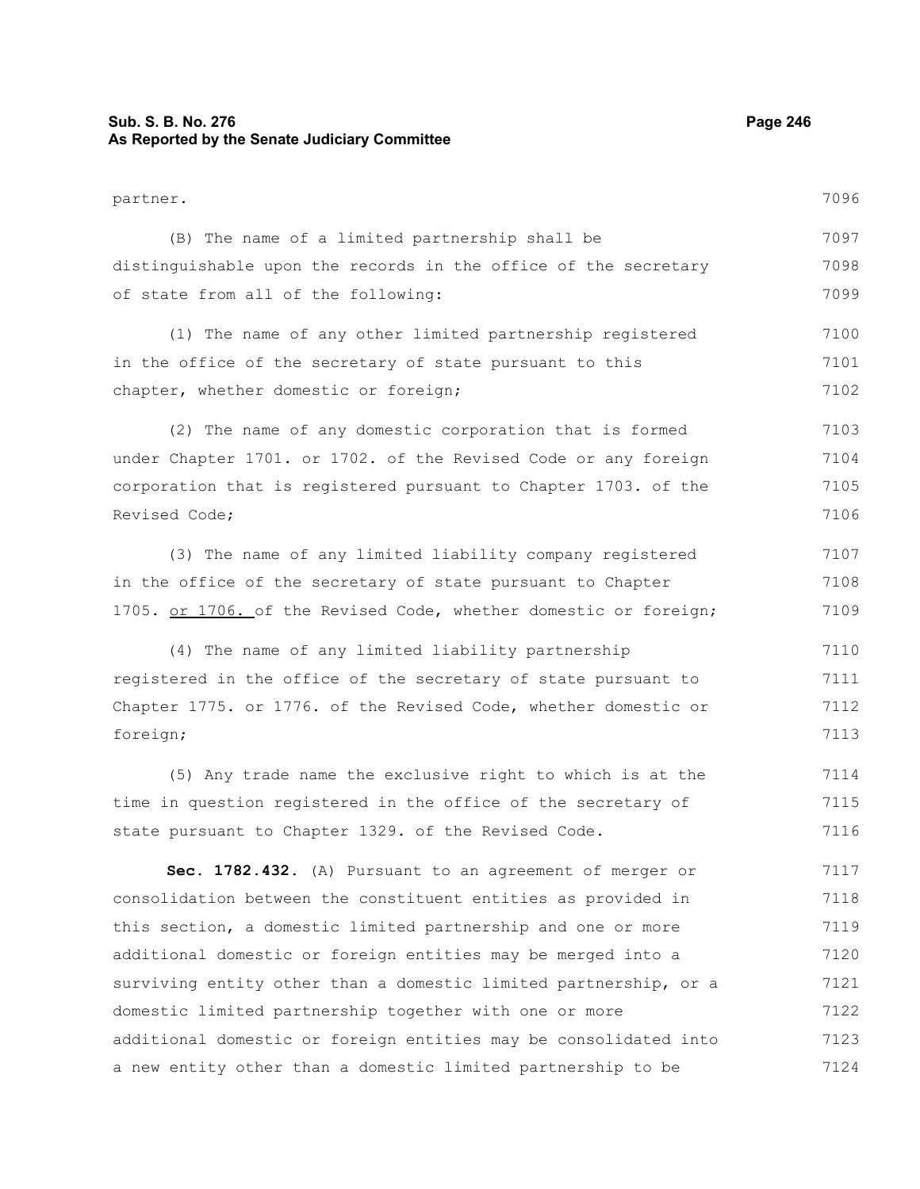partner.

(B) The name of a limited partnership shall be distinguishable upon the records in the office of the secretary of state from all of the following:

(1) The name of any other limited partnership registered in the office of the secretary of state pursuant to this chapter, whether domestic or foreign;

(2) The name of any domestic corporation that is formed under Chapter 1701. or 1702. of the Revised Code or any foreign corporation that is registered pursuant to Chapter 1703. of the Revised Code;

(3) The name of any limited liability company registered in the office of the secretary of state pursuant to Chapter 1705. <u>or 1706.</u> of the Revised Code, whether domestic or foreign;

(4) The name of any limited liability partnership registered in the office of the secretary of state pursuant to Chapter 1775. or 1776. of the Revised Code, whether domestic or foreign;

(5) Any trade name the exclusive right to which is at the time in question registered in the office of the secretary of state pursuant to Chapter 1329. of the Revised Code.

**Sec. 1782.432.** (A) Pursuant to an agreement of merger or consolidation between the constituent entities as provided in this section, a domestic limited partnership and one or more additional domestic or foreign entities may be merged into a surviving entity other than a domestic limited partnership, or a domestic limited partnership together with one or more additional domestic or foreign entities may be consolidated into a new entity other than a domestic limited partnership to be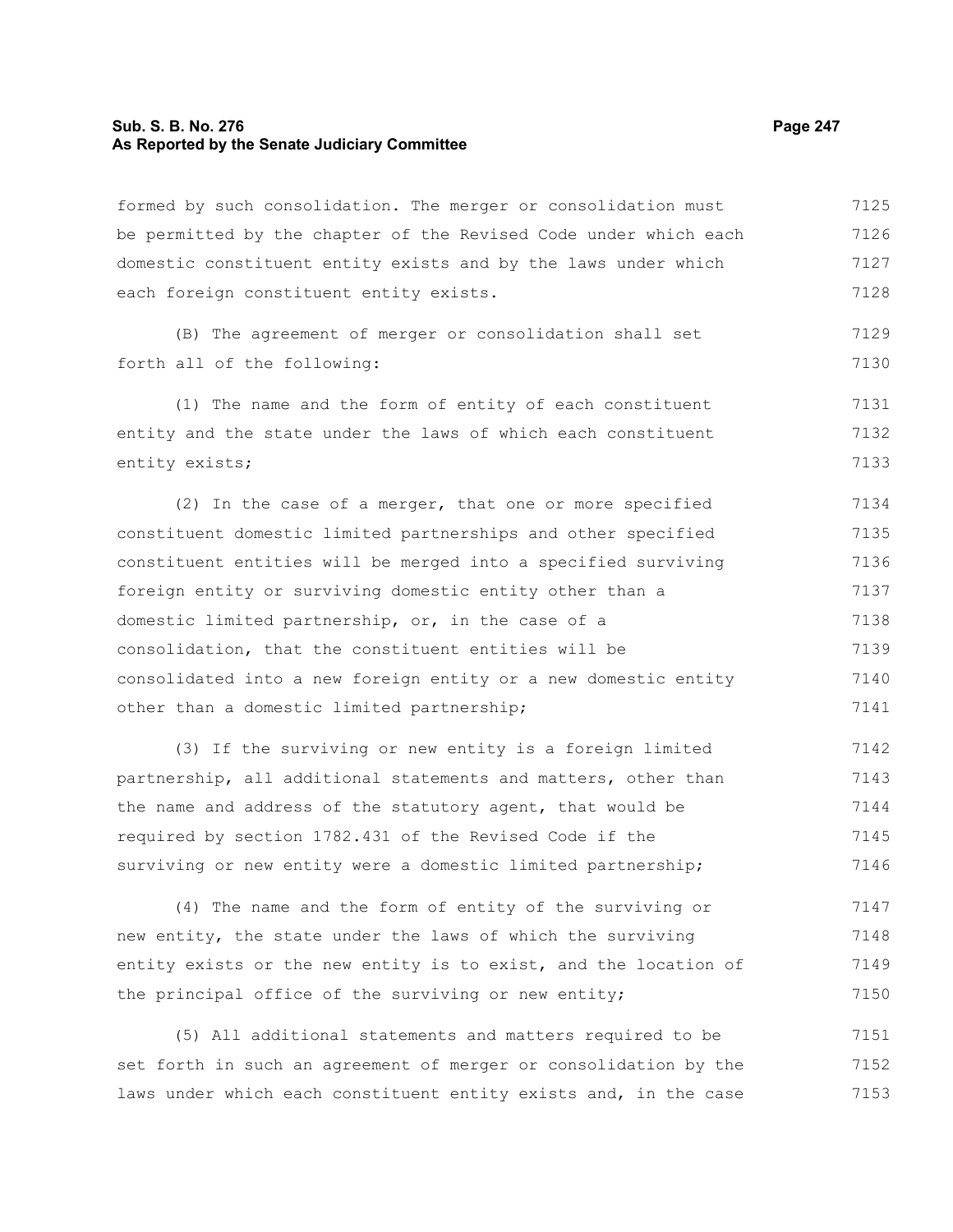formed by such consolidation. The merger or consolidation must be permitted by the chapter of the Revised Code under which each domestic constituent entity exists and by the laws under which each foreign constituent entity exists.

(B) The agreement of merger or consolidation shall set forth all of the following:

(1) The name and the form of entity of each constituent entity and the state under the laws of which each constituent entity exists;

(2) In the case of a merger, that one or more specified constituent domestic limited partnerships and other specified constituent entities will be merged into a specified surviving foreign entity or surviving domestic entity other than a domestic limited partnership, or, in the case of a consolidation, that the constituent entities will be consolidated into a new foreign entity or a new domestic entity other than a domestic limited partnership;

(3) If the surviving or new entity is a foreign limited partnership, all additional statements and matters, other than the name and address of the statutory agent, that would be required by section 1782.431 of the Revised Code if the surviving or new entity were a domestic limited partnership;

(4) The name and the form of entity of the surviving or new entity, the state under the laws of which the surviving entity exists or the new entity is to exist, and the location of the principal office of the surviving or new entity;

(5) All additional statements and matters required to be set forth in such an agreement of merger or consolidation by the laws under which each constituent entity exists and, in the case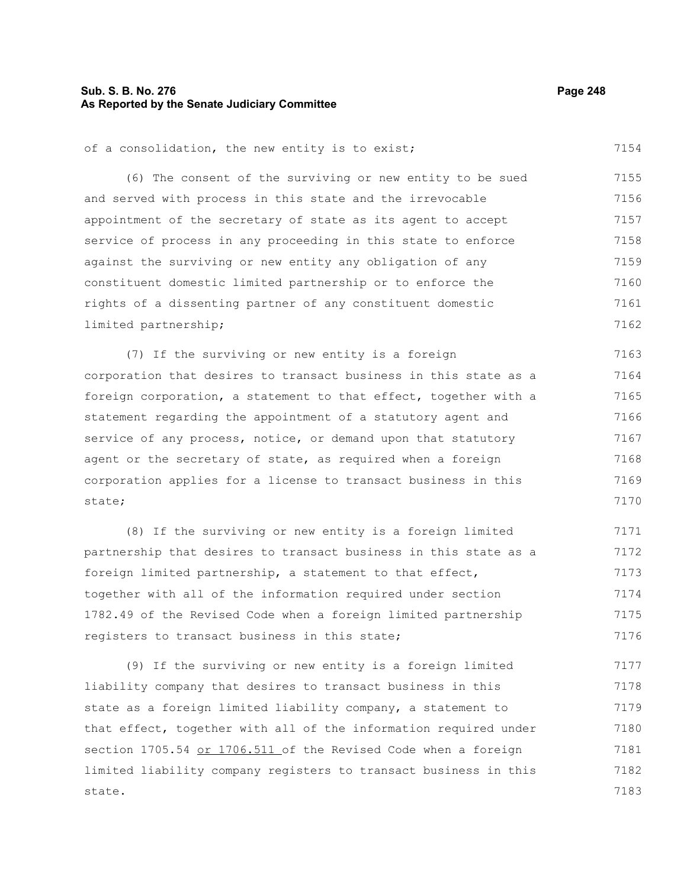of a consolidation, the new entity is to exist;

(6) The consent of the surviving or new entity to be sued and served with process in this state and the irrevocable appointment of the secretary of state as its agent to accept service of process in any proceeding in this state to enforce against the surviving or new entity any obligation of any constituent domestic limited partnership or to enforce the rights of a dissenting partner of any constituent domestic limited partnership;

(7) If the surviving or new entity is a foreign corporation that desires to transact business in this state as a foreign corporation, a statement to that effect, together with a statement regarding the appointment of a statutory agent and service of any process, notice, or demand upon that statutory agent or the secretary of state, as required when a foreign corporation applies for a license to transact business in this state;

(8) If the surviving or new entity is a foreign limited partnership that desires to transact business in this state as a foreign limited partnership, a statement to that effect, together with all of the information required under section 1782.49 of the Revised Code when a foreign limited partnership registers to transact business in this state;

(9) If the surviving or new entity is a foreign limited liability company that desires to transact business in this state as a foreign limited liability company, a statement to that effect, together with all of the information required under section 1705.54 <u>or 1706.511</u> of the Revised Code when a foreign limited liability company registers to transact business in this state.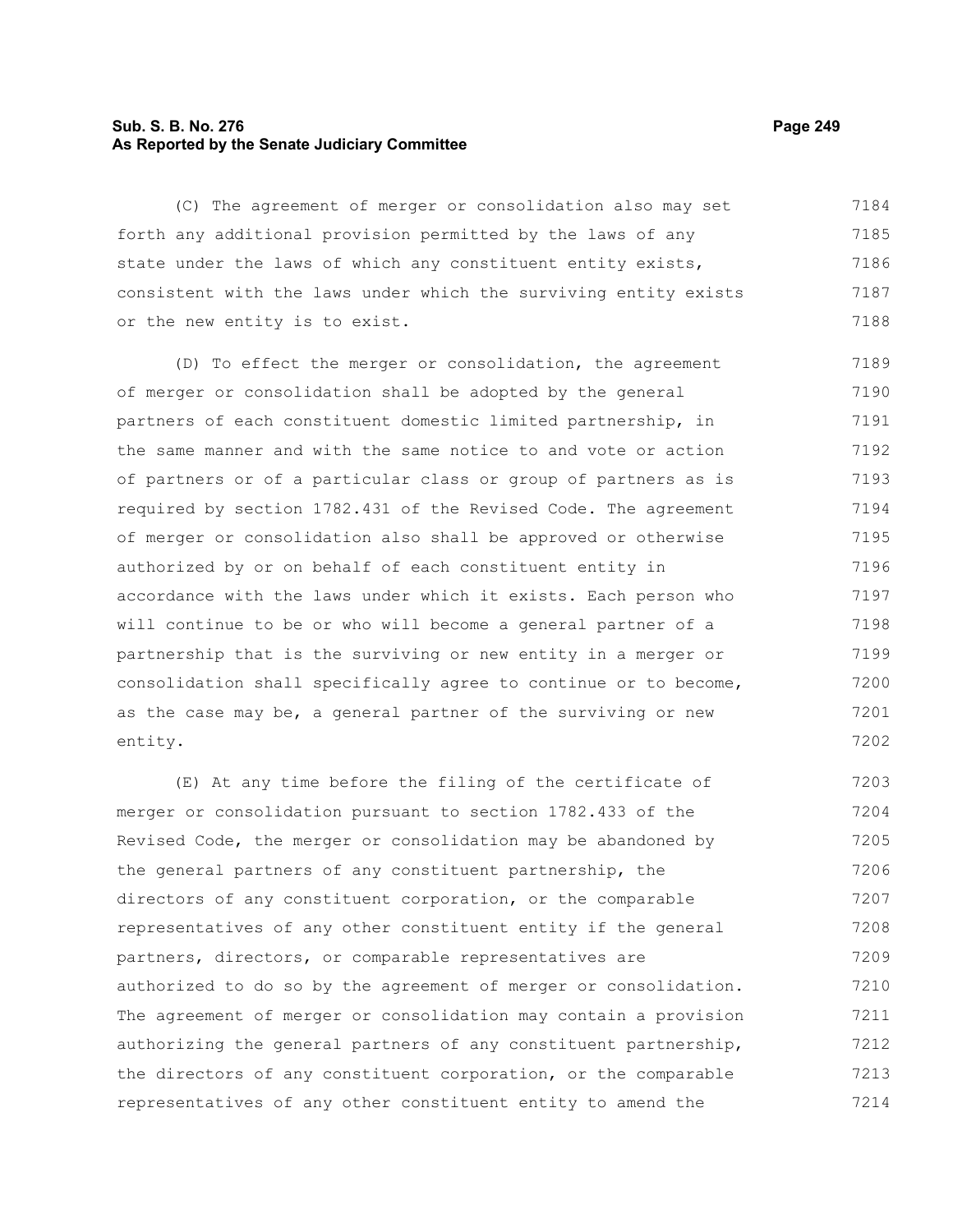(C) The agreement of merger or consolidation also may set forth any additional provision permitted by the laws of any state under the laws of which any constituent entity exists, consistent with the laws under which the surviving entity exists or the new entity is to exist.

(D) To effect the merger or consolidation, the agreement of merger or consolidation shall be adopted by the general partners of each constituent domestic limited partnership, in the same manner and with the same notice to and vote or action of partners or of a particular class or group of partners as is required by section 1782.431 of the Revised Code. The agreement of merger or consolidation also shall be approved or otherwise authorized by or on behalf of each constituent entity in accordance with the laws under which it exists. Each person who will continue to be or who will become a general partner of a partnership that is the surviving or new entity in a merger or consolidation shall specifically agree to continue or to become, as the case may be, a general partner of the surviving or new entity.

(E) At any time before the filing of the certificate of merger or consolidation pursuant to section 1782.433 of the Revised Code, the merger or consolidation may be abandoned by the general partners of any constituent partnership, the directors of any constituent corporation, or the comparable representatives of any other constituent entity if the general partners, directors, or comparable representatives are authorized to do so by the agreement of merger or consolidation. The agreement of merger or consolidation may contain a provision authorizing the general partners of any constituent partnership, the directors of any constituent corporation, or the comparable representatives of any other constituent entity to amend the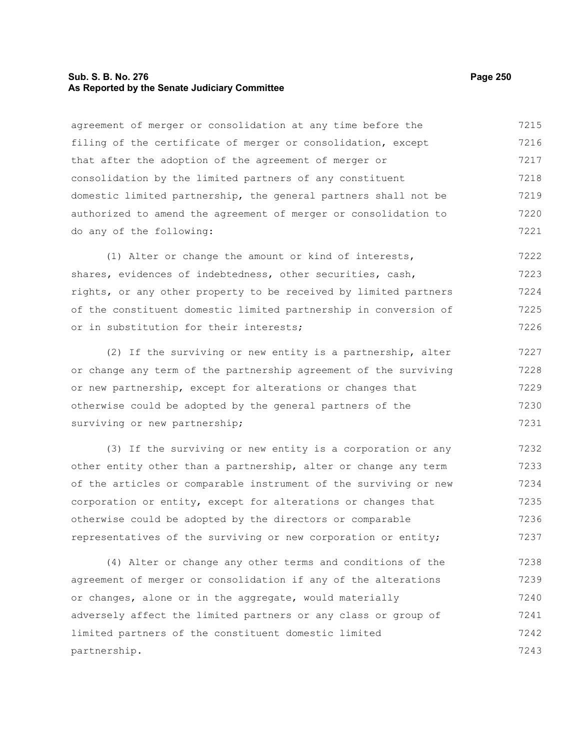agreement of merger or consolidation at any time before the filing of the certificate of merger or consolidation, except that after the adoption of the agreement of merger or consolidation by the limited partners of any constituent domestic limited partnership, the general partners shall not be authorized to amend the agreement of merger or consolidation to do any of the following:

(1) Alter or change the amount or kind of interests, shares, evidences of indebtedness, other securities, cash, rights, or any other property to be received by limited partners of the constituent domestic limited partnership in conversion of or in substitution for their interests;

(2) If the surviving or new entity is a partnership, alter or change any term of the partnership agreement of the surviving or new partnership, except for alterations or changes that otherwise could be adopted by the general partners of the surviving or new partnership;

(3) If the surviving or new entity is a corporation or any other entity other than a partnership, alter or change any term of the articles or comparable instrument of the surviving or new corporation or entity, except for alterations or changes that otherwise could be adopted by the directors or comparable representatives of the surviving or new corporation or entity;

(4) Alter or change any other terms and conditions of the agreement of merger or consolidation if any of the alterations or changes, alone or in the aggregate, would materially adversely affect the limited partners or any class or group of limited partners of the constituent domestic limited partnership.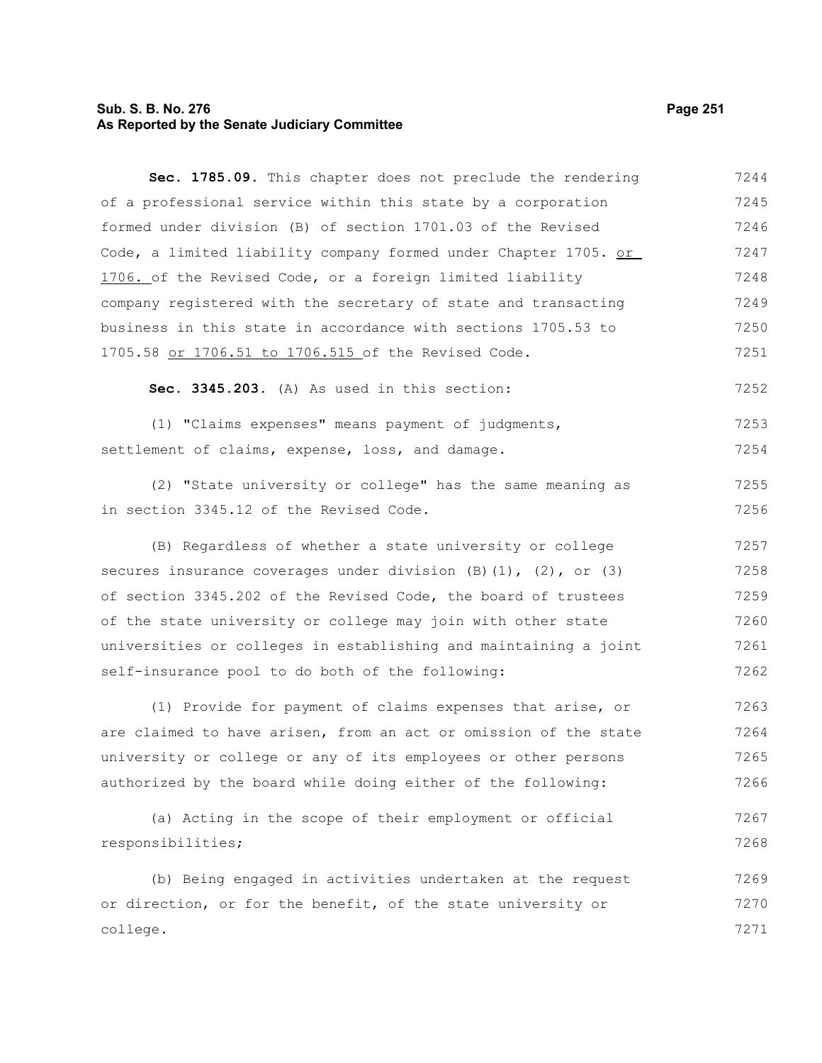**Sec. 1785.09.** This chapter does not preclude the rendering of a professional service within this state by a corporation formed under division (B) of section 1701.03 of the Revised Code, a limited liability company formed under Chapter 1705. or 1706. of the Revised Code, or a foreign limited liability company registered with the secretary of state and transacting business in this state in accordance with sections 1705.53 to 1705.58 or 1706.51 to 1706.515 of the Revised Code.

**Sec. 3345.203.** (A) As used in this section:

(1) "Claims expenses" means payment of judgments, settlement of claims, expense, loss, and damage.

(2) "State university or college" has the same meaning as in section 3345.12 of the Revised Code.

(B) Regardless of whether a state university or college secures insurance coverages under division (B)(1), (2), or (3) of section 3345.202 of the Revised Code, the board of trustees of the state university or college may join with other state universities or colleges in establishing and maintaining a joint self-insurance pool to do both of the following:

(1) Provide for payment of claims expenses that arise, or are claimed to have arisen, from an act or omission of the state university or college or any of its employees or other persons authorized by the board while doing either of the following:

(a) Acting in the scope of their employment or official responsibilities;

(b) Being engaged in activities undertaken at the request or direction, or for the benefit, of the state university or college.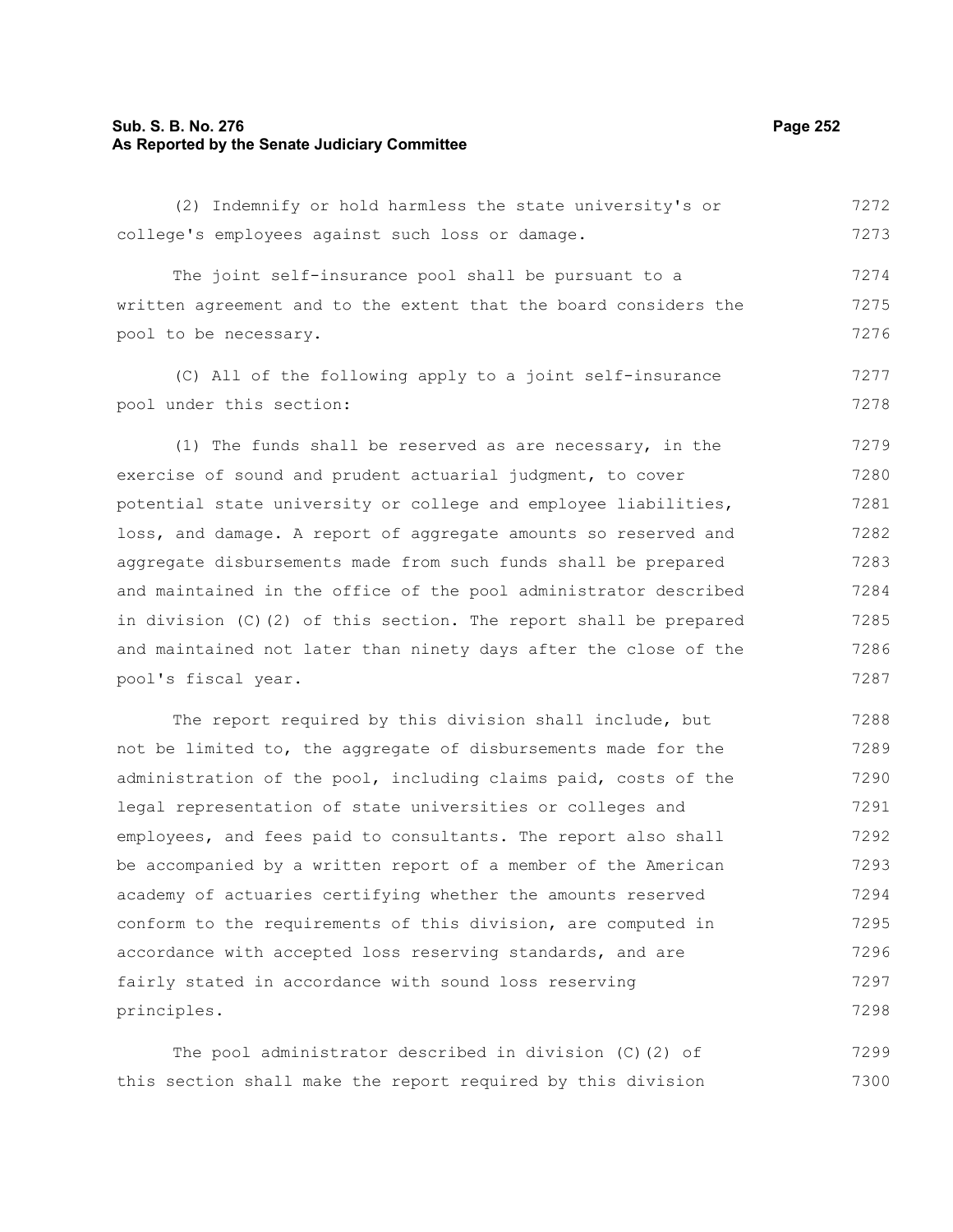(2) Indemnify or hold harmless the state university's or college's employees against such loss or damage.

The joint self-insurance pool shall be pursuant to a written agreement and to the extent that the board considers the pool to be necessary.

(C) All of the following apply to a joint self-insurance pool under this section:

(1) The funds shall be reserved as are necessary, in the exercise of sound and prudent actuarial judgment, to cover potential state university or college and employee liabilities, loss, and damage. A report of aggregate amounts so reserved and aggregate disbursements made from such funds shall be prepared and maintained in the office of the pool administrator described in division (C)(2) of this section. The report shall be prepared and maintained not later than ninety days after the close of the pool's fiscal year.

The report required by this division shall include, but not be limited to, the aggregate of disbursements made for the administration of the pool, including claims paid, costs of the legal representation of state universities or colleges and employees, and fees paid to consultants. The report also shall be accompanied by a written report of a member of the American academy of actuaries certifying whether the amounts reserved conform to the requirements of this division, are computed in accordance with accepted loss reserving standards, and are fairly stated in accordance with sound loss reserving principles.

The pool administrator described in division (C)(2) of this section shall make the report required by this division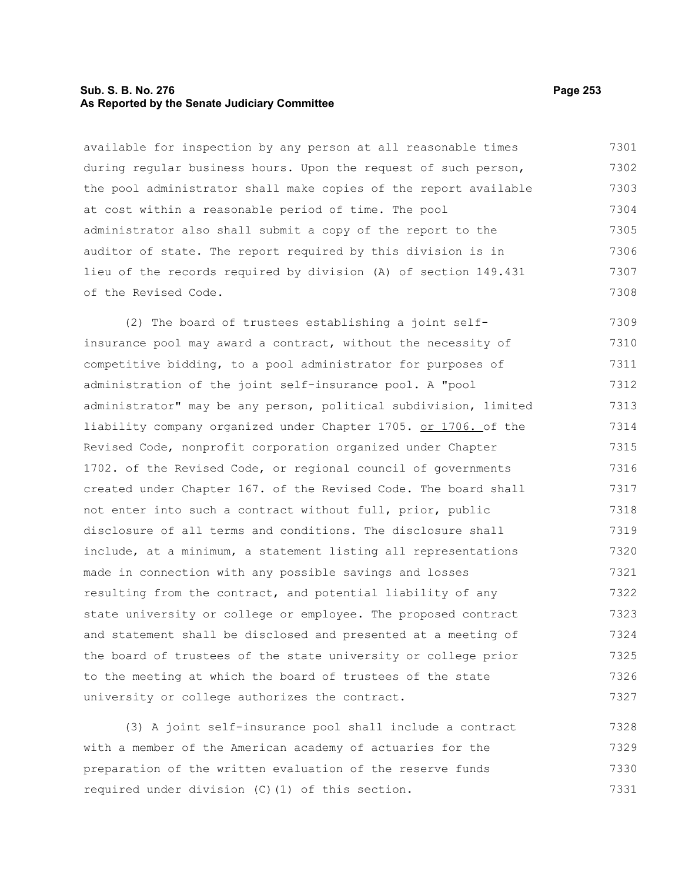available for inspection by any person at all reasonable times during regular business hours. Upon the request of such person, the pool administrator shall make copies of the report available at cost within a reasonable period of time. The pool administrator also shall submit a copy of the report to the auditor of state. The report required by this division is in lieu of the records required by division (A) of section 149.431 of the Revised Code.

(2) The board of trustees establishing a joint self-insurance pool may award a contract, without the necessity of competitive bidding, to a pool administrator for purposes of administration of the joint self-insurance pool. A "pool administrator" may be any person, political subdivision, limited liability company organized under Chapter 1705. or 1706. of the Revised Code, nonprofit corporation organized under Chapter 1702. of the Revised Code, or regional council of governments created under Chapter 167. of the Revised Code. The board shall not enter into such a contract without full, prior, public disclosure of all terms and conditions. The disclosure shall include, at a minimum, a statement listing all representations made in connection with any possible savings and losses resulting from the contract, and potential liability of any state university or college or employee. The proposed contract and statement shall be disclosed and presented at a meeting of the board of trustees of the state university or college prior to the meeting at which the board of trustees of the state university or college authorizes the contract.

(3) A joint self-insurance pool shall include a contract with a member of the American academy of actuaries for the preparation of the written evaluation of the reserve funds required under division (C)(1) of this section.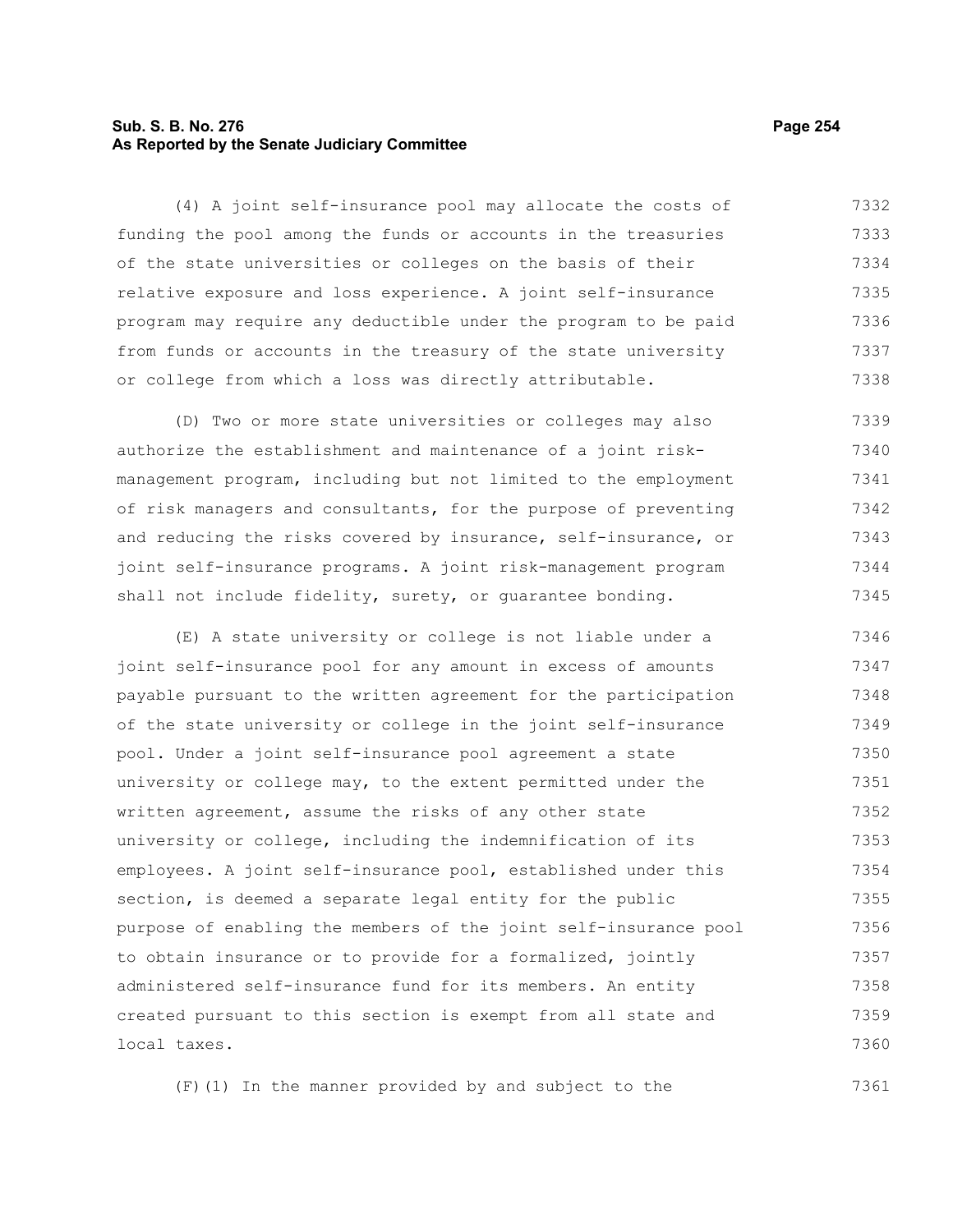(4) A joint self-insurance pool may allocate the costs of funding the pool among the funds or accounts in the treasuries of the state universities or colleges on the basis of their relative exposure and loss experience. A joint self-insurance program may require any deductible under the program to be paid from funds or accounts in the treasury of the state university or college from which a loss was directly attributable.

(D) Two or more state universities or colleges may also authorize the establishment and maintenance of a joint risk-management program, including but not limited to the employment of risk managers and consultants, for the purpose of preventing and reducing the risks covered by insurance, self-insurance, or joint self-insurance programs. A joint risk-management program shall not include fidelity, surety, or guarantee bonding.

(E) A state university or college is not liable under a joint self-insurance pool for any amount in excess of amounts payable pursuant to the written agreement for the participation of the state university or college in the joint self-insurance pool. Under a joint self-insurance pool agreement a state university or college may, to the extent permitted under the written agreement, assume the risks of any other state university or college, including the indemnification of its employees. A joint self-insurance pool, established under this section, is deemed a separate legal entity for the public purpose of enabling the members of the joint self-insurance pool to obtain insurance or to provide for a formalized, jointly administered self-insurance fund for its members. An entity created pursuant to this section is exempt from all state and local taxes.

(F)(1) In the manner provided by and subject to the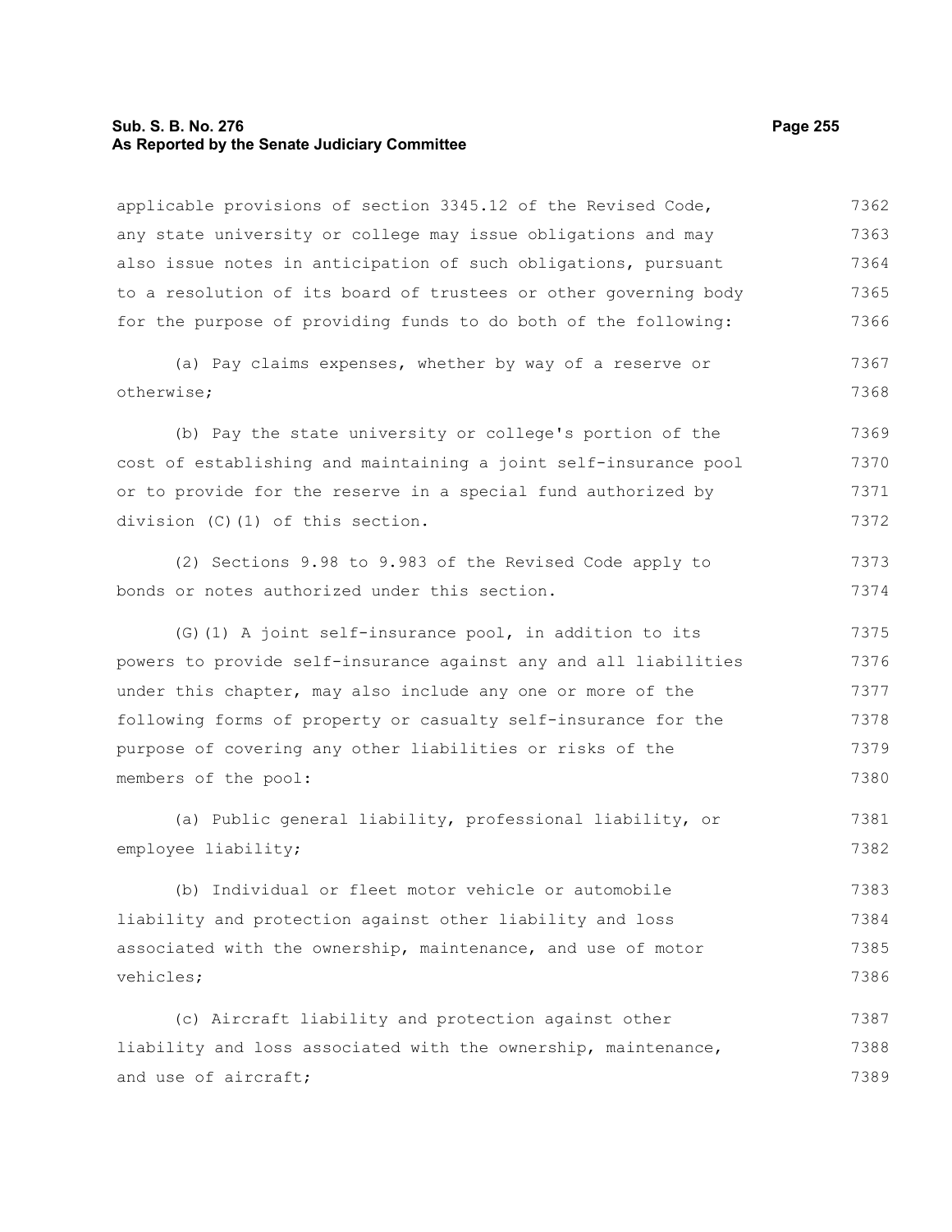applicable provisions of section 3345.12 of the Revised Code, any state university or college may issue obligations and may also issue notes in anticipation of such obligations, pursuant to a resolution of its board of trustees or other governing body for the purpose of providing funds to do both of the following:

(a) Pay claims expenses, whether by way of a reserve or otherwise;

(b) Pay the state university or college's portion of the cost of establishing and maintaining a joint self-insurance pool or to provide for the reserve in a special fund authorized by division (C)(1) of this section.

(2) Sections 9.98 to 9.983 of the Revised Code apply to bonds or notes authorized under this section.

(G)(1) A joint self-insurance pool, in addition to its powers to provide self-insurance against any and all liabilities under this chapter, may also include any one or more of the following forms of property or casualty self-insurance for the purpose of covering any other liabilities or risks of the members of the pool:

(a) Public general liability, professional liability, or employee liability;

(b) Individual or fleet motor vehicle or automobile liability and protection against other liability and loss associated with the ownership, maintenance, and use of motor vehicles;

(c) Aircraft liability and protection against other liability and loss associated with the ownership, maintenance, and use of aircraft;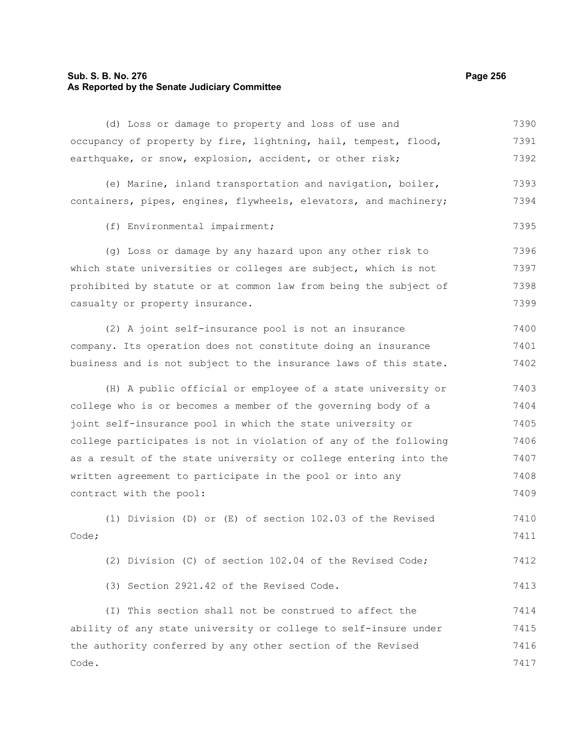(d) Loss or damage to property and loss of use and occupancy of property by fire, lightning, hail, tempest, flood, earthquake, or snow, explosion, accident, or other risk;

(e) Marine, inland transportation and navigation, boiler, containers, pipes, engines, flywheels, elevators, and machinery;

(f) Environmental impairment;

(g) Loss or damage by any hazard upon any other risk to which state universities or colleges are subject, which is not prohibited by statute or at common law from being the subject of casualty or property insurance.

(2) A joint self-insurance pool is not an insurance company. Its operation does not constitute doing an insurance business and is not subject to the insurance laws of this state.

(H) A public official or employee of a state university or college who is or becomes a member of the governing body of a joint self-insurance pool in which the state university or college participates is not in violation of any of the following as a result of the state university or college entering into the written agreement to participate in the pool or into any contract with the pool:

(1) Division (D) or (E) of section 102.03 of the Revised Code;

(2) Division (C) of section 102.04 of the Revised Code;

(3) Section 2921.42 of the Revised Code.

(I) This section shall not be construed to affect the ability of any state university or college to self-insure under the authority conferred by any other section of the Revised Code.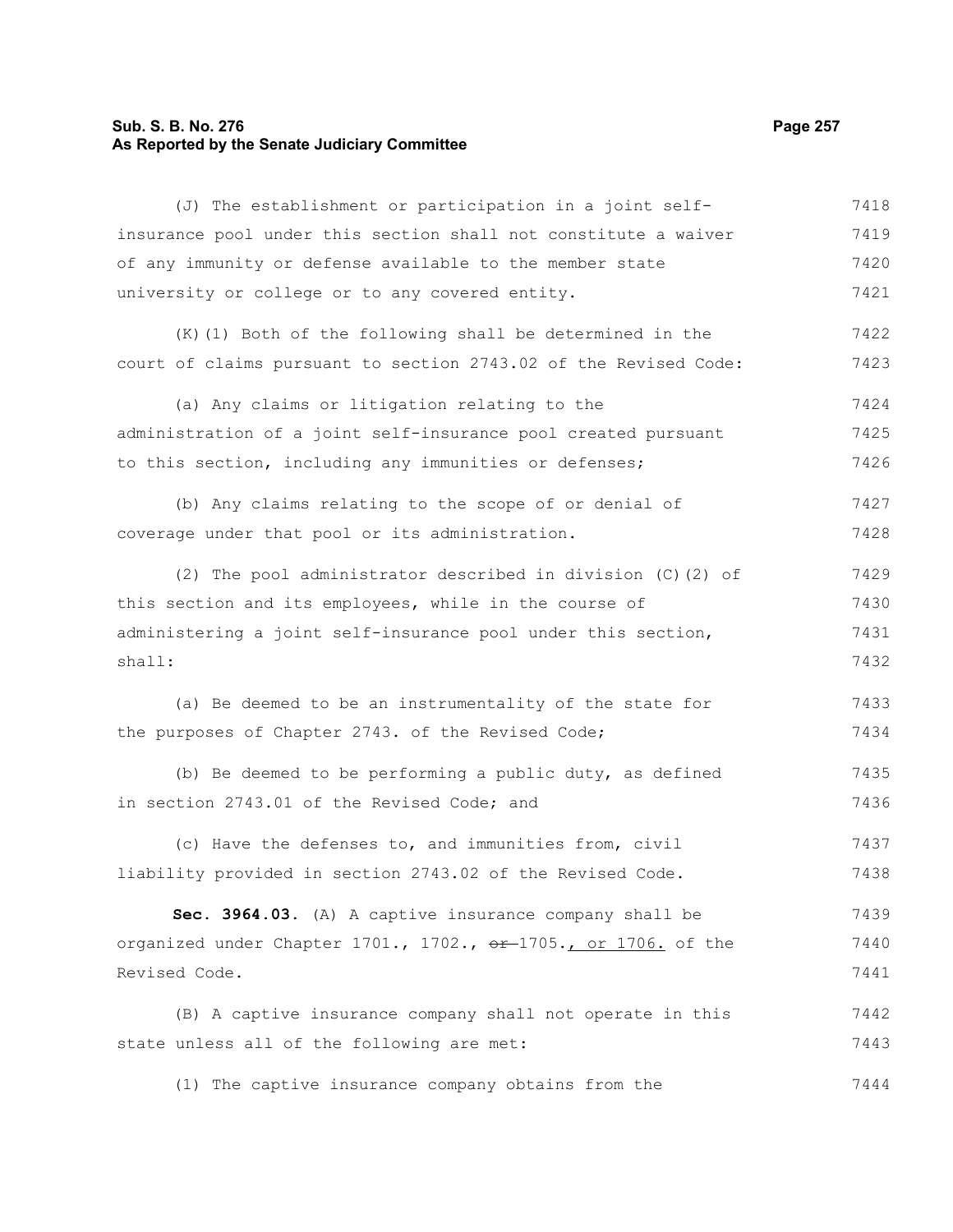(J) The establishment or participation in a joint self-insurance pool under this section shall not constitute a waiver of any immunity or defense available to the member state university or college or to any covered entity.

(K)(1) Both of the following shall be determined in the court of claims pursuant to section 2743.02 of the Revised Code:

(a) Any claims or litigation relating to the administration of a joint self-insurance pool created pursuant to this section, including any immunities or defenses;

(b) Any claims relating to the scope of or denial of coverage under that pool or its administration.

(2) The pool administrator described in division (C)(2) of this section and its employees, while in the course of administering a joint self-insurance pool under this section, shall:

(a) Be deemed to be an instrumentality of the state for the purposes of Chapter 2743. of the Revised Code;

(b) Be deemed to be performing a public duty, as defined in section 2743.01 of the Revised Code; and

(c) Have the defenses to, and immunities from, civil liability provided in section 2743.02 of the Revised Code.

**Sec. 3964.03.** (A) A captive insurance company shall be organized under Chapter 1701., 1702., ~~or~~ 1705., or 1706. of the Revised Code.

(B) A captive insurance company shall not operate in this state unless all of the following are met:

(1) The captive insurance company obtains from the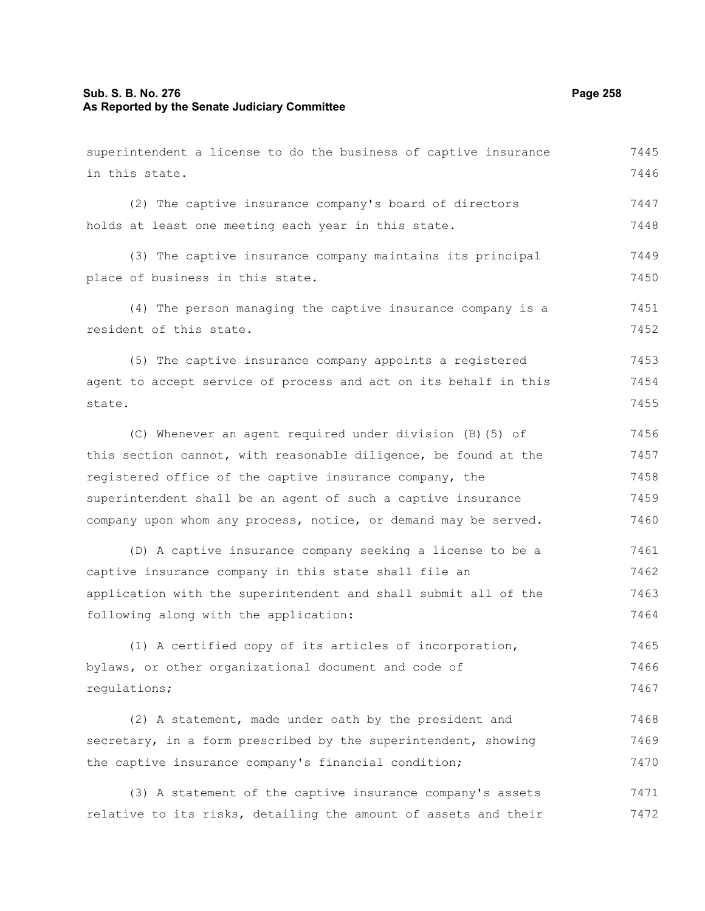superintendent a license to do the business of captive insurance in this state.

(2) The captive insurance company's board of directors holds at least one meeting each year in this state.

(3) The captive insurance company maintains its principal place of business in this state.

(4) The person managing the captive insurance company is a resident of this state.

(5) The captive insurance company appoints a registered agent to accept service of process and act on its behalf in this state.

(C) Whenever an agent required under division (B)(5) of this section cannot, with reasonable diligence, be found at the registered office of the captive insurance company, the superintendent shall be an agent of such a captive insurance company upon whom any process, notice, or demand may be served.

(D) A captive insurance company seeking a license to be a captive insurance company in this state shall file an application with the superintendent and shall submit all of the following along with the application:

(1) A certified copy of its articles of incorporation, bylaws, or other organizational document and code of regulations;

(2) A statement, made under oath by the president and secretary, in a form prescribed by the superintendent, showing the captive insurance company's financial condition;

(3) A statement of the captive insurance company's assets relative to its risks, detailing the amount of assets and their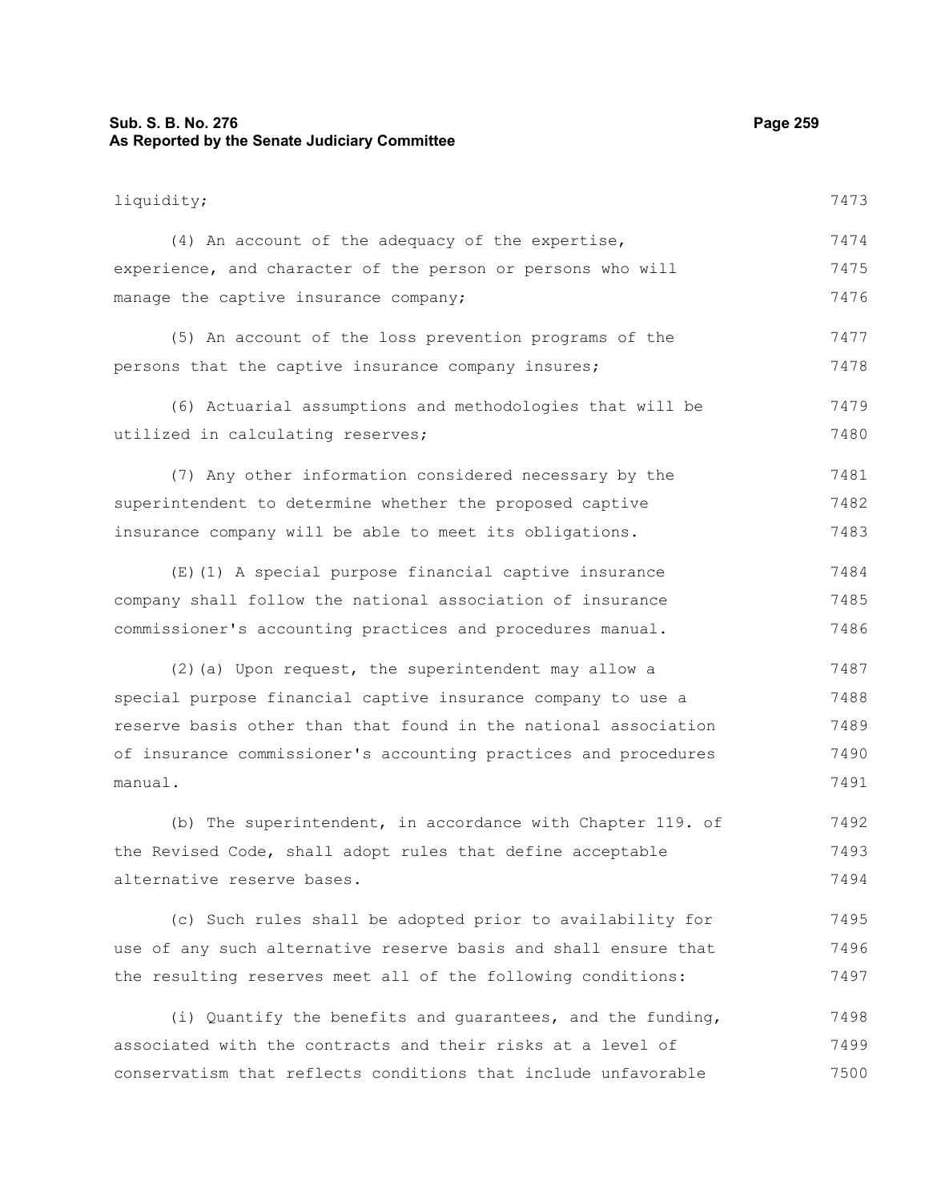liquidity;

(4) An account of the adequacy of the expertise, experience, and character of the person or persons who will manage the captive insurance company;

(5) An account of the loss prevention programs of the persons that the captive insurance company insures;

(6) Actuarial assumptions and methodologies that will be utilized in calculating reserves;

(7) Any other information considered necessary by the superintendent to determine whether the proposed captive insurance company will be able to meet its obligations.

(E)(1) A special purpose financial captive insurance company shall follow the national association of insurance commissioner's accounting practices and procedures manual.

(2)(a) Upon request, the superintendent may allow a special purpose financial captive insurance company to use a reserve basis other than that found in the national association of insurance commissioner's accounting practices and procedures manual.

(b) The superintendent, in accordance with Chapter 119. of the Revised Code, shall adopt rules that define acceptable alternative reserve bases.

(c) Such rules shall be adopted prior to availability for use of any such alternative reserve basis and shall ensure that the resulting reserves meet all of the following conditions:

(i) Quantify the benefits and guarantees, and the funding, associated with the contracts and their risks at a level of conservatism that reflects conditions that include unfavorable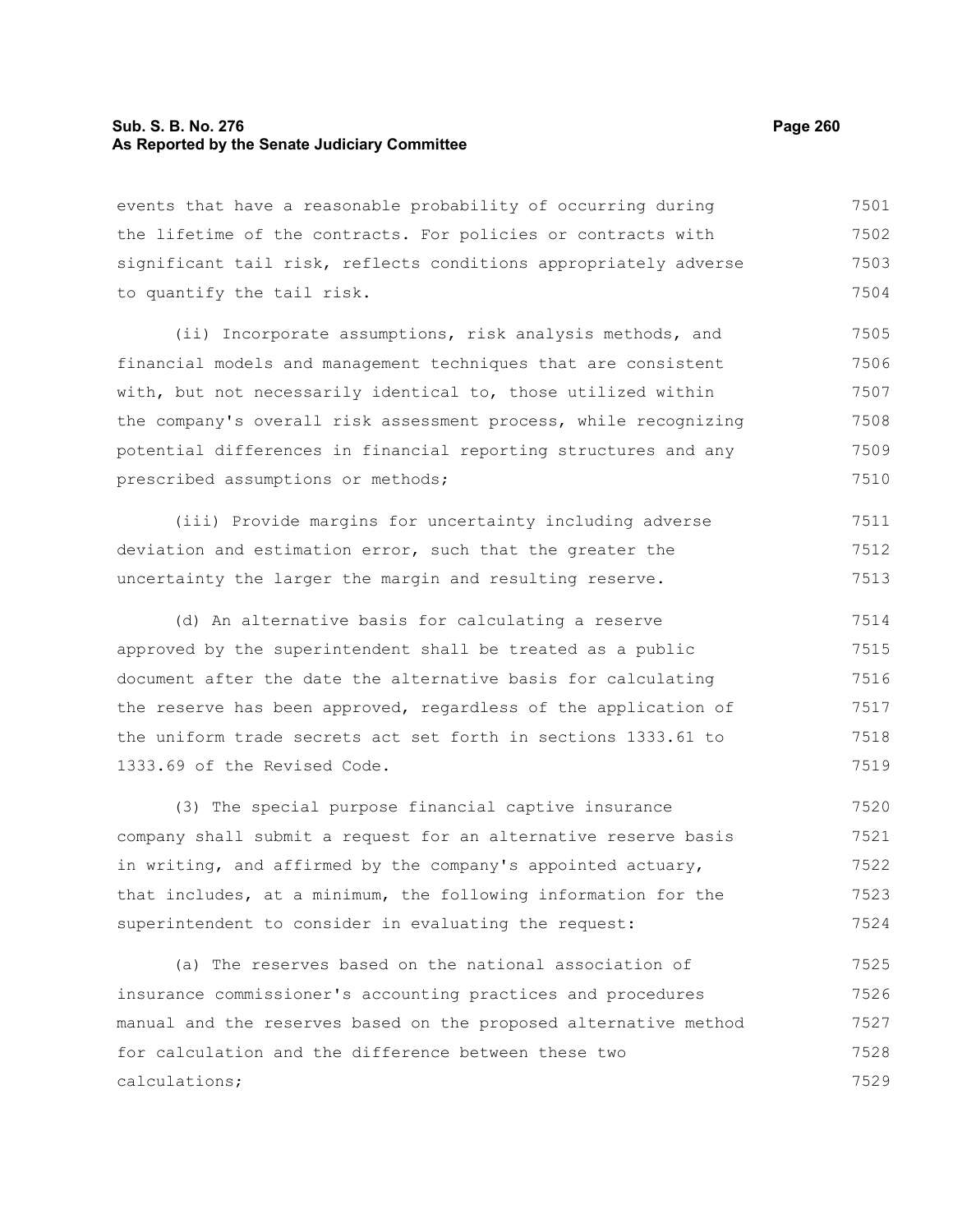events that have a reasonable probability of occurring during the lifetime of the contracts. For policies or contracts with significant tail risk, reflects conditions appropriately adverse to quantify the tail risk.

(ii) Incorporate assumptions, risk analysis methods, and financial models and management techniques that are consistent with, but not necessarily identical to, those utilized within the company's overall risk assessment process, while recognizing potential differences in financial reporting structures and any prescribed assumptions or methods;

(iii) Provide margins for uncertainty including adverse deviation and estimation error, such that the greater the uncertainty the larger the margin and resulting reserve.

(d) An alternative basis for calculating a reserve approved by the superintendent shall be treated as a public document after the date the alternative basis for calculating the reserve has been approved, regardless of the application of the uniform trade secrets act set forth in sections 1333.61 to 1333.69 of the Revised Code.

(3) The special purpose financial captive insurance company shall submit a request for an alternative reserve basis in writing, and affirmed by the company's appointed actuary, that includes, at a minimum, the following information for the superintendent to consider in evaluating the request:

(a) The reserves based on the national association of insurance commissioner's accounting practices and procedures manual and the reserves based on the proposed alternative method for calculation and the difference between these two calculations;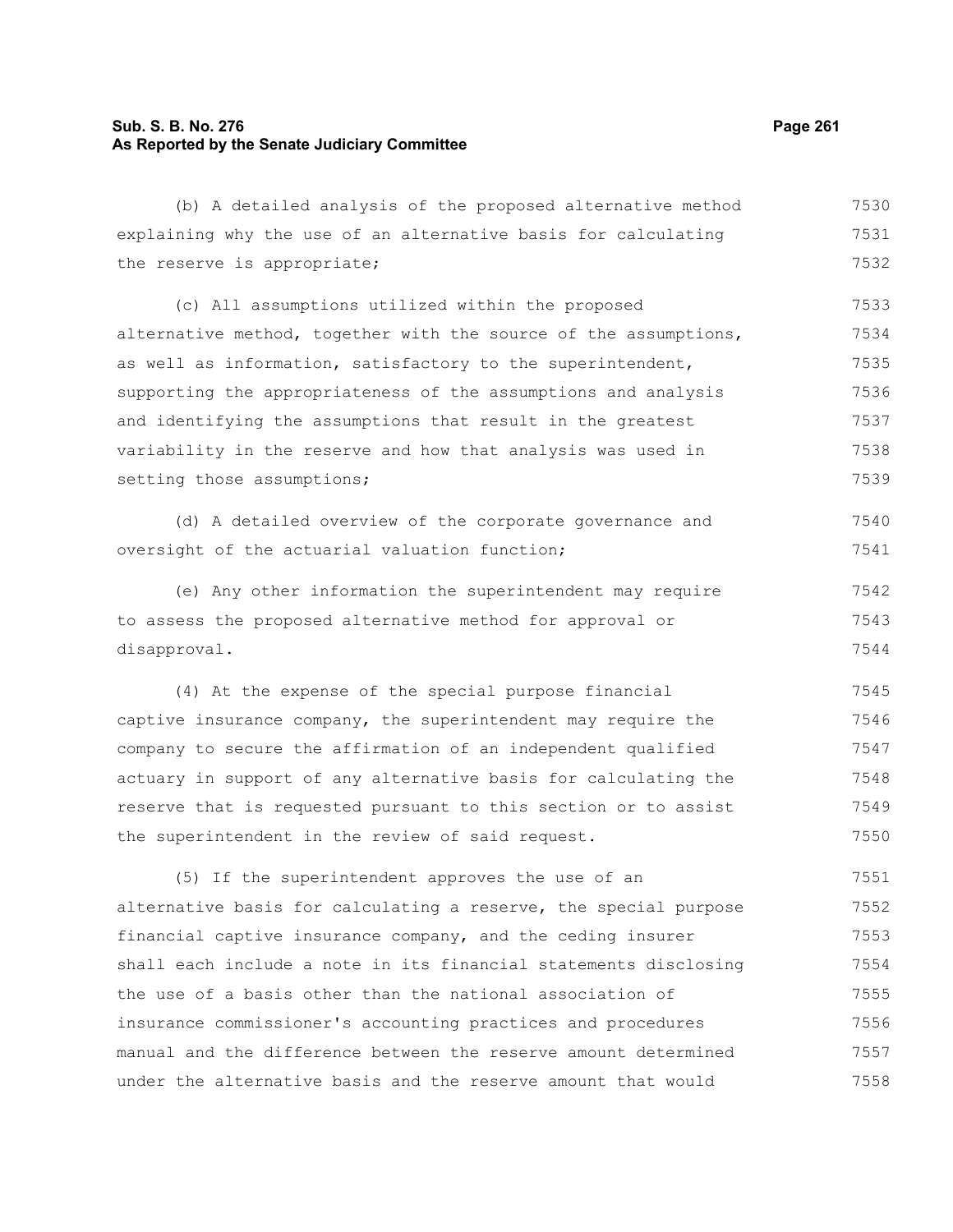(b) A detailed analysis of the proposed alternative method explaining why the use of an alternative basis for calculating the reserve is appropriate;

(c) All assumptions utilized within the proposed alternative method, together with the source of the assumptions, as well as information, satisfactory to the superintendent, supporting the appropriateness of the assumptions and analysis and identifying the assumptions that result in the greatest variability in the reserve and how that analysis was used in setting those assumptions;

(d) A detailed overview of the corporate governance and oversight of the actuarial valuation function;

(e) Any other information the superintendent may require to assess the proposed alternative method for approval or disapproval.

(4) At the expense of the special purpose financial captive insurance company, the superintendent may require the company to secure the affirmation of an independent qualified actuary in support of any alternative basis for calculating the reserve that is requested pursuant to this section or to assist the superintendent in the review of said request.

(5) If the superintendent approves the use of an alternative basis for calculating a reserve, the special purpose financial captive insurance company, and the ceding insurer shall each include a note in its financial statements disclosing the use of a basis other than the national association of insurance commissioner's accounting practices and procedures manual and the difference between the reserve amount determined under the alternative basis and the reserve amount that would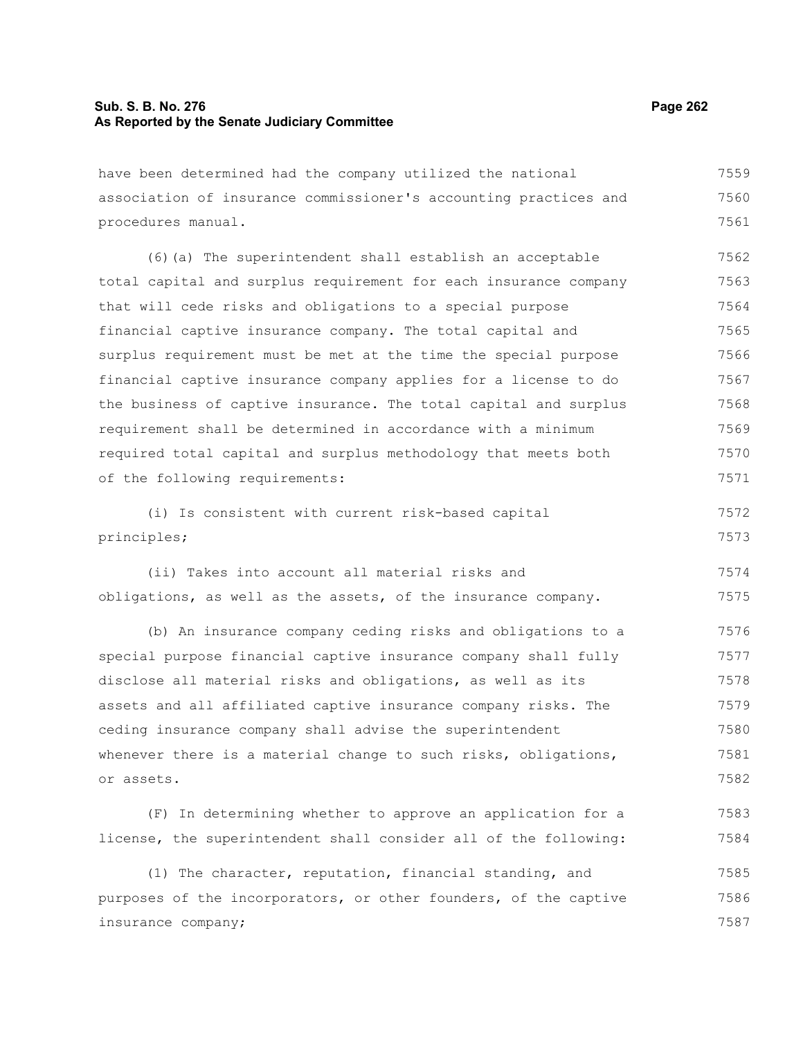have been determined had the company utilized the national association of insurance commissioner's accounting practices and procedures manual.

(6)(a) The superintendent shall establish an acceptable total capital and surplus requirement for each insurance company that will cede risks and obligations to a special purpose financial captive insurance company. The total capital and surplus requirement must be met at the time the special purpose financial captive insurance company applies for a license to do the business of captive insurance. The total capital and surplus requirement shall be determined in accordance with a minimum required total capital and surplus methodology that meets both of the following requirements:

(i) Is consistent with current risk-based capital principles;

(ii) Takes into account all material risks and obligations, as well as the assets, of the insurance company.

(b) An insurance company ceding risks and obligations to a special purpose financial captive insurance company shall fully disclose all material risks and obligations, as well as its assets and all affiliated captive insurance company risks. The ceding insurance company shall advise the superintendent whenever there is a material change to such risks, obligations, or assets.

(F) In determining whether to approve an application for a license, the superintendent shall consider all of the following:

(1) The character, reputation, financial standing, and purposes of the incorporators, or other founders, of the captive insurance company;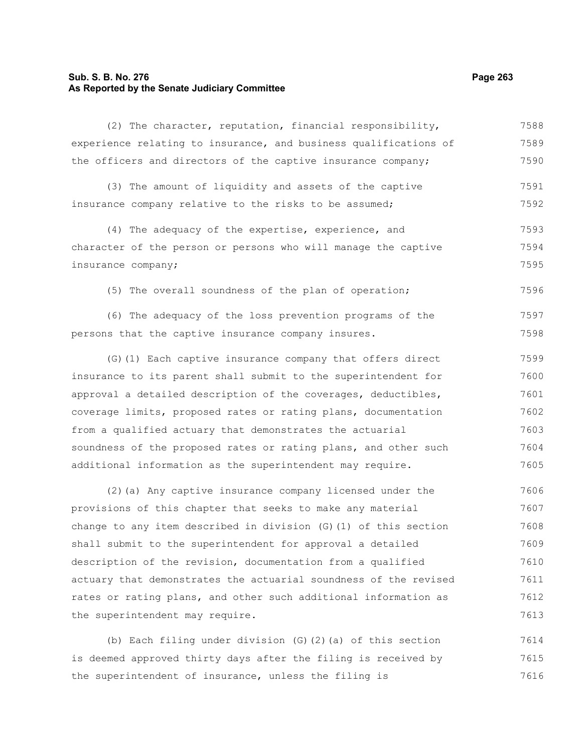(2) The character, reputation, financial responsibility, experience relating to insurance, and business qualifications of the officers and directors of the captive insurance company;

(3) The amount of liquidity and assets of the captive insurance company relative to the risks to be assumed;

(4) The adequacy of the expertise, experience, and character of the person or persons who will manage the captive insurance company;

(5) The overall soundness of the plan of operation;

(6) The adequacy of the loss prevention programs of the persons that the captive insurance company insures.

(G)(1) Each captive insurance company that offers direct insurance to its parent shall submit to the superintendent for approval a detailed description of the coverages, deductibles, coverage limits, proposed rates or rating plans, documentation from a qualified actuary that demonstrates the actuarial soundness of the proposed rates or rating plans, and other such additional information as the superintendent may require.

(2)(a) Any captive insurance company licensed under the provisions of this chapter that seeks to make any material change to any item described in division (G)(1) of this section shall submit to the superintendent for approval a detailed description of the revision, documentation from a qualified actuary that demonstrates the actuarial soundness of the revised rates or rating plans, and other such additional information as the superintendent may require.

(b) Each filing under division (G)(2)(a) of this section is deemed approved thirty days after the filing is received by the superintendent of insurance, unless the filing is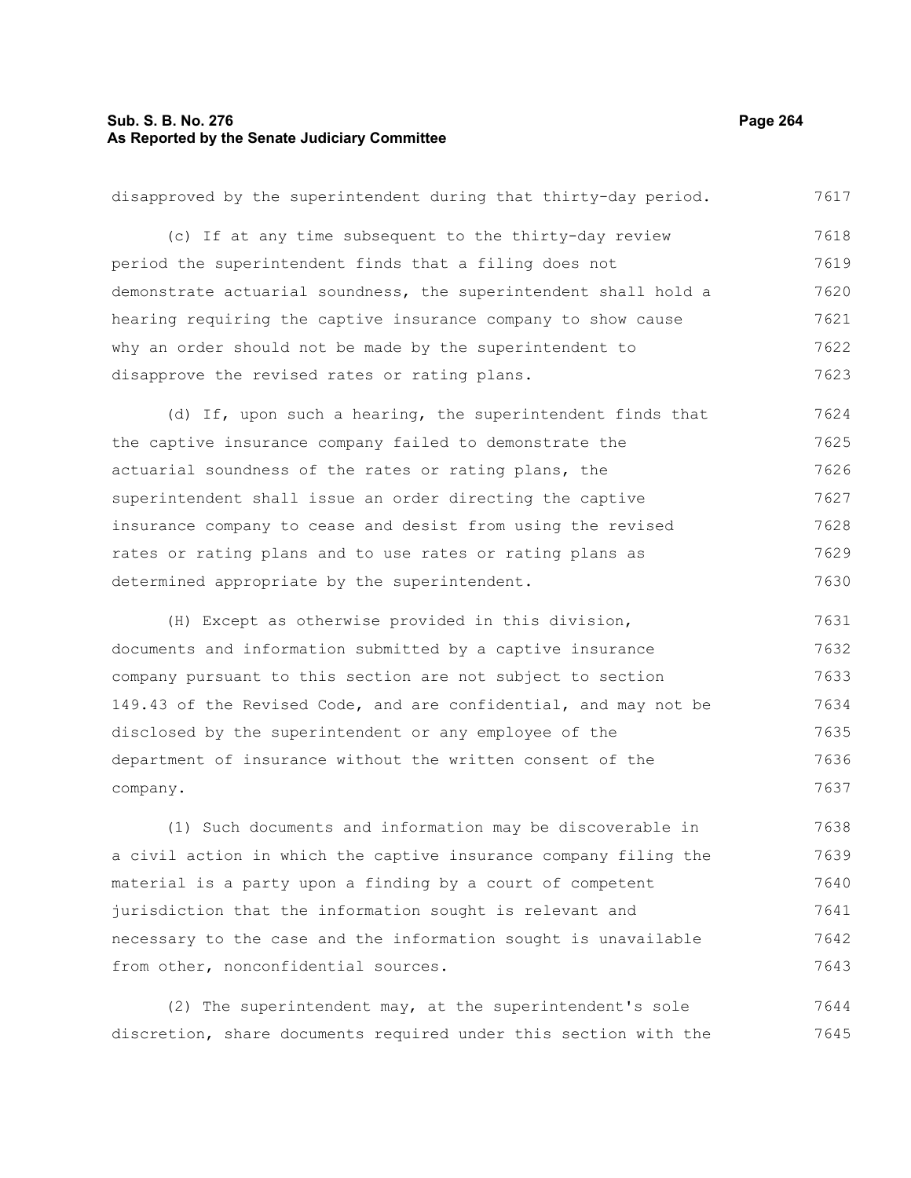disapproved by the superintendent during that thirty-day period.

(c) If at any time subsequent to the thirty-day review period the superintendent finds that a filing does not demonstrate actuarial soundness, the superintendent shall hold a hearing requiring the captive insurance company to show cause why an order should not be made by the superintendent to disapprove the revised rates or rating plans.

(d) If, upon such a hearing, the superintendent finds that the captive insurance company failed to demonstrate the actuarial soundness of the rates or rating plans, the superintendent shall issue an order directing the captive insurance company to cease and desist from using the revised rates or rating plans and to use rates or rating plans as determined appropriate by the superintendent.

(H) Except as otherwise provided in this division, documents and information submitted by a captive insurance company pursuant to this section are not subject to section 149.43 of the Revised Code, and are confidential, and may not be disclosed by the superintendent or any employee of the department of insurance without the written consent of the company.

(1) Such documents and information may be discoverable in a civil action in which the captive insurance company filing the material is a party upon a finding by a court of competent jurisdiction that the information sought is relevant and necessary to the case and the information sought is unavailable from other, nonconfidential sources.

(2) The superintendent may, at the superintendent's sole discretion, share documents required under this section with the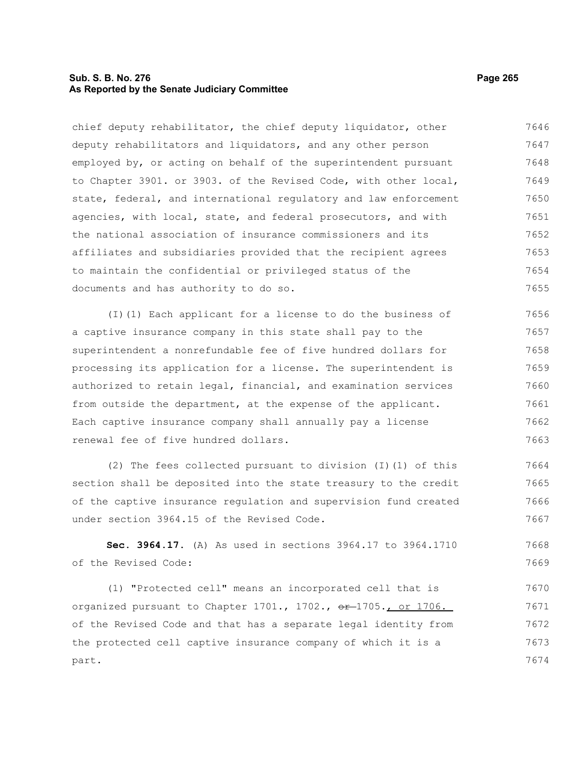chief deputy rehabilitator, the chief deputy liquidator, other deputy rehabilitators and liquidators, and any other person employed by, or acting on behalf of the superintendent pursuant to Chapter 3901. or 3903. of the Revised Code, with other local, state, federal, and international regulatory and law enforcement agencies, with local, state, and federal prosecutors, and with the national association of insurance commissioners and its affiliates and subsidiaries provided that the recipient agrees to maintain the confidential or privileged status of the documents and has authority to do so.

(I)(1) Each applicant for a license to do the business of a captive insurance company in this state shall pay to the superintendent a nonrefundable fee of five hundred dollars for processing its application for a license. The superintendent is authorized to retain legal, financial, and examination services from outside the department, at the expense of the applicant. Each captive insurance company shall annually pay a license renewal fee of five hundred dollars.

(2) The fees collected pursuant to division (I)(1) of this section shall be deposited into the state treasury to the credit of the captive insurance regulation and supervision fund created under section 3964.15 of the Revised Code.

**Sec. 3964.17.** (A) As used in sections 3964.17 to 3964.1710 of the Revised Code:

(1) "Protected cell" means an incorporated cell that is organized pursuant to Chapter 1701., 1702., ~~or~~ 1705., or 1706. of the Revised Code and that has a separate legal identity from the protected cell captive insurance company of which it is a part.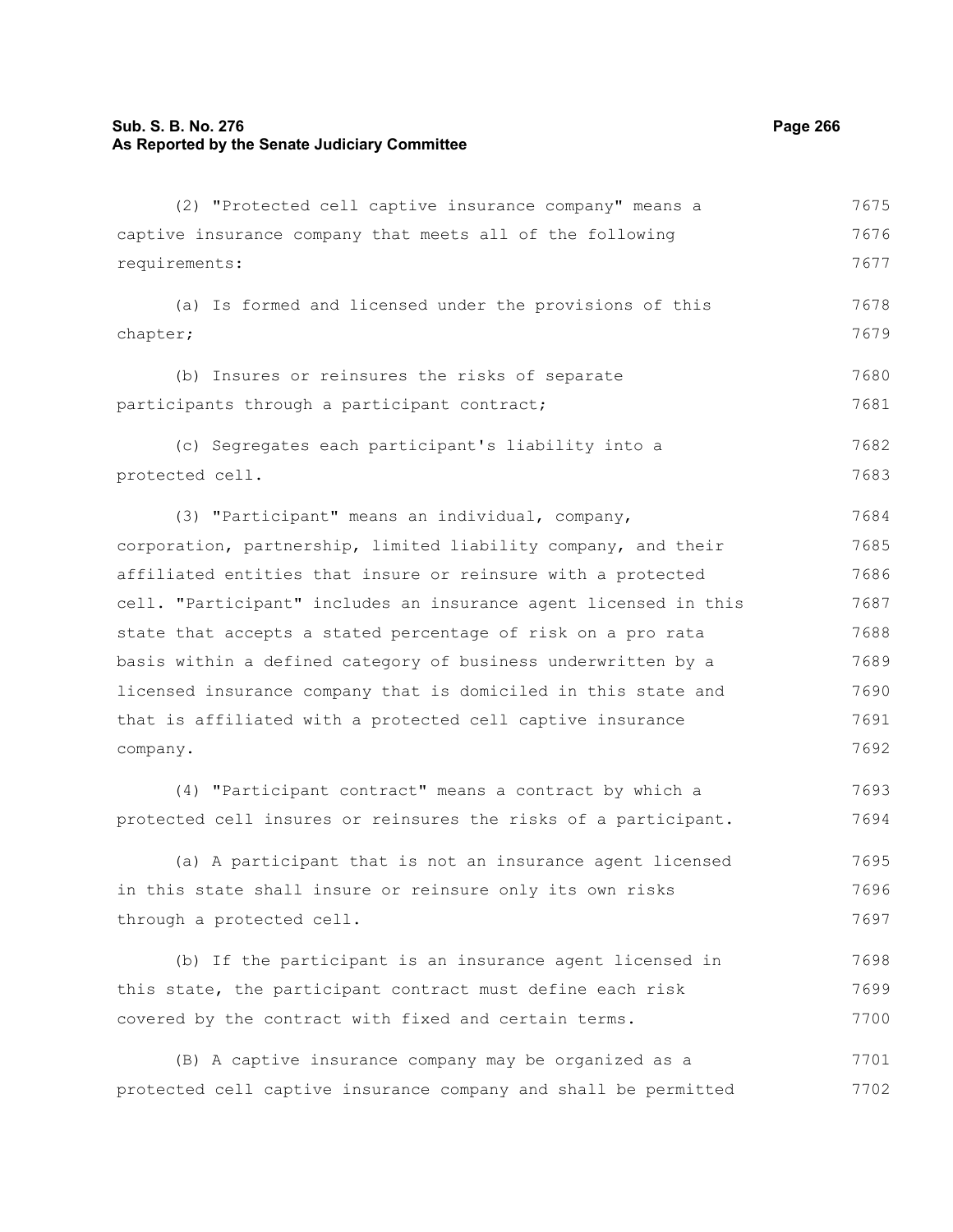(2) "Protected cell captive insurance company" means a captive insurance company that meets all of the following requirements:

(a) Is formed and licensed under the provisions of this chapter;

(b) Insures or reinsures the risks of separate participants through a participant contract;

(c) Segregates each participant's liability into a protected cell.

(3) "Participant" means an individual, company, corporation, partnership, limited liability company, and their affiliated entities that insure or reinsure with a protected cell. "Participant" includes an insurance agent licensed in this state that accepts a stated percentage of risk on a pro rata basis within a defined category of business underwritten by a licensed insurance company that is domiciled in this state and that is affiliated with a protected cell captive insurance company.

(4) "Participant contract" means a contract by which a protected cell insures or reinsures the risks of a participant.

(a) A participant that is not an insurance agent licensed in this state shall insure or reinsure only its own risks through a protected cell.

(b) If the participant is an insurance agent licensed in this state, the participant contract must define each risk covered by the contract with fixed and certain terms.

(B) A captive insurance company may be organized as a protected cell captive insurance company and shall be permitted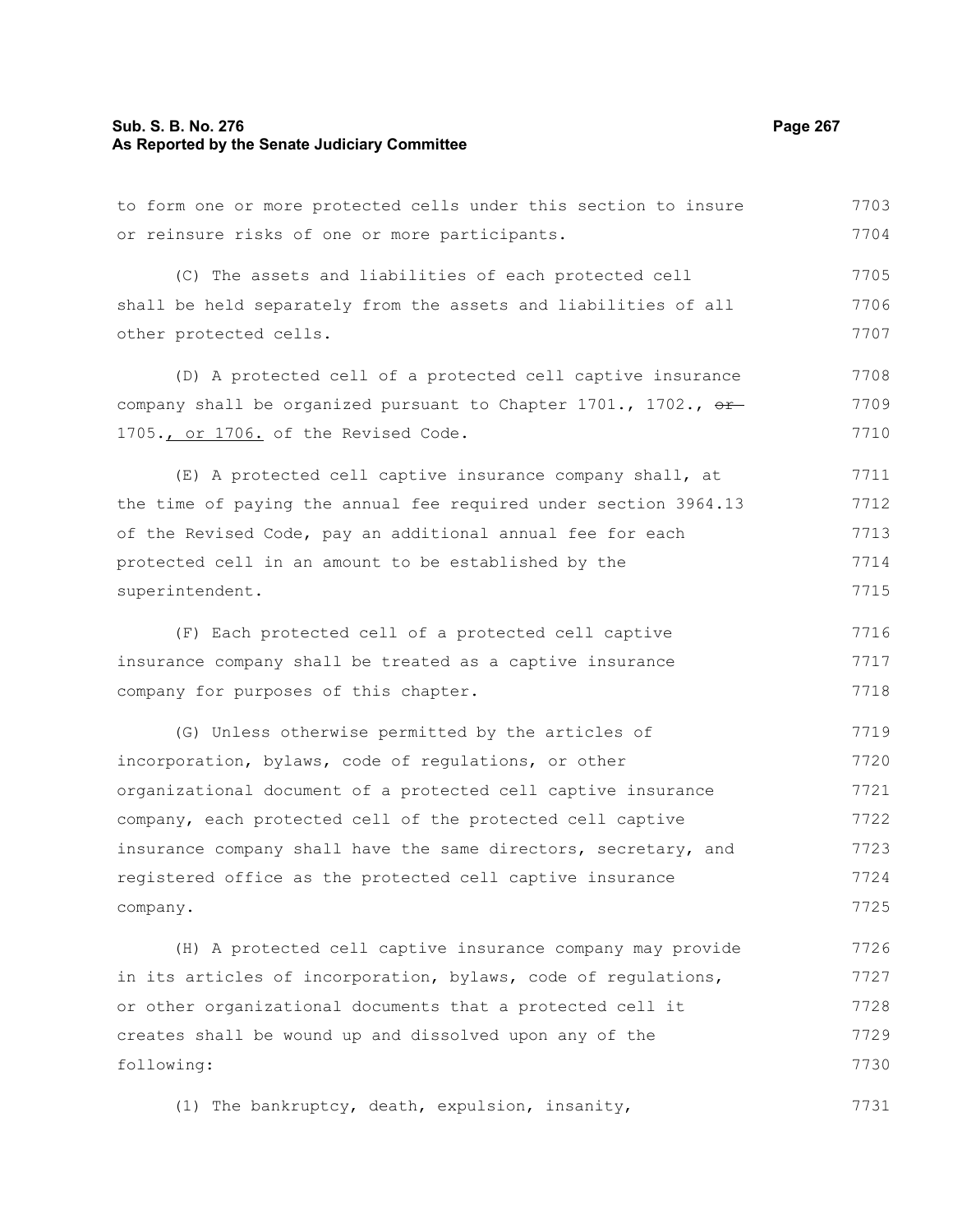to form one or more protected cells under this section to insure or reinsure risks of one or more participants.

(C) The assets and liabilities of each protected cell shall be held separately from the assets and liabilities of all other protected cells.

(D) A protected cell of a protected cell captive insurance company shall be organized pursuant to Chapter 1701., 1702., ~~or~~ 1705., or 1706. of the Revised Code.

(E) A protected cell captive insurance company shall, at the time of paying the annual fee required under section 3964.13 of the Revised Code, pay an additional annual fee for each protected cell in an amount to be established by the superintendent.

(F) Each protected cell of a protected cell captive insurance company shall be treated as a captive insurance company for purposes of this chapter.

(G) Unless otherwise permitted by the articles of incorporation, bylaws, code of regulations, or other organizational document of a protected cell captive insurance company, each protected cell of the protected cell captive insurance company shall have the same directors, secretary, and registered office as the protected cell captive insurance company.

(H) A protected cell captive insurance company may provide in its articles of incorporation, bylaws, code of regulations, or other organizational documents that a protected cell it creates shall be wound up and dissolved upon any of the following:

(1) The bankruptcy, death, expulsion, insanity,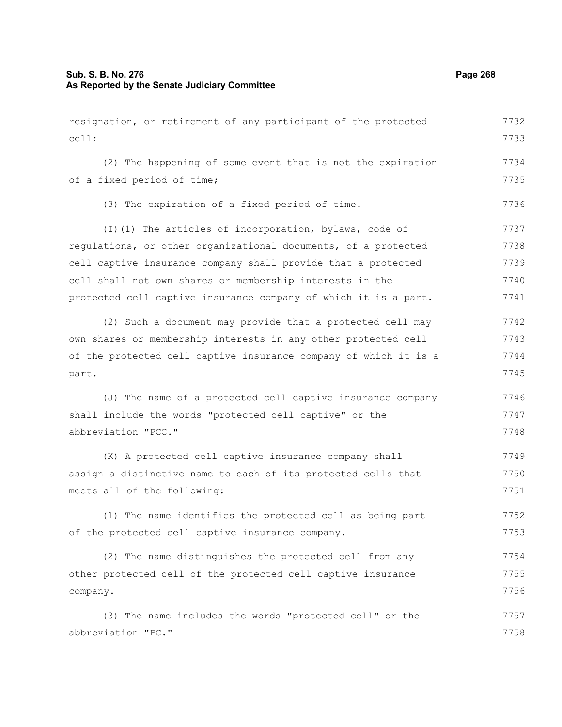resignation, or retirement of any participant of the protected cell;

(2) The happening of some event that is not the expiration of a fixed period of time;

(3) The expiration of a fixed period of time.

(I)(1) The articles of incorporation, bylaws, code of regulations, or other organizational documents, of a protected cell captive insurance company shall provide that a protected cell shall not own shares or membership interests in the protected cell captive insurance company of which it is a part.

(2) Such a document may provide that a protected cell may own shares or membership interests in any other protected cell of the protected cell captive insurance company of which it is a part.

(J) The name of a protected cell captive insurance company shall include the words "protected cell captive" or the abbreviation "PCC."

(K) A protected cell captive insurance company shall assign a distinctive name to each of its protected cells that meets all of the following:

(1) The name identifies the protected cell as being part of the protected cell captive insurance company.

(2) The name distinguishes the protected cell from any other protected cell of the protected cell captive insurance company.

(3) The name includes the words "protected cell" or the abbreviation "PC."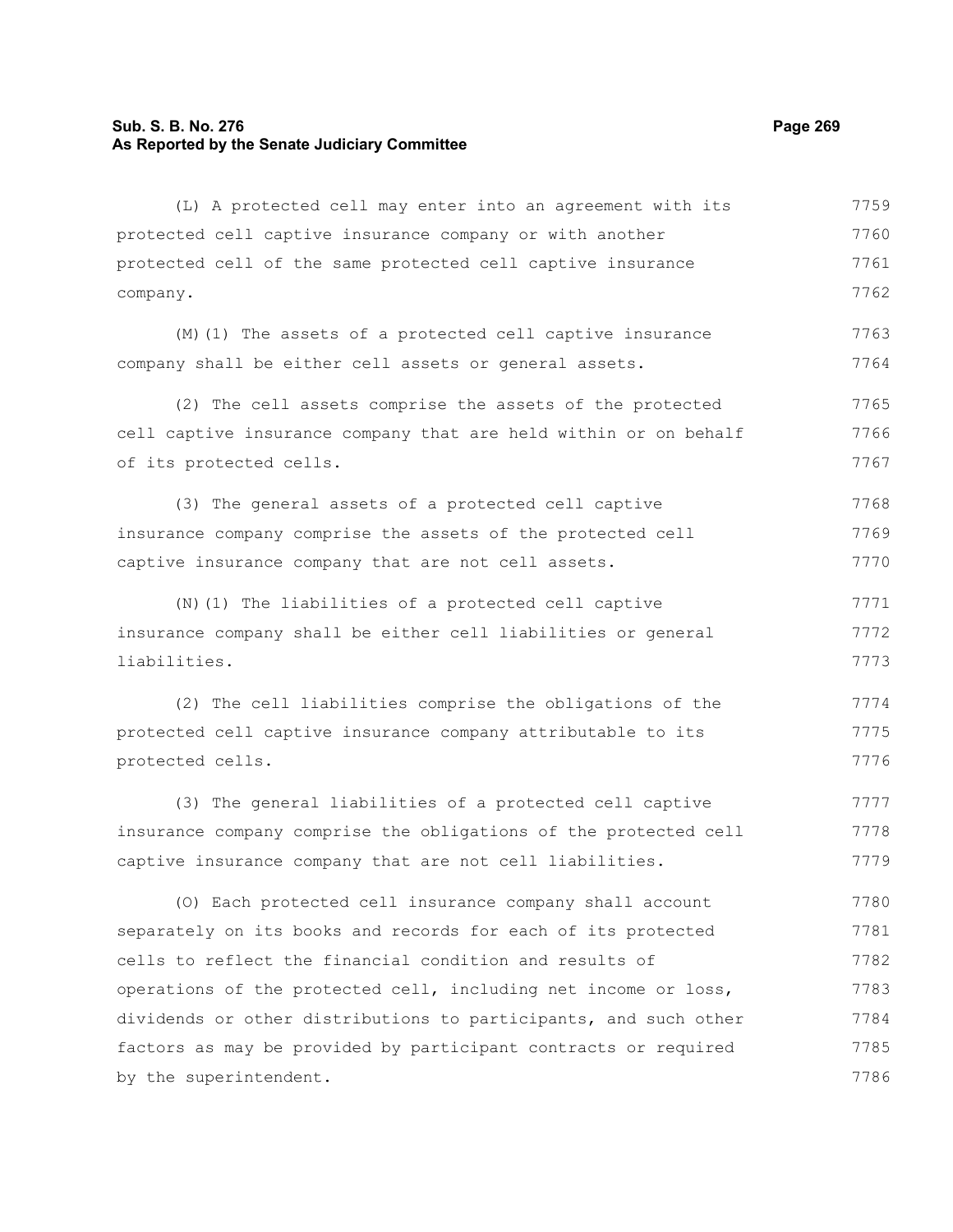(L) A protected cell may enter into an agreement with its protected cell captive insurance company or with another protected cell of the same protected cell captive insurance company.

(M)(1) The assets of a protected cell captive insurance company shall be either cell assets or general assets.

(2) The cell assets comprise the assets of the protected cell captive insurance company that are held within or on behalf of its protected cells.

(3) The general assets of a protected cell captive insurance company comprise the assets of the protected cell captive insurance company that are not cell assets.

(N)(1) The liabilities of a protected cell captive insurance company shall be either cell liabilities or general liabilities.

(2) The cell liabilities comprise the obligations of the protected cell captive insurance company attributable to its protected cells.

(3) The general liabilities of a protected cell captive insurance company comprise the obligations of the protected cell captive insurance company that are not cell liabilities.

(O) Each protected cell insurance company shall account separately on its books and records for each of its protected cells to reflect the financial condition and results of operations of the protected cell, including net income or loss, dividends or other distributions to participants, and such other factors as may be provided by participant contracts or required by the superintendent.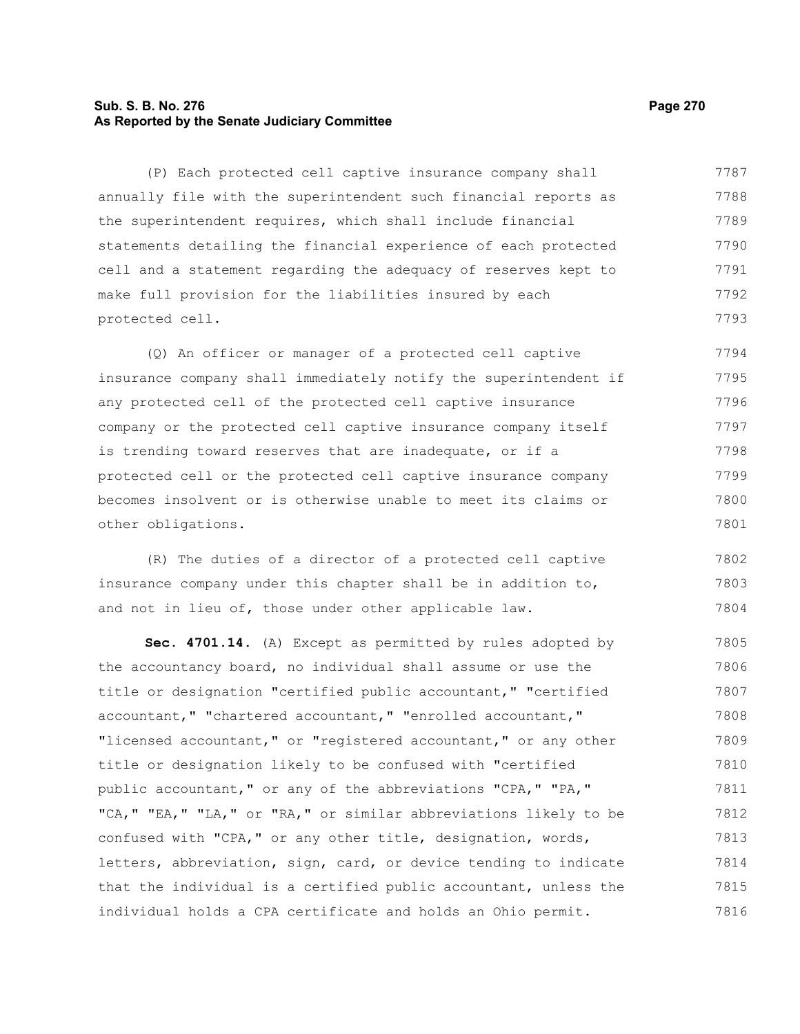(P) Each protected cell captive insurance company shall annually file with the superintendent such financial reports as the superintendent requires, which shall include financial statements detailing the financial experience of each protected cell and a statement regarding the adequacy of reserves kept to make full provision for the liabilities insured by each protected cell.

(Q) An officer or manager of a protected cell captive insurance company shall immediately notify the superintendent if any protected cell of the protected cell captive insurance company or the protected cell captive insurance company itself is trending toward reserves that are inadequate, or if a protected cell or the protected cell captive insurance company becomes insolvent or is otherwise unable to meet its claims or other obligations.

(R) The duties of a director of a protected cell captive insurance company under this chapter shall be in addition to, and not in lieu of, those under other applicable law.

**Sec. 4701.14.** (A) Except as permitted by rules adopted by the accountancy board, no individual shall assume or use the title or designation "certified public accountant," "certified accountant," "chartered accountant," "enrolled accountant," "licensed accountant," or "registered accountant," or any other title or designation likely to be confused with "certified public accountant," or any of the abbreviations "CPA," "PA," "CA," "EA," "LA," or "RA," or similar abbreviations likely to be confused with "CPA," or any other title, designation, words, letters, abbreviation, sign, card, or device tending to indicate that the individual is a certified public accountant, unless the individual holds a CPA certificate and holds an Ohio permit.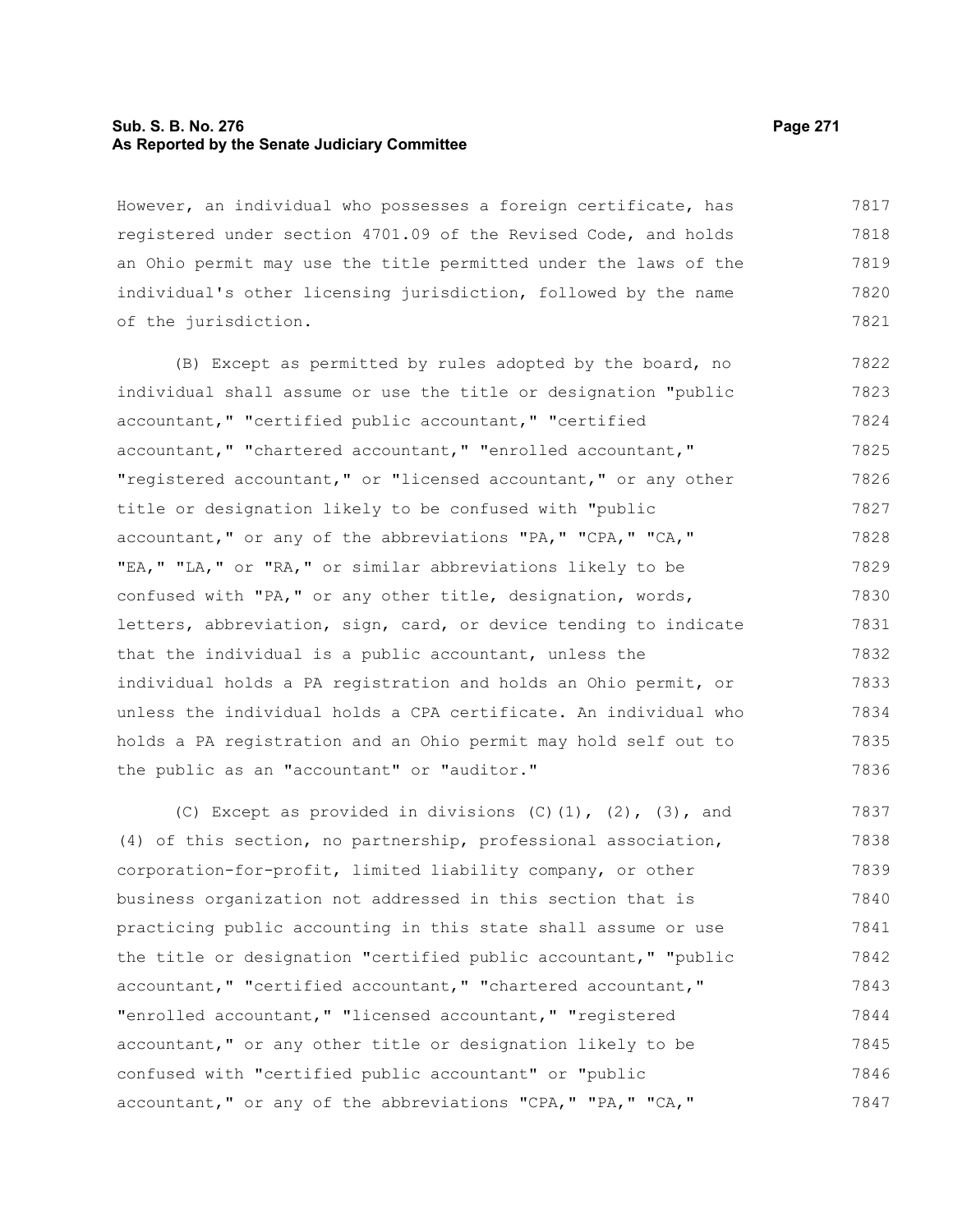However, an individual who possesses a foreign certificate, has registered under section 4701.09 of the Revised Code, and holds an Ohio permit may use the title permitted under the laws of the individual's other licensing jurisdiction, followed by the name of the jurisdiction.

(B) Except as permitted by rules adopted by the board, no individual shall assume or use the title or designation "public accountant," "certified public accountant," "certified accountant," "chartered accountant," "enrolled accountant," "registered accountant," or "licensed accountant," or any other title or designation likely to be confused with "public accountant," or any of the abbreviations "PA," "CPA," "CA," "EA," "LA," or "RA," or similar abbreviations likely to be confused with "PA," or any other title, designation, words, letters, abbreviation, sign, card, or device tending to indicate that the individual is a public accountant, unless the individual holds a PA registration and holds an Ohio permit, or unless the individual holds a CPA certificate. An individual who holds a PA registration and an Ohio permit may hold self out to the public as an "accountant" or "auditor."

(C) Except as provided in divisions (C)(1), (2), (3), and (4) of this section, no partnership, professional association, corporation-for-profit, limited liability company, or other business organization not addressed in this section that is practicing public accounting in this state shall assume or use the title or designation "certified public accountant," "public accountant," "certified accountant," "chartered accountant," "enrolled accountant," "licensed accountant," "registered accountant," or any other title or designation likely to be confused with "certified public accountant" or "public accountant," or any of the abbreviations "CPA," "PA," "CA,"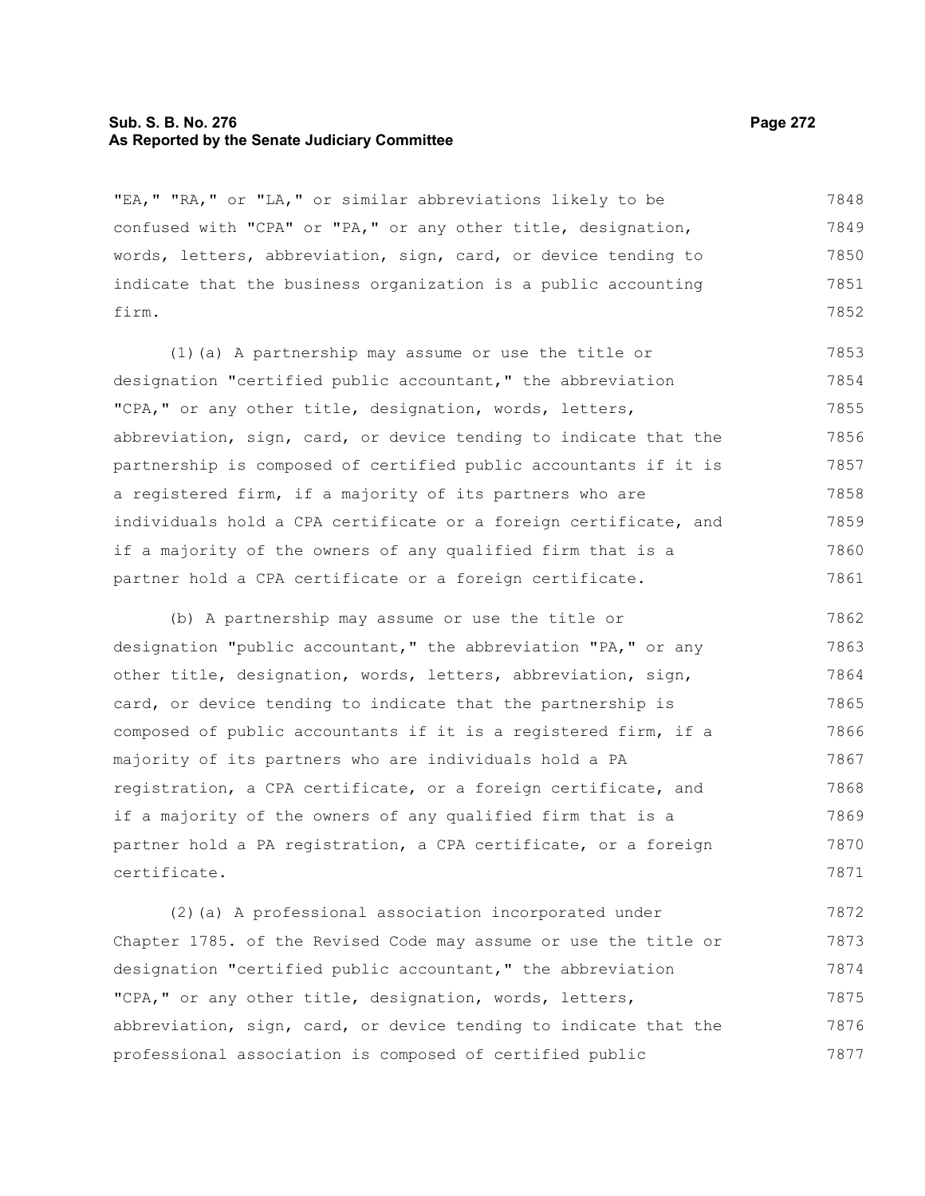"EA," "RA," or "LA," or similar abbreviations likely to be confused with "CPA" or "PA," or any other title, designation, words, letters, abbreviation, sign, card, or device tending to indicate that the business organization is a public accounting firm.

(1)(a) A partnership may assume or use the title or designation "certified public accountant," the abbreviation "CPA," or any other title, designation, words, letters, abbreviation, sign, card, or device tending to indicate that the partnership is composed of certified public accountants if it is a registered firm, if a majority of its partners who are individuals hold a CPA certificate or a foreign certificate, and if a majority of the owners of any qualified firm that is a partner hold a CPA certificate or a foreign certificate.

(b) A partnership may assume or use the title or designation "public accountant," the abbreviation "PA," or any other title, designation, words, letters, abbreviation, sign, card, or device tending to indicate that the partnership is composed of public accountants if it is a registered firm, if a majority of its partners who are individuals hold a PA registration, a CPA certificate, or a foreign certificate, and if a majority of the owners of any qualified firm that is a partner hold a PA registration, a CPA certificate, or a foreign certificate.

(2)(a) A professional association incorporated under Chapter 1785. of the Revised Code may assume or use the title or designation "certified public accountant," the abbreviation "CPA," or any other title, designation, words, letters, abbreviation, sign, card, or device tending to indicate that the professional association is composed of certified public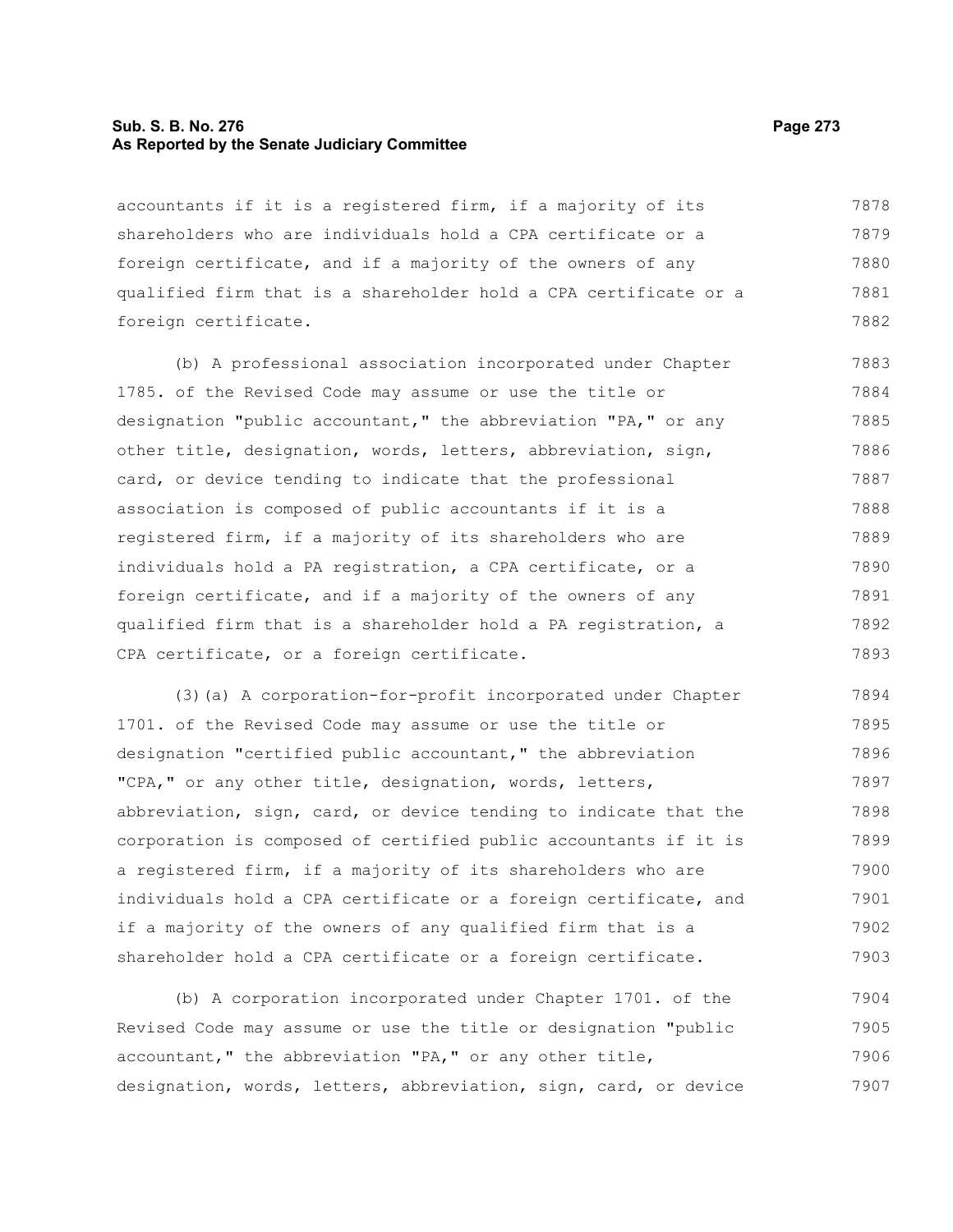accountants if it is a registered firm, if a majority of its shareholders who are individuals hold a CPA certificate or a foreign certificate, and if a majority of the owners of any qualified firm that is a shareholder hold a CPA certificate or a foreign certificate.

(b) A professional association incorporated under Chapter 1785. of the Revised Code may assume or use the title or designation "public accountant," the abbreviation "PA," or any other title, designation, words, letters, abbreviation, sign, card, or device tending to indicate that the professional association is composed of public accountants if it is a registered firm, if a majority of its shareholders who are individuals hold a PA registration, a CPA certificate, or a foreign certificate, and if a majority of the owners of any qualified firm that is a shareholder hold a PA registration, a CPA certificate, or a foreign certificate.

(3)(a) A corporation-for-profit incorporated under Chapter 1701. of the Revised Code may assume or use the title or designation "certified public accountant," the abbreviation "CPA," or any other title, designation, words, letters, abbreviation, sign, card, or device tending to indicate that the corporation is composed of certified public accountants if it is a registered firm, if a majority of its shareholders who are individuals hold a CPA certificate or a foreign certificate, and if a majority of the owners of any qualified firm that is a shareholder hold a CPA certificate or a foreign certificate.

(b) A corporation incorporated under Chapter 1701. of the Revised Code may assume or use the title or designation "public accountant," the abbreviation "PA," or any other title, designation, words, letters, abbreviation, sign, card, or device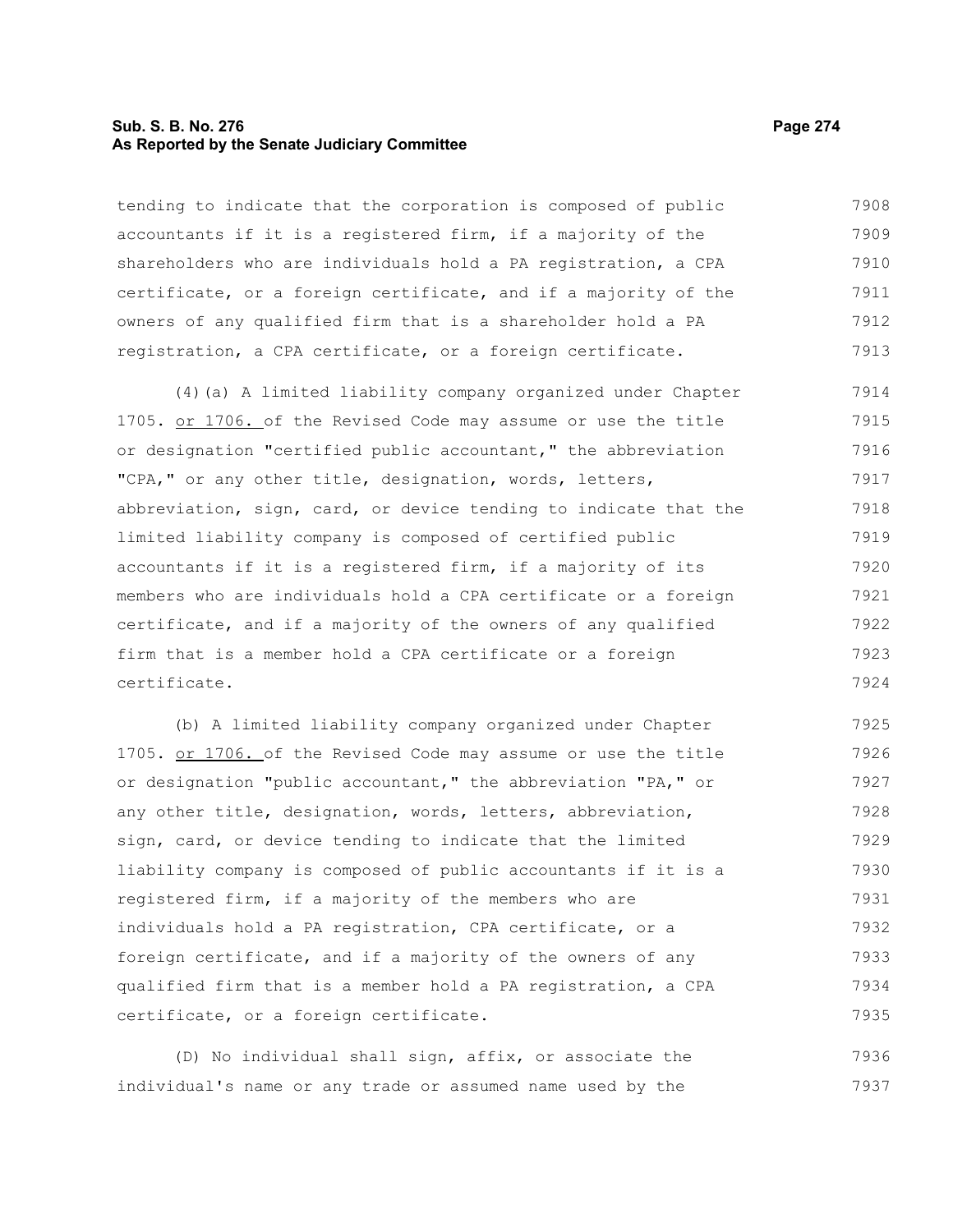tending to indicate that the corporation is composed of public accountants if it is a registered firm, if a majority of the shareholders who are individuals hold a PA registration, a CPA certificate, or a foreign certificate, and if a majority of the owners of any qualified firm that is a shareholder hold a PA registration, a CPA certificate, or a foreign certificate.

(4)(a) A limited liability company organized under Chapter 1705. <u>or 1706.</u> of the Revised Code may assume or use the title or designation "certified public accountant," the abbreviation "CPA," or any other title, designation, words, letters, abbreviation, sign, card, or device tending to indicate that the limited liability company is composed of certified public accountants if it is a registered firm, if a majority of its members who are individuals hold a CPA certificate or a foreign certificate, and if a majority of the owners of any qualified firm that is a member hold a CPA certificate or a foreign certificate.

(b) A limited liability company organized under Chapter 1705. <u>or 1706.</u> of the Revised Code may assume or use the title or designation "public accountant," the abbreviation "PA," or any other title, designation, words, letters, abbreviation, sign, card, or device tending to indicate that the limited liability company is composed of public accountants if it is a registered firm, if a majority of the members who are individuals hold a PA registration, CPA certificate, or a foreign certificate, and if a majority of the owners of any qualified firm that is a member hold a PA registration, a CPA certificate, or a foreign certificate.

(D) No individual shall sign, affix, or associate the individual's name or any trade or assumed name used by the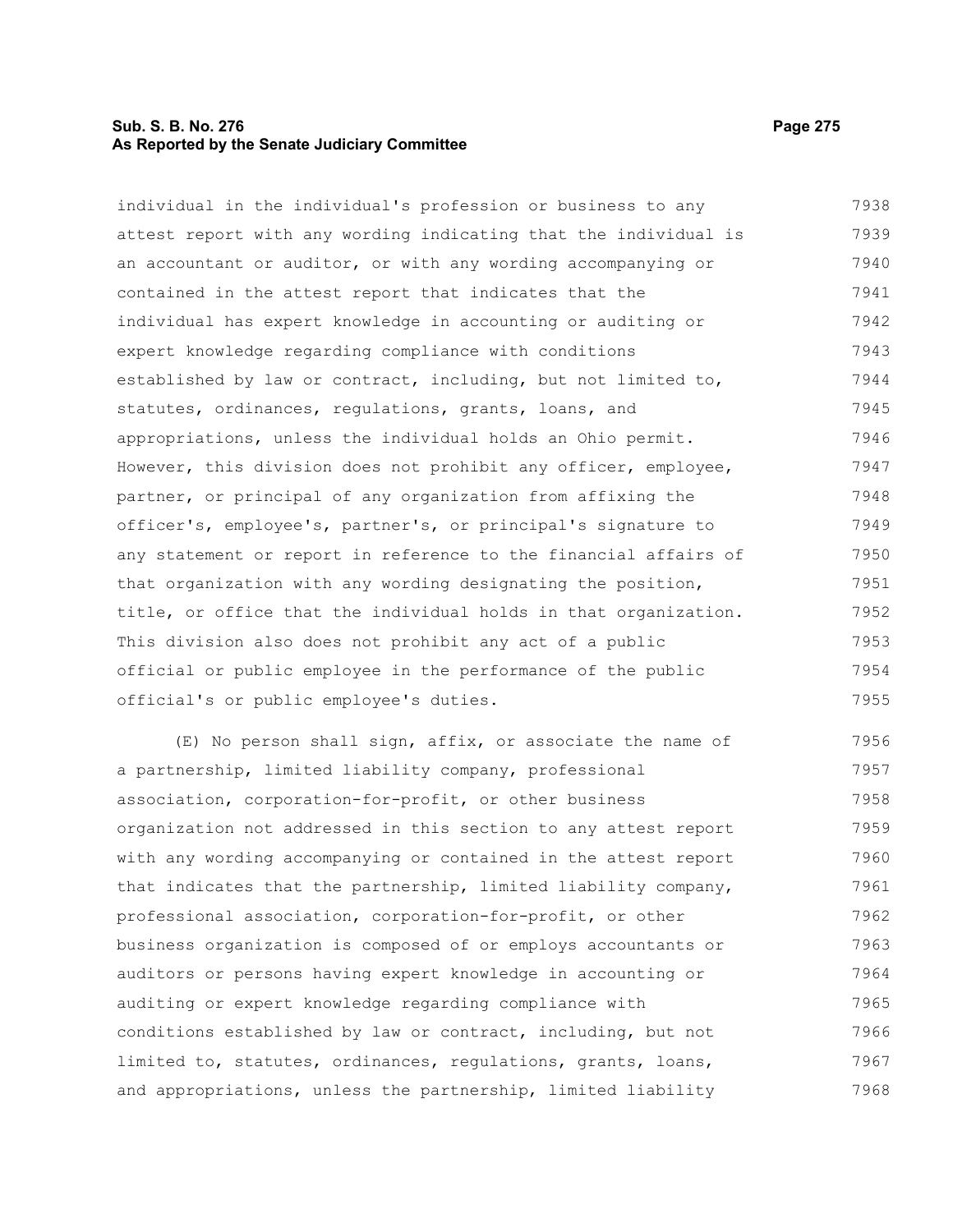individual in the individual's profession or business to any attest report with any wording indicating that the individual is an accountant or auditor, or with any wording accompanying or contained in the attest report that indicates that the individual has expert knowledge in accounting or auditing or expert knowledge regarding compliance with conditions established by law or contract, including, but not limited to, statutes, ordinances, regulations, grants, loans, and appropriations, unless the individual holds an Ohio permit. However, this division does not prohibit any officer, employee, partner, or principal of any organization from affixing the officer's, employee's, partner's, or principal's signature to any statement or report in reference to the financial affairs of that organization with any wording designating the position, title, or office that the individual holds in that organization. This division also does not prohibit any act of a public official or public employee in the performance of the public official's or public employee's duties.

(E) No person shall sign, affix, or associate the name of a partnership, limited liability company, professional association, corporation-for-profit, or other business organization not addressed in this section to any attest report with any wording accompanying or contained in the attest report that indicates that the partnership, limited liability company, professional association, corporation-for-profit, or other business organization is composed of or employs accountants or auditors or persons having expert knowledge in accounting or auditing or expert knowledge regarding compliance with conditions established by law or contract, including, but not limited to, statutes, ordinances, regulations, grants, loans, and appropriations, unless the partnership, limited liability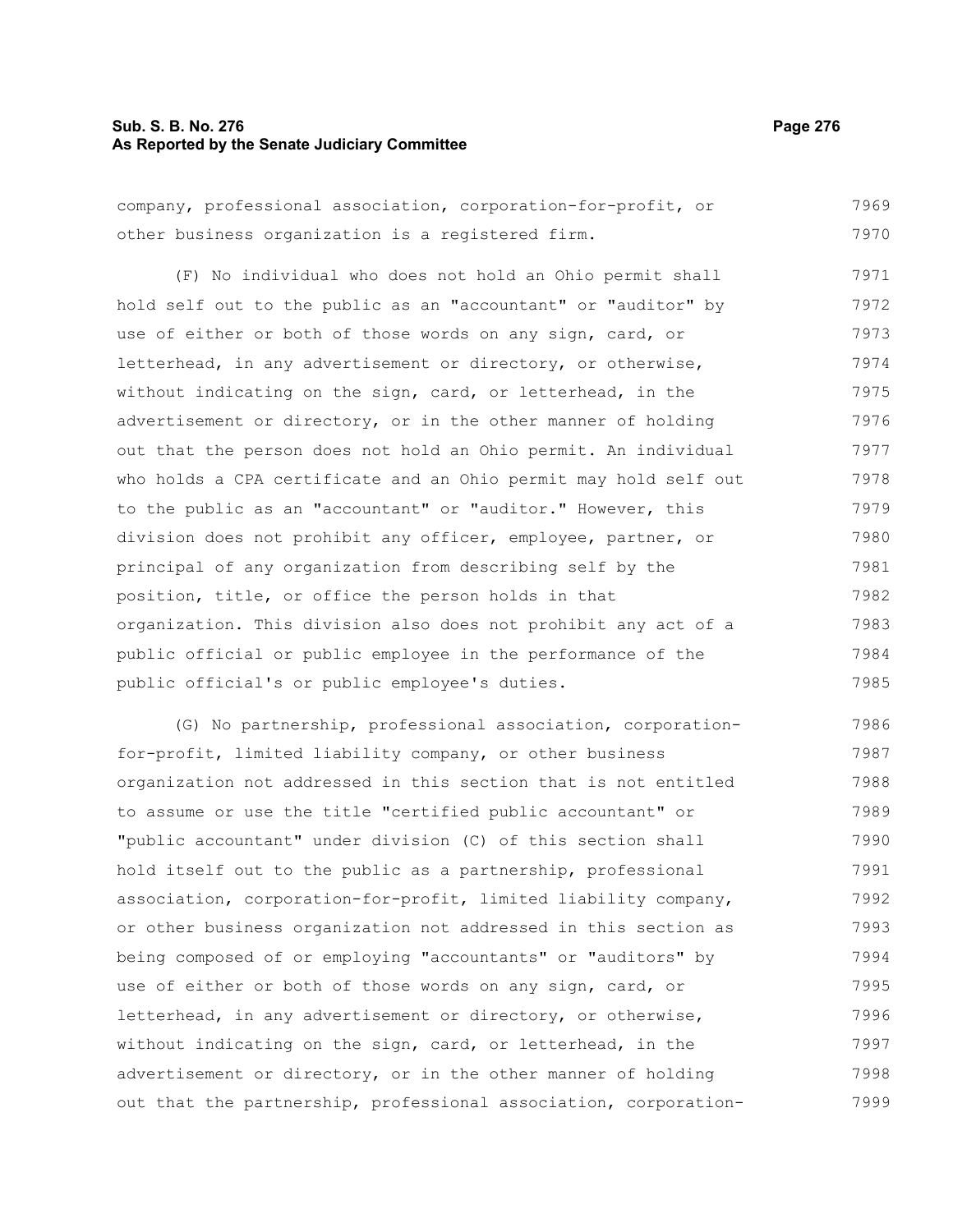company, professional association, corporation-for-profit, or other business organization is a registered firm.

(F) No individual who does not hold an Ohio permit shall hold self out to the public as an "accountant" or "auditor" by use of either or both of those words on any sign, card, or letterhead, in any advertisement or directory, or otherwise, without indicating on the sign, card, or letterhead, in the advertisement or directory, or in the other manner of holding out that the person does not hold an Ohio permit. An individual who holds a CPA certificate and an Ohio permit may hold self out to the public as an "accountant" or "auditor." However, this division does not prohibit any officer, employee, partner, or principal of any organization from describing self by the position, title, or office the person holds in that organization. This division also does not prohibit any act of a public official or public employee in the performance of the public official's or public employee's duties.

(G) No partnership, professional association, corporation-for-profit, limited liability company, or other business organization not addressed in this section that is not entitled to assume or use the title "certified public accountant" or "public accountant" under division (C) of this section shall hold itself out to the public as a partnership, professional association, corporation-for-profit, limited liability company, or other business organization not addressed in this section as being composed of or employing "accountants" or "auditors" by use of either or both of those words on any sign, card, or letterhead, in any advertisement or directory, or otherwise, without indicating on the sign, card, or letterhead, in the advertisement or directory, or in the other manner of holding out that the partnership, professional association, corporation-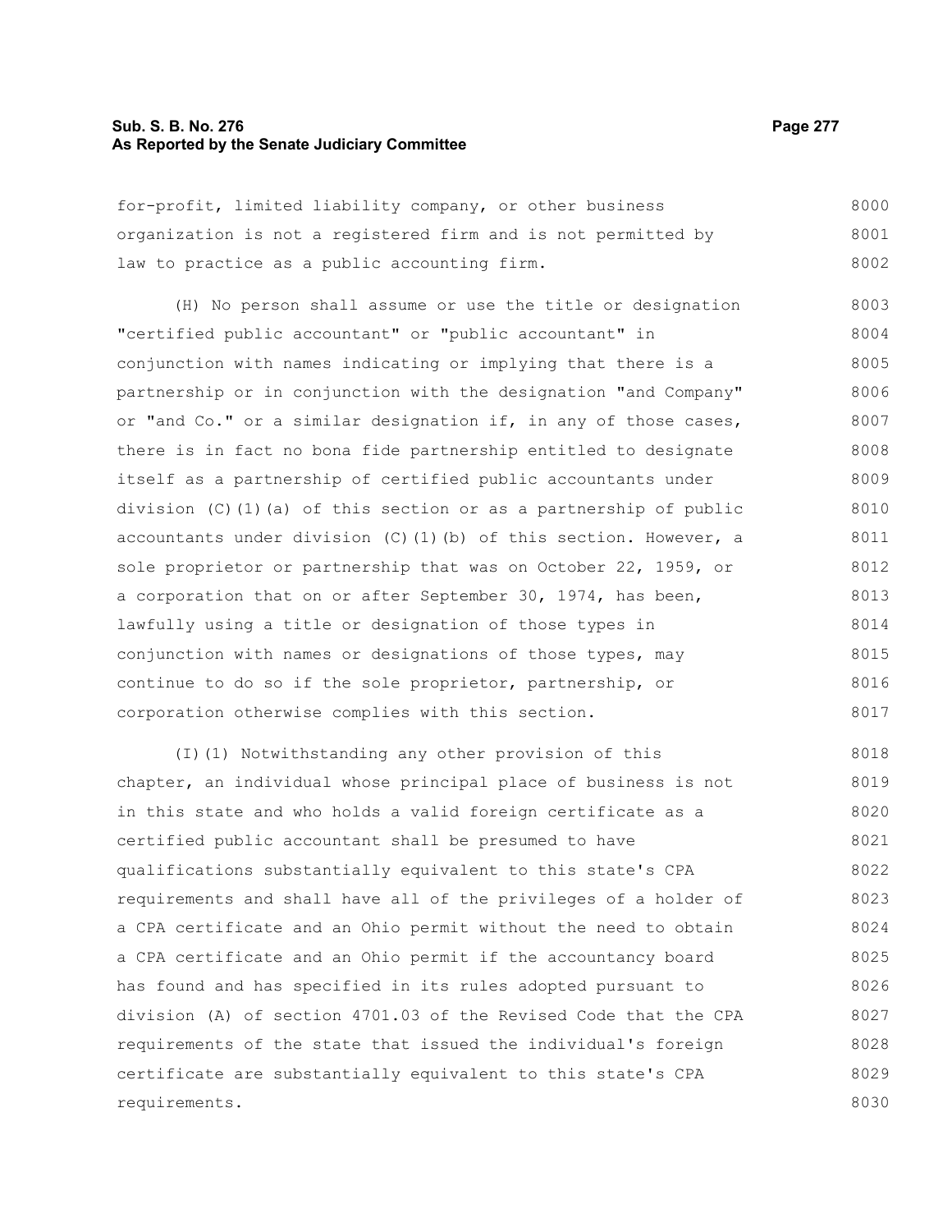for-profit, limited liability company, or other business organization is not a registered firm and is not permitted by law to practice as a public accounting firm.

(H) No person shall assume or use the title or designation "certified public accountant" or "public accountant" in conjunction with names indicating or implying that there is a partnership or in conjunction with the designation "and Company" or "and Co." or a similar designation if, in any of those cases, there is in fact no bona fide partnership entitled to designate itself as a partnership of certified public accountants under division (C)(1)(a) of this section or as a partnership of public accountants under division (C)(1)(b) of this section. However, a sole proprietor or partnership that was on October 22, 1959, or a corporation that on or after September 30, 1974, has been, lawfully using a title or designation of those types in conjunction with names or designations of those types, may continue to do so if the sole proprietor, partnership, or corporation otherwise complies with this section.

(I)(1) Notwithstanding any other provision of this chapter, an individual whose principal place of business is not in this state and who holds a valid foreign certificate as a certified public accountant shall be presumed to have qualifications substantially equivalent to this state's CPA requirements and shall have all of the privileges of a holder of a CPA certificate and an Ohio permit without the need to obtain a CPA certificate and an Ohio permit if the accountancy board has found and has specified in its rules adopted pursuant to division (A) of section 4701.03 of the Revised Code that the CPA requirements of the state that issued the individual's foreign certificate are substantially equivalent to this state's CPA requirements.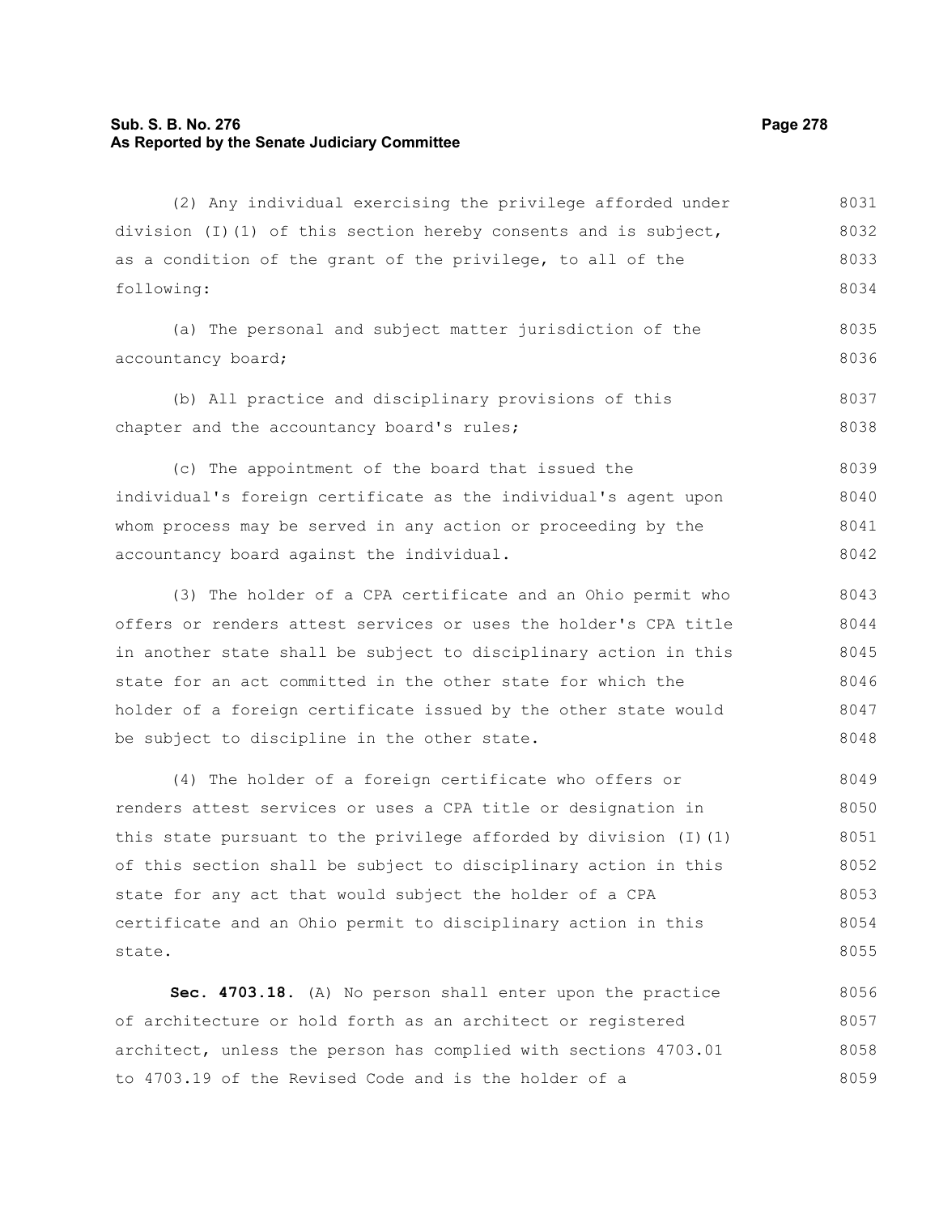(2) Any individual exercising the privilege afforded under division (I)(1) of this section hereby consents and is subject, as a condition of the grant of the privilege, to all of the following:

(a) The personal and subject matter jurisdiction of the accountancy board;

(b) All practice and disciplinary provisions of this chapter and the accountancy board's rules;

(c) The appointment of the board that issued the individual's foreign certificate as the individual's agent upon whom process may be served in any action or proceeding by the accountancy board against the individual.

(3) The holder of a CPA certificate and an Ohio permit who offers or renders attest services or uses the holder's CPA title in another state shall be subject to disciplinary action in this state for an act committed in the other state for which the holder of a foreign certificate issued by the other state would be subject to discipline in the other state.

(4) The holder of a foreign certificate who offers or renders attest services or uses a CPA title or designation in this state pursuant to the privilege afforded by division (I)(1) of this section shall be subject to disciplinary action in this state for any act that would subject the holder of a CPA certificate and an Ohio permit to disciplinary action in this state.

**Sec. 4703.18.** (A) No person shall enter upon the practice of architecture or hold forth as an architect or registered architect, unless the person has complied with sections 4703.01 to 4703.19 of the Revised Code and is the holder of a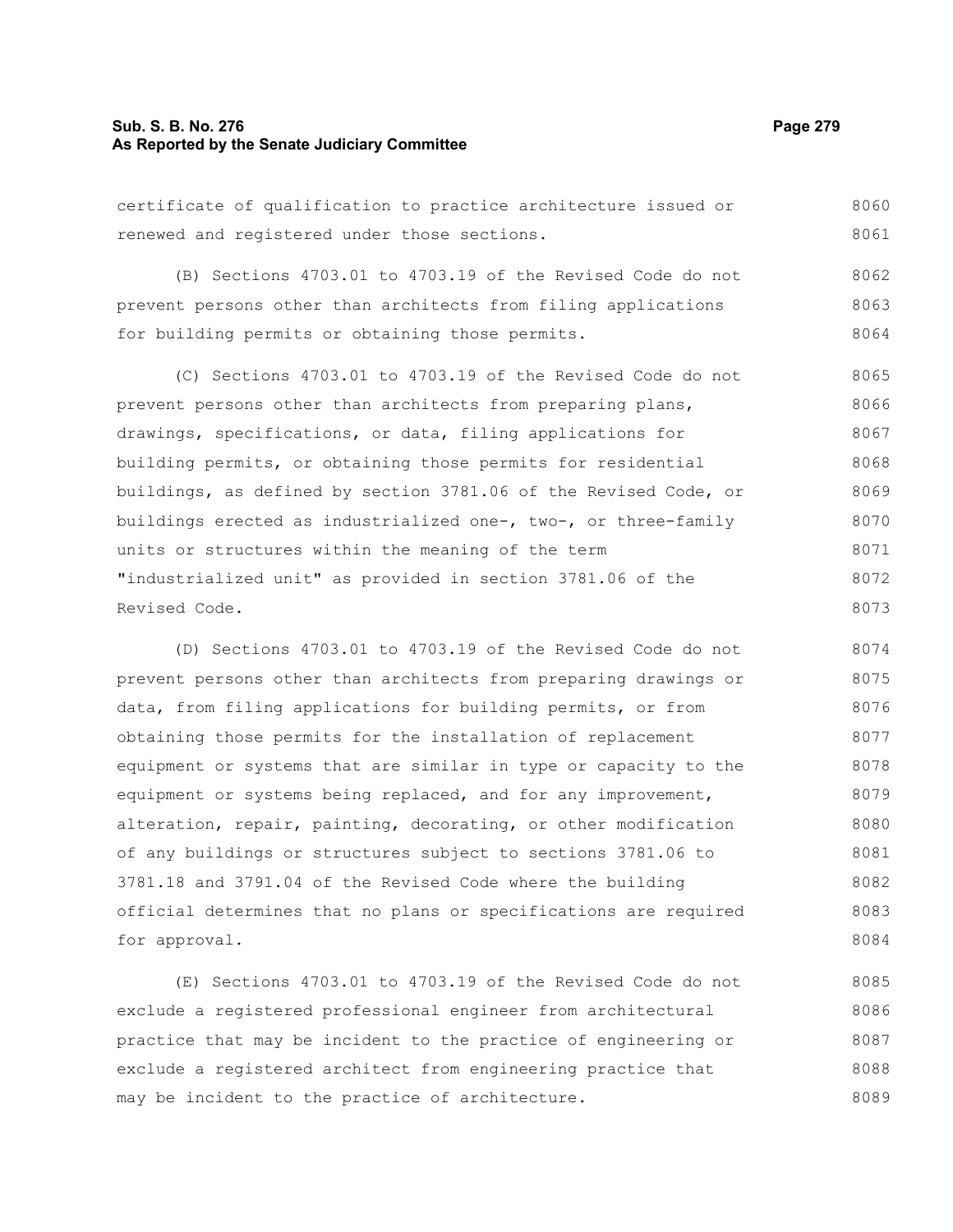certificate of qualification to practice architecture issued or renewed and registered under those sections.

(B) Sections 4703.01 to 4703.19 of the Revised Code do not prevent persons other than architects from filing applications for building permits or obtaining those permits.

(C) Sections 4703.01 to 4703.19 of the Revised Code do not prevent persons other than architects from preparing plans, drawings, specifications, or data, filing applications for building permits, or obtaining those permits for residential buildings, as defined by section 3781.06 of the Revised Code, or buildings erected as industrialized one-, two-, or three-family units or structures within the meaning of the term "industrialized unit" as provided in section 3781.06 of the Revised Code.

(D) Sections 4703.01 to 4703.19 of the Revised Code do not prevent persons other than architects from preparing drawings or data, from filing applications for building permits, or from obtaining those permits for the installation of replacement equipment or systems that are similar in type or capacity to the equipment or systems being replaced, and for any improvement, alteration, repair, painting, decorating, or other modification of any buildings or structures subject to sections 3781.06 to 3781.18 and 3791.04 of the Revised Code where the building official determines that no plans or specifications are required for approval.

(E) Sections 4703.01 to 4703.19 of the Revised Code do not exclude a registered professional engineer from architectural practice that may be incident to the practice of engineering or exclude a registered architect from engineering practice that may be incident to the practice of architecture.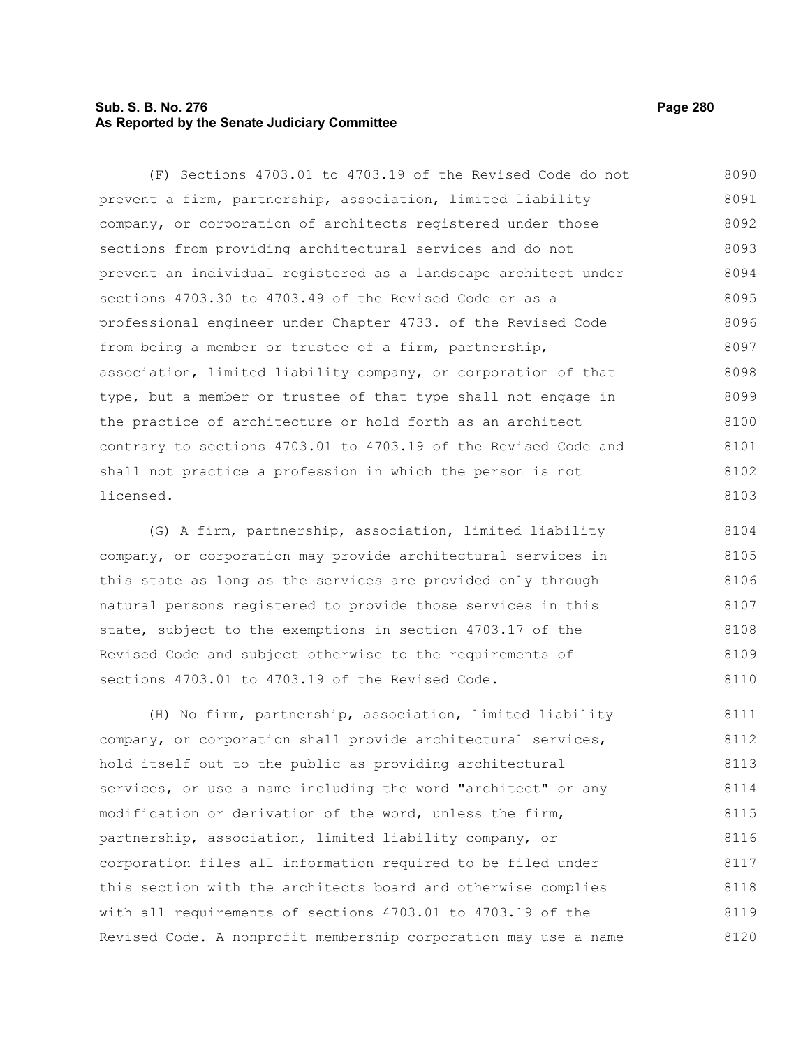(F) Sections 4703.01 to 4703.19 of the Revised Code do not prevent a firm, partnership, association, limited liability company, or corporation of architects registered under those sections from providing architectural services and do not prevent an individual registered as a landscape architect under sections 4703.30 to 4703.49 of the Revised Code or as a professional engineer under Chapter 4733. of the Revised Code from being a member or trustee of a firm, partnership, association, limited liability company, or corporation of that type, but a member or trustee of that type shall not engage in the practice of architecture or hold forth as an architect contrary to sections 4703.01 to 4703.19 of the Revised Code and shall not practice a profession in which the person is not licensed.

(G) A firm, partnership, association, limited liability company, or corporation may provide architectural services in this state as long as the services are provided only through natural persons registered to provide those services in this state, subject to the exemptions in section 4703.17 of the Revised Code and subject otherwise to the requirements of sections 4703.01 to 4703.19 of the Revised Code.

(H) No firm, partnership, association, limited liability company, or corporation shall provide architectural services, hold itself out to the public as providing architectural services, or use a name including the word "architect" or any modification or derivation of the word, unless the firm, partnership, association, limited liability company, or corporation files all information required to be filed under this section with the architects board and otherwise complies with all requirements of sections 4703.01 to 4703.19 of the Revised Code. A nonprofit membership corporation may use a name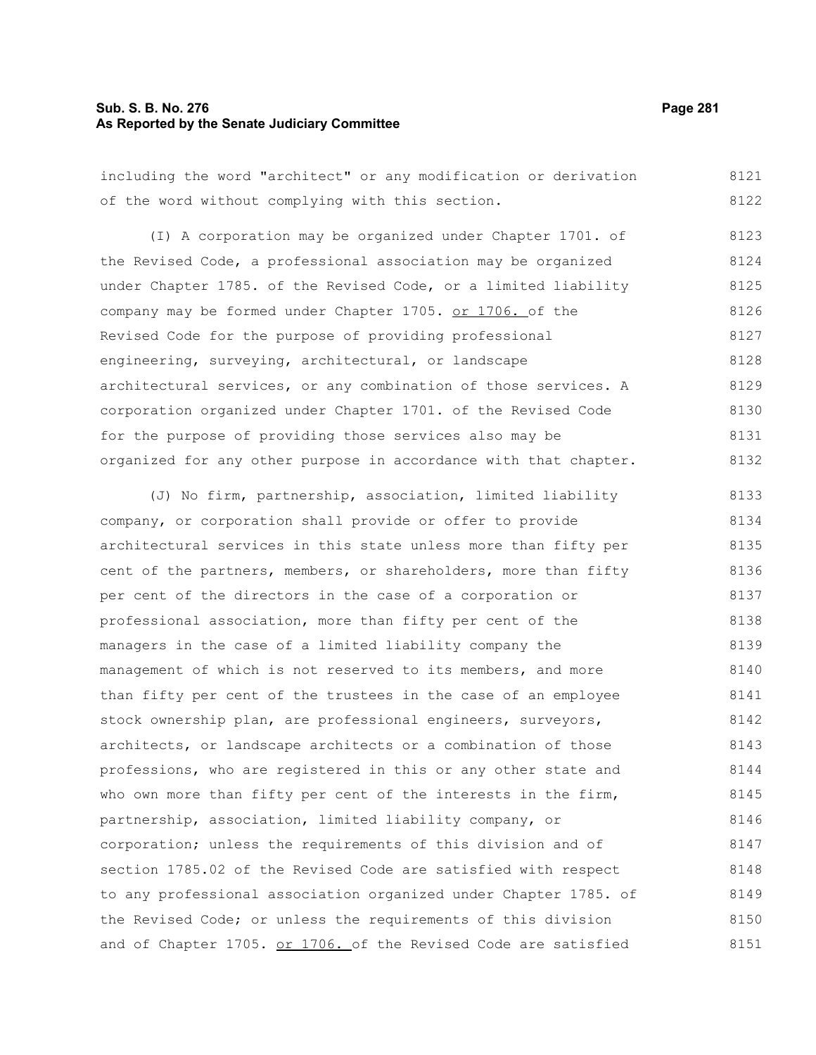including the word "architect" or any modification or derivation of the word without complying with this section.

(I) A corporation may be organized under Chapter 1701. of the Revised Code, a professional association may be organized under Chapter 1785. of the Revised Code, or a limited liability company may be formed under Chapter 1705. <u>or 1706.</u> of the Revised Code for the purpose of providing professional engineering, surveying, architectural, or landscape architectural services, or any combination of those services. A corporation organized under Chapter 1701. of the Revised Code for the purpose of providing those services also may be organized for any other purpose in accordance with that chapter.

(J) No firm, partnership, association, limited liability company, or corporation shall provide or offer to provide architectural services in this state unless more than fifty per cent of the partners, members, or shareholders, more than fifty per cent of the directors in the case of a corporation or professional association, more than fifty per cent of the managers in the case of a limited liability company the management of which is not reserved to its members, and more than fifty per cent of the trustees in the case of an employee stock ownership plan, are professional engineers, surveyors, architects, or landscape architects or a combination of those professions, who are registered in this or any other state and who own more than fifty per cent of the interests in the firm, partnership, association, limited liability company, or corporation; unless the requirements of this division and of section 1785.02 of the Revised Code are satisfied with respect to any professional association organized under Chapter 1785. of the Revised Code; or unless the requirements of this division and of Chapter 1705. <u>or 1706.</u> of the Revised Code are satisfied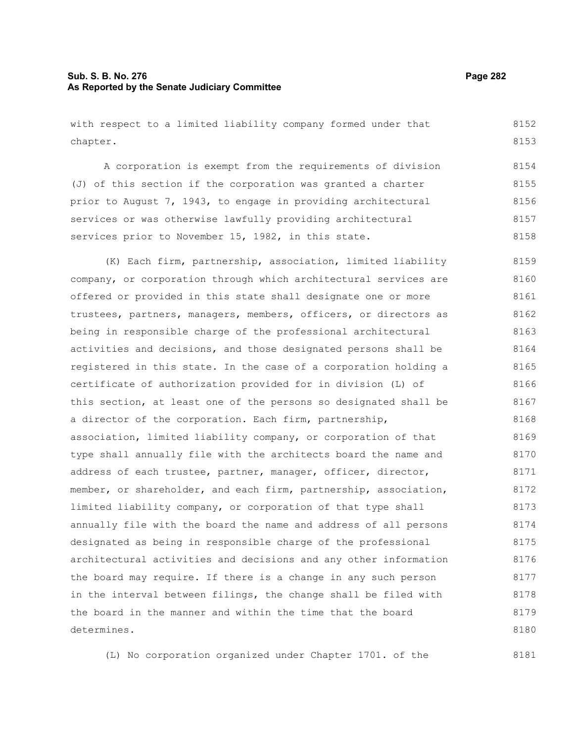with respect to a limited liability company formed under that chapter.

A corporation is exempt from the requirements of division (J) of this section if the corporation was granted a charter prior to August 7, 1943, to engage in providing architectural services or was otherwise lawfully providing architectural services prior to November 15, 1982, in this state.

(K) Each firm, partnership, association, limited liability company, or corporation through which architectural services are offered or provided in this state shall designate one or more trustees, partners, managers, members, officers, or directors as being in responsible charge of the professional architectural activities and decisions, and those designated persons shall be registered in this state. In the case of a corporation holding a certificate of authorization provided for in division (L) of this section, at least one of the persons so designated shall be a director of the corporation. Each firm, partnership, association, limited liability company, or corporation of that type shall annually file with the architects board the name and address of each trustee, partner, manager, officer, director, member, or shareholder, and each firm, partnership, association, limited liability company, or corporation of that type shall annually file with the board the name and address of all persons designated as being in responsible charge of the professional architectural activities and decisions and any other information the board may require. If there is a change in any such person in the interval between filings, the change shall be filed with the board in the manner and within the time that the board determines.

(L) No corporation organized under Chapter 1701. of the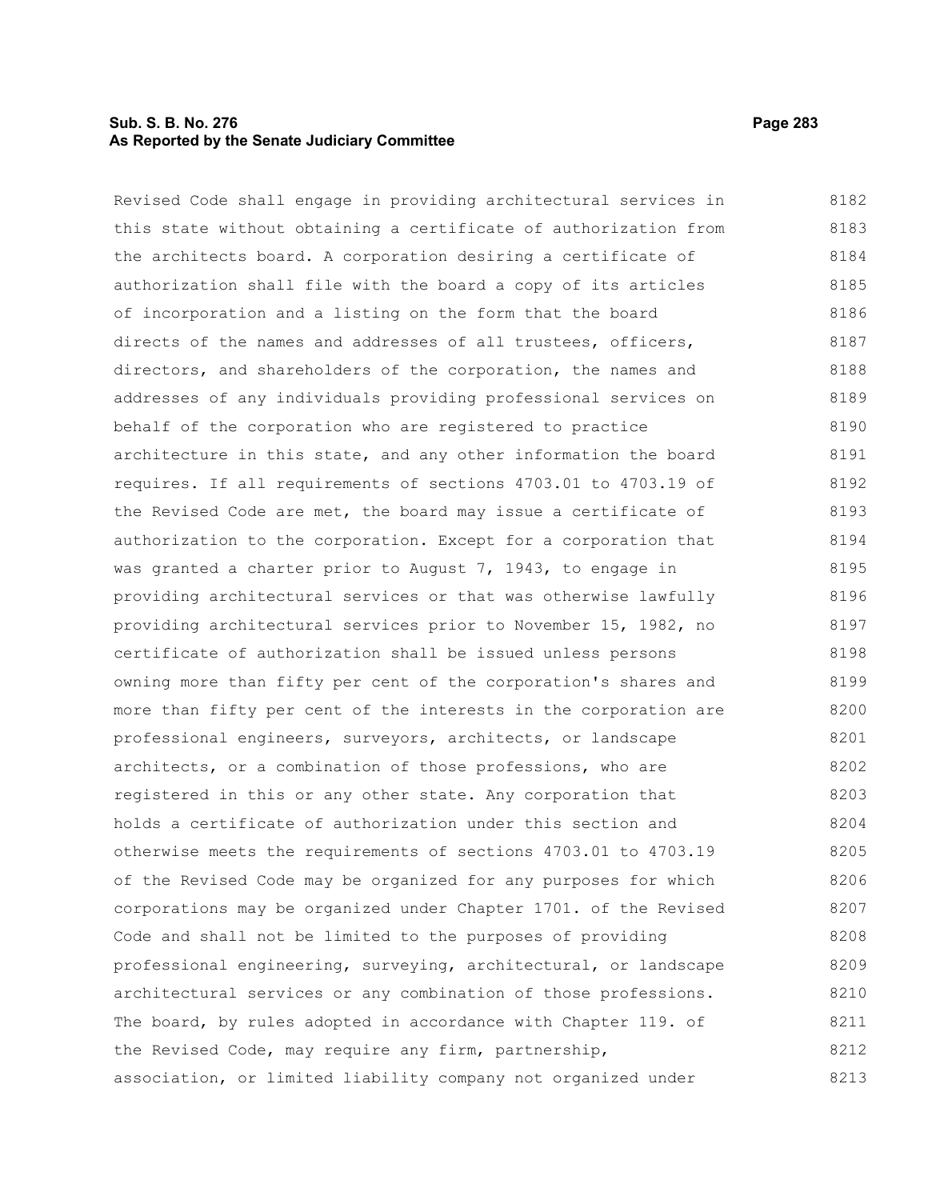Revised Code shall engage in providing architectural services in this state without obtaining a certificate of authorization from the architects board. A corporation desiring a certificate of authorization shall file with the board a copy of its articles of incorporation and a listing on the form that the board directs of the names and addresses of all trustees, officers, directors, and shareholders of the corporation, the names and addresses of any individuals providing professional services on behalf of the corporation who are registered to practice architecture in this state, and any other information the board requires. If all requirements of sections 4703.01 to 4703.19 of the Revised Code are met, the board may issue a certificate of authorization to the corporation. Except for a corporation that was granted a charter prior to August 7, 1943, to engage in providing architectural services or that was otherwise lawfully providing architectural services prior to November 15, 1982, no certificate of authorization shall be issued unless persons owning more than fifty per cent of the corporation's shares and more than fifty per cent of the interests in the corporation are professional engineers, surveyors, architects, or landscape architects, or a combination of those professions, who are registered in this or any other state. Any corporation that holds a certificate of authorization under this section and otherwise meets the requirements of sections 4703.01 to 4703.19 of the Revised Code may be organized for any purposes for which corporations may be organized under Chapter 1701. of the Revised Code and shall not be limited to the purposes of providing professional engineering, surveying, architectural, or landscape architectural services or any combination of those professions. The board, by rules adopted in accordance with Chapter 119. of the Revised Code, may require any firm, partnership, association, or limited liability company not organized under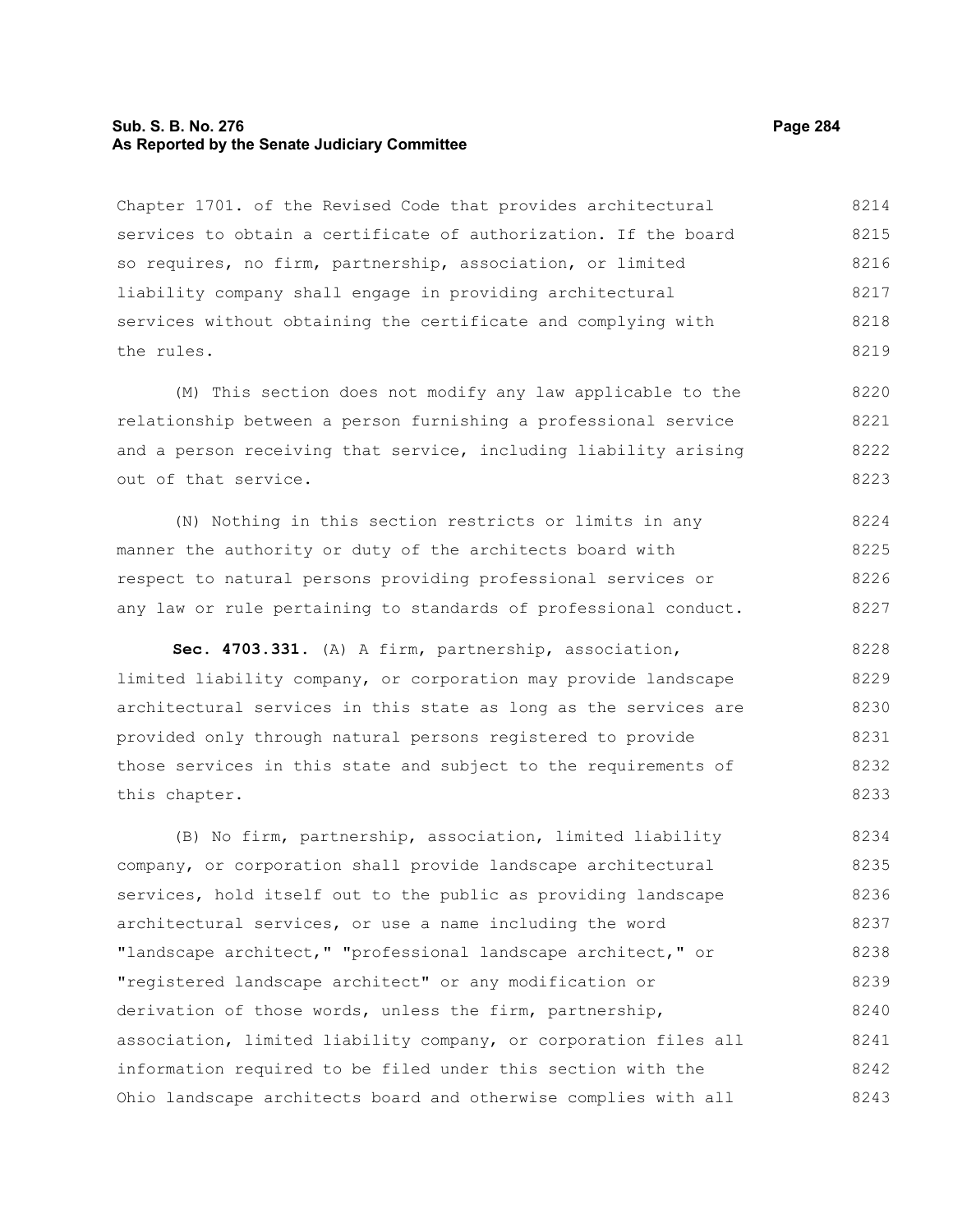Chapter 1701. of the Revised Code that provides architectural services to obtain a certificate of authorization. If the board so requires, no firm, partnership, association, or limited liability company shall engage in providing architectural services without obtaining the certificate and complying with the rules.

(M) This section does not modify any law applicable to the relationship between a person furnishing a professional service and a person receiving that service, including liability arising out of that service.

(N) Nothing in this section restricts or limits in any manner the authority or duty of the architects board with respect to natural persons providing professional services or any law or rule pertaining to standards of professional conduct.

**Sec. 4703.331.** (A) A firm, partnership, association, limited liability company, or corporation may provide landscape architectural services in this state as long as the services are provided only through natural persons registered to provide those services in this state and subject to the requirements of this chapter.

(B) No firm, partnership, association, limited liability company, or corporation shall provide landscape architectural services, hold itself out to the public as providing landscape architectural services, or use a name including the word "landscape architect," "professional landscape architect," or "registered landscape architect" or any modification or derivation of those words, unless the firm, partnership, association, limited liability company, or corporation files all information required to be filed under this section with the Ohio landscape architects board and otherwise complies with all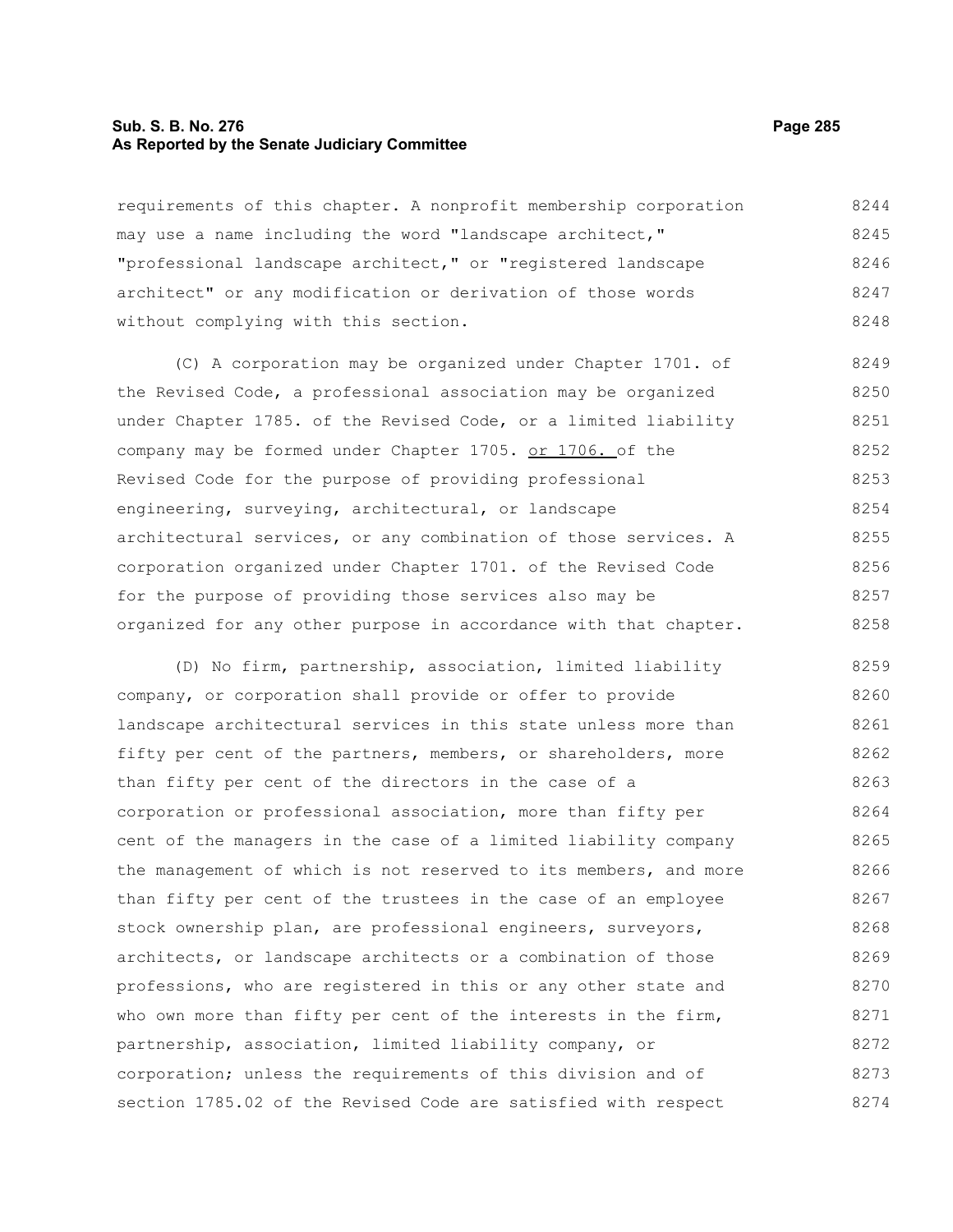requirements of this chapter. A nonprofit membership corporation may use a name including the word "landscape architect," "professional landscape architect," or "registered landscape architect" or any modification or derivation of those words without complying with this section.

(C) A corporation may be organized under Chapter 1701. of the Revised Code, a professional association may be organized under Chapter 1785. of the Revised Code, or a limited liability company may be formed under Chapter 1705. <u>or 1706.</u> of the Revised Code for the purpose of providing professional engineering, surveying, architectural, or landscape architectural services, or any combination of those services. A corporation organized under Chapter 1701. of the Revised Code for the purpose of providing those services also may be organized for any other purpose in accordance with that chapter.

(D) No firm, partnership, association, limited liability company, or corporation shall provide or offer to provide landscape architectural services in this state unless more than fifty per cent of the partners, members, or shareholders, more than fifty per cent of the directors in the case of a corporation or professional association, more than fifty per cent of the managers in the case of a limited liability company the management of which is not reserved to its members, and more than fifty per cent of the trustees in the case of an employee stock ownership plan, are professional engineers, surveyors, architects, or landscape architects or a combination of those professions, who are registered in this or any other state and who own more than fifty per cent of the interests in the firm, partnership, association, limited liability company, or corporation; unless the requirements of this division and of section 1785.02 of the Revised Code are satisfied with respect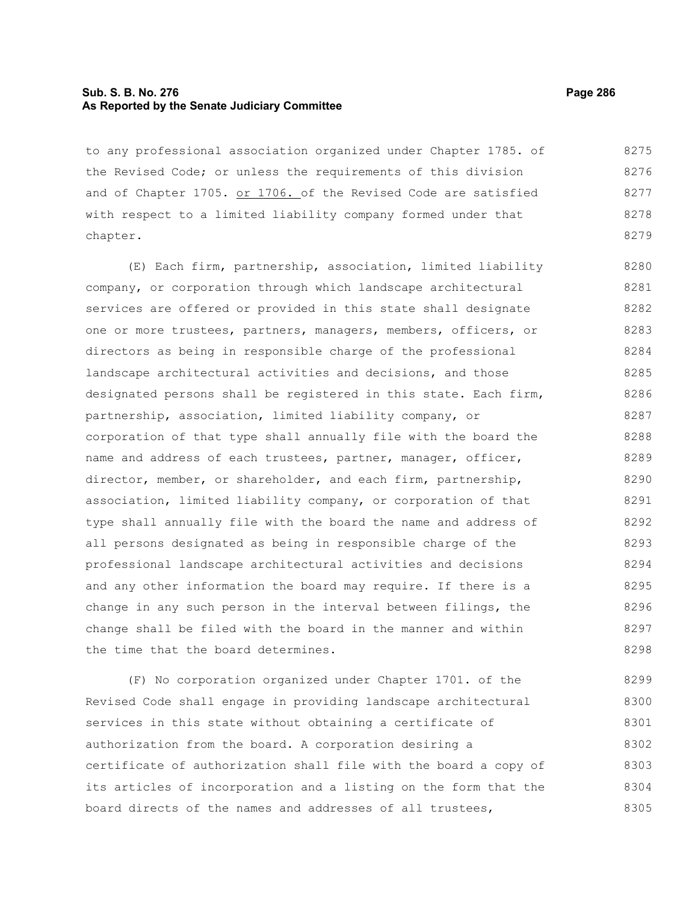to any professional association organized under Chapter 1785. of the Revised Code; or unless the requirements of this division and of Chapter 1705. <u>or 1706.</u> of the Revised Code are satisfied with respect to a limited liability company formed under that chapter.

(E) Each firm, partnership, association, limited liability company, or corporation through which landscape architectural services are offered or provided in this state shall designate one or more trustees, partners, managers, members, officers, or directors as being in responsible charge of the professional landscape architectural activities and decisions, and those designated persons shall be registered in this state. Each firm, partnership, association, limited liability company, or corporation of that type shall annually file with the board the name and address of each trustees, partner, manager, officer, director, member, or shareholder, and each firm, partnership, association, limited liability company, or corporation of that type shall annually file with the board the name and address of all persons designated as being in responsible charge of the professional landscape architectural activities and decisions and any other information the board may require. If there is a change in any such person in the interval between filings, the change shall be filed with the board in the manner and within the time that the board determines.

(F) No corporation organized under Chapter 1701. of the Revised Code shall engage in providing landscape architectural services in this state without obtaining a certificate of authorization from the board. A corporation desiring a certificate of authorization shall file with the board a copy of its articles of incorporation and a listing on the form that the board directs of the names and addresses of all trustees,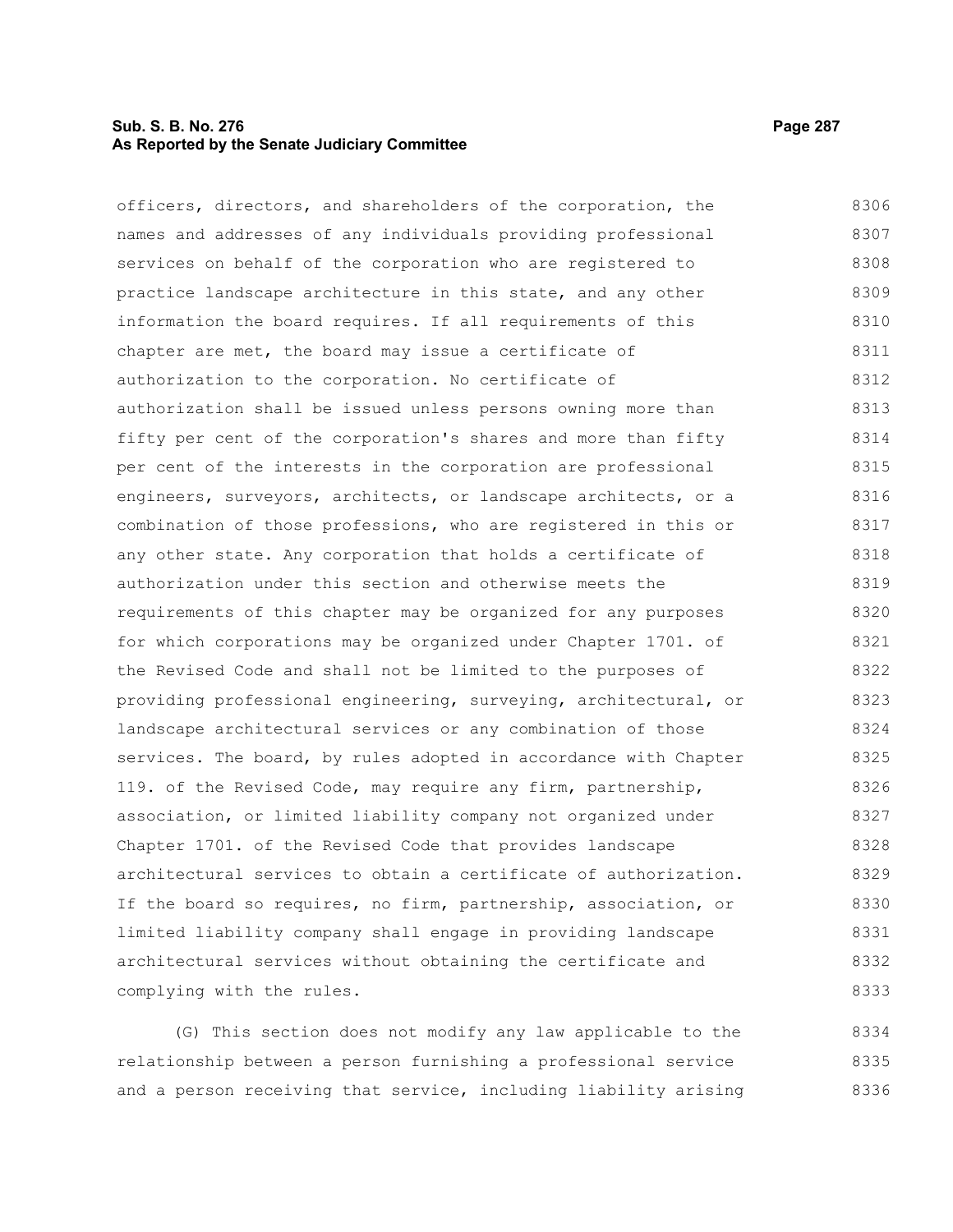officers, directors, and shareholders of the corporation, the names and addresses of any individuals providing professional services on behalf of the corporation who are registered to practice landscape architecture in this state, and any other information the board requires. If all requirements of this chapter are met, the board may issue a certificate of authorization to the corporation. No certificate of authorization shall be issued unless persons owning more than fifty per cent of the corporation's shares and more than fifty per cent of the interests in the corporation are professional engineers, surveyors, architects, or landscape architects, or a combination of those professions, who are registered in this or any other state. Any corporation that holds a certificate of authorization under this section and otherwise meets the requirements of this chapter may be organized for any purposes for which corporations may be organized under Chapter 1701. of the Revised Code and shall not be limited to the purposes of providing professional engineering, surveying, architectural, or landscape architectural services or any combination of those services. The board, by rules adopted in accordance with Chapter 119. of the Revised Code, may require any firm, partnership, association, or limited liability company not organized under Chapter 1701. of the Revised Code that provides landscape architectural services to obtain a certificate of authorization. If the board so requires, no firm, partnership, association, or limited liability company shall engage in providing landscape architectural services without obtaining the certificate and complying with the rules.

(G) This section does not modify any law applicable to the relationship between a person furnishing a professional service and a person receiving that service, including liability arising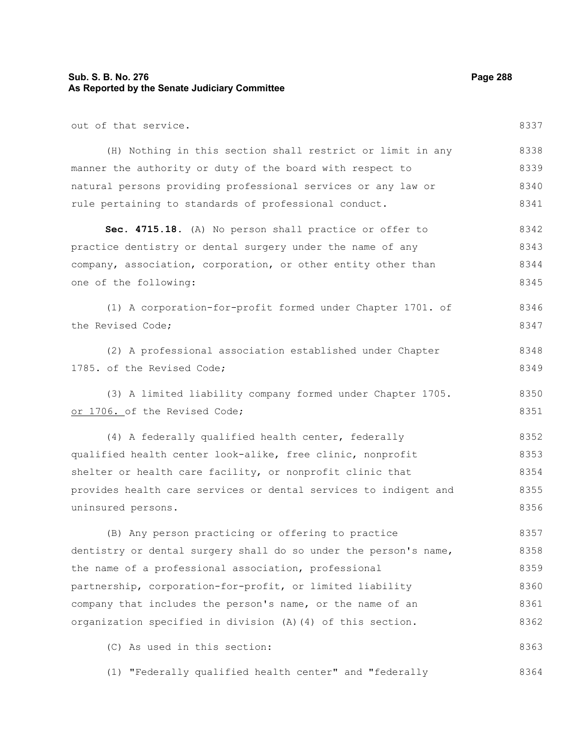out of that service.

(H) Nothing in this section shall restrict or limit in any manner the authority or duty of the board with respect to natural persons providing professional services or any law or rule pertaining to standards of professional conduct.

**Sec. 4715.18.** (A) No person shall practice or offer to practice dentistry or dental surgery under the name of any company, association, corporation, or other entity other than one of the following:

(1) A corporation-for-profit formed under Chapter 1701. of the Revised Code;

(2) A professional association established under Chapter 1785. of the Revised Code;

(3) A limited liability company formed under Chapter 1705. or 1706. of the Revised Code;

(4) A federally qualified health center, federally qualified health center look-alike, free clinic, nonprofit shelter or health care facility, or nonprofit clinic that provides health care services or dental services to indigent and uninsured persons.

(B) Any person practicing or offering to practice dentistry or dental surgery shall do so under the person's name, the name of a professional association, professional partnership, corporation-for-profit, or limited liability company that includes the person's name, or the name of an organization specified in division (A)(4) of this section.

(C) As used in this section:

(1) "Federally qualified health center" and "federally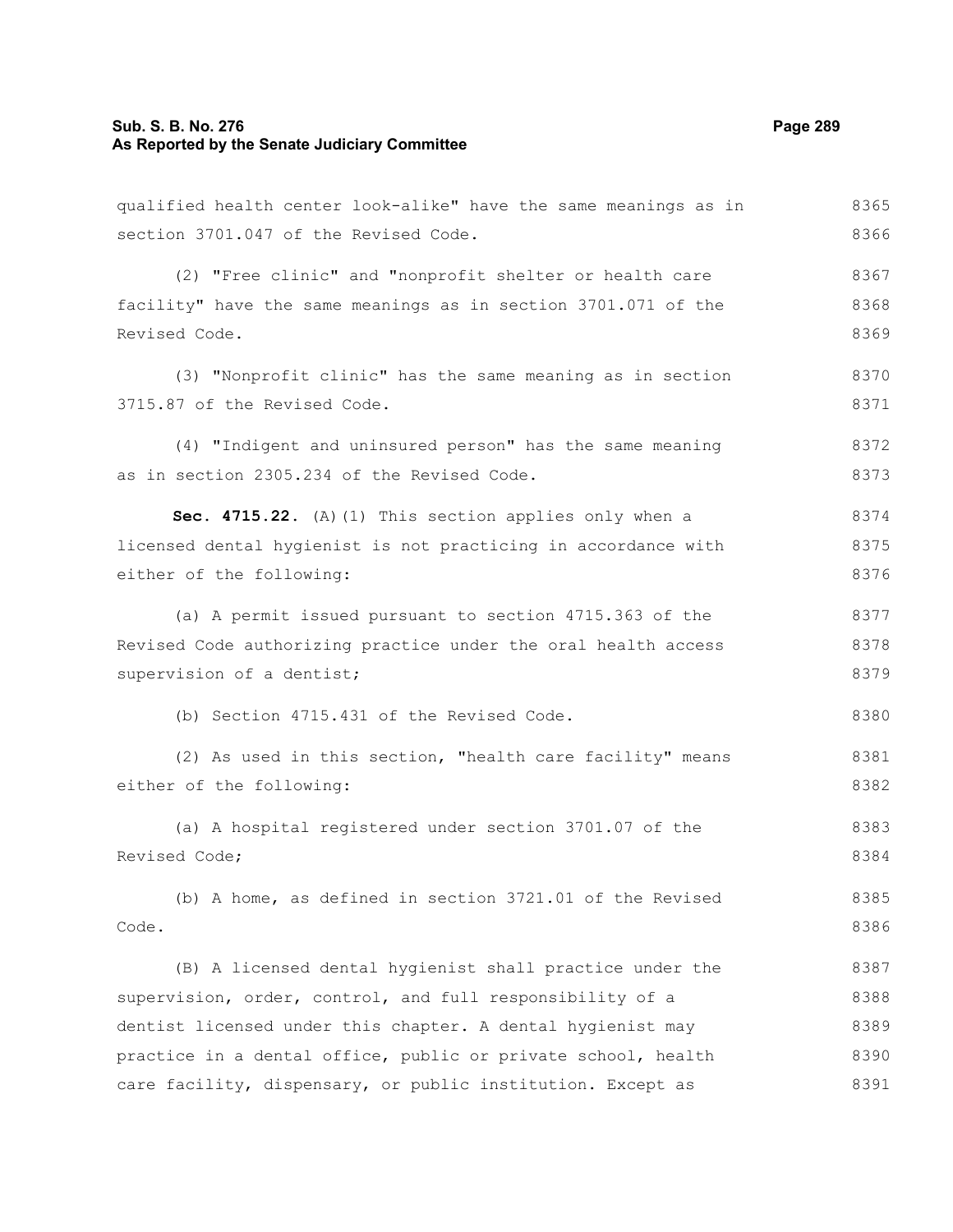qualified health center look-alike" have the same meanings as in section 3701.047 of the Revised Code.

(2) "Free clinic" and "nonprofit shelter or health care facility" have the same meanings as in section 3701.071 of the Revised Code.

(3) "Nonprofit clinic" has the same meaning as in section 3715.87 of the Revised Code.

(4) "Indigent and uninsured person" has the same meaning as in section 2305.234 of the Revised Code.

**Sec. 4715.22.** (A)(1) This section applies only when a licensed dental hygienist is not practicing in accordance with either of the following:

(a) A permit issued pursuant to section 4715.363 of the Revised Code authorizing practice under the oral health access supervision of a dentist;

(b) Section 4715.431 of the Revised Code.

(2) As used in this section, "health care facility" means either of the following:

(a) A hospital registered under section 3701.07 of the Revised Code;

(b) A home, as defined in section 3721.01 of the Revised Code.

(B) A licensed dental hygienist shall practice under the supervision, order, control, and full responsibility of a dentist licensed under this chapter. A dental hygienist may practice in a dental office, public or private school, health care facility, dispensary, or public institution. Except as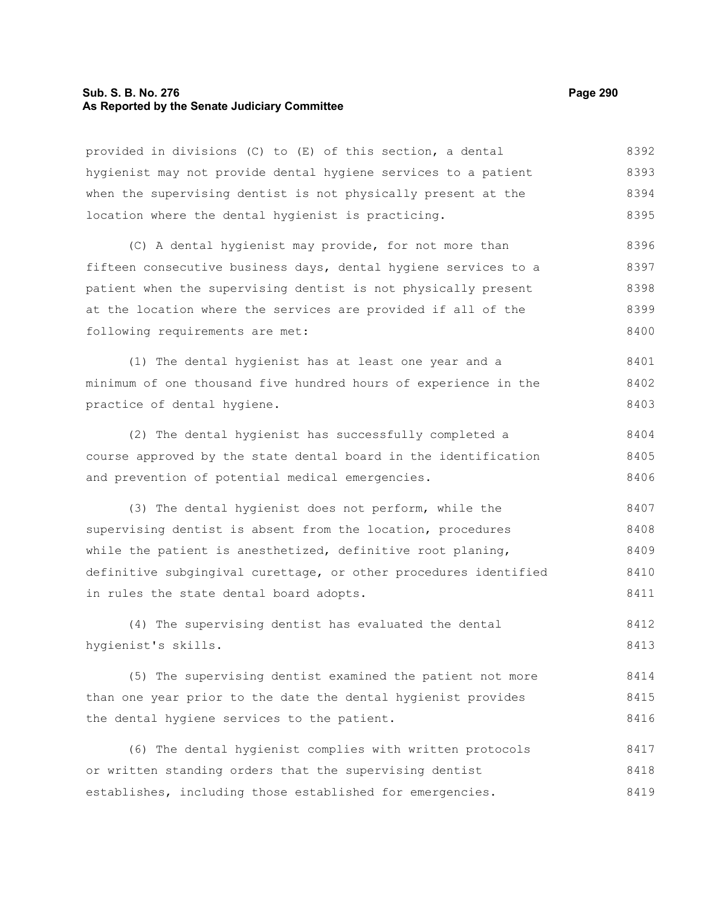provided in divisions (C) to (E) of this section, a dental hygienist may not provide dental hygiene services to a patient when the supervising dentist is not physically present at the location where the dental hygienist is practicing.

(C) A dental hygienist may provide, for not more than fifteen consecutive business days, dental hygiene services to a patient when the supervising dentist is not physically present at the location where the services are provided if all of the following requirements are met:

(1) The dental hygienist has at least one year and a minimum of one thousand five hundred hours of experience in the practice of dental hygiene.

(2) The dental hygienist has successfully completed a course approved by the state dental board in the identification and prevention of potential medical emergencies.

(3) The dental hygienist does not perform, while the supervising dentist is absent from the location, procedures while the patient is anesthetized, definitive root planing, definitive subgingival curettage, or other procedures identified in rules the state dental board adopts.

(4) The supervising dentist has evaluated the dental hygienist's skills.

(5) The supervising dentist examined the patient not more than one year prior to the date the dental hygienist provides the dental hygiene services to the patient.

(6) The dental hygienist complies with written protocols or written standing orders that the supervising dentist establishes, including those established for emergencies.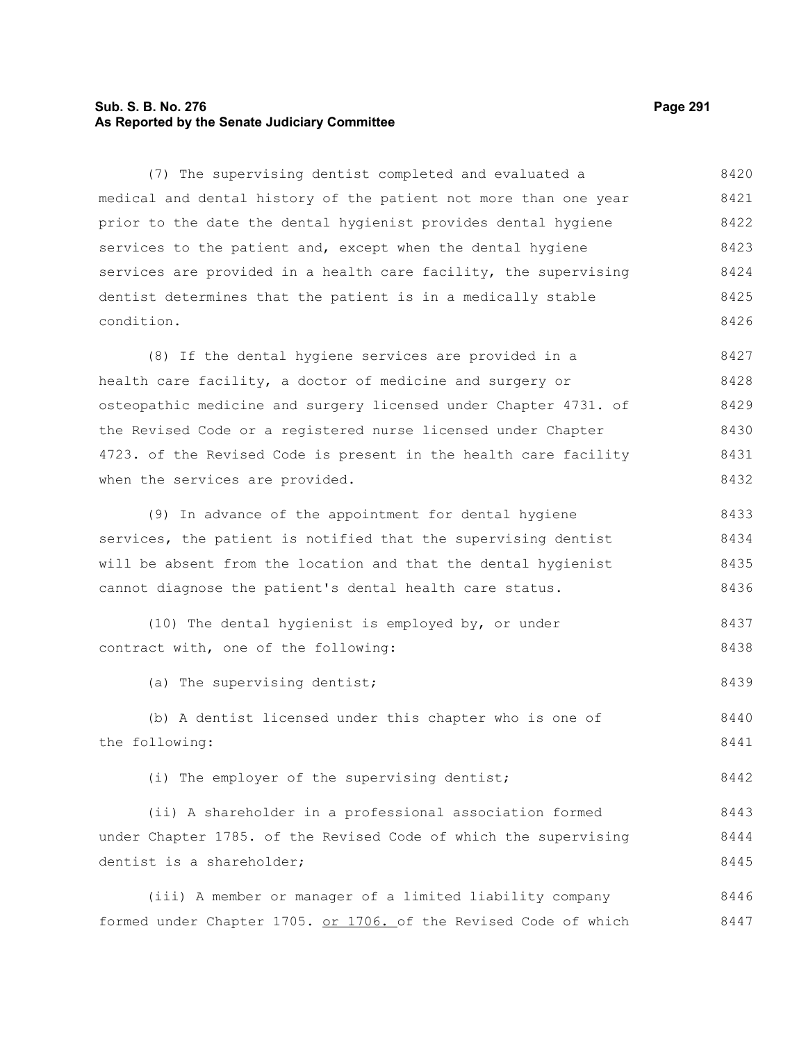(7) The supervising dentist completed and evaluated a medical and dental history of the patient not more than one year prior to the date the dental hygienist provides dental hygiene services to the patient and, except when the dental hygiene services are provided in a health care facility, the supervising dentist determines that the patient is in a medically stable condition.

(8) If the dental hygiene services are provided in a health care facility, a doctor of medicine and surgery or osteopathic medicine and surgery licensed under Chapter 4731. of the Revised Code or a registered nurse licensed under Chapter 4723. of the Revised Code is present in the health care facility when the services are provided.

(9) In advance of the appointment for dental hygiene services, the patient is notified that the supervising dentist will be absent from the location and that the dental hygienist cannot diagnose the patient's dental health care status.

(10) The dental hygienist is employed by, or under contract with, one of the following:

(a) The supervising dentist;

(b) A dentist licensed under this chapter who is one of the following:

(i) The employer of the supervising dentist;

(ii) A shareholder in a professional association formed under Chapter 1785. of the Revised Code of which the supervising dentist is a shareholder;

(iii) A member or manager of a limited liability company formed under Chapter 1705. or 1706. of the Revised Code of which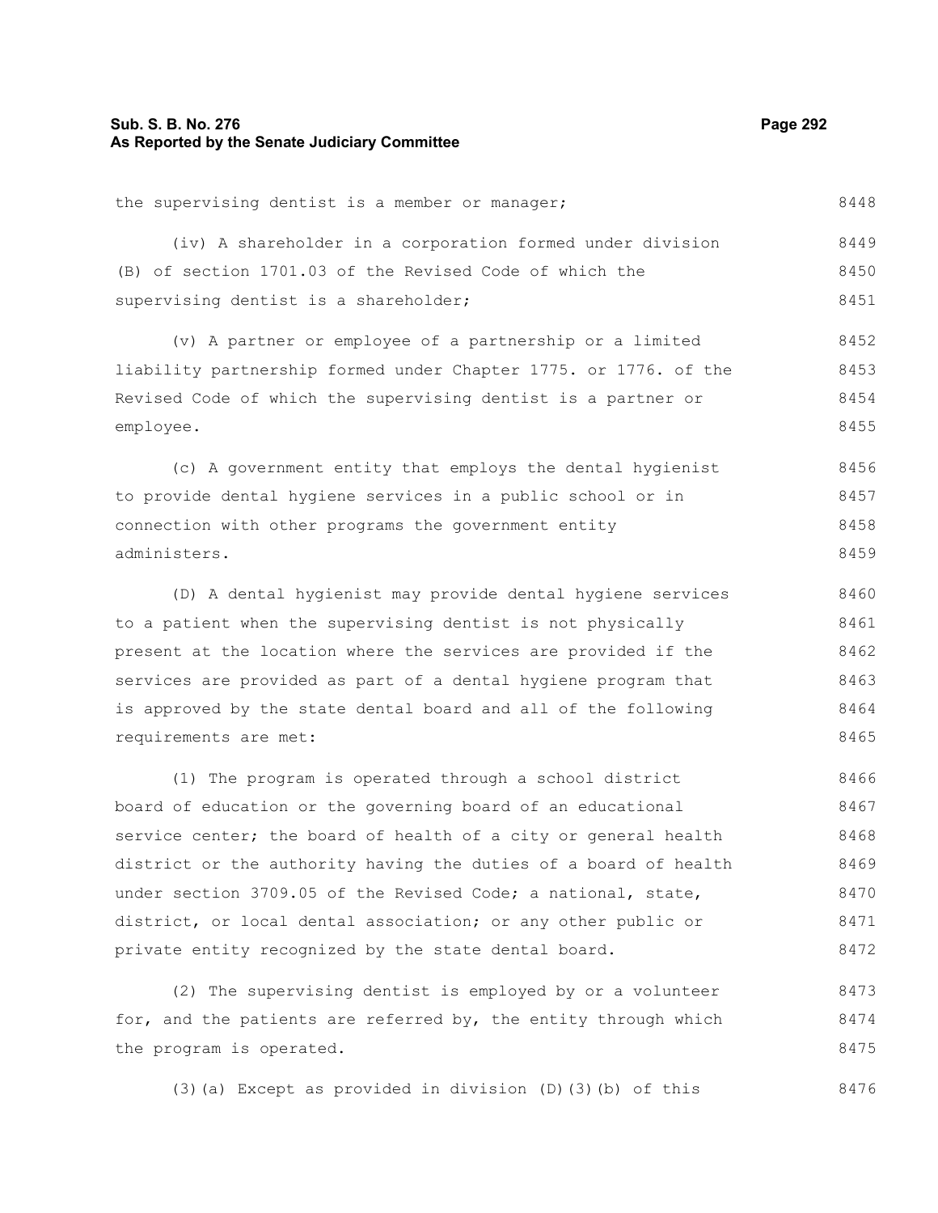the supervising dentist is a member or manager;

(iv) A shareholder in a corporation formed under division (B) of section 1701.03 of the Revised Code of which the supervising dentist is a shareholder;

(v) A partner or employee of a partnership or a limited liability partnership formed under Chapter 1775. or 1776. of the Revised Code of which the supervising dentist is a partner or employee.

(c) A government entity that employs the dental hygienist to provide dental hygiene services in a public school or in connection with other programs the government entity administers.

(D) A dental hygienist may provide dental hygiene services to a patient when the supervising dentist is not physically present at the location where the services are provided if the services are provided as part of a dental hygiene program that is approved by the state dental board and all of the following requirements are met:

(1) The program is operated through a school district board of education or the governing board of an educational service center; the board of health of a city or general health district or the authority having the duties of a board of health under section 3709.05 of the Revised Code; a national, state, district, or local dental association; or any other public or private entity recognized by the state dental board.

(2) The supervising dentist is employed by or a volunteer for, and the patients are referred by, the entity through which the program is operated.

(3)(a) Except as provided in division (D)(3)(b) of this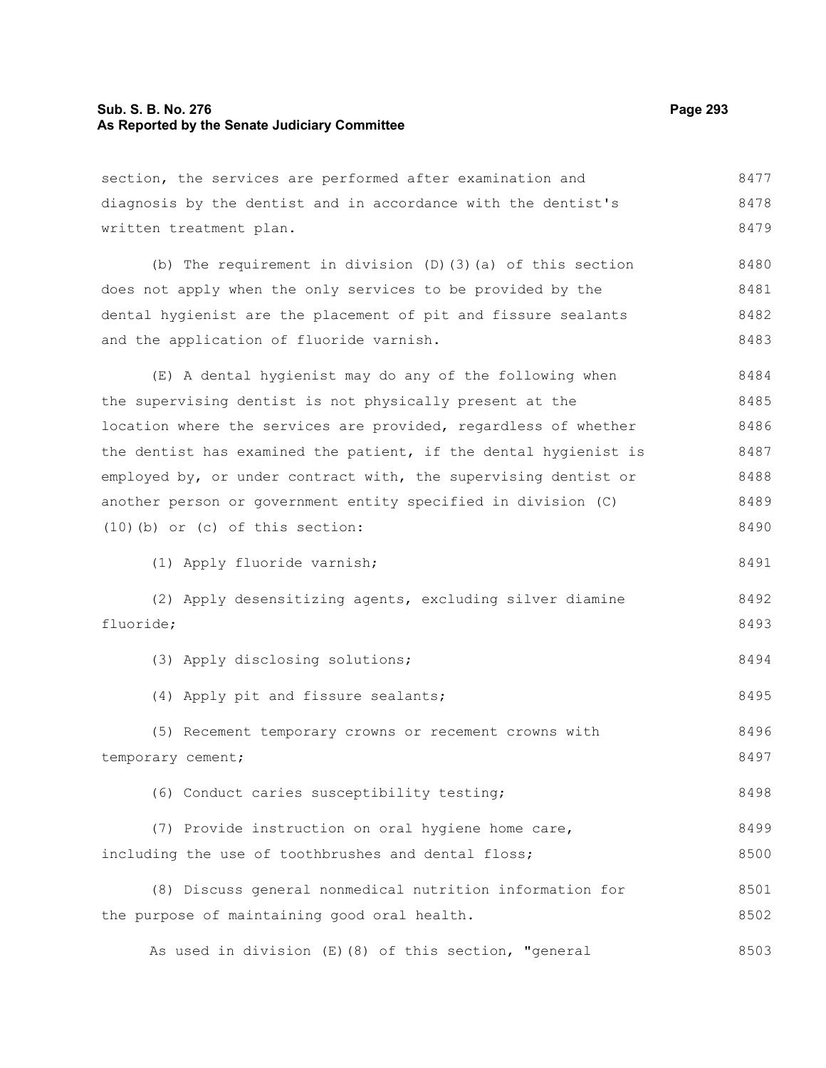section, the services are performed after examination and diagnosis by the dentist and in accordance with the dentist's written treatment plan.

(b) The requirement in division (D)(3)(a) of this section does not apply when the only services to be provided by the dental hygienist are the placement of pit and fissure sealants and the application of fluoride varnish.

(E) A dental hygienist may do any of the following when the supervising dentist is not physically present at the location where the services are provided, regardless of whether the dentist has examined the patient, if the dental hygienist is employed by, or under contract with, the supervising dentist or another person or government entity specified in division (C)(10)(b) or (c) of this section:

(1) Apply fluoride varnish;

(2) Apply desensitizing agents, excluding silver diamine fluoride;

(3) Apply disclosing solutions;

(4) Apply pit and fissure sealants;

(5) Recement temporary crowns or recement crowns with temporary cement;

(6) Conduct caries susceptibility testing;

(7) Provide instruction on oral hygiene home care, including the use of toothbrushes and dental floss;

(8) Discuss general nonmedical nutrition information for the purpose of maintaining good oral health.

As used in division (E)(8) of this section, "general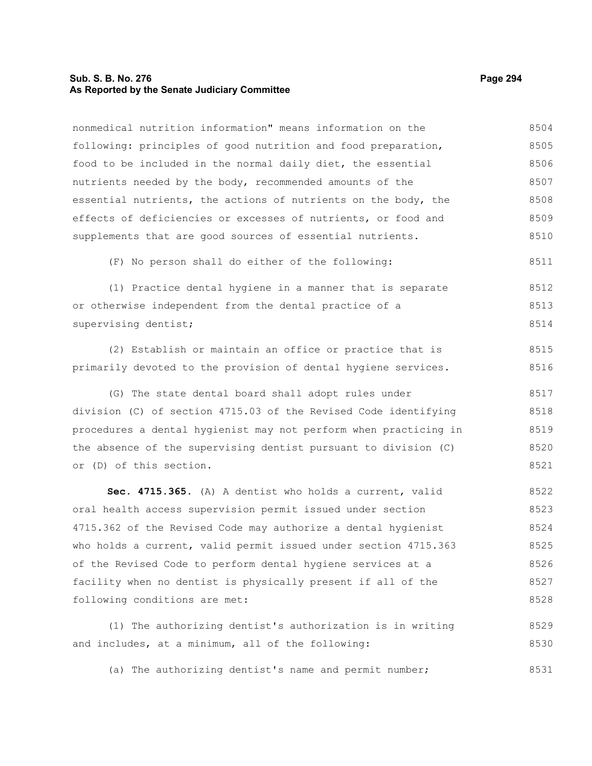nonmedical nutrition information" means information on the following: principles of good nutrition and food preparation, food to be included in the normal daily diet, the essential nutrients needed by the body, recommended amounts of the essential nutrients, the actions of nutrients on the body, the effects of deficiencies or excesses of nutrients, or food and supplements that are good sources of essential nutrients.

(F) No person shall do either of the following:

(1) Practice dental hygiene in a manner that is separate or otherwise independent from the dental practice of a supervising dentist;

(2) Establish or maintain an office or practice that is primarily devoted to the provision of dental hygiene services.

(G) The state dental board shall adopt rules under division (C) of section 4715.03 of the Revised Code identifying procedures a dental hygienist may not perform when practicing in the absence of the supervising dentist pursuant to division (C) or (D) of this section.

**Sec. 4715.365.** (A) A dentist who holds a current, valid oral health access supervision permit issued under section 4715.362 of the Revised Code may authorize a dental hygienist who holds a current, valid permit issued under section 4715.363 of the Revised Code to perform dental hygiene services at a facility when no dentist is physically present if all of the following conditions are met:

(1) The authorizing dentist's authorization is in writing and includes, at a minimum, all of the following:

(a) The authorizing dentist's name and permit number;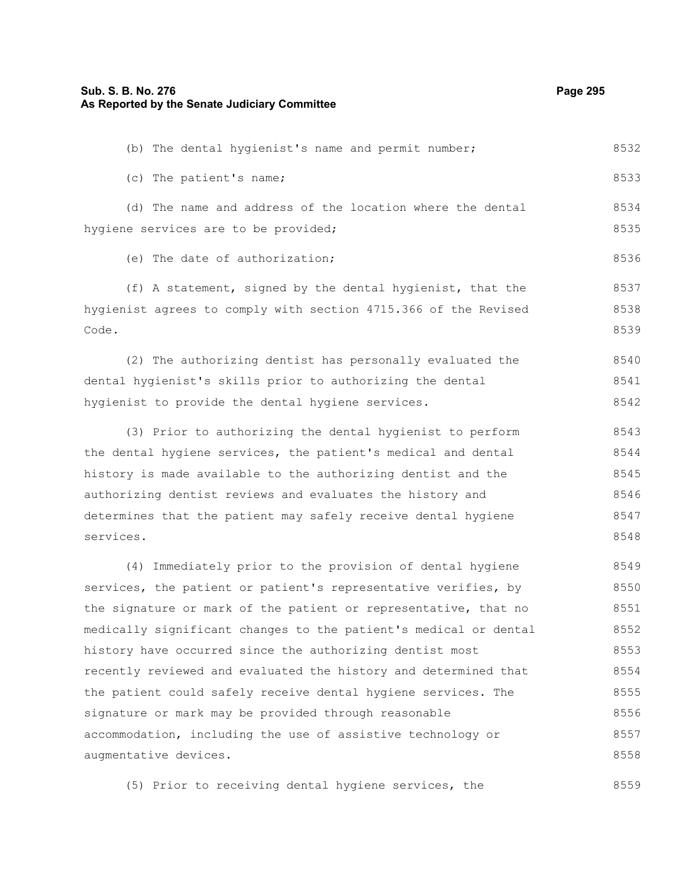(b) The dental hygienist's name and permit number;

(c) The patient's name;

(d) The name and address of the location where the dental hygiene services are to be provided;

(e) The date of authorization;

(f) A statement, signed by the dental hygienist, that the hygienist agrees to comply with section 4715.366 of the Revised Code.

(2) The authorizing dentist has personally evaluated the dental hygienist's skills prior to authorizing the dental hygienist to provide the dental hygiene services.

(3) Prior to authorizing the dental hygienist to perform the dental hygiene services, the patient's medical and dental history is made available to the authorizing dentist and the authorizing dentist reviews and evaluates the history and determines that the patient may safely receive dental hygiene services.

(4) Immediately prior to the provision of dental hygiene services, the patient or patient's representative verifies, by the signature or mark of the patient or representative, that no medically significant changes to the patient's medical or dental history have occurred since the authorizing dentist most recently reviewed and evaluated the history and determined that the patient could safely receive dental hygiene services. The signature or mark may be provided through reasonable accommodation, including the use of assistive technology or augmentative devices.

(5) Prior to receiving dental hygiene services, the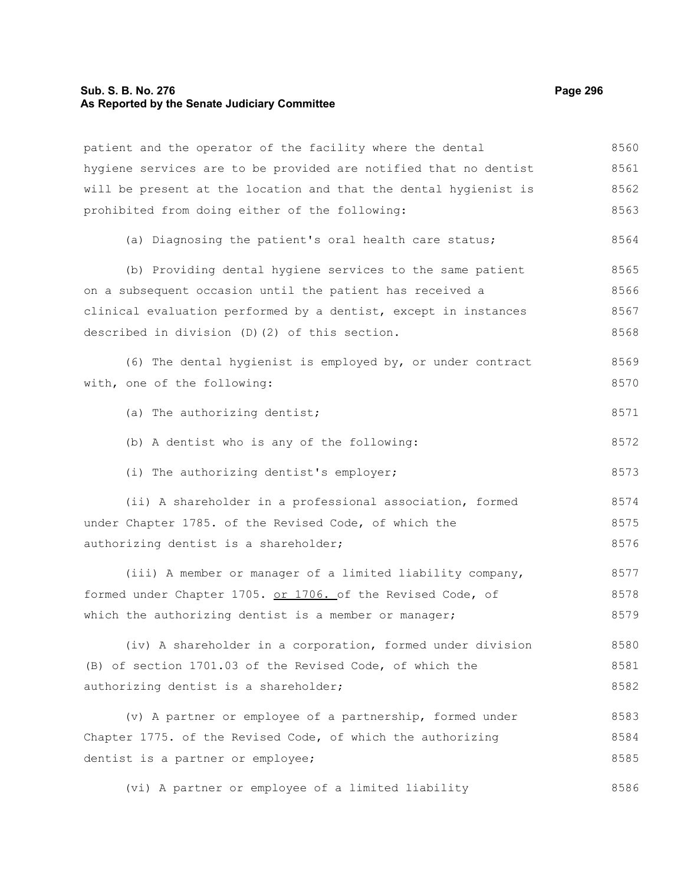patient and the operator of the facility where the dental hygiene services are to be provided are notified that no dentist will be present at the location and that the dental hygienist is prohibited from doing either of the following:

(a) Diagnosing the patient's oral health care status;

(b) Providing dental hygiene services to the same patient on a subsequent occasion until the patient has received a clinical evaluation performed by a dentist, except in instances described in division (D)(2) of this section.

(6) The dental hygienist is employed by, or under contract with, one of the following:

(a) The authorizing dentist;

(b) A dentist who is any of the following:

(i) The authorizing dentist's employer;

(ii) A shareholder in a professional association, formed under Chapter 1785. of the Revised Code, of which the authorizing dentist is a shareholder;

(iii) A member or manager of a limited liability company, formed under Chapter 1705. or 1706. of the Revised Code, of which the authorizing dentist is a member or manager;

(iv) A shareholder in a corporation, formed under division (B) of section 1701.03 of the Revised Code, of which the authorizing dentist is a shareholder;

(v) A partner or employee of a partnership, formed under Chapter 1775. of the Revised Code, of which the authorizing dentist is a partner or employee;

(vi) A partner or employee of a limited liability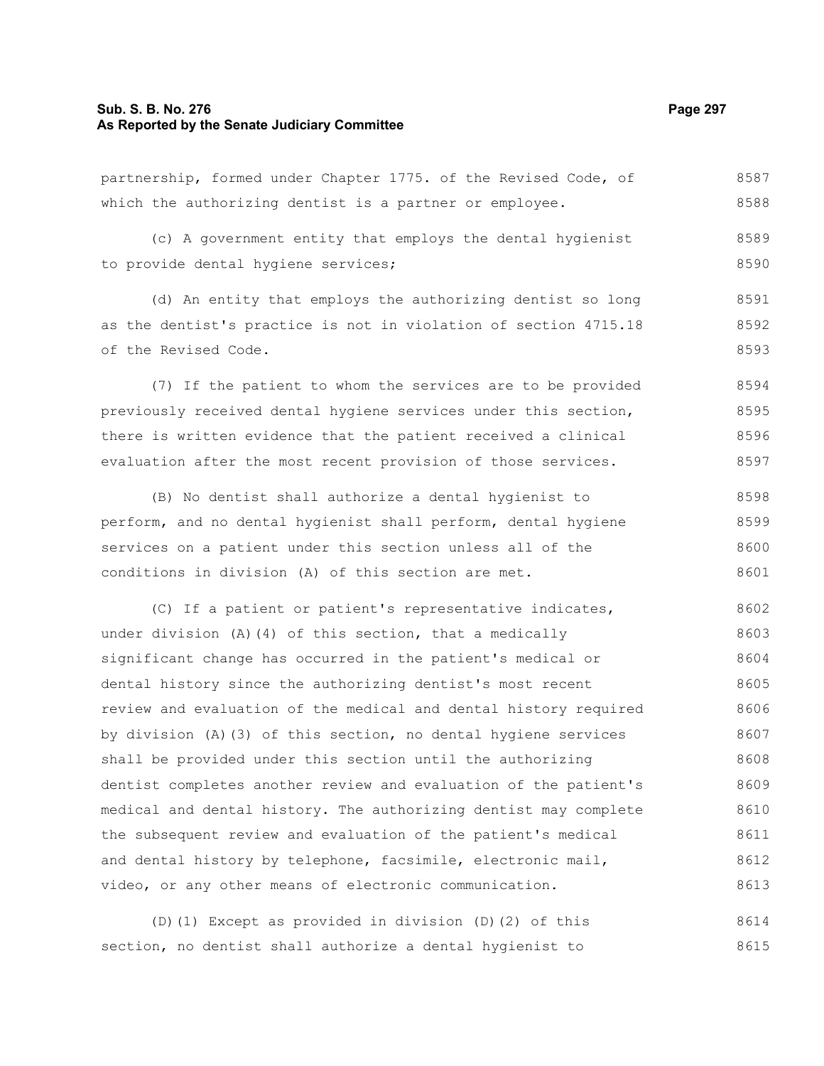partnership, formed under Chapter 1775. of the Revised Code, of which the authorizing dentist is a partner or employee.

(c) A government entity that employs the dental hygienist to provide dental hygiene services;

(d) An entity that employs the authorizing dentist so long as the dentist's practice is not in violation of section 4715.18 of the Revised Code.

(7) If the patient to whom the services are to be provided previously received dental hygiene services under this section, there is written evidence that the patient received a clinical evaluation after the most recent provision of those services.

(B) No dentist shall authorize a dental hygienist to perform, and no dental hygienist shall perform, dental hygiene services on a patient under this section unless all of the conditions in division (A) of this section are met.

(C) If a patient or patient's representative indicates, under division (A)(4) of this section, that a medically significant change has occurred in the patient's medical or dental history since the authorizing dentist's most recent review and evaluation of the medical and dental history required by division (A)(3) of this section, no dental hygiene services shall be provided under this section until the authorizing dentist completes another review and evaluation of the patient's medical and dental history. The authorizing dentist may complete the subsequent review and evaluation of the patient's medical and dental history by telephone, facsimile, electronic mail, video, or any other means of electronic communication.

(D)(1) Except as provided in division (D)(2) of this section, no dentist shall authorize a dental hygienist to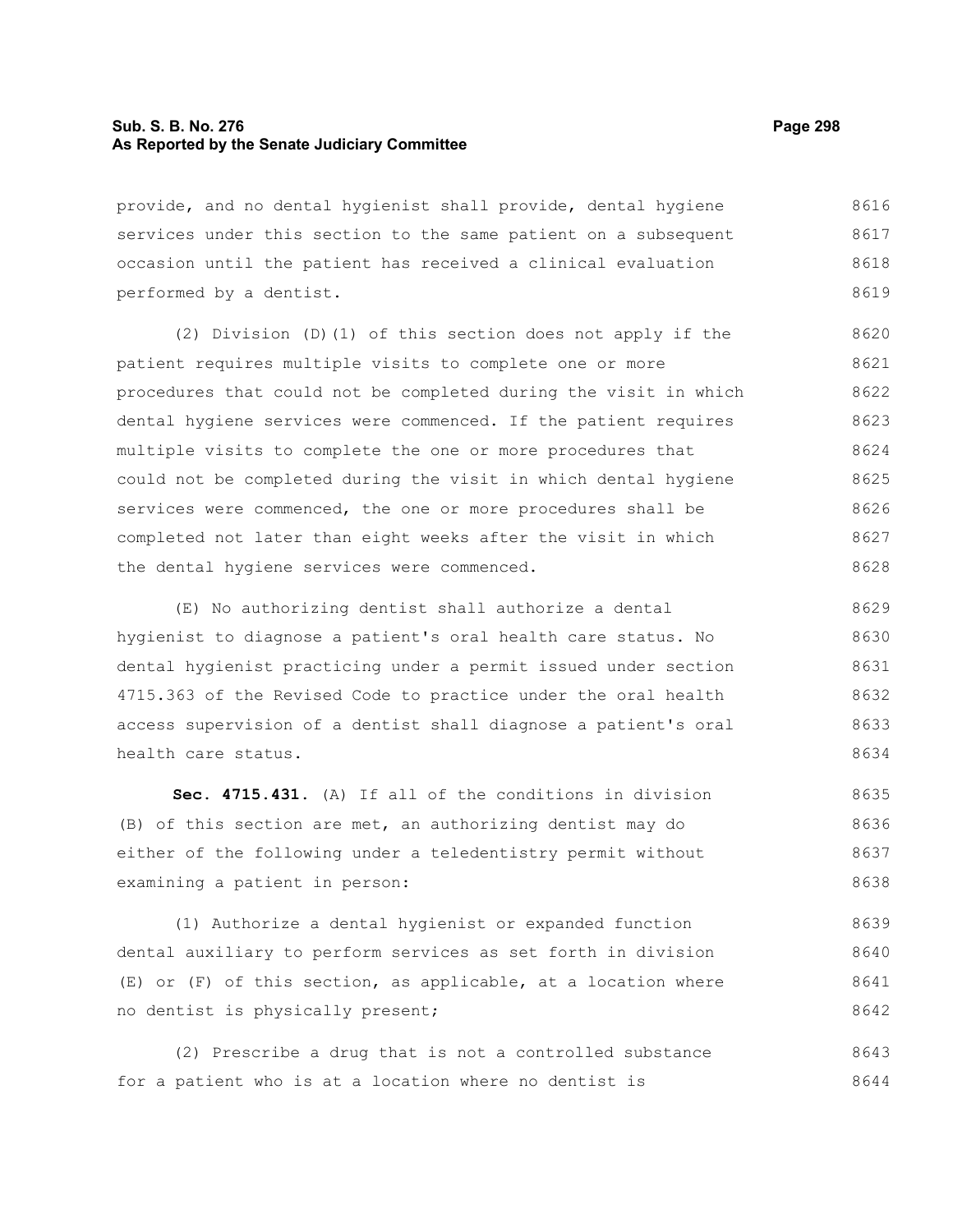provide, and no dental hygienist shall provide, dental hygiene services under this section to the same patient on a subsequent occasion until the patient has received a clinical evaluation performed by a dentist.

(2) Division (D)(1) of this section does not apply if the patient requires multiple visits to complete one or more procedures that could not be completed during the visit in which dental hygiene services were commenced. If the patient requires multiple visits to complete the one or more procedures that could not be completed during the visit in which dental hygiene services were commenced, the one or more procedures shall be completed not later than eight weeks after the visit in which the dental hygiene services were commenced.

(E) No authorizing dentist shall authorize a dental hygienist to diagnose a patient's oral health care status. No dental hygienist practicing under a permit issued under section 4715.363 of the Revised Code to practice under the oral health access supervision of a dentist shall diagnose a patient's oral health care status.

**Sec. 4715.431.** (A) If all of the conditions in division (B) of this section are met, an authorizing dentist may do either of the following under a teledentistry permit without examining a patient in person:

(1) Authorize a dental hygienist or expanded function dental auxiliary to perform services as set forth in division (E) or (F) of this section, as applicable, at a location where no dentist is physically present;

(2) Prescribe a drug that is not a controlled substance for a patient who is at a location where no dentist is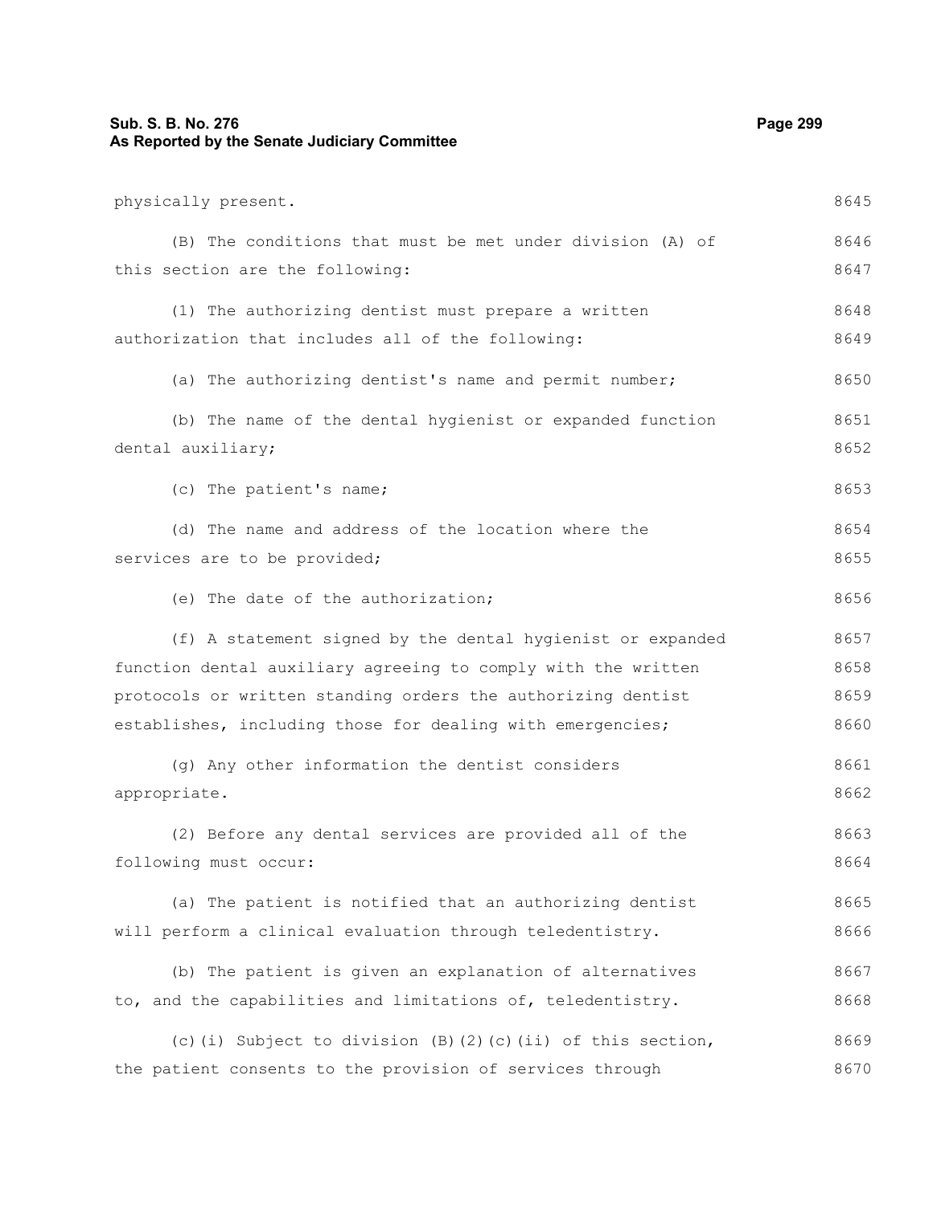physically present.

(B) The conditions that must be met under division (A) of this section are the following:

(1) The authorizing dentist must prepare a written authorization that includes all of the following:

(a) The authorizing dentist's name and permit number;

(b) The name of the dental hygienist or expanded function dental auxiliary;

(c) The patient's name;

(d) The name and address of the location where the services are to be provided;

(e) The date of the authorization;

(f) A statement signed by the dental hygienist or expanded function dental auxiliary agreeing to comply with the written protocols or written standing orders the authorizing dentist establishes, including those for dealing with emergencies;

(g) Any other information the dentist considers appropriate.

(2) Before any dental services are provided all of the following must occur:

(a) The patient is notified that an authorizing dentist will perform a clinical evaluation through teledentistry.

(b) The patient is given an explanation of alternatives to, and the capabilities and limitations of, teledentistry.

(c)(i) Subject to division (B)(2)(c)(ii) of this section, the patient consents to the provision of services through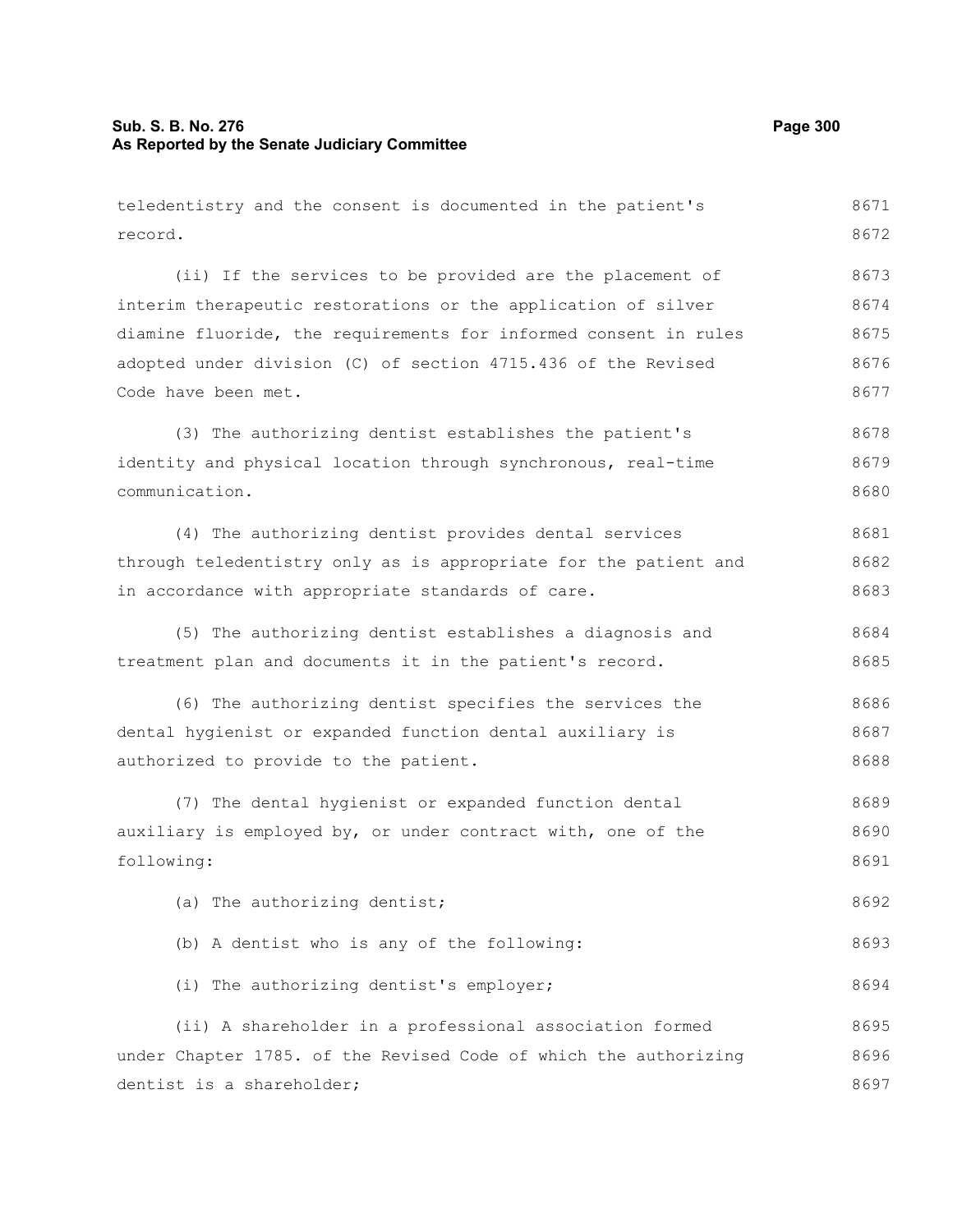teledentistry and the consent is documented in the patient's record.

(ii) If the services to be provided are the placement of interim therapeutic restorations or the application of silver diamine fluoride, the requirements for informed consent in rules adopted under division (C) of section 4715.436 of the Revised Code have been met.

(3) The authorizing dentist establishes the patient's identity and physical location through synchronous, real-time communication.

(4) The authorizing dentist provides dental services through teledentistry only as is appropriate for the patient and in accordance with appropriate standards of care.

(5) The authorizing dentist establishes a diagnosis and treatment plan and documents it in the patient's record.

(6) The authorizing dentist specifies the services the dental hygienist or expanded function dental auxiliary is authorized to provide to the patient.

(7) The dental hygienist or expanded function dental auxiliary is employed by, or under contract with, one of the following:

(a) The authorizing dentist;

(b) A dentist who is any of the following:

(i) The authorizing dentist's employer;

(ii) A shareholder in a professional association formed under Chapter 1785. of the Revised Code of which the authorizing dentist is a shareholder;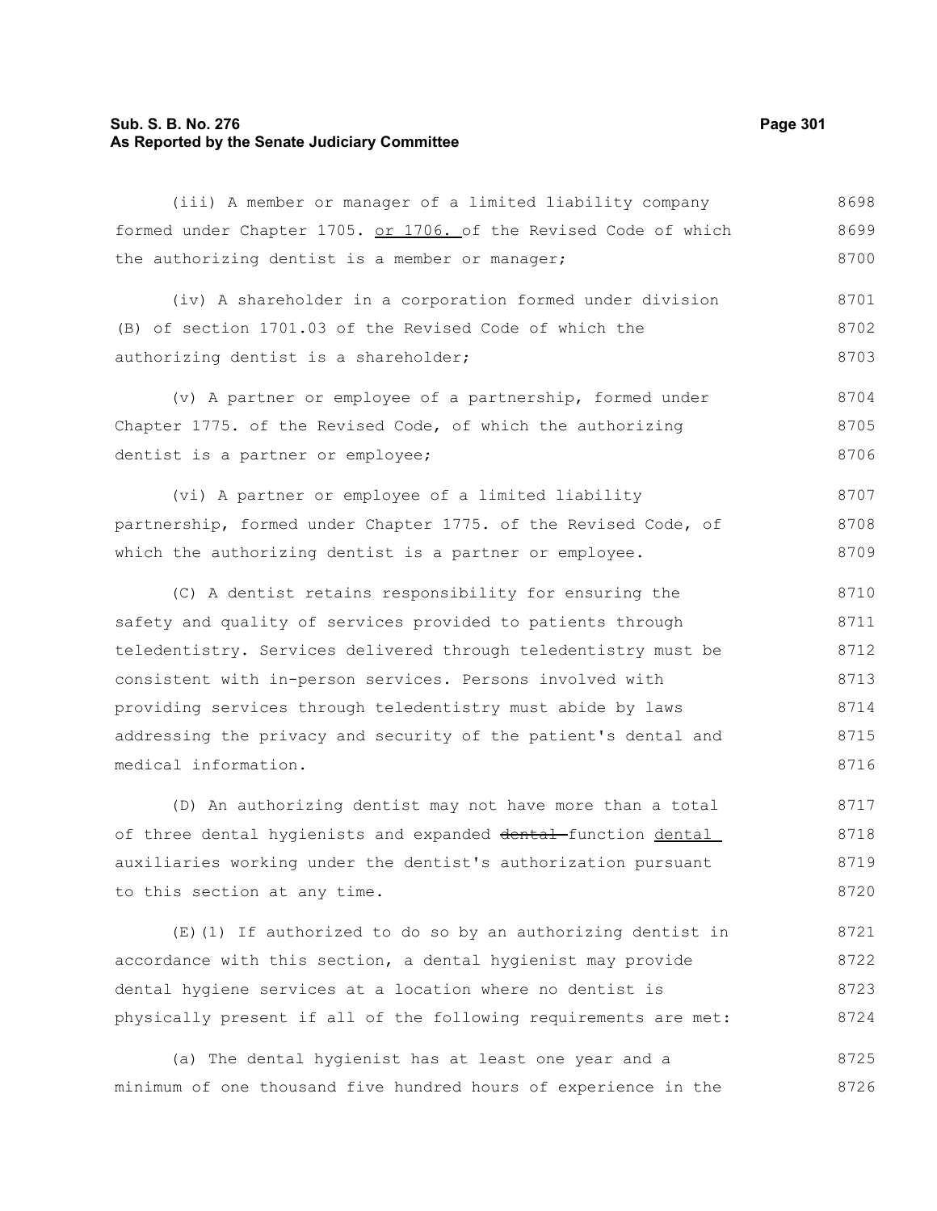(iii) A member or manager of a limited liability company formed under Chapter 1705. or 1706. of the Revised Code of which the authorizing dentist is a member or manager;

(iv) A shareholder in a corporation formed under division (B) of section 1701.03 of the Revised Code of which the authorizing dentist is a shareholder;

(v) A partner or employee of a partnership, formed under Chapter 1775. of the Revised Code, of which the authorizing dentist is a partner or employee;

(vi) A partner or employee of a limited liability partnership, formed under Chapter 1775. of the Revised Code, of which the authorizing dentist is a partner or employee.

(C) A dentist retains responsibility for ensuring the safety and quality of services provided to patients through teledentistry. Services delivered through teledentistry must be consistent with in-person services. Persons involved with providing services through teledentistry must abide by laws addressing the privacy and security of the patient's dental and medical information.

(D) An authorizing dentist may not have more than a total of three dental hygienists and expanded ~~dental~~ function dental auxiliaries working under the dentist's authorization pursuant to this section at any time.

(E)(1) If authorized to do so by an authorizing dentist in accordance with this section, a dental hygienist may provide dental hygiene services at a location where no dentist is physically present if all of the following requirements are met:

(a) The dental hygienist has at least one year and a minimum of one thousand five hundred hours of experience in the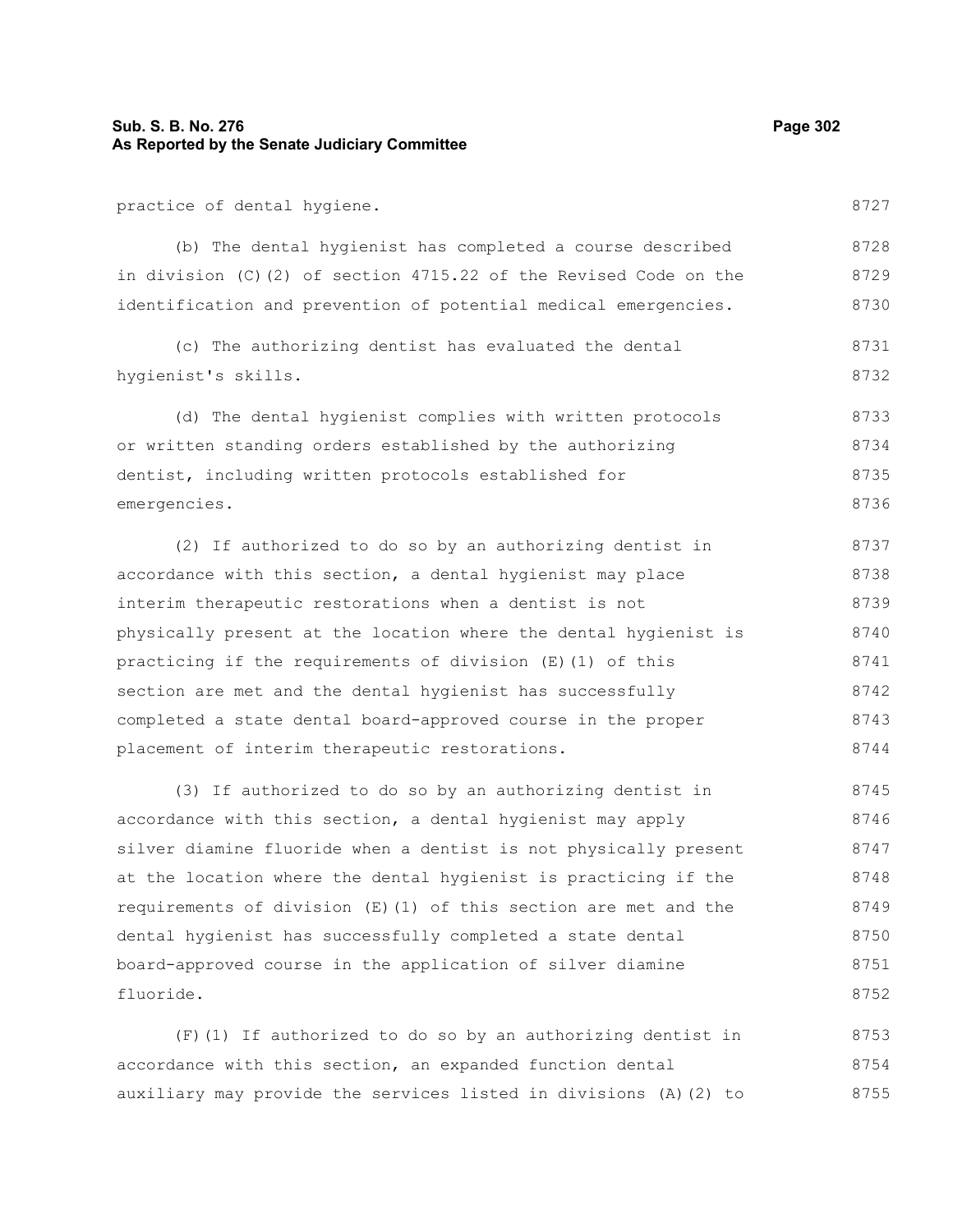practice of dental hygiene.

(b) The dental hygienist has completed a course described in division (C)(2) of section 4715.22 of the Revised Code on the identification and prevention of potential medical emergencies.

(c) The authorizing dentist has evaluated the dental hygienist's skills.

(d) The dental hygienist complies with written protocols or written standing orders established by the authorizing dentist, including written protocols established for emergencies.

(2) If authorized to do so by an authorizing dentist in accordance with this section, a dental hygienist may place interim therapeutic restorations when a dentist is not physically present at the location where the dental hygienist is practicing if the requirements of division (E)(1) of this section are met and the dental hygienist has successfully completed a state dental board-approved course in the proper placement of interim therapeutic restorations.

(3) If authorized to do so by an authorizing dentist in accordance with this section, a dental hygienist may apply silver diamine fluoride when a dentist is not physically present at the location where the dental hygienist is practicing if the requirements of division (E)(1) of this section are met and the dental hygienist has successfully completed a state dental board-approved course in the application of silver diamine fluoride.

(F)(1) If authorized to do so by an authorizing dentist in accordance with this section, an expanded function dental auxiliary may provide the services listed in divisions (A)(2) to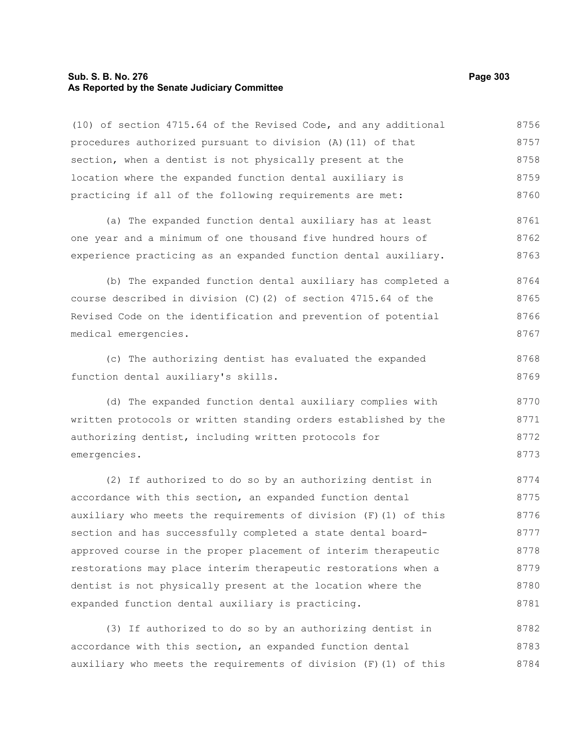(10) of section 4715.64 of the Revised Code, and any additional procedures authorized pursuant to division (A)(11) of that section, when a dentist is not physically present at the location where the expanded function dental auxiliary is practicing if all of the following requirements are met:

(a) The expanded function dental auxiliary has at least one year and a minimum of one thousand five hundred hours of experience practicing as an expanded function dental auxiliary.

(b) The expanded function dental auxiliary has completed a course described in division (C)(2) of section 4715.64 of the Revised Code on the identification and prevention of potential medical emergencies.

(c) The authorizing dentist has evaluated the expanded function dental auxiliary's skills.

(d) The expanded function dental auxiliary complies with written protocols or written standing orders established by the authorizing dentist, including written protocols for emergencies.

(2) If authorized to do so by an authorizing dentist in accordance with this section, an expanded function dental auxiliary who meets the requirements of division (F)(1) of this section and has successfully completed a state dental board-approved course in the proper placement of interim therapeutic restorations may place interim therapeutic restorations when a dentist is not physically present at the location where the expanded function dental auxiliary is practicing.

(3) If authorized to do so by an authorizing dentist in accordance with this section, an expanded function dental auxiliary who meets the requirements of division (F)(1) of this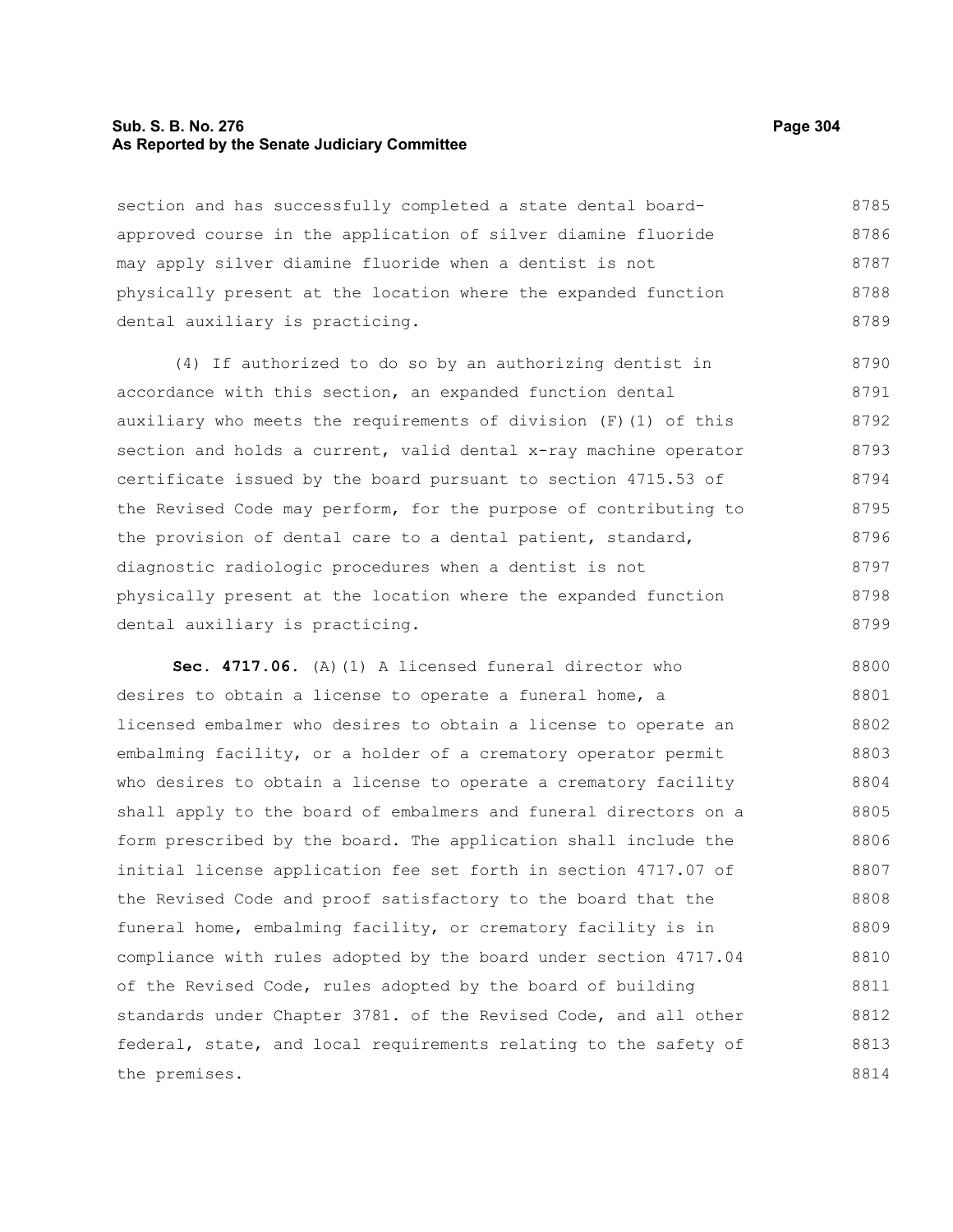section and has successfully completed a state dental board-approved course in the application of silver diamine fluoride may apply silver diamine fluoride when a dentist is not physically present at the location where the expanded function dental auxiliary is practicing.

(4) If authorized to do so by an authorizing dentist in accordance with this section, an expanded function dental auxiliary who meets the requirements of division (F)(1) of this section and holds a current, valid dental x-ray machine operator certificate issued by the board pursuant to section 4715.53 of the Revised Code may perform, for the purpose of contributing to the provision of dental care to a dental patient, standard, diagnostic radiologic procedures when a dentist is not physically present at the location where the expanded function dental auxiliary is practicing.

**Sec. 4717.06.** (A)(1) A licensed funeral director who desires to obtain a license to operate a funeral home, a licensed embalmer who desires to obtain a license to operate an embalming facility, or a holder of a crematory operator permit who desires to obtain a license to operate a crematory facility shall apply to the board of embalmers and funeral directors on a form prescribed by the board. The application shall include the initial license application fee set forth in section 4717.07 of the Revised Code and proof satisfactory to the board that the funeral home, embalming facility, or crematory facility is in compliance with rules adopted by the board under section 4717.04 of the Revised Code, rules adopted by the board of building standards under Chapter 3781. of the Revised Code, and all other federal, state, and local requirements relating to the safety of the premises.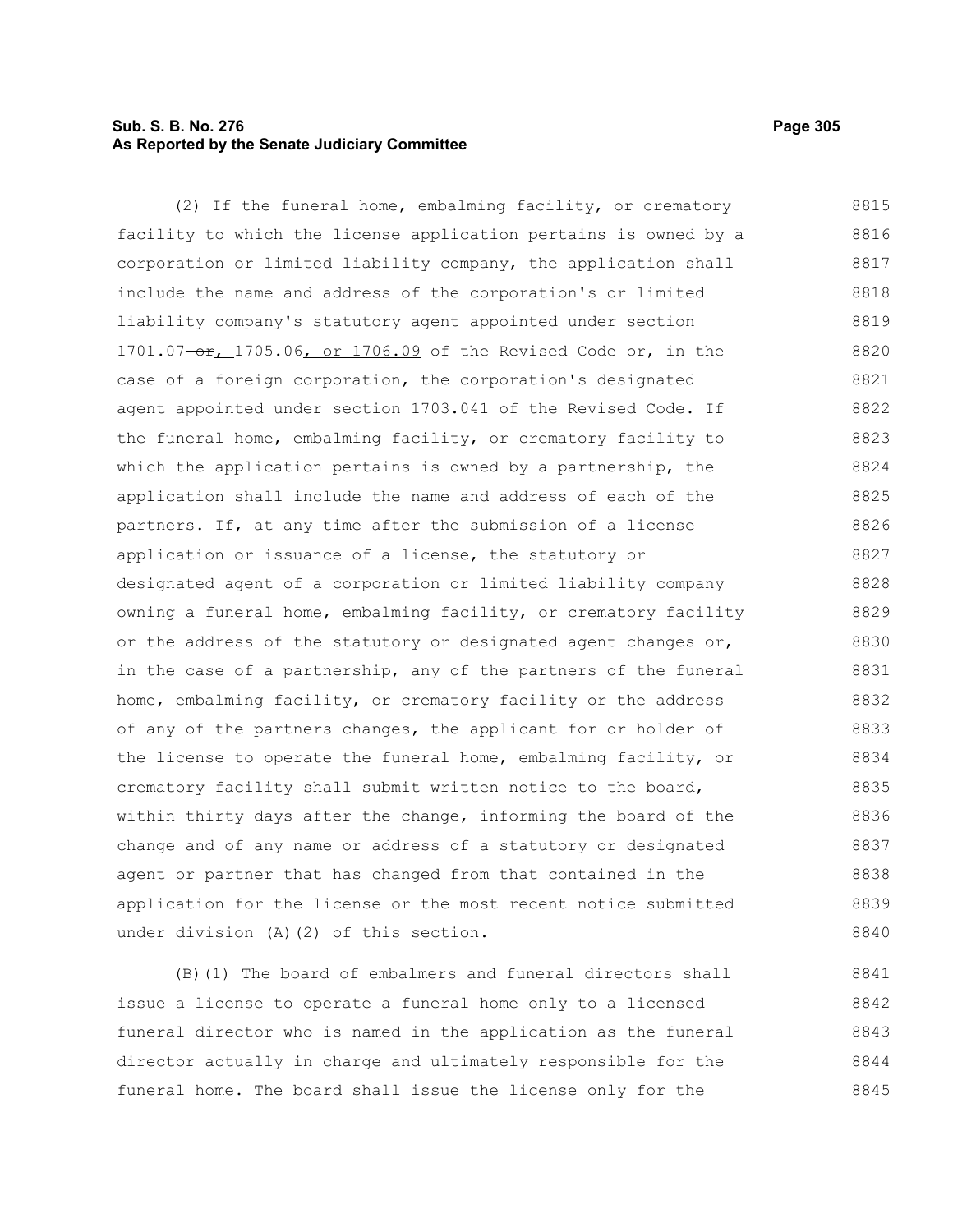(2) If the funeral home, embalming facility, or crematory facility to which the license application pertains is owned by a corporation or limited liability company, the application shall include the name and address of the corporation's or limited liability company's statutory agent appointed under section 1701.07 ~~or~~, 1705.06, or 1706.09 of the Revised Code or, in the case of a foreign corporation, the corporation's designated agent appointed under section 1703.041 of the Revised Code. If the funeral home, embalming facility, or crematory facility to which the application pertains is owned by a partnership, the application shall include the name and address of each of the partners. If, at any time after the submission of a license application or issuance of a license, the statutory or designated agent of a corporation or limited liability company owning a funeral home, embalming facility, or crematory facility or the address of the statutory or designated agent changes or, in the case of a partnership, any of the partners of the funeral home, embalming facility, or crematory facility or the address of any of the partners changes, the applicant for or holder of the license to operate the funeral home, embalming facility, or crematory facility shall submit written notice to the board, within thirty days after the change, informing the board of the change and of any name or address of a statutory or designated agent or partner that has changed from that contained in the application for the license or the most recent notice submitted under division (A)(2) of this section.

(B)(1) The board of embalmers and funeral directors shall issue a license to operate a funeral home only to a licensed funeral director who is named in the application as the funeral director actually in charge and ultimately responsible for the funeral home. The board shall issue the license only for the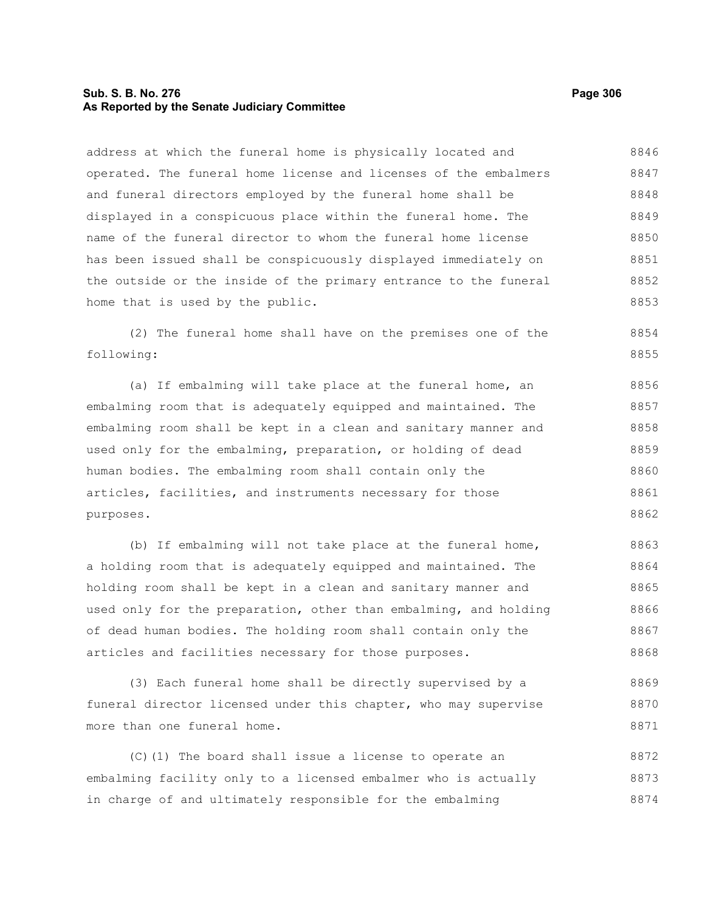address at which the funeral home is physically located and operated. The funeral home license and licenses of the embalmers and funeral directors employed by the funeral home shall be displayed in a conspicuous place within the funeral home. The name of the funeral director to whom the funeral home license has been issued shall be conspicuously displayed immediately on the outside or the inside of the primary entrance to the funeral home that is used by the public.

(2) The funeral home shall have on the premises one of the following:

(a) If embalming will take place at the funeral home, an embalming room that is adequately equipped and maintained. The embalming room shall be kept in a clean and sanitary manner and used only for the embalming, preparation, or holding of dead human bodies. The embalming room shall contain only the articles, facilities, and instruments necessary for those purposes.

(b) If embalming will not take place at the funeral home, a holding room that is adequately equipped and maintained. The holding room shall be kept in a clean and sanitary manner and used only for the preparation, other than embalming, and holding of dead human bodies. The holding room shall contain only the articles and facilities necessary for those purposes.

(3) Each funeral home shall be directly supervised by a funeral director licensed under this chapter, who may supervise more than one funeral home.

(C)(1) The board shall issue a license to operate an embalming facility only to a licensed embalmer who is actually in charge of and ultimately responsible for the embalming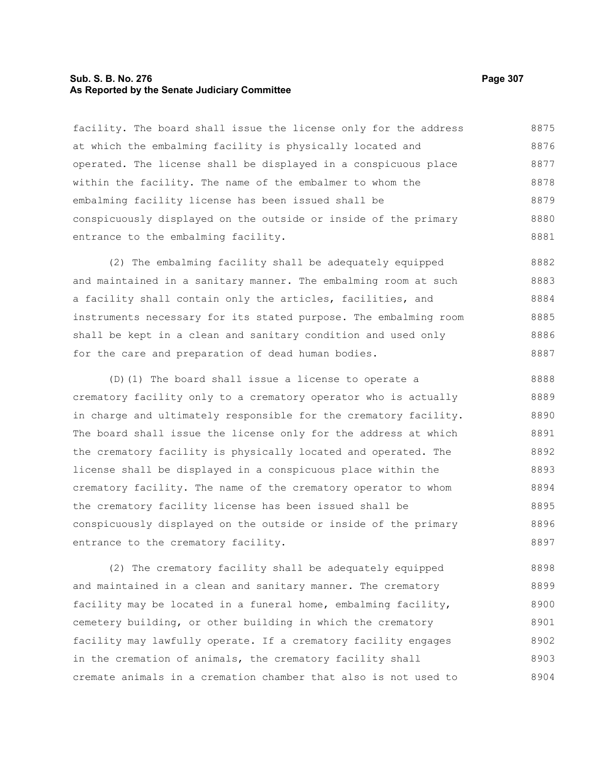facility. The board shall issue the license only for the address at which the embalming facility is physically located and operated. The license shall be displayed in a conspicuous place within the facility. The name of the embalmer to whom the embalming facility license has been issued shall be conspicuously displayed on the outside or inside of the primary entrance to the embalming facility.

(2) The embalming facility shall be adequately equipped and maintained in a sanitary manner. The embalming room at such a facility shall contain only the articles, facilities, and instruments necessary for its stated purpose. The embalming room shall be kept in a clean and sanitary condition and used only for the care and preparation of dead human bodies.

(D)(1) The board shall issue a license to operate a crematory facility only to a crematory operator who is actually in charge and ultimately responsible for the crematory facility. The board shall issue the license only for the address at which the crematory facility is physically located and operated. The license shall be displayed in a conspicuous place within the crematory facility. The name of the crematory operator to whom the crematory facility license has been issued shall be conspicuously displayed on the outside or inside of the primary entrance to the crematory facility.

(2) The crematory facility shall be adequately equipped and maintained in a clean and sanitary manner. The crematory facility may be located in a funeral home, embalming facility, cemetery building, or other building in which the crematory facility may lawfully operate. If a crematory facility engages in the cremation of animals, the crematory facility shall cremate animals in a cremation chamber that also is not used to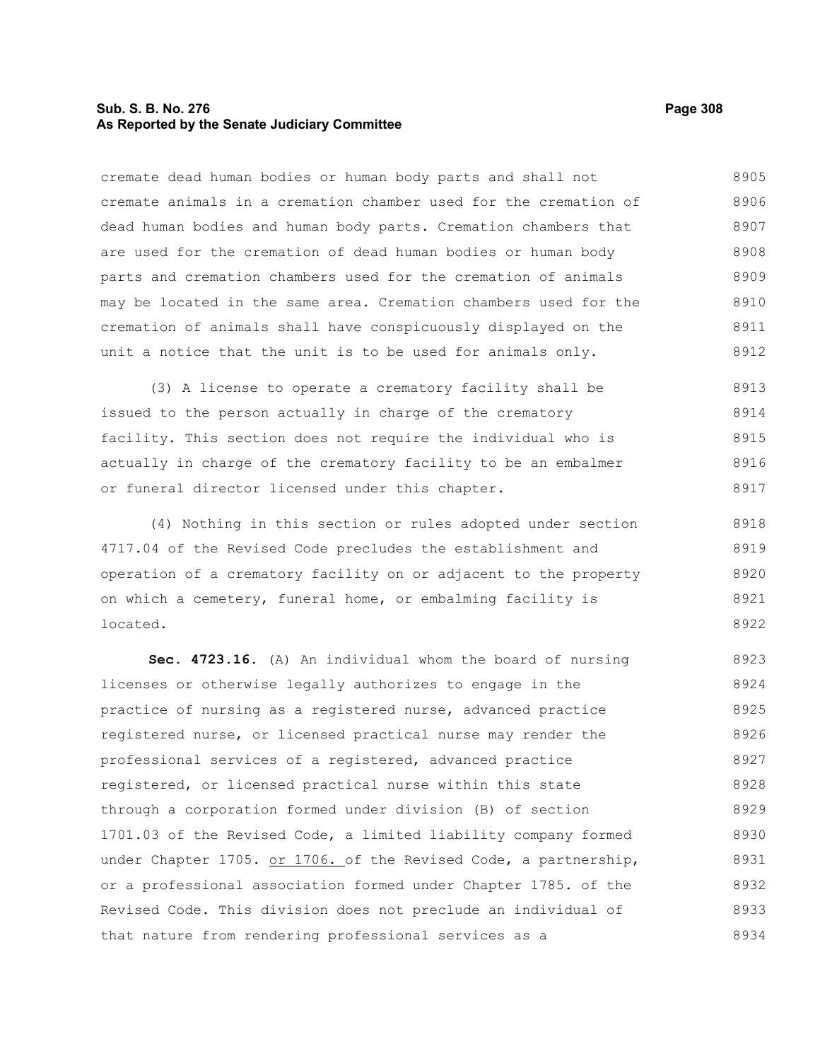cremate dead human bodies or human body parts and shall not cremate animals in a cremation chamber used for the cremation of dead human bodies and human body parts. Cremation chambers that are used for the cremation of dead human bodies or human body parts and cremation chambers used for the cremation of animals may be located in the same area. Cremation chambers used for the cremation of animals shall have conspicuously displayed on the unit a notice that the unit is to be used for animals only.

(3) A license to operate a crematory facility shall be issued to the person actually in charge of the crematory facility. This section does not require the individual who is actually in charge of the crematory facility to be an embalmer or funeral director licensed under this chapter.

(4) Nothing in this section or rules adopted under section 4717.04 of the Revised Code precludes the establishment and operation of a crematory facility on or adjacent to the property on which a cemetery, funeral home, or embalming facility is located.

**Sec. 4723.16.** (A) An individual whom the board of nursing licenses or otherwise legally authorizes to engage in the practice of nursing as a registered nurse, advanced practice registered nurse, or licensed practical nurse may render the professional services of a registered, advanced practice registered, or licensed practical nurse within this state through a corporation formed under division (B) of section 1701.03 of the Revised Code, a limited liability company formed under Chapter 1705. <u>or 1706.</u> of the Revised Code, a partnership, or a professional association formed under Chapter 1785. of the Revised Code. This division does not preclude an individual of that nature from rendering professional services as a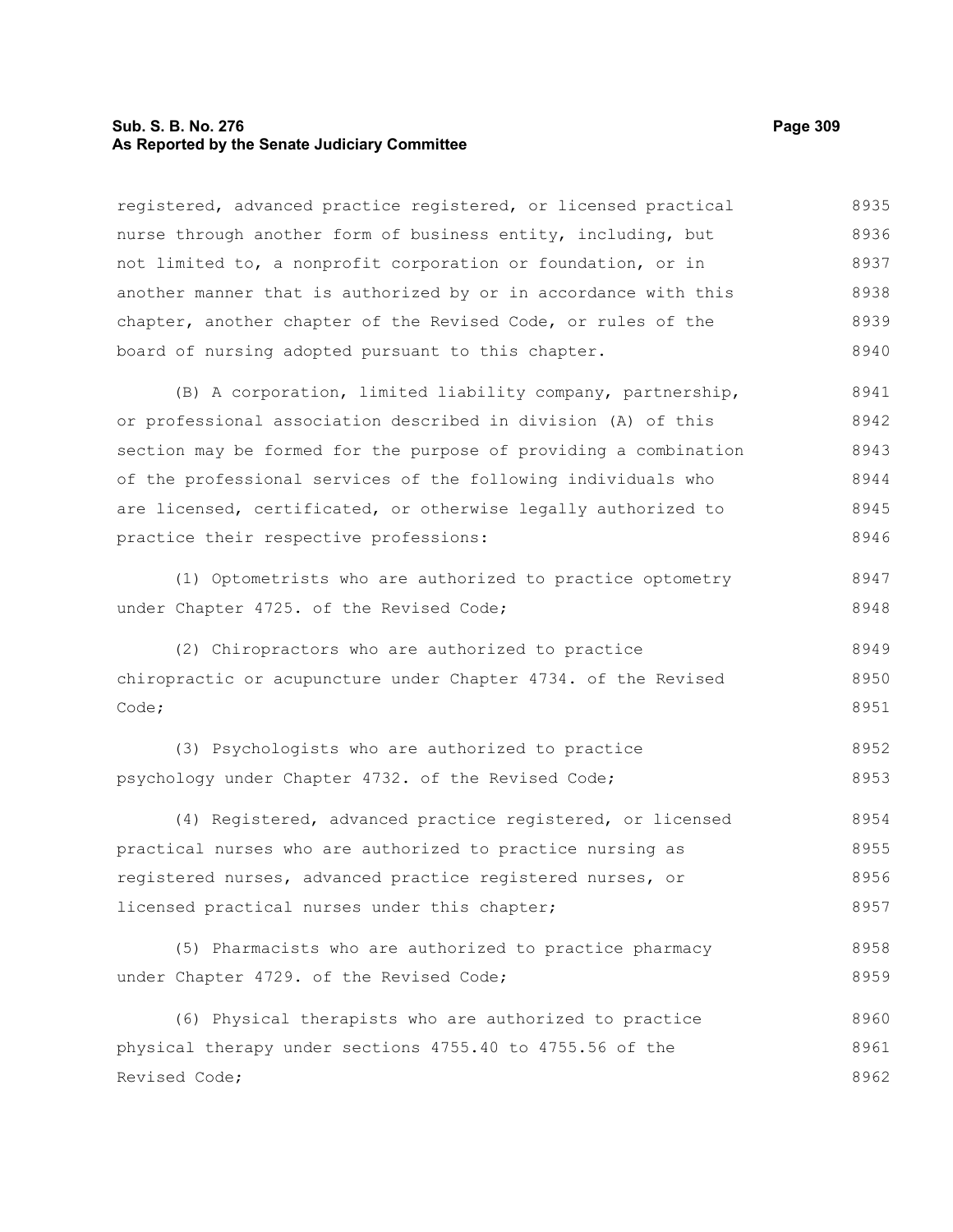registered, advanced practice registered, or licensed practical nurse through another form of business entity, including, but not limited to, a nonprofit corporation or foundation, or in another manner that is authorized by or in accordance with this chapter, another chapter of the Revised Code, or rules of the board of nursing adopted pursuant to this chapter.

(B) A corporation, limited liability company, partnership, or professional association described in division (A) of this section may be formed for the purpose of providing a combination of the professional services of the following individuals who are licensed, certificated, or otherwise legally authorized to practice their respective professions:

(1) Optometrists who are authorized to practice optometry under Chapter 4725. of the Revised Code;

(2) Chiropractors who are authorized to practice chiropractic or acupuncture under Chapter 4734. of the Revised Code;

(3) Psychologists who are authorized to practice psychology under Chapter 4732. of the Revised Code;

(4) Registered, advanced practice registered, or licensed practical nurses who are authorized to practice nursing as registered nurses, advanced practice registered nurses, or licensed practical nurses under this chapter;

(5) Pharmacists who are authorized to practice pharmacy under Chapter 4729. of the Revised Code;

(6) Physical therapists who are authorized to practice physical therapy under sections 4755.40 to 4755.56 of the Revised Code;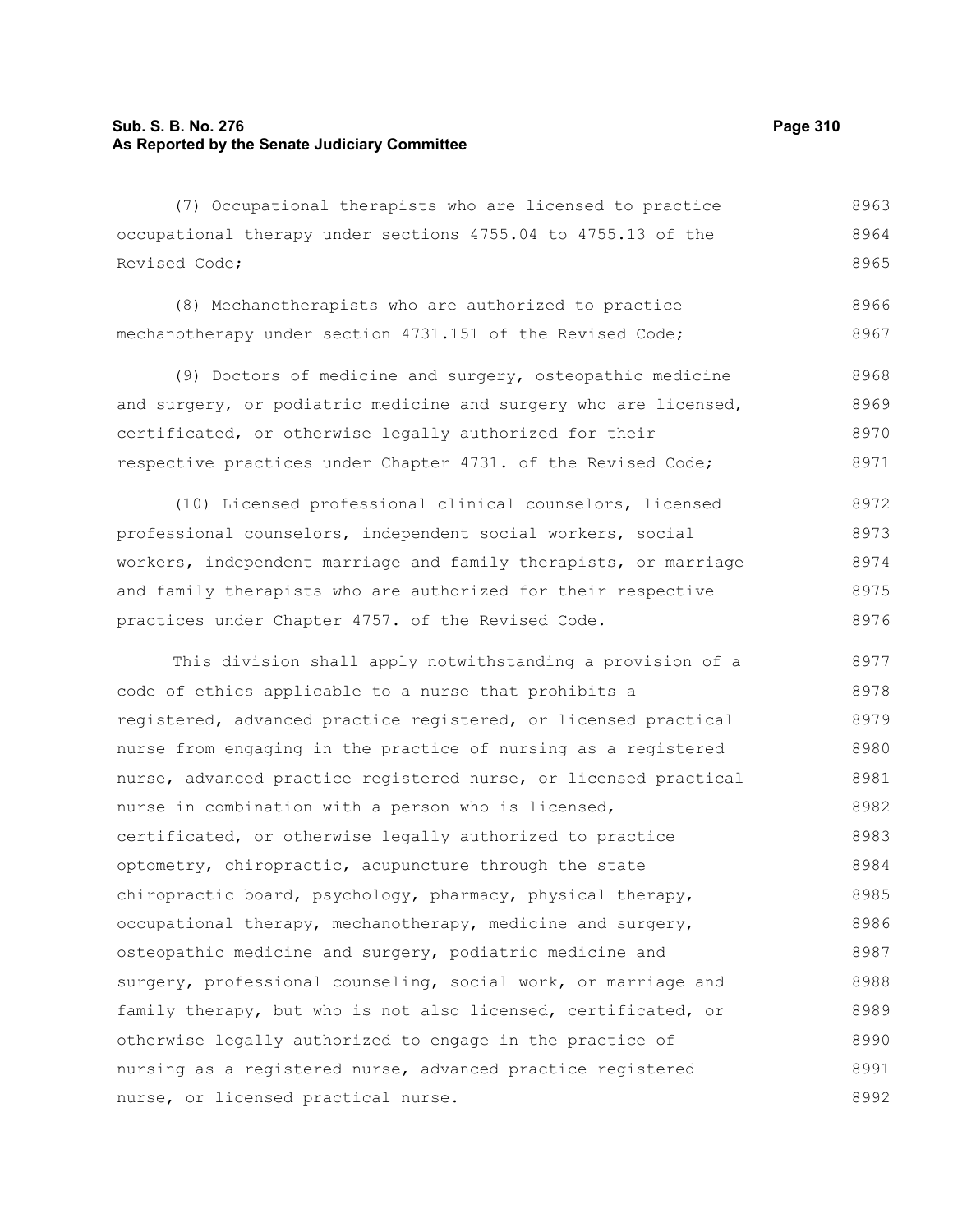(7) Occupational therapists who are licensed to practice occupational therapy under sections 4755.04 to 4755.13 of the Revised Code;

(8) Mechanotherapists who are authorized to practice mechanotherapy under section 4731.151 of the Revised Code;

(9) Doctors of medicine and surgery, osteopathic medicine and surgery, or podiatric medicine and surgery who are licensed, certificated, or otherwise legally authorized for their respective practices under Chapter 4731. of the Revised Code;

(10) Licensed professional clinical counselors, licensed professional counselors, independent social workers, social workers, independent marriage and family therapists, or marriage and family therapists who are authorized for their respective practices under Chapter 4757. of the Revised Code.

This division shall apply notwithstanding a provision of a code of ethics applicable to a nurse that prohibits a registered, advanced practice registered, or licensed practical nurse from engaging in the practice of nursing as a registered nurse, advanced practice registered nurse, or licensed practical nurse in combination with a person who is licensed, certificated, or otherwise legally authorized to practice optometry, chiropractic, acupuncture through the state chiropractic board, psychology, pharmacy, physical therapy, occupational therapy, mechanotherapy, medicine and surgery, osteopathic medicine and surgery, podiatric medicine and surgery, professional counseling, social work, or marriage and family therapy, but who is not also licensed, certificated, or otherwise legally authorized to engage in the practice of nursing as a registered nurse, advanced practice registered nurse, or licensed practical nurse.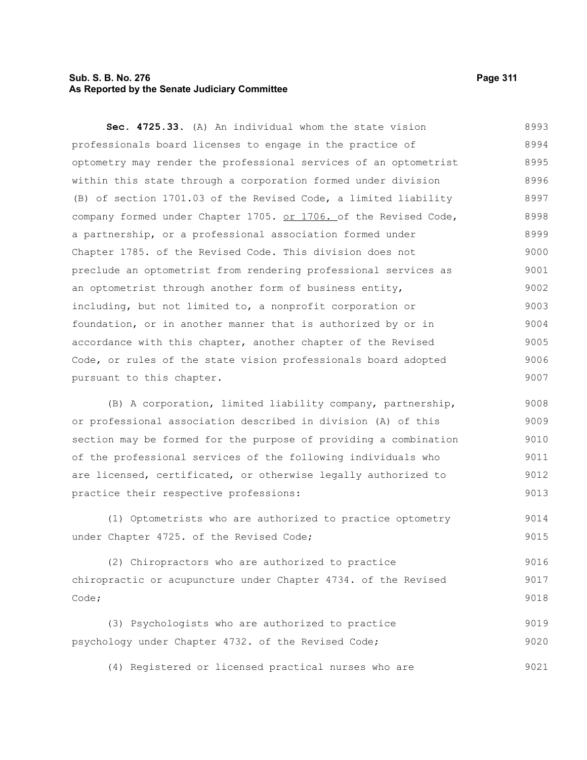**Sec. 4725.33.** (A) An individual whom the state vision professionals board licenses to engage in the practice of optometry may render the professional services of an optometrist within this state through a corporation formed under division (B) of section 1701.03 of the Revised Code, a limited liability company formed under Chapter 1705. or 1706. of the Revised Code, a partnership, or a professional association formed under Chapter 1785. of the Revised Code. This division does not preclude an optometrist from rendering professional services as an optometrist through another form of business entity, including, but not limited to, a nonprofit corporation or foundation, or in another manner that is authorized by or in accordance with this chapter, another chapter of the Revised Code, or rules of the state vision professionals board adopted pursuant to this chapter.

(B) A corporation, limited liability company, partnership, or professional association described in division (A) of this section may be formed for the purpose of providing a combination of the professional services of the following individuals who are licensed, certificated, or otherwise legally authorized to practice their respective professions:

(1) Optometrists who are authorized to practice optometry under Chapter 4725. of the Revised Code;

(2) Chiropractors who are authorized to practice chiropractic or acupuncture under Chapter 4734. of the Revised Code;

(3) Psychologists who are authorized to practice psychology under Chapter 4732. of the Revised Code;

(4) Registered or licensed practical nurses who are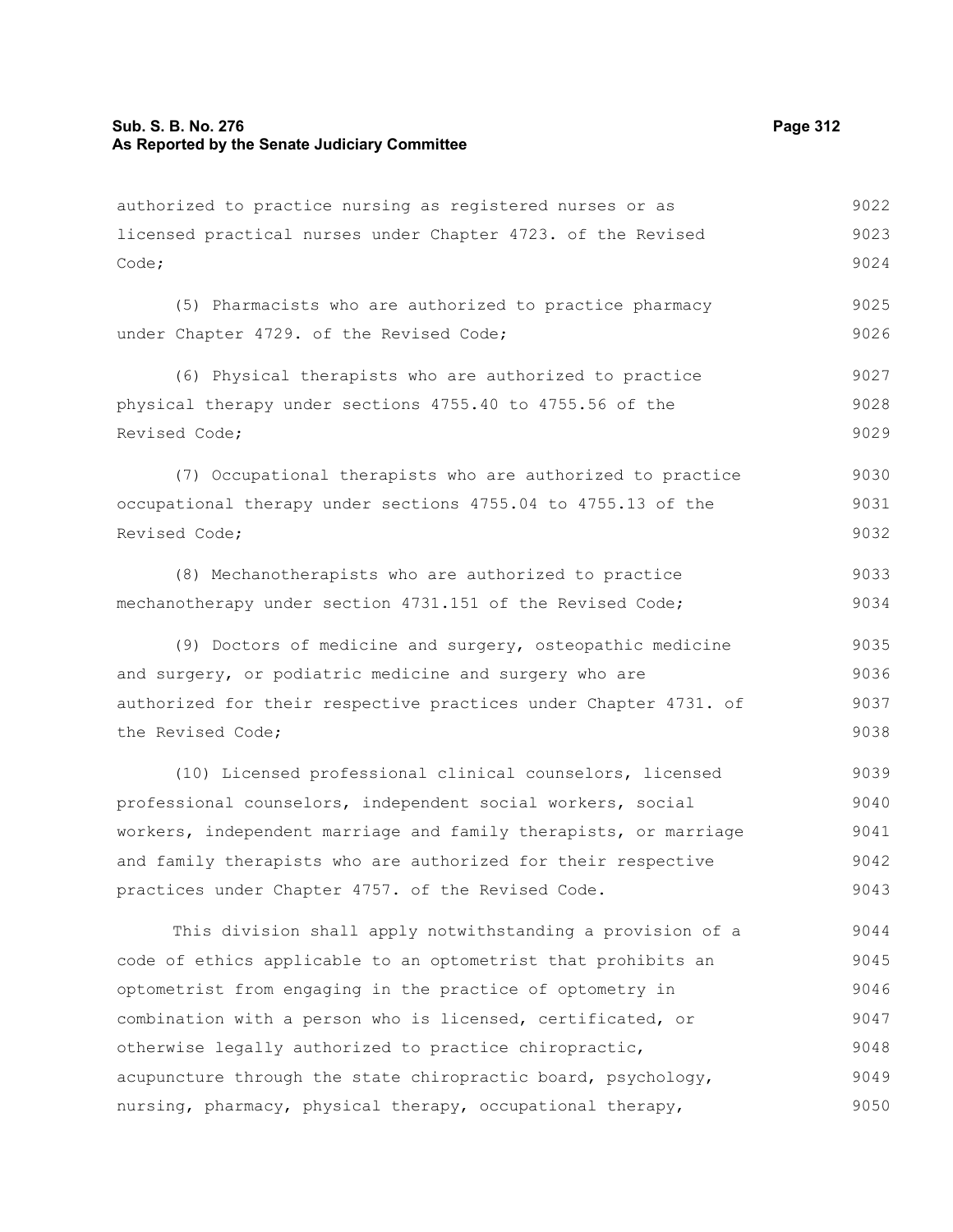authorized to practice nursing as registered nurses or as licensed practical nurses under Chapter 4723. of the Revised Code;

(5) Pharmacists who are authorized to practice pharmacy under Chapter 4729. of the Revised Code;

(6) Physical therapists who are authorized to practice physical therapy under sections 4755.40 to 4755.56 of the Revised Code;

(7) Occupational therapists who are authorized to practice occupational therapy under sections 4755.04 to 4755.13 of the Revised Code;

(8) Mechanotherapists who are authorized to practice mechanotherapy under section 4731.151 of the Revised Code;

(9) Doctors of medicine and surgery, osteopathic medicine and surgery, or podiatric medicine and surgery who are authorized for their respective practices under Chapter 4731. of the Revised Code;

(10) Licensed professional clinical counselors, licensed professional counselors, independent social workers, social workers, independent marriage and family therapists, or marriage and family therapists who are authorized for their respective practices under Chapter 4757. of the Revised Code.

This division shall apply notwithstanding a provision of a code of ethics applicable to an optometrist that prohibits an optometrist from engaging in the practice of optometry in combination with a person who is licensed, certificated, or otherwise legally authorized to practice chiropractic, acupuncture through the state chiropractic board, psychology, nursing, pharmacy, physical therapy, occupational therapy,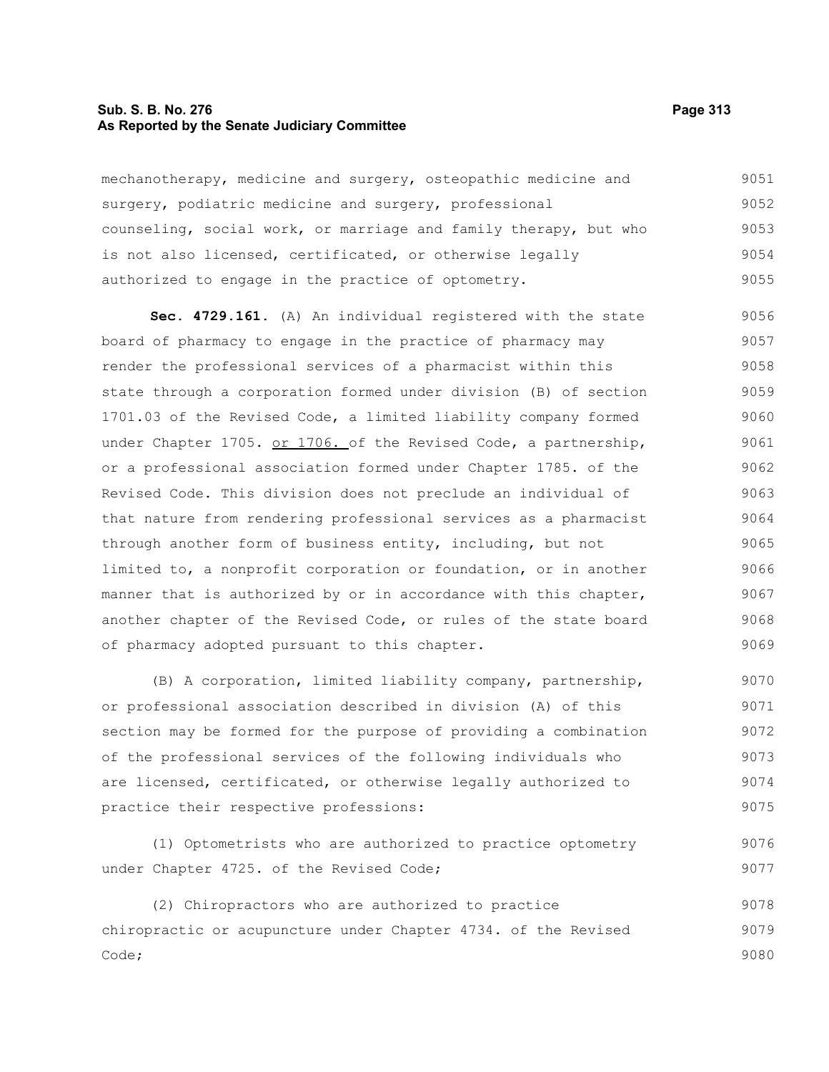mechanotherapy, medicine and surgery, osteopathic medicine and surgery, podiatric medicine and surgery, professional counseling, social work, or marriage and family therapy, but who is not also licensed, certificated, or otherwise legally authorized to engage in the practice of optometry.

**Sec. 4729.161.** (A) An individual registered with the state board of pharmacy to engage in the practice of pharmacy may render the professional services of a pharmacist within this state through a corporation formed under division (B) of section 1701.03 of the Revised Code, a limited liability company formed under Chapter 1705. <u>or 1706.</u> of the Revised Code, a partnership, or a professional association formed under Chapter 1785. of the Revised Code. This division does not preclude an individual of that nature from rendering professional services as a pharmacist through another form of business entity, including, but not limited to, a nonprofit corporation or foundation, or in another manner that is authorized by or in accordance with this chapter, another chapter of the Revised Code, or rules of the state board of pharmacy adopted pursuant to this chapter.

(B) A corporation, limited liability company, partnership, or professional association described in division (A) of this section may be formed for the purpose of providing a combination of the professional services of the following individuals who are licensed, certificated, or otherwise legally authorized to practice their respective professions:

(1) Optometrists who are authorized to practice optometry under Chapter 4725. of the Revised Code;

(2) Chiropractors who are authorized to practice chiropractic or acupuncture under Chapter 4734. of the Revised Code;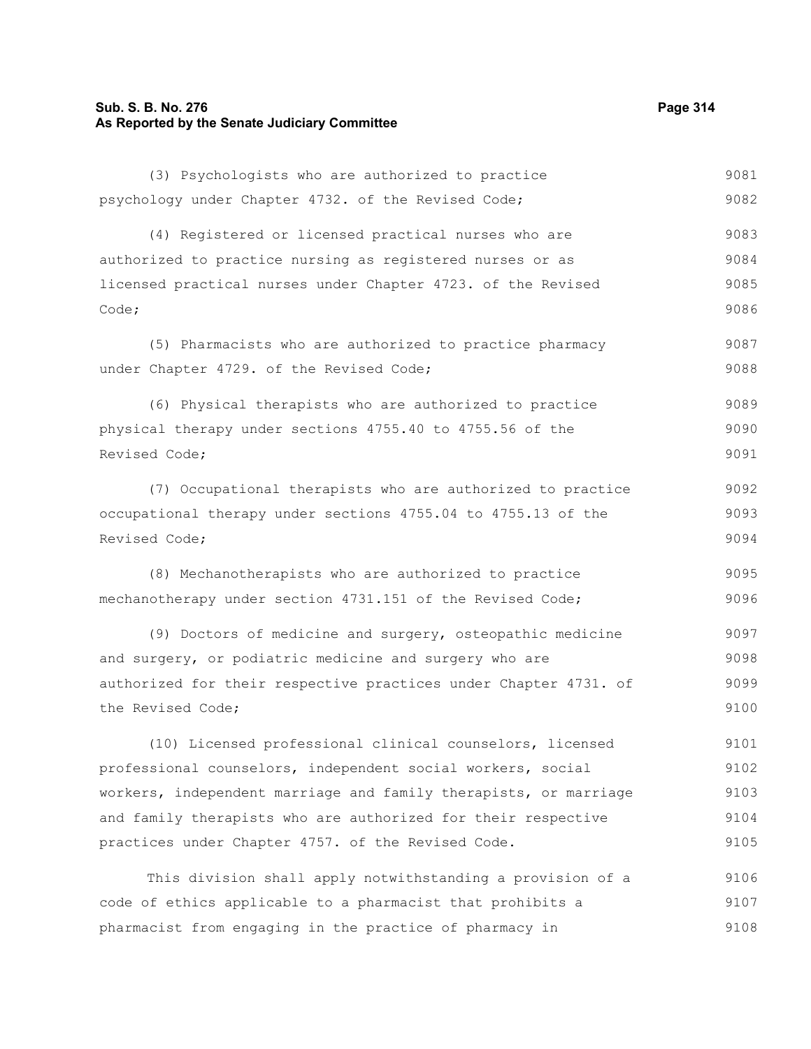(3) Psychologists who are authorized to practice psychology under Chapter 4732. of the Revised Code;

(4) Registered or licensed practical nurses who are authorized to practice nursing as registered nurses or as licensed practical nurses under Chapter 4723. of the Revised Code;

(5) Pharmacists who are authorized to practice pharmacy under Chapter 4729. of the Revised Code;

(6) Physical therapists who are authorized to practice physical therapy under sections 4755.40 to 4755.56 of the Revised Code;

(7) Occupational therapists who are authorized to practice occupational therapy under sections 4755.04 to 4755.13 of the Revised Code;

(8) Mechanotherapists who are authorized to practice mechanotherapy under section 4731.151 of the Revised Code;

(9) Doctors of medicine and surgery, osteopathic medicine and surgery, or podiatric medicine and surgery who are authorized for their respective practices under Chapter 4731. of the Revised Code;

(10) Licensed professional clinical counselors, licensed professional counselors, independent social workers, social workers, independent marriage and family therapists, or marriage and family therapists who are authorized for their respective practices under Chapter 4757. of the Revised Code.

This division shall apply notwithstanding a provision of a code of ethics applicable to a pharmacist that prohibits a pharmacist from engaging in the practice of pharmacy in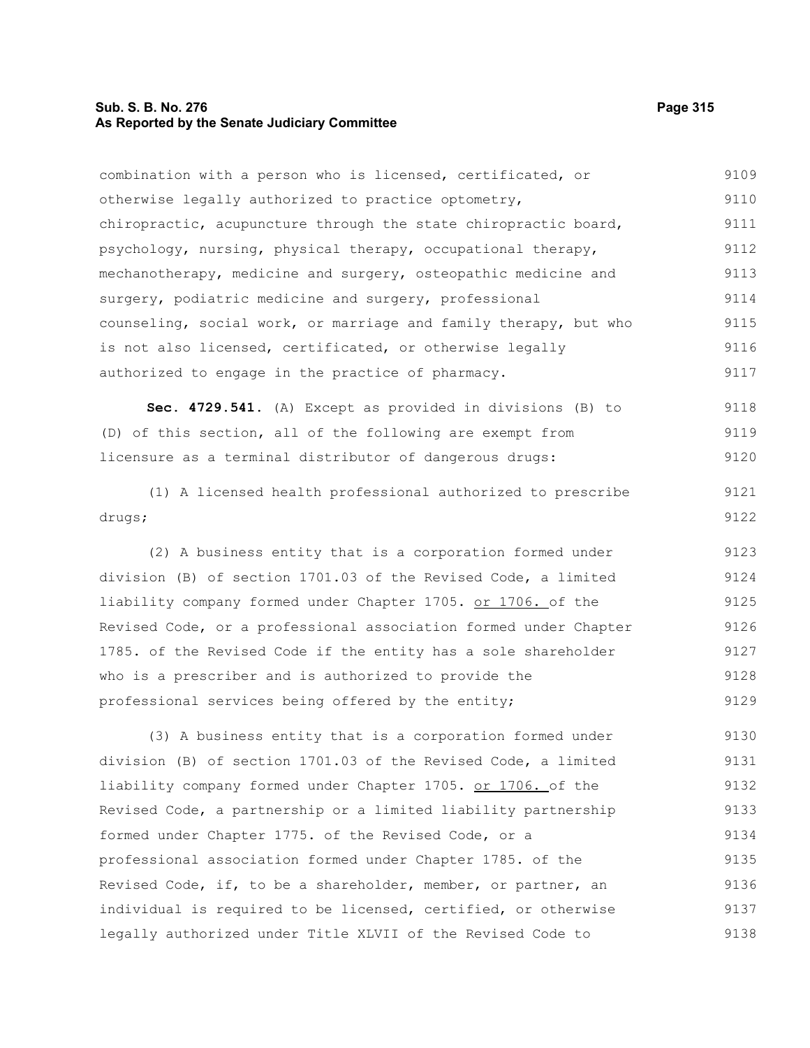combination with a person who is licensed, certificated, or otherwise legally authorized to practice optometry, chiropractic, acupuncture through the state chiropractic board, psychology, nursing, physical therapy, occupational therapy, mechanotherapy, medicine and surgery, osteopathic medicine and surgery, podiatric medicine and surgery, professional counseling, social work, or marriage and family therapy, but who is not also licensed, certificated, or otherwise legally authorized to engage in the practice of pharmacy.

**Sec. 4729.541.** (A) Except as provided in divisions (B) to (D) of this section, all of the following are exempt from licensure as a terminal distributor of dangerous drugs:

(1) A licensed health professional authorized to prescribe drugs;

(2) A business entity that is a corporation formed under division (B) of section 1701.03 of the Revised Code, a limited liability company formed under Chapter 1705. or 1706. of the Revised Code, or a professional association formed under Chapter 1785. of the Revised Code if the entity has a sole shareholder who is a prescriber and is authorized to provide the professional services being offered by the entity;

(3) A business entity that is a corporation formed under division (B) of section 1701.03 of the Revised Code, a limited liability company formed under Chapter 1705. or 1706. of the Revised Code, a partnership or a limited liability partnership formed under Chapter 1775. of the Revised Code, or a professional association formed under Chapter 1785. of the Revised Code, if, to be a shareholder, member, or partner, an individual is required to be licensed, certified, or otherwise legally authorized under Title XLVII of the Revised Code to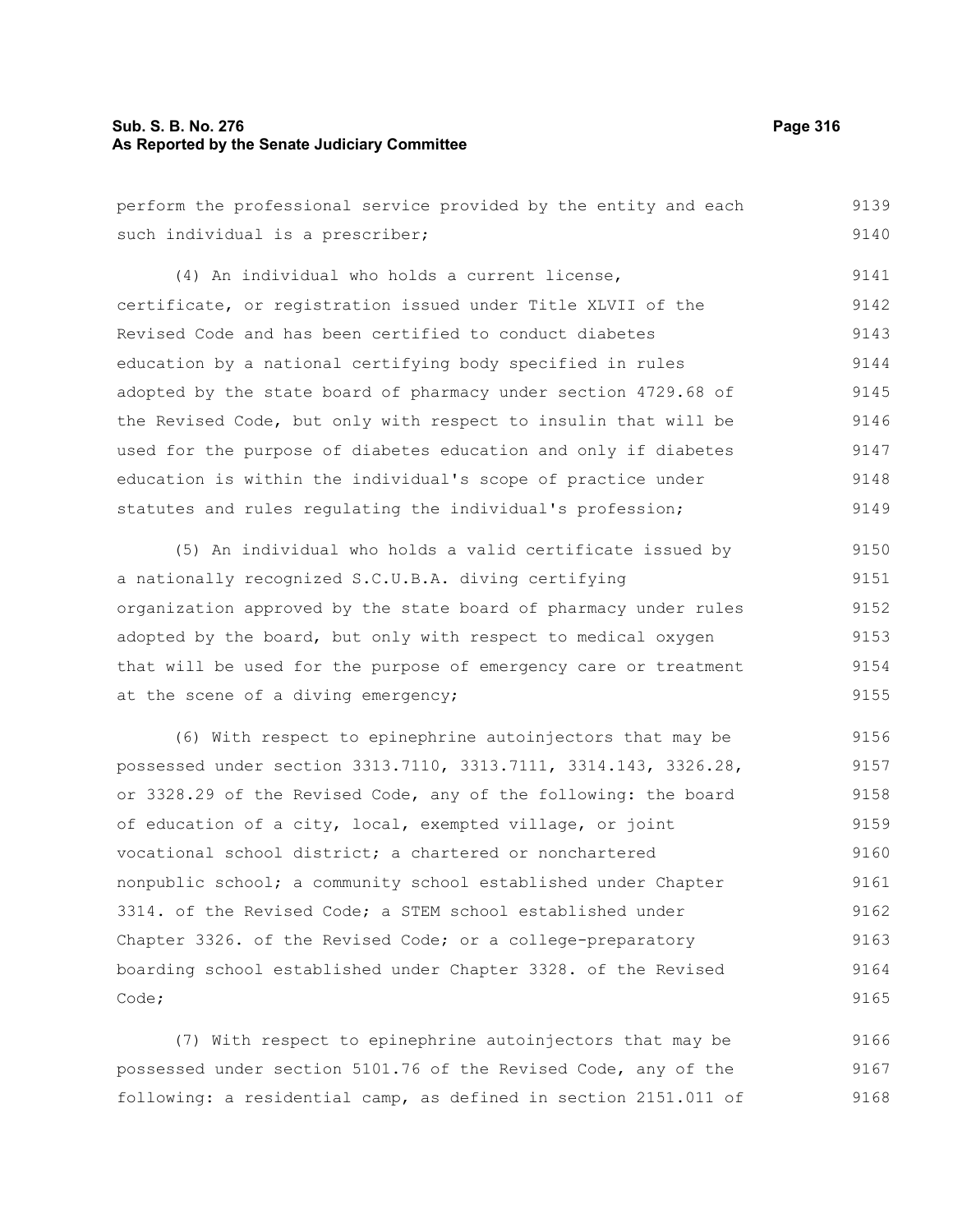perform the professional service provided by the entity and each such individual is a prescriber;

(4) An individual who holds a current license, certificate, or registration issued under Title XLVII of the Revised Code and has been certified to conduct diabetes education by a national certifying body specified in rules adopted by the state board of pharmacy under section 4729.68 of the Revised Code, but only with respect to insulin that will be used for the purpose of diabetes education and only if diabetes education is within the individual's scope of practice under statutes and rules regulating the individual's profession;

(5) An individual who holds a valid certificate issued by a nationally recognized S.C.U.B.A. diving certifying organization approved by the state board of pharmacy under rules adopted by the board, but only with respect to medical oxygen that will be used for the purpose of emergency care or treatment at the scene of a diving emergency;

(6) With respect to epinephrine autoinjectors that may be possessed under section 3313.7110, 3313.7111, 3314.143, 3326.28, or 3328.29 of the Revised Code, any of the following: the board of education of a city, local, exempted village, or joint vocational school district; a chartered or nonchartered nonpublic school; a community school established under Chapter 3314. of the Revised Code; a STEM school established under Chapter 3326. of the Revised Code; or a college-preparatory boarding school established under Chapter 3328. of the Revised Code;

(7) With respect to epinephrine autoinjectors that may be possessed under section 5101.76 of the Revised Code, any of the following: a residential camp, as defined in section 2151.011 of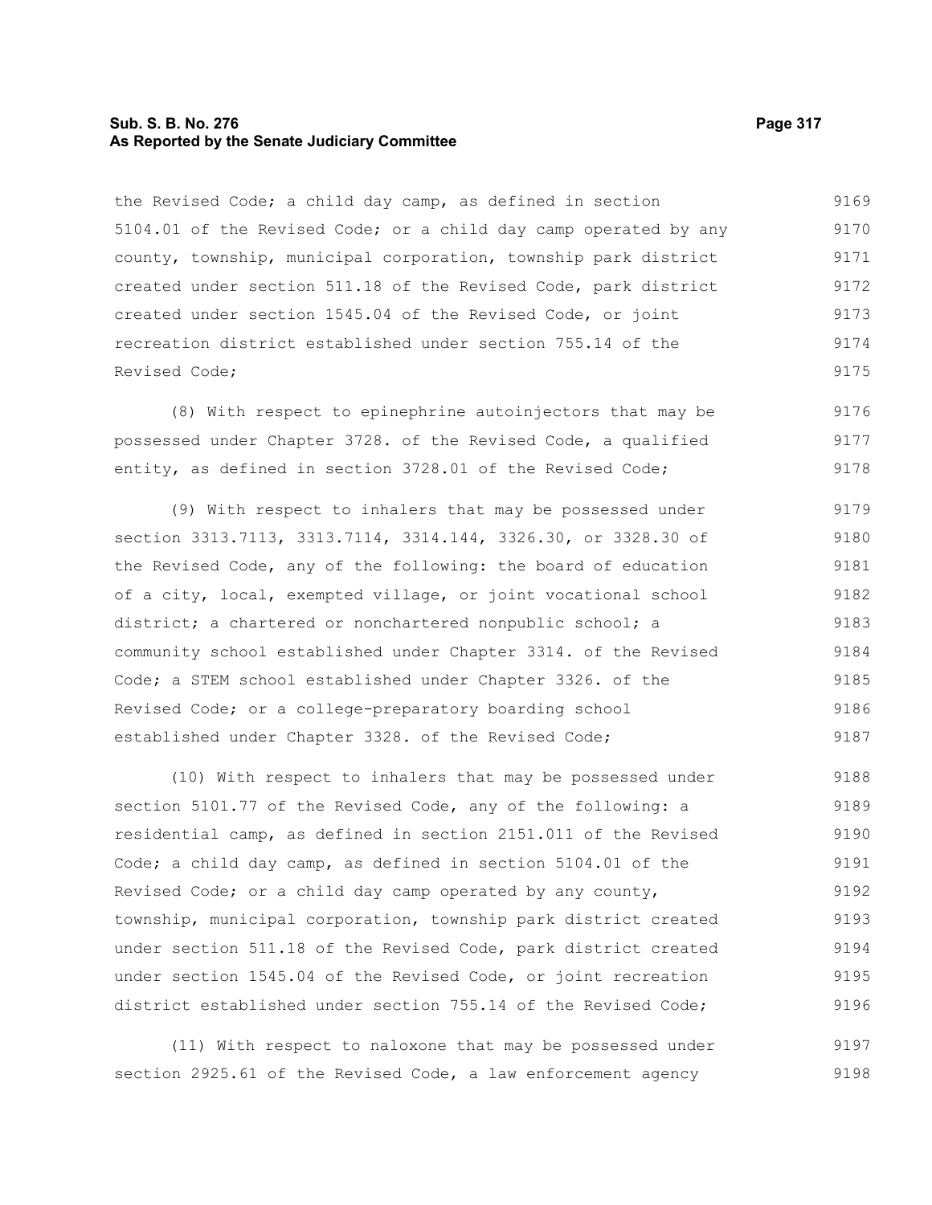the Revised Code; a child day camp, as defined in section 5104.01 of the Revised Code; or a child day camp operated by any county, township, municipal corporation, township park district created under section 511.18 of the Revised Code, park district created under section 1545.04 of the Revised Code, or joint recreation district established under section 755.14 of the Revised Code;

(8) With respect to epinephrine autoinjectors that may be possessed under Chapter 3728. of the Revised Code, a qualified entity, as defined in section 3728.01 of the Revised Code;

(9) With respect to inhalers that may be possessed under section 3313.7113, 3313.7114, 3314.144, 3326.30, or 3328.30 of the Revised Code, any of the following: the board of education of a city, local, exempted village, or joint vocational school district; a chartered or nonchartered nonpublic school; a community school established under Chapter 3314. of the Revised Code; a STEM school established under Chapter 3326. of the Revised Code; or a college-preparatory boarding school established under Chapter 3328. of the Revised Code;

(10) With respect to inhalers that may be possessed under section 5101.77 of the Revised Code, any of the following: a residential camp, as defined in section 2151.011 of the Revised Code; a child day camp, as defined in section 5104.01 of the Revised Code; or a child day camp operated by any county, township, municipal corporation, township park district created under section 511.18 of the Revised Code, park district created under section 1545.04 of the Revised Code, or joint recreation district established under section 755.14 of the Revised Code;

(11) With respect to naloxone that may be possessed under section 2925.61 of the Revised Code, a law enforcement agency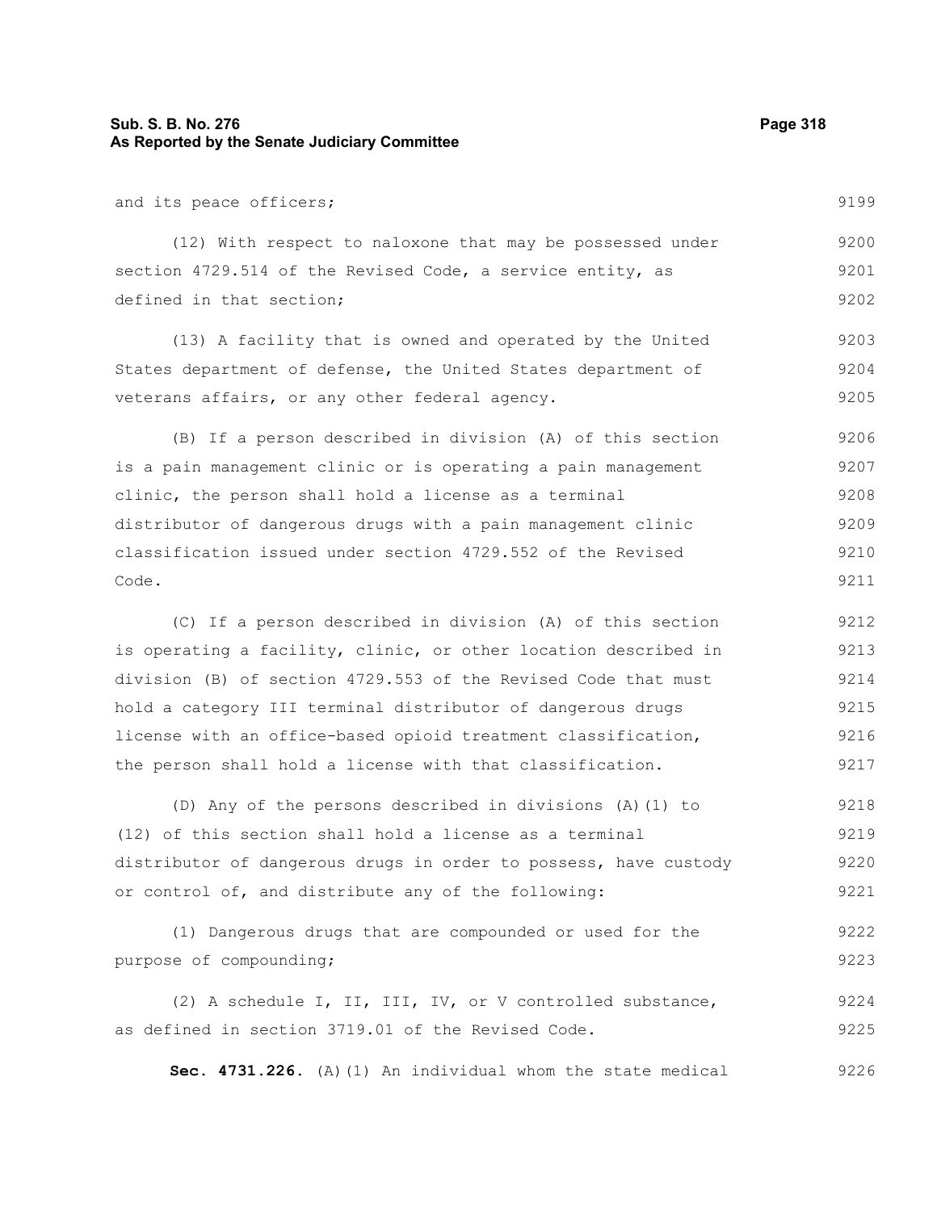and its peace officers;

(12) With respect to naloxone that may be possessed under section 4729.514 of the Revised Code, a service entity, as defined in that section;

(13) A facility that is owned and operated by the United States department of defense, the United States department of veterans affairs, or any other federal agency.

(B) If a person described in division (A) of this section is a pain management clinic or is operating a pain management clinic, the person shall hold a license as a terminal distributor of dangerous drugs with a pain management clinic classification issued under section 4729.552 of the Revised Code.

(C) If a person described in division (A) of this section is operating a facility, clinic, or other location described in division (B) of section 4729.553 of the Revised Code that must hold a category III terminal distributor of dangerous drugs license with an office-based opioid treatment classification, the person shall hold a license with that classification.

(D) Any of the persons described in divisions (A)(1) to (12) of this section shall hold a license as a terminal distributor of dangerous drugs in order to possess, have custody or control of, and distribute any of the following:

(1) Dangerous drugs that are compounded or used for the purpose of compounding;

(2) A schedule I, II, III, IV, or V controlled substance, as defined in section 3719.01 of the Revised Code.

**Sec. 4731.226.** (A)(1) An individual whom the state medical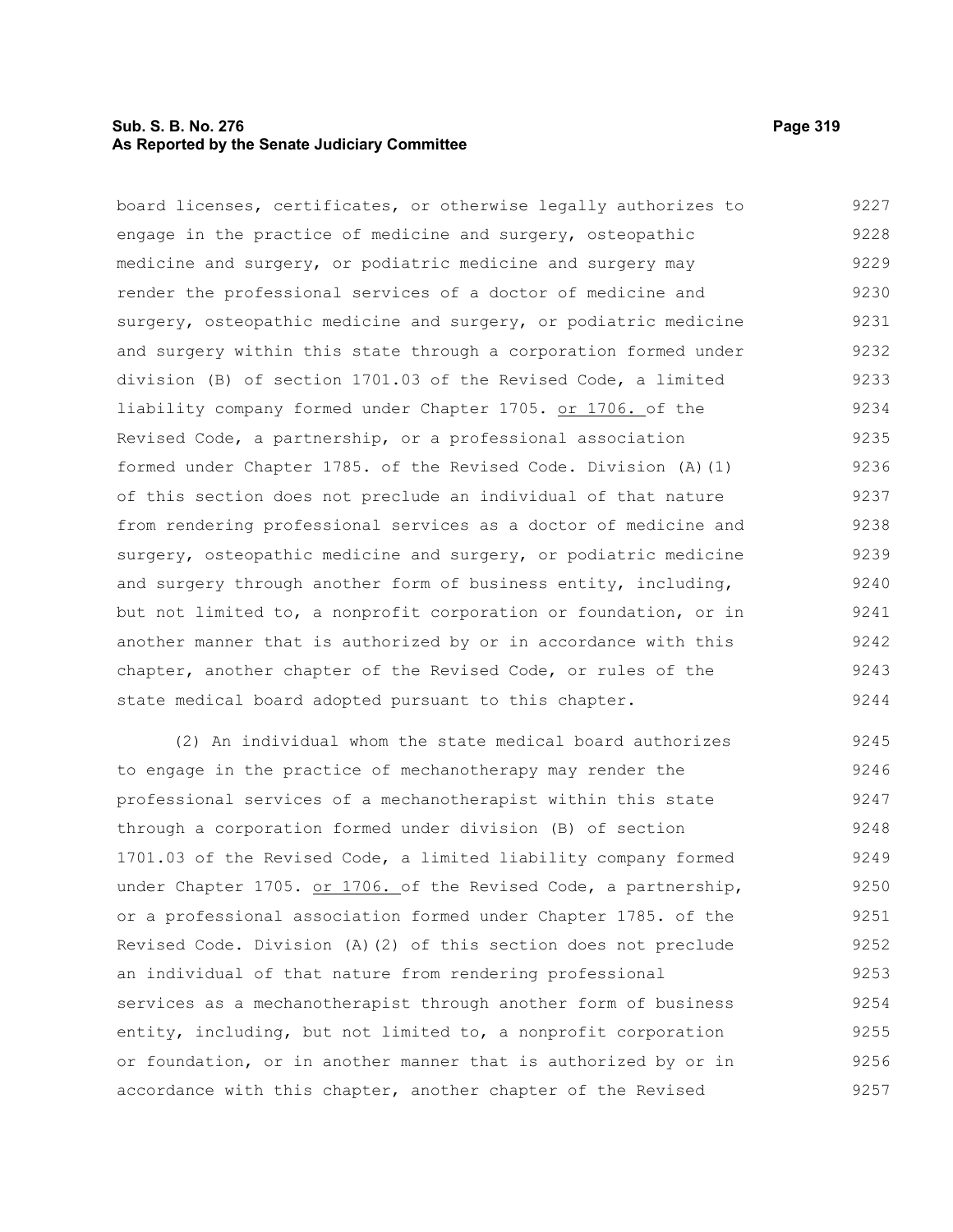board licenses, certificates, or otherwise legally authorizes to engage in the practice of medicine and surgery, osteopathic medicine and surgery, or podiatric medicine and surgery may render the professional services of a doctor of medicine and surgery, osteopathic medicine and surgery, or podiatric medicine and surgery within this state through a corporation formed under division (B) of section 1701.03 of the Revised Code, a limited liability company formed under Chapter 1705. <u>or 1706.</u> of the Revised Code, a partnership, or a professional association formed under Chapter 1785. of the Revised Code. Division (A)(1) of this section does not preclude an individual of that nature from rendering professional services as a doctor of medicine and surgery, osteopathic medicine and surgery, or podiatric medicine and surgery through another form of business entity, including, but not limited to, a nonprofit corporation or foundation, or in another manner that is authorized by or in accordance with this chapter, another chapter of the Revised Code, or rules of the state medical board adopted pursuant to this chapter.

(2) An individual whom the state medical board authorizes to engage in the practice of mechanotherapy may render the professional services of a mechanotherapist within this state through a corporation formed under division (B) of section 1701.03 of the Revised Code, a limited liability company formed under Chapter 1705. <u>or 1706.</u> of the Revised Code, a partnership, or a professional association formed under Chapter 1785. of the Revised Code. Division (A)(2) of this section does not preclude an individual of that nature from rendering professional services as a mechanotherapist through another form of business entity, including, but not limited to, a nonprofit corporation or foundation, or in another manner that is authorized by or in accordance with this chapter, another chapter of the Revised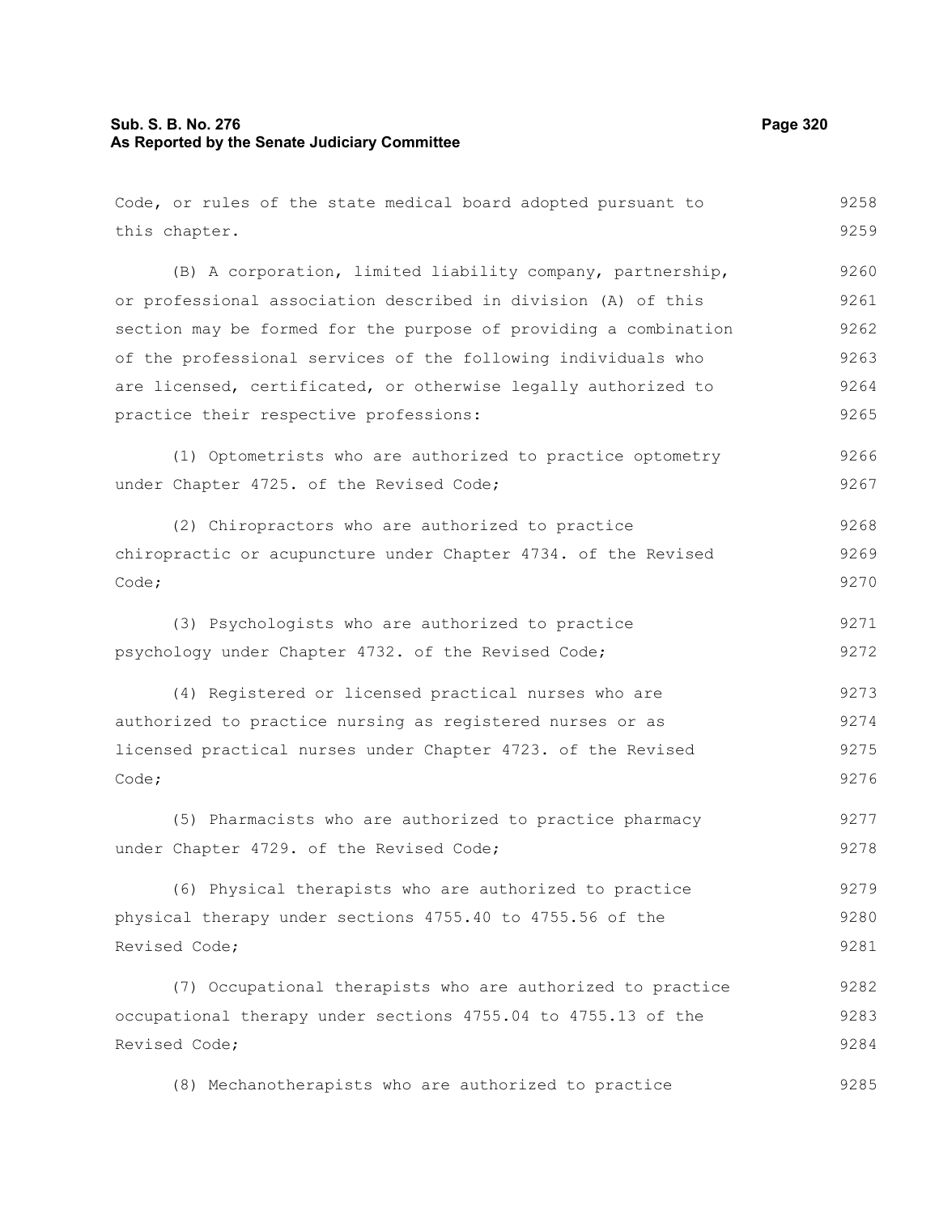Code, or rules of the state medical board adopted pursuant to this chapter.

(B) A corporation, limited liability company, partnership, or professional association described in division (A) of this section may be formed for the purpose of providing a combination of the professional services of the following individuals who are licensed, certificated, or otherwise legally authorized to practice their respective professions:

(1) Optometrists who are authorized to practice optometry under Chapter 4725. of the Revised Code;

(2) Chiropractors who are authorized to practice chiropractic or acupuncture under Chapter 4734. of the Revised Code;

(3) Psychologists who are authorized to practice psychology under Chapter 4732. of the Revised Code;

(4) Registered or licensed practical nurses who are authorized to practice nursing as registered nurses or as licensed practical nurses under Chapter 4723. of the Revised Code;

(5) Pharmacists who are authorized to practice pharmacy under Chapter 4729. of the Revised Code;

(6) Physical therapists who are authorized to practice physical therapy under sections 4755.40 to 4755.56 of the Revised Code;

(7) Occupational therapists who are authorized to practice occupational therapy under sections 4755.04 to 4755.13 of the Revised Code;

(8) Mechanotherapists who are authorized to practice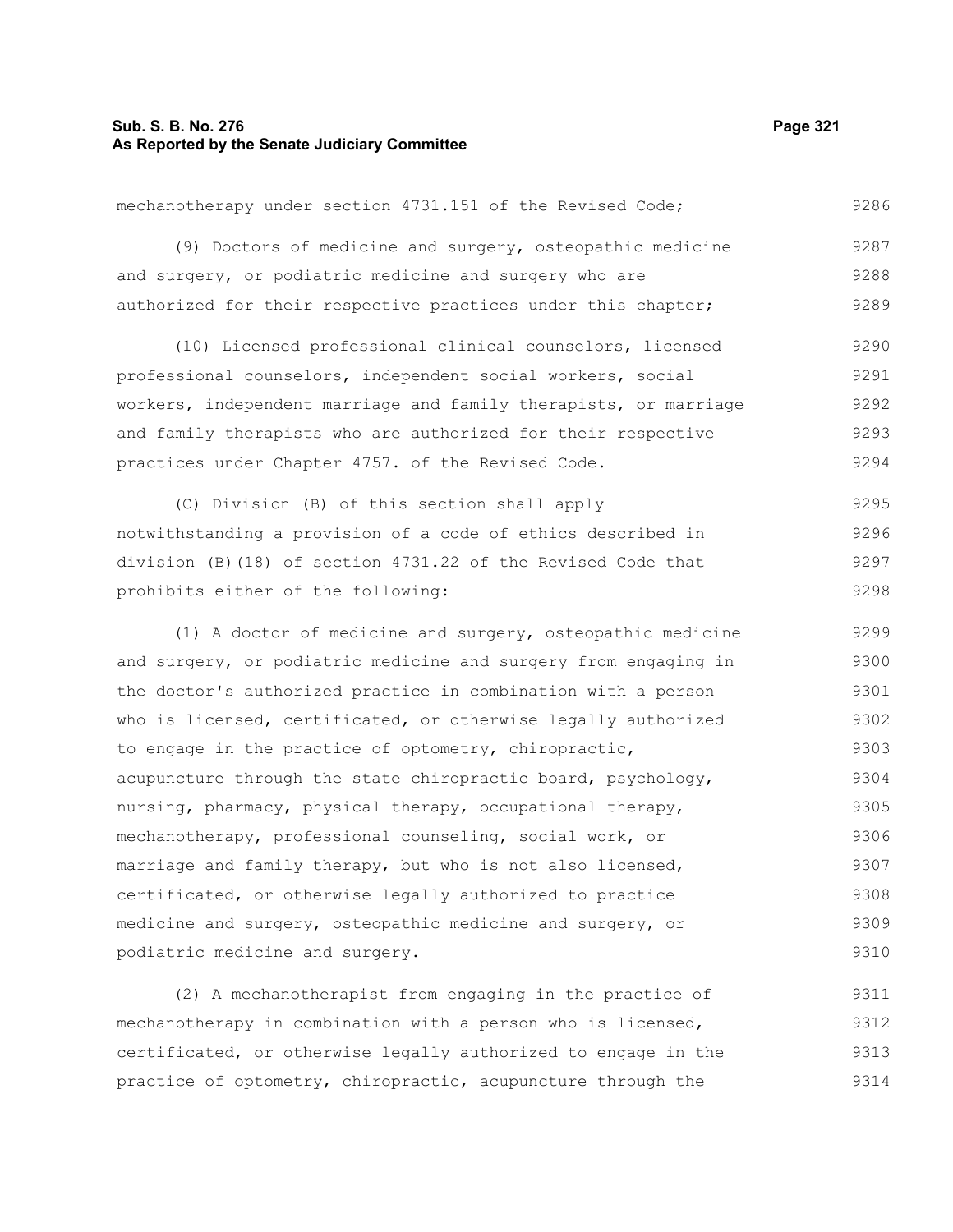mechanotherapy under section 4731.151 of the Revised Code;

(9) Doctors of medicine and surgery, osteopathic medicine and surgery, or podiatric medicine and surgery who are authorized for their respective practices under this chapter;

(10) Licensed professional clinical counselors, licensed professional counselors, independent social workers, social workers, independent marriage and family therapists, or marriage and family therapists who are authorized for their respective practices under Chapter 4757. of the Revised Code.

(C) Division (B) of this section shall apply notwithstanding a provision of a code of ethics described in division (B)(18) of section 4731.22 of the Revised Code that prohibits either of the following:

(1) A doctor of medicine and surgery, osteopathic medicine and surgery, or podiatric medicine and surgery from engaging in the doctor's authorized practice in combination with a person who is licensed, certificated, or otherwise legally authorized to engage in the practice of optometry, chiropractic, acupuncture through the state chiropractic board, psychology, nursing, pharmacy, physical therapy, occupational therapy, mechanotherapy, professional counseling, social work, or marriage and family therapy, but who is not also licensed, certificated, or otherwise legally authorized to practice medicine and surgery, osteopathic medicine and surgery, or podiatric medicine and surgery.

(2) A mechanotherapist from engaging in the practice of mechanotherapy in combination with a person who is licensed, certificated, or otherwise legally authorized to engage in the practice of optometry, chiropractic, acupuncture through the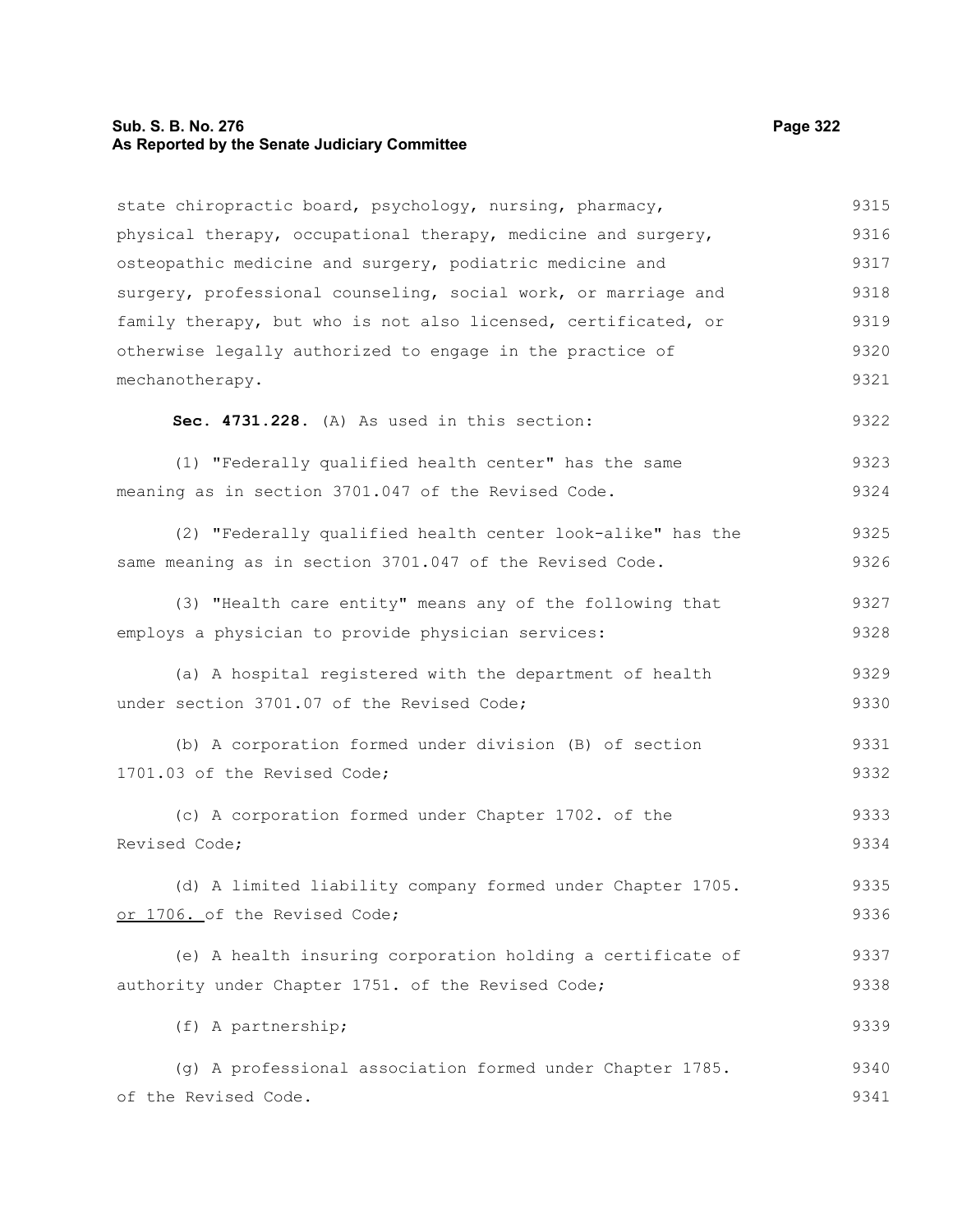state chiropractic board, psychology, nursing, pharmacy, physical therapy, occupational therapy, medicine and surgery, osteopathic medicine and surgery, podiatric medicine and surgery, professional counseling, social work, or marriage and family therapy, but who is not also licensed, certificated, or otherwise legally authorized to engage in the practice of mechanotherapy.

**Sec. 4731.228.** (A) As used in this section:

(1) "Federally qualified health center" has the same meaning as in section 3701.047 of the Revised Code.

(2) "Federally qualified health center look-alike" has the same meaning as in section 3701.047 of the Revised Code.

(3) "Health care entity" means any of the following that employs a physician to provide physician services:

(a) A hospital registered with the department of health under section 3701.07 of the Revised Code;

(b) A corporation formed under division (B) of section 1701.03 of the Revised Code;

(c) A corporation formed under Chapter 1702. of the Revised Code;

(d) A limited liability company formed under Chapter 1705. or 1706. of the Revised Code;

(e) A health insuring corporation holding a certificate of authority under Chapter 1751. of the Revised Code;

(f) A partnership;

(g) A professional association formed under Chapter 1785. of the Revised Code.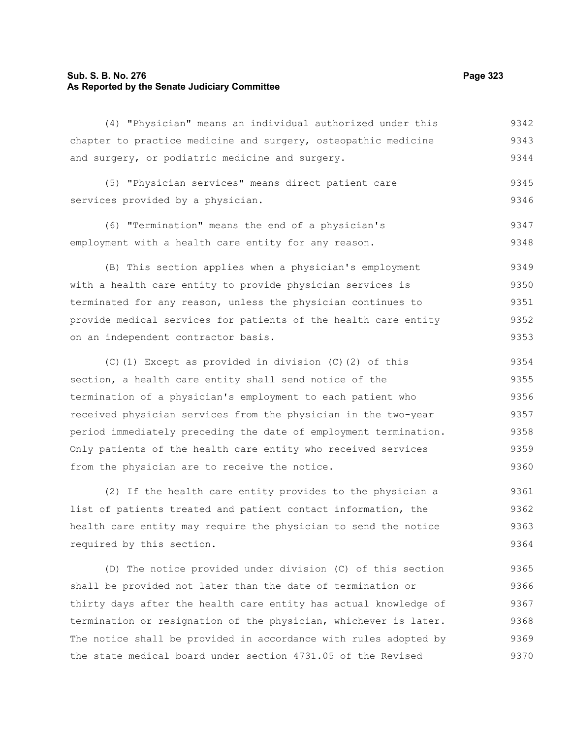(4) "Physician" means an individual authorized under this chapter to practice medicine and surgery, osteopathic medicine and surgery, or podiatric medicine and surgery.

(5) "Physician services" means direct patient care services provided by a physician.

(6) "Termination" means the end of a physician's employment with a health care entity for any reason.

(B) This section applies when a physician's employment with a health care entity to provide physician services is terminated for any reason, unless the physician continues to provide medical services for patients of the health care entity on an independent contractor basis.

(C)(1) Except as provided in division (C)(2) of this section, a health care entity shall send notice of the termination of a physician's employment to each patient who received physician services from the physician in the two-year period immediately preceding the date of employment termination. Only patients of the health care entity who received services from the physician are to receive the notice.

(2) If the health care entity provides to the physician a list of patients treated and patient contact information, the health care entity may require the physician to send the notice required by this section.

(D) The notice provided under division (C) of this section shall be provided not later than the date of termination or thirty days after the health care entity has actual knowledge of termination or resignation of the physician, whichever is later. The notice shall be provided in accordance with rules adopted by the state medical board under section 4731.05 of the Revised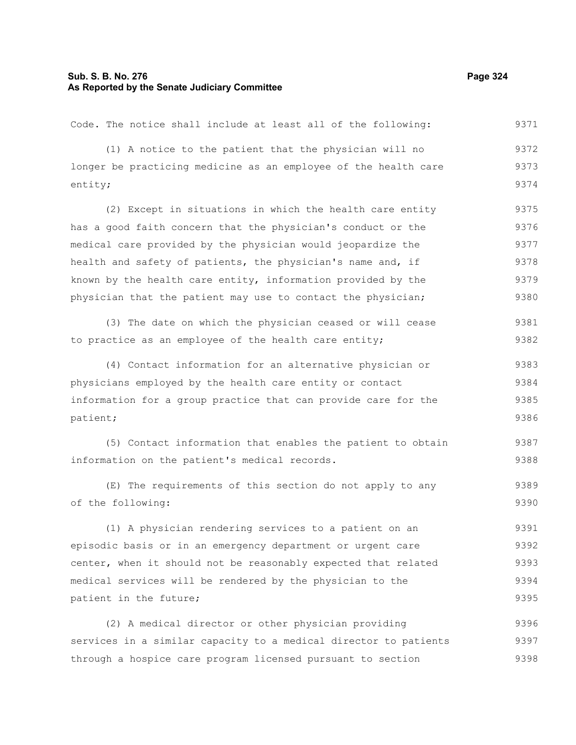Code. The notice shall include at least all of the following:

(1) A notice to the patient that the physician will no longer be practicing medicine as an employee of the health care entity;

(2) Except in situations in which the health care entity has a good faith concern that the physician's conduct or the medical care provided by the physician would jeopardize the health and safety of patients, the physician's name and, if known by the health care entity, information provided by the physician that the patient may use to contact the physician;

(3) The date on which the physician ceased or will cease to practice as an employee of the health care entity;

(4) Contact information for an alternative physician or physicians employed by the health care entity or contact information for a group practice that can provide care for the patient;

(5) Contact information that enables the patient to obtain information on the patient's medical records.

(E) The requirements of this section do not apply to any of the following:

(1) A physician rendering services to a patient on an episodic basis or in an emergency department or urgent care center, when it should not be reasonably expected that related medical services will be rendered by the physician to the patient in the future;

(2) A medical director or other physician providing services in a similar capacity to a medical director to patients through a hospice care program licensed pursuant to section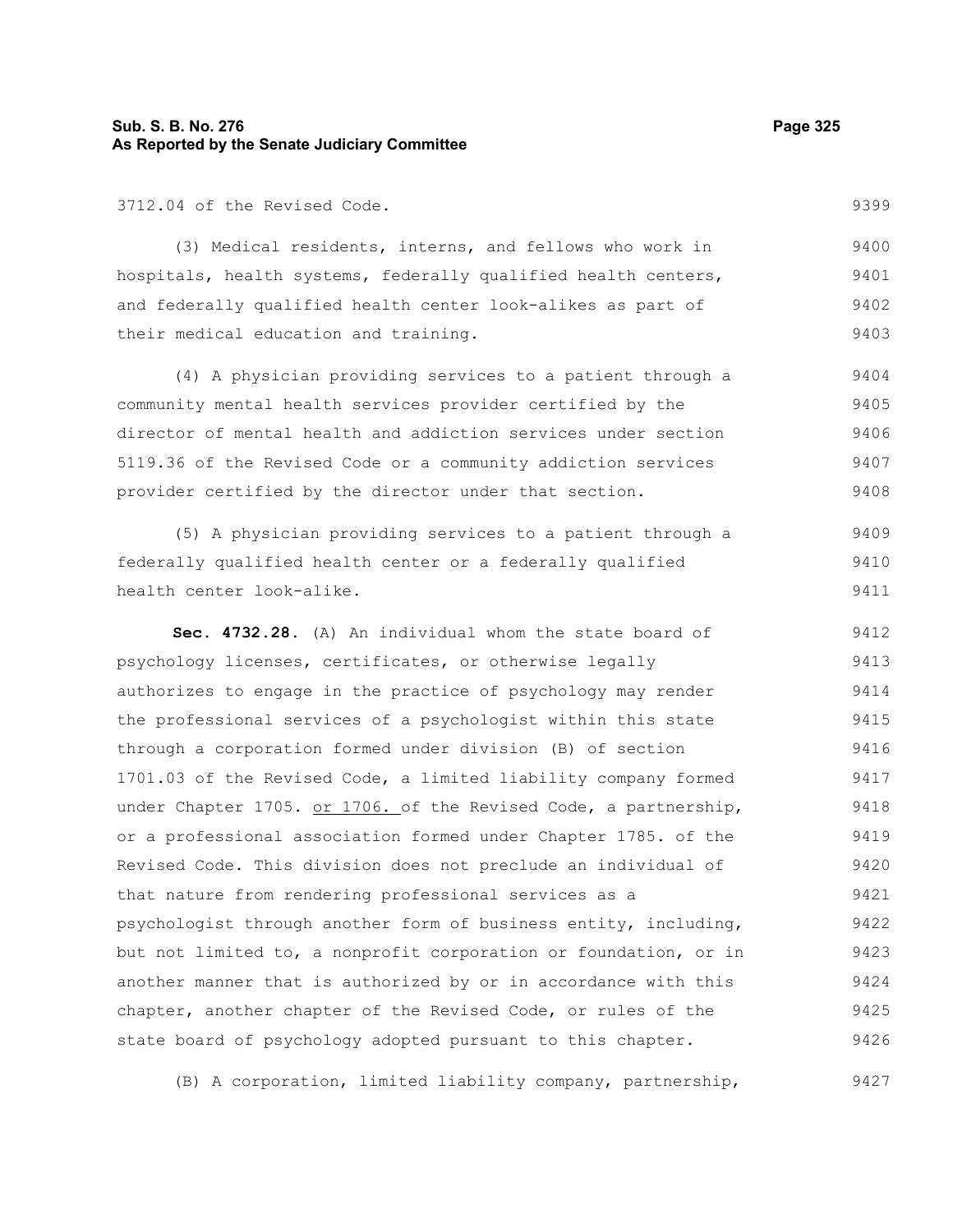3712.04 of the Revised Code.

(3) Medical residents, interns, and fellows who work in hospitals, health systems, federally qualified health centers, and federally qualified health center look-alikes as part of their medical education and training.

(4) A physician providing services to a patient through a community mental health services provider certified by the director of mental health and addiction services under section 5119.36 of the Revised Code or a community addiction services provider certified by the director under that section.

(5) A physician providing services to a patient through a federally qualified health center or a federally qualified health center look-alike.

**Sec. 4732.28.** (A) An individual whom the state board of psychology licenses, certificates, or otherwise legally authorizes to engage in the practice of psychology may render the professional services of a psychologist within this state through a corporation formed under division (B) of section 1701.03 of the Revised Code, a limited liability company formed under Chapter 1705. <u>or 1706.</u> of the Revised Code, a partnership, or a professional association formed under Chapter 1785. of the Revised Code. This division does not preclude an individual of that nature from rendering professional services as a psychologist through another form of business entity, including, but not limited to, a nonprofit corporation or foundation, or in another manner that is authorized by or in accordance with this chapter, another chapter of the Revised Code, or rules of the state board of psychology adopted pursuant to this chapter.

(B) A corporation, limited liability company, partnership,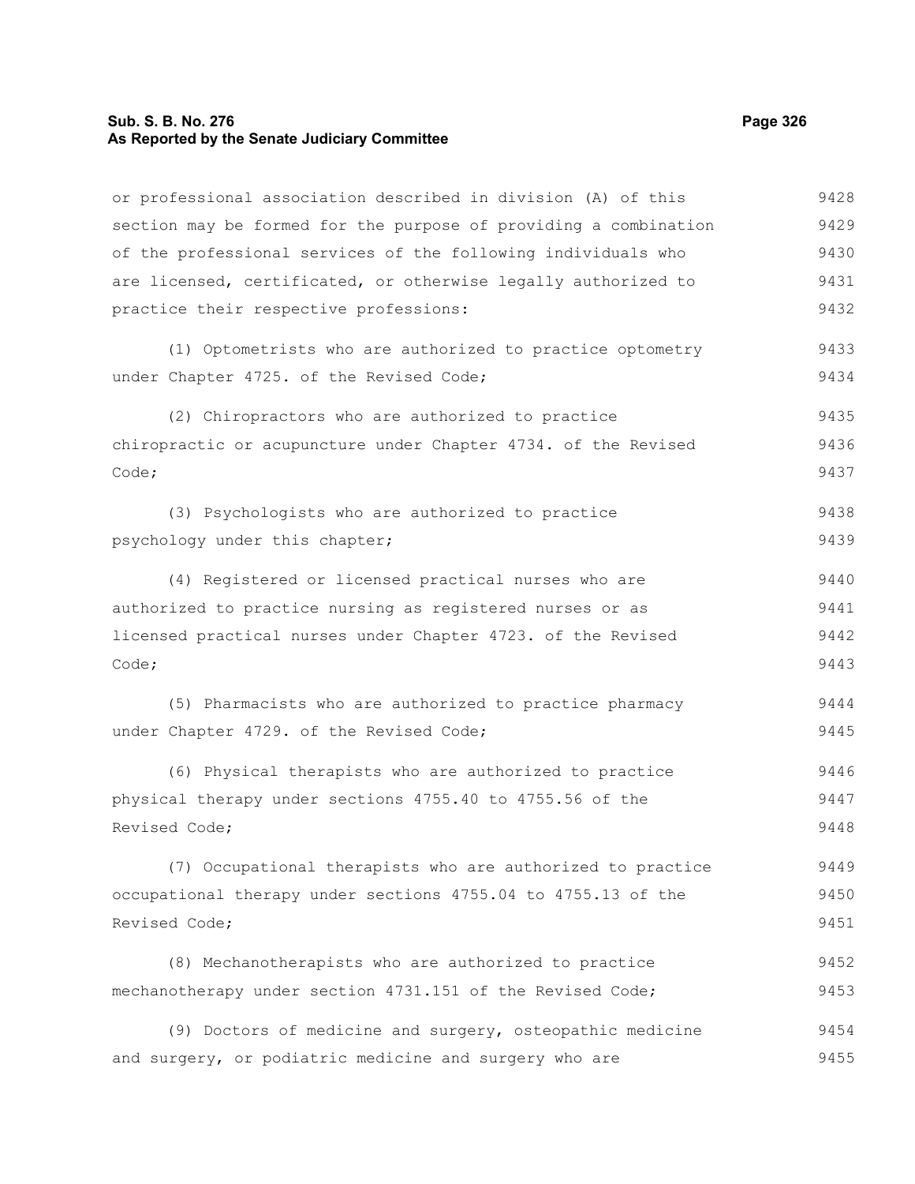or professional association described in division (A) of this section may be formed for the purpose of providing a combination of the professional services of the following individuals who are licensed, certificated, or otherwise legally authorized to practice their respective professions:

(1) Optometrists who are authorized to practice optometry under Chapter 4725. of the Revised Code;

(2) Chiropractors who are authorized to practice chiropractic or acupuncture under Chapter 4734. of the Revised Code;

(3) Psychologists who are authorized to practice psychology under this chapter;

(4) Registered or licensed practical nurses who are authorized to practice nursing as registered nurses or as licensed practical nurses under Chapter 4723. of the Revised Code;

(5) Pharmacists who are authorized to practice pharmacy under Chapter 4729. of the Revised Code;

(6) Physical therapists who are authorized to practice physical therapy under sections 4755.40 to 4755.56 of the Revised Code;

(7) Occupational therapists who are authorized to practice occupational therapy under sections 4755.04 to 4755.13 of the Revised Code;

(8) Mechanotherapists who are authorized to practice mechanotherapy under section 4731.151 of the Revised Code;

(9) Doctors of medicine and surgery, osteopathic medicine and surgery, or podiatric medicine and surgery who are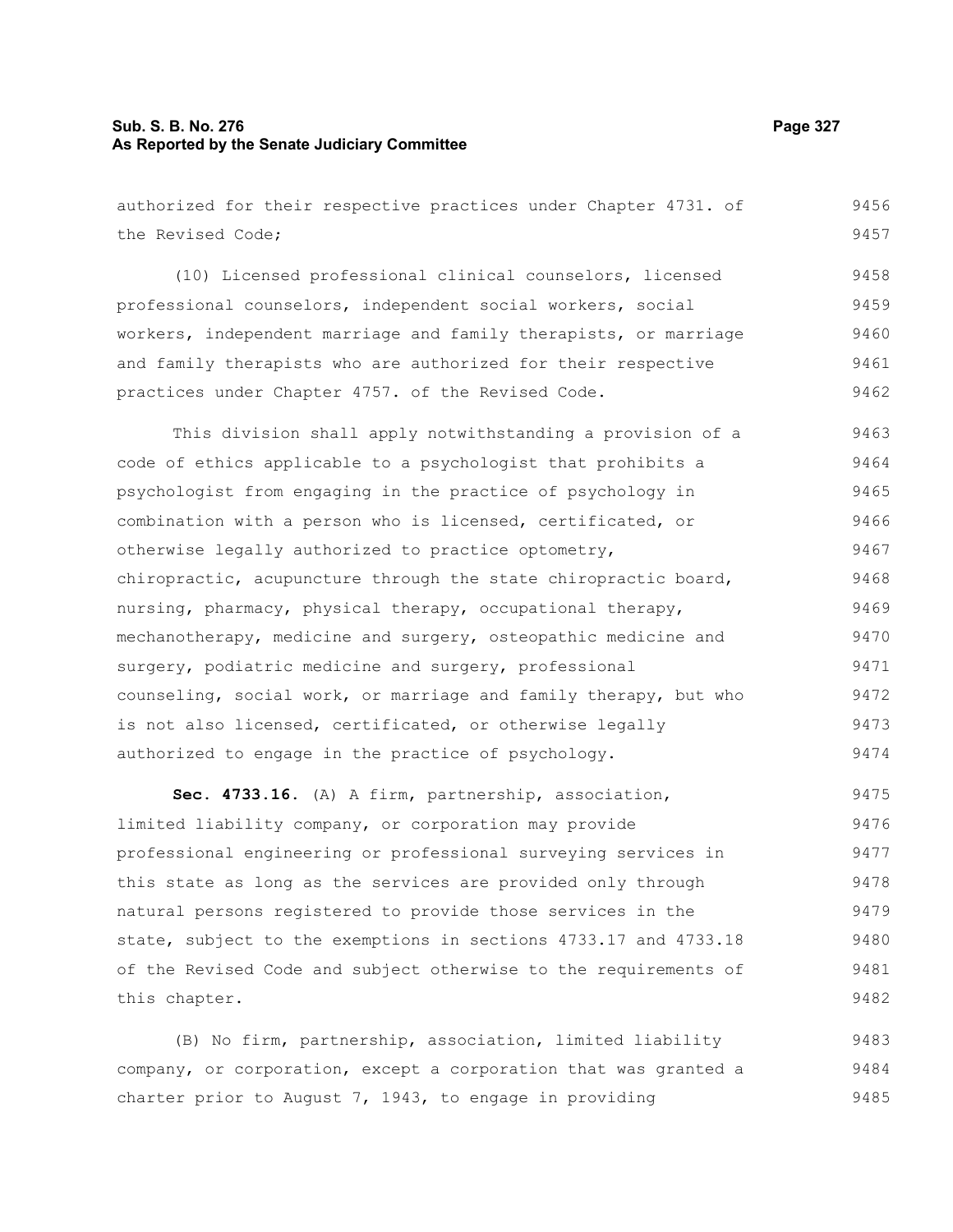authorized for their respective practices under Chapter 4731. of the Revised Code;

(10) Licensed professional clinical counselors, licensed professional counselors, independent social workers, social workers, independent marriage and family therapists, or marriage and family therapists who are authorized for their respective practices under Chapter 4757. of the Revised Code.

This division shall apply notwithstanding a provision of a code of ethics applicable to a psychologist that prohibits a psychologist from engaging in the practice of psychology in combination with a person who is licensed, certificated, or otherwise legally authorized to practice optometry, chiropractic, acupuncture through the state chiropractic board, nursing, pharmacy, physical therapy, occupational therapy, mechanotherapy, medicine and surgery, osteopathic medicine and surgery, podiatric medicine and surgery, professional counseling, social work, or marriage and family therapy, but who is not also licensed, certificated, or otherwise legally authorized to engage in the practice of psychology.

**Sec. 4733.16.** (A) A firm, partnership, association, limited liability company, or corporation may provide professional engineering or professional surveying services in this state as long as the services are provided only through natural persons registered to provide those services in the state, subject to the exemptions in sections 4733.17 and 4733.18 of the Revised Code and subject otherwise to the requirements of this chapter.

(B) No firm, partnership, association, limited liability company, or corporation, except a corporation that was granted a charter prior to August 7, 1943, to engage in providing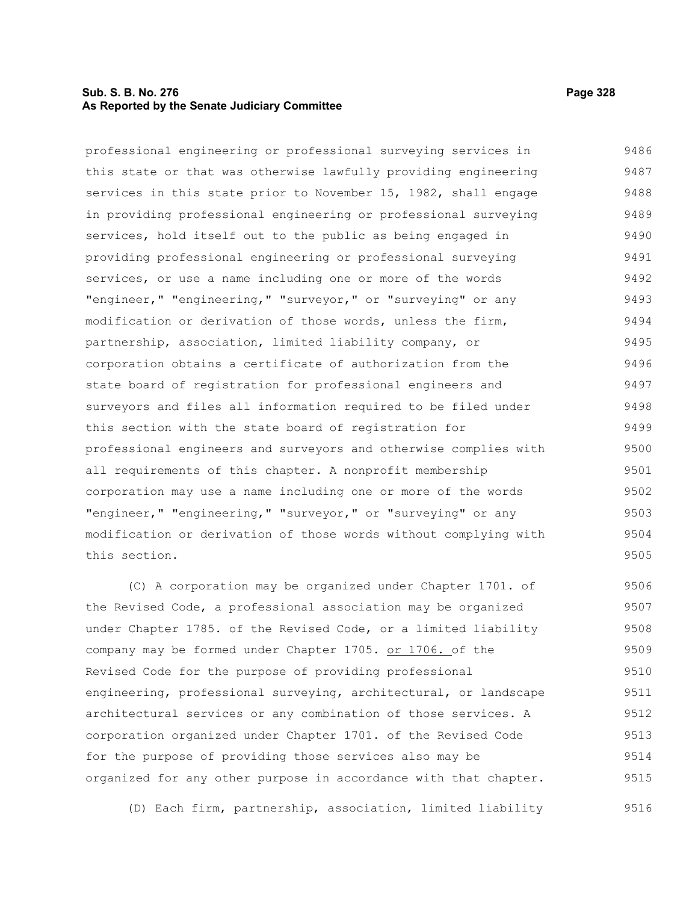professional engineering or professional surveying services in this state or that was otherwise lawfully providing engineering services in this state prior to November 15, 1982, shall engage in providing professional engineering or professional surveying services, hold itself out to the public as being engaged in providing professional engineering or professional surveying services, or use a name including one or more of the words "engineer," "engineering," "surveyor," or "surveying" or any modification or derivation of those words, unless the firm, partnership, association, limited liability company, or corporation obtains a certificate of authorization from the state board of registration for professional engineers and surveyors and files all information required to be filed under this section with the state board of registration for professional engineers and surveyors and otherwise complies with all requirements of this chapter. A nonprofit membership corporation may use a name including one or more of the words "engineer," "engineering," "surveyor," or "surveying" or any modification or derivation of those words without complying with this section.

(C) A corporation may be organized under Chapter 1701. of the Revised Code, a professional association may be organized under Chapter 1785. of the Revised Code, or a limited liability company may be formed under Chapter 1705. <u>or 1706.</u> of the Revised Code for the purpose of providing professional engineering, professional surveying, architectural, or landscape architectural services or any combination of those services. A corporation organized under Chapter 1701. of the Revised Code for the purpose of providing those services also may be organized for any other purpose in accordance with that chapter.

(D) Each firm, partnership, association, limited liability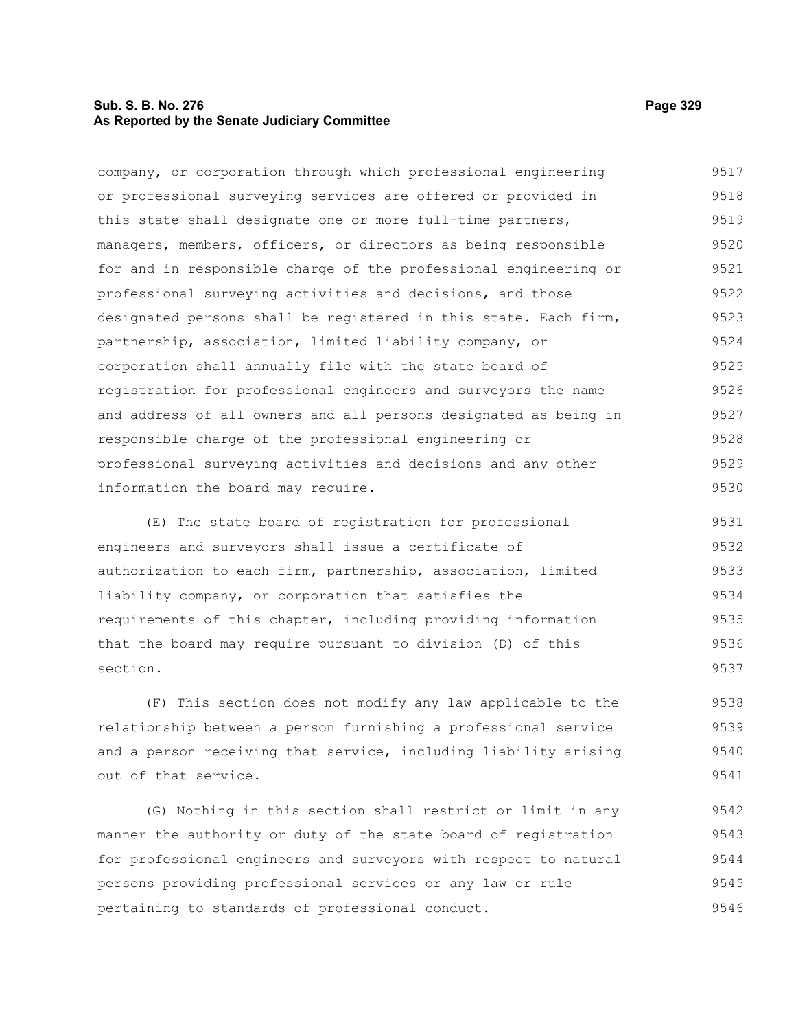company, or corporation through which professional engineering or professional surveying services are offered or provided in this state shall designate one or more full-time partners, managers, members, officers, or directors as being responsible for and in responsible charge of the professional engineering or professional surveying activities and decisions, and those designated persons shall be registered in this state. Each firm, partnership, association, limited liability company, or corporation shall annually file with the state board of registration for professional engineers and surveyors the name and address of all owners and all persons designated as being in responsible charge of the professional engineering or professional surveying activities and decisions and any other information the board may require.

(E) The state board of registration for professional engineers and surveyors shall issue a certificate of authorization to each firm, partnership, association, limited liability company, or corporation that satisfies the requirements of this chapter, including providing information that the board may require pursuant to division (D) of this section.

(F) This section does not modify any law applicable to the relationship between a person furnishing a professional service and a person receiving that service, including liability arising out of that service.

(G) Nothing in this section shall restrict or limit in any manner the authority or duty of the state board of registration for professional engineers and surveyors with respect to natural persons providing professional services or any law or rule pertaining to standards of professional conduct.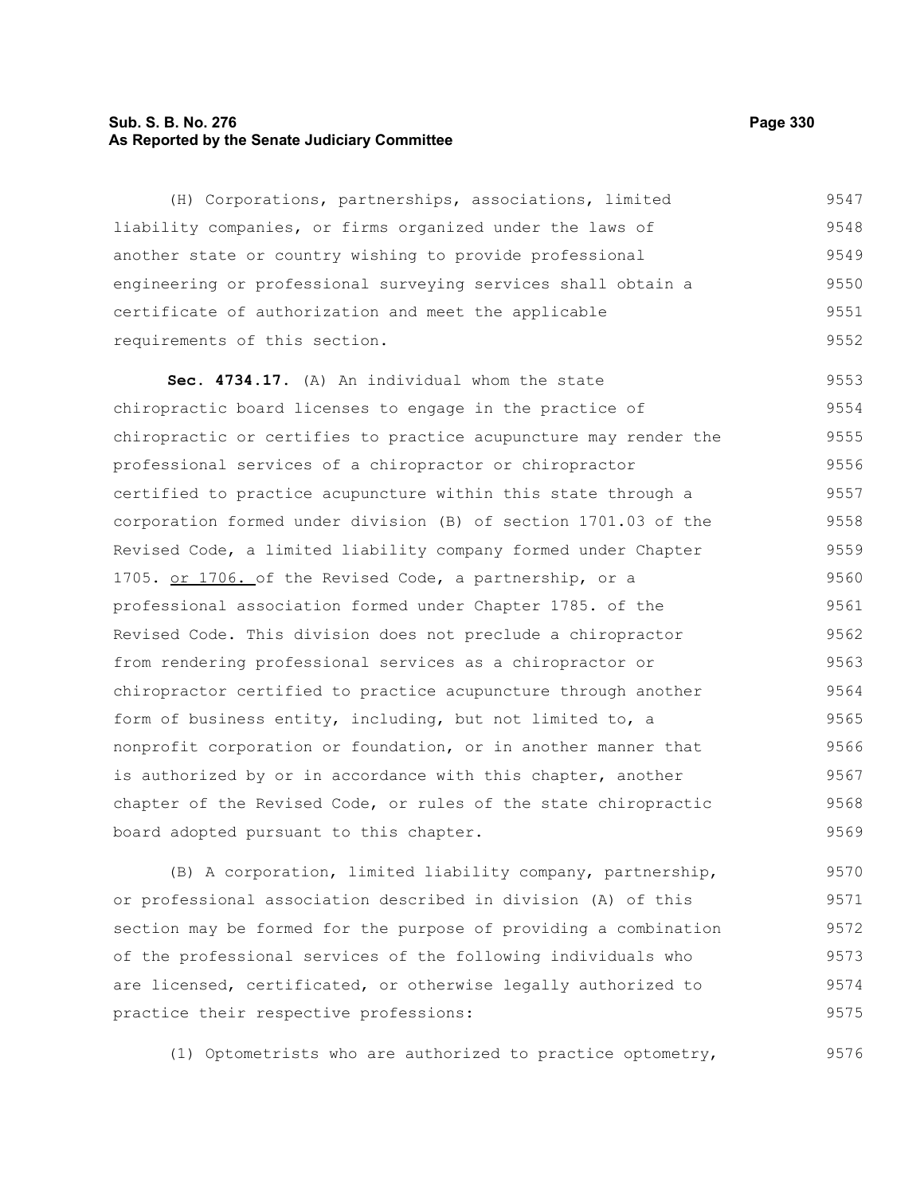(H) Corporations, partnerships, associations, limited liability companies, or firms organized under the laws of another state or country wishing to provide professional engineering or professional surveying services shall obtain a certificate of authorization and meet the applicable requirements of this section.

**Sec. 4734.17.** (A) An individual whom the state chiropractic board licenses to engage in the practice of chiropractic or certifies to practice acupuncture may render the professional services of a chiropractor or chiropractor certified to practice acupuncture within this state through a corporation formed under division (B) of section 1701.03 of the Revised Code, a limited liability company formed under Chapter 1705. or 1706. of the Revised Code, a partnership, or a professional association formed under Chapter 1785. of the Revised Code. This division does not preclude a chiropractor from rendering professional services as a chiropractor or chiropractor certified to practice acupuncture through another form of business entity, including, but not limited to, a nonprofit corporation or foundation, or in another manner that is authorized by or in accordance with this chapter, another chapter of the Revised Code, or rules of the state chiropractic board adopted pursuant to this chapter.

(B) A corporation, limited liability company, partnership, or professional association described in division (A) of this section may be formed for the purpose of providing a combination of the professional services of the following individuals who are licensed, certificated, or otherwise legally authorized to practice their respective professions:

(1) Optometrists who are authorized to practice optometry,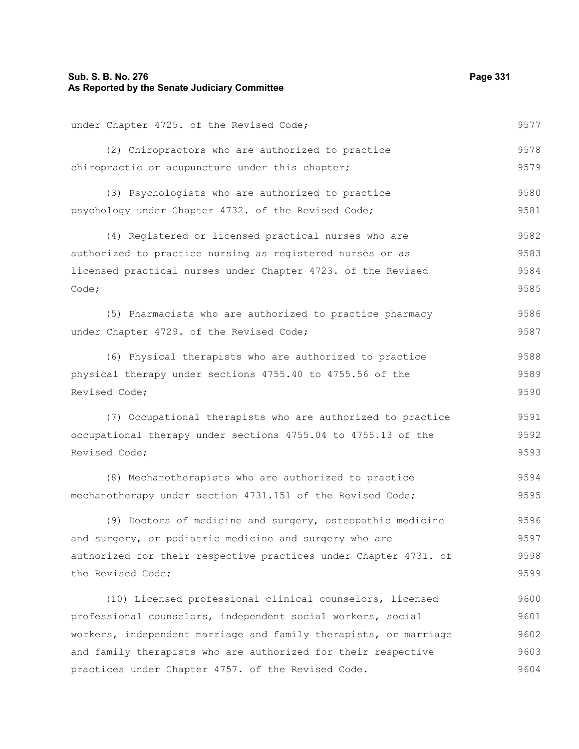under Chapter 4725. of the Revised Code;

(2) Chiropractors who are authorized to practice chiropractic or acupuncture under this chapter;

(3) Psychologists who are authorized to practice psychology under Chapter 4732. of the Revised Code;

(4) Registered or licensed practical nurses who are authorized to practice nursing as registered nurses or as licensed practical nurses under Chapter 4723. of the Revised Code;

(5) Pharmacists who are authorized to practice pharmacy under Chapter 4729. of the Revised Code;

(6) Physical therapists who are authorized to practice physical therapy under sections 4755.40 to 4755.56 of the Revised Code;

(7) Occupational therapists who are authorized to practice occupational therapy under sections 4755.04 to 4755.13 of the Revised Code;

(8) Mechanotherapists who are authorized to practice mechanotherapy under section 4731.151 of the Revised Code;

(9) Doctors of medicine and surgery, osteopathic medicine and surgery, or podiatric medicine and surgery who are authorized for their respective practices under Chapter 4731. of the Revised Code;

(10) Licensed professional clinical counselors, licensed professional counselors, independent social workers, social workers, independent marriage and family therapists, or marriage and family therapists who are authorized for their respective practices under Chapter 4757. of the Revised Code.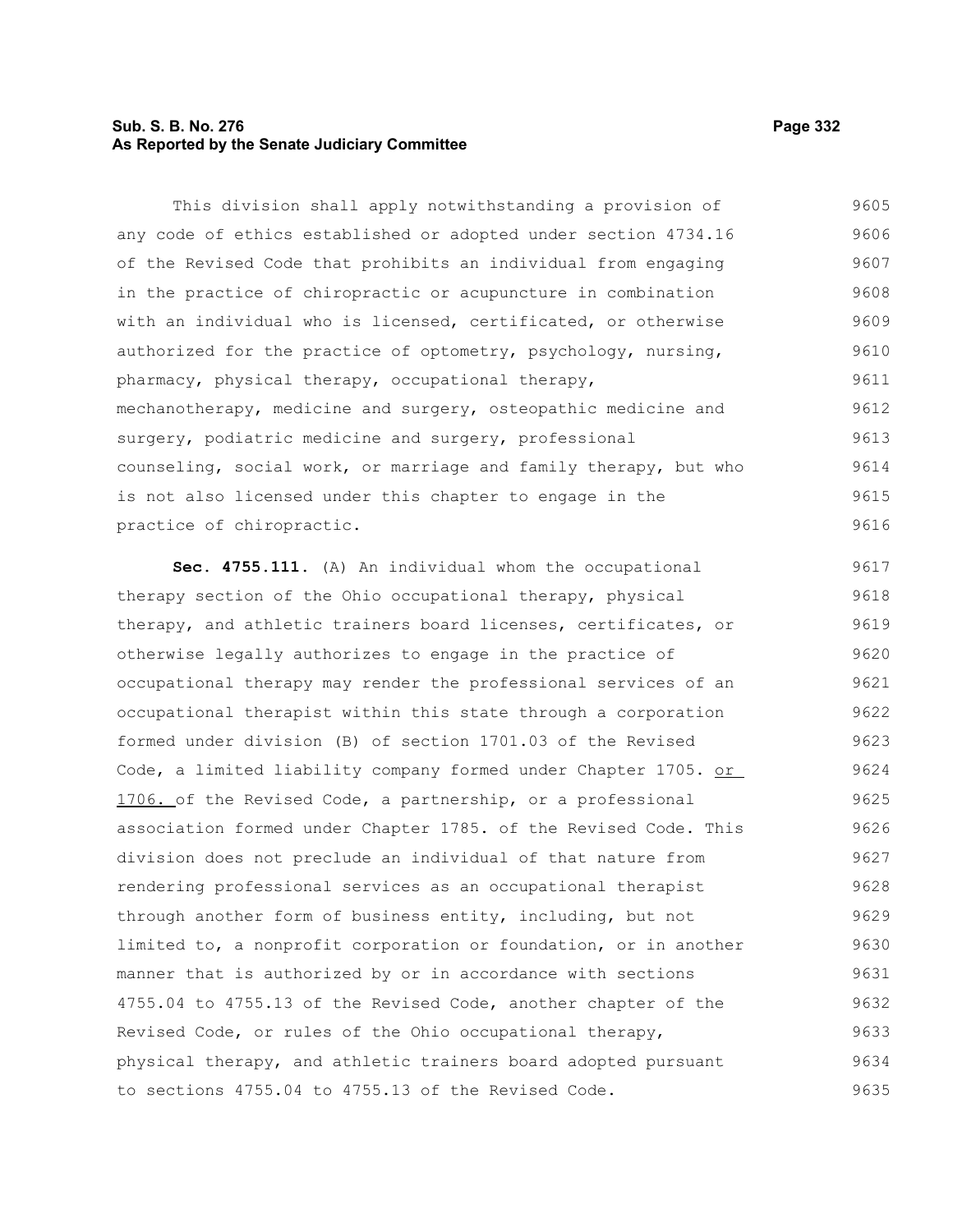This division shall apply notwithstanding a provision of any code of ethics established or adopted under section 4734.16 of the Revised Code that prohibits an individual from engaging in the practice of chiropractic or acupuncture in combination with an individual who is licensed, certificated, or otherwise authorized for the practice of optometry, psychology, nursing, pharmacy, physical therapy, occupational therapy, mechanotherapy, medicine and surgery, osteopathic medicine and surgery, podiatric medicine and surgery, professional counseling, social work, or marriage and family therapy, but who is not also licensed under this chapter to engage in the practice of chiropractic.

**Sec. 4755.111.** (A) An individual whom the occupational therapy section of the Ohio occupational therapy, physical therapy, and athletic trainers board licenses, certificates, or otherwise legally authorizes to engage in the practice of occupational therapy may render the professional services of an occupational therapist within this state through a corporation formed under division (B) of section 1701.03 of the Revised Code, a limited liability company formed under Chapter 1705. or 1706. of the Revised Code, a partnership, or a professional association formed under Chapter 1785. of the Revised Code. This division does not preclude an individual of that nature from rendering professional services as an occupational therapist through another form of business entity, including, but not limited to, a nonprofit corporation or foundation, or in another manner that is authorized by or in accordance with sections 4755.04 to 4755.13 of the Revised Code, another chapter of the Revised Code, or rules of the Ohio occupational therapy, physical therapy, and athletic trainers board adopted pursuant to sections 4755.04 to 4755.13 of the Revised Code.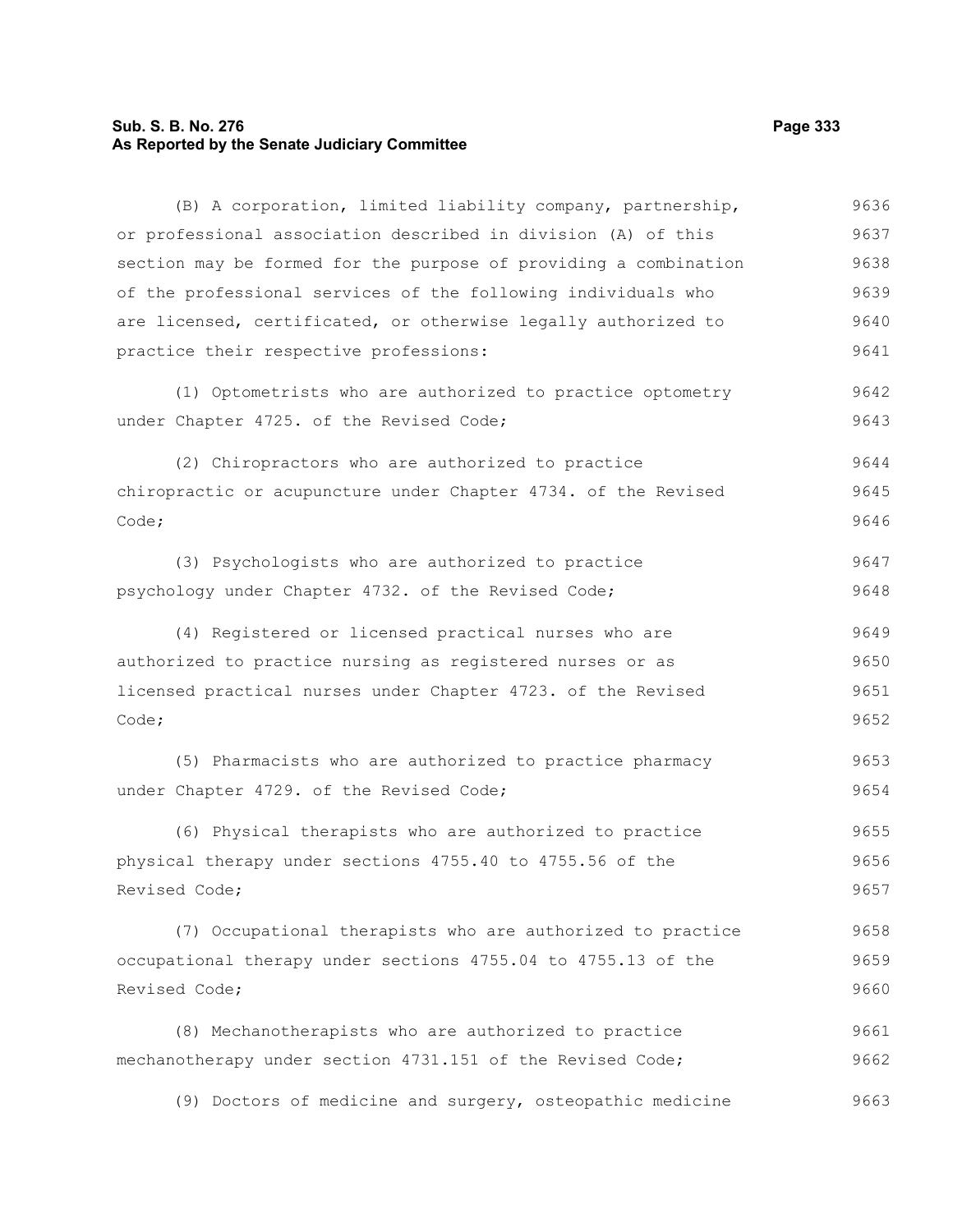(B) A corporation, limited liability company, partnership, or professional association described in division (A) of this section may be formed for the purpose of providing a combination of the professional services of the following individuals who are licensed, certificated, or otherwise legally authorized to practice their respective professions:

(1) Optometrists who are authorized to practice optometry under Chapter 4725. of the Revised Code;

(2) Chiropractors who are authorized to practice chiropractic or acupuncture under Chapter 4734. of the Revised Code;

(3) Psychologists who are authorized to practice psychology under Chapter 4732. of the Revised Code;

(4) Registered or licensed practical nurses who are authorized to practice nursing as registered nurses or as licensed practical nurses under Chapter 4723. of the Revised Code;

(5) Pharmacists who are authorized to practice pharmacy under Chapter 4729. of the Revised Code;

(6) Physical therapists who are authorized to practice physical therapy under sections 4755.40 to 4755.56 of the Revised Code;

(7) Occupational therapists who are authorized to practice occupational therapy under sections 4755.04 to 4755.13 of the Revised Code;

(8) Mechanotherapists who are authorized to practice mechanotherapy under section 4731.151 of the Revised Code;

(9) Doctors of medicine and surgery, osteopathic medicine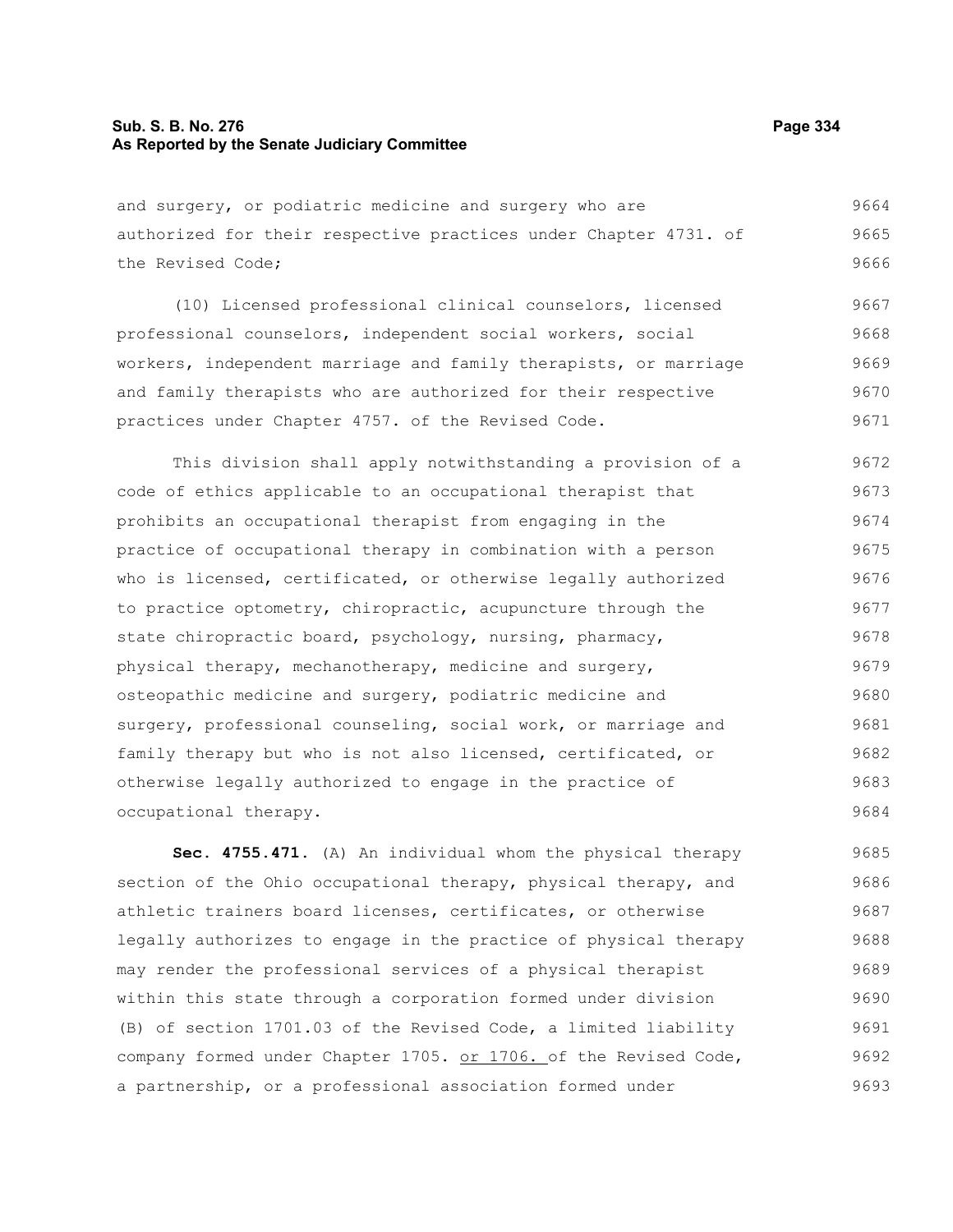and surgery, or podiatric medicine and surgery who are authorized for their respective practices under Chapter 4731. of the Revised Code;

(10) Licensed professional clinical counselors, licensed professional counselors, independent social workers, social workers, independent marriage and family therapists, or marriage and family therapists who are authorized for their respective practices under Chapter 4757. of the Revised Code.

This division shall apply notwithstanding a provision of a code of ethics applicable to an occupational therapist that prohibits an occupational therapist from engaging in the practice of occupational therapy in combination with a person who is licensed, certificated, or otherwise legally authorized to practice optometry, chiropractic, acupuncture through the state chiropractic board, psychology, nursing, pharmacy, physical therapy, mechanotherapy, medicine and surgery, osteopathic medicine and surgery, podiatric medicine and surgery, professional counseling, social work, or marriage and family therapy but who is not also licensed, certificated, or otherwise legally authorized to engage in the practice of occupational therapy.

**Sec. 4755.471.** (A) An individual whom the physical therapy section of the Ohio occupational therapy, physical therapy, and athletic trainers board licenses, certificates, or otherwise legally authorizes to engage in the practice of physical therapy may render the professional services of a physical therapist within this state through a corporation formed under division (B) of section 1701.03 of the Revised Code, a limited liability company formed under Chapter 1705. or 1706. of the Revised Code, a partnership, or a professional association formed under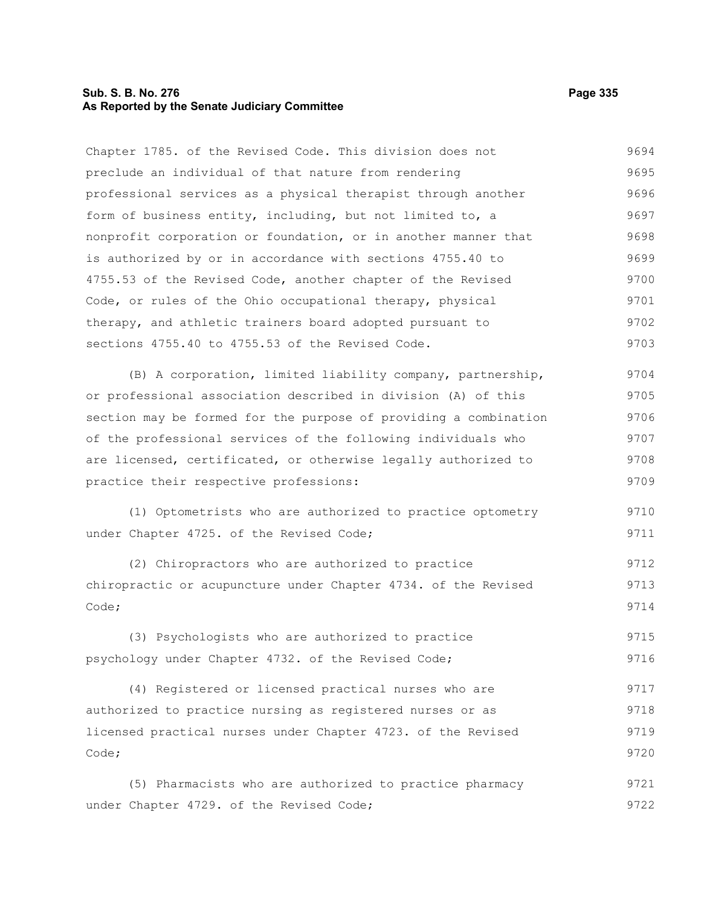Chapter 1785. of the Revised Code. This division does not preclude an individual of that nature from rendering professional services as a physical therapist through another form of business entity, including, but not limited to, a nonprofit corporation or foundation, or in another manner that is authorized by or in accordance with sections 4755.40 to 4755.53 of the Revised Code, another chapter of the Revised Code, or rules of the Ohio occupational therapy, physical therapy, and athletic trainers board adopted pursuant to sections 4755.40 to 4755.53 of the Revised Code.

(B) A corporation, limited liability company, partnership, or professional association described in division (A) of this section may be formed for the purpose of providing a combination of the professional services of the following individuals who are licensed, certificated, or otherwise legally authorized to practice their respective professions:

(1) Optometrists who are authorized to practice optometry under Chapter 4725. of the Revised Code;

(2) Chiropractors who are authorized to practice chiropractic or acupuncture under Chapter 4734. of the Revised Code;

(3) Psychologists who are authorized to practice psychology under Chapter 4732. of the Revised Code;

(4) Registered or licensed practical nurses who are authorized to practice nursing as registered nurses or as licensed practical nurses under Chapter 4723. of the Revised Code;

(5) Pharmacists who are authorized to practice pharmacy under Chapter 4729. of the Revised Code;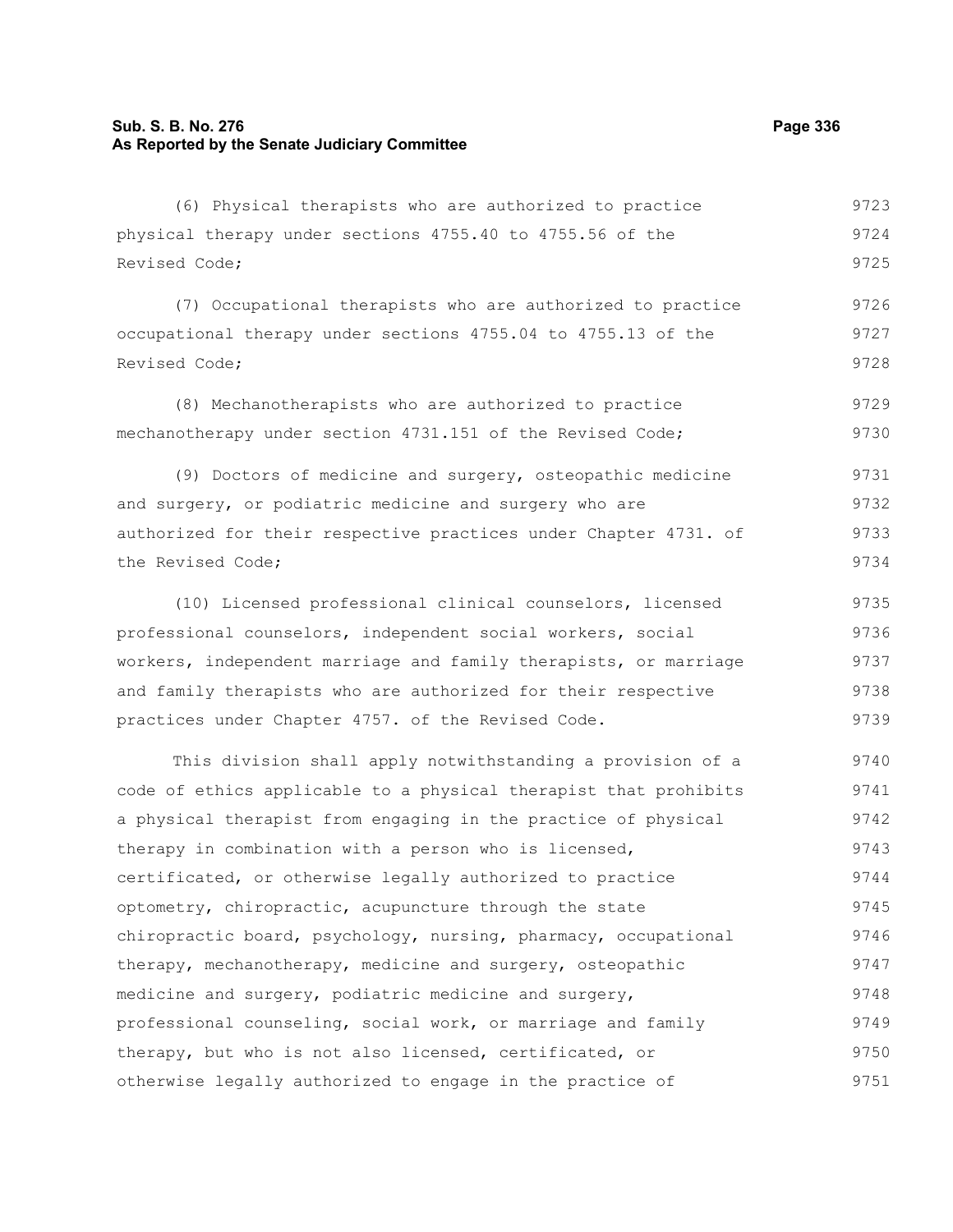(6) Physical therapists who are authorized to practice physical therapy under sections 4755.40 to 4755.56 of the Revised Code;

(7) Occupational therapists who are authorized to practice occupational therapy under sections 4755.04 to 4755.13 of the Revised Code;

(8) Mechanotherapists who are authorized to practice mechanotherapy under section 4731.151 of the Revised Code;

(9) Doctors of medicine and surgery, osteopathic medicine and surgery, or podiatric medicine and surgery who are authorized for their respective practices under Chapter 4731. of the Revised Code;

(10) Licensed professional clinical counselors, licensed professional counselors, independent social workers, social workers, independent marriage and family therapists, or marriage and family therapists who are authorized for their respective practices under Chapter 4757. of the Revised Code.

This division shall apply notwithstanding a provision of a code of ethics applicable to a physical therapist that prohibits a physical therapist from engaging in the practice of physical therapy in combination with a person who is licensed, certificated, or otherwise legally authorized to practice optometry, chiropractic, acupuncture through the state chiropractic board, psychology, nursing, pharmacy, occupational therapy, mechanotherapy, medicine and surgery, osteopathic medicine and surgery, podiatric medicine and surgery, professional counseling, social work, or marriage and family therapy, but who is not also licensed, certificated, or otherwise legally authorized to engage in the practice of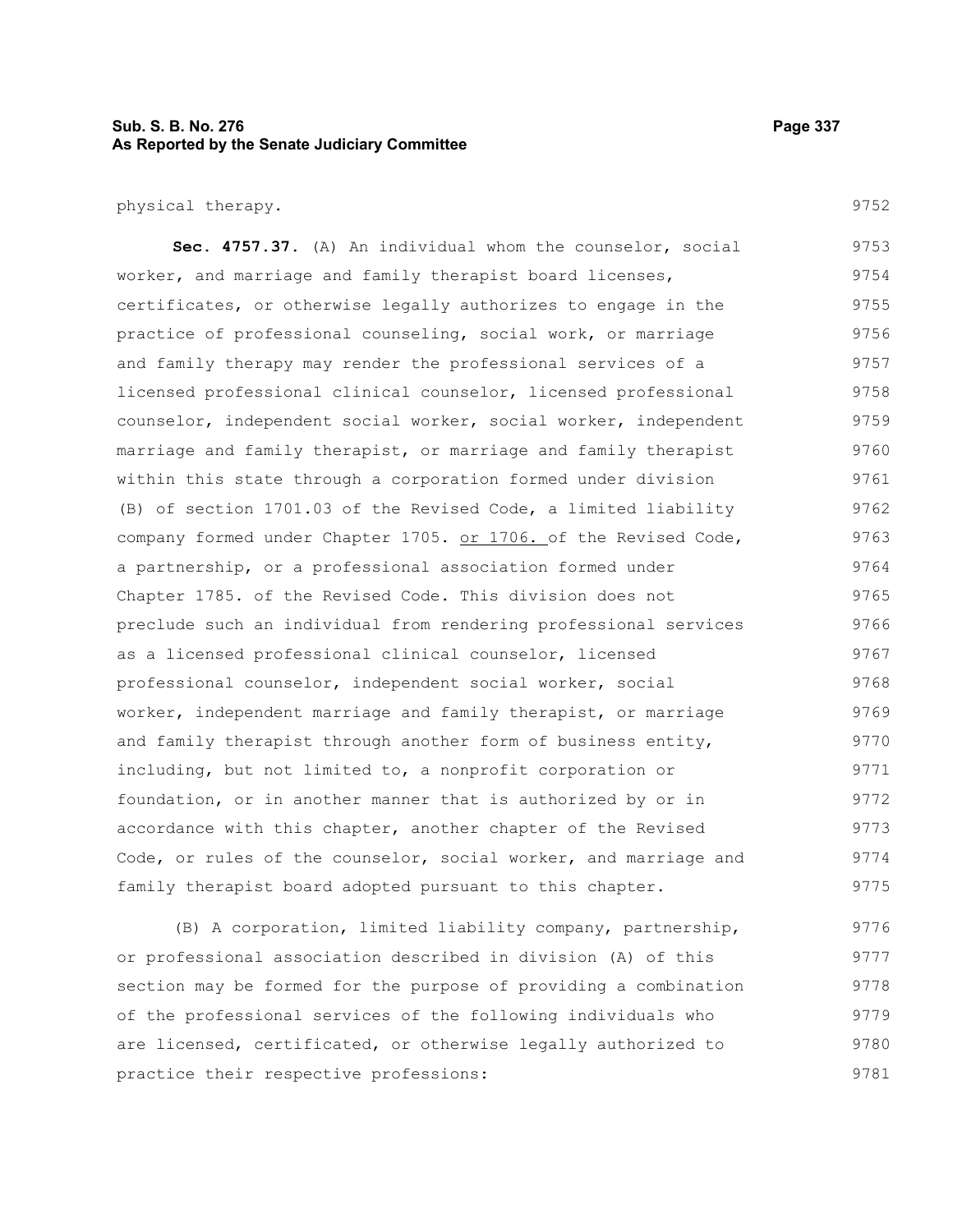physical therapy.

**Sec. 4757.37.** (A) An individual whom the counselor, social worker, and marriage and family therapist board licenses, certificates, or otherwise legally authorizes to engage in the practice of professional counseling, social work, or marriage and family therapy may render the professional services of a licensed professional clinical counselor, licensed professional counselor, independent social worker, social worker, independent marriage and family therapist, or marriage and family therapist within this state through a corporation formed under division (B) of section 1701.03 of the Revised Code, a limited liability company formed under Chapter 1705. <u>or 1706.</u> of the Revised Code, a partnership, or a professional association formed under Chapter 1785. of the Revised Code. This division does not preclude such an individual from rendering professional services as a licensed professional clinical counselor, licensed professional counselor, independent social worker, social worker, independent marriage and family therapist, or marriage and family therapist through another form of business entity, including, but not limited to, a nonprofit corporation or foundation, or in another manner that is authorized by or in accordance with this chapter, another chapter of the Revised Code, or rules of the counselor, social worker, and marriage and family therapist board adopted pursuant to this chapter.

(B) A corporation, limited liability company, partnership, or professional association described in division (A) of this section may be formed for the purpose of providing a combination of the professional services of the following individuals who are licensed, certificated, or otherwise legally authorized to practice their respective professions: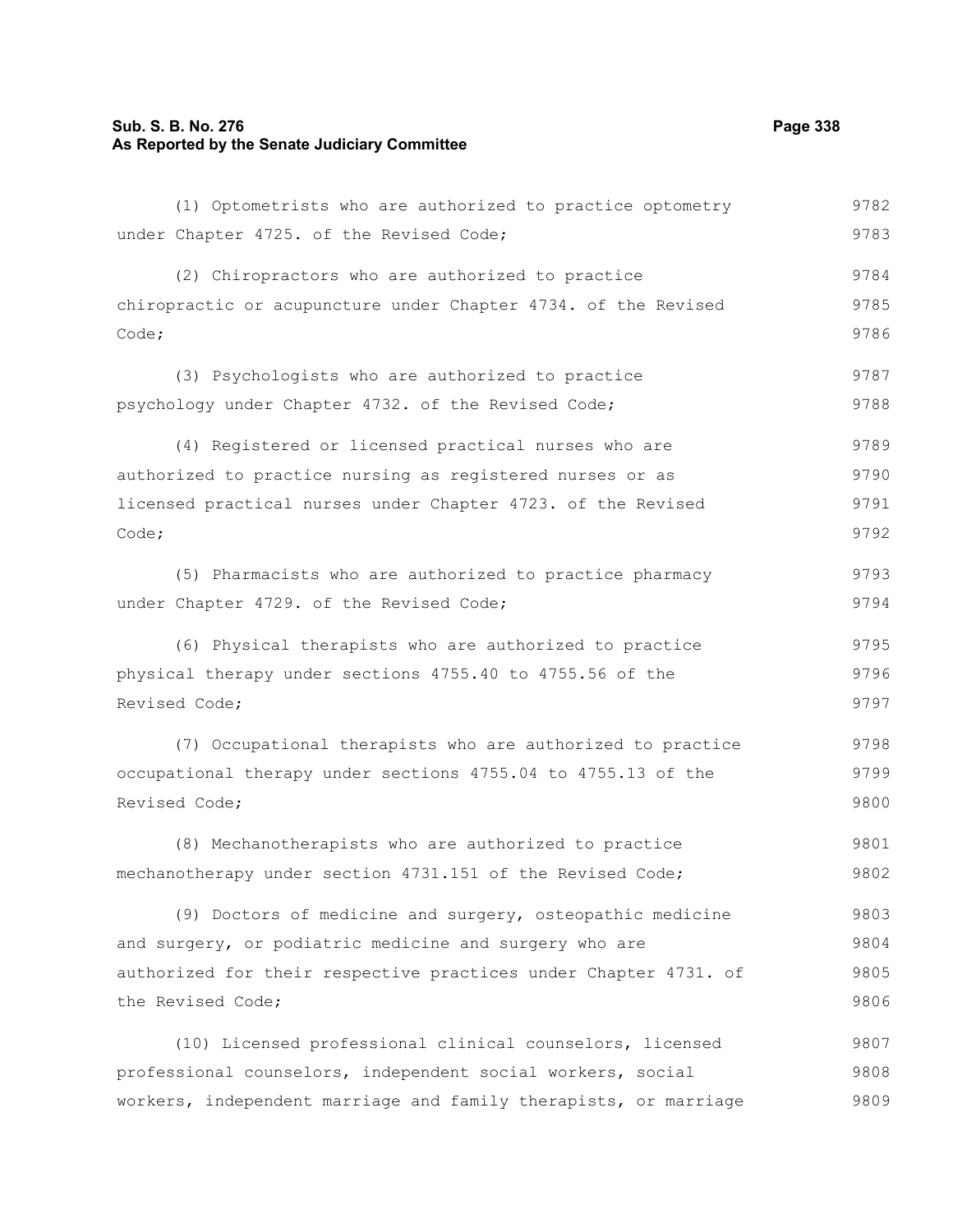(1) Optometrists who are authorized to practice optometry under Chapter 4725. of the Revised Code;

(2) Chiropractors who are authorized to practice chiropractic or acupuncture under Chapter 4734. of the Revised Code;

(3) Psychologists who are authorized to practice psychology under Chapter 4732. of the Revised Code;

(4) Registered or licensed practical nurses who are authorized to practice nursing as registered nurses or as licensed practical nurses under Chapter 4723. of the Revised Code;

(5) Pharmacists who are authorized to practice pharmacy under Chapter 4729. of the Revised Code;

(6) Physical therapists who are authorized to practice physical therapy under sections 4755.40 to 4755.56 of the Revised Code;

(7) Occupational therapists who are authorized to practice occupational therapy under sections 4755.04 to 4755.13 of the Revised Code;

(8) Mechanotherapists who are authorized to practice mechanotherapy under section 4731.151 of the Revised Code;

(9) Doctors of medicine and surgery, osteopathic medicine and surgery, or podiatric medicine and surgery who are authorized for their respective practices under Chapter 4731. of the Revised Code;

(10) Licensed professional clinical counselors, licensed professional counselors, independent social workers, social workers, independent marriage and family therapists, or marriage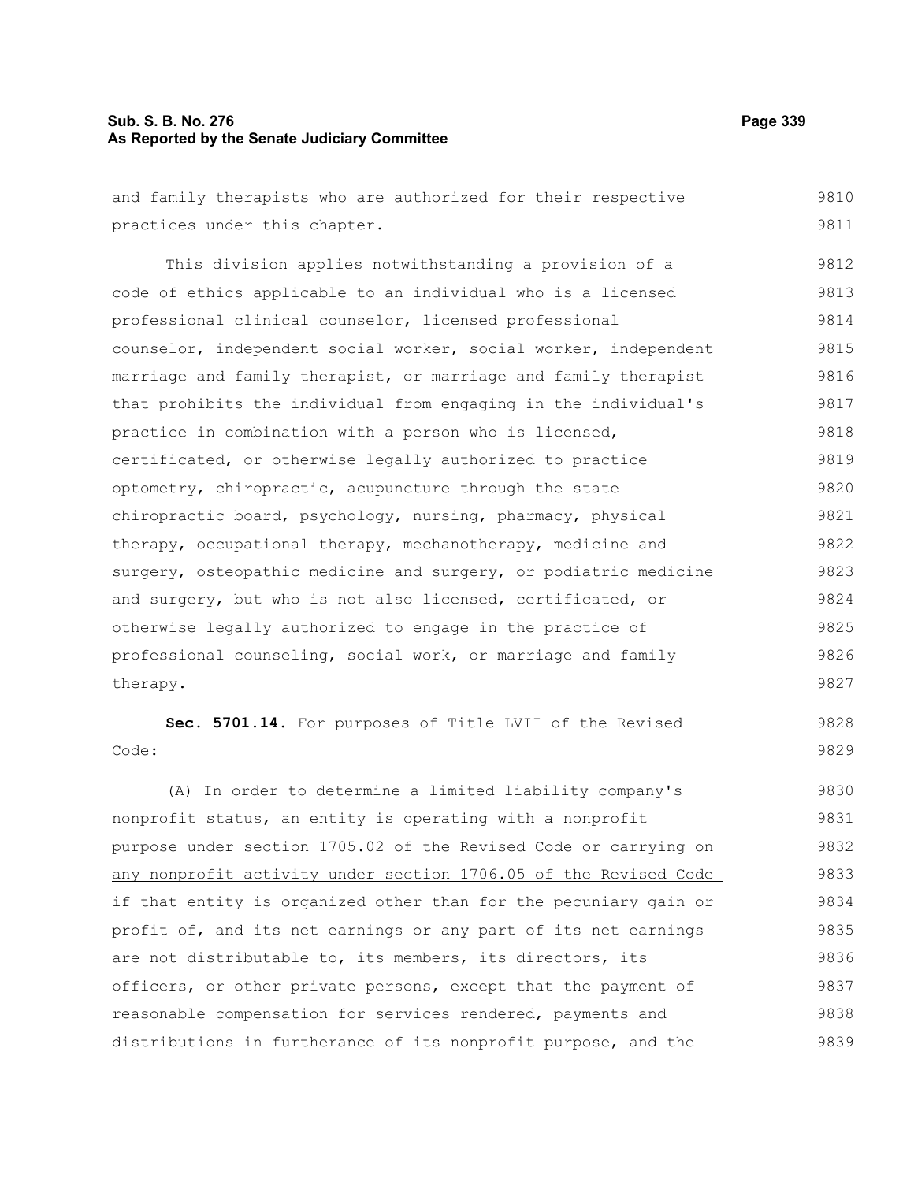and family therapists who are authorized for their respective practices under this chapter.

This division applies notwithstanding a provision of a code of ethics applicable to an individual who is a licensed professional clinical counselor, licensed professional counselor, independent social worker, social worker, independent marriage and family therapist, or marriage and family therapist that prohibits the individual from engaging in the individual's practice in combination with a person who is licensed, certificated, or otherwise legally authorized to practice optometry, chiropractic, acupuncture through the state chiropractic board, psychology, nursing, pharmacy, physical therapy, occupational therapy, mechanotherapy, medicine and surgery, osteopathic medicine and surgery, or podiatric medicine and surgery, but who is not also licensed, certificated, or otherwise legally authorized to engage in the practice of professional counseling, social work, or marriage and family therapy.

**Sec. 5701.14.** For purposes of Title LVII of the Revised Code:

(A) In order to determine a limited liability company's nonprofit status, an entity is operating with a nonprofit purpose under section 1705.02 of the Revised Code <u>or carrying on any nonprofit activity under section 1706.05 of the Revised Code</u> if that entity is organized other than for the pecuniary gain or profit of, and its net earnings or any part of its net earnings are not distributable to, its members, its directors, its officers, or other private persons, except that the payment of reasonable compensation for services rendered, payments and distributions in furtherance of its nonprofit purpose, and the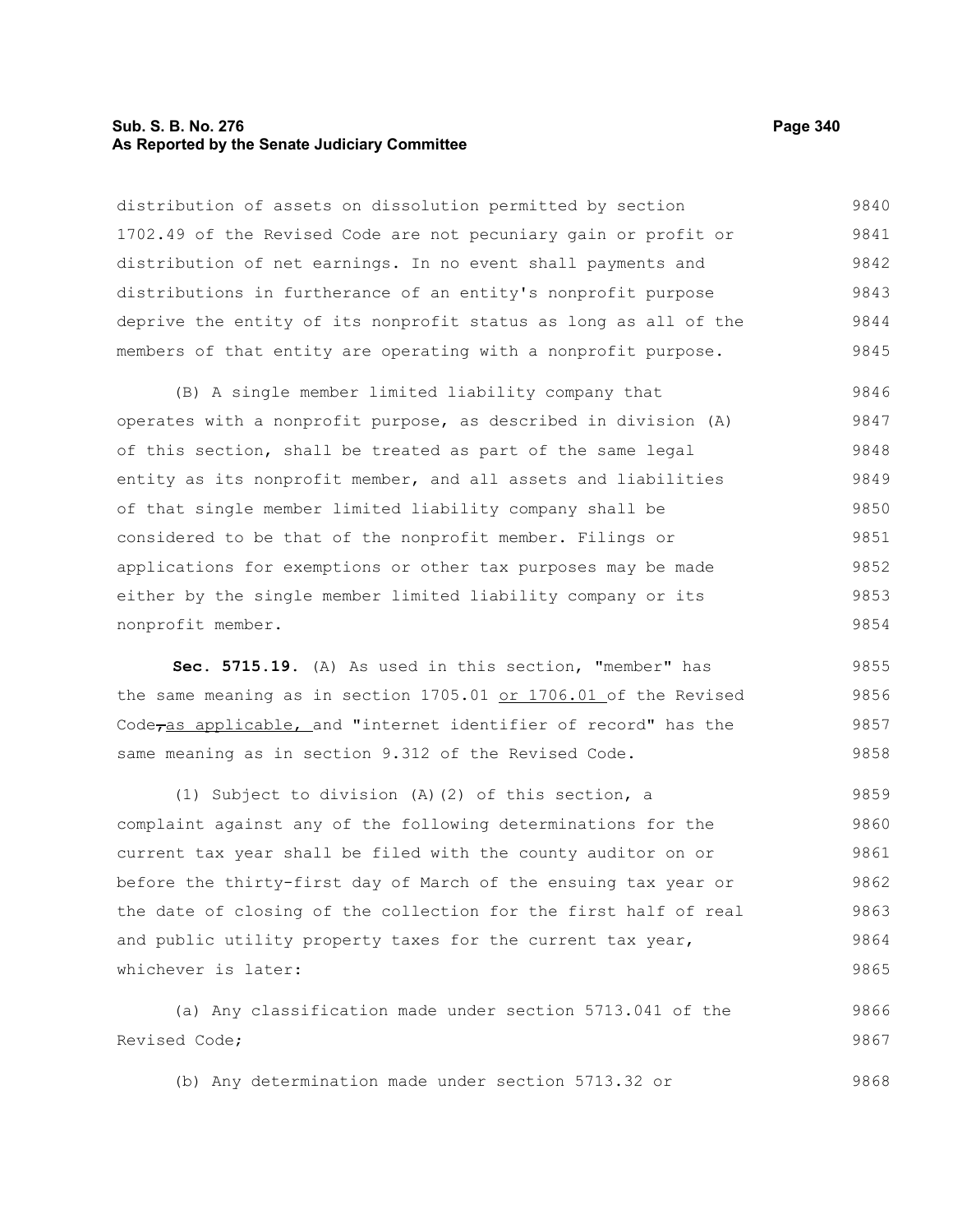distribution of assets on dissolution permitted by section 1702.49 of the Revised Code are not pecuniary gain or profit or distribution of net earnings. In no event shall payments and distributions in furtherance of an entity's nonprofit purpose deprive the entity of its nonprofit status as long as all of the members of that entity are operating with a nonprofit purpose.

(B) A single member limited liability company that operates with a nonprofit purpose, as described in division (A) of this section, shall be treated as part of the same legal entity as its nonprofit member, and all assets and liabilities of that single member limited liability company shall be considered to be that of the nonprofit member. Filings or applications for exemptions or other tax purposes may be made either by the single member limited liability company or its nonprofit member.

**Sec. 5715.19.** (A) As used in this section, "member" has the same meaning as in section 1705.01 or 1706.01 of the Revised Code, as applicable, and "internet identifier of record" has the same meaning as in section 9.312 of the Revised Code.

(1) Subject to division (A)(2) of this section, a complaint against any of the following determinations for the current tax year shall be filed with the county auditor on or before the thirty-first day of March of the ensuing tax year or the date of closing of the collection for the first half of real and public utility property taxes for the current tax year, whichever is later:

(a) Any classification made under section 5713.041 of the Revised Code;

(b) Any determination made under section 5713.32 or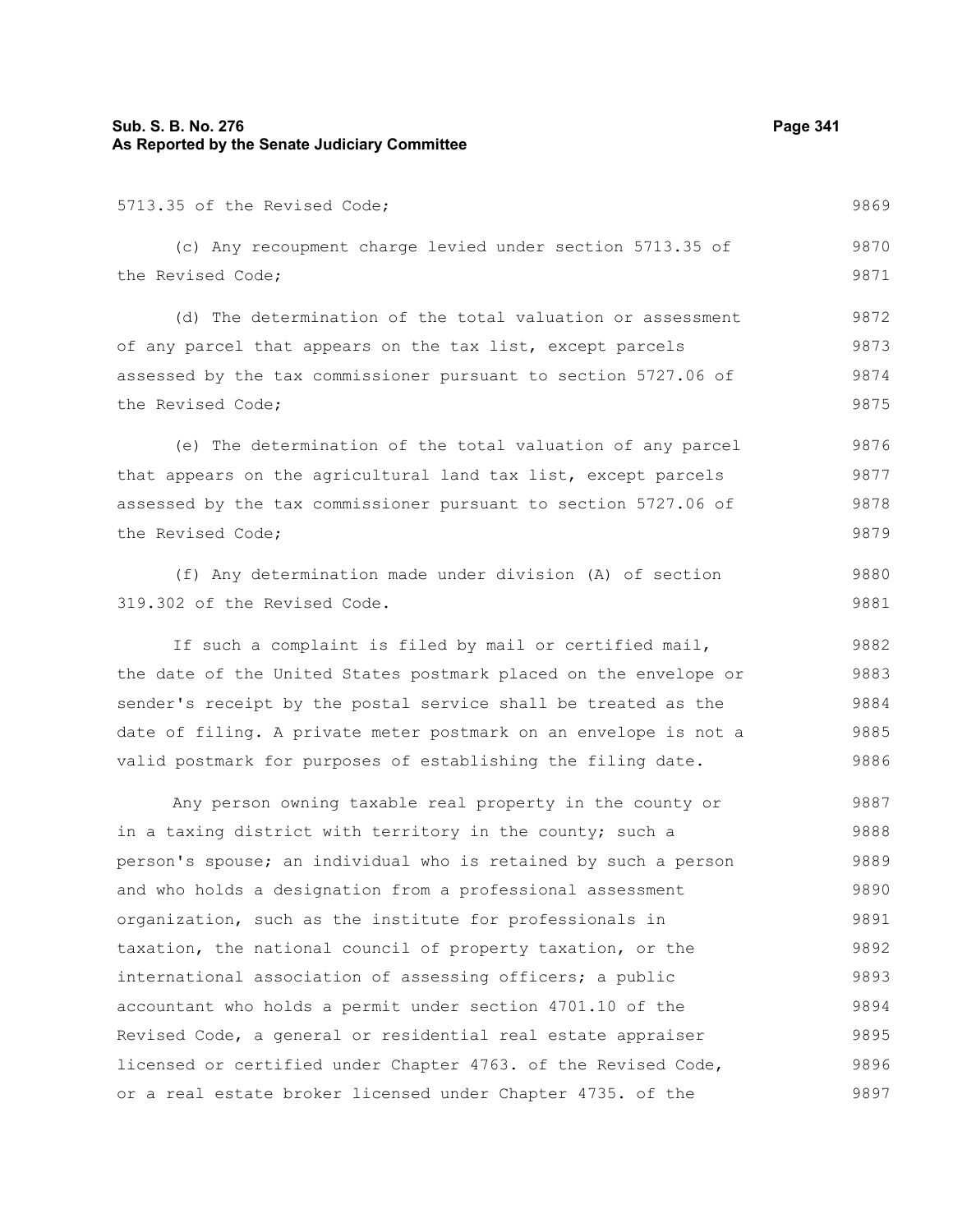5713.35 of the Revised Code;

(c) Any recoupment charge levied under section 5713.35 of the Revised Code;

(d) The determination of the total valuation or assessment of any parcel that appears on the tax list, except parcels assessed by the tax commissioner pursuant to section 5727.06 of the Revised Code;

(e) The determination of the total valuation of any parcel that appears on the agricultural land tax list, except parcels assessed by the tax commissioner pursuant to section 5727.06 of the Revised Code;

(f) Any determination made under division (A) of section 319.302 of the Revised Code.

If such a complaint is filed by mail or certified mail, the date of the United States postmark placed on the envelope or sender's receipt by the postal service shall be treated as the date of filing. A private meter postmark on an envelope is not a valid postmark for purposes of establishing the filing date.

Any person owning taxable real property in the county or in a taxing district with territory in the county; such a person's spouse; an individual who is retained by such a person and who holds a designation from a professional assessment organization, such as the institute for professionals in taxation, the national council of property taxation, or the international association of assessing officers; a public accountant who holds a permit under section 4701.10 of the Revised Code, a general or residential real estate appraiser licensed or certified under Chapter 4763. of the Revised Code, or a real estate broker licensed under Chapter 4735. of the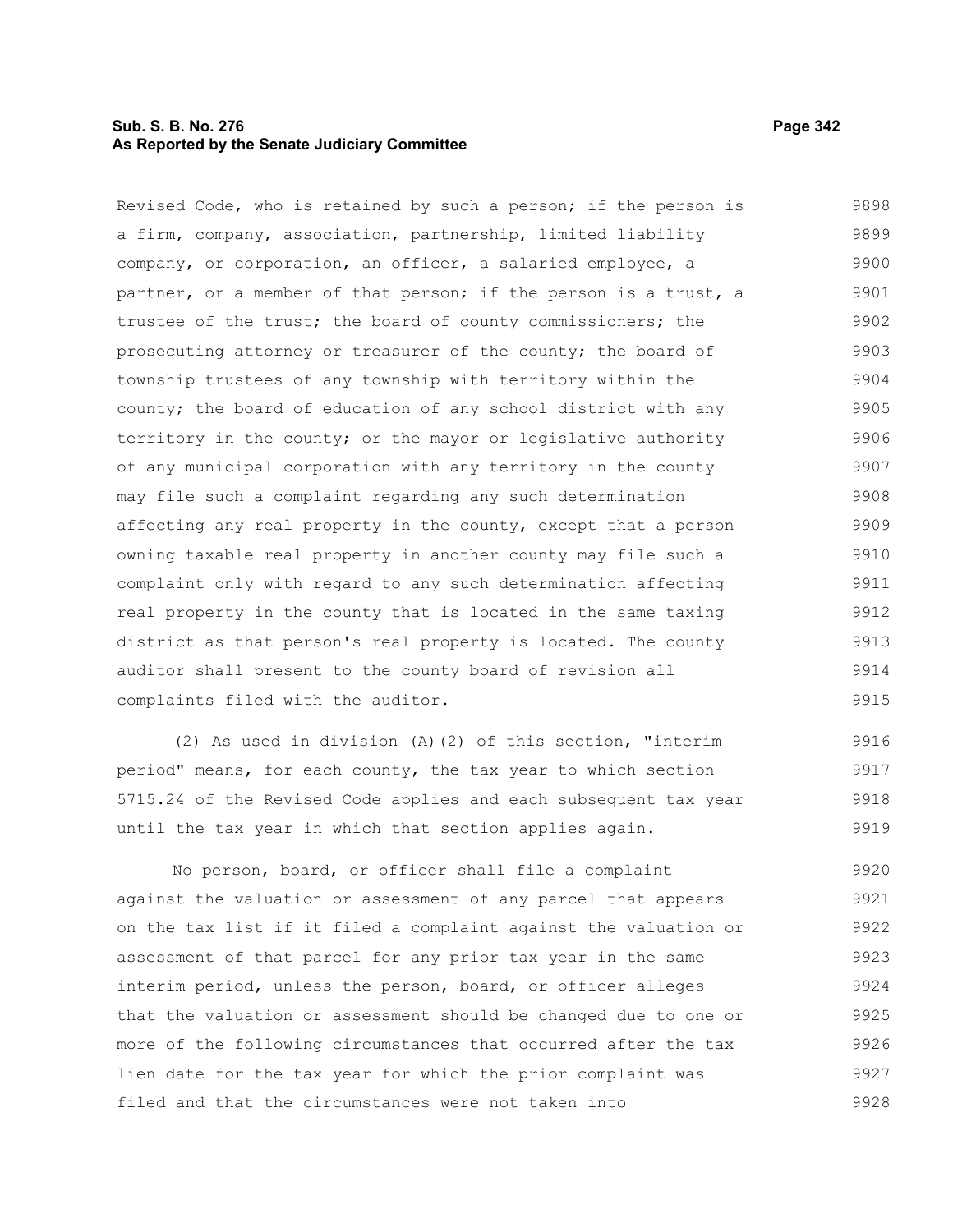Revised Code, who is retained by such a person; if the person is a firm, company, association, partnership, limited liability company, or corporation, an officer, a salaried employee, a partner, or a member of that person; if the person is a trust, a trustee of the trust; the board of county commissioners; the prosecuting attorney or treasurer of the county; the board of township trustees of any township with territory within the county; the board of education of any school district with any territory in the county; or the mayor or legislative authority of any municipal corporation with any territory in the county may file such a complaint regarding any such determination affecting any real property in the county, except that a person owning taxable real property in another county may file such a complaint only with regard to any such determination affecting real property in the county that is located in the same taxing district as that person's real property is located. The county auditor shall present to the county board of revision all complaints filed with the auditor.

(2) As used in division (A)(2) of this section, "interim period" means, for each county, the tax year to which section 5715.24 of the Revised Code applies and each subsequent tax year until the tax year in which that section applies again.

No person, board, or officer shall file a complaint against the valuation or assessment of any parcel that appears on the tax list if it filed a complaint against the valuation or assessment of that parcel for any prior tax year in the same interim period, unless the person, board, or officer alleges that the valuation or assessment should be changed due to one or more of the following circumstances that occurred after the tax lien date for the tax year for which the prior complaint was filed and that the circumstances were not taken into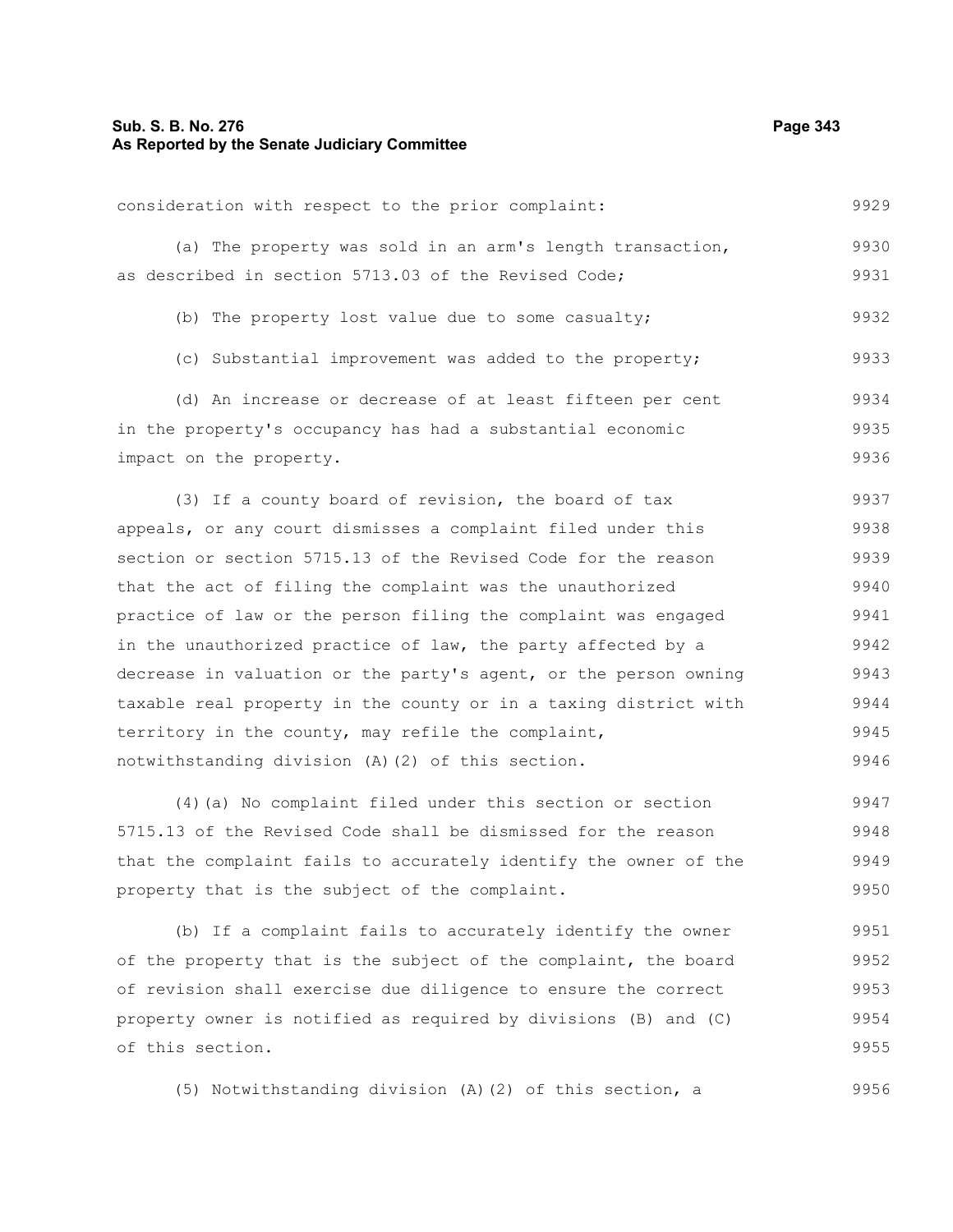consideration with respect to the prior complaint:

(a) The property was sold in an arm's length transaction, as described in section 5713.03 of the Revised Code;

(b) The property lost value due to some casualty;

(c) Substantial improvement was added to the property;

(d) An increase or decrease of at least fifteen per cent in the property's occupancy has had a substantial economic impact on the property.

(3) If a county board of revision, the board of tax appeals, or any court dismisses a complaint filed under this section or section 5715.13 of the Revised Code for the reason that the act of filing the complaint was the unauthorized practice of law or the person filing the complaint was engaged in the unauthorized practice of law, the party affected by a decrease in valuation or the party's agent, or the person owning taxable real property in the county or in a taxing district with territory in the county, may refile the complaint, notwithstanding division (A)(2) of this section.

(4)(a) No complaint filed under this section or section 5715.13 of the Revised Code shall be dismissed for the reason that the complaint fails to accurately identify the owner of the property that is the subject of the complaint.

(b) If a complaint fails to accurately identify the owner of the property that is the subject of the complaint, the board of revision shall exercise due diligence to ensure the correct property owner is notified as required by divisions (B) and (C) of this section.

(5) Notwithstanding division (A)(2) of this section, a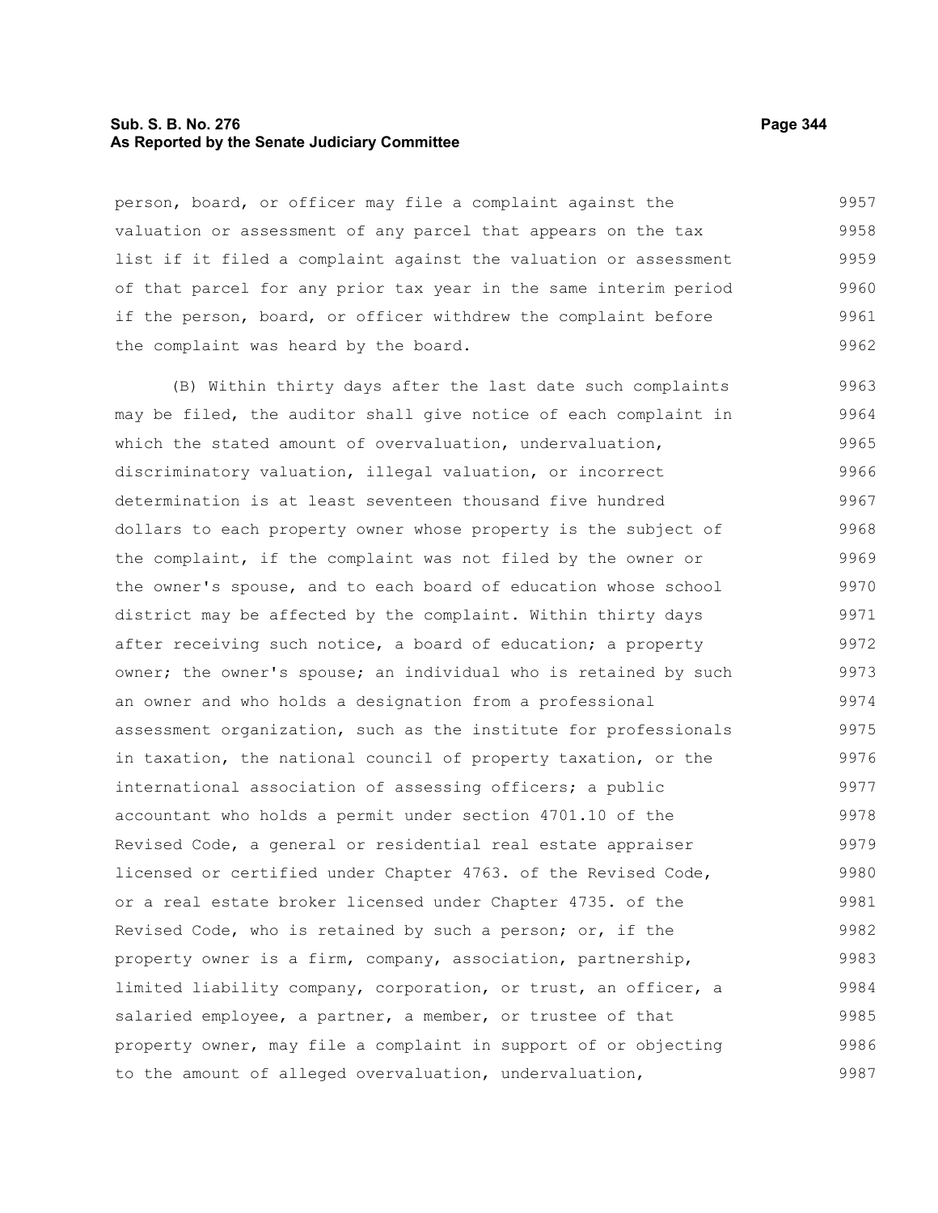person, board, or officer may file a complaint against the valuation or assessment of any parcel that appears on the tax list if it filed a complaint against the valuation or assessment of that parcel for any prior tax year in the same interim period if the person, board, or officer withdrew the complaint before the complaint was heard by the board.

(B) Within thirty days after the last date such complaints may be filed, the auditor shall give notice of each complaint in which the stated amount of overvaluation, undervaluation, discriminatory valuation, illegal valuation, or incorrect determination is at least seventeen thousand five hundred dollars to each property owner whose property is the subject of the complaint, if the complaint was not filed by the owner or the owner's spouse, and to each board of education whose school district may be affected by the complaint. Within thirty days after receiving such notice, a board of education; a property owner; the owner's spouse; an individual who is retained by such an owner and who holds a designation from a professional assessment organization, such as the institute for professionals in taxation, the national council of property taxation, or the international association of assessing officers; a public accountant who holds a permit under section 4701.10 of the Revised Code, a general or residential real estate appraiser licensed or certified under Chapter 4763. of the Revised Code, or a real estate broker licensed under Chapter 4735. of the Revised Code, who is retained by such a person; or, if the property owner is a firm, company, association, partnership, limited liability company, corporation, or trust, an officer, a salaried employee, a partner, a member, or trustee of that property owner, may file a complaint in support of or objecting to the amount of alleged overvaluation, undervaluation,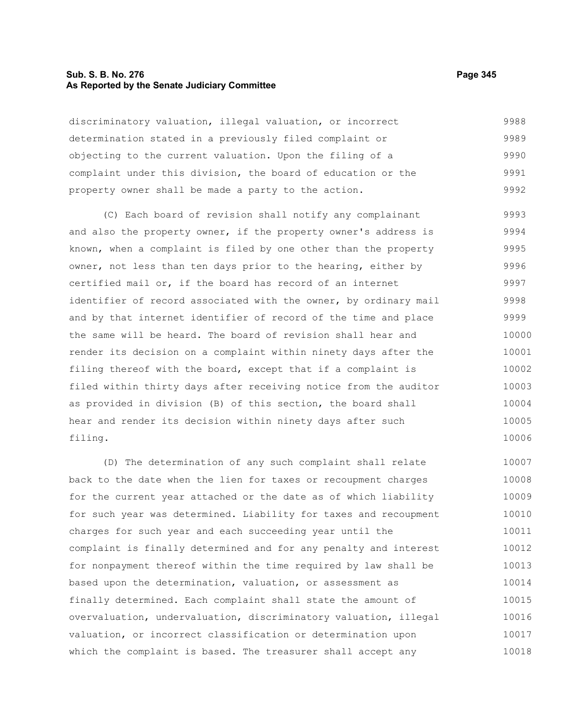discriminatory valuation, illegal valuation, or incorrect determination stated in a previously filed complaint or objecting to the current valuation. Upon the filing of a complaint under this division, the board of education or the property owner shall be made a party to the action.

(C) Each board of revision shall notify any complainant and also the property owner, if the property owner's address is known, when a complaint is filed by one other than the property owner, not less than ten days prior to the hearing, either by certified mail or, if the board has record of an internet identifier of record associated with the owner, by ordinary mail and by that internet identifier of record of the time and place the same will be heard. The board of revision shall hear and render its decision on a complaint within ninety days after the filing thereof with the board, except that if a complaint is filed within thirty days after receiving notice from the auditor as provided in division (B) of this section, the board shall hear and render its decision within ninety days after such filing.

(D) The determination of any such complaint shall relate back to the date when the lien for taxes or recoupment charges for the current year attached or the date as of which liability for such year was determined. Liability for taxes and recoupment charges for such year and each succeeding year until the complaint is finally determined and for any penalty and interest for nonpayment thereof within the time required by law shall be based upon the determination, valuation, or assessment as finally determined. Each complaint shall state the amount of overvaluation, undervaluation, discriminatory valuation, illegal valuation, or incorrect classification or determination upon which the complaint is based. The treasurer shall accept any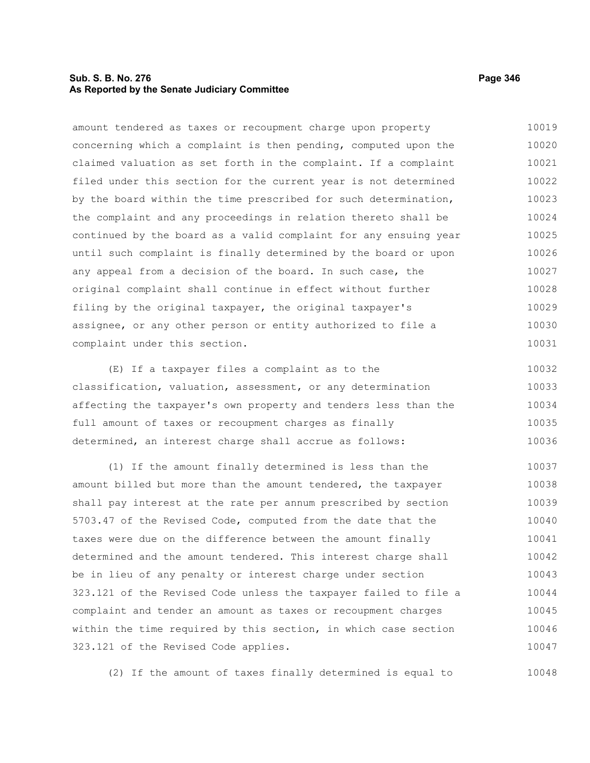amount tendered as taxes or recoupment charge upon property concerning which a complaint is then pending, computed upon the claimed valuation as set forth in the complaint. If a complaint filed under this section for the current year is not determined by the board within the time prescribed for such determination, the complaint and any proceedings in relation thereto shall be continued by the board as a valid complaint for any ensuing year until such complaint is finally determined by the board or upon any appeal from a decision of the board. In such case, the original complaint shall continue in effect without further filing by the original taxpayer, the original taxpayer's assignee, or any other person or entity authorized to file a complaint under this section.

(E) If a taxpayer files a complaint as to the classification, valuation, assessment, or any determination affecting the taxpayer's own property and tenders less than the full amount of taxes or recoupment charges as finally determined, an interest charge shall accrue as follows:

(1) If the amount finally determined is less than the amount billed but more than the amount tendered, the taxpayer shall pay interest at the rate per annum prescribed by section 5703.47 of the Revised Code, computed from the date that the taxes were due on the difference between the amount finally determined and the amount tendered. This interest charge shall be in lieu of any penalty or interest charge under section 323.121 of the Revised Code unless the taxpayer failed to file a complaint and tender an amount as taxes or recoupment charges within the time required by this section, in which case section 323.121 of the Revised Code applies.

(2) If the amount of taxes finally determined is equal to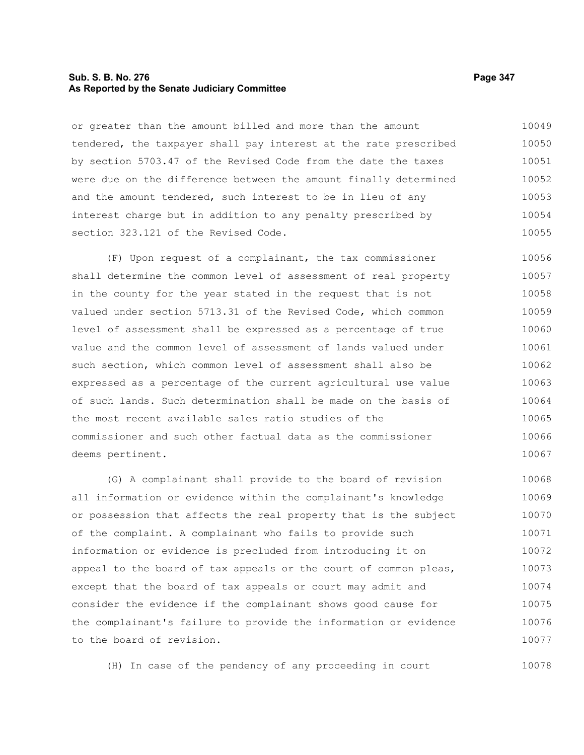or greater than the amount billed and more than the amount tendered, the taxpayer shall pay interest at the rate prescribed by section 5703.47 of the Revised Code from the date the taxes were due on the difference between the amount finally determined and the amount tendered, such interest to be in lieu of any interest charge but in addition to any penalty prescribed by section 323.121 of the Revised Code.

(F) Upon request of a complainant, the tax commissioner shall determine the common level of assessment of real property in the county for the year stated in the request that is not valued under section 5713.31 of the Revised Code, which common level of assessment shall be expressed as a percentage of true value and the common level of assessment of lands valued under such section, which common level of assessment shall also be expressed as a percentage of the current agricultural use value of such lands. Such determination shall be made on the basis of the most recent available sales ratio studies of the commissioner and such other factual data as the commissioner deems pertinent.

(G) A complainant shall provide to the board of revision all information or evidence within the complainant's knowledge or possession that affects the real property that is the subject of the complaint. A complainant who fails to provide such information or evidence is precluded from introducing it on appeal to the board of tax appeals or the court of common pleas, except that the board of tax appeals or court may admit and consider the evidence if the complainant shows good cause for the complainant's failure to provide the information or evidence to the board of revision.

(H) In case of the pendency of any proceeding in court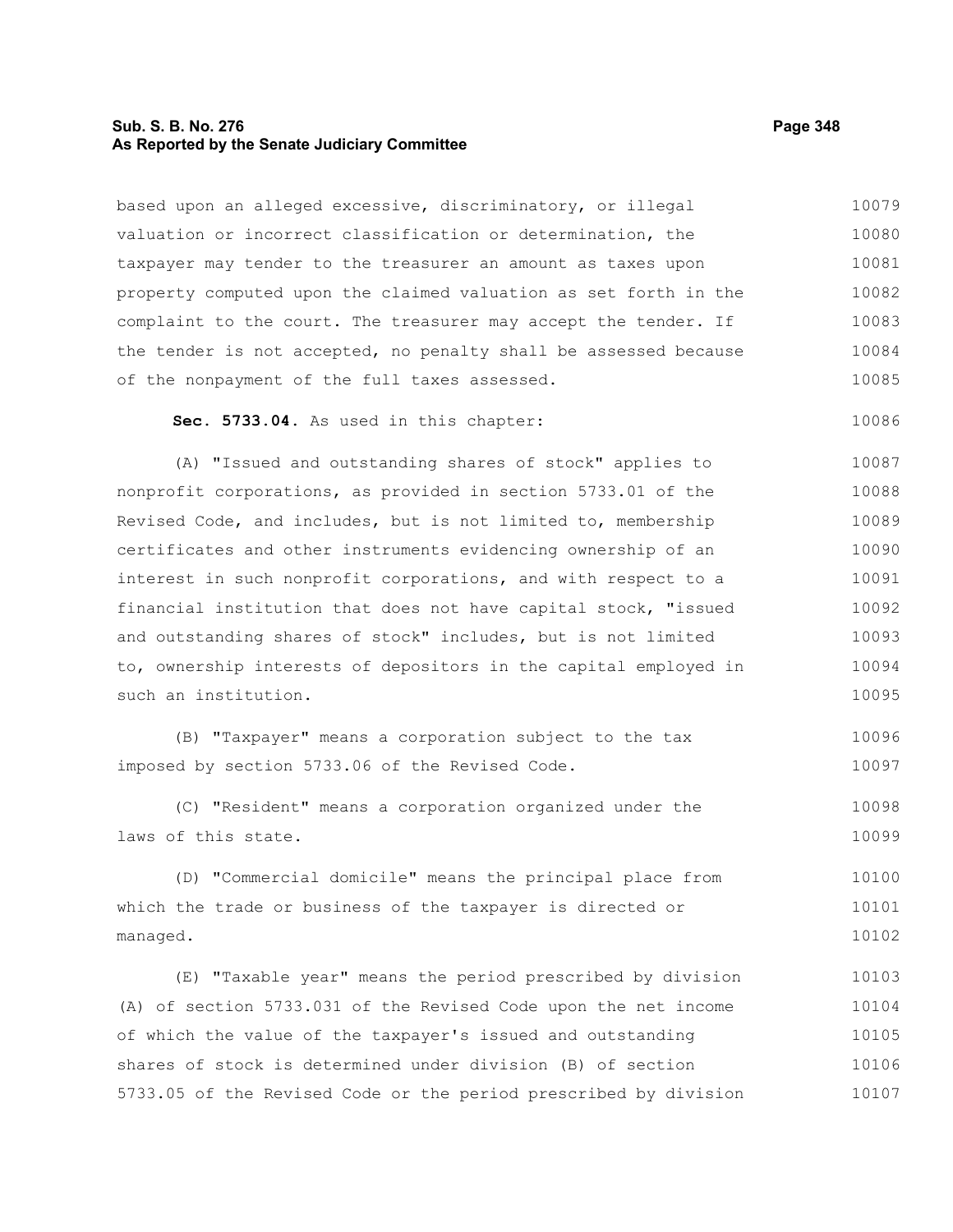based upon an alleged excessive, discriminatory, or illegal valuation or incorrect classification or determination, the taxpayer may tender to the treasurer an amount as taxes upon property computed upon the claimed valuation as set forth in the complaint to the court. The treasurer may accept the tender. If the tender is not accepted, no penalty shall be assessed because of the nonpayment of the full taxes assessed.

**Sec. 5733.04.** As used in this chapter:

(A) "Issued and outstanding shares of stock" applies to nonprofit corporations, as provided in section 5733.01 of the Revised Code, and includes, but is not limited to, membership certificates and other instruments evidencing ownership of an interest in such nonprofit corporations, and with respect to a financial institution that does not have capital stock, "issued and outstanding shares of stock" includes, but is not limited to, ownership interests of depositors in the capital employed in such an institution.

(B) "Taxpayer" means a corporation subject to the tax imposed by section 5733.06 of the Revised Code.

(C) "Resident" means a corporation organized under the laws of this state.

(D) "Commercial domicile" means the principal place from which the trade or business of the taxpayer is directed or managed.

(E) "Taxable year" means the period prescribed by division (A) of section 5733.031 of the Revised Code upon the net income of which the value of the taxpayer's issued and outstanding shares of stock is determined under division (B) of section 5733.05 of the Revised Code or the period prescribed by division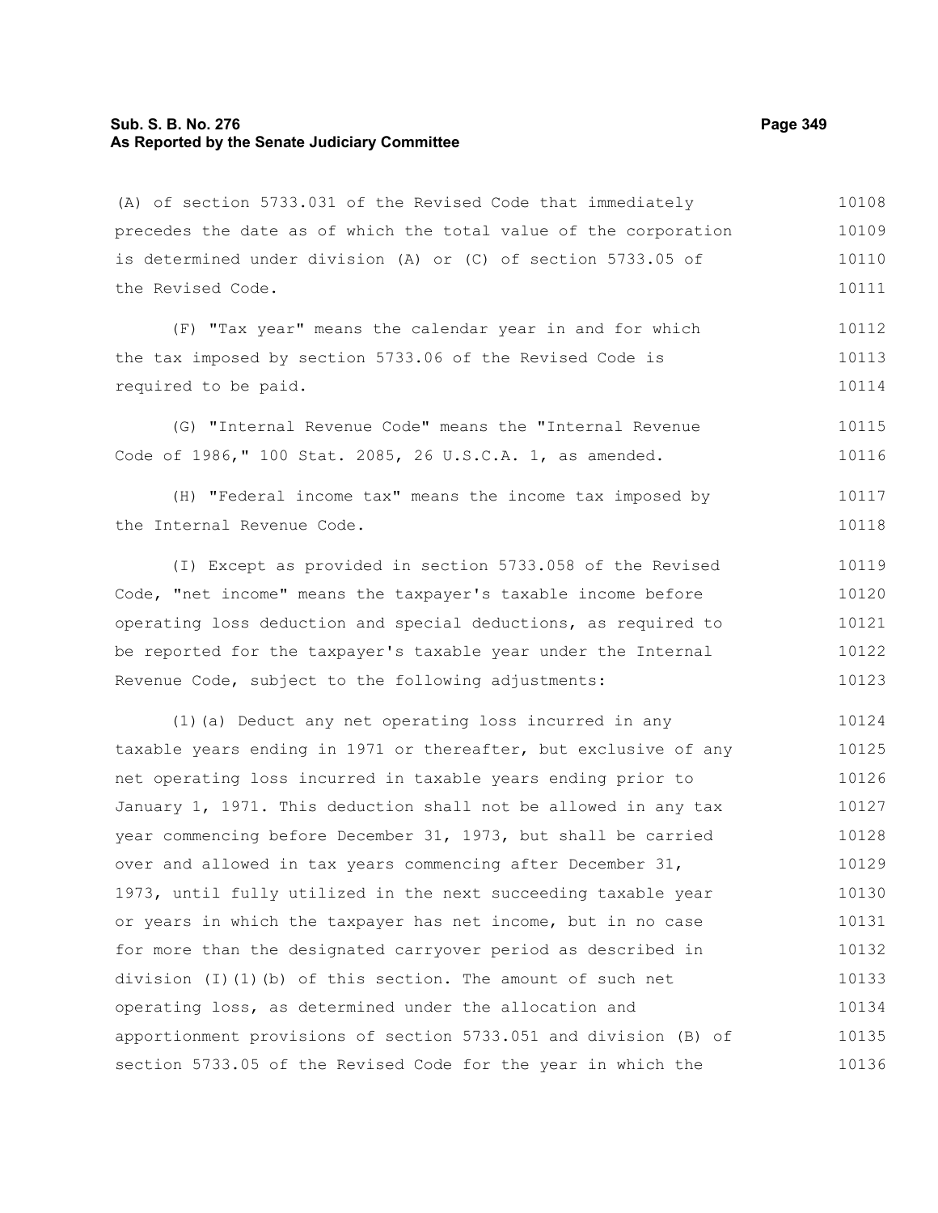(A) of section 5733.031 of the Revised Code that immediately precedes the date as of which the total value of the corporation is determined under division (A) or (C) of section 5733.05 of the Revised Code.

(F) "Tax year" means the calendar year in and for which the tax imposed by section 5733.06 of the Revised Code is required to be paid.

(G) "Internal Revenue Code" means the "Internal Revenue Code of 1986," 100 Stat. 2085, 26 U.S.C.A. 1, as amended.

(H) "Federal income tax" means the income tax imposed by the Internal Revenue Code.

(I) Except as provided in section 5733.058 of the Revised Code, "net income" means the taxpayer's taxable income before operating loss deduction and special deductions, as required to be reported for the taxpayer's taxable year under the Internal Revenue Code, subject to the following adjustments:

(1)(a) Deduct any net operating loss incurred in any taxable years ending in 1971 or thereafter, but exclusive of any net operating loss incurred in taxable years ending prior to January 1, 1971. This deduction shall not be allowed in any tax year commencing before December 31, 1973, but shall be carried over and allowed in tax years commencing after December 31, 1973, until fully utilized in the next succeeding taxable year or years in which the taxpayer has net income, but in no case for more than the designated carryover period as described in division (I)(1)(b) of this section. The amount of such net operating loss, as determined under the allocation and apportionment provisions of section 5733.051 and division (B) of section 5733.05 of the Revised Code for the year in which the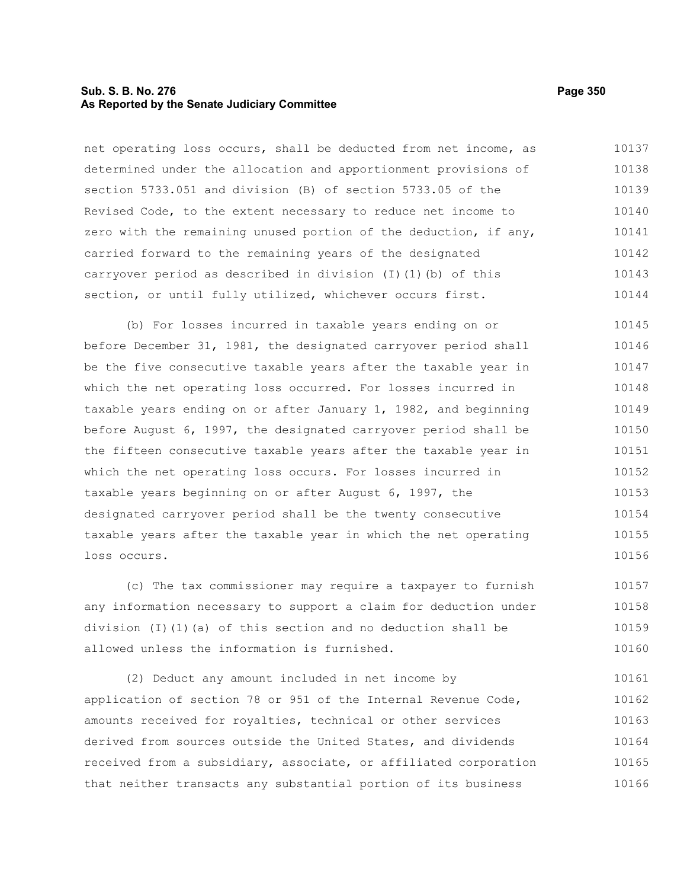net operating loss occurs, shall be deducted from net income, as determined under the allocation and apportionment provisions of section 5733.051 and division (B) of section 5733.05 of the Revised Code, to the extent necessary to reduce net income to zero with the remaining unused portion of the deduction, if any, carried forward to the remaining years of the designated carryover period as described in division (I)(1)(b) of this section, or until fully utilized, whichever occurs first.

(b) For losses incurred in taxable years ending on or before December 31, 1981, the designated carryover period shall be the five consecutive taxable years after the taxable year in which the net operating loss occurred. For losses incurred in taxable years ending on or after January 1, 1982, and beginning before August 6, 1997, the designated carryover period shall be the fifteen consecutive taxable years after the taxable year in which the net operating loss occurs. For losses incurred in taxable years beginning on or after August 6, 1997, the designated carryover period shall be the twenty consecutive taxable years after the taxable year in which the net operating loss occurs.

(c) The tax commissioner may require a taxpayer to furnish any information necessary to support a claim for deduction under division (I)(1)(a) of this section and no deduction shall be allowed unless the information is furnished.

(2) Deduct any amount included in net income by application of section 78 or 951 of the Internal Revenue Code, amounts received for royalties, technical or other services derived from sources outside the United States, and dividends received from a subsidiary, associate, or affiliated corporation that neither transacts any substantial portion of its business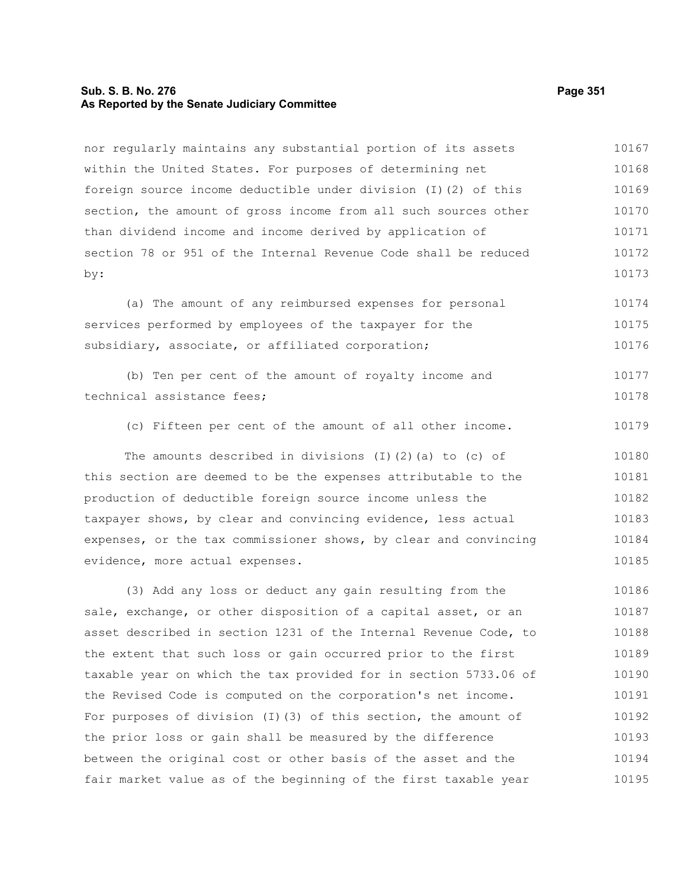nor regularly maintains any substantial portion of its assets within the United States. For purposes of determining net foreign source income deductible under division (I)(2) of this section, the amount of gross income from all such sources other than dividend income and income derived by application of section 78 or 951 of the Internal Revenue Code shall be reduced by:

(a) The amount of any reimbursed expenses for personal services performed by employees of the taxpayer for the subsidiary, associate, or affiliated corporation;

(b) Ten per cent of the amount of royalty income and technical assistance fees;

(c) Fifteen per cent of the amount of all other income.

The amounts described in divisions (I)(2)(a) to (c) of this section are deemed to be the expenses attributable to the production of deductible foreign source income unless the taxpayer shows, by clear and convincing evidence, less actual expenses, or the tax commissioner shows, by clear and convincing evidence, more actual expenses.

(3) Add any loss or deduct any gain resulting from the sale, exchange, or other disposition of a capital asset, or an asset described in section 1231 of the Internal Revenue Code, to the extent that such loss or gain occurred prior to the first taxable year on which the tax provided for in section 5733.06 of the Revised Code is computed on the corporation's net income. For purposes of division (I)(3) of this section, the amount of the prior loss or gain shall be measured by the difference between the original cost or other basis of the asset and the fair market value as of the beginning of the first taxable year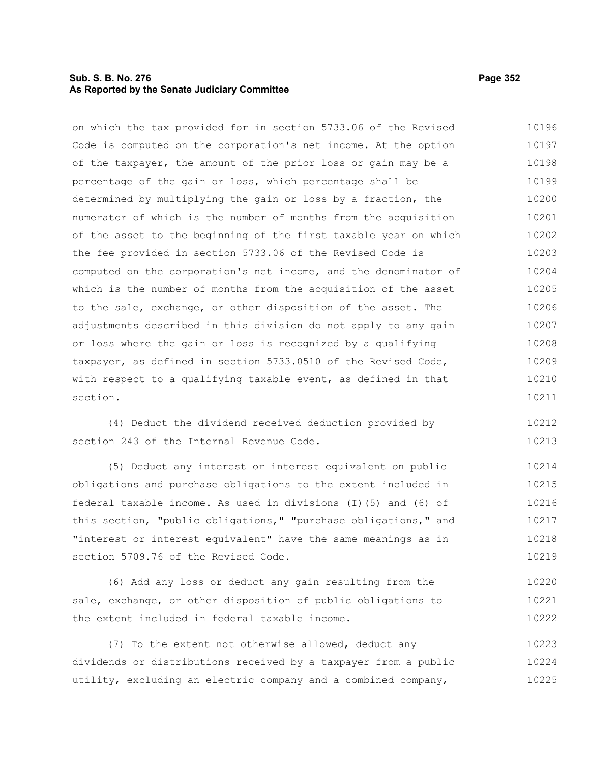on which the tax provided for in section 5733.06 of the Revised Code is computed on the corporation's net income. At the option of the taxpayer, the amount of the prior loss or gain may be a percentage of the gain or loss, which percentage shall be determined by multiplying the gain or loss by a fraction, the numerator of which is the number of months from the acquisition of the asset to the beginning of the first taxable year on which the fee provided in section 5733.06 of the Revised Code is computed on the corporation's net income, and the denominator of which is the number of months from the acquisition of the asset to the sale, exchange, or other disposition of the asset. The adjustments described in this division do not apply to any gain or loss where the gain or loss is recognized by a qualifying taxpayer, as defined in section 5733.0510 of the Revised Code, with respect to a qualifying taxable event, as defined in that section.

(4) Deduct the dividend received deduction provided by section 243 of the Internal Revenue Code.

(5) Deduct any interest or interest equivalent on public obligations and purchase obligations to the extent included in federal taxable income. As used in divisions (I)(5) and (6) of this section, "public obligations," "purchase obligations," and "interest or interest equivalent" have the same meanings as in section 5709.76 of the Revised Code.

(6) Add any loss or deduct any gain resulting from the sale, exchange, or other disposition of public obligations to the extent included in federal taxable income.

(7) To the extent not otherwise allowed, deduct any dividends or distributions received by a taxpayer from a public utility, excluding an electric company and a combined company,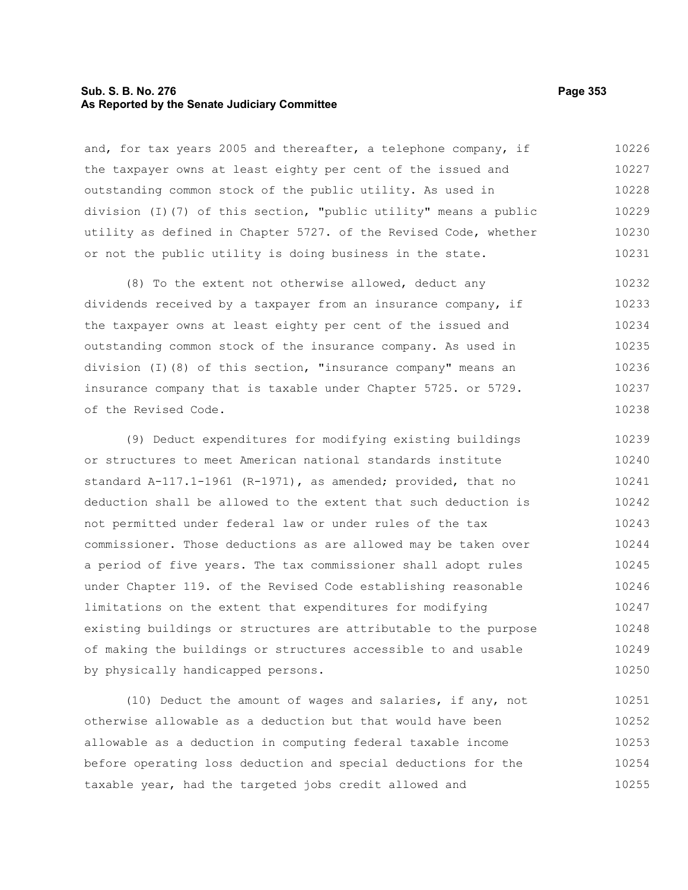and, for tax years 2005 and thereafter, a telephone company, if the taxpayer owns at least eighty per cent of the issued and outstanding common stock of the public utility. As used in division (I)(7) of this section, "public utility" means a public utility as defined in Chapter 5727. of the Revised Code, whether or not the public utility is doing business in the state.

(8) To the extent not otherwise allowed, deduct any dividends received by a taxpayer from an insurance company, if the taxpayer owns at least eighty per cent of the issued and outstanding common stock of the insurance company. As used in division (I)(8) of this section, "insurance company" means an insurance company that is taxable under Chapter 5725. or 5729. of the Revised Code.

(9) Deduct expenditures for modifying existing buildings or structures to meet American national standards institute standard A-117.1-1961 (R-1971), as amended; provided, that no deduction shall be allowed to the extent that such deduction is not permitted under federal law or under rules of the tax commissioner. Those deductions as are allowed may be taken over a period of five years. The tax commissioner shall adopt rules under Chapter 119. of the Revised Code establishing reasonable limitations on the extent that expenditures for modifying existing buildings or structures are attributable to the purpose of making the buildings or structures accessible to and usable by physically handicapped persons.

(10) Deduct the amount of wages and salaries, if any, not otherwise allowable as a deduction but that would have been allowable as a deduction in computing federal taxable income before operating loss deduction and special deductions for the taxable year, had the targeted jobs credit allowed and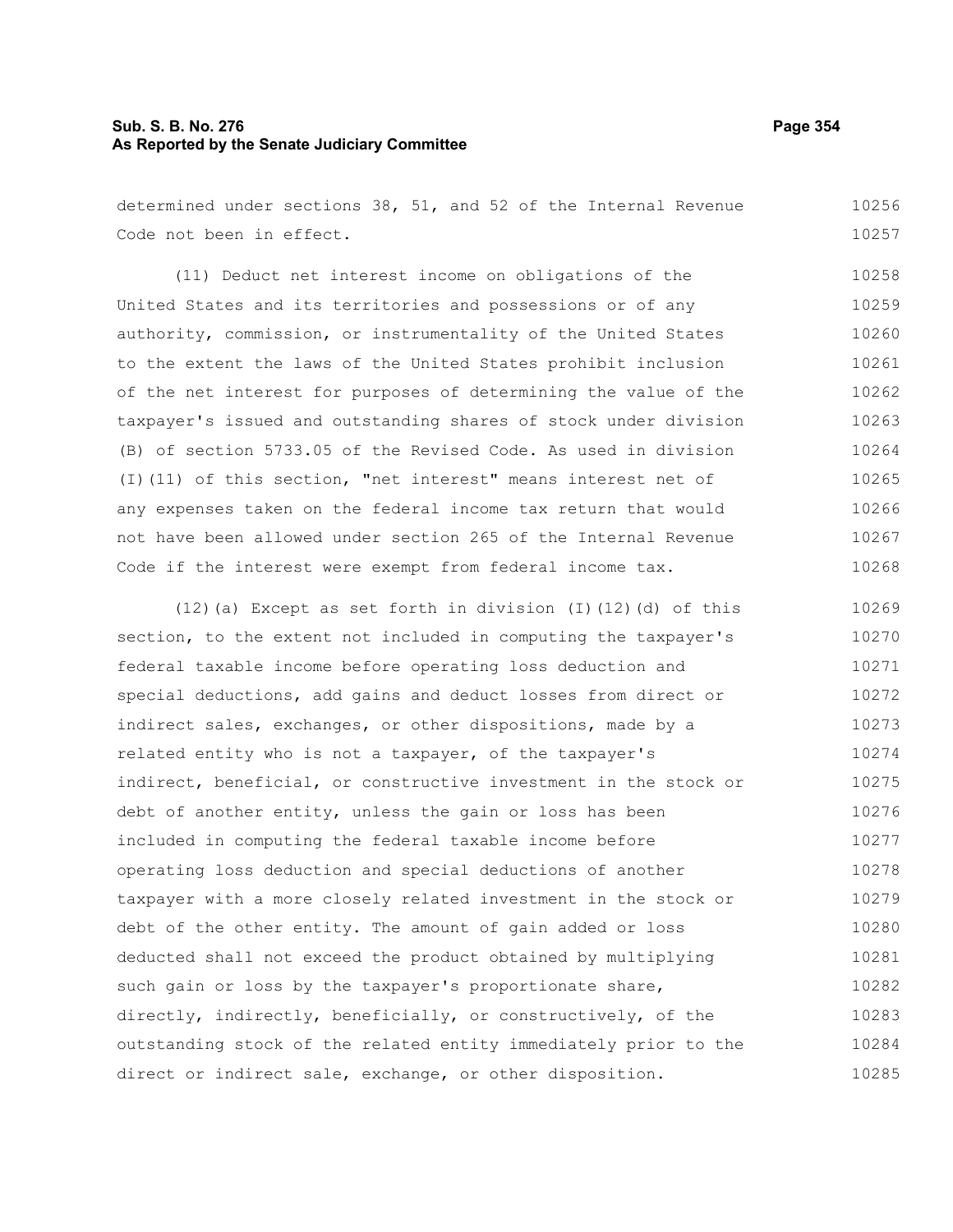determined under sections 38, 51, and 52 of the Internal Revenue Code not been in effect.

(11) Deduct net interest income on obligations of the United States and its territories and possessions or of any authority, commission, or instrumentality of the United States to the extent the laws of the United States prohibit inclusion of the net interest for purposes of determining the value of the taxpayer's issued and outstanding shares of stock under division (B) of section 5733.05 of the Revised Code. As used in division (I)(11) of this section, "net interest" means interest net of any expenses taken on the federal income tax return that would not have been allowed under section 265 of the Internal Revenue Code if the interest were exempt from federal income tax.

(12)(a) Except as set forth in division (I)(12)(d) of this section, to the extent not included in computing the taxpayer's federal taxable income before operating loss deduction and special deductions, add gains and deduct losses from direct or indirect sales, exchanges, or other dispositions, made by a related entity who is not a taxpayer, of the taxpayer's indirect, beneficial, or constructive investment in the stock or debt of another entity, unless the gain or loss has been included in computing the federal taxable income before operating loss deduction and special deductions of another taxpayer with a more closely related investment in the stock or debt of the other entity. The amount of gain added or loss deducted shall not exceed the product obtained by multiplying such gain or loss by the taxpayer's proportionate share, directly, indirectly, beneficially, or constructively, of the outstanding stock of the related entity immediately prior to the direct or indirect sale, exchange, or other disposition.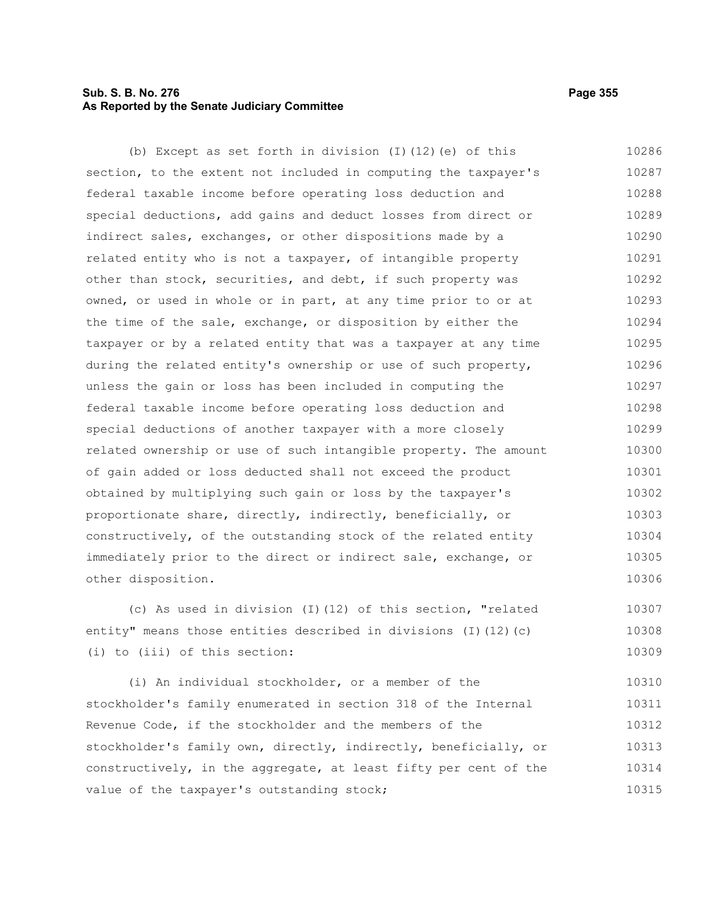(b) Except as set forth in division (I)(12)(e) of this section, to the extent not included in computing the taxpayer's federal taxable income before operating loss deduction and special deductions, add gains and deduct losses from direct or indirect sales, exchanges, or other dispositions made by a related entity who is not a taxpayer, of intangible property other than stock, securities, and debt, if such property was owned, or used in whole or in part, at any time prior to or at the time of the sale, exchange, or disposition by either the taxpayer or by a related entity that was a taxpayer at any time during the related entity's ownership or use of such property, unless the gain or loss has been included in computing the federal taxable income before operating loss deduction and special deductions of another taxpayer with a more closely related ownership or use of such intangible property. The amount of gain added or loss deducted shall not exceed the product obtained by multiplying such gain or loss by the taxpayer's proportionate share, directly, indirectly, beneficially, or constructively, of the outstanding stock of the related entity immediately prior to the direct or indirect sale, exchange, or other disposition.

(c) As used in division (I)(12) of this section, "related entity" means those entities described in divisions (I)(12)(c)(i) to (iii) of this section:

(i) An individual stockholder, or a member of the stockholder's family enumerated in section 318 of the Internal Revenue Code, if the stockholder and the members of the stockholder's family own, directly, indirectly, beneficially, or constructively, in the aggregate, at least fifty per cent of the value of the taxpayer's outstanding stock;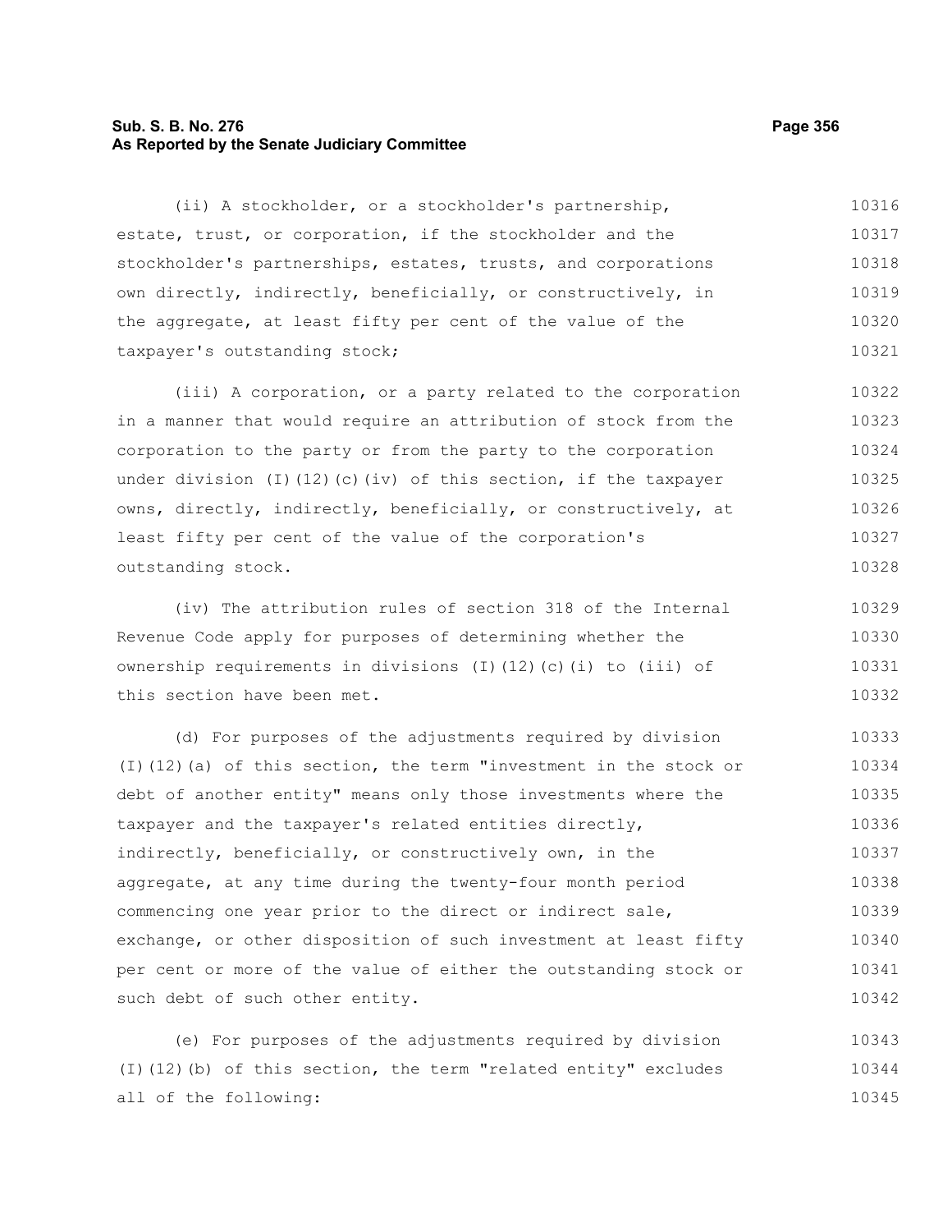(ii) A stockholder, or a stockholder's partnership, estate, trust, or corporation, if the stockholder and the stockholder's partnerships, estates, trusts, and corporations own directly, indirectly, beneficially, or constructively, in the aggregate, at least fifty per cent of the value of the taxpayer's outstanding stock;

(iii) A corporation, or a party related to the corporation in a manner that would require an attribution of stock from the corporation to the party or from the party to the corporation under division (I)(12)(c)(iv) of this section, if the taxpayer owns, directly, indirectly, beneficially, or constructively, at least fifty per cent of the value of the corporation's outstanding stock.

(iv) The attribution rules of section 318 of the Internal Revenue Code apply for purposes of determining whether the ownership requirements in divisions (I)(12)(c)(i) to (iii) of this section have been met.

(d) For purposes of the adjustments required by division (I)(12)(a) of this section, the term "investment in the stock or debt of another entity" means only those investments where the taxpayer and the taxpayer's related entities directly, indirectly, beneficially, or constructively own, in the aggregate, at any time during the twenty-four month period commencing one year prior to the direct or indirect sale, exchange, or other disposition of such investment at least fifty per cent or more of the value of either the outstanding stock or such debt of such other entity.

(e) For purposes of the adjustments required by division (I)(12)(b) of this section, the term "related entity" excludes all of the following: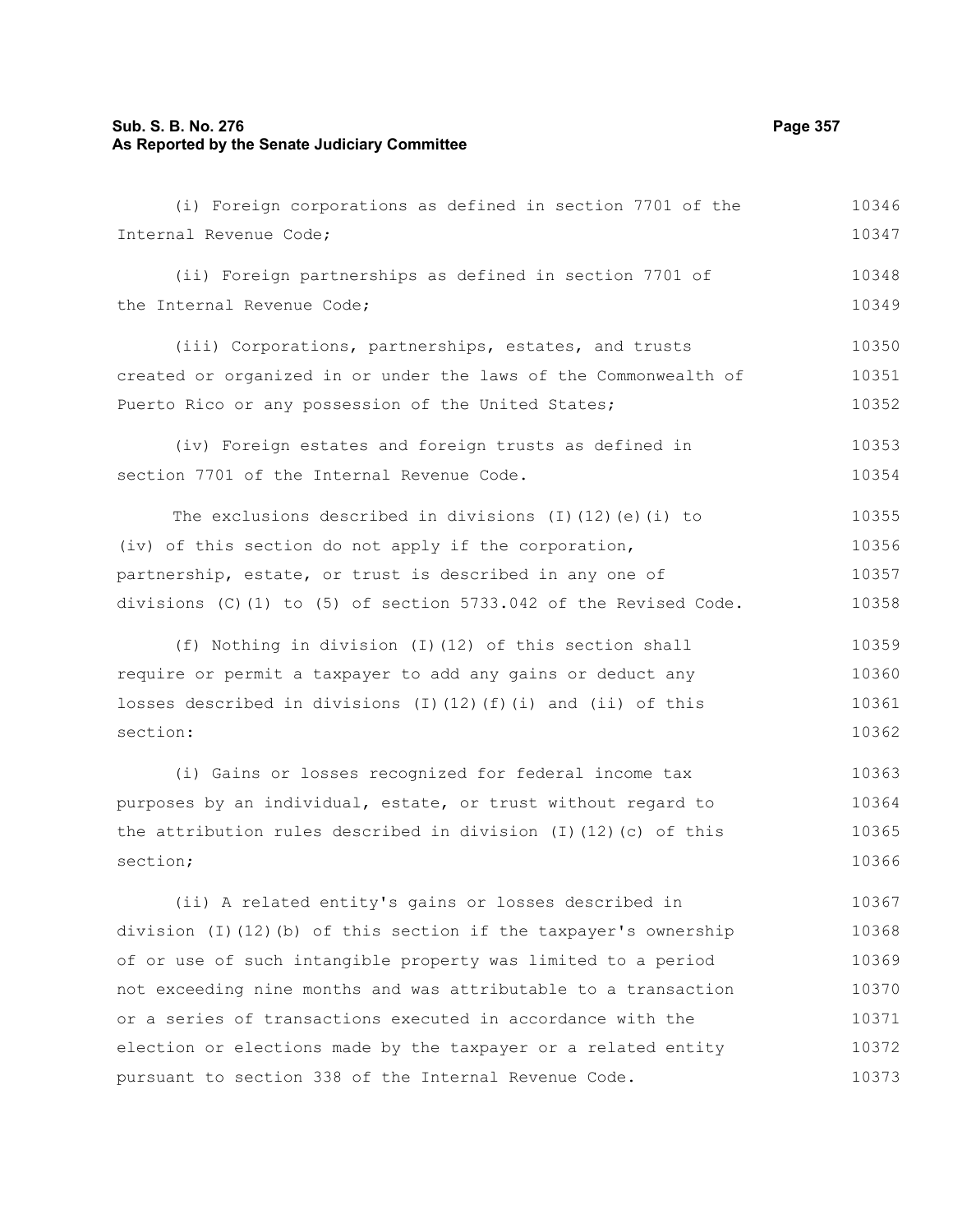(i) Foreign corporations as defined in section 7701 of the Internal Revenue Code;

(ii) Foreign partnerships as defined in section 7701 of the Internal Revenue Code;

(iii) Corporations, partnerships, estates, and trusts created or organized in or under the laws of the Commonwealth of Puerto Rico or any possession of the United States;

(iv) Foreign estates and foreign trusts as defined in section 7701 of the Internal Revenue Code.

The exclusions described in divisions (I)(12)(e)(i) to (iv) of this section do not apply if the corporation, partnership, estate, or trust is described in any one of divisions (C)(1) to (5) of section 5733.042 of the Revised Code.

(f) Nothing in division (I)(12) of this section shall require or permit a taxpayer to add any gains or deduct any losses described in divisions (I)(12)(f)(i) and (ii) of this section:

(i) Gains or losses recognized for federal income tax purposes by an individual, estate, or trust without regard to the attribution rules described in division (I)(12)(c) of this section;

(ii) A related entity's gains or losses described in division (I)(12)(b) of this section if the taxpayer's ownership of or use of such intangible property was limited to a period not exceeding nine months and was attributable to a transaction or a series of transactions executed in accordance with the election or elections made by the taxpayer or a related entity pursuant to section 338 of the Internal Revenue Code.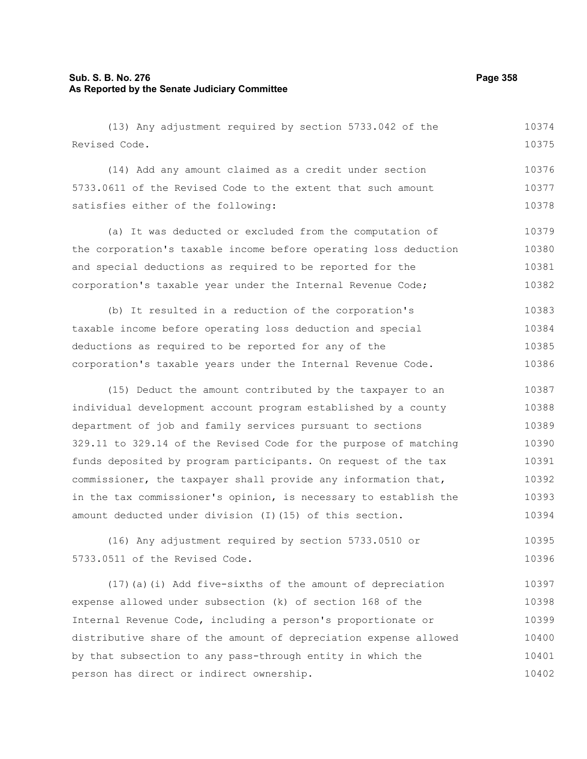(13) Any adjustment required by section 5733.042 of the Revised Code.

(14) Add any amount claimed as a credit under section 5733.0611 of the Revised Code to the extent that such amount satisfies either of the following:

(a) It was deducted or excluded from the computation of the corporation's taxable income before operating loss deduction and special deductions as required to be reported for the corporation's taxable year under the Internal Revenue Code;

(b) It resulted in a reduction of the corporation's taxable income before operating loss deduction and special deductions as required to be reported for any of the corporation's taxable years under the Internal Revenue Code.

(15) Deduct the amount contributed by the taxpayer to an individual development account program established by a county department of job and family services pursuant to sections 329.11 to 329.14 of the Revised Code for the purpose of matching funds deposited by program participants. On request of the tax commissioner, the taxpayer shall provide any information that, in the tax commissioner's opinion, is necessary to establish the amount deducted under division (I)(15) of this section.

(16) Any adjustment required by section 5733.0510 or 5733.0511 of the Revised Code.

(17)(a)(i) Add five-sixths of the amount of depreciation expense allowed under subsection (k) of section 168 of the Internal Revenue Code, including a person's proportionate or distributive share of the amount of depreciation expense allowed by that subsection to any pass-through entity in which the person has direct or indirect ownership.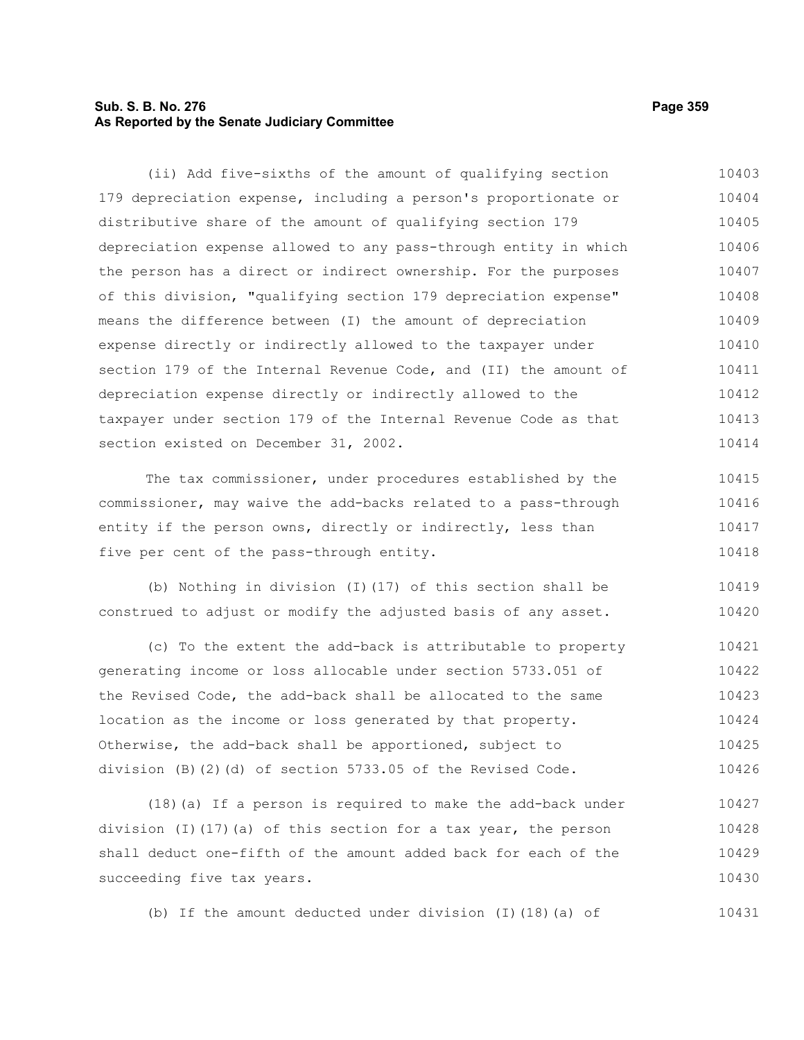(ii) Add five-sixths of the amount of qualifying section 179 depreciation expense, including a person's proportionate or distributive share of the amount of qualifying section 179 depreciation expense allowed to any pass-through entity in which the person has a direct or indirect ownership. For the purposes of this division, "qualifying section 179 depreciation expense" means the difference between (I) the amount of depreciation expense directly or indirectly allowed to the taxpayer under section 179 of the Internal Revenue Code, and (II) the amount of depreciation expense directly or indirectly allowed to the taxpayer under section 179 of the Internal Revenue Code as that section existed on December 31, 2002.

The tax commissioner, under procedures established by the commissioner, may waive the add-backs related to a pass-through entity if the person owns, directly or indirectly, less than five per cent of the pass-through entity.

(b) Nothing in division (I)(17) of this section shall be construed to adjust or modify the adjusted basis of any asset.

(c) To the extent the add-back is attributable to property generating income or loss allocable under section 5733.051 of the Revised Code, the add-back shall be allocated to the same location as the income or loss generated by that property. Otherwise, the add-back shall be apportioned, subject to division (B)(2)(d) of section 5733.05 of the Revised Code.

(18)(a) If a person is required to make the add-back under division (I)(17)(a) of this section for a tax year, the person shall deduct one-fifth of the amount added back for each of the succeeding five tax years.

(b) If the amount deducted under division (I)(18)(a) of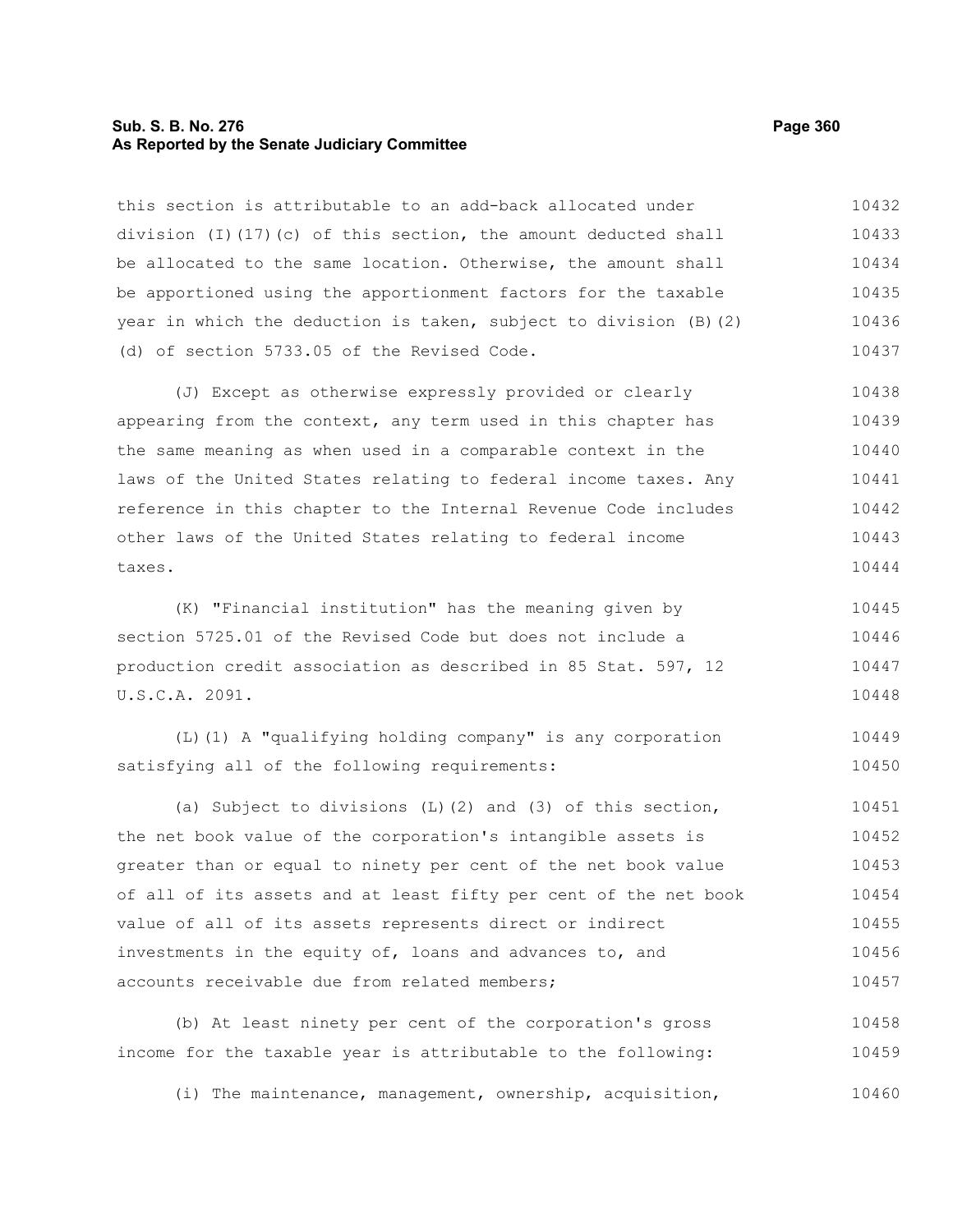this section is attributable to an add-back allocated under division (I)(17)(c) of this section, the amount deducted shall be allocated to the same location. Otherwise, the amount shall be apportioned using the apportionment factors for the taxable year in which the deduction is taken, subject to division (B)(2)(d) of section 5733.05 of the Revised Code.

(J) Except as otherwise expressly provided or clearly appearing from the context, any term used in this chapter has the same meaning as when used in a comparable context in the laws of the United States relating to federal income taxes. Any reference in this chapter to the Internal Revenue Code includes other laws of the United States relating to federal income taxes.

(K) "Financial institution" has the meaning given by section 5725.01 of the Revised Code but does not include a production credit association as described in 85 Stat. 597, 12 U.S.C.A. 2091.

(L)(1) A "qualifying holding company" is any corporation satisfying all of the following requirements:

(a) Subject to divisions (L)(2) and (3) of this section, the net book value of the corporation's intangible assets is greater than or equal to ninety per cent of the net book value of all of its assets and at least fifty per cent of the net book value of all of its assets represents direct or indirect investments in the equity of, loans and advances to, and accounts receivable due from related members;

(b) At least ninety per cent of the corporation's gross income for the taxable year is attributable to the following:

(i) The maintenance, management, ownership, acquisition,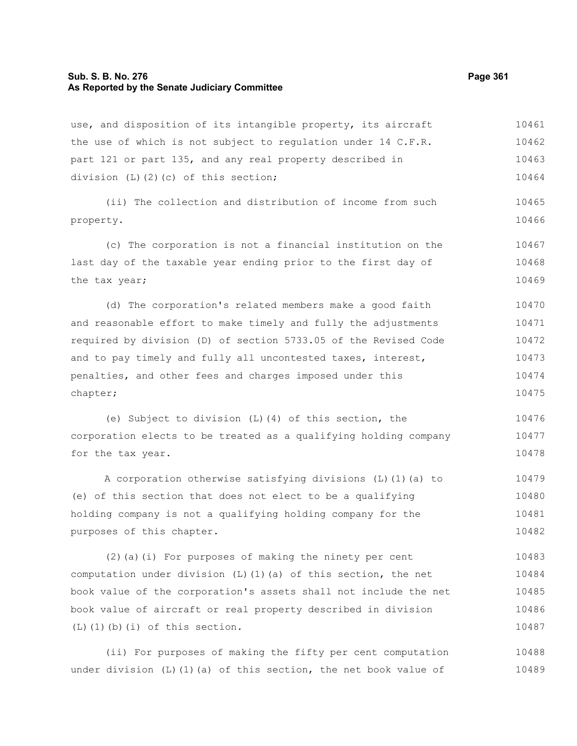use, and disposition of its intangible property, its aircraft the use of which is not subject to regulation under 14 C.F.R. part 121 or part 135, and any real property described in division (L)(2)(c) of this section;

(ii) The collection and distribution of income from such property.

(c) The corporation is not a financial institution on the last day of the taxable year ending prior to the first day of the tax year;

(d) The corporation's related members make a good faith and reasonable effort to make timely and fully the adjustments required by division (D) of section 5733.05 of the Revised Code and to pay timely and fully all uncontested taxes, interest, penalties, and other fees and charges imposed under this chapter;

(e) Subject to division (L)(4) of this section, the corporation elects to be treated as a qualifying holding company for the tax year.

A corporation otherwise satisfying divisions (L)(1)(a) to (e) of this section that does not elect to be a qualifying holding company is not a qualifying holding company for the purposes of this chapter.

(2)(a)(i) For purposes of making the ninety per cent computation under division (L)(1)(a) of this section, the net book value of the corporation's assets shall not include the net book value of aircraft or real property described in division (L)(1)(b)(i) of this section.

(ii) For purposes of making the fifty per cent computation under division (L)(1)(a) of this section, the net book value of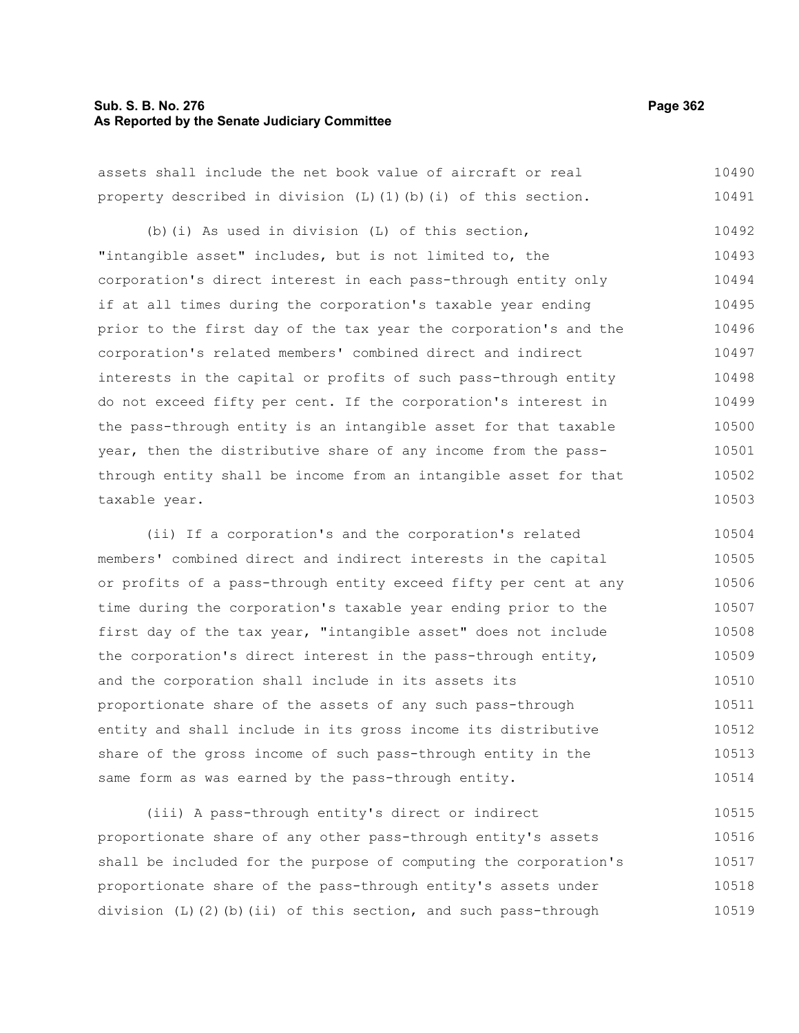assets shall include the net book value of aircraft or real property described in division (L)(1)(b)(i) of this section.

(b)(i) As used in division (L) of this section, "intangible asset" includes, but is not limited to, the corporation's direct interest in each pass-through entity only if at all times during the corporation's taxable year ending prior to the first day of the tax year the corporation's and the corporation's related members' combined direct and indirect interests in the capital or profits of such pass-through entity do not exceed fifty per cent. If the corporation's interest in the pass-through entity is an intangible asset for that taxable year, then the distributive share of any income from the pass-through entity shall be income from an intangible asset for that taxable year.

(ii) If a corporation's and the corporation's related members' combined direct and indirect interests in the capital or profits of a pass-through entity exceed fifty per cent at any time during the corporation's taxable year ending prior to the first day of the tax year, "intangible asset" does not include the corporation's direct interest in the pass-through entity, and the corporation shall include in its assets its proportionate share of the assets of any such pass-through entity and shall include in its gross income its distributive share of the gross income of such pass-through entity in the same form as was earned by the pass-through entity.

(iii) A pass-through entity's direct or indirect proportionate share of any other pass-through entity's assets shall be included for the purpose of computing the corporation's proportionate share of the pass-through entity's assets under division (L)(2)(b)(ii) of this section, and such pass-through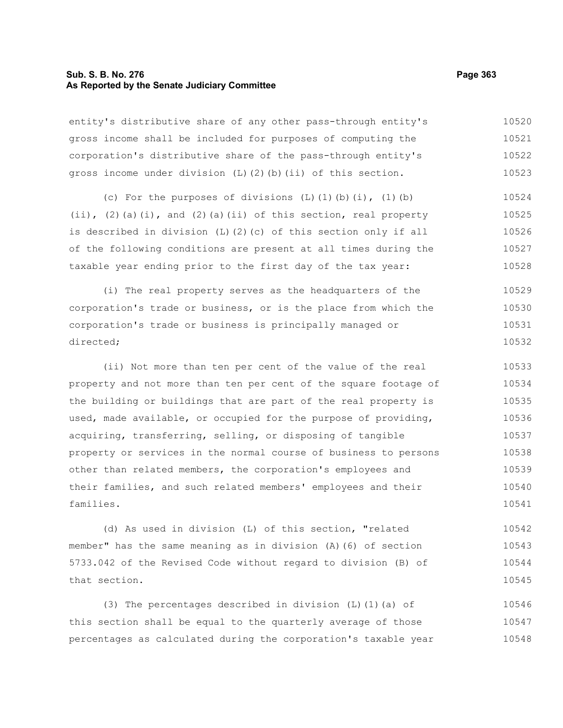entity's distributive share of any other pass-through entity's gross income shall be included for purposes of computing the corporation's distributive share of the pass-through entity's gross income under division (L)(2)(b)(ii) of this section.

(c) For the purposes of divisions (L)(1)(b)(i), (1)(b)(ii), (2)(a)(i), and (2)(a)(ii) of this section, real property is described in division (L)(2)(c) of this section only if all of the following conditions are present at all times during the taxable year ending prior to the first day of the tax year:

(i) The real property serves as the headquarters of the corporation's trade or business, or is the place from which the corporation's trade or business is principally managed or directed;

(ii) Not more than ten per cent of the value of the real property and not more than ten per cent of the square footage of the building or buildings that are part of the real property is used, made available, or occupied for the purpose of providing, acquiring, transferring, selling, or disposing of tangible property or services in the normal course of business to persons other than related members, the corporation's employees and their families, and such related members' employees and their families.

(d) As used in division (L) of this section, "related member" has the same meaning as in division (A)(6) of section 5733.042 of the Revised Code without regard to division (B) of that section.

(3) The percentages described in division (L)(1)(a) of this section shall be equal to the quarterly average of those percentages as calculated during the corporation's taxable year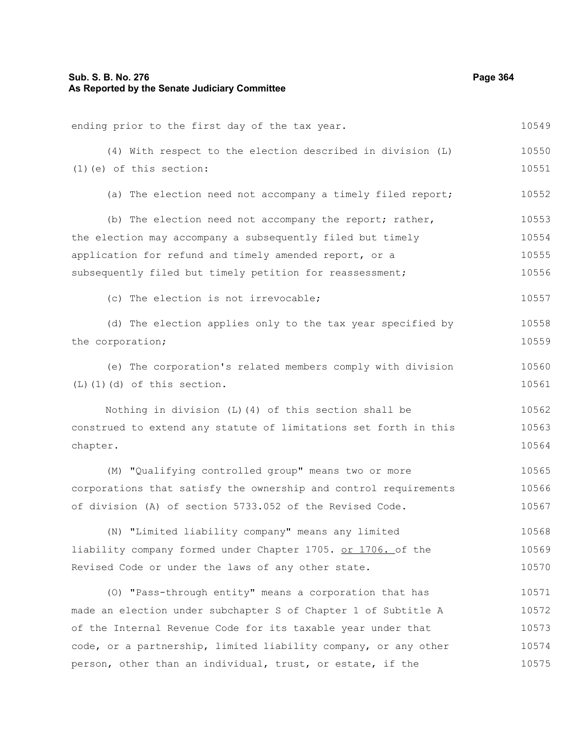ending prior to the first day of the tax year.

(4) With respect to the election described in division (L)(1)(e) of this section:

(a) The election need not accompany a timely filed report;

(b) The election need not accompany the report; rather, the election may accompany a subsequently filed but timely application for refund and timely amended report, or a subsequently filed but timely petition for reassessment;

(c) The election is not irrevocable;

(d) The election applies only to the tax year specified by the corporation;

(e) The corporation's related members comply with division (L)(1)(d) of this section.

Nothing in division (L)(4) of this section shall be construed to extend any statute of limitations set forth in this chapter.

(M) "Qualifying controlled group" means two or more corporations that satisfy the ownership and control requirements of division (A) of section 5733.052 of the Revised Code.

(N) "Limited liability company" means any limited liability company formed under Chapter 1705. or 1706. of the Revised Code or under the laws of any other state.

(O) "Pass-through entity" means a corporation that has made an election under subchapter S of Chapter 1 of Subtitle A of the Internal Revenue Code for its taxable year under that code, or a partnership, limited liability company, or any other person, other than an individual, trust, or estate, if the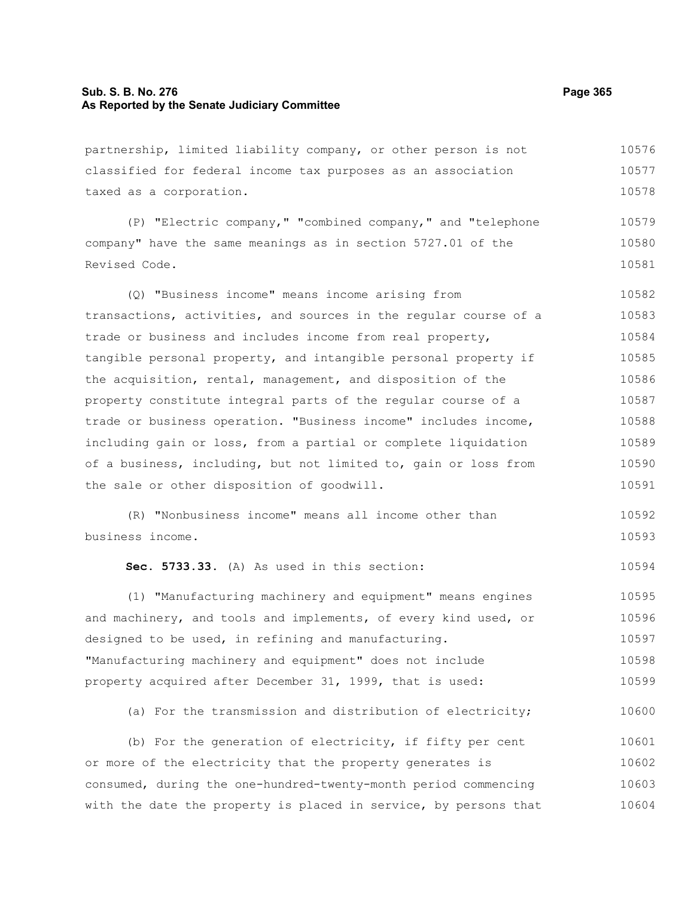partnership, limited liability company, or other person is not classified for federal income tax purposes as an association taxed as a corporation.

(P) "Electric company," "combined company," and "telephone company" have the same meanings as in section 5727.01 of the Revised Code.

(Q) "Business income" means income arising from transactions, activities, and sources in the regular course of a trade or business and includes income from real property, tangible personal property, and intangible personal property if the acquisition, rental, management, and disposition of the property constitute integral parts of the regular course of a trade or business operation. "Business income" includes income, including gain or loss, from a partial or complete liquidation of a business, including, but not limited to, gain or loss from the sale or other disposition of goodwill.

(R) "Nonbusiness income" means all income other than business income.

**Sec. 5733.33.** (A) As used in this section:

(1) "Manufacturing machinery and equipment" means engines and machinery, and tools and implements, of every kind used, or designed to be used, in refining and manufacturing. "Manufacturing machinery and equipment" does not include property acquired after December 31, 1999, that is used:

(a) For the transmission and distribution of electricity;

(b) For the generation of electricity, if fifty per cent or more of the electricity that the property generates is consumed, during the one-hundred-twenty-month period commencing with the date the property is placed in service, by persons that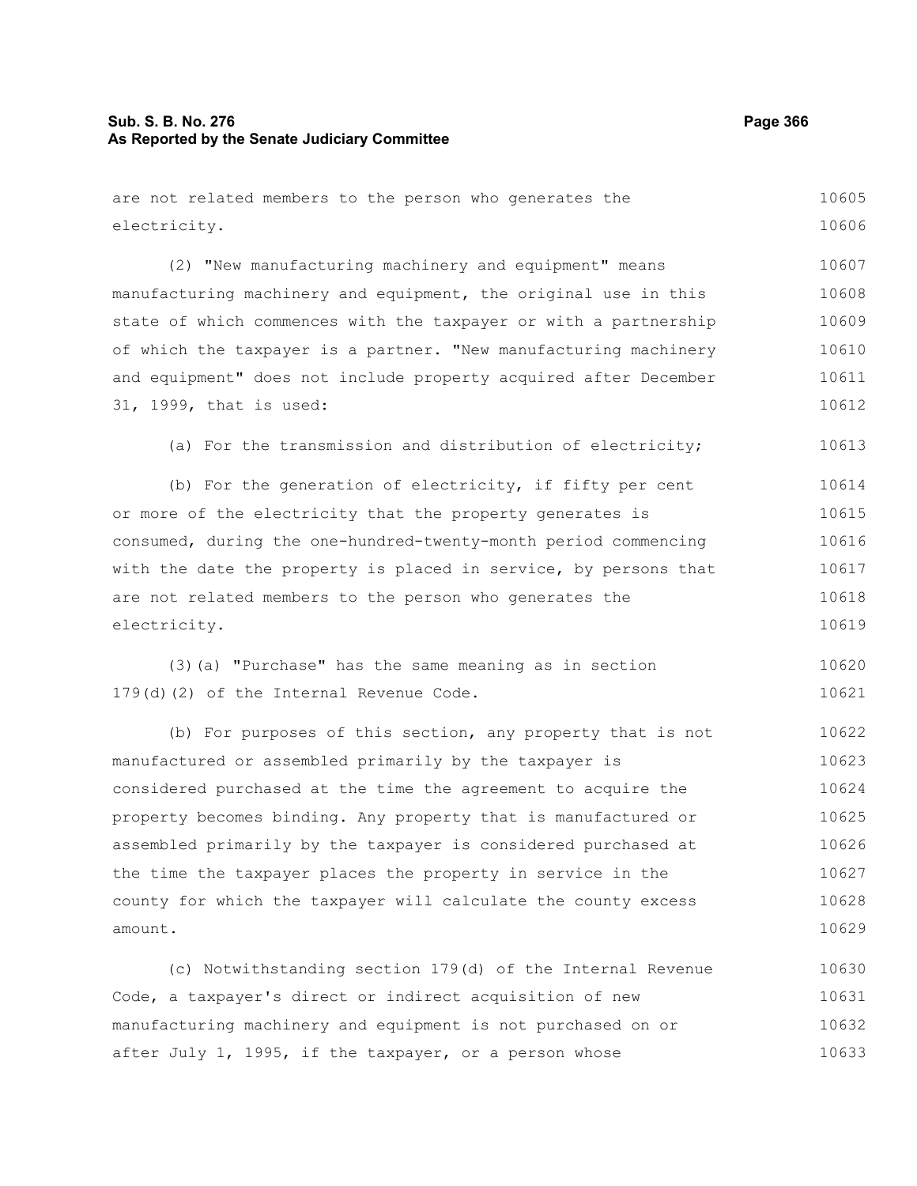are not related members to the person who generates the electricity.

(2) "New manufacturing machinery and equipment" means manufacturing machinery and equipment, the original use in this state of which commences with the taxpayer or with a partnership of which the taxpayer is a partner. "New manufacturing machinery and equipment" does not include property acquired after December 31, 1999, that is used:

(a) For the transmission and distribution of electricity;

(b) For the generation of electricity, if fifty per cent or more of the electricity that the property generates is consumed, during the one-hundred-twenty-month period commencing with the date the property is placed in service, by persons that are not related members to the person who generates the electricity.

(3)(a) "Purchase" has the same meaning as in section 179(d)(2) of the Internal Revenue Code.

(b) For purposes of this section, any property that is not manufactured or assembled primarily by the taxpayer is considered purchased at the time the agreement to acquire the property becomes binding. Any property that is manufactured or assembled primarily by the taxpayer is considered purchased at the time the taxpayer places the property in service in the county for which the taxpayer will calculate the county excess amount.

(c) Notwithstanding section 179(d) of the Internal Revenue Code, a taxpayer's direct or indirect acquisition of new manufacturing machinery and equipment is not purchased on or after July 1, 1995, if the taxpayer, or a person whose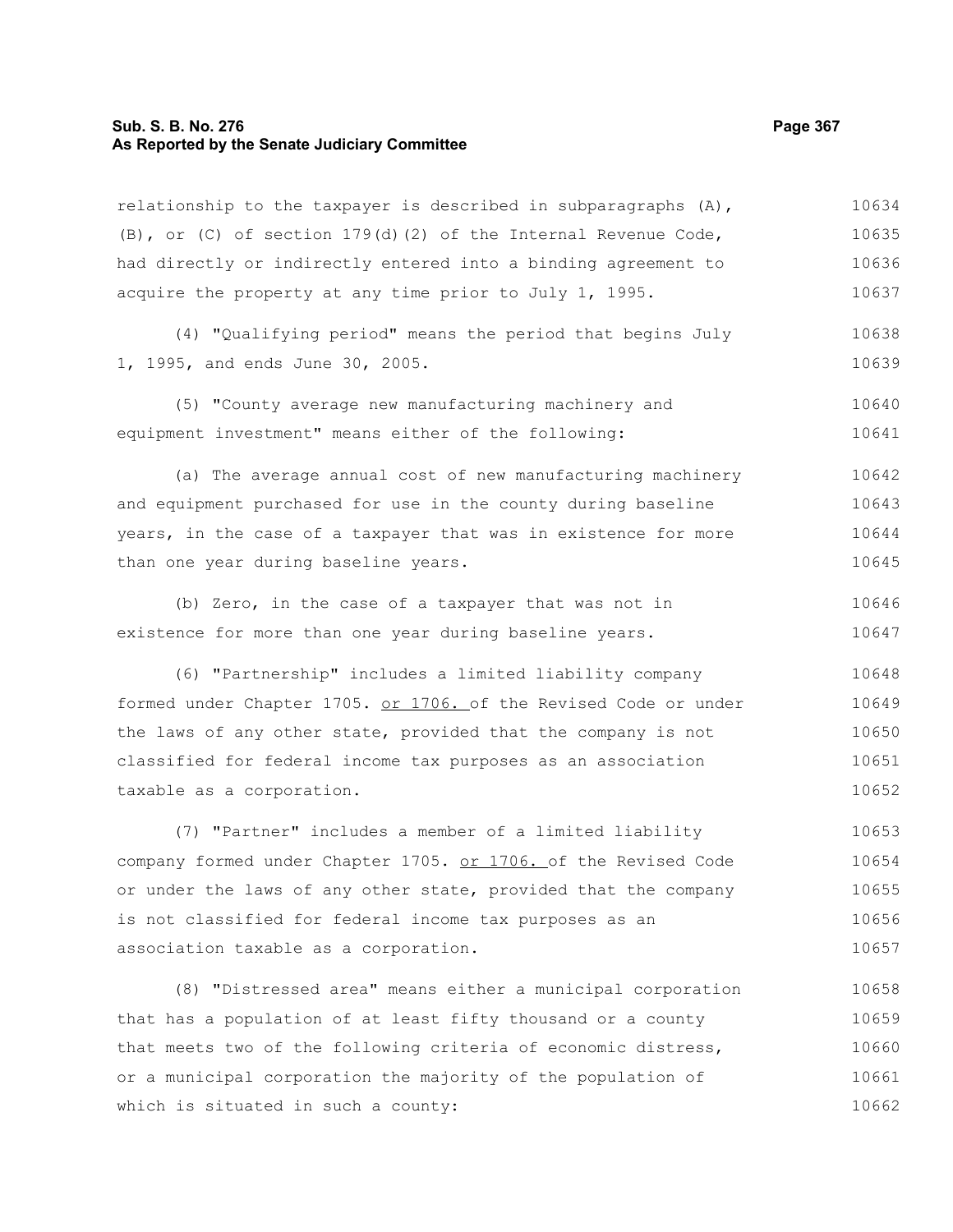relationship to the taxpayer is described in subparagraphs (A), (B), or (C) of section 179(d)(2) of the Internal Revenue Code, had directly or indirectly entered into a binding agreement to acquire the property at any time prior to July 1, 1995.

(4) "Qualifying period" means the period that begins July 1, 1995, and ends June 30, 2005.

(5) "County average new manufacturing machinery and equipment investment" means either of the following:

(a) The average annual cost of new manufacturing machinery and equipment purchased for use in the county during baseline years, in the case of a taxpayer that was in existence for more than one year during baseline years.

(b) Zero, in the case of a taxpayer that was not in existence for more than one year during baseline years.

(6) "Partnership" includes a limited liability company formed under Chapter 1705. or 1706. of the Revised Code or under the laws of any other state, provided that the company is not classified for federal income tax purposes as an association taxable as a corporation.

(7) "Partner" includes a member of a limited liability company formed under Chapter 1705. or 1706. of the Revised Code or under the laws of any other state, provided that the company is not classified for federal income tax purposes as an association taxable as a corporation.

(8) "Distressed area" means either a municipal corporation that has a population of at least fifty thousand or a county that meets two of the following criteria of economic distress, or a municipal corporation the majority of the population of which is situated in such a county: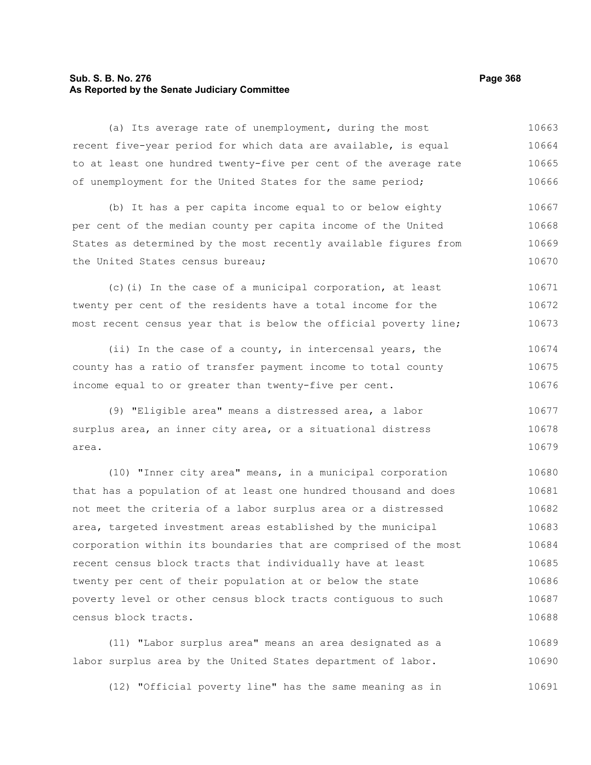(a) Its average rate of unemployment, during the most recent five-year period for which data are available, is equal to at least one hundred twenty-five per cent of the average rate of unemployment for the United States for the same period;

(b) It has a per capita income equal to or below eighty per cent of the median county per capita income of the United States as determined by the most recently available figures from the United States census bureau;

(c)(i) In the case of a municipal corporation, at least twenty per cent of the residents have a total income for the most recent census year that is below the official poverty line;

(ii) In the case of a county, in intercensal years, the county has a ratio of transfer payment income to total county income equal to or greater than twenty-five per cent.

(9) "Eligible area" means a distressed area, a labor surplus area, an inner city area, or a situational distress area.

(10) "Inner city area" means, in a municipal corporation that has a population of at least one hundred thousand and does not meet the criteria of a labor surplus area or a distressed area, targeted investment areas established by the municipal corporation within its boundaries that are comprised of the most recent census block tracts that individually have at least twenty per cent of their population at or below the state poverty level or other census block tracts contiguous to such census block tracts.

(11) "Labor surplus area" means an area designated as a labor surplus area by the United States department of labor.

(12) "Official poverty line" has the same meaning as in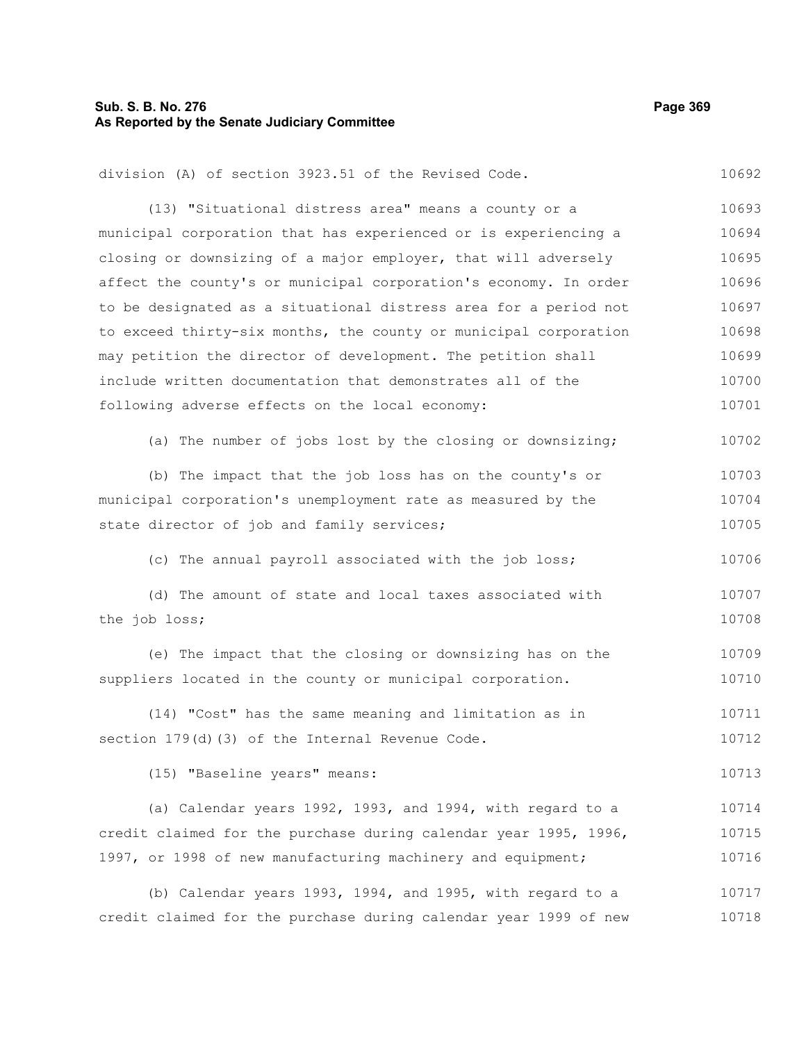division (A) of section 3923.51 of the Revised Code.

(13) "Situational distress area" means a county or a municipal corporation that has experienced or is experiencing a closing or downsizing of a major employer, that will adversely affect the county's or municipal corporation's economy. In order to be designated as a situational distress area for a period not to exceed thirty-six months, the county or municipal corporation may petition the director of development. The petition shall include written documentation that demonstrates all of the following adverse effects on the local economy:

(a) The number of jobs lost by the closing or downsizing;

(b) The impact that the job loss has on the county's or municipal corporation's unemployment rate as measured by the state director of job and family services;

(c) The annual payroll associated with the job loss;

(d) The amount of state and local taxes associated with the job loss;

(e) The impact that the closing or downsizing has on the suppliers located in the county or municipal corporation.

(14) "Cost" has the same meaning and limitation as in section 179(d)(3) of the Internal Revenue Code.

(15) "Baseline years" means:

(a) Calendar years 1992, 1993, and 1994, with regard to a credit claimed for the purchase during calendar year 1995, 1996, 1997, or 1998 of new manufacturing machinery and equipment;

(b) Calendar years 1993, 1994, and 1995, with regard to a credit claimed for the purchase during calendar year 1999 of new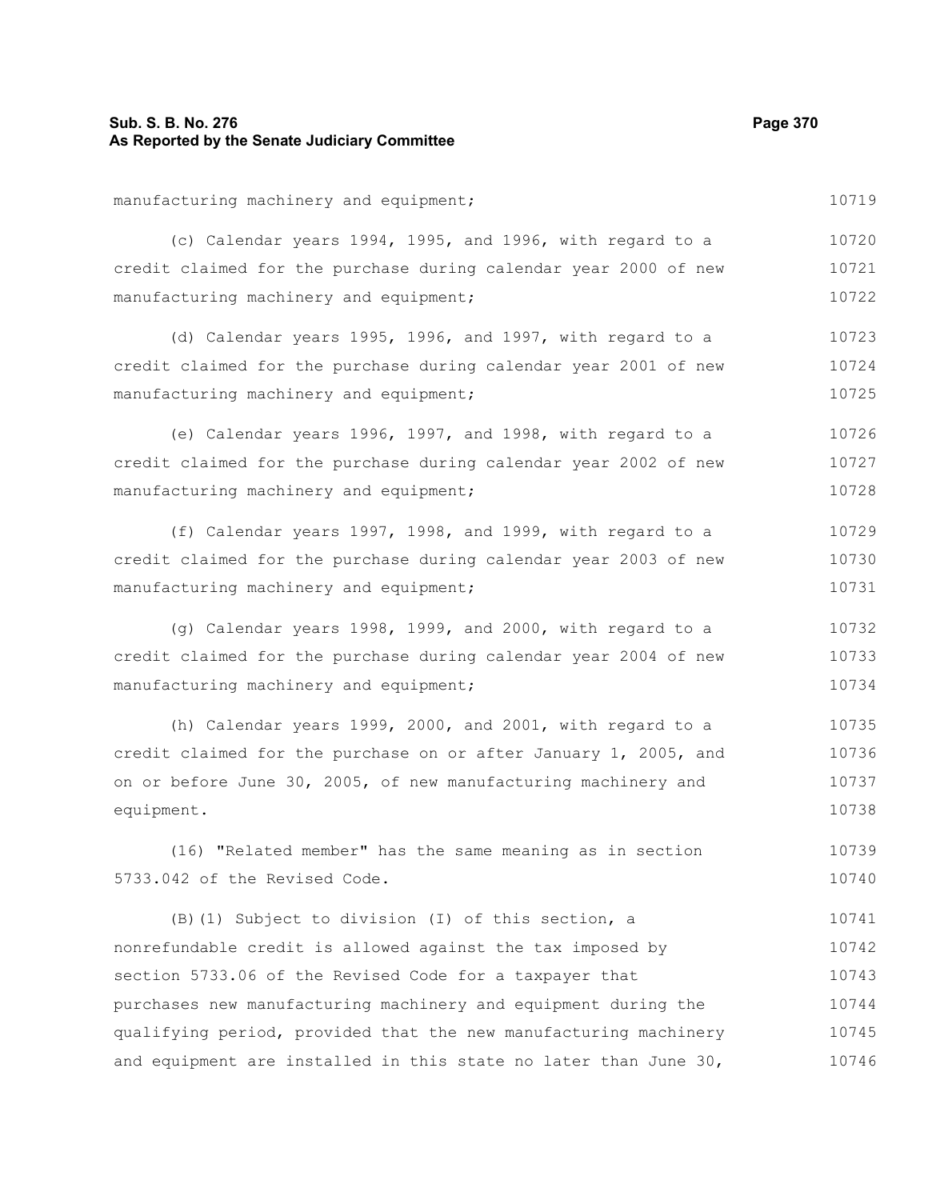manufacturing machinery and equipment;

(c) Calendar years 1994, 1995, and 1996, with regard to a credit claimed for the purchase during calendar year 2000 of new manufacturing machinery and equipment;

(d) Calendar years 1995, 1996, and 1997, with regard to a credit claimed for the purchase during calendar year 2001 of new manufacturing machinery and equipment;

(e) Calendar years 1996, 1997, and 1998, with regard to a credit claimed for the purchase during calendar year 2002 of new manufacturing machinery and equipment;

(f) Calendar years 1997, 1998, and 1999, with regard to a credit claimed for the purchase during calendar year 2003 of new manufacturing machinery and equipment;

(g) Calendar years 1998, 1999, and 2000, with regard to a credit claimed for the purchase during calendar year 2004 of new manufacturing machinery and equipment;

(h) Calendar years 1999, 2000, and 2001, with regard to a credit claimed for the purchase on or after January 1, 2005, and on or before June 30, 2005, of new manufacturing machinery and equipment.

(16) "Related member" has the same meaning as in section 5733.042 of the Revised Code.

(B)(1) Subject to division (I) of this section, a nonrefundable credit is allowed against the tax imposed by section 5733.06 of the Revised Code for a taxpayer that purchases new manufacturing machinery and equipment during the qualifying period, provided that the new manufacturing machinery and equipment are installed in this state no later than June 30,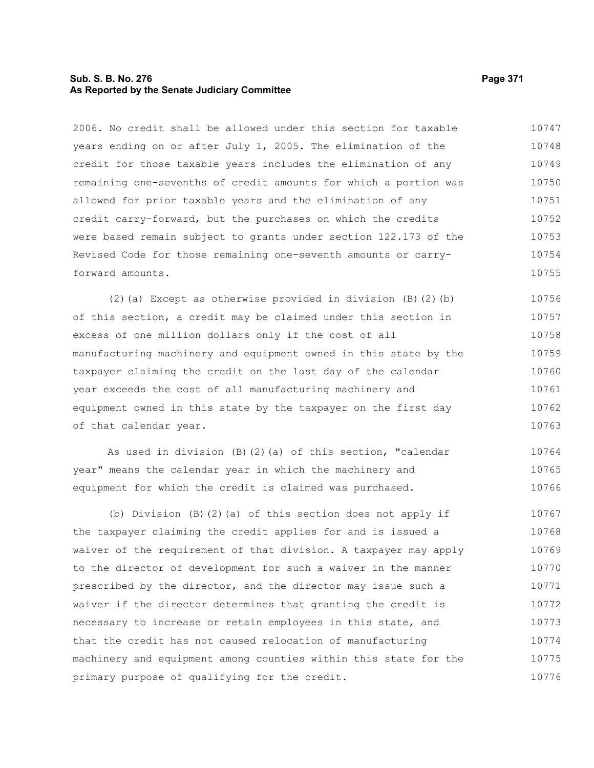2006. No credit shall be allowed under this section for taxable years ending on or after July 1, 2005. The elimination of the credit for those taxable years includes the elimination of any remaining one-sevenths of credit amounts for which a portion was allowed for prior taxable years and the elimination of any credit carry-forward, but the purchases on which the credits were based remain subject to grants under section 122.173 of the Revised Code for those remaining one-seventh amounts or carry-forward amounts.

(2)(a) Except as otherwise provided in division (B)(2)(b) of this section, a credit may be claimed under this section in excess of one million dollars only if the cost of all manufacturing machinery and equipment owned in this state by the taxpayer claiming the credit on the last day of the calendar year exceeds the cost of all manufacturing machinery and equipment owned in this state by the taxpayer on the first day of that calendar year.

As used in division (B)(2)(a) of this section, "calendar year" means the calendar year in which the machinery and equipment for which the credit is claimed was purchased.

(b) Division (B)(2)(a) of this section does not apply if the taxpayer claiming the credit applies for and is issued a waiver of the requirement of that division. A taxpayer may apply to the director of development for such a waiver in the manner prescribed by the director, and the director may issue such a waiver if the director determines that granting the credit is necessary to increase or retain employees in this state, and that the credit has not caused relocation of manufacturing machinery and equipment among counties within this state for the primary purpose of qualifying for the credit.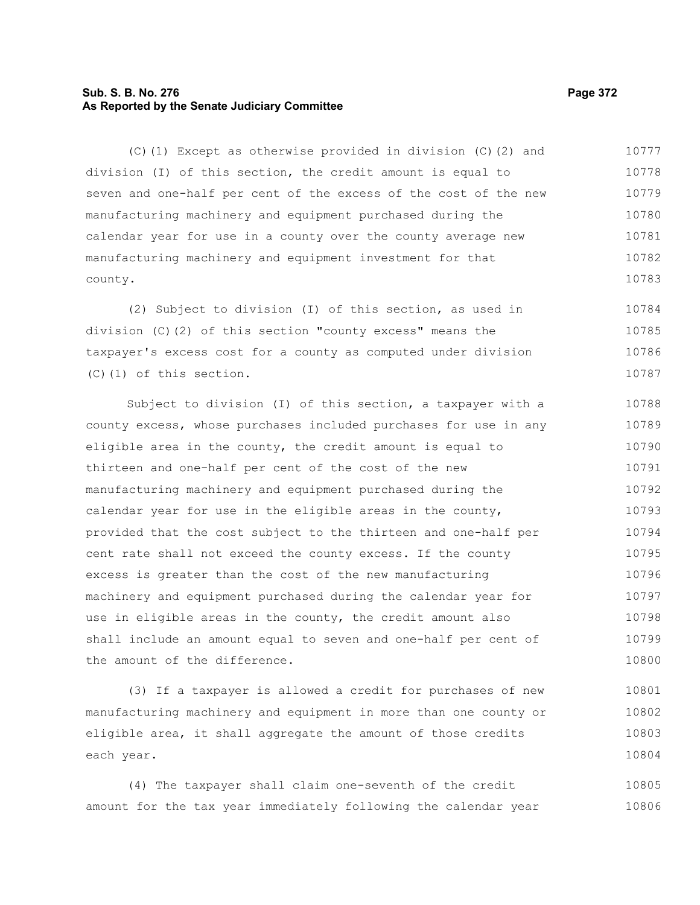(C)(1) Except as otherwise provided in division (C)(2) and division (I) of this section, the credit amount is equal to seven and one-half per cent of the excess of the cost of the new manufacturing machinery and equipment purchased during the calendar year for use in a county over the county average new manufacturing machinery and equipment investment for that county.

(2) Subject to division (I) of this section, as used in division (C)(2) of this section "county excess" means the taxpayer's excess cost for a county as computed under division (C)(1) of this section.

Subject to division (I) of this section, a taxpayer with a county excess, whose purchases included purchases for use in any eligible area in the county, the credit amount is equal to thirteen and one-half per cent of the cost of the new manufacturing machinery and equipment purchased during the calendar year for use in the eligible areas in the county, provided that the cost subject to the thirteen and one-half per cent rate shall not exceed the county excess. If the county excess is greater than the cost of the new manufacturing machinery and equipment purchased during the calendar year for use in eligible areas in the county, the credit amount also shall include an amount equal to seven and one-half per cent of the amount of the difference.

(3) If a taxpayer is allowed a credit for purchases of new manufacturing machinery and equipment in more than one county or eligible area, it shall aggregate the amount of those credits each year.

(4) The taxpayer shall claim one-seventh of the credit amount for the tax year immediately following the calendar year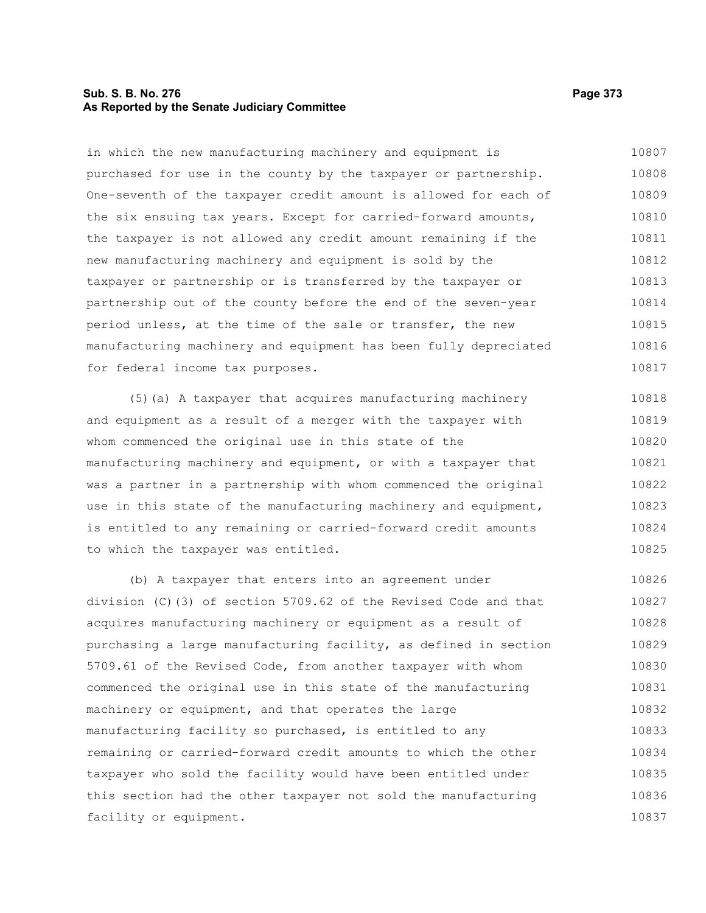in which the new manufacturing machinery and equipment is purchased for use in the county by the taxpayer or partnership. One-seventh of the taxpayer credit amount is allowed for each of the six ensuing tax years. Except for carried-forward amounts, the taxpayer is not allowed any credit amount remaining if the new manufacturing machinery and equipment is sold by the taxpayer or partnership or is transferred by the taxpayer or partnership out of the county before the end of the seven-year period unless, at the time of the sale or transfer, the new manufacturing machinery and equipment has been fully depreciated for federal income tax purposes.

(5)(a) A taxpayer that acquires manufacturing machinery and equipment as a result of a merger with the taxpayer with whom commenced the original use in this state of the manufacturing machinery and equipment, or with a taxpayer that was a partner in a partnership with whom commenced the original use in this state of the manufacturing machinery and equipment, is entitled to any remaining or carried-forward credit amounts to which the taxpayer was entitled.

(b) A taxpayer that enters into an agreement under division (C)(3) of section 5709.62 of the Revised Code and that acquires manufacturing machinery or equipment as a result of purchasing a large manufacturing facility, as defined in section 5709.61 of the Revised Code, from another taxpayer with whom commenced the original use in this state of the manufacturing machinery or equipment, and that operates the large manufacturing facility so purchased, is entitled to any remaining or carried-forward credit amounts to which the other taxpayer who sold the facility would have been entitled under this section had the other taxpayer not sold the manufacturing facility or equipment.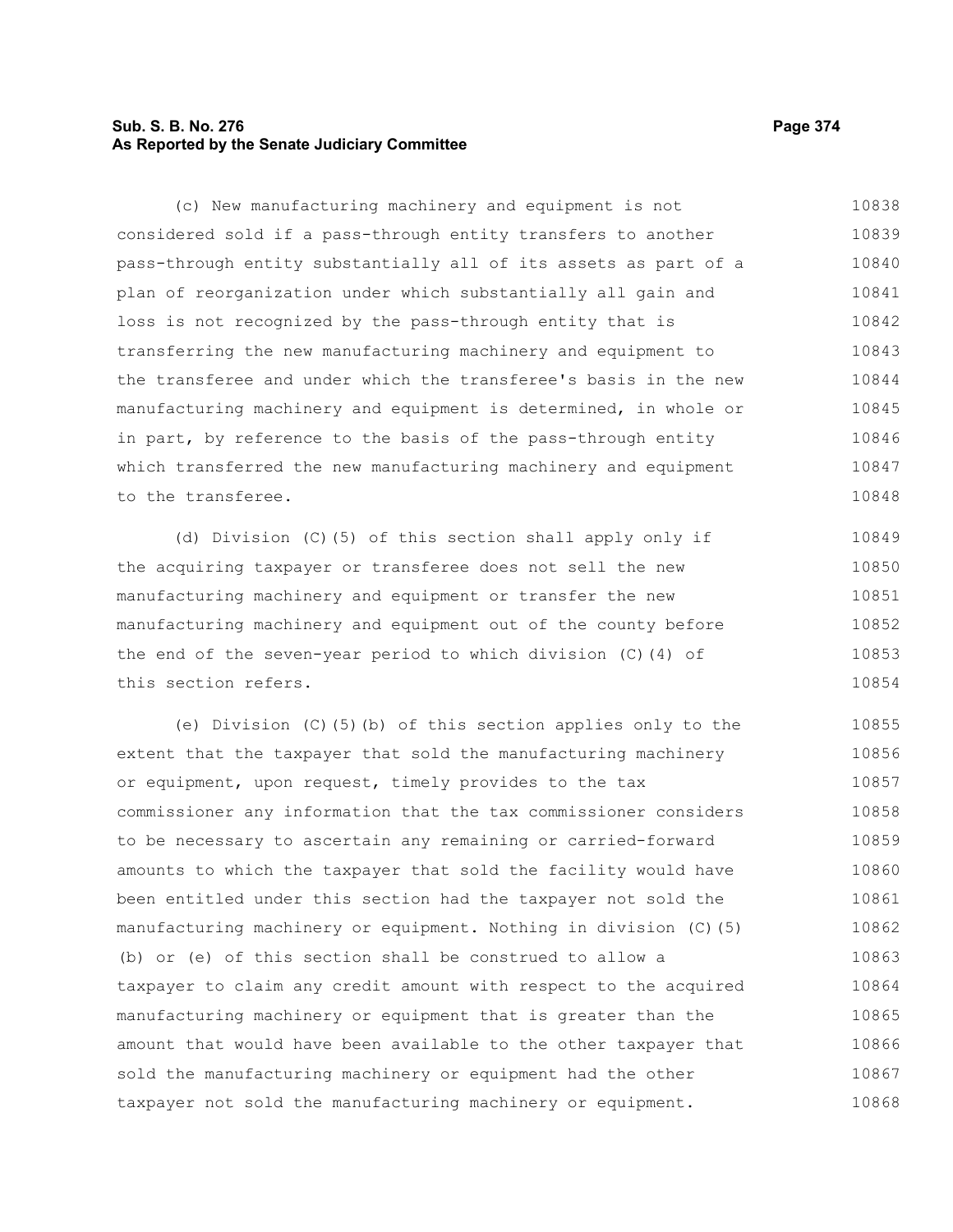(c) New manufacturing machinery and equipment is not considered sold if a pass-through entity transfers to another pass-through entity substantially all of its assets as part of a plan of reorganization under which substantially all gain and loss is not recognized by the pass-through entity that is transferring the new manufacturing machinery and equipment to the transferee and under which the transferee's basis in the new manufacturing machinery and equipment is determined, in whole or in part, by reference to the basis of the pass-through entity which transferred the new manufacturing machinery and equipment to the transferee.

(d) Division (C)(5) of this section shall apply only if the acquiring taxpayer or transferee does not sell the new manufacturing machinery and equipment or transfer the new manufacturing machinery and equipment out of the county before the end of the seven-year period to which division (C)(4) of this section refers.

(e) Division (C)(5)(b) of this section applies only to the extent that the taxpayer that sold the manufacturing machinery or equipment, upon request, timely provides to the tax commissioner any information that the tax commissioner considers to be necessary to ascertain any remaining or carried-forward amounts to which the taxpayer that sold the facility would have been entitled under this section had the taxpayer not sold the manufacturing machinery or equipment. Nothing in division (C)(5)(b) or (e) of this section shall be construed to allow a taxpayer to claim any credit amount with respect to the acquired manufacturing machinery or equipment that is greater than the amount that would have been available to the other taxpayer that sold the manufacturing machinery or equipment had the other taxpayer not sold the manufacturing machinery or equipment.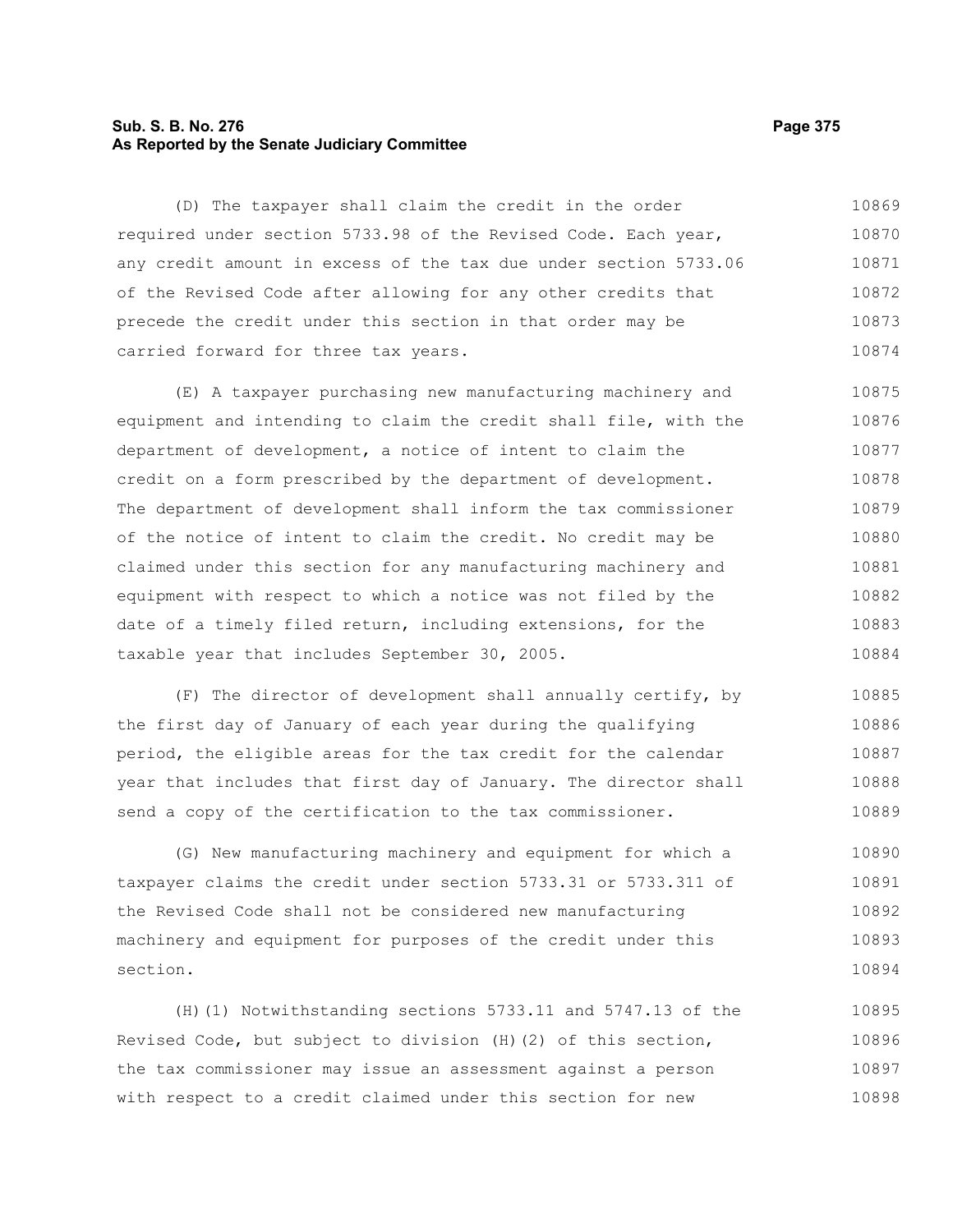(D) The taxpayer shall claim the credit in the order required under section 5733.98 of the Revised Code. Each year, any credit amount in excess of the tax due under section 5733.06 of the Revised Code after allowing for any other credits that precede the credit under this section in that order may be carried forward for three tax years.

(E) A taxpayer purchasing new manufacturing machinery and equipment and intending to claim the credit shall file, with the department of development, a notice of intent to claim the credit on a form prescribed by the department of development. The department of development shall inform the tax commissioner of the notice of intent to claim the credit. No credit may be claimed under this section for any manufacturing machinery and equipment with respect to which a notice was not filed by the date of a timely filed return, including extensions, for the taxable year that includes September 30, 2005.

(F) The director of development shall annually certify, by the first day of January of each year during the qualifying period, the eligible areas for the tax credit for the calendar year that includes that first day of January. The director shall send a copy of the certification to the tax commissioner.

(G) New manufacturing machinery and equipment for which a taxpayer claims the credit under section 5733.31 or 5733.311 of the Revised Code shall not be considered new manufacturing machinery and equipment for purposes of the credit under this section.

(H)(1) Notwithstanding sections 5733.11 and 5747.13 of the Revised Code, but subject to division (H)(2) of this section, the tax commissioner may issue an assessment against a person with respect to a credit claimed under this section for new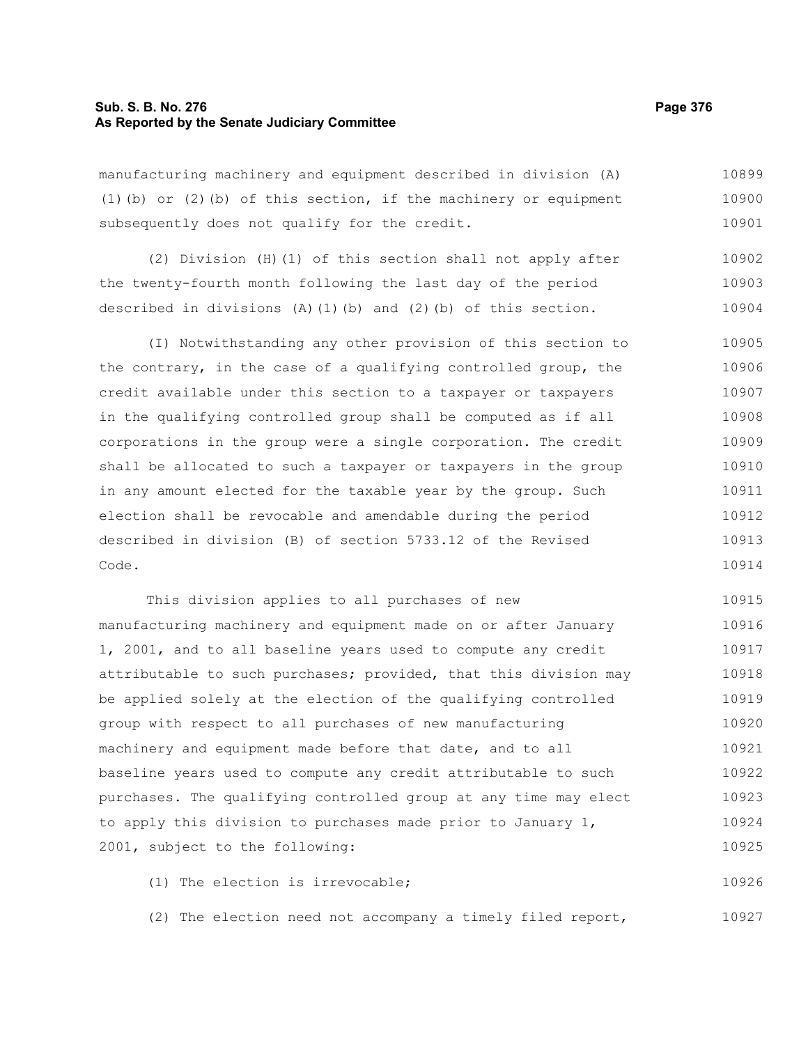manufacturing machinery and equipment described in division (A)(1)(b) or (2)(b) of this section, if the machinery or equipment subsequently does not qualify for the credit.

(2) Division (H)(1) of this section shall not apply after the twenty-fourth month following the last day of the period described in divisions (A)(1)(b) and (2)(b) of this section.

(I) Notwithstanding any other provision of this section to the contrary, in the case of a qualifying controlled group, the credit available under this section to a taxpayer or taxpayers in the qualifying controlled group shall be computed as if all corporations in the group were a single corporation. The credit shall be allocated to such a taxpayer or taxpayers in the group in any amount elected for the taxable year by the group. Such election shall be revocable and amendable during the period described in division (B) of section 5733.12 of the Revised Code.

This division applies to all purchases of new manufacturing machinery and equipment made on or after January 1, 2001, and to all baseline years used to compute any credit attributable to such purchases; provided, that this division may be applied solely at the election of the qualifying controlled group with respect to all purchases of new manufacturing machinery and equipment made before that date, and to all baseline years used to compute any credit attributable to such purchases. The qualifying controlled group at any time may elect to apply this division to purchases made prior to January 1, 2001, subject to the following:

(1) The election is irrevocable;

(2) The election need not accompany a timely filed report,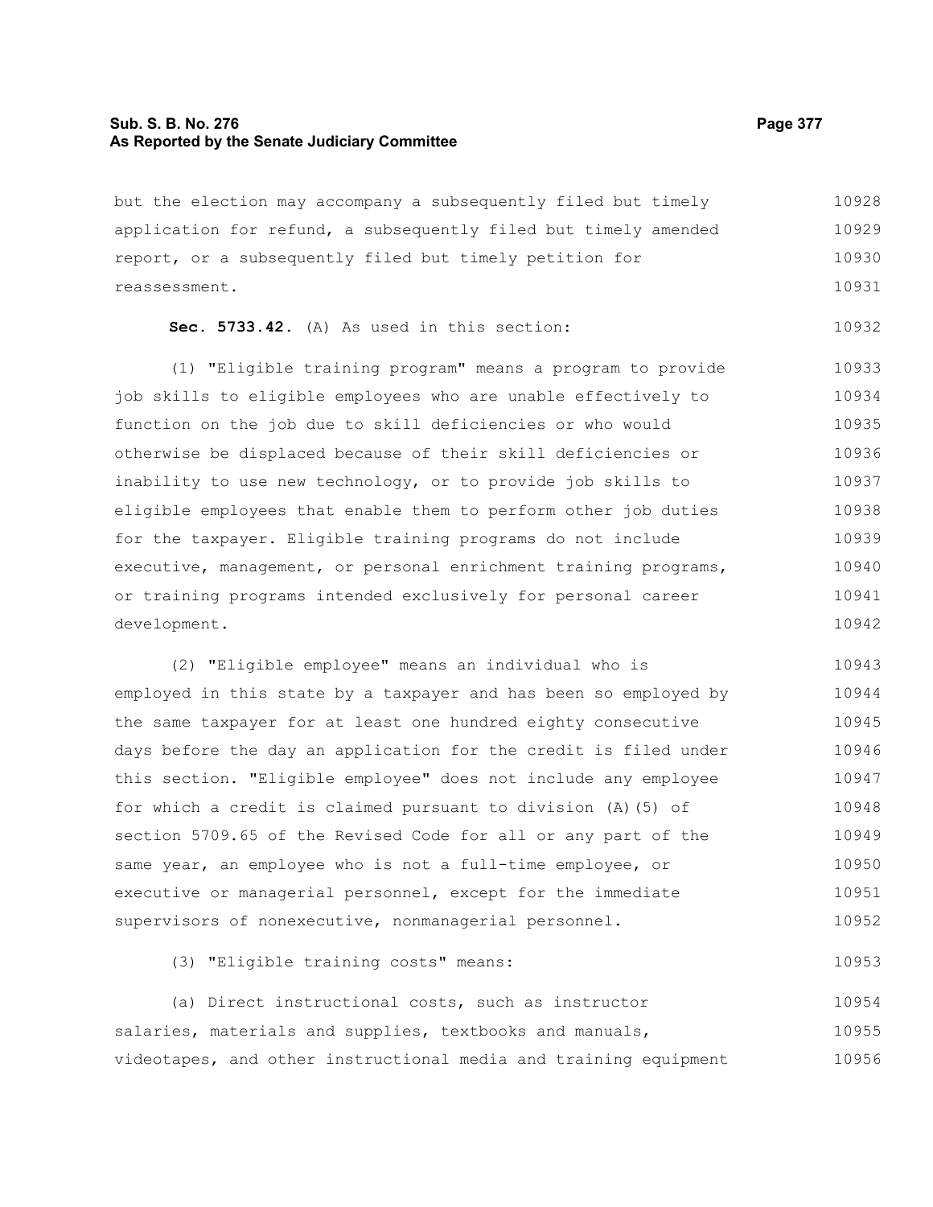but the election may accompany a subsequently filed but timely application for refund, a subsequently filed but timely amended report, or a subsequently filed but timely petition for reassessment.

**Sec. 5733.42.** (A) As used in this section:

(1) "Eligible training program" means a program to provide job skills to eligible employees who are unable effectively to function on the job due to skill deficiencies or who would otherwise be displaced because of their skill deficiencies or inability to use new technology, or to provide job skills to eligible employees that enable them to perform other job duties for the taxpayer. Eligible training programs do not include executive, management, or personal enrichment training programs, or training programs intended exclusively for personal career development.

(2) "Eligible employee" means an individual who is employed in this state by a taxpayer and has been so employed by the same taxpayer for at least one hundred eighty consecutive days before the day an application for the credit is filed under this section. "Eligible employee" does not include any employee for which a credit is claimed pursuant to division (A)(5) of section 5709.65 of the Revised Code for all or any part of the same year, an employee who is not a full-time employee, or executive or managerial personnel, except for the immediate supervisors of nonexecutive, nonmanagerial personnel.

(3) "Eligible training costs" means:

(a) Direct instructional costs, such as instructor salaries, materials and supplies, textbooks and manuals, videotapes, and other instructional media and training equipment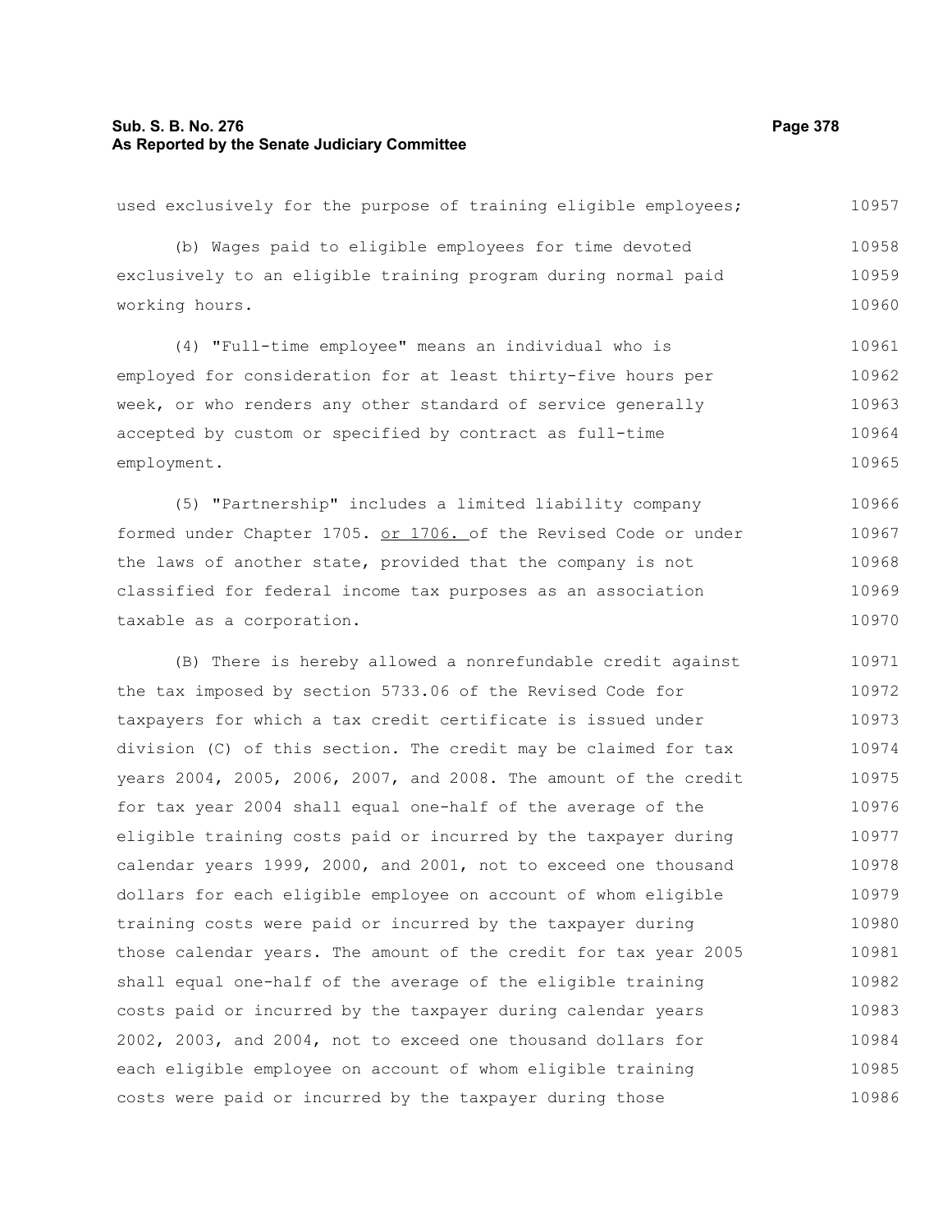used exclusively for the purpose of training eligible employees;

(b) Wages paid to eligible employees for time devoted exclusively to an eligible training program during normal paid working hours.

(4) "Full-time employee" means an individual who is employed for consideration for at least thirty-five hours per week, or who renders any other standard of service generally accepted by custom or specified by contract as full-time employment.

(5) "Partnership" includes a limited liability company formed under Chapter 1705. or 1706. of the Revised Code or under the laws of another state, provided that the company is not classified for federal income tax purposes as an association taxable as a corporation.

(B) There is hereby allowed a nonrefundable credit against the tax imposed by section 5733.06 of the Revised Code for taxpayers for which a tax credit certificate is issued under division (C) of this section. The credit may be claimed for tax years 2004, 2005, 2006, 2007, and 2008. The amount of the credit for tax year 2004 shall equal one-half of the average of the eligible training costs paid or incurred by the taxpayer during calendar years 1999, 2000, and 2001, not to exceed one thousand dollars for each eligible employee on account of whom eligible training costs were paid or incurred by the taxpayer during those calendar years. The amount of the credit for tax year 2005 shall equal one-half of the average of the eligible training costs paid or incurred by the taxpayer during calendar years 2002, 2003, and 2004, not to exceed one thousand dollars for each eligible employee on account of whom eligible training costs were paid or incurred by the taxpayer during those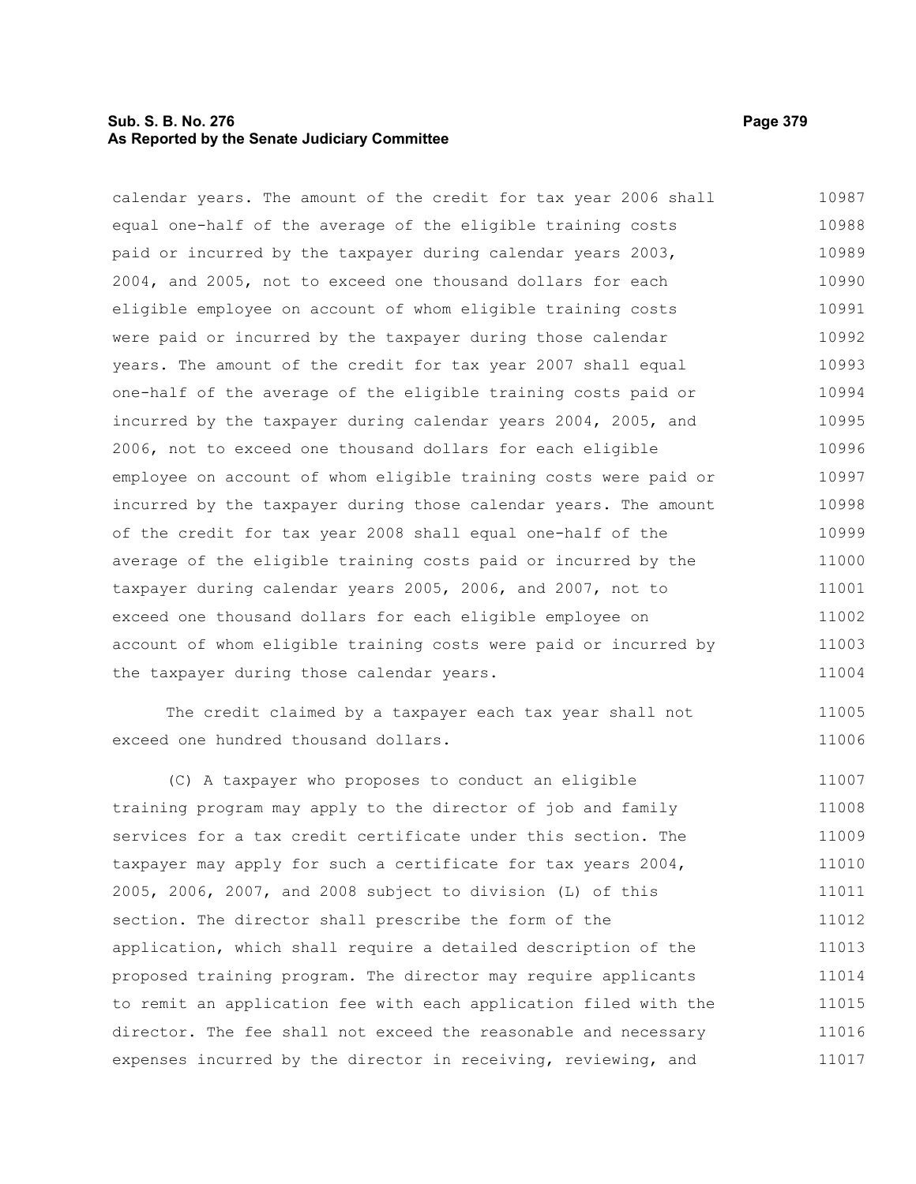calendar years. The amount of the credit for tax year 2006 shall equal one-half of the average of the eligible training costs paid or incurred by the taxpayer during calendar years 2003, 2004, and 2005, not to exceed one thousand dollars for each eligible employee on account of whom eligible training costs were paid or incurred by the taxpayer during those calendar years. The amount of the credit for tax year 2007 shall equal one-half of the average of the eligible training costs paid or incurred by the taxpayer during calendar years 2004, 2005, and 2006, not to exceed one thousand dollars for each eligible employee on account of whom eligible training costs were paid or incurred by the taxpayer during those calendar years. The amount of the credit for tax year 2008 shall equal one-half of the average of the eligible training costs paid or incurred by the taxpayer during calendar years 2005, 2006, and 2007, not to exceed one thousand dollars for each eligible employee on account of whom eligible training costs were paid or incurred by the taxpayer during those calendar years.

The credit claimed by a taxpayer each tax year shall not exceed one hundred thousand dollars.

(C) A taxpayer who proposes to conduct an eligible training program may apply to the director of job and family services for a tax credit certificate under this section. The taxpayer may apply for such a certificate for tax years 2004, 2005, 2006, 2007, and 2008 subject to division (L) of this section. The director shall prescribe the form of the application, which shall require a detailed description of the proposed training program. The director may require applicants to remit an application fee with each application filed with the director. The fee shall not exceed the reasonable and necessary expenses incurred by the director in receiving, reviewing, and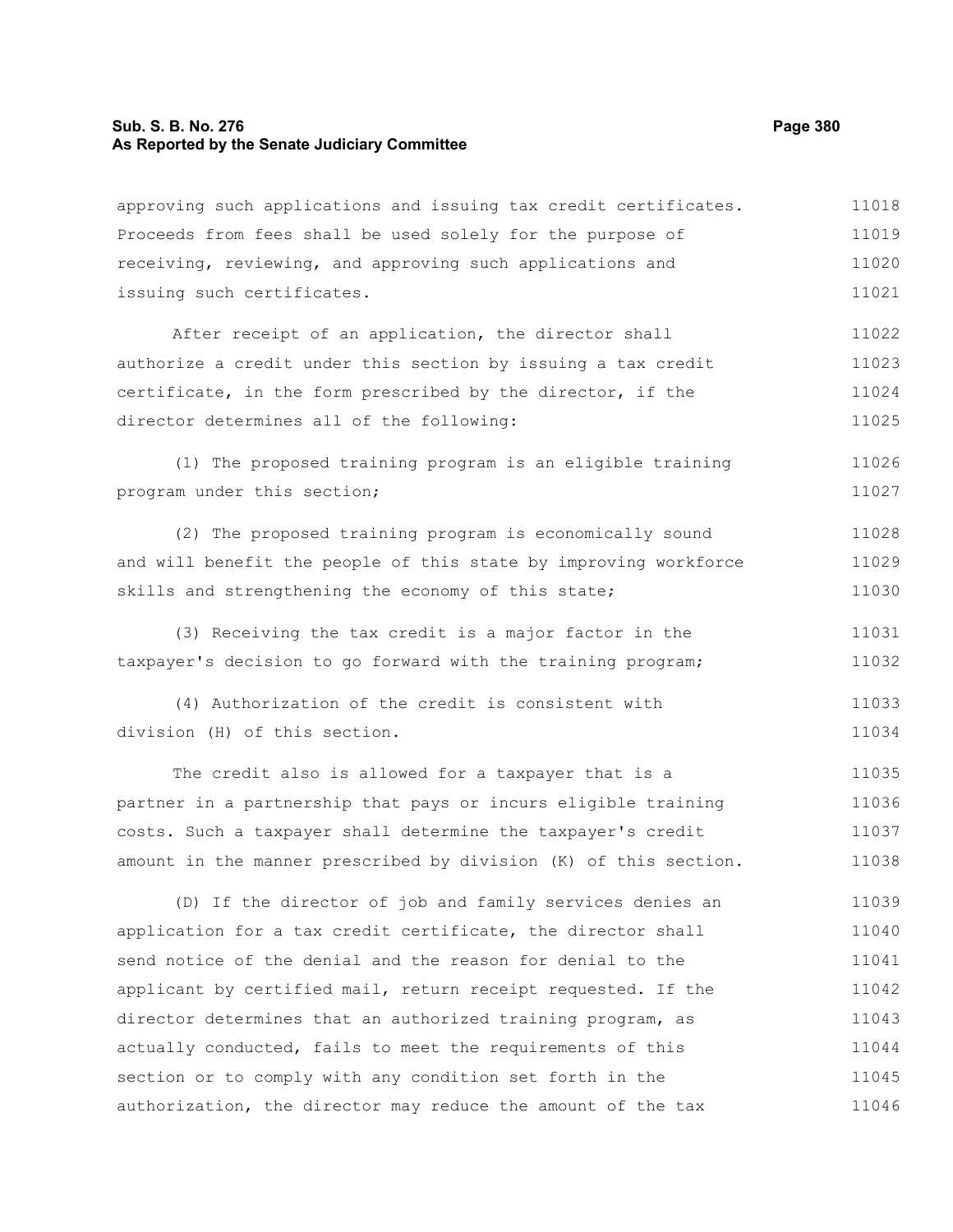approving such applications and issuing tax credit certificates. Proceeds from fees shall be used solely for the purpose of receiving, reviewing, and approving such applications and issuing such certificates.

After receipt of an application, the director shall authorize a credit under this section by issuing a tax credit certificate, in the form prescribed by the director, if the director determines all of the following:

(1) The proposed training program is an eligible training program under this section;

(2) The proposed training program is economically sound and will benefit the people of this state by improving workforce skills and strengthening the economy of this state;

(3) Receiving the tax credit is a major factor in the taxpayer's decision to go forward with the training program;

(4) Authorization of the credit is consistent with division (H) of this section.

The credit also is allowed for a taxpayer that is a partner in a partnership that pays or incurs eligible training costs. Such a taxpayer shall determine the taxpayer's credit amount in the manner prescribed by division (K) of this section.

(D) If the director of job and family services denies an application for a tax credit certificate, the director shall send notice of the denial and the reason for denial to the applicant by certified mail, return receipt requested. If the director determines that an authorized training program, as actually conducted, fails to meet the requirements of this section or to comply with any condition set forth in the authorization, the director may reduce the amount of the tax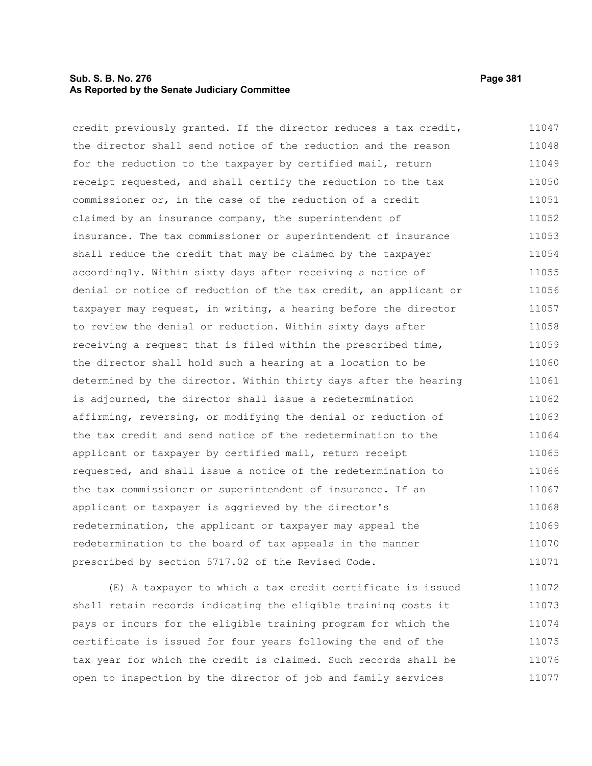credit previously granted. If the director reduces a tax credit, the director shall send notice of the reduction and the reason for the reduction to the taxpayer by certified mail, return receipt requested, and shall certify the reduction to the tax commissioner or, in the case of the reduction of a credit claimed by an insurance company, the superintendent of insurance. The tax commissioner or superintendent of insurance shall reduce the credit that may be claimed by the taxpayer accordingly. Within sixty days after receiving a notice of denial or notice of reduction of the tax credit, an applicant or taxpayer may request, in writing, a hearing before the director to review the denial or reduction. Within sixty days after receiving a request that is filed within the prescribed time, the director shall hold such a hearing at a location to be determined by the director. Within thirty days after the hearing is adjourned, the director shall issue a redetermination affirming, reversing, or modifying the denial or reduction of the tax credit and send notice of the redetermination to the applicant or taxpayer by certified mail, return receipt requested, and shall issue a notice of the redetermination to the tax commissioner or superintendent of insurance. If an applicant or taxpayer is aggrieved by the director's redetermination, the applicant or taxpayer may appeal the redetermination to the board of tax appeals in the manner prescribed by section 5717.02 of the Revised Code.

(E) A taxpayer to which a tax credit certificate is issued shall retain records indicating the eligible training costs it pays or incurs for the eligible training program for which the certificate is issued for four years following the end of the tax year for which the credit is claimed. Such records shall be open to inspection by the director of job and family services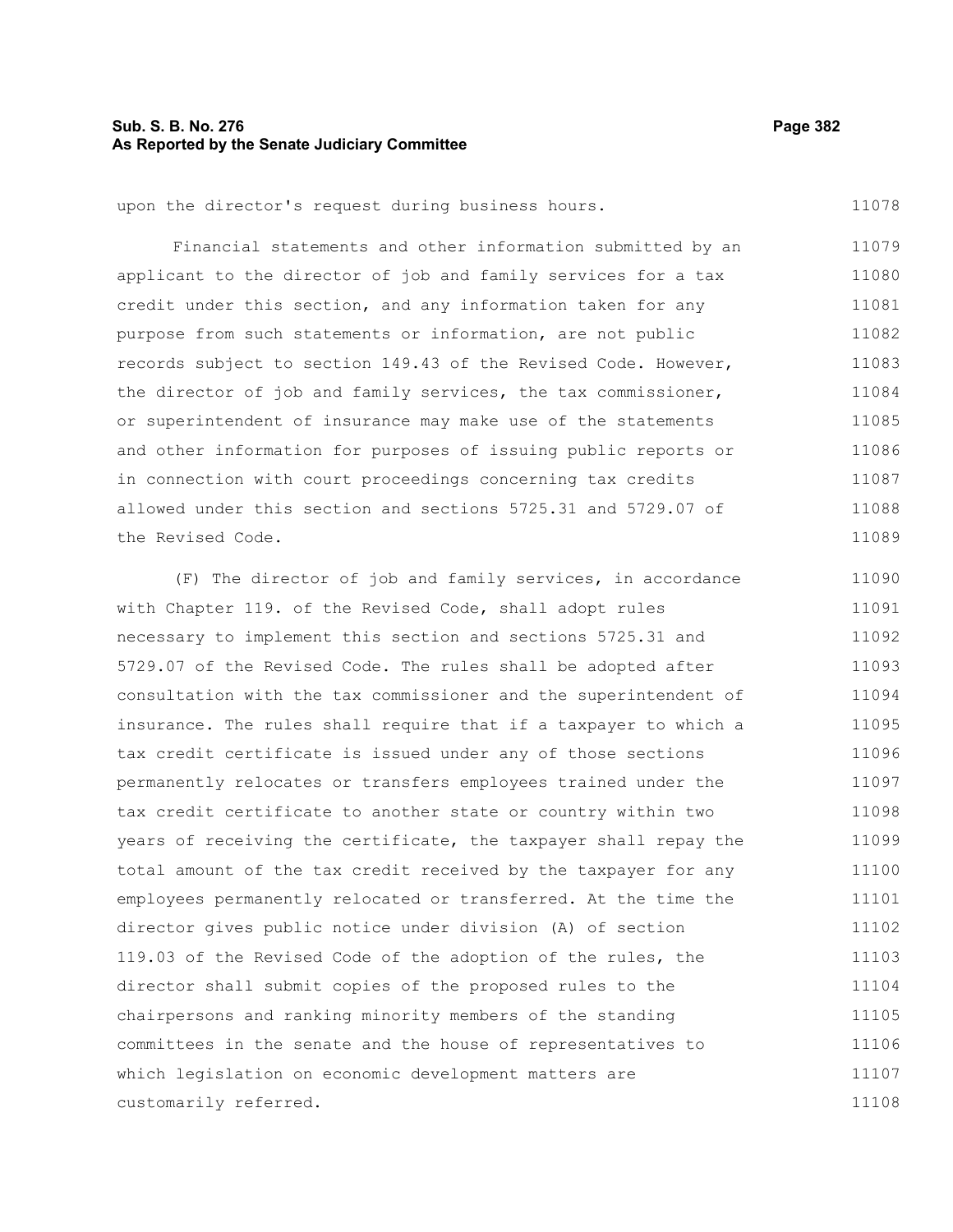upon the director's request during business hours.

Financial statements and other information submitted by an applicant to the director of job and family services for a tax credit under this section, and any information taken for any purpose from such statements or information, are not public records subject to section 149.43 of the Revised Code. However, the director of job and family services, the tax commissioner, or superintendent of insurance may make use of the statements and other information for purposes of issuing public reports or in connection with court proceedings concerning tax credits allowed under this section and sections 5725.31 and 5729.07 of the Revised Code.

(F) The director of job and family services, in accordance with Chapter 119. of the Revised Code, shall adopt rules necessary to implement this section and sections 5725.31 and 5729.07 of the Revised Code. The rules shall be adopted after consultation with the tax commissioner and the superintendent of insurance. The rules shall require that if a taxpayer to which a tax credit certificate is issued under any of those sections permanently relocates or transfers employees trained under the tax credit certificate to another state or country within two years of receiving the certificate, the taxpayer shall repay the total amount of the tax credit received by the taxpayer for any employees permanently relocated or transferred. At the time the director gives public notice under division (A) of section 119.03 of the Revised Code of the adoption of the rules, the director shall submit copies of the proposed rules to the chairpersons and ranking minority members of the standing committees in the senate and the house of representatives to which legislation on economic development matters are customarily referred.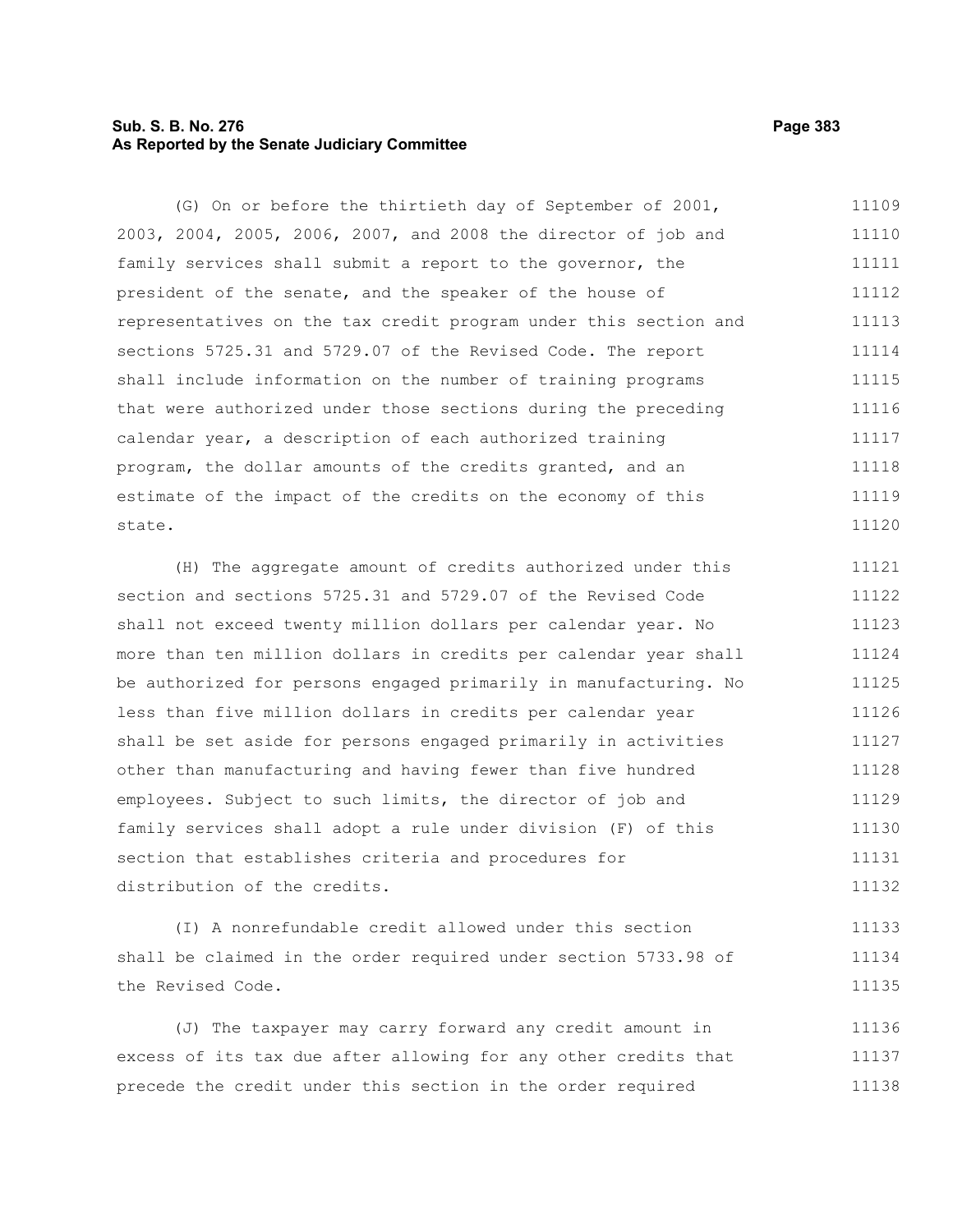(G) On or before the thirtieth day of September of 2001, 2003, 2004, 2005, 2006, 2007, and 2008 the director of job and family services shall submit a report to the governor, the president of the senate, and the speaker of the house of representatives on the tax credit program under this section and sections 5725.31 and 5729.07 of the Revised Code. The report shall include information on the number of training programs that were authorized under those sections during the preceding calendar year, a description of each authorized training program, the dollar amounts of the credits granted, and an estimate of the impact of the credits on the economy of this state.

(H) The aggregate amount of credits authorized under this section and sections 5725.31 and 5729.07 of the Revised Code shall not exceed twenty million dollars per calendar year. No more than ten million dollars in credits per calendar year shall be authorized for persons engaged primarily in manufacturing. No less than five million dollars in credits per calendar year shall be set aside for persons engaged primarily in activities other than manufacturing and having fewer than five hundred employees. Subject to such limits, the director of job and family services shall adopt a rule under division (F) of this section that establishes criteria and procedures for distribution of the credits.

(I) A nonrefundable credit allowed under this section shall be claimed in the order required under section 5733.98 of the Revised Code.

(J) The taxpayer may carry forward any credit amount in excess of its tax due after allowing for any other credits that precede the credit under this section in the order required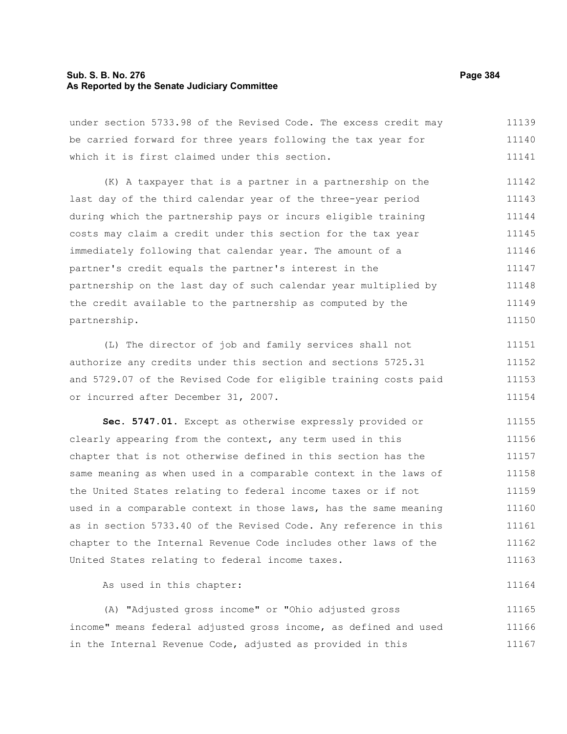under section 5733.98 of the Revised Code. The excess credit may be carried forward for three years following the tax year for which it is first claimed under this section.

(K) A taxpayer that is a partner in a partnership on the last day of the third calendar year of the three-year period during which the partnership pays or incurs eligible training costs may claim a credit under this section for the tax year immediately following that calendar year. The amount of a partner's credit equals the partner's interest in the partnership on the last day of such calendar year multiplied by the credit available to the partnership as computed by the partnership.

(L) The director of job and family services shall not authorize any credits under this section and sections 5725.31 and 5729.07 of the Revised Code for eligible training costs paid or incurred after December 31, 2007.

**Sec. 5747.01.** Except as otherwise expressly provided or clearly appearing from the context, any term used in this chapter that is not otherwise defined in this section has the same meaning as when used in a comparable context in the laws of the United States relating to federal income taxes or if not used in a comparable context in those laws, has the same meaning as in section 5733.40 of the Revised Code. Any reference in this chapter to the Internal Revenue Code includes other laws of the United States relating to federal income taxes.

As used in this chapter:

(A) "Adjusted gross income" or "Ohio adjusted gross income" means federal adjusted gross income, as defined and used in the Internal Revenue Code, adjusted as provided in this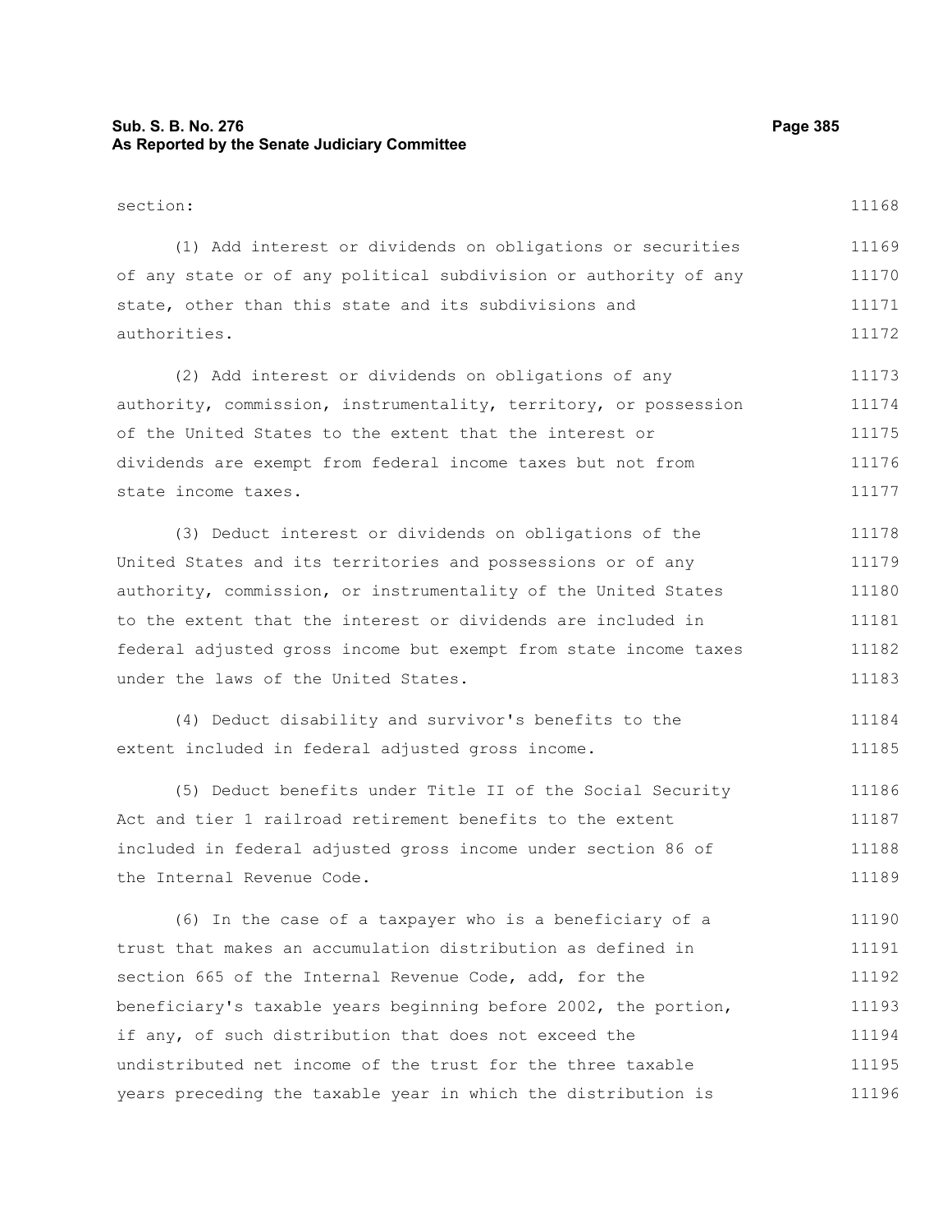section:

(1) Add interest or dividends on obligations or securities of any state or of any political subdivision or authority of any state, other than this state and its subdivisions and authorities.

(2) Add interest or dividends on obligations of any authority, commission, instrumentality, territory, or possession of the United States to the extent that the interest or dividends are exempt from federal income taxes but not from state income taxes.

(3) Deduct interest or dividends on obligations of the United States and its territories and possessions or of any authority, commission, or instrumentality of the United States to the extent that the interest or dividends are included in federal adjusted gross income but exempt from state income taxes under the laws of the United States.

(4) Deduct disability and survivor's benefits to the extent included in federal adjusted gross income.

(5) Deduct benefits under Title II of the Social Security Act and tier 1 railroad retirement benefits to the extent included in federal adjusted gross income under section 86 of the Internal Revenue Code.

(6) In the case of a taxpayer who is a beneficiary of a trust that makes an accumulation distribution as defined in section 665 of the Internal Revenue Code, add, for the beneficiary's taxable years beginning before 2002, the portion, if any, of such distribution that does not exceed the undistributed net income of the trust for the three taxable years preceding the taxable year in which the distribution is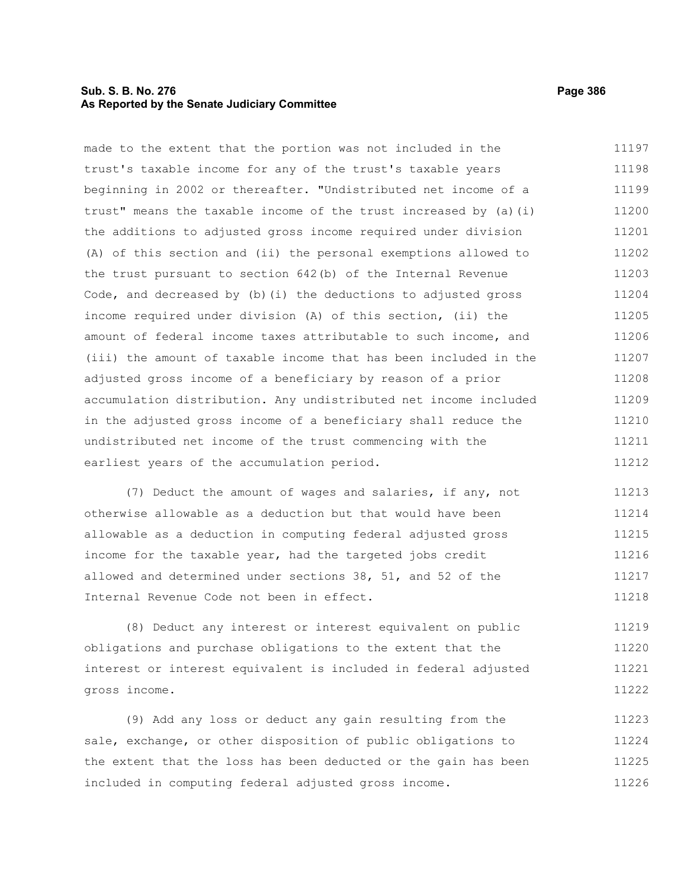made to the extent that the portion was not included in the trust's taxable income for any of the trust's taxable years beginning in 2002 or thereafter. "Undistributed net income of a trust" means the taxable income of the trust increased by (a)(i) the additions to adjusted gross income required under division (A) of this section and (ii) the personal exemptions allowed to the trust pursuant to section 642(b) of the Internal Revenue Code, and decreased by (b)(i) the deductions to adjusted gross income required under division (A) of this section, (ii) the amount of federal income taxes attributable to such income, and (iii) the amount of taxable income that has been included in the adjusted gross income of a beneficiary by reason of a prior accumulation distribution. Any undistributed net income included in the adjusted gross income of a beneficiary shall reduce the undistributed net income of the trust commencing with the earliest years of the accumulation period.

(7) Deduct the amount of wages and salaries, if any, not otherwise allowable as a deduction but that would have been allowable as a deduction in computing federal adjusted gross income for the taxable year, had the targeted jobs credit allowed and determined under sections 38, 51, and 52 of the Internal Revenue Code not been in effect.

(8) Deduct any interest or interest equivalent on public obligations and purchase obligations to the extent that the interest or interest equivalent is included in federal adjusted gross income.

(9) Add any loss or deduct any gain resulting from the sale, exchange, or other disposition of public obligations to the extent that the loss has been deducted or the gain has been included in computing federal adjusted gross income.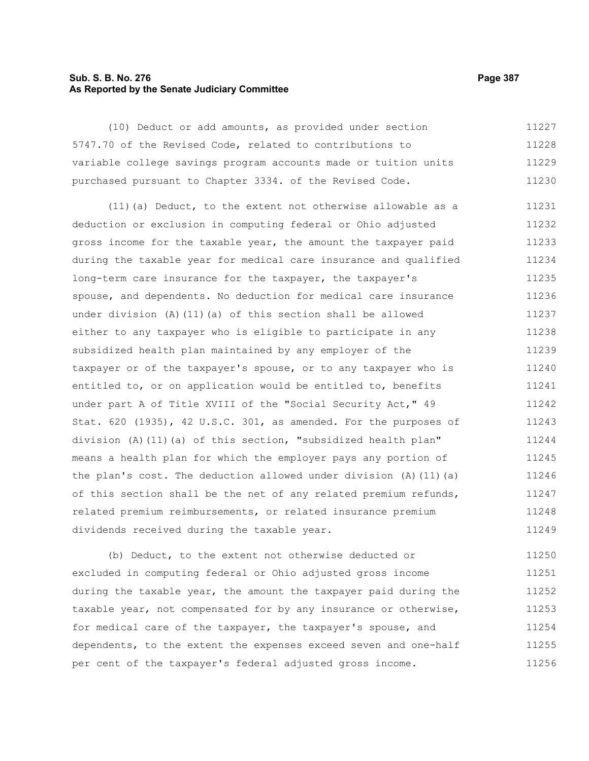(10) Deduct or add amounts, as provided under section 5747.70 of the Revised Code, related to contributions to variable college savings program accounts made or tuition units purchased pursuant to Chapter 3334. of the Revised Code.

(11)(a) Deduct, to the extent not otherwise allowable as a deduction or exclusion in computing federal or Ohio adjusted gross income for the taxable year, the amount the taxpayer paid during the taxable year for medical care insurance and qualified long-term care insurance for the taxpayer, the taxpayer's spouse, and dependents. No deduction for medical care insurance under division (A)(11)(a) of this section shall be allowed either to any taxpayer who is eligible to participate in any subsidized health plan maintained by any employer of the taxpayer or of the taxpayer's spouse, or to any taxpayer who is entitled to, or on application would be entitled to, benefits under part A of Title XVIII of the "Social Security Act," 49 Stat. 620 (1935), 42 U.S.C. 301, as amended. For the purposes of division (A)(11)(a) of this section, "subsidized health plan" means a health plan for which the employer pays any portion of the plan's cost. The deduction allowed under division (A)(11)(a) of this section shall be the net of any related premium refunds, related premium reimbursements, or related insurance premium dividends received during the taxable year.

(b) Deduct, to the extent not otherwise deducted or excluded in computing federal or Ohio adjusted gross income during the taxable year, the amount the taxpayer paid during the taxable year, not compensated for by any insurance or otherwise, for medical care of the taxpayer, the taxpayer's spouse, and dependents, to the extent the expenses exceed seven and one-half per cent of the taxpayer's federal adjusted gross income.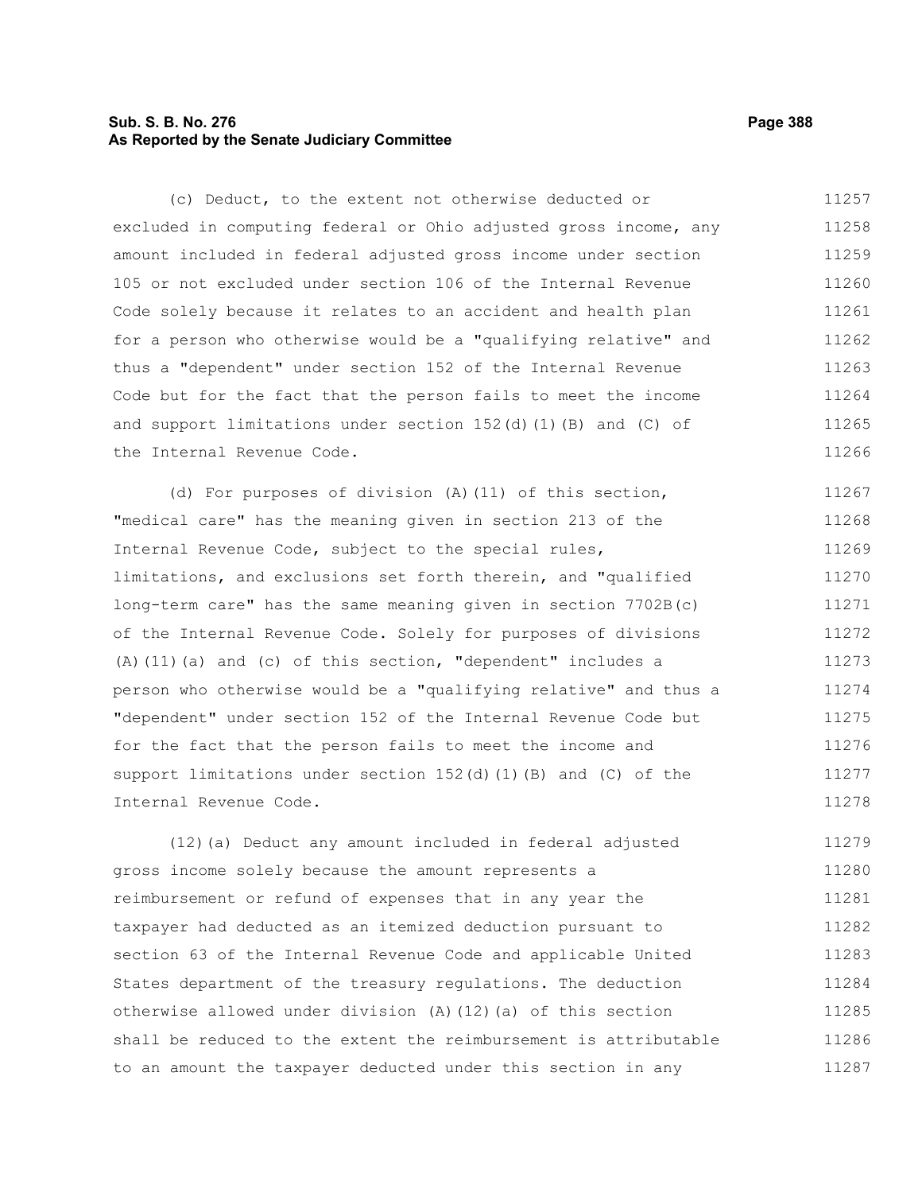(c) Deduct, to the extent not otherwise deducted or excluded in computing federal or Ohio adjusted gross income, any amount included in federal adjusted gross income under section 105 or not excluded under section 106 of the Internal Revenue Code solely because it relates to an accident and health plan for a person who otherwise would be a "qualifying relative" and thus a "dependent" under section 152 of the Internal Revenue Code but for the fact that the person fails to meet the income and support limitations under section 152(d)(1)(B) and (C) of the Internal Revenue Code.

(d) For purposes of division (A)(11) of this section, "medical care" has the meaning given in section 213 of the Internal Revenue Code, subject to the special rules, limitations, and exclusions set forth therein, and "qualified long-term care" has the same meaning given in section 7702B(c) of the Internal Revenue Code. Solely for purposes of divisions (A)(11)(a) and (c) of this section, "dependent" includes a person who otherwise would be a "qualifying relative" and thus a "dependent" under section 152 of the Internal Revenue Code but for the fact that the person fails to meet the income and support limitations under section 152(d)(1)(B) and (C) of the Internal Revenue Code.

(12)(a) Deduct any amount included in federal adjusted gross income solely because the amount represents a reimbursement or refund of expenses that in any year the taxpayer had deducted as an itemized deduction pursuant to section 63 of the Internal Revenue Code and applicable United States department of the treasury regulations. The deduction otherwise allowed under division (A)(12)(a) of this section shall be reduced to the extent the reimbursement is attributable to an amount the taxpayer deducted under this section in any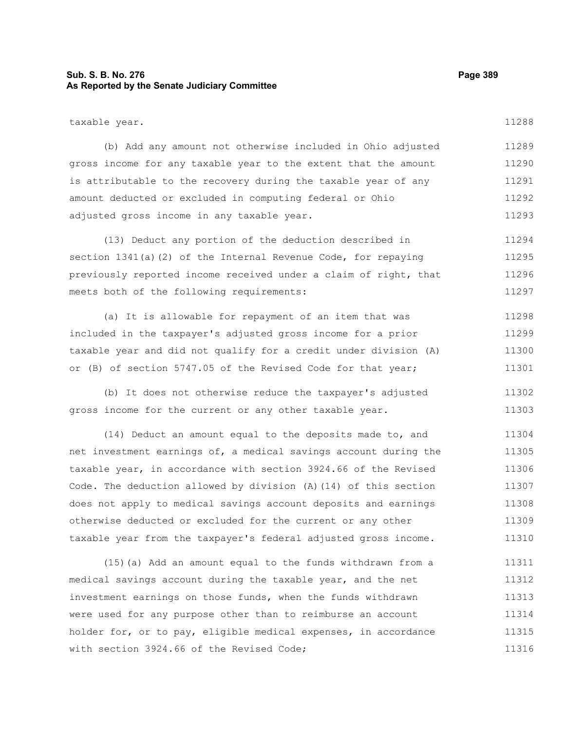taxable year.

(b) Add any amount not otherwise included in Ohio adjusted gross income for any taxable year to the extent that the amount is attributable to the recovery during the taxable year of any amount deducted or excluded in computing federal or Ohio adjusted gross income in any taxable year.

(13) Deduct any portion of the deduction described in section 1341(a)(2) of the Internal Revenue Code, for repaying previously reported income received under a claim of right, that meets both of the following requirements:

(a) It is allowable for repayment of an item that was included in the taxpayer's adjusted gross income for a prior taxable year and did not qualify for a credit under division (A) or (B) of section 5747.05 of the Revised Code for that year;

(b) It does not otherwise reduce the taxpayer's adjusted gross income for the current or any other taxable year.

(14) Deduct an amount equal to the deposits made to, and net investment earnings of, a medical savings account during the taxable year, in accordance with section 3924.66 of the Revised Code. The deduction allowed by division (A)(14) of this section does not apply to medical savings account deposits and earnings otherwise deducted or excluded for the current or any other taxable year from the taxpayer's federal adjusted gross income.

(15)(a) Add an amount equal to the funds withdrawn from a medical savings account during the taxable year, and the net investment earnings on those funds, when the funds withdrawn were used for any purpose other than to reimburse an account holder for, or to pay, eligible medical expenses, in accordance with section 3924.66 of the Revised Code;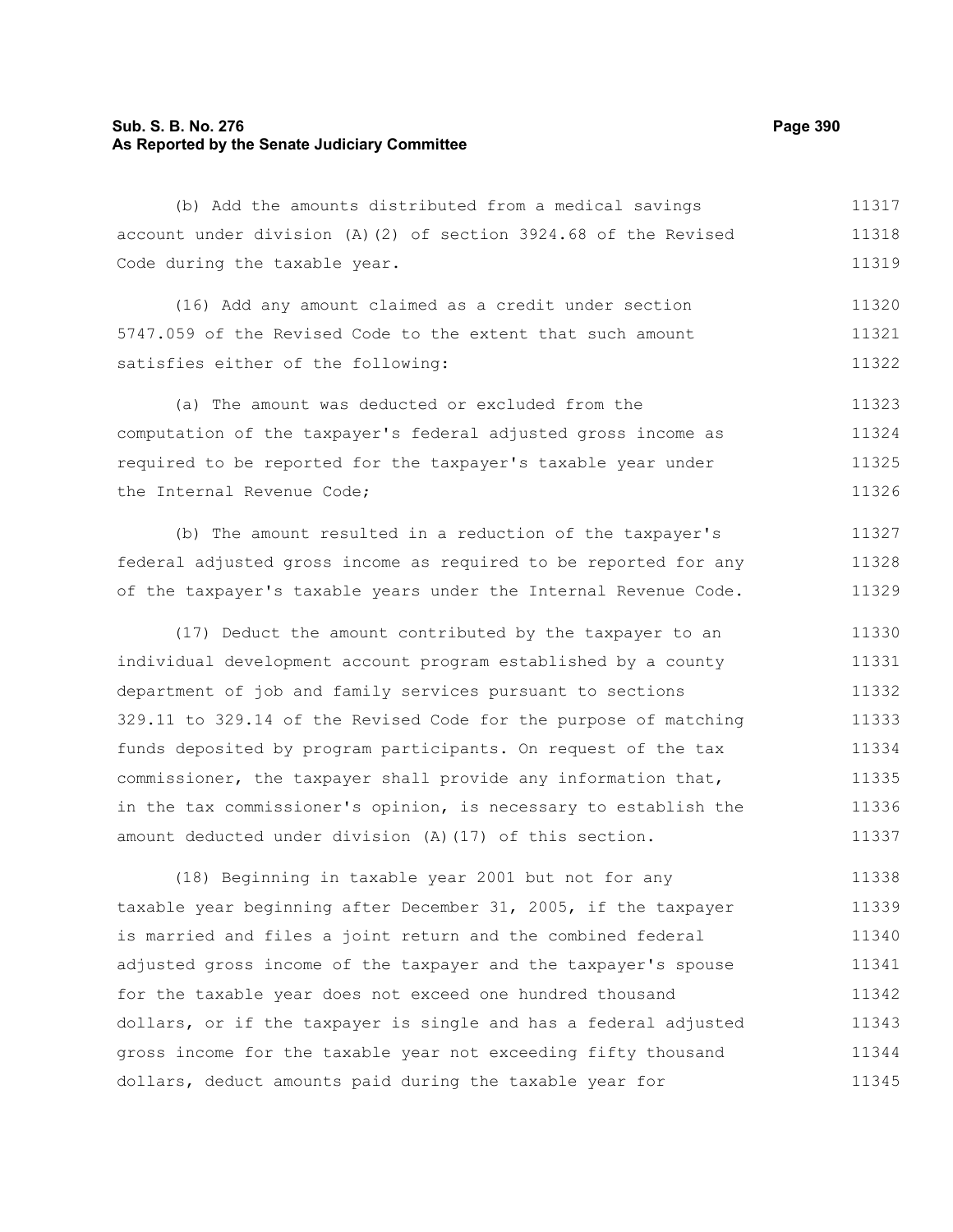(b) Add the amounts distributed from a medical savings account under division (A)(2) of section 3924.68 of the Revised Code during the taxable year.

(16) Add any amount claimed as a credit under section 5747.059 of the Revised Code to the extent that such amount satisfies either of the following:

(a) The amount was deducted or excluded from the computation of the taxpayer's federal adjusted gross income as required to be reported for the taxpayer's taxable year under the Internal Revenue Code;

(b) The amount resulted in a reduction of the taxpayer's federal adjusted gross income as required to be reported for any of the taxpayer's taxable years under the Internal Revenue Code.

(17) Deduct the amount contributed by the taxpayer to an individual development account program established by a county department of job and family services pursuant to sections 329.11 to 329.14 of the Revised Code for the purpose of matching funds deposited by program participants. On request of the tax commissioner, the taxpayer shall provide any information that, in the tax commissioner's opinion, is necessary to establish the amount deducted under division (A)(17) of this section.

(18) Beginning in taxable year 2001 but not for any taxable year beginning after December 31, 2005, if the taxpayer is married and files a joint return and the combined federal adjusted gross income of the taxpayer and the taxpayer's spouse for the taxable year does not exceed one hundred thousand dollars, or if the taxpayer is single and has a federal adjusted gross income for the taxable year not exceeding fifty thousand dollars, deduct amounts paid during the taxable year for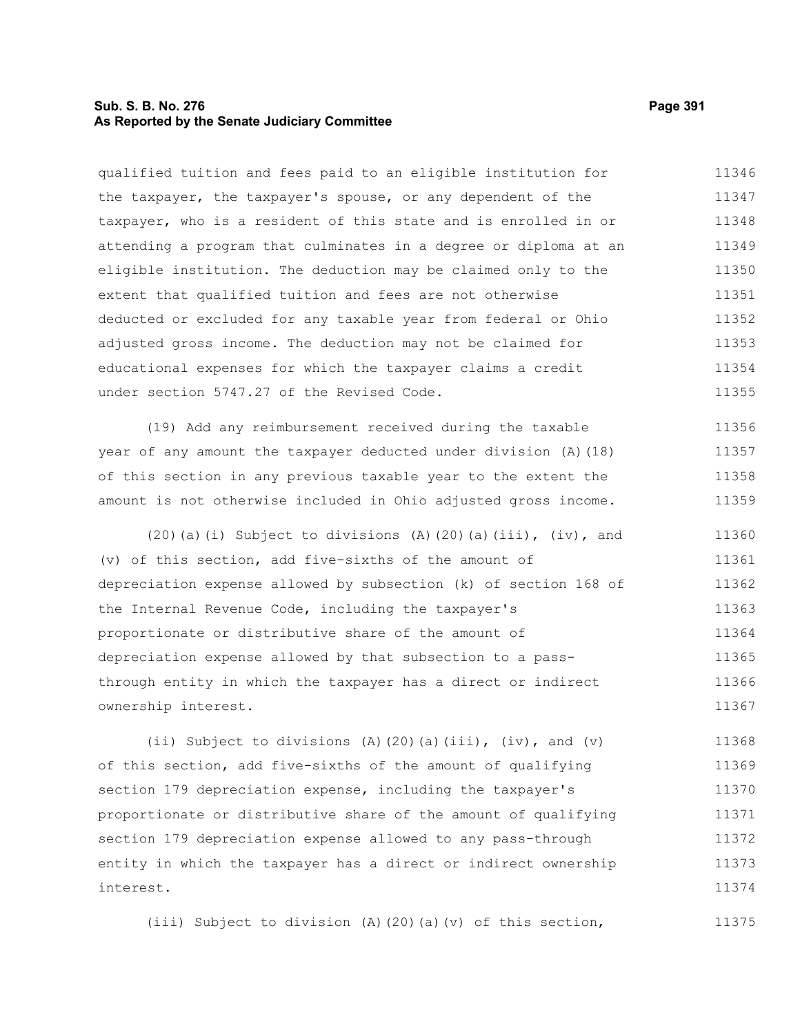qualified tuition and fees paid to an eligible institution for the taxpayer, the taxpayer's spouse, or any dependent of the taxpayer, who is a resident of this state and is enrolled in or attending a program that culminates in a degree or diploma at an eligible institution. The deduction may be claimed only to the extent that qualified tuition and fees are not otherwise deducted or excluded for any taxable year from federal or Ohio adjusted gross income. The deduction may not be claimed for educational expenses for which the taxpayer claims a credit under section 5747.27 of the Revised Code.

(19) Add any reimbursement received during the taxable year of any amount the taxpayer deducted under division (A)(18) of this section in any previous taxable year to the extent the amount is not otherwise included in Ohio adjusted gross income.

(20)(a)(i) Subject to divisions (A)(20)(a)(iii), (iv), and (v) of this section, add five-sixths of the amount of depreciation expense allowed by subsection (k) of section 168 of the Internal Revenue Code, including the taxpayer's proportionate or distributive share of the amount of depreciation expense allowed by that subsection to a pass-through entity in which the taxpayer has a direct or indirect ownership interest.

(ii) Subject to divisions (A)(20)(a)(iii), (iv), and (v) of this section, add five-sixths of the amount of qualifying section 179 depreciation expense, including the taxpayer's proportionate or distributive share of the amount of qualifying section 179 depreciation expense allowed to any pass-through entity in which the taxpayer has a direct or indirect ownership interest.

(iii) Subject to division (A)(20)(a)(v) of this section,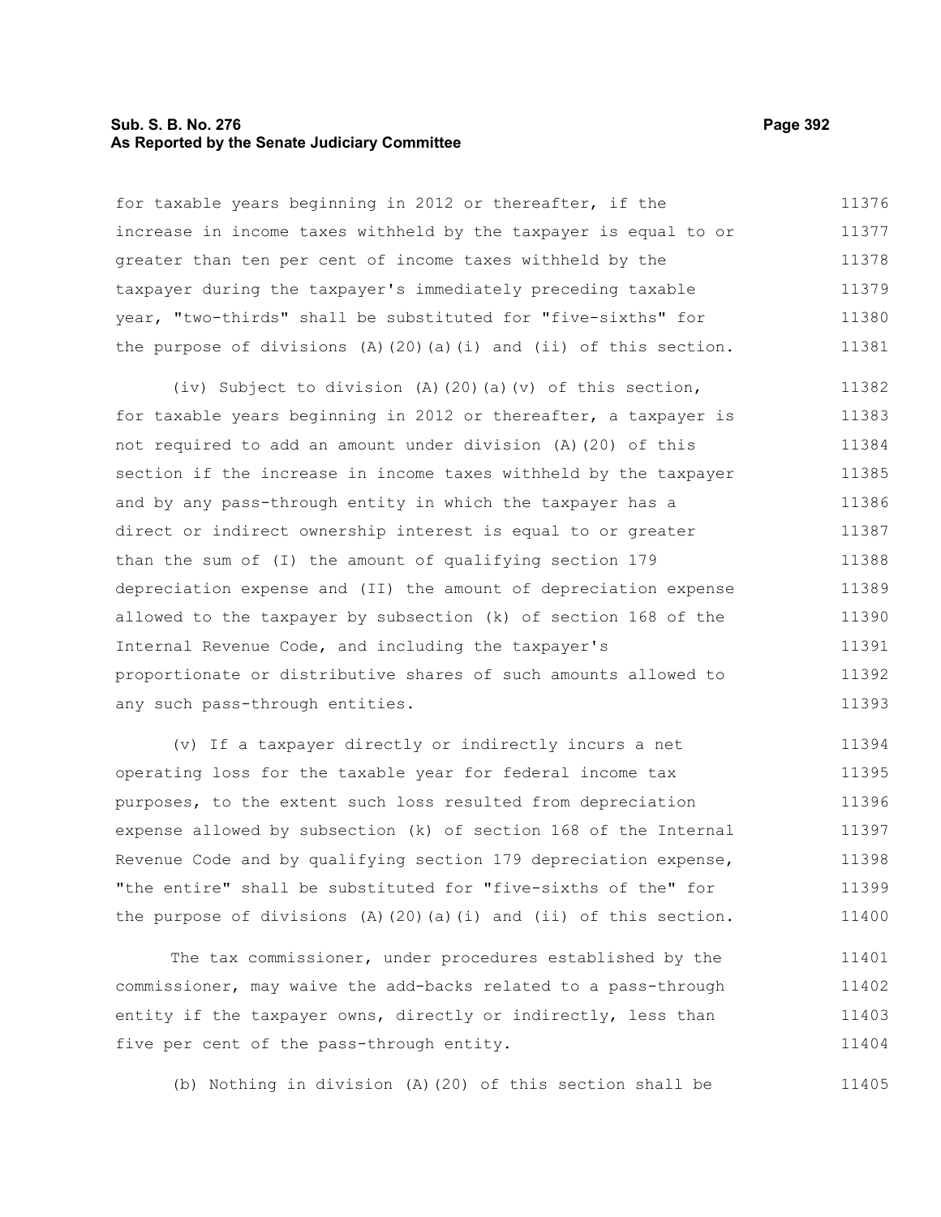for taxable years beginning in 2012 or thereafter, if the increase in income taxes withheld by the taxpayer is equal to or greater than ten per cent of income taxes withheld by the taxpayer during the taxpayer's immediately preceding taxable year, "two-thirds" shall be substituted for "five-sixths" for the purpose of divisions (A)(20)(a)(i) and (ii) of this section.

(iv) Subject to division (A)(20)(a)(v) of this section, for taxable years beginning in 2012 or thereafter, a taxpayer is not required to add an amount under division (A)(20) of this section if the increase in income taxes withheld by the taxpayer and by any pass-through entity in which the taxpayer has a direct or indirect ownership interest is equal to or greater than the sum of (I) the amount of qualifying section 179 depreciation expense and (II) the amount of depreciation expense allowed to the taxpayer by subsection (k) of section 168 of the Internal Revenue Code, and including the taxpayer's proportionate or distributive shares of such amounts allowed to any such pass-through entities.

(v) If a taxpayer directly or indirectly incurs a net operating loss for the taxable year for federal income tax purposes, to the extent such loss resulted from depreciation expense allowed by subsection (k) of section 168 of the Internal Revenue Code and by qualifying section 179 depreciation expense, "the entire" shall be substituted for "five-sixths of the" for the purpose of divisions (A)(20)(a)(i) and (ii) of this section.

The tax commissioner, under procedures established by the commissioner, may waive the add-backs related to a pass-through entity if the taxpayer owns, directly or indirectly, less than five per cent of the pass-through entity.

(b) Nothing in division (A)(20) of this section shall be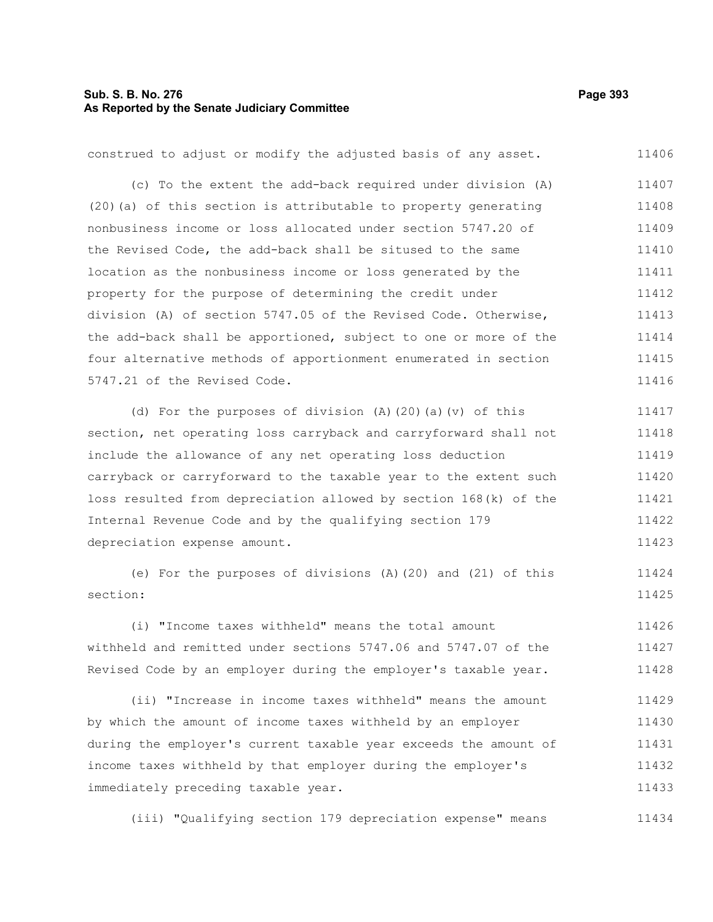construed to adjust or modify the adjusted basis of any asset.

(c) To the extent the add-back required under division (A)(20)(a) of this section is attributable to property generating nonbusiness income or loss allocated under section 5747.20 of the Revised Code, the add-back shall be sitused to the same location as the nonbusiness income or loss generated by the property for the purpose of determining the credit under division (A) of section 5747.05 of the Revised Code. Otherwise, the add-back shall be apportioned, subject to one or more of the four alternative methods of apportionment enumerated in section 5747.21 of the Revised Code.

(d) For the purposes of division (A)(20)(a)(v) of this section, net operating loss carryback and carryforward shall not include the allowance of any net operating loss deduction carryback or carryforward to the taxable year to the extent such loss resulted from depreciation allowed by section 168(k) of the Internal Revenue Code and by the qualifying section 179 depreciation expense amount.

(e) For the purposes of divisions (A)(20) and (21) of this section:

(i) "Income taxes withheld" means the total amount withheld and remitted under sections 5747.06 and 5747.07 of the Revised Code by an employer during the employer's taxable year.

(ii) "Increase in income taxes withheld" means the amount by which the amount of income taxes withheld by an employer during the employer's current taxable year exceeds the amount of income taxes withheld by that employer during the employer's immediately preceding taxable year.

(iii) "Qualifying section 179 depreciation expense" means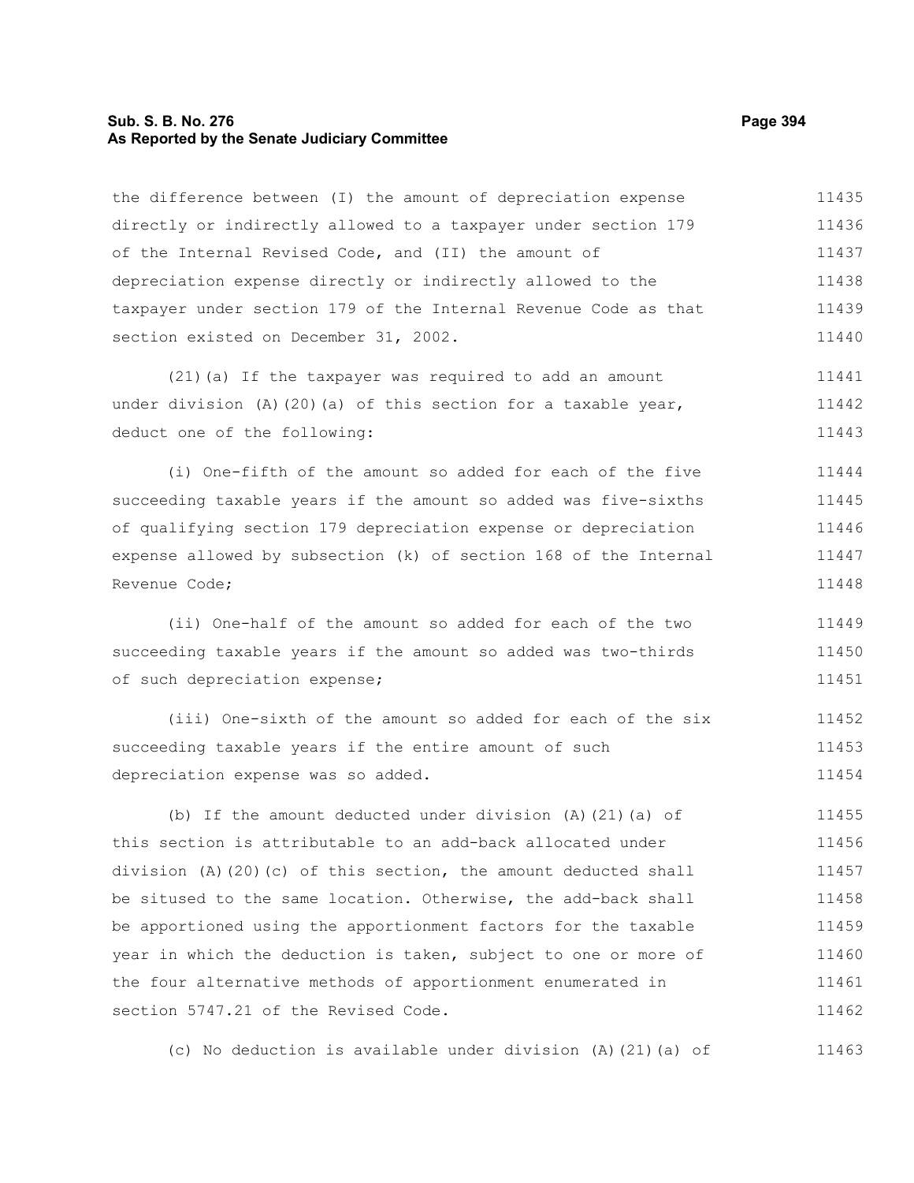the difference between (I) the amount of depreciation expense directly or indirectly allowed to a taxpayer under section 179 of the Internal Revised Code, and (II) the amount of depreciation expense directly or indirectly allowed to the taxpayer under section 179 of the Internal Revenue Code as that section existed on December 31, 2002.

(21)(a) If the taxpayer was required to add an amount under division (A)(20)(a) of this section for a taxable year, deduct one of the following:

(i) One-fifth of the amount so added for each of the five succeeding taxable years if the amount so added was five-sixths of qualifying section 179 depreciation expense or depreciation expense allowed by subsection (k) of section 168 of the Internal Revenue Code;

(ii) One-half of the amount so added for each of the two succeeding taxable years if the amount so added was two-thirds of such depreciation expense;

(iii) One-sixth of the amount so added for each of the six succeeding taxable years if the entire amount of such depreciation expense was so added.

(b) If the amount deducted under division (A)(21)(a) of this section is attributable to an add-back allocated under division (A)(20)(c) of this section, the amount deducted shall be sitused to the same location. Otherwise, the add-back shall be apportioned using the apportionment factors for the taxable year in which the deduction is taken, subject to one or more of the four alternative methods of apportionment enumerated in section 5747.21 of the Revised Code.

(c) No deduction is available under division (A)(21)(a) of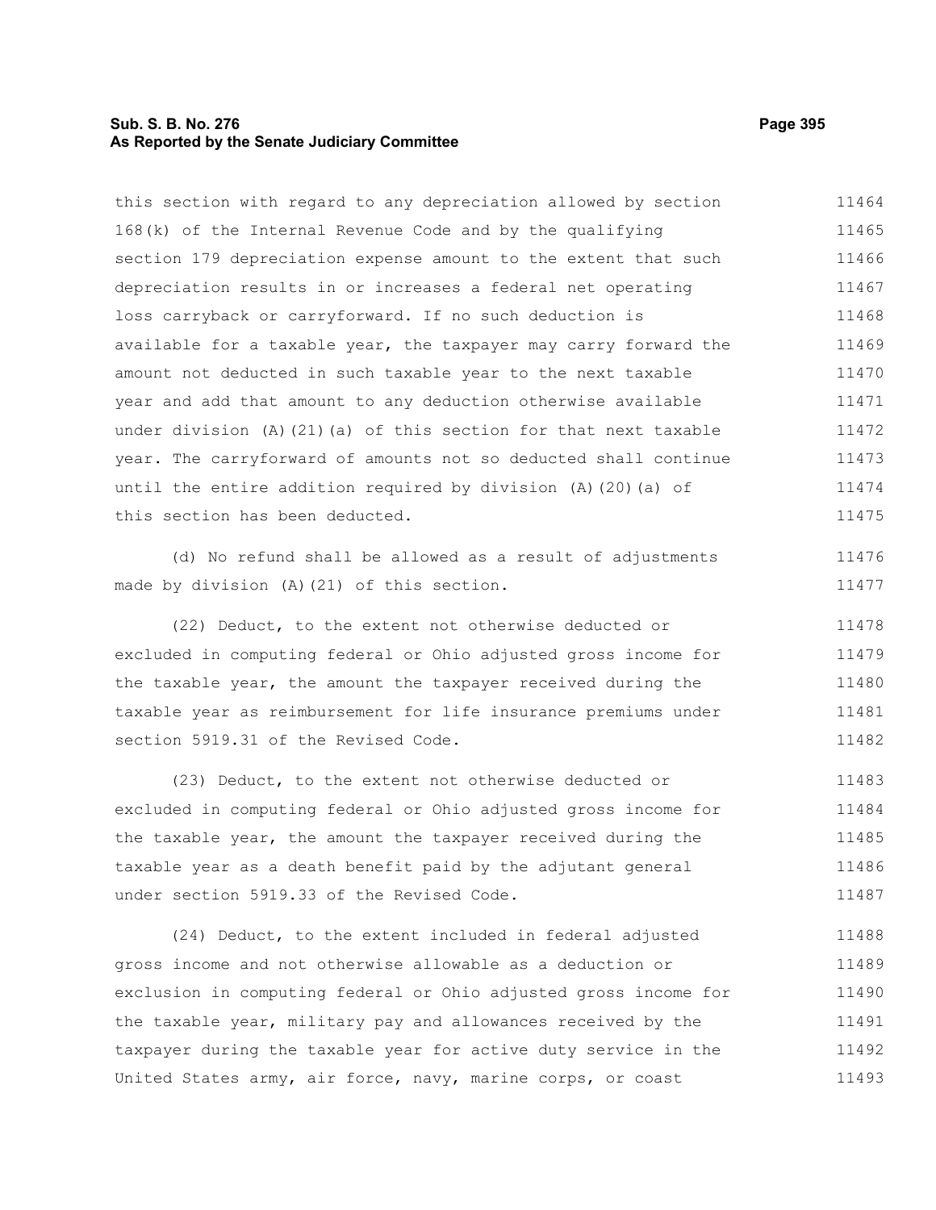this section with regard to any depreciation allowed by section 168(k) of the Internal Revenue Code and by the qualifying section 179 depreciation expense amount to the extent that such depreciation results in or increases a federal net operating loss carryback or carryforward. If no such deduction is available for a taxable year, the taxpayer may carry forward the amount not deducted in such taxable year to the next taxable year and add that amount to any deduction otherwise available under division (A)(21)(a) of this section for that next taxable year. The carryforward of amounts not so deducted shall continue until the entire addition required by division (A)(20)(a) of this section has been deducted.

(d) No refund shall be allowed as a result of adjustments made by division (A)(21) of this section.

(22) Deduct, to the extent not otherwise deducted or excluded in computing federal or Ohio adjusted gross income for the taxable year, the amount the taxpayer received during the taxable year as reimbursement for life insurance premiums under section 5919.31 of the Revised Code.

(23) Deduct, to the extent not otherwise deducted or excluded in computing federal or Ohio adjusted gross income for the taxable year, the amount the taxpayer received during the taxable year as a death benefit paid by the adjutant general under section 5919.33 of the Revised Code.

(24) Deduct, to the extent included in federal adjusted gross income and not otherwise allowable as a deduction or exclusion in computing federal or Ohio adjusted gross income for the taxable year, military pay and allowances received by the taxpayer during the taxable year for active duty service in the United States army, air force, navy, marine corps, or coast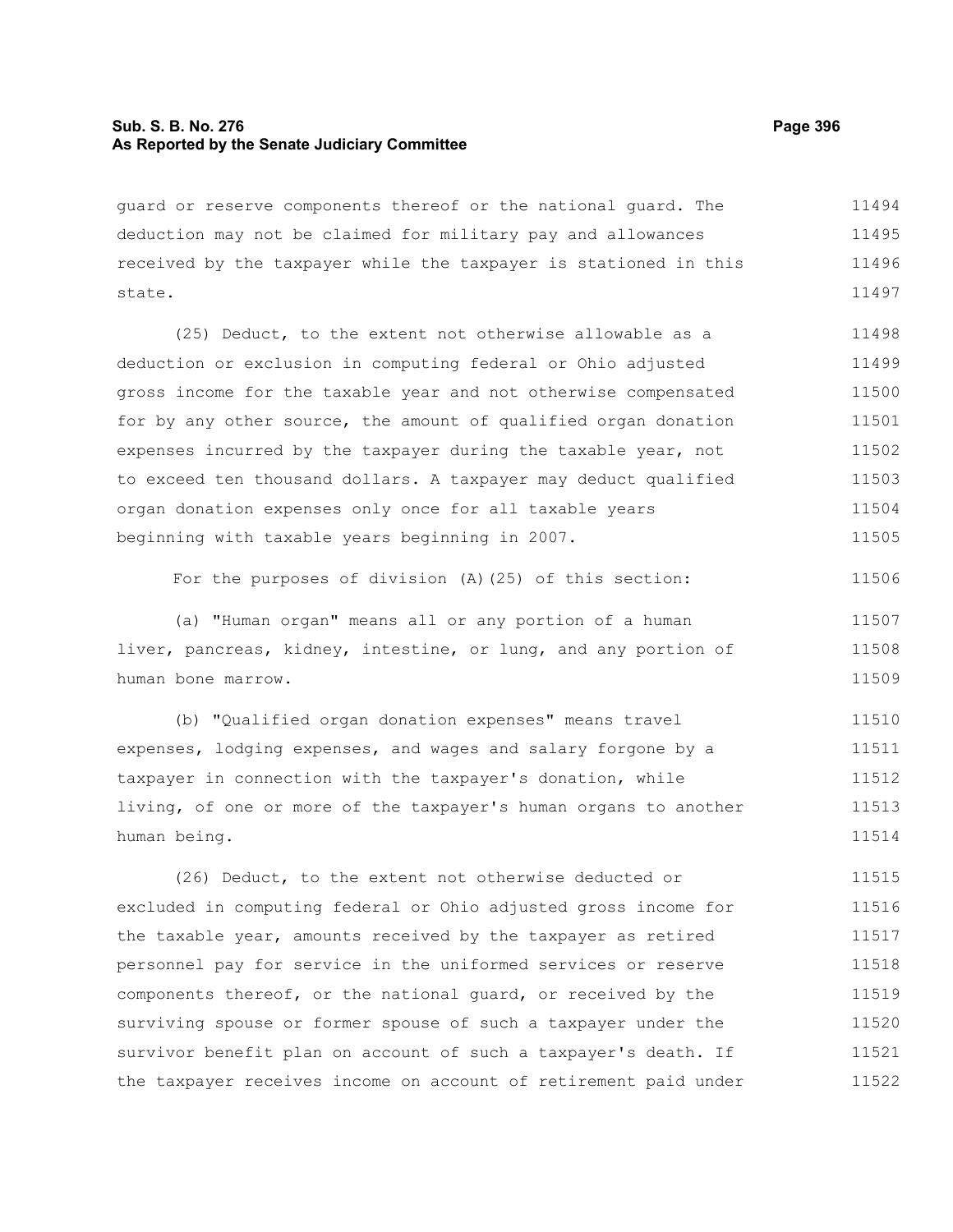guard or reserve components thereof or the national guard. The deduction may not be claimed for military pay and allowances received by the taxpayer while the taxpayer is stationed in this state.

(25) Deduct, to the extent not otherwise allowable as a deduction or exclusion in computing federal or Ohio adjusted gross income for the taxable year and not otherwise compensated for by any other source, the amount of qualified organ donation expenses incurred by the taxpayer during the taxable year, not to exceed ten thousand dollars. A taxpayer may deduct qualified organ donation expenses only once for all taxable years beginning with taxable years beginning in 2007.

For the purposes of division (A)(25) of this section:

(a) "Human organ" means all or any portion of a human liver, pancreas, kidney, intestine, or lung, and any portion of human bone marrow.

(b) "Qualified organ donation expenses" means travel expenses, lodging expenses, and wages and salary forgone by a taxpayer in connection with the taxpayer's donation, while living, of one or more of the taxpayer's human organs to another human being.

(26) Deduct, to the extent not otherwise deducted or excluded in computing federal or Ohio adjusted gross income for the taxable year, amounts received by the taxpayer as retired personnel pay for service in the uniformed services or reserve components thereof, or the national guard, or received by the surviving spouse or former spouse of such a taxpayer under the survivor benefit plan on account of such a taxpayer's death. If the taxpayer receives income on account of retirement paid under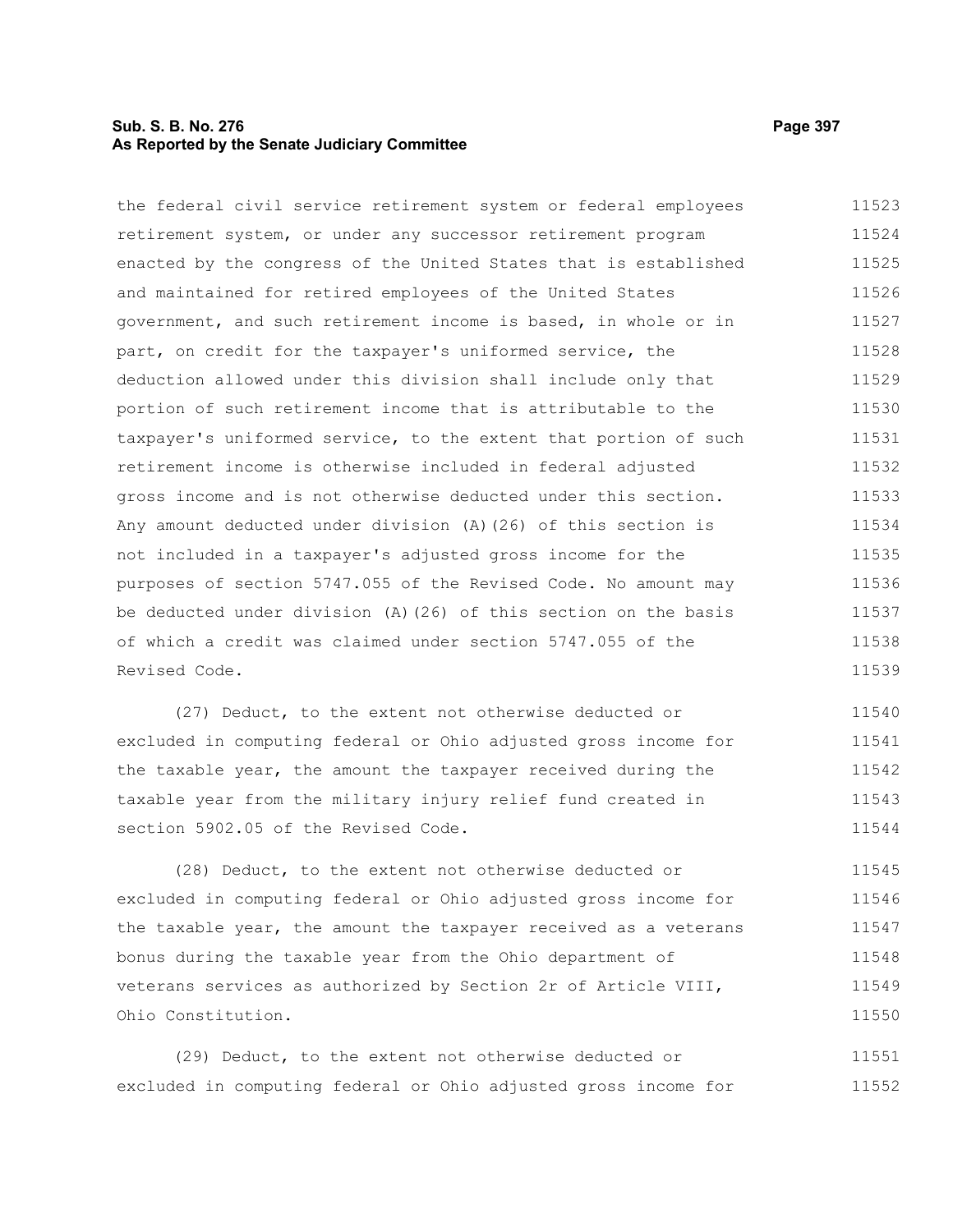the federal civil service retirement system or federal employees retirement system, or under any successor retirement program enacted by the congress of the United States that is established and maintained for retired employees of the United States government, and such retirement income is based, in whole or in part, on credit for the taxpayer's uniformed service, the deduction allowed under this division shall include only that portion of such retirement income that is attributable to the taxpayer's uniformed service, to the extent that portion of such retirement income is otherwise included in federal adjusted gross income and is not otherwise deducted under this section. Any amount deducted under division (A)(26) of this section is not included in a taxpayer's adjusted gross income for the purposes of section 5747.055 of the Revised Code. No amount may be deducted under division (A)(26) of this section on the basis of which a credit was claimed under section 5747.055 of the Revised Code.

(27) Deduct, to the extent not otherwise deducted or excluded in computing federal or Ohio adjusted gross income for the taxable year, the amount the taxpayer received during the taxable year from the military injury relief fund created in section 5902.05 of the Revised Code.

(28) Deduct, to the extent not otherwise deducted or excluded in computing federal or Ohio adjusted gross income for the taxable year, the amount the taxpayer received as a veterans bonus during the taxable year from the Ohio department of veterans services as authorized by Section 2r of Article VIII, Ohio Constitution.

(29) Deduct, to the extent not otherwise deducted or excluded in computing federal or Ohio adjusted gross income for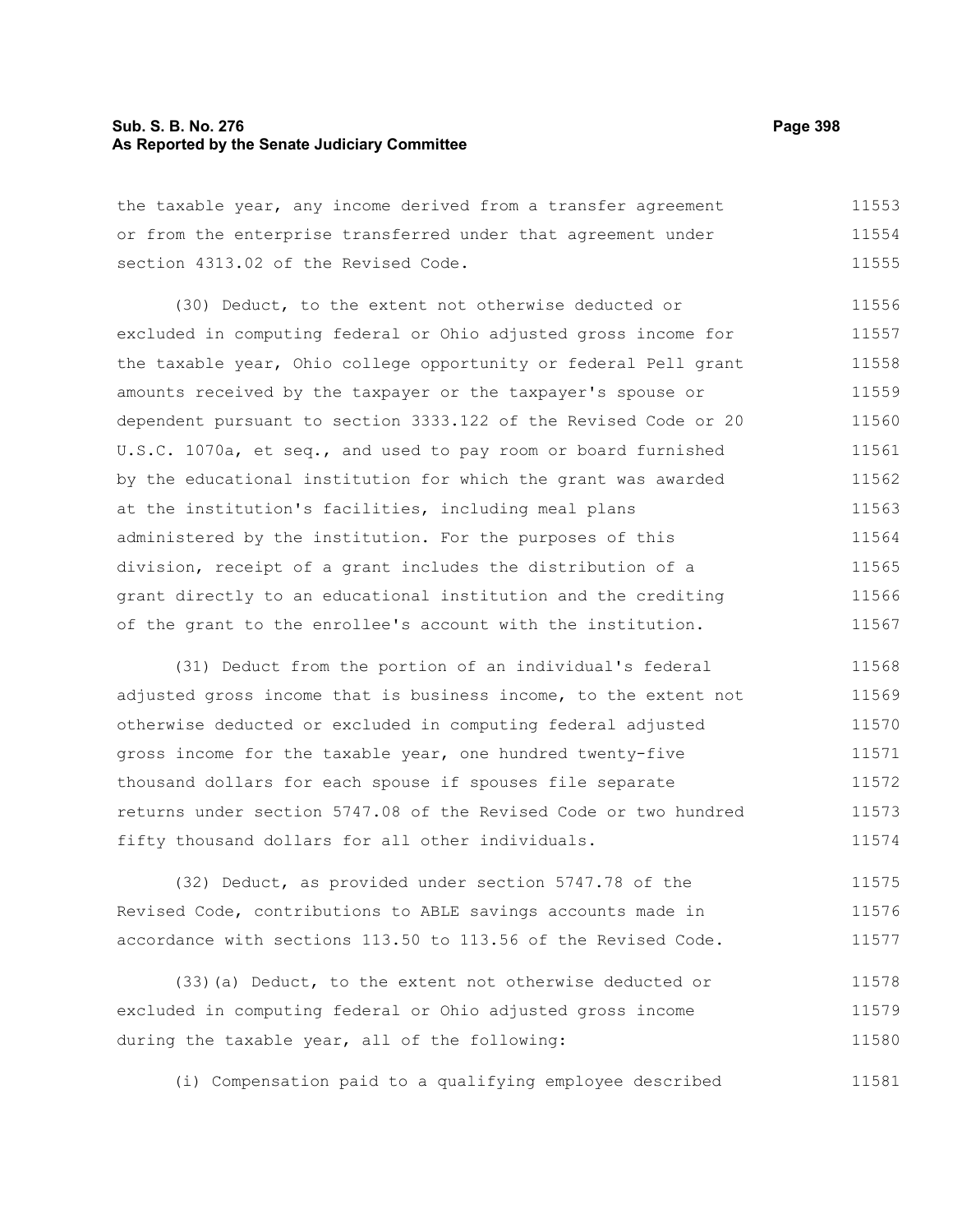the taxable year, any income derived from a transfer agreement or from the enterprise transferred under that agreement under section 4313.02 of the Revised Code.

(30) Deduct, to the extent not otherwise deducted or excluded in computing federal or Ohio adjusted gross income for the taxable year, Ohio college opportunity or federal Pell grant amounts received by the taxpayer or the taxpayer's spouse or dependent pursuant to section 3333.122 of the Revised Code or 20 U.S.C. 1070a, et seq., and used to pay room or board furnished by the educational institution for which the grant was awarded at the institution's facilities, including meal plans administered by the institution. For the purposes of this division, receipt of a grant includes the distribution of a grant directly to an educational institution and the crediting of the grant to the enrollee's account with the institution.

(31) Deduct from the portion of an individual's federal adjusted gross income that is business income, to the extent not otherwise deducted or excluded in computing federal adjusted gross income for the taxable year, one hundred twenty-five thousand dollars for each spouse if spouses file separate returns under section 5747.08 of the Revised Code or two hundred fifty thousand dollars for all other individuals.

(32) Deduct, as provided under section 5747.78 of the Revised Code, contributions to ABLE savings accounts made in accordance with sections 113.50 to 113.56 of the Revised Code.

(33)(a) Deduct, to the extent not otherwise deducted or excluded in computing federal or Ohio adjusted gross income during the taxable year, all of the following:

(i) Compensation paid to a qualifying employee described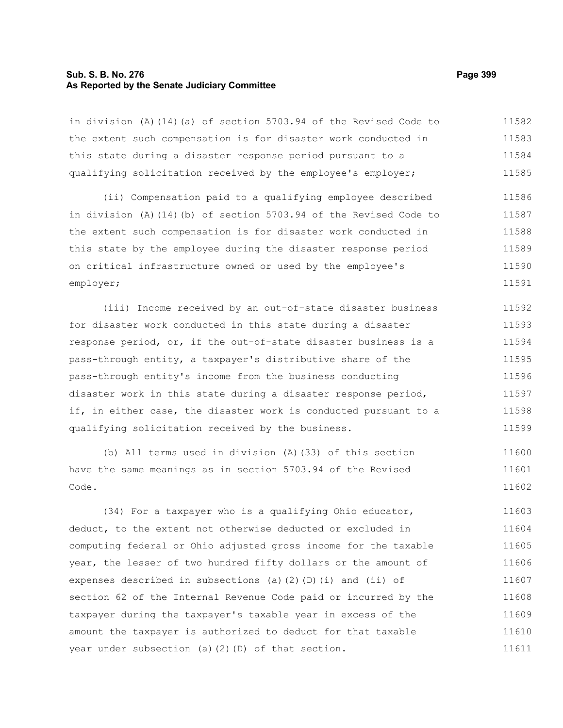in division (A)(14)(a) of section 5703.94 of the Revised Code to the extent such compensation is for disaster work conducted in this state during a disaster response period pursuant to a qualifying solicitation received by the employee's employer;

(ii) Compensation paid to a qualifying employee described in division (A)(14)(b) of section 5703.94 of the Revised Code to the extent such compensation is for disaster work conducted in this state by the employee during the disaster response period on critical infrastructure owned or used by the employee's employer;

(iii) Income received by an out-of-state disaster business for disaster work conducted in this state during a disaster response period, or, if the out-of-state disaster business is a pass-through entity, a taxpayer's distributive share of the pass-through entity's income from the business conducting disaster work in this state during a disaster response period, if, in either case, the disaster work is conducted pursuant to a qualifying solicitation received by the business.

(b) All terms used in division (A)(33) of this section have the same meanings as in section 5703.94 of the Revised Code.

(34) For a taxpayer who is a qualifying Ohio educator, deduct, to the extent not otherwise deducted or excluded in computing federal or Ohio adjusted gross income for the taxable year, the lesser of two hundred fifty dollars or the amount of expenses described in subsections (a)(2)(D)(i) and (ii) of section 62 of the Internal Revenue Code paid or incurred by the taxpayer during the taxpayer's taxable year in excess of the amount the taxpayer is authorized to deduct for that taxable year under subsection (a)(2)(D) of that section.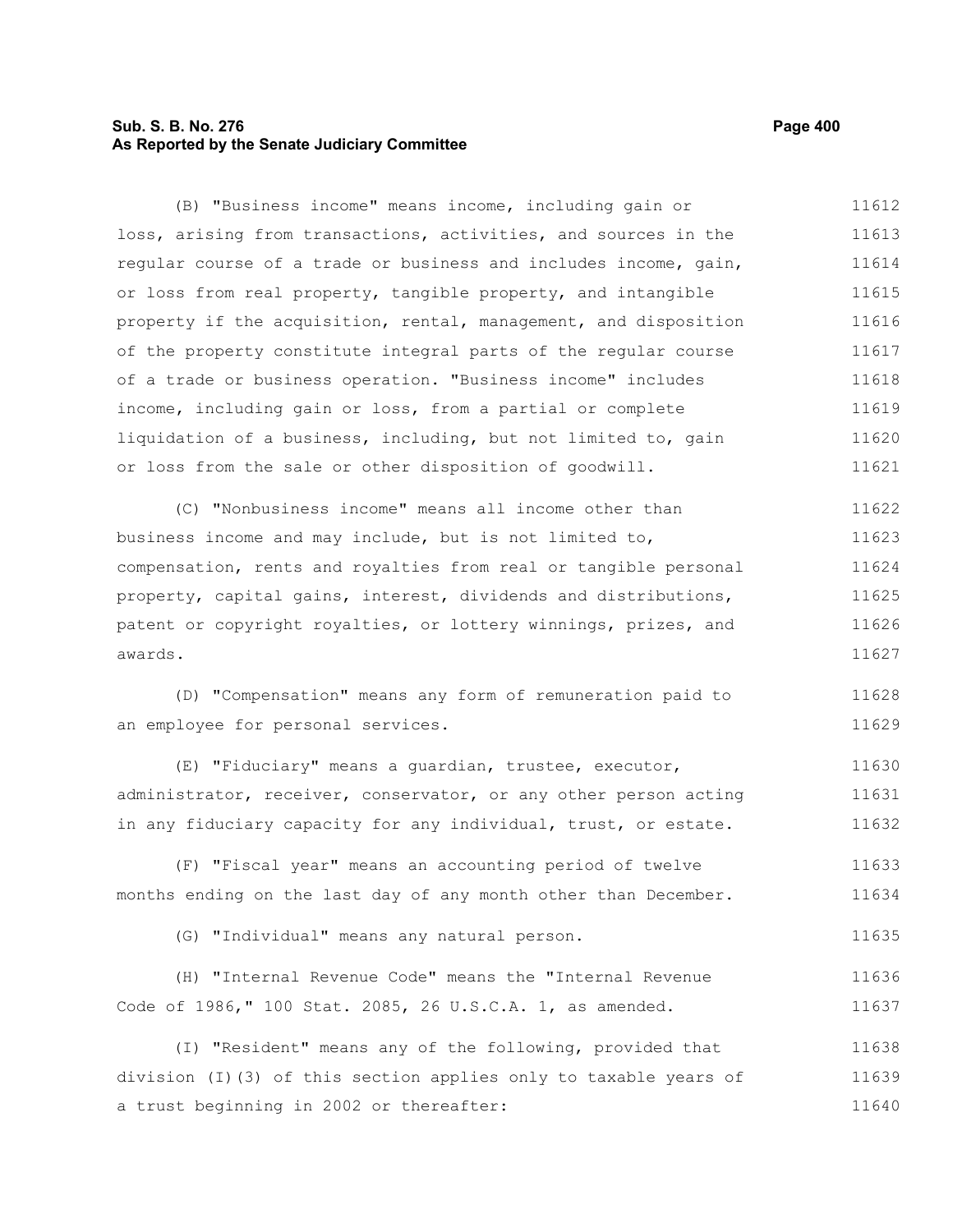(B) "Business income" means income, including gain or loss, arising from transactions, activities, and sources in the regular course of a trade or business and includes income, gain, or loss from real property, tangible property, and intangible property if the acquisition, rental, management, and disposition of the property constitute integral parts of the regular course of a trade or business operation. "Business income" includes income, including gain or loss, from a partial or complete liquidation of a business, including, but not limited to, gain or loss from the sale or other disposition of goodwill.

(C) "Nonbusiness income" means all income other than business income and may include, but is not limited to, compensation, rents and royalties from real or tangible personal property, capital gains, interest, dividends and distributions, patent or copyright royalties, or lottery winnings, prizes, and awards.

(D) "Compensation" means any form of remuneration paid to an employee for personal services.

(E) "Fiduciary" means a guardian, trustee, executor, administrator, receiver, conservator, or any other person acting in any fiduciary capacity for any individual, trust, or estate.

(F) "Fiscal year" means an accounting period of twelve months ending on the last day of any month other than December.

(G) "Individual" means any natural person.

(H) "Internal Revenue Code" means the "Internal Revenue Code of 1986," 100 Stat. 2085, 26 U.S.C.A. 1, as amended.

(I) "Resident" means any of the following, provided that division (I)(3) of this section applies only to taxable years of a trust beginning in 2002 or thereafter: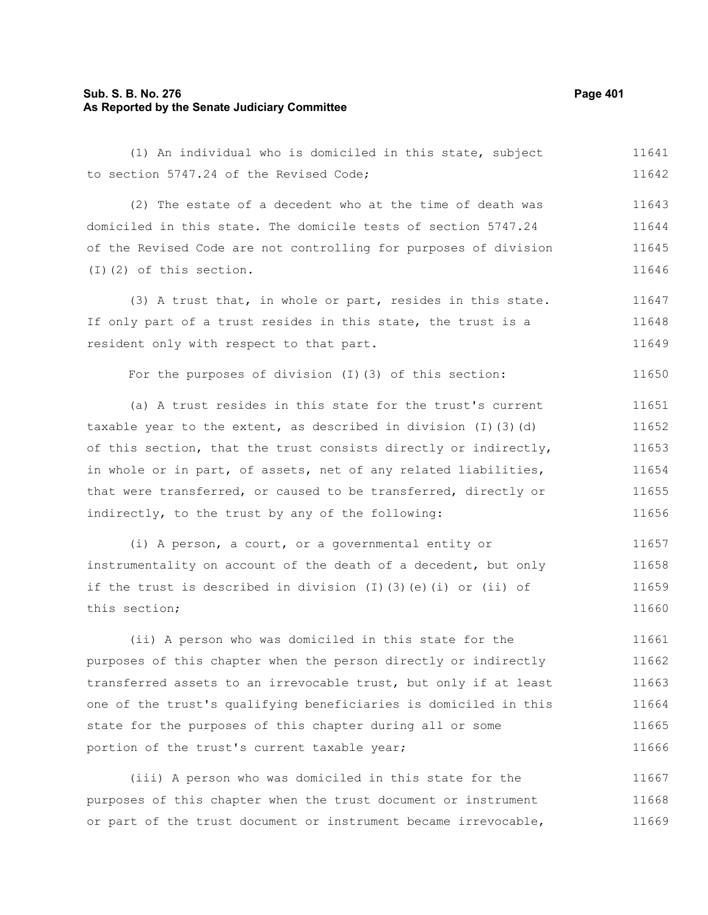(1) An individual who is domiciled in this state, subject to section 5747.24 of the Revised Code;

(2) The estate of a decedent who at the time of death was domiciled in this state. The domicile tests of section 5747.24 of the Revised Code are not controlling for purposes of division (I)(2) of this section.

(3) A trust that, in whole or part, resides in this state. If only part of a trust resides in this state, the trust is a resident only with respect to that part.

For the purposes of division (I)(3) of this section:

(a) A trust resides in this state for the trust's current taxable year to the extent, as described in division (I)(3)(d) of this section, that the trust consists directly or indirectly, in whole or in part, of assets, net of any related liabilities, that were transferred, or caused to be transferred, directly or indirectly, to the trust by any of the following:

(i) A person, a court, or a governmental entity or instrumentality on account of the death of a decedent, but only if the trust is described in division (I)(3)(e)(i) or (ii) of this section;

(ii) A person who was domiciled in this state for the purposes of this chapter when the person directly or indirectly transferred assets to an irrevocable trust, but only if at least one of the trust's qualifying beneficiaries is domiciled in this state for the purposes of this chapter during all or some portion of the trust's current taxable year;

(iii) A person who was domiciled in this state for the purposes of this chapter when the trust document or instrument or part of the trust document or instrument became irrevocable,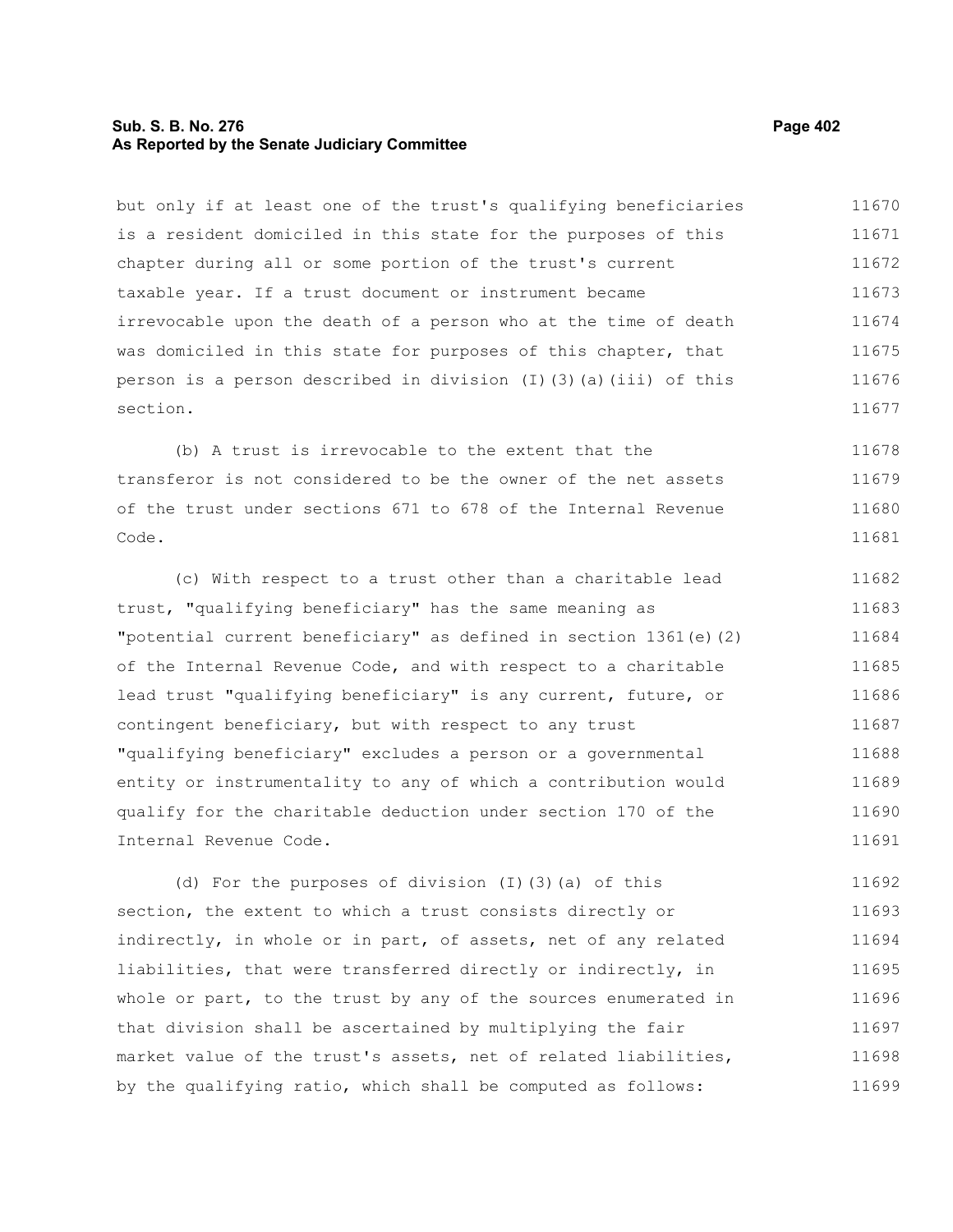but only if at least one of the trust's qualifying beneficiaries is a resident domiciled in this state for the purposes of this chapter during all or some portion of the trust's current taxable year. If a trust document or instrument became irrevocable upon the death of a person who at the time of death was domiciled in this state for purposes of this chapter, that person is a person described in division (I)(3)(a)(iii) of this section.

(b) A trust is irrevocable to the extent that the transferor is not considered to be the owner of the net assets of the trust under sections 671 to 678 of the Internal Revenue Code.

(c) With respect to a trust other than a charitable lead trust, "qualifying beneficiary" has the same meaning as "potential current beneficiary" as defined in section 1361(e)(2) of the Internal Revenue Code, and with respect to a charitable lead trust "qualifying beneficiary" is any current, future, or contingent beneficiary, but with respect to any trust "qualifying beneficiary" excludes a person or a governmental entity or instrumentality to any of which a contribution would qualify for the charitable deduction under section 170 of the Internal Revenue Code.

(d) For the purposes of division (I)(3)(a) of this section, the extent to which a trust consists directly or indirectly, in whole or in part, of assets, net of any related liabilities, that were transferred directly or indirectly, in whole or part, to the trust by any of the sources enumerated in that division shall be ascertained by multiplying the fair market value of the trust's assets, net of related liabilities, by the qualifying ratio, which shall be computed as follows: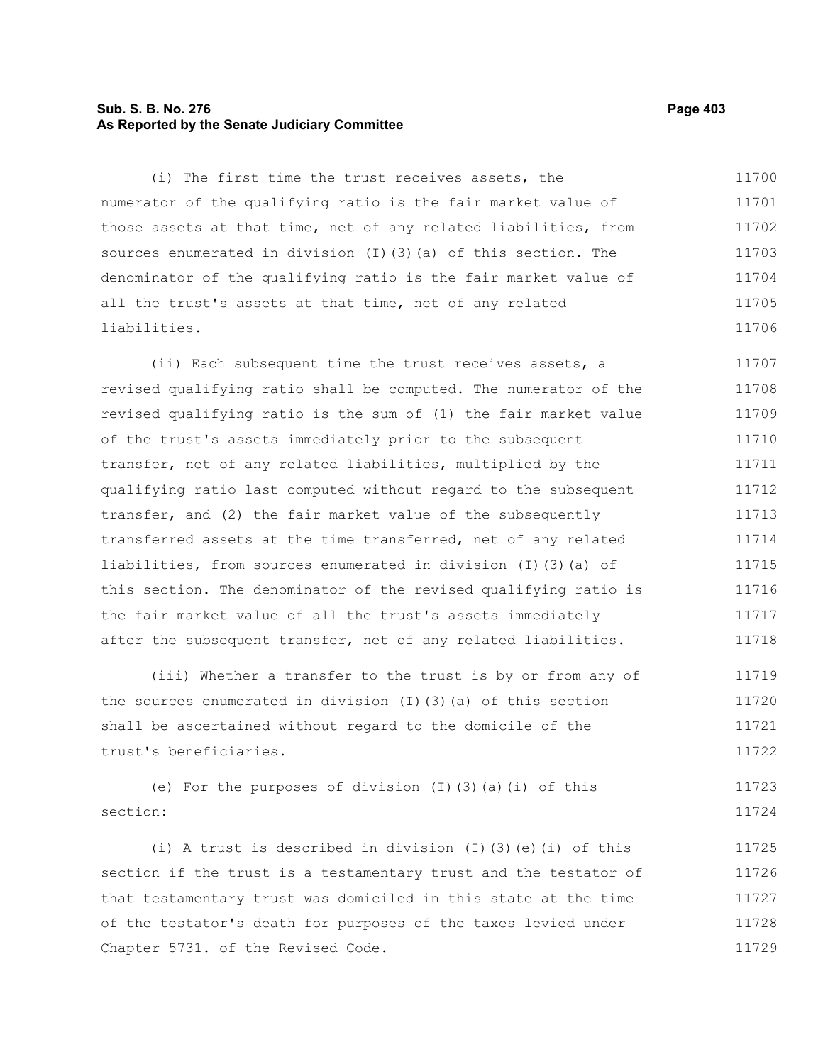(i) The first time the trust receives assets, the numerator of the qualifying ratio is the fair market value of those assets at that time, net of any related liabilities, from sources enumerated in division (I)(3)(a) of this section. The denominator of the qualifying ratio is the fair market value of all the trust's assets at that time, net of any related liabilities.

(ii) Each subsequent time the trust receives assets, a revised qualifying ratio shall be computed. The numerator of the revised qualifying ratio is the sum of (1) the fair market value of the trust's assets immediately prior to the subsequent transfer, net of any related liabilities, multiplied by the qualifying ratio last computed without regard to the subsequent transfer, and (2) the fair market value of the subsequently transferred assets at the time transferred, net of any related liabilities, from sources enumerated in division (I)(3)(a) of this section. The denominator of the revised qualifying ratio is the fair market value of all the trust's assets immediately after the subsequent transfer, net of any related liabilities.

(iii) Whether a transfer to the trust is by or from any of the sources enumerated in division (I)(3)(a) of this section shall be ascertained without regard to the domicile of the trust's beneficiaries.

(e) For the purposes of division (I)(3)(a)(i) of this section:

(i) A trust is described in division (I)(3)(e)(i) of this section if the trust is a testamentary trust and the testator of that testamentary trust was domiciled in this state at the time of the testator's death for purposes of the taxes levied under Chapter 5731. of the Revised Code.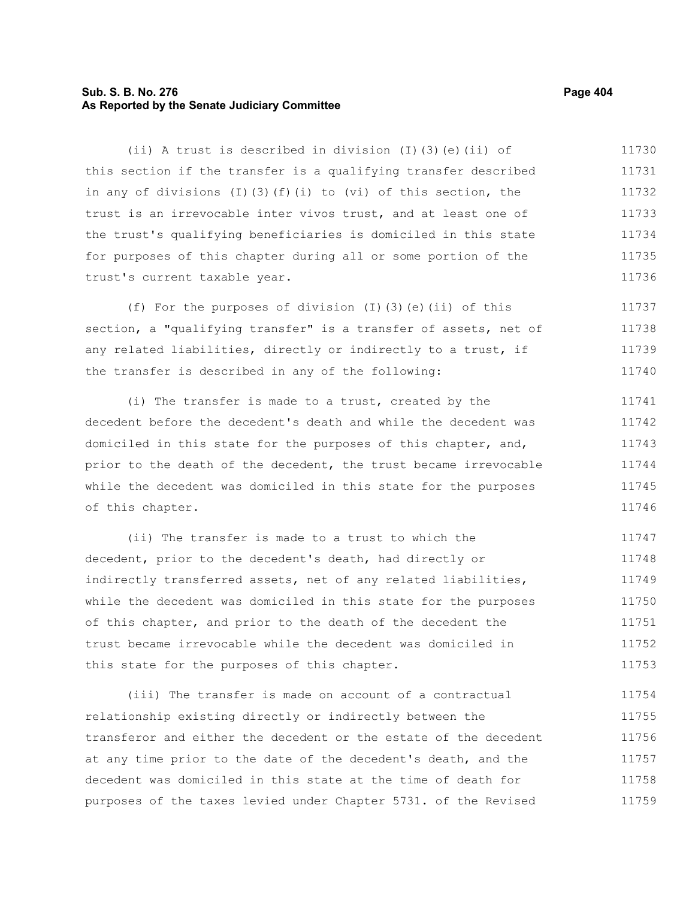(ii) A trust is described in division (I)(3)(e)(ii) of this section if the transfer is a qualifying transfer described in any of divisions (I)(3)(f)(i) to (vi) of this section, the trust is an irrevocable inter vivos trust, and at least one of the trust's qualifying beneficiaries is domiciled in this state for purposes of this chapter during all or some portion of the trust's current taxable year.

(f) For the purposes of division (I)(3)(e)(ii) of this section, a "qualifying transfer" is a transfer of assets, net of any related liabilities, directly or indirectly to a trust, if the transfer is described in any of the following:

(i) The transfer is made to a trust, created by the decedent before the decedent's death and while the decedent was domiciled in this state for the purposes of this chapter, and, prior to the death of the decedent, the trust became irrevocable while the decedent was domiciled in this state for the purposes of this chapter.

(ii) The transfer is made to a trust to which the decedent, prior to the decedent's death, had directly or indirectly transferred assets, net of any related liabilities, while the decedent was domiciled in this state for the purposes of this chapter, and prior to the death of the decedent the trust became irrevocable while the decedent was domiciled in this state for the purposes of this chapter.

(iii) The transfer is made on account of a contractual relationship existing directly or indirectly between the transferor and either the decedent or the estate of the decedent at any time prior to the date of the decedent's death, and the decedent was domiciled in this state at the time of death for purposes of the taxes levied under Chapter 5731. of the Revised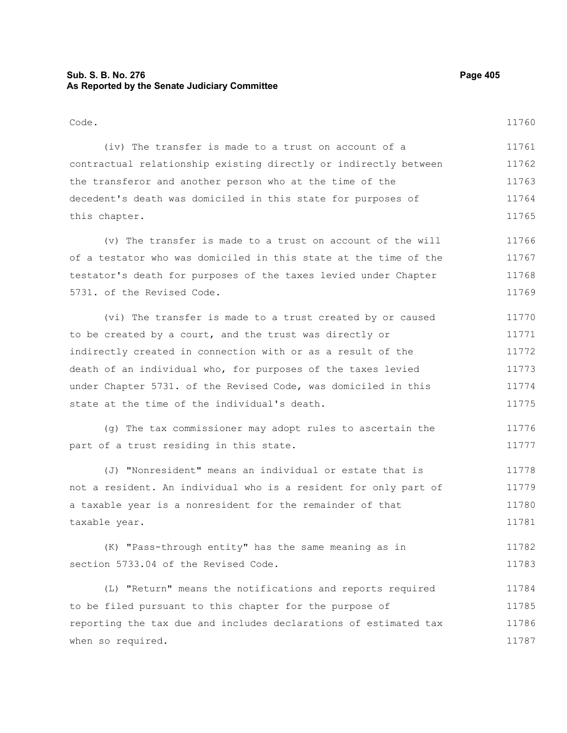Code.

(iv) The transfer is made to a trust on account of a contractual relationship existing directly or indirectly between the transferor and another person who at the time of the decedent's death was domiciled in this state for purposes of this chapter.

(v) The transfer is made to a trust on account of the will of a testator who was domiciled in this state at the time of the testator's death for purposes of the taxes levied under Chapter 5731. of the Revised Code.

(vi) The transfer is made to a trust created by or caused to be created by a court, and the trust was directly or indirectly created in connection with or as a result of the death of an individual who, for purposes of the taxes levied under Chapter 5731. of the Revised Code, was domiciled in this state at the time of the individual's death.

(g) The tax commissioner may adopt rules to ascertain the part of a trust residing in this state.

(J) "Nonresident" means an individual or estate that is not a resident. An individual who is a resident for only part of a taxable year is a nonresident for the remainder of that taxable year.

(K) "Pass-through entity" has the same meaning as in section 5733.04 of the Revised Code.

(L) "Return" means the notifications and reports required to be filed pursuant to this chapter for the purpose of reporting the tax due and includes declarations of estimated tax when so required.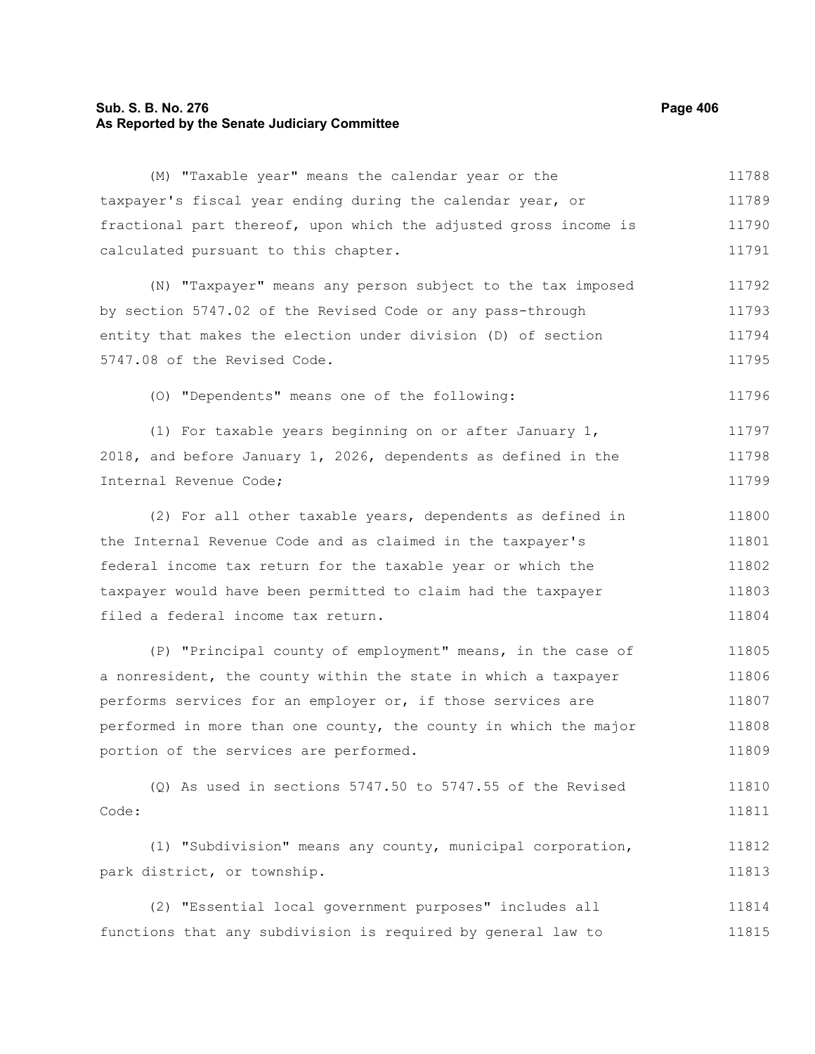(M) "Taxable year" means the calendar year or the taxpayer's fiscal year ending during the calendar year, or fractional part thereof, upon which the adjusted gross income is calculated pursuant to this chapter.

(N) "Taxpayer" means any person subject to the tax imposed by section 5747.02 of the Revised Code or any pass-through entity that makes the election under division (D) of section 5747.08 of the Revised Code.

(O) "Dependents" means one of the following:

(1) For taxable years beginning on or after January 1, 2018, and before January 1, 2026, dependents as defined in the Internal Revenue Code;

(2) For all other taxable years, dependents as defined in the Internal Revenue Code and as claimed in the taxpayer's federal income tax return for the taxable year or which the taxpayer would have been permitted to claim had the taxpayer filed a federal income tax return.

(P) "Principal county of employment" means, in the case of a nonresident, the county within the state in which a taxpayer performs services for an employer or, if those services are performed in more than one county, the county in which the major portion of the services are performed.

(Q) As used in sections 5747.50 to 5747.55 of the Revised Code:

(1) "Subdivision" means any county, municipal corporation, park district, or township.

(2) "Essential local government purposes" includes all functions that any subdivision is required by general law to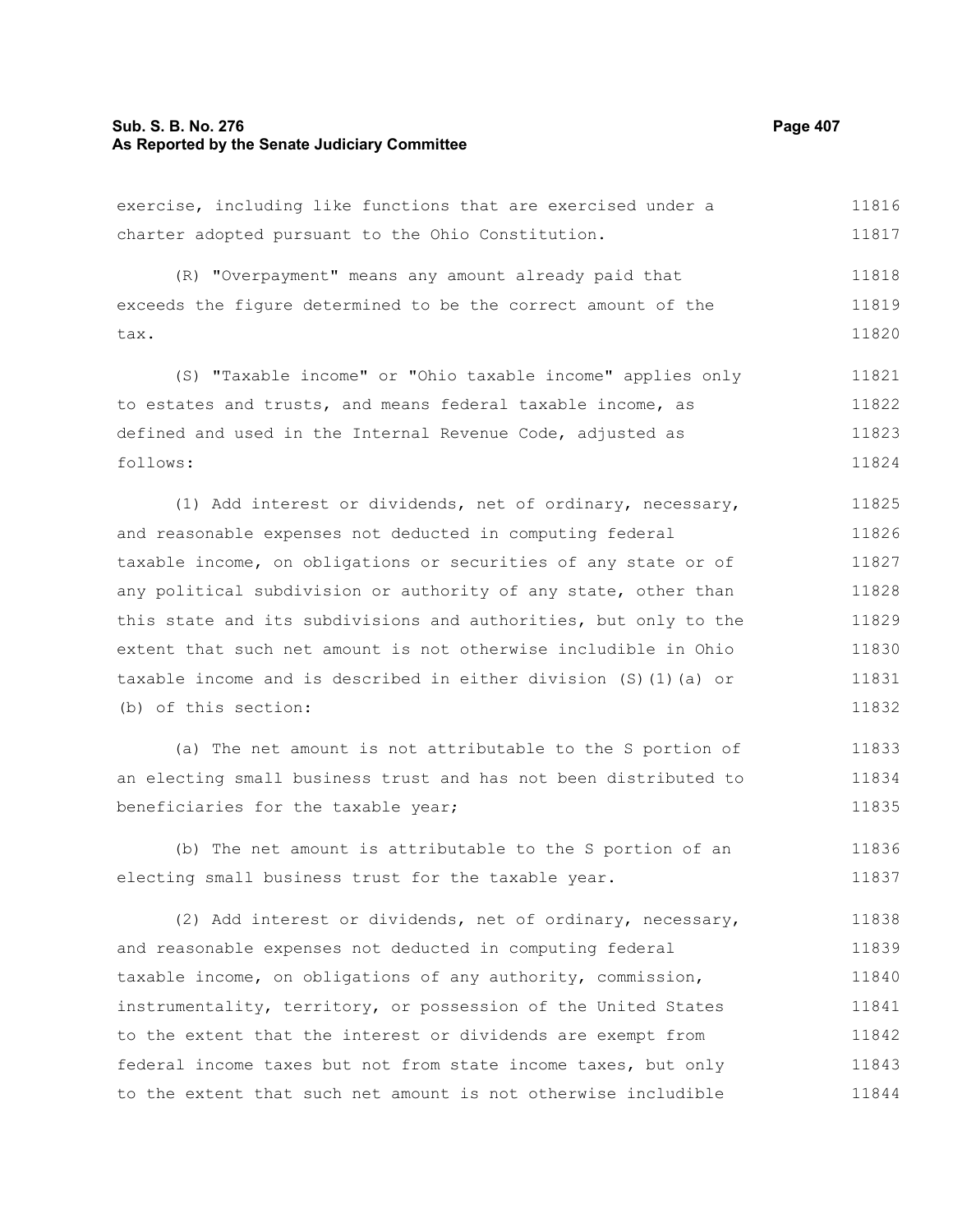exercise, including like functions that are exercised under a charter adopted pursuant to the Ohio Constitution.

(R) "Overpayment" means any amount already paid that exceeds the figure determined to be the correct amount of the tax.

(S) "Taxable income" or "Ohio taxable income" applies only to estates and trusts, and means federal taxable income, as defined and used in the Internal Revenue Code, adjusted as follows:

(1) Add interest or dividends, net of ordinary, necessary, and reasonable expenses not deducted in computing federal taxable income, on obligations or securities of any state or of any political subdivision or authority of any state, other than this state and its subdivisions and authorities, but only to the extent that such net amount is not otherwise includible in Ohio taxable income and is described in either division (S)(1)(a) or (b) of this section:

(a) The net amount is not attributable to the S portion of an electing small business trust and has not been distributed to beneficiaries for the taxable year;

(b) The net amount is attributable to the S portion of an electing small business trust for the taxable year.

(2) Add interest or dividends, net of ordinary, necessary, and reasonable expenses not deducted in computing federal taxable income, on obligations of any authority, commission, instrumentality, territory, or possession of the United States to the extent that the interest or dividends are exempt from federal income taxes but not from state income taxes, but only to the extent that such net amount is not otherwise includible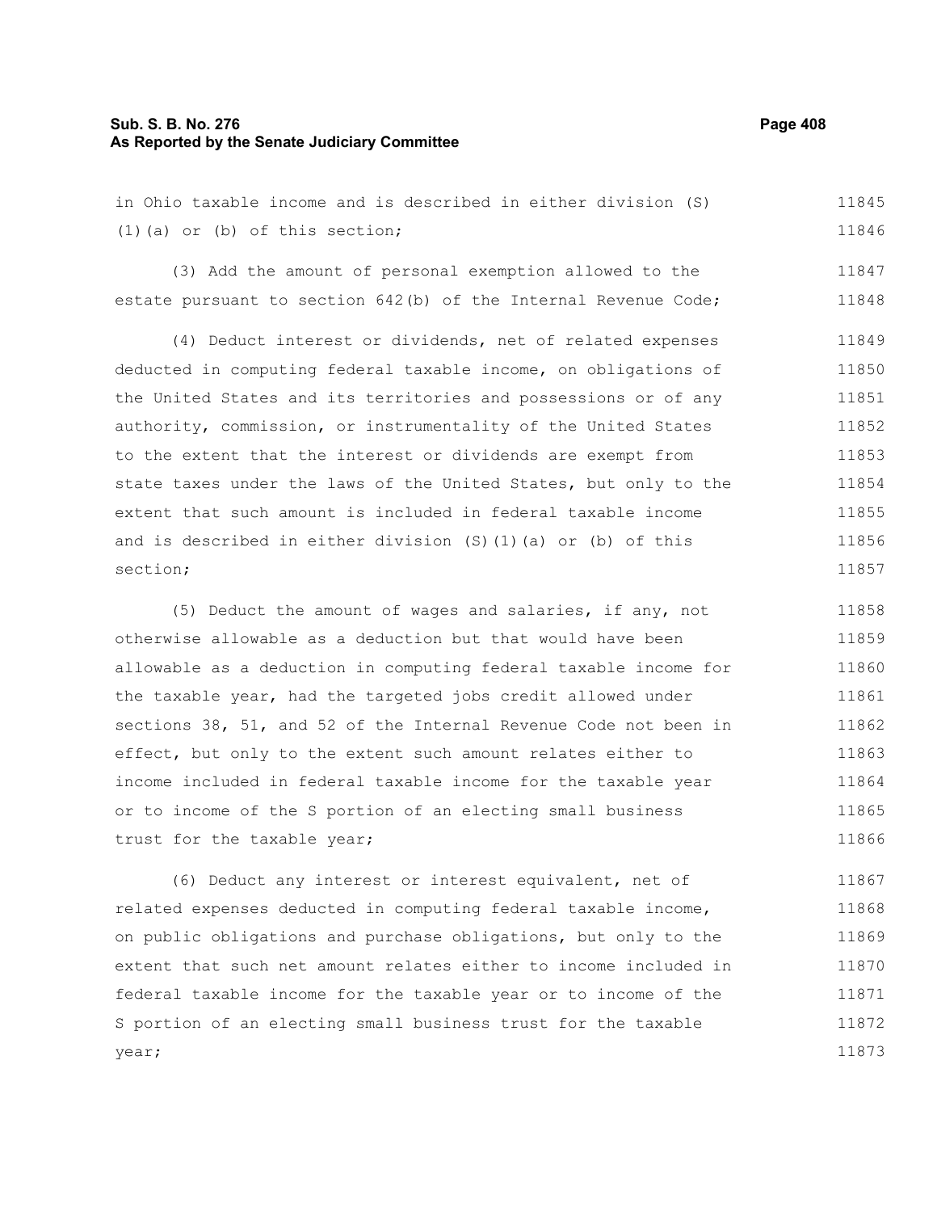in Ohio taxable income and is described in either division (S)(1)(a) or (b) of this section;

(3) Add the amount of personal exemption allowed to the estate pursuant to section 642(b) of the Internal Revenue Code;

(4) Deduct interest or dividends, net of related expenses deducted in computing federal taxable income, on obligations of the United States and its territories and possessions or of any authority, commission, or instrumentality of the United States to the extent that the interest or dividends are exempt from state taxes under the laws of the United States, but only to the extent that such amount is included in federal taxable income and is described in either division (S)(1)(a) or (b) of this section;

(5) Deduct the amount of wages and salaries, if any, not otherwise allowable as a deduction but that would have been allowable as a deduction in computing federal taxable income for the taxable year, had the targeted jobs credit allowed under sections 38, 51, and 52 of the Internal Revenue Code not been in effect, but only to the extent such amount relates either to income included in federal taxable income for the taxable year or to income of the S portion of an electing small business trust for the taxable year;

(6) Deduct any interest or interest equivalent, net of related expenses deducted in computing federal taxable income, on public obligations and purchase obligations, but only to the extent that such net amount relates either to income included in federal taxable income for the taxable year or to income of the S portion of an electing small business trust for the taxable year;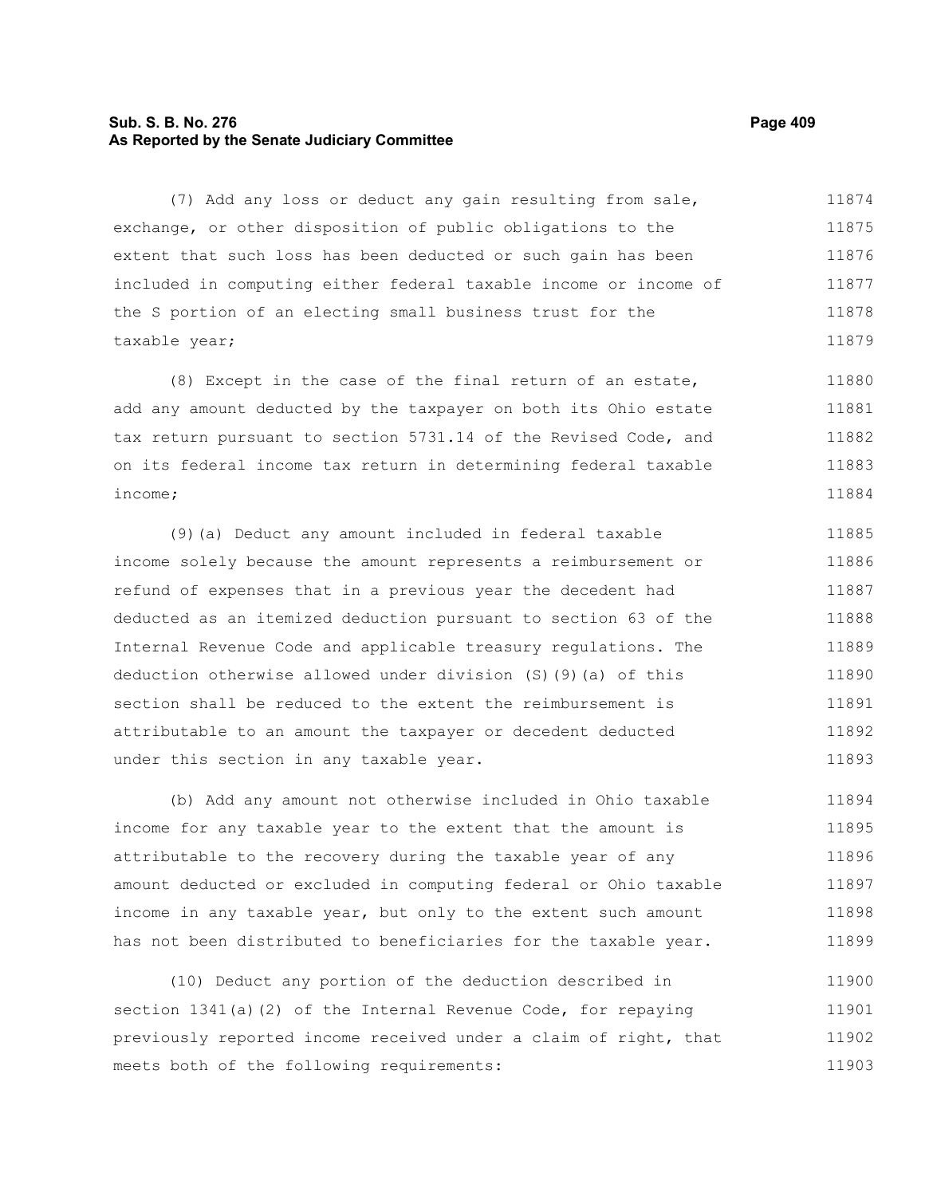(7) Add any loss or deduct any gain resulting from sale, exchange, or other disposition of public obligations to the extent that such loss has been deducted or such gain has been included in computing either federal taxable income or income of the S portion of an electing small business trust for the taxable year;

(8) Except in the case of the final return of an estate, add any amount deducted by the taxpayer on both its Ohio estate tax return pursuant to section 5731.14 of the Revised Code, and on its federal income tax return in determining federal taxable income;

(9)(a) Deduct any amount included in federal taxable income solely because the amount represents a reimbursement or refund of expenses that in a previous year the decedent had deducted as an itemized deduction pursuant to section 63 of the Internal Revenue Code and applicable treasury regulations. The deduction otherwise allowed under division (S)(9)(a) of this section shall be reduced to the extent the reimbursement is attributable to an amount the taxpayer or decedent deducted under this section in any taxable year.

(b) Add any amount not otherwise included in Ohio taxable income for any taxable year to the extent that the amount is attributable to the recovery during the taxable year of any amount deducted or excluded in computing federal or Ohio taxable income in any taxable year, but only to the extent such amount has not been distributed to beneficiaries for the taxable year.

(10) Deduct any portion of the deduction described in section 1341(a)(2) of the Internal Revenue Code, for repaying previously reported income received under a claim of right, that meets both of the following requirements: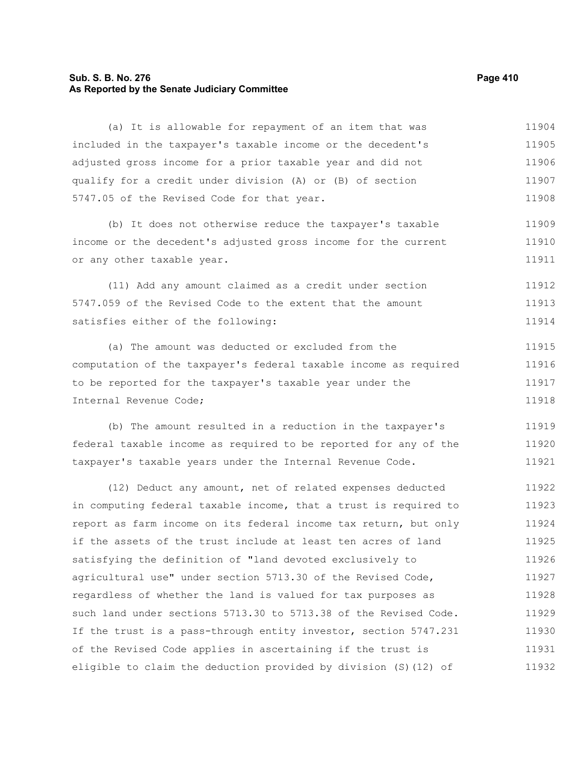(a) It is allowable for repayment of an item that was included in the taxpayer's taxable income or the decedent's adjusted gross income for a prior taxable year and did not qualify for a credit under division (A) or (B) of section 5747.05 of the Revised Code for that year.

(b) It does not otherwise reduce the taxpayer's taxable income or the decedent's adjusted gross income for the current or any other taxable year.

(11) Add any amount claimed as a credit under section 5747.059 of the Revised Code to the extent that the amount satisfies either of the following:

(a) The amount was deducted or excluded from the computation of the taxpayer's federal taxable income as required to be reported for the taxpayer's taxable year under the Internal Revenue Code;

(b) The amount resulted in a reduction in the taxpayer's federal taxable income as required to be reported for any of the taxpayer's taxable years under the Internal Revenue Code.

(12) Deduct any amount, net of related expenses deducted in computing federal taxable income, that a trust is required to report as farm income on its federal income tax return, but only if the assets of the trust include at least ten acres of land satisfying the definition of "land devoted exclusively to agricultural use" under section 5713.30 of the Revised Code, regardless of whether the land is valued for tax purposes as such land under sections 5713.30 to 5713.38 of the Revised Code. If the trust is a pass-through entity investor, section 5747.231 of the Revised Code applies in ascertaining if the trust is eligible to claim the deduction provided by division (S)(12) of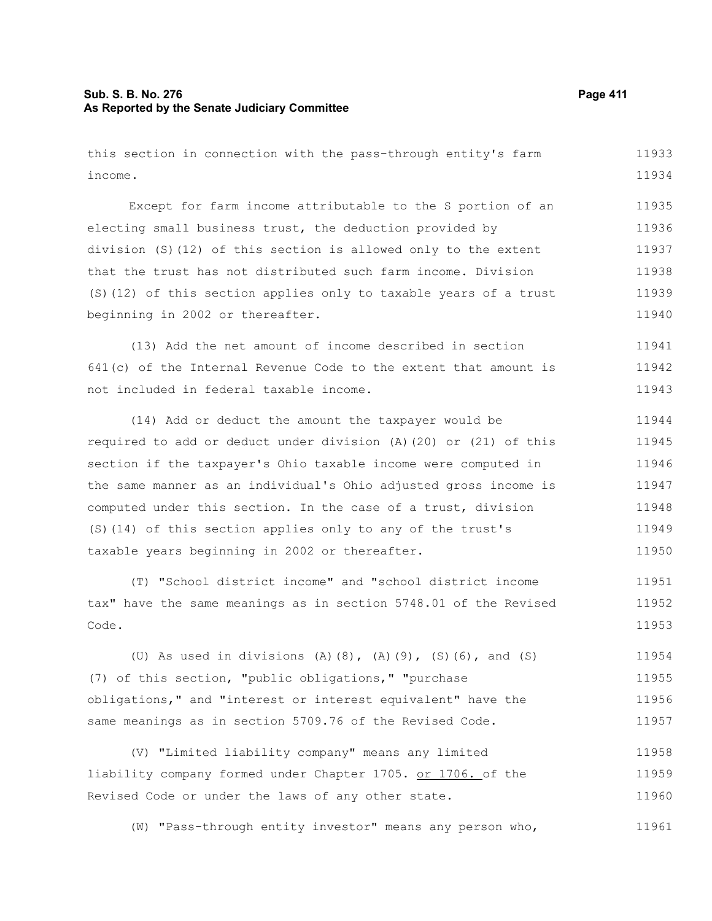this section in connection with the pass-through entity's farm income.

Except for farm income attributable to the S portion of an electing small business trust, the deduction provided by division (S)(12) of this section is allowed only to the extent that the trust has not distributed such farm income. Division (S)(12) of this section applies only to taxable years of a trust beginning in 2002 or thereafter.

(13) Add the net amount of income described in section 641(c) of the Internal Revenue Code to the extent that amount is not included in federal taxable income.

(14) Add or deduct the amount the taxpayer would be required to add or deduct under division (A)(20) or (21) of this section if the taxpayer's Ohio taxable income were computed in the same manner as an individual's Ohio adjusted gross income is computed under this section. In the case of a trust, division (S)(14) of this section applies only to any of the trust's taxable years beginning in 2002 or thereafter.

(T) "School district income" and "school district income tax" have the same meanings as in section 5748.01 of the Revised Code.

(U) As used in divisions (A)(8), (A)(9), (S)(6), and (S)(7) of this section, "public obligations," "purchase obligations," and "interest or interest equivalent" have the same meanings as in section 5709.76 of the Revised Code.

(V) "Limited liability company" means any limited liability company formed under Chapter 1705. or 1706. of the Revised Code or under the laws of any other state.

(W) "Pass-through entity investor" means any person who,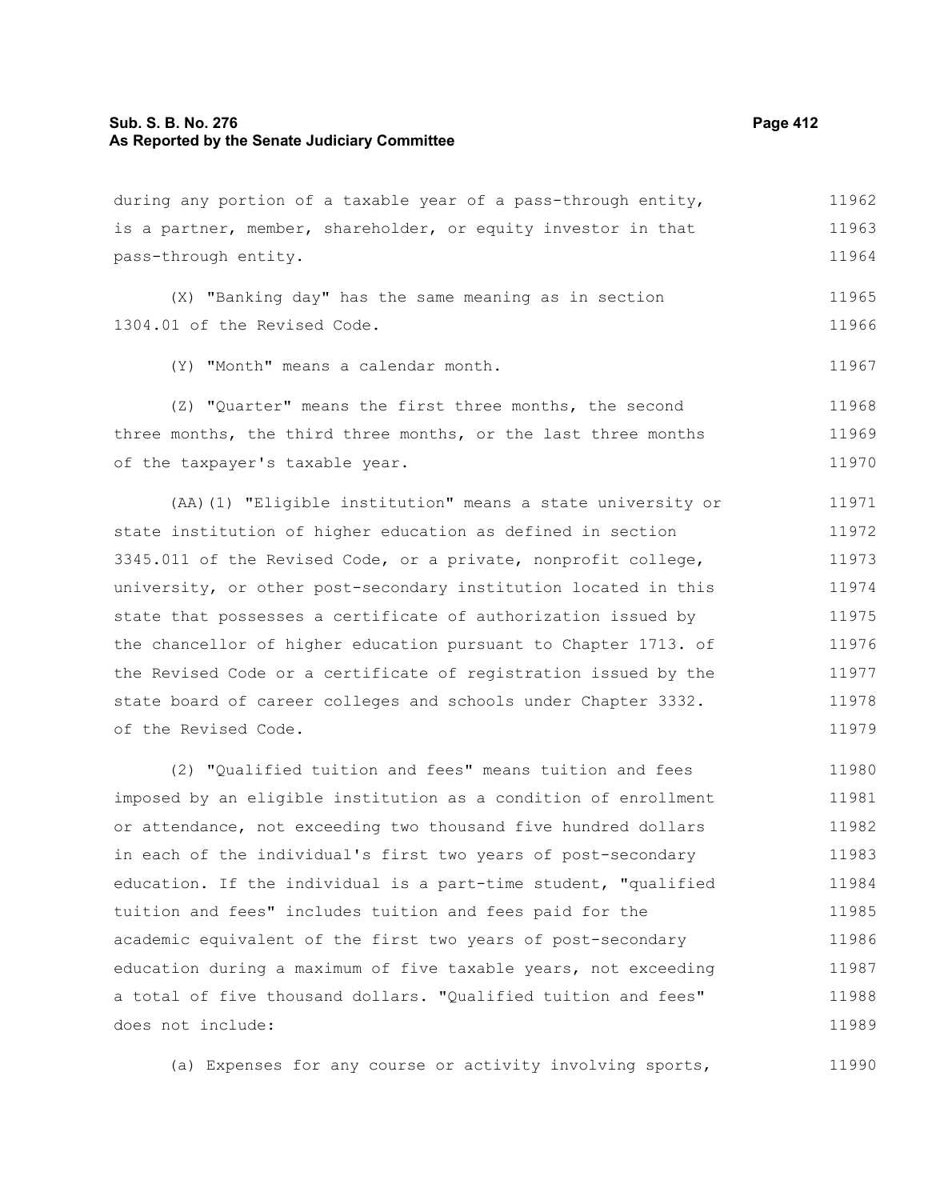during any portion of a taxable year of a pass-through entity, is a partner, member, shareholder, or equity investor in that pass-through entity.

(X) "Banking day" has the same meaning as in section 1304.01 of the Revised Code.

(Y) "Month" means a calendar month.

(Z) "Quarter" means the first three months, the second three months, the third three months, or the last three months of the taxpayer's taxable year.

(AA)(1) "Eligible institution" means a state university or state institution of higher education as defined in section 3345.011 of the Revised Code, or a private, nonprofit college, university, or other post-secondary institution located in this state that possesses a certificate of authorization issued by the chancellor of higher education pursuant to Chapter 1713. of the Revised Code or a certificate of registration issued by the state board of career colleges and schools under Chapter 3332. of the Revised Code.

(2) "Qualified tuition and fees" means tuition and fees imposed by an eligible institution as a condition of enrollment or attendance, not exceeding two thousand five hundred dollars in each of the individual's first two years of post-secondary education. If the individual is a part-time student, "qualified tuition and fees" includes tuition and fees paid for the academic equivalent of the first two years of post-secondary education during a maximum of five taxable years, not exceeding a total of five thousand dollars. "Qualified tuition and fees" does not include:

(a) Expenses for any course or activity involving sports,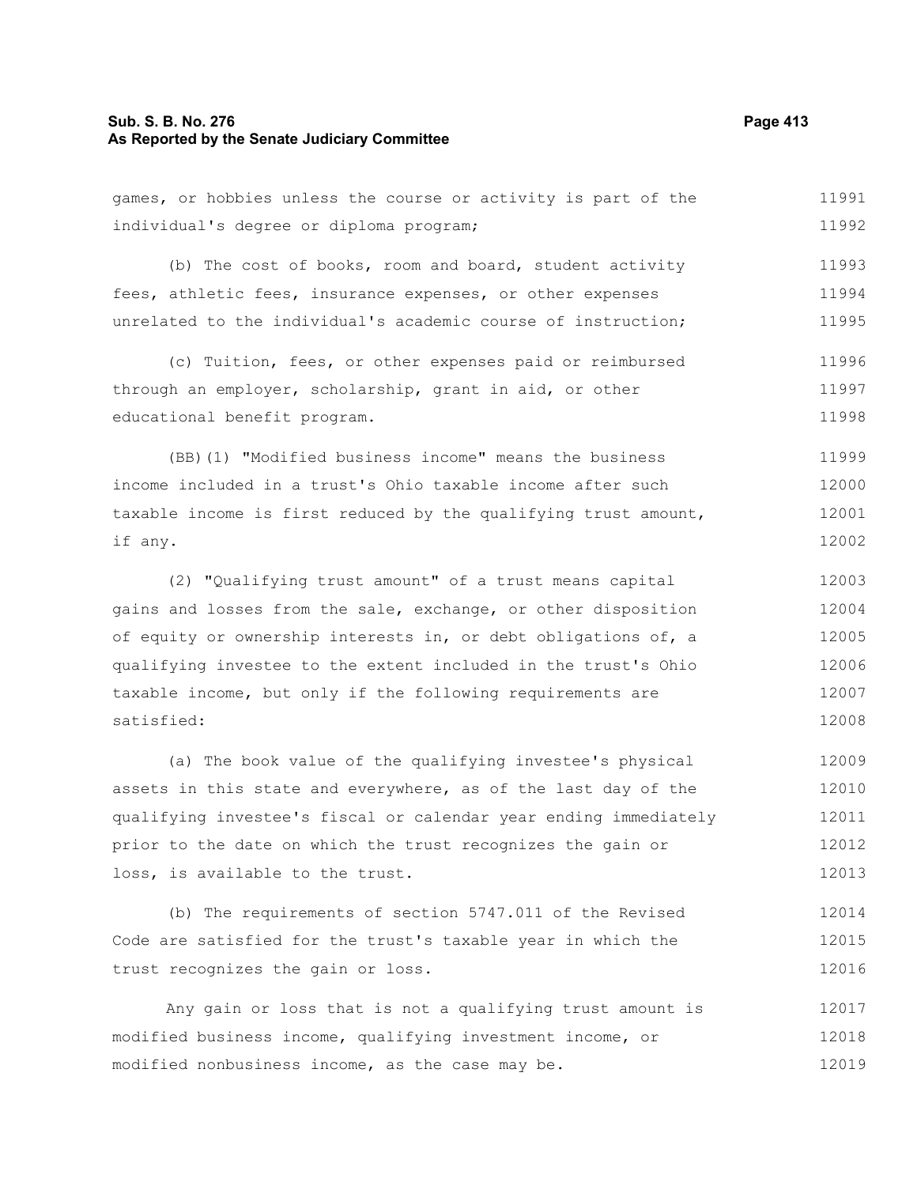games, or hobbies unless the course or activity is part of the individual's degree or diploma program;

(b) The cost of books, room and board, student activity fees, athletic fees, insurance expenses, or other expenses unrelated to the individual's academic course of instruction;

(c) Tuition, fees, or other expenses paid or reimbursed through an employer, scholarship, grant in aid, or other educational benefit program.

(BB)(1) "Modified business income" means the business income included in a trust's Ohio taxable income after such taxable income is first reduced by the qualifying trust amount, if any.

(2) "Qualifying trust amount" of a trust means capital gains and losses from the sale, exchange, or other disposition of equity or ownership interests in, or debt obligations of, a qualifying investee to the extent included in the trust's Ohio taxable income, but only if the following requirements are satisfied:

(a) The book value of the qualifying investee's physical assets in this state and everywhere, as of the last day of the qualifying investee's fiscal or calendar year ending immediately prior to the date on which the trust recognizes the gain or loss, is available to the trust.

(b) The requirements of section 5747.011 of the Revised Code are satisfied for the trust's taxable year in which the trust recognizes the gain or loss.

Any gain or loss that is not a qualifying trust amount is modified business income, qualifying investment income, or modified nonbusiness income, as the case may be.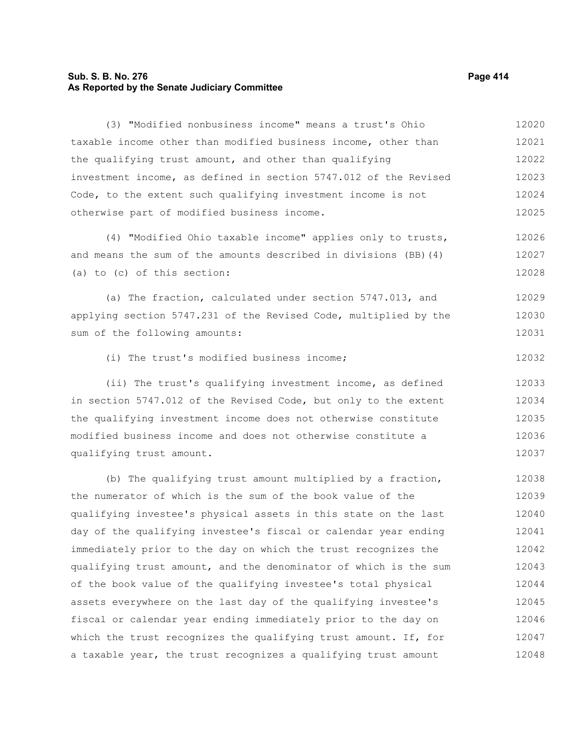(3) "Modified nonbusiness income" means a trust's Ohio taxable income other than modified business income, other than the qualifying trust amount, and other than qualifying investment income, as defined in section 5747.012 of the Revised Code, to the extent such qualifying investment income is not otherwise part of modified business income.

(4) "Modified Ohio taxable income" applies only to trusts, and means the sum of the amounts described in divisions (BB)(4)(a) to (c) of this section:

(a) The fraction, calculated under section 5747.013, and applying section 5747.231 of the Revised Code, multiplied by the sum of the following amounts:

(i) The trust's modified business income;

(ii) The trust's qualifying investment income, as defined in section 5747.012 of the Revised Code, but only to the extent the qualifying investment income does not otherwise constitute modified business income and does not otherwise constitute a qualifying trust amount.

(b) The qualifying trust amount multiplied by a fraction, the numerator of which is the sum of the book value of the qualifying investee's physical assets in this state on the last day of the qualifying investee's fiscal or calendar year ending immediately prior to the day on which the trust recognizes the qualifying trust amount, and the denominator of which is the sum of the book value of the qualifying investee's total physical assets everywhere on the last day of the qualifying investee's fiscal or calendar year ending immediately prior to the day on which the trust recognizes the qualifying trust amount. If, for a taxable year, the trust recognizes a qualifying trust amount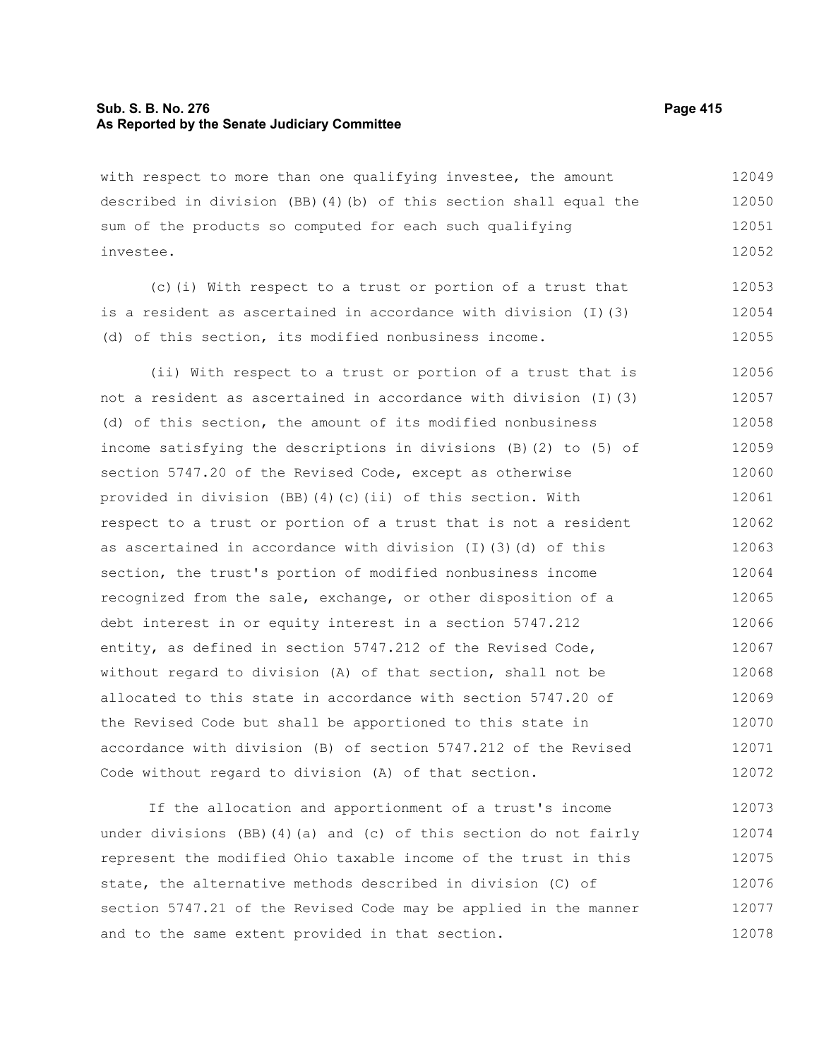with respect to more than one qualifying investee, the amount described in division (BB)(4)(b) of this section shall equal the sum of the products so computed for each such qualifying investee.

(c)(i) With respect to a trust or portion of a trust that is a resident as ascertained in accordance with division (I)(3)(d) of this section, its modified nonbusiness income.

(ii) With respect to a trust or portion of a trust that is not a resident as ascertained in accordance with division (I)(3)(d) of this section, the amount of its modified nonbusiness income satisfying the descriptions in divisions (B)(2) to (5) of section 5747.20 of the Revised Code, except as otherwise provided in division (BB)(4)(c)(ii) of this section. With respect to a trust or portion of a trust that is not a resident as ascertained in accordance with division (I)(3)(d) of this section, the trust's portion of modified nonbusiness income recognized from the sale, exchange, or other disposition of a debt interest in or equity interest in a section 5747.212 entity, as defined in section 5747.212 of the Revised Code, without regard to division (A) of that section, shall not be allocated to this state in accordance with section 5747.20 of the Revised Code but shall be apportioned to this state in accordance with division (B) of section 5747.212 of the Revised Code without regard to division (A) of that section.

If the allocation and apportionment of a trust's income under divisions (BB)(4)(a) and (c) of this section do not fairly represent the modified Ohio taxable income of the trust in this state, the alternative methods described in division (C) of section 5747.21 of the Revised Code may be applied in the manner and to the same extent provided in that section.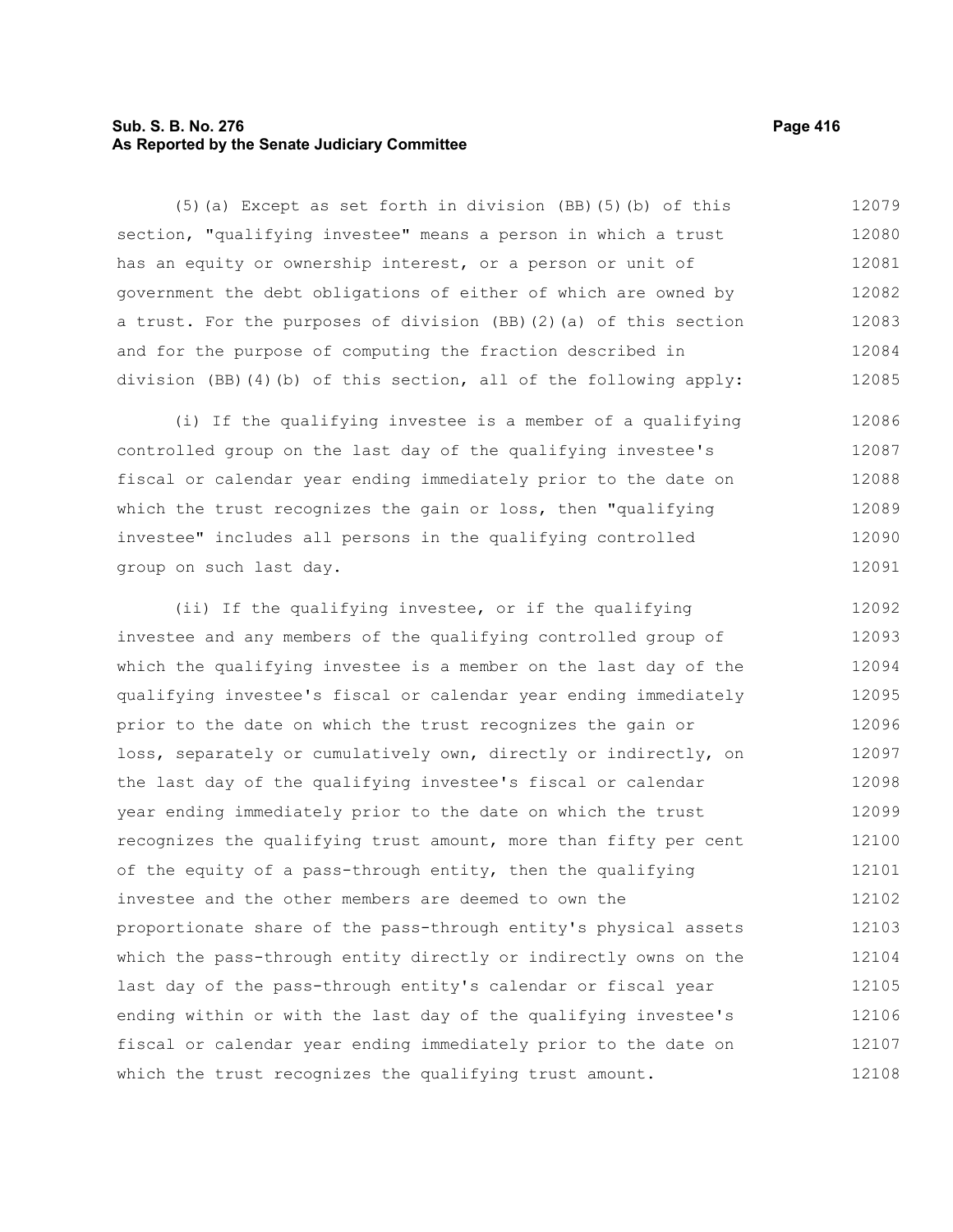(5)(a) Except as set forth in division (BB)(5)(b) of this section, "qualifying investee" means a person in which a trust has an equity or ownership interest, or a person or unit of government the debt obligations of either of which are owned by a trust. For the purposes of division (BB)(2)(a) of this section and for the purpose of computing the fraction described in division (BB)(4)(b) of this section, all of the following apply:

(i) If the qualifying investee is a member of a qualifying controlled group on the last day of the qualifying investee's fiscal or calendar year ending immediately prior to the date on which the trust recognizes the gain or loss, then "qualifying investee" includes all persons in the qualifying controlled group on such last day.

(ii) If the qualifying investee, or if the qualifying investee and any members of the qualifying controlled group of which the qualifying investee is a member on the last day of the qualifying investee's fiscal or calendar year ending immediately prior to the date on which the trust recognizes the gain or loss, separately or cumulatively own, directly or indirectly, on the last day of the qualifying investee's fiscal or calendar year ending immediately prior to the date on which the trust recognizes the qualifying trust amount, more than fifty per cent of the equity of a pass-through entity, then the qualifying investee and the other members are deemed to own the proportionate share of the pass-through entity's physical assets which the pass-through entity directly or indirectly owns on the last day of the pass-through entity's calendar or fiscal year ending within or with the last day of the qualifying investee's fiscal or calendar year ending immediately prior to the date on which the trust recognizes the qualifying trust amount.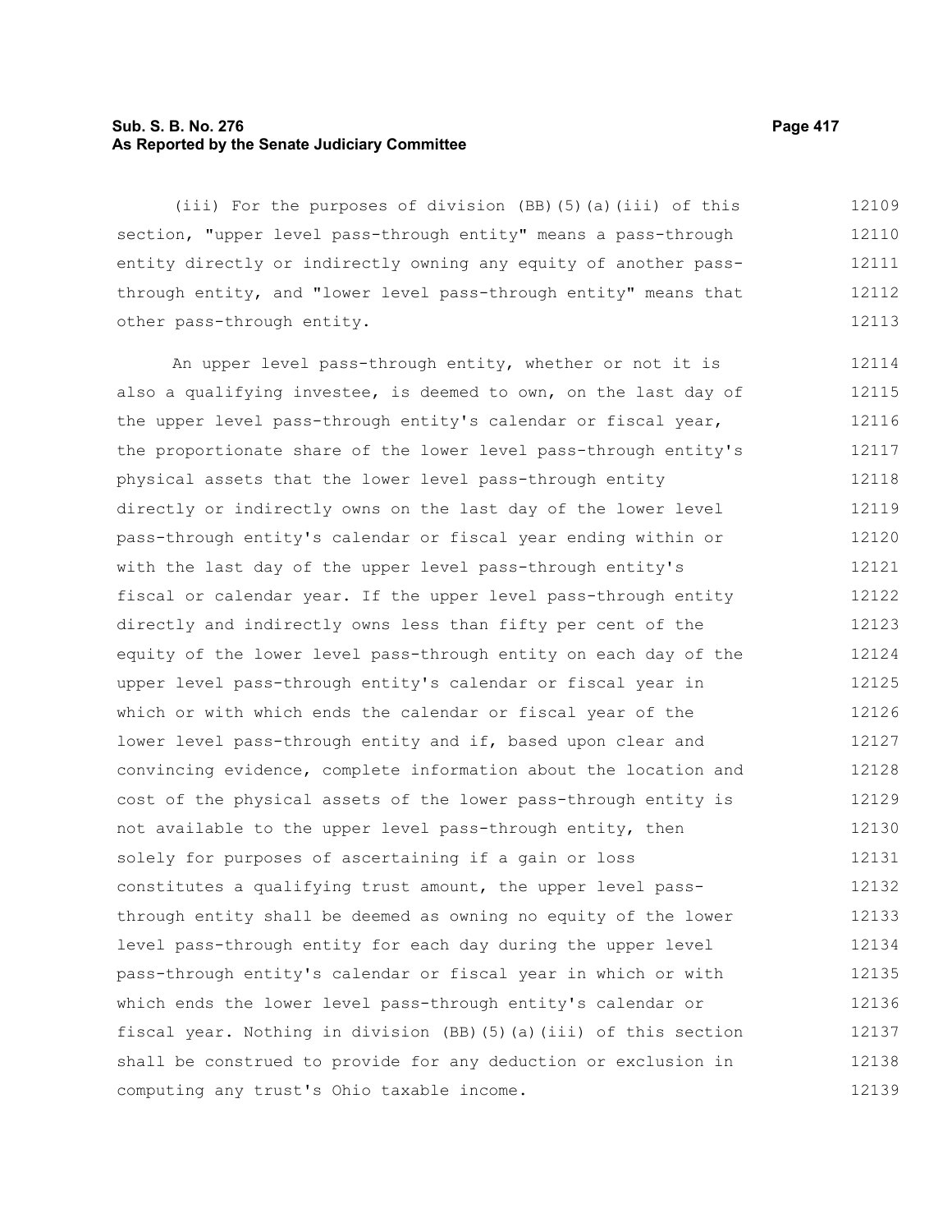(iii) For the purposes of division (BB)(5)(a)(iii) of this section, "upper level pass-through entity" means a pass-through entity directly or indirectly owning any equity of another pass-through entity, and "lower level pass-through entity" means that other pass-through entity.

An upper level pass-through entity, whether or not it is also a qualifying investee, is deemed to own, on the last day of the upper level pass-through entity's calendar or fiscal year, the proportionate share of the lower level pass-through entity's physical assets that the lower level pass-through entity directly or indirectly owns on the last day of the lower level pass-through entity's calendar or fiscal year ending within or with the last day of the upper level pass-through entity's fiscal or calendar year. If the upper level pass-through entity directly and indirectly owns less than fifty per cent of the equity of the lower level pass-through entity on each day of the upper level pass-through entity's calendar or fiscal year in which or with which ends the calendar or fiscal year of the lower level pass-through entity and if, based upon clear and convincing evidence, complete information about the location and cost of the physical assets of the lower pass-through entity is not available to the upper level pass-through entity, then solely for purposes of ascertaining if a gain or loss constitutes a qualifying trust amount, the upper level pass-through entity shall be deemed as owning no equity of the lower level pass-through entity for each day during the upper level pass-through entity's calendar or fiscal year in which or with which ends the lower level pass-through entity's calendar or fiscal year. Nothing in division (BB)(5)(a)(iii) of this section shall be construed to provide for any deduction or exclusion in computing any trust's Ohio taxable income.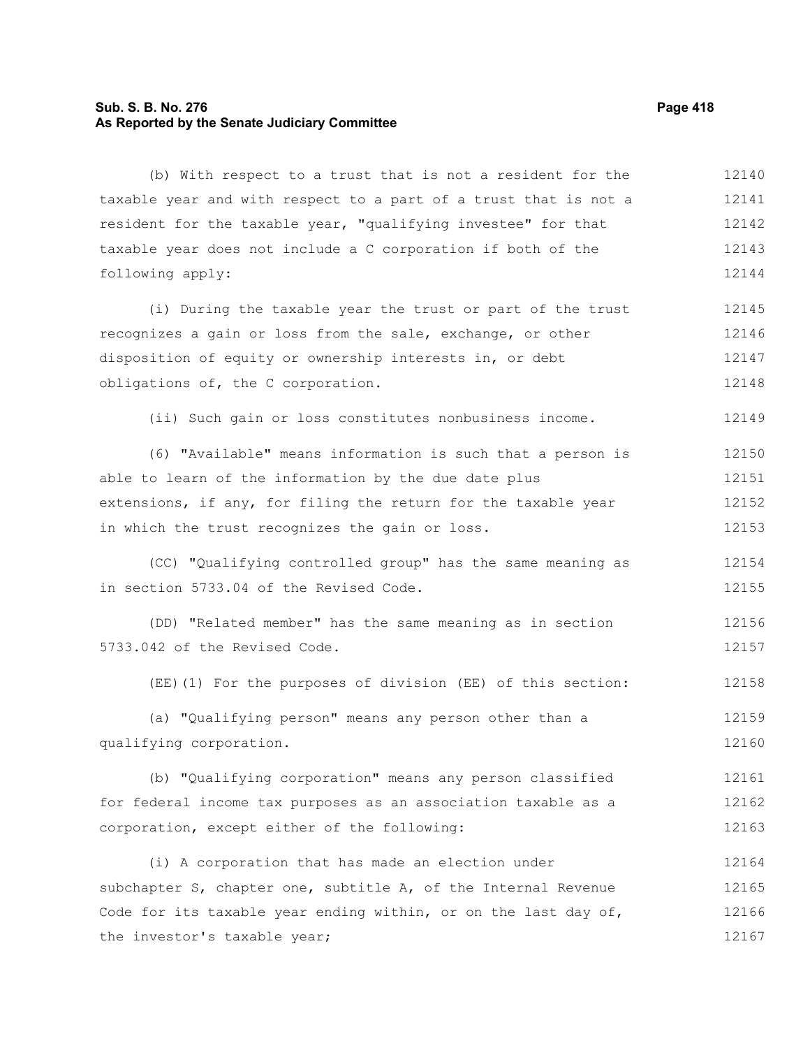(b) With respect to a trust that is not a resident for the taxable year and with respect to a part of a trust that is not a resident for the taxable year, "qualifying investee" for that taxable year does not include a C corporation if both of the following apply:

(i) During the taxable year the trust or part of the trust recognizes a gain or loss from the sale, exchange, or other disposition of equity or ownership interests in, or debt obligations of, the C corporation.

(ii) Such gain or loss constitutes nonbusiness income.

(6) "Available" means information is such that a person is able to learn of the information by the due date plus extensions, if any, for filing the return for the taxable year in which the trust recognizes the gain or loss.

(CC) "Qualifying controlled group" has the same meaning as in section 5733.04 of the Revised Code.

(DD) "Related member" has the same meaning as in section 5733.042 of the Revised Code.

(EE)(1) For the purposes of division (EE) of this section:

(a) "Qualifying person" means any person other than a qualifying corporation.

(b) "Qualifying corporation" means any person classified for federal income tax purposes as an association taxable as a corporation, except either of the following:

(i) A corporation that has made an election under subchapter S, chapter one, subtitle A, of the Internal Revenue Code for its taxable year ending within, or on the last day of, the investor's taxable year;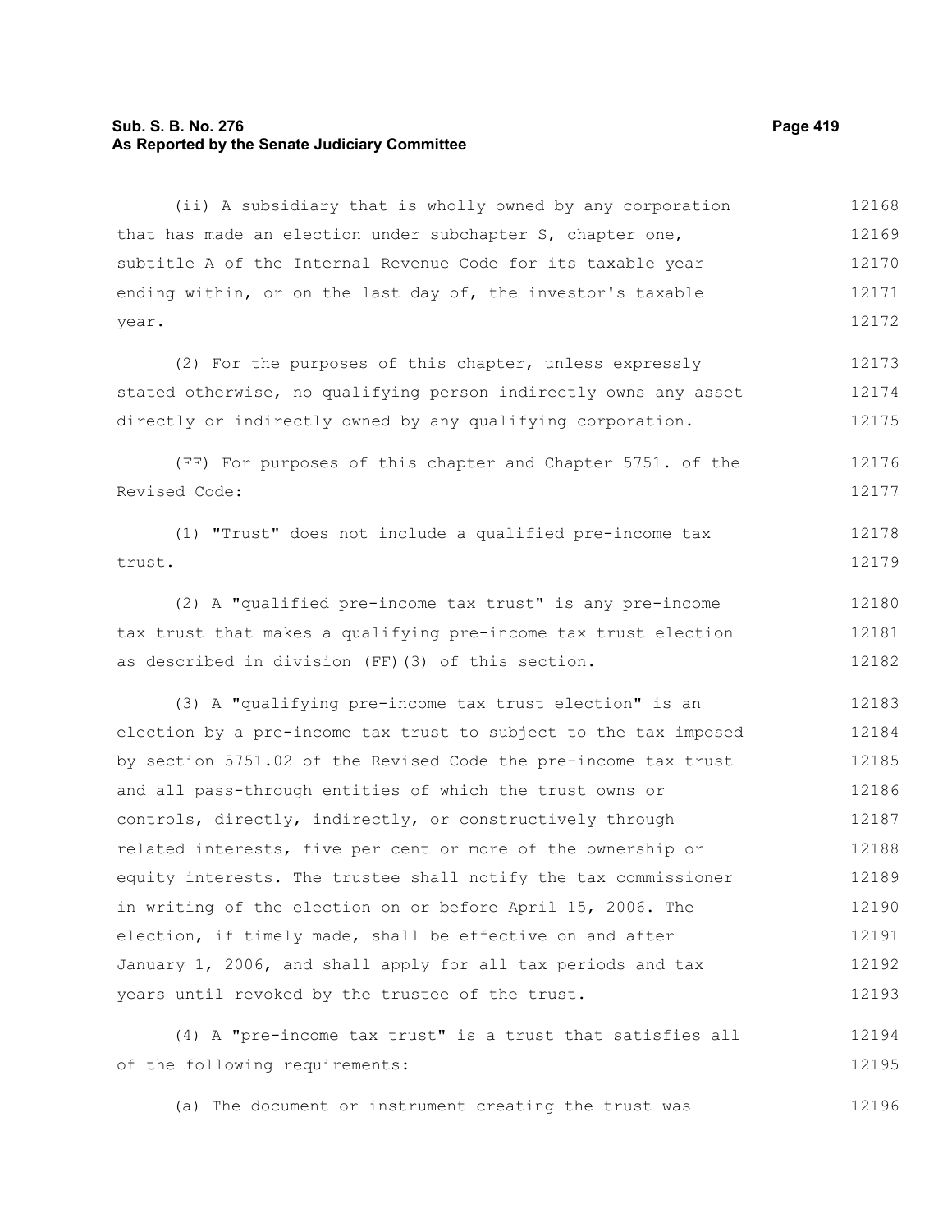(ii) A subsidiary that is wholly owned by any corporation that has made an election under subchapter S, chapter one, subtitle A of the Internal Revenue Code for its taxable year ending within, or on the last day of, the investor's taxable year.

(2) For the purposes of this chapter, unless expressly stated otherwise, no qualifying person indirectly owns any asset directly or indirectly owned by any qualifying corporation.

(FF) For purposes of this chapter and Chapter 5751. of the Revised Code:

(1) "Trust" does not include a qualified pre-income tax trust.

(2) A "qualified pre-income tax trust" is any pre-income tax trust that makes a qualifying pre-income tax trust election as described in division (FF)(3) of this section.

(3) A "qualifying pre-income tax trust election" is an election by a pre-income tax trust to subject to the tax imposed by section 5751.02 of the Revised Code the pre-income tax trust and all pass-through entities of which the trust owns or controls, directly, indirectly, or constructively through related interests, five per cent or more of the ownership or equity interests. The trustee shall notify the tax commissioner in writing of the election on or before April 15, 2006. The election, if timely made, shall be effective on and after January 1, 2006, and shall apply for all tax periods and tax years until revoked by the trustee of the trust.

(4) A "pre-income tax trust" is a trust that satisfies all of the following requirements:

(a) The document or instrument creating the trust was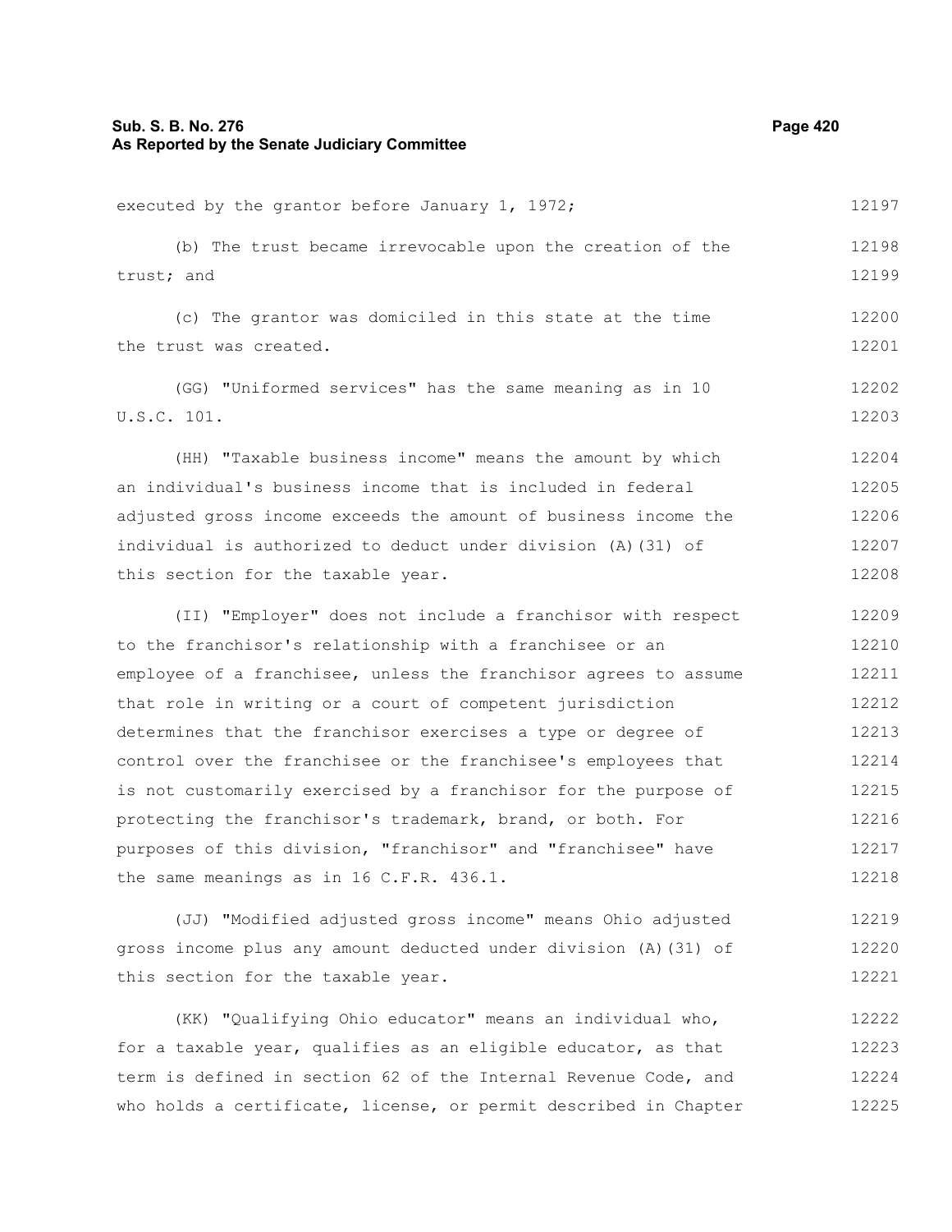executed by the grantor before January 1, 1972;

(b) The trust became irrevocable upon the creation of the trust; and

(c) The grantor was domiciled in this state at the time the trust was created.

(GG) "Uniformed services" has the same meaning as in 10 U.S.C. 101.

(HH) "Taxable business income" means the amount by which an individual's business income that is included in federal adjusted gross income exceeds the amount of business income the individual is authorized to deduct under division (A)(31) of this section for the taxable year.

(II) "Employer" does not include a franchisor with respect to the franchisor's relationship with a franchisee or an employee of a franchisee, unless the franchisor agrees to assume that role in writing or a court of competent jurisdiction determines that the franchisor exercises a type or degree of control over the franchisee or the franchisee's employees that is not customarily exercised by a franchisor for the purpose of protecting the franchisor's trademark, brand, or both. For purposes of this division, "franchisor" and "franchisee" have the same meanings as in 16 C.F.R. 436.1.

(JJ) "Modified adjusted gross income" means Ohio adjusted gross income plus any amount deducted under division (A)(31) of this section for the taxable year.

(KK) "Qualifying Ohio educator" means an individual who, for a taxable year, qualifies as an eligible educator, as that term is defined in section 62 of the Internal Revenue Code, and who holds a certificate, license, or permit described in Chapter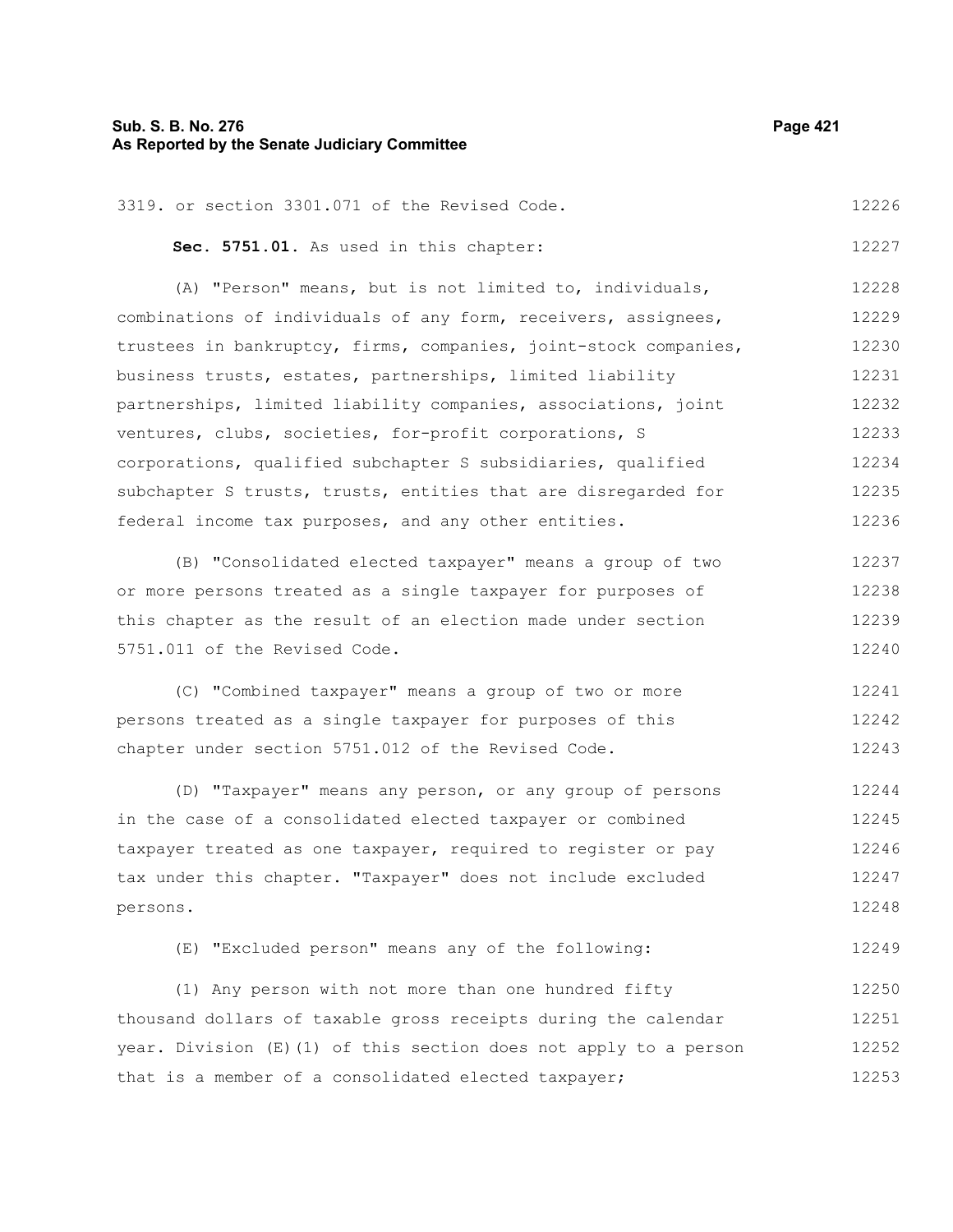3319. or section 3301.071 of the Revised Code.

**Sec. 5751.01.** As used in this chapter:

(A) "Person" means, but is not limited to, individuals, combinations of individuals of any form, receivers, assignees, trustees in bankruptcy, firms, companies, joint-stock companies, business trusts, estates, partnerships, limited liability partnerships, limited liability companies, associations, joint ventures, clubs, societies, for-profit corporations, S corporations, qualified subchapter S subsidiaries, qualified subchapter S trusts, trusts, entities that are disregarded for federal income tax purposes, and any other entities.

(B) "Consolidated elected taxpayer" means a group of two or more persons treated as a single taxpayer for purposes of this chapter as the result of an election made under section 5751.011 of the Revised Code.

(C) "Combined taxpayer" means a group of two or more persons treated as a single taxpayer for purposes of this chapter under section 5751.012 of the Revised Code.

(D) "Taxpayer" means any person, or any group of persons in the case of a consolidated elected taxpayer or combined taxpayer treated as one taxpayer, required to register or pay tax under this chapter. "Taxpayer" does not include excluded persons.

(E) "Excluded person" means any of the following:

(1) Any person with not more than one hundred fifty thousand dollars of taxable gross receipts during the calendar year. Division (E)(1) of this section does not apply to a person that is a member of a consolidated elected taxpayer;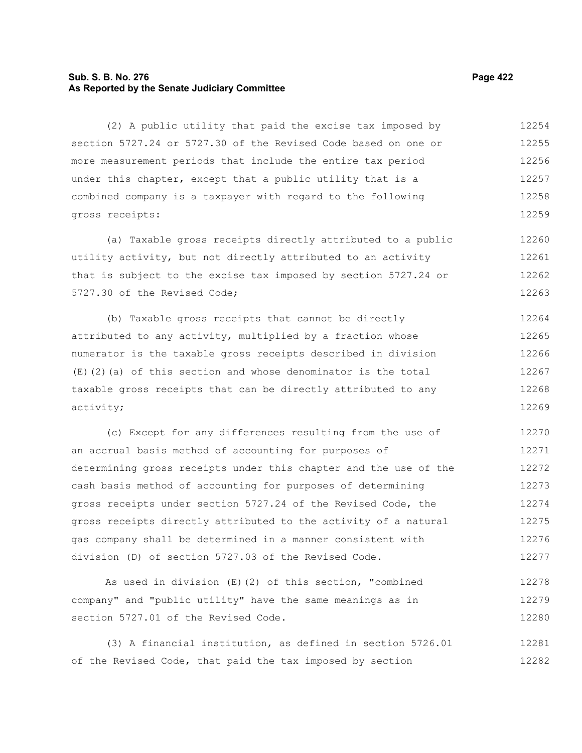(2) A public utility that paid the excise tax imposed by section 5727.24 or 5727.30 of the Revised Code based on one or more measurement periods that include the entire tax period under this chapter, except that a public utility that is a combined company is a taxpayer with regard to the following gross receipts:

(a) Taxable gross receipts directly attributed to a public utility activity, but not directly attributed to an activity that is subject to the excise tax imposed by section 5727.24 or 5727.30 of the Revised Code;

(b) Taxable gross receipts that cannot be directly attributed to any activity, multiplied by a fraction whose numerator is the taxable gross receipts described in division (E)(2)(a) of this section and whose denominator is the total taxable gross receipts that can be directly attributed to any activity;

(c) Except for any differences resulting from the use of an accrual basis method of accounting for purposes of determining gross receipts under this chapter and the use of the cash basis method of accounting for purposes of determining gross receipts under section 5727.24 of the Revised Code, the gross receipts directly attributed to the activity of a natural gas company shall be determined in a manner consistent with division (D) of section 5727.03 of the Revised Code.

As used in division (E)(2) of this section, "combined company" and "public utility" have the same meanings as in section 5727.01 of the Revised Code.

(3) A financial institution, as defined in section 5726.01 of the Revised Code, that paid the tax imposed by section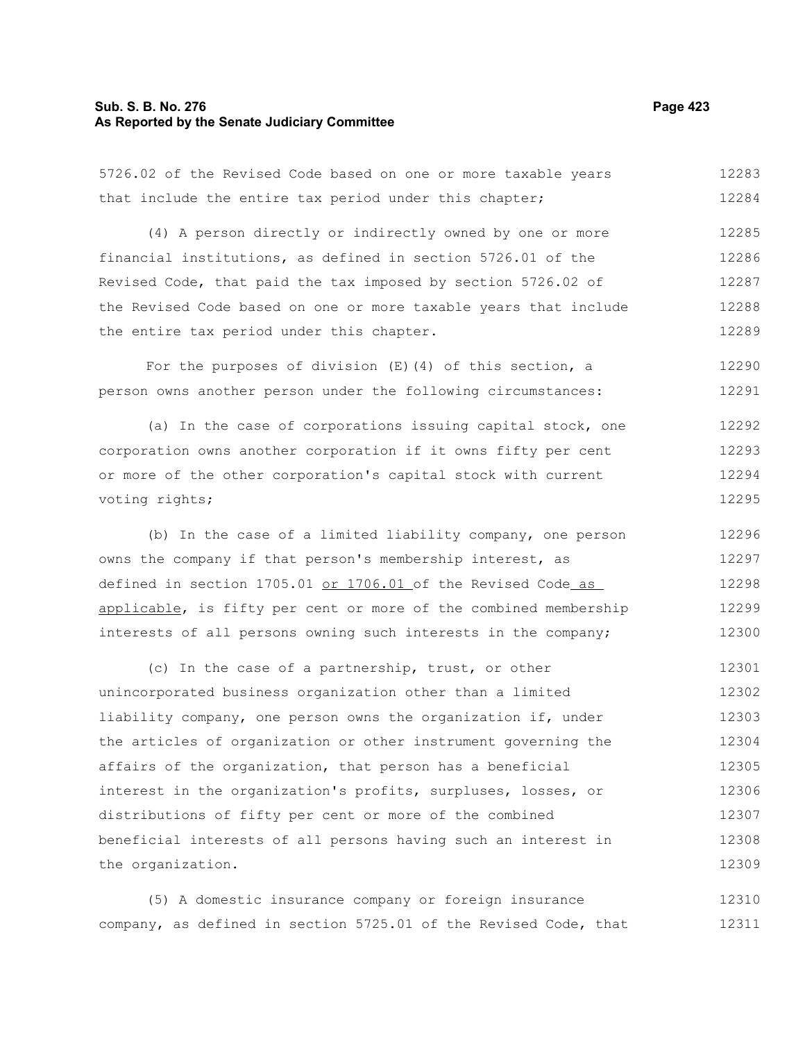5726.02 of the Revised Code based on one or more taxable years that include the entire tax period under this chapter;

(4) A person directly or indirectly owned by one or more financial institutions, as defined in section 5726.01 of the Revised Code, that paid the tax imposed by section 5726.02 of the Revised Code based on one or more taxable years that include the entire tax period under this chapter.

For the purposes of division (E)(4) of this section, a person owns another person under the following circumstances:

(a) In the case of corporations issuing capital stock, one corporation owns another corporation if it owns fifty per cent or more of the other corporation's capital stock with current voting rights;

(b) In the case of a limited liability company, one person owns the company if that person's membership interest, as defined in section 1705.01 or 1706.01 of the Revised Code as applicable, is fifty per cent or more of the combined membership interests of all persons owning such interests in the company;

(c) In the case of a partnership, trust, or other unincorporated business organization other than a limited liability company, one person owns the organization if, under the articles of organization or other instrument governing the affairs of the organization, that person has a beneficial interest in the organization's profits, surpluses, losses, or distributions of fifty per cent or more of the combined beneficial interests of all persons having such an interest in the organization.

(5) A domestic insurance company or foreign insurance company, as defined in section 5725.01 of the Revised Code, that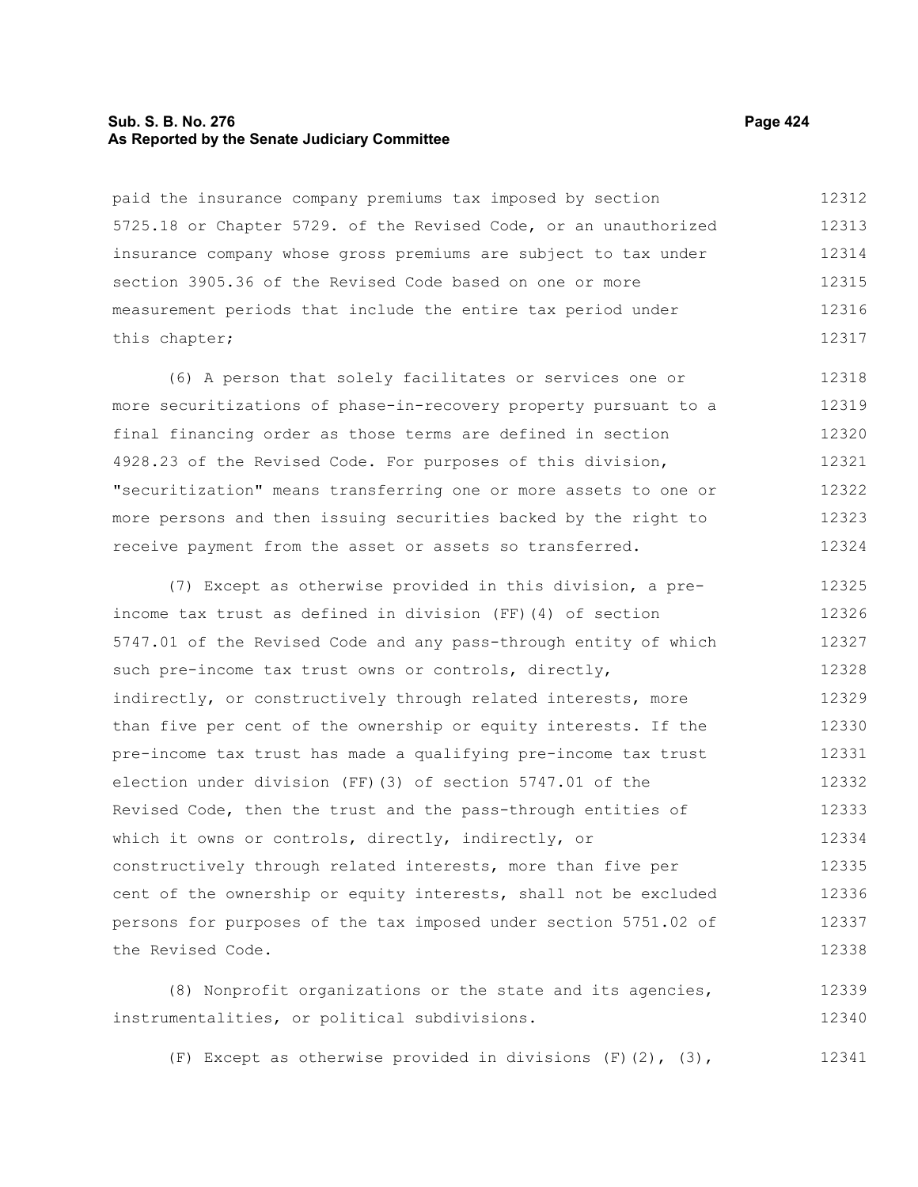paid the insurance company premiums tax imposed by section 5725.18 or Chapter 5729. of the Revised Code, or an unauthorized insurance company whose gross premiums are subject to tax under section 3905.36 of the Revised Code based on one or more measurement periods that include the entire tax period under this chapter;

(6) A person that solely facilitates or services one or more securitizations of phase-in-recovery property pursuant to a final financing order as those terms are defined in section 4928.23 of the Revised Code. For purposes of this division, "securitization" means transferring one or more assets to one or more persons and then issuing securities backed by the right to receive payment from the asset or assets so transferred.

(7) Except as otherwise provided in this division, a pre-income tax trust as defined in division (FF)(4) of section 5747.01 of the Revised Code and any pass-through entity of which such pre-income tax trust owns or controls, directly, indirectly, or constructively through related interests, more than five per cent of the ownership or equity interests. If the pre-income tax trust has made a qualifying pre-income tax trust election under division (FF)(3) of section 5747.01 of the Revised Code, then the trust and the pass-through entities of which it owns or controls, directly, indirectly, or constructively through related interests, more than five per cent of the ownership or equity interests, shall not be excluded persons for purposes of the tax imposed under section 5751.02 of the Revised Code.

(8) Nonprofit organizations or the state and its agencies, instrumentalities, or political subdivisions.

(F) Except as otherwise provided in divisions (F)(2), (3),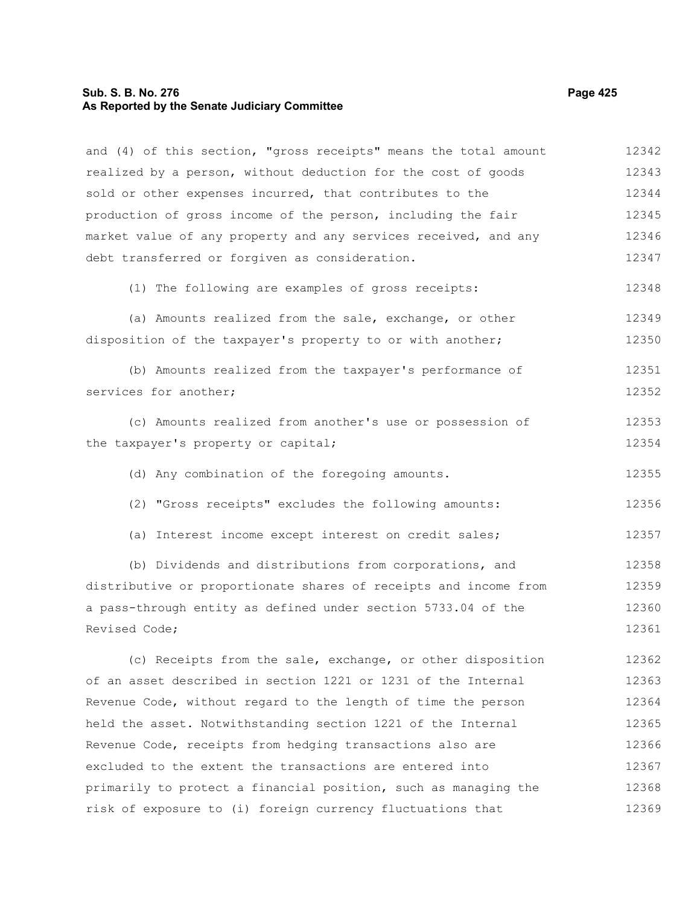and (4) of this section, "gross receipts" means the total amount realized by a person, without deduction for the cost of goods sold or other expenses incurred, that contributes to the production of gross income of the person, including the fair market value of any property and any services received, and any debt transferred or forgiven as consideration.

(1) The following are examples of gross receipts:

(a) Amounts realized from the sale, exchange, or other disposition of the taxpayer's property to or with another;

(b) Amounts realized from the taxpayer's performance of services for another;

(c) Amounts realized from another's use or possession of the taxpayer's property or capital;

(d) Any combination of the foregoing amounts.

(2) "Gross receipts" excludes the following amounts:

(a) Interest income except interest on credit sales;

(b) Dividends and distributions from corporations, and distributive or proportionate shares of receipts and income from a pass-through entity as defined under section 5733.04 of the Revised Code;

(c) Receipts from the sale, exchange, or other disposition of an asset described in section 1221 or 1231 of the Internal Revenue Code, without regard to the length of time the person held the asset. Notwithstanding section 1221 of the Internal Revenue Code, receipts from hedging transactions also are excluded to the extent the transactions are entered into primarily to protect a financial position, such as managing the risk of exposure to (i) foreign currency fluctuations that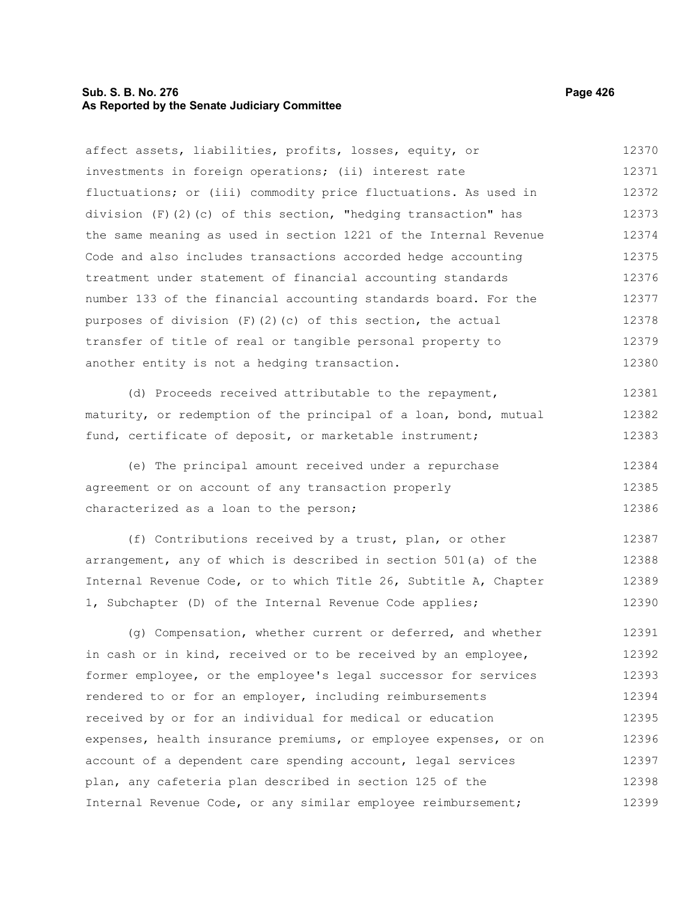affect assets, liabilities, profits, losses, equity, or investments in foreign operations; (ii) interest rate fluctuations; or (iii) commodity price fluctuations. As used in division (F)(2)(c) of this section, "hedging transaction" has the same meaning as used in section 1221 of the Internal Revenue Code and also includes transactions accorded hedge accounting treatment under statement of financial accounting standards number 133 of the financial accounting standards board. For the purposes of division (F)(2)(c) of this section, the actual transfer of title of real or tangible personal property to another entity is not a hedging transaction.

(d) Proceeds received attributable to the repayment, maturity, or redemption of the principal of a loan, bond, mutual fund, certificate of deposit, or marketable instrument;

(e) The principal amount received under a repurchase agreement or on account of any transaction properly characterized as a loan to the person;

(f) Contributions received by a trust, plan, or other arrangement, any of which is described in section 501(a) of the Internal Revenue Code, or to which Title 26, Subtitle A, Chapter 1, Subchapter (D) of the Internal Revenue Code applies;

(g) Compensation, whether current or deferred, and whether in cash or in kind, received or to be received by an employee, former employee, or the employee's legal successor for services rendered to or for an employer, including reimbursements received by or for an individual for medical or education expenses, health insurance premiums, or employee expenses, or on account of a dependent care spending account, legal services plan, any cafeteria plan described in section 125 of the Internal Revenue Code, or any similar employee reimbursement;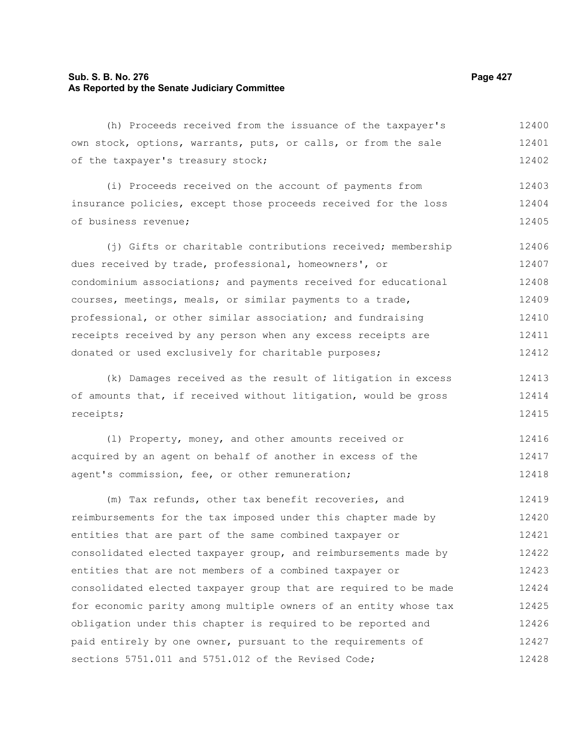(h) Proceeds received from the issuance of the taxpayer's own stock, options, warrants, puts, or calls, or from the sale of the taxpayer's treasury stock;

(i) Proceeds received on the account of payments from insurance policies, except those proceeds received for the loss of business revenue;

(j) Gifts or charitable contributions received; membership dues received by trade, professional, homeowners', or condominium associations; and payments received for educational courses, meetings, meals, or similar payments to a trade, professional, or other similar association; and fundraising receipts received by any person when any excess receipts are donated or used exclusively for charitable purposes;

(k) Damages received as the result of litigation in excess of amounts that, if received without litigation, would be gross receipts;

(l) Property, money, and other amounts received or acquired by an agent on behalf of another in excess of the agent's commission, fee, or other remuneration;

(m) Tax refunds, other tax benefit recoveries, and reimbursements for the tax imposed under this chapter made by entities that are part of the same combined taxpayer or consolidated elected taxpayer group, and reimbursements made by entities that are not members of a combined taxpayer or consolidated elected taxpayer group that are required to be made for economic parity among multiple owners of an entity whose tax obligation under this chapter is required to be reported and paid entirely by one owner, pursuant to the requirements of sections 5751.011 and 5751.012 of the Revised Code;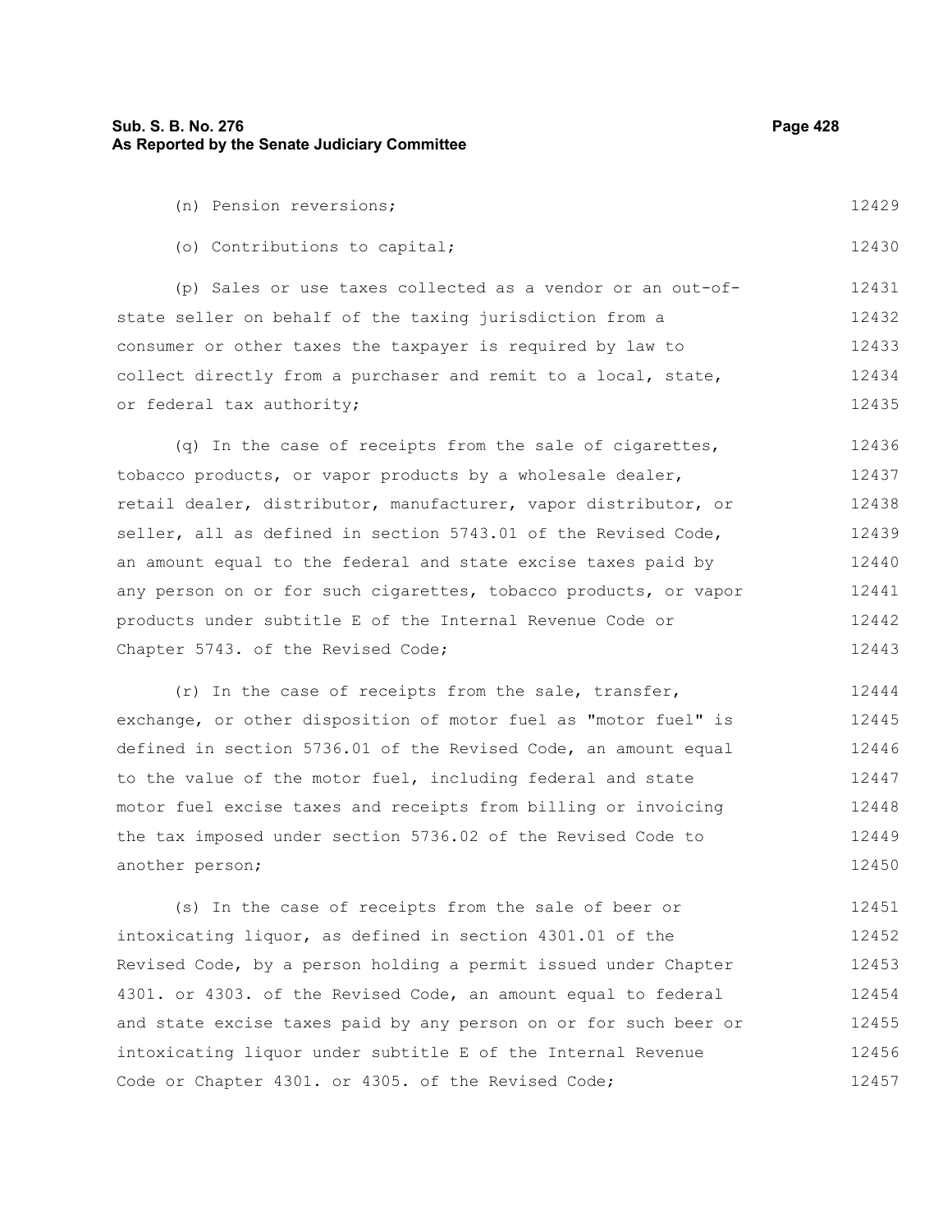(n) Pension reversions;

(o) Contributions to capital;

(p) Sales or use taxes collected as a vendor or an out-of-state seller on behalf of the taxing jurisdiction from a consumer or other taxes the taxpayer is required by law to collect directly from a purchaser and remit to a local, state, or federal tax authority;

(q) In the case of receipts from the sale of cigarettes, tobacco products, or vapor products by a wholesale dealer, retail dealer, distributor, manufacturer, vapor distributor, or seller, all as defined in section 5743.01 of the Revised Code, an amount equal to the federal and state excise taxes paid by any person on or for such cigarettes, tobacco products, or vapor products under subtitle E of the Internal Revenue Code or Chapter 5743. of the Revised Code;

(r) In the case of receipts from the sale, transfer, exchange, or other disposition of motor fuel as "motor fuel" is defined in section 5736.01 of the Revised Code, an amount equal to the value of the motor fuel, including federal and state motor fuel excise taxes and receipts from billing or invoicing the tax imposed under section 5736.02 of the Revised Code to another person;

(s) In the case of receipts from the sale of beer or intoxicating liquor, as defined in section 4301.01 of the Revised Code, by a person holding a permit issued under Chapter 4301. or 4303. of the Revised Code, an amount equal to federal and state excise taxes paid by any person on or for such beer or intoxicating liquor under subtitle E of the Internal Revenue Code or Chapter 4301. or 4305. of the Revised Code;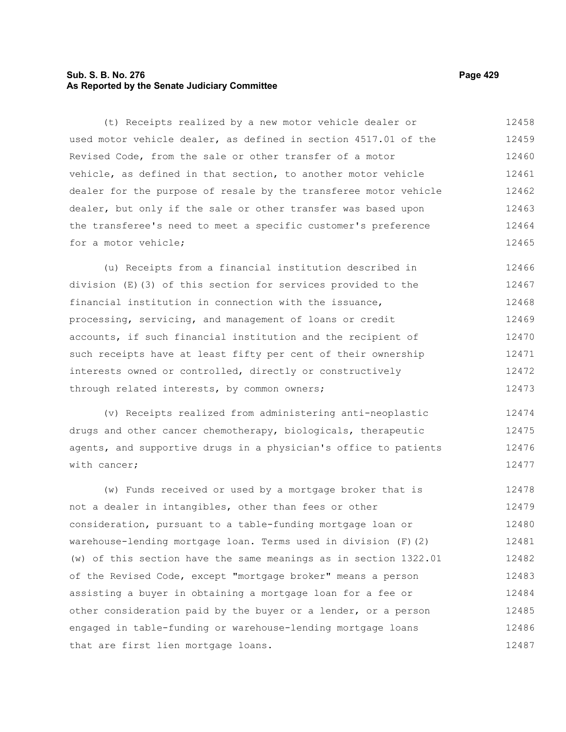(t) Receipts realized by a new motor vehicle dealer or used motor vehicle dealer, as defined in section 4517.01 of the Revised Code, from the sale or other transfer of a motor vehicle, as defined in that section, to another motor vehicle dealer for the purpose of resale by the transferee motor vehicle dealer, but only if the sale or other transfer was based upon the transferee's need to meet a specific customer's preference for a motor vehicle;

(u) Receipts from a financial institution described in division (E)(3) of this section for services provided to the financial institution in connection with the issuance, processing, servicing, and management of loans or credit accounts, if such financial institution and the recipient of such receipts have at least fifty per cent of their ownership interests owned or controlled, directly or constructively through related interests, by common owners;

(v) Receipts realized from administering anti-neoplastic drugs and other cancer chemotherapy, biologicals, therapeutic agents, and supportive drugs in a physician's office to patients with cancer;

(w) Funds received or used by a mortgage broker that is not a dealer in intangibles, other than fees or other consideration, pursuant to a table-funding mortgage loan or warehouse-lending mortgage loan. Terms used in division (F)(2)(w) of this section have the same meanings as in section 1322.01 of the Revised Code, except "mortgage broker" means a person assisting a buyer in obtaining a mortgage loan for a fee or other consideration paid by the buyer or a lender, or a person engaged in table-funding or warehouse-lending mortgage loans that are first lien mortgage loans.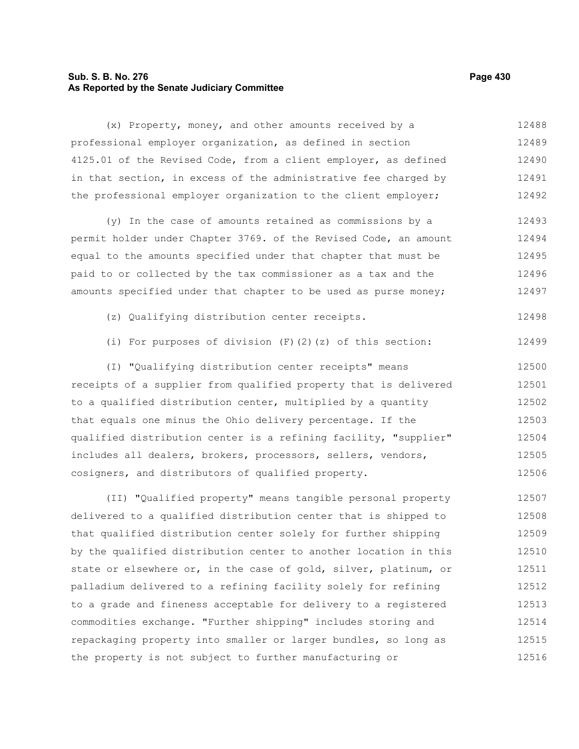(x) Property, money, and other amounts received by a professional employer organization, as defined in section 4125.01 of the Revised Code, from a client employer, as defined in that section, in excess of the administrative fee charged by the professional employer organization to the client employer;

(y) In the case of amounts retained as commissions by a permit holder under Chapter 3769. of the Revised Code, an amount equal to the amounts specified under that chapter that must be paid to or collected by the tax commissioner as a tax and the amounts specified under that chapter to be used as purse money;

(z) Qualifying distribution center receipts.

(i) For purposes of division (F)(2)(z) of this section:

(I) "Qualifying distribution center receipts" means receipts of a supplier from qualified property that is delivered to a qualified distribution center, multiplied by a quantity that equals one minus the Ohio delivery percentage. If the qualified distribution center is a refining facility, "supplier" includes all dealers, brokers, processors, sellers, vendors, cosigners, and distributors of qualified property.

(II) "Qualified property" means tangible personal property delivered to a qualified distribution center that is shipped to that qualified distribution center solely for further shipping by the qualified distribution center to another location in this state or elsewhere or, in the case of gold, silver, platinum, or palladium delivered to a refining facility solely for refining to a grade and fineness acceptable for delivery to a registered commodities exchange. "Further shipping" includes storing and repackaging property into smaller or larger bundles, so long as the property is not subject to further manufacturing or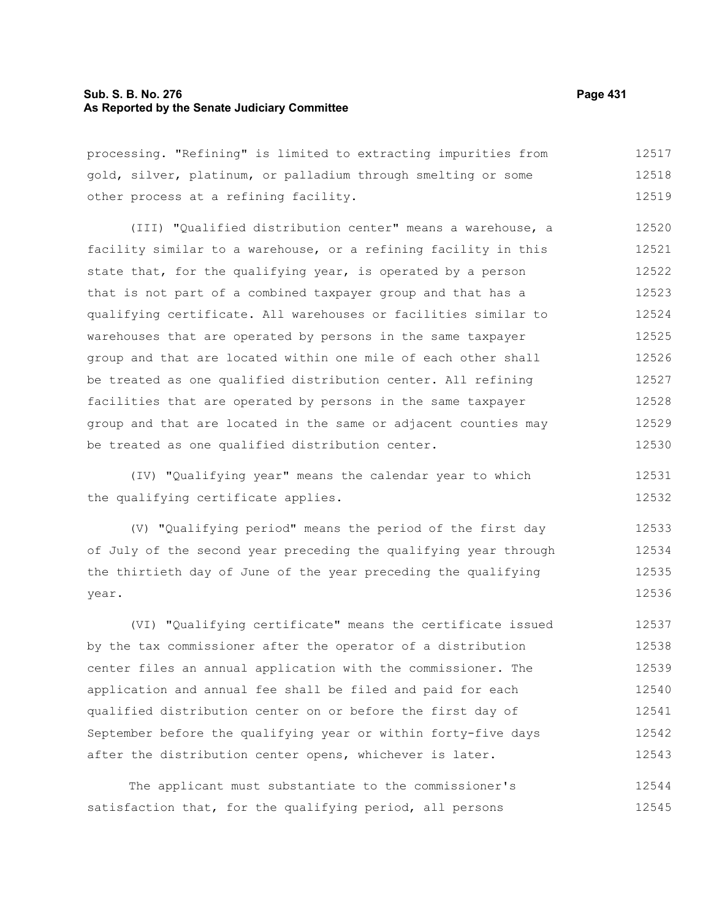processing. "Refining" is limited to extracting impurities from gold, silver, platinum, or palladium through smelting or some other process at a refining facility.

(III) "Qualified distribution center" means a warehouse, a facility similar to a warehouse, or a refining facility in this state that, for the qualifying year, is operated by a person that is not part of a combined taxpayer group and that has a qualifying certificate. All warehouses or facilities similar to warehouses that are operated by persons in the same taxpayer group and that are located within one mile of each other shall be treated as one qualified distribution center. All refining facilities that are operated by persons in the same taxpayer group and that are located in the same or adjacent counties may be treated as one qualified distribution center.

(IV) "Qualifying year" means the calendar year to which the qualifying certificate applies.

(V) "Qualifying period" means the period of the first day of July of the second year preceding the qualifying year through the thirtieth day of June of the year preceding the qualifying year.

(VI) "Qualifying certificate" means the certificate issued by the tax commissioner after the operator of a distribution center files an annual application with the commissioner. The application and annual fee shall be filed and paid for each qualified distribution center on or before the first day of September before the qualifying year or within forty-five days after the distribution center opens, whichever is later.

The applicant must substantiate to the commissioner's satisfaction that, for the qualifying period, all persons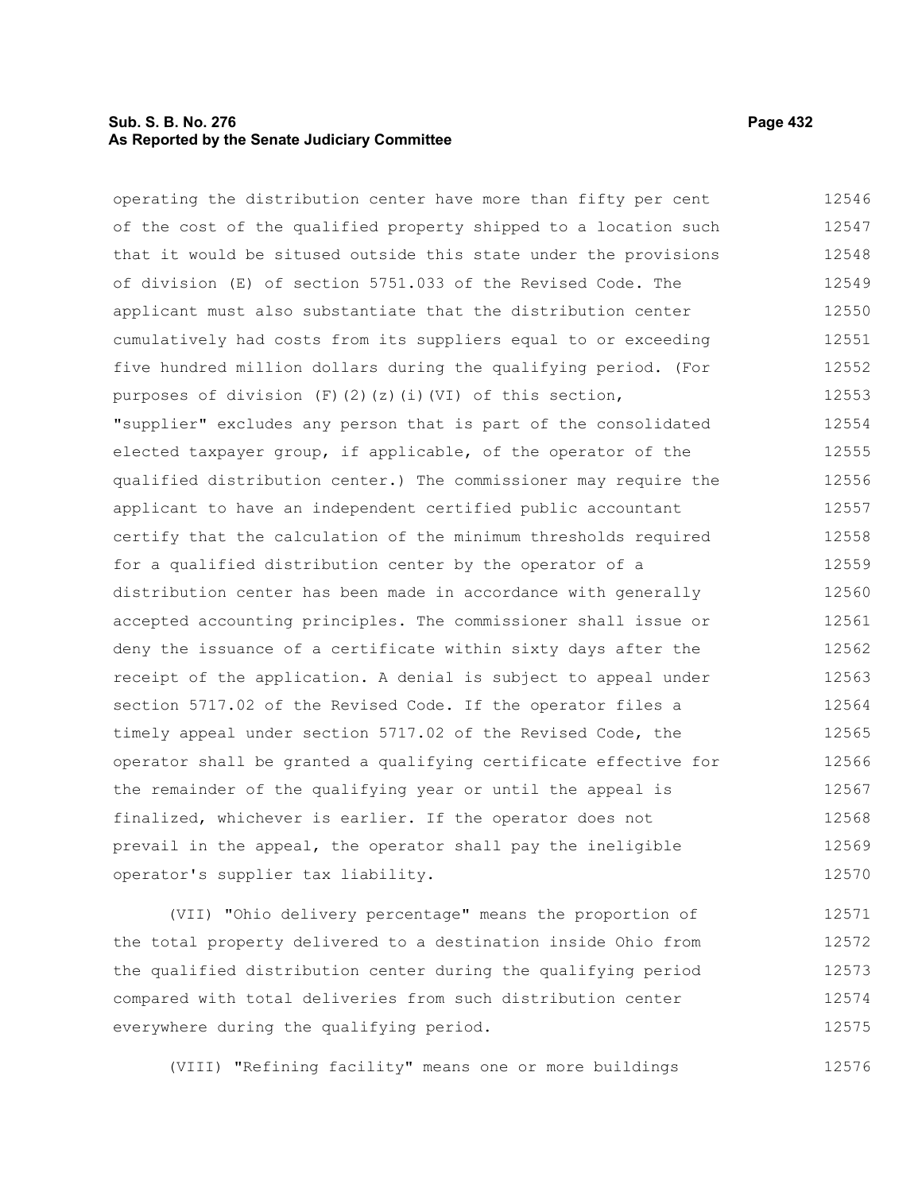operating the distribution center have more than fifty per cent of the cost of the qualified property shipped to a location such that it would be sitused outside this state under the provisions of division (E) of section 5751.033 of the Revised Code. The applicant must also substantiate that the distribution center cumulatively had costs from its suppliers equal to or exceeding five hundred million dollars during the qualifying period. (For purposes of division (F)(2)(z)(i)(VI) of this section, "supplier" excludes any person that is part of the consolidated elected taxpayer group, if applicable, of the operator of the qualified distribution center.) The commissioner may require the applicant to have an independent certified public accountant certify that the calculation of the minimum thresholds required for a qualified distribution center by the operator of a distribution center has been made in accordance with generally accepted accounting principles. The commissioner shall issue or deny the issuance of a certificate within sixty days after the receipt of the application. A denial is subject to appeal under section 5717.02 of the Revised Code. If the operator files a timely appeal under section 5717.02 of the Revised Code, the operator shall be granted a qualifying certificate effective for the remainder of the qualifying year or until the appeal is finalized, whichever is earlier. If the operator does not prevail in the appeal, the operator shall pay the ineligible operator's supplier tax liability.

(VII) "Ohio delivery percentage" means the proportion of the total property delivered to a destination inside Ohio from the qualified distribution center during the qualifying period compared with total deliveries from such distribution center everywhere during the qualifying period.

(VIII) "Refining facility" means one or more buildings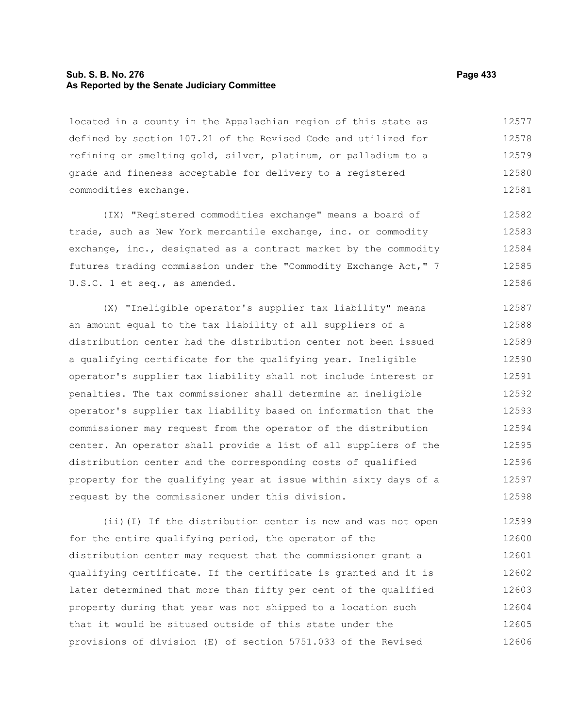located in a county in the Appalachian region of this state as defined by section 107.21 of the Revised Code and utilized for refining or smelting gold, silver, platinum, or palladium to a grade and fineness acceptable for delivery to a registered commodities exchange.

(IX) "Registered commodities exchange" means a board of trade, such as New York mercantile exchange, inc. or commodity exchange, inc., designated as a contract market by the commodity futures trading commission under the "Commodity Exchange Act," 7 U.S.C. 1 et seq., as amended.

(X) "Ineligible operator's supplier tax liability" means an amount equal to the tax liability of all suppliers of a distribution center had the distribution center not been issued a qualifying certificate for the qualifying year. Ineligible operator's supplier tax liability shall not include interest or penalties. The tax commissioner shall determine an ineligible operator's supplier tax liability based on information that the commissioner may request from the operator of the distribution center. An operator shall provide a list of all suppliers of the distribution center and the corresponding costs of qualified property for the qualifying year at issue within sixty days of a request by the commissioner under this division.

(ii)(I) If the distribution center is new and was not open for the entire qualifying period, the operator of the distribution center may request that the commissioner grant a qualifying certificate. If the certificate is granted and it is later determined that more than fifty per cent of the qualified property during that year was not shipped to a location such that it would be sitused outside of this state under the provisions of division (E) of section 5751.033 of the Revised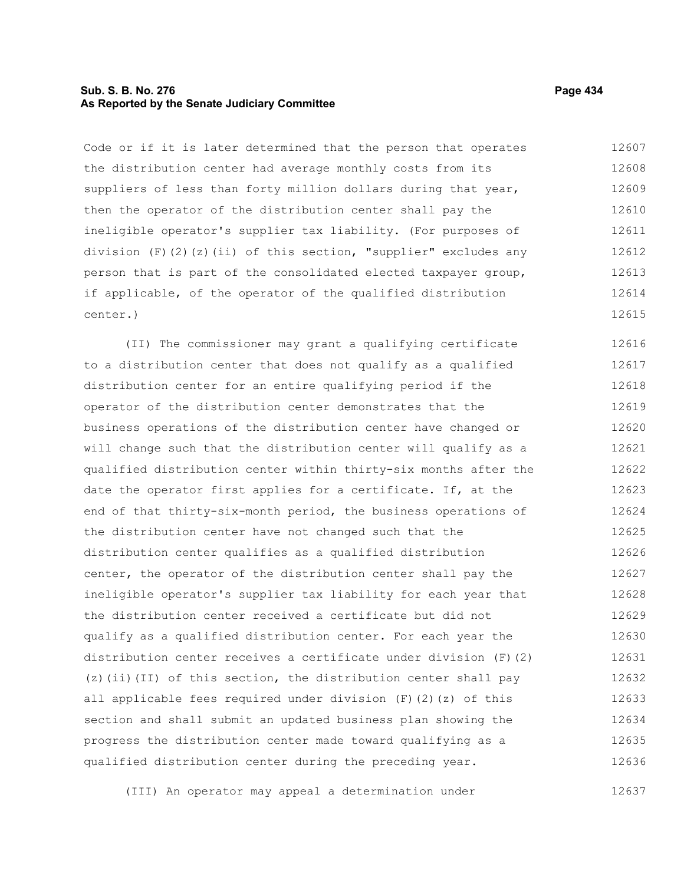Code or if it is later determined that the person that operates the distribution center had average monthly costs from its suppliers of less than forty million dollars during that year, then the operator of the distribution center shall pay the ineligible operator's supplier tax liability. (For purposes of division (F)(2)(z)(ii) of this section, "supplier" excludes any person that is part of the consolidated elected taxpayer group, if applicable, of the operator of the qualified distribution center.)

(II) The commissioner may grant a qualifying certificate to a distribution center that does not qualify as a qualified distribution center for an entire qualifying period if the operator of the distribution center demonstrates that the business operations of the distribution center have changed or will change such that the distribution center will qualify as a qualified distribution center within thirty-six months after the date the operator first applies for a certificate. If, at the end of that thirty-six-month period, the business operations of the distribution center have not changed such that the distribution center qualifies as a qualified distribution center, the operator of the distribution center shall pay the ineligible operator's supplier tax liability for each year that the distribution center received a certificate but did not qualify as a qualified distribution center. For each year the distribution center receives a certificate under division (F)(2)(z)(ii)(II) of this section, the distribution center shall pay all applicable fees required under division (F)(2)(z) of this section and shall submit an updated business plan showing the progress the distribution center made toward qualifying as a qualified distribution center during the preceding year.

(III) An operator may appeal a determination under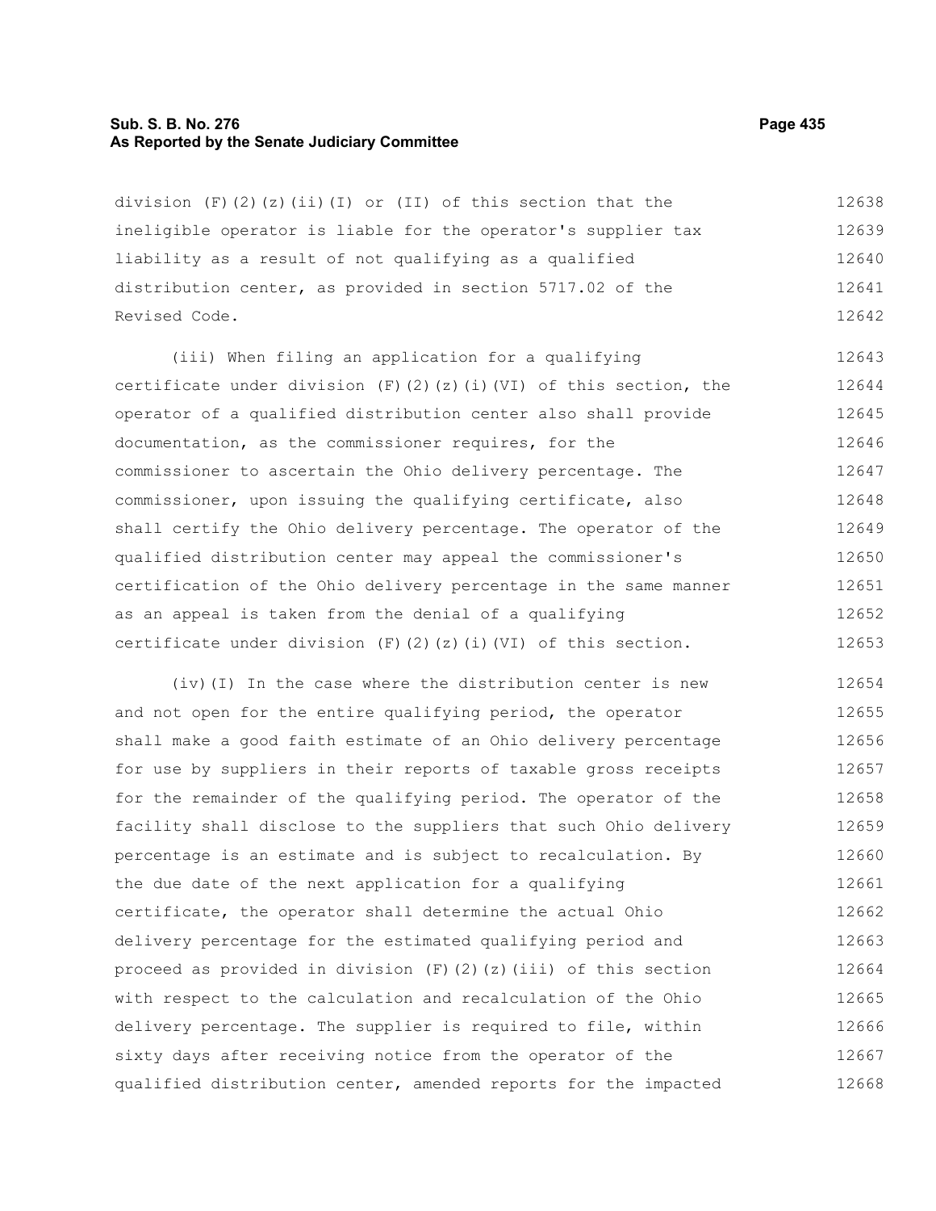division (F)(2)(z)(ii)(I) or (II) of this section that the ineligible operator is liable for the operator's supplier tax liability as a result of not qualifying as a qualified distribution center, as provided in section 5717.02 of the Revised Code.

(iii) When filing an application for a qualifying certificate under division (F)(2)(z)(i)(VI) of this section, the operator of a qualified distribution center also shall provide documentation, as the commissioner requires, for the commissioner to ascertain the Ohio delivery percentage. The commissioner, upon issuing the qualifying certificate, also shall certify the Ohio delivery percentage. The operator of the qualified distribution center may appeal the commissioner's certification of the Ohio delivery percentage in the same manner as an appeal is taken from the denial of a qualifying certificate under division (F)(2)(z)(i)(VI) of this section.

(iv)(I) In the case where the distribution center is new and not open for the entire qualifying period, the operator shall make a good faith estimate of an Ohio delivery percentage for use by suppliers in their reports of taxable gross receipts for the remainder of the qualifying period. The operator of the facility shall disclose to the suppliers that such Ohio delivery percentage is an estimate and is subject to recalculation. By the due date of the next application for a qualifying certificate, the operator shall determine the actual Ohio delivery percentage for the estimated qualifying period and proceed as provided in division (F)(2)(z)(iii) of this section with respect to the calculation and recalculation of the Ohio delivery percentage. The supplier is required to file, within sixty days after receiving notice from the operator of the qualified distribution center, amended reports for the impacted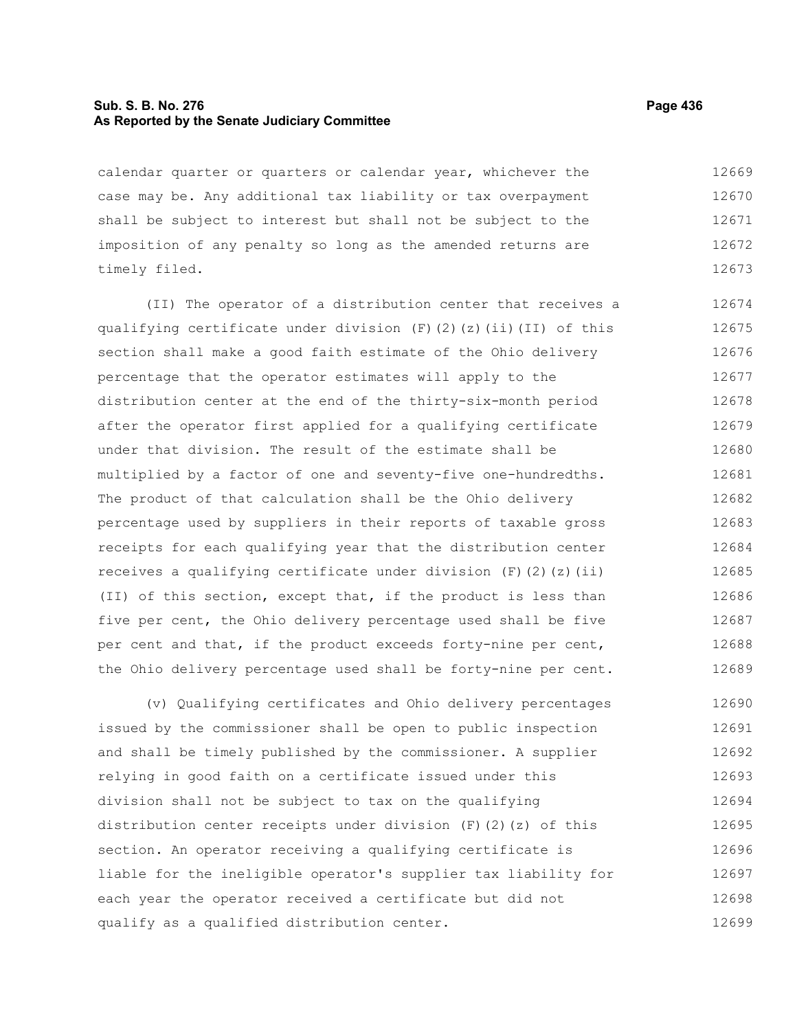calendar quarter or quarters or calendar year, whichever the case may be. Any additional tax liability or tax overpayment shall be subject to interest but shall not be subject to the imposition of any penalty so long as the amended returns are timely filed.

(II) The operator of a distribution center that receives a qualifying certificate under division (F)(2)(z)(ii)(II) of this section shall make a good faith estimate of the Ohio delivery percentage that the operator estimates will apply to the distribution center at the end of the thirty-six-month period after the operator first applied for a qualifying certificate under that division. The result of the estimate shall be multiplied by a factor of one and seventy-five one-hundredths. The product of that calculation shall be the Ohio delivery percentage used by suppliers in their reports of taxable gross receipts for each qualifying year that the distribution center receives a qualifying certificate under division (F)(2)(z)(ii)(II) of this section, except that, if the product is less than five per cent, the Ohio delivery percentage used shall be five per cent and that, if the product exceeds forty-nine per cent, the Ohio delivery percentage used shall be forty-nine per cent.

(v) Qualifying certificates and Ohio delivery percentages issued by the commissioner shall be open to public inspection and shall be timely published by the commissioner. A supplier relying in good faith on a certificate issued under this division shall not be subject to tax on the qualifying distribution center receipts under division (F)(2)(z) of this section. An operator receiving a qualifying certificate is liable for the ineligible operator's supplier tax liability for each year the operator received a certificate but did not qualify as a qualified distribution center.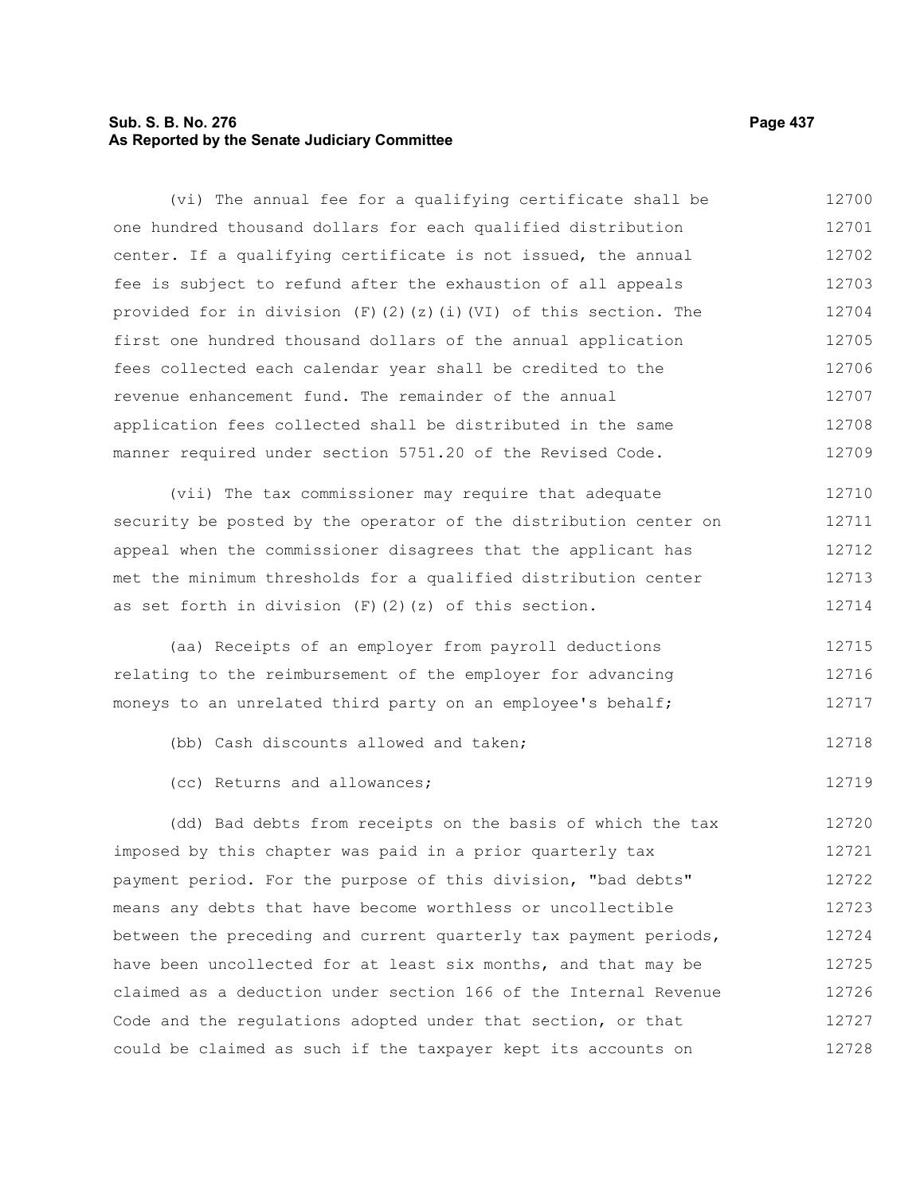(vi) The annual fee for a qualifying certificate shall be one hundred thousand dollars for each qualified distribution center. If a qualifying certificate is not issued, the annual fee is subject to refund after the exhaustion of all appeals provided for in division (F)(2)(z)(i)(VI) of this section. The first one hundred thousand dollars of the annual application fees collected each calendar year shall be credited to the revenue enhancement fund. The remainder of the annual application fees collected shall be distributed in the same manner required under section 5751.20 of the Revised Code.

(vii) The tax commissioner may require that adequate security be posted by the operator of the distribution center on appeal when the commissioner disagrees that the applicant has met the minimum thresholds for a qualified distribution center as set forth in division (F)(2)(z) of this section.

(aa) Receipts of an employer from payroll deductions relating to the reimbursement of the employer for advancing moneys to an unrelated third party on an employee's behalf;

(bb) Cash discounts allowed and taken;

(cc) Returns and allowances;

(dd) Bad debts from receipts on the basis of which the tax imposed by this chapter was paid in a prior quarterly tax payment period. For the purpose of this division, "bad debts" means any debts that have become worthless or uncollectible between the preceding and current quarterly tax payment periods, have been uncollected for at least six months, and that may be claimed as a deduction under section 166 of the Internal Revenue Code and the regulations adopted under that section, or that could be claimed as such if the taxpayer kept its accounts on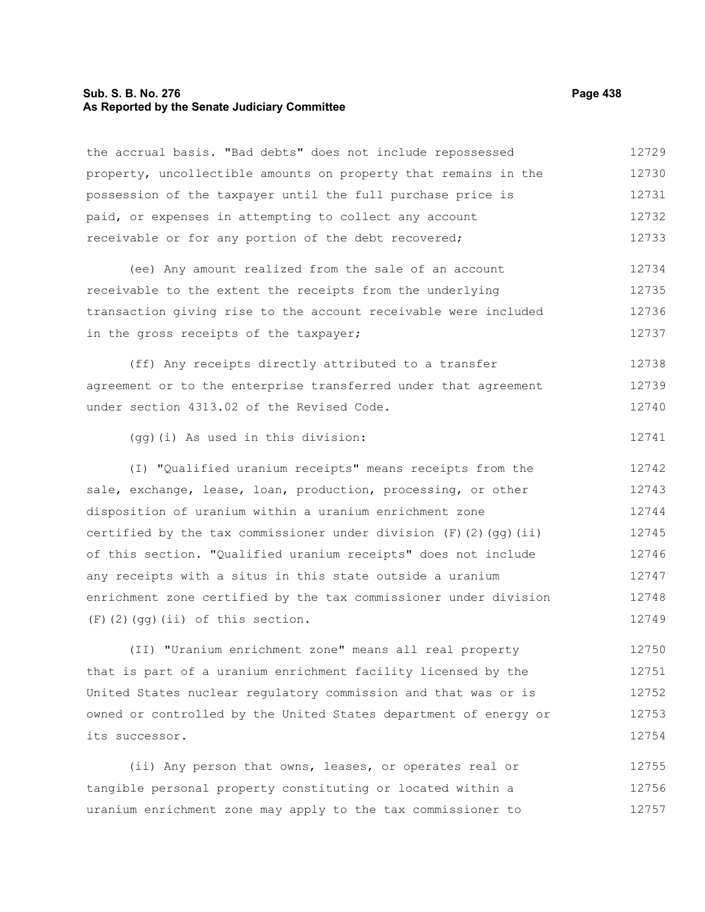the accrual basis. "Bad debts" does not include repossessed property, uncollectible amounts on property that remains in the possession of the taxpayer until the full purchase price is paid, or expenses in attempting to collect any account receivable or for any portion of the debt recovered;

(ee) Any amount realized from the sale of an account receivable to the extent the receipts from the underlying transaction giving rise to the account receivable were included in the gross receipts of the taxpayer;

(ff) Any receipts directly attributed to a transfer agreement or to the enterprise transferred under that agreement under section 4313.02 of the Revised Code.

(gg)(i) As used in this division:

(I) "Qualified uranium receipts" means receipts from the sale, exchange, lease, loan, production, processing, or other disposition of uranium within a uranium enrichment zone certified by the tax commissioner under division (F)(2)(gg)(ii) of this section. "Qualified uranium receipts" does not include any receipts with a situs in this state outside a uranium enrichment zone certified by the tax commissioner under division (F)(2)(gg)(ii) of this section.

(II) "Uranium enrichment zone" means all real property that is part of a uranium enrichment facility licensed by the United States nuclear regulatory commission and that was or is owned or controlled by the United States department of energy or its successor.

(ii) Any person that owns, leases, or operates real or tangible personal property constituting or located within a uranium enrichment zone may apply to the tax commissioner to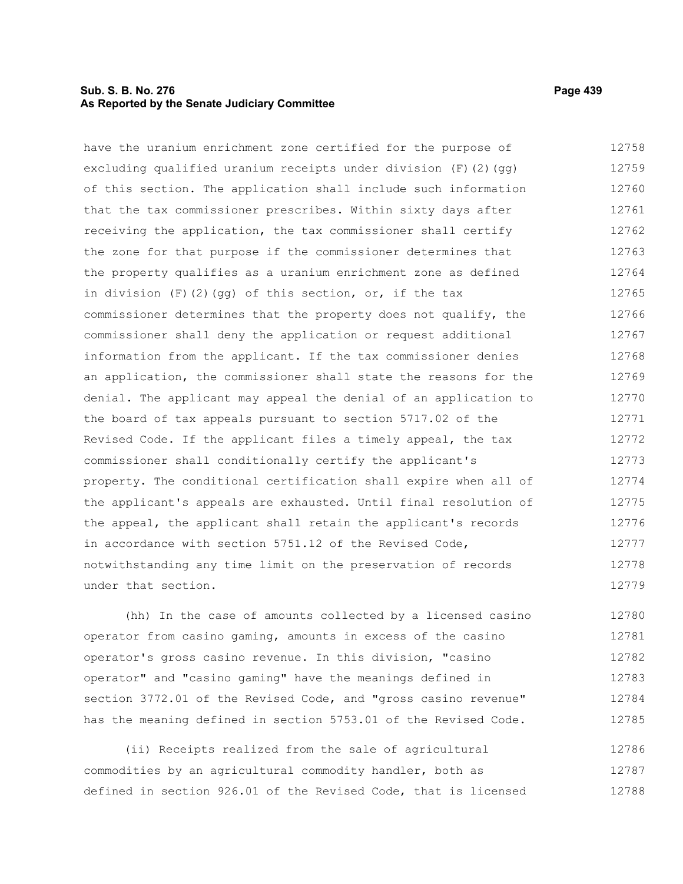have the uranium enrichment zone certified for the purpose of excluding qualified uranium receipts under division (F)(2)(gg) of this section. The application shall include such information that the tax commissioner prescribes. Within sixty days after receiving the application, the tax commissioner shall certify the zone for that purpose if the commissioner determines that the property qualifies as a uranium enrichment zone as defined in division (F)(2)(gg) of this section, or, if the tax commissioner determines that the property does not qualify, the commissioner shall deny the application or request additional information from the applicant. If the tax commissioner denies an application, the commissioner shall state the reasons for the denial. The applicant may appeal the denial of an application to the board of tax appeals pursuant to section 5717.02 of the Revised Code. If the applicant files a timely appeal, the tax commissioner shall conditionally certify the applicant's property. The conditional certification shall expire when all of the applicant's appeals are exhausted. Until final resolution of the appeal, the applicant shall retain the applicant's records in accordance with section 5751.12 of the Revised Code, notwithstanding any time limit on the preservation of records under that section.

(hh) In the case of amounts collected by a licensed casino operator from casino gaming, amounts in excess of the casino operator's gross casino revenue. In this division, "casino operator" and "casino gaming" have the meanings defined in section 3772.01 of the Revised Code, and "gross casino revenue" has the meaning defined in section 5753.01 of the Revised Code.

(ii) Receipts realized from the sale of agricultural commodities by an agricultural commodity handler, both as defined in section 926.01 of the Revised Code, that is licensed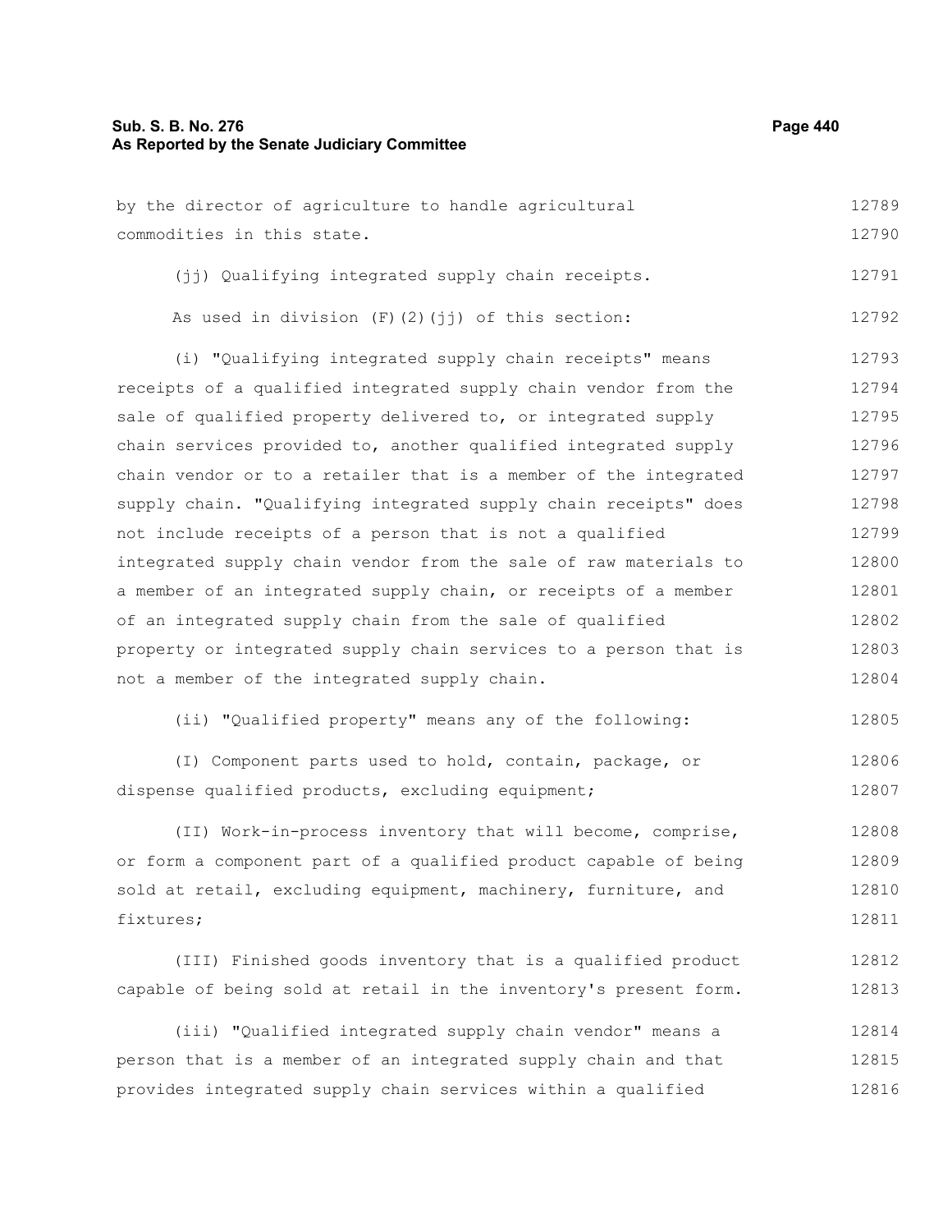by the director of agriculture to handle agricultural commodities in this state.

(jj) Qualifying integrated supply chain receipts.

As used in division (F)(2)(jj) of this section:

(i) "Qualifying integrated supply chain receipts" means receipts of a qualified integrated supply chain vendor from the sale of qualified property delivered to, or integrated supply chain services provided to, another qualified integrated supply chain vendor or to a retailer that is a member of the integrated supply chain. "Qualifying integrated supply chain receipts" does not include receipts of a person that is not a qualified integrated supply chain vendor from the sale of raw materials to a member of an integrated supply chain, or receipts of a member of an integrated supply chain from the sale of qualified property or integrated supply chain services to a person that is not a member of the integrated supply chain.

(ii) "Qualified property" means any of the following:

(I) Component parts used to hold, contain, package, or dispense qualified products, excluding equipment;

(II) Work-in-process inventory that will become, comprise, or form a component part of a qualified product capable of being sold at retail, excluding equipment, machinery, furniture, and fixtures;

(III) Finished goods inventory that is a qualified product capable of being sold at retail in the inventory's present form.

(iii) "Qualified integrated supply chain vendor" means a person that is a member of an integrated supply chain and that provides integrated supply chain services within a qualified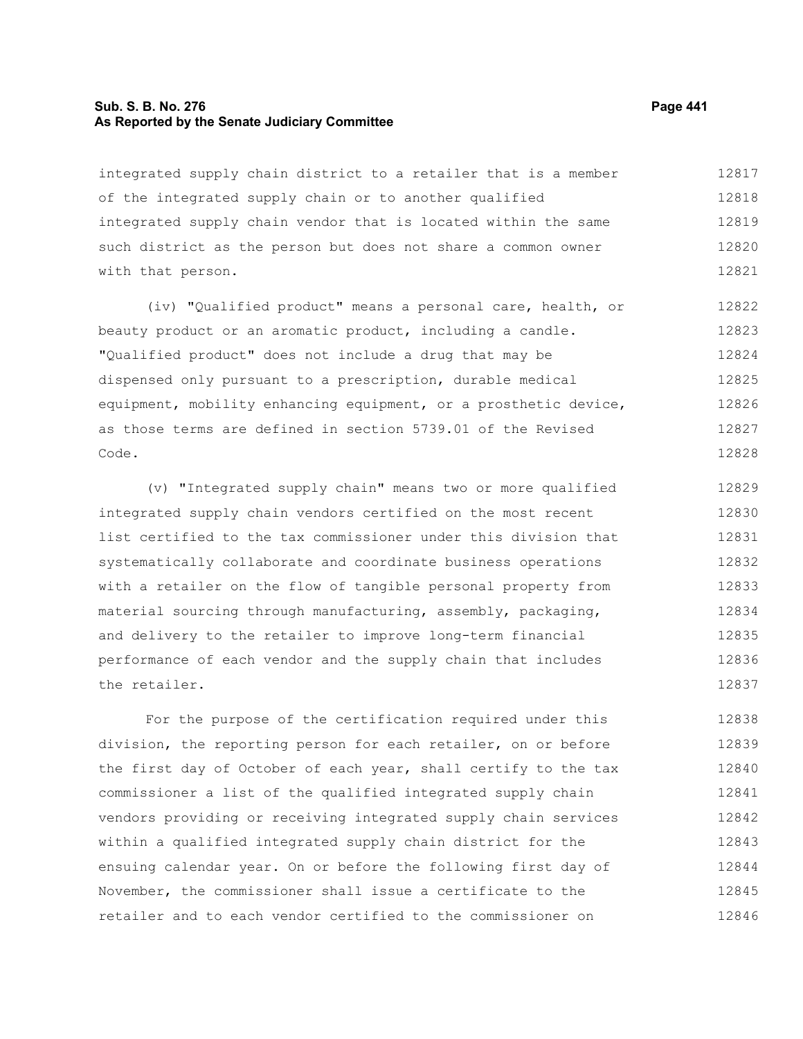integrated supply chain district to a retailer that is a member of the integrated supply chain or to another qualified integrated supply chain vendor that is located within the same such district as the person but does not share a common owner with that person.

(iv) "Qualified product" means a personal care, health, or beauty product or an aromatic product, including a candle. "Qualified product" does not include a drug that may be dispensed only pursuant to a prescription, durable medical equipment, mobility enhancing equipment, or a prosthetic device, as those terms are defined in section 5739.01 of the Revised Code.

(v) "Integrated supply chain" means two or more qualified integrated supply chain vendors certified on the most recent list certified to the tax commissioner under this division that systematically collaborate and coordinate business operations with a retailer on the flow of tangible personal property from material sourcing through manufacturing, assembly, packaging, and delivery to the retailer to improve long-term financial performance of each vendor and the supply chain that includes the retailer.

For the purpose of the certification required under this division, the reporting person for each retailer, on or before the first day of October of each year, shall certify to the tax commissioner a list of the qualified integrated supply chain vendors providing or receiving integrated supply chain services within a qualified integrated supply chain district for the ensuing calendar year. On or before the following first day of November, the commissioner shall issue a certificate to the retailer and to each vendor certified to the commissioner on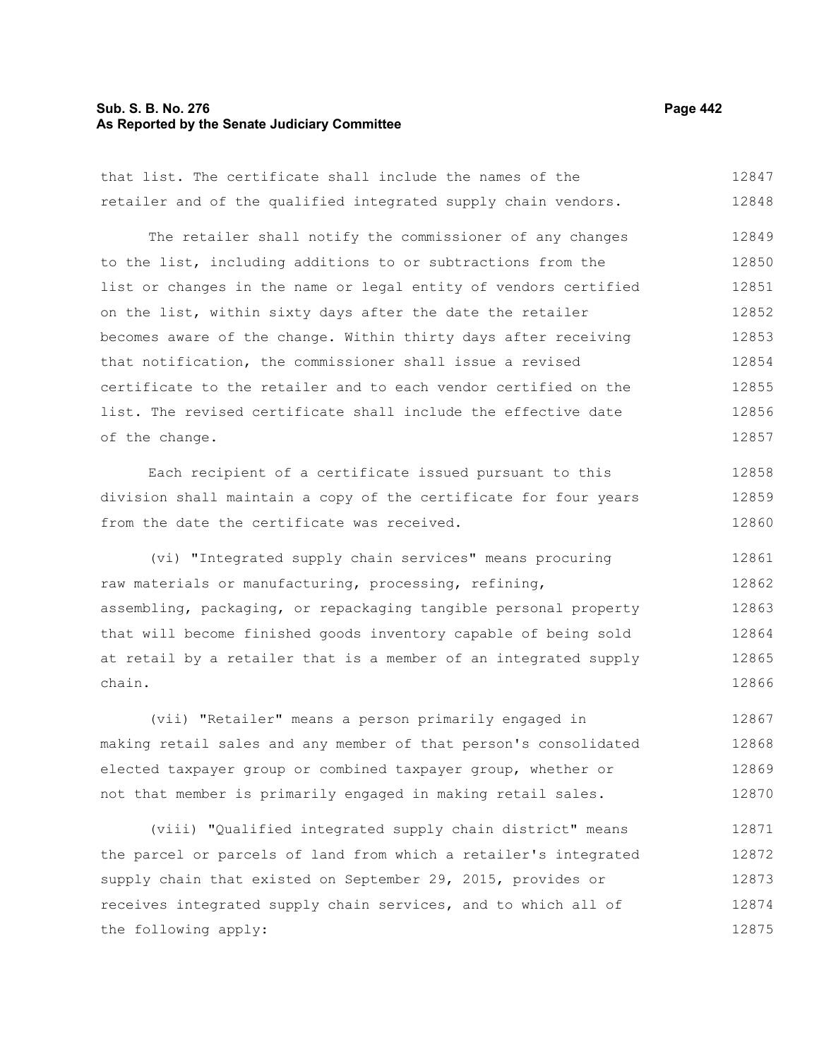that list. The certificate shall include the names of the retailer and of the qualified integrated supply chain vendors.

The retailer shall notify the commissioner of any changes to the list, including additions to or subtractions from the list or changes in the name or legal entity of vendors certified on the list, within sixty days after the date the retailer becomes aware of the change. Within thirty days after receiving that notification, the commissioner shall issue a revised certificate to the retailer and to each vendor certified on the list. The revised certificate shall include the effective date of the change.

Each recipient of a certificate issued pursuant to this division shall maintain a copy of the certificate for four years from the date the certificate was received.

(vi) "Integrated supply chain services" means procuring raw materials or manufacturing, processing, refining, assembling, packaging, or repackaging tangible personal property that will become finished goods inventory capable of being sold at retail by a retailer that is a member of an integrated supply chain.

(vii) "Retailer" means a person primarily engaged in making retail sales and any member of that person's consolidated elected taxpayer group or combined taxpayer group, whether or not that member is primarily engaged in making retail sales.

(viii) "Qualified integrated supply chain district" means the parcel or parcels of land from which a retailer's integrated supply chain that existed on September 29, 2015, provides or receives integrated supply chain services, and to which all of the following apply: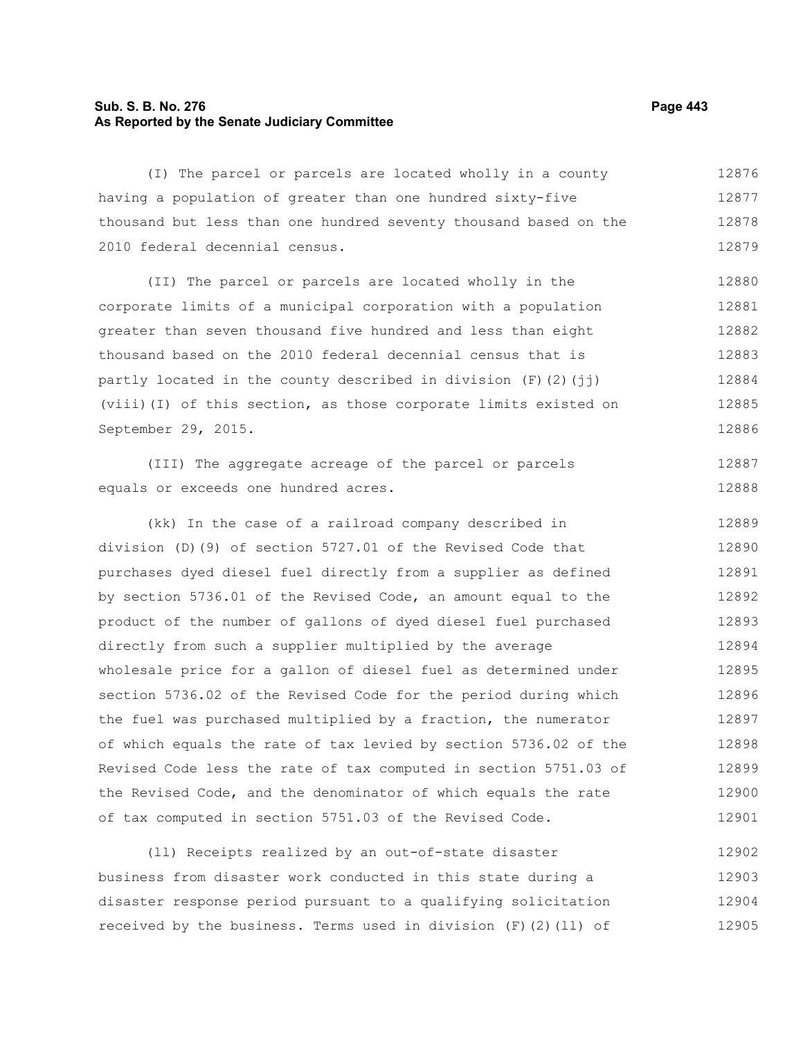(I) The parcel or parcels are located wholly in a county having a population of greater than one hundred sixty-five thousand but less than one hundred seventy thousand based on the 2010 federal decennial census.

(II) The parcel or parcels are located wholly in the corporate limits of a municipal corporation with a population greater than seven thousand five hundred and less than eight thousand based on the 2010 federal decennial census that is partly located in the county described in division (F)(2)(jj)(viii)(I) of this section, as those corporate limits existed on September 29, 2015.

(III) The aggregate acreage of the parcel or parcels equals or exceeds one hundred acres.

(kk) In the case of a railroad company described in division (D)(9) of section 5727.01 of the Revised Code that purchases dyed diesel fuel directly from a supplier as defined by section 5736.01 of the Revised Code, an amount equal to the product of the number of gallons of dyed diesel fuel purchased directly from such a supplier multiplied by the average wholesale price for a gallon of diesel fuel as determined under section 5736.02 of the Revised Code for the period during which the fuel was purchased multiplied by a fraction, the numerator of which equals the rate of tax levied by section 5736.02 of the Revised Code less the rate of tax computed in section 5751.03 of the Revised Code, and the denominator of which equals the rate of tax computed in section 5751.03 of the Revised Code.

(ll) Receipts realized by an out-of-state disaster business from disaster work conducted in this state during a disaster response period pursuant to a qualifying solicitation received by the business. Terms used in division (F)(2)(ll) of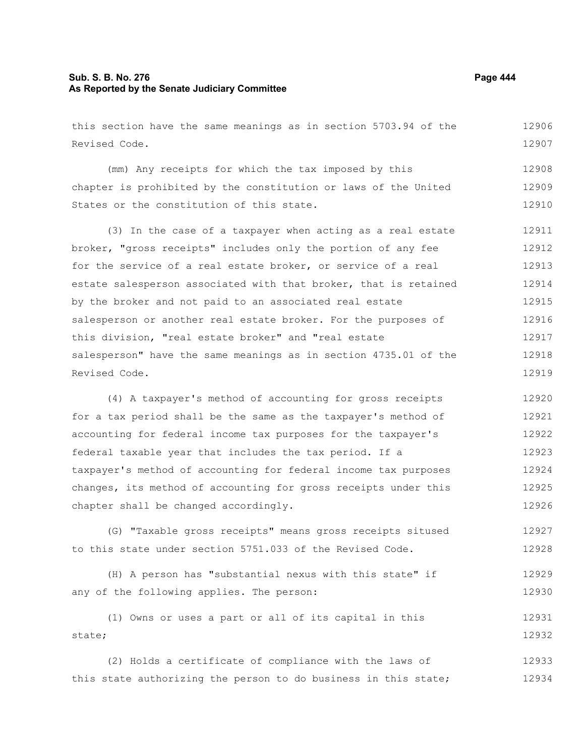this section have the same meanings as in section 5703.94 of the Revised Code.

(mm) Any receipts for which the tax imposed by this chapter is prohibited by the constitution or laws of the United States or the constitution of this state.

(3) In the case of a taxpayer when acting as a real estate broker, "gross receipts" includes only the portion of any fee for the service of a real estate broker, or service of a real estate salesperson associated with that broker, that is retained by the broker and not paid to an associated real estate salesperson or another real estate broker. For the purposes of this division, "real estate broker" and "real estate salesperson" have the same meanings as in section 4735.01 of the Revised Code.

(4) A taxpayer's method of accounting for gross receipts for a tax period shall be the same as the taxpayer's method of accounting for federal income tax purposes for the taxpayer's federal taxable year that includes the tax period. If a taxpayer's method of accounting for federal income tax purposes changes, its method of accounting for gross receipts under this chapter shall be changed accordingly.

(G) "Taxable gross receipts" means gross receipts sitused to this state under section 5751.033 of the Revised Code.

(H) A person has "substantial nexus with this state" if any of the following applies. The person:

(1) Owns or uses a part or all of its capital in this state;

(2) Holds a certificate of compliance with the laws of this state authorizing the person to do business in this state;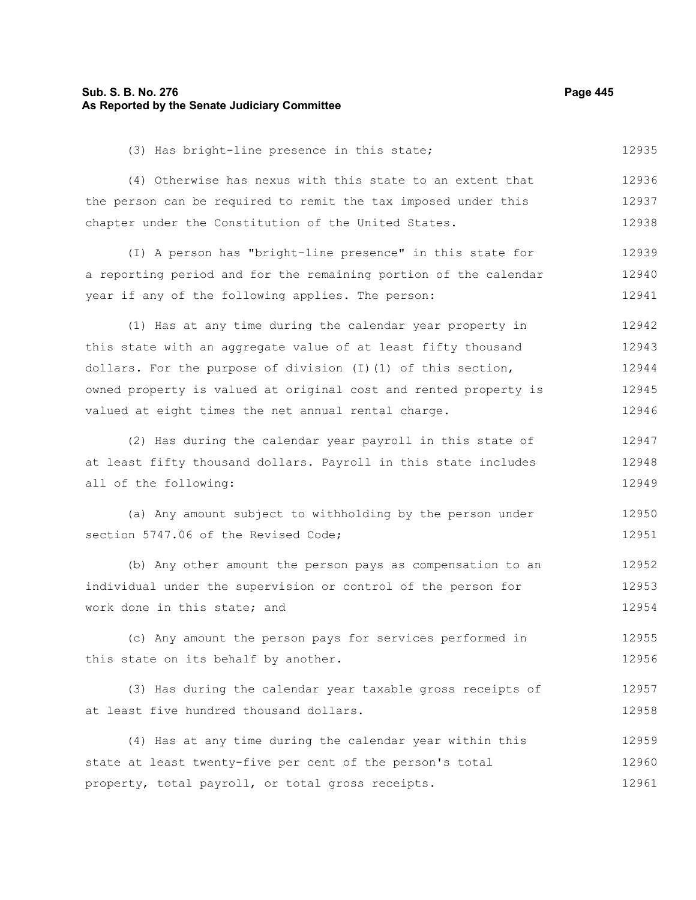(3) Has bright-line presence in this state;

(4) Otherwise has nexus with this state to an extent that the person can be required to remit the tax imposed under this chapter under the Constitution of the United States.

(I) A person has "bright-line presence" in this state for a reporting period and for the remaining portion of the calendar year if any of the following applies. The person:

(1) Has at any time during the calendar year property in this state with an aggregate value of at least fifty thousand dollars. For the purpose of division (I)(1) of this section, owned property is valued at original cost and rented property is valued at eight times the net annual rental charge.

(2) Has during the calendar year payroll in this state of at least fifty thousand dollars. Payroll in this state includes all of the following:

(a) Any amount subject to withholding by the person under section 5747.06 of the Revised Code;

(b) Any other amount the person pays as compensation to an individual under the supervision or control of the person for work done in this state; and

(c) Any amount the person pays for services performed in this state on its behalf by another.

(3) Has during the calendar year taxable gross receipts of at least five hundred thousand dollars.

(4) Has at any time during the calendar year within this state at least twenty-five per cent of the person's total property, total payroll, or total gross receipts.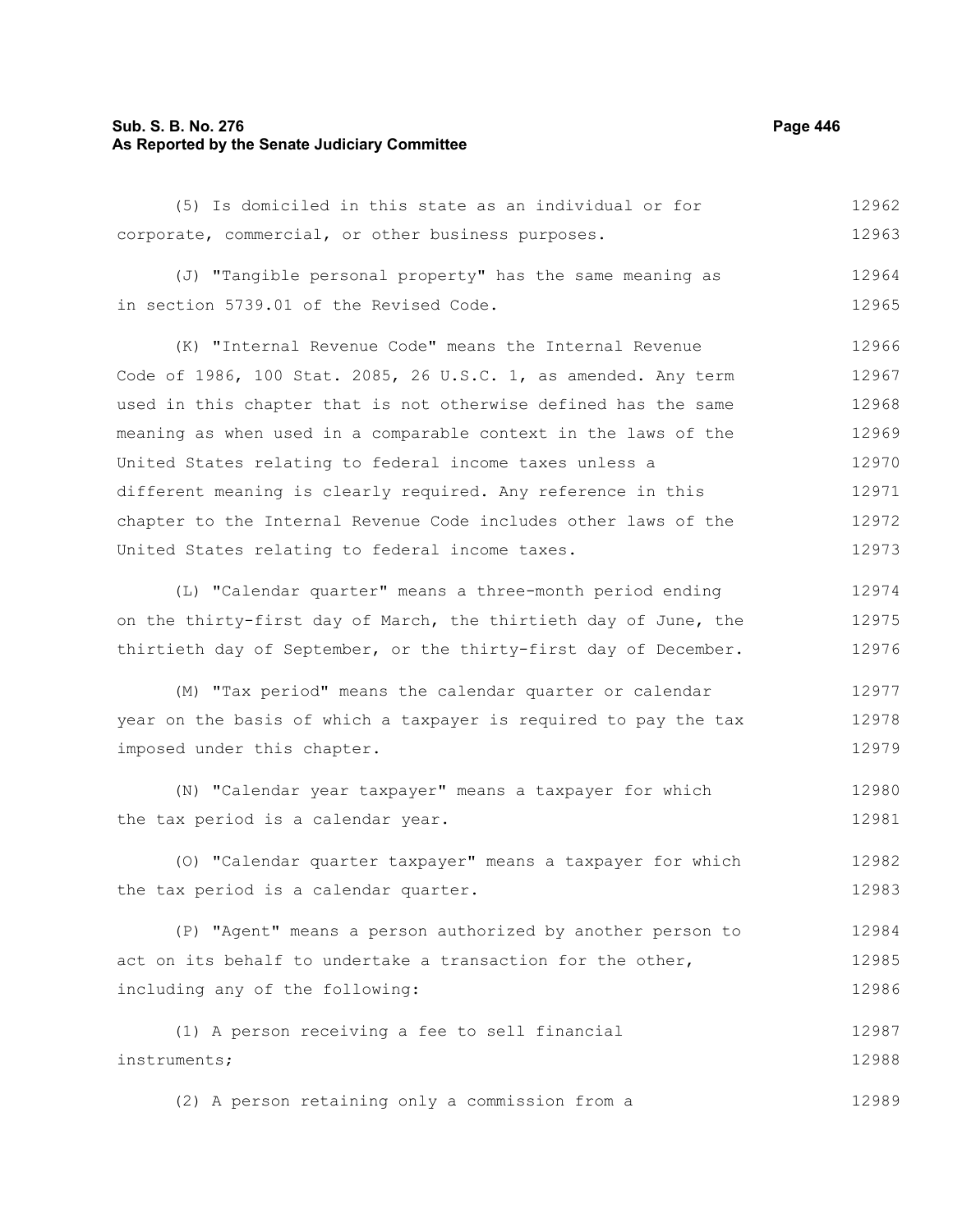(5) Is domiciled in this state as an individual or for corporate, commercial, or other business purposes.

(J) "Tangible personal property" has the same meaning as in section 5739.01 of the Revised Code.

(K) "Internal Revenue Code" means the Internal Revenue Code of 1986, 100 Stat. 2085, 26 U.S.C. 1, as amended. Any term used in this chapter that is not otherwise defined has the same meaning as when used in a comparable context in the laws of the United States relating to federal income taxes unless a different meaning is clearly required. Any reference in this chapter to the Internal Revenue Code includes other laws of the United States relating to federal income taxes.

(L) "Calendar quarter" means a three-month period ending on the thirty-first day of March, the thirtieth day of June, the thirtieth day of September, or the thirty-first day of December.

(M) "Tax period" means the calendar quarter or calendar year on the basis of which a taxpayer is required to pay the tax imposed under this chapter.

(N) "Calendar year taxpayer" means a taxpayer for which the tax period is a calendar year.

(O) "Calendar quarter taxpayer" means a taxpayer for which the tax period is a calendar quarter.

(P) "Agent" means a person authorized by another person to act on its behalf to undertake a transaction for the other, including any of the following:

(1) A person receiving a fee to sell financial instruments;

(2) A person retaining only a commission from a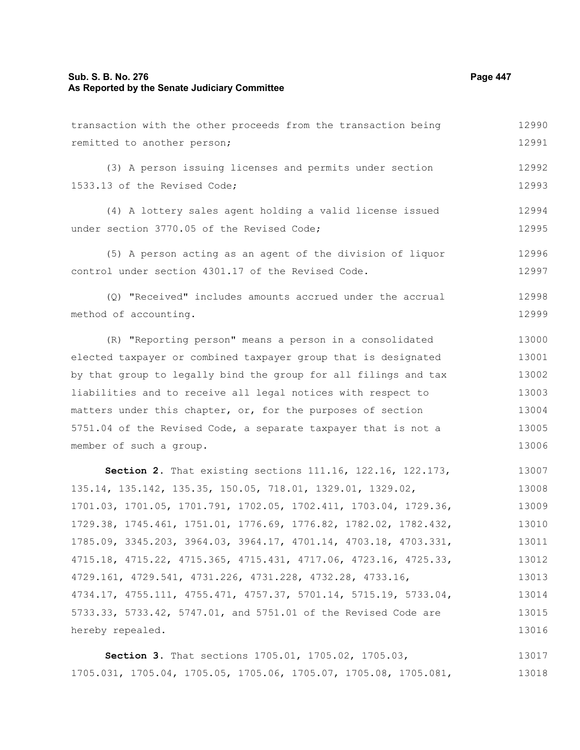transaction with the other proceeds from the transaction being remitted to another person;

(3) A person issuing licenses and permits under section 1533.13 of the Revised Code;

(4) A lottery sales agent holding a valid license issued under section 3770.05 of the Revised Code;

(5) A person acting as an agent of the division of liquor control under section 4301.17 of the Revised Code.

(Q) "Received" includes amounts accrued under the accrual method of accounting.

(R) "Reporting person" means a person in a consolidated elected taxpayer or combined taxpayer group that is designated by that group to legally bind the group for all filings and tax liabilities and to receive all legal notices with respect to matters under this chapter, or, for the purposes of section 5751.04 of the Revised Code, a separate taxpayer that is not a member of such a group.

**Section 2.** That existing sections 111.16, 122.16, 122.173, 135.14, 135.142, 135.35, 150.05, 718.01, 1329.01, 1329.02, 1701.03, 1701.05, 1701.791, 1702.05, 1702.411, 1703.04, 1729.36, 1729.38, 1745.461, 1751.01, 1776.69, 1776.82, 1782.02, 1782.432, 1785.09, 3345.203, 3964.03, 3964.17, 4701.14, 4703.18, 4703.331, 4715.18, 4715.22, 4715.365, 4715.431, 4717.06, 4723.16, 4725.33, 4729.161, 4729.541, 4731.226, 4731.228, 4732.28, 4733.16, 4734.17, 4755.111, 4755.471, 4757.37, 5701.14, 5715.19, 5733.04, 5733.33, 5733.42, 5747.01, and 5751.01 of the Revised Code are hereby repealed.

**Section 3.** That sections 1705.01, 1705.02, 1705.03, 1705.031, 1705.04, 1705.05, 1705.06, 1705.07, 1705.08, 1705.081,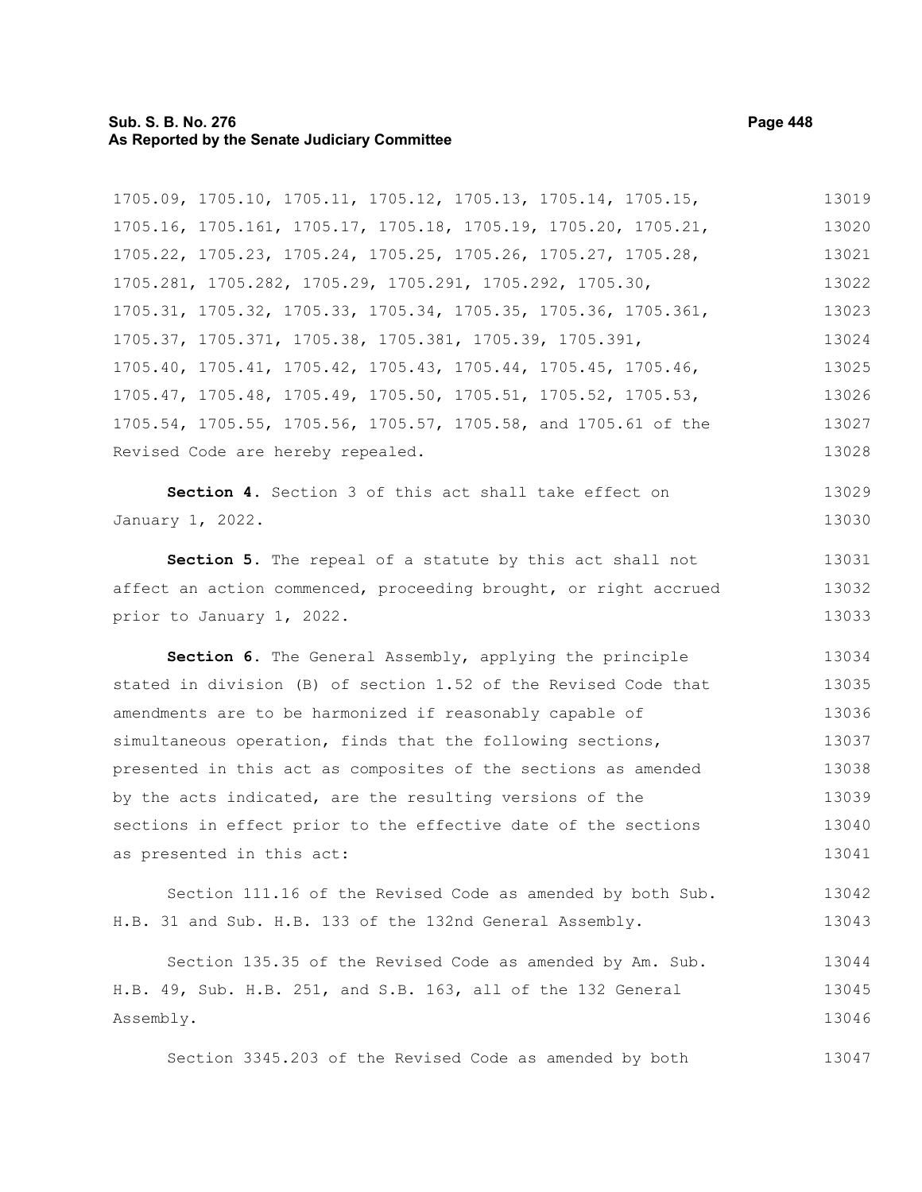1705.09, 1705.10, 1705.11, 1705.12, 1705.13, 1705.14, 1705.15, 1705.16, 1705.161, 1705.17, 1705.18, 1705.19, 1705.20, 1705.21, 1705.22, 1705.23, 1705.24, 1705.25, 1705.26, 1705.27, 1705.28, 1705.281, 1705.282, 1705.29, 1705.291, 1705.292, 1705.30, 1705.31, 1705.32, 1705.33, 1705.34, 1705.35, 1705.36, 1705.361, 1705.37, 1705.371, 1705.38, 1705.381, 1705.39, 1705.391, 1705.40, 1705.41, 1705.42, 1705.43, 1705.44, 1705.45, 1705.46, 1705.47, 1705.48, 1705.49, 1705.50, 1705.51, 1705.52, 1705.53, 1705.54, 1705.55, 1705.56, 1705.57, 1705.58, and 1705.61 of the Revised Code are hereby repealed.

**Section 4.** Section 3 of this act shall take effect on January 1, 2022.

**Section 5.** The repeal of a statute by this act shall not affect an action commenced, proceeding brought, or right accrued prior to January 1, 2022.

**Section 6.** The General Assembly, applying the principle stated in division (B) of section 1.52 of the Revised Code that amendments are to be harmonized if reasonably capable of simultaneous operation, finds that the following sections, presented in this act as composites of the sections as amended by the acts indicated, are the resulting versions of the sections in effect prior to the effective date of the sections as presented in this act:

Section 111.16 of the Revised Code as amended by both Sub. H.B. 31 and Sub. H.B. 133 of the 132nd General Assembly.

Section 135.35 of the Revised Code as amended by Am. Sub. H.B. 49, Sub. H.B. 251, and S.B. 163, all of the 132 General Assembly.

Section 3345.203 of the Revised Code as amended by both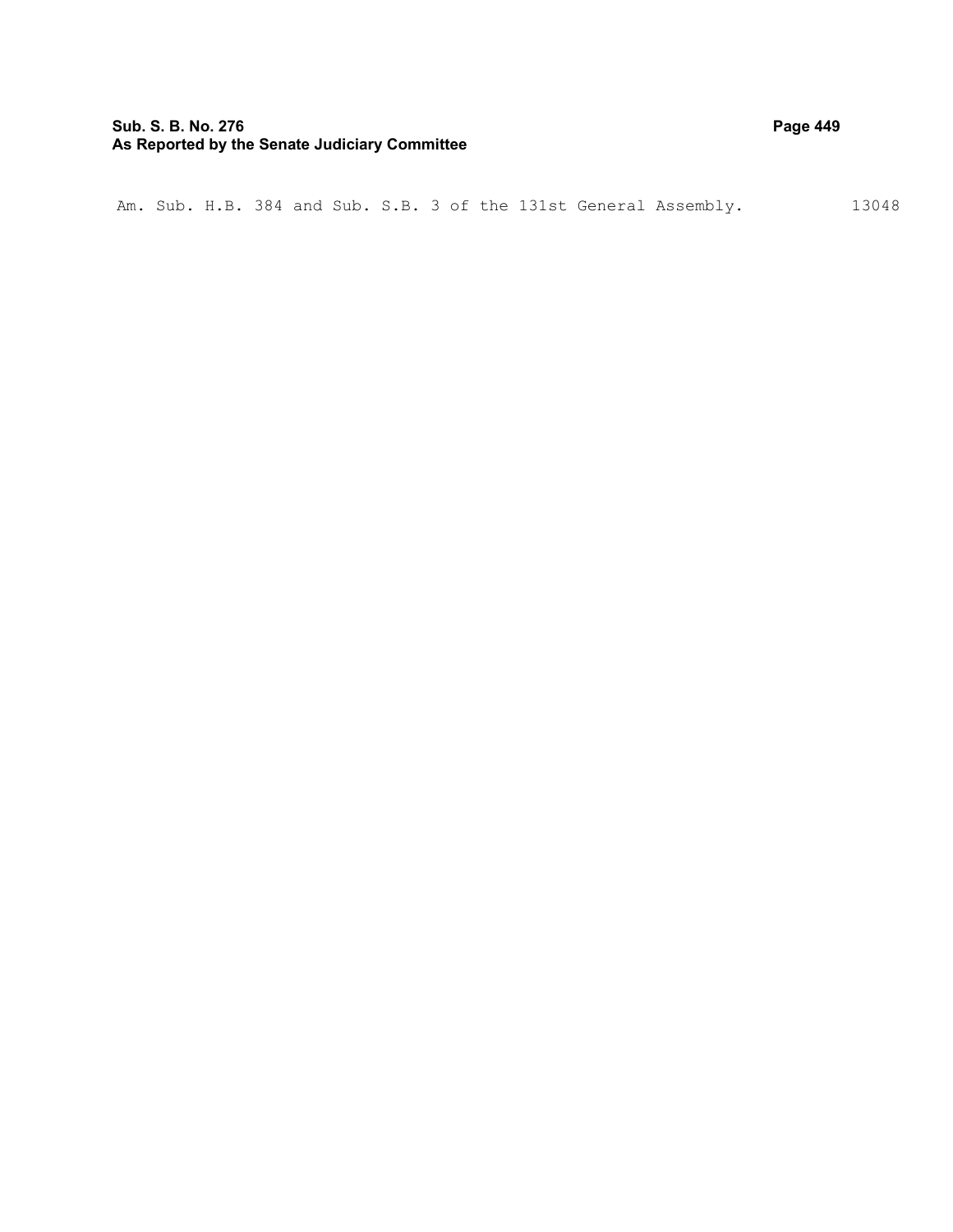Am. Sub. H.B. 384 and Sub. S.B. 3 of the 131st General Assembly. 13048